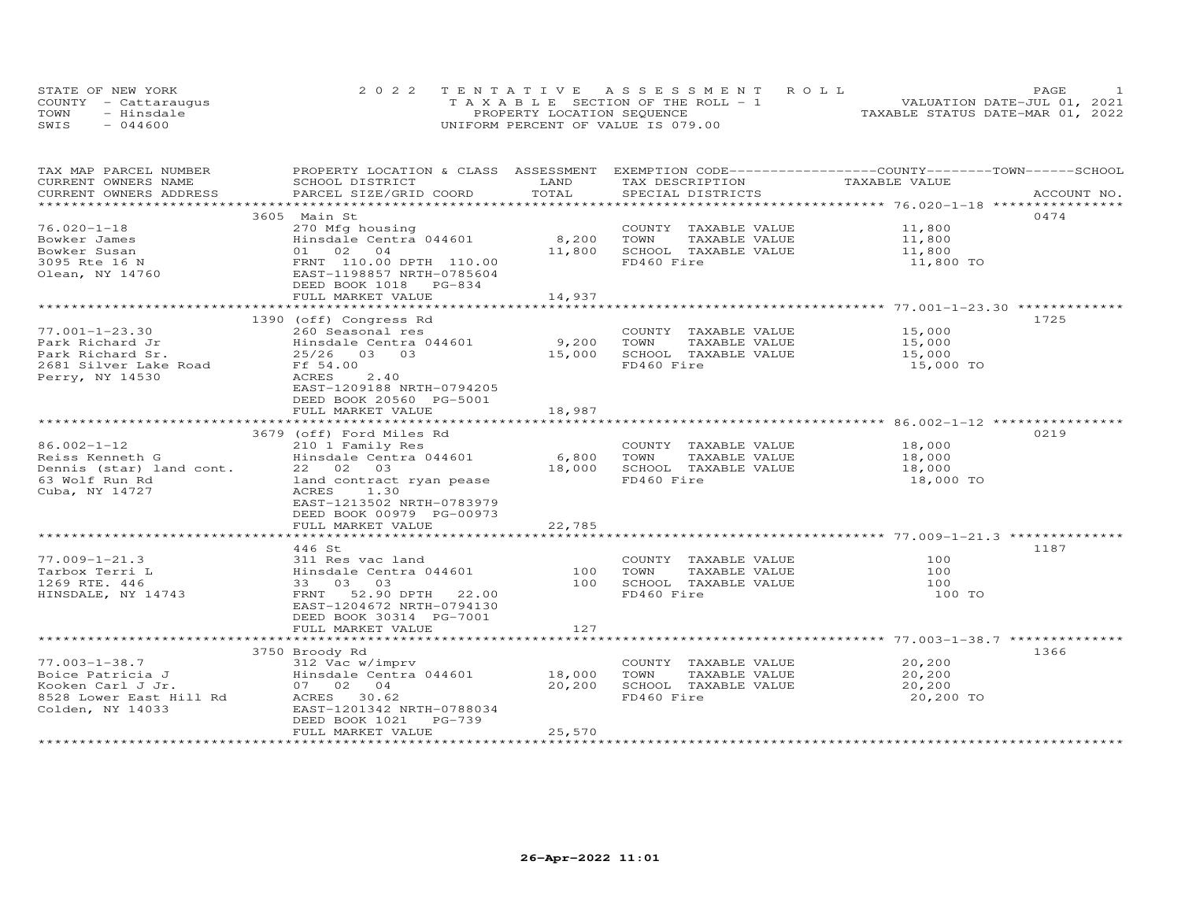STATE OF NEW YORK
COUNTY - Cattaraugus
TOWN - Hinsdale
SWIS - 044600

# 2022 TENTATIVE ASSESSMENT ROLL

TAXABLE SECTION OF THE ROLL - 1
PROPERTY LOCATION SEQUENCE
UNIFORM PERCENT OF VALUE IS 079.00

VALUATION DATE-JUL 01, 2021
TAXABLE STATUS DATE-MAR 01, 2022

| TAX MAP PARCEL NUMBER / CURRENT OWNERS NAME / CURRENT OWNERS ADDRESS | PROPERTY LOCATION & CLASS / SCHOOL DISTRICT / PARCEL SIZE/GRID COORD | ASSESSMENT LAND | ASSESSMENT TOTAL | EXEMPTION CODE / TAX DESCRIPTION / SPECIAL DISTRICTS | COUNTY / TOWN / SCHOOL TAXABLE VALUE | ACCOUNT NO. |
|---|---|---|---|---|---|---|
| 76.020-1-18 | 3605 Main St | | | | | 0474 |
| Bowker James | 270 Mfg housing | | | COUNTY TAXABLE VALUE | 11,800 | |
| Bowker Susan | Hinsdale Centra 044601 | 8,200 | | TOWN TAXABLE VALUE | 11,800 | |
| 3095 Rte 16 N | 01 02 04 | | 11,800 | SCHOOL TAXABLE VALUE | 11,800 | |
| Olean, NY 14760 | FRNT 110.00 DPTH 110.00 | | | FD460 Fire | 11,800 TO | |
| | EAST-1198857 NRTH-0785604 | | | | | |
| | DEED BOOK 1018 PG-834 | | | | | |
| | FULL MARKET VALUE | | 14,937 | | | |
| 77.001-1-23.30 | 1390 (off) Congress Rd | | | | | 1725 |
| Park Richard Jr | 260 Seasonal res | | | COUNTY TAXABLE VALUE | 15,000 | |
| Park Richard Sr. | Hinsdale Centra 044601 | 9,200 | | TOWN TAXABLE VALUE | 15,000 | |
| 2681 Silver Lake Road | 25/26 03 03 | | 15,000 | SCHOOL TAXABLE VALUE | 15,000 | |
| Perry, NY 14530 | Ff 54.00 | | | FD460 Fire | 15,000 TO | |
| | ACRES 2.40 | | | | | |
| | EAST-1209188 NRTH-0794205 | | | | | |
| | DEED BOOK 20560 PG-5001 | | | | | |
| | FULL MARKET VALUE | | 18,987 | | | |
| 86.002-1-12 | 3679 (off) Ford Miles Rd | | | | | 0219 |
| Reiss Kenneth G | 210 1 Family Res | | | COUNTY TAXABLE VALUE | 18,000 | |
| Dennis (star) land cont. | Hinsdale Centra 044601 | 6,800 | | TOWN TAXABLE VALUE | 18,000 | |
| 63 Wolf Run Rd | 22 02 03 | | 18,000 | SCHOOL TAXABLE VALUE | 18,000 | |
| Cuba, NY 14727 | land contract ryan pease | | | FD460 Fire | 18,000 TO | |
| | ACRES 1.30 | | | | | |
| | EAST-1213502 NRTH-0783979 | | | | | |
| | DEED BOOK 00979 PG-00973 | | | | | |
| | FULL MARKET VALUE | | 22,785 | | | |
| 77.009-1-21.3 | 446 St | | | | | 1187 |
| Tarbox Terri L | 311 Res vac land | | | COUNTY TAXABLE VALUE | 100 | |
| 1269 RTE. 446 | Hinsdale Centra 044601 | 100 | | TOWN TAXABLE VALUE | 100 | |
| HINSDALE, NY 14743 | 33 03 03 | | 100 | SCHOOL TAXABLE VALUE | 100 | |
| | FRNT 52.90 DPTH 22.00 | | | FD460 Fire | 100 TO | |
| | EAST-1204672 NRTH-0794130 | | | | | |
| | DEED BOOK 30314 PG-7001 | | | | | |
| | FULL MARKET VALUE | | 127 | | | |
| 77.003-1-38.7 | 3750 Broody Rd | | | | | 1366 |
| Boice Patricia J | 312 Vac w/imprv | | | COUNTY TAXABLE VALUE | 20,200 | |
| Kooken Carl J Jr. | Hinsdale Centra 044601 | 18,000 | | TOWN TAXABLE VALUE | 20,200 | |
| 8528 Lower East Hill Rd | 07 02 04 | | 20,200 | SCHOOL TAXABLE VALUE | 20,200 | |
| Colden, NY 14033 | ACRES 30.62 | | | FD460 Fire | 20,200 TO | |
| | EAST-1201342 NRTH-0788034 | | | | | |
| | DEED BOOK 1021 PG-739 | | | | | |
| | FULL MARKET VALUE | | 25,570 | | | |

26-Apr-2022 11:01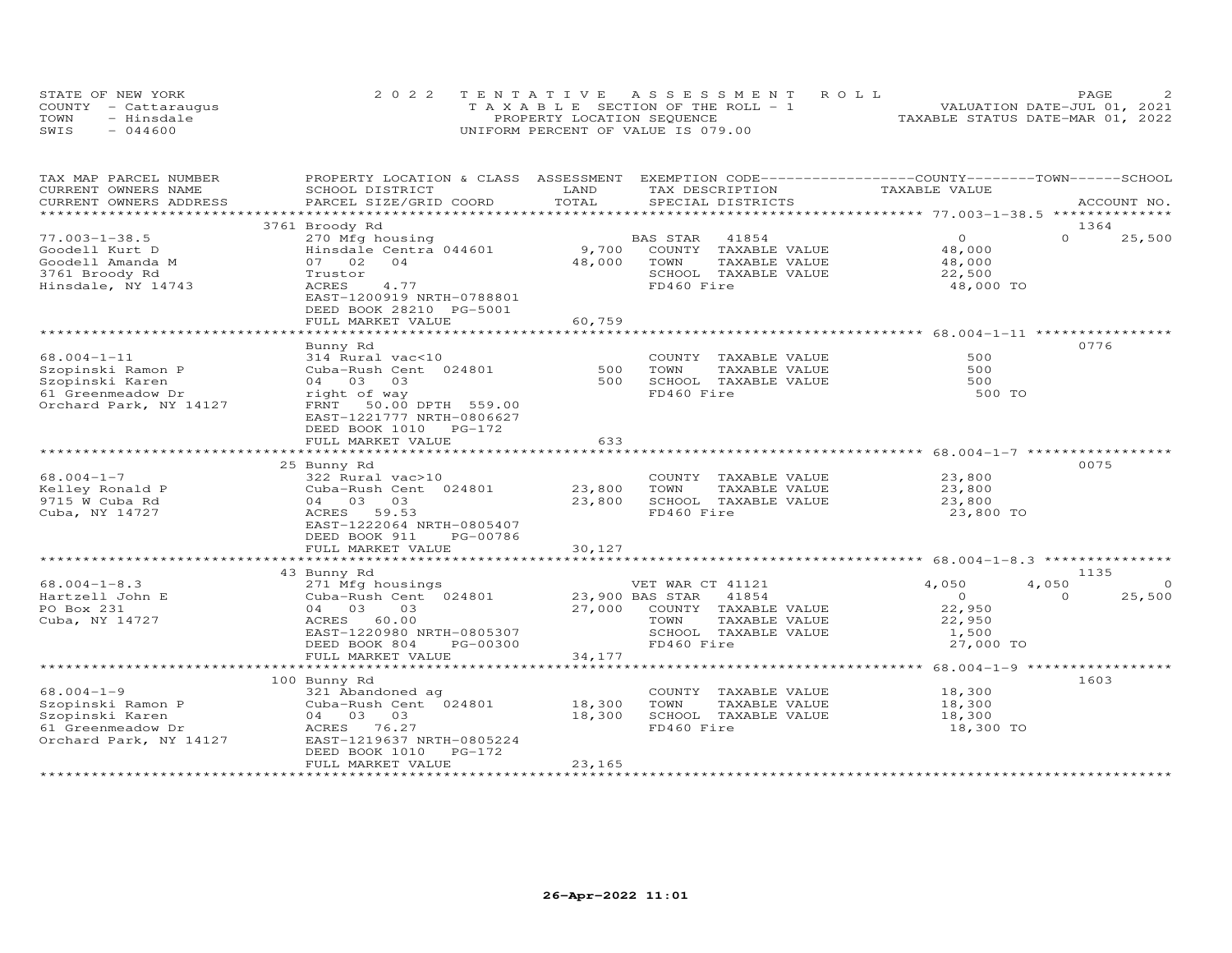STATE OF NEW YORK
COUNTY - Cattaraugus
TOWN - Hinsdale
SWIS - 044600

2022 TENTATIVE ASSESSMENT ROLL
TAXABLE SECTION OF THE ROLL - 1
PROPERTY LOCATION SEQUENCE
UNIFORM PERCENT OF VALUE IS 079.00

VALUATION DATE-JUL 01, 2021
TAXABLE STATUS DATE-MAR 01, 2022

| TAX MAP PARCEL NUMBER / CURRENT OWNERS NAME / CURRENT OWNERS ADDRESS | PROPERTY LOCATION & CLASS / SCHOOL DISTRICT / PARCEL SIZE/GRID COORD | ASSESSMENT LAND / TOTAL | EXEMPTION CODE / TAX DESCRIPTION / SPECIAL DISTRICTS | COUNTY | TOWN | SCHOOL / ACCOUNT NO. |
|---|---|---|---|---|---|---|
| **77.003-1-38.5** | 3761 Broody Rd | | | | | 1364 |
| Goodell Kurt D | 270 Mfg housing | | BAS STAR 41854 | 0 | 0 | 25,500 |
| Goodell Amanda M | Hinsdale Centra 044601 | 9,700 | COUNTY TAXABLE VALUE | 48,000 | | |
| 3761 Broody Rd | 07 02 04 | 48,000 | TOWN TAXABLE VALUE | | 48,000 | |
| Hinsdale, NY 14743 | Trustor | | SCHOOL TAXABLE VALUE | | | 22,500 |
| | ACRES 4.77 | | FD460 Fire | 48,000 TO | | |
| | EAST-1200919 NRTH-0788801 | | | | | |
| | DEED BOOK 28210 PG-5001 | | | | | |
| | FULL MARKET VALUE | 60,759 | | | | |
| **68.004-1-11** | Bunny Rd | | | | | 0776 |
| Szopinski Ramon P | 314 Rural vac<10 | | COUNTY TAXABLE VALUE | 500 | | |
| Szopinski Karen | Cuba-Rush Cent 024801 | 500 | TOWN TAXABLE VALUE | | 500 | |
| 61 Greenmeadow Dr | 04 03 03 | 500 | SCHOOL TAXABLE VALUE | | | 500 |
| Orchard Park, NY 14127 | right of way | | FD460 Fire | 500 TO | | |
| | FRNT 50.00 DPTH 559.00 | | | | | |
| | EAST-1221777 NRTH-0806627 | | | | | |
| | DEED BOOK 1010 PG-172 | | | | | |
| | FULL MARKET VALUE | 633 | | | | |
| **68.004-1-7** | 25 Bunny Rd | | | | | 0075 |
| Kelley Ronald P | 322 Rural vac>10 | | COUNTY TAXABLE VALUE | 23,800 | | |
| 9715 W Cuba Rd | Cuba-Rush Cent 024801 | 23,800 | TOWN TAXABLE VALUE | | 23,800 | |
| Cuba, NY 14727 | 04 03 03 | 23,800 | SCHOOL TAXABLE VALUE | | | 23,800 |
| | ACRES 59.53 | | FD460 Fire | 23,800 TO | | |
| | EAST-1222064 NRTH-0805407 | | | | | |
| | DEED BOOK 911 PG-00786 | | | | | |
| | FULL MARKET VALUE | 30,127 | | | | |
| **68.004-1-8.3** | 43 Bunny Rd | | | | | 1135 |
| Hartzell John E | 271 Mfg housings | | VET WAR CT 41121 | 4,050 | 4,050 | 0 |
| PO Box 231 | Cuba-Rush Cent 024801 | 23,900 | BAS STAR 41854 | 0 | 0 | 25,500 |
| Cuba, NY 14727 | 04 03 03 | 27,000 | COUNTY TAXABLE VALUE | 22,950 | | |
| | ACRES 60.00 | | TOWN TAXABLE VALUE | | 22,950 | |
| | EAST-1220980 NRTH-0805307 | | SCHOOL TAXABLE VALUE | | | 1,500 |
| | DEED BOOK 804 PG-00300 | | FD460 Fire | 27,000 TO | | |
| | FULL MARKET VALUE | 34,177 | | | | |
| **68.004-1-9** | 100 Bunny Rd | | | | | 1603 |
| Szopinski Ramon P | 321 Abandoned ag | | COUNTY TAXABLE VALUE | 18,300 | | |
| Szopinski Karen | Cuba-Rush Cent 024801 | 18,300 | TOWN TAXABLE VALUE | | 18,300 | |
| 61 Greenmeadow Dr | 04 03 03 | 18,300 | SCHOOL TAXABLE VALUE | | | 18,300 |
| Orchard Park, NY 14127 | ACRES 76.27 | | FD460 Fire | 18,300 TO | | |
| | EAST-1219637 NRTH-0805224 | | | | | |
| | DEED BOOK 1010 PG-172 | | | | | |
| | FULL MARKET VALUE | 23,165 | | | | |

26-Apr-2022 11:01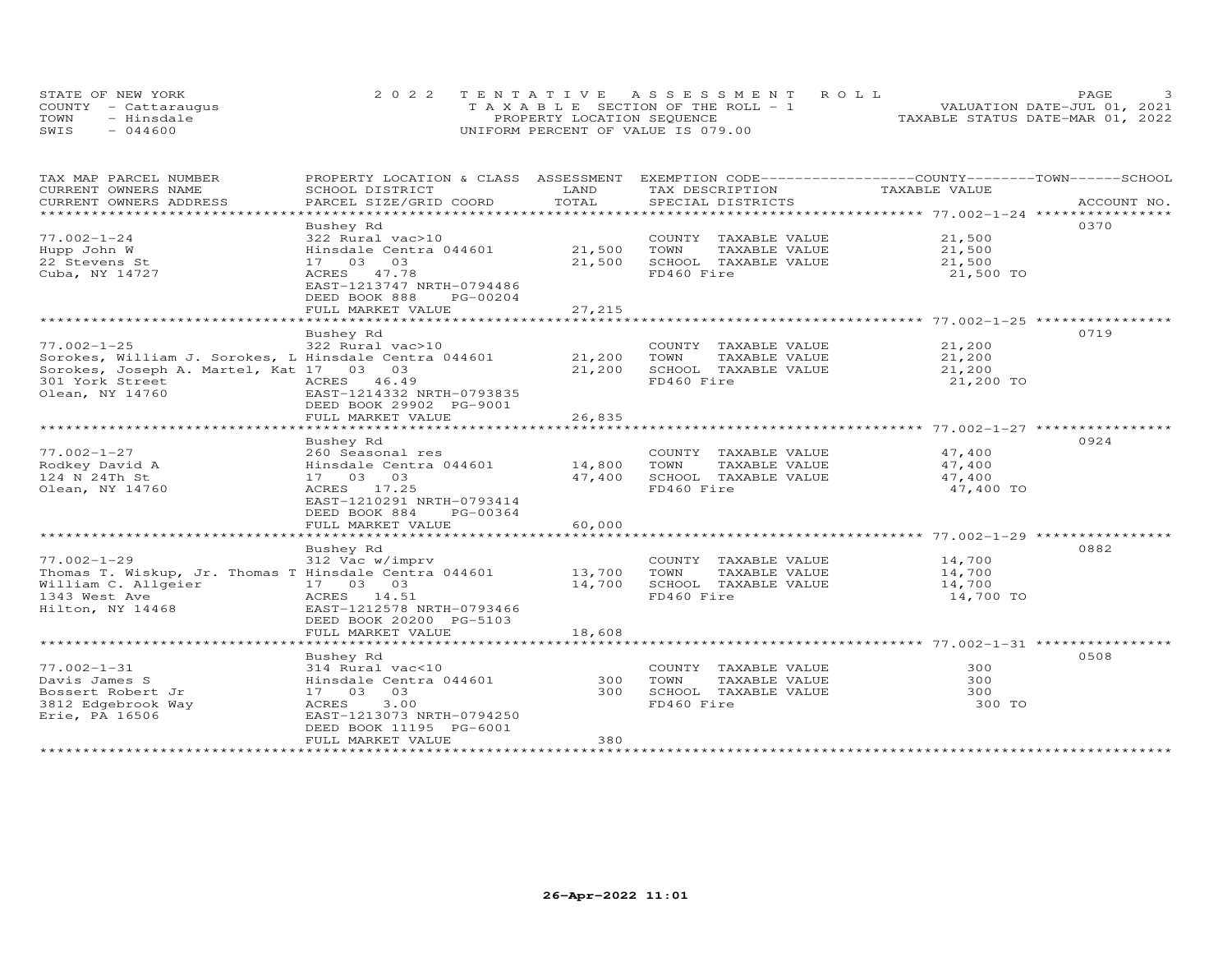STATE OF NEW YORK
COUNTY - Cattaraugus
TOWN - Hinsdale
SWIS - 044600

2022 TENTATIVE ASSESSMENT ROLL
TAXABLE SECTION OF THE ROLL - 1
PROPERTY LOCATION SEQUENCE
UNIFORM PERCENT OF VALUE IS 079.00

VALUATION DATE-JUL 01, 2021
TAXABLE STATUS DATE-MAR 01, 2022

| TAX MAP PARCEL NUMBER / CURRENT OWNERS NAME / CURRENT OWNERS ADDRESS | PROPERTY LOCATION & CLASS / SCHOOL DISTRICT / PARCEL SIZE/GRID COORD | ASSESSMENT LAND / TOTAL | EXEMPTION CODE / TAX DESCRIPTION / SPECIAL DISTRICTS | TAXABLE VALUE | ACCOUNT NO. |
|---|---|---|---|---|---|
| 77.002-1-24 | Bushey Rd | | | | 0370 |
| | 322 Rural vac>10 | | COUNTY TAXABLE VALUE | 21,500 | |
| Hupp John W | Hinsdale Centra 044601 | 21,500 | TOWN TAXABLE VALUE | 21,500 | |
| 22 Stevens St | 17 03 03 | 21,500 | SCHOOL TAXABLE VALUE | 21,500 | |
| Cuba, NY 14727 | ACRES 47.78 | | FD460 Fire | 21,500 TO | |
| | EAST-1213747 NRTH-0794486 | | | | |
| | DEED BOOK 888 PG-00204 | | | | |
| | FULL MARKET VALUE | 27,215 | | | |
| 77.002-1-25 | Bushey Rd | | | | 0719 |
| | 322 Rural vac>10 | | COUNTY TAXABLE VALUE | 21,200 | |
| Sorokes, William J. Sorokes, L | Hinsdale Centra 044601 | 21,200 | TOWN TAXABLE VALUE | 21,200 | |
| Sorokes, Joseph A. Martel, Kat | 17 03 03 | 21,200 | SCHOOL TAXABLE VALUE | 21,200 | |
| 301 York Street | ACRES 46.49 | | FD460 Fire | 21,200 TO | |
| Olean, NY 14760 | EAST-1214332 NRTH-0793835 | | | | |
| | DEED BOOK 29902 PG-9001 | | | | |
| | FULL MARKET VALUE | 26,835 | | | |
| 77.002-1-27 | Bushey Rd | | | | 0924 |
| | 260 Seasonal res | | COUNTY TAXABLE VALUE | 47,400 | |
| Rodkey David A | Hinsdale Centra 044601 | 14,800 | TOWN TAXABLE VALUE | 47,400 | |
| 124 N 24Th St | 17 03 03 | 47,400 | SCHOOL TAXABLE VALUE | 47,400 | |
| Olean, NY 14760 | ACRES 17.25 | | FD460 Fire | 47,400 TO | |
| | EAST-1210291 NRTH-0793414 | | | | |
| | DEED BOOK 884 PG-00364 | | | | |
| | FULL MARKET VALUE | 60,000 | | | |
| 77.002-1-29 | Bushey Rd | | | | 0882 |
| | 312 Vac w/imprv | | COUNTY TAXABLE VALUE | 14,700 | |
| Thomas T. Wiskup, Jr. Thomas T | Hinsdale Centra 044601 | 13,700 | TOWN TAXABLE VALUE | 14,700 | |
| William C. Allgeier | 17 03 03 | 14,700 | SCHOOL TAXABLE VALUE | 14,700 | |
| 1343 West Ave | ACRES 14.51 | | FD460 Fire | 14,700 TO | |
| Hilton, NY 14468 | EAST-1212578 NRTH-0793466 | | | | |
| | DEED BOOK 20200 PG-5103 | | | | |
| | FULL MARKET VALUE | 18,608 | | | |
| 77.002-1-31 | Bushey Rd | | | | 0508 |
| | 314 Rural vac<10 | | COUNTY TAXABLE VALUE | 300 | |
| Davis James S | Hinsdale Centra 044601 | 300 | TOWN TAXABLE VALUE | 300 | |
| Bossert Robert Jr | 17 03 03 | 300 | SCHOOL TAXABLE VALUE | 300 | |
| 3812 Edgebrook Way | ACRES 3.00 | | FD460 Fire | 300 TO | |
| Erie, PA 16506 | EAST-1213073 NRTH-0794250 | | | | |
| | DEED BOOK 11195 PG-6001 | | | | |
| | FULL MARKET VALUE | 380 | | | |

26-Apr-2022 11:01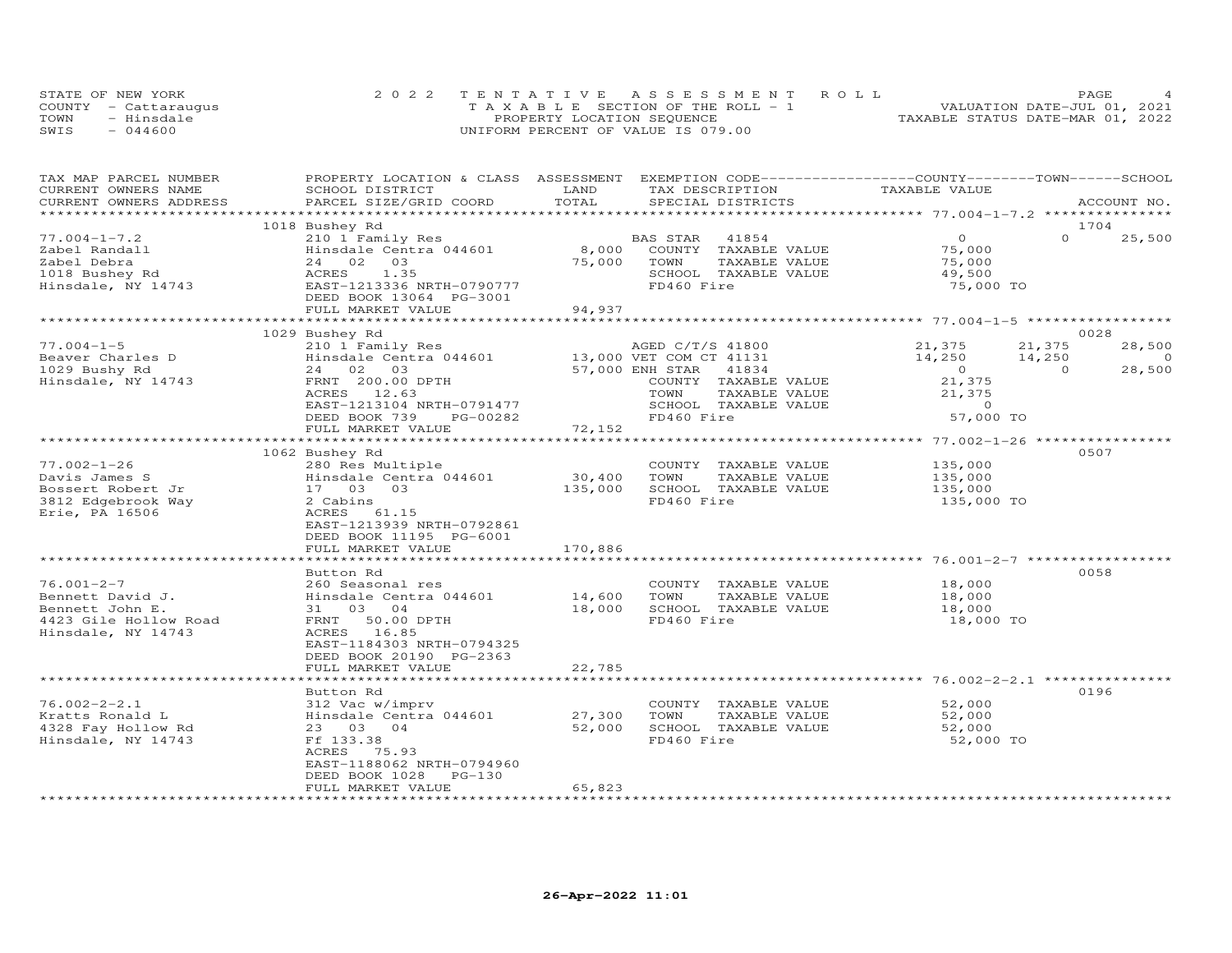STATE OF NEW YORK — 2022 TENTATIVE ASSESSMENT ROLL
COUNTY - Cattaraugus — TAXABLE SECTION OF THE ROLL - 1 — VALUATION DATE-JUL 01, 2021
TOWN - Hinsdale — PROPERTY LOCATION SEQUENCE — TAXABLE STATUS DATE-MAR 01, 2022
SWIS - 044600 — UNIFORM PERCENT OF VALUE IS 079.00

| TAX MAP PARCEL NUMBER / CURRENT OWNERS NAME / CURRENT OWNERS ADDRESS | PROPERTY LOCATION & CLASS / SCHOOL DISTRICT / PARCEL SIZE/GRID COORD | ASSESSMENT LAND | TOTAL | EXEMPTION CODE / TAX DESCRIPTION / SPECIAL DISTRICTS | COUNTY TAXABLE VALUE | TOWN | SCHOOL | ACCOUNT NO. |
|---|---|---|---|---|---|---|---|---|
| | 1018 Bushey Rd | | | | | | | 1704 |
| 77.004-1-7.2 | 210 1 Family Res | | | BAS STAR 41854 | 0 | 0 | 25,500 | |
| Zabel Randall | Hinsdale Centra 044601 | 8,000 | | COUNTY TAXABLE VALUE | 75,000 | | | |
| Zabel Debra | 24 02 03 | | 75,000 | TOWN TAXABLE VALUE | 75,000 | | | |
| 1018 Bushey Rd | ACRES 1.35 | | | SCHOOL TAXABLE VALUE | 49,500 | | | |
| Hinsdale, NY 14743 | EAST-1213336 NRTH-0790777 | | | FD460 Fire | 75,000 TO | | | |
| | DEED BOOK 13064 PG-3001 | | | | | | | |
| | FULL MARKET VALUE | | 94,937 | | | | | |
| | 1029 Bushey Rd | | | | | | | 0028 |
| 77.004-1-5 | 210 1 Family Res | | | AGED C/T/S 41800 | 21,375 | 21,375 | 28,500 | |
| Beaver Charles D | Hinsdale Centra 044601 | 13,000 | | VET COM CT 41131 | 14,250 | 14,250 | 0 | |
| 1029 Bushy Rd | 24 02 03 | | 57,000 | ENH STAR 41834 | 0 | 0 | 28,500 | |
| Hinsdale, NY 14743 | FRNT 200.00 DPTH | | | COUNTY TAXABLE VALUE | 21,375 | | | |
| | ACRES 12.63 | | | TOWN TAXABLE VALUE | 21,375 | | | |
| | EAST-1213104 NRTH-0791477 | | | SCHOOL TAXABLE VALUE | 0 | | | |
| | DEED BOOK 739 PG-00282 | | | FD460 Fire | 57,000 TO | | | |
| | FULL MARKET VALUE | | 72,152 | | | | | |
| | 1062 Bushey Rd | | | | | | | 0507 |
| 77.002-1-26 | 280 Res Multiple | | | COUNTY TAXABLE VALUE | 135,000 | | | |
| Davis James S | Hinsdale Centra 044601 | 30,400 | | TOWN TAXABLE VALUE | 135,000 | | | |
| Bossert Robert Jr | 17 03 03 | | 135,000 | SCHOOL TAXABLE VALUE | 135,000 | | | |
| 3812 Edgebrook Way | 2 Cabins | | | FD460 Fire | 135,000 TO | | | |
| Erie, PA 16506 | ACRES 61.15 | | | | | | | |
| | EAST-1213939 NRTH-0792861 | | | | | | | |
| | DEED BOOK 11195 PG-6001 | | | | | | | |
| | FULL MARKET VALUE | | 170,886 | | | | | |
| | Button Rd | | | | | | | 0058 |
| 76.001-2-7 | 260 Seasonal res | | | COUNTY TAXABLE VALUE | 18,000 | | | |
| Bennett David J. | Hinsdale Centra 044601 | 14,600 | | TOWN TAXABLE VALUE | 18,000 | | | |
| Bennett John E. | 31 03 04 | | 18,000 | SCHOOL TAXABLE VALUE | 18,000 | | | |
| 4423 Gile Hollow Road | FRNT 50.00 DPTH | | | FD460 Fire | 18,000 TO | | | |
| Hinsdale, NY 14743 | ACRES 16.85 | | | | | | | |
| | EAST-1184303 NRTH-0794325 | | | | | | | |
| | DEED BOOK 20190 PG-2363 | | | | | | | |
| | FULL MARKET VALUE | | 22,785 | | | | | |
| | Button Rd | | | | | | | 0196 |
| 76.002-2-2.1 | 312 Vac w/imprv | | | COUNTY TAXABLE VALUE | 52,000 | | | |
| Kratts Ronald L | Hinsdale Centra 044601 | 27,300 | | TOWN TAXABLE VALUE | 52,000 | | | |
| 4328 Fay Hollow Rd | 23 03 04 | | 52,000 | SCHOOL TAXABLE VALUE | 52,000 | | | |
| Hinsdale, NY 14743 | Ff 133.38 | | | FD460 Fire | 52,000 TO | | | |
| | ACRES 75.93 | | | | | | | |
| | EAST-1188062 NRTH-0794960 | | | | | | | |
| | DEED BOOK 1028 PG-130 | | | | | | | |
| | FULL MARKET VALUE | | 65,823 | | | | | |

26-Apr-2022 11:01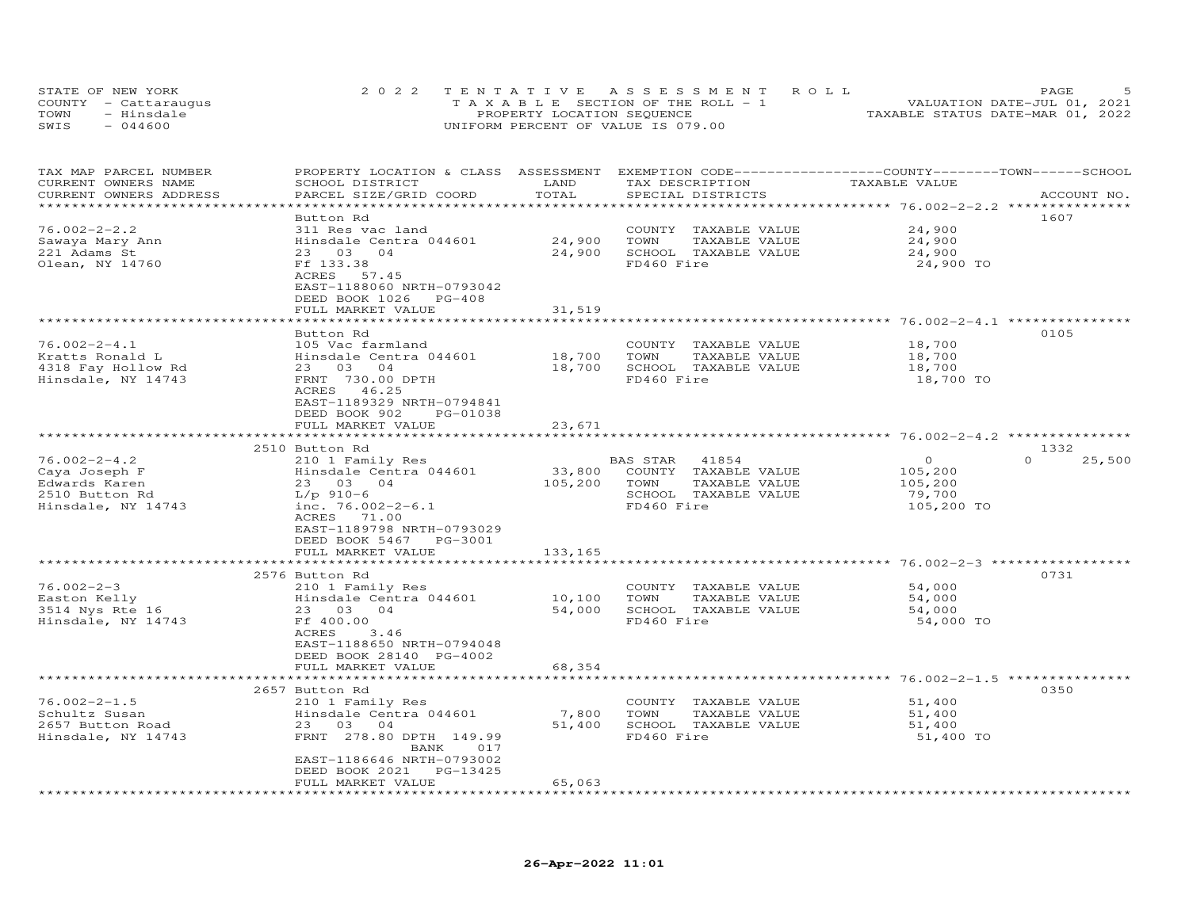STATE OF NEW YORK
COUNTY - Cattaraugus
TOWN - Hinsdale
SWIS - 044600

2022 TENTATIVE ASSESSMENT ROLL
TAXABLE SECTION OF THE ROLL - 1
PROPERTY LOCATION SEQUENCE
UNIFORM PERCENT OF VALUE IS 079.00

VALUATION DATE-JUL 01, 2021
TAXABLE STATUS DATE-MAR 01, 2022

| TAX MAP PARCEL NUMBER / CURRENT OWNERS NAME / CURRENT OWNERS ADDRESS | PROPERTY LOCATION & CLASS / SCHOOL DISTRICT / PARCEL SIZE/GRID COORD | ASSESSMENT LAND | TOTAL | EXEMPTION CODE / TAX DESCRIPTION / SPECIAL DISTRICTS | COUNTY | TOWN | SCHOOL TAXABLE VALUE | ACCOUNT NO. |
|---|---|---|---|---|---|---|---|---|
| **76.002-2-2.2** | Button Rd | | | | | | | 1607 |
| 76.002-2-2.2 | 311 Res vac land | | | COUNTY TAXABLE VALUE | 24,900 | | | |
| Sawaya Mary Ann | Hinsdale Centra 044601 | 24,900 | | TOWN TAXABLE VALUE | | 24,900 | | |
| 221 Adams St | 23 03 04 | | 24,900 | SCHOOL TAXABLE VALUE | | | 24,900 | |
| Olean, NY 14760 | Ff 133.38 | | | FD460 Fire | 24,900 TO | | | |
| | ACRES 57.45 | | | | | | | |
| | EAST-1188060 NRTH-0793042 | | | | | | | |
| | DEED BOOK 1026 PG-408 | | | | | | | |
| | FULL MARKET VALUE | | 31,519 | | | | | |
| **76.002-2-4.1** | Button Rd | | | | | | | 0105 |
| 76.002-2-4.1 | 105 Vac farmland | | | COUNTY TAXABLE VALUE | 18,700 | | | |
| Kratts Ronald L | Hinsdale Centra 044601 | 18,700 | | TOWN TAXABLE VALUE | | 18,700 | | |
| 4318 Fay Hollow Rd | 23 03 04 | | 18,700 | SCHOOL TAXABLE VALUE | | | 18,700 | |
| Hinsdale, NY 14743 | FRNT 730.00 DPTH | | | FD460 Fire | 18,700 TO | | | |
| | ACRES 46.25 | | | | | | | |
| | EAST-1189329 NRTH-0794841 | | | | | | | |
| | DEED BOOK 902 PG-01038 | | | | | | | |
| | FULL MARKET VALUE | | 23,671 | | | | | |
| **76.002-2-4.2** | 2510 Button Rd | | | | | | | 1332 |
| 76.002-2-4.2 | 210 1 Family Res | | | BAS STAR 41854 | 0 | 0 | 25,500 | |
| Caya Joseph F | Hinsdale Centra 044601 | 33,800 | | COUNTY TAXABLE VALUE | 105,200 | | | |
| Edwards Karen | 23 03 04 | | 105,200 | TOWN TAXABLE VALUE | | 105,200 | | |
| 2510 Button Rd | L/p 910-6 | | | SCHOOL TAXABLE VALUE | | | 79,700 | |
| Hinsdale, NY 14743 | inc. 76.002-2-6.1 | | | FD460 Fire | 105,200 TO | | | |
| | ACRES 71.00 | | | | | | | |
| | EAST-1189798 NRTH-0793029 | | | | | | | |
| | DEED BOOK 5467 PG-3001 | | | | | | | |
| | FULL MARKET VALUE | | 133,165 | | | | | |
| **76.002-2-3** | 2576 Button Rd | | | | | | | 0731 |
| 76.002-2-3 | 210 1 Family Res | | | COUNTY TAXABLE VALUE | 54,000 | | | |
| Easton Kelly | Hinsdale Centra 044601 | 10,100 | | TOWN TAXABLE VALUE | | 54,000 | | |
| 3514 Nys Rte 16 | 23 03 04 | | 54,000 | SCHOOL TAXABLE VALUE | | | 54,000 | |
| Hinsdale, NY 14743 | Ff 400.00 | | | FD460 Fire | 54,000 TO | | | |
| | ACRES 3.46 | | | | | | | |
| | EAST-1188650 NRTH-0794048 | | | | | | | |
| | DEED BOOK 28140 PG-4002 | | | | | | | |
| | FULL MARKET VALUE | | 68,354 | | | | | |
| **76.002-2-1.5** | 2657 Button Rd | | | | | | | 0350 |
| 76.002-2-1.5 | 210 1 Family Res | | | COUNTY TAXABLE VALUE | 51,400 | | | |
| Schultz Susan | Hinsdale Centra 044601 | 7,800 | | TOWN TAXABLE VALUE | | 51,400 | | |
| 2657 Button Road | 23 03 04 | | 51,400 | SCHOOL TAXABLE VALUE | | | 51,400 | |
| Hinsdale, NY 14743 | FRNT 278.80 DPTH 149.99 | | | FD460 Fire | 51,400 TO | | | |
| | BANK 017 | | | | | | | |
| | EAST-1186646 NRTH-0793002 | | | | | | | |
| | DEED BOOK 2021 PG-13425 | | | | | | | |
| | FULL MARKET VALUE | | 65,063 | | | | | |

26-Apr-2022 11:01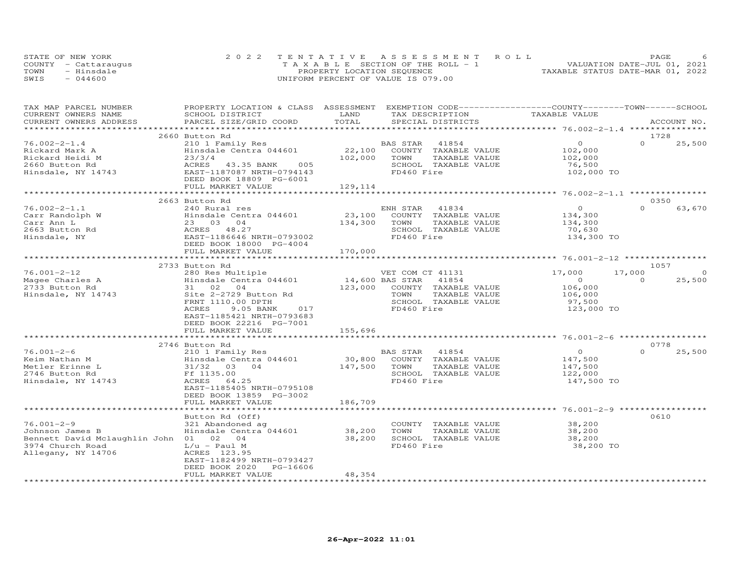STATE OF NEW YORK
COUNTY - Cattaraugus
TOWN - Hinsdale
SWIS - 044600

2022 TENTATIVE ASSESSMENT ROLL
TAXABLE SECTION OF THE ROLL - 1
PROPERTY LOCATION SEQUENCE
UNIFORM PERCENT OF VALUE IS 079.00

VALUATION DATE-JUL 01, 2021
TAXABLE STATUS DATE-MAR 01, 2022

| TAX MAP PARCEL NUMBER / CURRENT OWNERS NAME / CURRENT OWNERS ADDRESS | PROPERTY LOCATION & CLASS / SCHOOL DISTRICT / PARCEL SIZE/GRID COORD | ASSESSMENT LAND / TOTAL | EXEMPTION CODE / TAX DESCRIPTION / SPECIAL DISTRICTS | COUNTY TAXABLE VALUE | TOWN | SCHOOL / ACCOUNT NO. |
|---|---|---|---|---|---|---|
| | 2660 Button Rd | | | | | 1728 |
| 76.002-2-1.4 | 210 1 Family Res | | BAS STAR 41854 | 0 | 0 | 25,500 |
| Rickard Mark A | Hinsdale Centra 044601 | 22,100 | COUNTY TAXABLE VALUE | 102,000 | | |
| Rickard Heidi M | 23/3/4 | 102,000 | TOWN TAXABLE VALUE | 102,000 | | |
| 2660 Button Rd | ACRES 43.35 BANK 005 | | SCHOOL TAXABLE VALUE | 76,500 | | |
| Hinsdale, NY 14743 | EAST-1187087 NRTH-0794143 | | FD460 Fire | 102,000 TO | | |
| | DEED BOOK 18809 PG-6001 | | | | | |
| | FULL MARKET VALUE | 129,114 | | | | |
| | 2663 Button Rd | | | | | 0350 |
| 76.002-2-1.1 | 240 Rural res | | ENH STAR 41834 | 0 | 0 | 63,670 |
| Carr Randolph W | Hinsdale Centra 044601 | 23,100 | COUNTY TAXABLE VALUE | 134,300 | | |
| Carr Ann L | 23 03 04 | 134,300 | TOWN TAXABLE VALUE | 134,300 | | |
| 2663 Button Rd | ACRES 48.27 | | SCHOOL TAXABLE VALUE | 70,630 | | |
| Hinsdale, NY | EAST-1186646 NRTH-0793002 | | FD460 Fire | 134,300 TO | | |
| | DEED BOOK 18000 PG-4004 | | | | | |
| | FULL MARKET VALUE | 170,000 | | | | |
| | 2733 Button Rd | | | | | 1057 |
| 76.001-2-12 | 280 Res Multiple | | VET COM CT 41131 | 17,000 | 17,000 | 0 |
| Magee Charles A | Hinsdale Centra 044601 | 14,600 | BAS STAR 41854 | 0 | 0 | 25,500 |
| 2733 Button Rd | 31 02 04 | 123,000 | COUNTY TAXABLE VALUE | 106,000 | | |
| Hinsdale, NY 14743 | Site 2-2729 Button Rd | | TOWN TAXABLE VALUE | 106,000 | | |
| | FRNT 1110.00 DPTH | | SCHOOL TAXABLE VALUE | 97,500 | | |
| | ACRES 9.05 BANK 017 | | FD460 Fire | 123,000 TO | | |
| | EAST-1185421 NRTH-0793683 | | | | | |
| | DEED BOOK 22216 PG-7001 | | | | | |
| | FULL MARKET VALUE | 155,696 | | | | |
| | 2746 Button Rd | | | | | 0778 |
| 76.001-2-6 | 210 1 Family Res | | BAS STAR 41854 | 0 | 0 | 25,500 |
| Keim Nathan M | Hinsdale Centra 044601 | 30,800 | COUNTY TAXABLE VALUE | 147,500 | | |
| Metler Erinne L | 31/32 03 04 | 147,500 | TOWN TAXABLE VALUE | 147,500 | | |
| 2746 Button Rd | Ff 1135.00 | | SCHOOL TAXABLE VALUE | 122,000 | | |
| Hinsdale, NY 14743 | ACRES 64.25 | | FD460 Fire | 147,500 TO | | |
| | EAST-1185405 NRTH-0795108 | | | | | |
| | DEED BOOK 13859 PG-3002 | | | | | |
| | FULL MARKET VALUE | 186,709 | | | | |
| | Button Rd (Off) | | | | | 0610 |
| 76.001-2-9 | 321 Abandoned ag | | COUNTY TAXABLE VALUE | 38,200 | | |
| Johnson James B | Hinsdale Centra 044601 | 38,200 | TOWN TAXABLE VALUE | 38,200 | | |
| Bennett David Mclaughlin John | 01 02 04 | 38,200 | SCHOOL TAXABLE VALUE | 38,200 | | |
| 3974 Church Road | L/u - Paul M | | FD460 Fire | 38,200 TO | | |
| Allegany, NY 14706 | ACRES 123.95 | | | | | |
| | EAST-1182499 NRTH-0793427 | | | | | |
| | DEED BOOK 2020 PG-16606 | | | | | |
| | FULL MARKET VALUE | 48,354 | | | | |

26-Apr-2022 11:01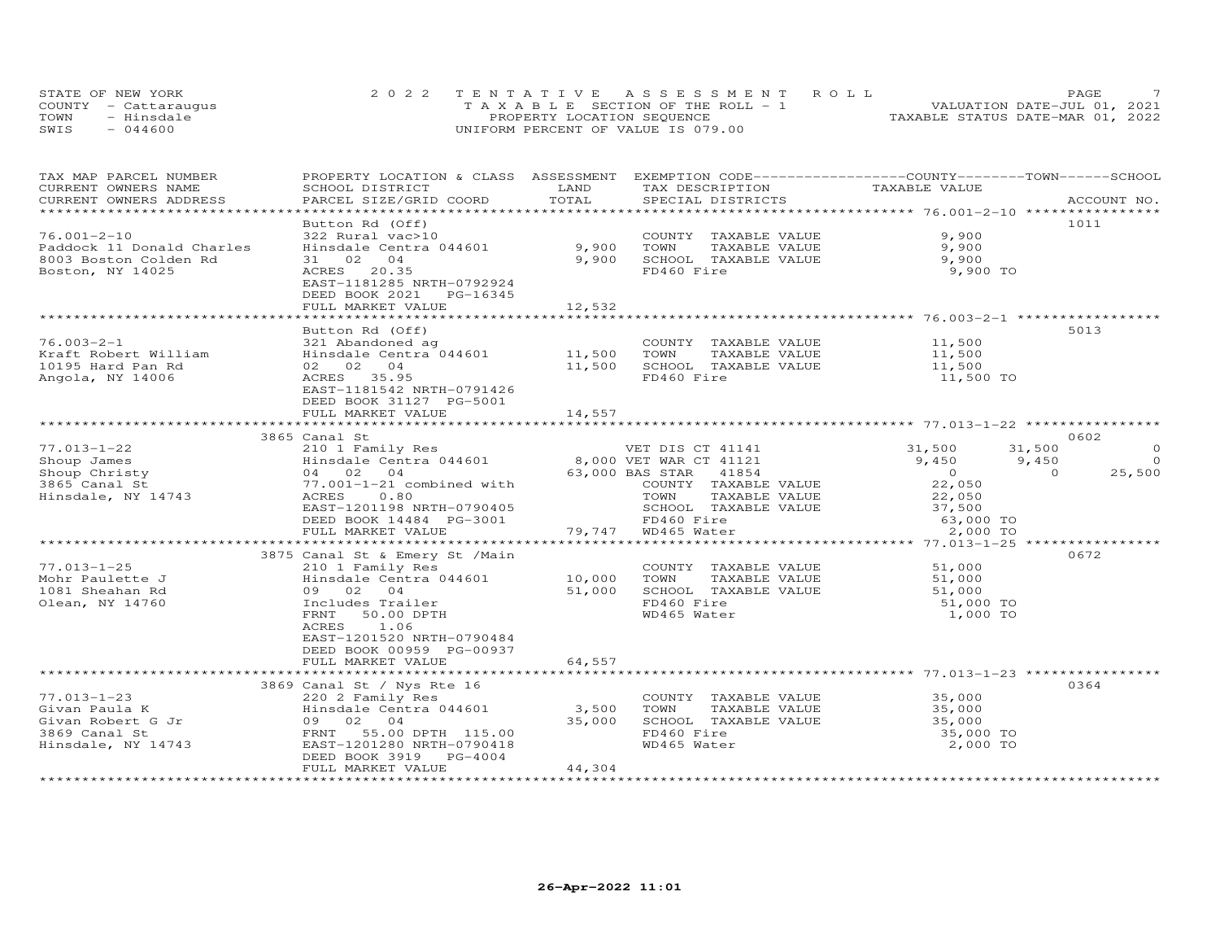STATE OF NEW YORK
COUNTY - Cattaraugus
TOWN - Hinsdale
SWIS - 044600

2022 TENTATIVE ASSESSMENT ROLL
TAXABLE SECTION OF THE ROLL - 1
PROPERTY LOCATION SEQUENCE
UNIFORM PERCENT OF VALUE IS 079.00

VALUATION DATE-JUL 01, 2021
TAXABLE STATUS DATE-MAR 01, 2022

| TAX MAP PARCEL NUMBER / CURRENT OWNERS NAME / CURRENT OWNERS ADDRESS | PROPERTY LOCATION & CLASS / SCHOOL DISTRICT / PARCEL SIZE/GRID COORD | ASSESSMENT LAND | TOTAL | EXEMPTION CODE / TAX DESCRIPTION / SPECIAL DISTRICTS | COUNTY TAXABLE VALUE | TOWN | SCHOOL | ACCOUNT NO. |
|---|---|---|---|---|---|---|---|---|
| 76.001-2-10 | Button Rd (Off) | | | | | | | 1011 |
| 76.001-2-10 | 322 Rural vac>10 | | | COUNTY TAXABLE VALUE | 9,900 | | | |
| Paddock 11 Donald Charles | Hinsdale Centra 044601 | 9,900 | | TOWN TAXABLE VALUE | 9,900 | | | |
| 8003 Boston Colden Rd | 31 02 04 | | 9,900 | SCHOOL TAXABLE VALUE | 9,900 | | | |
| Boston, NY 14025 | ACRES 20.35 | | | FD460 Fire | 9,900 TO | | | |
| | EAST-1181285 NRTH-0792924 | | | | | | | |
| | DEED BOOK 2021 PG-16345 | | | | | | | |
| | FULL MARKET VALUE | | 12,532 | | | | | |
| 76.003-2-1 | Button Rd (Off) | | | | | | | 5013 |
| 76.003-2-1 | 321 Abandoned ag | | | COUNTY TAXABLE VALUE | 11,500 | | | |
| Kraft Robert William | Hinsdale Centra 044601 | 11,500 | | TOWN TAXABLE VALUE | 11,500 | | | |
| 10195 Hard Pan Rd | 02 02 04 | | 11,500 | SCHOOL TAXABLE VALUE | 11,500 | | | |
| Angola, NY 14006 | ACRES 35.95 | | | FD460 Fire | 11,500 TO | | | |
| | EAST-1181542 NRTH-0791426 | | | | | | | |
| | DEED BOOK 31127 PG-5001 | | | | | | | |
| | FULL MARKET VALUE | | 14,557 | | | | | |
| 77.013-1-22 | 3865 Canal St | | | | | | | 0602 |
| 77.013-1-22 | 210 1 Family Res | | | VET DIS CT 41141 | 31,500 | 31,500 | 0 | |
| Shoup James | Hinsdale Centra 044601 | 8,000 | | VET WAR CT 41121 | 9,450 | 9,450 | 0 | |
| Shoup Christy | 04 02 04 | | 63,000 | BAS STAR 41854 | 0 | 0 | 25,500 | |
| 3865 Canal St | 77.001-1-21 combined with | | | COUNTY TAXABLE VALUE | 22,050 | | | |
| Hinsdale, NY 14743 | ACRES 0.80 | | | TOWN TAXABLE VALUE | 22,050 | | | |
| | EAST-1201198 NRTH-0790405 | | | SCHOOL TAXABLE VALUE | 37,500 | | | |
| | DEED BOOK 14484 PG-3001 | | | FD460 Fire | 63,000 TO | | | |
| | FULL MARKET VALUE | | 79,747 | WD465 Water | 2,000 TO | | | |
| 77.013-1-25 | 3875 Canal St & Emery St /Main | | | | | | | 0672 |
| 77.013-1-25 | 210 1 Family Res | | | COUNTY TAXABLE VALUE | 51,000 | | | |
| Mohr Paulette J | Hinsdale Centra 044601 | 10,000 | | TOWN TAXABLE VALUE | 51,000 | | | |
| 1081 Sheahan Rd | 09 02 04 | | 51,000 | SCHOOL TAXABLE VALUE | 51,000 | | | |
| Olean, NY 14760 | Includes Trailer | | | FD460 Fire | 51,000 TO | | | |
| | FRNT 50.00 DPTH | | | WD465 Water | 1,000 TO | | | |
| | ACRES 1.06 | | | | | | | |
| | EAST-1201520 NRTH-0790484 | | | | | | | |
| | DEED BOOK 00959 PG-00937 | | | | | | | |
| | FULL MARKET VALUE | | 64,557 | | | | | |
| 77.013-1-23 | 3869 Canal St / Nys Rte 16 | | | | | | | 0364 |
| 77.013-1-23 | 220 2 Family Res | | | COUNTY TAXABLE VALUE | 35,000 | | | |
| Givan Paula K | Hinsdale Centra 044601 | 3,500 | | TOWN TAXABLE VALUE | 35,000 | | | |
| Givan Robert G Jr | 09 02 04 | | 35,000 | SCHOOL TAXABLE VALUE | 35,000 | | | |
| 3869 Canal St | FRNT 55.00 DPTH 115.00 | | | FD460 Fire | 35,000 TO | | | |
| Hinsdale, NY 14743 | EAST-1201280 NRTH-0790418 | | | WD465 Water | 2,000 TO | | | |
| | DEED BOOK 3919 PG-4004 | | | | | | | |
| | FULL MARKET VALUE | | 44,304 | | | | | |

26-Apr-2022 11:01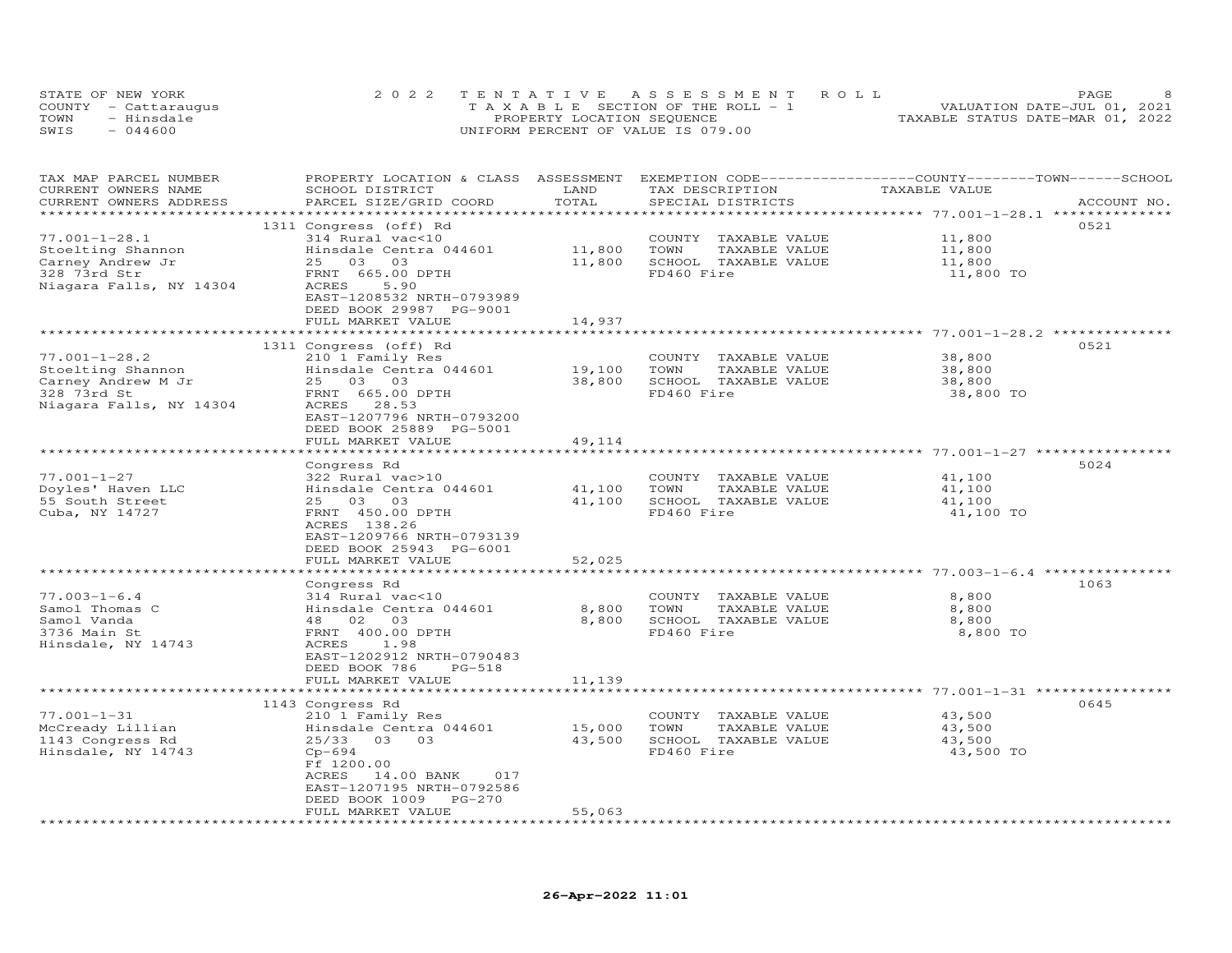STATE OF NEW YORK
COUNTY - Cattaraugus
TOWN - Hinsdale
SWIS - 044600

2022 TENTATIVE ASSESSMENT ROLL
TAXABLE SECTION OF THE ROLL - 1
PROPERTY LOCATION SEQUENCE
UNIFORM PERCENT OF VALUE IS 079.00

VALUATION DATE-JUL 01, 2021
TAXABLE STATUS DATE-MAR 01, 2022

| TAX MAP PARCEL NUMBER / CURRENT OWNERS NAME / CURRENT OWNERS ADDRESS | PROPERTY LOCATION & CLASS / SCHOOL DISTRICT / PARCEL SIZE/GRID COORD | ASSESSMENT LAND / TOTAL | EXEMPTION CODE / TAX DESCRIPTION / SPECIAL DISTRICTS | COUNTY--------TOWN------SCHOOL TAXABLE VALUE | ACCOUNT NO. |
|---|---|---|---|---|---|
| 77.001-1-28.1 | 1311 Congress (off) Rd | | | | 0521 |
| Stoelting Shannon | 314 Rural vac<10 | | COUNTY TAXABLE VALUE | 11,800 | |
| Carney Andrew Jr | Hinsdale Centra 044601 | 11,800 | TOWN TAXABLE VALUE | 11,800 | |
| 328 73rd Str | 25 03 03 | 11,800 | SCHOOL TAXABLE VALUE | 11,800 | |
| Niagara Falls, NY 14304 | FRNT 665.00 DPTH | | FD460 Fire | 11,800 TO | |
| | ACRES 5.90 | | | | |
| | EAST-1208532 NRTH-0793989 | | | | |
| | DEED BOOK 29987 PG-9001 | | | | |
| | FULL MARKET VALUE | 14,937 | | | |
| 77.001-1-28.2 | 1311 Congress (off) Rd | | | | 0521 |
| Stoelting Shannon | 210 1 Family Res | | COUNTY TAXABLE VALUE | 38,800 | |
| Carney Andrew M Jr | Hinsdale Centra 044601 | 19,100 | TOWN TAXABLE VALUE | 38,800 | |
| 328 73rd St | 25 03 03 | 38,800 | SCHOOL TAXABLE VALUE | 38,800 | |
| Niagara Falls, NY 14304 | FRNT 665.00 DPTH | | FD460 Fire | 38,800 TO | |
| | ACRES 28.53 | | | | |
| | EAST-1207796 NRTH-0793200 | | | | |
| | DEED BOOK 25889 PG-5001 | | | | |
| | FULL MARKET VALUE | 49,114 | | | |
| 77.001-1-27 | Congress Rd | | | | 5024 |
| Doyles' Haven LLC | 322 Rural vac>10 | | COUNTY TAXABLE VALUE | 41,100 | |
| 55 South Street | Hinsdale Centra 044601 | 41,100 | TOWN TAXABLE VALUE | 41,100 | |
| Cuba, NY 14727 | 25 03 03 | 41,100 | SCHOOL TAXABLE VALUE | 41,100 | |
| | FRNT 450.00 DPTH | | FD460 Fire | 41,100 TO | |
| | ACRES 138.26 | | | | |
| | EAST-1209766 NRTH-0793139 | | | | |
| | DEED BOOK 25943 PG-6001 | | | | |
| | FULL MARKET VALUE | 52,025 | | | |
| 77.003-1-6.4 | Congress Rd | | | | 1063 |
| Samol Thomas C | 314 Rural vac<10 | | COUNTY TAXABLE VALUE | 8,800 | |
| Samol Vanda | Hinsdale Centra 044601 | 8,800 | TOWN TAXABLE VALUE | 8,800 | |
| 3736 Main St | 48 02 03 | 8,800 | SCHOOL TAXABLE VALUE | 8,800 | |
| Hinsdale, NY 14743 | FRNT 400.00 DPTH | | FD460 Fire | 8,800 TO | |
| | ACRES 1.98 | | | | |
| | EAST-1202912 NRTH-0790483 | | | | |
| | DEED BOOK 786 PG-518 | | | | |
| | FULL MARKET VALUE | 11,139 | | | |
| 77.001-1-31 | 1143 Congress Rd | | | | 0645 |
| McCready Lillian | 210 1 Family Res | | COUNTY TAXABLE VALUE | 43,500 | |
| 1143 Congress Rd | Hinsdale Centra 044601 | 15,000 | TOWN TAXABLE VALUE | 43,500 | |
| Hinsdale, NY 14743 | 25/33 03 03 | 43,500 | SCHOOL TAXABLE VALUE | 43,500 | |
| | Cp-694 | | FD460 Fire | 43,500 TO | |
| | Ff 1200.00 | | | | |
| | ACRES 14.00 BANK 017 | | | | |
| | EAST-1207195 NRTH-0792586 | | | | |
| | DEED BOOK 1009 PG-270 | | | | |
| | FULL MARKET VALUE | 55,063 | | | |

26-Apr-2022 11:01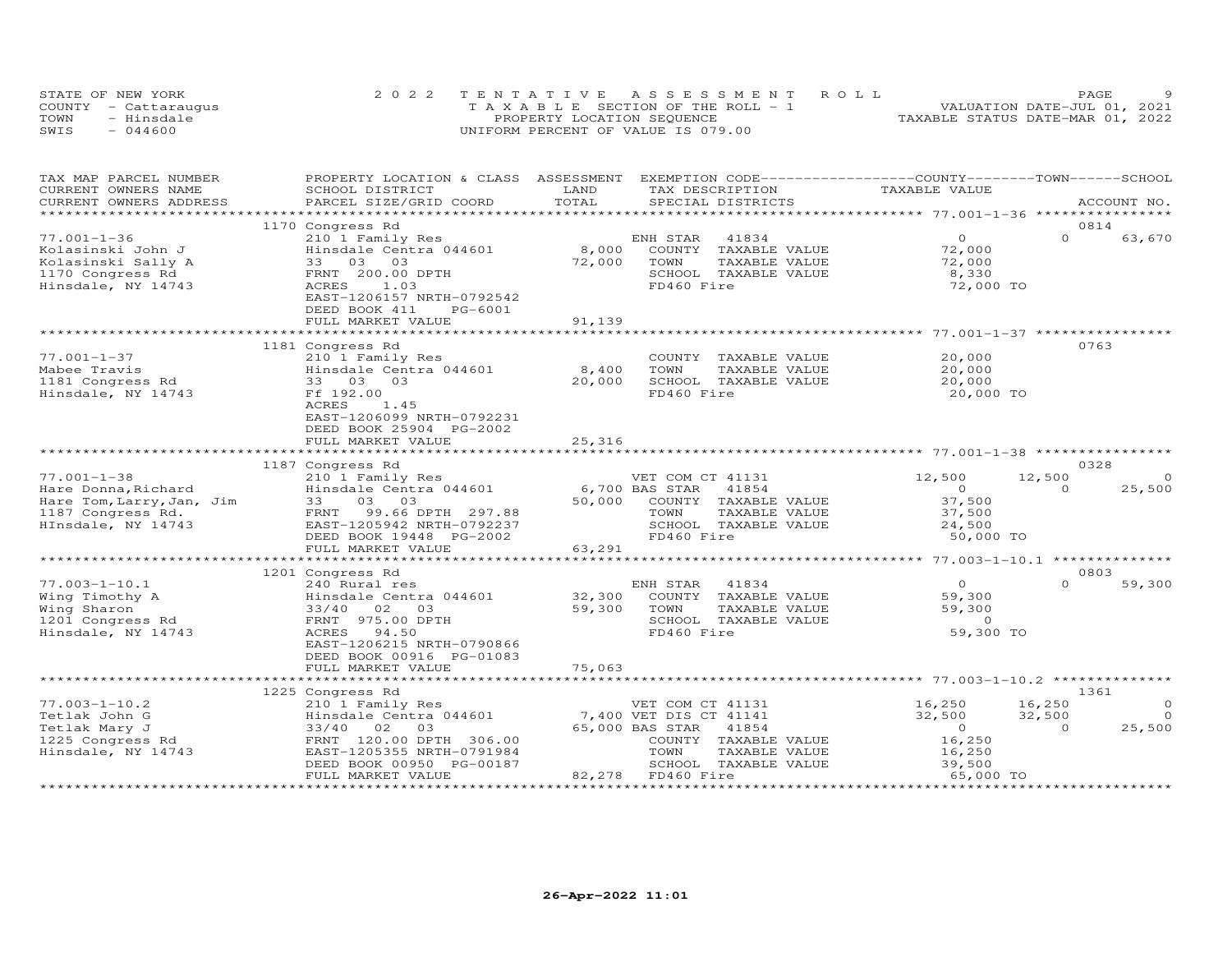STATE OF NEW YORK
COUNTY - Cattaraugus
TOWN - Hinsdale
SWIS - 044600

2022 TENTATIVE ASSESSMENT ROLL
TAXABLE SECTION OF THE ROLL - 1
PROPERTY LOCATION SEQUENCE
UNIFORM PERCENT OF VALUE IS 079.00

VALUATION DATE-JUL 01, 2021
TAXABLE STATUS DATE-MAR 01, 2022

| TAX MAP PARCEL NUMBER / CURRENT OWNERS NAME / CURRENT OWNERS ADDRESS | PROPERTY LOCATION & CLASS / SCHOOL DISTRICT / PARCEL SIZE/GRID COORD | ASSESSMENT LAND / TOTAL | EXEMPTION CODE / TAX DESCRIPTION / SPECIAL DISTRICTS | COUNTY TAXABLE VALUE | TOWN | SCHOOL | ACCOUNT NO. |
|---|---|---|---|---|---|---|---|
| | 1170 Congress Rd | | | | | | 0814 |
| 77.001-1-36 | 210 1 Family Res | | ENH STAR 41834 | 0 | 0 | 63,670 | |
| Kolasinski John J | Hinsdale Centra 044601 | 8,000 | COUNTY TAXABLE VALUE | 72,000 | | | |
| Kolasinski Sally A | 33 03 03 | 72,000 | TOWN TAXABLE VALUE | 72,000 | | | |
| 1170 Congress Rd | FRNT 200.00 DPTH | | SCHOOL TAXABLE VALUE | 8,330 | | | |
| Hinsdale, NY 14743 | ACRES 1.03 | | FD460 Fire | 72,000 TO | | | |
| | EAST-1206157 NRTH-0792542 | | | | | | |
| | DEED BOOK 411 PG-6001 | | | | | | |
| | FULL MARKET VALUE | 91,139 | | | | | |
| | 1181 Congress Rd | | | | | | 0763 |
| 77.001-1-37 | 210 1 Family Res | | COUNTY TAXABLE VALUE | 20,000 | | | |
| Mabee Travis | Hinsdale Centra 044601 | 8,400 | TOWN TAXABLE VALUE | 20,000 | | | |
| 1181 Congress Rd | 33 03 03 | 20,000 | SCHOOL TAXABLE VALUE | 20,000 | | | |
| Hinsdale, NY 14743 | Ff 192.00 | | FD460 Fire | 20,000 TO | | | |
| | ACRES 1.45 | | | | | | |
| | EAST-1206099 NRTH-0792231 | | | | | | |
| | DEED BOOK 25904 PG-2002 | | | | | | |
| | FULL MARKET VALUE | 25,316 | | | | | |
| | 1187 Congress Rd | | | | | | 0328 |
| 77.001-1-38 | 210 1 Family Res | | VET COM CT 41131 | 12,500 | 12,500 | 0 | |
| Hare Donna,Richard | Hinsdale Centra 044601 | 6,700 | BAS STAR 41854 | 0 | 0 | 25,500 | |
| Hare Tom,Larry,Jan, Jim | 33 03 03 | 50,000 | COUNTY TAXABLE VALUE | 37,500 | | | |
| 1187 Congress Rd. | FRNT 99.66 DPTH 297.88 | | TOWN TAXABLE VALUE | 37,500 | | | |
| HInsdale, NY 14743 | EAST-1205942 NRTH-0792237 | | SCHOOL TAXABLE VALUE | 24,500 | | | |
| | DEED BOOK 19448 PG-2002 | | FD460 Fire | 50,000 TO | | | |
| | FULL MARKET VALUE | 63,291 | | | | | |
| | 1201 Congress Rd | | | | | | 0803 |
| 77.003-1-10.1 | 240 Rural res | | ENH STAR 41834 | 0 | 0 | 59,300 | |
| Wing Timothy A | Hinsdale Centra 044601 | 32,300 | COUNTY TAXABLE VALUE | 59,300 | | | |
| Wing Sharon | 33/40 02 03 | 59,300 | TOWN TAXABLE VALUE | 59,300 | | | |
| 1201 Congress Rd | FRNT 975.00 DPTH | | SCHOOL TAXABLE VALUE | 0 | | | |
| Hinsdale, NY 14743 | ACRES 94.50 | | FD460 Fire | 59,300 TO | | | |
| | EAST-1206215 NRTH-0790866 | | | | | | |
| | DEED BOOK 00916 PG-01083 | | | | | | |
| | FULL MARKET VALUE | 75,063 | | | | | |
| | 1225 Congress Rd | | | | | | 1361 |
| 77.003-1-10.2 | 210 1 Family Res | | VET COM CT 41131 | 16,250 | 16,250 | 0 | |
| Tetlak John G | Hinsdale Centra 044601 | 7,400 | VET DIS CT 41141 | 32,500 | 32,500 | 0 | |
| Tetlak Mary J | 33/40 02 03 | 65,000 | BAS STAR 41854 | 0 | 0 | 25,500 | |
| 1225 Congress Rd | FRNT 120.00 DPTH 306.00 | | COUNTY TAXABLE VALUE | 16,250 | | | |
| Hinsdale, NY 14743 | EAST-1205355 NRTH-0791984 | | TOWN TAXABLE VALUE | 16,250 | | | |
| | DEED BOOK 00950 PG-00187 | | SCHOOL TAXABLE VALUE | 39,500 | | | |
| | FULL MARKET VALUE | 82,278 | FD460 Fire | 65,000 TO | | | |

26-Apr-2022 11:01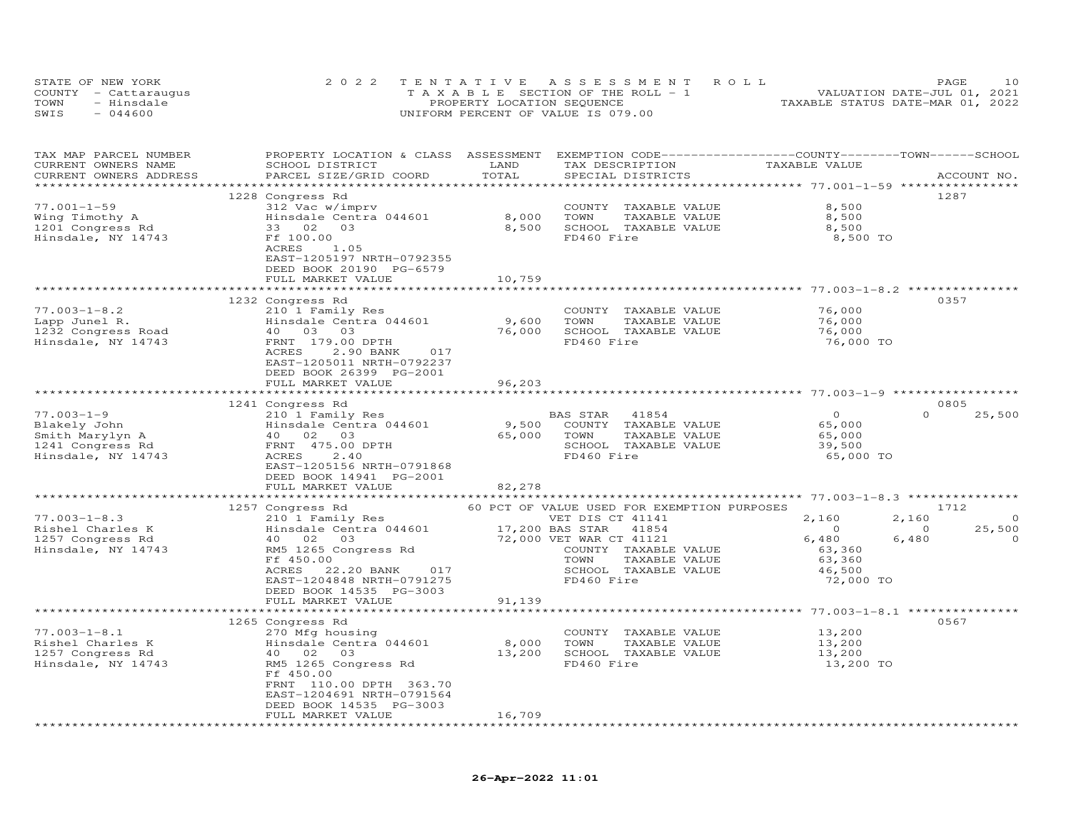STATE OF NEW YORK — 2022 TENTATIVE ASSESSMENT ROLL
COUNTY - Cattaraugus — TAXABLE SECTION OF THE ROLL - 1 — VALUATION DATE-JUL 01, 2021
TOWN - Hinsdale — PROPERTY LOCATION SEQUENCE — TAXABLE STATUS DATE-MAR 01, 2022
SWIS - 044600 — UNIFORM PERCENT OF VALUE IS 079.00

| TAX MAP PARCEL NUMBER / CURRENT OWNERS NAME / CURRENT OWNERS ADDRESS | PROPERTY LOCATION & CLASS / SCHOOL DISTRICT / PARCEL SIZE/GRID COORD | ASSESSMENT LAND | TOTAL | EXEMPTION CODE / TAX DESCRIPTION / SPECIAL DISTRICTS | COUNTY TAXABLE VALUE | TOWN | SCHOOL | ACCOUNT NO. |
|---|---|---|---|---|---|---|---|---|
| 77.001-1-59 | 1228 Congress Rd | | | | | | | 1287 |
| Wing Timothy A | 312 Vac w/imprv | | | COUNTY TAXABLE VALUE | 8,500 | | | |
| 1201 Congress Rd | Hinsdale Centra 044601 | 8,000 | | TOWN TAXABLE VALUE | 8,500 | | | |
| Hinsdale, NY 14743 | 33 02 03 | | 8,500 | SCHOOL TAXABLE VALUE | 8,500 | | | |
| | Ff 100.00 | | | FD460 Fire | 8,500 TO | | | |
| | ACRES 1.05 | | | | | | | |
| | EAST-1205197 NRTH-0792355 | | | | | | | |
| | DEED BOOK 20190 PG-6579 | | | | | | | |
| | FULL MARKET VALUE | | 10,759 | | | | | |
| 77.003-1-8.2 | 1232 Congress Rd | | | | | | | 0357 |
| Lapp Junel R. | 210 1 Family Res | | | COUNTY TAXABLE VALUE | 76,000 | | | |
| 1232 Congress Road | Hinsdale Centra 044601 | 9,600 | | TOWN TAXABLE VALUE | 76,000 | | | |
| Hinsdale, NY 14743 | 40 03 03 | | 76,000 | SCHOOL TAXABLE VALUE | 76,000 | | | |
| | FRNT 179.00 DPTH | | | FD460 Fire | 76,000 TO | | | |
| | ACRES 2.90 BANK 017 | | | | | | | |
| | EAST-1205011 NRTH-0792237 | | | | | | | |
| | DEED BOOK 26399 PG-2001 | | | | | | | |
| | FULL MARKET VALUE | | 96,203 | | | | | |
| 77.003-1-9 | 1241 Congress Rd | | | | | | | 0805 |
| Blakely John | 210 1 Family Res | | | BAS STAR 41854 | 0 | 0 | 25,500 | |
| Smith Marylyn A | Hinsdale Centra 044601 | 9,500 | | COUNTY TAXABLE VALUE | 65,000 | | | |
| 1241 Congress Rd | 40 02 03 | | 65,000 | TOWN TAXABLE VALUE | 65,000 | | | |
| Hinsdale, NY 14743 | FRNT 475.00 DPTH | | | SCHOOL TAXABLE VALUE | 39,500 | | | |
| | ACRES 2.40 | | | FD460 Fire | 65,000 TO | | | |
| | EAST-1205156 NRTH-0791868 | | | | | | | |
| | DEED BOOK 14941 PG-2001 | | | | | | | |
| | FULL MARKET VALUE | | 82,278 | | | | | |
| 77.003-1-8.3 | 1257 Congress Rd | | | 60 PCT OF VALUE USED FOR EXEMPTION PURPOSES | | | | 1712 |
| Rishel Charles K | 210 1 Family Res | | | VET DIS CT 41141 | 2,160 | 2,160 | 0 | |
| 1257 Congress Rd | Hinsdale Centra 044601 | 17,200 | | BAS STAR 41854 | 0 | 0 | 25,500 | |
| Hinsdale, NY 14743 | 40 02 03 | | 72,000 | VET WAR CT 41121 | 6,480 | 6,480 | 0 | |
| | RM5 1265 Congress Rd | | | COUNTY TAXABLE VALUE | 63,360 | | | |
| | Ff 450.00 | | | TOWN TAXABLE VALUE | 63,360 | | | |
| | ACRES 22.20 BANK 017 | | | SCHOOL TAXABLE VALUE | 46,500 | | | |
| | EAST-1204848 NRTH-0791275 | | | FD460 Fire | 72,000 TO | | | |
| | DEED BOOK 14535 PG-3003 | | | | | | | |
| | FULL MARKET VALUE | | 91,139 | | | | | |
| 77.003-1-8.1 | 1265 Congress Rd | | | | | | | 0567 |
| Rishel Charles K | 270 Mfg housing | | | COUNTY TAXABLE VALUE | 13,200 | | | |
| 1257 Congress Rd | Hinsdale Centra 044601 | 8,000 | | TOWN TAXABLE VALUE | 13,200 | | | |
| Hinsdale, NY 14743 | 40 02 03 | | 13,200 | SCHOOL TAXABLE VALUE | 13,200 | | | |
| | RM5 1265 Congress Rd | | | FD460 Fire | 13,200 TO | | | |
| | Ff 450.00 | | | | | | | |
| | FRNT 110.00 DPTH 363.70 | | | | | | | |
| | EAST-1204691 NRTH-0791564 | | | | | | | |
| | DEED BOOK 14535 PG-3003 | | | | | | | |
| | FULL MARKET VALUE | | 16,709 | | | | | |

26-Apr-2022 11:01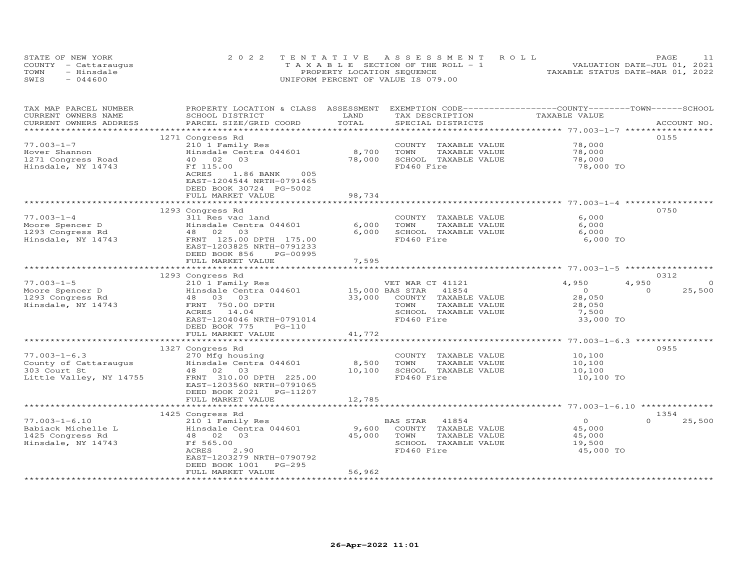STATE OF NEW YORK — 2022 TENTATIVE ASSESSMENT ROLL — VALUATION DATE-JUL 01, 2021
COUNTY - Cattaraugus — TAXABLE SECTION OF THE ROLL - 1 — TAXABLE STATUS DATE-MAR 01, 2022
TOWN - Hinsdale — PROPERTY LOCATION SEQUENCE
SWIS - 044600 — UNIFORM PERCENT OF VALUE IS 079.00

| TAX MAP PARCEL NUMBER / CURRENT OWNERS NAME / CURRENT OWNERS ADDRESS | PROPERTY LOCATION & CLASS / SCHOOL DISTRICT / PARCEL SIZE/GRID COORD | ASSESSMENT LAND / TOTAL | EXEMPTION CODE / TAX DESCRIPTION / SPECIAL DISTRICTS | COUNTY TAXABLE VALUE | TOWN | SCHOOL / ACCOUNT NO. |
|---|---|---|---|---|---|---|
| | 1271 Congress Rd | | | | | 0155 |
| 77.003-1-7 | 210 1 Family Res | | COUNTY TAXABLE VALUE | 78,000 | | |
| Hover Shannon | Hinsdale Centra 044601 | 8,700 | TOWN TAXABLE VALUE | 78,000 | | |
| 1271 Congress Road | 40 02 03 | 78,000 | SCHOOL TAXABLE VALUE | 78,000 | | |
| Hinsdale, NY 14743 | Ff 115.00 | | FD460 Fire | 78,000 TO | | |
| | ACRES 1.86 BANK 005 | | | | | |
| | EAST-1204544 NRTH-0791465 | | | | | |
| | DEED BOOK 30724 PG-5002 | | | | | |
| | FULL MARKET VALUE | 98,734 | | | | |
| | 1293 Congress Rd | | | | | 0750 |
| 77.003-1-4 | 311 Res vac land | | COUNTY TAXABLE VALUE | 6,000 | | |
| Moore Spencer D | Hinsdale Centra 044601 | 6,000 | TOWN TAXABLE VALUE | 6,000 | | |
| 1293 Congress Rd | 48 02 03 | 6,000 | SCHOOL TAXABLE VALUE | 6,000 | | |
| Hinsdale, NY 14743 | FRNT 125.00 DPTH 175.00 | | FD460 Fire | 6,000 TO | | |
| | EAST-1203825 NRTH-0791233 | | | | | |
| | DEED BOOK 856 PG-00995 | | | | | |
| | FULL MARKET VALUE | 7,595 | | | | |
| | 1293 Congress Rd | | | | | 0312 |
| 77.003-1-5 | 210 1 Family Res | | VET WAR CT 41121 | 4,950 | 4,950 | 0 |
| Moore Spencer D | Hinsdale Centra 044601 | 15,000 | BAS STAR 41854 | 0 | 0 | 25,500 |
| 1293 Congress Rd | 48 03 03 | 33,000 | COUNTY TAXABLE VALUE | 28,050 | | |
| Hinsdale, NY 14743 | FRNT 750.00 DPTH | | TOWN TAXABLE VALUE | 28,050 | | |
| | ACRES 14.04 | | SCHOOL TAXABLE VALUE | 7,500 | | |
| | EAST-1204046 NRTH-0791014 | | FD460 Fire | 33,000 TO | | |
| | DEED BOOK 775 PG-110 | | | | | |
| | FULL MARKET VALUE | 41,772 | | | | |
| | 1327 Congress Rd | | | | | 0955 |
| 77.003-1-6.3 | 270 Mfg housing | | COUNTY TAXABLE VALUE | 10,100 | | |
| County of Cattaraugus | Hinsdale Centra 044601 | 8,500 | TOWN TAXABLE VALUE | 10,100 | | |
| 303 Court St | 48 02 03 | 10,100 | SCHOOL TAXABLE VALUE | 10,100 | | |
| Little Valley, NY 14755 | FRNT 310.00 DPTH 225.00 | | FD460 Fire | 10,100 TO | | |
| | EAST-1203560 NRTH-0791065 | | | | | |
| | DEED BOOK 2021 PG-11207 | | | | | |
| | FULL MARKET VALUE | 12,785 | | | | |
| | 1425 Congress Rd | | | | | 1354 |
| 77.003-1-6.10 | 210 1 Family Res | | BAS STAR 41854 | 0 | 0 | 25,500 |
| Babiack Michelle L | Hinsdale Centra 044601 | 9,600 | COUNTY TAXABLE VALUE | 45,000 | | |
| 1425 Congress Rd | 48 02 03 | 45,000 | TOWN TAXABLE VALUE | 45,000 | | |
| Hinsdale, NY 14743 | Ff 565.00 | | SCHOOL TAXABLE VALUE | 19,500 | | |
| | ACRES 2.90 | | FD460 Fire | 45,000 TO | | |
| | EAST-1203279 NRTH-0790792 | | | | | |
| | DEED BOOK 1001 PG-295 | | | | | |
| | FULL MARKET VALUE | 56,962 | | | | |

26-Apr-2022 11:01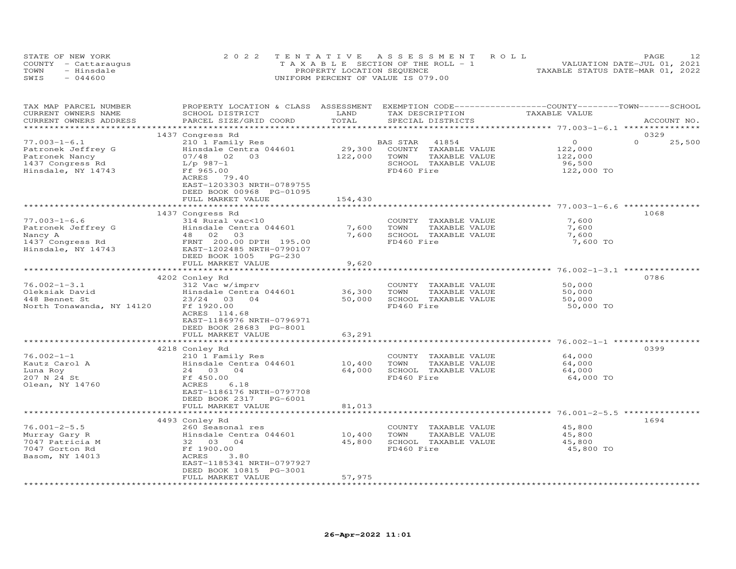STATE OF NEW YORK
COUNTY - Cattaraugus
TOWN - Hinsdale
SWIS - 044600

2022 TENTATIVE ASSESSMENT ROLL
TAXABLE SECTION OF THE ROLL - 1
PROPERTY LOCATION SEQUENCE
UNIFORM PERCENT OF VALUE IS 079.00

VALUATION DATE-JUL 01, 2021
TAXABLE STATUS DATE-MAR 01, 2022

| TAX MAP PARCEL NUMBER / CURRENT OWNERS NAME / CURRENT OWNERS ADDRESS | PROPERTY LOCATION & CLASS / SCHOOL DISTRICT / PARCEL SIZE/GRID COORD | ASSESSMENT LAND / TOTAL | EXEMPTION CODE / TAX DESCRIPTION / SPECIAL DISTRICTS | COUNTY TAXABLE VALUE | TOWN | SCHOOL | ACCOUNT NO. |
|---|---|---|---|---|---|---|---|
| 77.003-1-6.1 | 1437 Congress Rd | | | | | | 0329 |
| 77.003-1-6.1 | 210 1 Family Res | | BAS STAR 41854 | 0 | 0 | 25,500 | |
| Patronek Jeffrey G | Hinsdale Centra 044601 | 29,300 | COUNTY TAXABLE VALUE | 122,000 | | | |
| Patronek Nancy | 07/48 02 03 | 122,000 | TOWN TAXABLE VALUE | 122,000 | | | |
| 1437 Congress Rd | L/p 987-1 | | SCHOOL TAXABLE VALUE | 96,500 | | | |
| Hinsdale, NY 14743 | Ff 965.00 | | FD460 Fire | 122,000 TO | | | |
| | ACRES 79.40 | | | | | | |
| | EAST-1203303 NRTH-0789755 | | | | | | |
| | DEED BOOK 00968 PG-01095 | | | | | | |
| | FULL MARKET VALUE | 154,430 | | | | | |
| 77.003-1-6.6 | 1437 Congress Rd | | | | | | 1068 |
| 77.003-1-6.6 | 314 Rural vac<10 | | COUNTY TAXABLE VALUE | 7,600 | | | |
| Patronek Jeffrey G | Hinsdale Centra 044601 | 7,600 | TOWN TAXABLE VALUE | 7,600 | | | |
| Nancy A | 48 02 03 | 7,600 | SCHOOL TAXABLE VALUE | 7,600 | | | |
| 1437 Congress Rd | FRNT 200.00 DPTH 195.00 | | FD460 Fire | 7,600 TO | | | |
| Hinsdale, NY 14743 | EAST-1202485 NRTH-0790107 | | | | | | |
| | DEED BOOK 1005 PG-230 | | | | | | |
| | FULL MARKET VALUE | 9,620 | | | | | |
| 76.002-1-3.1 | 4202 Conley Rd | | | | | | 0786 |
| 76.002-1-3.1 | 312 Vac w/imprv | | COUNTY TAXABLE VALUE | 50,000 | | | |
| Oleksiak David | Hinsdale Centra 044601 | 36,300 | TOWN TAXABLE VALUE | 50,000 | | | |
| 448 Bennet St | 23/24 03 04 | 50,000 | SCHOOL TAXABLE VALUE | 50,000 | | | |
| North Tonawanda, NY 14120 | Ff 1920.00 | | FD460 Fire | 50,000 TO | | | |
| | ACRES 114.68 | | | | | | |
| | EAST-1186976 NRTH-0796971 | | | | | | |
| | DEED BOOK 28683 PG-8001 | | | | | | |
| | FULL MARKET VALUE | 63,291 | | | | | |
| 76.002-1-1 | 4218 Conley Rd | | | | | | 0399 |
| 76.002-1-1 | 210 1 Family Res | | COUNTY TAXABLE VALUE | 64,000 | | | |
| Kautz Carol A | Hinsdale Centra 044601 | 10,400 | TOWN TAXABLE VALUE | 64,000 | | | |
| Luna Roy | 24 03 04 | 64,000 | SCHOOL TAXABLE VALUE | 64,000 | | | |
| 207 N 24 St | Ff 450.00 | | FD460 Fire | 64,000 TO | | | |
| Olean, NY 14760 | ACRES 6.18 | | | | | | |
| | EAST-1186176 NRTH-0797708 | | | | | | |
| | DEED BOOK 2317 PG-6001 | | | | | | |
| | FULL MARKET VALUE | 81,013 | | | | | |
| 76.001-2-5.5 | 4493 Conley Rd | | | | | | 1694 |
| 76.001-2-5.5 | 260 Seasonal res | | COUNTY TAXABLE VALUE | 45,800 | | | |
| Murray Gary R | Hinsdale Centra 044601 | 10,400 | TOWN TAXABLE VALUE | 45,800 | | | |
| 7047 Patricia M | 32 03 04 | 45,800 | SCHOOL TAXABLE VALUE | 45,800 | | | |
| 7047 Gorton Rd | Ff 1900.00 | | FD460 Fire | 45,800 TO | | | |
| Basom, NY 14013 | ACRES 3.80 | | | | | | |
| | EAST-1185341 NRTH-0797927 | | | | | | |
| | DEED BOOK 10815 PG-3001 | | | | | | |
| | FULL MARKET VALUE | 57,975 | | | | | |

26-Apr-2022 11:01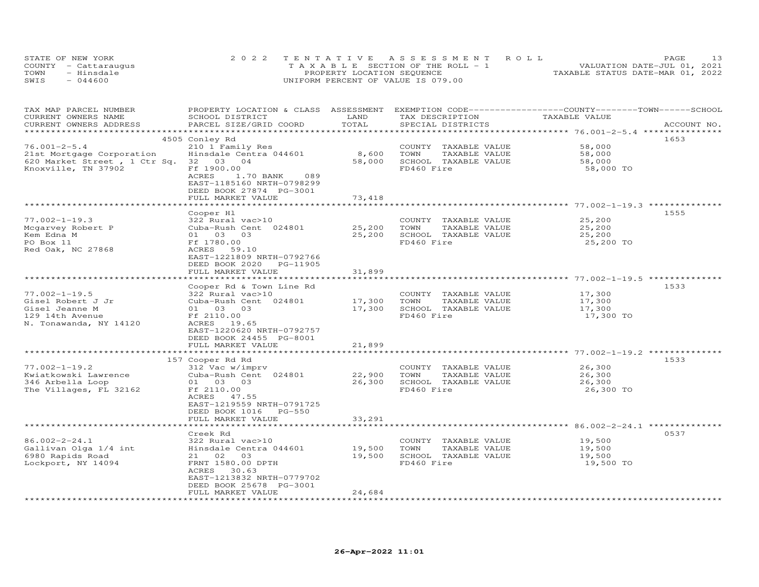STATE OF NEW YORK
COUNTY - Cattaraugus
TOWN - Hinsdale
SWIS - 044600

2022 TENTATIVE ASSESSMENT ROLL
TAXABLE SECTION OF THE ROLL - 1
PROPERTY LOCATION SEQUENCE
UNIFORM PERCENT OF VALUE IS 079.00

VALUATION DATE-JUL 01, 2021
TAXABLE STATUS DATE-MAR 01, 2022

| TAX MAP PARCEL NUMBER<br>CURRENT OWNERS NAME<br>CURRENT OWNERS ADDRESS | PROPERTY LOCATION & CLASS<br>SCHOOL DISTRICT<br>PARCEL SIZE/GRID COORD | ASSESSMENT<br>LAND<br>TOTAL | EXEMPTION CODE<br>TAX DESCRIPTION<br>SPECIAL DISTRICTS | COUNTY--------TOWN------SCHOOL<br>TAXABLE VALUE | ACCOUNT NO. |
|---|---|---|---|---|---|
| 76.001-2-5.4<br>21st Mortgage Corporation<br>620 Market Street , 1 Ctr Sq.<br>Knoxville, TN 37902 | 4505 Conley Rd<br>210 1 Family Res<br>Hinsdale Centra 044601<br>32 03 04<br>Ff 1900.00<br>ACRES 1.70 BANK 089<br>EAST-1185160 NRTH-0798299<br>DEED BOOK 27874 PG-3001<br>FULL MARKET VALUE | <br><br>8,600<br>58,000<br><br><br><br><br>73,418 | <br>COUNTY TAXABLE VALUE<br>TOWN TAXABLE VALUE<br>SCHOOL TAXABLE VALUE<br>FD460 Fire | <br>58,000<br>58,000<br>58,000<br>58,000 TO | 1653 |
| 77.002-1-19.3<br>Mcgarvey Robert P<br>Kem Edna M<br>PO Box 11<br>Red Oak, NC 27868 | Cooper Hl<br>322 Rural vac>10<br>Cuba-Rush Cent 024801<br>01 03 03<br>Ff 1780.00<br>ACRES 59.10<br>EAST-1221809 NRTH-0792766<br>DEED BOOK 2020 PG-11905<br>FULL MARKET VALUE | <br><br>25,200<br>25,200<br><br><br><br><br>31,899 | <br>COUNTY TAXABLE VALUE<br>TOWN TAXABLE VALUE<br>SCHOOL TAXABLE VALUE<br>FD460 Fire | <br>25,200<br>25,200<br>25,200<br>25,200 TO | 1555 |
| 77.002-1-19.5<br>Gisel Robert J Jr<br>Gisel Jeanne M<br>129 14th Avenue<br>N. Tonawanda, NY 14120 | Cooper Rd & Town Line Rd<br>322 Rural vac>10<br>Cuba-Rush Cent 024801<br>01 03 03<br>Ff 2110.00<br>ACRES 19.65<br>EAST-1220620 NRTH-0792757<br>DEED BOOK 24455 PG-8001<br>FULL MARKET VALUE | <br><br>17,300<br>17,300<br><br><br><br><br>21,899 | <br>COUNTY TAXABLE VALUE<br>TOWN TAXABLE VALUE<br>SCHOOL TAXABLE VALUE<br>FD460 Fire | <br>17,300<br>17,300<br>17,300<br>17,300 TO | 1533 |
| 77.002-1-19.2<br>Kwiatkowski Lawrence<br>346 Arbella Loop<br>The Villages, FL 32162 | 157 Cooper Rd Rd<br>312 Vac w/imprv<br>Cuba-Rush Cent 024801<br>01 03 03<br>Ff 2110.00<br>ACRES 47.55<br>EAST-1219559 NRTH-0791725<br>DEED BOOK 1016 PG-550<br>FULL MARKET VALUE | <br><br>22,900<br>26,300<br><br><br><br><br>33,291 | <br>COUNTY TAXABLE VALUE<br>TOWN TAXABLE VALUE<br>SCHOOL TAXABLE VALUE<br>FD460 Fire | <br>26,300<br>26,300<br>26,300<br>26,300 TO | 1533 |
| 86.002-2-24.1<br>Gallivan Olga 1/4 int<br>6980 Rapids Road<br>Lockport, NY 14094 | Creek Rd<br>322 Rural vac>10<br>Hinsdale Centra 044601<br>21 02 03<br>FRNT 1580.00 DPTH<br>ACRES 30.63<br>EAST-1213832 NRTH-0779702<br>DEED BOOK 25678 PG-3001<br>FULL MARKET VALUE | <br><br>19,500<br>19,500<br><br><br><br><br>24,684 | <br>COUNTY TAXABLE VALUE<br>TOWN TAXABLE VALUE<br>SCHOOL TAXABLE VALUE<br>FD460 Fire | <br>19,500<br>19,500<br>19,500<br>19,500 TO | 0537 |

26-Apr-2022 11:01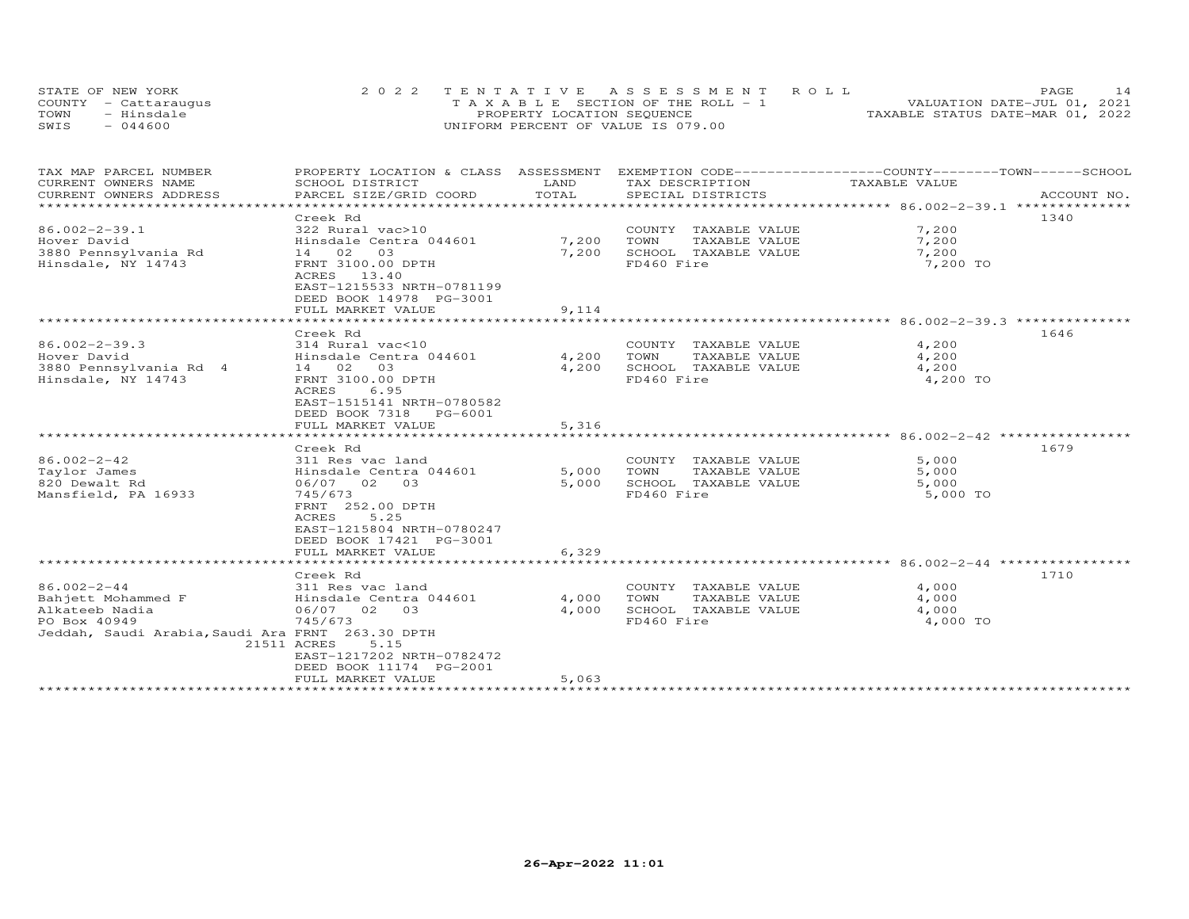STATE OF NEW YORK
COUNTY - Cattaraugus
TOWN - Hinsdale
SWIS - 044600

2022 TENTATIVE ASSESSMENT ROLL
TAXABLE SECTION OF THE ROLL - 1
PROPERTY LOCATION SEQUENCE
UNIFORM PERCENT OF VALUE IS 079.00

VALUATION DATE-JUL 01, 2021
TAXABLE STATUS DATE-MAR 01, 2022

| TAX MAP PARCEL NUMBER / CURRENT OWNERS NAME / CURRENT OWNERS ADDRESS | PROPERTY LOCATION & CLASS / SCHOOL DISTRICT / PARCEL SIZE/GRID COORD | ASSESSMENT LAND / TOTAL | EXEMPTION CODE / TAX DESCRIPTION / SPECIAL DISTRICTS | TAXABLE VALUE (COUNTY / TOWN / SCHOOL) | ACCOUNT NO. |
|---|---|---|---|---|---|
| 86.002-2-39.1 | Creek Rd | | | | 1340 |
| 86.002-2-39.1 | 322 Rural vac>10 | | COUNTY TAXABLE VALUE | 7,200 | |
| Hover David | Hinsdale Centra 044601 | 7,200 | TOWN TAXABLE VALUE | 7,200 | |
| 3880 Pennsylvania Rd | 14 02 03 | 7,200 | SCHOOL TAXABLE VALUE | 7,200 | |
| Hinsdale, NY 14743 | FRNT 3100.00 DPTH | | FD460 Fire | 7,200 TO | |
| | ACRES 13.40 | | | | |
| | EAST-1215533 NRTH-0781199 | | | | |
| | DEED BOOK 14978 PG-3001 | | | | |
| | FULL MARKET VALUE | 9,114 | | | |
| 86.002-2-39.3 | Creek Rd | | | | 1646 |
| 86.002-2-39.3 | 314 Rural vac<10 | | COUNTY TAXABLE VALUE | 4,200 | |
| Hover David | Hinsdale Centra 044601 | 4,200 | TOWN TAXABLE VALUE | 4,200 | |
| 3880 Pennsylvania Rd 4 | 14 02 03 | 4,200 | SCHOOL TAXABLE VALUE | 4,200 | |
| Hinsdale, NY 14743 | FRNT 3100.00 DPTH | | FD460 Fire | 4,200 TO | |
| | ACRES 6.95 | | | | |
| | EAST-1515141 NRTH-0780582 | | | | |
| | DEED BOOK 7318 PG-6001 | | | | |
| | FULL MARKET VALUE | 5,316 | | | |
| 86.002-2-42 | Creek Rd | | | | 1679 |
| 86.002-2-42 | 311 Res vac land | | COUNTY TAXABLE VALUE | 5,000 | |
| Taylor James | Hinsdale Centra 044601 | 5,000 | TOWN TAXABLE VALUE | 5,000 | |
| 820 Dewalt Rd | 06/07 02 03 | 5,000 | SCHOOL TAXABLE VALUE | 5,000 | |
| Mansfield, PA 16933 | 745/673 | | FD460 Fire | 5,000 TO | |
| | FRNT 252.00 DPTH | | | | |
| | ACRES 5.25 | | | | |
| | EAST-1215804 NRTH-0780247 | | | | |
| | DEED BOOK 17421 PG-3001 | | | | |
| | FULL MARKET VALUE | 6,329 | | | |
| 86.002-2-44 | Creek Rd | | | | 1710 |
| 86.002-2-44 | 311 Res vac land | | COUNTY TAXABLE VALUE | 4,000 | |
| Bahjett Mohammed F | Hinsdale Centra 044601 | 4,000 | TOWN TAXABLE VALUE | 4,000 | |
| Alkateeb Nadia | 06/07 02 03 | 4,000 | SCHOOL TAXABLE VALUE | 4,000 | |
| PO Box 40949 | 745/673 | | FD460 Fire | 4,000 TO | |
| Jeddah, Saudi Arabia,Saudi Ara 21511 | FRNT 263.30 DPTH | | | | |
| | ACRES 5.15 | | | | |
| | EAST-1217202 NRTH-0782472 | | | | |
| | DEED BOOK 11174 PG-2001 | | | | |
| | FULL MARKET VALUE | 5,063 | | | |

26-Apr-2022 11:01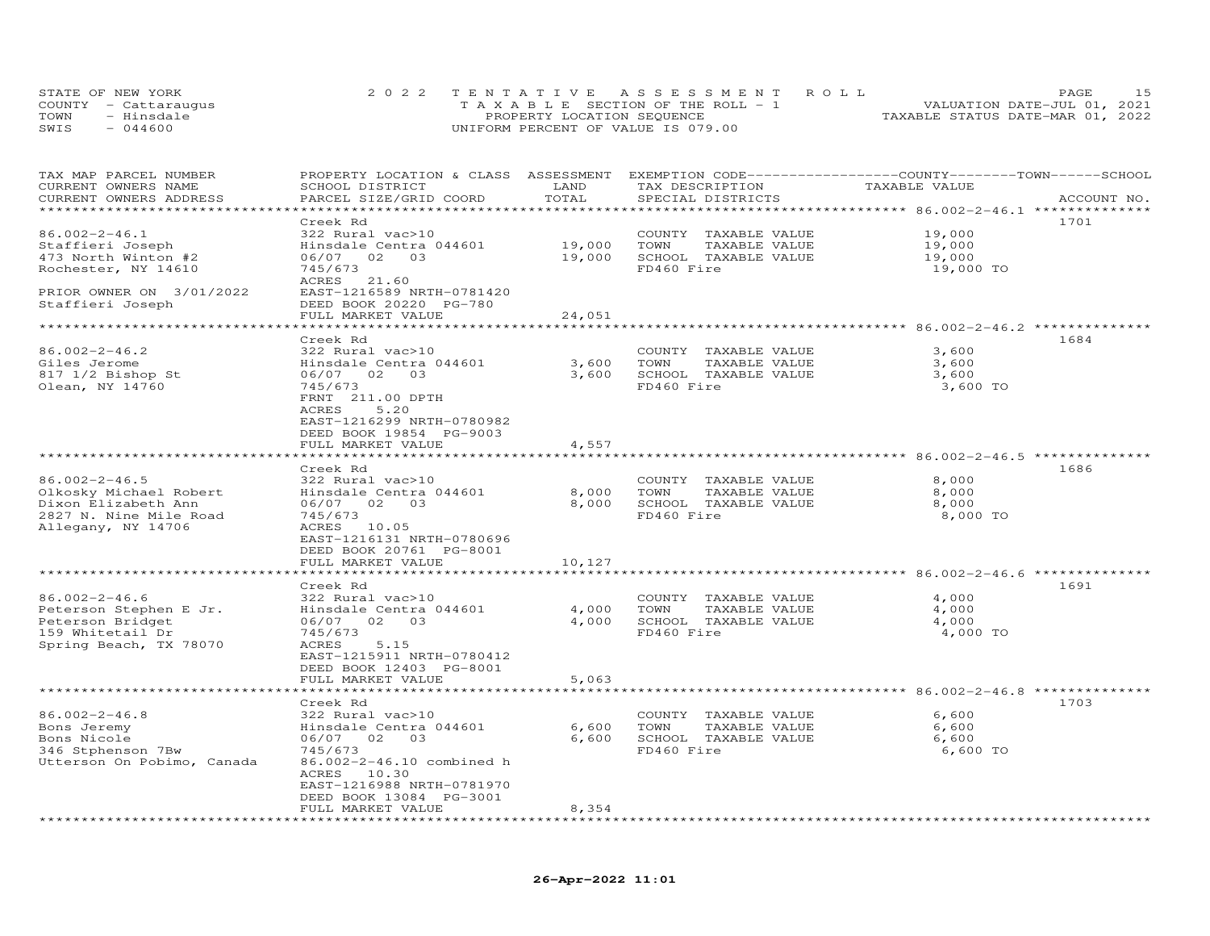STATE OF NEW YORK
COUNTY - Cattaraugus
TOWN - Hinsdale
SWIS - 044600

2022 TENTATIVE ASSESSMENT ROLL
TAXABLE SECTION OF THE ROLL - 1
PROPERTY LOCATION SEQUENCE
UNIFORM PERCENT OF VALUE IS 079.00

VALUATION DATE-JUL 01, 2021
TAXABLE STATUS DATE-MAR 01, 2022

| TAX MAP PARCEL NUMBER / CURRENT OWNERS NAME / CURRENT OWNERS ADDRESS | PROPERTY LOCATION & CLASS / SCHOOL DISTRICT / PARCEL SIZE/GRID COORD | ASSESSMENT LAND / TOTAL | EXEMPTION CODE / TAX DESCRIPTION / SPECIAL DISTRICTS | COUNTY--------TOWN------SCHOOL TAXABLE VALUE | ACCOUNT NO. |
|---|---|---|---|---|---|
| 86.002-2-46.1 | Creek Rd | | | | 1701 |
| 86.002-2-46.1 | 322 Rural vac>10 | | COUNTY TAXABLE VALUE | 19,000 | |
| Staffieri Joseph | Hinsdale Centra 044601 | 19,000 | TOWN TAXABLE VALUE | 19,000 | |
| 473 North Winton #2 | 06/07 02 03 | 19,000 | SCHOOL TAXABLE VALUE | 19,000 | |
| Rochester, NY 14610 | 745/673 | | FD460 Fire | 19,000 TO | |
| | ACRES 21.60 | | | | |
| PRIOR OWNER ON 3/01/2022 | EAST-1216589 NRTH-0781420 | | | | |
| Staffieri Joseph | DEED BOOK 20220 PG-780 | | | | |
| | FULL MARKET VALUE | 24,051 | | | |
| 86.002-2-46.2 | Creek Rd | | | | 1684 |
| 86.002-2-46.2 | 322 Rural vac>10 | | COUNTY TAXABLE VALUE | 3,600 | |
| Giles Jerome | Hinsdale Centra 044601 | 3,600 | TOWN TAXABLE VALUE | 3,600 | |
| 817 1/2 Bishop St | 06/07 02 03 | 3,600 | SCHOOL TAXABLE VALUE | 3,600 | |
| Olean, NY 14760 | 745/673 | | FD460 Fire | 3,600 TO | |
| | FRNT 211.00 DPTH | | | | |
| | ACRES 5.20 | | | | |
| | EAST-1216299 NRTH-0780982 | | | | |
| | DEED BOOK 19854 PG-9003 | | | | |
| | FULL MARKET VALUE | 4,557 | | | |
| 86.002-2-46.5 | Creek Rd | | | | 1686 |
| 86.002-2-46.5 | 322 Rural vac>10 | | COUNTY TAXABLE VALUE | 8,000 | |
| Olkosky Michael Robert | Hinsdale Centra 044601 | 8,000 | TOWN TAXABLE VALUE | 8,000 | |
| Dixon Elizabeth Ann | 06/07 02 03 | 8,000 | SCHOOL TAXABLE VALUE | 8,000 | |
| 2827 N. Nine Mile Road | 745/673 | | FD460 Fire | 8,000 TO | |
| Allegany, NY 14706 | ACRES 10.05 | | | | |
| | EAST-1216131 NRTH-0780696 | | | | |
| | DEED BOOK 20761 PG-8001 | | | | |
| | FULL MARKET VALUE | 10,127 | | | |
| 86.002-2-46.6 | Creek Rd | | | | 1691 |
| 86.002-2-46.6 | 322 Rural vac>10 | | COUNTY TAXABLE VALUE | 4,000 | |
| Peterson Stephen E Jr. | Hinsdale Centra 044601 | 4,000 | TOWN TAXABLE VALUE | 4,000 | |
| Peterson Bridget | 06/07 02 03 | 4,000 | SCHOOL TAXABLE VALUE | 4,000 | |
| 159 Whitetail Dr | 745/673 | | FD460 Fire | 4,000 TO | |
| Spring Beach, TX 78070 | ACRES 5.15 | | | | |
| | EAST-1215911 NRTH-0780412 | | | | |
| | DEED BOOK 12403 PG-8001 | | | | |
| | FULL MARKET VALUE | 5,063 | | | |
| 86.002-2-46.8 | Creek Rd | | | | 1703 |
| 86.002-2-46.8 | 322 Rural vac>10 | | COUNTY TAXABLE VALUE | 6,600 | |
| Bons Jeremy | Hinsdale Centra 044601 | 6,600 | TOWN TAXABLE VALUE | 6,600 | |
| Bons Nicole | 06/07 02 03 | 6,600 | SCHOOL TAXABLE VALUE | 6,600 | |
| 346 Stphenson 7Bw | 745/673 | | FD460 Fire | 6,600 TO | |
| Utterson On Pobimo, Canada | 86.002-2-46.10 combined h | | | | |
| | ACRES 10.30 | | | | |
| | EAST-1216988 NRTH-0781970 | | | | |
| | DEED BOOK 13084 PG-3001 | | | | |
| | FULL MARKET VALUE | 8,354 | | | |

26-Apr-2022 11:01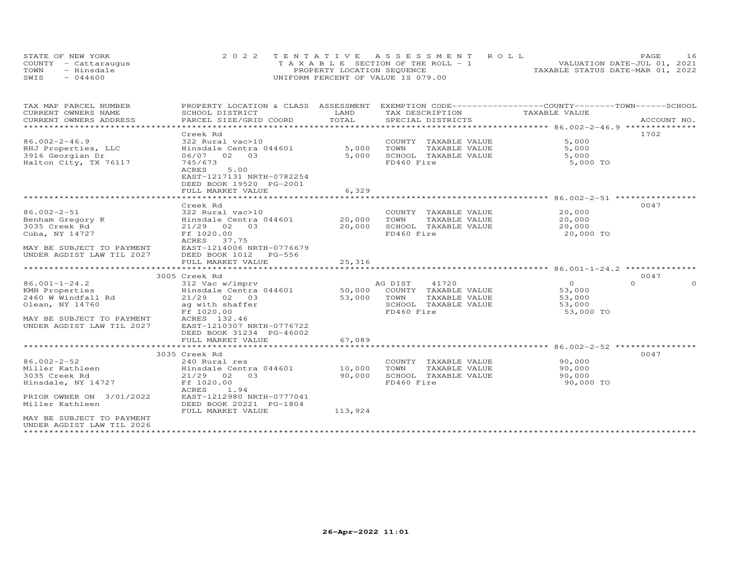STATE OF NEW YORK
COUNTY - Cattaraugus
TOWN - Hinsdale
SWIS - 044600

2022 TENTATIVE ASSESSMENT ROLL
TAXABLE SECTION OF THE ROLL - 1
PROPERTY LOCATION SEQUENCE
UNIFORM PERCENT OF VALUE IS 079.00

VALUATION DATE-JUL 01, 2021
TAXABLE STATUS DATE-MAR 01, 2022

| TAX MAP PARCEL NUMBER / CURRENT OWNERS NAME / CURRENT OWNERS ADDRESS | PROPERTY LOCATION & CLASS / SCHOOL DISTRICT / PARCEL SIZE/GRID COORD | ASSESSMENT LAND / TOTAL | EXEMPTION CODE / TAX DESCRIPTION / SPECIAL DISTRICTS | COUNTY | TOWN | SCHOOL TAXABLE VALUE | ACCOUNT NO. |
|---|---|---|---|---|---|---|---|
| 86.002-2-46.9 | Creek Rd | | | | | | 1702 |
| 86.002-2-46.9 | 322 Rural vac>10 | | COUNTY TAXABLE VALUE | 5,000 | | | |
| RHJ Properties, LLC | Hinsdale Centra 044601 | 5,000 | TOWN TAXABLE VALUE | 5,000 | | | |
| 3916 Georgian Dr | 06/07 02 03 | 5,000 | SCHOOL TAXABLE VALUE | 5,000 | | | |
| Halton City, TX 76117 | 745/673 | | FD460 Fire | 5,000 TO | | | |
| | ACRES 5.00 | | | | | | |
| | EAST-1217131 NRTH-0782254 | | | | | | |
| | DEED BOOK 19520 PG-2001 | | | | | | |
| | FULL MARKET VALUE | 6,329 | | | | | |
| 86.002-2-51 | Creek Rd | | | | | | 0047 |
| 86.002-2-51 | 322 Rural vac>10 | | COUNTY TAXABLE VALUE | 20,000 | | | |
| Benham Gregory K | Hinsdale Centra 044601 | 20,000 | TOWN TAXABLE VALUE | 20,000 | | | |
| 3035 Creek Rd | 21/29 02 03 | 20,000 | SCHOOL TAXABLE VALUE | 20,000 | | | |
| Cuba, NY 14727 | Ff 1020.00 | | FD460 Fire | 20,000 TO | | | |
| | ACRES 37.75 | | | | | | |
| MAY BE SUBJECT TO PAYMENT | EAST-1214006 NRTH-0776679 | | | | | | |
| UNDER AGDIST LAW TIL 2027 | DEED BOOK 1012 PG-556 | | | | | | |
| | FULL MARKET VALUE | 25,316 | | | | | |
| 86.001-1-24.2 | 3005 Creek Rd | | | | | | 0047 |
| 86.001-1-24.2 | 312 Vac w/imprv | | AG DIST 41720 | 0 | 0 | 0 | |
| KMH Properties | Hinsdale Centra 044601 | 50,000 | COUNTY TAXABLE VALUE | 53,000 | | | |
| 2460 W Windfall Rd | 21/29 02 03 | 53,000 | TOWN TAXABLE VALUE | 53,000 | | | |
| Olean, NY 14760 | ag with shaffer | | SCHOOL TAXABLE VALUE | 53,000 | | | |
| | Ff 1020.00 | | FD460 Fire | 53,000 TO | | | |
| MAY BE SUBJECT TO PAYMENT | ACRES 132.46 | | | | | | |
| UNDER AGDIST LAW TIL 2027 | EAST-1210307 NRTH-0776722 | | | | | | |
| | DEED BOOK 31234 PG-46002 | | | | | | |
| | FULL MARKET VALUE | 67,089 | | | | | |
| 86.002-2-52 | 3035 Creek Rd | | | | | | 0047 |
| 86.002-2-52 | 240 Rural res | | COUNTY TAXABLE VALUE | 90,000 | | | |
| Miller Kathleen | Hinsdale Centra 044601 | 10,000 | TOWN TAXABLE VALUE | 90,000 | | | |
| 3035 Creek Rd | 21/29 02 03 | 90,000 | SCHOOL TAXABLE VALUE | 90,000 | | | |
| Hinsdale, NY 14727 | Ff 1020.00 | | FD460 Fire | 90,000 TO | | | |
| | ACRES 1.94 | | | | | | |
| PRIOR OWNER ON 3/01/2022 | EAST-1212980 NRTH-0777041 | | | | | | |
| Miller Kathleen | DEED BOOK 20221 PG-1804 | | | | | | |
| | FULL MARKET VALUE | 113,924 | | | | | |
| MAY BE SUBJECT TO PAYMENT | | | | | | | |
| UNDER AGDIST LAW TIL 2026 | | | | | | | |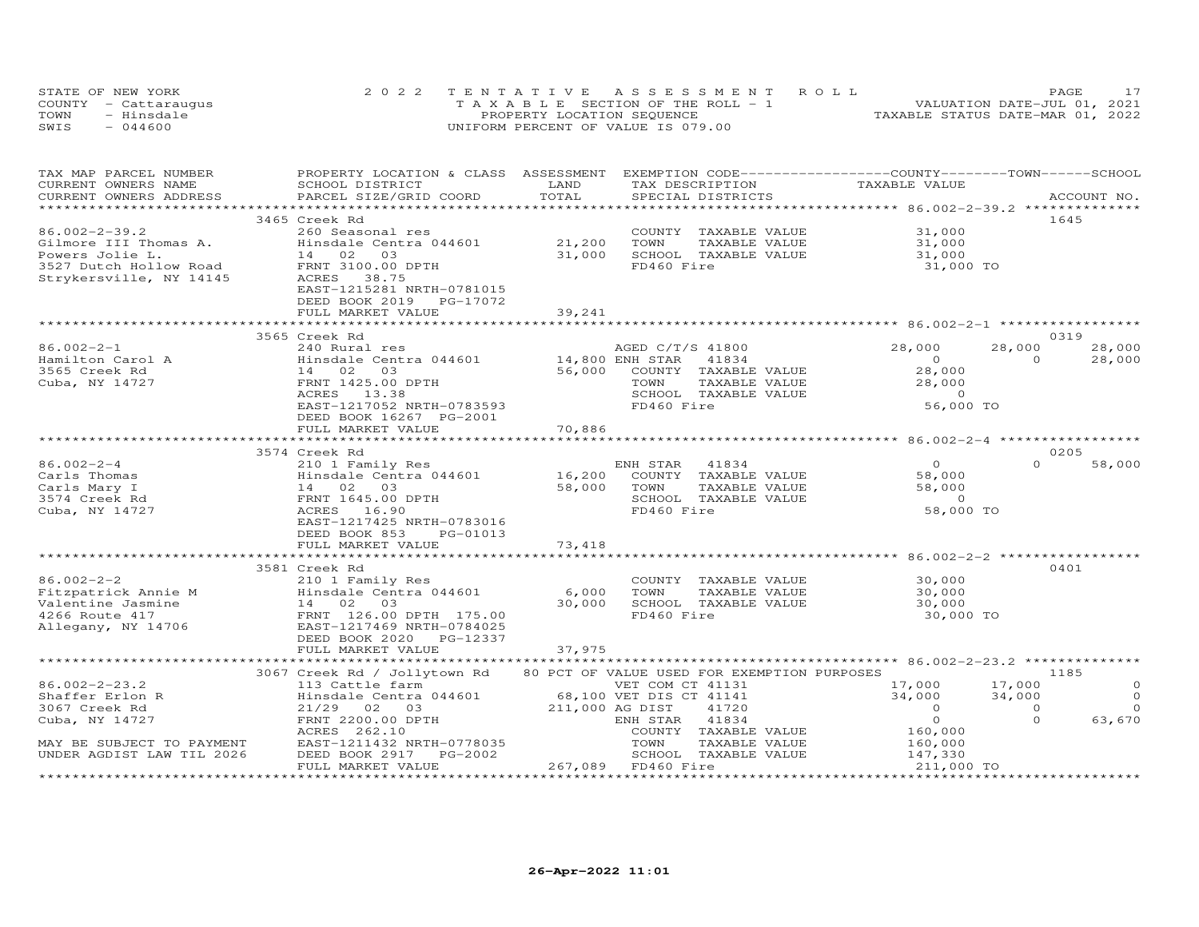STATE OF NEW YORK
COUNTY - Cattaraugus
TOWN - Hinsdale
SWIS - 044600

2022 TENTATIVE ASSESSMENT ROLL
TAXABLE SECTION OF THE ROLL - 1
PROPERTY LOCATION SEQUENCE
UNIFORM PERCENT OF VALUE IS 079.00

VALUATION DATE-JUL 01, 2021
TAXABLE STATUS DATE-MAR 01, 2022

| TAX MAP PARCEL NUMBER / CURRENT OWNERS NAME / CURRENT OWNERS ADDRESS | PROPERTY LOCATION & CLASS / SCHOOL DISTRICT / PARCEL SIZE/GRID COORD | ASSESSMENT LAND / TOTAL | EXEMPTION CODE / TAX DESCRIPTION / SPECIAL DISTRICTS | COUNTY TAXABLE VALUE | TOWN | SCHOOL | ACCOUNT NO. |
|---|---|---|---|---|---|---|---|
| **86.002-2-39.2** | 3465 Creek Rd | | | | | | 1645 |
| 86.002-2-39.2 | 260 Seasonal res | | COUNTY TAXABLE VALUE | 31,000 | | | |
| Gilmore III Thomas A. | Hinsdale Centra 044601 | 21,200 | TOWN TAXABLE VALUE | 31,000 | | | |
| Powers Jolie L. | 14 02 03 | 31,000 | SCHOOL TAXABLE VALUE | 31,000 | | | |
| 3527 Dutch Hollow Road | FRNT 3100.00 DPTH | | FD460 Fire | 31,000 TO | | | |
| Strykersville, NY 14145 | ACRES 38.75 | | | | | | |
| | EAST-1215281 NRTH-0781015 | | | | | | |
| | DEED BOOK 2019 PG-17072 | | | | | | |
| | FULL MARKET VALUE | 39,241 | | | | | |
| **86.002-2-1** | 3565 Creek Rd | | | | | | 0319 |
| 86.002-2-1 | 240 Rural res | | AGED C/T/S 41800 | 28,000 | 28,000 | 28,000 | |
| Hamilton Carol A | Hinsdale Centra 044601 | 14,800 | ENH STAR 41834 | 0 | 0 | 28,000 | |
| 3565 Creek Rd | 14 02 03 | 56,000 | COUNTY TAXABLE VALUE | 28,000 | | | |
| Cuba, NY 14727 | FRNT 1425.00 DPTH | | TOWN TAXABLE VALUE | 28,000 | | | |
| | ACRES 13.38 | | SCHOOL TAXABLE VALUE | 0 | | | |
| | EAST-1217052 NRTH-0783593 | | FD460 Fire | 56,000 TO | | | |
| | DEED BOOK 16267 PG-2001 | | | | | | |
| | FULL MARKET VALUE | 70,886 | | | | | |
| **86.002-2-4** | 3574 Creek Rd | | | | | | 0205 |
| 86.002-2-4 | 210 1 Family Res | | ENH STAR 41834 | 0 | 0 | 58,000 | |
| Carls Thomas | Hinsdale Centra 044601 | 16,200 | COUNTY TAXABLE VALUE | 58,000 | | | |
| Carls Mary I | 14 02 03 | 58,000 | TOWN TAXABLE VALUE | 58,000 | | | |
| 3574 Creek Rd | FRNT 1645.00 DPTH | | SCHOOL TAXABLE VALUE | 0 | | | |
| Cuba, NY 14727 | ACRES 16.90 | | FD460 Fire | 58,000 TO | | | |
| | EAST-1217425 NRTH-0783016 | | | | | | |
| | DEED BOOK 853 PG-01013 | | | | | | |
| | FULL MARKET VALUE | 73,418 | | | | | |
| **86.002-2-2** | 3581 Creek Rd | | | | | | 0401 |
| 86.002-2-2 | 210 1 Family Res | | COUNTY TAXABLE VALUE | 30,000 | | | |
| Fitzpatrick Annie M | Hinsdale Centra 044601 | 6,000 | TOWN TAXABLE VALUE | 30,000 | | | |
| Valentine Jasmine | 14 02 03 | 30,000 | SCHOOL TAXABLE VALUE | 30,000 | | | |
| 4266 Route 417 | FRNT 126.00 DPTH 175.00 | | FD460 Fire | 30,000 TO | | | |
| Allegany, NY 14706 | EAST-1217469 NRTH-0784025 | | | | | | |
| | DEED BOOK 2020 PG-12337 | | | | | | |
| | FULL MARKET VALUE | 37,975 | | | | | |
| **86.002-2-23.2** | 3067 Creek Rd / Jollytown Rd | | 80 PCT OF VALUE USED FOR EXEMPTION PURPOSES | | | | 1185 |
| 86.002-2-23.2 | 113 Cattle farm | | VET COM CT 41131 | 17,000 | 17,000 | 0 | |
| Shaffer Erlon R | Hinsdale Centra 044601 | 68,100 | VET DIS CT 41141 | 34,000 | 34,000 | 0 | |
| 3067 Creek Rd | 21/29 02 03 | 211,000 | AG DIST 41720 | 0 | 0 | 0 | |
| Cuba, NY 14727 | FRNT 2200.00 DPTH | | ENH STAR 41834 | 0 | 0 | 63,670 | |
| | ACRES 262.10 | | COUNTY TAXABLE VALUE | 160,000 | | | |
| MAY BE SUBJECT TO PAYMENT | EAST-1211432 NRTH-0778035 | | TOWN TAXABLE VALUE | 160,000 | | | |
| UNDER AGDIST LAW TIL 2026 | DEED BOOK 2917 PG-2002 | | SCHOOL TAXABLE VALUE | 147,330 | | | |
| | FULL MARKET VALUE | 267,089 | FD460 Fire | 211,000 TO | | | |

26-Apr-2022 11:01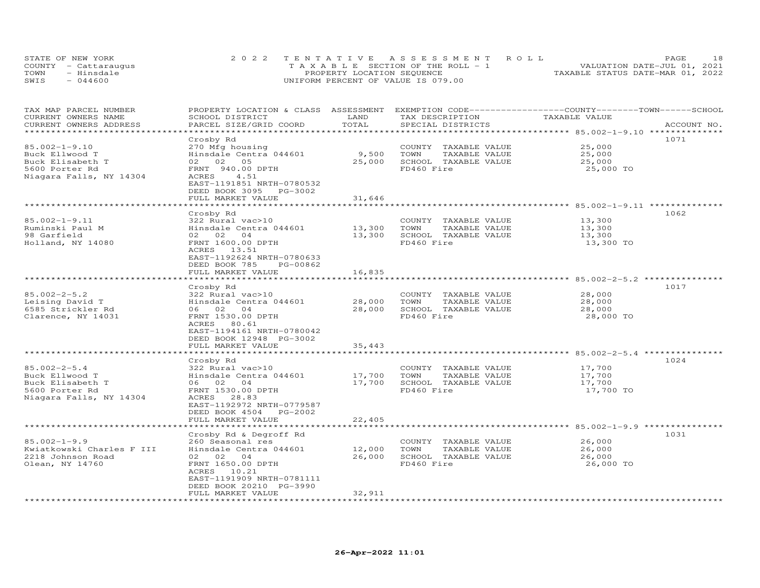STATE OF NEW YORK
COUNTY - Cattaraugus
TOWN - Hinsdale
SWIS - 044600

2022 TENTATIVE ASSESSMENT ROLL
TAXABLE SECTION OF THE ROLL - 1
PROPERTY LOCATION SEQUENCE
UNIFORM PERCENT OF VALUE IS 079.00

VALUATION DATE-JUL 01, 2021
TAXABLE STATUS DATE-MAR 01, 2022

| TAX MAP PARCEL NUMBER / CURRENT OWNERS NAME / CURRENT OWNERS ADDRESS | PROPERTY LOCATION & CLASS / SCHOOL DISTRICT / PARCEL SIZE/GRID COORD | ASSESSMENT LAND | TOTAL | EXEMPTION CODE / TAX DESCRIPTION / SPECIAL DISTRICTS | TAXABLE VALUE (COUNTY / TOWN / SCHOOL) | ACCOUNT NO. |
|---|---|---|---|---|---|---|
| 85.002-1-9.10 | Crosby Rd | | | | | 1071 |
| 85.002-1-9.10 | 270 Mfg housing | | | COUNTY TAXABLE VALUE | 25,000 | |
| Buck Ellwood T | Hinsdale Centra 044601 | 9,500 | | TOWN TAXABLE VALUE | 25,000 | |
| Buck Elisabeth T | 02 02 05 | | 25,000 | SCHOOL TAXABLE VALUE | 25,000 | |
| 5600 Porter Rd | FRNT 940.00 DPTH | | | FD460 Fire | 25,000 TO | |
| Niagara Falls, NY 14304 | ACRES 4.51 | | | | | |
| | EAST-1191851 NRTH-0780532 | | | | | |
| | DEED BOOK 3095 PG-3002 | | | | | |
| | FULL MARKET VALUE | | 31,646 | | | |
| 85.002-1-9.11 | Crosby Rd | | | | | 1062 |
| 85.002-1-9.11 | 322 Rural vac>10 | | | COUNTY TAXABLE VALUE | 13,300 | |
| Ruminski Paul M | Hinsdale Centra 044601 | 13,300 | | TOWN TAXABLE VALUE | 13,300 | |
| 98 Garfield | 02 02 04 | | 13,300 | SCHOOL TAXABLE VALUE | 13,300 | |
| Holland, NY 14080 | FRNT 1600.00 DPTH | | | FD460 Fire | 13,300 TO | |
| | ACRES 13.51 | | | | | |
| | EAST-1192624 NRTH-0780633 | | | | | |
| | DEED BOOK 785 PG-00862 | | | | | |
| | FULL MARKET VALUE | | 16,835 | | | |
| 85.002-2-5.2 | Crosby Rd | | | | | 1017 |
| 85.002-2-5.2 | 322 Rural vac>10 | | | COUNTY TAXABLE VALUE | 28,000 | |
| Leising David T | Hinsdale Centra 044601 | 28,000 | | TOWN TAXABLE VALUE | 28,000 | |
| 6585 Strickler Rd | 06 02 04 | | 28,000 | SCHOOL TAXABLE VALUE | 28,000 | |
| Clarence, NY 14031 | FRNT 1530.00 DPTH | | | FD460 Fire | 28,000 TO | |
| | ACRES 80.61 | | | | | |
| | EAST-1194161 NRTH-0780042 | | | | | |
| | DEED BOOK 12948 PG-3002 | | | | | |
| | FULL MARKET VALUE | | 35,443 | | | |
| 85.002-2-5.4 | Crosby Rd | | | | | 1024 |
| 85.002-2-5.4 | 322 Rural vac>10 | | | COUNTY TAXABLE VALUE | 17,700 | |
| Buck Ellwood T | Hinsdale Centra 044601 | 17,700 | | TOWN TAXABLE VALUE | 17,700 | |
| Buck Elisabeth T | 06 02 04 | | 17,700 | SCHOOL TAXABLE VALUE | 17,700 | |
| 5600 Porter Rd | FRNT 1530.00 DPTH | | | FD460 Fire | 17,700 TO | |
| Niagara Falls, NY 14304 | ACRES 28.83 | | | | | |
| | EAST-1192972 NRTH-0779587 | | | | | |
| | DEED BOOK 4504 PG-2002 | | | | | |
| | FULL MARKET VALUE | | 22,405 | | | |
| 85.002-1-9.9 | Crosby Rd & Degroff Rd | | | | | 1031 |
| 85.002-1-9.9 | 260 Seasonal res | | | COUNTY TAXABLE VALUE | 26,000 | |
| Kwiatkowski Charles F III | Hinsdale Centra 044601 | 12,000 | | TOWN TAXABLE VALUE | 26,000 | |
| 2218 Johnson Road | 02 02 04 | | 26,000 | SCHOOL TAXABLE VALUE | 26,000 | |
| Olean, NY 14760 | FRNT 1650.00 DPTH | | | FD460 Fire | 26,000 TO | |
| | ACRES 10.21 | | | | | |
| | EAST-1191909 NRTH-0781111 | | | | | |
| | DEED BOOK 20210 PG-3990 | | | | | |
| | FULL MARKET VALUE | | 32,911 | | | |

26-Apr-2022 11:01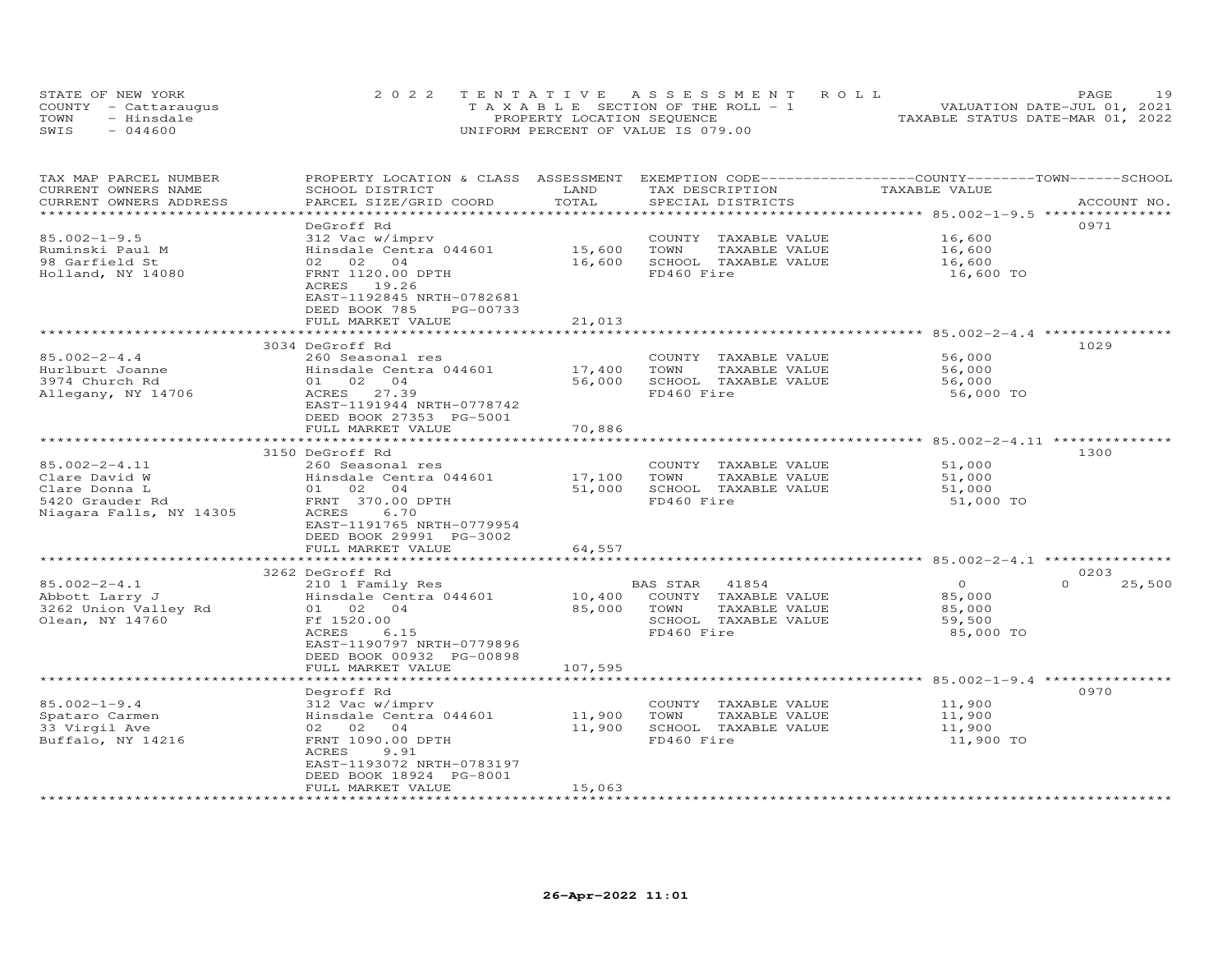STATE OF NEW YORK
COUNTY - Cattaraugus
TOWN - Hinsdale
SWIS - 044600

2022 TENTATIVE ASSESSMENT ROLL
TAXABLE SECTION OF THE ROLL - 1
PROPERTY LOCATION SEQUENCE
UNIFORM PERCENT OF VALUE IS 079.00

VALUATION DATE-JUL 01, 2021
TAXABLE STATUS DATE-MAR 01, 2022

| TAX MAP PARCEL NUMBER / CURRENT OWNERS NAME / CURRENT OWNERS ADDRESS | PROPERTY LOCATION & CLASS / SCHOOL DISTRICT / PARCEL SIZE/GRID COORD | ASSESSMENT LAND | TOTAL | EXEMPTION CODE / TAX DESCRIPTION / SPECIAL DISTRICTS | COUNTY TAXABLE VALUE | TOWN | SCHOOL / ACCOUNT NO. |
|---|---|---|---|---|---|---|---|
| 85.002-1-9.5 | DeGroff Rd | | | | | | 0971 |
| Ruminski Paul M | 312 Vac w/imprv | | | COUNTY TAXABLE VALUE | 16,600 | | |
| 98 Garfield St | Hinsdale Centra 044601 | 15,600 | | TOWN TAXABLE VALUE | 16,600 | | |
| Holland, NY 14080 | 02 02 04 | | 16,600 | SCHOOL TAXABLE VALUE | 16,600 | | |
| | FRNT 1120.00 DPTH | | | FD460 Fire | 16,600 TO | | |
| | ACRES 19.26 | | | | | | |
| | EAST-1192845 NRTH-0782681 | | | | | | |
| | DEED BOOK 785 PG-00733 | | | | | | |
| | FULL MARKET VALUE | | 21,013 | | | | |
| 85.002-2-4.4 | 3034 DeGroff Rd | | | | | | 1029 |
| Hurlburt Joanne | 260 Seasonal res | | | COUNTY TAXABLE VALUE | 56,000 | | |
| 3974 Church Rd | Hinsdale Centra 044601 | 17,400 | | TOWN TAXABLE VALUE | 56,000 | | |
| Allegany, NY 14706 | 01 02 04 | | 56,000 | SCHOOL TAXABLE VALUE | 56,000 | | |
| | ACRES 27.39 | | | FD460 Fire | 56,000 TO | | |
| | EAST-1191944 NRTH-0778742 | | | | | | |
| | DEED BOOK 27353 PG-5001 | | | | | | |
| | FULL MARKET VALUE | | 70,886 | | | | |
| 85.002-2-4.11 | 3150 DeGroff Rd | | | | | | 1300 |
| Clare David W | 260 Seasonal res | | | COUNTY TAXABLE VALUE | 51,000 | | |
| Clare Donna L | Hinsdale Centra 044601 | 17,100 | | TOWN TAXABLE VALUE | 51,000 | | |
| 5420 Grauder Rd | 01 02 04 | | 51,000 | SCHOOL TAXABLE VALUE | 51,000 | | |
| Niagara Falls, NY 14305 | FRNT 370.00 DPTH | | | FD460 Fire | 51,000 TO | | |
| | ACRES 6.70 | | | | | | |
| | EAST-1191765 NRTH-0779954 | | | | | | |
| | DEED BOOK 29991 PG-3002 | | | | | | |
| | FULL MARKET VALUE | | 64,557 | | | | |
| 85.002-2-4.1 | 3262 DeGroff Rd | | | | | | 0203 |
| Abbott Larry J | 210 1 Family Res | | | BAS STAR 41854 | 0 | 0 | 25,500 |
| 3262 Union Valley Rd | Hinsdale Centra 044601 | 10,400 | | COUNTY TAXABLE VALUE | 85,000 | | |
| Olean, NY 14760 | 01 02 04 | | 85,000 | TOWN TAXABLE VALUE | 85,000 | | |
| | Ff 1520.00 | | | SCHOOL TAXABLE VALUE | 59,500 | | |
| | ACRES 6.15 | | | FD460 Fire | 85,000 TO | | |
| | EAST-1190797 NRTH-0779896 | | | | | | |
| | DEED BOOK 00932 PG-00898 | | | | | | |
| | FULL MARKET VALUE | | 107,595 | | | | |
| 85.002-1-9.4 | Degroff Rd | | | | | | 0970 |
| Spataro Carmen | 312 Vac w/imprv | | | COUNTY TAXABLE VALUE | 11,900 | | |
| 33 Virgil Ave | Hinsdale Centra 044601 | 11,900 | | TOWN TAXABLE VALUE | 11,900 | | |
| Buffalo, NY 14216 | 02 02 04 | | 11,900 | SCHOOL TAXABLE VALUE | 11,900 | | |
| | FRNT 1090.00 DPTH | | | FD460 Fire | 11,900 TO | | |
| | ACRES 9.91 | | | | | | |
| | EAST-1193072 NRTH-0783197 | | | | | | |
| | DEED BOOK 18924 PG-8001 | | | | | | |
| | FULL MARKET VALUE | | 15,063 | | | | |

26-Apr-2022 11:01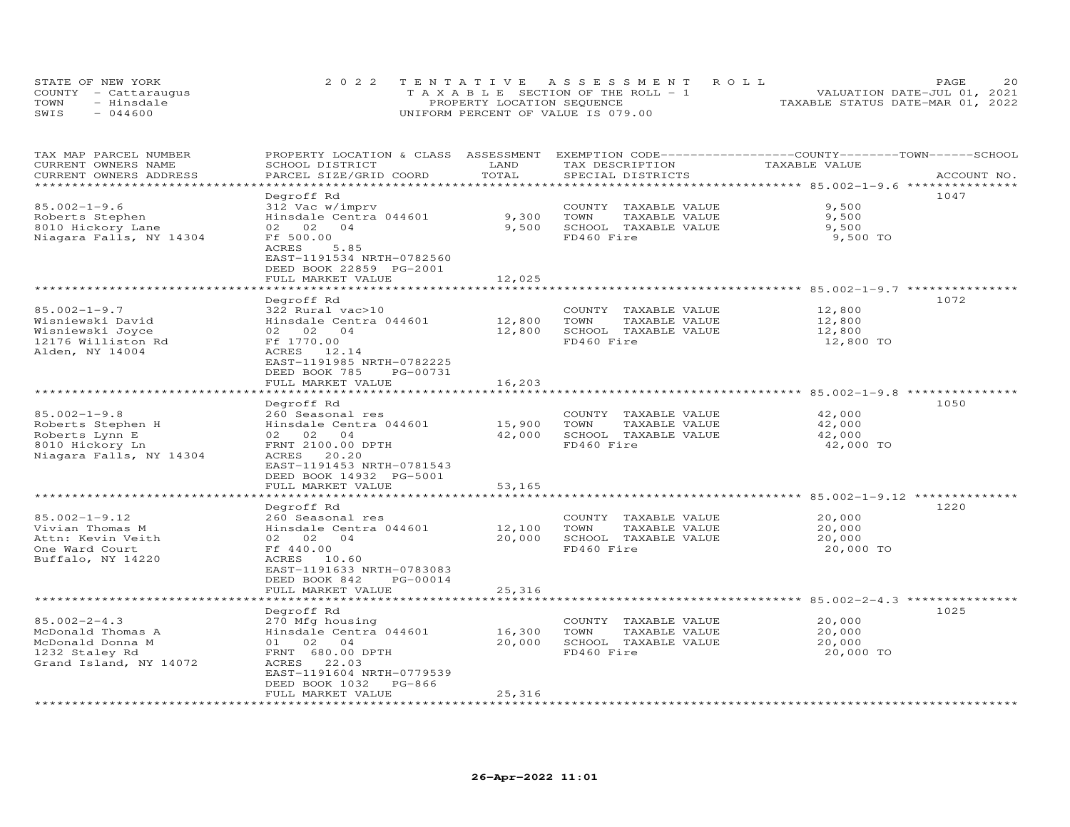STATE OF NEW YORK
COUNTY - Cattaraugus
TOWN - Hinsdale
SWIS - 044600

2022 TENTATIVE ASSESSMENT ROLL
TAXABLE SECTION OF THE ROLL - 1
PROPERTY LOCATION SEQUENCE
UNIFORM PERCENT OF VALUE IS 079.00

VALUATION DATE-JUL 01, 2021
TAXABLE STATUS DATE-MAR 01, 2022

| TAX MAP PARCEL NUMBER / CURRENT OWNERS NAME / CURRENT OWNERS ADDRESS | PROPERTY LOCATION & CLASS / SCHOOL DISTRICT / PARCEL SIZE/GRID COORD | ASSESSMENT LAND | TOTAL | EXEMPTION CODE / TAX DESCRIPTION / SPECIAL DISTRICTS | TAXABLE VALUE (COUNTY / TOWN / SCHOOL) | ACCOUNT NO. |
|---|---|---|---|---|---|---|
| 85.002-1-9.6 | Degroff Rd | | | | | 1047 |
| | 312 Vac w/imprv | | | COUNTY TAXABLE VALUE | 9,500 | |
| Roberts Stephen | Hinsdale Centra 044601 | 9,300 | | TOWN TAXABLE VALUE | 9,500 | |
| 8010 Hickory Lane | 02 02 04 | | 9,500 | SCHOOL TAXABLE VALUE | 9,500 | |
| Niagara Falls, NY 14304 | Ff 500.00 | | | FD460 Fire | 9,500 TO | |
| | ACRES 5.85 | | | | | |
| | EAST-1191534 NRTH-0782560 | | | | | |
| | DEED BOOK 22859 PG-2001 | | | | | |
| | FULL MARKET VALUE | | 12,025 | | | |
| 85.002-1-9.7 | Degroff Rd | | | | | 1072 |
| | 322 Rural vac>10 | | | COUNTY TAXABLE VALUE | 12,800 | |
| Wisniewski David | Hinsdale Centra 044601 | 12,800 | | TOWN TAXABLE VALUE | 12,800 | |
| Wisniewski Joyce | 02 02 04 | | 12,800 | SCHOOL TAXABLE VALUE | 12,800 | |
| 12176 Williston Rd | Ff 1770.00 | | | FD460 Fire | 12,800 TO | |
| Alden, NY 14004 | ACRES 12.14 | | | | | |
| | EAST-1191985 NRTH-0782225 | | | | | |
| | DEED BOOK 785 PG-00731 | | | | | |
| | FULL MARKET VALUE | | 16,203 | | | |
| 85.002-1-9.8 | Degroff Rd | | | | | 1050 |
| | 260 Seasonal res | | | COUNTY TAXABLE VALUE | 42,000 | |
| Roberts Stephen H | Hinsdale Centra 044601 | 15,900 | | TOWN TAXABLE VALUE | 42,000 | |
| Roberts Lynn E | 02 02 04 | | 42,000 | SCHOOL TAXABLE VALUE | 42,000 | |
| 8010 Hickory Ln | FRNT 2100.00 DPTH | | | FD460 Fire | 42,000 TO | |
| Niagara Falls, NY 14304 | ACRES 20.20 | | | | | |
| | EAST-1191453 NRTH-0781543 | | | | | |
| | DEED BOOK 14932 PG-5001 | | | | | |
| | FULL MARKET VALUE | | 53,165 | | | |
| 85.002-1-9.12 | Degroff Rd | | | | | 1220 |
| | 260 Seasonal res | | | COUNTY TAXABLE VALUE | 20,000 | |
| Vivian Thomas M | Hinsdale Centra 044601 | 12,100 | | TOWN TAXABLE VALUE | 20,000 | |
| Attn: Kevin Veith | 02 02 04 | | 20,000 | SCHOOL TAXABLE VALUE | 20,000 | |
| One Ward Court | Ff 440.00 | | | FD460 Fire | 20,000 TO | |
| Buffalo, NY 14220 | ACRES 10.60 | | | | | |
| | EAST-1191633 NRTH-0783083 | | | | | |
| | DEED BOOK 842 PG-00014 | | | | | |
| | FULL MARKET VALUE | | 25,316 | | | |
| 85.002-2-4.3 | Degroff Rd | | | | | 1025 |
| | 270 Mfg housing | | | COUNTY TAXABLE VALUE | 20,000 | |
| McDonald Thomas A | Hinsdale Centra 044601 | 16,300 | | TOWN TAXABLE VALUE | 20,000 | |
| McDonald Donna M | 01 02 04 | | 20,000 | SCHOOL TAXABLE VALUE | 20,000 | |
| 1232 Staley Rd | FRNT 680.00 DPTH | | | FD460 Fire | 20,000 TO | |
| Grand Island, NY 14072 | ACRES 22.03 | | | | | |
| | EAST-1191604 NRTH-0779539 | | | | | |
| | DEED BOOK 1032 PG-866 | | | | | |
| | FULL MARKET VALUE | | 25,316 | | | |

26-Apr-2022 11:01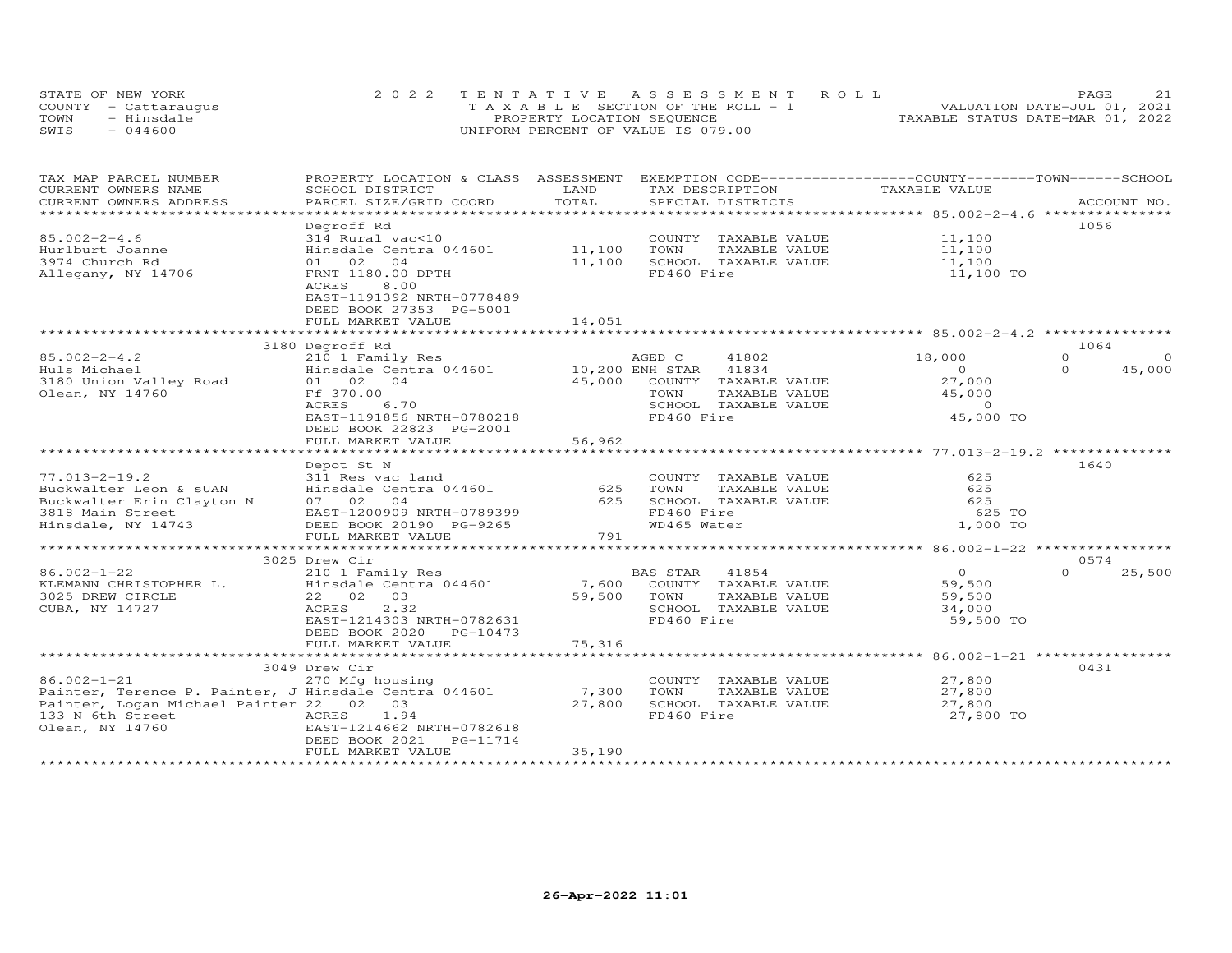STATE OF NEW YORK
COUNTY - Cattaraugus
TOWN - Hinsdale
SWIS - 044600

2022 TENTATIVE ASSESSMENT ROLL
TAXABLE SECTION OF THE ROLL - 1
PROPERTY LOCATION SEQUENCE
UNIFORM PERCENT OF VALUE IS 079.00

VALUATION DATE-JUL 01, 2021
TAXABLE STATUS DATE-MAR 01, 2022

| TAX MAP PARCEL NUMBER / CURRENT OWNERS NAME / CURRENT OWNERS ADDRESS | PROPERTY LOCATION & CLASS / SCHOOL DISTRICT / PARCEL SIZE/GRID COORD | ASSESSMENT LAND / TOTAL | EXEMPTION CODE / TAX DESCRIPTION / SPECIAL DISTRICTS | COUNTY TAXABLE VALUE | TOWN | SCHOOL / ACCOUNT NO. |
|---|---|---|---|---|---|---|
| 85.002-2-4.6 | Degroff Rd | | | | | 1056 |
| | 314 Rural vac<10 | | COUNTY TAXABLE VALUE | 11,100 | | |
| Hurlburt Joanne | Hinsdale Centra 044601 | 11,100 | TOWN TAXABLE VALUE | 11,100 | | |
| 3974 Church Rd | 01 02 04 | 11,100 | SCHOOL TAXABLE VALUE | 11,100 | | |
| Allegany, NY 14706 | FRNT 1180.00 DPTH | | FD460 Fire | 11,100 TO | | |
| | ACRES 8.00 | | | | | |
| | EAST-1191392 NRTH-0778489 | | | | | |
| | DEED BOOK 27353 PG-5001 | | | | | |
| | FULL MARKET VALUE | 14,051 | | | | |
| 85.002-2-4.2 | 3180 Degroff Rd | | | | | 1064 |
| | 210 1 Family Res | | AGED C 41802 | 18,000 | 0 | 0 |
| Huls Michael | Hinsdale Centra 044601 | 10,200 | ENH STAR 41834 | 0 | 0 | 45,000 |
| 3180 Union Valley Road | 01 02 04 | 45,000 | COUNTY TAXABLE VALUE | 27,000 | | |
| Olean, NY 14760 | Ff 370.00 | | TOWN TAXABLE VALUE | 45,000 | | |
| | ACRES 6.70 | | SCHOOL TAXABLE VALUE | 0 | | |
| | EAST-1191856 NRTH-0780218 | | FD460 Fire | 45,000 TO | | |
| | DEED BOOK 22823 PG-2001 | | | | | |
| | FULL MARKET VALUE | 56,962 | | | | |
| 77.013-2-19.2 | Depot St N | | | | | 1640 |
| | 311 Res vac land | | COUNTY TAXABLE VALUE | 625 | | |
| Buckwalter Leon & sUAN | Hinsdale Centra 044601 | 625 | TOWN TAXABLE VALUE | 625 | | |
| Buckwalter Erin Clayton N | 07 02 04 | 625 | SCHOOL TAXABLE VALUE | 625 | | |
| 3818 Main Street | EAST-1200909 NRTH-0789399 | | FD460 Fire | 625 TO | | |
| Hinsdale, NY 14743 | DEED BOOK 20190 PG-9265 | | WD465 Water | 1,000 TO | | |
| | FULL MARKET VALUE | 791 | | | | |
| 86.002-1-22 | 3025 Drew Cir | | | | | 0574 |
| | 210 1 Family Res | | BAS STAR 41854 | 0 | 0 | 25,500 |
| KLEMANN CHRISTOPHER L. | Hinsdale Centra 044601 | 7,600 | COUNTY TAXABLE VALUE | 59,500 | | |
| 3025 DREW CIRCLE | 22 02 03 | 59,500 | TOWN TAXABLE VALUE | 59,500 | | |
| CUBA, NY 14727 | ACRES 2.32 | | SCHOOL TAXABLE VALUE | 34,000 | | |
| | EAST-1214303 NRTH-0782631 | | FD460 Fire | 59,500 TO | | |
| | DEED BOOK 2020 PG-10473 | | | | | |
| | FULL MARKET VALUE | 75,316 | | | | |
| 86.002-1-21 | 3049 Drew Cir | | | | | 0431 |
| | 270 Mfg housing | | COUNTY TAXABLE VALUE | 27,800 | | |
| Painter, Terence P. Painter, J | Hinsdale Centra 044601 | 7,300 | TOWN TAXABLE VALUE | 27,800 | | |
| Painter, Logan Michael Painter | 22 02 03 | 27,800 | SCHOOL TAXABLE VALUE | 27,800 | | |
| 133 N 6th Street | ACRES 1.94 | | FD460 Fire | 27,800 TO | | |
| Olean, NY 14760 | EAST-1214662 NRTH-0782618 | | | | | |
| | DEED BOOK 2021 PG-11714 | | | | | |
| | FULL MARKET VALUE | 35,190 | | | | |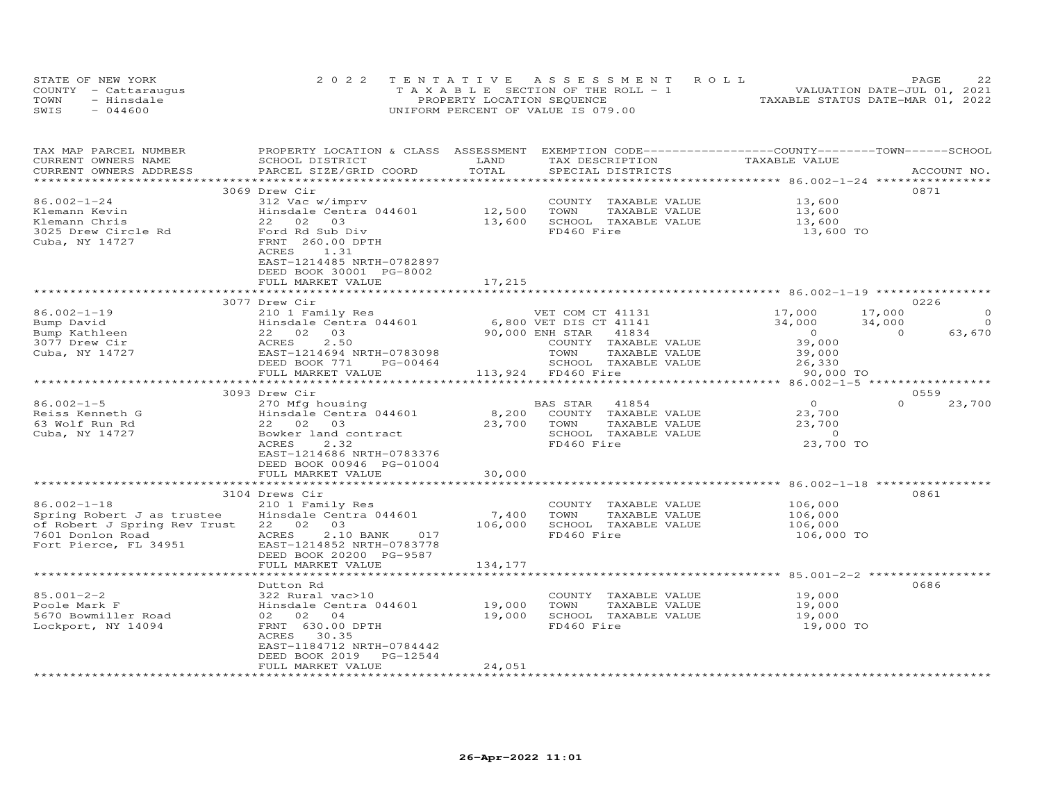STATE OF NEW YORK
COUNTY - Cattaraugus
TOWN - Hinsdale
SWIS - 044600

2022 TENTATIVE ASSESSMENT ROLL
TAXABLE SECTION OF THE ROLL - 1
PROPERTY LOCATION SEQUENCE
UNIFORM PERCENT OF VALUE IS 079.00

VALUATION DATE-JUL 01, 2021
TAXABLE STATUS DATE-MAR 01, 2022

| TAX MAP PARCEL NUMBER / CURRENT OWNERS NAME / CURRENT OWNERS ADDRESS | PROPERTY LOCATION & CLASS / SCHOOL DISTRICT / PARCEL SIZE/GRID COORD | ASSESSMENT LAND / TOTAL | EXEMPTION CODE / TAX DESCRIPTION / SPECIAL DISTRICTS | COUNTY | TOWN | SCHOOL / TAXABLE VALUE | ACCOUNT NO. |
|---|---|---|---|---|---|---|---|
| 86.002-1-24 | 3069 Drew Cir | | | | | | 0871 |
| Klemann Kevin | 312 Vac w/imprv | | COUNTY TAXABLE VALUE | 13,600 | | | |
| Klemann Chris | Hinsdale Centra 044601 | 12,500 | TOWN TAXABLE VALUE | | 13,600 | | |
| 3025 Drew Circle Rd | 22 02 03 | 13,600 | SCHOOL TAXABLE VALUE | | | 13,600 | |
| Cuba, NY 14727 | Ford Rd Sub Div | | FD460 Fire | 13,600 TO | | | |
| | FRNT 260.00 DPTH | | | | | | |
| | ACRES 1.31 | | | | | | |
| | EAST-1214485 NRTH-0782897 | | | | | | |
| | DEED BOOK 30001 PG-8002 | | | | | | |
| | FULL MARKET VALUE | 17,215 | | | | | |
| 86.002-1-19 | 3077 Drew Cir | | | | | | 0226 |
| Bump David | 210 1 Family Res | | VET COM CT 41131 | 17,000 | 17,000 | 0 | |
| Bump Kathleen | Hinsdale Centra 044601 | 6,800 | VET DIS CT 41141 | 34,000 | 34,000 | 0 | |
| 3077 Drew Cir | 22 02 03 | 90,000 | ENH STAR 41834 | 0 | 0 | 63,670 | |
| Cuba, NY 14727 | ACRES 2.50 | | COUNTY TAXABLE VALUE | 39,000 | | | |
| | EAST-1214694 NRTH-0783098 | | TOWN TAXABLE VALUE | | 39,000 | | |
| | DEED BOOK 771 PG-00464 | | SCHOOL TAXABLE VALUE | | | 26,330 | |
| | FULL MARKET VALUE | 113,924 | FD460 Fire | 90,000 TO | | | |
| 86.002-1-5 | 3093 Drew Cir | | | | | | 0559 |
| Reiss Kenneth G | 270 Mfg housing | | BAS STAR 41854 | 0 | 0 | 23,700 | |
| 63 Wolf Run Rd | Hinsdale Centra 044601 | 8,200 | COUNTY TAXABLE VALUE | 23,700 | | | |
| Cuba, NY 14727 | 22 02 03 | 23,700 | TOWN TAXABLE VALUE | | 23,700 | | |
| | Bowker land contract | | SCHOOL TAXABLE VALUE | | | 0 | |
| | ACRES 2.32 | | FD460 Fire | 23,700 TO | | | |
| | EAST-1214686 NRTH-0783376 | | | | | | |
| | DEED BOOK 00946 PG-01004 | | | | | | |
| | FULL MARKET VALUE | 30,000 | | | | | |
| 86.002-1-18 | 3104 Drews Cir | | | | | | 0861 |
| Spring Robert J as trustee | 210 1 Family Res | | COUNTY TAXABLE VALUE | 106,000 | | | |
| of Robert J Spring Rev Trust | Hinsdale Centra 044601 | 7,400 | TOWN TAXABLE VALUE | | 106,000 | | |
| 7601 Donlon Road | 22 02 03 | 106,000 | SCHOOL TAXABLE VALUE | | | 106,000 | |
| Fort Pierce, FL 34951 | ACRES 2.10 BANK 017 | | FD460 Fire | 106,000 TO | | | |
| | EAST-1214852 NRTH-0783778 | | | | | | |
| | DEED BOOK 20200 PG-9587 | | | | | | |
| | FULL MARKET VALUE | 134,177 | | | | | |
| 85.001-2-2 | Dutton Rd | | | | | | 0686 |
| Poole Mark F | 322 Rural vac>10 | | COUNTY TAXABLE VALUE | 19,000 | | | |
| 5670 Bowmiller Road | Hinsdale Centra 044601 | 19,000 | TOWN TAXABLE VALUE | | 19,000 | | |
| Lockport, NY 14094 | 02 02 04 | 19,000 | SCHOOL TAXABLE VALUE | | | 19,000 | |
| | FRNT 630.00 DPTH | | FD460 Fire | 19,000 TO | | | |
| | ACRES 30.35 | | | | | | |
| | EAST-1184712 NRTH-0784442 | | | | | | |
| | DEED BOOK 2019 PG-12544 | | | | | | |
| | FULL MARKET VALUE | 24,051 | | | | | |

26-Apr-2022 11:01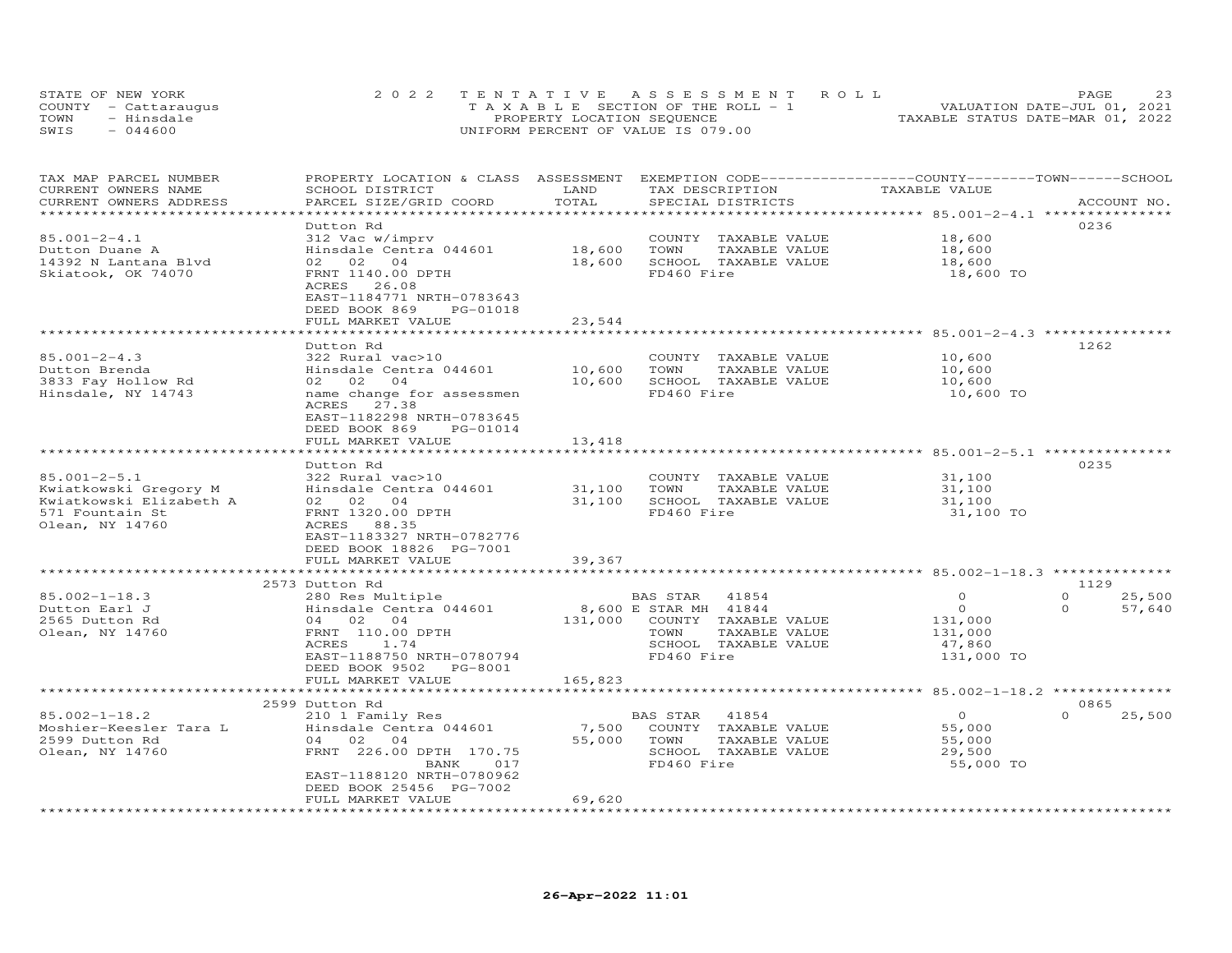STATE OF NEW YORK
COUNTY - Cattaraugus
TOWN - Hinsdale
SWIS - 044600

2022 TENTATIVE ASSESSMENT ROLL
TAXABLE SECTION OF THE ROLL - 1
PROPERTY LOCATION SEQUENCE
UNIFORM PERCENT OF VALUE IS 079.00

VALUATION DATE-JUL 01, 2021
TAXABLE STATUS DATE-MAR 01, 2022

| TAX MAP PARCEL NUMBER / CURRENT OWNERS NAME / CURRENT OWNERS ADDRESS | PROPERTY LOCATION & CLASS / SCHOOL DISTRICT / PARCEL SIZE/GRID COORD | ASSESSMENT LAND | TOTAL | EXEMPTION CODE / TAX DESCRIPTION / SPECIAL DISTRICTS | COUNTY TAXABLE VALUE | TOWN | SCHOOL | ACCOUNT NO. |
|---|---|---|---|---|---|---|---|---|
| 85.001-2-4.1 | Dutton Rd | | | | | | | 0236 |
| Dutton Duane A | 312 Vac w/imprv | | | COUNTY TAXABLE VALUE | 18,600 | | | |
| 14392 N Lantana Blvd | Hinsdale Centra 044601 | 18,600 | | TOWN TAXABLE VALUE | 18,600 | | | |
| Skiatook, OK 74070 | 02 02 04 | | 18,600 | SCHOOL TAXABLE VALUE | 18,600 | | | |
| | FRNT 1140.00 DPTH | | | FD460 Fire | 18,600 TO | | | |
| | ACRES 26.08 | | | | | | | |
| | EAST-1184771 NRTH-0783643 | | | | | | | |
| | DEED BOOK 869 PG-01018 | | | | | | | |
| | FULL MARKET VALUE | | 23,544 | | | | | |
| 85.001-2-4.3 | Dutton Rd | | | | | | | 1262 |
| Dutton Brenda | 322 Rural vac>10 | | | COUNTY TAXABLE VALUE | 10,600 | | | |
| 3833 Fay Hollow Rd | Hinsdale Centra 044601 | 10,600 | | TOWN TAXABLE VALUE | 10,600 | | | |
| Hinsdale, NY 14743 | 02 02 04 | | 10,600 | SCHOOL TAXABLE VALUE | 10,600 | | | |
| | name change for assessmen | | | FD460 Fire | 10,600 TO | | | |
| | ACRES 27.38 | | | | | | | |
| | EAST-1182298 NRTH-0783645 | | | | | | | |
| | DEED BOOK 869 PG-01014 | | | | | | | |
| | FULL MARKET VALUE | | 13,418 | | | | | |
| 85.001-2-5.1 | Dutton Rd | | | | | | | 0235 |
| Kwiatkowski Gregory M | 322 Rural vac>10 | | | COUNTY TAXABLE VALUE | 31,100 | | | |
| Kwiatkowski Elizabeth A | Hinsdale Centra 044601 | 31,100 | | TOWN TAXABLE VALUE | 31,100 | | | |
| 571 Fountain St | 02 02 04 | | 31,100 | SCHOOL TAXABLE VALUE | 31,100 | | | |
| Olean, NY 14760 | FRNT 1320.00 DPTH | | | FD460 Fire | 31,100 TO | | | |
| | ACRES 88.35 | | | | | | | |
| | EAST-1183327 NRTH-0782776 | | | | | | | |
| | DEED BOOK 18826 PG-7001 | | | | | | | |
| | FULL MARKET VALUE | | 39,367 | | | | | |
| 85.002-1-18.3 | 2573 Dutton Rd | | | | | | | 1129 |
| Dutton Earl J | 280 Res Multiple | | | BAS STAR 41854 | 0 | 0 | 25,500 | |
| 2565 Dutton Rd | Hinsdale Centra 044601 | 8,600 | | E STAR MH 41844 | 0 | 0 | 57,640 | |
| Olean, NY 14760 | 04 02 04 | | 131,000 | COUNTY TAXABLE VALUE | 131,000 | | | |
| | FRNT 110.00 DPTH | | | TOWN TAXABLE VALUE | 131,000 | | | |
| | ACRES 1.74 | | | SCHOOL TAXABLE VALUE | 47,860 | | | |
| | EAST-1188750 NRTH-0780794 | | | FD460 Fire | 131,000 TO | | | |
| | DEED BOOK 9502 PG-8001 | | | | | | | |
| | FULL MARKET VALUE | | 165,823 | | | | | |
| 85.002-1-18.2 | 2599 Dutton Rd | | | | | | | 0865 |
| Moshier-Keesler Tara L | 210 1 Family Res | | | BAS STAR 41854 | 0 | 0 | 25,500 | |
| 2599 Dutton Rd | Hinsdale Centra 044601 | 7,500 | | COUNTY TAXABLE VALUE | 55,000 | | | |
| Olean, NY 14760 | 04 02 04 | | 55,000 | TOWN TAXABLE VALUE | 55,000 | | | |
| | FRNT 226.00 DPTH 170.75 | | | SCHOOL TAXABLE VALUE | 29,500 | | | |
| | BANK 017 | | | FD460 Fire | 55,000 TO | | | |
| | EAST-1188120 NRTH-0780962 | | | | | | | |
| | DEED BOOK 25456 PG-7002 | | | | | | | |
| | FULL MARKET VALUE | | 69,620 | | | | | |

26-Apr-2022 11:01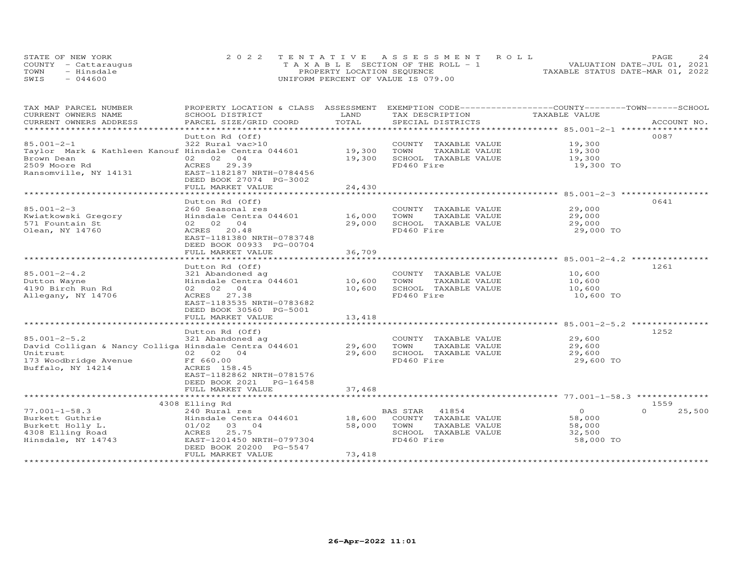STATE OF NEW YORK
COUNTY - Cattaraugus
TOWN - Hinsdale
SWIS - 044600

2022 TENTATIVE ASSESSMENT ROLL
TAXABLE SECTION OF THE ROLL - 1
PROPERTY LOCATION SEQUENCE
UNIFORM PERCENT OF VALUE IS 079.00

VALUATION DATE-JUL 01, 2021
TAXABLE STATUS DATE-MAR 01, 2022

| TAX MAP PARCEL NUMBER / CURRENT OWNERS NAME / CURRENT OWNERS ADDRESS | PROPERTY LOCATION & CLASS / SCHOOL DISTRICT / PARCEL SIZE/GRID COORD | ASSESSMENT LAND | TOTAL | EXEMPTION CODE / TAX DESCRIPTION / SPECIAL DISTRICTS | COUNTY / TOWN / SCHOOL TAXABLE VALUE | ACCOUNT NO. |
|---|---|---|---|---|---|---|
| **85.001-2-1** | Dutton Rd (Off) | | | | | 0087 |
| 85.001-2-1 | 322 Rural vac>10 | | | COUNTY TAXABLE VALUE | 19,300 | |
| Taylor Mark & Kathleen Kanouf | Hinsdale Centra 044601 | 19,300 | | TOWN TAXABLE VALUE | 19,300 | |
| Brown Dean | 02 02 04 | | 19,300 | SCHOOL TAXABLE VALUE | 19,300 | |
| 2509 Moore Rd | ACRES 29.39 | | | FD460 Fire | 19,300 TO | |
| Ransomville, NY 14131 | EAST-1182187 NRTH-0784456 | | | | | |
| | DEED BOOK 27074 PG-3002 | | | | | |
| | FULL MARKET VALUE | | 24,430 | | | |
| **85.001-2-3** | Dutton Rd (Off) | | | | | 0641 |
| 85.001-2-3 | 260 Seasonal res | | | COUNTY TAXABLE VALUE | 29,000 | |
| Kwiatkowski Gregory | Hinsdale Centra 044601 | 16,000 | | TOWN TAXABLE VALUE | 29,000 | |
| 571 Fountain St | 02 02 04 | | 29,000 | SCHOOL TAXABLE VALUE | 29,000 | |
| Olean, NY 14760 | ACRES 20.48 | | | FD460 Fire | 29,000 TO | |
| | EAST-1181380 NRTH-0783748 | | | | | |
| | DEED BOOK 00933 PG-00704 | | | | | |
| | FULL MARKET VALUE | | 36,709 | | | |
| **85.001-2-4.2** | Dutton Rd (Off) | | | | | 1261 |
| 85.001-2-4.2 | 321 Abandoned ag | | | COUNTY TAXABLE VALUE | 10,600 | |
| Dutton Wayne | Hinsdale Centra 044601 | 10,600 | | TOWN TAXABLE VALUE | 10,600 | |
| 4190 Birch Run Rd | 02 02 04 | | 10,600 | SCHOOL TAXABLE VALUE | 10,600 | |
| Allegany, NY 14706 | ACRES 27.38 | | | FD460 Fire | 10,600 TO | |
| | EAST-1183535 NRTH-0783682 | | | | | |
| | DEED BOOK 30560 PG-5001 | | | | | |
| | FULL MARKET VALUE | | 13,418 | | | |
| **85.001-2-5.2** | Dutton Rd (Off) | | | | | 1252 |
| 85.001-2-5.2 | 321 Abandoned ag | | | COUNTY TAXABLE VALUE | 29,600 | |
| David Colligan & Nancy Colliga | Hinsdale Centra 044601 | 29,600 | | TOWN TAXABLE VALUE | 29,600 | |
| Unitrust | 02 02 04 | | 29,600 | SCHOOL TAXABLE VALUE | 29,600 | |
| 173 Woodbridge Avenue | Ff 660.00 | | | FD460 Fire | 29,600 TO | |
| Buffalo, NY 14214 | ACRES 158.45 | | | | | |
| | EAST-1182862 NRTH-0781576 | | | | | |
| | DEED BOOK 2021 PG-16458 | | | | | |
| | FULL MARKET VALUE | | 37,468 | | | |
| **77.001-1-58.3** | 4308 Elling Rd | | | | | 1559 |
| 77.001-1-58.3 | 240 Rural res | | | BAS STAR 41854 | 0 / 0 / 25,500 | |
| Burkett Guthrie | Hinsdale Centra 044601 | 18,600 | | COUNTY TAXABLE VALUE | 58,000 | |
| Burkett Holly L. | 01/02 03 04 | | 58,000 | TOWN TAXABLE VALUE | 58,000 | |
| 4308 Elling Road | ACRES 25.75 | | | SCHOOL TAXABLE VALUE | 32,500 | |
| Hinsdale, NY 14743 | EAST-1201450 NRTH-0797304 | | | FD460 Fire | 58,000 TO | |
| | DEED BOOK 20200 PG-5547 | | | | | |
| | FULL MARKET VALUE | | 73,418 | | | |

26-Apr-2022 11:01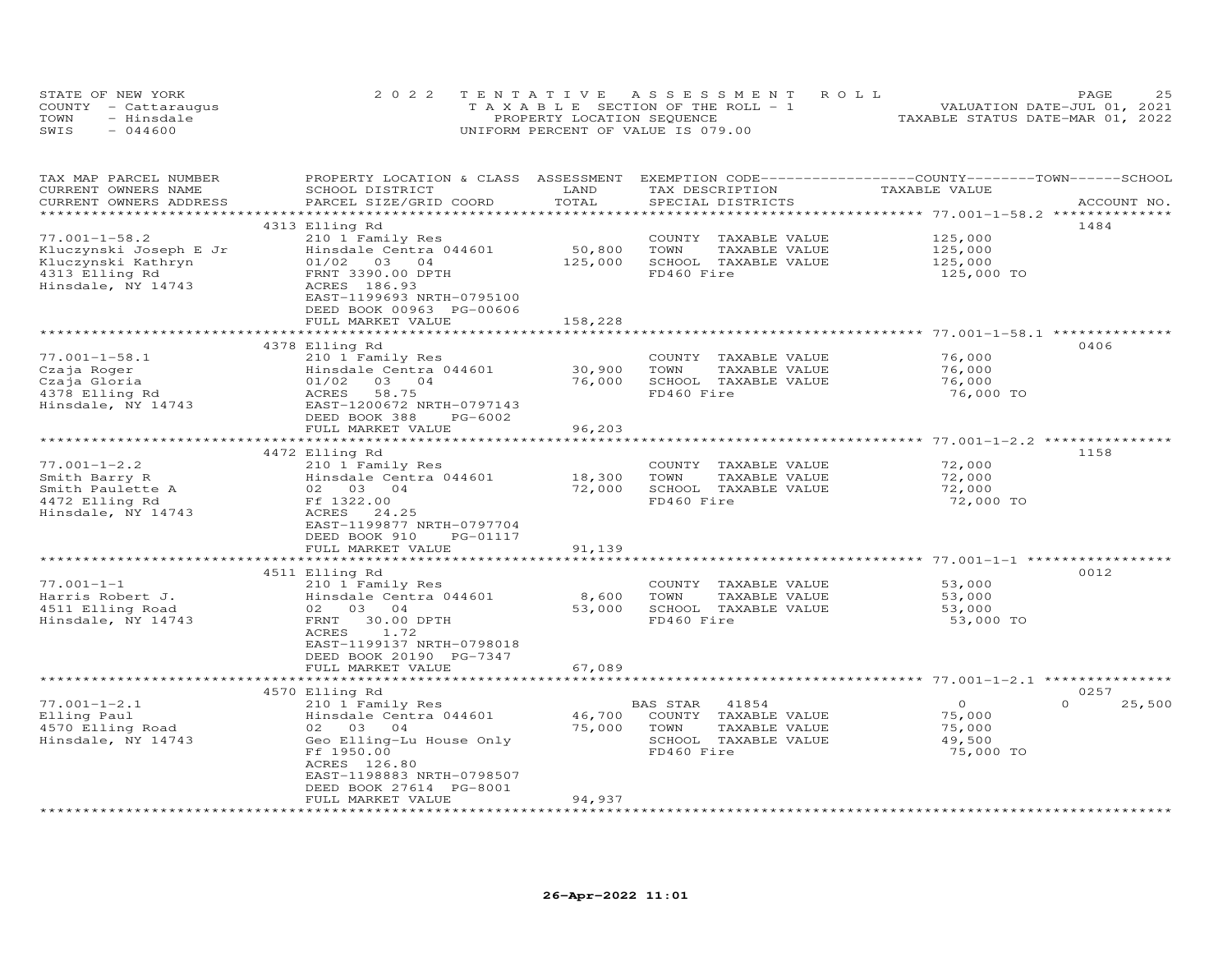STATE OF NEW YORK
COUNTY - Cattaraugus
TOWN - Hinsdale
SWIS - 044600

2022 TENTATIVE ASSESSMENT ROLL
TAXABLE SECTION OF THE ROLL - 1
PROPERTY LOCATION SEQUENCE
UNIFORM PERCENT OF VALUE IS 079.00

VALUATION DATE-JUL 01, 2021
TAXABLE STATUS DATE-MAR 01, 2022

| TAX MAP PARCEL NUMBER / CURRENT OWNERS NAME / CURRENT OWNERS ADDRESS | PROPERTY LOCATION & CLASS / SCHOOL DISTRICT / PARCEL SIZE/GRID COORD | ASSESSMENT LAND / TOTAL | EXEMPTION CODE / TAX DESCRIPTION / SPECIAL DISTRICTS | COUNTY / TOWN / SCHOOL TAXABLE VALUE | ACCOUNT NO. |
|---|---|---|---|---|---|
| 77.001-1-58.2 | 4313 Elling Rd | | | | 1484 |
| | 210 1 Family Res | | COUNTY TAXABLE VALUE | 125,000 | |
| Kluczynski Joseph E Jr | Hinsdale Centra 044601 | 50,800 | TOWN TAXABLE VALUE | 125,000 | |
| Kluczynski Kathryn | 01/02 03 04 | 125,000 | SCHOOL TAXABLE VALUE | 125,000 | |
| 4313 Elling Rd | FRNT 3390.00 DPTH | | FD460 Fire | 125,000 TO | |
| Hinsdale, NY 14743 | ACRES 186.93 | | | | |
| | EAST-1199693 NRTH-0795100 | | | | |
| | DEED BOOK 00963 PG-00606 | | | | |
| | FULL MARKET VALUE | 158,228 | | | |
| 77.001-1-58.1 | 4378 Elling Rd | | | | 0406 |
| | 210 1 Family Res | | COUNTY TAXABLE VALUE | 76,000 | |
| Czaja Roger | Hinsdale Centra 044601 | 30,900 | TOWN TAXABLE VALUE | 76,000 | |
| Czaja Gloria | 01/02 03 04 | 76,000 | SCHOOL TAXABLE VALUE | 76,000 | |
| 4378 Elling Rd | ACRES 58.75 | | FD460 Fire | 76,000 TO | |
| Hinsdale, NY 14743 | EAST-1200672 NRTH-0797143 | | | | |
| | DEED BOOK 388 PG-6002 | | | | |
| | FULL MARKET VALUE | 96,203 | | | |
| 77.001-1-2.2 | 4472 Elling Rd | | | | 1158 |
| | 210 1 Family Res | | COUNTY TAXABLE VALUE | 72,000 | |
| Smith Barry R | Hinsdale Centra 044601 | 18,300 | TOWN TAXABLE VALUE | 72,000 | |
| Smith Paulette A | 02 03 04 | 72,000 | SCHOOL TAXABLE VALUE | 72,000 | |
| 4472 Elling Rd | Ff 1322.00 | | FD460 Fire | 72,000 TO | |
| Hinsdale, NY 14743 | ACRES 24.25 | | | | |
| | EAST-1199877 NRTH-0797704 | | | | |
| | DEED BOOK 910 PG-01117 | | | | |
| | FULL MARKET VALUE | 91,139 | | | |
| 77.001-1-1 | 4511 Elling Rd | | | | 0012 |
| | 210 1 Family Res | | COUNTY TAXABLE VALUE | 53,000 | |
| Harris Robert J. | Hinsdale Centra 044601 | 8,600 | TOWN TAXABLE VALUE | 53,000 | |
| 4511 Elling Road | 02 03 04 | 53,000 | SCHOOL TAXABLE VALUE | 53,000 | |
| Hinsdale, NY 14743 | FRNT 30.00 DPTH | | FD460 Fire | 53,000 TO | |
| | ACRES 1.72 | | | | |
| | EAST-1199137 NRTH-0798018 | | | | |
| | DEED BOOK 20190 PG-7347 | | | | |
| | FULL MARKET VALUE | 67,089 | | | |
| 77.001-1-2.1 | 4570 Elling Rd | | | | 0257 |
| | 210 1 Family Res | | BAS STAR 41854 | 0 | 0 25,500 |
| Elling Paul | Hinsdale Centra 044601 | 46,700 | COUNTY TAXABLE VALUE | 75,000 | |
| 4570 Elling Road | 02 03 04 | 75,000 | TOWN TAXABLE VALUE | 75,000 | |
| Hinsdale, NY 14743 | Geo Elling-Lu House Only | | SCHOOL TAXABLE VALUE | 49,500 | |
| | Ff 1950.00 | | FD460 Fire | 75,000 TO | |
| | ACRES 126.80 | | | | |
| | EAST-1198883 NRTH-0798507 | | | | |
| | DEED BOOK 27614 PG-8001 | | | | |
| | FULL MARKET VALUE | 94,937 | | | |

26-Apr-2022 11:01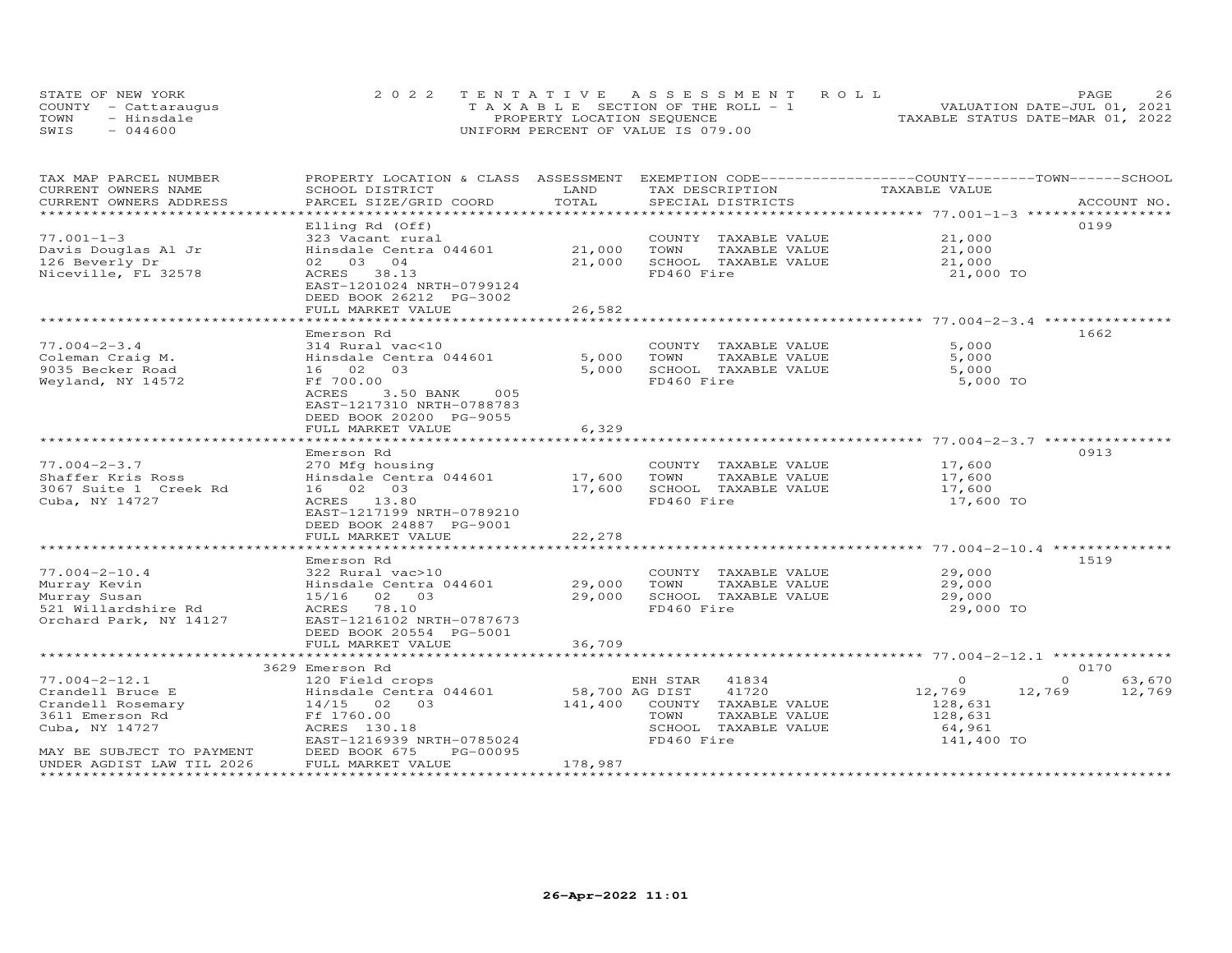STATE OF NEW YORK
COUNTY - Cattaraugus
TOWN - Hinsdale
SWIS - 044600

2022 TENTATIVE ASSESSMENT ROLL
TAXABLE SECTION OF THE ROLL - 1
PROPERTY LOCATION SEQUENCE
UNIFORM PERCENT OF VALUE IS 079.00

VALUATION DATE-JUL 01, 2021
TAXABLE STATUS DATE-MAR 01, 2022

| TAX MAP PARCEL NUMBER / CURRENT OWNERS NAME / CURRENT OWNERS ADDRESS | PROPERTY LOCATION & CLASS / SCHOOL DISTRICT / PARCEL SIZE/GRID COORD | ASSESSMENT LAND | TOTAL | EXEMPTION CODE / TAX DESCRIPTION / SPECIAL DISTRICTS | COUNTY | TOWN | SCHOOL / TAXABLE VALUE | ACCOUNT NO. |
|---|---|---|---|---|---|---|---|---|
| 77.001-1-3 | Elling Rd (Off) | | | | | | | 0199 |
| Davis Douglas Al Jr | 323 Vacant rural | | | COUNTY TAXABLE VALUE | 21,000 | | | |
| 126 Beverly Dr | Hinsdale Centra 044601 | 21,000 | | TOWN TAXABLE VALUE | | 21,000 | | |
| Niceville, FL 32578 | 02 03 04 | | 21,000 | SCHOOL TAXABLE VALUE | | | 21,000 | |
| | ACRES 38.13 | | | FD460 Fire | | | 21,000 TO | |
| | EAST-1201024 NRTH-0799124 | | | | | | | |
| | DEED BOOK 26212 PG-3002 | | | | | | | |
| | FULL MARKET VALUE | | 26,582 | | | | | |
| 77.004-2-3.4 | Emerson Rd | | | | | | | 1662 |
| Coleman Craig M. | 314 Rural vac<10 | | | COUNTY TAXABLE VALUE | 5,000 | | | |
| 9035 Becker Road | Hinsdale Centra 044601 | 5,000 | | TOWN TAXABLE VALUE | | 5,000 | | |
| Weyland, NY 14572 | 16 02 03 | | 5,000 | SCHOOL TAXABLE VALUE | | | 5,000 | |
| | Ff 700.00 | | | FD460 Fire | | | 5,000 TO | |
| | ACRES 3.50 BANK 005 | | | | | | | |
| | EAST-1217310 NRTH-0788783 | | | | | | | |
| | DEED BOOK 20200 PG-9055 | | | | | | | |
| | FULL MARKET VALUE | | 6,329 | | | | | |
| 77.004-2-3.7 | Emerson Rd | | | | | | | 0913 |
| Shaffer Kris Ross | 270 Mfg housing | | | COUNTY TAXABLE VALUE | 17,600 | | | |
| 3067 Suite 1 Creek Rd | Hinsdale Centra 044601 | 17,600 | | TOWN TAXABLE VALUE | | 17,600 | | |
| Cuba, NY 14727 | 16 02 03 | | 17,600 | SCHOOL TAXABLE VALUE | | | 17,600 | |
| | ACRES 13.80 | | | FD460 Fire | | | 17,600 TO | |
| | EAST-1217199 NRTH-0789210 | | | | | | | |
| | DEED BOOK 24887 PG-9001 | | | | | | | |
| | FULL MARKET VALUE | | 22,278 | | | | | |
| 77.004-2-10.4 | Emerson Rd | | | | | | | 1519 |
| Murray Kevin | 322 Rural vac>10 | | | COUNTY TAXABLE VALUE | 29,000 | | | |
| Murray Susan | Hinsdale Centra 044601 | 29,000 | | TOWN TAXABLE VALUE | | 29,000 | | |
| 521 Willardshire Rd | 15/16 02 03 | | 29,000 | SCHOOL TAXABLE VALUE | | | 29,000 | |
| Orchard Park, NY 14127 | ACRES 78.10 | | | FD460 Fire | | | 29,000 TO | |
| | EAST-1216102 NRTH-0787673 | | | | | | | |
| | DEED BOOK 20554 PG-5001 | | | | | | | |
| | FULL MARKET VALUE | | 36,709 | | | | | |
| 77.004-2-12.1 | 3629 Emerson Rd | | | | | | | 0170 |
| Crandell Bruce E | 120 Field crops | | | ENH STAR 41834 | 0 | 0 | 63,670 | |
| Crandell Rosemary | Hinsdale Centra 044601 | 58,700 | | AG DIST 41720 | 12,769 | 12,769 | 12,769 | |
| 3611 Emerson Rd | 14/15 02 03 | | 141,400 | COUNTY TAXABLE VALUE | 128,631 | | | |
| Cuba, NY 14727 | Ff 1760.00 | | | TOWN TAXABLE VALUE | | 128,631 | | |
| | ACRES 130.18 | | | SCHOOL TAXABLE VALUE | | | 64,961 | |
| | EAST-1216939 NRTH-0785024 | | | FD460 Fire | | | 141,400 TO | |
| MAY BE SUBJECT TO PAYMENT | DEED BOOK 675 PG-00095 | | | | | | | |
| UNDER AGDIST LAW TIL 2026 | FULL MARKET VALUE | | 178,987 | | | | | |

26-Apr-2022 11:01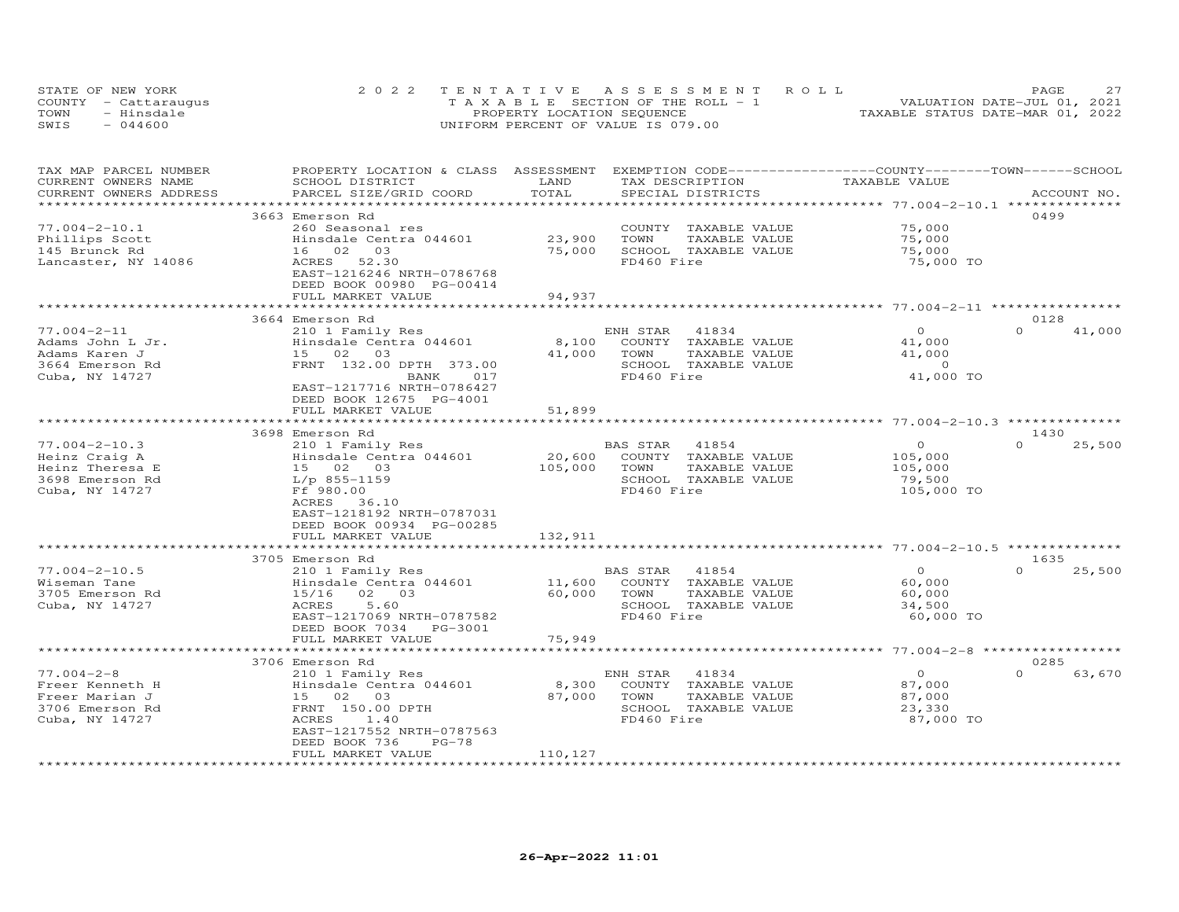STATE OF NEW YORK
COUNTY - Cattaraugus
TOWN - Hinsdale
SWIS - 044600

2022 TENTATIVE ASSESSMENT ROLL
TAXABLE SECTION OF THE ROLL - 1
PROPERTY LOCATION SEQUENCE
UNIFORM PERCENT OF VALUE IS 079.00

VALUATION DATE-JUL 01, 2021
TAXABLE STATUS DATE-MAR 01, 2022

| TAX MAP PARCEL NUMBER<br>CURRENT OWNERS NAME<br>CURRENT OWNERS ADDRESS | PROPERTY LOCATION & CLASS<br>SCHOOL DISTRICT<br>PARCEL SIZE/GRID COORD | ASSESSMENT<br>LAND<br>TOTAL | EXEMPTION CODE<br>TAX DESCRIPTION<br>SPECIAL DISTRICTS | COUNTY / TOWN / SCHOOL<br>TAXABLE VALUE | ACCOUNT NO. |
|---|---|---|---|---|---|
| **77.004-2-10.1** | 3663 Emerson Rd | | | | 0499 |
| 77.004-2-10.1 | 260 Seasonal res | | COUNTY TAXABLE VALUE | 75,000 | |
| Phillips Scott | Hinsdale Centra 044601 | 23,900 | TOWN TAXABLE VALUE | 75,000 | |
| 145 Brunck Rd | 16 02 03 | 75,000 | SCHOOL TAXABLE VALUE | 75,000 | |
| Lancaster, NY 14086 | ACRES 52.30 | | FD460 Fire | 75,000 TO | |
| | EAST-1216246 NRTH-0786768 | | | | |
| | DEED BOOK 00980 PG-00414 | | | | |
| | FULL MARKET VALUE | 94,937 | | | |
| **77.004-2-11** | 3664 Emerson Rd | | | | 0128 |
| 77.004-2-11 | 210 1 Family Res | | ENH STAR 41834 | 0 / 0 / 41,000 | |
| Adams John L Jr. | Hinsdale Centra 044601 | 8,100 | COUNTY TAXABLE VALUE | 41,000 | |
| Adams Karen J | 15 02 03 | 41,000 | TOWN TAXABLE VALUE | 41,000 | |
| 3664 Emerson Rd | FRNT 132.00 DPTH 373.00 | | SCHOOL TAXABLE VALUE | 0 | |
| Cuba, NY 14727 | BANK 017 | | FD460 Fire | 41,000 TO | |
| | EAST-1217716 NRTH-0786427 | | | | |
| | DEED BOOK 12675 PG-4001 | | | | |
| | FULL MARKET VALUE | 51,899 | | | |
| **77.004-2-10.3** | 3698 Emerson Rd | | | | 1430 |
| 77.004-2-10.3 | 210 1 Family Res | | BAS STAR 41854 | 0 / 0 / 25,500 | |
| Heinz Craig A | Hinsdale Centra 044601 | 20,600 | COUNTY TAXABLE VALUE | 105,000 | |
| Heinz Theresa E | 15 02 03 | 105,000 | TOWN TAXABLE VALUE | 105,000 | |
| 3698 Emerson Rd | L/p 855-1159 | | SCHOOL TAXABLE VALUE | 79,500 | |
| Cuba, NY 14727 | Ff 980.00 | | FD460 Fire | 105,000 TO | |
| | ACRES 36.10 | | | | |
| | EAST-1218192 NRTH-0787031 | | | | |
| | DEED BOOK 00934 PG-00285 | | | | |
| | FULL MARKET VALUE | 132,911 | | | |
| **77.004-2-10.5** | 3705 Emerson Rd | | | | 1635 |
| 77.004-2-10.5 | 210 1 Family Res | | BAS STAR 41854 | 0 / 0 / 25,500 | |
| Wiseman Tane | Hinsdale Centra 044601 | 11,600 | COUNTY TAXABLE VALUE | 60,000 | |
| 3705 Emerson Rd | 15/16 02 03 | 60,000 | TOWN TAXABLE VALUE | 60,000 | |
| Cuba, NY 14727 | ACRES 5.60 | | SCHOOL TAXABLE VALUE | 34,500 | |
| | EAST-1217069 NRTH-0787582 | | FD460 Fire | 60,000 TO | |
| | DEED BOOK 7034 PG-3001 | | | | |
| | FULL MARKET VALUE | 75,949 | | | |
| **77.004-2-8** | 3706 Emerson Rd | | | | 0285 |
| 77.004-2-8 | 210 1 Family Res | | ENH STAR 41834 | 0 / 0 / 63,670 | |
| Freer Kenneth H | Hinsdale Centra 044601 | 8,300 | COUNTY TAXABLE VALUE | 87,000 | |
| Freer Marian J | 15 02 03 | 87,000 | TOWN TAXABLE VALUE | 87,000 | |
| 3706 Emerson Rd | FRNT 150.00 DPTH | | SCHOOL TAXABLE VALUE | 23,330 | |
| Cuba, NY 14727 | ACRES 1.40 | | FD460 Fire | 87,000 TO | |
| | EAST-1217552 NRTH-0787563 | | | | |
| | DEED BOOK 736 PG-78 | | | | |
| | FULL MARKET VALUE | 110,127 | | | |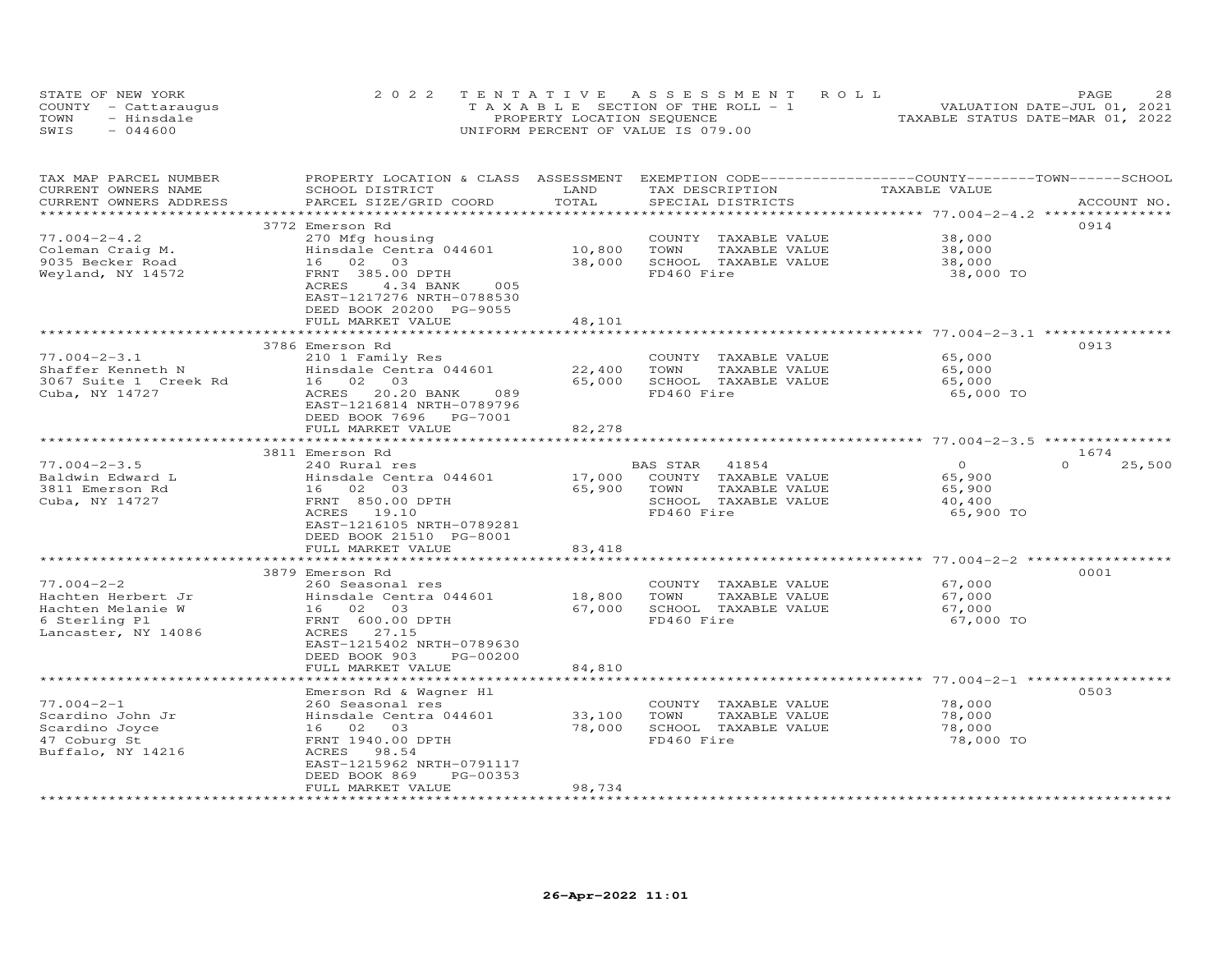STATE OF NEW YORK
COUNTY - Cattaraugus
TOWN - Hinsdale
SWIS - 044600

2022 TENTATIVE ASSESSMENT ROLL
TAXABLE SECTION OF THE ROLL - 1
PROPERTY LOCATION SEQUENCE
UNIFORM PERCENT OF VALUE IS 079.00

VALUATION DATE-JUL 01, 2021
TAXABLE STATUS DATE-MAR 01, 2022

| TAX MAP PARCEL NUMBER / CURRENT OWNERS NAME / CURRENT OWNERS ADDRESS | PROPERTY LOCATION & CLASS / SCHOOL DISTRICT / PARCEL SIZE/GRID COORD | ASSESSMENT LAND | TOTAL | EXEMPTION CODE / TAX DESCRIPTION / SPECIAL DISTRICTS | COUNTY TAXABLE VALUE | TOWN | SCHOOL | ACCOUNT NO. |
|---|---|---|---|---|---|---|---|---|
| 77.004-2-4.2 | 3772 Emerson Rd | | | | | | | 0914 |
| Coleman Craig M. | 270 Mfg housing | | | COUNTY TAXABLE VALUE | 38,000 | | | |
| 9035 Becker Road | Hinsdale Centra 044601 | 10,800 | | TOWN TAXABLE VALUE | 38,000 | | | |
| Weyland, NY 14572 | 16 02 03 | | 38,000 | SCHOOL TAXABLE VALUE | 38,000 | | | |
| | FRNT 385.00 DPTH | | | FD460 Fire | 38,000 TO | | | |
| | ACRES 4.34 BANK 005 | | | | | | | |
| | EAST-1217276 NRTH-0788530 | | | | | | | |
| | DEED BOOK 20200 PG-9055 | | | | | | | |
| | FULL MARKET VALUE | | 48,101 | | | | | |
| 77.004-2-3.1 | 3786 Emerson Rd | | | | | | | 0913 |
| Shaffer Kenneth N | 210 1 Family Res | | | COUNTY TAXABLE VALUE | 65,000 | | | |
| 3067 Suite 1 Creek Rd | Hinsdale Centra 044601 | 22,400 | | TOWN TAXABLE VALUE | 65,000 | | | |
| Cuba, NY 14727 | 16 02 03 | | 65,000 | SCHOOL TAXABLE VALUE | 65,000 | | | |
| | ACRES 20.20 BANK 089 | | | FD460 Fire | 65,000 TO | | | |
| | EAST-1216814 NRTH-0789796 | | | | | | | |
| | DEED BOOK 7696 PG-7001 | | | | | | | |
| | FULL MARKET VALUE | | 82,278 | | | | | |
| 77.004-2-3.5 | 3811 Emerson Rd | | | | | | | 1674 |
| Baldwin Edward L | 240 Rural res | | | BAS STAR 41854 | 0 | 0 | 25,500 | |
| 3811 Emerson Rd | Hinsdale Centra 044601 | 17,000 | | COUNTY TAXABLE VALUE | 65,900 | | | |
| Cuba, NY 14727 | 16 02 03 | | 65,900 | TOWN TAXABLE VALUE | 65,900 | | | |
| | FRNT 850.00 DPTH | | | SCHOOL TAXABLE VALUE | 40,400 | | | |
| | ACRES 19.10 | | | FD460 Fire | 65,900 TO | | | |
| | EAST-1216105 NRTH-0789281 | | | | | | | |
| | DEED BOOK 21510 PG-8001 | | | | | | | |
| | FULL MARKET VALUE | | 83,418 | | | | | |
| 77.004-2-2 | 3879 Emerson Rd | | | | | | | 0001 |
| Hachten Herbert Jr | 260 Seasonal res | | | COUNTY TAXABLE VALUE | 67,000 | | | |
| Hachten Melanie W | Hinsdale Centra 044601 | 18,800 | | TOWN TAXABLE VALUE | 67,000 | | | |
| 6 Sterling Pl | 16 02 03 | | 67,000 | SCHOOL TAXABLE VALUE | 67,000 | | | |
| Lancaster, NY 14086 | FRNT 600.00 DPTH | | | FD460 Fire | 67,000 TO | | | |
| | ACRES 27.15 | | | | | | | |
| | EAST-1215402 NRTH-0789630 | | | | | | | |
| | DEED BOOK 903 PG-00200 | | | | | | | |
| | FULL MARKET VALUE | | 84,810 | | | | | |
| 77.004-2-1 | Emerson Rd & Wagner Hl | | | | | | | 0503 |
| Scardino John Jr | 260 Seasonal res | | | COUNTY TAXABLE VALUE | 78,000 | | | |
| Scardino Joyce | Hinsdale Centra 044601 | 33,100 | | TOWN TAXABLE VALUE | 78,000 | | | |
| 47 Coburg St | 16 02 03 | | 78,000 | SCHOOL TAXABLE VALUE | 78,000 | | | |
| Buffalo, NY 14216 | FRNT 1940.00 DPTH | | | FD460 Fire | 78,000 TO | | | |
| | ACRES 98.54 | | | | | | | |
| | EAST-1215962 NRTH-0791117 | | | | | | | |
| | DEED BOOK 869 PG-00353 | | | | | | | |
| | FULL MARKET VALUE | | 98,734 | | | | | |

26-Apr-2022 11:01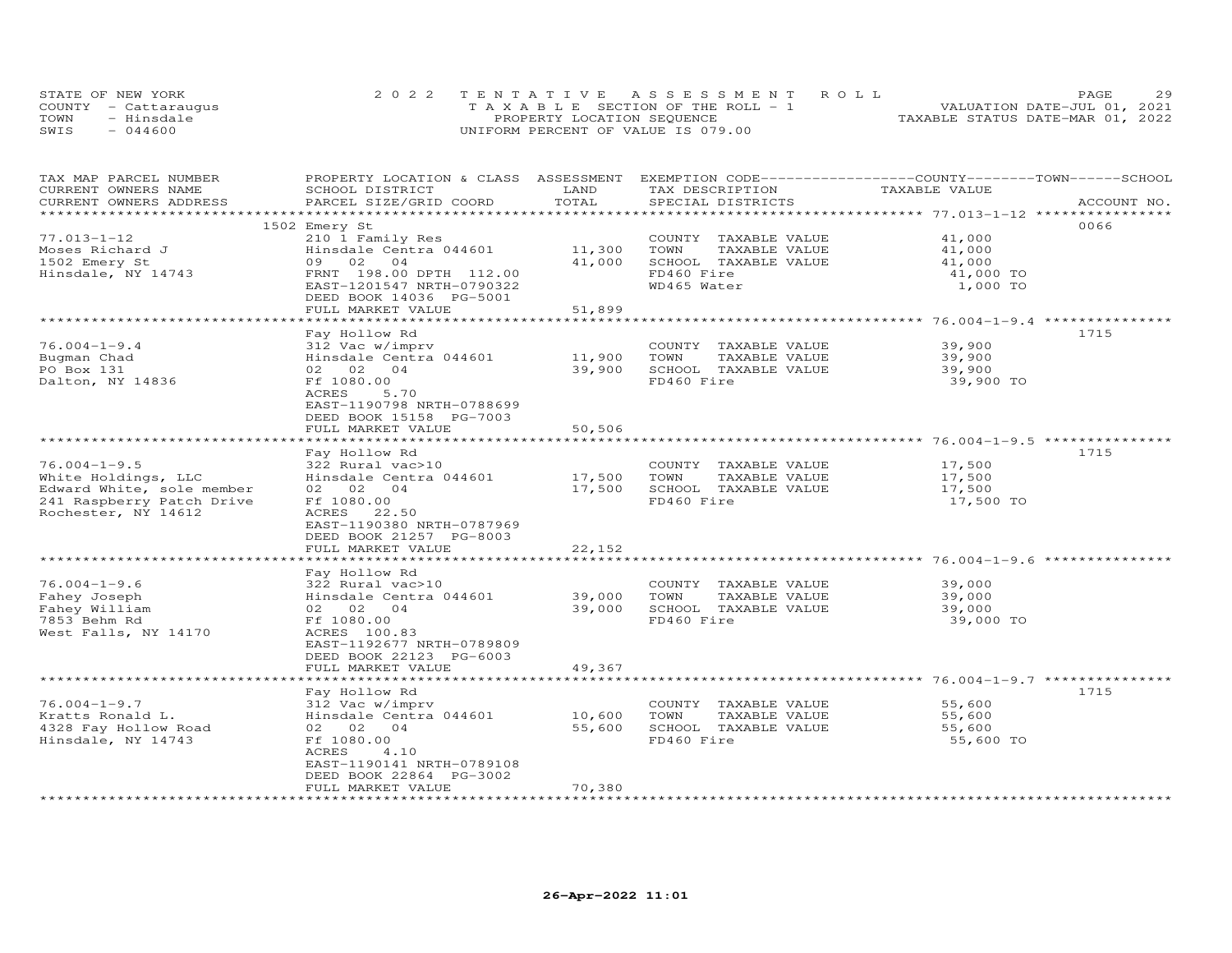STATE OF NEW YORK — COUNTY - Cattaraugus — TOWN - Hinsdale — SWIS - 044600

**2022 TENTATIVE ASSESSMENT ROLL**
TAXABLE SECTION OF THE ROLL - 1
PROPERTY LOCATION SEQUENCE
UNIFORM PERCENT OF VALUE IS 079.00

VALUATION DATE-JUL 01, 2021
TAXABLE STATUS DATE-MAR 01, 2022

| TAX MAP PARCEL NUMBER / CURRENT OWNERS NAME / CURRENT OWNERS ADDRESS | PROPERTY LOCATION & CLASS / SCHOOL DISTRICT / PARCEL SIZE/GRID COORD | ASSESSMENT LAND | TOTAL | EXEMPTION CODE / TAX DESCRIPTION / SPECIAL DISTRICTS | COUNTY / TOWN / SCHOOL TAXABLE VALUE | ACCOUNT NO. |
|---|---|---|---|---|---|---|
| 77.013-1-12 | 1502 Emery St | | | | | 0066 |
| Moses Richard J | 210 1 Family Res | | | COUNTY TAXABLE VALUE | 41,000 | |
| 1502 Emery St | Hinsdale Centra 044601 | 11,300 | | TOWN TAXABLE VALUE | 41,000 | |
| Hinsdale, NY 14743 | 09 02 04 | | 41,000 | SCHOOL TAXABLE VALUE | 41,000 | |
| | FRNT 198.00 DPTH 112.00 | | | FD460 Fire | 41,000 TO | |
| | EAST-1201547 NRTH-0790322 | | | WD465 Water | 1,000 TO | |
| | DEED BOOK 14036 PG-5001 | | | | | |
| | FULL MARKET VALUE | | 51,899 | | | |
| 76.004-1-9.4 | Fay Hollow Rd | | | | | 1715 |
| Bugman Chad | 312 Vac w/imprv | | | COUNTY TAXABLE VALUE | 39,900 | |
| PO Box 131 | Hinsdale Centra 044601 | 11,900 | | TOWN TAXABLE VALUE | 39,900 | |
| Dalton, NY 14836 | 02 02 04 | | 39,900 | SCHOOL TAXABLE VALUE | 39,900 | |
| | Ff 1080.00 | | | FD460 Fire | 39,900 TO | |
| | ACRES 5.70 | | | | | |
| | EAST-1190798 NRTH-0788699 | | | | | |
| | DEED BOOK 15158 PG-7003 | | | | | |
| | FULL MARKET VALUE | | 50,506 | | | |
| 76.004-1-9.5 | Fay Hollow Rd | | | | | 1715 |
| White Holdings, LLC | 322 Rural vac>10 | | | COUNTY TAXABLE VALUE | 17,500 | |
| Edward White, sole member | Hinsdale Centra 044601 | 17,500 | | TOWN TAXABLE VALUE | 17,500 | |
| 241 Raspberry Patch Drive | 02 02 04 | | 17,500 | SCHOOL TAXABLE VALUE | 17,500 | |
| Rochester, NY 14612 | Ff 1080.00 | | | FD460 Fire | 17,500 TO | |
| | ACRES 22.50 | | | | | |
| | EAST-1190380 NRTH-0787969 | | | | | |
| | DEED BOOK 21257 PG-8003 | | | | | |
| | FULL MARKET VALUE | | 22,152 | | | |
| 76.004-1-9.6 | Fay Hollow Rd | | | | | |
| Fahey Joseph | 322 Rural vac>10 | | | COUNTY TAXABLE VALUE | 39,000 | |
| Fahey William | Hinsdale Centra 044601 | 39,000 | | TOWN TAXABLE VALUE | 39,000 | |
| 7853 Behm Rd | 02 02 04 | | 39,000 | SCHOOL TAXABLE VALUE | 39,000 | |
| West Falls, NY 14170 | Ff 1080.00 | | | FD460 Fire | 39,000 TO | |
| | ACRES 100.83 | | | | | |
| | EAST-1192677 NRTH-0789809 | | | | | |
| | DEED BOOK 22123 PG-6003 | | | | | |
| | FULL MARKET VALUE | | 49,367 | | | |
| 76.004-1-9.7 | Fay Hollow Rd | | | | | 1715 |
| Kratts Ronald L. | 312 Vac w/imprv | | | COUNTY TAXABLE VALUE | 55,600 | |
| 4328 Fay Hollow Road | Hinsdale Centra 044601 | 10,600 | | TOWN TAXABLE VALUE | 55,600 | |
| Hinsdale, NY 14743 | 02 02 04 | | 55,600 | SCHOOL TAXABLE VALUE | 55,600 | |
| | Ff 1080.00 | | | FD460 Fire | 55,600 TO | |
| | ACRES 4.10 | | | | | |
| | EAST-1190141 NRTH-0789108 | | | | | |
| | DEED BOOK 22864 PG-3002 | | | | | |
| | FULL MARKET VALUE | | 70,380 | | | |

26-Apr-2022 11:01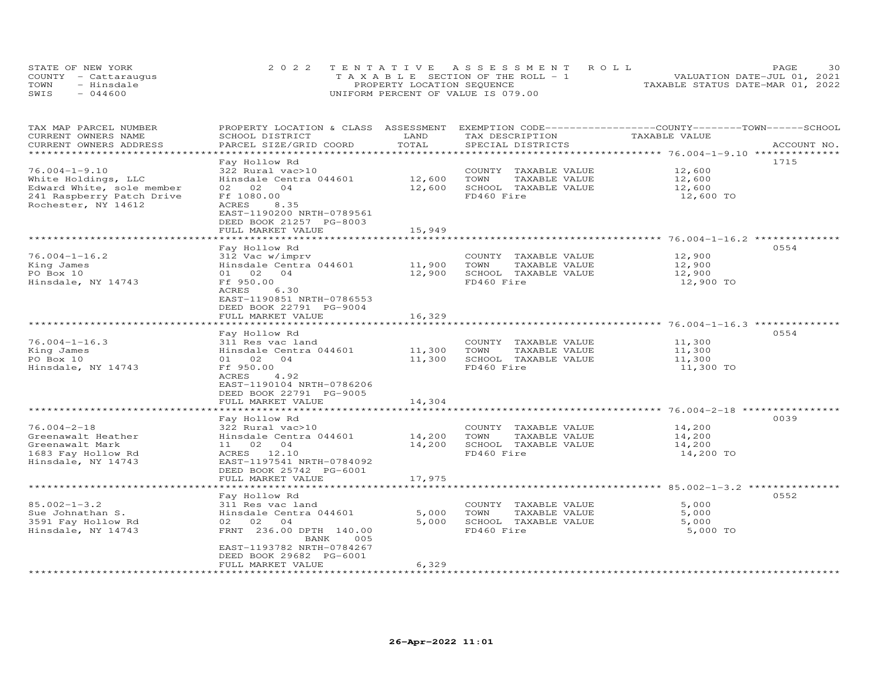STATE OF NEW YORK
COUNTY - Cattaraugus
TOWN - Hinsdale
SWIS - 044600

2022 TENTATIVE ASSESSMENT ROLL
TAXABLE SECTION OF THE ROLL - 1
PROPERTY LOCATION SEQUENCE
UNIFORM PERCENT OF VALUE IS 079.00

VALUATION DATE-JUL 01, 2021
TAXABLE STATUS DATE-MAR 01, 2022

| TAX MAP PARCEL NUMBER / CURRENT OWNERS NAME / CURRENT OWNERS ADDRESS | PROPERTY LOCATION & CLASS / SCHOOL DISTRICT / PARCEL SIZE/GRID COORD | ASSESSMENT LAND / TOTAL | EXEMPTION CODE / TAX DESCRIPTION / SPECIAL DISTRICTS | COUNTY / TOWN / SCHOOL TAXABLE VALUE | ACCOUNT NO. |
|---|---|---|---|---|---|
| 76.004-1-9.10 | Fay Hollow Rd | | | | 1715 |
| White Holdings, LLC | 322 Rural vac>10 | | COUNTY TAXABLE VALUE | 12,600 | |
| Edward White, sole member | Hinsdale Centra 044601 | 12,600 | TOWN TAXABLE VALUE | 12,600 | |
| 241 Raspberry Patch Drive | 02 02 04 | 12,600 | SCHOOL TAXABLE VALUE | 12,600 | |
| Rochester, NY 14612 | Ff 1080.00 | | FD460 Fire | 12,600 TO | |
| | ACRES 8.35 | | | | |
| | EAST-1190200 NRTH-0789561 | | | | |
| | DEED BOOK 21257 PG-8003 | | | | |
| | FULL MARKET VALUE | 15,949 | | | |
| 76.004-1-16.2 | Fay Hollow Rd | | | | 0554 |
| King James | 312 Vac w/imprv | | COUNTY TAXABLE VALUE | 12,900 | |
| PO Box 10 | Hinsdale Centra 044601 | 11,900 | TOWN TAXABLE VALUE | 12,900 | |
| Hinsdale, NY 14743 | 01 02 04 | 12,900 | SCHOOL TAXABLE VALUE | 12,900 | |
| | Ff 950.00 | | FD460 Fire | 12,900 TO | |
| | ACRES 6.30 | | | | |
| | EAST-1190851 NRTH-0786553 | | | | |
| | DEED BOOK 22791 PG-9004 | | | | |
| | FULL MARKET VALUE | 16,329 | | | |
| 76.004-1-16.3 | Fay Hollow Rd | | | | 0554 |
| King James | 311 Res vac land | | COUNTY TAXABLE VALUE | 11,300 | |
| PO Box 10 | Hinsdale Centra 044601 | 11,300 | TOWN TAXABLE VALUE | 11,300 | |
| Hinsdale, NY 14743 | 01 02 04 | 11,300 | SCHOOL TAXABLE VALUE | 11,300 | |
| | Ff 950.00 | | FD460 Fire | 11,300 TO | |
| | ACRES 4.92 | | | | |
| | EAST-1190104 NRTH-0786206 | | | | |
| | DEED BOOK 22791 PG-9005 | | | | |
| | FULL MARKET VALUE | 14,304 | | | |
| 76.004-2-18 | Fay Hollow Rd | | | | 0039 |
| Greenawalt Heather | 322 Rural vac>10 | | COUNTY TAXABLE VALUE | 14,200 | |
| Greenawalt Mark | Hinsdale Centra 044601 | 14,200 | TOWN TAXABLE VALUE | 14,200 | |
| 1683 Fay Hollow Rd | 11 02 04 | 14,200 | SCHOOL TAXABLE VALUE | 14,200 | |
| Hinsdale, NY 14743 | ACRES 12.10 | | FD460 Fire | 14,200 TO | |
| | EAST-1197541 NRTH-0784092 | | | | |
| | DEED BOOK 25742 PG-6001 | | | | |
| | FULL MARKET VALUE | 17,975 | | | |
| 85.002-1-3.2 | Fay Hollow Rd | | | | 0552 |
| Sue Johnathan S. | 311 Res vac land | | COUNTY TAXABLE VALUE | 5,000 | |
| 3591 Fay Hollow Rd | Hinsdale Centra 044601 | 5,000 | TOWN TAXABLE VALUE | 5,000 | |
| Hinsdale, NY 14743 | 02 02 04 | 5,000 | SCHOOL TAXABLE VALUE | 5,000 | |
| | FRNT 236.00 DPTH 140.00 | | FD460 Fire | 5,000 TO | |
| | BANK 005 | | | | |
| | EAST-1193782 NRTH-0784267 | | | | |
| | DEED BOOK 29682 PG-6001 | | | | |
| | FULL MARKET VALUE | 6,329 | | | |

26-Apr-2022 11:01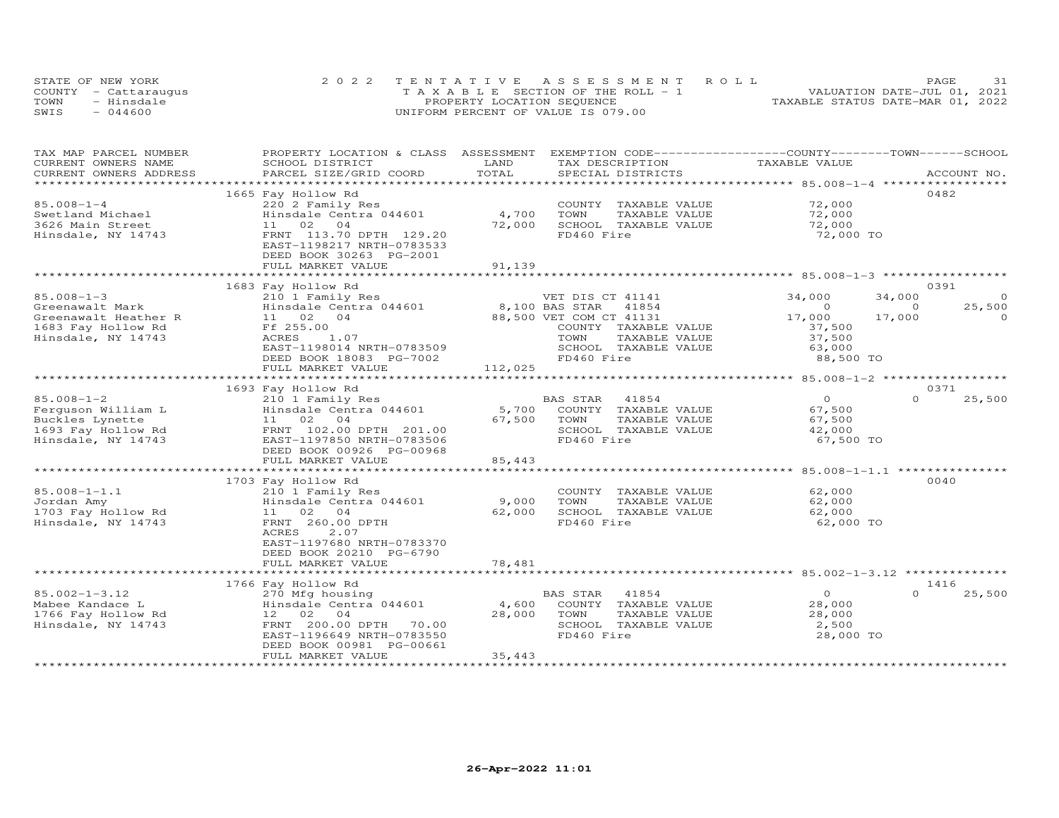STATE OF NEW YORK
COUNTY - Cattaraugus
TOWN - Hinsdale
SWIS - 044600

2022 TENTATIVE ASSESSMENT ROLL
TAXABLE SECTION OF THE ROLL - 1
PROPERTY LOCATION SEQUENCE
UNIFORM PERCENT OF VALUE IS 079.00

VALUATION DATE-JUL 01, 2021
TAXABLE STATUS DATE-MAR 01, 2022

| TAX MAP PARCEL NUMBER / CURRENT OWNERS NAME / CURRENT OWNERS ADDRESS | PROPERTY LOCATION & CLASS / SCHOOL DISTRICT / PARCEL SIZE/GRID COORD | ASSESSMENT LAND | TOTAL | EXEMPTION CODE / TAX DESCRIPTION / SPECIAL DISTRICTS | COUNTY TAXABLE VALUE | TOWN | SCHOOL | ACCOUNT NO. |
|---|---|---|---|---|---|---|---|---|
| 85.008-1-4 | 1665 Fay Hollow Rd | | | | | | | 0482 |
| Swetland Michael | 220 2 Family Res | | | COUNTY TAXABLE VALUE | 72,000 | | | |
| 3626 Main Street | Hinsdale Centra 044601 | 4,700 | | TOWN TAXABLE VALUE | 72,000 | | | |
| Hinsdale, NY 14743 | 11 02 04 | | 72,000 | SCHOOL TAXABLE VALUE | 72,000 | | | |
| | FRNT 113.70 DPTH 129.20 | | | FD460 Fire | 72,000 TO | | | |
| | EAST-1198217 NRTH-0783533 | | | | | | | |
| | DEED BOOK 30263 PG-2001 | | | | | | | |
| | FULL MARKET VALUE | | 91,139 | | | | | |
| 85.008-1-3 | 1683 Fay Hollow Rd | | | | | | | 0391 |
| Greenawalt Mark | 210 1 Family Res | | | VET DIS CT 41141 | 34,000 | 34,000 | 0 | |
| Greenawalt Heather R | Hinsdale Centra 044601 | 8,100 | | BAS STAR 41854 | 0 | 0 | 25,500 | |
| 1683 Fay Hollow Rd | 11 02 04 | | 88,500 | VET COM CT 41131 | 17,000 | 17,000 | 0 | |
| Hinsdale, NY 14743 | Ff 255.00 | | | COUNTY TAXABLE VALUE | 37,500 | | | |
| | ACRES 1.07 | | | TOWN TAXABLE VALUE | 37,500 | | | |
| | EAST-1198014 NRTH-0783509 | | | SCHOOL TAXABLE VALUE | 63,000 | | | |
| | DEED BOOK 18083 PG-7002 | | | FD460 Fire | 88,500 TO | | | |
| | FULL MARKET VALUE | | 112,025 | | | | | |
| 85.008-1-2 | 1693 Fay Hollow Rd | | | | | | | 0371 |
| Ferguson William L | 210 1 Family Res | | | BAS STAR 41854 | 0 | 0 | 25,500 | |
| Buckles Lynette | Hinsdale Centra 044601 | 5,700 | | COUNTY TAXABLE VALUE | 67,500 | | | |
| 1693 Fay Hollow Rd | 11 02 04 | | 67,500 | TOWN TAXABLE VALUE | 67,500 | | | |
| Hinsdale, NY 14743 | FRNT 102.00 DPTH 201.00 | | | SCHOOL TAXABLE VALUE | 42,000 | | | |
| | EAST-1197850 NRTH-0783506 | | | FD460 Fire | 67,500 TO | | | |
| | DEED BOOK 00926 PG-00968 | | | | | | | |
| | FULL MARKET VALUE | | 85,443 | | | | | |
| 85.008-1-1.1 | 1703 Fay Hollow Rd | | | | | | | 0040 |
| Jordan Amy | 210 1 Family Res | | | COUNTY TAXABLE VALUE | 62,000 | | | |
| 1703 Fay Hollow Rd | Hinsdale Centra 044601 | 9,000 | | TOWN TAXABLE VALUE | 62,000 | | | |
| Hinsdale, NY 14743 | 11 02 04 | | 62,000 | SCHOOL TAXABLE VALUE | 62,000 | | | |
| | FRNT 260.00 DPTH | | | FD460 Fire | 62,000 TO | | | |
| | ACRES 2.07 | | | | | | | |
| | EAST-1197680 NRTH-0783370 | | | | | | | |
| | DEED BOOK 20210 PG-6790 | | | | | | | |
| | FULL MARKET VALUE | | 78,481 | | | | | |
| 85.002-1-3.12 | 1766 Fay Hollow Rd | | | | | | | 1416 |
| Mabee Kandace L | 270 Mfg housing | | | BAS STAR 41854 | 0 | 0 | 25,500 | |
| 1766 Fay Hollow Rd | Hinsdale Centra 044601 | 4,600 | | COUNTY TAXABLE VALUE | 28,000 | | | |
| Hinsdale, NY 14743 | 12 02 04 | | 28,000 | TOWN TAXABLE VALUE | 28,000 | | | |
| | FRNT 200.00 DPTH 70.00 | | | SCHOOL TAXABLE VALUE | 2,500 | | | |
| | EAST-1196649 NRTH-0783550 | | | FD460 Fire | 28,000 TO | | | |
| | DEED BOOK 00981 PG-00661 | | | | | | | |
| | FULL MARKET VALUE | | 35,443 | | | | | |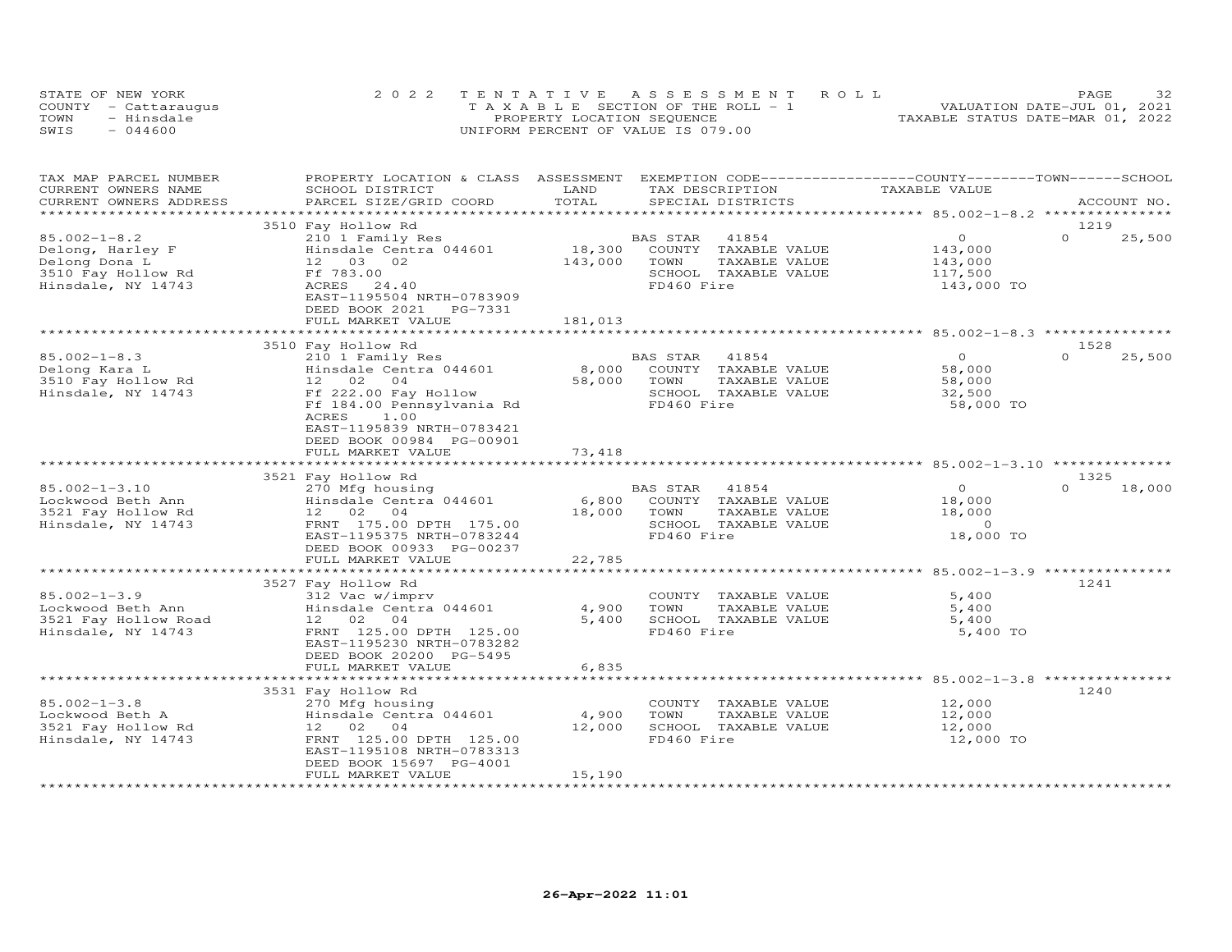STATE OF NEW YORK
COUNTY - Cattaraugus
TOWN - Hinsdale
SWIS - 044600

2022 TENTATIVE ASSESSMENT ROLL
TAXABLE SECTION OF THE ROLL - 1
PROPERTY LOCATION SEQUENCE
UNIFORM PERCENT OF VALUE IS 079.00

VALUATION DATE-JUL 01, 2021
TAXABLE STATUS DATE-MAR 01, 2022

| TAX MAP PARCEL NUMBER / CURRENT OWNERS NAME / CURRENT OWNERS ADDRESS | PROPERTY LOCATION & CLASS / SCHOOL DISTRICT / PARCEL SIZE/GRID COORD | ASSESSMENT LAND / TOTAL | EXEMPTION CODE / TAX DESCRIPTION / SPECIAL DISTRICTS | COUNTY TAXABLE VALUE | TOWN | SCHOOL / ACCOUNT NO. |
|---|---|---|---|---|---|---|
| **85.002-1-8.2** | 3510 Fay Hollow Rd | | | | | 1219 |
| Delong, Harley F | 210 1 Family Res | | BAS STAR 41854 | 0 | 0 | 25,500 |
| Delong Dona L | Hinsdale Centra 044601 | 18,300 | COUNTY TAXABLE VALUE | 143,000 | | |
| 3510 Fay Hollow Rd | 12 03 02 | 143,000 | TOWN TAXABLE VALUE | 143,000 | | |
| Hinsdale, NY 14743 | Ff 783.00 | | SCHOOL TAXABLE VALUE | 117,500 | | |
| | ACRES 24.40 | | FD460 Fire | 143,000 TO | | |
| | EAST-1195504 NRTH-0783909 | | | | | |
| | DEED BOOK 2021 PG-7331 | | | | | |
| | FULL MARKET VALUE | 181,013 | | | | |
| **85.002-1-8.3** | 3510 Fay Hollow Rd | | | | | 1528 |
| Delong Kara L | 210 1 Family Res | | BAS STAR 41854 | 0 | 0 | 25,500 |
| 3510 Fay Hollow Rd | Hinsdale Centra 044601 | 8,000 | COUNTY TAXABLE VALUE | 58,000 | | |
| Hinsdale, NY 14743 | 12 02 04 | 58,000 | TOWN TAXABLE VALUE | 58,000 | | |
| | Ff 222.00 Fay Hollow | | SCHOOL TAXABLE VALUE | 32,500 | | |
| | Ff 184.00 Pennsylvania Rd | | FD460 Fire | 58,000 TO | | |
| | ACRES 1.00 | | | | | |
| | EAST-1195839 NRTH-0783421 | | | | | |
| | DEED BOOK 00984 PG-00901 | | | | | |
| | FULL MARKET VALUE | 73,418 | | | | |
| **85.002-1-3.10** | 3521 Fay Hollow Rd | | | | | 1325 |
| Lockwood Beth Ann | 270 Mfg housing | | BAS STAR 41854 | 0 | 0 | 18,000 |
| 3521 Fay Hollow Rd | Hinsdale Centra 044601 | 6,800 | COUNTY TAXABLE VALUE | 18,000 | | |
| Hinsdale, NY 14743 | 12 02 04 | 18,000 | TOWN TAXABLE VALUE | 18,000 | | |
| | FRNT 175.00 DPTH 175.00 | | SCHOOL TAXABLE VALUE | 0 | | |
| | EAST-1195375 NRTH-0783244 | | FD460 Fire | 18,000 TO | | |
| | DEED BOOK 00933 PG-00237 | | | | | |
| | FULL MARKET VALUE | 22,785 | | | | |
| **85.002-1-3.9** | 3527 Fay Hollow Rd | | | | | 1241 |
| Lockwood Beth Ann | 312 Vac w/imprv | | COUNTY TAXABLE VALUE | 5,400 | | |
| 3521 Fay Hollow Road | Hinsdale Centra 044601 | 4,900 | TOWN TAXABLE VALUE | 5,400 | | |
| Hinsdale, NY 14743 | 12 02 04 | 5,400 | SCHOOL TAXABLE VALUE | 5,400 | | |
| | FRNT 125.00 DPTH 125.00 | | FD460 Fire | 5,400 TO | | |
| | EAST-1195230 NRTH-0783282 | | | | | |
| | DEED BOOK 20200 PG-5495 | | | | | |
| | FULL MARKET VALUE | 6,835 | | | | |
| **85.002-1-3.8** | 3531 Fay Hollow Rd | | | | | 1240 |
| Lockwood Beth A | 270 Mfg housing | | COUNTY TAXABLE VALUE | 12,000 | | |
| 3521 Fay Hollow Rd | Hinsdale Centra 044601 | 4,900 | TOWN TAXABLE VALUE | 12,000 | | |
| Hinsdale, NY 14743 | 12 02 04 | 12,000 | SCHOOL TAXABLE VALUE | 12,000 | | |
| | FRNT 125.00 DPTH 125.00 | | FD460 Fire | 12,000 TO | | |
| | EAST-1195108 NRTH-0783313 | | | | | |
| | DEED BOOK 15697 PG-4001 | | | | | |
| | FULL MARKET VALUE | 15,190 | | | | |

26-Apr-2022 11:01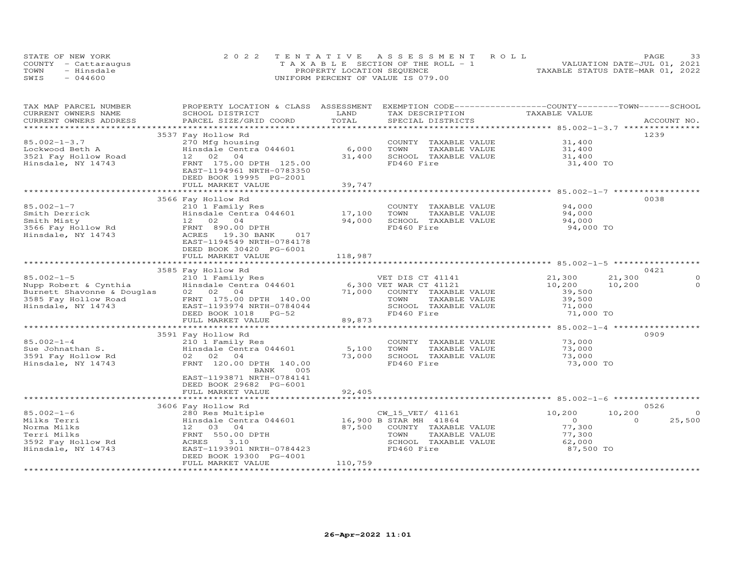STATE OF NEW YORK
COUNTY - Cattaraugus
TOWN - Hinsdale
SWIS - 044600

2 0 2 2 T E N T A T I V E A S S E S S M E N T R O L L
T A X A B L E SECTION OF THE ROLL - 1
PROPERTY LOCATION SEQUENCE
UNIFORM PERCENT OF VALUE IS 079.00

VALUATION DATE-JUL 01, 2021
TAXABLE STATUS DATE-MAR 01, 2022

| TAX MAP PARCEL NUMBER / CURRENT OWNERS NAME / CURRENT OWNERS ADDRESS | PROPERTY LOCATION & CLASS / SCHOOL DISTRICT / PARCEL SIZE/GRID COORD | ASSESSMENT LAND / TOTAL | EXEMPTION CODE / TAX DESCRIPTION / SPECIAL DISTRICTS | COUNTY TAXABLE VALUE | TOWN | SCHOOL | ACCOUNT NO. |
|---|---|---|---|---|---|---|---|
| 85.002-1-3.7 | 3537 Fay Hollow Rd | | | | | | 1239 |
| 85.002-1-3.7 | 270 Mfg housing | | COUNTY TAXABLE VALUE | 31,400 | | | |
| Lockwood Beth A | Hinsdale Centra 044601 | 6,000 | TOWN TAXABLE VALUE | 31,400 | | | |
| 3521 Fay Hollow Road | 12 02 04 | 31,400 | SCHOOL TAXABLE VALUE | 31,400 | | | |
| Hinsdale, NY 14743 | FRNT 175.00 DPTH 125.00 | | FD460 Fire | 31,400 TO | | | |
| | EAST-1194961 NRTH-0783350 | | | | | | |
| | DEED BOOK 19995 PG-2001 | | | | | | |
| | FULL MARKET VALUE | 39,747 | | | | | |
| 85.002-1-7 | 3566 Fay Hollow Rd | | | | | | 0038 |
| 85.002-1-7 | 210 1 Family Res | | COUNTY TAXABLE VALUE | 94,000 | | | |
| Smith Derrick | Hinsdale Centra 044601 | 17,100 | TOWN TAXABLE VALUE | 94,000 | | | |
| Smith Misty | 12 02 04 | 94,000 | SCHOOL TAXABLE VALUE | 94,000 | | | |
| 3566 Fay Hollow Rd | FRNT 890.00 DPTH | | FD460 Fire | 94,000 TO | | | |
| Hinsdale, NY 14743 | ACRES 19.30 BANK 017 | | | | | | |
| | EAST-1194549 NRTH-0784178 | | | | | | |
| | DEED BOOK 30420 PG-6001 | | | | | | |
| | FULL MARKET VALUE | 118,987 | | | | | |
| 85.002-1-5 | 3585 Fay Hollow Rd | | | | | | 0421 |
| 85.002-1-5 | 210 1 Family Res | | VET DIS CT 41141 | 21,300 | 21,300 | 0 | |
| Nupp Robert & Cynthia | Hinsdale Centra 044601 | 6,300 | VET WAR CT 41121 | 10,200 | 10,200 | 0 | |
| Burnett Shavonne & Douglas | 02 02 04 | 71,000 | COUNTY TAXABLE VALUE | 39,500 | | | |
| 3585 Fay Hollow Road | FRNT 175.00 DPTH 140.00 | | TOWN TAXABLE VALUE | 39,500 | | | |
| Hinsdale, NY 14743 | EAST-1193974 NRTH-0784044 | | SCHOOL TAXABLE VALUE | 71,000 | | | |
| | DEED BOOK 1018 PG-52 | | FD460 Fire | 71,000 TO | | | |
| | FULL MARKET VALUE | 89,873 | | | | | |
| 85.002-1-4 | 3591 Fay Hollow Rd | | | | | | 0909 |
| 85.002-1-4 | 210 1 Family Res | | COUNTY TAXABLE VALUE | 73,000 | | | |
| Sue Johnathan S. | Hinsdale Centra 044601 | 5,100 | TOWN TAXABLE VALUE | 73,000 | | | |
| 3591 Fay Hollow Rd | 02 02 04 | 73,000 | SCHOOL TAXABLE VALUE | 73,000 | | | |
| Hinsdale, NY 14743 | FRNT 120.00 DPTH 140.00 | | FD460 Fire | 73,000 TO | | | |
| | BANK 005 | | | | | | |
| | EAST-1193871 NRTH-0784141 | | | | | | |
| | DEED BOOK 29682 PG-6001 | | | | | | |
| | FULL MARKET VALUE | 92,405 | | | | | |
| 85.002-1-6 | 3606 Fay Hollow Rd | | | | | | 0526 |
| 85.002-1-6 | 280 Res Multiple | | CW_15_VET/ 41161 | 10,200 | 10,200 | 0 | |
| Milks Terri | Hinsdale Centra 044601 | 16,900 | B STAR MH 41864 | 0 | 0 | 25,500 | |
| Norma Milks | 12 03 04 | 87,500 | COUNTY TAXABLE VALUE | 77,300 | | | |
| Terri Milks | FRNT 550.00 DPTH | | TOWN TAXABLE VALUE | 77,300 | | | |
| 3592 Fay Hollow Rd | ACRES 3.10 | | SCHOOL TAXABLE VALUE | 62,000 | | | |
| Hinsdale, NY 14743 | EAST-1193901 NRTH-0784423 | | FD460 Fire | 87,500 TO | | | |
| | DEED BOOK 19300 PG-4001 | | | | | | |
| | FULL MARKET VALUE | 110,759 | | | | | |

26-Apr-2022 11:01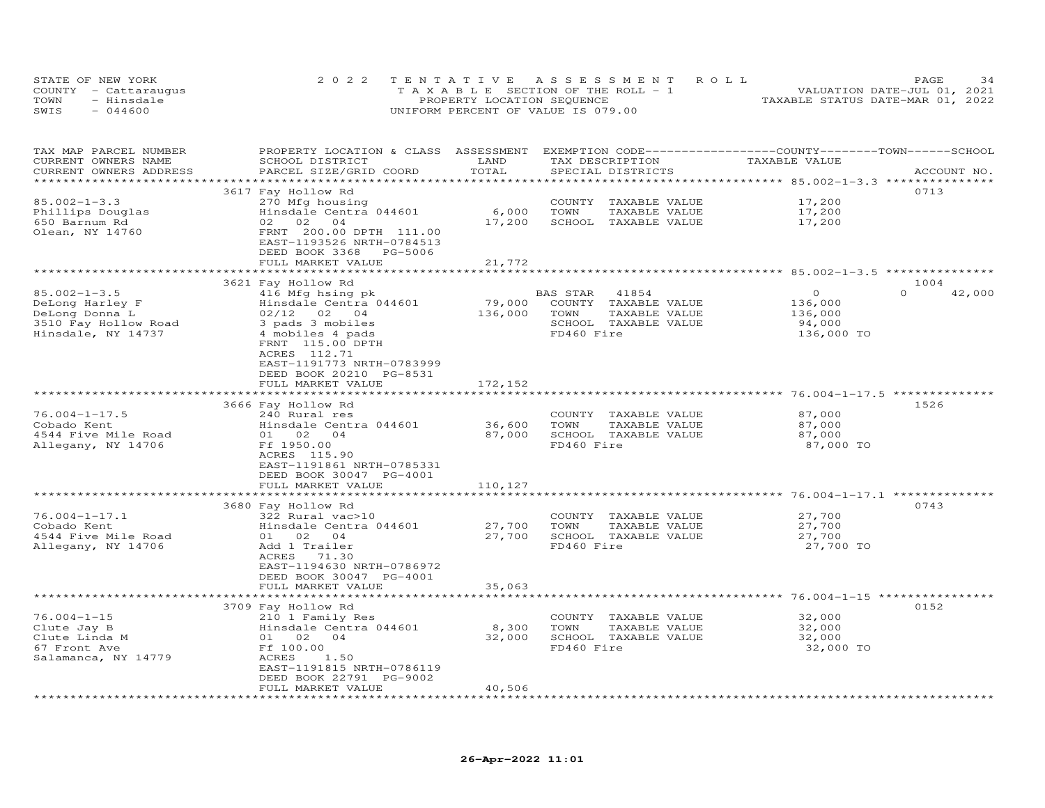STATE OF NEW YORK  
COUNTY - Cattaraugus  
TOWN - Hinsdale  
SWIS - 044600

2022 TENTATIVE ASSESSMENT ROLL  
TAXABLE SECTION OF THE ROLL - 1  
PROPERTY LOCATION SEQUENCE  
UNIFORM PERCENT OF VALUE IS 079.00

VALUATION DATE-JUL 01, 2021  
TAXABLE STATUS DATE-MAR 01, 2022

| TAX MAP PARCEL NUMBER / CURRENT OWNERS NAME / CURRENT OWNERS ADDRESS | PROPERTY LOCATION & CLASS / SCHOOL DISTRICT / PARCEL SIZE/GRID COORD | ASSESSMENT LAND | TOTAL | EXEMPTION CODE / TAX DESCRIPTION / SPECIAL DISTRICTS | COUNTY TAXABLE VALUE | TOWN | SCHOOL | ACCOUNT NO. |
|---|---|---|---|---|---|---|---|---|
| **85.002-1-3.3** | 3617 Fay Hollow Rd | | | | | | | 0713 |
| Phillips Douglas | 270 Mfg housing | | | COUNTY TAXABLE VALUE | 17,200 | | | |
| 650 Barnum Rd | Hinsdale Centra 044601 | 6,000 | | TOWN TAXABLE VALUE | 17,200 | | | |
| Olean, NY 14760 | 02 02 04 | | 17,200 | SCHOOL TAXABLE VALUE | 17,200 | | | |
| | FRNT 200.00 DPTH 111.00 | | | | | | | |
| | EAST-1193526 NRTH-0784513 | | | | | | | |
| | DEED BOOK 3368 PG-5006 | | | | | | | |
| | FULL MARKET VALUE | | 21,772 | | | | | |
| **85.002-1-3.5** | 3621 Fay Hollow Rd | | | | | | | 1004 |
| DeLong Harley F | 416 Mfg hsing pk | | | BAS STAR 41854 | 0 | 0 | 42,000 | |
| DeLong Donna L | Hinsdale Centra 044601 | 79,000 | | COUNTY TAXABLE VALUE | 136,000 | | | |
| 3510 Fay Hollow Road | 02/12 02 04 | | 136,000 | TOWN TAXABLE VALUE | 136,000 | | | |
| Hinsdale, NY 14737 | 3 pads 3 mobiles | | | SCHOOL TAXABLE VALUE | 94,000 | | | |
| | 4 mobiles 4 pads | | | FD460 Fire | 136,000 TO | | | |
| | FRNT 115.00 DPTH | | | | | | | |
| | ACRES 112.71 | | | | | | | |
| | EAST-1191773 NRTH-0783999 | | | | | | | |
| | DEED BOOK 20210 PG-8531 | | | | | | | |
| | FULL MARKET VALUE | | 172,152 | | | | | |
| **76.004-1-17.5** | 3666 Fay Hollow Rd | | | | | | | 1526 |
| Cobado Kent | 240 Rural res | | | COUNTY TAXABLE VALUE | 87,000 | | | |
| 4544 Five Mile Road | Hinsdale Centra 044601 | 36,600 | | TOWN TAXABLE VALUE | 87,000 | | | |
| Allegany, NY 14706 | 01 02 04 | | 87,000 | SCHOOL TAXABLE VALUE | 87,000 | | | |
| | Ff 1950.00 | | | FD460 Fire | 87,000 TO | | | |
| | ACRES 115.90 | | | | | | | |
| | EAST-1191861 NRTH-0785331 | | | | | | | |
| | DEED BOOK 30047 PG-4001 | | | | | | | |
| | FULL MARKET VALUE | | 110,127 | | | | | |
| **76.004-1-17.1** | 3680 Fay Hollow Rd | | | | | | | 0743 |
| Cobado Kent | 322 Rural vac>10 | | | COUNTY TAXABLE VALUE | 27,700 | | | |
| 4544 Five Mile Road | Hinsdale Centra 044601 | 27,700 | | TOWN TAXABLE VALUE | 27,700 | | | |
| Allegany, NY 14706 | 01 02 04 | | 27,700 | SCHOOL TAXABLE VALUE | 27,700 | | | |
| | Add 1 Trailer | | | FD460 Fire | 27,700 TO | | | |
| | ACRES 71.30 | | | | | | | |
| | EAST-1194630 NRTH-0786972 | | | | | | | |
| | DEED BOOK 30047 PG-4001 | | | | | | | |
| | FULL MARKET VALUE | | 35,063 | | | | | |
| **76.004-1-15** | 3709 Fay Hollow Rd | | | | | | | 0152 |
| Clute Jay B | 210 1 Family Res | | | COUNTY TAXABLE VALUE | 32,000 | | | |
| Clute Linda M | Hinsdale Centra 044601 | 8,300 | | TOWN TAXABLE VALUE | 32,000 | | | |
| 67 Front Ave | 01 02 04 | | 32,000 | SCHOOL TAXABLE VALUE | 32,000 | | | |
| Salamanca, NY 14779 | Ff 100.00 | | | FD460 Fire | 32,000 TO | | | |
| | ACRES 1.50 | | | | | | | |
| | EAST-1191815 NRTH-0786119 | | | | | | | |
| | DEED BOOK 22791 PG-9002 | | | | | | | |
| | FULL MARKET VALUE | | 40,506 | | | | | |

26-Apr-2022 11:01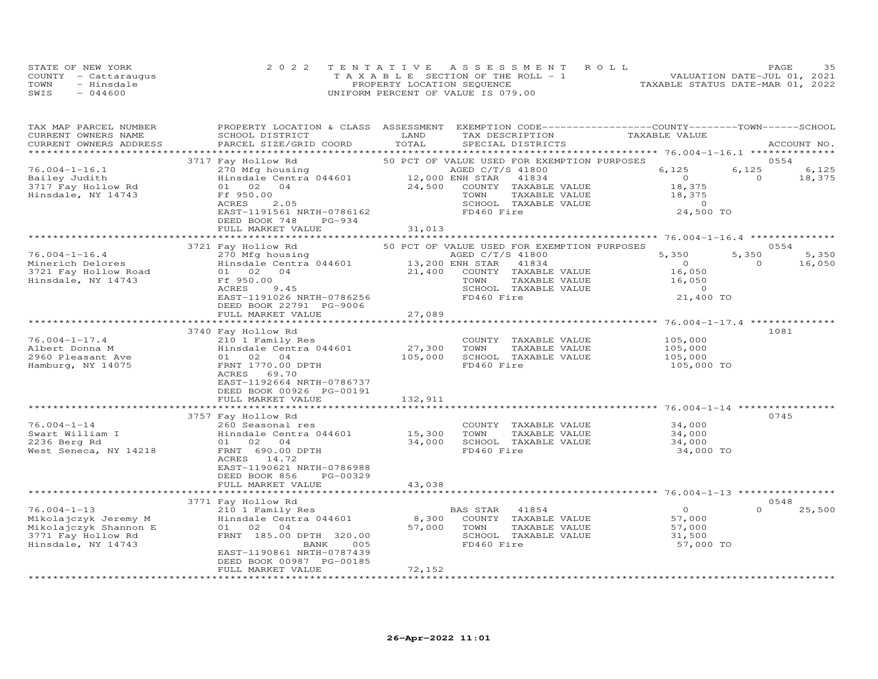STATE OF NEW YORK
COUNTY - Cattaraugus
TOWN - Hinsdale
SWIS - 044600

2022 TENTATIVE ASSESSMENT ROLL
TAXABLE SECTION OF THE ROLL - 1
PROPERTY LOCATION SEQUENCE
UNIFORM PERCENT OF VALUE IS 079.00

VALUATION DATE-JUL 01, 2021
TAXABLE STATUS DATE-MAR 01, 2022

| TAX MAP PARCEL NUMBER / CURRENT OWNERS NAME / CURRENT OWNERS ADDRESS | PROPERTY LOCATION & CLASS / SCHOOL DISTRICT / PARCEL SIZE/GRID COORD | ASSESSMENT LAND | TOTAL | EXEMPTION CODE / TAX DESCRIPTION / SPECIAL DISTRICTS | COUNTY TAXABLE VALUE | TOWN | SCHOOL | ACCOUNT NO. |
|---|---|---|---|---|---|---|---|---|
| **76.004-1-16.1** | 3717 Fay Hollow Rd | | | 50 PCT OF VALUE USED FOR EXEMPTION PURPOSES | | | | 0554 |
| Bailey Judith | 270 Mfg housing | | | AGED C/T/S 41800 | 6,125 | 6,125 | 6,125 | |
| 3717 Fay Hollow Rd | Hinsdale Centra 044601 | 12,000 | | ENH STAR 41834 | 0 | 0 | 18,375 | |
| Hinsdale, NY 14743 | 01 02 04 | | 24,500 | COUNTY TAXABLE VALUE | 18,375 | | | |
| | Ff 950.00 | | | TOWN TAXABLE VALUE | 18,375 | | | |
| | ACRES 2.05 | | | SCHOOL TAXABLE VALUE | 0 | | | |
| | EAST-1191561 NRTH-0786162 | | | FD460 Fire | 24,500 TO | | | |
| | DEED BOOK 748 PG-934 | | | | | | | |
| | FULL MARKET VALUE | | 31,013 | | | | | |
| **76.004-1-16.4** | 3721 Fay Hollow Rd | | | 50 PCT OF VALUE USED FOR EXEMPTION PURPOSES | | | | 0554 |
| Minerich Delores | 270 Mfg housing | | | AGED C/T/S 41800 | 5,350 | 5,350 | 5,350 | |
| 3721 Fay Hollow Road | Hinsdale Centra 044601 | 13,200 | | ENH STAR 41834 | 0 | 0 | 16,050 | |
| Hinsdale, NY 14743 | 01 02 04 | | 21,400 | COUNTY TAXABLE VALUE | 16,050 | | | |
| | Ff 950.00 | | | TOWN TAXABLE VALUE | 16,050 | | | |
| | ACRES 9.45 | | | SCHOOL TAXABLE VALUE | 0 | | | |
| | EAST-1191026 NRTH-0786256 | | | FD460 Fire | 21,400 TO | | | |
| | DEED BOOK 22791 PG-9006 | | | | | | | |
| | FULL MARKET VALUE | | 27,089 | | | | | |
| **76.004-1-17.4** | 3740 Fay Hollow Rd | | | | | | | 1081 |
| Albert Donna M | 210 1 Family Res | | | COUNTY TAXABLE VALUE | 105,000 | | | |
| 2960 Pleasant Ave | Hinsdale Centra 044601 | 27,300 | | TOWN TAXABLE VALUE | 105,000 | | | |
| Hamburg, NY 14075 | 01 02 04 | | 105,000 | SCHOOL TAXABLE VALUE | 105,000 | | | |
| | FRNT 1770.00 DPTH | | | FD460 Fire | 105,000 TO | | | |
| | ACRES 69.70 | | | | | | | |
| | EAST-1192664 NRTH-0786737 | | | | | | | |
| | DEED BOOK 00926 PG-00191 | | | | | | | |
| | FULL MARKET VALUE | | 132,911 | | | | | |
| **76.004-1-14** | 3757 Fay Hollow Rd | | | | | | | 0745 |
| Swart William I | 260 Seasonal res | | | COUNTY TAXABLE VALUE | 34,000 | | | |
| 2236 Berg Rd | Hinsdale Centra 044601 | 15,300 | | TOWN TAXABLE VALUE | 34,000 | | | |
| West Seneca, NY 14218 | 01 02 04 | | 34,000 | SCHOOL TAXABLE VALUE | 34,000 | | | |
| | FRNT 690.00 DPTH | | | FD460 Fire | 34,000 TO | | | |
| | ACRES 14.72 | | | | | | | |
| | EAST-1190621 NRTH-0786988 | | | | | | | |
| | DEED BOOK 856 PG-00329 | | | | | | | |
| | FULL MARKET VALUE | | 43,038 | | | | | |
| **76.004-1-13** | 3771 Fay Hollow Rd | | | | | | | 0548 |
| Mikolajczyk Jeremy M | 210 1 Family Res | | | BAS STAR 41854 | 0 | | 0 | 25,500 |
| Mikolajczyk Shannon E | Hinsdale Centra 044601 | 8,300 | | COUNTY TAXABLE VALUE | 57,000 | | | |
| 3771 Fay Hollow Rd | 01 02 04 | | 57,000 | TOWN TAXABLE VALUE | 57,000 | | | |
| Hinsdale, NY 14743 | FRNT 185.00 DPTH 320.00 | | | SCHOOL TAXABLE VALUE | 31,500 | | | |
| | BANK 005 | | | FD460 Fire | 57,000 TO | | | |
| | EAST-1190861 NRTH-0787439 | | | | | | | |
| | DEED BOOK 00987 PG-00185 | | | | | | | |
| | FULL MARKET VALUE | | 72,152 | | | | | |

26-Apr-2022 11:01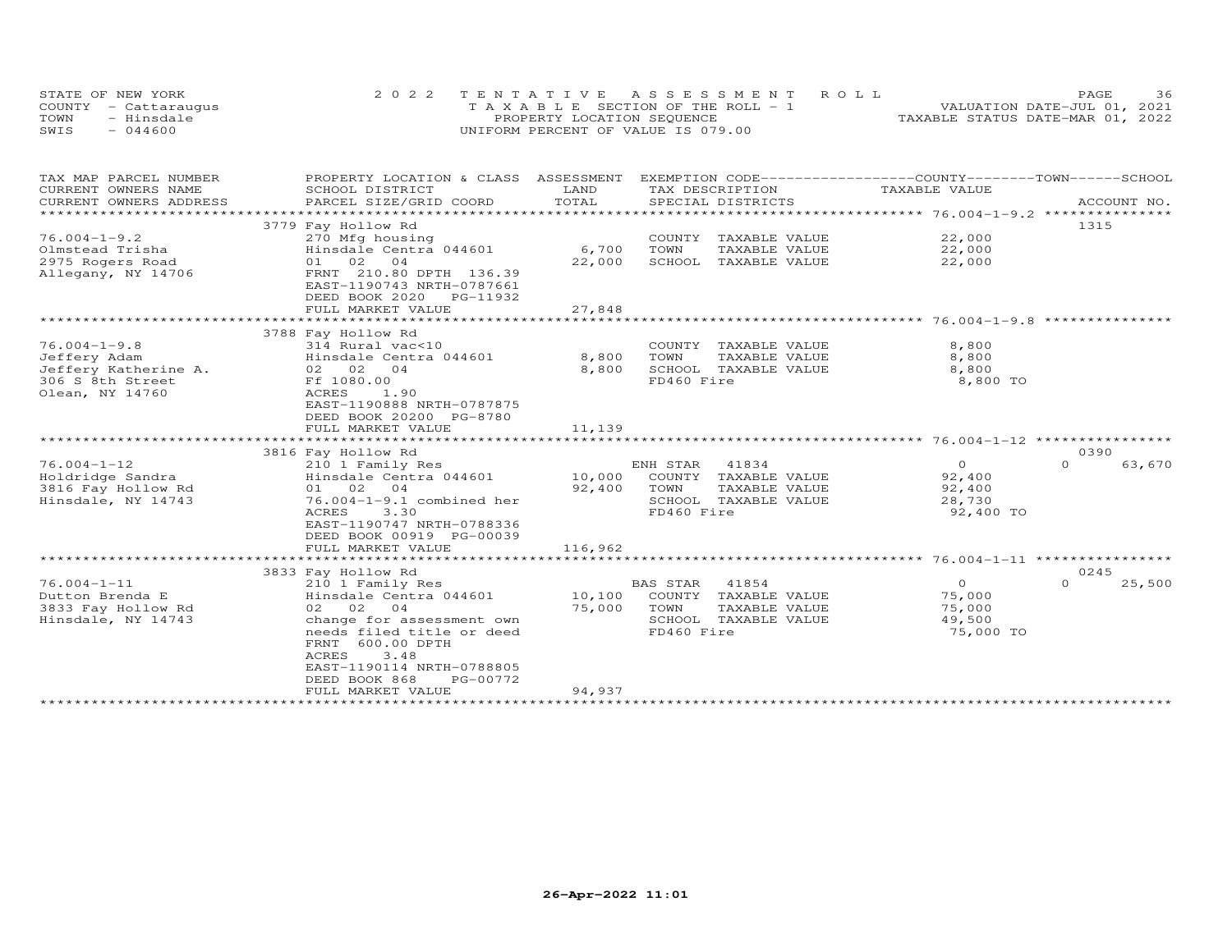STATE OF NEW YORK
COUNTY - Cattaraugus
TOWN - Hinsdale
SWIS - 044600

2022 TENTATIVE ASSESSMENT ROLL
TAXABLE SECTION OF THE ROLL - 1
PROPERTY LOCATION SEQUENCE
UNIFORM PERCENT OF VALUE IS 079.00

VALUATION DATE-JUL 01, 2021
TAXABLE STATUS DATE-MAR 01, 2022

| TAX MAP PARCEL NUMBER / CURRENT OWNERS NAME / CURRENT OWNERS ADDRESS | PROPERTY LOCATION & CLASS / SCHOOL DISTRICT / PARCEL SIZE/GRID COORD | ASSESSMENT LAND / TOTAL | EXEMPTION CODE / TAX DESCRIPTION / SPECIAL DISTRICTS | COUNTY / TOWN / SCHOOL TAXABLE VALUE | ACCOUNT NO. |
|---|---|---|---|---|---|
| **76.004-1-9.2** | 3779 Fay Hollow Rd | | | | 1315 |
| 76.004-1-9.2 | 270 Mfg housing | | COUNTY TAXABLE VALUE | 22,000 | |
| Olmstead Trisha | Hinsdale Centra 044601 | 6,700 | TOWN TAXABLE VALUE | 22,000 | |
| 2975 Rogers Road | 01 02 04 | 22,000 | SCHOOL TAXABLE VALUE | 22,000 | |
| Allegany, NY 14706 | FRNT 210.80 DPTH 136.39 | | | | |
| | EAST-1190743 NRTH-0787661 | | | | |
| | DEED BOOK 2020 PG-11932 | | | | |
| | FULL MARKET VALUE | 27,848 | | | |
| **76.004-1-9.8** | 3788 Fay Hollow Rd | | | | |
| 76.004-1-9.8 | 314 Rural vac<10 | | COUNTY TAXABLE VALUE | 8,800 | |
| Jeffery Adam | Hinsdale Centra 044601 | 8,800 | TOWN TAXABLE VALUE | 8,800 | |
| Jeffery Katherine A. | 02 02 04 | 8,800 | SCHOOL TAXABLE VALUE | 8,800 | |
| 306 S 8th Street | Ff 1080.00 | | FD460 Fire | 8,800 TO | |
| Olean, NY 14760 | ACRES 1.90 | | | | |
| | EAST-1190888 NRTH-0787875 | | | | |
| | DEED BOOK 20200 PG-8780 | | | | |
| | FULL MARKET VALUE | 11,139 | | | |
| **76.004-1-12** | 3816 Fay Hollow Rd | | | | 0390 |
| 76.004-1-12 | 210 1 Family Res | | ENH STAR 41834 | 0 / 0 / 63,670 | |
| Holdridge Sandra | Hinsdale Centra 044601 | 10,000 | COUNTY TAXABLE VALUE | 92,400 | |
| 3816 Fay Hollow Rd | 01 02 04 | 92,400 | TOWN TAXABLE VALUE | 92,400 | |
| Hinsdale, NY 14743 | 76.004-1-9.1 combined her | | SCHOOL TAXABLE VALUE | 28,730 | |
| | ACRES 3.30 | | FD460 Fire | 92,400 TO | |
| | EAST-1190747 NRTH-0788336 | | | | |
| | DEED BOOK 00919 PG-00039 | | | | |
| | FULL MARKET VALUE | 116,962 | | | |
| **76.004-1-11** | 3833 Fay Hollow Rd | | | | 0245 |
| 76.004-1-11 | 210 1 Family Res | | BAS STAR 41854 | 0 / 0 / 25,500 | |
| Dutton Brenda E | Hinsdale Centra 044601 | 10,100 | COUNTY TAXABLE VALUE | 75,000 | |
| 3833 Fay Hollow Rd | 02 02 04 | 75,000 | TOWN TAXABLE VALUE | 75,000 | |
| Hinsdale, NY 14743 | change for assessment own | | SCHOOL TAXABLE VALUE | 49,500 | |
| | needs filed title or deed | | FD460 Fire | 75,000 TO | |
| | FRNT 600.00 DPTH | | | | |
| | ACRES 3.48 | | | | |
| | EAST-1190114 NRTH-0788805 | | | | |
| | DEED BOOK 868 PG-00772 | | | | |
| | FULL MARKET VALUE | 94,937 | | | |

26-Apr-2022 11:01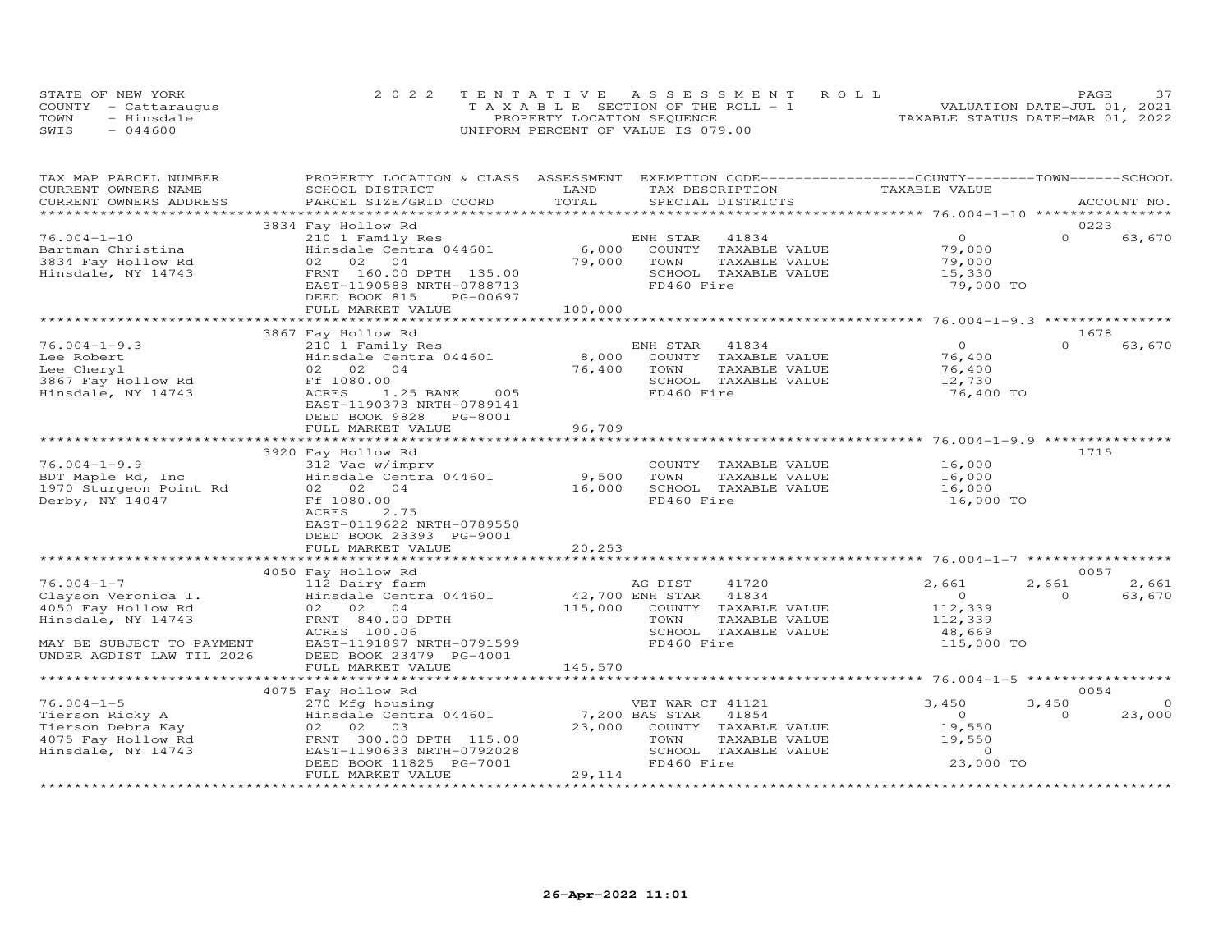STATE OF NEW YORK — 2022 TENTATIVE ASSESSMENT ROLL
COUNTY - Cattaraugus — TAXABLE SECTION OF THE ROLL - 1 — VALUATION DATE-JUL 01, 2021
TOWN - Hinsdale — PROPERTY LOCATION SEQUENCE — TAXABLE STATUS DATE-MAR 01, 2022
SWIS - 044600 — UNIFORM PERCENT OF VALUE IS 079.00

| TAX MAP PARCEL NUMBER / CURRENT OWNERS NAME / CURRENT OWNERS ADDRESS | PROPERTY LOCATION & CLASS / SCHOOL DISTRICT / PARCEL SIZE/GRID COORD | ASSESSMENT LAND | TOTAL | EXEMPTION CODE / TAX DESCRIPTION / SPECIAL DISTRICTS | COUNTY TAXABLE VALUE | TOWN | SCHOOL | ACCOUNT NO. |
|---|---|---|---|---|---|---|---|---|
| 76.004-1-10 | 3834 Fay Hollow Rd | | | | | | | 0223 |
| | 210 1 Family Res | | | ENH STAR 41834 | 0 | 0 | 63,670 | |
| Bartman Christina | Hinsdale Centra 044601 | 6,000 | | COUNTY TAXABLE VALUE | 79,000 | | | |
| 3834 Fay Hollow Rd | 02 02 04 | | 79,000 | TOWN TAXABLE VALUE | 79,000 | | | |
| Hinsdale, NY 14743 | FRNT 160.00 DPTH 135.00 | | | SCHOOL TAXABLE VALUE | 15,330 | | | |
| | EAST-1190588 NRTH-0788713 | | | FD460 Fire | 79,000 TO | | | |
| | DEED BOOK 815 PG-00697 | | | | | | | |
| | FULL MARKET VALUE | | 100,000 | | | | | |
| 76.004-1-9.3 | 3867 Fay Hollow Rd | | | | | | | 1678 |
| | 210 1 Family Res | | | ENH STAR 41834 | 0 | 0 | 63,670 | |
| Lee Robert | Hinsdale Centra 044601 | 8,000 | | COUNTY TAXABLE VALUE | 76,400 | | | |
| Lee Cheryl | 02 02 04 | | 76,400 | TOWN TAXABLE VALUE | 76,400 | | | |
| 3867 Fay Hollow Rd | Ff 1080.00 | | | SCHOOL TAXABLE VALUE | 12,730 | | | |
| Hinsdale, NY 14743 | ACRES 1.25 BANK 005 | | | FD460 Fire | 76,400 TO | | | |
| | EAST-1190373 NRTH-0789141 | | | | | | | |
| | DEED BOOK 9828 PG-8001 | | | | | | | |
| | FULL MARKET VALUE | | 96,709 | | | | | |
| 76.004-1-9.9 | 3920 Fay Hollow Rd | | | | | | | 1715 |
| | 312 Vac w/imprv | | | COUNTY TAXABLE VALUE | 16,000 | | | |
| BDT Maple Rd, Inc | Hinsdale Centra 044601 | 9,500 | | TOWN TAXABLE VALUE | 16,000 | | | |
| 1970 Sturgeon Point Rd | 02 02 04 | | 16,000 | SCHOOL TAXABLE VALUE | 16,000 | | | |
| Derby, NY 14047 | Ff 1080.00 | | | FD460 Fire | 16,000 TO | | | |
| | ACRES 2.75 | | | | | | | |
| | EAST-0119622 NRTH-0789550 | | | | | | | |
| | DEED BOOK 23393 PG-9001 | | | | | | | |
| | FULL MARKET VALUE | | 20,253 | | | | | |
| 76.004-1-7 | 4050 Fay Hollow Rd | | | | | | | 0057 |
| | 112 Dairy farm | | | AG DIST 41720 | 2,661 | 2,661 | 2,661 | |
| Clayson Veronica I. | Hinsdale Centra 044601 | 42,700 | | ENH STAR 41834 | 0 | 0 | 63,670 | |
| 4050 Fay Hollow Rd | 02 02 04 | | 115,000 | COUNTY TAXABLE VALUE | 112,339 | | | |
| Hinsdale, NY 14743 | FRNT 840.00 DPTH | | | TOWN TAXABLE VALUE | 112,339 | | | |
| | ACRES 100.06 | | | SCHOOL TAXABLE VALUE | 48,669 | | | |
| MAY BE SUBJECT TO PAYMENT | EAST-1191897 NRTH-0791599 | | | FD460 Fire | 115,000 TO | | | |
| UNDER AGDIST LAW TIL 2026 | DEED BOOK 23479 PG-4001 | | | | | | | |
| | FULL MARKET VALUE | | 145,570 | | | | | |
| 76.004-1-5 | 4075 Fay Hollow Rd | | | | | | | 0054 |
| | 270 Mfg housing | | | VET WAR CT 41121 | 3,450 | 3,450 | 0 | |
| Tierson Ricky A | Hinsdale Centra 044601 | 7,200 | | BAS STAR 41854 | 0 | 0 | 23,000 | |
| Tierson Debra Kay | 02 02 03 | | 23,000 | COUNTY TAXABLE VALUE | 19,550 | | | |
| 4075 Fay Hollow Rd | FRNT 300.00 DPTH 115.00 | | | TOWN TAXABLE VALUE | 19,550 | | | |
| Hinsdale, NY 14743 | EAST-1190633 NRTH-0792028 | | | SCHOOL TAXABLE VALUE | 0 | | | |
| | DEED BOOK 11825 PG-7001 | | | FD460 Fire | 23,000 TO | | | |
| | FULL MARKET VALUE | | 29,114 | | | | | |

26-Apr-2022 11:01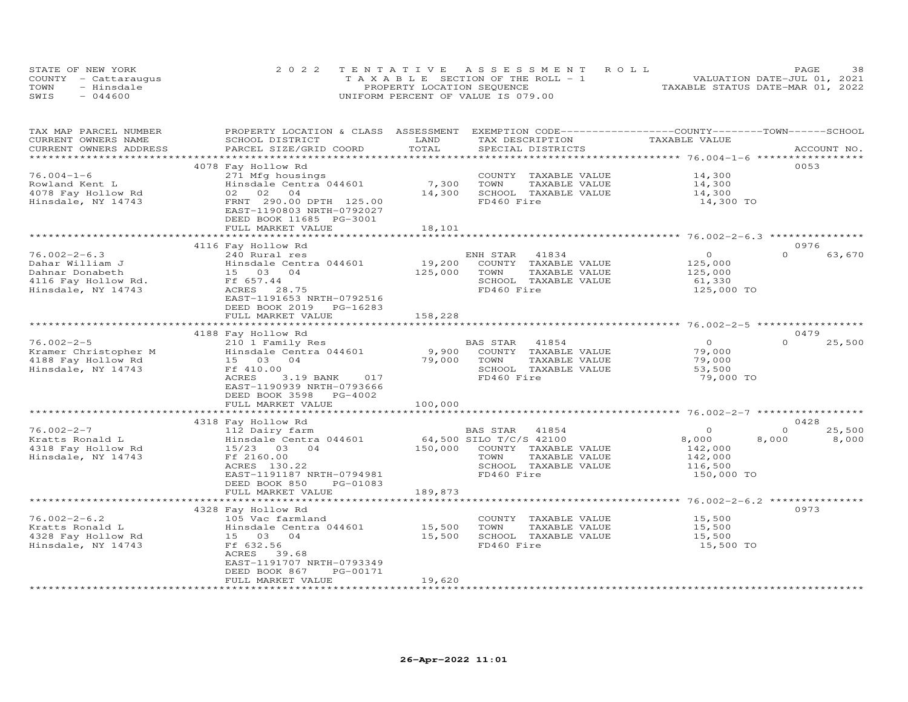STATE OF NEW YORK
COUNTY - Cattaraugus
TOWN - Hinsdale
SWIS - 044600

2022 TENTATIVE ASSESSMENT ROLL
TAXABLE SECTION OF THE ROLL - 1
PROPERTY LOCATION SEQUENCE
UNIFORM PERCENT OF VALUE IS 079.00

VALUATION DATE-JUL 01, 2021
TAXABLE STATUS DATE-MAR 01, 2022

| TAX MAP PARCEL NUMBER / CURRENT OWNERS NAME / CURRENT OWNERS ADDRESS | PROPERTY LOCATION & CLASS / SCHOOL DISTRICT / PARCEL SIZE/GRID COORD | ASSESSMENT LAND / TOTAL | EXEMPTION CODE / TAX DESCRIPTION / SPECIAL DISTRICTS | COUNTY TAXABLE VALUE | TOWN | SCHOOL / ACCOUNT NO. |
|---|---|---|---|---|---|---|
| | 4078 Fay Hollow Rd | | | | | 0053 |
| 76.004-1-6 | 271 Mfg housings | | COUNTY TAXABLE VALUE | 14,300 | | |
| Rowland Kent L | Hinsdale Centra 044601 | 7,300 | TOWN TAXABLE VALUE | 14,300 | | |
| 4078 Fay Hollow Rd | 02 02 04 | 14,300 | SCHOOL TAXABLE VALUE | 14,300 | | |
| Hinsdale, NY 14743 | FRNT 290.00 DPTH 125.00 | | FD460 Fire | 14,300 TO | | |
| | EAST-1190803 NRTH-0792027 | | | | | |
| | DEED BOOK 11685 PG-3001 | | | | | |
| | FULL MARKET VALUE | 18,101 | | | | |
| | 4116 Fay Hollow Rd | | | | | 0976 |
| 76.002-2-6.3 | 240 Rural res | | ENH STAR 41834 | 0 | 0 | 63,670 |
| Dahar William J | Hinsdale Centra 044601 | 19,200 | COUNTY TAXABLE VALUE | 125,000 | | |
| Dahnar Donabeth | 15 03 04 | 125,000 | TOWN TAXABLE VALUE | 125,000 | | |
| 4116 Fay Hollow Rd. | Ff 657.44 | | SCHOOL TAXABLE VALUE | 61,330 | | |
| Hinsdale, NY 14743 | ACRES 28.75 | | FD460 Fire | 125,000 TO | | |
| | EAST-1191653 NRTH-0792516 | | | | | |
| | DEED BOOK 2019 PG-16283 | | | | | |
| | FULL MARKET VALUE | 158,228 | | | | |
| | 4188 Fay Hollow Rd | | | | | 0479 |
| 76.002-2-5 | 210 1 Family Res | | BAS STAR 41854 | 0 | 0 | 25,500 |
| Kramer Christopher M | Hinsdale Centra 044601 | 9,900 | COUNTY TAXABLE VALUE | 79,000 | | |
| 4188 Fay Hollow Rd | 15 03 04 | 79,000 | TOWN TAXABLE VALUE | 79,000 | | |
| Hinsdale, NY 14743 | Ff 410.00 | | SCHOOL TAXABLE VALUE | 53,500 | | |
| | ACRES 3.19 BANK 017 | | FD460 Fire | 79,000 TO | | |
| | EAST-1190939 NRTH-0793666 | | | | | |
| | DEED BOOK 3598 PG-4002 | | | | | |
| | FULL MARKET VALUE | 100,000 | | | | |
| | 4318 Fay Hollow Rd | | | | | 0428 |
| 76.002-2-7 | 112 Dairy farm | | BAS STAR 41854 | 0 | 0 | 25,500 |
| Kratts Ronald L | Hinsdale Centra 044601 | 64,500 | SILO T/C/S 42100 | 8,000 | 8,000 | 8,000 |
| 4318 Fay Hollow Rd | 15/23 03 04 | 150,000 | COUNTY TAXABLE VALUE | 142,000 | | |
| Hinsdale, NY 14743 | Ff 2160.00 | | TOWN TAXABLE VALUE | 142,000 | | |
| | ACRES 130.22 | | SCHOOL TAXABLE VALUE | 116,500 | | |
| | EAST-1191187 NRTH-0794981 | | FD460 Fire | 150,000 TO | | |
| | DEED BOOK 850 PG-01083 | | | | | |
| | FULL MARKET VALUE | 189,873 | | | | |
| | 4328 Fay Hollow Rd | | | | | 0973 |
| 76.002-2-6.2 | 105 Vac farmland | | COUNTY TAXABLE VALUE | 15,500 | | |
| Kratts Ronald L | Hinsdale Centra 044601 | 15,500 | TOWN TAXABLE VALUE | 15,500 | | |
| 4328 Fay Hollow Rd | 15 03 04 | 15,500 | SCHOOL TAXABLE VALUE | 15,500 | | |
| Hinsdale, NY 14743 | Ff 632.56 | | FD460 Fire | 15,500 TO | | |
| | ACRES 39.68 | | | | | |
| | EAST-1191707 NRTH-0793349 | | | | | |
| | DEED BOOK 867 PG-00171 | | | | | |
| | FULL MARKET VALUE | 19,620 | | | | |

26-Apr-2022 11:01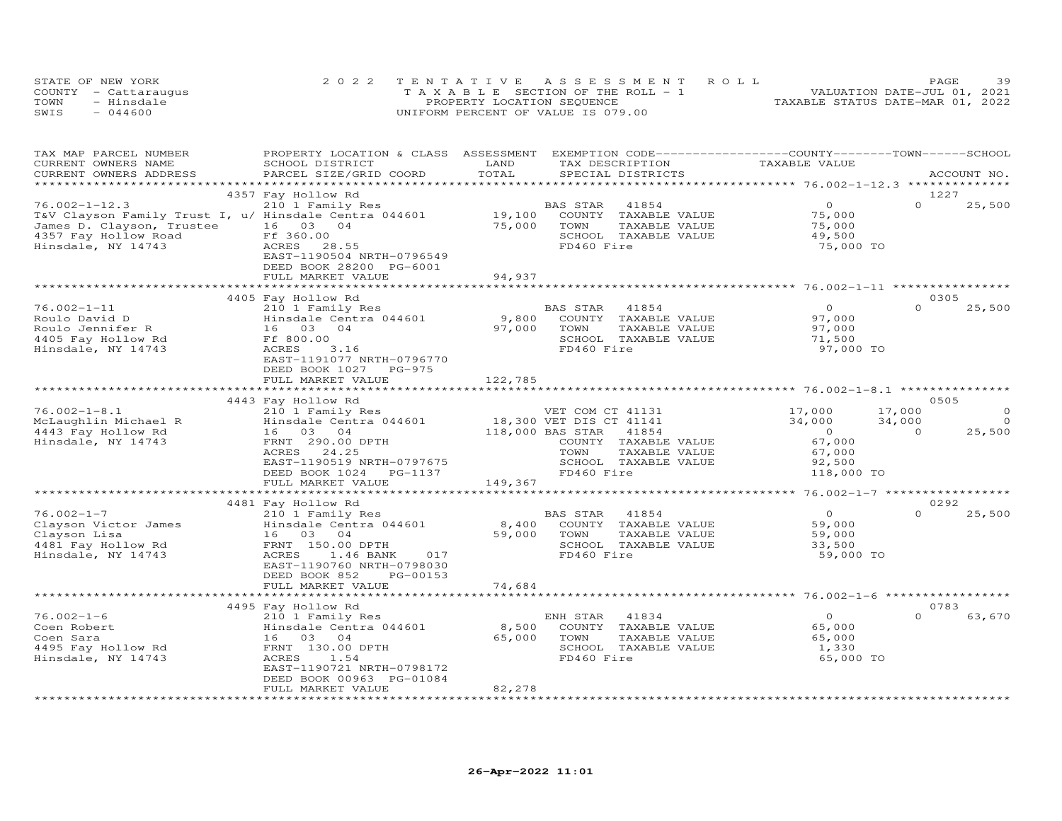STATE OF NEW YORK
COUNTY - Cattaraugus
TOWN - Hinsdale
SWIS - 044600

2 0 2 2 TENTATIVE ASSESSMENT ROLL
TAXABLE SECTION OF THE ROLL - 1
PROPERTY LOCATION SEQUENCE
UNIFORM PERCENT OF VALUE IS 079.00

VALUATION DATE-JUL 01, 2021
TAXABLE STATUS DATE-MAR 01, 2022

| TAX MAP PARCEL NUMBER / CURRENT OWNERS NAME / CURRENT OWNERS ADDRESS | PROPERTY LOCATION & CLASS / SCHOOL DISTRICT / PARCEL SIZE/GRID COORD | ASSESSMENT LAND / TOTAL | EXEMPTION CODE / TAX DESCRIPTION / SPECIAL DISTRICTS | COUNTY TAXABLE VALUE | TOWN | SCHOOL / ACCOUNT NO. |
|---|---|---|---|---|---|---|
| | 4357 Fay Hollow Rd | | | | | 1227 |
| 76.002-1-12.3 | 210 1 Family Res | | BAS STAR 41854 | 0 | 0 | 25,500 |
| T&V Clayson Family Trust I, u/ | Hinsdale Centra 044601 | 19,100 | COUNTY TAXABLE VALUE | 75,000 | | |
| James D. Clayson, Trustee | 16 03 04 | 75,000 | TOWN TAXABLE VALUE | 75,000 | | |
| 4357 Fay Hollow Road | Ff 360.00 | | SCHOOL TAXABLE VALUE | 49,500 | | |
| Hinsdale, NY 14743 | ACRES 28.55 | | FD460 Fire | 75,000 TO | | |
| | EAST-1190504 NRTH-0796549 | | | | | |
| | DEED BOOK 28200 PG-6001 | | | | | |
| | FULL MARKET VALUE | 94,937 | | | | |
| | 4405 Fay Hollow Rd | | | | | 0305 |
| 76.002-1-11 | 210 1 Family Res | | BAS STAR 41854 | 0 | 0 | 25,500 |
| Roulo David D | Hinsdale Centra 044601 | 9,800 | COUNTY TAXABLE VALUE | 97,000 | | |
| Roulo Jennifer R | 16 03 04 | 97,000 | TOWN TAXABLE VALUE | 97,000 | | |
| 4405 Fay Hollow Rd | Ff 800.00 | | SCHOOL TAXABLE VALUE | 71,500 | | |
| Hinsdale, NY 14743 | ACRES 3.16 | | FD460 Fire | 97,000 TO | | |
| | EAST-1191077 NRTH-0796770 | | | | | |
| | DEED BOOK 1027 PG-975 | | | | | |
| | FULL MARKET VALUE | 122,785 | | | | |
| | 4443 Fay Hollow Rd | | | | | 0505 |
| 76.002-1-8.1 | 210 1 Family Res | | VET COM CT 41131 | 17,000 | 17,000 | 0 |
| McLaughlin Michael R | Hinsdale Centra 044601 | 18,300 | VET DIS CT 41141 | 34,000 | 34,000 | 0 |
| 4443 Fay Hollow Rd | 16 03 04 | 118,000 | BAS STAR 41854 | 0 | 0 | 25,500 |
| Hinsdale, NY 14743 | FRNT 290.00 DPTH | | COUNTY TAXABLE VALUE | 67,000 | | |
| | ACRES 24.25 | | TOWN TAXABLE VALUE | 67,000 | | |
| | EAST-1190519 NRTH-0797675 | | SCHOOL TAXABLE VALUE | 92,500 | | |
| | DEED BOOK 1024 PG-1137 | | FD460 Fire | 118,000 TO | | |
| | FULL MARKET VALUE | 149,367 | | | | |
| | 4481 Fay Hollow Rd | | | | | 0292 |
| 76.002-1-7 | 210 1 Family Res | | BAS STAR 41854 | 0 | 0 | 25,500 |
| Clayson Victor James | Hinsdale Centra 044601 | 8,400 | COUNTY TAXABLE VALUE | 59,000 | | |
| Clayson Lisa | 16 03 04 | 59,000 | TOWN TAXABLE VALUE | 59,000 | | |
| 4481 Fay Hollow Rd | FRNT 150.00 DPTH | | SCHOOL TAXABLE VALUE | 33,500 | | |
| Hinsdale, NY 14743 | ACRES 1.46 BANK 017 | | FD460 Fire | 59,000 TO | | |
| | EAST-1190760 NRTH-0798030 | | | | | |
| | DEED BOOK 852 PG-00153 | | | | | |
| | FULL MARKET VALUE | 74,684 | | | | |
| | 4495 Fay Hollow Rd | | | | | 0783 |
| 76.002-1-6 | 210 1 Family Res | | ENH STAR 41834 | 0 | 0 | 63,670 |
| Coen Robert | Hinsdale Centra 044601 | 8,500 | COUNTY TAXABLE VALUE | 65,000 | | |
| Coen Sara | 16 03 04 | 65,000 | TOWN TAXABLE VALUE | 65,000 | | |
| 4495 Fay Hollow Rd | FRNT 130.00 DPTH | | SCHOOL TAXABLE VALUE | 1,330 | | |
| Hinsdale, NY 14743 | ACRES 1.54 | | FD460 Fire | 65,000 TO | | |
| | EAST-1190721 NRTH-0798172 | | | | | |
| | DEED BOOK 00963 PG-01084 | | | | | |
| | FULL MARKET VALUE | 82,278 | | | | |

26-Apr-2022 11:01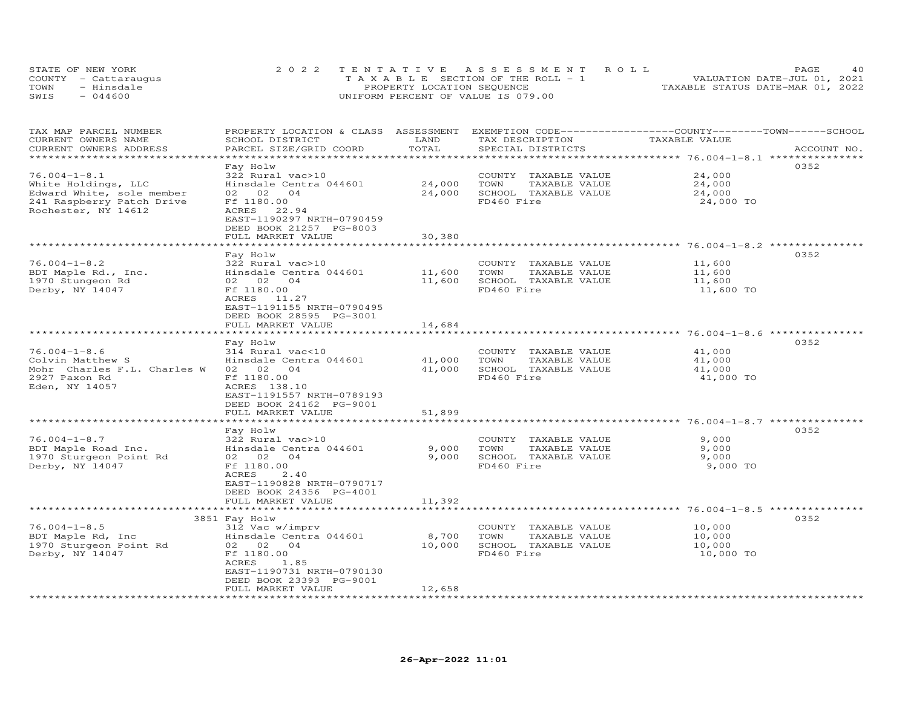STATE OF NEW YORK
COUNTY - Cattaraugus
TOWN - Hinsdale
SWIS - 044600

2022 TENTATIVE ASSESSMENT ROLL
TAXABLE SECTION OF THE ROLL - 1
PROPERTY LOCATION SEQUENCE
UNIFORM PERCENT OF VALUE IS 079.00

VALUATION DATE-JUL 01, 2021
TAXABLE STATUS DATE-MAR 01, 2022

| TAX MAP PARCEL NUMBER / CURRENT OWNERS NAME / CURRENT OWNERS ADDRESS | PROPERTY LOCATION & CLASS / SCHOOL DISTRICT / PARCEL SIZE/GRID COORD | ASSESSMENT LAND | TOTAL | EXEMPTION CODE / TAX DESCRIPTION / SPECIAL DISTRICTS | COUNTY--------TOWN------SCHOOL TAXABLE VALUE | ACCOUNT NO. |
|---|---|---|---|---|---|---|
| 76.004-1-8.1 | Fay Holw | | | | | 0352 |
| | 322 Rural vac>10 | | | COUNTY TAXABLE VALUE | 24,000 | |
| White Holdings, LLC | Hinsdale Centra 044601 | 24,000 | | TOWN TAXABLE VALUE | 24,000 | |
| Edward White, sole member | 02 02 04 | | 24,000 | SCHOOL TAXABLE VALUE | 24,000 | |
| 241 Raspberry Patch Drive | Ff 1180.00 | | | FD460 Fire | 24,000 TO | |
| Rochester, NY 14612 | ACRES 22.94 | | | | | |
| | EAST-1190297 NRTH-0790459 | | | | | |
| | DEED BOOK 21257 PG-8003 | | | | | |
| | FULL MARKET VALUE | | 30,380 | | | |
| 76.004-1-8.2 | Fay Holw | | | | | 0352 |
| | 322 Rural vac>10 | | | COUNTY TAXABLE VALUE | 11,600 | |
| BDT Maple Rd., Inc. | Hinsdale Centra 044601 | 11,600 | | TOWN TAXABLE VALUE | 11,600 | |
| 1970 Stungeon Rd | 02 02 04 | | 11,600 | SCHOOL TAXABLE VALUE | 11,600 | |
| Derby, NY 14047 | Ff 1180.00 | | | FD460 Fire | 11,600 TO | |
| | ACRES 11.27 | | | | | |
| | EAST-1191155 NRTH-0790495 | | | | | |
| | DEED BOOK 28595 PG-3001 | | | | | |
| | FULL MARKET VALUE | | 14,684 | | | |
| 76.004-1-8.6 | Fay Holw | | | | | 0352 |
| | 314 Rural vac<10 | | | COUNTY TAXABLE VALUE | 41,000 | |
| Colvin Matthew S | Hinsdale Centra 044601 | 41,000 | | TOWN TAXABLE VALUE | 41,000 | |
| Mohr Charles F.L. Charles W | 02 02 04 | | 41,000 | SCHOOL TAXABLE VALUE | 41,000 | |
| 2927 Paxon Rd | Ff 1180.00 | | | FD460 Fire | 41,000 TO | |
| Eden, NY 14057 | ACRES 138.10 | | | | | |
| | EAST-1191557 NRTH-0789193 | | | | | |
| | DEED BOOK 24162 PG-9001 | | | | | |
| | FULL MARKET VALUE | | 51,899 | | | |
| 76.004-1-8.7 | Fay Holw | | | | | 0352 |
| | 322 Rural vac>10 | | | COUNTY TAXABLE VALUE | 9,000 | |
| BDT Maple Road Inc. | Hinsdale Centra 044601 | 9,000 | | TOWN TAXABLE VALUE | 9,000 | |
| 1970 Sturgeon Point Rd | 02 02 04 | | 9,000 | SCHOOL TAXABLE VALUE | 9,000 | |
| Derby, NY 14047 | Ff 1180.00 | | | FD460 Fire | 9,000 TO | |
| | ACRES 2.40 | | | | | |
| | EAST-1190828 NRTH-0790717 | | | | | |
| | DEED BOOK 24356 PG-4001 | | | | | |
| | FULL MARKET VALUE | | 11,392 | | | |
| 76.004-1-8.5 | 3851 Fay Holw | | | | | 0352 |
| | 312 Vac w/imprv | | | COUNTY TAXABLE VALUE | 10,000 | |
| BDT Maple Rd, Inc | Hinsdale Centra 044601 | 8,700 | | TOWN TAXABLE VALUE | 10,000 | |
| 1970 Sturgeon Point Rd | 02 02 04 | | 10,000 | SCHOOL TAXABLE VALUE | 10,000 | |
| Derby, NY 14047 | Ff 1180.00 | | | FD460 Fire | 10,000 TO | |
| | ACRES 1.85 | | | | | |
| | EAST-1190731 NRTH-0790130 | | | | | |
| | DEED BOOK 23393 PG-9001 | | | | | |
| | FULL MARKET VALUE | | 12,658 | | | |

26-Apr-2022 11:01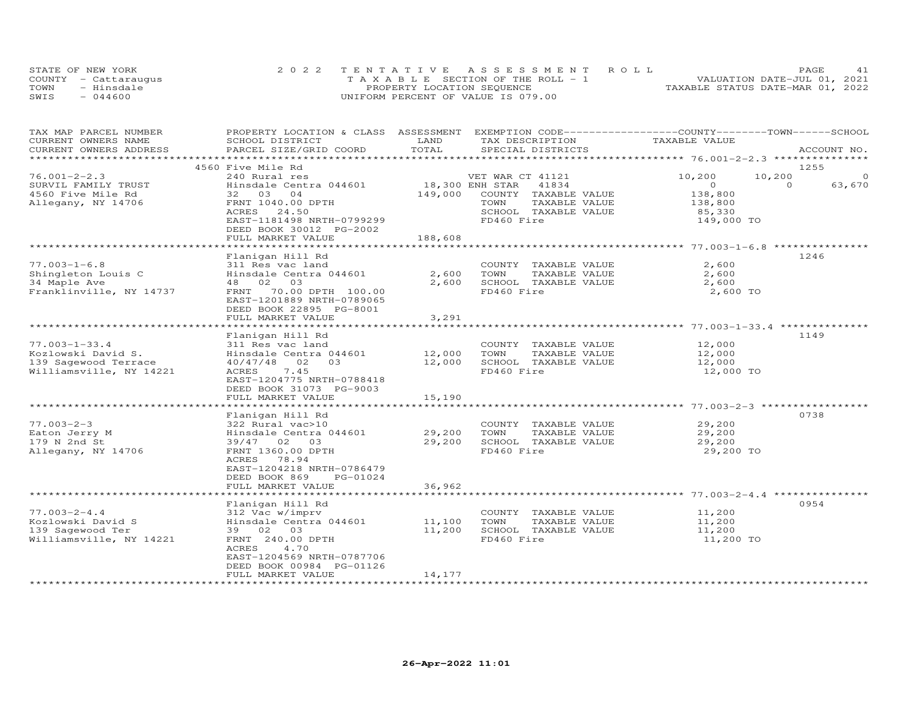STATE OF NEW YORK
COUNTY - Cattaraugus
TOWN - Hinsdale
SWIS - 044600

2022 TENTATIVE ASSESSMENT ROLL
TAXABLE SECTION OF THE ROLL - 1
PROPERTY LOCATION SEQUENCE
UNIFORM PERCENT OF VALUE IS 079.00

VALUATION DATE-JUL 01, 2021
TAXABLE STATUS DATE-MAR 01, 2022

| TAX MAP PARCEL NUMBER / CURRENT OWNERS NAME / CURRENT OWNERS ADDRESS | PROPERTY LOCATION & CLASS / SCHOOL DISTRICT / PARCEL SIZE/GRID COORD | ASSESSMENT LAND | TOTAL | EXEMPTION CODE / TAX DESCRIPTION / SPECIAL DISTRICTS | COUNTY TAXABLE VALUE | TOWN | SCHOOL | ACCOUNT NO. |
|---|---|---|---|---|---|---|---|---|
| | 4560 Five Mile Rd | | | | | | | 1255 |
| 76.001-2-2.3 | 240 Rural res | | | VET WAR CT 41121 | 10,200 | 10,200 | 0 | |
| SURVIL FAMILY TRUST | Hinsdale Centra 044601 | 18,300 | | ENH STAR 41834 | 0 | 0 | 63,670 | |
| 4560 Five Mile Rd | 32 03 04 | | 149,000 | COUNTY TAXABLE VALUE | 138,800 | | | |
| Allegany, NY 14706 | FRNT 1040.00 DPTH | | | TOWN TAXABLE VALUE | 138,800 | | | |
| | ACRES 24.50 | | | SCHOOL TAXABLE VALUE | 85,330 | | | |
| | EAST-1181498 NRTH-0799299 | | | FD460 Fire | 149,000 TO | | | |
| | DEED BOOK 30012 PG-2002 | | | | | | | |
| | FULL MARKET VALUE | | 188,608 | | | | | |
| | Flanigan Hill Rd | | | | | | | 1246 |
| 77.003-1-6.8 | 311 Res vac land | | | COUNTY TAXABLE VALUE | 2,600 | | | |
| Shingleton Louis C | Hinsdale Centra 044601 | 2,600 | | TOWN TAXABLE VALUE | 2,600 | | | |
| 34 Maple Ave | 48 02 03 | | 2,600 | SCHOOL TAXABLE VALUE | 2,600 | | | |
| Franklinville, NY 14737 | FRNT 70.00 DPTH 100.00 | | | FD460 Fire | 2,600 TO | | | |
| | EAST-1201889 NRTH-0789065 | | | | | | | |
| | DEED BOOK 22895 PG-8001 | | | | | | | |
| | FULL MARKET VALUE | | 3,291 | | | | | |
| | Flanigan Hill Rd | | | | | | | 1149 |
| 77.003-1-33.4 | 311 Res vac land | | | COUNTY TAXABLE VALUE | 12,000 | | | |
| Kozlowski David S. | Hinsdale Centra 044601 | 12,000 | | TOWN TAXABLE VALUE | 12,000 | | | |
| 139 Sagewood Terrace | 40/47/48 02 03 | | 12,000 | SCHOOL TAXABLE VALUE | 12,000 | | | |
| Williamsville, NY 14221 | ACRES 7.45 | | | FD460 Fire | 12,000 TO | | | |
| | EAST-1204775 NRTH-0788418 | | | | | | | |
| | DEED BOOK 31073 PG-9003 | | | | | | | |
| | FULL MARKET VALUE | | 15,190 | | | | | |
| | Flanigan Hill Rd | | | | | | | 0738 |
| 77.003-2-3 | 322 Rural vac>10 | | | COUNTY TAXABLE VALUE | 29,200 | | | |
| Eaton Jerry M | Hinsdale Centra 044601 | 29,200 | | TOWN TAXABLE VALUE | 29,200 | | | |
| 179 N 2nd St | 39/47 02 03 | | 29,200 | SCHOOL TAXABLE VALUE | 29,200 | | | |
| Allegany, NY 14706 | FRNT 1360.00 DPTH | | | FD460 Fire | 29,200 TO | | | |
| | ACRES 78.94 | | | | | | | |
| | EAST-1204218 NRTH-0786479 | | | | | | | |
| | DEED BOOK 869 PG-01024 | | | | | | | |
| | FULL MARKET VALUE | | 36,962 | | | | | |
| | Flanigan Hill Rd | | | | | | | 0954 |
| 77.003-2-4.4 | 312 Vac w/imprv | | | COUNTY TAXABLE VALUE | 11,200 | | | |
| Kozlowski David S | Hinsdale Centra 044601 | 11,100 | | TOWN TAXABLE VALUE | 11,200 | | | |
| 139 Sagewood Ter | 39 02 03 | | 11,200 | SCHOOL TAXABLE VALUE | 11,200 | | | |
| Williamsville, NY 14221 | FRNT 240.00 DPTH | | | FD460 Fire | 11,200 TO | | | |
| | ACRES 4.70 | | | | | | | |
| | EAST-1204569 NRTH-0787706 | | | | | | | |
| | DEED BOOK 00984 PG-01126 | | | | | | | |
| | FULL MARKET VALUE | | 14,177 | | | | | |

26-Apr-2022 11:01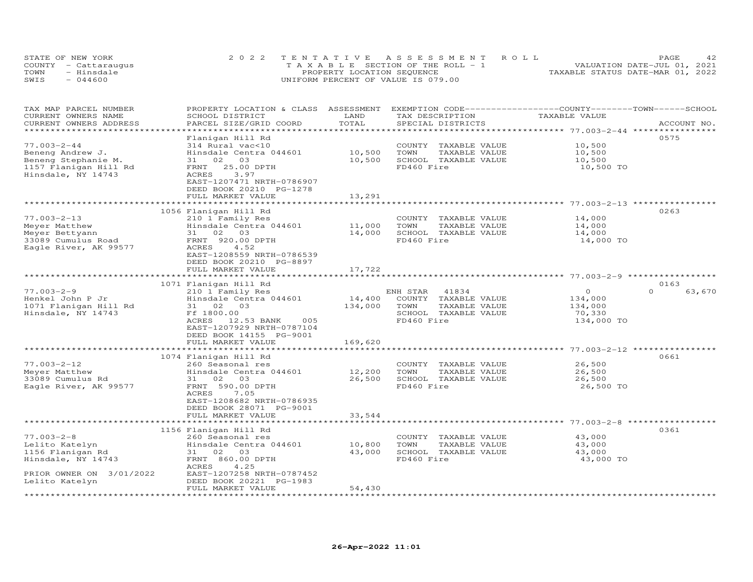STATE OF NEW YORK
COUNTY - Cattaraugus
TOWN - Hinsdale
SWIS - 044600

2022 TENTATIVE ASSESSMENT ROLL
TAXABLE SECTION OF THE ROLL - 1
PROPERTY LOCATION SEQUENCE
UNIFORM PERCENT OF VALUE IS 079.00

VALUATION DATE-JUL 01, 2021
TAXABLE STATUS DATE-MAR 01, 2022

| TAX MAP PARCEL NUMBER / CURRENT OWNERS NAME / CURRENT OWNERS ADDRESS | PROPERTY LOCATION & CLASS / SCHOOL DISTRICT / PARCEL SIZE/GRID COORD | ASSESSMENT LAND / TOTAL | EXEMPTION CODE / TAX DESCRIPTION / SPECIAL DISTRICTS | COUNTY / TOWN / SCHOOL TAXABLE VALUE | ACCOUNT NO. |
|---|---|---|---|---|---|
| 77.003-2-44 | Flanigan Hill Rd | | | | 0575 |
| Beneng Andrew J. | 314 Rural vac<10 | | COUNTY TAXABLE VALUE | 10,500 | |
| Beneng Stephanie M. | Hinsdale Centra 044601 | 10,500 | TOWN TAXABLE VALUE | 10,500 | |
| 1157 Flanigan Hill Rd | 31 02 03 | 10,500 | SCHOOL TAXABLE VALUE | 10,500 | |
| Hinsdale, NY 14743 | FRNT 25.00 DPTH | | FD460 Fire | 10,500 TO | |
| | ACRES 3.97 | | | | |
| | EAST-1207471 NRTH-0786907 | | | | |
| | DEED BOOK 20210 PG-1278 | | | | |
| | FULL MARKET VALUE | 13,291 | | | |
| 77.003-2-13 | 1056 Flanigan Hill Rd | | | | 0263 |
| Meyer Matthew | 210 1 Family Res | | COUNTY TAXABLE VALUE | 14,000 | |
| Meyer Bettyann | Hinsdale Centra 044601 | 11,000 | TOWN TAXABLE VALUE | 14,000 | |
| 33089 Cumulus Road | 31 02 03 | 14,000 | SCHOOL TAXABLE VALUE | 14,000 | |
| Eagle River, AK 99577 | FRNT 920.00 DPTH | | FD460 Fire | 14,000 TO | |
| | ACRES 4.52 | | | | |
| | EAST-1208559 NRTH-0786539 | | | | |
| | DEED BOOK 20210 PG-8897 | | | | |
| | FULL MARKET VALUE | 17,722 | | | |
| 77.003-2-9 | 1071 Flanigan Hill Rd | | | | 0163 |
| Henkel John P Jr | 210 1 Family Res | | ENH STAR 41834 | 0 / 0 / 63,670 | |
| 1071 Flanigan Hill Rd | Hinsdale Centra 044601 | 14,400 | COUNTY TAXABLE VALUE | 134,000 | |
| Hinsdale, NY 14743 | 31 02 03 | 134,000 | TOWN TAXABLE VALUE | 134,000 | |
| | Ff 1800.00 | | SCHOOL TAXABLE VALUE | 70,330 | |
| | ACRES 12.53 BANK 005 | | FD460 Fire | 134,000 TO | |
| | EAST-1207929 NRTH-0787104 | | | | |
| | DEED BOOK 14155 PG-9001 | | | | |
| | FULL MARKET VALUE | 169,620 | | | |
| 77.003-2-12 | 1074 Flanigan Hill Rd | | | | 0661 |
| Meyer Matthew | 260 Seasonal res | | COUNTY TAXABLE VALUE | 26,500 | |
| 33089 Cumulus Rd | Hinsdale Centra 044601 | 12,200 | TOWN TAXABLE VALUE | 26,500 | |
| Eagle River, AK 99577 | 31 02 03 | 26,500 | SCHOOL TAXABLE VALUE | 26,500 | |
| | FRNT 590.00 DPTH | | FD460 Fire | 26,500 TO | |
| | ACRES 7.05 | | | | |
| | EAST-1208682 NRTH-0786935 | | | | |
| | DEED BOOK 28071 PG-9001 | | | | |
| | FULL MARKET VALUE | 33,544 | | | |
| 77.003-2-8 | 1156 Flanigan Hill Rd | | | | 0361 |
| Lelito Katelyn | 260 Seasonal res | | COUNTY TAXABLE VALUE | 43,000 | |
| 1156 Flanigan Rd | Hinsdale Centra 044601 | 10,800 | TOWN TAXABLE VALUE | 43,000 | |
| Hinsdale, NY 14743 | 31 02 03 | 43,000 | SCHOOL TAXABLE VALUE | 43,000 | |
| | FRNT 860.00 DPTH | | FD460 Fire | 43,000 TO | |
| | ACRES 4.25 | | | | |
| PRIOR OWNER ON 3/01/2022 | EAST-1207258 NRTH-0787452 | | | | |
| Lelito Katelyn | DEED BOOK 20221 PG-1983 | | | | |
| | FULL MARKET VALUE | 54,430 | | | |

26-Apr-2022 11:01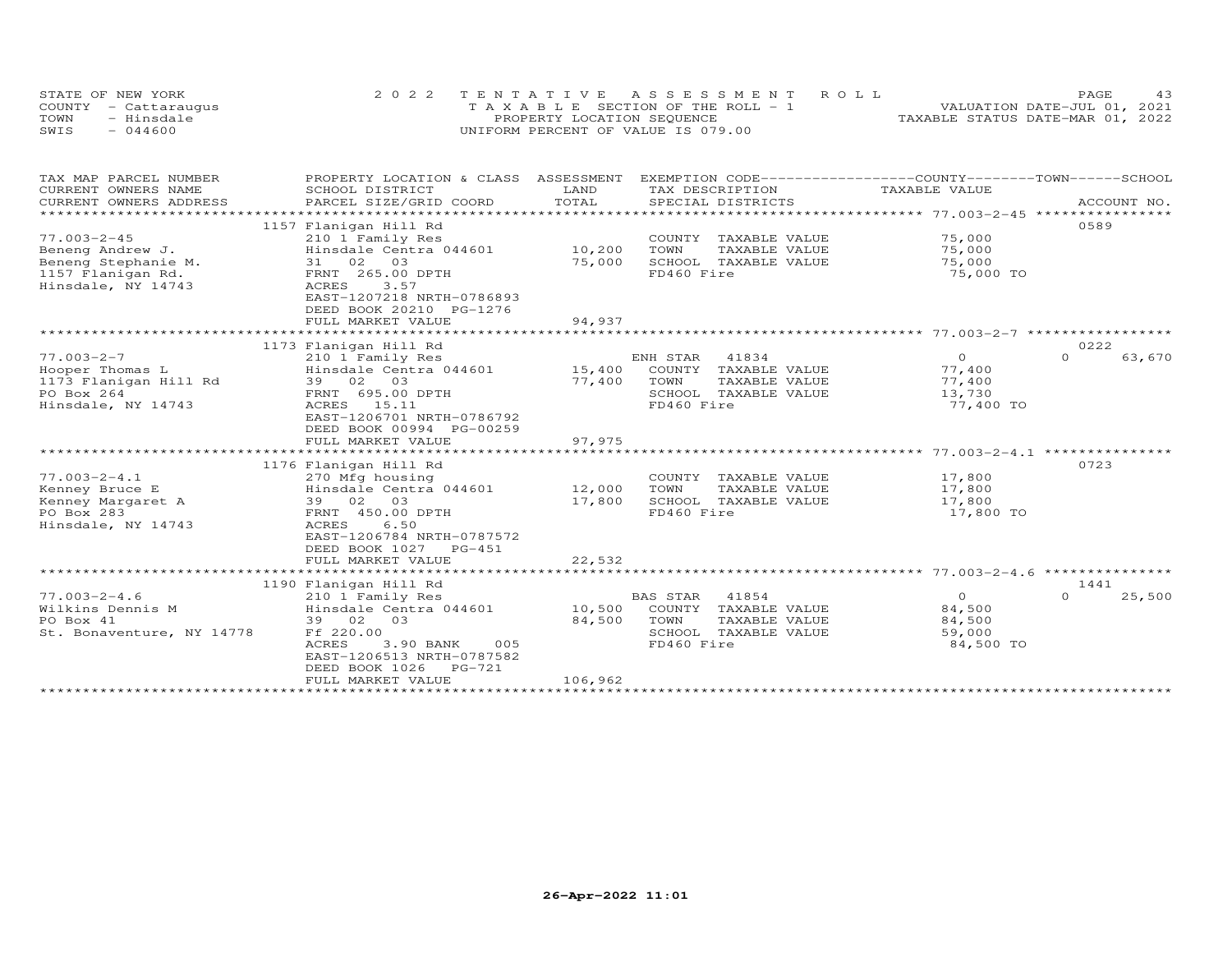STATE OF NEW YORK — 2022 TENTATIVE ASSESSMENT ROLL
COUNTY - Cattaraugus — TAXABLE SECTION OF THE ROLL - 1 — VALUATION DATE-JUL 01, 2021
TOWN - Hinsdale — PROPERTY LOCATION SEQUENCE — TAXABLE STATUS DATE-MAR 01, 2022
SWIS - 044600 — UNIFORM PERCENT OF VALUE IS 079.00

| TAX MAP PARCEL NUMBER / CURRENT OWNERS NAME / CURRENT OWNERS ADDRESS | PROPERTY LOCATION & CLASS / SCHOOL DISTRICT / PARCEL SIZE/GRID COORD | ASSESSMENT LAND / TOTAL | EXEMPTION CODE / TAX DESCRIPTION / SPECIAL DISTRICTS | COUNTY TAXABLE VALUE | TOWN | SCHOOL | ACCOUNT NO. |
|---|---|---|---|---|---|---|---|
| | 1157 Flanigan Hill Rd | | | | | | 0589 |
| 77.003-2-45 | 210 1 Family Res | | COUNTY TAXABLE VALUE | 75,000 | | | |
| Beneng Andrew J. | Hinsdale Centra 044601 | 10,200 | TOWN TAXABLE VALUE | 75,000 | | | |
| Beneng Stephanie M. | 31 02 03 | 75,000 | SCHOOL TAXABLE VALUE | 75,000 | | | |
| 1157 Flanigan Rd. | FRNT 265.00 DPTH | | FD460 Fire | 75,000 TO | | | |
| Hinsdale, NY 14743 | ACRES 3.57 | | | | | | |
| | EAST-1207218 NRTH-0786893 | | | | | | |
| | DEED BOOK 20210 PG-1276 | | | | | | |
| | FULL MARKET VALUE | 94,937 | | | | | |
| | 1173 Flanigan Hill Rd | | | | | | 0222 |
| 77.003-2-7 | 210 1 Family Res | | ENH STAR 41834 | 0 | 0 | 63,670 | |
| Hooper Thomas L | Hinsdale Centra 044601 | 15,400 | COUNTY TAXABLE VALUE | 77,400 | | | |
| 1173 Flanigan Hill Rd | 39 02 03 | 77,400 | TOWN TAXABLE VALUE | 77,400 | | | |
| PO Box 264 | FRNT 695.00 DPTH | | SCHOOL TAXABLE VALUE | 13,730 | | | |
| Hinsdale, NY 14743 | ACRES 15.11 | | FD460 Fire | 77,400 TO | | | |
| | EAST-1206701 NRTH-0786792 | | | | | | |
| | DEED BOOK 00994 PG-00259 | | | | | | |
| | FULL MARKET VALUE | 97,975 | | | | | |
| | 1176 Flanigan Hill Rd | | | | | | 0723 |
| 77.003-2-4.1 | 270 Mfg housing | | COUNTY TAXABLE VALUE | 17,800 | | | |
| Kenney Bruce E | Hinsdale Centra 044601 | 12,000 | TOWN TAXABLE VALUE | 17,800 | | | |
| Kenney Margaret A | 39 02 03 | 17,800 | SCHOOL TAXABLE VALUE | 17,800 | | | |
| PO Box 283 | FRNT 450.00 DPTH | | FD460 Fire | 17,800 TO | | | |
| Hinsdale, NY 14743 | ACRES 6.50 | | | | | | |
| | EAST-1206784 NRTH-0787572 | | | | | | |
| | DEED BOOK 1027 PG-451 | | | | | | |
| | FULL MARKET VALUE | 22,532 | | | | | |
| | 1190 Flanigan Hill Rd | | | | | | 1441 |
| 77.003-2-4.6 | 210 1 Family Res | | BAS STAR 41854 | 0 | 0 | 25,500 | |
| Wilkins Dennis M | Hinsdale Centra 044601 | 10,500 | COUNTY TAXABLE VALUE | 84,500 | | | |
| PO Box 41 | 39 02 03 | 84,500 | TOWN TAXABLE VALUE | 84,500 | | | |
| St. Bonaventure, NY 14778 | Ff 220.00 | | SCHOOL TAXABLE VALUE | 59,000 | | | |
| | ACRES 3.90 BANK 005 | | FD460 Fire | 84,500 TO | | | |
| | EAST-1206513 NRTH-0787582 | | | | | | |
| | DEED BOOK 1026 PG-721 | | | | | | |
| | FULL MARKET VALUE | 106,962 | | | | | |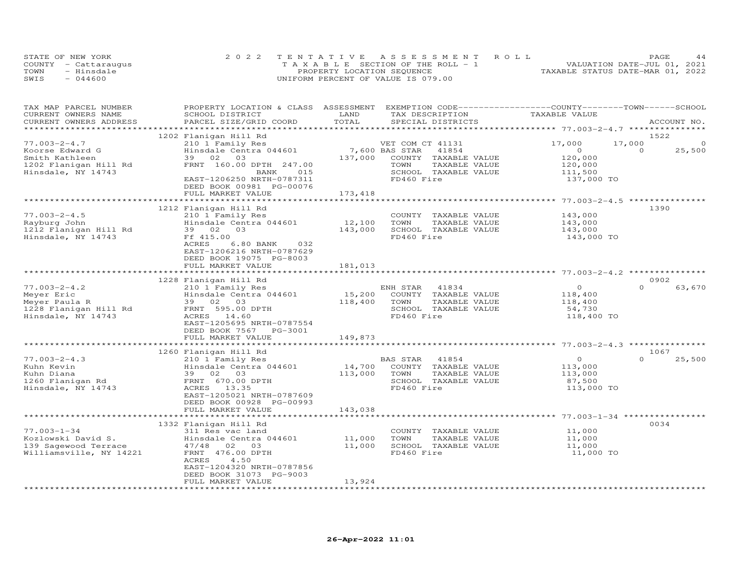STATE OF NEW YORK
COUNTY - Cattaraugus
TOWN - Hinsdale
SWIS - 044600

2022 TENTATIVE ASSESSMENT ROLL
TAXABLE SECTION OF THE ROLL - 1
PROPERTY LOCATION SEQUENCE
UNIFORM PERCENT OF VALUE IS 079.00

VALUATION DATE-JUL 01, 2021
TAXABLE STATUS DATE-MAR 01, 2022

| TAX MAP PARCEL NUMBER / CURRENT OWNERS NAME / CURRENT OWNERS ADDRESS | PROPERTY LOCATION & CLASS / SCHOOL DISTRICT / PARCEL SIZE/GRID COORD | ASSESSMENT LAND | TOTAL | EXEMPTION CODE / TAX DESCRIPTION / SPECIAL DISTRICTS | COUNTY TAXABLE VALUE | TOWN | SCHOOL | ACCOUNT NO. |
|---|---|---|---|---|---|---|---|---|
| 77.003-2-4.7 | 1202 Flanigan Hill Rd | | | | | | | 1522 |
| 77.003-2-4.7 | 210 1 Family Res | | | VET COM CT 41131 | 17,000 | 17,000 | 0 | |
| Koorse Edward G | Hinsdale Centra 044601 | 7,600 | | BAS STAR 41854 | 0 | 0 | 25,500 | |
| Smith Kathleen | 39 02 03 | | 137,000 | COUNTY TAXABLE VALUE | 120,000 | | | |
| 1202 Flanigan Hill Rd | FRNT 160.00 DPTH 247.00 | | | TOWN TAXABLE VALUE | 120,000 | | | |
| Hinsdale, NY 14743 | BANK 015 | | | SCHOOL TAXABLE VALUE | 111,500 | | | |
| | EAST-1206250 NRTH-0787311 | | | FD460 Fire | 137,000 TO | | | |
| | DEED BOOK 00981 PG-00076 | | | | | | | |
| | FULL MARKET VALUE | | 173,418 | | | | | |
| 77.003-2-4.5 | 1212 Flanigan Hill Rd | | | | | | | 1390 |
| 77.003-2-4.5 | 210 1 Family Res | | | COUNTY TAXABLE VALUE | 143,000 | | | |
| Rayburg John | Hinsdale Centra 044601 | 12,100 | | TOWN TAXABLE VALUE | 143,000 | | | |
| 1212 Flanigan Hill Rd | 39 02 03 | | 143,000 | SCHOOL TAXABLE VALUE | 143,000 | | | |
| Hinsdale, NY 14743 | Ff 415.00 | | | FD460 Fire | 143,000 TO | | | |
| | ACRES 6.80 BANK 032 | | | | | | | |
| | EAST-1206216 NRTH-0787629 | | | | | | | |
| | DEED BOOK 19075 PG-8003 | | | | | | | |
| | FULL MARKET VALUE | | 181,013 | | | | | |
| 77.003-2-4.2 | 1228 Flanigan Hill Rd | | | | | | | 0902 |
| 77.003-2-4.2 | 210 1 Family Res | | | ENH STAR 41834 | 0 | 0 | 63,670 | |
| Meyer Eric | Hinsdale Centra 044601 | 15,200 | | COUNTY TAXABLE VALUE | 118,400 | | | |
| Meyer Paula R | 39 02 03 | | 118,400 | TOWN TAXABLE VALUE | 118,400 | | | |
| 1228 Flanigan Hill Rd | FRNT 595.00 DPTH | | | SCHOOL TAXABLE VALUE | 54,730 | | | |
| Hinsdale, NY 14743 | ACRES 14.60 | | | FD460 Fire | 118,400 TO | | | |
| | EAST-1205695 NRTH-0787554 | | | | | | | |
| | DEED BOOK 7567 PG-3001 | | | | | | | |
| | FULL MARKET VALUE | | 149,873 | | | | | |
| 77.003-2-4.3 | 1260 Flanigan Hill Rd | | | | | | | 1067 |
| 77.003-2-4.3 | 210 1 Family Res | | | BAS STAR 41854 | 0 | 0 | 25,500 | |
| Kuhn Kevin | Hinsdale Centra 044601 | 14,700 | | COUNTY TAXABLE VALUE | 113,000 | | | |
| Kuhn Diana | 39 02 03 | | 113,000 | TOWN TAXABLE VALUE | 113,000 | | | |
| 1260 Flanigan Rd | FRNT 670.00 DPTH | | | SCHOOL TAXABLE VALUE | 87,500 | | | |
| Hinsdale, NY 14743 | ACRES 13.35 | | | FD460 Fire | 113,000 TO | | | |
| | EAST-1205021 NRTH-0787609 | | | | | | | |
| | DEED BOOK 00928 PG-00993 | | | | | | | |
| | FULL MARKET VALUE | | 143,038 | | | | | |
| 77.003-1-34 | 1332 Flanigan Hill Rd | | | | | | | 0034 |
| 77.003-1-34 | 311 Res vac land | | | COUNTY TAXABLE VALUE | 11,000 | | | |
| Kozlowski David S. | Hinsdale Centra 044601 | 11,000 | | TOWN TAXABLE VALUE | 11,000 | | | |
| 139 Sagewood Terrace | 47/48 02 03 | | 11,000 | SCHOOL TAXABLE VALUE | 11,000 | | | |
| Williamsville, NY 14221 | FRNT 476.00 DPTH | | | FD460 Fire | 11,000 TO | | | |
| | ACRES 4.50 | | | | | | | |
| | EAST-1204320 NRTH-0787856 | | | | | | | |
| | DEED BOOK 31073 PG-9003 | | | | | | | |
| | FULL MARKET VALUE | | 13,924 | | | | | |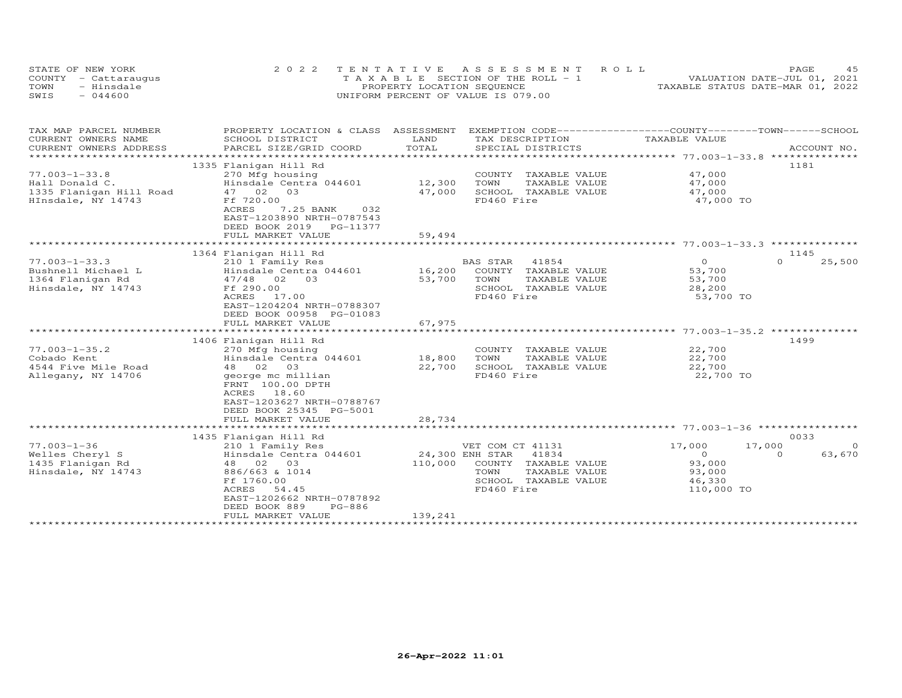STATE OF NEW YORK
COUNTY - Cattaraugus
TOWN - Hinsdale
SWIS - 044600

2022 TENTATIVE ASSESSMENT ROLL
TAXABLE SECTION OF THE ROLL - 1
PROPERTY LOCATION SEQUENCE
UNIFORM PERCENT OF VALUE IS 079.00

VALUATION DATE-JUL 01, 2021
TAXABLE STATUS DATE-MAR 01, 2022

| TAX MAP PARCEL NUMBER / CURRENT OWNERS NAME / CURRENT OWNERS ADDRESS | PROPERTY LOCATION & CLASS / SCHOOL DISTRICT / PARCEL SIZE/GRID COORD | ASSESSMENT LAND / TOTAL | EXEMPTION CODE / TAX DESCRIPTION / SPECIAL DISTRICTS | COUNTY TAXABLE VALUE | TOWN | SCHOOL | ACCOUNT NO. |
|---|---|---|---|---|---|---|---|
| 77.003-1-33.8 | 1335 Flanigan Hill Rd | | | | | | 1181 |
| Hall Donald C. | 270 Mfg housing | | COUNTY TAXABLE VALUE | 47,000 | | | |
| 1335 Flanigan Hill Road | Hinsdale Centra 044601 | 12,300 | TOWN TAXABLE VALUE | 47,000 | | | |
| HInsdale, NY 14743 | 47 02 03 | 47,000 | SCHOOL TAXABLE VALUE | 47,000 | | | |
| | Ff 720.00 | | FD460 Fire | 47,000 TO | | | |
| | ACRES 7.25 BANK 032 | | | | | | |
| | EAST-1203890 NRTH-0787543 | | | | | | |
| | DEED BOOK 2019 PG-11377 | | | | | | |
| | FULL MARKET VALUE | 59,494 | | | | | |
| 77.003-1-33.3 | 1364 Flanigan Hill Rd | | | | | | 1145 |
| Bushnell Michael L | 210 1 Family Res | | BAS STAR 41854 | 0 | 0 | 25,500 | |
| 1364 Flanigan Rd | Hinsdale Centra 044601 | 16,200 | COUNTY TAXABLE VALUE | 53,700 | | | |
| Hinsdale, NY 14743 | 47/48 02 03 | 53,700 | TOWN TAXABLE VALUE | 53,700 | | | |
| | Ff 290.00 | | SCHOOL TAXABLE VALUE | 28,200 | | | |
| | ACRES 17.00 | | FD460 Fire | 53,700 TO | | | |
| | EAST-1204204 NRTH-0788307 | | | | | | |
| | DEED BOOK 00958 PG-01083 | | | | | | |
| | FULL MARKET VALUE | 67,975 | | | | | |
| 77.003-1-35.2 | 1406 Flanigan Hill Rd | | | | | | 1499 |
| Cobado Kent | 270 Mfg housing | | COUNTY TAXABLE VALUE | 22,700 | | | |
| 4544 Five Mile Road | Hinsdale Centra 044601 | 18,800 | TOWN TAXABLE VALUE | 22,700 | | | |
| Allegany, NY 14706 | 48 02 03 | 22,700 | SCHOOL TAXABLE VALUE | 22,700 | | | |
| | george mc millian | | FD460 Fire | 22,700 TO | | | |
| | FRNT 100.00 DPTH | | | | | | |
| | ACRES 18.60 | | | | | | |
| | EAST-1203627 NRTH-0788767 | | | | | | |
| | DEED BOOK 25345 PG-5001 | | | | | | |
| | FULL MARKET VALUE | 28,734 | | | | | |
| 77.003-1-36 | 1435 Flanigan Hill Rd | | | | | | 0033 |
| Welles Cheryl S | 210 1 Family Res | | VET COM CT 41131 | 17,000 | 17,000 | 0 | |
| 1435 Flanigan Rd | Hinsdale Centra 044601 | 24,300 | ENH STAR 41834 | 0 | 0 | 63,670 | |
| Hinsdale, NY 14743 | 48 02 03 | 110,000 | COUNTY TAXABLE VALUE | 93,000 | | | |
| | 886/663 & 1014 | | TOWN TAXABLE VALUE | 93,000 | | | |
| | Ff 1760.00 | | SCHOOL TAXABLE VALUE | 46,330 | | | |
| | ACRES 54.45 | | FD460 Fire | 110,000 TO | | | |
| | EAST-1202662 NRTH-0787892 | | | | | | |
| | DEED BOOK 889 PG-886 | | | | | | |
| | FULL MARKET VALUE | 139,241 | | | | | |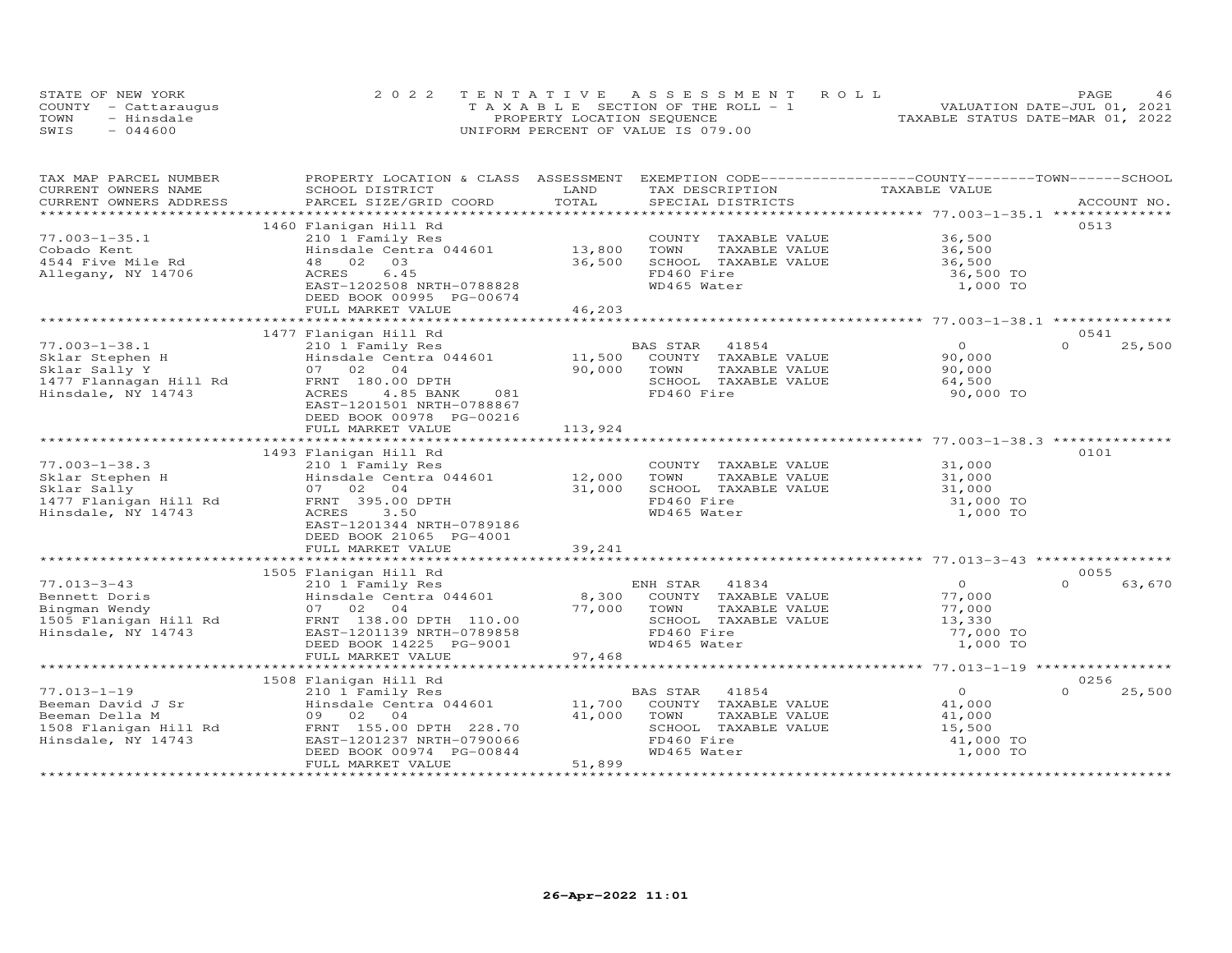STATE OF NEW YORK
COUNTY - Cattaraugus
TOWN - Hinsdale
SWIS - 044600

2022 TENTATIVE ASSESSMENT ROLL
TAXABLE SECTION OF THE ROLL - 1
PROPERTY LOCATION SEQUENCE
UNIFORM PERCENT OF VALUE IS 079.00

VALUATION DATE-JUL 01, 2021
TAXABLE STATUS DATE-MAR 01, 2022

| TAX MAP PARCEL NUMBER / CURRENT OWNERS NAME / CURRENT OWNERS ADDRESS | PROPERTY LOCATION & CLASS / SCHOOL DISTRICT / PARCEL SIZE/GRID COORD | ASSESSMENT LAND / TOTAL | EXEMPTION CODE / TAX DESCRIPTION / SPECIAL DISTRICTS | COUNTY / TOWN / SCHOOL TAXABLE VALUE | ACCOUNT NO. |
|---|---|---|---|---|---|
| 77.003-1-35.1 | 1460 Flanigan Hill Rd | | | | 0513 |
| | 210 1 Family Res | | COUNTY TAXABLE VALUE | 36,500 | |
| Cobado Kent | Hinsdale Centra 044601 | 13,800 | TOWN TAXABLE VALUE | 36,500 | |
| 4544 Five Mile Rd | 48 02 03 | 36,500 | SCHOOL TAXABLE VALUE | 36,500 | |
| Allegany, NY 14706 | ACRES 6.45 | | FD460 Fire | 36,500 TO | |
| | EAST-1202508 NRTH-0788828 | | WD465 Water | 1,000 TO | |
| | DEED BOOK 00995 PG-00674 | | | | |
| | FULL MARKET VALUE | 46,203 | | | |
| 77.003-1-38.1 | 1477 Flanigan Hill Rd | | | | 0541 |
| | 210 1 Family Res | | BAS STAR 41854 | 0 | 0 25,500 |
| Sklar Stephen H | Hinsdale Centra 044601 | 11,500 | COUNTY TAXABLE VALUE | 90,000 | |
| Sklar Sally Y | 07 02 04 | 90,000 | TOWN TAXABLE VALUE | 90,000 | |
| 1477 Flannagan Hill Rd | FRNT 180.00 DPTH | | SCHOOL TAXABLE VALUE | 64,500 | |
| Hinsdale, NY 14743 | ACRES 4.85 BANK 081 | | FD460 Fire | 90,000 TO | |
| | EAST-1201501 NRTH-0788867 | | | | |
| | DEED BOOK 00978 PG-00216 | | | | |
| | FULL MARKET VALUE | 113,924 | | | |
| 77.003-1-38.3 | 1493 Flanigan Hill Rd | | | | 0101 |
| | 210 1 Family Res | | COUNTY TAXABLE VALUE | 31,000 | |
| Sklar Stephen H | Hinsdale Centra 044601 | 12,000 | TOWN TAXABLE VALUE | 31,000 | |
| Sklar Sally | 07 02 04 | 31,000 | SCHOOL TAXABLE VALUE | 31,000 | |
| 1477 Flanigan Hill Rd | FRNT 395.00 DPTH | | FD460 Fire | 31,000 TO | |
| Hinsdale, NY 14743 | ACRES 3.50 | | WD465 Water | 1,000 TO | |
| | EAST-1201344 NRTH-0789186 | | | | |
| | DEED BOOK 21065 PG-4001 | | | | |
| | FULL MARKET VALUE | 39,241 | | | |
| 77.013-3-43 | 1505 Flanigan Hill Rd | | | | 0055 |
| | 210 1 Family Res | | ENH STAR 41834 | 0 | 0 63,670 |
| Bennett Doris | Hinsdale Centra 044601 | 8,300 | COUNTY TAXABLE VALUE | 77,000 | |
| Bingman Wendy | 07 02 04 | 77,000 | TOWN TAXABLE VALUE | 77,000 | |
| 1505 Flanigan Hill Rd | FRNT 138.00 DPTH 110.00 | | SCHOOL TAXABLE VALUE | 13,330 | |
| Hinsdale, NY 14743 | EAST-1201139 NRTH-0789858 | | FD460 Fire | 77,000 TO | |
| | DEED BOOK 14225 PG-9001 | | WD465 Water | 1,000 TO | |
| | FULL MARKET VALUE | 97,468 | | | |
| 77.013-1-19 | 1508 Flanigan Hill Rd | | | | 0256 |
| | 210 1 Family Res | | BAS STAR 41854 | 0 | 0 25,500 |
| Beeman David J Sr | Hinsdale Centra 044601 | 11,700 | COUNTY TAXABLE VALUE | 41,000 | |
| Beeman Della M | 09 02 04 | 41,000 | TOWN TAXABLE VALUE | 41,000 | |
| 1508 Flanigan Hill Rd | FRNT 155.00 DPTH 228.70 | | SCHOOL TAXABLE VALUE | 15,500 | |
| Hinsdale, NY 14743 | EAST-1201237 NRTH-0790066 | | FD460 Fire | 41,000 TO | |
| | DEED BOOK 00974 PG-00844 | | WD465 Water | 1,000 TO | |
| | FULL MARKET VALUE | 51,899 | | | |

26-Apr-2022 11:01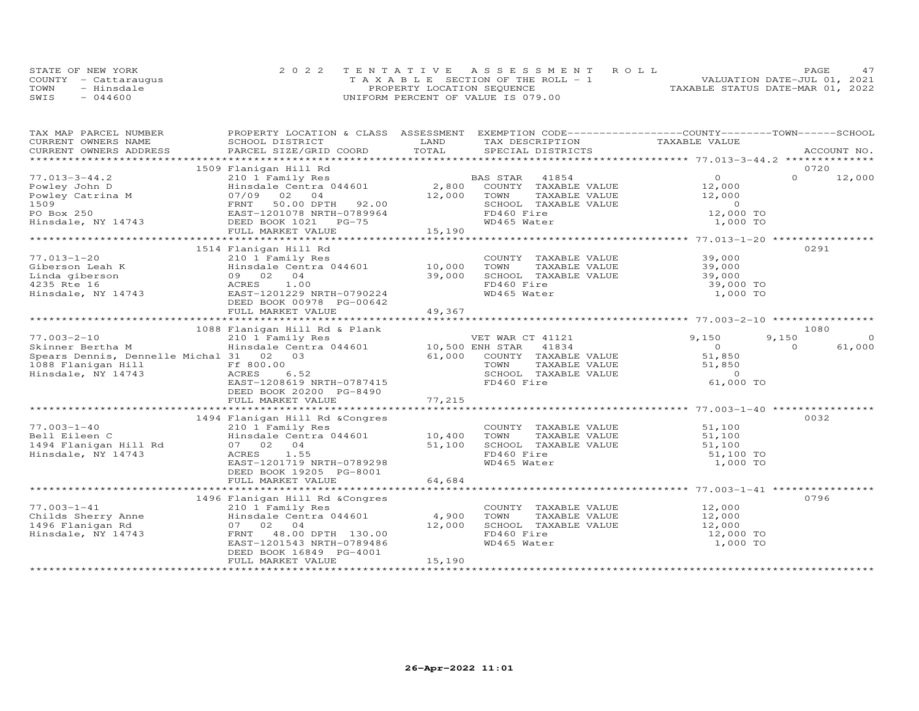STATE OF NEW YORK
COUNTY - Cattaraugus
TOWN - Hinsdale
SWIS - 044600

2022 TENTATIVE ASSESSMENT ROLL
TAXABLE SECTION OF THE ROLL - 1
PROPERTY LOCATION SEQUENCE
UNIFORM PERCENT OF VALUE IS 079.00

VALUATION DATE-JUL 01, 2021
TAXABLE STATUS DATE-MAR 01, 2022

| TAX MAP PARCEL NUMBER / CURRENT OWNERS NAME / CURRENT OWNERS ADDRESS | PROPERTY LOCATION & CLASS / SCHOOL DISTRICT / PARCEL SIZE/GRID COORD | ASSESSMENT LAND / TOTAL | EXEMPTION CODE / TAX DESCRIPTION / SPECIAL DISTRICTS | COUNTY TAXABLE VALUE | TOWN | SCHOOL / ACCOUNT NO. |
|---|---|---|---|---|---|---|
| | 1509 Flanigan Hill Rd | | | | | 0720 |
| 77.013-3-44.2 | 210 1 Family Res | | BAS STAR 41854 | 0 | 0 | 12,000 |
| Powley John D | Hinsdale Centra 044601 | 2,800 | COUNTY TAXABLE VALUE | 12,000 | | |
| Powley Catrina M | 07/09 02 04 | 12,000 | TOWN TAXABLE VALUE | 12,000 | | |
| 1509 | FRNT 50.00 DPTH 92.00 | | SCHOOL TAXABLE VALUE | 0 | | |
| PO Box 250 | EAST-1201078 NRTH-0789964 | | FD460 Fire | 12,000 TO | | |
| Hinsdale, NY 14743 | DEED BOOK 1021 PG-75 | | WD465 Water | 1,000 TO | | |
| | FULL MARKET VALUE | 15,190 | | | | |
| | 1514 Flanigan Hill Rd | | | | | 0291 |
| 77.013-1-20 | 210 1 Family Res | | COUNTY TAXABLE VALUE | 39,000 | | |
| Giberson Leah K | Hinsdale Centra 044601 | 10,000 | TOWN TAXABLE VALUE | 39,000 | | |
| Linda giberson | 09 02 04 | 39,000 | SCHOOL TAXABLE VALUE | 39,000 | | |
| 4235 Rte 16 | ACRES 1.00 | | FD460 Fire | 39,000 TO | | |
| Hinsdale, NY 14743 | EAST-1201229 NRTH-0790224 | | WD465 Water | 1,000 TO | | |
| | DEED BOOK 00978 PG-00642 | | | | | |
| | FULL MARKET VALUE | 49,367 | | | | |
| | 1088 Flanigan Hill Rd & Plank | | | | | 1080 |
| 77.003-2-10 | 210 1 Family Res | | VET WAR CT 41121 | 9,150 | 9,150 | 0 |
| Skinner Bertha M | Hinsdale Centra 044601 | 10,500 | ENH STAR 41834 | 0 | 0 | 61,000 |
| Spears Dennis, Dennelle Michal | 31 02 03 | 61,000 | COUNTY TAXABLE VALUE | 51,850 | | |
| 1088 Flanigan Hill | Ff 800.00 | | TOWN TAXABLE VALUE | 51,850 | | |
| Hinsdale, NY 14743 | ACRES 6.52 | | SCHOOL TAXABLE VALUE | 0 | | |
| | EAST-1208619 NRTH-0787415 | | FD460 Fire | 61,000 TO | | |
| | DEED BOOK 20200 PG-8490 | | | | | |
| | FULL MARKET VALUE | 77,215 | | | | |
| | 1494 Flanigan Hill Rd &Congres | | | | | 0032 |
| 77.003-1-40 | 210 1 Family Res | | COUNTY TAXABLE VALUE | 51,100 | | |
| Bell Eileen C | Hinsdale Centra 044601 | 10,400 | TOWN TAXABLE VALUE | 51,100 | | |
| 1494 Flanigan Hill Rd | 07 02 04 | 51,100 | SCHOOL TAXABLE VALUE | 51,100 | | |
| Hinsdale, NY 14743 | ACRES 1.55 | | FD460 Fire | 51,100 TO | | |
| | EAST-1201719 NRTH-0789298 | | WD465 Water | 1,000 TO | | |
| | DEED BOOK 19205 PG-8001 | | | | | |
| | FULL MARKET VALUE | 64,684 | | | | |
| | 1496 Flanigan Hill Rd &Congres | | | | | 0796 |
| 77.003-1-41 | 210 1 Family Res | | COUNTY TAXABLE VALUE | 12,000 | | |
| Childs Sherry Anne | Hinsdale Centra 044601 | 4,900 | TOWN TAXABLE VALUE | 12,000 | | |
| 1496 Flanigan Rd | 07 02 04 | 12,000 | SCHOOL TAXABLE VALUE | 12,000 | | |
| Hinsdale, NY 14743 | FRNT 48.00 DPTH 130.00 | | FD460 Fire | 12,000 TO | | |
| | EAST-1201543 NRTH-0789486 | | WD465 Water | 1,000 TO | | |
| | DEED BOOK 16849 PG-4001 | | | | | |
| | FULL MARKET VALUE | 15,190 | | | | |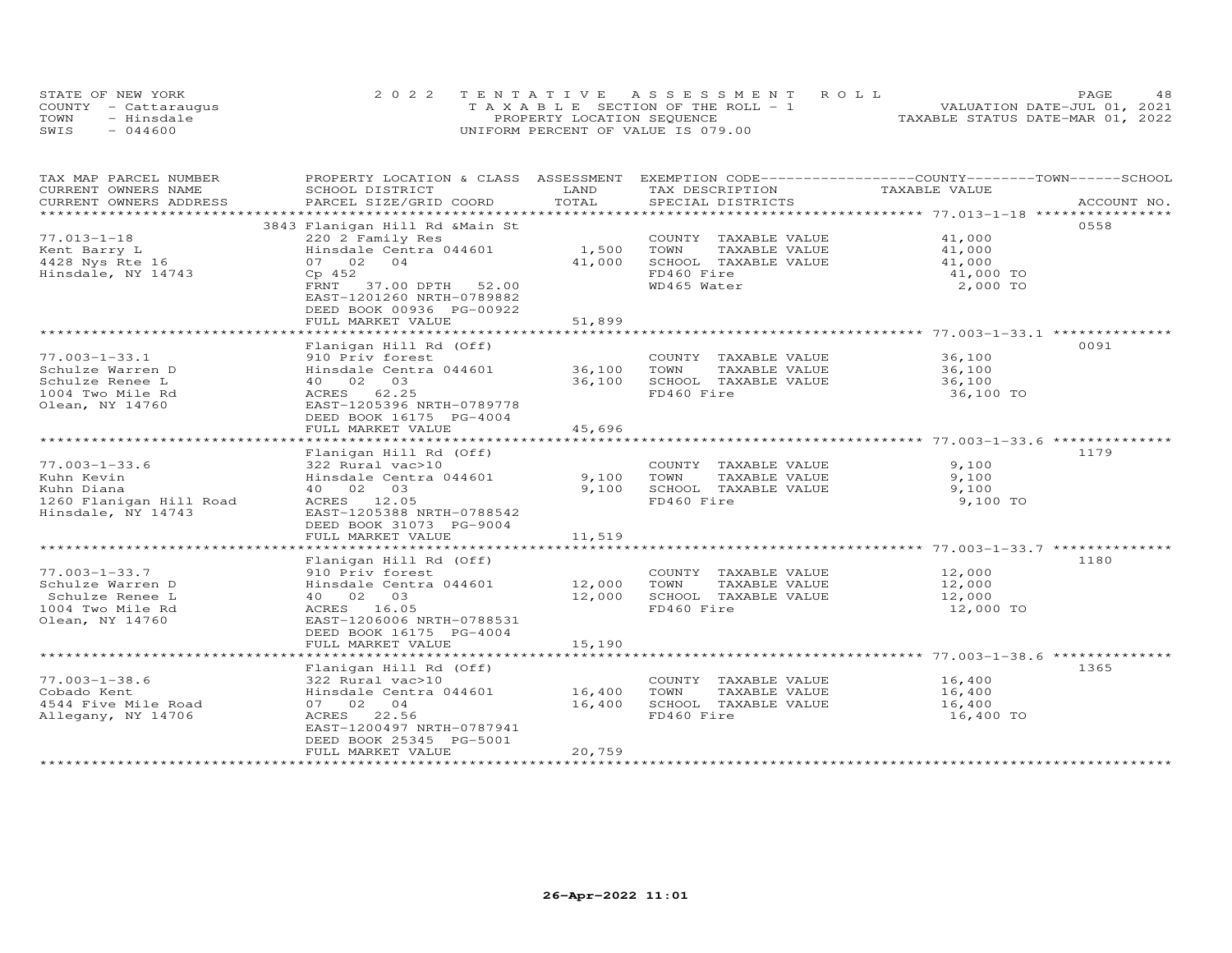STATE OF NEW YORK — COUNTY - Cattaraugus — TOWN - Hinsdale — SWIS - 044600

2022 TENTATIVE ASSESSMENT ROLL
TAXABLE SECTION OF THE ROLL - 1
PROPERTY LOCATION SEQUENCE
UNIFORM PERCENT OF VALUE IS 079.00

VALUATION DATE-JUL 01, 2021
TAXABLE STATUS DATE-MAR 01, 2022

| TAX MAP PARCEL NUMBER / CURRENT OWNERS NAME / CURRENT OWNERS ADDRESS | PROPERTY LOCATION & CLASS / SCHOOL DISTRICT / PARCEL SIZE/GRID COORD | ASSESSMENT LAND / TOTAL | EXEMPTION CODE / TAX DESCRIPTION / SPECIAL DISTRICTS | COUNTY / TOWN / SCHOOL TAXABLE VALUE | ACCOUNT NO. |
|---|---|---|---|---|---|
| **77.013-1-18** | 3843 Flanigan Hill Rd &Main St | | | | 0558 |
| | 220 2 Family Res | | COUNTY TAXABLE VALUE | 41,000 | |
| Kent Barry L | Hinsdale Centra 044601 | 1,500 | TOWN TAXABLE VALUE | 41,000 | |
| 4428 Nys Rte 16 | 07 02 04 | 41,000 | SCHOOL TAXABLE VALUE | 41,000 | |
| Hinsdale, NY 14743 | Cp 452 | | FD460 Fire | 41,000 TO | |
| | FRNT 37.00 DPTH 52.00 | | WD465 Water | 2,000 TO | |
| | EAST-1201260 NRTH-0789882 | | | | |
| | DEED BOOK 00936 PG-00922 | | | | |
| | FULL MARKET VALUE | 51,899 | | | |
| **77.003-1-33.1** | Flanigan Hill Rd (Off) | | | | 0091 |
| | 910 Priv forest | | COUNTY TAXABLE VALUE | 36,100 | |
| Schulze Warren D | Hinsdale Centra 044601 | 36,100 | TOWN TAXABLE VALUE | 36,100 | |
| Schulze Renee L | 40 02 03 | 36,100 | SCHOOL TAXABLE VALUE | 36,100 | |
| 1004 Two Mile Rd | ACRES 62.25 | | FD460 Fire | 36,100 TO | |
| Olean, NY 14760 | EAST-1205396 NRTH-0789778 | | | | |
| | DEED BOOK 16175 PG-4004 | | | | |
| | FULL MARKET VALUE | 45,696 | | | |
| **77.003-1-33.6** | Flanigan Hill Rd (Off) | | | | 1179 |
| | 322 Rural vac>10 | | COUNTY TAXABLE VALUE | 9,100 | |
| Kuhn Kevin | Hinsdale Centra 044601 | 9,100 | TOWN TAXABLE VALUE | 9,100 | |
| Kuhn Diana | 40 02 03 | 9,100 | SCHOOL TAXABLE VALUE | 9,100 | |
| 1260 Flanigan Hill Road | ACRES 12.05 | | FD460 Fire | 9,100 TO | |
| Hinsdale, NY 14743 | EAST-1205388 NRTH-0788542 | | | | |
| | DEED BOOK 31073 PG-9004 | | | | |
| | FULL MARKET VALUE | 11,519 | | | |
| **77.003-1-33.7** | Flanigan Hill Rd (Off) | | | | 1180 |
| | 910 Priv forest | | COUNTY TAXABLE VALUE | 12,000 | |
| Schulze Warren D | Hinsdale Centra 044601 | 12,000 | TOWN TAXABLE VALUE | 12,000 | |
| Schulze Renee L | 40 02 03 | 12,000 | SCHOOL TAXABLE VALUE | 12,000 | |
| 1004 Two Mile Rd | ACRES 16.05 | | FD460 Fire | 12,000 TO | |
| Olean, NY 14760 | EAST-1206006 NRTH-0788531 | | | | |
| | DEED BOOK 16175 PG-4004 | | | | |
| | FULL MARKET VALUE | 15,190 | | | |
| **77.003-1-38.6** | Flanigan Hill Rd (Off) | | | | 1365 |
| | 322 Rural vac>10 | | COUNTY TAXABLE VALUE | 16,400 | |
| Cobado Kent | Hinsdale Centra 044601 | 16,400 | TOWN TAXABLE VALUE | 16,400 | |
| 4544 Five Mile Road | 07 02 04 | 16,400 | SCHOOL TAXABLE VALUE | 16,400 | |
| Allegany, NY 14706 | ACRES 22.56 | | FD460 Fire | 16,400 TO | |
| | EAST-1200497 NRTH-0787941 | | | | |
| | DEED BOOK 25345 PG-5001 | | | | |
| | FULL MARKET VALUE | 20,759 | | | |

26-Apr-2022 11:01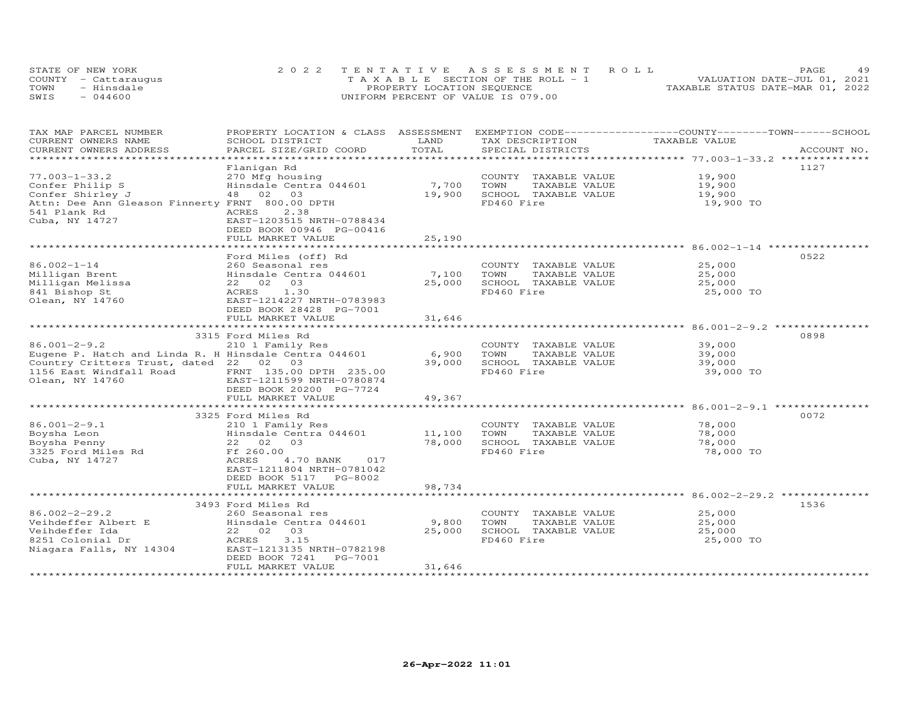STATE OF NEW YORK — COUNTY - Cattaraugus — TOWN - Hinsdale — SWIS - 044600

2022 TENTATIVE ASSESSMENT ROLL
TAXABLE SECTION OF THE ROLL - 1
PROPERTY LOCATION SEQUENCE
UNIFORM PERCENT OF VALUE IS 079.00

VALUATION DATE-JUL 01, 2021
TAXABLE STATUS DATE-MAR 01, 2022

| TAX MAP PARCEL NUMBER / CURRENT OWNERS NAME / CURRENT OWNERS ADDRESS | PROPERTY LOCATION & CLASS / SCHOOL DISTRICT / PARCEL SIZE/GRID COORD | ASSESSMENT LAND | TOTAL | EXEMPTION CODE / TAX DESCRIPTION / SPECIAL DISTRICTS | TAXABLE VALUE (COUNTY / TOWN / SCHOOL) | ACCOUNT NO. |
|---|---|---|---|---|---|---|
| 77.003-1-33.2 | Flanigan Rd | | | | | 1127 |
| 77.003-1-33.2 | 270 Mfg housing | | | COUNTY TAXABLE VALUE | 19,900 | |
| Confer Philip S | Hinsdale Centra 044601 | 7,700 | | TOWN TAXABLE VALUE | 19,900 | |
| Confer Shirley J | 48 02 03 | | 19,900 | SCHOOL TAXABLE VALUE | 19,900 | |
| Attn: Dee Ann Gleason Finnerty | FRNT 800.00 DPTH | | | FD460 Fire | 19,900 TO | |
| 541 Plank Rd | ACRES 2.38 | | | | | |
| Cuba, NY 14727 | EAST-1203515 NRTH-0788434 | | | | | |
| | DEED BOOK 00946 PG-00416 | | | | | |
| | FULL MARKET VALUE | | 25,190 | | | |
| 86.002-1-14 | Ford Miles (off) Rd | | | | | 0522 |
| 86.002-1-14 | 260 Seasonal res | | | COUNTY TAXABLE VALUE | 25,000 | |
| Milligan Brent | Hinsdale Centra 044601 | 7,100 | | TOWN TAXABLE VALUE | 25,000 | |
| Milligan Melissa | 22 02 03 | | 25,000 | SCHOOL TAXABLE VALUE | 25,000 | |
| 841 Bishop St | ACRES 1.30 | | | FD460 Fire | 25,000 TO | |
| Olean, NY 14760 | EAST-1214227 NRTH-0783983 | | | | | |
| | DEED BOOK 28428 PG-7001 | | | | | |
| | FULL MARKET VALUE | | 31,646 | | | |
| 86.001-2-9.2 | 3315 Ford Miles Rd | | | | | 0898 |
| 86.001-2-9.2 | 210 1 Family Res | | | COUNTY TAXABLE VALUE | 39,000 | |
| Eugene P. Hatch and Linda R. H | Hinsdale Centra 044601 | 6,900 | | TOWN TAXABLE VALUE | 39,000 | |
| Country Critters Trust, dated | 22 02 03 | | 39,000 | SCHOOL TAXABLE VALUE | 39,000 | |
| 1156 East Windfall Road | FRNT 135.00 DPTH 235.00 | | | FD460 Fire | 39,000 TO | |
| Olean, NY 14760 | EAST-1211599 NRTH-0780874 | | | | | |
| | DEED BOOK 20200 PG-7724 | | | | | |
| | FULL MARKET VALUE | | 49,367 | | | |
| 86.001-2-9.1 | 3325 Ford Miles Rd | | | | | 0072 |
| 86.001-2-9.1 | 210 1 Family Res | | | COUNTY TAXABLE VALUE | 78,000 | |
| Boysha Leon | Hinsdale Centra 044601 | 11,100 | | TOWN TAXABLE VALUE | 78,000 | |
| Boysha Penny | 22 02 03 | | 78,000 | SCHOOL TAXABLE VALUE | 78,000 | |
| 3325 Ford Miles Rd | Ff 260.00 | | | FD460 Fire | 78,000 TO | |
| Cuba, NY 14727 | ACRES 4.70 BANK 017 | | | | | |
| | EAST-1211804 NRTH-0781042 | | | | | |
| | DEED BOOK 5117 PG-8002 | | | | | |
| | FULL MARKET VALUE | | 98,734 | | | |
| 86.002-2-29.2 | 3493 Ford Miles Rd | | | | | 1536 |
| 86.002-2-29.2 | 260 Seasonal res | | | COUNTY TAXABLE VALUE | 25,000 | |
| Veihdeffer Albert E | Hinsdale Centra 044601 | 9,800 | | TOWN TAXABLE VALUE | 25,000 | |
| Veihdeffer Ida | 22 02 03 | | 25,000 | SCHOOL TAXABLE VALUE | 25,000 | |
| 8251 Colonial Dr | ACRES 3.15 | | | FD460 Fire | 25,000 TO | |
| Niagara Falls, NY 14304 | EAST-1213135 NRTH-0782198 | | | | | |
| | DEED BOOK 7241 PG-7001 | | | | | |
| | FULL MARKET VALUE | | 31,646 | | | |

26-Apr-2022 11:01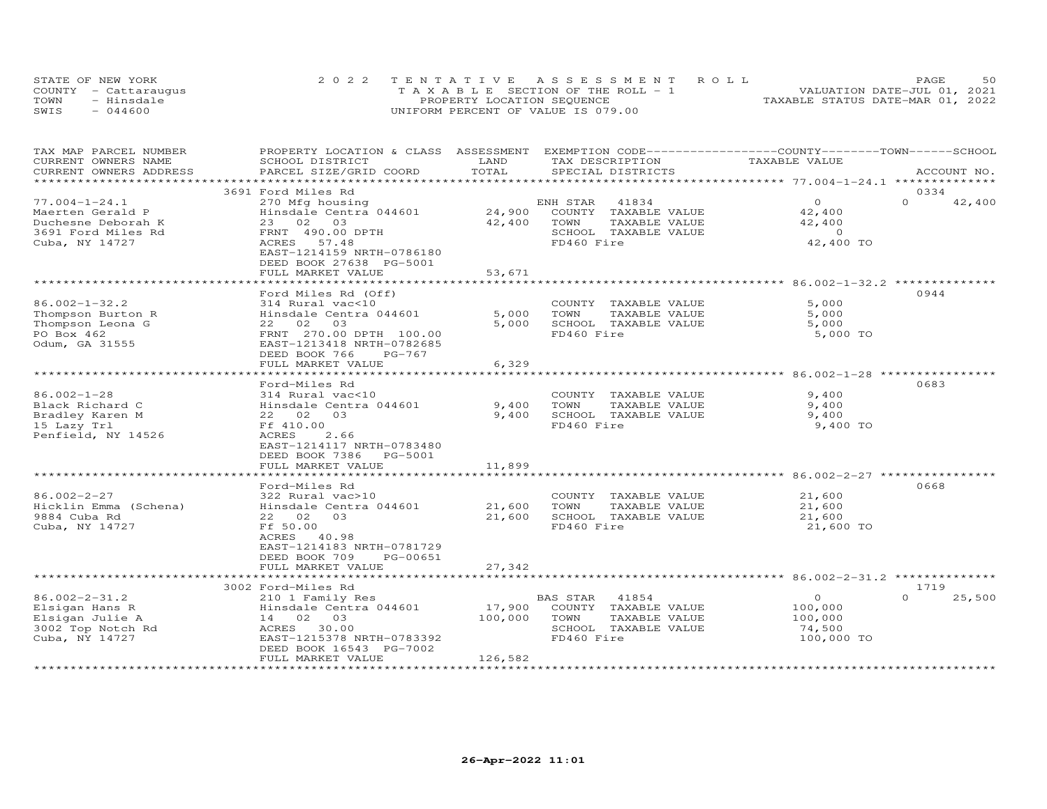STATE OF NEW YORK
COUNTY - Cattaraugus
TOWN - Hinsdale
SWIS - 044600

2022 TENTATIVE ASSESSMENT ROLL
TAXABLE SECTION OF THE ROLL - 1
PROPERTY LOCATION SEQUENCE
UNIFORM PERCENT OF VALUE IS 079.00

VALUATION DATE-JUL 01, 2021
TAXABLE STATUS DATE-MAR 01, 2022

| TAX MAP PARCEL NUMBER / CURRENT OWNERS NAME / CURRENT OWNERS ADDRESS | PROPERTY LOCATION & CLASS / SCHOOL DISTRICT / PARCEL SIZE/GRID COORD | ASSESSMENT LAND / TOTAL | EXEMPTION CODE / TAX DESCRIPTION / SPECIAL DISTRICTS | COUNTY / TOWN / SCHOOL TAXABLE VALUE | ACCOUNT NO. |
|---|---|---|---|---|---|
| 77.004-1-24.1 | 3691 Ford Miles Rd | | | | 0334 |
| Maerten Gerald P | 270 Mfg housing | | ENH STAR 41834 | 0 | 0 42,400 |
| Duchesne Deborah K | Hinsdale Centra 044601 | 24,900 | COUNTY TAXABLE VALUE | 42,400 | |
| 3691 Ford Miles Rd | 23 02 03 | 42,400 | TOWN TAXABLE VALUE | 42,400 | |
| Cuba, NY 14727 | FRNT 490.00 DPTH | | SCHOOL TAXABLE VALUE | 0 | |
| | ACRES 57.48 | | FD460 Fire | 42,400 TO | |
| | EAST-1214159 NRTH-0786180 | | | | |
| | DEED BOOK 27638 PG-5001 | | | | |
| | FULL MARKET VALUE | 53,671 | | | |
| 86.002-1-32.2 | Ford Miles Rd (Off) | | | | 0944 |
| Thompson Burton R | 314 Rural vac<10 | | COUNTY TAXABLE VALUE | 5,000 | |
| Thompson Leona G | Hinsdale Centra 044601 | 5,000 | TOWN TAXABLE VALUE | 5,000 | |
| PO Box 462 | 22 02 03 | 5,000 | SCHOOL TAXABLE VALUE | 5,000 | |
| Odum, GA 31555 | FRNT 270.00 DPTH 100.00 | | FD460 Fire | 5,000 TO | |
| | EAST-1213418 NRTH-0782685 | | | | |
| | DEED BOOK 766 PG-767 | | | | |
| | FULL MARKET VALUE | 6,329 | | | |
| 86.002-1-28 | Ford-Miles Rd | | | | 0683 |
| Black Richard C | 314 Rural vac<10 | | COUNTY TAXABLE VALUE | 9,400 | |
| Bradley Karen M | Hinsdale Centra 044601 | 9,400 | TOWN TAXABLE VALUE | 9,400 | |
| 15 Lazy Trl | 22 02 03 | 9,400 | SCHOOL TAXABLE VALUE | 9,400 | |
| Penfield, NY 14526 | Ff 410.00 | | FD460 Fire | 9,400 TO | |
| | ACRES 2.66 | | | | |
| | EAST-1214117 NRTH-0783480 | | | | |
| | DEED BOOK 7386 PG-5001 | | | | |
| | FULL MARKET VALUE | 11,899 | | | |
| 86.002-2-27 | Ford-Miles Rd | | | | 0668 |
| Hicklin Emma (Schena) | 322 Rural vac>10 | | COUNTY TAXABLE VALUE | 21,600 | |
| 9884 Cuba Rd | Hinsdale Centra 044601 | 21,600 | TOWN TAXABLE VALUE | 21,600 | |
| Cuba, NY 14727 | 22 02 03 | 21,600 | SCHOOL TAXABLE VALUE | 21,600 | |
| | Ff 50.00 | | FD460 Fire | 21,600 TO | |
| | ACRES 40.98 | | | | |
| | EAST-1214183 NRTH-0781729 | | | | |
| | DEED BOOK 709 PG-00651 | | | | |
| | FULL MARKET VALUE | 27,342 | | | |
| 86.002-2-31.2 | 3002 Ford-Miles Rd | | | | 1719 |
| Elsigan Hans R | 210 1 Family Res | | BAS STAR 41854 | 0 | 0 25,500 |
| Elsigan Julie A | Hinsdale Centra 044601 | 17,900 | COUNTY TAXABLE VALUE | 100,000 | |
| 3002 Top Notch Rd | 14 02 03 | 100,000 | TOWN TAXABLE VALUE | 100,000 | |
| Cuba, NY 14727 | ACRES 30.00 | | SCHOOL TAXABLE VALUE | 74,500 | |
| | EAST-1215378 NRTH-0783392 | | FD460 Fire | 100,000 TO | |
| | DEED BOOK 16543 PG-7002 | | | | |
| | FULL MARKET VALUE | 126,582 | | | |

26-Apr-2022 11:01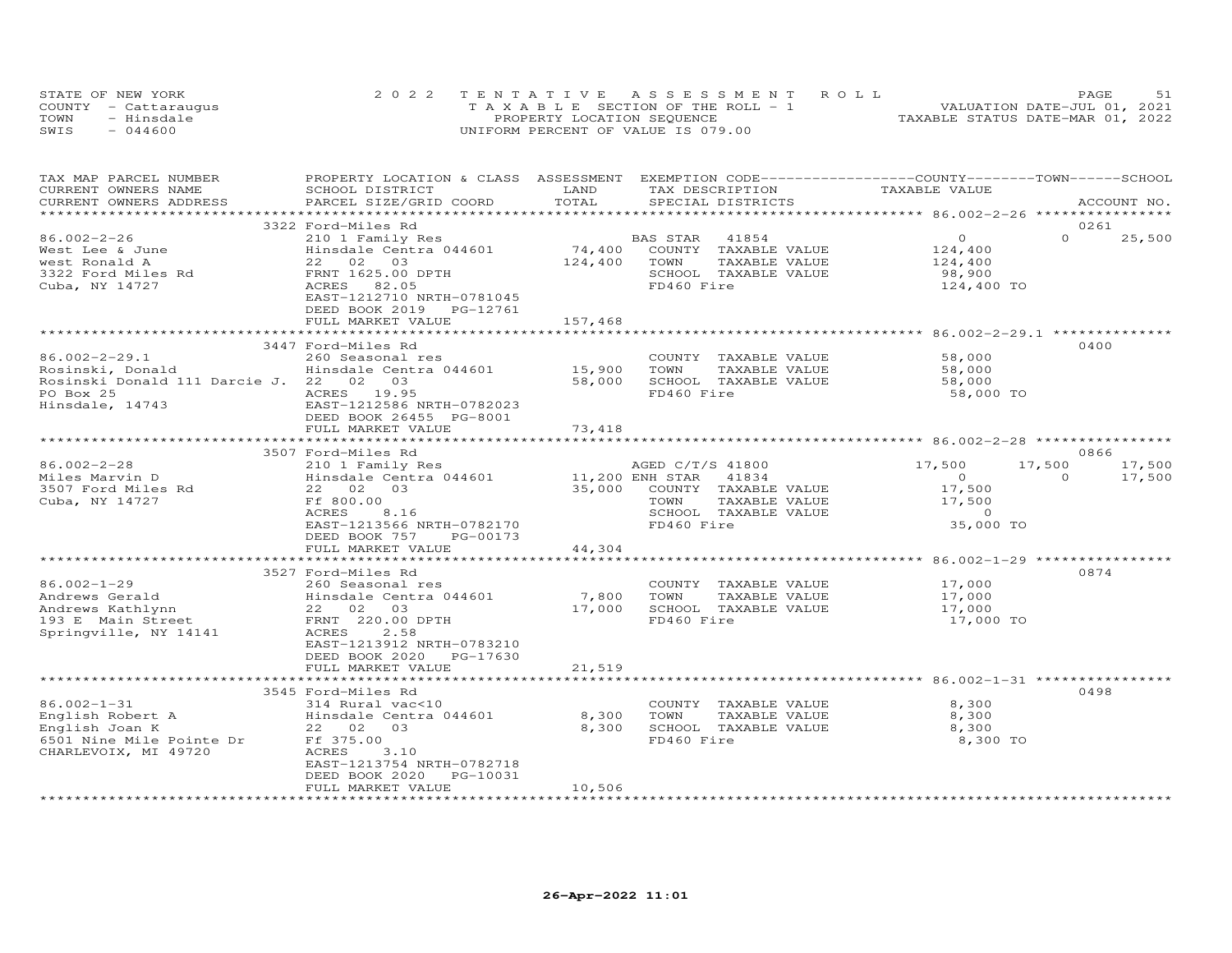STATE OF NEW YORK
COUNTY - Cattaraugus
TOWN - Hinsdale
SWIS - 044600

2 0 2 2 T E N T A T I V E A S S E S S M E N T R O L L
T A X A B L E SECTION OF THE ROLL - 1
PROPERTY LOCATION SEQUENCE
UNIFORM PERCENT OF VALUE IS 079.00

VALUATION DATE-JUL 01, 2021
TAXABLE STATUS DATE-MAR 01, 2022

| TAX MAP PARCEL NUMBER / CURRENT OWNERS NAME / CURRENT OWNERS ADDRESS | PROPERTY LOCATION & CLASS / SCHOOL DISTRICT / PARCEL SIZE/GRID COORD | ASSESSMENT LAND / TOTAL | EXEMPTION CODE / TAX DESCRIPTION / SPECIAL DISTRICTS | COUNTY TAXABLE VALUE | TOWN | SCHOOL | ACCOUNT NO. |
|---|---|---|---|---|---|---|---|
| **86.002-2-26** | 3322 Ford-Miles Rd | | | | | | 0261 |
| 86.002-2-26 | 210 1 Family Res | | BAS STAR 41854 | 0 | 0 | 25,500 | |
| West Lee & June | Hinsdale Centra 044601 | 74,400 | COUNTY TAXABLE VALUE | 124,400 | | | |
| west Ronald A | 22 02 03 | 124,400 | TOWN TAXABLE VALUE | 124,400 | | | |
| 3322 Ford Miles Rd | FRNT 1625.00 DPTH | | SCHOOL TAXABLE VALUE | 98,900 | | | |
| Cuba, NY 14727 | ACRES 82.05 | | FD460 Fire | 124,400 TO | | | |
| | EAST-1212710 NRTH-0781045 | | | | | | |
| | DEED BOOK 2019 PG-12761 | | | | | | |
| | FULL MARKET VALUE | 157,468 | | | | | |
| **86.002-2-29.1** | 3447 Ford-Miles Rd | | | | | | 0400 |
| 86.002-2-29.1 | 260 Seasonal res | | COUNTY TAXABLE VALUE | 58,000 | | | |
| Rosinski, Donald | Hinsdale Centra 044601 | 15,900 | TOWN TAXABLE VALUE | 58,000 | | | |
| Rosinski Donald 111 Darcie J. | 22 02 03 | 58,000 | SCHOOL TAXABLE VALUE | 58,000 | | | |
| PO Box 25 | ACRES 19.95 | | FD460 Fire | 58,000 TO | | | |
| Hinsdale, 14743 | EAST-1212586 NRTH-0782023 | | | | | | |
| | DEED BOOK 26455 PG-8001 | | | | | | |
| | FULL MARKET VALUE | 73,418 | | | | | |
| **86.002-2-28** | 3507 Ford-Miles Rd | | | | | | 0866 |
| 86.002-2-28 | 210 1 Family Res | | AGED C/T/S 41800 | 17,500 | 17,500 | 17,500 | |
| Miles Marvin D | Hinsdale Centra 044601 | 11,200 | ENH STAR 41834 | 0 | 0 | 17,500 | |
| 3507 Ford Miles Rd | 22 02 03 | 35,000 | COUNTY TAXABLE VALUE | 17,500 | | | |
| Cuba, NY 14727 | Ff 800.00 | | TOWN TAXABLE VALUE | 17,500 | | | |
| | ACRES 8.16 | | SCHOOL TAXABLE VALUE | 0 | | | |
| | EAST-1213566 NRTH-0782170 | | FD460 Fire | 35,000 TO | | | |
| | DEED BOOK 757 PG-00173 | | | | | | |
| | FULL MARKET VALUE | 44,304 | | | | | |
| **86.002-1-29** | 3527 Ford-Miles Rd | | | | | | 0874 |
| 86.002-1-29 | 260 Seasonal res | | COUNTY TAXABLE VALUE | 17,000 | | | |
| Andrews Gerald | Hinsdale Centra 044601 | 7,800 | TOWN TAXABLE VALUE | 17,000 | | | |
| Andrews Kathlynn | 22 02 03 | 17,000 | SCHOOL TAXABLE VALUE | 17,000 | | | |
| 193 E Main Street | FRNT 220.00 DPTH | | FD460 Fire | 17,000 TO | | | |
| Springville, NY 14141 | ACRES 2.58 | | | | | | |
| | EAST-1213912 NRTH-0783210 | | | | | | |
| | DEED BOOK 2020 PG-17630 | | | | | | |
| | FULL MARKET VALUE | 21,519 | | | | | |
| **86.002-1-31** | 3545 Ford-Miles Rd | | | | | | 0498 |
| 86.002-1-31 | 314 Rural vac<10 | | COUNTY TAXABLE VALUE | 8,300 | | | |
| English Robert A | Hinsdale Centra 044601 | 8,300 | TOWN TAXABLE VALUE | 8,300 | | | |
| English Joan K | 22 02 03 | 8,300 | SCHOOL TAXABLE VALUE | 8,300 | | | |
| 6501 Nine Mile Pointe Dr | Ff 375.00 | | FD460 Fire | 8,300 TO | | | |
| CHARLEVOIX, MI 49720 | ACRES 3.10 | | | | | | |
| | EAST-1213754 NRTH-0782718 | | | | | | |
| | DEED BOOK 2020 PG-10031 | | | | | | |
| | FULL MARKET VALUE | 10,506 | | | | | |

26-Apr-2022 11:01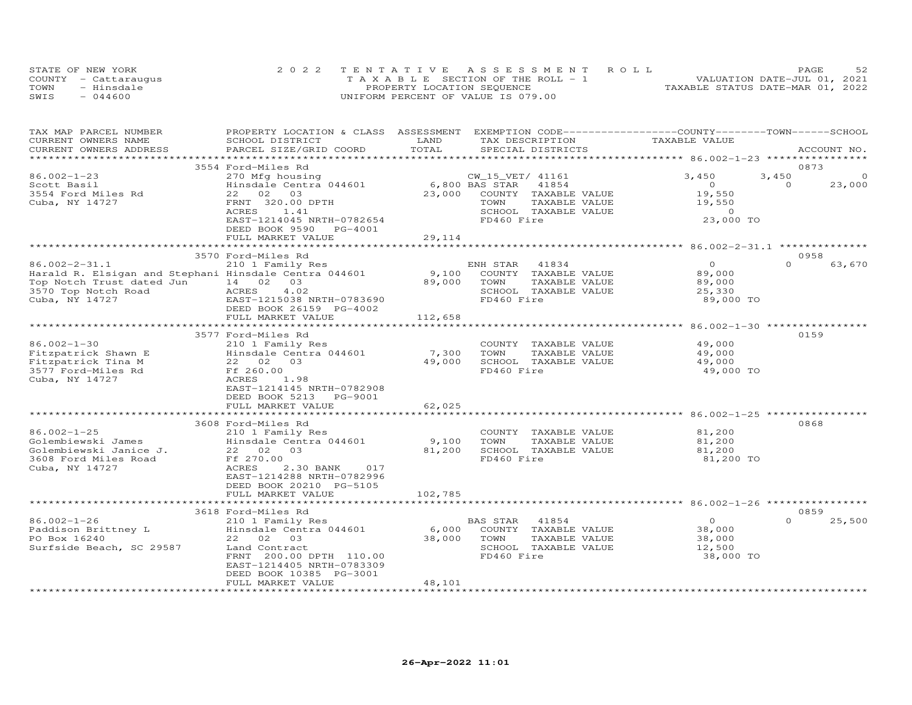STATE OF NEW YORK
COUNTY - Cattaraugus
TOWN - Hinsdale
SWIS - 044600

2022 TENTATIVE ASSESSMENT ROLL
TAXABLE SECTION OF THE ROLL - 1
PROPERTY LOCATION SEQUENCE
UNIFORM PERCENT OF VALUE IS 079.00

VALUATION DATE-JUL 01, 2021
TAXABLE STATUS DATE-MAR 01, 2022

| TAX MAP PARCEL NUMBER / CURRENT OWNERS NAME / CURRENT OWNERS ADDRESS | PROPERTY LOCATION & CLASS / SCHOOL DISTRICT / PARCEL SIZE/GRID COORD | ASSESSMENT LAND | TOTAL | EXEMPTION CODE / TAX DESCRIPTION / SPECIAL DISTRICTS | COUNTY TAXABLE VALUE | TOWN | SCHOOL | ACCOUNT NO. |
|---|---|---|---|---|---|---|---|---|
| | 3554 Ford-Miles Rd | | | | | | | 0873 |
| 86.002-1-23 | 270 Mfg housing | | | CW_15_VET/ 41161 | 3,450 | 3,450 | 0 | |
| Scott Basil | Hinsdale Centra 044601 | 6,800 | | BAS STAR 41854 | 0 | 0 | 23,000 | |
| 3554 Ford Miles Rd | 22 02 03 | | 23,000 | COUNTY TAXABLE VALUE | 19,550 | | | |
| Cuba, NY 14727 | FRNT 320.00 DPTH | | | TOWN TAXABLE VALUE | 19,550 | | | |
| | ACRES 1.41 | | | SCHOOL TAXABLE VALUE | 0 | | | |
| | EAST-1214045 NRTH-0782654 | | | FD460 Fire | 23,000 TO | | | |
| | DEED BOOK 9590 PG-4001 | | | | | | | |
| | FULL MARKET VALUE | | 29,114 | | | | | |
| | 3570 Ford-Miles Rd | | | | | | | 0958 |
| 86.002-2-31.1 | 210 1 Family Res | | | ENH STAR 41834 | 0 | 0 | 63,670 | |
| Harald R. Elsigan and Stephani | Hinsdale Centra 044601 | 9,100 | | COUNTY TAXABLE VALUE | 89,000 | | | |
| Top Notch Trust dated Jun | 14 02 03 | | 89,000 | TOWN TAXABLE VALUE | 89,000 | | | |
| 3570 Top Notch Road | ACRES 4.02 | | | SCHOOL TAXABLE VALUE | 25,330 | | | |
| Cuba, NY 14727 | EAST-1215038 NRTH-0783690 | | | FD460 Fire | 89,000 TO | | | |
| | DEED BOOK 26159 PG-4002 | | | | | | | |
| | FULL MARKET VALUE | | 112,658 | | | | | |
| | 3577 Ford-Miles Rd | | | | | | | 0159 |
| 86.002-1-30 | 210 1 Family Res | | | COUNTY TAXABLE VALUE | 49,000 | | | |
| Fitzpatrick Shawn E | Hinsdale Centra 044601 | 7,300 | | TOWN TAXABLE VALUE | 49,000 | | | |
| Fitzpatrick Tina M | 22 02 03 | | 49,000 | SCHOOL TAXABLE VALUE | 49,000 | | | |
| 3577 Ford-Miles Rd | Ff 260.00 | | | FD460 Fire | 49,000 TO | | | |
| Cuba, NY 14727 | ACRES 1.98 | | | | | | | |
| | EAST-1214145 NRTH-0782908 | | | | | | | |
| | DEED BOOK 5213 PG-9001 | | | | | | | |
| | FULL MARKET VALUE | | 62,025 | | | | | |
| | 3608 Ford-Miles Rd | | | | | | | 0868 |
| 86.002-1-25 | 210 1 Family Res | | | COUNTY TAXABLE VALUE | 81,200 | | | |
| Golembiewski James | Hinsdale Centra 044601 | 9,100 | | TOWN TAXABLE VALUE | 81,200 | | | |
| Golembiewski Janice J. | 22 02 03 | | 81,200 | SCHOOL TAXABLE VALUE | 81,200 | | | |
| 3608 Ford Miles Road | Ff 270.00 | | | FD460 Fire | 81,200 TO | | | |
| Cuba, NY 14727 | ACRES 2.30 BANK 017 | | | | | | | |
| | EAST-1214288 NRTH-0782996 | | | | | | | |
| | DEED BOOK 20210 PG-5105 | | | | | | | |
| | FULL MARKET VALUE | | 102,785 | | | | | |
| | 3618 Ford-Miles Rd | | | | | | | 0859 |
| 86.002-1-26 | 210 1 Family Res | | | BAS STAR 41854 | 0 | 0 | 25,500 | |
| Paddison Brittney L | Hinsdale Centra 044601 | 6,000 | | COUNTY TAXABLE VALUE | 38,000 | | | |
| PO Box 16240 | 22 02 03 | | 38,000 | TOWN TAXABLE VALUE | 38,000 | | | |
| Surfside Beach, SC 29587 | Land Contract | | | SCHOOL TAXABLE VALUE | 12,500 | | | |
| | FRNT 200.00 DPTH 110.00 | | | FD460 Fire | 38,000 TO | | | |
| | EAST-1214405 NRTH-0783309 | | | | | | | |
| | DEED BOOK 10385 PG-3001 | | | | | | | |
| | FULL MARKET VALUE | | 48,101 | | | | | |

26-Apr-2022 11:01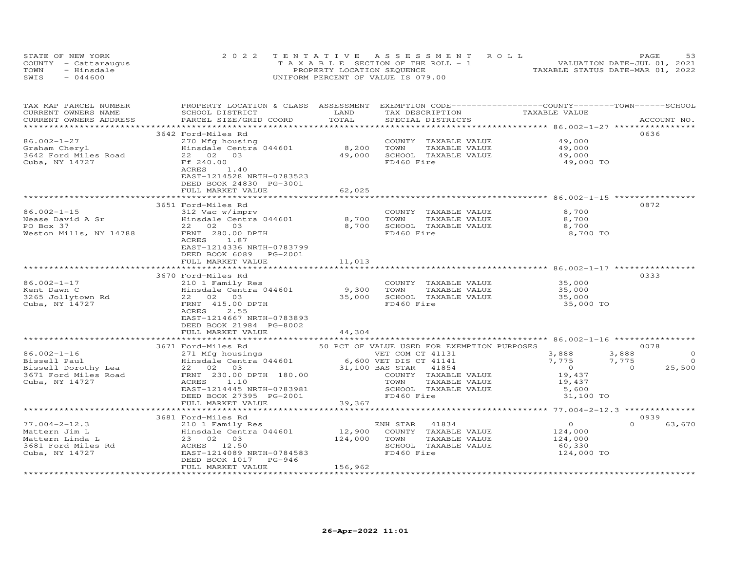STATE OF NEW YORK
COUNTY - Cattaraugus
TOWN - Hinsdale
SWIS - 044600

2022 TENTATIVE ASSESSMENT ROLL
TAXABLE SECTION OF THE ROLL - 1
PROPERTY LOCATION SEQUENCE
UNIFORM PERCENT OF VALUE IS 079.00

VALUATION DATE-JUL 01, 2021
TAXABLE STATUS DATE-MAR 01, 2022

| TAX MAP PARCEL NUMBER / CURRENT OWNERS NAME / CURRENT OWNERS ADDRESS | PROPERTY LOCATION & CLASS / SCHOOL DISTRICT / PARCEL SIZE/GRID COORD | ASSESSMENT LAND / TOTAL | EXEMPTION CODE / TAX DESCRIPTION / SPECIAL DISTRICTS | COUNTY TAXABLE VALUE | TOWN | SCHOOL | ACCOUNT NO. |
|---|---|---|---|---|---|---|---|
| **86.002-1-27** | 3642 Ford-Miles Rd | | | | | | 0636 |
| Graham Cheryl | 270 Mfg housing | | COUNTY TAXABLE VALUE | 49,000 | | | |
| 3642 Ford Miles Road | Hinsdale Centra 044601 | 8,200 | TOWN TAXABLE VALUE | 49,000 | | | |
| Cuba, NY 14727 | 22 02 03 | 49,000 | SCHOOL TAXABLE VALUE | 49,000 | | | |
| | Ff 240.00 | | FD460 Fire | 49,000 TO | | | |
| | ACRES 1.40 | | | | | | |
| | EAST-1214528 NRTH-0783523 | | | | | | |
| | DEED BOOK 24830 PG-3001 | | | | | | |
| | FULL MARKET VALUE | 62,025 | | | | | |
| **86.002-1-15** | 3651 Ford-Miles Rd | | | | | | 0872 |
| Nease David A Sr | 312 Vac w/imprv | | COUNTY TAXABLE VALUE | 8,700 | | | |
| PO Box 37 | Hinsdale Centra 044601 | 8,700 | TOWN TAXABLE VALUE | 8,700 | | | |
| Weston Mills, NY 14788 | 22 02 03 | 8,700 | SCHOOL TAXABLE VALUE | 8,700 | | | |
| | FRNT 280.00 DPTH | | FD460 Fire | 8,700 TO | | | |
| | ACRES 1.87 | | | | | | |
| | EAST-1214336 NRTH-0783799 | | | | | | |
| | DEED BOOK 6089 PG-2001 | | | | | | |
| | FULL MARKET VALUE | 11,013 | | | | | |
| **86.002-1-17** | 3670 Ford-Miles Rd | | | | | | 0333 |
| Kent Dawn C | 210 1 Family Res | | COUNTY TAXABLE VALUE | 35,000 | | | |
| 3265 Jollytown Rd | Hinsdale Centra 044601 | 9,300 | TOWN TAXABLE VALUE | 35,000 | | | |
| Cuba, NY 14727 | 22 02 03 | 35,000 | SCHOOL TAXABLE VALUE | 35,000 | | | |
| | FRNT 415.00 DPTH | | FD460 Fire | 35,000 TO | | | |
| | ACRES 2.55 | | | | | | |
| | EAST-1214667 NRTH-0783893 | | | | | | |
| | DEED BOOK 21984 PG-8002 | | | | | | |
| | FULL MARKET VALUE | 44,304 | | | | | |
| **86.002-1-16** | 3671 Ford-Miles Rd | | 50 PCT OF VALUE USED FOR EXEMPTION PURPOSES | | | | 0078 |
| Bissell Paul | 271 Mfg housings | | VET COM CT 41131 | 3,888 | 3,888 | 0 | |
| Bissell Dorothy Lea | Hinsdale Centra 044601 | 6,600 | VET DIS CT 41141 | 7,775 | 7,775 | 0 | |
| 3671 Ford Miles Road | 22 02 03 | 31,100 | BAS STAR 41854 | 0 | 0 | 25,500 | |
| Cuba, NY 14727 | FRNT 230.00 DPTH 180.00 | | COUNTY TAXABLE VALUE | 19,437 | | | |
| | ACRES 1.10 | | TOWN TAXABLE VALUE | 19,437 | | | |
| | EAST-1214445 NRTH-0783981 | | SCHOOL TAXABLE VALUE | 5,600 | | | |
| | DEED BOOK 27395 PG-2001 | | FD460 Fire | 31,100 TO | | | |
| | FULL MARKET VALUE | 39,367 | | | | | |
| **77.004-2-12.3** | 3681 Ford-Miles Rd | | | | | | 0939 |
| Mattern Jim L | 210 1 Family Res | | ENH STAR 41834 | 0 | 0 | 63,670 | |
| Mattern Linda L | Hinsdale Centra 044601 | 12,900 | COUNTY TAXABLE VALUE | 124,000 | | | |
| 3681 Ford Miles Rd | 23 02 03 | 124,000 | TOWN TAXABLE VALUE | 124,000 | | | |
| Cuba, NY 14727 | ACRES 12.50 | | SCHOOL TAXABLE VALUE | 60,330 | | | |
| | EAST-1214089 NRTH-0784583 | | FD460 Fire | 124,000 TO | | | |
| | DEED BOOK 1017 PG-946 | | | | | | |
| | FULL MARKET VALUE | 156,962 | | | | | |

26-Apr-2022 11:01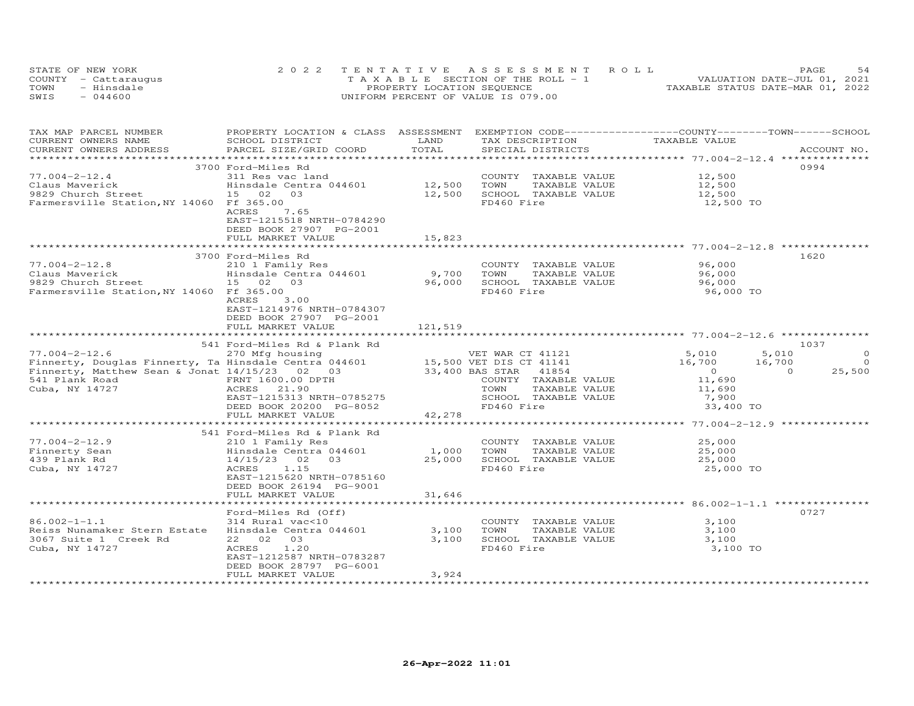STATE OF NEW YORK
COUNTY - Cattaraugus
TOWN - Hinsdale
SWIS - 044600

2022 TENTATIVE ASSESSMENT ROLL
TAXABLE SECTION OF THE ROLL - 1
PROPERTY LOCATION SEQUENCE
UNIFORM PERCENT OF VALUE IS 079.00

VALUATION DATE-JUL 01, 2021
TAXABLE STATUS DATE-MAR 01, 2022

| TAX MAP PARCEL NUMBER / CURRENT OWNERS NAME / CURRENT OWNERS ADDRESS | PROPERTY LOCATION & CLASS / SCHOOL DISTRICT / PARCEL SIZE/GRID COORD | ASSESSMENT LAND / TOTAL | EXEMPTION CODE / TAX DESCRIPTION / SPECIAL DISTRICTS | COUNTY TAXABLE VALUE | TOWN | SCHOOL | ACCOUNT NO. |
|---|---|---|---|---|---|---|---|
| **77.004-2-12.4** | 3700 Ford-Miles Rd | | | | | | 0994 |
| 77.004-2-12.4 | 311 Res vac land | | COUNTY TAXABLE VALUE | 12,500 | | | |
| Claus Maverick | Hinsdale Centra 044601 | 12,500 | TOWN TAXABLE VALUE | 12,500 | | | |
| 9829 Church Street | 15 02 03 | 12,500 | SCHOOL TAXABLE VALUE | 12,500 | | | |
| Farmersville Station,NY 14060 | Ff 365.00 | | FD460 Fire | 12,500 TO | | | |
| | ACRES 7.65 | | | | | | |
| | EAST-1215518 NRTH-0784290 | | | | | | |
| | DEED BOOK 27907 PG-2001 | | | | | | |
| | FULL MARKET VALUE | 15,823 | | | | | |
| **77.004-2-12.8** | 3700 Ford-Miles Rd | | | | | | 1620 |
| 77.004-2-12.8 | 210 1 Family Res | | COUNTY TAXABLE VALUE | 96,000 | | | |
| Claus Maverick | Hinsdale Centra 044601 | 9,700 | TOWN TAXABLE VALUE | 96,000 | | | |
| 9829 Church Street | 15 02 03 | 96,000 | SCHOOL TAXABLE VALUE | 96,000 | | | |
| Farmersville Station,NY 14060 | Ff 365.00 | | FD460 Fire | 96,000 TO | | | |
| | ACRES 3.00 | | | | | | |
| | EAST-1214976 NRTH-0784307 | | | | | | |
| | DEED BOOK 27907 PG-2001 | | | | | | |
| | FULL MARKET VALUE | 121,519 | | | | | |
| **77.004-2-12.6** | 541 Ford-Miles Rd & Plank Rd | | | | | | 1037 |
| 77.004-2-12.6 | 270 Mfg housing | | VET WAR CT 41121 | 5,010 | 5,010 | 0 | |
| Finnerty, Douglas Finnerty, Ta | Hinsdale Centra 044601 | 15,500 | VET DIS CT 41141 | 16,700 | 16,700 | 0 | |
| Finnerty, Matthew Sean & Jonat | 14/15/23 02 03 | 33,400 | BAS STAR 41854 | 0 | 0 | 25,500 | |
| 541 Plank Road | FRNT 1600.00 DPTH | | COUNTY TAXABLE VALUE | 11,690 | | | |
| Cuba, NY 14727 | ACRES 21.90 | | TOWN TAXABLE VALUE | 11,690 | | | |
| | EAST-1215313 NRTH-0785275 | | SCHOOL TAXABLE VALUE | 7,900 | | | |
| | DEED BOOK 20200 PG-8052 | | FD460 Fire | 33,400 TO | | | |
| | FULL MARKET VALUE | 42,278 | | | | | |
| **77.004-2-12.9** | 541 Ford-Miles Rd & Plank Rd | | | | | | |
| 77.004-2-12.9 | 210 1 Family Res | | COUNTY TAXABLE VALUE | 25,000 | | | |
| Finnerty Sean | Hinsdale Centra 044601 | 1,000 | TOWN TAXABLE VALUE | 25,000 | | | |
| 439 Plank Rd | 14/15/23 02 03 | 25,000 | SCHOOL TAXABLE VALUE | 25,000 | | | |
| Cuba, NY 14727 | ACRES 1.15 | | FD460 Fire | 25,000 TO | | | |
| | EAST-1215620 NRTH-0785160 | | | | | | |
| | DEED BOOK 26194 PG-9001 | | | | | | |
| | FULL MARKET VALUE | 31,646 | | | | | |
| **86.002-1-1.1** | Ford-Miles Rd (Off) | | | | | | 0727 |
| 86.002-1-1.1 | 314 Rural vac<10 | | COUNTY TAXABLE VALUE | 3,100 | | | |
| Reiss Nunamaker Stern Estate | Hinsdale Centra 044601 | 3,100 | TOWN TAXABLE VALUE | 3,100 | | | |
| 3067 Suite 1 Creek Rd | 22 02 03 | 3,100 | SCHOOL TAXABLE VALUE | 3,100 | | | |
| Cuba, NY 14727 | ACRES 1.20 | | FD460 Fire | 3,100 TO | | | |
| | EAST-1212587 NRTH-0783287 | | | | | | |
| | DEED BOOK 28797 PG-6001 | | | | | | |
| | FULL MARKET VALUE | 3,924 | | | | | |

26-Apr-2022 11:01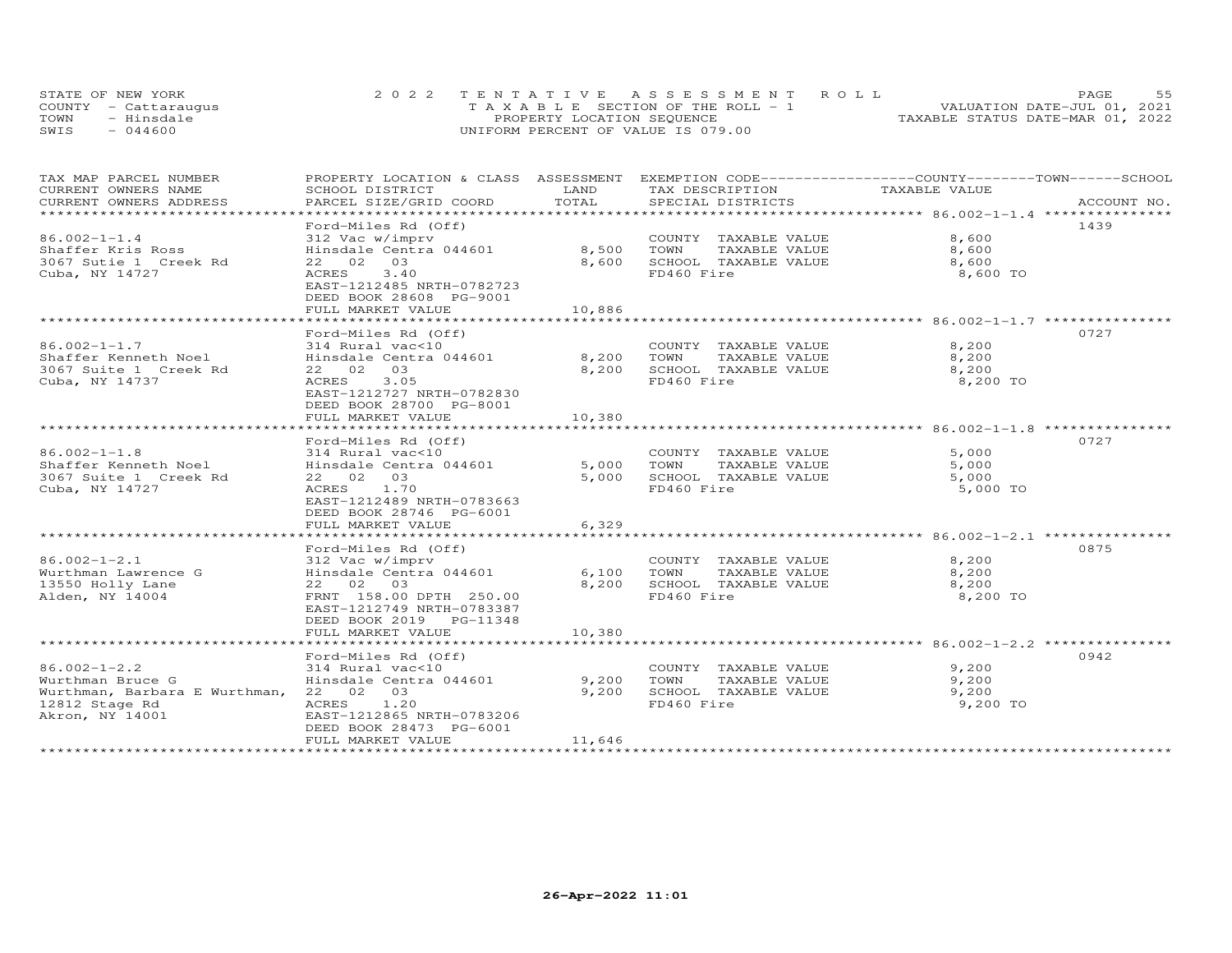STATE OF NEW YORK
COUNTY - Cattaraugus
TOWN - Hinsdale
SWIS - 044600

2022 TENTATIVE ASSESSMENT ROLL
TAXABLE SECTION OF THE ROLL - 1
PROPERTY LOCATION SEQUENCE
UNIFORM PERCENT OF VALUE IS 079.00

VALUATION DATE-JUL 01, 2021
TAXABLE STATUS DATE-MAR 01, 2022

| TAX MAP PARCEL NUMBER / CURRENT OWNERS NAME / CURRENT OWNERS ADDRESS | PROPERTY LOCATION & CLASS / SCHOOL DISTRICT / PARCEL SIZE/GRID COORD | ASSESSMENT LAND / TOTAL | EXEMPTION CODE / TAX DESCRIPTION / SPECIAL DISTRICTS | COUNTY--------TOWN------SCHOOL TAXABLE VALUE | ACCOUNT NO. |
|---|---|---|---|---|---|
| 86.002-1-1.4 | Ford-Miles Rd (Off) | | | | 1439 |
| Shaffer Kris Ross | 312 Vac w/imprv | | COUNTY TAXABLE VALUE | 8,600 | |
| 3067 Sutie 1 Creek Rd | Hinsdale Centra 044601 | 8,500 | TOWN TAXABLE VALUE | 8,600 | |
| Cuba, NY 14727 | 22 02 03 | 8,600 | SCHOOL TAXABLE VALUE | 8,600 | |
| | ACRES 3.40 | | FD460 Fire | 8,600 TO | |
| | EAST-1212485 NRTH-0782723 | | | | |
| | DEED BOOK 28608 PG-9001 | | | | |
| | FULL MARKET VALUE | 10,886 | | | |
| 86.002-1-1.7 | Ford-Miles Rd (Off) | | | | 0727 |
| Shaffer Kenneth Noel | 314 Rural vac<10 | | COUNTY TAXABLE VALUE | 8,200 | |
| 3067 Suite 1 Creek Rd | Hinsdale Centra 044601 | 8,200 | TOWN TAXABLE VALUE | 8,200 | |
| Cuba, NY 14737 | 22 02 03 | 8,200 | SCHOOL TAXABLE VALUE | 8,200 | |
| | ACRES 3.05 | | FD460 Fire | 8,200 TO | |
| | EAST-1212727 NRTH-0782830 | | | | |
| | DEED BOOK 28700 PG-8001 | | | | |
| | FULL MARKET VALUE | 10,380 | | | |
| 86.002-1-1.8 | Ford-Miles Rd (Off) | | | | 0727 |
| Shaffer Kenneth Noel | 314 Rural vac<10 | | COUNTY TAXABLE VALUE | 5,000 | |
| 3067 Suite 1 Creek Rd | Hinsdale Centra 044601 | 5,000 | TOWN TAXABLE VALUE | 5,000 | |
| Cuba, NY 14727 | 22 02 03 | 5,000 | SCHOOL TAXABLE VALUE | 5,000 | |
| | ACRES 1.70 | | FD460 Fire | 5,000 TO | |
| | EAST-1212489 NRTH-0783663 | | | | |
| | DEED BOOK 28746 PG-6001 | | | | |
| | FULL MARKET VALUE | 6,329 | | | |
| 86.002-1-2.1 | Ford-Miles Rd (Off) | | | | 0875 |
| Wurthman Lawrence G | 312 Vac w/imprv | | COUNTY TAXABLE VALUE | 8,200 | |
| 13550 Holly Lane | Hinsdale Centra 044601 | 6,100 | TOWN TAXABLE VALUE | 8,200 | |
| Alden, NY 14004 | 22 02 03 | 8,200 | SCHOOL TAXABLE VALUE | 8,200 | |
| | FRNT 158.00 DPTH 250.00 | | FD460 Fire | 8,200 TO | |
| | EAST-1212749 NRTH-0783387 | | | | |
| | DEED BOOK 2019 PG-11348 | | | | |
| | FULL MARKET VALUE | 10,380 | | | |
| 86.002-1-2.2 | Ford-Miles Rd (Off) | | | | 0942 |
| Wurthman Bruce G | 314 Rural vac<10 | | COUNTY TAXABLE VALUE | 9,200 | |
| Wurthman, Barbara E Wurthman, | Hinsdale Centra 044601 | 9,200 | TOWN TAXABLE VALUE | 9,200 | |
| 12812 Stage Rd | 22 02 03 | 9,200 | SCHOOL TAXABLE VALUE | 9,200 | |
| Akron, NY 14001 | ACRES 1.20 | | FD460 Fire | 9,200 TO | |
| | EAST-1212865 NRTH-0783206 | | | | |
| | DEED BOOK 28473 PG-6001 | | | | |
| | FULL MARKET VALUE | 11,646 | | | |

26-Apr-2022 11:01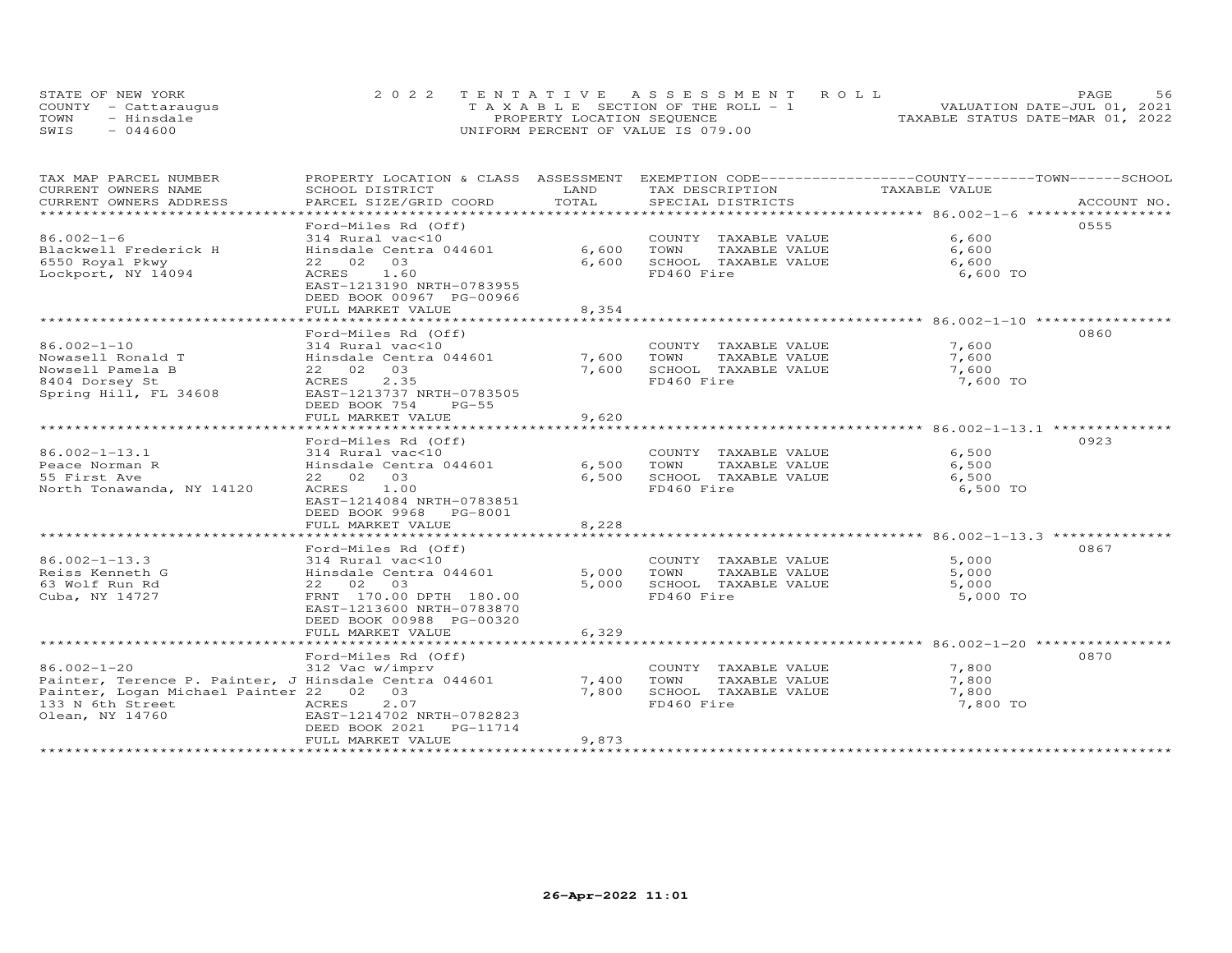STATE OF NEW YORK
COUNTY - Cattaraugus
TOWN - Hinsdale
SWIS - 044600

2 0 2 2 T E N T A T I V E A S S E S S M E N T R O L L
T A X A B L E SECTION OF THE ROLL - 1
PROPERTY LOCATION SEQUENCE
UNIFORM PERCENT OF VALUE IS 079.00

VALUATION DATE-JUL 01, 2021
TAXABLE STATUS DATE-MAR 01, 2022

| TAX MAP PARCEL NUMBER / CURRENT OWNERS NAME / CURRENT OWNERS ADDRESS | PROPERTY LOCATION & CLASS / SCHOOL DISTRICT / PARCEL SIZE/GRID COORD | ASSESSMENT LAND / TOTAL | EXEMPTION CODE / TAX DESCRIPTION / SPECIAL DISTRICTS | COUNTY / TOWN / SCHOOL TAXABLE VALUE | ACCOUNT NO. |
|---|---|---|---|---|---|
| **86.002-1-6** | Ford-Miles Rd (Off) | | | | 0555 |
| 86.002-1-6 | 314 Rural vac<10 | | COUNTY TAXABLE VALUE | 6,600 | |
| Blackwell Frederick H | Hinsdale Centra 044601 | 6,600 | TOWN TAXABLE VALUE | 6,600 | |
| 6550 Royal Pkwy | 22 02 03 | 6,600 | SCHOOL TAXABLE VALUE | 6,600 | |
| Lockport, NY 14094 | ACRES 1.60 | | FD460 Fire | 6,600 TO | |
| | EAST-1213190 NRTH-0783955 | | | | |
| | DEED BOOK 00967 PG-00966 | | | | |
| | FULL MARKET VALUE | 8,354 | | | |
| **86.002-1-10** | Ford-Miles Rd (Off) | | | | 0860 |
| 86.002-1-10 | 314 Rural vac<10 | | COUNTY TAXABLE VALUE | 7,600 | |
| Nowasell Ronald T | Hinsdale Centra 044601 | 7,600 | TOWN TAXABLE VALUE | 7,600 | |
| Nowsell Pamela B | 22 02 03 | 7,600 | SCHOOL TAXABLE VALUE | 7,600 | |
| 8404 Dorsey St | ACRES 2.35 | | FD460 Fire | 7,600 TO | |
| Spring Hill, FL 34608 | EAST-1213737 NRTH-0783505 | | | | |
| | DEED BOOK 754 PG-55 | | | | |
| | FULL MARKET VALUE | 9,620 | | | |
| **86.002-1-13.1** | Ford-Miles Rd (Off) | | | | 0923 |
| 86.002-1-13.1 | 314 Rural vac<10 | | COUNTY TAXABLE VALUE | 6,500 | |
| Peace Norman R | Hinsdale Centra 044601 | 6,500 | TOWN TAXABLE VALUE | 6,500 | |
| 55 First Ave | 22 02 03 | 6,500 | SCHOOL TAXABLE VALUE | 6,500 | |
| North Tonawanda, NY 14120 | ACRES 1.00 | | FD460 Fire | 6,500 TO | |
| | EAST-1214084 NRTH-0783851 | | | | |
| | DEED BOOK 9968 PG-8001 | | | | |
| | FULL MARKET VALUE | 8,228 | | | |
| **86.002-1-13.3** | Ford-Miles Rd (Off) | | | | 0867 |
| 86.002-1-13.3 | 314 Rural vac<10 | | COUNTY TAXABLE VALUE | 5,000 | |
| Reiss Kenneth G | Hinsdale Centra 044601 | 5,000 | TOWN TAXABLE VALUE | 5,000 | |
| 63 Wolf Run Rd | 22 02 03 | 5,000 | SCHOOL TAXABLE VALUE | 5,000 | |
| Cuba, NY 14727 | FRNT 170.00 DPTH 180.00 | | FD460 Fire | 5,000 TO | |
| | EAST-1213600 NRTH-0783870 | | | | |
| | DEED BOOK 00988 PG-00320 | | | | |
| | FULL MARKET VALUE | 6,329 | | | |
| **86.002-1-20** | Ford-Miles Rd (Off) | | | | 0870 |
| 86.002-1-20 | 312 Vac w/imprv | | COUNTY TAXABLE VALUE | 7,800 | |
| Painter, Terence P. Painter, J | Hinsdale Centra 044601 | 7,400 | TOWN TAXABLE VALUE | 7,800 | |
| Painter, Logan Michael Painter | 22 02 03 | 7,800 | SCHOOL TAXABLE VALUE | 7,800 | |
| 133 N 6th Street | ACRES 2.07 | | FD460 Fire | 7,800 TO | |
| Olean, NY 14760 | EAST-1214702 NRTH-0782823 | | | | |
| | DEED BOOK 2021 PG-11714 | | | | |
| | FULL MARKET VALUE | 9,873 | | | |

26-Apr-2022 11:01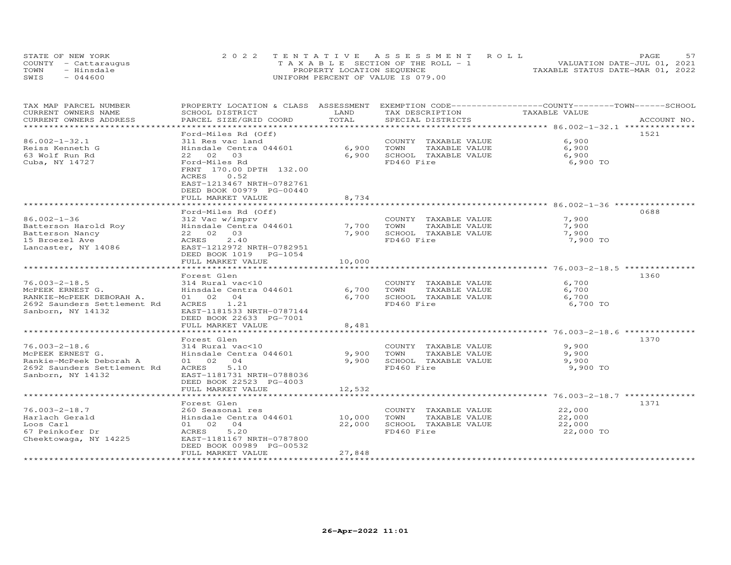STATE OF NEW YORK
COUNTY - Cattaraugus
TOWN - Hinsdale
SWIS - 044600

2022 TENTATIVE ASSESSMENT ROLL
TAXABLE SECTION OF THE ROLL - 1
PROPERTY LOCATION SEQUENCE
UNIFORM PERCENT OF VALUE IS 079.00

VALUATION DATE-JUL 01, 2021
TAXABLE STATUS DATE-MAR 01, 2022

| TAX MAP PARCEL NUMBER / CURRENT OWNERS NAME / CURRENT OWNERS ADDRESS | PROPERTY LOCATION & CLASS / SCHOOL DISTRICT / PARCEL SIZE/GRID COORD | ASSESSMENT LAND / TOTAL | EXEMPTION CODE / TAX DESCRIPTION / SPECIAL DISTRICTS | COUNTY / TOWN / SCHOOL TAXABLE VALUE | ACCOUNT NO. |
|---|---|---|---|---|---|
| **86.002-1-32.1** | Ford-Miles Rd (Off) | | | | 1521 |
| 86.002-1-32.1 | 311 Res vac land | | COUNTY TAXABLE VALUE | 6,900 | |
| Reiss Kenneth G | Hinsdale Centra 044601 | 6,900 | TOWN TAXABLE VALUE | 6,900 | |
| 63 Wolf Run Rd | 22 02 03 | 6,900 | SCHOOL TAXABLE VALUE | 6,900 | |
| Cuba, NY 14727 | Ford-Miles Rd | | FD460 Fire | 6,900 TO | |
| | FRNT 170.00 DPTH 132.00 | | | | |
| | ACRES 0.52 | | | | |
| | EAST-1213467 NRTH-0782761 | | | | |
| | DEED BOOK 00979 PG-00440 | | | | |
| | FULL MARKET VALUE | 8,734 | | | |
| **86.002-1-36** | Ford-Miles Rd (Off) | | | | 0688 |
| 86.002-1-36 | 312 Vac w/imprv | | COUNTY TAXABLE VALUE | 7,900 | |
| Batterson Harold Roy | Hinsdale Centra 044601 | 7,700 | TOWN TAXABLE VALUE | 7,900 | |
| Batterson Nancy | 22 02 03 | 7,900 | SCHOOL TAXABLE VALUE | 7,900 | |
| 15 Broezel Ave | ACRES 2.40 | | FD460 Fire | 7,900 TO | |
| Lancaster, NY 14086 | EAST-1212972 NRTH-0782951 | | | | |
| | DEED BOOK 1019 PG-1054 | | | | |
| | FULL MARKET VALUE | 10,000 | | | |
| **76.003-2-18.5** | Forest Glen | | | | 1360 |
| 76.003-2-18.5 | 314 Rural vac<10 | | COUNTY TAXABLE VALUE | 6,700 | |
| McPEEK ERNEST G. | Hinsdale Centra 044601 | 6,700 | TOWN TAXABLE VALUE | 6,700 | |
| RANKIE-McPEEK DEBORAH A. | 01 02 04 | 6,700 | SCHOOL TAXABLE VALUE | 6,700 | |
| 2692 Saunders Settlement Rd | ACRES 1.21 | | FD460 Fire | 6,700 TO | |
| Sanborn, NY 14132 | EAST-1181533 NRTH-0787144 | | | | |
| | DEED BOOK 22633 PG-7001 | | | | |
| | FULL MARKET VALUE | 8,481 | | | |
| **76.003-2-18.6** | Forest Glen | | | | 1370 |
| 76.003-2-18.6 | 314 Rural vac<10 | | COUNTY TAXABLE VALUE | 9,900 | |
| McPEEK ERNEST G. | Hinsdale Centra 044601 | 9,900 | TOWN TAXABLE VALUE | 9,900 | |
| Rankie-McPeek Deborah A | 01 02 04 | 9,900 | SCHOOL TAXABLE VALUE | 9,900 | |
| 2692 Saunders Settlement Rd | ACRES 5.10 | | FD460 Fire | 9,900 TO | |
| Sanborn, NY 14132 | EAST-1181731 NRTH-0788036 | | | | |
| | DEED BOOK 22523 PG-4003 | | | | |
| | FULL MARKET VALUE | 12,532 | | | |
| **76.003-2-18.7** | Forest Glen | | | | 1371 |
| 76.003-2-18.7 | 260 Seasonal res | | COUNTY TAXABLE VALUE | 22,000 | |
| Harlach Gerald | Hinsdale Centra 044601 | 10,000 | TOWN TAXABLE VALUE | 22,000 | |
| Loos Carl | 01 02 04 | 22,000 | SCHOOL TAXABLE VALUE | 22,000 | |
| 67 Peinkofer Dr | ACRES 5.20 | | FD460 Fire | 22,000 TO | |
| Cheektowaga, NY 14225 | EAST-1181167 NRTH-0787800 | | | | |
| | DEED BOOK 00989 PG-00532 | | | | |
| | FULL MARKET VALUE | 27,848 | | | |

26-Apr-2022 11:01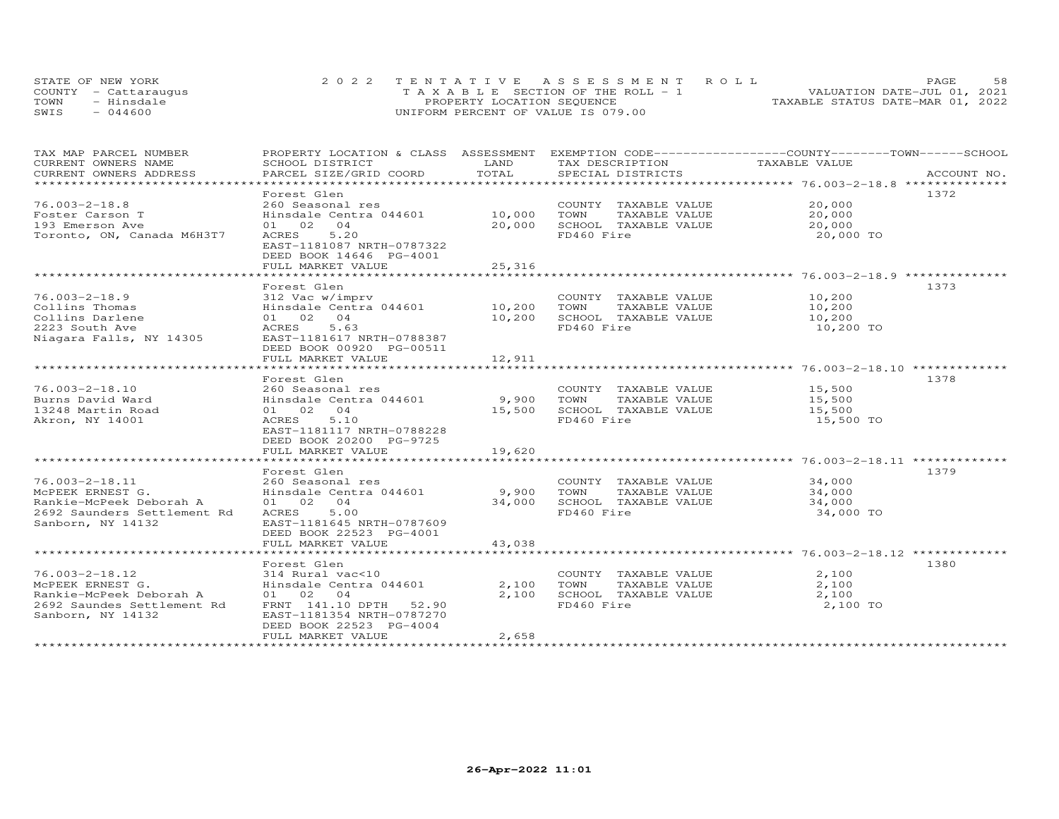STATE OF NEW YORK
COUNTY - Cattaraugus
TOWN - Hinsdale
SWIS - 044600

2022 TENTATIVE ASSESSMENT ROLL
TAXABLE SECTION OF THE ROLL - 1
PROPERTY LOCATION SEQUENCE
UNIFORM PERCENT OF VALUE IS 079.00

VALUATION DATE-JUL 01, 2021
TAXABLE STATUS DATE-MAR 01, 2022

| TAX MAP PARCEL NUMBER / CURRENT OWNERS NAME / CURRENT OWNERS ADDRESS | PROPERTY LOCATION & CLASS / SCHOOL DISTRICT / PARCEL SIZE/GRID COORD | ASSESSMENT LAND / TOTAL | EXEMPTION CODE / TAX DESCRIPTION / SPECIAL DISTRICTS | COUNTY--------TOWN------SCHOOL TAXABLE VALUE | ACCOUNT NO. |
|---|---|---|---|---|---|
| 76.003-2-18.8 | Forest Glen | | | | 1372 |
| | 260 Seasonal res | | COUNTY TAXABLE VALUE | 20,000 | |
| Foster Carson T | Hinsdale Centra 044601 | 10,000 | TOWN TAXABLE VALUE | 20,000 | |
| 193 Emerson Ave | 01 02 04 | 20,000 | SCHOOL TAXABLE VALUE | 20,000 | |
| Toronto, ON, Canada M6H3T7 | ACRES 5.20 | | FD460 Fire | 20,000 TO | |
| | EAST-1181087 NRTH-0787322 | | | | |
| | DEED BOOK 14646 PG-4001 | | | | |
| | FULL MARKET VALUE | 25,316 | | | |
| 76.003-2-18.9 | Forest Glen | | | | 1373 |
| | 312 Vac w/imprv | | COUNTY TAXABLE VALUE | 10,200 | |
| Collins Thomas | Hinsdale Centra 044601 | 10,200 | TOWN TAXABLE VALUE | 10,200 | |
| Collins Darlene | 01 02 04 | 10,200 | SCHOOL TAXABLE VALUE | 10,200 | |
| 2223 South Ave | ACRES 5.63 | | FD460 Fire | 10,200 TO | |
| Niagara Falls, NY 14305 | EAST-1181617 NRTH-0788387 | | | | |
| | DEED BOOK 00920 PG-00511 | | | | |
| | FULL MARKET VALUE | 12,911 | | | |
| 76.003-2-18.10 | Forest Glen | | | | 1378 |
| | 260 Seasonal res | | COUNTY TAXABLE VALUE | 15,500 | |
| Burns David Ward | Hinsdale Centra 044601 | 9,900 | TOWN TAXABLE VALUE | 15,500 | |
| 13248 Martin Road | 01 02 04 | 15,500 | SCHOOL TAXABLE VALUE | 15,500 | |
| Akron, NY 14001 | ACRES 5.10 | | FD460 Fire | 15,500 TO | |
| | EAST-1181117 NRTH-0788228 | | | | |
| | DEED BOOK 20200 PG-9725 | | | | |
| | FULL MARKET VALUE | 19,620 | | | |
| 76.003-2-18.11 | Forest Glen | | | | 1379 |
| | 260 Seasonal res | | COUNTY TAXABLE VALUE | 34,000 | |
| McPEEK ERNEST G. | Hinsdale Centra 044601 | 9,900 | TOWN TAXABLE VALUE | 34,000 | |
| Rankie-McPeek Deborah A | 01 02 04 | 34,000 | SCHOOL TAXABLE VALUE | 34,000 | |
| 2692 Saunders Settlement Rd | ACRES 5.00 | | FD460 Fire | 34,000 TO | |
| Sanborn, NY 14132 | EAST-1181645 NRTH-0787609 | | | | |
| | DEED BOOK 22523 PG-4001 | | | | |
| | FULL MARKET VALUE | 43,038 | | | |
| 76.003-2-18.12 | Forest Glen | | | | 1380 |
| | 314 Rural vac<10 | | COUNTY TAXABLE VALUE | 2,100 | |
| McPEEK ERNEST G. | Hinsdale Centra 044601 | 2,100 | TOWN TAXABLE VALUE | 2,100 | |
| Rankie-McPeek Deborah A | 01 02 04 | 2,100 | SCHOOL TAXABLE VALUE | 2,100 | |
| 2692 Saundes Settlement Rd | FRNT 141.10 DPTH 52.90 | | FD460 Fire | 2,100 TO | |
| Sanborn, NY 14132 | EAST-1181354 NRTH-0787270 | | | | |
| | DEED BOOK 22523 PG-4004 | | | | |
| | FULL MARKET VALUE | 2,658 | | | |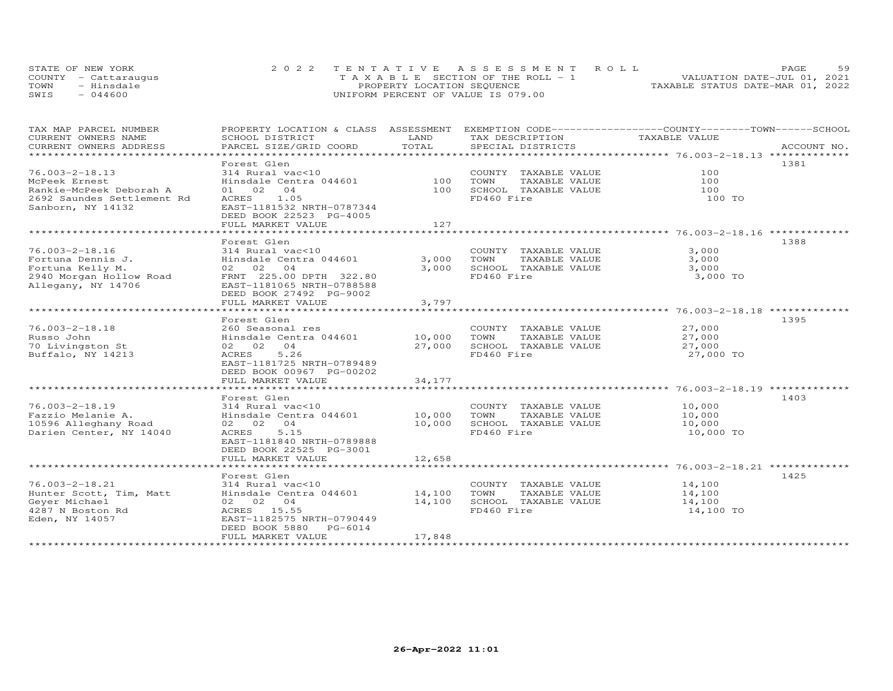STATE OF NEW YORK
COUNTY - Cattaraugus
TOWN - Hinsdale
SWIS - 044600

2022 TENTATIVE ASSESSMENT ROLL
TAXABLE SECTION OF THE ROLL - 1
PROPERTY LOCATION SEQUENCE
UNIFORM PERCENT OF VALUE IS 079.00

VALUATION DATE-JUL 01, 2021
TAXABLE STATUS DATE-MAR 01, 2022

| TAX MAP PARCEL NUMBER<br>CURRENT OWNERS NAME<br>CURRENT OWNERS ADDRESS | PROPERTY LOCATION & CLASS<br>SCHOOL DISTRICT<br>PARCEL SIZE/GRID COORD | ASSESSMENT<br>LAND<br>TOTAL | EXEMPTION CODE<br>TAX DESCRIPTION<br>SPECIAL DISTRICTS | COUNTY--------TOWN------SCHOOL<br>TAXABLE VALUE | ACCOUNT NO. |
|---|---|---|---|---|---|
| 76.003-2-18.13 | Forest Glen | | | | 1381 |
| 76.003-2-18.13 | 314 Rural vac<10 | | COUNTY TAXABLE VALUE | 100 | |
| McPeek Ernest | Hinsdale Centra 044601 | 100 | TOWN TAXABLE VALUE | 100 | |
| Rankie-McPeek Deborah A | 01 02 04 | 100 | SCHOOL TAXABLE VALUE | 100 | |
| 2692 Saundes Settlement Rd | ACRES 1.05 | | FD460 Fire | 100 TO | |
| Sanborn, NY 14132 | EAST-1181532 NRTH-0787344 | | | | |
| | DEED BOOK 22523 PG-4005 | | | | |
| | FULL MARKET VALUE | 127 | | | |
| 76.003-2-18.16 | Forest Glen | | | | 1388 |
| 76.003-2-18.16 | 314 Rural vac<10 | | COUNTY TAXABLE VALUE | 3,000 | |
| Fortuna Dennis J. | Hinsdale Centra 044601 | 3,000 | TOWN TAXABLE VALUE | 3,000 | |
| Fortuna Kelly M. | 02 02 04 | 3,000 | SCHOOL TAXABLE VALUE | 3,000 | |
| 2940 Morgan Hollow Road | FRNT 225.00 DPTH 322.80 | | FD460 Fire | 3,000 TO | |
| Allegany, NY 14706 | EAST-1181065 NRTH-0788588 | | | | |
| | DEED BOOK 27492 PG-9002 | | | | |
| | FULL MARKET VALUE | 3,797 | | | |
| 76.003-2-18.18 | Forest Glen | | | | 1395 |
| 76.003-2-18.18 | 260 Seasonal res | | COUNTY TAXABLE VALUE | 27,000 | |
| Russo John | Hinsdale Centra 044601 | 10,000 | TOWN TAXABLE VALUE | 27,000 | |
| 70 Livingston St | 02 02 04 | 27,000 | SCHOOL TAXABLE VALUE | 27,000 | |
| Buffalo, NY 14213 | ACRES 5.26 | | FD460 Fire | 27,000 TO | |
| | EAST-1181725 NRTH-0789489 | | | | |
| | DEED BOOK 00967 PG-00202 | | | | |
| | FULL MARKET VALUE | 34,177 | | | |
| 76.003-2-18.19 | Forest Glen | | | | 1403 |
| 76.003-2-18.19 | 314 Rural vac<10 | | COUNTY TAXABLE VALUE | 10,000 | |
| Fazzio Melanie A. | Hinsdale Centra 044601 | 10,000 | TOWN TAXABLE VALUE | 10,000 | |
| 10596 Alleghany Road | 02 02 04 | 10,000 | SCHOOL TAXABLE VALUE | 10,000 | |
| Darien Center, NY 14040 | ACRES 5.15 | | FD460 Fire | 10,000 TO | |
| | EAST-1181840 NRTH-0789888 | | | | |
| | DEED BOOK 22525 PG-3001 | | | | |
| | FULL MARKET VALUE | 12,658 | | | |
| 76.003-2-18.21 | Forest Glen | | | | 1425 |
| 76.003-2-18.21 | 314 Rural vac<10 | | COUNTY TAXABLE VALUE | 14,100 | |
| Hunter Scott, Tim, Matt | Hinsdale Centra 044601 | 14,100 | TOWN TAXABLE VALUE | 14,100 | |
| Geyer Michael | 02 02 04 | 14,100 | SCHOOL TAXABLE VALUE | 14,100 | |
| 4287 N Boston Rd | ACRES 15.55 | | FD460 Fire | 14,100 TO | |
| Eden, NY 14057 | EAST-1182575 NRTH-0790449 | | | | |
| | DEED BOOK 5880 PG-6014 | | | | |
| | FULL MARKET VALUE | 17,848 | | | |

26-Apr-2022 11:01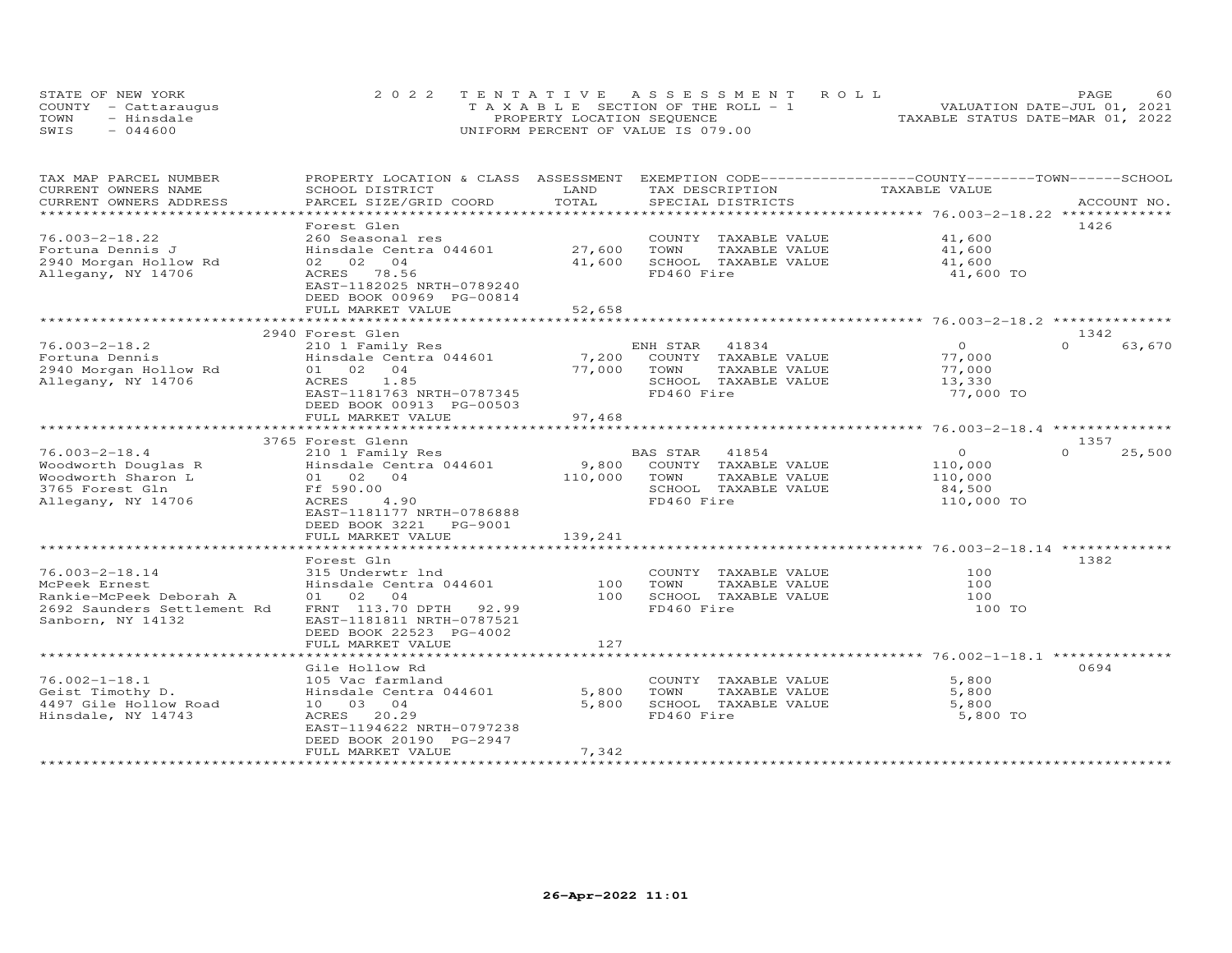STATE OF NEW YORK
COUNTY - Cattaraugus
TOWN - Hinsdale
SWIS - 044600

2022 TENTATIVE ASSESSMENT ROLL
TAXABLE SECTION OF THE ROLL - 1
PROPERTY LOCATION SEQUENCE
UNIFORM PERCENT OF VALUE IS 079.00

VALUATION DATE-JUL 01, 2021
TAXABLE STATUS DATE-MAR 01, 2022

| TAX MAP PARCEL NUMBER / CURRENT OWNERS NAME / CURRENT OWNERS ADDRESS | PROPERTY LOCATION & CLASS / SCHOOL DISTRICT / PARCEL SIZE/GRID COORD | ASSESSMENT LAND | TOTAL | EXEMPTION CODE / TAX DESCRIPTION / SPECIAL DISTRICTS | COUNTY TAXABLE VALUE | TOWN | SCHOOL | ACCOUNT NO. |
|---|---|---|---|---|---|---|---|---|
| 76.003-2-18.22 | Forest Glen | | | | | | | 1426 |
| 76.003-2-18.22 | 260 Seasonal res | | | COUNTY TAXABLE VALUE | 41,600 | | | |
| Fortuna Dennis J | Hinsdale Centra 044601 | 27,600 | | TOWN TAXABLE VALUE | 41,600 | | | |
| 2940 Morgan Hollow Rd | 02 02 04 | | 41,600 | SCHOOL TAXABLE VALUE | 41,600 | | | |
| Allegany, NY 14706 | ACRES 78.56 | | | FD460 Fire | 41,600 TO | | | |
| | EAST-1182025 NRTH-0789240 | | | | | | | |
| | DEED BOOK 00969 PG-00814 | | | | | | | |
| | FULL MARKET VALUE | | 52,658 | | | | | |
| 76.003-2-18.2 | 2940 Forest Glen | | | | | | | 1342 |
| 76.003-2-18.2 | 210 1 Family Res | | | ENH STAR 41834 | 0 | 0 | 63,670 | |
| Fortuna Dennis | Hinsdale Centra 044601 | 7,200 | | COUNTY TAXABLE VALUE | 77,000 | | | |
| 2940 Morgan Hollow Rd | 01 02 04 | | 77,000 | TOWN TAXABLE VALUE | 77,000 | | | |
| Allegany, NY 14706 | ACRES 1.85 | | | SCHOOL TAXABLE VALUE | 13,330 | | | |
| | EAST-1181763 NRTH-0787345 | | | FD460 Fire | 77,000 TO | | | |
| | DEED BOOK 00913 PG-00503 | | | | | | | |
| | FULL MARKET VALUE | | 97,468 | | | | | |
| 76.003-2-18.4 | 3765 Forest Glenn | | | | | | | 1357 |
| 76.003-2-18.4 | 210 1 Family Res | | | BAS STAR 41854 | 0 | 0 | 25,500 | |
| Woodworth Douglas R | Hinsdale Centra 044601 | 9,800 | | COUNTY TAXABLE VALUE | 110,000 | | | |
| Woodworth Sharon L | 01 02 04 | | 110,000 | TOWN TAXABLE VALUE | 110,000 | | | |
| 3765 Forest Gln | Ff 590.00 | | | SCHOOL TAXABLE VALUE | 84,500 | | | |
| Allegany, NY 14706 | ACRES 4.90 | | | FD460 Fire | 110,000 TO | | | |
| | EAST-1181177 NRTH-0786888 | | | | | | | |
| | DEED BOOK 3221 PG-9001 | | | | | | | |
| | FULL MARKET VALUE | | 139,241 | | | | | |
| 76.003-2-18.14 | Forest Gln | | | | | | | 1382 |
| 76.003-2-18.14 | 315 Underwtr lnd | | | COUNTY TAXABLE VALUE | 100 | | | |
| McPeek Ernest | Hinsdale Centra 044601 | 100 | | TOWN TAXABLE VALUE | 100 | | | |
| Rankie-McPeek Deborah A | 01 02 04 | | 100 | SCHOOL TAXABLE VALUE | 100 | | | |
| 2692 Saunders Settlement Rd | FRNT 113.70 DPTH 92.99 | | | FD460 Fire | 100 TO | | | |
| Sanborn, NY 14132 | EAST-1181811 NRTH-0787521 | | | | | | | |
| | DEED BOOK 22523 PG-4002 | | | | | | | |
| | FULL MARKET VALUE | | 127 | | | | | |
| 76.002-1-18.1 | Gile Hollow Rd | | | | | | | 0694 |
| 76.002-1-18.1 | 105 Vac farmland | | | COUNTY TAXABLE VALUE | 5,800 | | | |
| Geist Timothy D. | Hinsdale Centra 044601 | 5,800 | | TOWN TAXABLE VALUE | 5,800 | | | |
| 4497 Gile Hollow Road | 10 03 04 | | 5,800 | SCHOOL TAXABLE VALUE | 5,800 | | | |
| Hinsdale, NY 14743 | ACRES 20.29 | | | FD460 Fire | 5,800 TO | | | |
| | EAST-1194622 NRTH-0797238 | | | | | | | |
| | DEED BOOK 20190 PG-2947 | | | | | | | |
| | FULL MARKET VALUE | | 7,342 | | | | | |

26-Apr-2022 11:01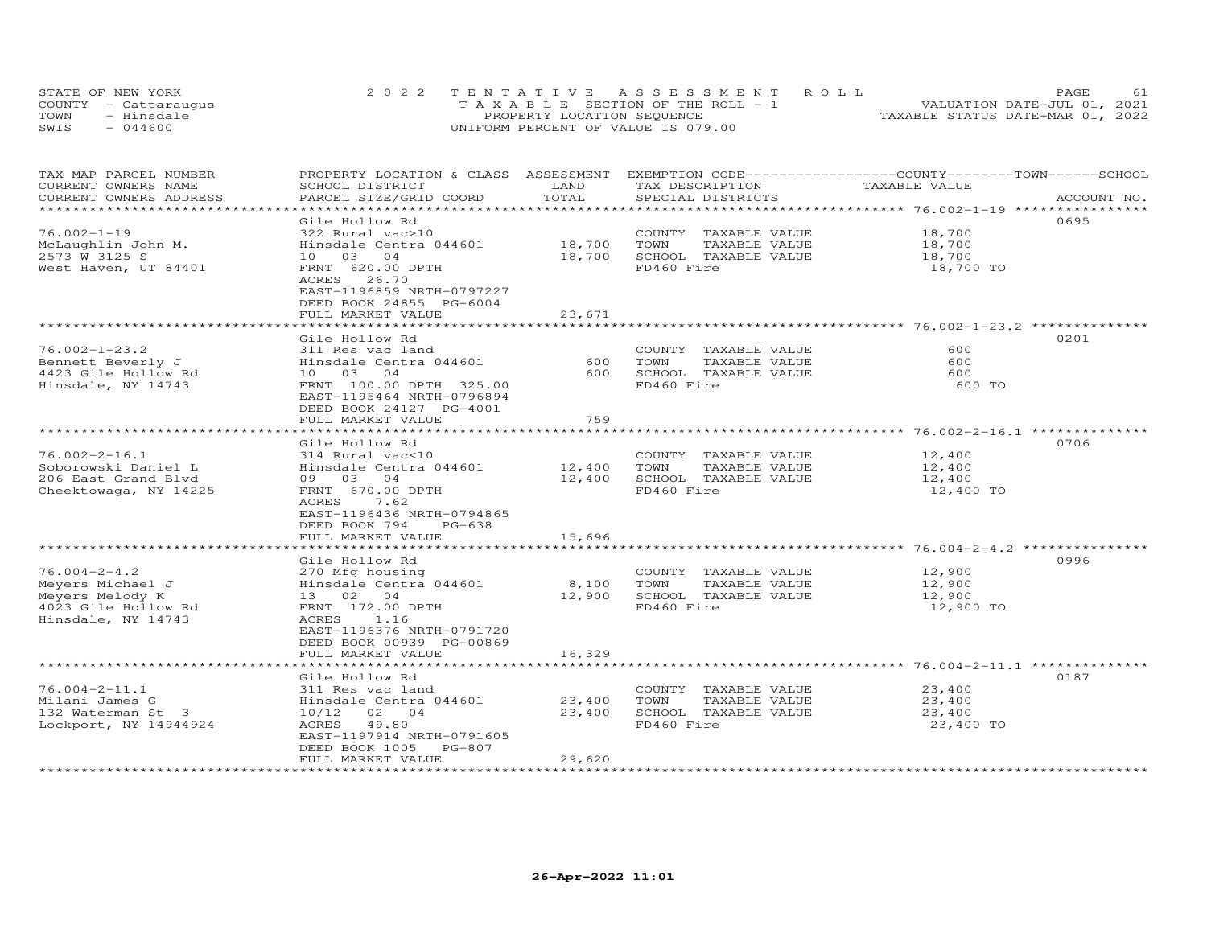STATE OF NEW YORK — 2022 TENTATIVE ASSESSMENT ROLL
COUNTY - Cattaraugus — TAXABLE SECTION OF THE ROLL - 1 — VALUATION DATE-JUL 01, 2021
TOWN - Hinsdale — PROPERTY LOCATION SEQUENCE — TAXABLE STATUS DATE-MAR 01, 2022
SWIS - 044600 — UNIFORM PERCENT OF VALUE IS 079.00

| TAX MAP PARCEL NUMBER / CURRENT OWNERS NAME / CURRENT OWNERS ADDRESS | PROPERTY LOCATION & CLASS / SCHOOL DISTRICT / PARCEL SIZE/GRID COORD | ASSESSMENT LAND | TOTAL | EXEMPTION CODE / TAX DESCRIPTION / SPECIAL DISTRICTS | COUNTY--------TOWN------SCHOOL TAXABLE VALUE | ACCOUNT NO. |
|---|---|---|---|---|---|---|
| 76.002-1-19 | Gile Hollow Rd | | | | | 0695 |
| McLaughlin John M. | 322 Rural vac>10 | | | COUNTY TAXABLE VALUE | 18,700 | |
| 2573 W 3125 S | Hinsdale Centra 044601 | 18,700 | | TOWN TAXABLE VALUE | 18,700 | |
| West Haven, UT 84401 | 10 03 04 | | 18,700 | SCHOOL TAXABLE VALUE | 18,700 | |
| | FRNT 620.00 DPTH | | | FD460 Fire | 18,700 TO | |
| | ACRES 26.70 | | | | | |
| | EAST-1196859 NRTH-0797227 | | | | | |
| | DEED BOOK 24855 PG-6004 | | | | | |
| | FULL MARKET VALUE | | 23,671 | | | |
| 76.002-1-23.2 | Gile Hollow Rd | | | | | 0201 |
| Bennett Beverly J | 311 Res vac land | | | COUNTY TAXABLE VALUE | 600 | |
| 4423 Gile Hollow Rd | Hinsdale Centra 044601 | 600 | | TOWN TAXABLE VALUE | 600 | |
| Hinsdale, NY 14743 | 10 03 04 | | 600 | SCHOOL TAXABLE VALUE | 600 | |
| | FRNT 100.00 DPTH 325.00 | | | FD460 Fire | 600 TO | |
| | EAST-1195464 NRTH-0796894 | | | | | |
| | DEED BOOK 24127 PG-4001 | | | | | |
| | FULL MARKET VALUE | | 759 | | | |
| 76.002-2-16.1 | Gile Hollow Rd | | | | | 0706 |
| Soborowski Daniel L | 314 Rural vac<10 | | | COUNTY TAXABLE VALUE | 12,400 | |
| 206 East Grand Blvd | Hinsdale Centra 044601 | 12,400 | | TOWN TAXABLE VALUE | 12,400 | |
| Cheektowaga, NY 14225 | 09 03 04 | | 12,400 | SCHOOL TAXABLE VALUE | 12,400 | |
| | FRNT 670.00 DPTH | | | FD460 Fire | 12,400 TO | |
| | ACRES 7.62 | | | | | |
| | EAST-1196436 NRTH-0794865 | | | | | |
| | DEED BOOK 794 PG-638 | | | | | |
| | FULL MARKET VALUE | | 15,696 | | | |
| 76.004-2-4.2 | Gile Hollow Rd | | | | | 0996 |
| Meyers Michael J | 270 Mfg housing | | | COUNTY TAXABLE VALUE | 12,900 | |
| Meyers Melody K | Hinsdale Centra 044601 | 8,100 | | TOWN TAXABLE VALUE | 12,900 | |
| 4023 Gile Hollow Rd | 13 02 04 | | 12,900 | SCHOOL TAXABLE VALUE | 12,900 | |
| Hinsdale, NY 14743 | FRNT 172.00 DPTH | | | FD460 Fire | 12,900 TO | |
| | ACRES 1.16 | | | | | |
| | EAST-1196376 NRTH-0791720 | | | | | |
| | DEED BOOK 00939 PG-00869 | | | | | |
| | FULL MARKET VALUE | | 16,329 | | | |
| 76.004-2-11.1 | Gile Hollow Rd | | | | | 0187 |
| Milani James G | 311 Res vac land | | | COUNTY TAXABLE VALUE | 23,400 | |
| 132 Waterman St 3 | Hinsdale Centra 044601 | 23,400 | | TOWN TAXABLE VALUE | 23,400 | |
| Lockport, NY 14944924 | 10/12 02 04 | | 23,400 | SCHOOL TAXABLE VALUE | 23,400 | |
| | ACRES 49.80 | | | FD460 Fire | 23,400 TO | |
| | EAST-1197914 NRTH-0791605 | | | | | |
| | DEED BOOK 1005 PG-807 | | | | | |
| | FULL MARKET VALUE | | 29,620 | | | |

26-Apr-2022 11:01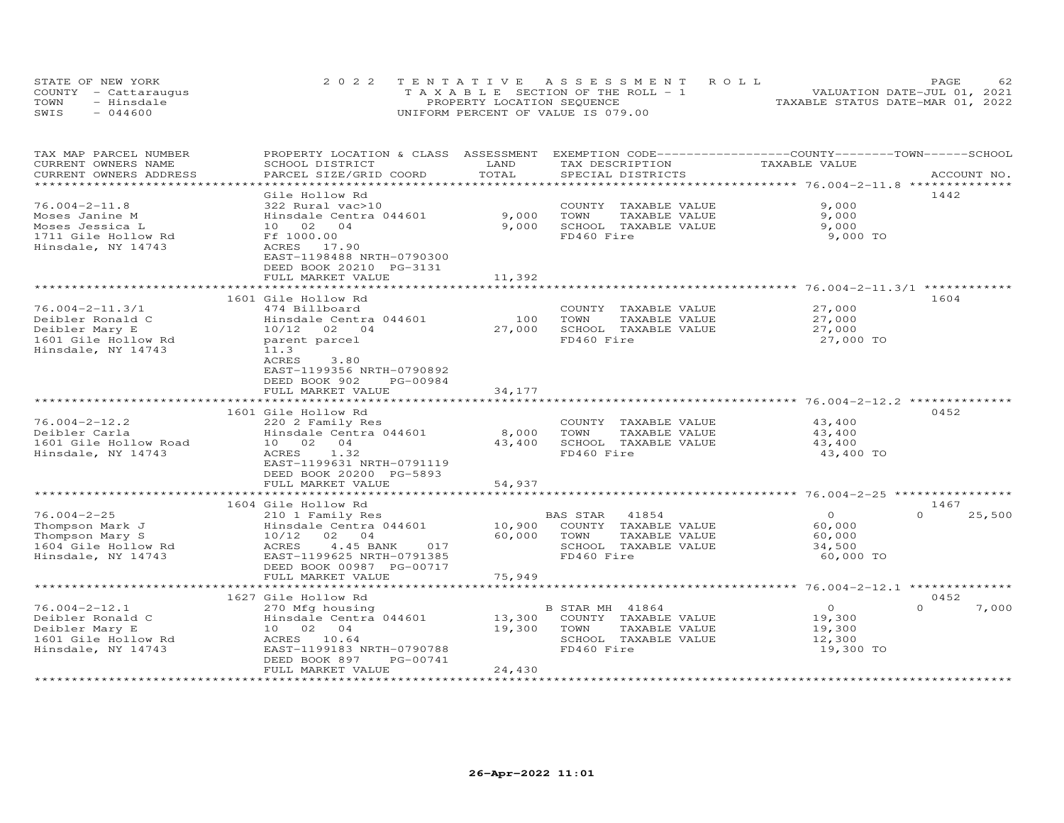STATE OF NEW YORK
COUNTY - Cattaraugus
TOWN - Hinsdale
SWIS - 044600

2022 TENTATIVE ASSESSMENT ROLL
TAXABLE SECTION OF THE ROLL - 1
PROPERTY LOCATION SEQUENCE
UNIFORM PERCENT OF VALUE IS 079.00

VALUATION DATE-JUL 01, 2021
TAXABLE STATUS DATE-MAR 01, 2022

| TAX MAP PARCEL NUMBER / CURRENT OWNERS NAME / CURRENT OWNERS ADDRESS | PROPERTY LOCATION & CLASS / SCHOOL DISTRICT / PARCEL SIZE/GRID COORD | ASSESSMENT LAND / TOTAL | EXEMPTION CODE / TAX DESCRIPTION / SPECIAL DISTRICTS | COUNTY / TOWN / SCHOOL TAXABLE VALUE | ACCOUNT NO. |
|---|---|---|---|---|---|
| **76.004-2-11.8** | Gile Hollow Rd | | | | 1442 |
| 76.004-2-11.8 | 322 Rural vac>10 | | COUNTY TAXABLE VALUE | 9,000 | |
| Moses Janine M | Hinsdale Centra 044601 | 9,000 | TOWN TAXABLE VALUE | 9,000 | |
| Moses Jessica L | 10 02 04 | 9,000 | SCHOOL TAXABLE VALUE | 9,000 | |
| 1711 Gile Hollow Rd | Ff 1000.00 | | FD460 Fire | 9,000 TO | |
| Hinsdale, NY 14743 | ACRES 17.90 | | | | |
| | EAST-1198488 NRTH-0790300 | | | | |
| | DEED BOOK 20210 PG-3131 | | | | |
| | FULL MARKET VALUE | 11,392 | | | |
| **76.004-2-11.3/1** | 1601 Gile Hollow Rd | | | | 1604 |
| 76.004-2-11.3/1 | 474 Billboard | | COUNTY TAXABLE VALUE | 27,000 | |
| Deibler Ronald C | Hinsdale Centra 044601 | 100 | TOWN TAXABLE VALUE | 27,000 | |
| Deibler Mary E | 10/12 02 04 | 27,000 | SCHOOL TAXABLE VALUE | 27,000 | |
| 1601 Gile Hollow Rd | parent parcel | | FD460 Fire | 27,000 TO | |
| Hinsdale, NY 14743 | 11.3 | | | | |
| | ACRES 3.80 | | | | |
| | EAST-1199356 NRTH-0790892 | | | | |
| | DEED BOOK 902 PG-00984 | | | | |
| | FULL MARKET VALUE | 34,177 | | | |
| **76.004-2-12.2** | 1601 Gile Hollow Rd | | | | 0452 |
| 76.004-2-12.2 | 220 2 Family Res | | COUNTY TAXABLE VALUE | 43,400 | |
| Deibler Carla | Hinsdale Centra 044601 | 8,000 | TOWN TAXABLE VALUE | 43,400 | |
| 1601 Gile Hollow Road | 10 02 04 | 43,400 | SCHOOL TAXABLE VALUE | 43,400 | |
| Hinsdale, NY 14743 | ACRES 1.32 | | FD460 Fire | 43,400 TO | |
| | EAST-1199631 NRTH-0791119 | | | | |
| | DEED BOOK 20200 PG-5893 | | | | |
| | FULL MARKET VALUE | 54,937 | | | |
| **76.004-2-25** | 1604 Gile Hollow Rd | | | | 1467 |
| 76.004-2-25 | 210 1 Family Res | | BAS STAR 41854 | 0 / 0 / 25,500 | |
| Thompson Mark J | Hinsdale Centra 044601 | 10,900 | COUNTY TAXABLE VALUE | 60,000 | |
| Thompson Mary S | 10/12 02 04 | 60,000 | TOWN TAXABLE VALUE | 60,000 | |
| 1604 Gile Hollow Rd | ACRES 4.45 BANK 017 | | SCHOOL TAXABLE VALUE | 34,500 | |
| Hinsdale, NY 14743 | EAST-1199625 NRTH-0791385 | | FD460 Fire | 60,000 TO | |
| | DEED BOOK 00987 PG-00717 | | | | |
| | FULL MARKET VALUE | 75,949 | | | |
| **76.004-2-12.1** | 1627 Gile Hollow Rd | | | | 0452 |
| 76.004-2-12.1 | 270 Mfg housing | | B STAR MH 41864 | 0 / 0 / 7,000 | |
| Deibler Ronald C | Hinsdale Centra 044601 | 13,300 | COUNTY TAXABLE VALUE | 19,300 | |
| Deibler Mary E | 10 02 04 | 19,300 | TOWN TAXABLE VALUE | 19,300 | |
| 1601 Gile Hollow Rd | ACRES 10.64 | | SCHOOL TAXABLE VALUE | 12,300 | |
| Hinsdale, NY 14743 | EAST-1199183 NRTH-0790788 | | FD460 Fire | 19,300 TO | |
| | DEED BOOK 897 PG-00741 | | | | |
| | FULL MARKET VALUE | 24,430 | | | |

26-Apr-2022 11:01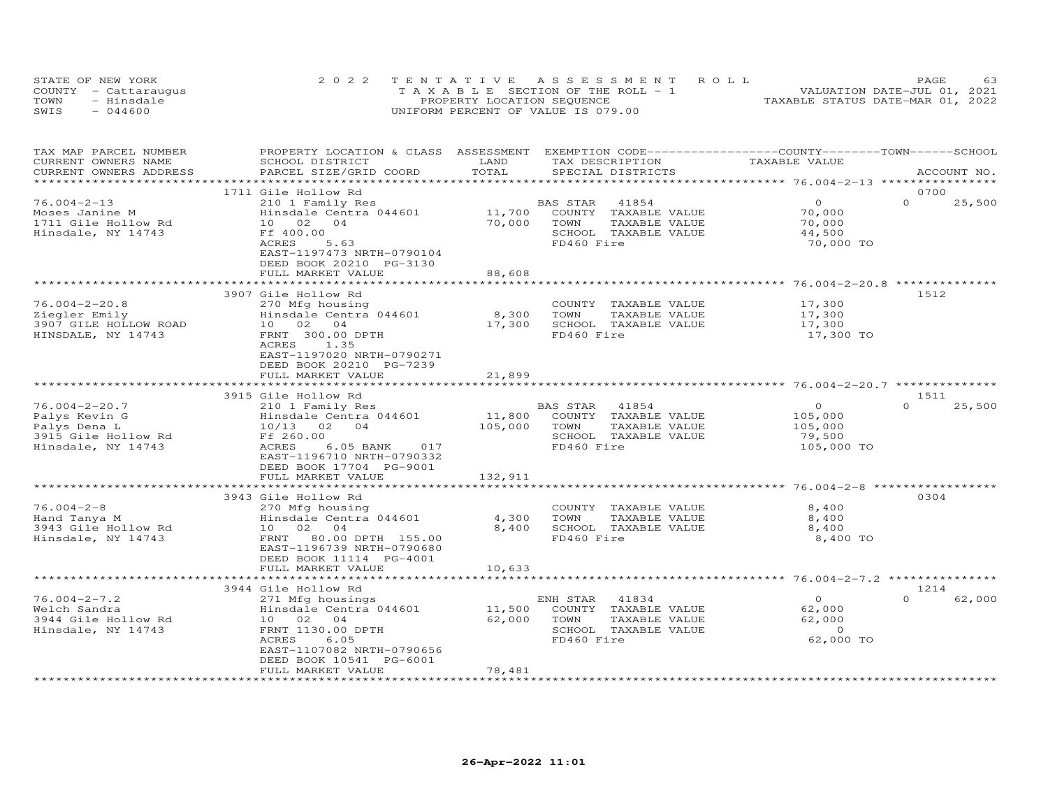STATE OF NEW YORK
COUNTY - Cattaraugus
TOWN - Hinsdale
SWIS - 044600

# 2022 TENTATIVE ASSESSMENT ROLL
TAXABLE SECTION OF THE ROLL - 1
PROPERTY LOCATION SEQUENCE
UNIFORM PERCENT OF VALUE IS 079.00

VALUATION DATE-JUL 01, 2021
TAXABLE STATUS DATE-MAR 01, 2022

| TAX MAP PARCEL NUMBER / CURRENT OWNERS NAME / CURRENT OWNERS ADDRESS | PROPERTY LOCATION & CLASS / SCHOOL DISTRICT / PARCEL SIZE/GRID COORD | ASSESSMENT LAND / TOTAL | EXEMPTION CODE / TAX DESCRIPTION / SPECIAL DISTRICTS | COUNTY TAXABLE VALUE | TOWN | SCHOOL | ACCOUNT NO. |
|---|---|---|---|---|---|---|---|
| | 1711 Gile Hollow Rd | | | | | | 0700 |
| 76.004-2-13 | 210 1 Family Res | | BAS STAR 41854 | 0 | 0 | 25,500 | |
| Moses Janine M | Hinsdale Centra 044601 | 11,700 | COUNTY TAXABLE VALUE | 70,000 | | | |
| 1711 Gile Hollow Rd | 10 02 04 | 70,000 | TOWN TAXABLE VALUE | 70,000 | | | |
| Hinsdale, NY 14743 | Ff 400.00 | | SCHOOL TAXABLE VALUE | 44,500 | | | |
| | ACRES 5.63 | | FD460 Fire | 70,000 TO | | | |
| | EAST-1197473 NRTH-0790104 | | | | | | |
| | DEED BOOK 20210 PG-3130 | | | | | | |
| | FULL MARKET VALUE | 88,608 | | | | | |
| | 3907 Gile Hollow Rd | | | | | | 1512 |
| 76.004-2-20.8 | 270 Mfg housing | | COUNTY TAXABLE VALUE | 17,300 | | | |
| Ziegler Emily | Hinsdale Centra 044601 | 8,300 | TOWN TAXABLE VALUE | 17,300 | | | |
| 3907 GILE HOLLOW ROAD | 10 02 04 | 17,300 | SCHOOL TAXABLE VALUE | 17,300 | | | |
| HINSDALE, NY 14743 | FRNT 300.00 DPTH | | FD460 Fire | 17,300 TO | | | |
| | ACRES 1.35 | | | | | | |
| | EAST-1197020 NRTH-0790271 | | | | | | |
| | DEED BOOK 20210 PG-7239 | | | | | | |
| | FULL MARKET VALUE | 21,899 | | | | | |
| | 3915 Gile Hollow Rd | | | | | | 1511 |
| 76.004-2-20.7 | 210 1 Family Res | | BAS STAR 41854 | 0 | 0 | 25,500 | |
| Palys Kevin G | Hinsdale Centra 044601 | 11,800 | COUNTY TAXABLE VALUE | 105,000 | | | |
| Palys Dena L | 10/13 02 04 | 105,000 | TOWN TAXABLE VALUE | 105,000 | | | |
| 3915 Gile Hollow Rd | Ff 260.00 | | SCHOOL TAXABLE VALUE | 79,500 | | | |
| Hinsdale, NY 14743 | ACRES 6.05 BANK 017 | | FD460 Fire | 105,000 TO | | | |
| | EAST-1196710 NRTH-0790332 | | | | | | |
| | DEED BOOK 17704 PG-9001 | | | | | | |
| | FULL MARKET VALUE | 132,911 | | | | | |
| | 3943 Gile Hollow Rd | | | | | | 0304 |
| 76.004-2-8 | 270 Mfg housing | | COUNTY TAXABLE VALUE | 8,400 | | | |
| Hand Tanya M | Hinsdale Centra 044601 | 4,300 | TOWN TAXABLE VALUE | 8,400 | | | |
| 3943 Gile Hollow Rd | 10 02 04 | 8,400 | SCHOOL TAXABLE VALUE | 8,400 | | | |
| Hinsdale, NY 14743 | FRNT 80.00 DPTH 155.00 | | FD460 Fire | 8,400 TO | | | |
| | EAST-1196739 NRTH-0790680 | | | | | | |
| | DEED BOOK 11114 PG-4001 | | | | | | |
| | FULL MARKET VALUE | 10,633 | | | | | |
| | 3944 Gile Hollow Rd | | | | | | 1214 |
| 76.004-2-7.2 | 271 Mfg housings | | ENH STAR 41834 | 0 | 0 | 62,000 | |
| Welch Sandra | Hinsdale Centra 044601 | 11,500 | COUNTY TAXABLE VALUE | 62,000 | | | |
| 3944 Gile Hollow Rd | 10 02 04 | 62,000 | TOWN TAXABLE VALUE | 62,000 | | | |
| Hinsdale, NY 14743 | FRNT 1130.00 DPTH | | SCHOOL TAXABLE VALUE | 0 | | | |
| | ACRES 6.05 | | FD460 Fire | 62,000 TO | | | |
| | EAST-1107082 NRTH-0790656 | | | | | | |
| | DEED BOOK 10541 PG-6001 | | | | | | |
| | FULL MARKET VALUE | 78,481 | | | | | |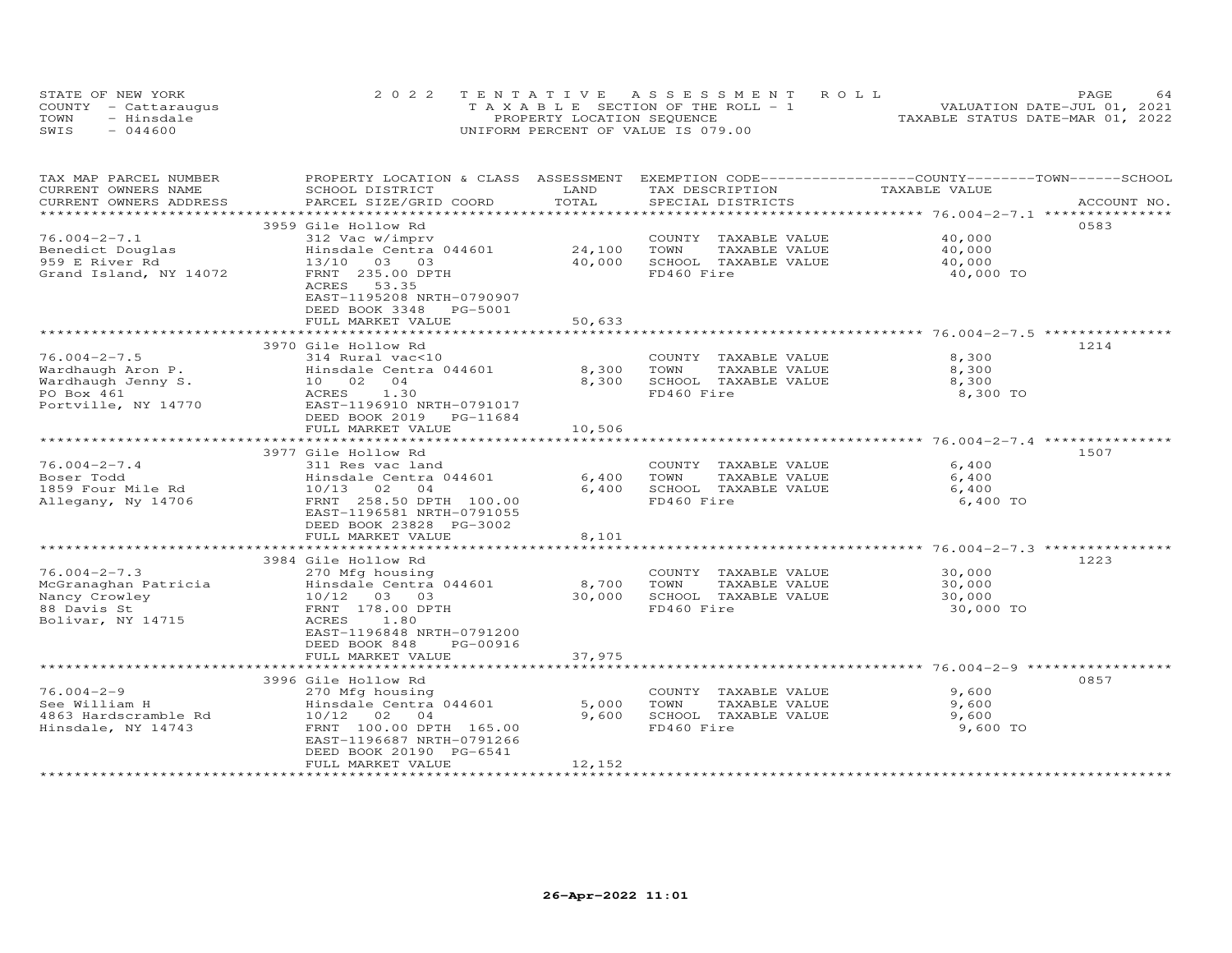STATE OF NEW YORK 2022 TENTATIVE ASSESSMENT ROLL
COUNTY - Cattaraugus T A X A B L E SECTION OF THE ROLL - 1 VALUATION DATE-JUL 01, 2021
TOWN - Hinsdale PROPERTY LOCATION SEQUENCE TAXABLE STATUS DATE-MAR 01, 2022
SWIS - 044600 UNIFORM PERCENT OF VALUE IS 079.00

| TAX MAP PARCEL NUMBER / CURRENT OWNERS NAME / CURRENT OWNERS ADDRESS | PROPERTY LOCATION & CLASS / SCHOOL DISTRICT / PARCEL SIZE/GRID COORD | ASSESSMENT LAND | TOTAL | EXEMPTION CODE / TAX DESCRIPTION / SPECIAL DISTRICTS | COUNTY--------TOWN------SCHOOL TAXABLE VALUE | ACCOUNT NO. |
|---|---|---|---|---|---|---|
| 76.004-2-7.1 | 3959 Gile Hollow Rd | | | | | 0583 |
| Benedict Douglas | 312 Vac w/imprv | | | COUNTY TAXABLE VALUE | 40,000 | |
| 959 E River Rd | Hinsdale Centra 044601 | 24,100 | | TOWN TAXABLE VALUE | 40,000 | |
| Grand Island, NY 14072 | 13/10 03 03 | | 40,000 | SCHOOL TAXABLE VALUE | 40,000 | |
| | FRNT 235.00 DPTH | | | FD460 Fire | 40,000 TO | |
| | ACRES 53.35 | | | | | |
| | EAST-1195208 NRTH-0790907 | | | | | |
| | DEED BOOK 3348 PG-5001 | | | | | |
| | FULL MARKET VALUE | | 50,633 | | | |
| 76.004-2-7.5 | 3970 Gile Hollow Rd | | | | | 1214 |
| Wardhaugh Aron P. | 314 Rural vac<10 | | | COUNTY TAXABLE VALUE | 8,300 | |
| Wardhaugh Jenny S. | Hinsdale Centra 044601 | 8,300 | | TOWN TAXABLE VALUE | 8,300 | |
| PO Box 461 | 10 02 04 | | 8,300 | SCHOOL TAXABLE VALUE | 8,300 | |
| Portville, NY 14770 | ACRES 1.30 | | | FD460 Fire | 8,300 TO | |
| | EAST-1196910 NRTH-0791017 | | | | | |
| | DEED BOOK 2019 PG-11684 | | | | | |
| | FULL MARKET VALUE | | 10,506 | | | |
| 76.004-2-7.4 | 3977 Gile Hollow Rd | | | | | 1507 |
| Boser Todd | 311 Res vac land | | | COUNTY TAXABLE VALUE | 6,400 | |
| 1859 Four Mile Rd | Hinsdale Centra 044601 | 6,400 | | TOWN TAXABLE VALUE | 6,400 | |
| Allegany, Ny 14706 | 10/13 02 04 | | 6,400 | SCHOOL TAXABLE VALUE | 6,400 | |
| | FRNT 258.50 DPTH 100.00 | | | FD460 Fire | 6,400 TO | |
| | EAST-1196581 NRTH-0791055 | | | | | |
| | DEED BOOK 23828 PG-3002 | | | | | |
| | FULL MARKET VALUE | | 8,101 | | | |
| 76.004-2-7.3 | 3984 Gile Hollow Rd | | | | | 1223 |
| McGranaghan Patricia | 270 Mfg housing | | | COUNTY TAXABLE VALUE | 30,000 | |
| Nancy Crowley | Hinsdale Centra 044601 | 8,700 | | TOWN TAXABLE VALUE | 30,000 | |
| 88 Davis St | 10/12 03 03 | | 30,000 | SCHOOL TAXABLE VALUE | 30,000 | |
| Bolivar, NY 14715 | FRNT 178.00 DPTH | | | FD460 Fire | 30,000 TO | |
| | ACRES 1.80 | | | | | |
| | EAST-1196848 NRTH-0791200 | | | | | |
| | DEED BOOK 848 PG-00916 | | | | | |
| | FULL MARKET VALUE | | 37,975 | | | |
| 76.004-2-9 | 3996 Gile Hollow Rd | | | | | 0857 |
| See William H | 270 Mfg housing | | | COUNTY TAXABLE VALUE | 9,600 | |
| 4863 Hardscramble Rd | Hinsdale Centra 044601 | 5,000 | | TOWN TAXABLE VALUE | 9,600 | |
| Hinsdale, NY 14743 | 10/12 02 04 | | 9,600 | SCHOOL TAXABLE VALUE | 9,600 | |
| | FRNT 100.00 DPTH 165.00 | | | FD460 Fire | 9,600 TO | |
| | EAST-1196687 NRTH-0791266 | | | | | |
| | DEED BOOK 20190 PG-6541 | | | | | |
| | FULL MARKET VALUE | | 12,152 | | | |

26-Apr-2022 11:01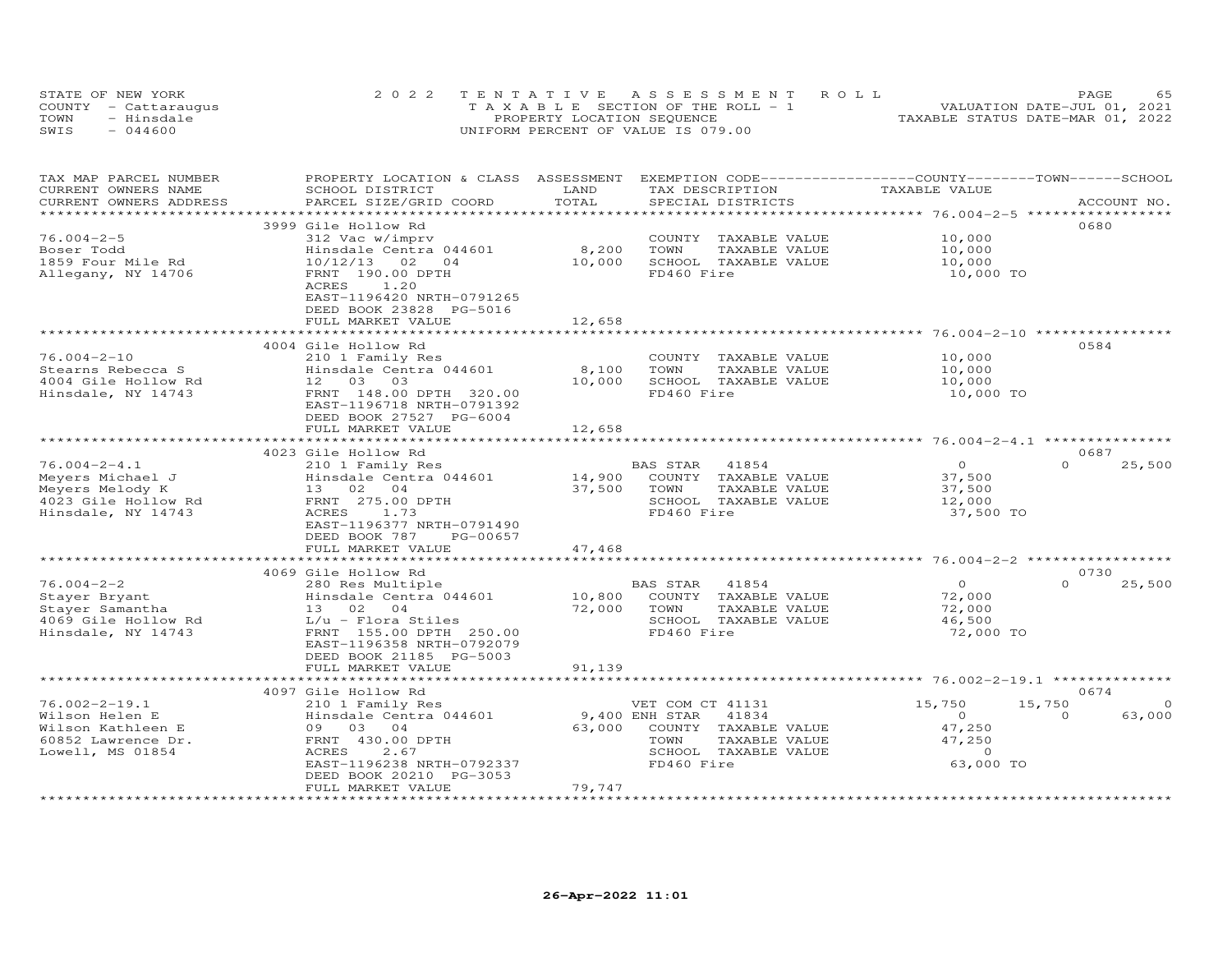STATE OF NEW YORK
COUNTY - Cattaraugus
TOWN - Hinsdale
SWIS - 044600

2022 TENTATIVE ASSESSMENT ROLL
TAXABLE SECTION OF THE ROLL - 1
PROPERTY LOCATION SEQUENCE
UNIFORM PERCENT OF VALUE IS 079.00

VALUATION DATE-JUL 01, 2021
TAXABLE STATUS DATE-MAR 01, 2022

| TAX MAP PARCEL NUMBER / CURRENT OWNERS NAME / CURRENT OWNERS ADDRESS | PROPERTY LOCATION & CLASS / SCHOOL DISTRICT / PARCEL SIZE/GRID COORD | ASSESSMENT LAND / TOTAL | EXEMPTION CODE / TAX DESCRIPTION / SPECIAL DISTRICTS | COUNTY TAXABLE VALUE | TOWN | SCHOOL | ACCOUNT NO. |
|---|---|---|---|---|---|---|---|
| 76.004-2-5 | 3999 Gile Hollow Rd | | | | | | 0680 |
| Boser Todd | 312 Vac w/imprv | | COUNTY TAXABLE VALUE | 10,000 | | | |
| 1859 Four Mile Rd | Hinsdale Centra 044601 | 8,200 | TOWN TAXABLE VALUE | 10,000 | | | |
| Allegany, NY 14706 | 10/12/13 02 04 | 10,000 | SCHOOL TAXABLE VALUE | 10,000 | | | |
| | FRNT 190.00 DPTH | | FD460 Fire | 10,000 TO | | | |
| | ACRES 1.20 | | | | | | |
| | EAST-1196420 NRTH-0791265 | | | | | | |
| | DEED BOOK 23828 PG-5016 | | | | | | |
| | FULL MARKET VALUE | 12,658 | | | | | |
| 76.004-2-10 | 4004 Gile Hollow Rd | | | | | | 0584 |
| Stearns Rebecca S | 210 1 Family Res | | COUNTY TAXABLE VALUE | 10,000 | | | |
| 4004 Gile Hollow Rd | Hinsdale Centra 044601 | 8,100 | TOWN TAXABLE VALUE | 10,000 | | | |
| Hinsdale, NY 14743 | 12 03 03 | 10,000 | SCHOOL TAXABLE VALUE | 10,000 | | | |
| | FRNT 148.00 DPTH 320.00 | | FD460 Fire | 10,000 TO | | | |
| | EAST-1196718 NRTH-0791392 | | | | | | |
| | DEED BOOK 27527 PG-6004 | | | | | | |
| | FULL MARKET VALUE | 12,658 | | | | | |
| 76.004-2-4.1 | 4023 Gile Hollow Rd | | | | | | 0687 |
| Meyers Michael J | 210 1 Family Res | | BAS STAR 41854 | 0 | 0 | 25,500 | |
| Meyers Melody K | Hinsdale Centra 044601 | 14,900 | COUNTY TAXABLE VALUE | 37,500 | | | |
| 4023 Gile Hollow Rd | 13 02 04 | 37,500 | TOWN TAXABLE VALUE | 37,500 | | | |
| Hinsdale, NY 14743 | FRNT 275.00 DPTH | | SCHOOL TAXABLE VALUE | 12,000 | | | |
| | ACRES 1.73 | | FD460 Fire | 37,500 TO | | | |
| | EAST-1196377 NRTH-0791490 | | | | | | |
| | DEED BOOK 787 PG-00657 | | | | | | |
| | FULL MARKET VALUE | 47,468 | | | | | |
| 76.004-2-2 | 4069 Gile Hollow Rd | | | | | | 0730 |
| Stayer Bryant | 280 Res Multiple | | BAS STAR 41854 | 0 | 0 | 25,500 | |
| Stayer Samantha | Hinsdale Centra 044601 | 10,800 | COUNTY TAXABLE VALUE | 72,000 | | | |
| 4069 Gile Hollow Rd | 13 02 04 | 72,000 | TOWN TAXABLE VALUE | 72,000 | | | |
| Hinsdale, NY 14743 | L/u - Flora Stiles | | SCHOOL TAXABLE VALUE | 46,500 | | | |
| | FRNT 155.00 DPTH 250.00 | | FD460 Fire | 72,000 TO | | | |
| | EAST-1196358 NRTH-0792079 | | | | | | |
| | DEED BOOK 21185 PG-5003 | | | | | | |
| | FULL MARKET VALUE | 91,139 | | | | | |
| 76.002-2-19.1 | 4097 Gile Hollow Rd | | | | | | 0674 |
| Wilson Helen E | 210 1 Family Res | | VET COM CT 41131 | 15,750 | 15,750 | 0 | |
| Wilson Kathleen E | Hinsdale Centra 044601 | 9,400 | ENH STAR 41834 | 0 | 0 | 63,000 | |
| 60852 Lawrence Dr. | 09 03 04 | 63,000 | COUNTY TAXABLE VALUE | 47,250 | | | |
| Lowell, MS 01854 | FRNT 430.00 DPTH | | TOWN TAXABLE VALUE | 47,250 | | | |
| | ACRES 2.67 | | SCHOOL TAXABLE VALUE | 0 | | | |
| | EAST-1196238 NRTH-0792337 | | FD460 Fire | 63,000 TO | | | |
| | DEED BOOK 20210 PG-3053 | | | | | | |
| | FULL MARKET VALUE | 79,747 | | | | | |

26-Apr-2022 11:01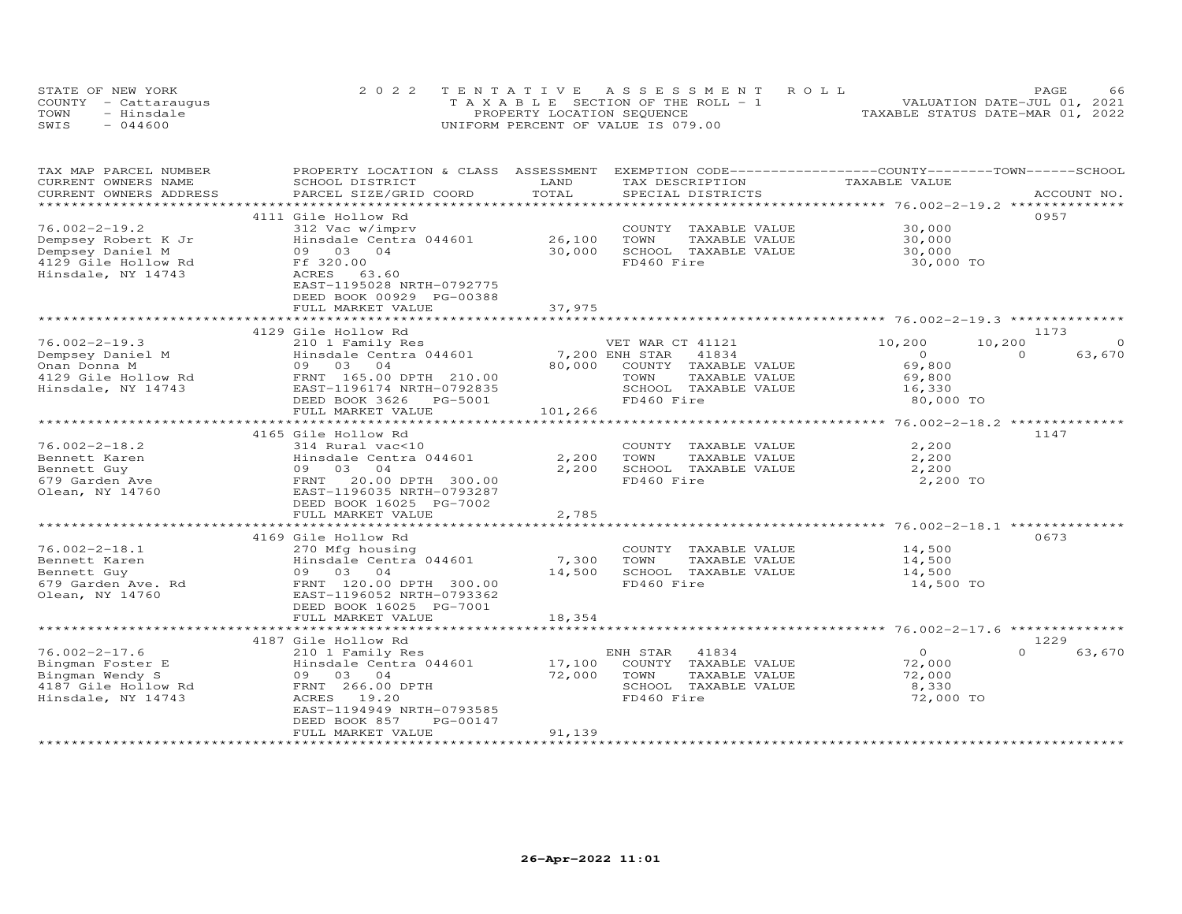STATE OF NEW YORK | 2022 TENTATIVE ASSESSMENT ROLL | VALUATION DATE-JUL 01, 2021
COUNTY - Cattaraugus | TAXABLE SECTION OF THE ROLL - 1 | TAXABLE STATUS DATE-MAR 01, 2022
TOWN - Hinsdale | PROPERTY LOCATION SEQUENCE
SWIS - 044600 | UNIFORM PERCENT OF VALUE IS 079.00

| TAX MAP PARCEL NUMBER / CURRENT OWNERS NAME / CURRENT OWNERS ADDRESS | PROPERTY LOCATION & CLASS / SCHOOL DISTRICT / PARCEL SIZE/GRID COORD | ASSESSMENT LAND | TOTAL | EXEMPTION CODE / TAX DESCRIPTION / SPECIAL DISTRICTS | COUNTY TAXABLE VALUE | TOWN | SCHOOL | ACCOUNT NO. |
|---|---|---|---|---|---|---|---|---|
| **76.002-2-19.2** | 4111 Gile Hollow Rd | | | | | | | 0957 |
| Dempsey Robert K Jr | 312 Vac w/imprv | | | COUNTY TAXABLE VALUE | 30,000 | | | |
| Dempsey Daniel M | Hinsdale Centra 044601 | 26,100 | | TOWN TAXABLE VALUE | 30,000 | | | |
| 4129 Gile Hollow Rd | 09 03 04 | | 30,000 | SCHOOL TAXABLE VALUE | 30,000 | | | |
| Hinsdale, NY 14743 | Ff 320.00 | | | FD460 Fire | 30,000 TO | | | |
| | ACRES 63.60 | | | | | | | |
| | EAST-1195028 NRTH-0792775 | | | | | | | |
| | DEED BOOK 00929 PG-00388 | | | | | | | |
| | FULL MARKET VALUE | | 37,975 | | | | | |
| **76.002-2-19.3** | 4129 Gile Hollow Rd | | | | | | | 1173 |
| Dempsey Daniel M | 210 1 Family Res | | | VET WAR CT 41121 | 10,200 | 10,200 | 0 | |
| Onan Donna M | Hinsdale Centra 044601 | 7,200 | | ENH STAR 41834 | 0 | 0 | 63,670 | |
| 4129 Gile Hollow Rd | 09 03 04 | | 80,000 | COUNTY TAXABLE VALUE | 69,800 | | | |
| Hinsdale, NY 14743 | FRNT 165.00 DPTH 210.00 | | | TOWN TAXABLE VALUE | 69,800 | | | |
| | EAST-1196174 NRTH-0792835 | | | SCHOOL TAXABLE VALUE | 16,330 | | | |
| | DEED BOOK 3626 PG-5001 | | | FD460 Fire | 80,000 TO | | | |
| | FULL MARKET VALUE | | 101,266 | | | | | |
| **76.002-2-18.2** | 4165 Gile Hollow Rd | | | | | | | 1147 |
| Bennett Karen | 314 Rural vac<10 | | | COUNTY TAXABLE VALUE | 2,200 | | | |
| Bennett Guy | Hinsdale Centra 044601 | 2,200 | | TOWN TAXABLE VALUE | 2,200 | | | |
| 679 Garden Ave | 09 03 04 | | 2,200 | SCHOOL TAXABLE VALUE | 2,200 | | | |
| Olean, NY 14760 | FRNT 20.00 DPTH 300.00 | | | FD460 Fire | 2,200 TO | | | |
| | EAST-1196035 NRTH-0793287 | | | | | | | |
| | DEED BOOK 16025 PG-7002 | | | | | | | |
| | FULL MARKET VALUE | | 2,785 | | | | | |
| **76.002-2-18.1** | 4169 Gile Hollow Rd | | | | | | | 0673 |
| Bennett Karen | 270 Mfg housing | | | COUNTY TAXABLE VALUE | 14,500 | | | |
| Bennett Guy | Hinsdale Centra 044601 | 7,300 | | TOWN TAXABLE VALUE | 14,500 | | | |
| 679 Garden Ave. Rd | 09 03 04 | | 14,500 | SCHOOL TAXABLE VALUE | 14,500 | | | |
| Olean, NY 14760 | FRNT 120.00 DPTH 300.00 | | | FD460 Fire | 14,500 TO | | | |
| | EAST-1196052 NRTH-0793362 | | | | | | | |
| | DEED BOOK 16025 PG-7001 | | | | | | | |
| | FULL MARKET VALUE | | 18,354 | | | | | |
| **76.002-2-17.6** | 4187 Gile Hollow Rd | | | | | | | 1229 |
| Bingman Foster E | 210 1 Family Res | | | ENH STAR 41834 | 0 | 0 | 63,670 | |
| Bingman Wendy S | Hinsdale Centra 044601 | 17,100 | | COUNTY TAXABLE VALUE | 72,000 | | | |
| 4187 Gile Hollow Rd | 09 03 04 | | 72,000 | TOWN TAXABLE VALUE | 72,000 | | | |
| Hinsdale, NY 14743 | FRNT 266.00 DPTH | | | SCHOOL TAXABLE VALUE | 8,330 | | | |
| | ACRES 19.20 | | | FD460 Fire | 72,000 TO | | | |
| | EAST-1194949 NRTH-0793585 | | | | | | | |
| | DEED BOOK 857 PG-00147 | | | | | | | |
| | FULL MARKET VALUE | | 91,139 | | | | | |

26-Apr-2022 11:01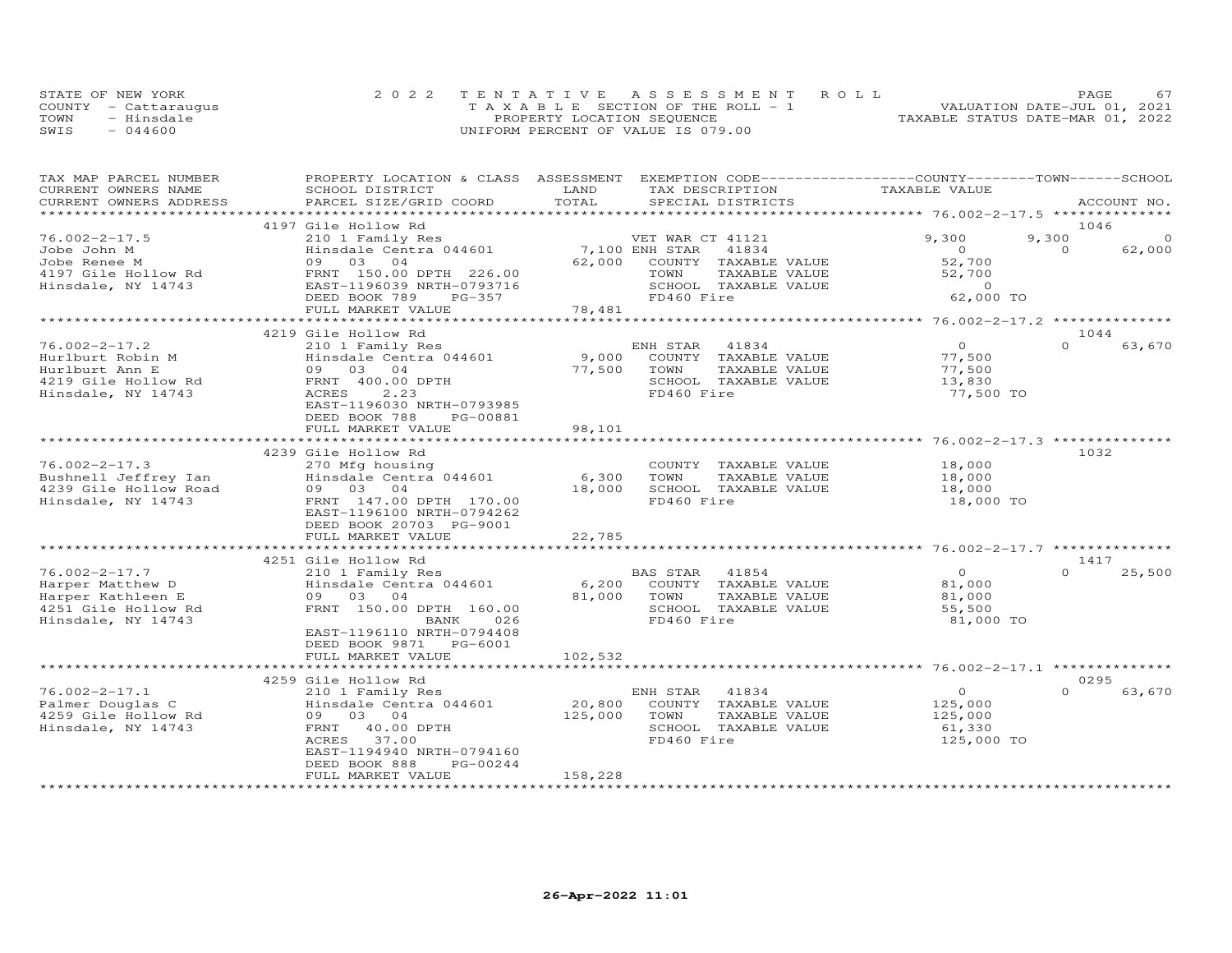STATE OF NEW YORK
COUNTY - Cattaraugus
TOWN - Hinsdale
SWIS - 044600

2022 TENTATIVE ASSESSMENT ROLL
TAXABLE SECTION OF THE ROLL - 1
PROPERTY LOCATION SEQUENCE
UNIFORM PERCENT OF VALUE IS 079.00

VALUATION DATE-JUL 01, 2021
TAXABLE STATUS DATE-MAR 01, 2022

| TAX MAP PARCEL NUMBER / CURRENT OWNERS NAME / CURRENT OWNERS ADDRESS | PROPERTY LOCATION & CLASS / SCHOOL DISTRICT / PARCEL SIZE/GRID COORD | ASSESSMENT LAND / TOTAL | EXEMPTION CODE / TAX DESCRIPTION / SPECIAL DISTRICTS | COUNTY TAXABLE VALUE | TOWN | SCHOOL | ACCOUNT NO. |
|---|---|---|---|---|---|---|---|
| 76.002-2-17.5 | 4197 Gile Hollow Rd | | | | | | 1046 |
| | 210 1 Family Res | | VET WAR CT 41121 | 9,300 | 9,300 | 0 | |
| Jobe John M | Hinsdale Centra 044601 | 7,100 | ENH STAR 41834 | 0 | 0 | 62,000 | |
| Jobe Renee M | 09 03 04 | 62,000 | COUNTY TAXABLE VALUE | 52,700 | | | |
| 4197 Gile Hollow Rd | FRNT 150.00 DPTH 226.00 | | TOWN TAXABLE VALUE | 52,700 | | | |
| Hinsdale, NY 14743 | EAST-1196039 NRTH-0793716 | | SCHOOL TAXABLE VALUE | 0 | | | |
| | DEED BOOK 789 PG-357 | | FD460 Fire | 62,000 TO | | | |
| | FULL MARKET VALUE | 78,481 | | | | | |
| 76.002-2-17.2 | 4219 Gile Hollow Rd | | | | | | 1044 |
| | 210 1 Family Res | | ENH STAR 41834 | 0 | 0 | 63,670 | |
| Hurlburt Robin M | Hinsdale Centra 044601 | 9,000 | COUNTY TAXABLE VALUE | 77,500 | | | |
| Hurlburt Ann E | 09 03 04 | 77,500 | TOWN TAXABLE VALUE | 77,500 | | | |
| 4219 Gile Hollow Rd | FRNT 400.00 DPTH | | SCHOOL TAXABLE VALUE | 13,830 | | | |
| Hinsdale, NY 14743 | ACRES 2.23 | | FD460 Fire | 77,500 TO | | | |
| | EAST-1196030 NRTH-0793985 | | | | | | |
| | DEED BOOK 788 PG-00881 | | | | | | |
| | FULL MARKET VALUE | 98,101 | | | | | |
| 76.002-2-17.3 | 4239 Gile Hollow Rd | | | | | | 1032 |
| | 270 Mfg housing | | COUNTY TAXABLE VALUE | 18,000 | | | |
| Bushnell Jeffrey Ian | Hinsdale Centra 044601 | 6,300 | TOWN TAXABLE VALUE | 18,000 | | | |
| 4239 Gile Hollow Road | 09 03 04 | 18,000 | SCHOOL TAXABLE VALUE | 18,000 | | | |
| Hinsdale, NY 14743 | FRNT 147.00 DPTH 170.00 | | FD460 Fire | 18,000 TO | | | |
| | EAST-1196100 NRTH-0794262 | | | | | | |
| | DEED BOOK 20703 PG-9001 | | | | | | |
| | FULL MARKET VALUE | 22,785 | | | | | |
| 76.002-2-17.7 | 4251 Gile Hollow Rd | | | | | | 1417 |
| | 210 1 Family Res | | BAS STAR 41854 | 0 | 0 | 25,500 | |
| Harper Matthew D | Hinsdale Centra 044601 | 6,200 | COUNTY TAXABLE VALUE | 81,000 | | | |
| Harper Kathleen E | 09 03 04 | 81,000 | TOWN TAXABLE VALUE | 81,000 | | | |
| 4251 Gile Hollow Rd | FRNT 150.00 DPTH 160.00 | | SCHOOL TAXABLE VALUE | 55,500 | | | |
| Hinsdale, NY 14743 | BANK 026 | | FD460 Fire | 81,000 TO | | | |
| | EAST-1196110 NRTH-0794408 | | | | | | |
| | DEED BOOK 9871 PG-6001 | | | | | | |
| | FULL MARKET VALUE | 102,532 | | | | | |
| 76.002-2-17.1 | 4259 Gile Hollow Rd | | | | | | 0295 |
| | 210 1 Family Res | | ENH STAR 41834 | 0 | 0 | 63,670 | |
| Palmer Douglas C | Hinsdale Centra 044601 | 20,800 | COUNTY TAXABLE VALUE | 125,000 | | | |
| 4259 Gile Hollow Rd | 09 03 04 | 125,000 | TOWN TAXABLE VALUE | 125,000 | | | |
| Hinsdale, NY 14743 | FRNT 40.00 DPTH | | SCHOOL TAXABLE VALUE | 61,330 | | | |
| | ACRES 37.00 | | FD460 Fire | 125,000 TO | | | |
| | EAST-1194940 NRTH-0794160 | | | | | | |
| | DEED BOOK 888 PG-00244 | | | | | | |
| | FULL MARKET VALUE | 158,228 | | | | | |

26-Apr-2022 11:01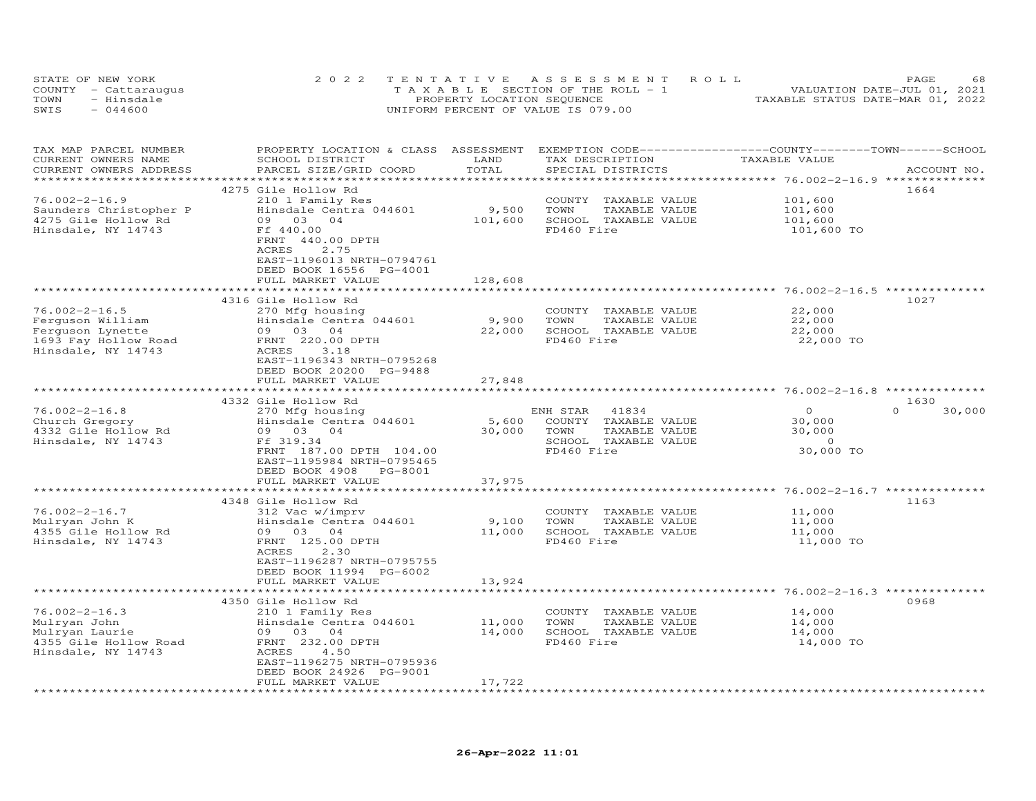STATE OF NEW YORK
COUNTY - Cattaraugus
TOWN - Hinsdale
SWIS - 044600

2022 TENTATIVE ASSESSMENT ROLL
TAXABLE SECTION OF THE ROLL - 1
PROPERTY LOCATION SEQUENCE
UNIFORM PERCENT OF VALUE IS 079.00

VALUATION DATE-JUL 01, 2021
TAXABLE STATUS DATE-MAR 01, 2022

| TAX MAP PARCEL NUMBER / CURRENT OWNERS NAME / CURRENT OWNERS ADDRESS | PROPERTY LOCATION & CLASS / SCHOOL DISTRICT / PARCEL SIZE/GRID COORD | ASSESSMENT LAND / TOTAL | EXEMPTION CODE / TAX DESCRIPTION / SPECIAL DISTRICTS | COUNTY / TOWN / SCHOOL TAXABLE VALUE | ACCOUNT NO. |
|---|---|---|---|---|---|
| 76.002-2-16.9 | 4275 Gile Hollow Rd | | | | 1664 |
| | 210 1 Family Res | | COUNTY TAXABLE VALUE | 101,600 | |
| Saunders Christopher P | Hinsdale Centra 044601 | 9,500 | TOWN TAXABLE VALUE | 101,600 | |
| 4275 Gile Hollow Rd | 09 03 04 | 101,600 | SCHOOL TAXABLE VALUE | 101,600 | |
| Hinsdale, NY 14743 | Ff 440.00 | | FD460 Fire | 101,600 TO | |
| | FRNT 440.00 DPTH | | | | |
| | ACRES 2.75 | | | | |
| | EAST-1196013 NRTH-0794761 | | | | |
| | DEED BOOK 16556 PG-4001 | | | | |
| | FULL MARKET VALUE | 128,608 | | | |
| 76.002-2-16.5 | 4316 Gile Hollow Rd | | | | 1027 |
| | 270 Mfg housing | | COUNTY TAXABLE VALUE | 22,000 | |
| Ferguson William | Hinsdale Centra 044601 | 9,900 | TOWN TAXABLE VALUE | 22,000 | |
| Ferguson Lynette | 09 03 04 | 22,000 | SCHOOL TAXABLE VALUE | 22,000 | |
| 1693 Fay Hollow Road | FRNT 220.00 DPTH | | FD460 Fire | 22,000 TO | |
| Hinsdale, NY 14743 | ACRES 3.18 | | | | |
| | EAST-1196343 NRTH-0795268 | | | | |
| | DEED BOOK 20200 PG-9488 | | | | |
| | FULL MARKET VALUE | 27,848 | | | |
| 76.002-2-16.8 | 4332 Gile Hollow Rd | | | | 1630 |
| | 270 Mfg housing | | ENH STAR 41834 | 0 / 0 / 30,000 | |
| Church Gregory | Hinsdale Centra 044601 | 5,600 | COUNTY TAXABLE VALUE | 30,000 | |
| 4332 Gile Hollow Rd | 09 03 04 | 30,000 | TOWN TAXABLE VALUE | 30,000 | |
| Hinsdale, NY 14743 | Ff 319.34 | | SCHOOL TAXABLE VALUE | 0 | |
| | FRNT 187.00 DPTH 104.00 | | FD460 Fire | 30,000 TO | |
| | EAST-1195984 NRTH-0795465 | | | | |
| | DEED BOOK 4908 PG-8001 | | | | |
| | FULL MARKET VALUE | 37,975 | | | |
| 76.002-2-16.7 | 4348 Gile Hollow Rd | | | | 1163 |
| | 312 Vac w/imprv | | COUNTY TAXABLE VALUE | 11,000 | |
| Mulryan John K | Hinsdale Centra 044601 | 9,100 | TOWN TAXABLE VALUE | 11,000 | |
| 4355 Gile Hollow Rd | 09 03 04 | 11,000 | SCHOOL TAXABLE VALUE | 11,000 | |
| Hinsdale, NY 14743 | FRNT 125.00 DPTH | | FD460 Fire | 11,000 TO | |
| | ACRES 2.30 | | | | |
| | EAST-1196287 NRTH-0795755 | | | | |
| | DEED BOOK 11994 PG-6002 | | | | |
| | FULL MARKET VALUE | 13,924 | | | |
| 76.002-2-16.3 | 4350 Gile Hollow Rd | | | | 0968 |
| | 210 1 Family Res | | COUNTY TAXABLE VALUE | 14,000 | |
| Mulryan John | Hinsdale Centra 044601 | 11,000 | TOWN TAXABLE VALUE | 14,000 | |
| Mulryan Laurie | 09 03 04 | 14,000 | SCHOOL TAXABLE VALUE | 14,000 | |
| 4355 Gile Hollow Road | FRNT 232.00 DPTH | | FD460 Fire | 14,000 TO | |
| Hinsdale, NY 14743 | ACRES 4.50 | | | | |
| | EAST-1196275 NRTH-0795936 | | | | |
| | DEED BOOK 24926 PG-9001 | | | | |
| | FULL MARKET VALUE | 17,722 | | | |

26-Apr-2022 11:01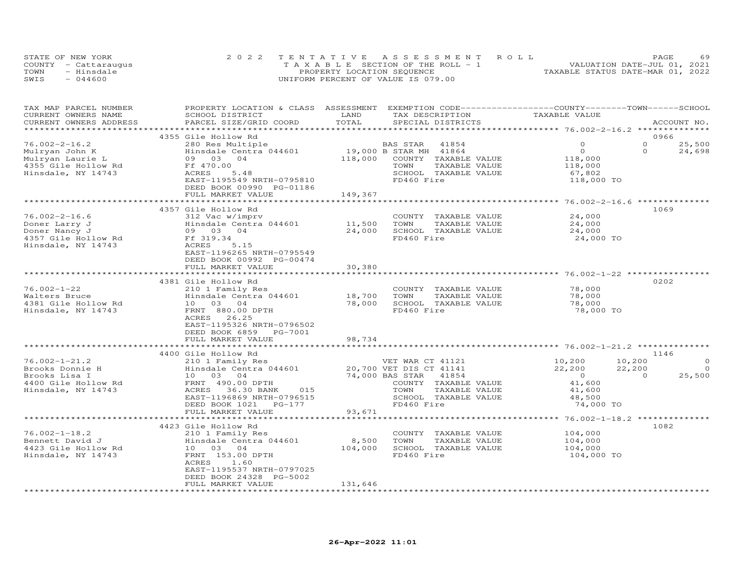STATE OF NEW YORK
COUNTY - Cattaraugus
TOWN - Hinsdale
SWIS - 044600

2022 TENTATIVE ASSESSMENT ROLL
TAXABLE SECTION OF THE ROLL - 1
PROPERTY LOCATION SEQUENCE
UNIFORM PERCENT OF VALUE IS 079.00

VALUATION DATE-JUL 01, 2021
TAXABLE STATUS DATE-MAR 01, 2022

| TAX MAP PARCEL NUMBER / CURRENT OWNERS NAME / CURRENT OWNERS ADDRESS | PROPERTY LOCATION & CLASS / SCHOOL DISTRICT / PARCEL SIZE/GRID COORD | ASSESSMENT LAND | TOTAL | EXEMPTION CODE / TAX DESCRIPTION / SPECIAL DISTRICTS | COUNTY TAXABLE VALUE | TOWN | SCHOOL | ACCOUNT NO. |
|---|---|---|---|---|---|---|---|---|
| | 4355 Gile Hollow Rd | | | | | | | 0966 |
| 76.002-2-16.2 | 280 Res Multiple | | | BAS STAR 41854 | 0 | 0 | 25,500 | |
| Mulryan John K | Hinsdale Centra 044601 | 19,000 | | B STAR MH 41864 | 0 | 0 | 24,698 | |
| Mulryan Laurie L | 09 03 04 | | 118,000 | COUNTY TAXABLE VALUE | 118,000 | | | |
| 4355 Gile Hollow Rd | Ff 470.00 | | | TOWN TAXABLE VALUE | 118,000 | | | |
| Hinsdale, NY 14743 | ACRES 5.48 | | | SCHOOL TAXABLE VALUE | 67,802 | | | |
| | EAST-1195549 NRTH-0795810 | | | FD460 Fire | 118,000 TO | | | |
| | DEED BOOK 00990 PG-01186 | | | | | | | |
| | FULL MARKET VALUE | | 149,367 | | | | | |
| | 4357 Gile Hollow Rd | | | | | | | 1069 |
| 76.002-2-16.6 | 312 Vac w/imprv | | | COUNTY TAXABLE VALUE | 24,000 | | | |
| Doner Larry J | Hinsdale Centra 044601 | 11,500 | | TOWN TAXABLE VALUE | 24,000 | | | |
| Doner Nancy J | 09 03 04 | | 24,000 | SCHOOL TAXABLE VALUE | 24,000 | | | |
| 4357 Gile Hollow Rd | Ff 319.34 | | | FD460 Fire | 24,000 TO | | | |
| Hinsdale, NY 14743 | ACRES 5.15 | | | | | | | |
| | EAST-1196265 NRTH-0795549 | | | | | | | |
| | DEED BOOK 00992 PG-00474 | | | | | | | |
| | FULL MARKET VALUE | | 30,380 | | | | | |
| | 4381 Gile Hollow Rd | | | | | | | 0202 |
| 76.002-1-22 | 210 1 Family Res | | | COUNTY TAXABLE VALUE | 78,000 | | | |
| Walters Bruce | Hinsdale Centra 044601 | 18,700 | | TOWN TAXABLE VALUE | 78,000 | | | |
| 4381 Gile Hollow Rd | 10 03 04 | | 78,000 | SCHOOL TAXABLE VALUE | 78,000 | | | |
| Hinsdale, NY 14743 | FRNT 880.00 DPTH | | | FD460 Fire | 78,000 TO | | | |
| | ACRES 26.25 | | | | | | | |
| | EAST-1195326 NRTH-0796502 | | | | | | | |
| | DEED BOOK 6859 PG-7001 | | | | | | | |
| | FULL MARKET VALUE | | 98,734 | | | | | |
| | 4400 Gile Hollow Rd | | | | | | | 1146 |
| 76.002-1-21.2 | 210 1 Family Res | | | VET WAR CT 41121 | 10,200 | 10,200 | 0 | |
| Brooks Donnie H | Hinsdale Centra 044601 | 20,700 | | VET DIS CT 41141 | 22,200 | 22,200 | 0 | |
| Brooks Lisa I | 10 03 04 | | 74,000 | BAS STAR 41854 | 0 | 0 | 25,500 | |
| 4400 Gile Hollow Rd | FRNT 490.00 DPTH | | | COUNTY TAXABLE VALUE | 41,600 | | | |
| Hinsdale, NY 14743 | ACRES 36.30 BANK 015 | | | TOWN TAXABLE VALUE | 41,600 | | | |
| | EAST-1196869 NRTH-0796515 | | | SCHOOL TAXABLE VALUE | 48,500 | | | |
| | DEED BOOK 1021 PG-177 | | | FD460 Fire | 74,000 TO | | | |
| | FULL MARKET VALUE | | 93,671 | | | | | |
| | 4423 Gile Hollow Rd | | | | | | | 1082 |
| 76.002-1-18.2 | 210 1 Family Res | | | COUNTY TAXABLE VALUE | 104,000 | | | |
| Bennett David J | Hinsdale Centra 044601 | 8,500 | | TOWN TAXABLE VALUE | 104,000 | | | |
| 4423 Gile Hollow Rd | 10 03 04 | | 104,000 | SCHOOL TAXABLE VALUE | 104,000 | | | |
| Hinsdale, NY 14743 | FRNT 153.00 DPTH | | | FD460 Fire | 104,000 TO | | | |
| | ACRES 1.60 | | | | | | | |
| | EAST-1195537 NRTH-0797025 | | | | | | | |
| | DEED BOOK 24328 PG-5002 | | | | | | | |
| | FULL MARKET VALUE | | 131,646 | | | | | |

26-Apr-2022 11:01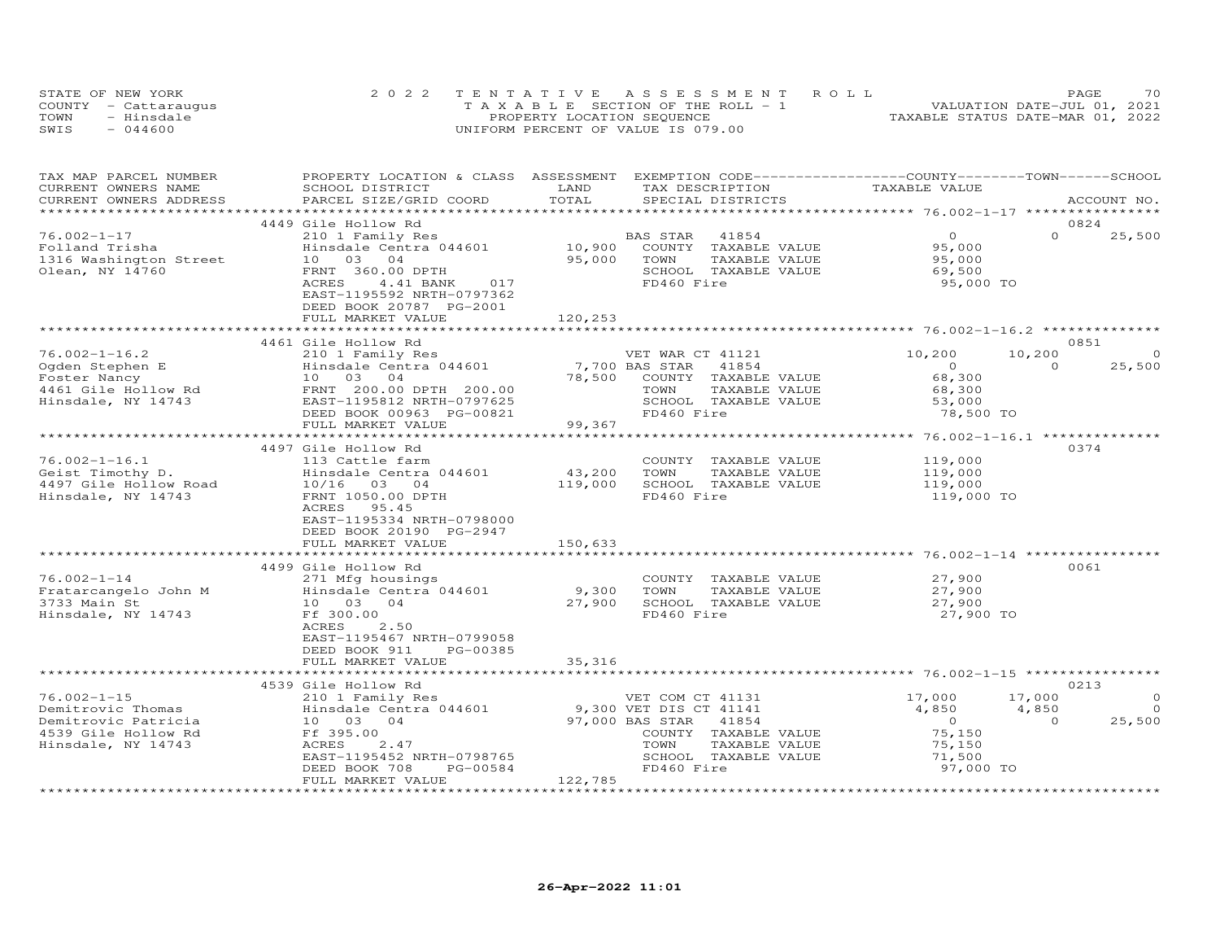STATE OF NEW YORK
COUNTY - Cattaraugus
TOWN - Hinsdale
SWIS - 044600

2022 TENTATIVE ASSESSMENT ROLL
TAXABLE SECTION OF THE ROLL - 1
PROPERTY LOCATION SEQUENCE
UNIFORM PERCENT OF VALUE IS 079.00

VALUATION DATE-JUL 01, 2021
TAXABLE STATUS DATE-MAR 01, 2022

| TAX MAP PARCEL NUMBER<br>CURRENT OWNERS NAME<br>CURRENT OWNERS ADDRESS | PROPERTY LOCATION & CLASS<br>SCHOOL DISTRICT<br>PARCEL SIZE/GRID COORD | ASSESSMENT LAND | TOTAL | EXEMPTION CODE<br>TAX DESCRIPTION<br>SPECIAL DISTRICTS | COUNTY<br>TAXABLE VALUE | TOWN | SCHOOL<br>ACCOUNT NO. |
|---|---|---|---|---|---|---|---|
| | 4449 Gile Hollow Rd | | | | | | 0824 |
| 76.002-1-17 | 210 1 Family Res | | | BAS STAR 41854 | 0 | 0 | 25,500 |
| Folland Trisha | Hinsdale Centra 044601 | 10,900 | | COUNTY TAXABLE VALUE | 95,000 | | |
| 1316 Washington Street | 10 03 04 | | 95,000 | TOWN TAXABLE VALUE | 95,000 | | |
| Olean, NY 14760 | FRNT 360.00 DPTH | | | SCHOOL TAXABLE VALUE | 69,500 | | |
| | ACRES 4.41 BANK 017 | | | FD460 Fire | 95,000 TO | | |
| | EAST-1195592 NRTH-0797362 | | | | | | |
| | DEED BOOK 20787 PG-2001 | | | | | | |
| | FULL MARKET VALUE | | 120,253 | | | | |
| | 4461 Gile Hollow Rd | | | | | | 0851 |
| 76.002-1-16.2 | 210 1 Family Res | | | VET WAR CT 41121 | 10,200 | 10,200 | 0 |
| Ogden Stephen E | Hinsdale Centra 044601 | 7,700 | | BAS STAR 41854 | 0 | 0 | 25,500 |
| Foster Nancy | 10 03 04 | | 78,500 | COUNTY TAXABLE VALUE | 68,300 | | |
| 4461 Gile Hollow Rd | FRNT 200.00 DPTH 200.00 | | | TOWN TAXABLE VALUE | 68,300 | | |
| Hinsdale, NY 14743 | EAST-1195812 NRTH-0797625 | | | SCHOOL TAXABLE VALUE | 53,000 | | |
| | DEED BOOK 00963 PG-00821 | | | FD460 Fire | 78,500 TO | | |
| | FULL MARKET VALUE | | 99,367 | | | | |
| | 4497 Gile Hollow Rd | | | | | | 0374 |
| 76.002-1-16.1 | 113 Cattle farm | | | COUNTY TAXABLE VALUE | 119,000 | | |
| Geist Timothy D. | Hinsdale Centra 044601 | 43,200 | | TOWN TAXABLE VALUE | 119,000 | | |
| 4497 Gile Hollow Road | 10/16 03 04 | | 119,000 | SCHOOL TAXABLE VALUE | 119,000 | | |
| Hinsdale, NY 14743 | FRNT 1050.00 DPTH | | | FD460 Fire | 119,000 TO | | |
| | ACRES 95.45 | | | | | | |
| | EAST-1195334 NRTH-0798000 | | | | | | |
| | DEED BOOK 20190 PG-2947 | | | | | | |
| | FULL MARKET VALUE | | 150,633 | | | | |
| | 4499 Gile Hollow Rd | | | | | | 0061 |
| 76.002-1-14 | 271 Mfg housings | | | COUNTY TAXABLE VALUE | 27,900 | | |
| Fratarcangelo John M | Hinsdale Centra 044601 | 9,300 | | TOWN TAXABLE VALUE | 27,900 | | |
| 3733 Main St | 10 03 04 | | 27,900 | SCHOOL TAXABLE VALUE | 27,900 | | |
| Hinsdale, NY 14743 | Ff 300.00 | | | FD460 Fire | 27,900 TO | | |
| | ACRES 2.50 | | | | | | |
| | EAST-1195467 NRTH-0799058 | | | | | | |
| | DEED BOOK 911 PG-00385 | | | | | | |
| | FULL MARKET VALUE | | 35,316 | | | | |
| | 4539 Gile Hollow Rd | | | | | | 0213 |
| 76.002-1-15 | 210 1 Family Res | | | VET COM CT 41131 | 17,000 | 17,000 | 0 |
| Demitrovic Thomas | Hinsdale Centra 044601 | 9,300 | | VET DIS CT 41141 | 4,850 | 4,850 | 0 |
| Demitrovic Patricia | 10 03 04 | | 97,000 | BAS STAR 41854 | 0 | 0 | 25,500 |
| 4539 Gile Hollow Rd | Ff 395.00 | | | COUNTY TAXABLE VALUE | 75,150 | | |
| Hinsdale, NY 14743 | ACRES 2.47 | | | TOWN TAXABLE VALUE | 75,150 | | |
| | EAST-1195452 NRTH-0798765 | | | SCHOOL TAXABLE VALUE | 71,500 | | |
| | DEED BOOK 708 PG-00584 | | | FD460 Fire | 97,000 TO | | |
| | FULL MARKET VALUE | | 122,785 | | | | |

26-Apr-2022 11:01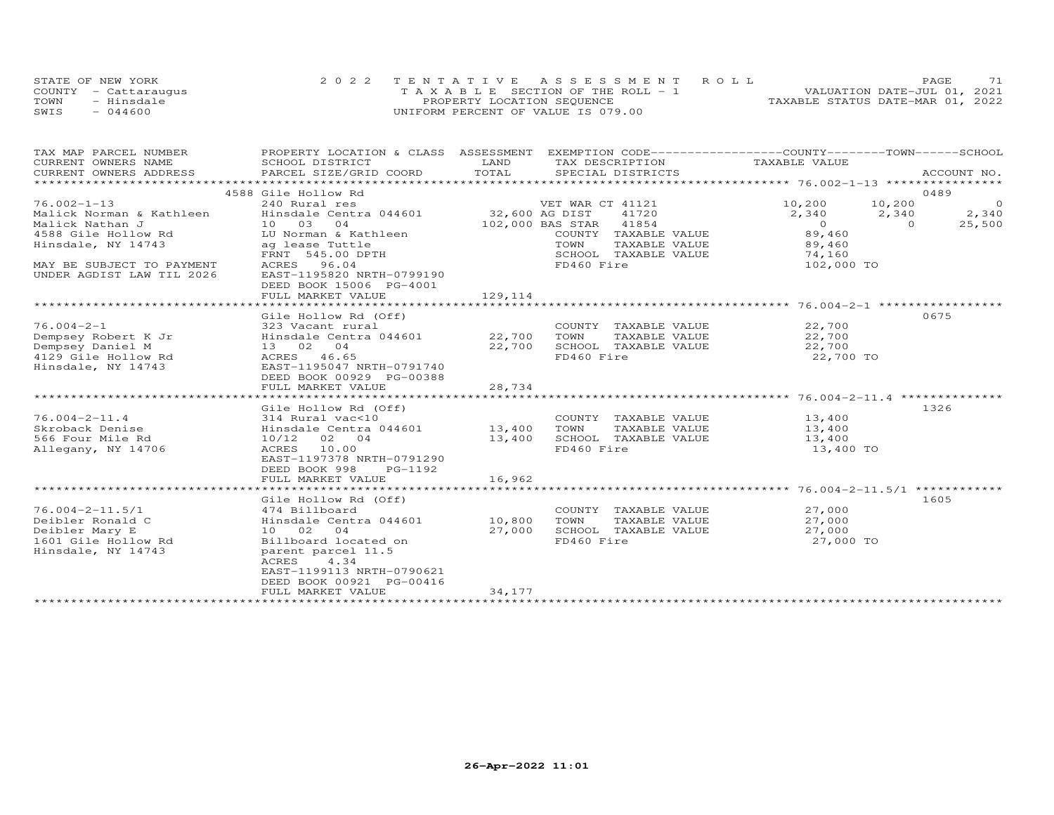STATE OF NEW YORK
COUNTY - Cattaraugus
TOWN - Hinsdale
SWIS - 044600

# 2022 TENTATIVE ASSESSMENT ROLL

TAXABLE SECTION OF THE ROLL - 1
PROPERTY LOCATION SEQUENCE
UNIFORM PERCENT OF VALUE IS 079.00

VALUATION DATE-JUL 01, 2021
TAXABLE STATUS DATE-MAR 01, 2022

| TAX MAP PARCEL NUMBER / CURRENT OWNERS NAME / CURRENT OWNERS ADDRESS | PROPERTY LOCATION & CLASS / SCHOOL DISTRICT / PARCEL SIZE/GRID COORD | ASSESSMENT LAND / TOTAL | EXEMPTION CODE / TAX DESCRIPTION / SPECIAL DISTRICTS | COUNTY TAXABLE VALUE | TOWN | SCHOOL | ACCOUNT NO. |
|---|---|---|---|---|---|---|---|
| 76.002-1-13 | 4588 Gile Hollow Rd | | | | | | 0489 |
| Malick Norman & Kathleen | 240 Rural res | | VET WAR CT 41121 | 10,200 | 10,200 | 0 | |
| Malick Nathan J | Hinsdale Centra 044601 | 32,600 | AG DIST 41720 | 2,340 | 2,340 | 2,340 | |
| 4588 Gile Hollow Rd | 10 03 04 | 102,000 | BAS STAR 41854 | 0 | 0 | 25,500 | |
| Hinsdale, NY 14743 | LU Norman & Kathleen | | COUNTY TAXABLE VALUE | 89,460 | | | |
| | ag lease Tuttle | | TOWN TAXABLE VALUE | 89,460 | | | |
| | FRNT 545.00 DPTH | | SCHOOL TAXABLE VALUE | 74,160 | | | |
| MAY BE SUBJECT TO PAYMENT | ACRES 96.04 | | FD460 Fire | 102,000 TO | | | |
| UNDER AGDIST LAW TIL 2026 | EAST-1195820 NRTH-0799190 | | | | | | |
| | DEED BOOK 15006 PG-4001 | | | | | | |
| | FULL MARKET VALUE | 129,114 | | | | | |
| 76.004-2-1 | Gile Hollow Rd (Off) | | | | | | 0675 |
| Dempsey Robert K Jr | 323 Vacant rural | | COUNTY TAXABLE VALUE | 22,700 | | | |
| Dempsey Daniel M | Hinsdale Centra 044601 | 22,700 | TOWN TAXABLE VALUE | 22,700 | | | |
| 4129 Gile Hollow Rd | 13 02 04 | 22,700 | SCHOOL TAXABLE VALUE | 22,700 | | | |
| Hinsdale, NY 14743 | ACRES 46.65 | | FD460 Fire | 22,700 TO | | | |
| | EAST-1195047 NRTH-0791740 | | | | | | |
| | DEED BOOK 00929 PG-00388 | | | | | | |
| | FULL MARKET VALUE | 28,734 | | | | | |
| 76.004-2-11.4 | Gile Hollow Rd (Off) | | | | | | 1326 |
| Skroback Denise | 314 Rural vac<10 | | COUNTY TAXABLE VALUE | 13,400 | | | |
| 566 Four Mile Rd | Hinsdale Centra 044601 | 13,400 | TOWN TAXABLE VALUE | 13,400 | | | |
| Allegany, NY 14706 | 10/12 02 04 | 13,400 | SCHOOL TAXABLE VALUE | 13,400 | | | |
| | ACRES 10.00 | | FD460 Fire | 13,400 TO | | | |
| | EAST-1197378 NRTH-0791290 | | | | | | |
| | DEED BOOK 998 PG-1192 | | | | | | |
| | FULL MARKET VALUE | 16,962 | | | | | |
| 76.004-2-11.5/1 | Gile Hollow Rd (Off) | | | | | | 1605 |
| Deibler Ronald C | 474 Billboard | | COUNTY TAXABLE VALUE | 27,000 | | | |
| Deibler Mary E | Hinsdale Centra 044601 | 10,800 | TOWN TAXABLE VALUE | 27,000 | | | |
| 1601 Gile Hollow Rd | 10 02 04 | 27,000 | SCHOOL TAXABLE VALUE | 27,000 | | | |
| Hinsdale, NY 14743 | Billboard located on | | FD460 Fire | 27,000 TO | | | |
| | parent parcel 11.5 | | | | | | |
| | ACRES 4.34 | | | | | | |
| | EAST-1199113 NRTH-0790621 | | | | | | |
| | DEED BOOK 00921 PG-00416 | | | | | | |
| | FULL MARKET VALUE | 34,177 | | | | | |

26-Apr-2022 11:01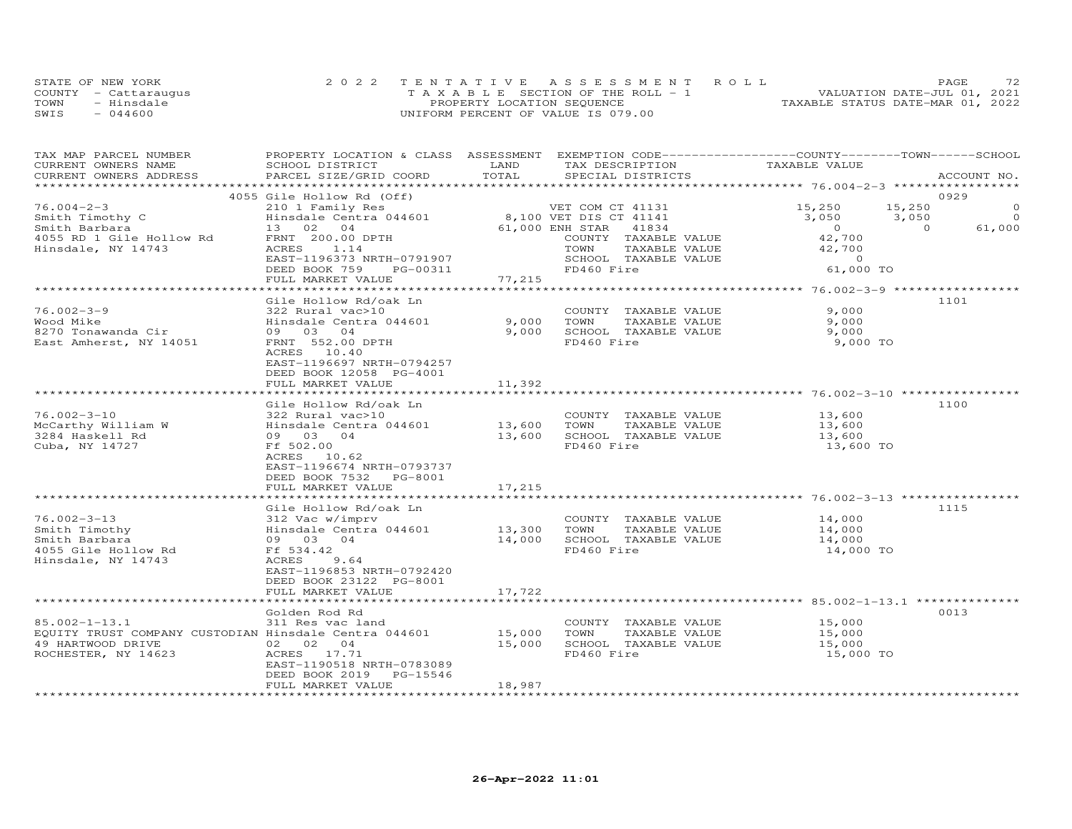STATE OF NEW YORK
COUNTY - Cattaraugus
TOWN - Hinsdale
SWIS - 044600

2022 TENTATIVE ASSESSMENT ROLL
TAXABLE SECTION OF THE ROLL - 1
PROPERTY LOCATION SEQUENCE
UNIFORM PERCENT OF VALUE IS 079.00

VALUATION DATE-JUL 01, 2021
TAXABLE STATUS DATE-MAR 01, 2022

| TAX MAP PARCEL NUMBER<br>CURRENT OWNERS NAME<br>CURRENT OWNERS ADDRESS | PROPERTY LOCATION & CLASS<br>SCHOOL DISTRICT<br>PARCEL SIZE/GRID COORD | ASSESSMENT<br>LAND<br>TOTAL | EXEMPTION CODE<br>TAX DESCRIPTION<br>SPECIAL DISTRICTS | COUNTY<br>TAXABLE VALUE | TOWN | SCHOOL<br>ACCOUNT NO. |
|---|---|---|---|---|---|---|
| | 4055 Gile Hollow Rd (Off) | | | | | 0929 |
| 76.004-2-3 | 210 1 Family Res | | VET COM CT 41131 | 15,250 | 15,250 | 0 |
| Smith Timothy C | Hinsdale Centra 044601 | 8,100 | VET DIS CT 41141 | 3,050 | 3,050 | 0 |
| Smith Barbara | 13 02 04 | 61,000 | ENH STAR 41834 | 0 | 0 | 61,000 |
| 4055 RD 1 Gile Hollow Rd | FRNT 200.00 DPTH | | COUNTY TAXABLE VALUE | 42,700 | | |
| Hinsdale, NY 14743 | ACRES 1.14 | | TOWN TAXABLE VALUE | 42,700 | | |
| | EAST-1196373 NRTH-0791907 | | SCHOOL TAXABLE VALUE | 0 | | |
| | DEED BOOK 759 PG-00311 | | FD460 Fire | 61,000 TO | | |
| | FULL MARKET VALUE | 77,215 | | | | |
| | Gile Hollow Rd/oak Ln | | | | | 1101 |
| 76.002-3-9 | 322 Rural vac>10 | | COUNTY TAXABLE VALUE | 9,000 | | |
| Wood Mike | Hinsdale Centra 044601 | 9,000 | TOWN TAXABLE VALUE | 9,000 | | |
| 8270 Tonawanda Cir | 09 03 04 | 9,000 | SCHOOL TAXABLE VALUE | 9,000 | | |
| East Amherst, NY 14051 | FRNT 552.00 DPTH | | FD460 Fire | 9,000 TO | | |
| | ACRES 10.40 | | | | | |
| | EAST-1196697 NRTH-0794257 | | | | | |
| | DEED BOOK 12058 PG-4001 | | | | | |
| | FULL MARKET VALUE | 11,392 | | | | |
| | Gile Hollow Rd/oak Ln | | | | | 1100 |
| 76.002-3-10 | 322 Rural vac>10 | | COUNTY TAXABLE VALUE | 13,600 | | |
| McCarthy William W | Hinsdale Centra 044601 | 13,600 | TOWN TAXABLE VALUE | 13,600 | | |
| 3284 Haskell Rd | 09 03 04 | 13,600 | SCHOOL TAXABLE VALUE | 13,600 | | |
| Cuba, NY 14727 | Ff 502.00 | | FD460 Fire | 13,600 TO | | |
| | ACRES 10.62 | | | | | |
| | EAST-1196674 NRTH-0793737 | | | | | |
| | DEED BOOK 7532 PG-8001 | | | | | |
| | FULL MARKET VALUE | 17,215 | | | | |
| | Gile Hollow Rd/oak Ln | | | | | 1115 |
| 76.002-3-13 | 312 Vac w/imprv | | COUNTY TAXABLE VALUE | 14,000 | | |
| Smith Timothy | Hinsdale Centra 044601 | 13,300 | TOWN TAXABLE VALUE | 14,000 | | |
| Smith Barbara | 09 03 04 | 14,000 | SCHOOL TAXABLE VALUE | 14,000 | | |
| 4055 Gile Hollow Rd | Ff 534.42 | | FD460 Fire | 14,000 TO | | |
| Hinsdale, NY 14743 | ACRES 9.64 | | | | | |
| | EAST-1196853 NRTH-0792420 | | | | | |
| | DEED BOOK 23122 PG-8001 | | | | | |
| | FULL MARKET VALUE | 17,722 | | | | |
| | Golden Rod Rd | | | | | 0013 |
| 85.002-1-13.1 | 311 Res vac land | | COUNTY TAXABLE VALUE | 15,000 | | |
| EQUITY TRUST COMPANY CUSTODIAN | Hinsdale Centra 044601 | 15,000 | TOWN TAXABLE VALUE | 15,000 | | |
| 49 HARTWOOD DRIVE | 02 02 04 | 15,000 | SCHOOL TAXABLE VALUE | 15,000 | | |
| ROCHESTER, NY 14623 | ACRES 17.71 | | FD460 Fire | 15,000 TO | | |
| | EAST-1190518 NRTH-0783089 | | | | | |
| | DEED BOOK 2019 PG-15546 | | | | | |
| | FULL MARKET VALUE | 18,987 | | | | |

26-Apr-2022 11:01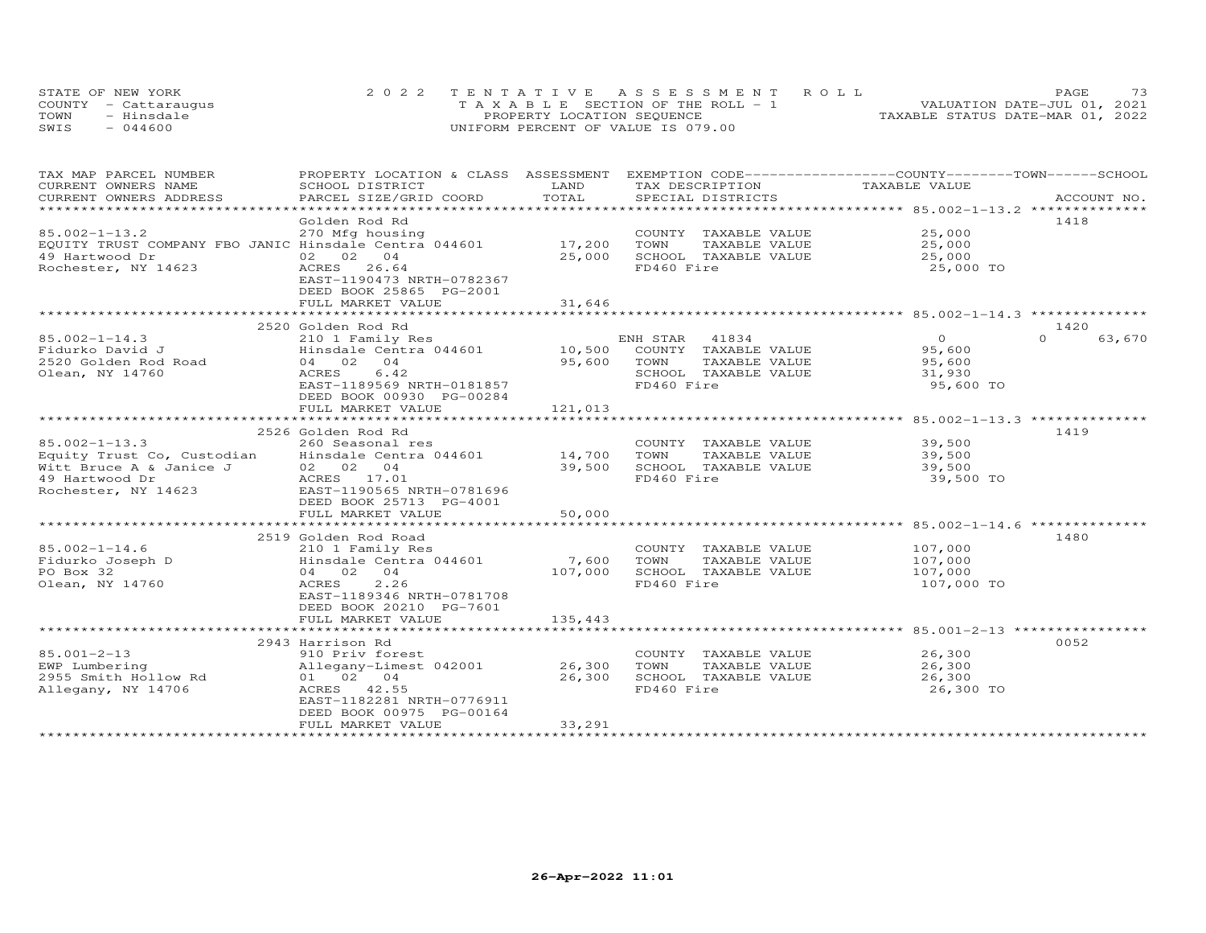STATE OF NEW YORK
COUNTY - Cattaraugus
TOWN - Hinsdale
SWIS - 044600

2022 TENTATIVE ASSESSMENT ROLL
TAXABLE SECTION OF THE ROLL - 1
PROPERTY LOCATION SEQUENCE
UNIFORM PERCENT OF VALUE IS 079.00

VALUATION DATE-JUL 01, 2021
TAXABLE STATUS DATE-MAR 01, 2022

| TAX MAP PARCEL NUMBER / CURRENT OWNERS NAME / CURRENT OWNERS ADDRESS | PROPERTY LOCATION & CLASS / SCHOOL DISTRICT / PARCEL SIZE/GRID COORD | ASSESSMENT LAND / TOTAL | EXEMPTION CODE / TAX DESCRIPTION / SPECIAL DISTRICTS | TAXABLE VALUE (COUNTY / TOWN / SCHOOL) | ACCOUNT NO. |
|---|---|---|---|---|---|
| **85.002-1-13.2** | Golden Rod Rd | | | | 1418 |
| 85.002-1-13.2 | 270 Mfg housing | | COUNTY TAXABLE VALUE | 25,000 | |
| EQUITY TRUST COMPANY FBO JANIC | Hinsdale Centra 044601 | 17,200 | TOWN TAXABLE VALUE | 25,000 | |
| 49 Hartwood Dr | 02 02 04 | 25,000 | SCHOOL TAXABLE VALUE | 25,000 | |
| Rochester, NY 14623 | ACRES 26.64 | | FD460 Fire | 25,000 TO | |
| | EAST-1190473 NRTH-0782367 | | | | |
| | DEED BOOK 25865 PG-2001 | | | | |
| | FULL MARKET VALUE | 31,646 | | | |
| **85.002-1-14.3** | 2520 Golden Rod Rd | | | | 1420 |
| 85.002-1-14.3 | 210 1 Family Res | | ENH STAR 41834 | 0 / 0 / 63,670 | |
| Fidurko David J | Hinsdale Centra 044601 | 10,500 | COUNTY TAXABLE VALUE | 95,600 | |
| 2520 Golden Rod Road | 04 02 04 | 95,600 | TOWN TAXABLE VALUE | 95,600 | |
| Olean, NY 14760 | ACRES 6.42 | | SCHOOL TAXABLE VALUE | 31,930 | |
| | EAST-1189569 NRTH-0181857 | | FD460 Fire | 95,600 TO | |
| | DEED BOOK 00930 PG-00284 | | | | |
| | FULL MARKET VALUE | 121,013 | | | |
| **85.002-1-13.3** | 2526 Golden Rod Rd | | | | 1419 |
| 85.002-1-13.3 | 260 Seasonal res | | COUNTY TAXABLE VALUE | 39,500 | |
| Equity Trust Co, Custodian | Hinsdale Centra 044601 | 14,700 | TOWN TAXABLE VALUE | 39,500 | |
| Witt Bruce A & Janice J | 02 02 04 | 39,500 | SCHOOL TAXABLE VALUE | 39,500 | |
| 49 Hartwood Dr | ACRES 17.01 | | FD460 Fire | 39,500 TO | |
| Rochester, NY 14623 | EAST-1190565 NRTH-0781696 | | | | |
| | DEED BOOK 25713 PG-4001 | | | | |
| | FULL MARKET VALUE | 50,000 | | | |
| **85.002-1-14.6** | 2519 Golden Rod Road | | | | 1480 |
| 85.002-1-14.6 | 210 1 Family Res | | COUNTY TAXABLE VALUE | 107,000 | |
| Fidurko Joseph D | Hinsdale Centra 044601 | 7,600 | TOWN TAXABLE VALUE | 107,000 | |
| PO Box 32 | 04 02 04 | 107,000 | SCHOOL TAXABLE VALUE | 107,000 | |
| Olean, NY 14760 | ACRES 2.26 | | FD460 Fire | 107,000 TO | |
| | EAST-1189346 NRTH-0781708 | | | | |
| | DEED BOOK 20210 PG-7601 | | | | |
| | FULL MARKET VALUE | 135,443 | | | |
| **85.001-2-13** | 2943 Harrison Rd | | | | 0052 |
| 85.001-2-13 | 910 Priv forest | | COUNTY TAXABLE VALUE | 26,300 | |
| EWP Lumbering | Allegany-Limest 042001 | 26,300 | TOWN TAXABLE VALUE | 26,300 | |
| 2955 Smith Hollow Rd | 01 02 04 | 26,300 | SCHOOL TAXABLE VALUE | 26,300 | |
| Allegany, NY 14706 | ACRES 42.55 | | FD460 Fire | 26,300 TO | |
| | EAST-1182281 NRTH-0776911 | | | | |
| | DEED BOOK 00975 PG-00164 | | | | |
| | FULL MARKET VALUE | 33,291 | | | |

26-Apr-2022 11:01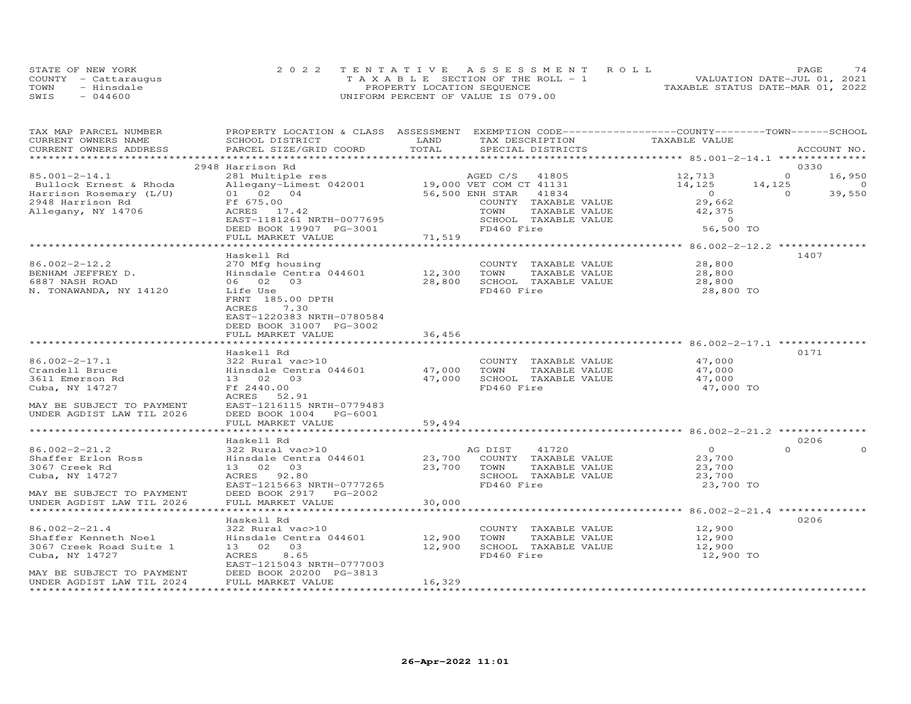STATE OF NEW YORK
COUNTY - Cattaraugus
TOWN - Hinsdale
SWIS - 044600

2022 TENTATIVE ASSESSMENT ROLL
TAXABLE SECTION OF THE ROLL - 1
PROPERTY LOCATION SEQUENCE
UNIFORM PERCENT OF VALUE IS 079.00

VALUATION DATE-JUL 01, 2021
TAXABLE STATUS DATE-MAR 01, 2022

| TAX MAP PARCEL NUMBER / CURRENT OWNERS NAME / CURRENT OWNERS ADDRESS | PROPERTY LOCATION & CLASS / SCHOOL DISTRICT / PARCEL SIZE/GRID COORD | ASSESSMENT LAND / TOTAL | EXEMPTION CODE / TAX DESCRIPTION / SPECIAL DISTRICTS | COUNTY TAXABLE VALUE | TOWN | SCHOOL | ACCOUNT NO. |
|---|---|---|---|---|---|---|---|
| **85.001-2-14.1** | 2948 Harrison Rd | | | | | | 0330 |
| 85.001-2-14.1 | 281 Multiple res | | AGED C/S 41805 | 12,713 | 0 | 16,950 | |
| Bullock Ernest & Rhoda | Allegany-Limest 042001 | 19,000 | VET COM CT 41131 | 14,125 | 14,125 | 0 | |
| Harrison Rosemary (L/U) | 01 02 04 | 56,500 | ENH STAR 41834 | 0 | 0 | 39,550 | |
| 2948 Harrison Rd | Ff 675.00 | | COUNTY TAXABLE VALUE | 29,662 | | | |
| Allegany, NY 14706 | ACRES 17.42 | | TOWN TAXABLE VALUE | 42,375 | | | |
| | EAST-1181261 NRTH-0077695 | | SCHOOL TAXABLE VALUE | 0 | | | |
| | DEED BOOK 19907 PG-3001 | | FD460 Fire | 56,500 TO | | | |
| | FULL MARKET VALUE | 71,519 | | | | | |
| **86.002-2-12.2** | Haskell Rd | | | | | | 1407 |
| 86.002-2-12.2 | 270 Mfg housing | | COUNTY TAXABLE VALUE | 28,800 | | | |
| BENHAM JEFFREY D. | Hinsdale Centra 044601 | 12,300 | TOWN TAXABLE VALUE | 28,800 | | | |
| 6887 NASH ROAD | 06 02 03 | 28,800 | SCHOOL TAXABLE VALUE | 28,800 | | | |
| N. TONAWANDA, NY 14120 | Life Use | | FD460 Fire | 28,800 TO | | | |
| | FRNT 185.00 DPTH | | | | | | |
| | ACRES 7.30 | | | | | | |
| | EAST-1220383 NRTH-0780584 | | | | | | |
| | DEED BOOK 31007 PG-3002 | | | | | | |
| | FULL MARKET VALUE | 36,456 | | | | | |
| **86.002-2-17.1** | Haskell Rd | | | | | | 0171 |
| 86.002-2-17.1 | 322 Rural vac>10 | | COUNTY TAXABLE VALUE | 47,000 | | | |
| Crandell Bruce | Hinsdale Centra 044601 | 47,000 | TOWN TAXABLE VALUE | 47,000 | | | |
| 3611 Emerson Rd | 13 02 03 | 47,000 | SCHOOL TAXABLE VALUE | 47,000 | | | |
| Cuba, NY 14727 | Ff 2440.00 | | FD460 Fire | 47,000 TO | | | |
| | ACRES 52.91 | | | | | | |
| MAY BE SUBJECT TO PAYMENT | EAST-1216115 NRTH-0779483 | | | | | | |
| UNDER AGDIST LAW TIL 2026 | DEED BOOK 1004 PG-6001 | | | | | | |
| | FULL MARKET VALUE | 59,494 | | | | | |
| **86.002-2-21.2** | Haskell Rd | | | | | | 0206 |
| 86.002-2-21.2 | 322 Rural vac>10 | | AG DIST 41720 | 0 | 0 | 0 | |
| Shaffer Erlon Ross | Hinsdale Centra 044601 | 23,700 | COUNTY TAXABLE VALUE | 23,700 | | | |
| 3067 Creek Rd | 13 02 03 | 23,700 | TOWN TAXABLE VALUE | 23,700 | | | |
| Cuba, NY 14727 | ACRES 92.80 | | SCHOOL TAXABLE VALUE | 23,700 | | | |
| | EAST-1215663 NRTH-0777265 | | FD460 Fire | 23,700 TO | | | |
| MAY BE SUBJECT TO PAYMENT | DEED BOOK 2917 PG-2002 | | | | | | |
| UNDER AGDIST LAW TIL 2026 | FULL MARKET VALUE | 30,000 | | | | | |
| **86.002-2-21.4** | Haskell Rd | | | | | | 0206 |
| 86.002-2-21.4 | 322 Rural vac>10 | | COUNTY TAXABLE VALUE | 12,900 | | | |
| Shaffer Kenneth Noel | Hinsdale Centra 044601 | 12,900 | TOWN TAXABLE VALUE | 12,900 | | | |
| 3067 Creek Road Suite 1 | 13 02 03 | 12,900 | SCHOOL TAXABLE VALUE | 12,900 | | | |
| Cuba, NY 14727 | ACRES 8.65 | | FD460 Fire | 12,900 TO | | | |
| | EAST-1215043 NRTH-0777003 | | | | | | |
| MAY BE SUBJECT TO PAYMENT | DEED BOOK 20200 PG-3813 | | | | | | |
| UNDER AGDIST LAW TIL 2024 | FULL MARKET VALUE | 16,329 | | | | | |

26-Apr-2022 11:01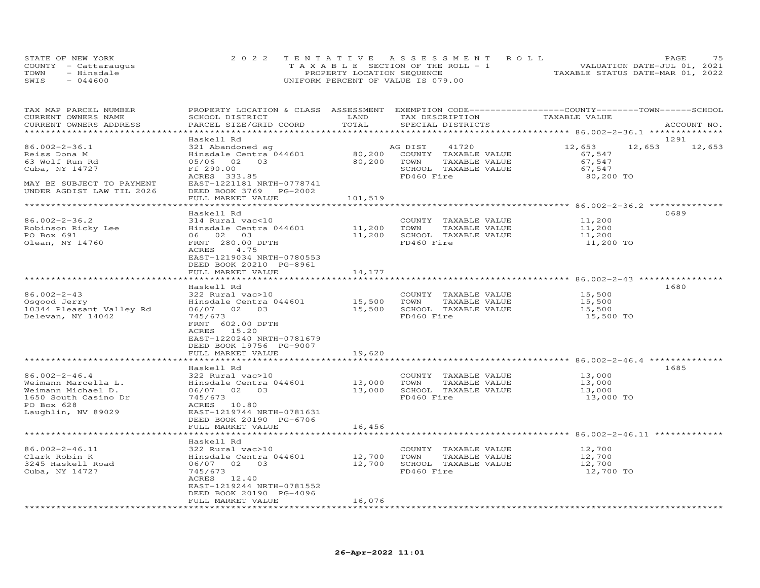STATE OF NEW YORK — 2022 TENTATIVE ASSESSMENT ROLL
COUNTY - Cattaraugus — TAXABLE SECTION OF THE ROLL - 1 — VALUATION DATE-JUL 01, 2021
TOWN - Hinsdale — PROPERTY LOCATION SEQUENCE — TAXABLE STATUS DATE-MAR 01, 2022
SWIS - 044600 — UNIFORM PERCENT OF VALUE IS 079.00

| TAX MAP PARCEL NUMBER / CURRENT OWNERS NAME / CURRENT OWNERS ADDRESS | PROPERTY LOCATION & CLASS / SCHOOL DISTRICT / PARCEL SIZE/GRID COORD | ASSESSMENT LAND / TOTAL | EXEMPTION CODE / TAX DESCRIPTION / SPECIAL DISTRICTS | COUNTY | TOWN | SCHOOL | ACCOUNT NO. |
|---|---|---|---|---|---|---|---|
| **86.002-2-36.1** | Haskell Rd | | | | | | 1291 |
| Reiss Dona M | 321 Abandoned ag | | AG DIST 41720 | 12,653 | 12,653 | 12,653 | |
| 63 Wolf Run Rd | Hinsdale Centra 044601 | 80,200 | COUNTY TAXABLE VALUE | 67,547 | | | |
| Cuba, NY 14727 | 05/06 02 03 | 80,200 | TOWN TAXABLE VALUE | | 67,547 | | |
| | Ff 290.00 | | SCHOOL TAXABLE VALUE | | | 67,547 | |
| MAY BE SUBJECT TO PAYMENT | ACRES 333.85 | | FD460 Fire | 80,200 TO | | | |
| UNDER AGDIST LAW TIL 2026 | EAST-1221181 NRTH-0778741 | | | | | | |
| | DEED BOOK 3769 PG-2002 | | | | | | |
| | FULL MARKET VALUE | 101,519 | | | | | |
| **86.002-2-36.2** | Haskell Rd | | | | | | 0689 |
| Robinson Ricky Lee | 314 Rural vac<10 | | COUNTY TAXABLE VALUE | 11,200 | | | |
| PO Box 691 | Hinsdale Centra 044601 | 11,200 | TOWN TAXABLE VALUE | | 11,200 | | |
| Olean, NY 14760 | 06 02 03 | 11,200 | SCHOOL TAXABLE VALUE | | | 11,200 | |
| | FRNT 280.00 DPTH | | FD460 Fire | 11,200 TO | | | |
| | ACRES 4.75 | | | | | | |
| | EAST-1219034 NRTH-0780553 | | | | | | |
| | DEED BOOK 20210 PG-8961 | | | | | | |
| | FULL MARKET VALUE | 14,177 | | | | | |
| **86.002-2-43** | Haskell Rd | | | | | | 1680 |
| Osgood Jerry | 322 Rural vac>10 | | COUNTY TAXABLE VALUE | 15,500 | | | |
| 10344 Pleasant Valley Rd | Hinsdale Centra 044601 | 15,500 | TOWN TAXABLE VALUE | | 15,500 | | |
| Delevan, NY 14042 | 06/07 02 03 | 15,500 | SCHOOL TAXABLE VALUE | | | 15,500 | |
| | 745/673 | | FD460 Fire | 15,500 TO | | | |
| | FRNT 602.00 DPTH | | | | | | |
| | ACRES 15.20 | | | | | | |
| | EAST-1220240 NRTH-0781679 | | | | | | |
| | DEED BOOK 19756 PG-9007 | | | | | | |
| | FULL MARKET VALUE | 19,620 | | | | | |
| **86.002-2-46.4** | Haskell Rd | | | | | | 1685 |
| Weimann Marcella L. | 322 Rural vac>10 | | COUNTY TAXABLE VALUE | 13,000 | | | |
| Weimann Michael D. | Hinsdale Centra 044601 | 13,000 | TOWN TAXABLE VALUE | | 13,000 | | |
| 1650 South Casino Dr | 06/07 02 03 | 13,000 | SCHOOL TAXABLE VALUE | | | 13,000 | |
| PO Box 628 | 745/673 | | FD460 Fire | 13,000 TO | | | |
| Laughlin, NV 89029 | ACRES 10.80 | | | | | | |
| | EAST-1219744 NRTH-0781631 | | | | | | |
| | DEED BOOK 20190 PG-6706 | | | | | | |
| | FULL MARKET VALUE | 16,456 | | | | | |
| **86.002-2-46.11** | Haskell Rd | | | | | | |
| Clark Robin K | 322 Rural vac>10 | | COUNTY TAXABLE VALUE | 12,700 | | | |
| 3245 Haskell Road | Hinsdale Centra 044601 | 12,700 | TOWN TAXABLE VALUE | | 12,700 | | |
| Cuba, NY 14727 | 06/07 02 03 | 12,700 | SCHOOL TAXABLE VALUE | | | 12,700 | |
| | 745/673 | | FD460 Fire | 12,700 TO | | | |
| | ACRES 12.40 | | | | | | |
| | EAST-1219244 NRTH-0781552 | | | | | | |
| | DEED BOOK 20190 PG-4096 | | | | | | |
| | FULL MARKET VALUE | 16,076 | | | | | |

26-Apr-2022 11:01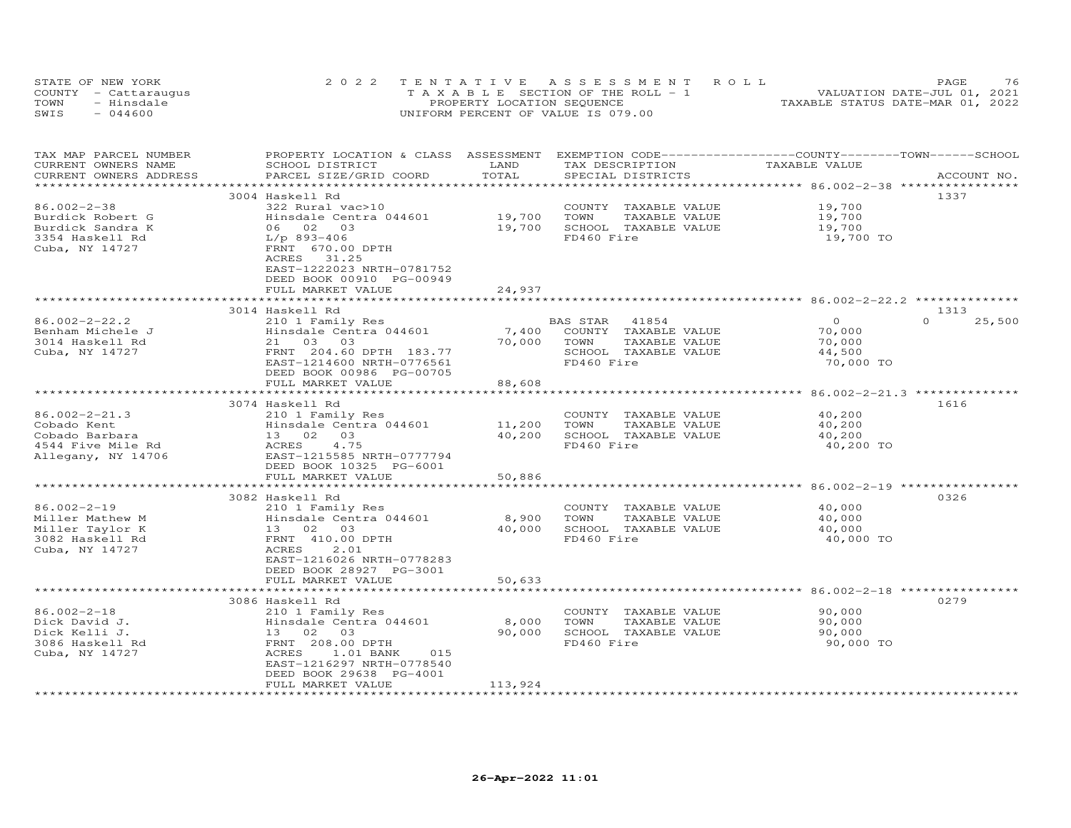STATE OF NEW YORK
COUNTY - Cattaraugus
TOWN - Hinsdale
SWIS - 044600

# 2022 TENTATIVE ASSESSMENT ROLL

TAXABLE SECTION OF THE ROLL - 1
PROPERTY LOCATION SEQUENCE
UNIFORM PERCENT OF VALUE IS 079.00

VALUATION DATE-JUL 01, 2021
TAXABLE STATUS DATE-MAR 01, 2022

| TAX MAP PARCEL NUMBER / CURRENT OWNERS NAME / CURRENT OWNERS ADDRESS | PROPERTY LOCATION & CLASS / SCHOOL DISTRICT / PARCEL SIZE/GRID COORD | ASSESSMENT LAND / TOTAL | EXEMPTION CODE / TAX DESCRIPTION / SPECIAL DISTRICTS | COUNTY / TOWN / SCHOOL TAXABLE VALUE | ACCOUNT NO. |
|---|---|---|---|---|---|
| 86.002-2-38 | 3004 Haskell Rd | | | | 1337 |
| Burdick Robert G | 322 Rural vac>10 | | COUNTY TAXABLE VALUE | 19,700 | |
| Burdick Sandra K | Hinsdale Centra 044601 | 19,700 | TOWN TAXABLE VALUE | 19,700 | |
| 3354 Haskell Rd | 06 02 03 | 19,700 | SCHOOL TAXABLE VALUE | 19,700 | |
| Cuba, NY 14727 | L/p 893-406 | | FD460 Fire | 19,700 TO | |
| | FRNT 670.00 DPTH | | | | |
| | ACRES 31.25 | | | | |
| | EAST-1222023 NRTH-0781752 | | | | |
| | DEED BOOK 00910 PG-00949 | | | | |
| | FULL MARKET VALUE | 24,937 | | | |
| 86.002-2-22.2 | 3014 Haskell Rd | | | | 1313 |
| Benham Michele J | 210 1 Family Res | | BAS STAR 41854 | 0 / 0 / 25,500 | |
| 3014 Haskell Rd | Hinsdale Centra 044601 | 7,400 | COUNTY TAXABLE VALUE | 70,000 | |
| Cuba, NY 14727 | 21 03 03 | 70,000 | TOWN TAXABLE VALUE | 70,000 | |
| | FRNT 204.60 DPTH 183.77 | | SCHOOL TAXABLE VALUE | 44,500 | |
| | EAST-1214600 NRTH-0776561 | | FD460 Fire | 70,000 TO | |
| | DEED BOOK 00986 PG-00705 | | | | |
| | FULL MARKET VALUE | 88,608 | | | |
| 86.002-2-21.3 | 3074 Haskell Rd | | | | 1616 |
| Cobado Kent | 210 1 Family Res | | COUNTY TAXABLE VALUE | 40,200 | |
| Cobado Barbara | Hinsdale Centra 044601 | 11,200 | TOWN TAXABLE VALUE | 40,200 | |
| 4544 Five Mile Rd | 13 02 03 | 40,200 | SCHOOL TAXABLE VALUE | 40,200 | |
| Allegany, NY 14706 | ACRES 4.75 | | FD460 Fire | 40,200 TO | |
| | EAST-1215585 NRTH-0777794 | | | | |
| | DEED BOOK 10325 PG-6001 | | | | |
| | FULL MARKET VALUE | 50,886 | | | |
| 86.002-2-19 | 3082 Haskell Rd | | | | 0326 |
| Miller Mathew M | 210 1 Family Res | | COUNTY TAXABLE VALUE | 40,000 | |
| Miller Taylor K | Hinsdale Centra 044601 | 8,900 | TOWN TAXABLE VALUE | 40,000 | |
| 3082 Haskell Rd | 13 02 03 | 40,000 | SCHOOL TAXABLE VALUE | 40,000 | |
| Cuba, NY 14727 | FRNT 410.00 DPTH | | FD460 Fire | 40,000 TO | |
| | ACRES 2.01 | | | | |
| | EAST-1216026 NRTH-0778283 | | | | |
| | DEED BOOK 28927 PG-3001 | | | | |
| | FULL MARKET VALUE | 50,633 | | | |
| 86.002-2-18 | 3086 Haskell Rd | | | | 0279 |
| Dick David J. | 210 1 Family Res | | COUNTY TAXABLE VALUE | 90,000 | |
| Dick Kelli J. | Hinsdale Centra 044601 | 8,000 | TOWN TAXABLE VALUE | 90,000 | |
| 3086 Haskell Rd | 13 02 03 | 90,000 | SCHOOL TAXABLE VALUE | 90,000 | |
| Cuba, NY 14727 | FRNT 208.00 DPTH | | FD460 Fire | 90,000 TO | |
| | ACRES 1.01 BANK 015 | | | | |
| | EAST-1216297 NRTH-0778540 | | | | |
| | DEED BOOK 29638 PG-4001 | | | | |
| | FULL MARKET VALUE | 113,924 | | | |

26-Apr-2022 11:01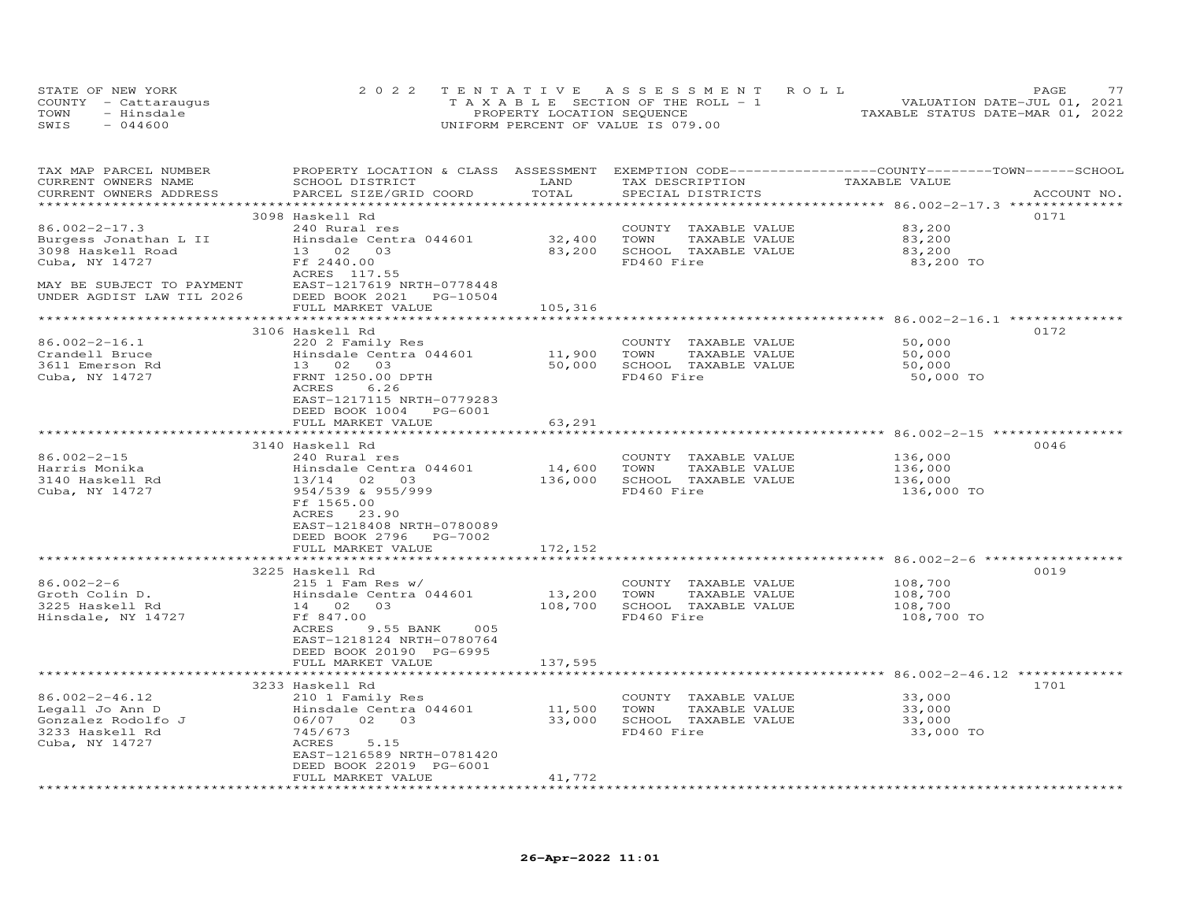STATE OF NEW YORK
COUNTY - Cattaraugus
TOWN - Hinsdale
SWIS - 044600

2022 TENTATIVE ASSESSMENT ROLL
TAXABLE SECTION OF THE ROLL - 1
PROPERTY LOCATION SEQUENCE
UNIFORM PERCENT OF VALUE IS 079.00

VALUATION DATE-JUL 01, 2021
TAXABLE STATUS DATE-MAR 01, 2022

| TAX MAP PARCEL NUMBER / CURRENT OWNERS NAME / CURRENT OWNERS ADDRESS | PROPERTY LOCATION & CLASS / SCHOOL DISTRICT / PARCEL SIZE/GRID COORD | ASSESSMENT LAND | TOTAL | EXEMPTION CODE / TAX DESCRIPTION / SPECIAL DISTRICTS | COUNTY--------TOWN------SCHOOL TAXABLE VALUE | ACCOUNT NO. |
|---|---|---|---|---|---|---|
| **86.002-2-17.3** | 3098 Haskell Rd | | | | | 0171 |
| 86.002-2-17.3 | 240 Rural res | | | COUNTY TAXABLE VALUE | 83,200 | |
| Burgess Jonathan L II | Hinsdale Centra 044601 | 32,400 | | TOWN TAXABLE VALUE | 83,200 | |
| 3098 Haskell Road | 13 02 03 | | 83,200 | SCHOOL TAXABLE VALUE | 83,200 | |
| Cuba, NY 14727 | Ff 2440.00 | | | FD460 Fire | 83,200 TO | |
| | ACRES 117.55 | | | | | |
| MAY BE SUBJECT TO PAYMENT | EAST-1217619 NRTH-0778448 | | | | | |
| UNDER AGDIST LAW TIL 2026 | DEED BOOK 2021 PG-10504 | | | | | |
| | FULL MARKET VALUE | | 105,316 | | | |
| **86.002-2-16.1** | 3106 Haskell Rd | | | | | 0172 |
| 86.002-2-16.1 | 220 2 Family Res | | | COUNTY TAXABLE VALUE | 50,000 | |
| Crandell Bruce | Hinsdale Centra 044601 | 11,900 | | TOWN TAXABLE VALUE | 50,000 | |
| 3611 Emerson Rd | 13 02 03 | | 50,000 | SCHOOL TAXABLE VALUE | 50,000 | |
| Cuba, NY 14727 | FRNT 1250.00 DPTH | | | FD460 Fire | 50,000 TO | |
| | ACRES 6.26 | | | | | |
| | EAST-1217115 NRTH-0779283 | | | | | |
| | DEED BOOK 1004 PG-6001 | | | | | |
| | FULL MARKET VALUE | | 63,291 | | | |
| **86.002-2-15** | 3140 Haskell Rd | | | | | 0046 |
| 86.002-2-15 | 240 Rural res | | | COUNTY TAXABLE VALUE | 136,000 | |
| Harris Monika | Hinsdale Centra 044601 | 14,600 | | TOWN TAXABLE VALUE | 136,000 | |
| 3140 Haskell Rd | 13/14 02 03 | | 136,000 | SCHOOL TAXABLE VALUE | 136,000 | |
| Cuba, NY 14727 | 954/539 & 955/999 | | | FD460 Fire | 136,000 TO | |
| | Ff 1565.00 | | | | | |
| | ACRES 23.90 | | | | | |
| | EAST-1218408 NRTH-0780089 | | | | | |
| | DEED BOOK 2796 PG-7002 | | | | | |
| | FULL MARKET VALUE | | 172,152 | | | |
| **86.002-2-6** | 3225 Haskell Rd | | | | | 0019 |
| 86.002-2-6 | 215 1 Fam Res w/ | | | COUNTY TAXABLE VALUE | 108,700 | |
| Groth Colin D. | Hinsdale Centra 044601 | 13,200 | | TOWN TAXABLE VALUE | 108,700 | |
| 3225 Haskell Rd | 14 02 03 | | 108,700 | SCHOOL TAXABLE VALUE | 108,700 | |
| Hinsdale, NY 14727 | Ff 847.00 | | | FD460 Fire | 108,700 TO | |
| | ACRES 9.55 BANK 005 | | | | | |
| | EAST-1218124 NRTH-0780764 | | | | | |
| | DEED BOOK 20190 PG-6995 | | | | | |
| | FULL MARKET VALUE | | 137,595 | | | |
| **86.002-2-46.12** | 3233 Haskell Rd | | | | | 1701 |
| 86.002-2-46.12 | 210 1 Family Res | | | COUNTY TAXABLE VALUE | 33,000 | |
| Legall Jo Ann D | Hinsdale Centra 044601 | 11,500 | | TOWN TAXABLE VALUE | 33,000 | |
| Gonzalez Rodolfo J | 06/07 02 03 | | 33,000 | SCHOOL TAXABLE VALUE | 33,000 | |
| 3233 Haskell Rd | 745/673 | | | FD460 Fire | 33,000 TO | |
| Cuba, NY 14727 | ACRES 5.15 | | | | | |
| | EAST-1216589 NRTH-0781420 | | | | | |
| | DEED BOOK 22019 PG-6001 | | | | | |
| | FULL MARKET VALUE | | 41,772 | | | |

26-Apr-2022 11:01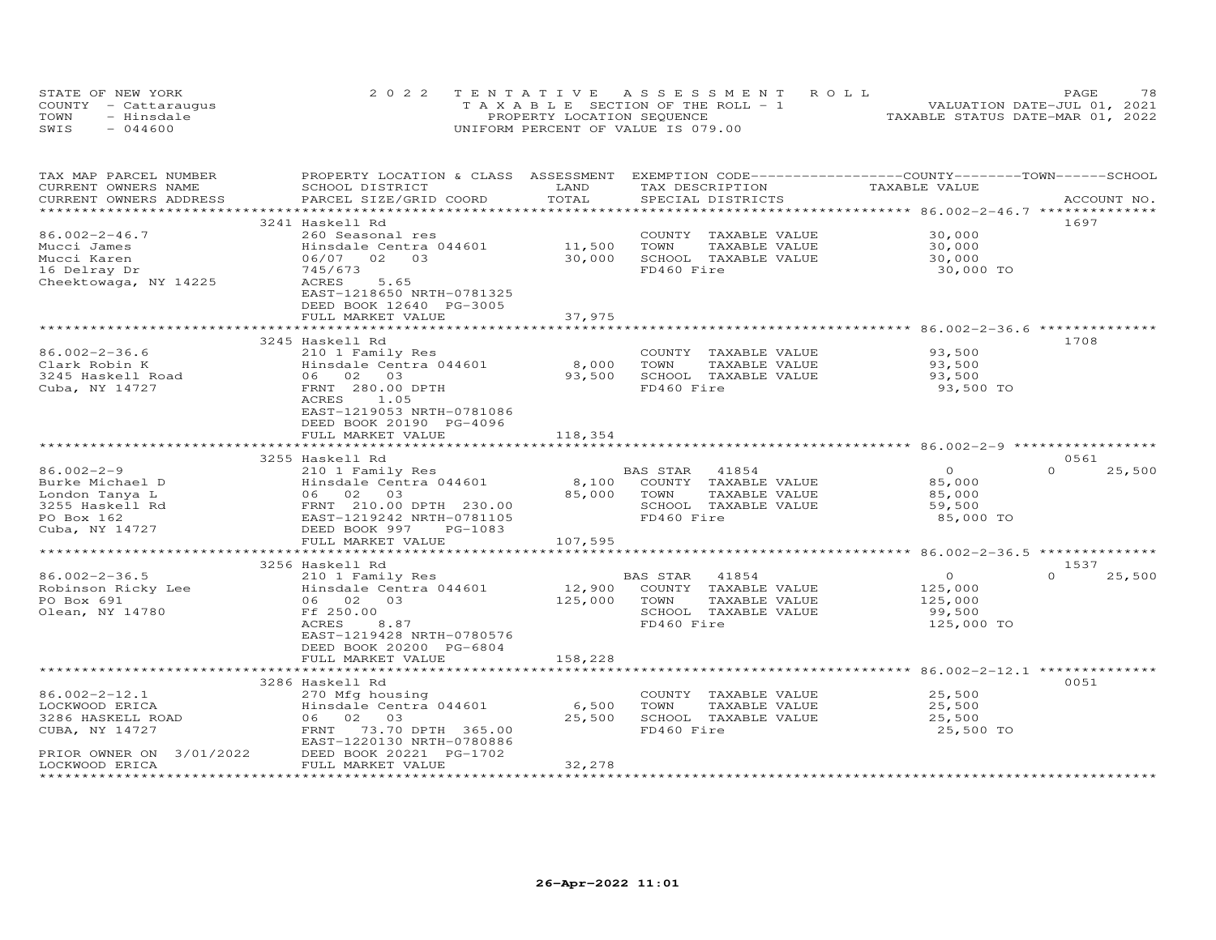STATE OF NEW YORK
COUNTY - Cattaraugus
TOWN - Hinsdale
SWIS - 044600

2022 TENTATIVE ASSESSMENT ROLL
TAXABLE SECTION OF THE ROLL - 1
PROPERTY LOCATION SEQUENCE
UNIFORM PERCENT OF VALUE IS 079.00

VALUATION DATE-JUL 01, 2021
TAXABLE STATUS DATE-MAR 01, 2022

| TAX MAP PARCEL NUMBER / CURRENT OWNERS NAME / CURRENT OWNERS ADDRESS | PROPERTY LOCATION & CLASS / SCHOOL DISTRICT / PARCEL SIZE/GRID COORD | ASSESSMENT LAND / TOTAL | EXEMPTION CODE / TAX DESCRIPTION / SPECIAL DISTRICTS | COUNTY / TOWN / SCHOOL TAXABLE VALUE | ACCOUNT NO. |
|---|---|---|---|---|---|
| **86.002-2-46.7** | 3241 Haskell Rd | | | | 1697 |
| Mucci James | 260 Seasonal res | | COUNTY TAXABLE VALUE | 30,000 | |
| Mucci Karen | Hinsdale Centra 044601 | 11,500 | TOWN TAXABLE VALUE | 30,000 | |
| 16 Delray Dr | 06/07 02 03 | 30,000 | SCHOOL TAXABLE VALUE | 30,000 | |
| Cheektowaga, NY 14225 | 745/673 | | FD460 Fire | 30,000 TO | |
| | ACRES 5.65 | | | | |
| | EAST-1218650 NRTH-0781325 | | | | |
| | DEED BOOK 12640 PG-3005 | | | | |
| | FULL MARKET VALUE | 37,975 | | | |
| **86.002-2-36.6** | 3245 Haskell Rd | | | | 1708 |
| Clark Robin K | 210 1 Family Res | | COUNTY TAXABLE VALUE | 93,500 | |
| 3245 Haskell Road | Hinsdale Centra 044601 | 8,000 | TOWN TAXABLE VALUE | 93,500 | |
| Cuba, NY 14727 | 06 02 03 | 93,500 | SCHOOL TAXABLE VALUE | 93,500 | |
| | FRNT 280.00 DPTH | | FD460 Fire | 93,500 TO | |
| | ACRES 1.05 | | | | |
| | EAST-1219053 NRTH-0781086 | | | | |
| | DEED BOOK 20190 PG-4096 | | | | |
| | FULL MARKET VALUE | 118,354 | | | |
| **86.002-2-9** | 3255 Haskell Rd | | | | 0561 |
| Burke Michael D | 210 1 Family Res | | BAS STAR 41854 | 0 / 0 / 25,500 | |
| London Tanya L | Hinsdale Centra 044601 | 8,100 | COUNTY TAXABLE VALUE | 85,000 | |
| 3255 Haskell Rd | 06 02 03 | 85,000 | TOWN TAXABLE VALUE | 85,000 | |
| PO Box 162 | FRNT 210.00 DPTH 230.00 | | SCHOOL TAXABLE VALUE | 59,500 | |
| Cuba, NY 14727 | EAST-1219242 NRTH-0781105 | | FD460 Fire | 85,000 TO | |
| | DEED BOOK 997 PG-1083 | | | | |
| | FULL MARKET VALUE | 107,595 | | | |
| **86.002-2-36.5** | 3256 Haskell Rd | | | | 1537 |
| Robinson Ricky Lee | 210 1 Family Res | | BAS STAR 41854 | 0 / 0 / 25,500 | |
| PO Box 691 | Hinsdale Centra 044601 | 12,900 | COUNTY TAXABLE VALUE | 125,000 | |
| Olean, NY 14780 | 06 02 03 | 125,000 | TOWN TAXABLE VALUE | 125,000 | |
| | Ff 250.00 | | SCHOOL TAXABLE VALUE | 99,500 | |
| | ACRES 8.87 | | FD460 Fire | 125,000 TO | |
| | EAST-1219428 NRTH-0780576 | | | | |
| | DEED BOOK 20200 PG-6804 | | | | |
| | FULL MARKET VALUE | 158,228 | | | |
| **86.002-2-12.1** | 3286 Haskell Rd | | | | 0051 |
| LOCKWOOD ERICA | 270 Mfg housing | | COUNTY TAXABLE VALUE | 25,500 | |
| 3286 HASKELL ROAD | Hinsdale Centra 044601 | 6,500 | TOWN TAXABLE VALUE | 25,500 | |
| CUBA, NY 14727 | 06 02 03 | 25,500 | SCHOOL TAXABLE VALUE | 25,500 | |
| | FRNT 73.70 DPTH 365.00 | | FD460 Fire | 25,500 TO | |
| | EAST-1220130 NRTH-0780886 | | | | |
| PRIOR OWNER ON 3/01/2022 | DEED BOOK 20221 PG-1702 | | | | |
| LOCKWOOD ERICA | FULL MARKET VALUE | 32,278 | | | |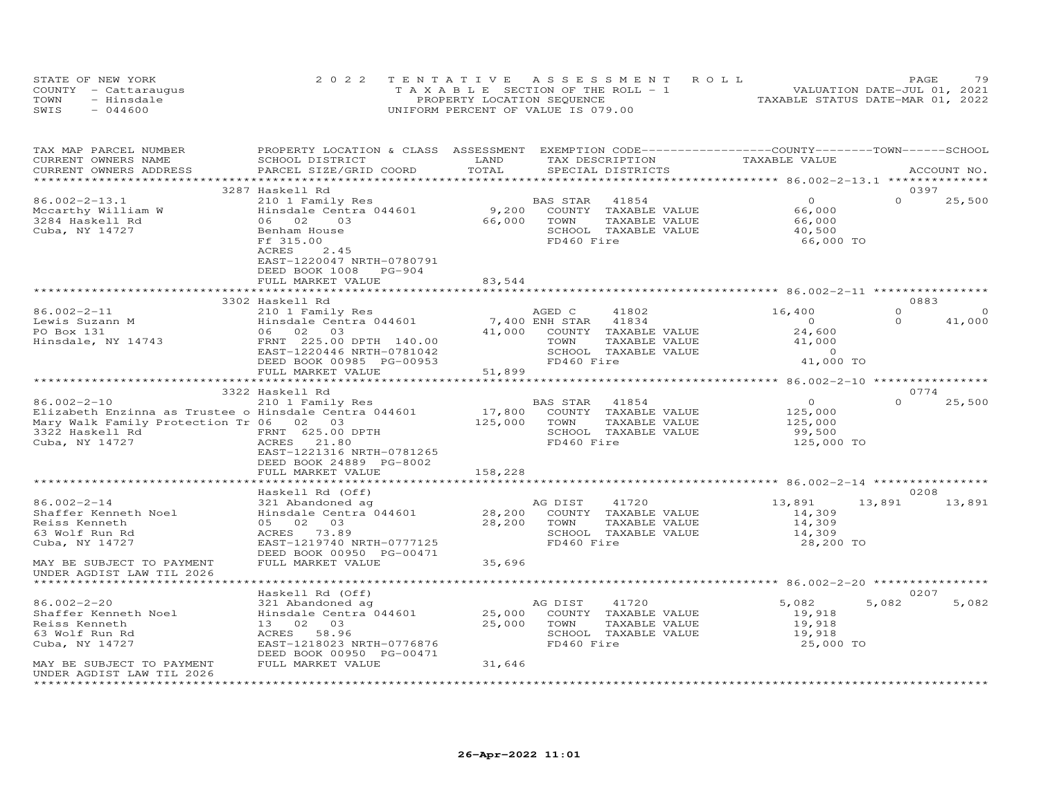STATE OF NEW YORK
COUNTY - Cattaraugus
TOWN - Hinsdale
SWIS - 044600

2022 TENTATIVE ASSESSMENT ROLL
TAXABLE SECTION OF THE ROLL - 1
PROPERTY LOCATION SEQUENCE
UNIFORM PERCENT OF VALUE IS 079.00

VALUATION DATE-JUL 01, 2021
TAXABLE STATUS DATE-MAR 01, 2022

| TAX MAP PARCEL NUMBER / CURRENT OWNERS NAME / CURRENT OWNERS ADDRESS | PROPERTY LOCATION & CLASS / SCHOOL DISTRICT / PARCEL SIZE/GRID COORD | ASSESSMENT LAND / TOTAL | EXEMPTION CODE / TAX DESCRIPTION / SPECIAL DISTRICTS | COUNTY TAXABLE VALUE | TOWN | SCHOOL / ACCOUNT NO. |
|---|---|---|---|---|---|---|
| | 3287 Haskell Rd | | | | | 0397 |
| 86.002-2-13.1 | 210 1 Family Res | | BAS STAR 41854 | 0 | 0 | 25,500 |
| Mccarthy William W | Hinsdale Centra 044601 | 9,200 | COUNTY TAXABLE VALUE | 66,000 | | |
| 3284 Haskell Rd | 06 02 03 | 66,000 | TOWN TAXABLE VALUE | 66,000 | | |
| Cuba, NY 14727 | Benham House | | SCHOOL TAXABLE VALUE | 40,500 | | |
| | Ff 315.00 | | FD460 Fire | 66,000 TO | | |
| | ACRES 2.45 | | | | | |
| | EAST-1220047 NRTH-0780791 | | | | | |
| | DEED BOOK 1008 PG-904 | | | | | |
| | FULL MARKET VALUE | 83,544 | | | | |
| | 3302 Haskell Rd | | | | | 0883 |
| 86.002-2-11 | 210 1 Family Res | | AGED C 41802 | 16,400 | 0 | 0 |
| Lewis Suzann M | Hinsdale Centra 044601 | 7,400 | ENH STAR 41834 | 0 | 0 | 41,000 |
| PO Box 131 | 06 02 03 | 41,000 | COUNTY TAXABLE VALUE | 24,600 | | |
| Hinsdale, NY 14743 | FRNT 225.00 DPTH 140.00 | | TOWN TAXABLE VALUE | 41,000 | | |
| | EAST-1220446 NRTH-0781042 | | SCHOOL TAXABLE VALUE | 0 | | |
| | DEED BOOK 00985 PG-00953 | | FD460 Fire | 41,000 TO | | |
| | FULL MARKET VALUE | 51,899 | | | | |
| | 3322 Haskell Rd | | | | | 0774 |
| 86.002-2-10 | 210 1 Family Res | | BAS STAR 41854 | 0 | 0 | 25,500 |
| Elizabeth Enzinna as Trustee o | Hinsdale Centra 044601 | 17,800 | COUNTY TAXABLE VALUE | 125,000 | | |
| Mary Walk Family Protection Tr | 06 02 03 | 125,000 | TOWN TAXABLE VALUE | 125,000 | | |
| 3322 Haskell Rd | FRNT 625.00 DPTH | | SCHOOL TAXABLE VALUE | 99,500 | | |
| Cuba, NY 14727 | ACRES 21.80 | | FD460 Fire | 125,000 TO | | |
| | EAST-1221316 NRTH-0781265 | | | | | |
| | DEED BOOK 24889 PG-8002 | | | | | |
| | FULL MARKET VALUE | 158,228 | | | | |
| | Haskell Rd (Off) | | | | | 0208 |
| 86.002-2-14 | 321 Abandoned ag | | AG DIST 41720 | 13,891 | 13,891 | 13,891 |
| Shaffer Kenneth Noel | Hinsdale Centra 044601 | 28,200 | COUNTY TAXABLE VALUE | 14,309 | | |
| Reiss Kenneth | 05 02 03 | 28,200 | TOWN TAXABLE VALUE | 14,309 | | |
| 63 Wolf Run Rd | ACRES 73.89 | | SCHOOL TAXABLE VALUE | 14,309 | | |
| Cuba, NY 14727 | EAST-1219740 NRTH-0777125 | | FD460 Fire | 28,200 TO | | |
| | DEED BOOK 00950 PG-00471 | | | | | |
| MAY BE SUBJECT TO PAYMENT | FULL MARKET VALUE | 35,696 | | | | |
| UNDER AGDIST LAW TIL 2026 | | | | | | |
| | Haskell Rd (Off) | | | | | 0207 |
| 86.002-2-20 | 321 Abandoned ag | | AG DIST 41720 | 5,082 | 5,082 | 5,082 |
| Shaffer Kenneth Noel | Hinsdale Centra 044601 | 25,000 | COUNTY TAXABLE VALUE | 19,918 | | |
| Reiss Kenneth | 13 02 03 | 25,000 | TOWN TAXABLE VALUE | 19,918 | | |
| 63 Wolf Run Rd | ACRES 58.96 | | SCHOOL TAXABLE VALUE | 19,918 | | |
| Cuba, NY 14727 | EAST-1218023 NRTH-0776876 | | FD460 Fire | 25,000 TO | | |
| | DEED BOOK 00950 PG-00471 | | | | | |
| MAY BE SUBJECT TO PAYMENT | FULL MARKET VALUE | 31,646 | | | | |
| UNDER AGDIST LAW TIL 2026 | | | | | | |

26-Apr-2022 11:01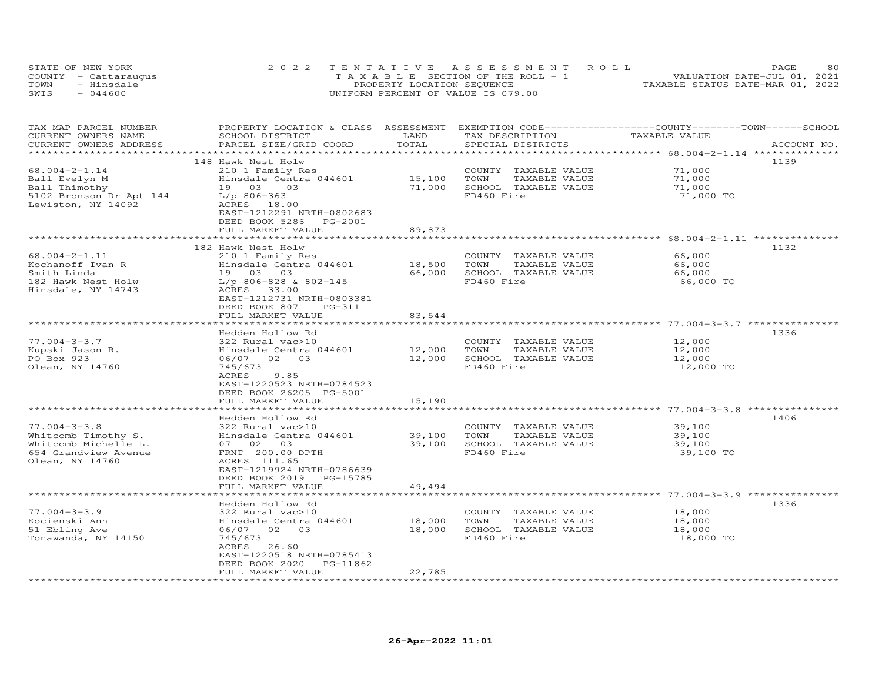STATE OF NEW YORK
COUNTY - Cattaraugus
TOWN - Hinsdale
SWIS - 044600

2022 TENTATIVE ASSESSMENT ROLL
TAXABLE SECTION OF THE ROLL - 1
PROPERTY LOCATION SEQUENCE
UNIFORM PERCENT OF VALUE IS 079.00

VALUATION DATE-JUL 01, 2021
TAXABLE STATUS DATE-MAR 01, 2022

| TAX MAP PARCEL NUMBER / CURRENT OWNERS NAME / CURRENT OWNERS ADDRESS | PROPERTY LOCATION & CLASS / SCHOOL DISTRICT / PARCEL SIZE/GRID COORD | ASSESSMENT LAND / TOTAL | EXEMPTION CODE / TAX DESCRIPTION / SPECIAL DISTRICTS | COUNTY--------TOWN------SCHOOL TAXABLE VALUE | ACCOUNT NO. |
|---|---|---|---|---|---|
| 68.004-2-1.14 | 148 Hawk Nest Holw | | | | 1139 |
| Ball Evelyn M | 210 1 Family Res | | COUNTY TAXABLE VALUE | 71,000 | |
| Ball Thimothy | Hinsdale Centra 044601 | 15,100 | TOWN TAXABLE VALUE | 71,000 | |
| 5102 Bronson Dr Apt 144 | 19 03 03 | 71,000 | SCHOOL TAXABLE VALUE | 71,000 | |
| Lewiston, NY 14092 | L/p 806-363 | | FD460 Fire | 71,000 TO | |
| | ACRES 18.00 | | | | |
| | EAST-1212291 NRTH-0802683 | | | | |
| | DEED BOOK 5286 PG-2001 | | | | |
| | FULL MARKET VALUE | 89,873 | | | |
| 68.004-2-1.11 | 182 Hawk Nest Holw | | | | 1132 |
| Kochanoff Ivan R | 210 1 Family Res | | COUNTY TAXABLE VALUE | 66,000 | |
| Smith Linda | Hinsdale Centra 044601 | 18,500 | TOWN TAXABLE VALUE | 66,000 | |
| 182 Hawk Nest Holw | 19 03 03 | 66,000 | SCHOOL TAXABLE VALUE | 66,000 | |
| Hinsdale, NY 14743 | L/p 806-828 & 802-145 | | FD460 Fire | 66,000 TO | |
| | ACRES 33.00 | | | | |
| | EAST-1212731 NRTH-0803381 | | | | |
| | DEED BOOK 807 PG-311 | | | | |
| | FULL MARKET VALUE | 83,544 | | | |
| 77.004-3-3.7 | Hedden Hollow Rd | | | | 1336 |
| Kupski Jason R. | 322 Rural vac>10 | | COUNTY TAXABLE VALUE | 12,000 | |
| PO Box 923 | Hinsdale Centra 044601 | 12,000 | TOWN TAXABLE VALUE | 12,000 | |
| Olean, NY 14760 | 06/07 02 03 | 12,000 | SCHOOL TAXABLE VALUE | 12,000 | |
| | 745/673 | | FD460 Fire | 12,000 TO | |
| | ACRES 9.85 | | | | |
| | EAST-1220523 NRTH-0784523 | | | | |
| | DEED BOOK 26205 PG-5001 | | | | |
| | FULL MARKET VALUE | 15,190 | | | |
| 77.004-3-3.8 | Hedden Hollow Rd | | | | 1406 |
| Whitcomb Timothy S. | 322 Rural vac>10 | | COUNTY TAXABLE VALUE | 39,100 | |
| Whitcomb Michelle L. | Hinsdale Centra 044601 | 39,100 | TOWN TAXABLE VALUE | 39,100 | |
| 654 Grandview Avenue | 07 02 03 | 39,100 | SCHOOL TAXABLE VALUE | 39,100 | |
| Olean, NY 14760 | FRNT 200.00 DPTH | | FD460 Fire | 39,100 TO | |
| | ACRES 111.65 | | | | |
| | EAST-1219924 NRTH-0786639 | | | | |
| | DEED BOOK 2019 PG-15785 | | | | |
| | FULL MARKET VALUE | 49,494 | | | |
| 77.004-3-3.9 | Hedden Hollow Rd | | | | 1336 |
| Kocienski Ann | 322 Rural vac>10 | | COUNTY TAXABLE VALUE | 18,000 | |
| 51 Ebling Ave | Hinsdale Centra 044601 | 18,000 | TOWN TAXABLE VALUE | 18,000 | |
| Tonawanda, NY 14150 | 06/07 02 03 | 18,000 | SCHOOL TAXABLE VALUE | 18,000 | |
| | 745/673 | | FD460 Fire | 18,000 TO | |
| | ACRES 26.60 | | | | |
| | EAST-1220518 NRTH-0785413 | | | | |
| | DEED BOOK 2020 PG-11862 | | | | |
| | FULL MARKET VALUE | 22,785 | | | |

26-Apr-2022 11:01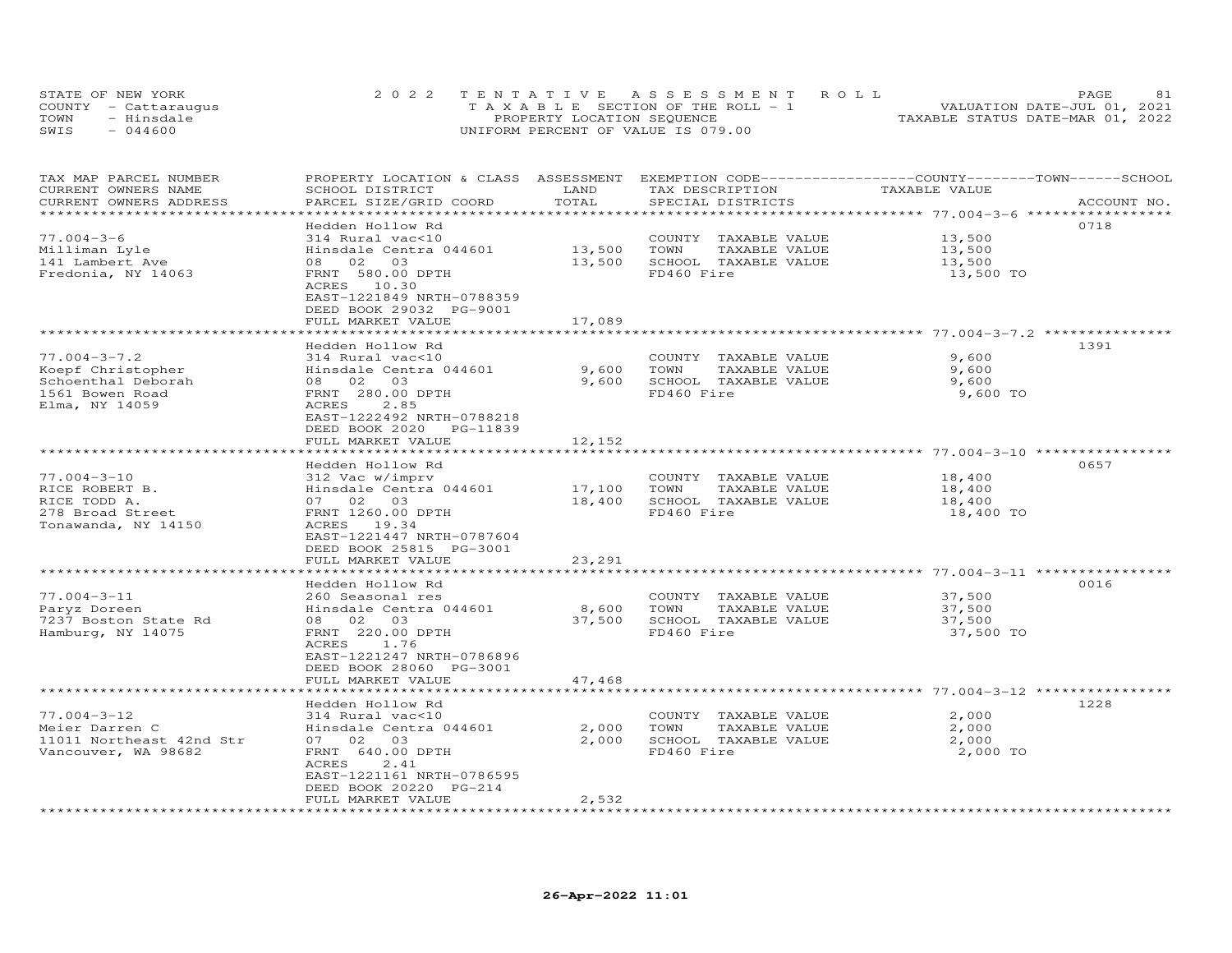STATE OF NEW YORK
COUNTY - Cattaraugus
TOWN - Hinsdale
SWIS - 044600

2022 TENTATIVE ASSESSMENT ROLL
TAXABLE SECTION OF THE ROLL - 1
PROPERTY LOCATION SEQUENCE
UNIFORM PERCENT OF VALUE IS 079.00

VALUATION DATE-JUL 01, 2021
TAXABLE STATUS DATE-MAR 01, 2022

| TAX MAP PARCEL NUMBER / CURRENT OWNERS NAME / CURRENT OWNERS ADDRESS | PROPERTY LOCATION & CLASS / SCHOOL DISTRICT / PARCEL SIZE/GRID COORD | ASSESSMENT LAND / TOTAL | EXEMPTION CODE / TAX DESCRIPTION / SPECIAL DISTRICTS | COUNTY / TOWN / SCHOOL TAXABLE VALUE | ACCOUNT NO. |
|---|---|---|---|---|---|
| **77.004-3-6** | Hedden Hollow Rd | | | | 0718 |
| 77.004-3-6 | 314 Rural vac<10 | | COUNTY TAXABLE VALUE | 13,500 | |
| Milliman Lyle | Hinsdale Centra 044601 | 13,500 | TOWN TAXABLE VALUE | 13,500 | |
| 141 Lambert Ave | 08 02 03 | 13,500 | SCHOOL TAXABLE VALUE | 13,500 | |
| Fredonia, NY 14063 | FRNT 580.00 DPTH | | FD460 Fire | 13,500 TO | |
| | ACRES 10.30 | | | | |
| | EAST-1221849 NRTH-0788359 | | | | |
| | DEED BOOK 29032 PG-9001 | | | | |
| | FULL MARKET VALUE | 17,089 | | | |
| **77.004-3-7.2** | Hedden Hollow Rd | | | | 1391 |
| 77.004-3-7.2 | 314 Rural vac<10 | | COUNTY TAXABLE VALUE | 9,600 | |
| Koepf Christopher | Hinsdale Centra 044601 | 9,600 | TOWN TAXABLE VALUE | 9,600 | |
| Schoenthal Deborah | 08 02 03 | 9,600 | SCHOOL TAXABLE VALUE | 9,600 | |
| 1561 Bowen Road | FRNT 280.00 DPTH | | FD460 Fire | 9,600 TO | |
| Elma, NY 14059 | ACRES 2.85 | | | | |
| | EAST-1222492 NRTH-0788218 | | | | |
| | DEED BOOK 2020 PG-11839 | | | | |
| | FULL MARKET VALUE | 12,152 | | | |
| **77.004-3-10** | Hedden Hollow Rd | | | | 0657 |
| 77.004-3-10 | 312 Vac w/imprv | | COUNTY TAXABLE VALUE | 18,400 | |
| RICE ROBERT B. | Hinsdale Centra 044601 | 17,100 | TOWN TAXABLE VALUE | 18,400 | |
| RICE TODD A. | 07 02 03 | 18,400 | SCHOOL TAXABLE VALUE | 18,400 | |
| 278 Broad Street | FRNT 1260.00 DPTH | | FD460 Fire | 18,400 TO | |
| Tonawanda, NY 14150 | ACRES 19.34 | | | | |
| | EAST-1221447 NRTH-0787604 | | | | |
| | DEED BOOK 25815 PG-3001 | | | | |
| | FULL MARKET VALUE | 23,291 | | | |
| **77.004-3-11** | Hedden Hollow Rd | | | | 0016 |
| 77.004-3-11 | 260 Seasonal res | | COUNTY TAXABLE VALUE | 37,500 | |
| Paryz Doreen | Hinsdale Centra 044601 | 8,600 | TOWN TAXABLE VALUE | 37,500 | |
| 7237 Boston State Rd | 08 02 03 | 37,500 | SCHOOL TAXABLE VALUE | 37,500 | |
| Hamburg, NY 14075 | FRNT 220.00 DPTH | | FD460 Fire | 37,500 TO | |
| | ACRES 1.76 | | | | |
| | EAST-1221247 NRTH-0786896 | | | | |
| | DEED BOOK 28060 PG-3001 | | | | |
| | FULL MARKET VALUE | 47,468 | | | |
| **77.004-3-12** | Hedden Hollow Rd | | | | 1228 |
| 77.004-3-12 | 314 Rural vac<10 | | COUNTY TAXABLE VALUE | 2,000 | |
| Meier Darren C | Hinsdale Centra 044601 | 2,000 | TOWN TAXABLE VALUE | 2,000 | |
| 11011 Northeast 42nd Str | 07 02 03 | 2,000 | SCHOOL TAXABLE VALUE | 2,000 | |
| Vancouver, WA 98682 | FRNT 640.00 DPTH | | FD460 Fire | 2,000 TO | |
| | ACRES 2.41 | | | | |
| | EAST-1221161 NRTH-0786595 | | | | |
| | DEED BOOK 20220 PG-214 | | | | |
| | FULL MARKET VALUE | 2,532 | | | |

26-Apr-2022 11:01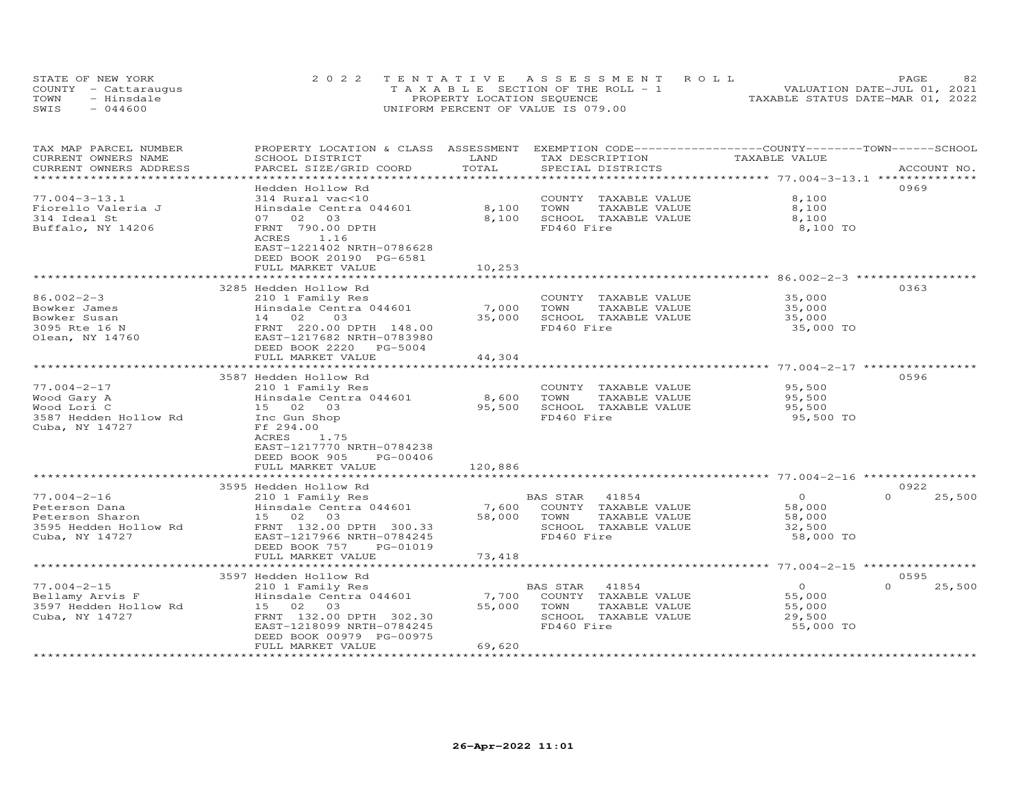STATE OF NEW YORK
COUNTY - Cattaraugus
TOWN - Hinsdale
SWIS - 044600

2022 TENTATIVE ASSESSMENT ROLL
TAXABLE SECTION OF THE ROLL - 1
PROPERTY LOCATION SEQUENCE
UNIFORM PERCENT OF VALUE IS 079.00

VALUATION DATE-JUL 01, 2021
TAXABLE STATUS DATE-MAR 01, 2022

| TAX MAP PARCEL NUMBER / CURRENT OWNERS NAME / CURRENT OWNERS ADDRESS | PROPERTY LOCATION & CLASS / SCHOOL DISTRICT / PARCEL SIZE/GRID COORD | ASSESSMENT LAND | TOTAL | EXEMPTION CODE / TAX DESCRIPTION / SPECIAL DISTRICTS | COUNTY TAXABLE VALUE | TOWN | SCHOOL | ACCOUNT NO. |
|---|---|---|---|---|---|---|---|---|
| 77.004-3-13.1 | Hedden Hollow Rd | | | | | | | 0969 |
| Fiorello Valeria J | 314 Rural vac<10 | | | COUNTY TAXABLE VALUE | 8,100 | | | |
| 314 Ideal St | Hinsdale Centra 044601 | 8,100 | | TOWN TAXABLE VALUE | 8,100 | | | |
| Buffalo, NY 14206 | 07 02 03 | | 8,100 | SCHOOL TAXABLE VALUE | 8,100 | | | |
| | FRNT 790.00 DPTH | | | FD460 Fire | 8,100 TO | | | |
| | ACRES 1.16 | | | | | | | |
| | EAST-1221402 NRTH-0786628 | | | | | | | |
| | DEED BOOK 20190 PG-6581 | | | | | | | |
| | FULL MARKET VALUE | | 10,253 | | | | | |
| 86.002-2-3 | 3285 Hedden Hollow Rd | | | | | | | 0363 |
| Bowker James | 210 1 Family Res | | | COUNTY TAXABLE VALUE | 35,000 | | | |
| Bowker Susan | Hinsdale Centra 044601 | 7,000 | | TOWN TAXABLE VALUE | 35,000 | | | |
| 3095 Rte 16 N | 14 02 03 | | 35,000 | SCHOOL TAXABLE VALUE | 35,000 | | | |
| Olean, NY 14760 | FRNT 220.00 DPTH 148.00 | | | FD460 Fire | 35,000 TO | | | |
| | EAST-1217682 NRTH-0783980 | | | | | | | |
| | DEED BOOK 2220 PG-5004 | | | | | | | |
| | FULL MARKET VALUE | | 44,304 | | | | | |
| 77.004-2-17 | 3587 Hedden Hollow Rd | | | | | | | 0596 |
| Wood Gary A | 210 1 Family Res | | | COUNTY TAXABLE VALUE | 95,500 | | | |
| Wood Lori C | Hinsdale Centra 044601 | 8,600 | | TOWN TAXABLE VALUE | 95,500 | | | |
| 3587 Hedden Hollow Rd | 15 02 03 | | 95,500 | SCHOOL TAXABLE VALUE | 95,500 | | | |
| Cuba, NY 14727 | Inc Gun Shop | | | FD460 Fire | 95,500 TO | | | |
| | Ff 294.00 | | | | | | | |
| | ACRES 1.75 | | | | | | | |
| | EAST-1217770 NRTH-0784238 | | | | | | | |
| | DEED BOOK 905 PG-00406 | | | | | | | |
| | FULL MARKET VALUE | | 120,886 | | | | | |
| 77.004-2-16 | 3595 Hedden Hollow Rd | | | | | | | 0922 |
| Peterson Dana | 210 1 Family Res | | | BAS STAR 41854 | 0 | 0 | 25,500 | |
| Peterson Sharon | Hinsdale Centra 044601 | 7,600 | | COUNTY TAXABLE VALUE | 58,000 | | | |
| 3595 Hedden Hollow Rd | 15 02 03 | | 58,000 | TOWN TAXABLE VALUE | 58,000 | | | |
| Cuba, NY 14727 | FRNT 132.00 DPTH 300.33 | | | SCHOOL TAXABLE VALUE | 32,500 | | | |
| | EAST-1217966 NRTH-0784245 | | | FD460 Fire | 58,000 TO | | | |
| | DEED BOOK 757 PG-01019 | | | | | | | |
| | FULL MARKET VALUE | | 73,418 | | | | | |
| 77.004-2-15 | 3597 Hedden Hollow Rd | | | | | | | 0595 |
| Bellamy Arvis F | 210 1 Family Res | | | BAS STAR 41854 | 0 | 0 | 25,500 | |
| 3597 Hedden Hollow Rd | Hinsdale Centra 044601 | 7,700 | | COUNTY TAXABLE VALUE | 55,000 | | | |
| Cuba, NY 14727 | 15 02 03 | | 55,000 | TOWN TAXABLE VALUE | 55,000 | | | |
| | FRNT 132.00 DPTH 302.30 | | | SCHOOL TAXABLE VALUE | 29,500 | | | |
| | EAST-1218099 NRTH-0784245 | | | FD460 Fire | 55,000 TO | | | |
| | DEED BOOK 00979 PG-00975 | | | | | | | |
| | FULL MARKET VALUE | | 69,620 | | | | | |

26-Apr-2022 11:01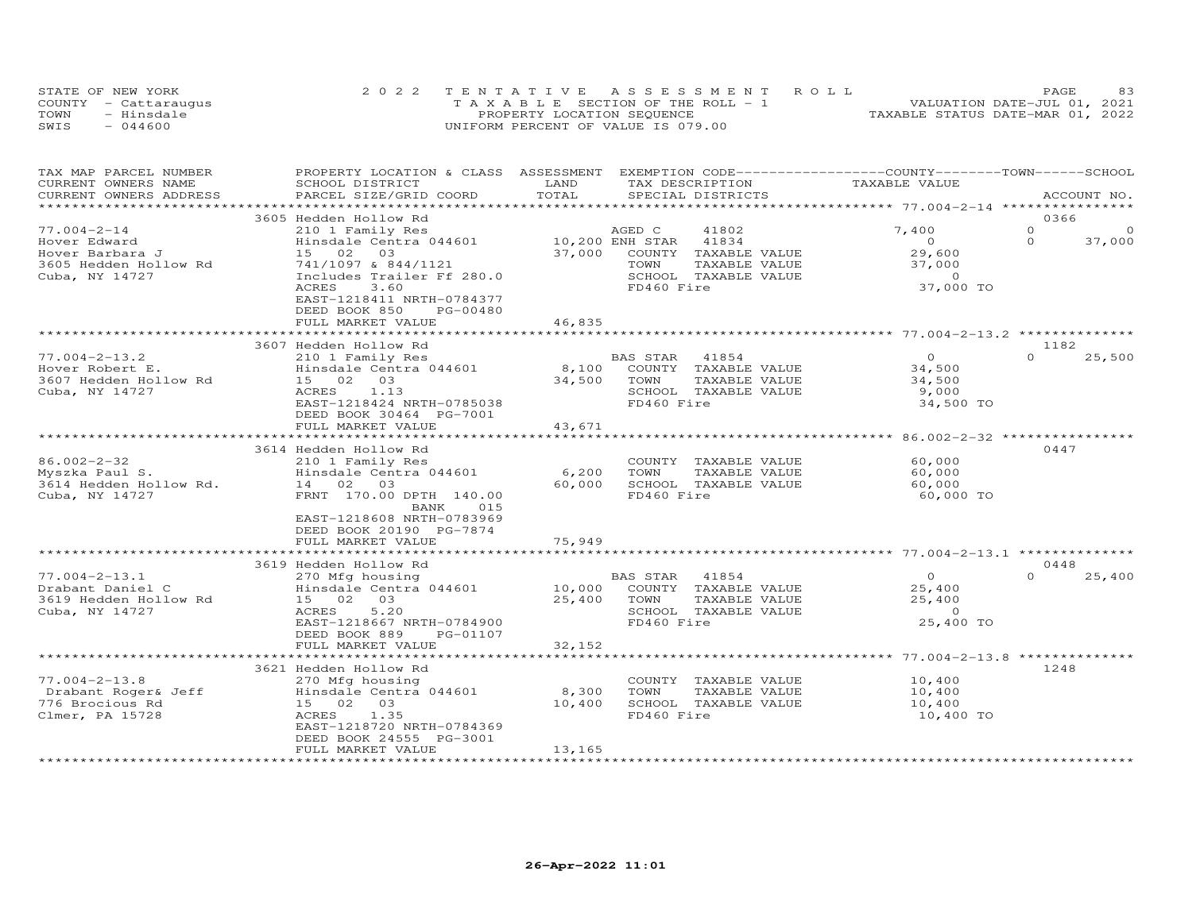STATE OF NEW YORK
COUNTY - Cattaraugus
TOWN - Hinsdale
SWIS - 044600

2022 TENTATIVE ASSESSMENT ROLL
TAXABLE SECTION OF THE ROLL - 1
PROPERTY LOCATION SEQUENCE
UNIFORM PERCENT OF VALUE IS 079.00

VALUATION DATE-JUL 01, 2021
TAXABLE STATUS DATE-MAR 01, 2022

| TAX MAP PARCEL NUMBER / CURRENT OWNERS NAME / CURRENT OWNERS ADDRESS | PROPERTY LOCATION & CLASS / SCHOOL DISTRICT / PARCEL SIZE/GRID COORD | ASSESSMENT LAND / TOTAL | EXEMPTION CODE / TAX DESCRIPTION / SPECIAL DISTRICTS | COUNTY TAXABLE VALUE | TOWN | SCHOOL | ACCOUNT NO. |
|---|---|---|---|---|---|---|---|
| | 3605 Hedden Hollow Rd | | | | | | 0366 |
| 77.004-2-14 | 210 1 Family Res | | AGED C 41802 | 7,400 | 0 | 0 | |
| Hover Edward | Hinsdale Centra 044601 | 10,200 | ENH STAR 41834 | 0 | 0 | 37,000 | |
| Hover Barbara J | 15 02 03 | 37,000 | COUNTY TAXABLE VALUE | 29,600 | | | |
| 3605 Hedden Hollow Rd | 741/1097 & 844/1121 | | TOWN TAXABLE VALUE | 37,000 | | | |
| Cuba, NY 14727 | Includes Trailer Ff 280.0 | | SCHOOL TAXABLE VALUE | 0 | | | |
| | ACRES 3.60 | | FD460 Fire | 37,000 TO | | | |
| | EAST-1218411 NRTH-0784377 | | | | | | |
| | DEED BOOK 850 PG-00480 | | | | | | |
| | FULL MARKET VALUE | 46,835 | | | | | |
| | 3607 Hedden Hollow Rd | | | | | | 1182 |
| 77.004-2-13.2 | 210 1 Family Res | | BAS STAR 41854 | 0 | 0 | 25,500 | |
| Hover Robert E. | Hinsdale Centra 044601 | 8,100 | COUNTY TAXABLE VALUE | 34,500 | | | |
| 3607 Hedden Hollow Rd | 15 02 03 | 34,500 | TOWN TAXABLE VALUE | 34,500 | | | |
| Cuba, NY 14727 | ACRES 1.13 | | SCHOOL TAXABLE VALUE | 9,000 | | | |
| | EAST-1218424 NRTH-0785038 | | FD460 Fire | 34,500 TO | | | |
| | DEED BOOK 30464 PG-7001 | | | | | | |
| | FULL MARKET VALUE | 43,671 | | | | | |
| | 3614 Hedden Hollow Rd | | | | | | 0447 |
| 86.002-2-32 | 210 1 Family Res | | COUNTY TAXABLE VALUE | 60,000 | | | |
| Myszka Paul S. | Hinsdale Centra 044601 | 6,200 | TOWN TAXABLE VALUE | 60,000 | | | |
| 3614 Hedden Hollow Rd. | 14 02 03 | 60,000 | SCHOOL TAXABLE VALUE | 60,000 | | | |
| Cuba, NY 14727 | FRNT 170.00 DPTH 140.00 | | FD460 Fire | 60,000 TO | | | |
| | BANK 015 | | | | | | |
| | EAST-1218608 NRTH-0783969 | | | | | | |
| | DEED BOOK 20190 PG-7874 | | | | | | |
| | FULL MARKET VALUE | 75,949 | | | | | |
| | 3619 Hedden Hollow Rd | | | | | | 0448 |
| 77.004-2-13.1 | 270 Mfg housing | | BAS STAR 41854 | 0 | 0 | 25,400 | |
| Drabant Daniel C | Hinsdale Centra 044601 | 10,000 | COUNTY TAXABLE VALUE | 25,400 | | | |
| 3619 Hedden Hollow Rd | 15 02 03 | 25,400 | TOWN TAXABLE VALUE | 25,400 | | | |
| Cuba, NY 14727 | ACRES 5.20 | | SCHOOL TAXABLE VALUE | 0 | | | |
| | EAST-1218667 NRTH-0784900 | | FD460 Fire | 25,400 TO | | | |
| | DEED BOOK 889 PG-01107 | | | | | | |
| | FULL MARKET VALUE | 32,152 | | | | | |
| | 3621 Hedden Hollow Rd | | | | | | 1248 |
| 77.004-2-13.8 | 270 Mfg housing | | COUNTY TAXABLE VALUE | 10,400 | | | |
| Drabant Roger& Jeff | Hinsdale Centra 044601 | 8,300 | TOWN TAXABLE VALUE | 10,400 | | | |
| 776 Brocious Rd | 15 02 03 | 10,400 | SCHOOL TAXABLE VALUE | 10,400 | | | |
| Clmer, PA 15728 | ACRES 1.35 | | FD460 Fire | 10,400 TO | | | |
| | EAST-1218720 NRTH-0784369 | | | | | | |
| | DEED BOOK 24555 PG-3001 | | | | | | |
| | FULL MARKET VALUE | 13,165 | | | | | |

26-Apr-2022 11:01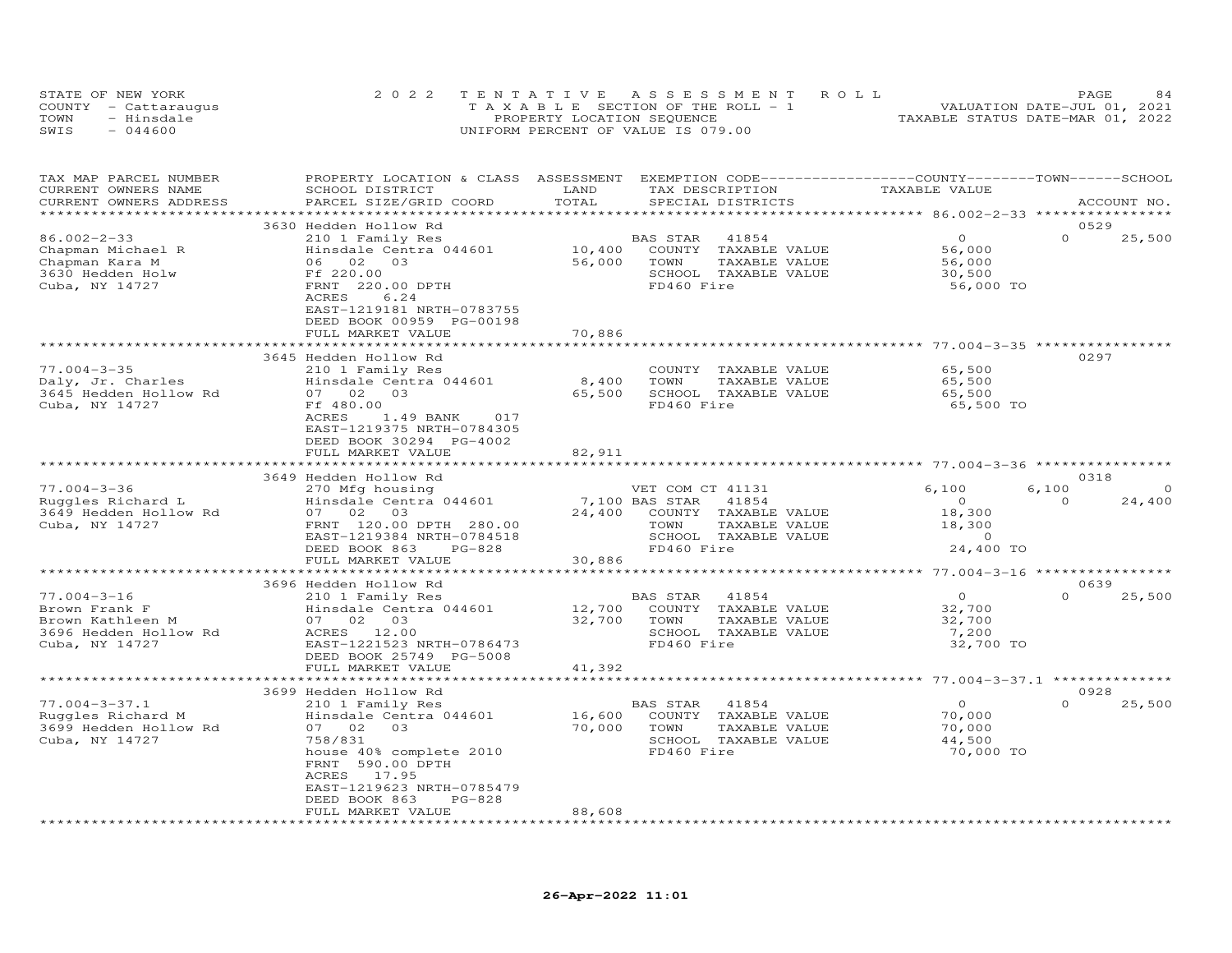STATE OF NEW YORK
COUNTY - Cattaraugus
TOWN - Hinsdale
SWIS - 044600

2022 TENTATIVE ASSESSMENT ROLL
TAXABLE SECTION OF THE ROLL - 1
PROPERTY LOCATION SEQUENCE
UNIFORM PERCENT OF VALUE IS 079.00

VALUATION DATE-JUL 01, 2021
TAXABLE STATUS DATE-MAR 01, 2022

| TAX MAP PARCEL NUMBER / CURRENT OWNERS NAME / CURRENT OWNERS ADDRESS | PROPERTY LOCATION & CLASS / SCHOOL DISTRICT / PARCEL SIZE/GRID COORD | ASSESSMENT LAND / TOTAL | EXEMPTION CODE / TAX DESCRIPTION / SPECIAL DISTRICTS | COUNTY TAXABLE VALUE | TOWN | SCHOOL | ACCOUNT NO. |
|---|---|---|---|---|---|---|---|
| **86.002-2-33** | 3630 Hedden Hollow Rd | | | | | | 0529 |
| Chapman Michael R | 210 1 Family Res | | BAS STAR 41854 | 0 | 0 | 25,500 | |
| Chapman Kara M | Hinsdale Centra 044601 | 10,400 | COUNTY TAXABLE VALUE | 56,000 | | | |
| 3630 Hedden Holw | 06 02 03 | 56,000 | TOWN TAXABLE VALUE | 56,000 | | | |
| Cuba, NY 14727 | Ff 220.00 | | SCHOOL TAXABLE VALUE | 30,500 | | | |
| | FRNT 220.00 DPTH | | FD460 Fire | 56,000 TO | | | |
| | ACRES 6.24 | | | | | | |
| | EAST-1219181 NRTH-0783755 | | | | | | |
| | DEED BOOK 00959 PG-00198 | | | | | | |
| | FULL MARKET VALUE | 70,886 | | | | | |
| **77.004-3-35** | 3645 Hedden Hollow Rd | | | | | | 0297 |
| Daly, Jr. Charles | 210 1 Family Res | | COUNTY TAXABLE VALUE | 65,500 | | | |
| 3645 Hedden Hollow Rd | Hinsdale Centra 044601 | 8,400 | TOWN TAXABLE VALUE | 65,500 | | | |
| Cuba, NY 14727 | 07 02 03 | 65,500 | SCHOOL TAXABLE VALUE | 65,500 | | | |
| | Ff 480.00 | | FD460 Fire | 65,500 TO | | | |
| | ACRES 1.49 BANK 017 | | | | | | |
| | EAST-1219375 NRTH-0784305 | | | | | | |
| | DEED BOOK 30294 PG-4002 | | | | | | |
| | FULL MARKET VALUE | 82,911 | | | | | |
| **77.004-3-36** | 3649 Hedden Hollow Rd | | | | | | 0318 |
| Ruggles Richard L | 270 Mfg housing | | VET COM CT 41131 | 6,100 | 6,100 | 0 | |
| 3649 Hedden Hollow Rd | Hinsdale Centra 044601 | 7,100 | BAS STAR 41854 | 0 | 0 | 24,400 | |
| Cuba, NY 14727 | 07 02 03 | 24,400 | COUNTY TAXABLE VALUE | 18,300 | | | |
| | FRNT 120.00 DPTH 280.00 | | TOWN TAXABLE VALUE | 18,300 | | | |
| | EAST-1219384 NRTH-0784518 | | SCHOOL TAXABLE VALUE | 0 | | | |
| | DEED BOOK 863 PG-828 | | FD460 Fire | 24,400 TO | | | |
| | FULL MARKET VALUE | 30,886 | | | | | |
| **77.004-3-16** | 3696 Hedden Hollow Rd | | | | | | 0639 |
| Brown Frank F | 210 1 Family Res | | BAS STAR 41854 | 0 | 0 | 25,500 | |
| Brown Kathleen M | Hinsdale Centra 044601 | 12,700 | COUNTY TAXABLE VALUE | 32,700 | | | |
| 3696 Hedden Hollow Rd | 07 02 03 | 32,700 | TOWN TAXABLE VALUE | 32,700 | | | |
| Cuba, NY 14727 | ACRES 12.00 | | SCHOOL TAXABLE VALUE | 7,200 | | | |
| | EAST-1221523 NRTH-0786473 | | FD460 Fire | 32,700 TO | | | |
| | DEED BOOK 25749 PG-5008 | | | | | | |
| | FULL MARKET VALUE | 41,392 | | | | | |
| **77.004-3-37.1** | 3699 Hedden Hollow Rd | | | | | | 0928 |
| Ruggles Richard M | 210 1 Family Res | | BAS STAR 41854 | 0 | 0 | 25,500 | |
| 3699 Hedden Hollow Rd | Hinsdale Centra 044601 | 16,600 | COUNTY TAXABLE VALUE | 70,000 | | | |
| Cuba, NY 14727 | 07 02 03 | 70,000 | TOWN TAXABLE VALUE | 70,000 | | | |
| | 758/831 | | SCHOOL TAXABLE VALUE | 44,500 | | | |
| | house 40% complete 2010 | | FD460 Fire | 70,000 TO | | | |
| | FRNT 590.00 DPTH | | | | | | |
| | ACRES 17.95 | | | | | | |
| | EAST-1219623 NRTH-0785479 | | | | | | |
| | DEED BOOK 863 PG-828 | | | | | | |
| | FULL MARKET VALUE | 88,608 | | | | | |

26-Apr-2022 11:01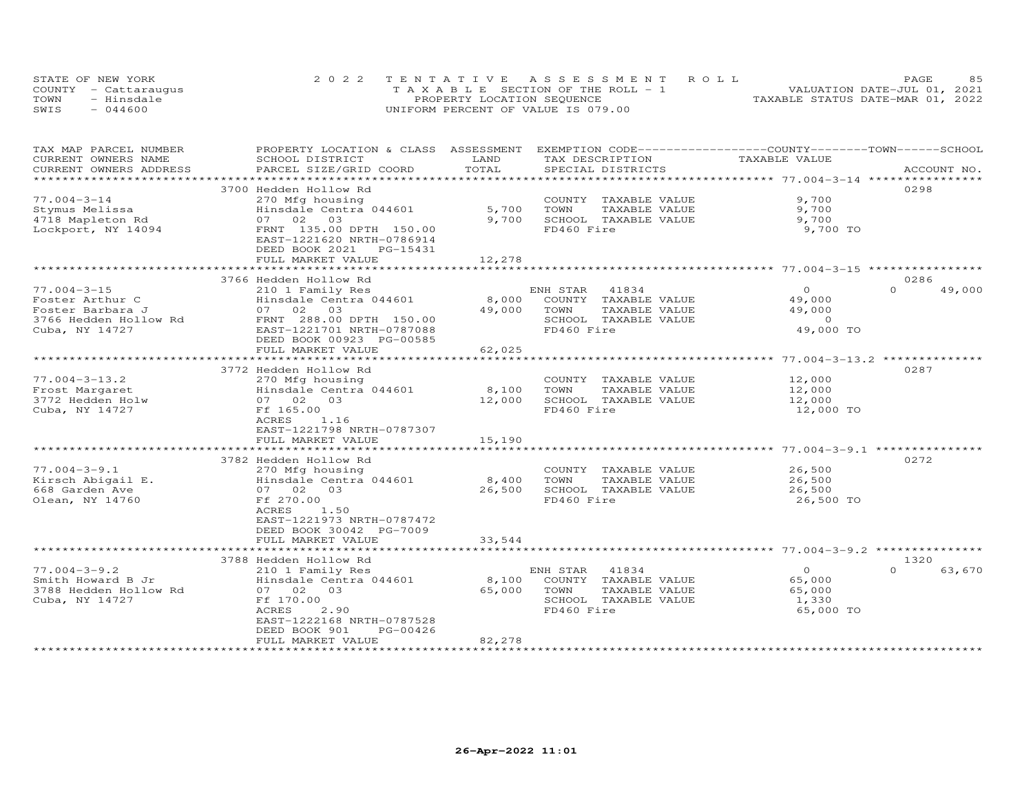STATE OF NEW YORK
COUNTY - Cattaraugus
TOWN - Hinsdale
SWIS - 044600

2022 TENTATIVE ASSESSMENT ROLL
TAXABLE SECTION OF THE ROLL - 1
PROPERTY LOCATION SEQUENCE
UNIFORM PERCENT OF VALUE IS 079.00

VALUATION DATE-JUL 01, 2021
TAXABLE STATUS DATE-MAR 01, 2022

| TAX MAP PARCEL NUMBER / CURRENT OWNERS NAME / CURRENT OWNERS ADDRESS | PROPERTY LOCATION & CLASS / SCHOOL DISTRICT / PARCEL SIZE/GRID COORD | ASSESSMENT LAND | TOTAL | EXEMPTION CODE / TAX DESCRIPTION / SPECIAL DISTRICTS | COUNTY / TOWN / SCHOOL TAXABLE VALUE | ACCOUNT NO. |
|---|---|---|---|---|---|---|
| **77.004-3-14** | 3700 Hedden Hollow Rd | | | | | 0298 |
| Stymus Melissa | 270 Mfg housing | | | COUNTY TAXABLE VALUE | 9,700 | |
| 4718 Mapleton Rd | Hinsdale Centra 044601 | 5,700 | | TOWN TAXABLE VALUE | 9,700 | |
| Lockport, NY 14094 | 07 02 03 | | 9,700 | SCHOOL TAXABLE VALUE | 9,700 | |
| | FRNT 135.00 DPTH 150.00 | | | FD460 Fire | 9,700 TO | |
| | EAST-1221620 NRTH-0786914 | | | | | |
| | DEED BOOK 2021 PG-15431 | | | | | |
| | FULL MARKET VALUE | | 12,278 | | | |
| **77.004-3-15** | 3766 Hedden Hollow Rd | | | | | 0286 |
| Foster Arthur C | 210 1 Family Res | | | ENH STAR 41834 | 0 / 0 / 49,000 | |
| Foster Barbara J | Hinsdale Centra 044601 | 8,000 | | COUNTY TAXABLE VALUE | 49,000 | |
| 3766 Hedden Hollow Rd | 07 02 03 | | 49,000 | TOWN TAXABLE VALUE | 49,000 | |
| Cuba, NY 14727 | FRNT 288.00 DPTH 150.00 | | | SCHOOL TAXABLE VALUE | 0 | |
| | EAST-1221701 NRTH-0787088 | | | FD460 Fire | 49,000 TO | |
| | DEED BOOK 00923 PG-00585 | | | | | |
| | FULL MARKET VALUE | | 62,025 | | | |
| **77.004-3-13.2** | 3772 Hedden Hollow Rd | | | | | 0287 |
| Frost Margaret | 270 Mfg housing | | | COUNTY TAXABLE VALUE | 12,000 | |
| 3772 Hedden Holw | Hinsdale Centra 044601 | 8,100 | | TOWN TAXABLE VALUE | 12,000 | |
| Cuba, NY 14727 | 07 02 03 | | 12,000 | SCHOOL TAXABLE VALUE | 12,000 | |
| | Ff 165.00 | | | FD460 Fire | 12,000 TO | |
| | ACRES 1.16 | | | | | |
| | EAST-1221798 NRTH-0787307 | | | | | |
| | FULL MARKET VALUE | | 15,190 | | | |
| **77.004-3-9.1** | 3782 Hedden Hollow Rd | | | | | 0272 |
| Kirsch Abigail E. | 270 Mfg housing | | | COUNTY TAXABLE VALUE | 26,500 | |
| 668 Garden Ave | Hinsdale Centra 044601 | 8,400 | | TOWN TAXABLE VALUE | 26,500 | |
| Olean, NY 14760 | 07 02 03 | | 26,500 | SCHOOL TAXABLE VALUE | 26,500 | |
| | Ff 270.00 | | | FD460 Fire | 26,500 TO | |
| | ACRES 1.50 | | | | | |
| | EAST-1221973 NRTH-0787472 | | | | | |
| | DEED BOOK 30042 PG-7009 | | | | | |
| | FULL MARKET VALUE | | 33,544 | | | |
| **77.004-3-9.2** | 3788 Hedden Hollow Rd | | | | | 1320 |
| Smith Howard B Jr | 210 1 Family Res | | | ENH STAR 41834 | 0 / 0 / 63,670 | |
| 3788 Hedden Hollow Rd | Hinsdale Centra 044601 | 8,100 | | COUNTY TAXABLE VALUE | 65,000 | |
| Cuba, NY 14727 | 07 02 03 | | 65,000 | TOWN TAXABLE VALUE | 65,000 | |
| | Ff 170.00 | | | SCHOOL TAXABLE VALUE | 1,330 | |
| | ACRES 2.90 | | | FD460 Fire | 65,000 TO | |
| | EAST-1222168 NRTH-0787528 | | | | | |
| | DEED BOOK 901 PG-00426 | | | | | |
| | FULL MARKET VALUE | | 82,278 | | | |

26-Apr-2022 11:01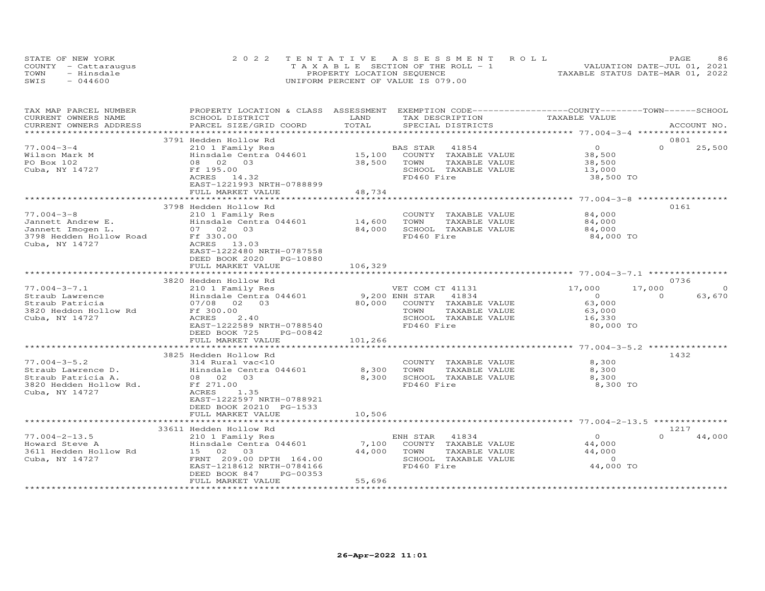STATE OF NEW YORK
COUNTY - Cattaraugus
TOWN - Hinsdale
SWIS - 044600

# 2022 TENTATIVE ASSESSMENT ROLL
TAXABLE SECTION OF THE ROLL - 1
PROPERTY LOCATION SEQUENCE
UNIFORM PERCENT OF VALUE IS 079.00

VALUATION DATE-JUL 01, 2021
TAXABLE STATUS DATE-MAR 01, 2022

| TAX MAP PARCEL NUMBER / CURRENT OWNERS NAME / CURRENT OWNERS ADDRESS | PROPERTY LOCATION & CLASS / SCHOOL DISTRICT / PARCEL SIZE/GRID COORD | ASSESSMENT LAND / TOTAL | EXEMPTION CODE / TAX DESCRIPTION / SPECIAL DISTRICTS | COUNTY TAXABLE VALUE | TOWN | SCHOOL / ACCOUNT NO. |
|---|---|---|---|---|---|---|
| **77.004-3-4** | 3791 Hedden Hollow Rd | | | | | 0801 |
| 77.004-3-4 | 210 1 Family Res | | BAS STAR 41854 | 0 | 0 | 25,500 |
| Wilson Mark M | Hinsdale Centra 044601 | 15,100 | COUNTY TAXABLE VALUE | 38,500 | | |
| PO Box 102 | 08 02 03 | 38,500 | TOWN TAXABLE VALUE | 38,500 | | |
| Cuba, NY 14727 | Ff 195.00 | | SCHOOL TAXABLE VALUE | 13,000 | | |
| | ACRES 14.32 | | FD460 Fire | 38,500 TO | | |
| | EAST-1221993 NRTH-0788899 | | | | | |
| | FULL MARKET VALUE | 48,734 | | | | |
| **77.004-3-8** | 3798 Hedden Hollow Rd | | | | | 0161 |
| 77.004-3-8 | 210 1 Family Res | | COUNTY TAXABLE VALUE | 84,000 | | |
| Jannett Andrew E. | Hinsdale Centra 044601 | 14,600 | TOWN TAXABLE VALUE | 84,000 | | |
| Jannett Imogen L. | 07 02 03 | 84,000 | SCHOOL TAXABLE VALUE | 84,000 | | |
| 3798 Hedden Hollow Road | Ff 330.00 | | FD460 Fire | 84,000 TO | | |
| Cuba, NY 14727 | ACRES 13.03 | | | | | |
| | EAST-1222480 NRTH-0787558 | | | | | |
| | DEED BOOK 2020 PG-10880 | | | | | |
| | FULL MARKET VALUE | 106,329 | | | | |
| **77.004-3-7.1** | 3820 Hedden Hollow Rd | | | | | 0736 |
| 77.004-3-7.1 | 210 1 Family Res | | VET COM CT 41131 | 17,000 | 17,000 | 0 |
| Straub Lawrence | Hinsdale Centra 044601 | 9,200 | ENH STAR 41834 | 0 | 0 | 63,670 |
| Straub Patricia | 07/08 02 03 | 80,000 | COUNTY TAXABLE VALUE | 63,000 | | |
| 3820 Heddon Hollow Rd | Ff 300.00 | | TOWN TAXABLE VALUE | 63,000 | | |
| Cuba, NY 14727 | ACRES 2.40 | | SCHOOL TAXABLE VALUE | 16,330 | | |
| | EAST-1222589 NRTH-0788540 | | FD460 Fire | 80,000 TO | | |
| | DEED BOOK 725 PG-00842 | | | | | |
| | FULL MARKET VALUE | 101,266 | | | | |
| **77.004-3-5.2** | 3825 Hedden Hollow Rd | | | | | 1432 |
| 77.004-3-5.2 | 314 Rural vac<10 | | COUNTY TAXABLE VALUE | 8,300 | | |
| Straub Lawrence D. | Hinsdale Centra 044601 | 8,300 | TOWN TAXABLE VALUE | 8,300 | | |
| Straub Patricia A. | 08 02 03 | 8,300 | SCHOOL TAXABLE VALUE | 8,300 | | |
| 3820 Hedden Hollow Rd. | Ff 271.00 | | FD460 Fire | 8,300 TO | | |
| Cuba, NY 14727 | ACRES 1.35 | | | | | |
| | EAST-1222597 NRTH-0788921 | | | | | |
| | DEED BOOK 20210 PG-1533 | | | | | |
| | FULL MARKET VALUE | 10,506 | | | | |
| **77.004-2-13.5** | 33611 Hedden Hollow Rd | | | | | 1217 |
| 77.004-2-13.5 | 210 1 Family Res | | ENH STAR 41834 | 0 | 0 | 44,000 |
| Howard Steve A | Hinsdale Centra 044601 | 7,100 | COUNTY TAXABLE VALUE | 44,000 | | |
| 3611 Hedden Hollow Rd | 15 02 03 | 44,000 | TOWN TAXABLE VALUE | 44,000 | | |
| Cuba, NY 14727 | FRNT 209.00 DPTH 164.00 | | SCHOOL TAXABLE VALUE | 0 | | |
| | EAST-1218612 NRTH-0784166 | | FD460 Fire | 44,000 TO | | |
| | DEED BOOK 847 PG-00353 | | | | | |
| | FULL MARKET VALUE | 55,696 | | | | |

26-Apr-2022 11:01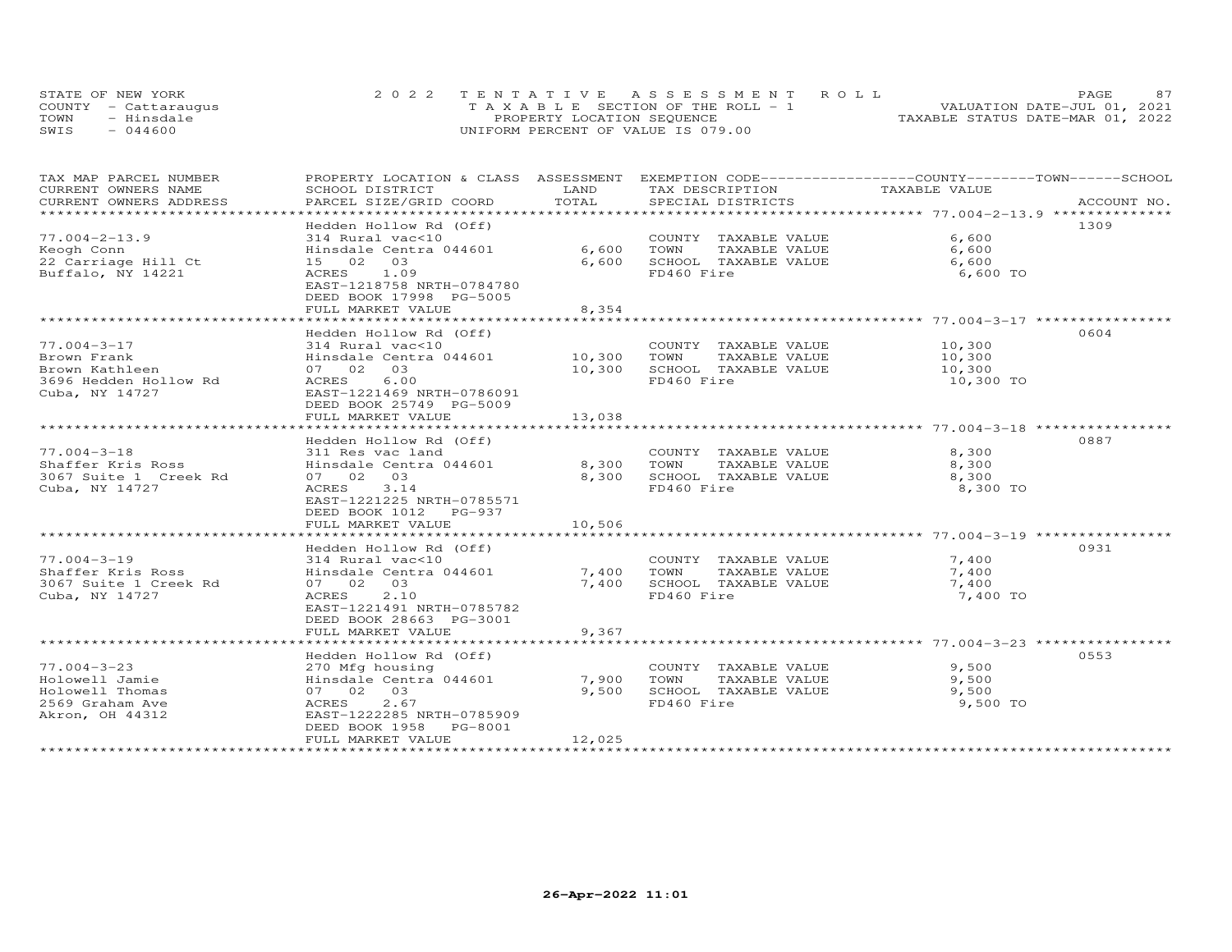STATE OF NEW YORK
COUNTY - Cattaraugus
TOWN - Hinsdale
SWIS - 044600

2022 TENTATIVE ASSESSMENT ROLL
TAXABLE SECTION OF THE ROLL - 1
PROPERTY LOCATION SEQUENCE
UNIFORM PERCENT OF VALUE IS 079.00

VALUATION DATE-JUL 01, 2021
TAXABLE STATUS DATE-MAR 01, 2022

| TAX MAP PARCEL NUMBER / CURRENT OWNERS NAME / CURRENT OWNERS ADDRESS | PROPERTY LOCATION & CLASS / SCHOOL DISTRICT / PARCEL SIZE/GRID COORD | ASSESSMENT LAND / TOTAL | EXEMPTION CODE / TAX DESCRIPTION / SPECIAL DISTRICTS | COUNTY / TOWN / SCHOOL TAXABLE VALUE | ACCOUNT NO. |
|---|---|---|---|---|---|
| 77.004-2-13.9 | Hedden Hollow Rd (Off) | | | | 1309 |
| | 314 Rural vac<10 | | COUNTY TAXABLE VALUE | 6,600 | |
| Keogh Conn | Hinsdale Centra 044601 | 6,600 | TOWN TAXABLE VALUE | 6,600 | |
| 22 Carriage Hill Ct | 15 02 03 | 6,600 | SCHOOL TAXABLE VALUE | 6,600 | |
| Buffalo, NY 14221 | ACRES 1.09 | | FD460 Fire | 6,600 TO | |
| | EAST-1218758 NRTH-0784780 | | | | |
| | DEED BOOK 17998 PG-5005 | | | | |
| | FULL MARKET VALUE | 8,354 | | | |
| 77.004-3-17 | Hedden Hollow Rd (Off) | | | | 0604 |
| | 314 Rural vac<10 | | COUNTY TAXABLE VALUE | 10,300 | |
| Brown Frank | Hinsdale Centra 044601 | 10,300 | TOWN TAXABLE VALUE | 10,300 | |
| Brown Kathleen | 07 02 03 | 10,300 | SCHOOL TAXABLE VALUE | 10,300 | |
| 3696 Hedden Hollow Rd | ACRES 6.00 | | FD460 Fire | 10,300 TO | |
| Cuba, NY 14727 | EAST-1221469 NRTH-0786091 | | | | |
| | DEED BOOK 25749 PG-5009 | | | | |
| | FULL MARKET VALUE | 13,038 | | | |
| 77.004-3-18 | Hedden Hollow Rd (Off) | | | | 0887 |
| | 311 Res vac land | | COUNTY TAXABLE VALUE | 8,300 | |
| Shaffer Kris Ross | Hinsdale Centra 044601 | 8,300 | TOWN TAXABLE VALUE | 8,300 | |
| 3067 Suite 1 Creek Rd | 07 02 03 | 8,300 | SCHOOL TAXABLE VALUE | 8,300 | |
| Cuba, NY 14727 | ACRES 3.14 | | FD460 Fire | 8,300 TO | |
| | EAST-1221225 NRTH-0785571 | | | | |
| | DEED BOOK 1012 PG-937 | | | | |
| | FULL MARKET VALUE | 10,506 | | | |
| 77.004-3-19 | Hedden Hollow Rd (Off) | | | | 0931 |
| | 314 Rural vac<10 | | COUNTY TAXABLE VALUE | 7,400 | |
| Shaffer Kris Ross | Hinsdale Centra 044601 | 7,400 | TOWN TAXABLE VALUE | 7,400 | |
| 3067 Suite 1 Creek Rd | 07 02 03 | 7,400 | SCHOOL TAXABLE VALUE | 7,400 | |
| Cuba, NY 14727 | ACRES 2.10 | | FD460 Fire | 7,400 TO | |
| | EAST-1221491 NRTH-0785782 | | | | |
| | DEED BOOK 28663 PG-3001 | | | | |
| | FULL MARKET VALUE | 9,367 | | | |
| 77.004-3-23 | Hedden Hollow Rd (Off) | | | | 0553 |
| | 270 Mfg housing | | COUNTY TAXABLE VALUE | 9,500 | |
| Holowell Jamie | Hinsdale Centra 044601 | 7,900 | TOWN TAXABLE VALUE | 9,500 | |
| Holowell Thomas | 07 02 03 | 9,500 | SCHOOL TAXABLE VALUE | 9,500 | |
| 2569 Graham Ave | ACRES 2.67 | | FD460 Fire | 9,500 TO | |
| Akron, OH 44312 | EAST-1222285 NRTH-0785909 | | | | |
| | DEED BOOK 1958 PG-8001 | | | | |
| | FULL MARKET VALUE | 12,025 | | | |

26-Apr-2022 11:01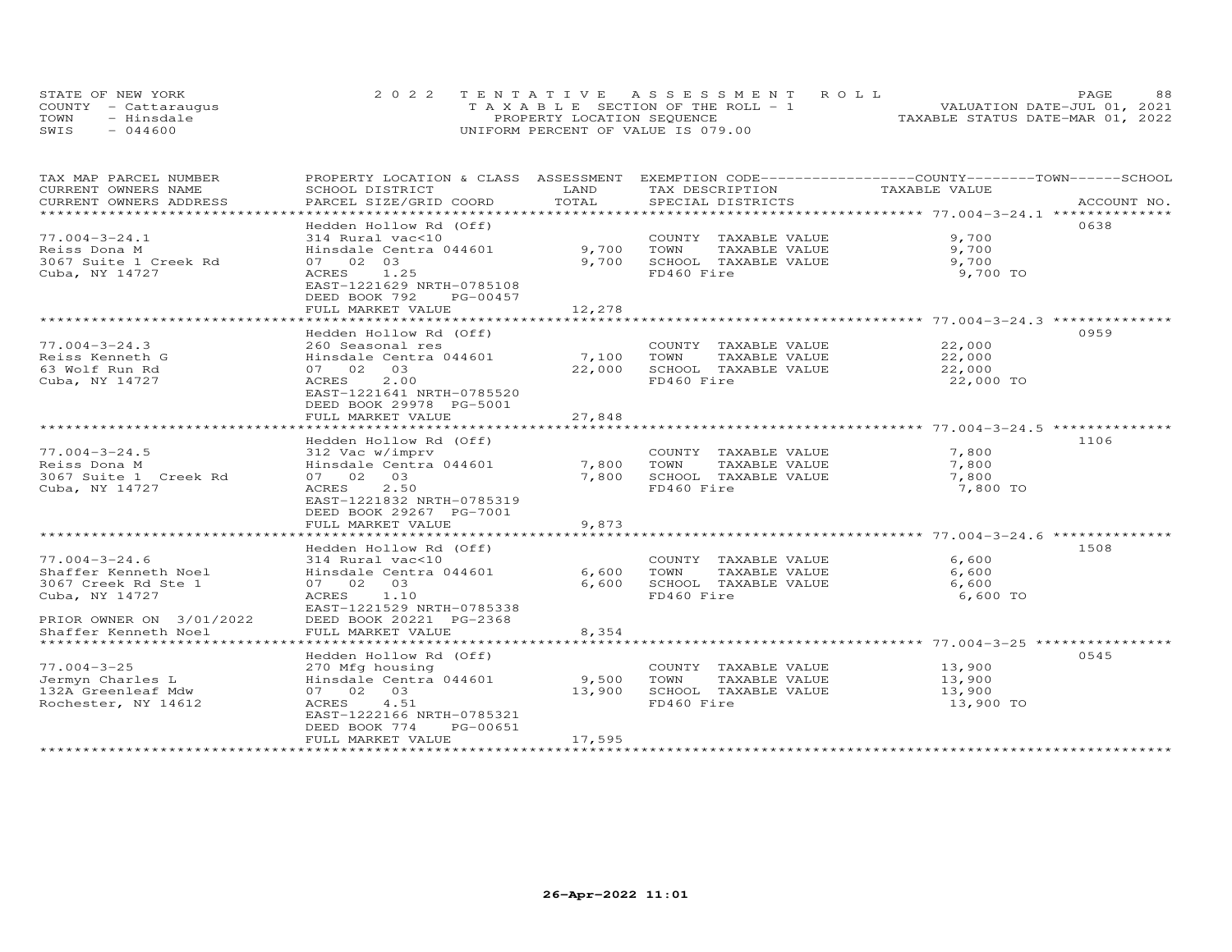STATE OF NEW YORK
COUNTY - Cattaraugus
TOWN - Hinsdale
SWIS - 044600

2022 TENTATIVE ASSESSMENT ROLL
TAXABLE SECTION OF THE ROLL - 1
PROPERTY LOCATION SEQUENCE
UNIFORM PERCENT OF VALUE IS 079.00

VALUATION DATE-JUL 01, 2021
TAXABLE STATUS DATE-MAR 01, 2022

| TAX MAP PARCEL NUMBER / CURRENT OWNERS NAME / CURRENT OWNERS ADDRESS | PROPERTY LOCATION & CLASS / SCHOOL DISTRICT / PARCEL SIZE/GRID COORD | ASSESSMENT LAND | TOTAL | EXEMPTION CODE / TAX DESCRIPTION / SPECIAL DISTRICTS | TAXABLE VALUE | ACCOUNT NO. |
|---|---|---|---|---|---|---|
| 77.004-3-24.1 | Hedden Hollow Rd (Off) | | | | | 0638 |
| Reiss Dona M | 314 Rural vac<10 | | | COUNTY TAXABLE VALUE | 9,700 | |
| 3067 Suite 1 Creek Rd | Hinsdale Centra 044601 | 9,700 | | TOWN TAXABLE VALUE | 9,700 | |
| Cuba, NY 14727 | 07 02 03 | | 9,700 | SCHOOL TAXABLE VALUE | 9,700 | |
| | ACRES 1.25 | | | FD460 Fire | 9,700 TO | |
| | EAST-1221629 NRTH-0785108 | | | | | |
| | DEED BOOK 792 PG-00457 | | | | | |
| | FULL MARKET VALUE | | 12,278 | | | |
| 77.004-3-24.3 | Hedden Hollow Rd (Off) | | | | | 0959 |
| Reiss Kenneth G | 260 Seasonal res | | | COUNTY TAXABLE VALUE | 22,000 | |
| 63 Wolf Run Rd | Hinsdale Centra 044601 | 7,100 | | TOWN TAXABLE VALUE | 22,000 | |
| Cuba, NY 14727 | 07 02 03 | | 22,000 | SCHOOL TAXABLE VALUE | 22,000 | |
| | ACRES 2.00 | | | FD460 Fire | 22,000 TO | |
| | EAST-1221641 NRTH-0785520 | | | | | |
| | DEED BOOK 29978 PG-5001 | | | | | |
| | FULL MARKET VALUE | | 27,848 | | | |
| 77.004-3-24.5 | Hedden Hollow Rd (Off) | | | | | 1106 |
| Reiss Dona M | 312 Vac w/imprv | | | COUNTY TAXABLE VALUE | 7,800 | |
| 3067 Suite 1 Creek Rd | Hinsdale Centra 044601 | 7,800 | | TOWN TAXABLE VALUE | 7,800 | |
| Cuba, NY 14727 | 07 02 03 | | 7,800 | SCHOOL TAXABLE VALUE | 7,800 | |
| | ACRES 2.50 | | | FD460 Fire | 7,800 TO | |
| | EAST-1221832 NRTH-0785319 | | | | | |
| | DEED BOOK 29267 PG-7001 | | | | | |
| | FULL MARKET VALUE | | 9,873 | | | |
| 77.004-3-24.6 | Hedden Hollow Rd (Off) | | | | | 1508 |
| Shaffer Kenneth Noel | 314 Rural vac<10 | | | COUNTY TAXABLE VALUE | 6,600 | |
| 3067 Creek Rd Ste 1 | Hinsdale Centra 044601 | 6,600 | | TOWN TAXABLE VALUE | 6,600 | |
| Cuba, NY 14727 | 07 02 03 | | 6,600 | SCHOOL TAXABLE VALUE | 6,600 | |
| | ACRES 1.10 | | | FD460 Fire | 6,600 TO | |
| | EAST-1221529 NRTH-0785338 | | | | | |
| PRIOR OWNER ON 3/01/2022 | DEED BOOK 20221 PG-2368 | | | | | |
| Shaffer Kenneth Noel | FULL MARKET VALUE | | 8,354 | | | |
| 77.004-3-25 | Hedden Hollow Rd (Off) | | | | | 0545 |
| Jermyn Charles L | 270 Mfg housing | | | COUNTY TAXABLE VALUE | 13,900 | |
| 132A Greenleaf Mdw | Hinsdale Centra 044601 | 9,500 | | TOWN TAXABLE VALUE | 13,900 | |
| Rochester, NY 14612 | 07 02 03 | | 13,900 | SCHOOL TAXABLE VALUE | 13,900 | |
| | ACRES 4.51 | | | FD460 Fire | 13,900 TO | |
| | EAST-1222166 NRTH-0785321 | | | | | |
| | DEED BOOK 774 PG-00651 | | | | | |
| | FULL MARKET VALUE | | 17,595 | | | |

26-Apr-2022 11:01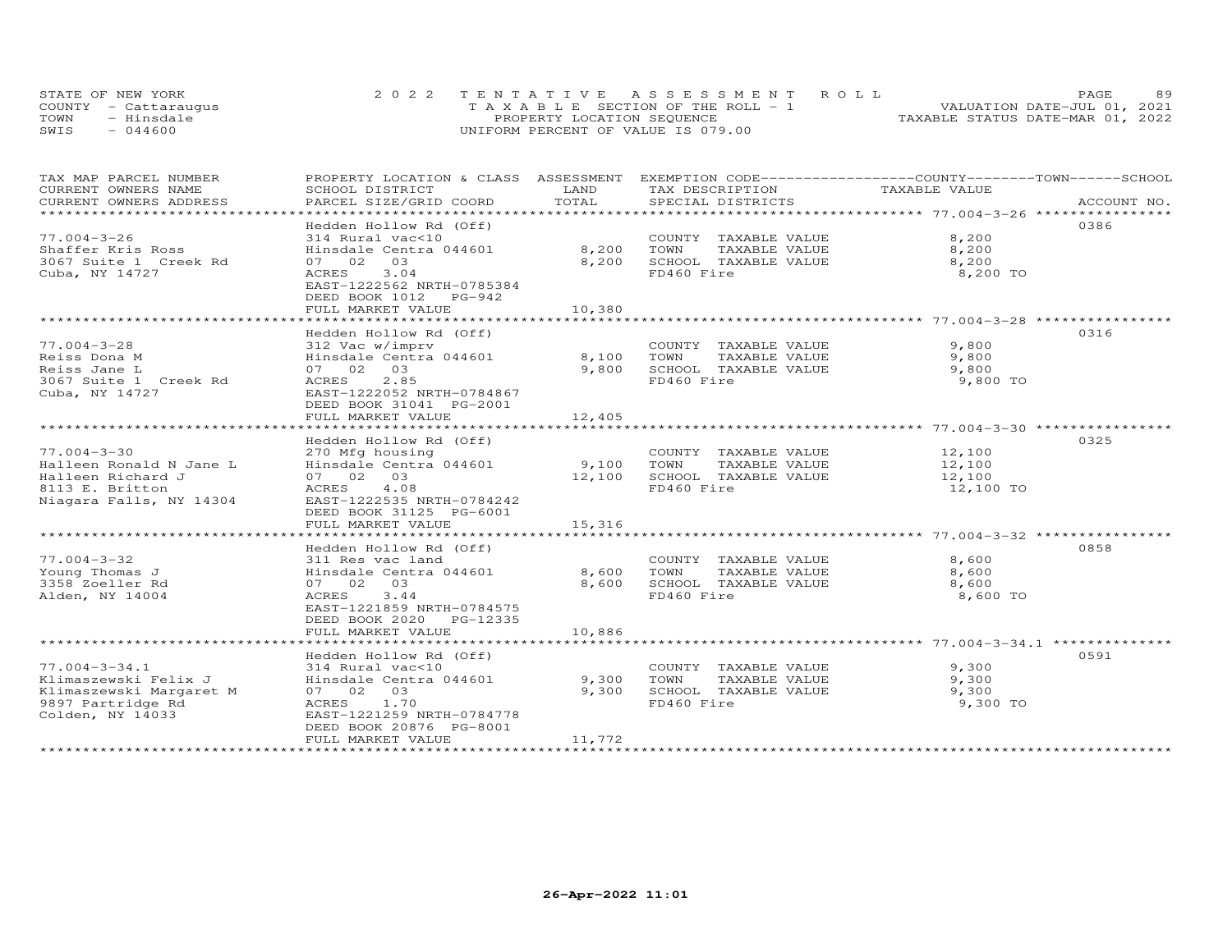STATE OF NEW YORK — 2022 TENTATIVE ASSESSMENT ROLL
COUNTY - Cattaraugus — TAXABLE SECTION OF THE ROLL - 1 — VALUATION DATE-JUL 01, 2021
TOWN - Hinsdale — PROPERTY LOCATION SEQUENCE — TAXABLE STATUS DATE-MAR 01, 2022
SWIS - 044600 — UNIFORM PERCENT OF VALUE IS 079.00

| TAX MAP PARCEL NUMBER / CURRENT OWNERS NAME / CURRENT OWNERS ADDRESS | PROPERTY LOCATION & CLASS / SCHOOL DISTRICT / PARCEL SIZE/GRID COORD | ASSESSMENT LAND | TOTAL | EXEMPTION CODE / TAX DESCRIPTION / SPECIAL DISTRICTS | TAXABLE VALUE (COUNTY / TOWN / SCHOOL) | ACCOUNT NO. |
|---|---|---|---|---|---|---|
| 77.004-3-26 | Hedden Hollow Rd (Off) | | | | | 0386 |
| 77.004-3-26 | 314 Rural vac<10 | | | COUNTY TAXABLE VALUE | 8,200 | |
| Shaffer Kris Ross | Hinsdale Centra 044601 | 8,200 | | TOWN TAXABLE VALUE | 8,200 | |
| 3067 Suite 1 Creek Rd | 07 02 03 | | 8,200 | SCHOOL TAXABLE VALUE | 8,200 | |
| Cuba, NY 14727 | ACRES 3.04 | | | FD460 Fire | 8,200 TO | |
| | EAST-1222562 NRTH-0785384 | | | | | |
| | DEED BOOK 1012 PG-942 | | | | | |
| | FULL MARKET VALUE | | 10,380 | | | |
| 77.004-3-28 | Hedden Hollow Rd (Off) | | | | | 0316 |
| 77.004-3-28 | 312 Vac w/imprv | | | COUNTY TAXABLE VALUE | 9,800 | |
| Reiss Dona M | Hinsdale Centra 044601 | 8,100 | | TOWN TAXABLE VALUE | 9,800 | |
| Reiss Jane L | 07 02 03 | | 9,800 | SCHOOL TAXABLE VALUE | 9,800 | |
| 3067 Suite 1 Creek Rd | ACRES 2.85 | | | FD460 Fire | 9,800 TO | |
| Cuba, NY 14727 | EAST-1222052 NRTH-0784867 | | | | | |
| | DEED BOOK 31041 PG-2001 | | | | | |
| | FULL MARKET VALUE | | 12,405 | | | |
| 77.004-3-30 | Hedden Hollow Rd (Off) | | | | | 0325 |
| 77.004-3-30 | 270 Mfg housing | | | COUNTY TAXABLE VALUE | 12,100 | |
| Halleen Ronald N Jane L | Hinsdale Centra 044601 | 9,100 | | TOWN TAXABLE VALUE | 12,100 | |
| Halleen Richard J | 07 02 03 | | 12,100 | SCHOOL TAXABLE VALUE | 12,100 | |
| 8113 E. Britton | ACRES 4.08 | | | FD460 Fire | 12,100 TO | |
| Niagara Falls, NY 14304 | EAST-1222535 NRTH-0784242 | | | | | |
| | DEED BOOK 31125 PG-6001 | | | | | |
| | FULL MARKET VALUE | | 15,316 | | | |
| 77.004-3-32 | Hedden Hollow Rd (Off) | | | | | 0858 |
| 77.004-3-32 | 311 Res vac land | | | COUNTY TAXABLE VALUE | 8,600 | |
| Young Thomas J | Hinsdale Centra 044601 | 8,600 | | TOWN TAXABLE VALUE | 8,600 | |
| 3358 Zoeller Rd | 07 02 03 | | 8,600 | SCHOOL TAXABLE VALUE | 8,600 | |
| Alden, NY 14004 | ACRES 3.44 | | | FD460 Fire | 8,600 TO | |
| | EAST-1221859 NRTH-0784575 | | | | | |
| | DEED BOOK 2020 PG-12335 | | | | | |
| | FULL MARKET VALUE | | 10,886 | | | |
| 77.004-3-34.1 | Hedden Hollow Rd (Off) | | | | | 0591 |
| 77.004-3-34.1 | 314 Rural vac<10 | | | COUNTY TAXABLE VALUE | 9,300 | |
| Klimaszewski Felix J | Hinsdale Centra 044601 | 9,300 | | TOWN TAXABLE VALUE | 9,300 | |
| Klimaszewski Margaret M | 07 02 03 | | 9,300 | SCHOOL TAXABLE VALUE | 9,300 | |
| 9897 Partridge Rd | ACRES 1.70 | | | FD460 Fire | 9,300 TO | |
| Colden, NY 14033 | EAST-1221259 NRTH-0784778 | | | | | |
| | DEED BOOK 20876 PG-8001 | | | | | |
| | FULL MARKET VALUE | | 11,772 | | | |

26-Apr-2022 11:01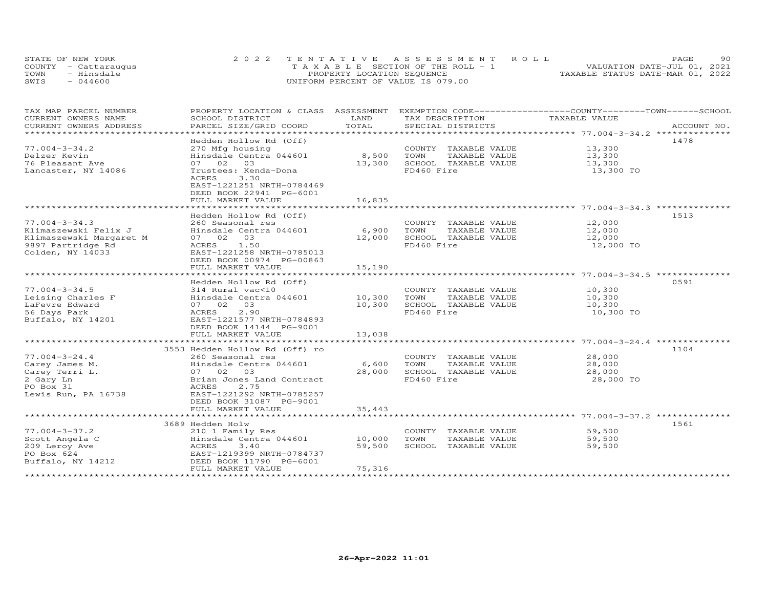STATE OF NEW YORK
COUNTY - Cattaraugus
TOWN - Hinsdale
SWIS - 044600

2022 TENTATIVE ASSESSMENT ROLL
TAXABLE SECTION OF THE ROLL - 1
PROPERTY LOCATION SEQUENCE
UNIFORM PERCENT OF VALUE IS 079.00

VALUATION DATE-JUL 01, 2021
TAXABLE STATUS DATE-MAR 01, 2022

| TAX MAP PARCEL NUMBER / CURRENT OWNERS NAME / CURRENT OWNERS ADDRESS | PROPERTY LOCATION & CLASS / SCHOOL DISTRICT / PARCEL SIZE/GRID COORD | ASSESSMENT LAND / TOTAL | EXEMPTION CODE / TAX DESCRIPTION / SPECIAL DISTRICTS | COUNTY / TOWN / SCHOOL TAXABLE VALUE | ACCOUNT NO. |
|---|---|---|---|---|---|
| 77.004-3-34.2 | Hedden Hollow Rd (Off) | | | | 1478 |
| Delzer Kevin | 270 Mfg housing | | COUNTY TAXABLE VALUE | 13,300 | |
| 76 Pleasant Ave | Hinsdale Centra 044601 | 8,500 | TOWN TAXABLE VALUE | 13,300 | |
| Lancaster, NY 14086 | 07 02 03 | 13,300 | SCHOOL TAXABLE VALUE | 13,300 | |
| | Trustees: Kenda-Dona | | FD460 Fire | 13,300 TO | |
| | ACRES 3.30 | | | | |
| | EAST-1221251 NRTH-0784469 | | | | |
| | DEED BOOK 22941 PG-6001 | | | | |
| | FULL MARKET VALUE | 16,835 | | | |
| 77.004-3-34.3 | Hedden Hollow Rd (Off) | | | | 1513 |
| Klimaszewski Felix J | 260 Seasonal res | | COUNTY TAXABLE VALUE | 12,000 | |
| Klimaszewski Margaret M | Hinsdale Centra 044601 | 6,900 | TOWN TAXABLE VALUE | 12,000 | |
| 9897 Partridge Rd | 07 02 03 | 12,000 | SCHOOL TAXABLE VALUE | 12,000 | |
| Colden, NY 14033 | ACRES 1.50 | | FD460 Fire | 12,000 TO | |
| | EAST-1221258 NRTH-0785013 | | | | |
| | DEED BOOK 00974 PG-00863 | | | | |
| | FULL MARKET VALUE | 15,190 | | | |
| 77.004-3-34.5 | Hedden Hollow Rd (Off) | | | | 0591 |
| Leising Charles F | 314 Rural vac<10 | | COUNTY TAXABLE VALUE | 10,300 | |
| LaFevre Edward | Hinsdale Centra 044601 | 10,300 | TOWN TAXABLE VALUE | 10,300 | |
| 56 Days Park | 07 02 03 | 10,300 | SCHOOL TAXABLE VALUE | 10,300 | |
| Buffalo, NY 14201 | ACRES 2.90 | | FD460 Fire | 10,300 TO | |
| | EAST-1221577 NRTH-0784893 | | | | |
| | DEED BOOK 14144 PG-9001 | | | | |
| | FULL MARKET VALUE | 13,038 | | | |
| 77.004-3-24.4 | 3553 Hedden Hollow Rd (Off) ro | | | | 1104 |
| Carey James M. | 260 Seasonal res | | COUNTY TAXABLE VALUE | 28,000 | |
| Carey Terri L. | Hinsdale Centra 044601 | 6,600 | TOWN TAXABLE VALUE | 28,000 | |
| 2 Gary Ln | 07 02 03 | 28,000 | SCHOOL TAXABLE VALUE | 28,000 | |
| PO Box 31 | Brian Jones Land Contract | | FD460 Fire | 28,000 TO | |
| Lewis Run, PA 16738 | ACRES 2.75 | | | | |
| | EAST-1221292 NRTH-0785257 | | | | |
| | DEED BOOK 31087 PG-9001 | | | | |
| | FULL MARKET VALUE | 35,443 | | | |
| 77.004-3-37.2 | 3689 Hedden Holw | | | | 1561 |
| Scott Angela C | 210 1 Family Res | | COUNTY TAXABLE VALUE | 59,500 | |
| 209 Leroy Ave | Hinsdale Centra 044601 | 10,000 | TOWN TAXABLE VALUE | 59,500 | |
| PO Box 624 | ACRES 3.40 | 59,500 | SCHOOL TAXABLE VALUE | 59,500 | |
| Buffalo, NY 14212 | EAST-1219399 NRTH-0784737 | | | | |
| | DEED BOOK 11790 PG-6001 | | | | |
| | FULL MARKET VALUE | 75,316 | | | |

26-Apr-2022 11:01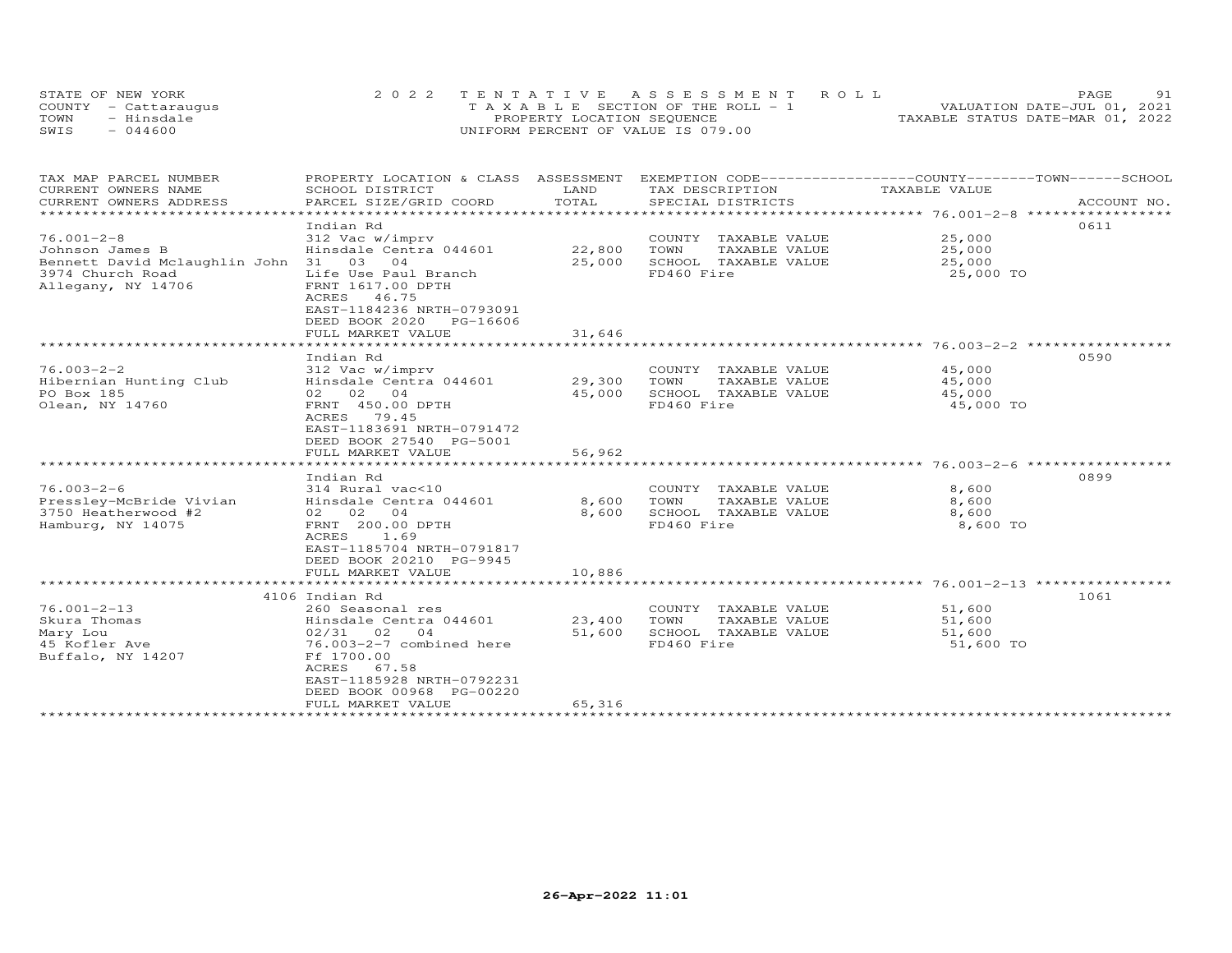STATE OF NEW YORK | 2022 TENTATIVE ASSESSMENT ROLL | VALUATION DATE-JUL 01, 2021
COUNTY - Cattaraugus | TAXABLE SECTION OF THE ROLL - 1 | TAXABLE STATUS DATE-MAR 01, 2022
TOWN - Hinsdale | PROPERTY LOCATION SEQUENCE
SWIS - 044600 | UNIFORM PERCENT OF VALUE IS 079.00

| TAX MAP PARCEL NUMBER / CURRENT OWNERS NAME / CURRENT OWNERS ADDRESS | PROPERTY LOCATION & CLASS / SCHOOL DISTRICT / PARCEL SIZE/GRID COORD | ASSESSMENT LAND | TOTAL | EXEMPTION CODE / TAX DESCRIPTION / SPECIAL DISTRICTS | COUNTY--------TOWN------SCHOOL TAXABLE VALUE | ACCOUNT NO. |
|---|---|---|---|---|---|---|
| 76.001-2-8 | Indian Rd | | | | | 0611 |
| 76.001-2-8 | 312 Vac w/imprv | | | COUNTY TAXABLE VALUE | 25,000 | |
| Johnson James B | Hinsdale Centra 044601 | 22,800 | | TOWN TAXABLE VALUE | 25,000 | |
| Bennett David Mclaughlin John | 31 03 04 | | 25,000 | SCHOOL TAXABLE VALUE | 25,000 | |
| 3974 Church Road | Life Use Paul Branch | | | FD460 Fire | 25,000 TO | |
| Allegany, NY 14706 | FRNT 1617.00 DPTH | | | | | |
| | ACRES 46.75 | | | | | |
| | EAST-1184236 NRTH-0793091 | | | | | |
| | DEED BOOK 2020 PG-16606 | | | | | |
| | FULL MARKET VALUE | | 31,646 | | | |
| 76.003-2-2 | Indian Rd | | | | | 0590 |
| 76.003-2-2 | 312 Vac w/imprv | | | COUNTY TAXABLE VALUE | 45,000 | |
| Hibernian Hunting Club | Hinsdale Centra 044601 | 29,300 | | TOWN TAXABLE VALUE | 45,000 | |
| PO Box 185 | 02 02 04 | | 45,000 | SCHOOL TAXABLE VALUE | 45,000 | |
| Olean, NY 14760 | FRNT 450.00 DPTH | | | FD460 Fire | 45,000 TO | |
| | ACRES 79.45 | | | | | |
| | EAST-1183691 NRTH-0791472 | | | | | |
| | DEED BOOK 27540 PG-5001 | | | | | |
| | FULL MARKET VALUE | | 56,962 | | | |
| 76.003-2-6 | Indian Rd | | | | | 0899 |
| 76.003-2-6 | 314 Rural vac<10 | | | COUNTY TAXABLE VALUE | 8,600 | |
| Pressley-McBride Vivian | Hinsdale Centra 044601 | 8,600 | | TOWN TAXABLE VALUE | 8,600 | |
| 3750 Heatherwood #2 | 02 02 04 | | 8,600 | SCHOOL TAXABLE VALUE | 8,600 | |
| Hamburg, NY 14075 | FRNT 200.00 DPTH | | | FD460 Fire | 8,600 TO | |
| | ACRES 1.69 | | | | | |
| | EAST-1185704 NRTH-0791817 | | | | | |
| | DEED BOOK 20210 PG-9945 | | | | | |
| | FULL MARKET VALUE | | 10,886 | | | |
| 76.001-2-13 | 4106 Indian Rd | | | | | 1061 |
| 76.001-2-13 | 260 Seasonal res | | | COUNTY TAXABLE VALUE | 51,600 | |
| Skura Thomas | Hinsdale Centra 044601 | 23,400 | | TOWN TAXABLE VALUE | 51,600 | |
| Mary Lou | 02/31 02 04 | | 51,600 | SCHOOL TAXABLE VALUE | 51,600 | |
| 45 Kofler Ave | 76.003-2-7 combined here | | | FD460 Fire | 51,600 TO | |
| Buffalo, NY 14207 | Ff 1700.00 | | | | | |
| | ACRES 67.58 | | | | | |
| | EAST-1185928 NRTH-0792231 | | | | | |
| | DEED BOOK 00968 PG-00220 | | | | | |
| | FULL MARKET VALUE | | 65,316 | | | |

26-Apr-2022 11:01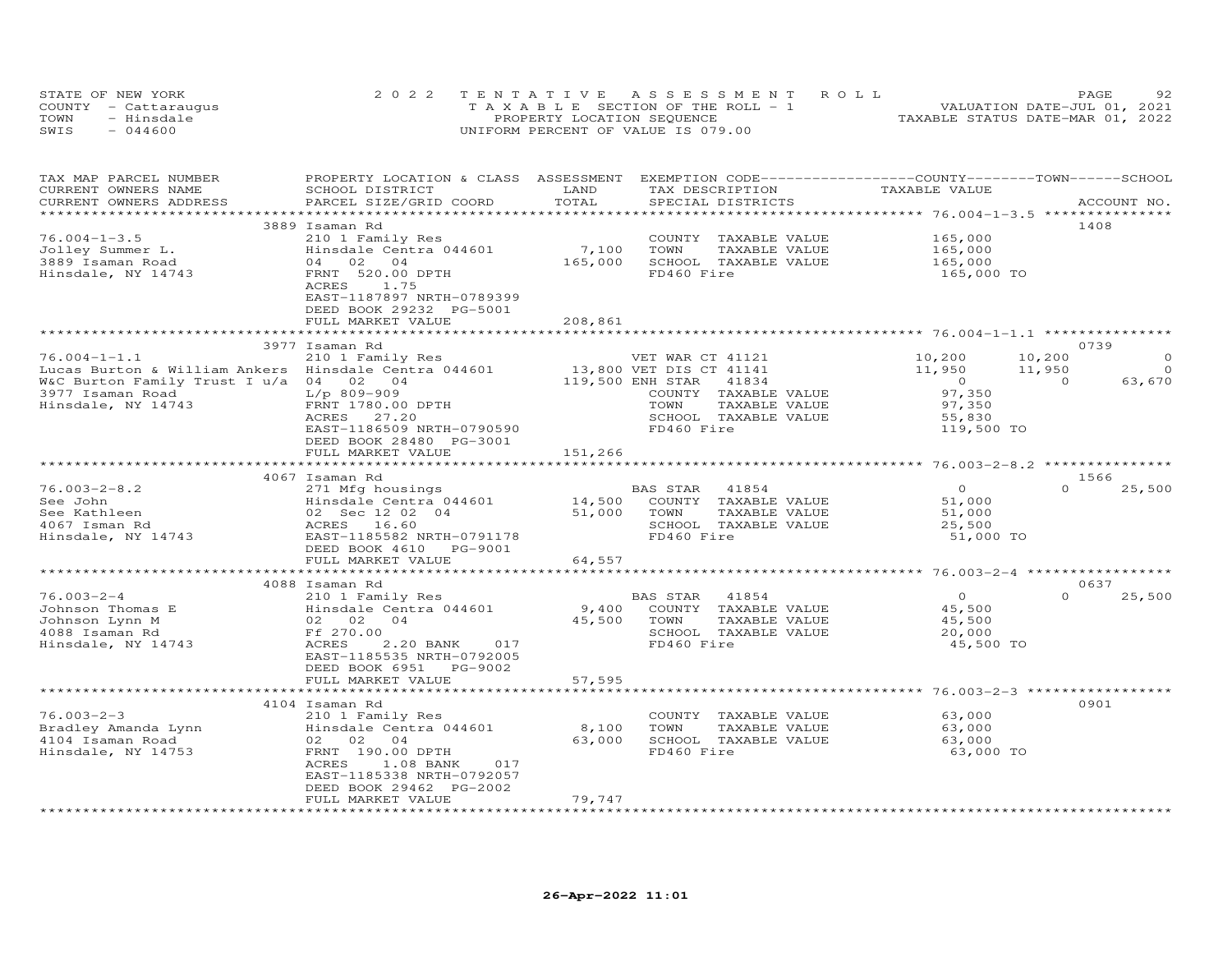STATE OF NEW YORK
COUNTY - Cattaraugus
TOWN - Hinsdale
SWIS - 044600

2022 TENTATIVE ASSESSMENT ROLL
TAXABLE SECTION OF THE ROLL - 1
PROPERTY LOCATION SEQUENCE
UNIFORM PERCENT OF VALUE IS 079.00

VALUATION DATE-JUL 01, 2021
TAXABLE STATUS DATE-MAR 01, 2022

| TAX MAP PARCEL NUMBER / CURRENT OWNERS NAME / CURRENT OWNERS ADDRESS | PROPERTY LOCATION & CLASS / SCHOOL DISTRICT / PARCEL SIZE/GRID COORD | ASSESSMENT LAND / TOTAL | EXEMPTION CODE / TAX DESCRIPTION / SPECIAL DISTRICTS | COUNTY TAXABLE VALUE | TOWN | SCHOOL | ACCOUNT NO. |
|---|---|---|---|---|---|---|---|
| **76.004-1-3.5** | 3889 Isaman Rd | | | | | | 1408 |
| 76.004-1-3.5 | 210 1 Family Res | | COUNTY TAXABLE VALUE | 165,000 | | | |
| Jolley Summer L. | Hinsdale Centra 044601 | 7,100 | TOWN TAXABLE VALUE | 165,000 | | | |
| 3889 Isaman Road | 04 02 04 | 165,000 | SCHOOL TAXABLE VALUE | 165,000 | | | |
| Hinsdale, NY 14743 | FRNT 520.00 DPTH | | FD460 Fire | 165,000 TO | | | |
| | ACRES 1.75 | | | | | | |
| | EAST-1187897 NRTH-0789399 | | | | | | |
| | DEED BOOK 29232 PG-5001 | | | | | | |
| | FULL MARKET VALUE | 208,861 | | | | | |
| **76.004-1-1.1** | 3977 Isaman Rd | | | | | | 0739 |
| 76.004-1-1.1 | 210 1 Family Res | | VET WAR CT 41121 | 10,200 | 10,200 | 0 | |
| Lucas Burton & William Ankers | Hinsdale Centra 044601 | 13,800 | VET DIS CT 41141 | 11,950 | 11,950 | 0 | |
| W&C Burton Family Trust I u/a | 04 02 04 | 119,500 | ENH STAR 41834 | 0 | 0 | 63,670 | |
| 3977 Isaman Road | L/p 809-909 | | COUNTY TAXABLE VALUE | 97,350 | | | |
| Hinsdale, NY 14743 | FRNT 1780.00 DPTH | | TOWN TAXABLE VALUE | 97,350 | | | |
| | ACRES 27.20 | | SCHOOL TAXABLE VALUE | 55,830 | | | |
| | EAST-1186509 NRTH-0790590 | | FD460 Fire | 119,500 TO | | | |
| | DEED BOOK 28480 PG-3001 | | | | | | |
| | FULL MARKET VALUE | 151,266 | | | | | |
| **76.003-2-8.2** | 4067 Isaman Rd | | | | | | 1566 |
| 76.003-2-8.2 | 271 Mfg housings | | BAS STAR 41854 | 0 | 0 | 25,500 | |
| See John | Hinsdale Centra 044601 | 14,500 | COUNTY TAXABLE VALUE | 51,000 | | | |
| See Kathleen | 02 Sec 12 02 04 | 51,000 | TOWN TAXABLE VALUE | 51,000 | | | |
| 4067 Isman Rd | ACRES 16.60 | | SCHOOL TAXABLE VALUE | 25,500 | | | |
| Hinsdale, NY 14743 | EAST-1185582 NRTH-0791178 | | FD460 Fire | 51,000 TO | | | |
| | DEED BOOK 4610 PG-9001 | | | | | | |
| | FULL MARKET VALUE | 64,557 | | | | | |
| **76.003-2-4** | 4088 Isaman Rd | | | | | | 0637 |
| 76.003-2-4 | 210 1 Family Res | | BAS STAR 41854 | 0 | 0 | 25,500 | |
| Johnson Thomas E | Hinsdale Centra 044601 | 9,400 | COUNTY TAXABLE VALUE | 45,500 | | | |
| Johnson Lynn M | 02 02 04 | 45,500 | TOWN TAXABLE VALUE | 45,500 | | | |
| 4088 Isaman Rd | Ff 270.00 | | SCHOOL TAXABLE VALUE | 20,000 | | | |
| Hinsdale, NY 14743 | ACRES 2.20 BANK 017 | | FD460 Fire | 45,500 TO | | | |
| | EAST-1185535 NRTH-0792005 | | | | | | |
| | DEED BOOK 6951 PG-9002 | | | | | | |
| | FULL MARKET VALUE | 57,595 | | | | | |
| **76.003-2-3** | 4104 Isaman Rd | | | | | | 0901 |
| 76.003-2-3 | 210 1 Family Res | | COUNTY TAXABLE VALUE | 63,000 | | | |
| Bradley Amanda Lynn | Hinsdale Centra 044601 | 8,100 | TOWN TAXABLE VALUE | 63,000 | | | |
| 4104 Isaman Road | 02 02 04 | 63,000 | SCHOOL TAXABLE VALUE | 63,000 | | | |
| Hinsdale, NY 14753 | FRNT 190.00 DPTH | | FD460 Fire | 63,000 TO | | | |
| | ACRES 1.08 BANK 017 | | | | | | |
| | EAST-1185338 NRTH-0792057 | | | | | | |
| | DEED BOOK 29462 PG-2002 | | | | | | |
| | FULL MARKET VALUE | 79,747 | | | | | |

26-Apr-2022 11:01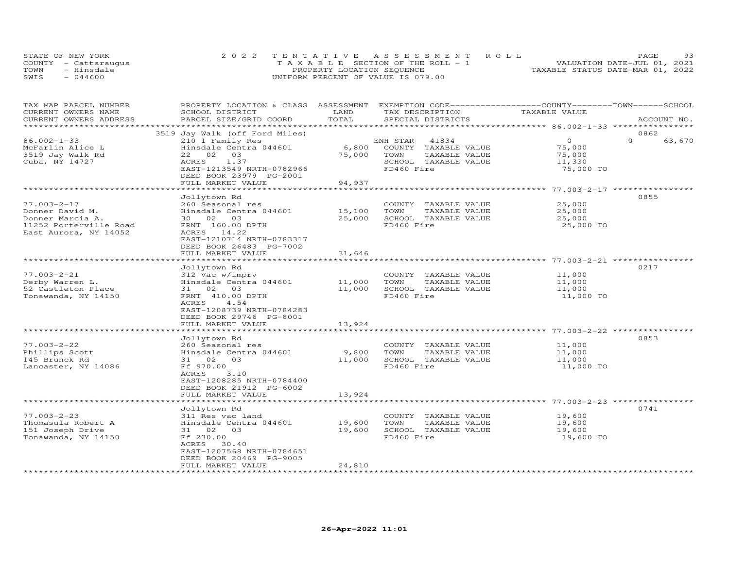STATE OF NEW YORK
COUNTY - Cattaraugus
TOWN - Hinsdale
SWIS - 044600

2022 TENTATIVE ASSESSMENT ROLL
TAXABLE SECTION OF THE ROLL - 1
PROPERTY LOCATION SEQUENCE
UNIFORM PERCENT OF VALUE IS 079.00

VALUATION DATE-JUL 01, 2021
TAXABLE STATUS DATE-MAR 01, 2022

| TAX MAP PARCEL NUMBER / CURRENT OWNERS NAME / CURRENT OWNERS ADDRESS | PROPERTY LOCATION & CLASS / SCHOOL DISTRICT / PARCEL SIZE/GRID COORD | ASSESSMENT LAND | TOTAL | EXEMPTION CODE / TAX DESCRIPTION / SPECIAL DISTRICTS | COUNTY / TOWN / SCHOOL TAXABLE VALUE | ACCOUNT NO. |
|---|---|---|---|---|---|---|
| 86.002-1-33 | 3519 Jay Walk (off Ford Miles) | | | | | 0862 |
| | 210 1 Family Res | | | ENH STAR 41834 | 0 | 0 63,670 |
| McFarlin Alice L | Hinsdale Centra 044601 | 6,800 | | COUNTY TAXABLE VALUE | 75,000 | |
| 3519 Jay Walk Rd | 22 02 03 | | 75,000 | TOWN TAXABLE VALUE | 75,000 | |
| Cuba, NY 14727 | ACRES 1.37 | | | SCHOOL TAXABLE VALUE | 11,330 | |
| | EAST-1213549 NRTH-0782966 | | | FD460 Fire | 75,000 TO | |
| | DEED BOOK 23979 PG-2001 | | | | | |
| | FULL MARKET VALUE | | 94,937 | | | |
| 77.003-2-17 | Jollytown Rd | | | | | 0855 |
| | 260 Seasonal res | | | COUNTY TAXABLE VALUE | 25,000 | |
| Donner David M. | Hinsdale Centra 044601 | 15,100 | | TOWN TAXABLE VALUE | 25,000 | |
| Donner Marcia A. | 30 02 03 | | 25,000 | SCHOOL TAXABLE VALUE | 25,000 | |
| 11252 Porterville Road | FRNT 160.00 DPTH | | | FD460 Fire | 25,000 TO | |
| East Aurora, NY 14052 | ACRES 14.22 | | | | | |
| | EAST-1210714 NRTH-0783317 | | | | | |
| | DEED BOOK 26483 PG-7002 | | | | | |
| | FULL MARKET VALUE | | 31,646 | | | |
| 77.003-2-21 | Jollytown Rd | | | | | 0217 |
| | 312 Vac w/imprv | | | COUNTY TAXABLE VALUE | 11,000 | |
| Derby Warren L. | Hinsdale Centra 044601 | 11,000 | | TOWN TAXABLE VALUE | 11,000 | |
| 52 Castleton Place | 31 02 03 | | 11,000 | SCHOOL TAXABLE VALUE | 11,000 | |
| Tonawanda, NY 14150 | FRNT 410.00 DPTH | | | FD460 Fire | 11,000 TO | |
| | ACRES 4.54 | | | | | |
| | EAST-1208739 NRTH-0784283 | | | | | |
| | DEED BOOK 29746 PG-8001 | | | | | |
| | FULL MARKET VALUE | | 13,924 | | | |
| 77.003-2-22 | Jollytown Rd | | | | | 0853 |
| | 260 Seasonal res | | | COUNTY TAXABLE VALUE | 11,000 | |
| Phillips Scott | Hinsdale Centra 044601 | 9,800 | | TOWN TAXABLE VALUE | 11,000 | |
| 145 Brunck Rd | 31 02 03 | | 11,000 | SCHOOL TAXABLE VALUE | 11,000 | |
| Lancaster, NY 14086 | Ff 970.00 | | | FD460 Fire | 11,000 TO | |
| | ACRES 3.10 | | | | | |
| | EAST-1208285 NRTH-0784400 | | | | | |
| | DEED BOOK 21912 PG-6002 | | | | | |
| | FULL MARKET VALUE | | 13,924 | | | |
| 77.003-2-23 | Jollytown Rd | | | | | 0741 |
| | 311 Res vac land | | | COUNTY TAXABLE VALUE | 19,600 | |
| Thomasula Robert A | Hinsdale Centra 044601 | 19,600 | | TOWN TAXABLE VALUE | 19,600 | |
| 151 Joseph Drive | 31 02 03 | | 19,600 | SCHOOL TAXABLE VALUE | 19,600 | |
| Tonawanda, NY 14150 | Ff 230.00 | | | FD460 Fire | 19,600 TO | |
| | ACRES 30.40 | | | | | |
| | EAST-1207568 NRTH-0784651 | | | | | |
| | DEED BOOK 20469 PG-9005 | | | | | |
| | FULL MARKET VALUE | | 24,810 | | | |

26-Apr-2022 11:01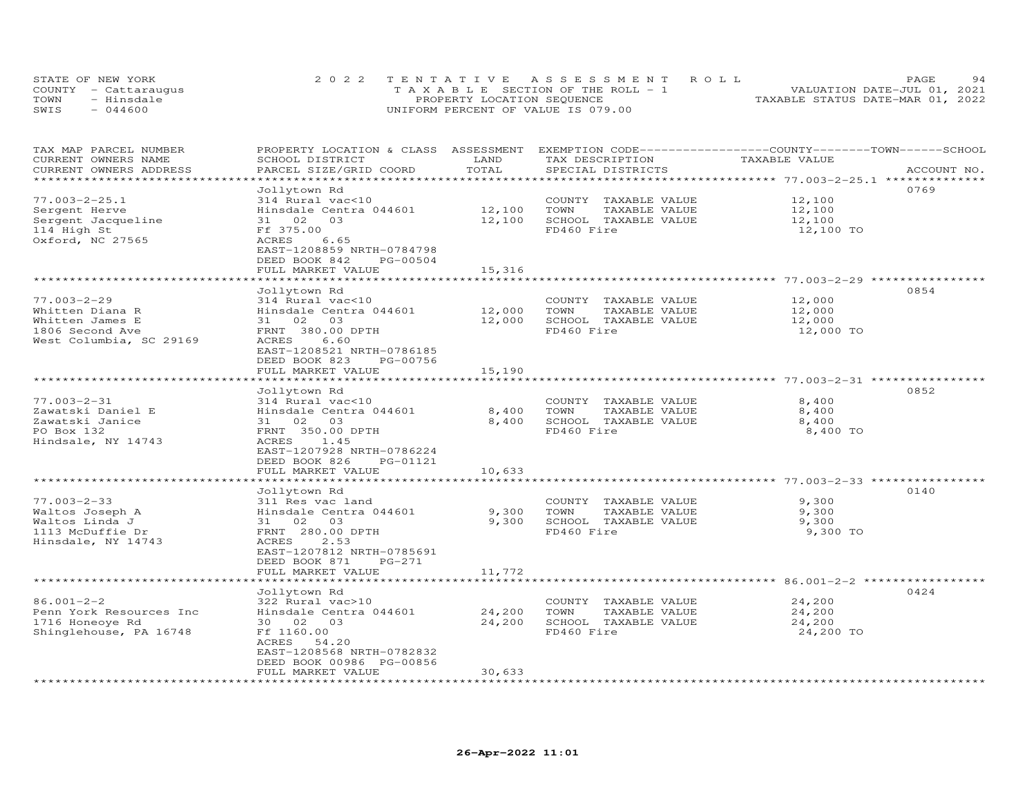STATE OF NEW YORK
COUNTY - Cattaraugus
TOWN - Hinsdale
SWIS - 044600

2022 TENTATIVE ASSESSMENT ROLL
TAXABLE SECTION OF THE ROLL - 1
PROPERTY LOCATION SEQUENCE
UNIFORM PERCENT OF VALUE IS 079.00

VALUATION DATE-JUL 01, 2021
TAXABLE STATUS DATE-MAR 01, 2022

| TAX MAP PARCEL NUMBER / CURRENT OWNERS NAME / CURRENT OWNERS ADDRESS | PROPERTY LOCATION & CLASS / SCHOOL DISTRICT / PARCEL SIZE/GRID COORD | ASSESSMENT LAND / TOTAL | EXEMPTION CODE / TAX DESCRIPTION / SPECIAL DISTRICTS | TAXABLE VALUE (COUNTY / TOWN / SCHOOL) | ACCOUNT NO. |
|---|---|---|---|---|---|
| 77.003-2-25.1 | Jollytown Rd | | | | 0769 |
| Sergent Herve | 314 Rural vac<10 | | COUNTY TAXABLE VALUE | 12,100 | |
| Sergent Jacqueline | Hinsdale Centra 044601 | 12,100 | TOWN TAXABLE VALUE | 12,100 | |
| 114 High St | 31 02 03 | 12,100 | SCHOOL TAXABLE VALUE | 12,100 | |
| Oxford, NC 27565 | Ff 375.00 | | FD460 Fire | 12,100 TO | |
| | ACRES 6.65 | | | | |
| | EAST-1208859 NRTH-0784798 | | | | |
| | DEED BOOK 842 PG-00504 | | | | |
| | FULL MARKET VALUE | 15,316 | | | |
| 77.003-2-29 | Jollytown Rd | | | | 0854 |
| Whitten Diana R | 314 Rural vac<10 | | COUNTY TAXABLE VALUE | 12,000 | |
| Whitten James E | Hinsdale Centra 044601 | 12,000 | TOWN TAXABLE VALUE | 12,000 | |
| 1806 Second Ave | 31 02 03 | 12,000 | SCHOOL TAXABLE VALUE | 12,000 | |
| West Columbia, SC 29169 | FRNT 380.00 DPTH | | FD460 Fire | 12,000 TO | |
| | ACRES 6.60 | | | | |
| | EAST-1208521 NRTH-0786185 | | | | |
| | DEED BOOK 823 PG-00756 | | | | |
| | FULL MARKET VALUE | 15,190 | | | |
| 77.003-2-31 | Jollytown Rd | | | | 0852 |
| Zawatski Daniel E | 314 Rural vac<10 | | COUNTY TAXABLE VALUE | 8,400 | |
| Zawatski Janice | Hinsdale Centra 044601 | 8,400 | TOWN TAXABLE VALUE | 8,400 | |
| PO Box 132 | 31 02 03 | 8,400 | SCHOOL TAXABLE VALUE | 8,400 | |
| Hindsale, NY 14743 | FRNT 350.00 DPTH | | FD460 Fire | 8,400 TO | |
| | ACRES 1.45 | | | | |
| | EAST-1207928 NRTH-0786224 | | | | |
| | DEED BOOK 826 PG-01121 | | | | |
| | FULL MARKET VALUE | 10,633 | | | |
| 77.003-2-33 | Jollytown Rd | | | | 0140 |
| Waltos Joseph A | 311 Res vac land | | COUNTY TAXABLE VALUE | 9,300 | |
| Waltos Linda J | Hinsdale Centra 044601 | 9,300 | TOWN TAXABLE VALUE | 9,300 | |
| 1113 McDuffie Dr | 31 02 03 | 9,300 | SCHOOL TAXABLE VALUE | 9,300 | |
| Hinsdale, NY 14743 | FRNT 280.00 DPTH | | FD460 Fire | 9,300 TO | |
| | ACRES 2.53 | | | | |
| | EAST-1207812 NRTH-0785691 | | | | |
| | DEED BOOK 871 PG-271 | | | | |
| | FULL MARKET VALUE | 11,772 | | | |
| 86.001-2-2 | Jollytown Rd | | | | 0424 |
| Penn York Resources Inc | 322 Rural vac>10 | | COUNTY TAXABLE VALUE | 24,200 | |
| 1716 Honeoye Rd | Hinsdale Centra 044601 | 24,200 | TOWN TAXABLE VALUE | 24,200 | |
| Shinglehouse, PA 16748 | 30 02 03 | 24,200 | SCHOOL TAXABLE VALUE | 24,200 | |
| | Ff 1160.00 | | FD460 Fire | 24,200 TO | |
| | ACRES 54.20 | | | | |
| | EAST-1208568 NRTH-0782832 | | | | |
| | DEED BOOK 00986 PG-00856 | | | | |
| | FULL MARKET VALUE | 30,633 | | | |

26-Apr-2022 11:01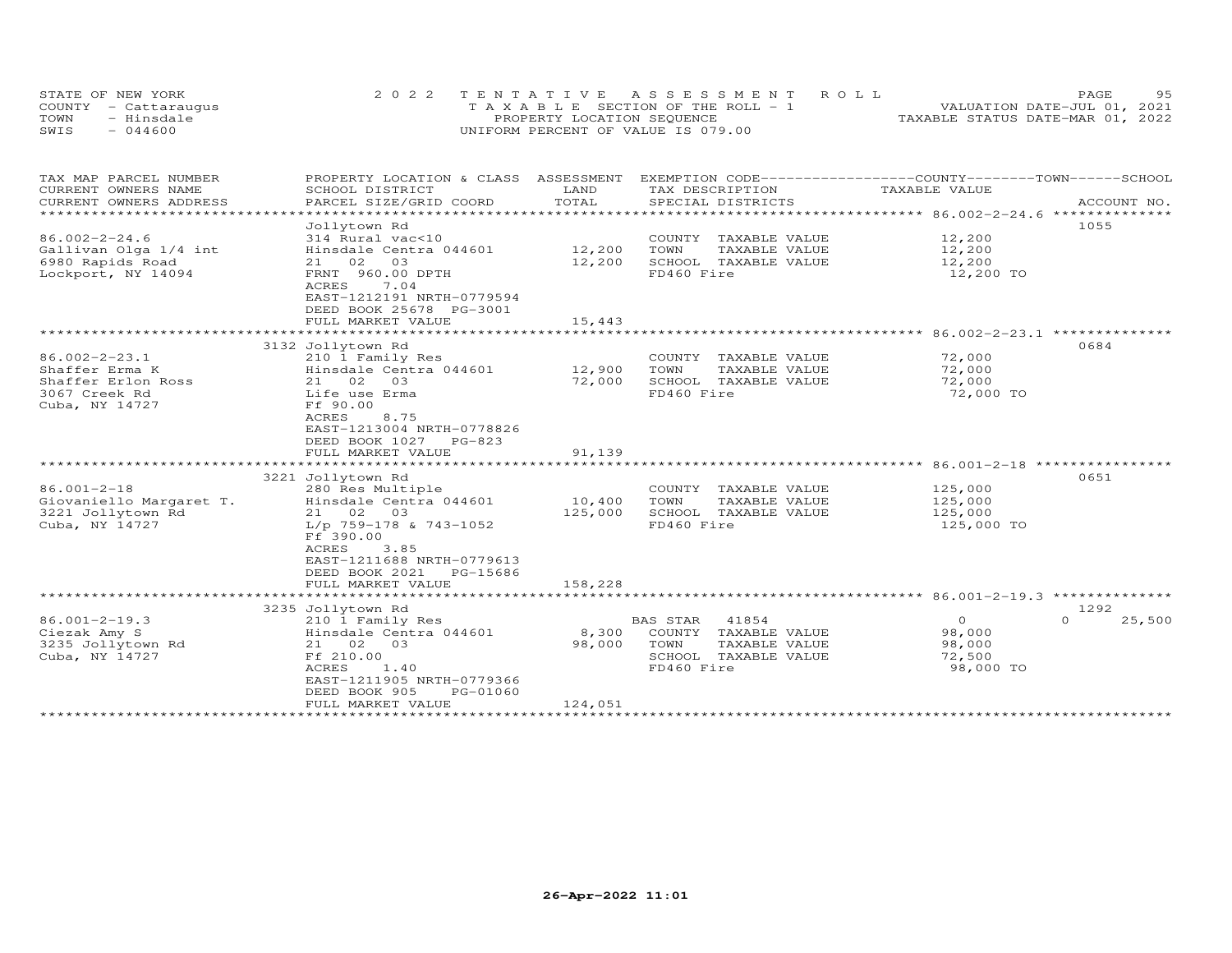STATE OF NEW YORK
COUNTY - Cattaraugus
TOWN - Hinsdale
SWIS - 044600

2022 TENTATIVE ASSESSMENT ROLL
TAXABLE SECTION OF THE ROLL - 1
PROPERTY LOCATION SEQUENCE
UNIFORM PERCENT OF VALUE IS 079.00

VALUATION DATE-JUL 01, 2021
TAXABLE STATUS DATE-MAR 01, 2022

| TAX MAP PARCEL NUMBER / CURRENT OWNERS NAME / CURRENT OWNERS ADDRESS | PROPERTY LOCATION & CLASS / SCHOOL DISTRICT / PARCEL SIZE/GRID COORD | ASSESSMENT LAND / TOTAL | EXEMPTION CODE / TAX DESCRIPTION / SPECIAL DISTRICTS | COUNTY / TOWN / SCHOOL TAXABLE VALUE | ACCOUNT NO. |
|---|---|---|---|---|---|
| **86.002-2-24.6** | Jollytown Rd | | | | 1055 |
| 86.002-2-24.6 | 314 Rural vac<10 | | COUNTY TAXABLE VALUE | 12,200 | |
| Gallivan Olga 1/4 int | Hinsdale Centra 044601 | 12,200 | TOWN TAXABLE VALUE | 12,200 | |
| 6980 Rapids Road | 21 02 03 | 12,200 | SCHOOL TAXABLE VALUE | 12,200 | |
| Lockport, NY 14094 | FRNT 960.00 DPTH | | FD460 Fire | 12,200 TO | |
| | ACRES 7.04 | | | | |
| | EAST-1212191 NRTH-0779594 | | | | |
| | DEED BOOK 25678 PG-3001 | | | | |
| | FULL MARKET VALUE | 15,443 | | | |
| **86.002-2-23.1** | 3132 Jollytown Rd | | | | 0684 |
| 86.002-2-23.1 | 210 1 Family Res | | COUNTY TAXABLE VALUE | 72,000 | |
| Shaffer Erma K | Hinsdale Centra 044601 | 12,900 | TOWN TAXABLE VALUE | 72,000 | |
| Shaffer Erlon Ross | 21 02 03 | 72,000 | SCHOOL TAXABLE VALUE | 72,000 | |
| 3067 Creek Rd | Life use Erma | | FD460 Fire | 72,000 TO | |
| Cuba, NY 14727 | Ff 90.00 | | | | |
| | ACRES 8.75 | | | | |
| | EAST-1213004 NRTH-0778826 | | | | |
| | DEED BOOK 1027 PG-823 | | | | |
| | FULL MARKET VALUE | 91,139 | | | |
| **86.001-2-18** | 3221 Jollytown Rd | | | | 0651 |
| 86.001-2-18 | 280 Res Multiple | | COUNTY TAXABLE VALUE | 125,000 | |
| Giovaniello Margaret T. | Hinsdale Centra 044601 | 10,400 | TOWN TAXABLE VALUE | 125,000 | |
| 3221 Jollytown Rd | 21 02 03 | 125,000 | SCHOOL TAXABLE VALUE | 125,000 | |
| Cuba, NY 14727 | L/p 759-178 & 743-1052 | | FD460 Fire | 125,000 TO | |
| | Ff 390.00 | | | | |
| | ACRES 3.85 | | | | |
| | EAST-1211688 NRTH-0779613 | | | | |
| | DEED BOOK 2021 PG-15686 | | | | |
| | FULL MARKET VALUE | 158,228 | | | |
| **86.001-2-19.3** | 3235 Jollytown Rd | | | | 1292 |
| 86.001-2-19.3 | 210 1 Family Res | | BAS STAR 41854 | 0 / 0 / 25,500 | |
| Ciezak Amy S | Hinsdale Centra 044601 | 8,300 | COUNTY TAXABLE VALUE | 98,000 | |
| 3235 Jollytown Rd | 21 02 03 | 98,000 | TOWN TAXABLE VALUE | 98,000 | |
| Cuba, NY 14727 | Ff 210.00 | | SCHOOL TAXABLE VALUE | 72,500 | |
| | ACRES 1.40 | | FD460 Fire | 98,000 TO | |
| | EAST-1211905 NRTH-0779366 | | | | |
| | DEED BOOK 905 PG-01060 | | | | |
| | FULL MARKET VALUE | 124,051 | | | |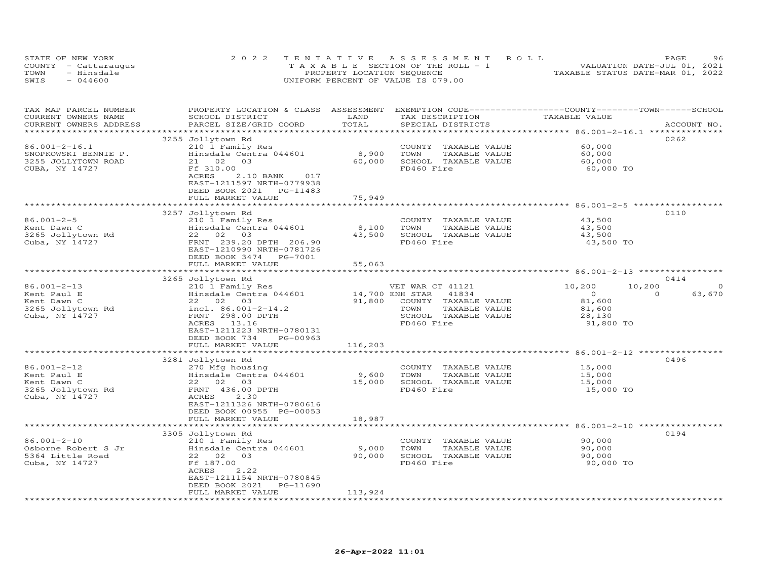STATE OF NEW YORK — 2022 TENTATIVE ASSESSMENT ROLL
COUNTY - Cattaraugus — TAXABLE SECTION OF THE ROLL - 1 — VALUATION DATE-JUL 01, 2021
TOWN - Hinsdale — PROPERTY LOCATION SEQUENCE — TAXABLE STATUS DATE-MAR 01, 2022
SWIS - 044600 — UNIFORM PERCENT OF VALUE IS 079.00

| TAX MAP PARCEL NUMBER / CURRENT OWNERS NAME / CURRENT OWNERS ADDRESS | PROPERTY LOCATION & CLASS / SCHOOL DISTRICT / PARCEL SIZE/GRID COORD | ASSESSMENT LAND | TOTAL | EXEMPTION CODE / TAX DESCRIPTION / SPECIAL DISTRICTS | COUNTY TAXABLE VALUE | TOWN | SCHOOL | ACCOUNT NO. |
|---|---|---|---|---|---|---|---|---|
| 86.001-2-16.1 | 3255 Jollytown Rd | | | | | | | 0262 |
| SNOPKOWSKI BENNIE P. | 210 1 Family Res | | | COUNTY TAXABLE VALUE | 60,000 | | | |
| 3255 JOLLYTOWN ROAD | Hinsdale Centra 044601 | 8,900 | | TOWN TAXABLE VALUE | 60,000 | | | |
| CUBA, NY 14727 | 21 02 03 | | 60,000 | SCHOOL TAXABLE VALUE | 60,000 | | | |
| | Ff 310.00 | | | FD460 Fire | 60,000 TO | | | |
| | ACRES 2.10 BANK 017 | | | | | | | |
| | EAST-1211597 NRTH-0779938 | | | | | | | |
| | DEED BOOK 2021 PG-11483 | | | | | | | |
| | FULL MARKET VALUE | | 75,949 | | | | | |
| 86.001-2-5 | 3257 Jollytown Rd | | | | | | | 0110 |
| Kent Dawn C | 210 1 Family Res | | | COUNTY TAXABLE VALUE | 43,500 | | | |
| 3265 Jollytown Rd | Hinsdale Centra 044601 | 8,100 | | TOWN TAXABLE VALUE | 43,500 | | | |
| Cuba, NY 14727 | 22 02 03 | | 43,500 | SCHOOL TAXABLE VALUE | 43,500 | | | |
| | FRNT 239.20 DPTH 206.90 | | | FD460 Fire | 43,500 TO | | | |
| | EAST-1210990 NRTH-0781726 | | | | | | | |
| | DEED BOOK 3474 PG-7001 | | | | | | | |
| | FULL MARKET VALUE | | 55,063 | | | | | |
| 86.001-2-13 | 3265 Jollytown Rd | | | | | | | 0414 |
| Kent Paul E | 210 1 Family Res | | | VET WAR CT 41121 | 10,200 | 10,200 | 0 | |
| Kent Dawn C | Hinsdale Centra 044601 | 14,700 | | ENH STAR 41834 | 0 | 0 | 63,670 | |
| 3265 Jollytown Rd | 22 02 03 | | 91,800 | COUNTY TAXABLE VALUE | 81,600 | | | |
| Cuba, NY 14727 | incl. 86.001-2-14.2 | | | TOWN TAXABLE VALUE | 81,600 | | | |
| | FRNT 298.00 DPTH | | | SCHOOL TAXABLE VALUE | 28,130 | | | |
| | ACRES 13.16 | | | FD460 Fire | 91,800 TO | | | |
| | EAST-1211223 NRTH-0780131 | | | | | | | |
| | DEED BOOK 734 PG-00963 | | | | | | | |
| | FULL MARKET VALUE | | 116,203 | | | | | |
| 86.001-2-12 | 3281 Jollytown Rd | | | | | | | 0496 |
| Kent Paul E | 270 Mfg housing | | | COUNTY TAXABLE VALUE | 15,000 | | | |
| Kent Dawn C | Hinsdale Centra 044601 | 9,600 | | TOWN TAXABLE VALUE | 15,000 | | | |
| 3265 Jollytown Rd | 22 02 03 | | 15,000 | SCHOOL TAXABLE VALUE | 15,000 | | | |
| Cuba, NY 14727 | FRNT 436.00 DPTH | | | FD460 Fire | 15,000 TO | | | |
| | ACRES 2.30 | | | | | | | |
| | EAST-1211326 NRTH-0780616 | | | | | | | |
| | DEED BOOK 00955 PG-00053 | | | | | | | |
| | FULL MARKET VALUE | | 18,987 | | | | | |
| 86.001-2-10 | 3305 Jollytown Rd | | | | | | | 0194 |
| Osborne Robert S Jr | 210 1 Family Res | | | COUNTY TAXABLE VALUE | 90,000 | | | |
| 5364 Little Road | Hinsdale Centra 044601 | 9,000 | | TOWN TAXABLE VALUE | 90,000 | | | |
| Cuba, NY 14727 | 22 02 03 | | 90,000 | SCHOOL TAXABLE VALUE | 90,000 | | | |
| | Ff 187.00 | | | FD460 Fire | 90,000 TO | | | |
| | ACRES 2.22 | | | | | | | |
| | EAST-1211154 NRTH-0780845 | | | | | | | |
| | DEED BOOK 2021 PG-11690 | | | | | | | |
| | FULL MARKET VALUE | | 113,924 | | | | | |

26-Apr-2022 11:01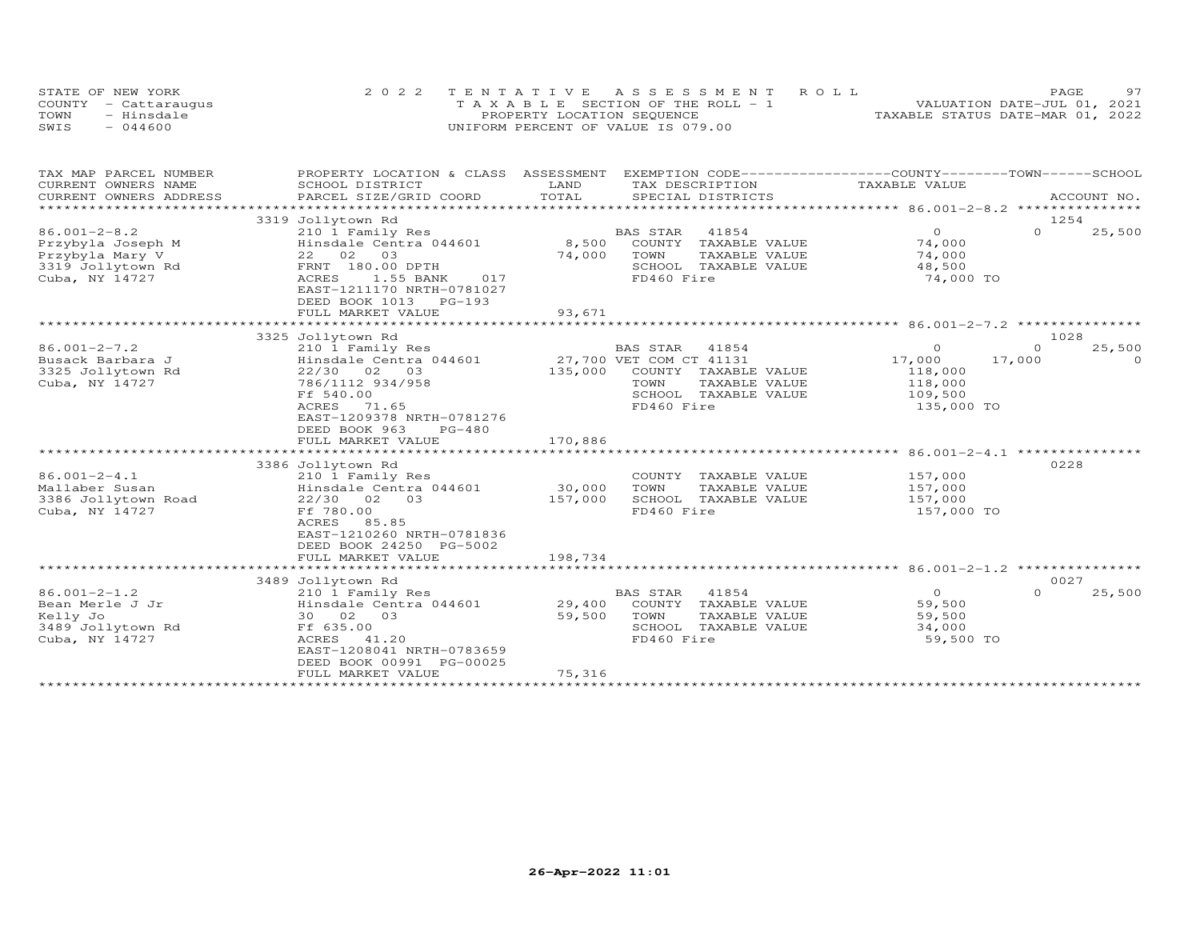STATE OF NEW YORK
COUNTY - Cattaraugus
TOWN - Hinsdale
SWIS - 044600

2022 TENTATIVE ASSESSMENT ROLL
TAXABLE SECTION OF THE ROLL - 1
PROPERTY LOCATION SEQUENCE
UNIFORM PERCENT OF VALUE IS 079.00

VALUATION DATE-JUL 01, 2021
TAXABLE STATUS DATE-MAR 01, 2022

| TAX MAP PARCEL NUMBER / CURRENT OWNERS NAME / CURRENT OWNERS ADDRESS | PROPERTY LOCATION & CLASS / SCHOOL DISTRICT / PARCEL SIZE/GRID COORD | ASSESSMENT LAND / TOTAL | EXEMPTION CODE / TAX DESCRIPTION / SPECIAL DISTRICTS | COUNTY TAXABLE VALUE | TOWN | SCHOOL | ACCOUNT NO. |
|---|---|---|---|---|---|---|---|
| | 3319 Jollytown Rd | | | | | | 1254 |
| 86.001-2-8.2 | 210 1 Family Res | | BAS STAR 41854 | 0 | 0 | 25,500 | |
| Przybyla Joseph M | Hinsdale Centra 044601 | 8,500 | COUNTY TAXABLE VALUE | 74,000 | | | |
| Przybyla Mary V | 22 02 03 | 74,000 | TOWN TAXABLE VALUE | 74,000 | | | |
| 3319 Jollytown Rd | FRNT 180.00 DPTH | | SCHOOL TAXABLE VALUE | 48,500 | | | |
| Cuba, NY 14727 | ACRES 1.55 BANK 017 | | FD460 Fire | 74,000 TO | | | |
| | EAST-1211170 NRTH-0781027 | | | | | | |
| | DEED BOOK 1013 PG-193 | | | | | | |
| | FULL MARKET VALUE | 93,671 | | | | | |
| | 3325 Jollytown Rd | | | | | | 1028 |
| 86.001-2-7.2 | 210 1 Family Res | | BAS STAR 41854 | 0 | 0 | 25,500 | |
| Busack Barbara J | Hinsdale Centra 044601 | 27,700 | VET COM CT 41131 | 17,000 | 17,000 | 0 | |
| 3325 Jollytown Rd | 22/30 02 03 | 135,000 | COUNTY TAXABLE VALUE | 118,000 | | | |
| Cuba, NY 14727 | 786/1112 934/958 | | TOWN TAXABLE VALUE | 118,000 | | | |
| | Ff 540.00 | | SCHOOL TAXABLE VALUE | 109,500 | | | |
| | ACRES 71.65 | | FD460 Fire | 135,000 TO | | | |
| | EAST-1209378 NRTH-0781276 | | | | | | |
| | DEED BOOK 963 PG-480 | | | | | | |
| | FULL MARKET VALUE | 170,886 | | | | | |
| | 3386 Jollytown Rd | | | | | | 0228 |
| 86.001-2-4.1 | 210 1 Family Res | | COUNTY TAXABLE VALUE | 157,000 | | | |
| Mallaber Susan | Hinsdale Centra 044601 | 30,000 | TOWN TAXABLE VALUE | 157,000 | | | |
| 3386 Jollytown Road | 22/30 02 03 | 157,000 | SCHOOL TAXABLE VALUE | 157,000 | | | |
| Cuba, NY 14727 | Ff 780.00 | | FD460 Fire | 157,000 TO | | | |
| | ACRES 85.85 | | | | | | |
| | EAST-1210260 NRTH-0781836 | | | | | | |
| | DEED BOOK 24250 PG-5002 | | | | | | |
| | FULL MARKET VALUE | 198,734 | | | | | |
| | 3489 Jollytown Rd | | | | | | 0027 |
| 86.001-2-1.2 | 210 1 Family Res | | BAS STAR 41854 | 0 | 0 | 25,500 | |
| Bean Merle J Jr | Hinsdale Centra 044601 | 29,400 | COUNTY TAXABLE VALUE | 59,500 | | | |
| Kelly Jo | 30 02 03 | 59,500 | TOWN TAXABLE VALUE | 59,500 | | | |
| 3489 Jollytown Rd | Ff 635.00 | | SCHOOL TAXABLE VALUE | 34,000 | | | |
| Cuba, NY 14727 | ACRES 41.20 | | FD460 Fire | 59,500 TO | | | |
| | EAST-1208041 NRTH-0783659 | | | | | | |
| | DEED BOOK 00991 PG-00025 | | | | | | |
| | FULL MARKET VALUE | 75,316 | | | | | |

26-Apr-2022 11:01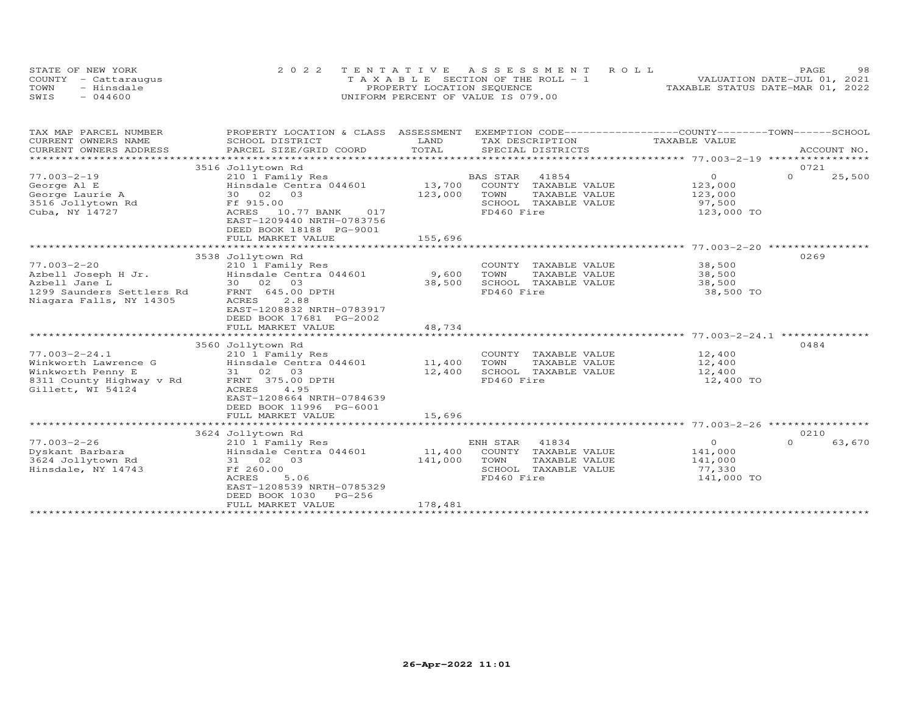STATE OF NEW YORK
COUNTY - Cattaraugus
TOWN - Hinsdale
SWIS - 044600

2022 TENTATIVE ASSESSMENT ROLL
TAXABLE SECTION OF THE ROLL - 1
PROPERTY LOCATION SEQUENCE
UNIFORM PERCENT OF VALUE IS 079.00

VALUATION DATE-JUL 01, 2021
TAXABLE STATUS DATE-MAR 01, 2022

| TAX MAP PARCEL NUMBER / CURRENT OWNERS NAME / CURRENT OWNERS ADDRESS | PROPERTY LOCATION & CLASS / SCHOOL DISTRICT / PARCEL SIZE/GRID COORD | ASSESSMENT LAND / TOTAL | EXEMPTION CODE / TAX DESCRIPTION / SPECIAL DISTRICTS | COUNTY / TOWN / SCHOOL TAXABLE VALUE | ACCOUNT NO. |
|---|---|---|---|---|---|
| | 3516 Jollytown Rd | | | | 0721 |
| 77.003-2-19 | 210 1 Family Res | | BAS STAR 41854 | 0 | 0 25,500 |
| George Al E | Hinsdale Centra 044601 | 13,700 | COUNTY TAXABLE VALUE | 123,000 | |
| George Laurie A | 30 02 03 | 123,000 | TOWN TAXABLE VALUE | 123,000 | |
| 3516 Jollytown Rd | Ff 915.00 | | SCHOOL TAXABLE VALUE | 97,500 | |
| Cuba, NY 14727 | ACRES 10.77 BANK 017 | | FD460 Fire | 123,000 TO | |
| | EAST-1209440 NRTH-0783756 | | | | |
| | DEED BOOK 18188 PG-9001 | | | | |
| | FULL MARKET VALUE | 155,696 | | | |
| | 3538 Jollytown Rd | | | | 0269 |
| 77.003-2-20 | 210 1 Family Res | | COUNTY TAXABLE VALUE | 38,500 | |
| Azbell Joseph H Jr. | Hinsdale Centra 044601 | 9,600 | TOWN TAXABLE VALUE | 38,500 | |
| Azbell Jane L | 30 02 03 | 38,500 | SCHOOL TAXABLE VALUE | 38,500 | |
| 1299 Saunders Settlers Rd | FRNT 645.00 DPTH | | FD460 Fire | 38,500 TO | |
| Niagara Falls, NY 14305 | ACRES 2.88 | | | | |
| | EAST-1208832 NRTH-0783917 | | | | |
| | DEED BOOK 17681 PG-2002 | | | | |
| | FULL MARKET VALUE | 48,734 | | | |
| | 3560 Jollytown Rd | | | | 0484 |
| 77.003-2-24.1 | 210 1 Family Res | | COUNTY TAXABLE VALUE | 12,400 | |
| Winkworth Lawrence G | Hinsdale Centra 044601 | 11,400 | TOWN TAXABLE VALUE | 12,400 | |
| Winkworth Penny E | 31 02 03 | 12,400 | SCHOOL TAXABLE VALUE | 12,400 | |
| 8311 County Highway v Rd | FRNT 375.00 DPTH | | FD460 Fire | 12,400 TO | |
| Gillett, WI 54124 | ACRES 4.95 | | | | |
| | EAST-1208664 NRTH-0784639 | | | | |
| | DEED BOOK 11996 PG-6001 | | | | |
| | FULL MARKET VALUE | 15,696 | | | |
| | 3624 Jollytown Rd | | | | 0210 |
| 77.003-2-26 | 210 1 Family Res | | ENH STAR 41834 | 0 | 0 63,670 |
| Dyskant Barbara | Hinsdale Centra 044601 | 11,400 | COUNTY TAXABLE VALUE | 141,000 | |
| 3624 Jollytown Rd | 31 02 03 | 141,000 | TOWN TAXABLE VALUE | 141,000 | |
| Hinsdale, NY 14743 | Ff 260.00 | | SCHOOL TAXABLE VALUE | 77,330 | |
| | ACRES 5.06 | | FD460 Fire | 141,000 TO | |
| | EAST-1208539 NRTH-0785329 | | | | |
| | DEED BOOK 1030 PG-256 | | | | |
| | FULL MARKET VALUE | 178,481 | | | |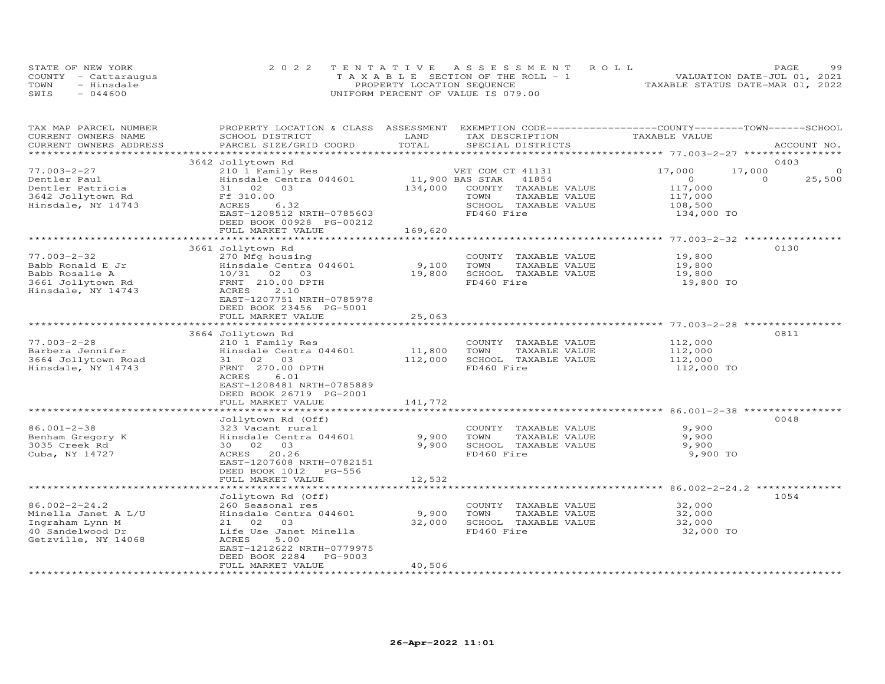STATE OF NEW YORK — 2022 TENTATIVE ASSESSMENT ROLL
COUNTY - Cattaraugus — TAXABLE SECTION OF THE ROLL - 1 — VALUATION DATE-JUL 01, 2021
TOWN - Hinsdale — PROPERTY LOCATION SEQUENCE — TAXABLE STATUS DATE-MAR 01, 2022
SWIS - 044600 — UNIFORM PERCENT OF VALUE IS 079.00

| TAX MAP PARCEL NUMBER / CURRENT OWNERS NAME / CURRENT OWNERS ADDRESS | PROPERTY LOCATION & CLASS / SCHOOL DISTRICT / PARCEL SIZE/GRID COORD | ASSESSMENT LAND / TOTAL | EXEMPTION CODE / TAX DESCRIPTION / SPECIAL DISTRICTS | COUNTY | TOWN | SCHOOL | ACCOUNT NO. |
|---|---|---|---|---|---|---|---|
| 77.003-2-27 | 3642 Jollytown Rd | | | | | | 0403 |
| | 210 1 Family Res | | VET COM CT 41131 | 17,000 | 17,000 | 0 | |
| Dentler Paul | Hinsdale Centra 044601 | 11,900 | BAS STAR 41854 | 0 | 0 | 25,500 | |
| Dentler Patricia | 31 02 03 | 134,000 | COUNTY TAXABLE VALUE | 117,000 | | | |
| 3642 Jollytown Rd | Ff 310.00 | | TOWN TAXABLE VALUE | | 117,000 | | |
| Hinsdale, NY 14743 | ACRES 6.32 | | SCHOOL TAXABLE VALUE | | | 108,500 | |
| | EAST-1208512 NRTH-0785603 | | FD460 Fire | 134,000 TO | | | |
| | DEED BOOK 00928 PG-00212 | | | | | | |
| | FULL MARKET VALUE | 169,620 | | | | | |
| 77.003-2-32 | 3661 Jollytown Rd | | | | | | 0130 |
| | 270 Mfg housing | | COUNTY TAXABLE VALUE | 19,800 | | | |
| Babb Ronald E Jr | Hinsdale Centra 044601 | 9,100 | TOWN TAXABLE VALUE | | 19,800 | | |
| Babb Rosalie A | 10/31 02 03 | 19,800 | SCHOOL TAXABLE VALUE | | | 19,800 | |
| 3661 Jollytown Rd | FRNT 210.00 DPTH | | FD460 Fire | 19,800 TO | | | |
| Hinsdale, NY 14743 | ACRES 2.10 | | | | | | |
| | EAST-1207751 NRTH-0785978 | | | | | | |
| | DEED BOOK 23456 PG-5001 | | | | | | |
| | FULL MARKET VALUE | 25,063 | | | | | |
| 77.003-2-28 | 3664 Jollytown Rd | | | | | | 0811 |
| | 210 1 Family Res | | COUNTY TAXABLE VALUE | 112,000 | | | |
| Barbera Jennifer | Hinsdale Centra 044601 | 11,800 | TOWN TAXABLE VALUE | | 112,000 | | |
| 3664 Jollytown Road | 31 02 03 | 112,000 | SCHOOL TAXABLE VALUE | | | 112,000 | |
| Hinsdale, NY 14743 | FRNT 270.00 DPTH | | FD460 Fire | 112,000 TO | | | |
| | ACRES 6.01 | | | | | | |
| | EAST-1208481 NRTH-0785889 | | | | | | |
| | DEED BOOK 26719 PG-2001 | | | | | | |
| | FULL MARKET VALUE | 141,772 | | | | | |
| 86.001-2-38 | Jollytown Rd (Off) | | | | | | 0048 |
| | 323 Vacant rural | | COUNTY TAXABLE VALUE | 9,900 | | | |
| Benham Gregory K | Hinsdale Centra 044601 | 9,900 | TOWN TAXABLE VALUE | | 9,900 | | |
| 3035 Creek Rd | 30 02 03 | 9,900 | SCHOOL TAXABLE VALUE | | | 9,900 | |
| Cuba, NY 14727 | ACRES 20.26 | | FD460 Fire | 9,900 TO | | | |
| | EAST-1207608 NRTH-0782151 | | | | | | |
| | DEED BOOK 1012 PG-556 | | | | | | |
| | FULL MARKET VALUE | 12,532 | | | | | |
| 86.002-2-24.2 | Jollytown Rd (Off) | | | | | | 1054 |
| | 260 Seasonal res | | COUNTY TAXABLE VALUE | 32,000 | | | |
| Minella Janet A L/U | Hinsdale Centra 044601 | 9,900 | TOWN TAXABLE VALUE | | 32,000 | | |
| Ingraham Lynn M | 21 02 03 | 32,000 | SCHOOL TAXABLE VALUE | | | 32,000 | |
| 40 Sandelwood Dr | Life Use Janet Minella | | FD460 Fire | 32,000 TO | | | |
| Getzville, NY 14068 | ACRES 5.00 | | | | | | |
| | EAST-1212622 NRTH-0779975 | | | | | | |
| | DEED BOOK 2284 PG-9003 | | | | | | |
| | FULL MARKET VALUE | 40,506 | | | | | |

26-Apr-2022 11:01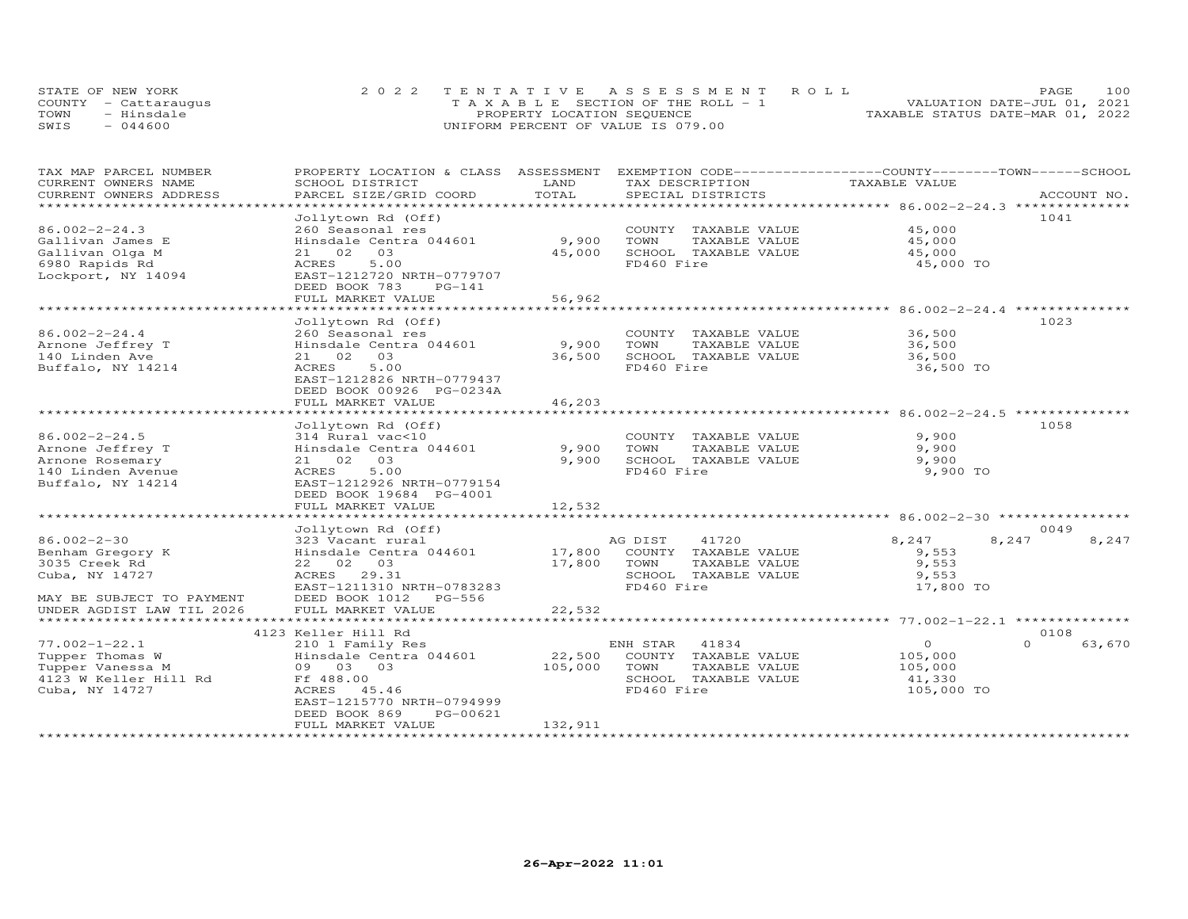STATE OF NEW YORK
COUNTY - Cattaraugus
TOWN - Hinsdale
SWIS - 044600

2022 TENTATIVE ASSESSMENT ROLL
TAXABLE SECTION OF THE ROLL - 1
PROPERTY LOCATION SEQUENCE
UNIFORM PERCENT OF VALUE IS 079.00

VALUATION DATE-JUL 01, 2021
TAXABLE STATUS DATE-MAR 01, 2022

| TAX MAP PARCEL NUMBER / CURRENT OWNERS NAME / CURRENT OWNERS ADDRESS | PROPERTY LOCATION & CLASS / SCHOOL DISTRICT / PARCEL SIZE/GRID COORD | ASSESSMENT LAND | TOTAL | EXEMPTION CODE / TAX DESCRIPTION / SPECIAL DISTRICTS | COUNTY TAXABLE VALUE | TOWN | SCHOOL | ACCOUNT NO. |
|---|---|---|---|---|---|---|---|---|
| 86.002-2-24.3 | Jollytown Rd (Off) | | | | | | | 1041 |
| Gallivan James E | 260 Seasonal res | | | COUNTY TAXABLE VALUE | 45,000 | | | |
| Gallivan Olga M | Hinsdale Centra 044601 | 9,900 | | TOWN TAXABLE VALUE | 45,000 | | | |
| 6980 Rapids Rd | 21 02 03 | | 45,000 | SCHOOL TAXABLE VALUE | 45,000 | | | |
| Lockport, NY 14094 | ACRES 5.00 | | | FD460 Fire | 45,000 TO | | | |
| | EAST-1212720 NRTH-0779707 | | | | | | | |
| | DEED BOOK 783 PG-141 | | | | | | | |
| | FULL MARKET VALUE | | 56,962 | | | | | |
| 86.002-2-24.4 | Jollytown Rd (Off) | | | | | | | 1023 |
| Arnone Jeffrey T | 260 Seasonal res | | | COUNTY TAXABLE VALUE | 36,500 | | | |
| 140 Linden Ave | Hinsdale Centra 044601 | 9,900 | | TOWN TAXABLE VALUE | 36,500 | | | |
| Buffalo, NY 14214 | 21 02 03 | | 36,500 | SCHOOL TAXABLE VALUE | 36,500 | | | |
| | ACRES 5.00 | | | FD460 Fire | 36,500 TO | | | |
| | EAST-1212826 NRTH-0779437 | | | | | | | |
| | DEED BOOK 00926 PG-0234A | | | | | | | |
| | FULL MARKET VALUE | | 46,203 | | | | | |
| 86.002-2-24.5 | Jollytown Rd (Off) | | | | | | | 1058 |
| Arnone Jeffrey T | 314 Rural vac<10 | | | COUNTY TAXABLE VALUE | 9,900 | | | |
| Arnone Rosemary | Hinsdale Centra 044601 | 9,900 | | TOWN TAXABLE VALUE | 9,900 | | | |
| 140 Linden Avenue | 21 02 03 | | 9,900 | SCHOOL TAXABLE VALUE | 9,900 | | | |
| Buffalo, NY 14214 | ACRES 5.00 | | | FD460 Fire | 9,900 TO | | | |
| | EAST-1212926 NRTH-0779154 | | | | | | | |
| | DEED BOOK 19684 PG-4001 | | | | | | | |
| | FULL MARKET VALUE | | 12,532 | | | | | |
| 86.002-2-30 | Jollytown Rd (Off) | | | | | | | 0049 |
| Benham Gregory K | 323 Vacant rural | | | AG DIST 41720 | 8,247 | 8,247 | 8,247 | |
| 3035 Creek Rd | Hinsdale Centra 044601 | 17,800 | | COUNTY TAXABLE VALUE | 9,553 | | | |
| Cuba, NY 14727 | 22 02 03 | | 17,800 | TOWN TAXABLE VALUE | 9,553 | | | |
| | ACRES 29.31 | | | SCHOOL TAXABLE VALUE | 9,553 | | | |
| | EAST-1211310 NRTH-0783283 | | | FD460 Fire | 17,800 TO | | | |
| MAY BE SUBJECT TO PAYMENT | DEED BOOK 1012 PG-556 | | | | | | | |
| UNDER AGDIST LAW TIL 2026 | FULL MARKET VALUE | | 22,532 | | | | | |
| 77.002-1-22.1 | 4123 Keller Hill Rd | | | | | | | 0108 |
| Tupper Thomas W | 210 1 Family Res | | | ENH STAR 41834 | 0 | 0 | 63,670 | |
| Tupper Vanessa M | Hinsdale Centra 044601 | 22,500 | | COUNTY TAXABLE VALUE | 105,000 | | | |
| 4123 W Keller Hill Rd | 09 03 03 | | 105,000 | TOWN TAXABLE VALUE | 105,000 | | | |
| Cuba, NY 14727 | Ff 488.00 | | | SCHOOL TAXABLE VALUE | 41,330 | | | |
| | ACRES 45.46 | | | FD460 Fire | 105,000 TO | | | |
| | EAST-1215770 NRTH-0794999 | | | | | | | |
| | DEED BOOK 869 PG-00621 | | | | | | | |
| | FULL MARKET VALUE | | 132,911 | | | | | |

26-Apr-2022 11:01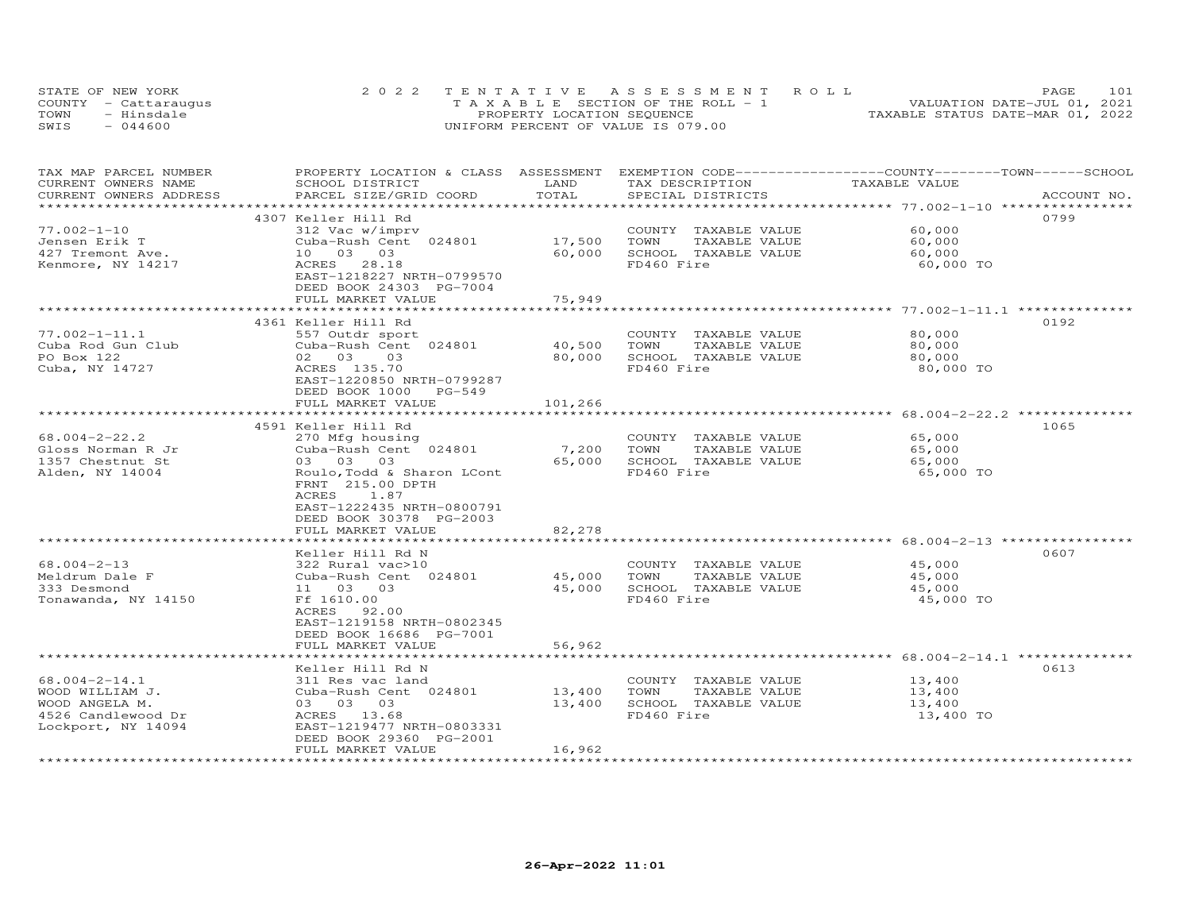STATE OF NEW YORK
COUNTY - Cattaraugus
TOWN - Hinsdale
SWIS - 044600

2022 TENTATIVE ASSESSMENT ROLL
TAXABLE SECTION OF THE ROLL - 1
PROPERTY LOCATION SEQUENCE
UNIFORM PERCENT OF VALUE IS 079.00

VALUATION DATE-JUL 01, 2021
TAXABLE STATUS DATE-MAR 01, 2022

| TAX MAP PARCEL NUMBER / CURRENT OWNERS NAME / CURRENT OWNERS ADDRESS | PROPERTY LOCATION & CLASS / SCHOOL DISTRICT / PARCEL SIZE/GRID COORD | ASSESSMENT LAND / TOTAL | EXEMPTION CODE / TAX DESCRIPTION / SPECIAL DISTRICTS | COUNTY--------TOWN------SCHOOL TAXABLE VALUE | ACCOUNT NO. |
|---|---|---|---|---|---|
| 77.002-1-10 | 4307 Keller Hill Rd | | | | 0799 |
| 77.002-1-10 | 312 Vac w/imprv | | COUNTY TAXABLE VALUE | 60,000 | |
| Jensen Erik T | Cuba-Rush Cent 024801 | 17,500 | TOWN TAXABLE VALUE | 60,000 | |
| 427 Tremont Ave. | 10 03 03 | 60,000 | SCHOOL TAXABLE VALUE | 60,000 | |
| Kenmore, NY 14217 | ACRES 28.18 | | FD460 Fire | 60,000 TO | |
| | EAST-1218227 NRTH-0799570 | | | | |
| | DEED BOOK 24303 PG-7004 | | | | |
| | FULL MARKET VALUE | 75,949 | | | |
| 77.002-1-11.1 | 4361 Keller Hill Rd | | | | 0192 |
| 77.002-1-11.1 | 557 Outdr sport | | COUNTY TAXABLE VALUE | 80,000 | |
| Cuba Rod Gun Club | Cuba-Rush Cent 024801 | 40,500 | TOWN TAXABLE VALUE | 80,000 | |
| PO Box 122 | 02 03 03 | 80,000 | SCHOOL TAXABLE VALUE | 80,000 | |
| Cuba, NY 14727 | ACRES 135.70 | | FD460 Fire | 80,000 TO | |
| | EAST-1220850 NRTH-0799287 | | | | |
| | DEED BOOK 1000 PG-549 | | | | |
| | FULL MARKET VALUE | 101,266 | | | |
| 68.004-2-22.2 | 4591 Keller Hill Rd | | | | 1065 |
| 68.004-2-22.2 | 270 Mfg housing | | COUNTY TAXABLE VALUE | 65,000 | |
| Gloss Norman R Jr | Cuba-Rush Cent 024801 | 7,200 | TOWN TAXABLE VALUE | 65,000 | |
| 1357 Chestnut St | 03 03 03 | 65,000 | SCHOOL TAXABLE VALUE | 65,000 | |
| Alden, NY 14004 | Roulo,Todd & Sharon LCont | | FD460 Fire | 65,000 TO | |
| | FRNT 215.00 DPTH | | | | |
| | ACRES 1.87 | | | | |
| | EAST-1222435 NRTH-0800791 | | | | |
| | DEED BOOK 30378 PG-2003 | | | | |
| | FULL MARKET VALUE | 82,278 | | | |
| 68.004-2-13 | Keller Hill Rd N | | | | 0607 |
| 68.004-2-13 | 322 Rural vac>10 | | COUNTY TAXABLE VALUE | 45,000 | |
| Meldrum Dale F | Cuba-Rush Cent 024801 | 45,000 | TOWN TAXABLE VALUE | 45,000 | |
| 333 Desmond | 11 03 03 | 45,000 | SCHOOL TAXABLE VALUE | 45,000 | |
| Tonawanda, NY 14150 | Ff 1610.00 | | FD460 Fire | 45,000 TO | |
| | ACRES 92.00 | | | | |
| | EAST-1219158 NRTH-0802345 | | | | |
| | DEED BOOK 16686 PG-7001 | | | | |
| | FULL MARKET VALUE | 56,962 | | | |
| 68.004-2-14.1 | Keller Hill Rd N | | | | 0613 |
| 68.004-2-14.1 | 311 Res vac land | | COUNTY TAXABLE VALUE | 13,400 | |
| WOOD WILLIAM J. | Cuba-Rush Cent 024801 | 13,400 | TOWN TAXABLE VALUE | 13,400 | |
| WOOD ANGELA M. | 03 03 03 | 13,400 | SCHOOL TAXABLE VALUE | 13,400 | |
| 4526 Candlewood Dr | ACRES 13.68 | | FD460 Fire | 13,400 TO | |
| Lockport, NY 14094 | EAST-1219477 NRTH-0803331 | | | | |
| | DEED BOOK 29360 PG-2001 | | | | |
| | FULL MARKET VALUE | 16,962 | | | |

26-Apr-2022 11:01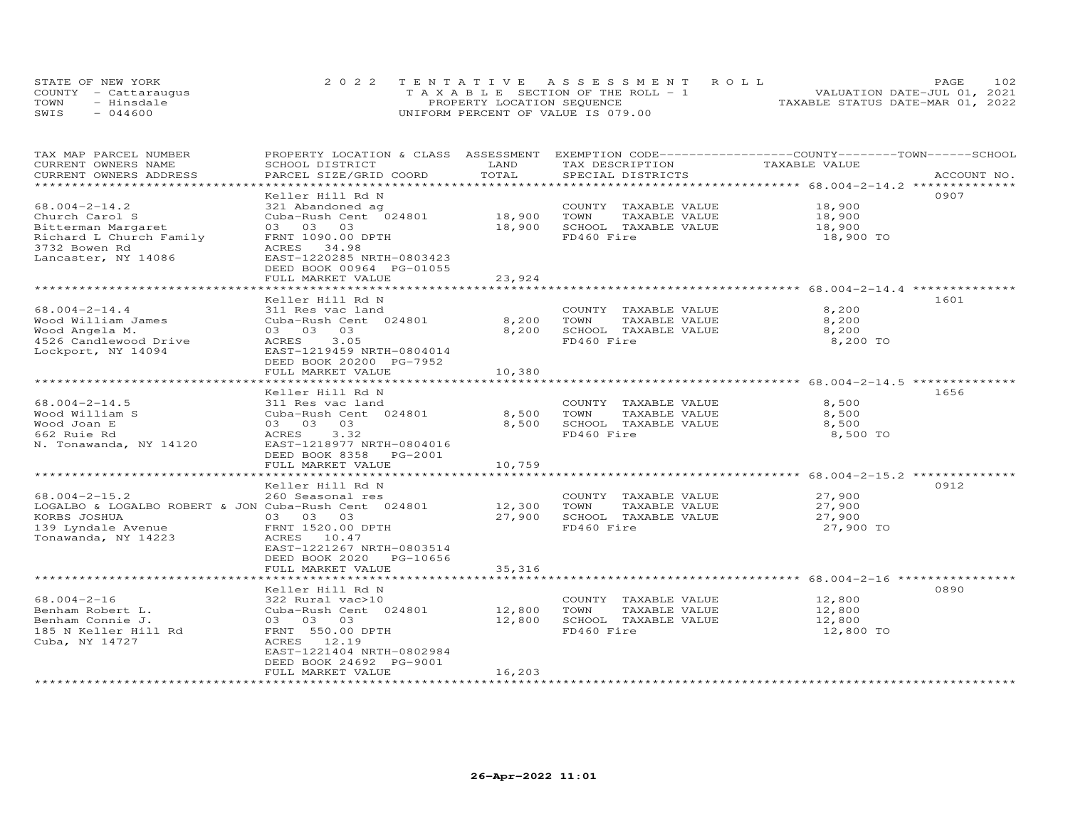STATE OF NEW YORK
COUNTY - Cattaraugus
TOWN - Hinsdale
SWIS - 044600

2022 TENTATIVE ASSESSMENT ROLL
TAXABLE SECTION OF THE ROLL - 1
PROPERTY LOCATION SEQUENCE
UNIFORM PERCENT OF VALUE IS 079.00

VALUATION DATE-JUL 01, 2021
TAXABLE STATUS DATE-MAR 01, 2022

| TAX MAP PARCEL NUMBER / CURRENT OWNERS NAME / CURRENT OWNERS ADDRESS | PROPERTY LOCATION & CLASS / SCHOOL DISTRICT / PARCEL SIZE/GRID COORD | ASSESSMENT LAND / TOTAL | EXEMPTION CODE / TAX DESCRIPTION / SPECIAL DISTRICTS | COUNTY--------TOWN------SCHOOL TAXABLE VALUE | ACCOUNT NO. |
|---|---|---|---|---|---|
| 68.004-2-14.2 | Keller Hill Rd N | | | | 0907 |
| Church Carol S | 321 Abandoned ag | | COUNTY TAXABLE VALUE | 18,900 | |
| Bitterman Margaret | Cuba-Rush Cent 024801 | 18,900 | TOWN TAXABLE VALUE | 18,900 | |
| Richard L Church Family | 03 03 03 | 18,900 | SCHOOL TAXABLE VALUE | 18,900 | |
| 3732 Bowen Rd | FRNT 1090.00 DPTH | | FD460 Fire | 18,900 TO | |
| Lancaster, NY 14086 | ACRES 34.98 | | | | |
| | EAST-1220285 NRTH-0803423 | | | | |
| | DEED BOOK 00964 PG-01055 | | | | |
| | FULL MARKET VALUE | 23,924 | | | |
| 68.004-2-14.4 | Keller Hill Rd N | | | | 1601 |
| Wood William James | 311 Res vac land | | COUNTY TAXABLE VALUE | 8,200 | |
| Wood Angela M. | Cuba-Rush Cent 024801 | 8,200 | TOWN TAXABLE VALUE | 8,200 | |
| 4526 Candlewood Drive | 03 03 03 | 8,200 | SCHOOL TAXABLE VALUE | 8,200 | |
| Lockport, NY 14094 | ACRES 3.05 | | FD460 Fire | 8,200 TO | |
| | EAST-1219459 NRTH-0804014 | | | | |
| | DEED BOOK 20200 PG-7952 | | | | |
| | FULL MARKET VALUE | 10,380 | | | |
| 68.004-2-14.5 | Keller Hill Rd N | | | | 1656 |
| Wood William S | 311 Res vac land | | COUNTY TAXABLE VALUE | 8,500 | |
| Wood Joan E | Cuba-Rush Cent 024801 | 8,500 | TOWN TAXABLE VALUE | 8,500 | |
| 662 Ruie Rd | 03 03 03 | 8,500 | SCHOOL TAXABLE VALUE | 8,500 | |
| N. Tonawanda, NY 14120 | ACRES 3.32 | | FD460 Fire | 8,500 TO | |
| | EAST-1218977 NRTH-0804016 | | | | |
| | DEED BOOK 8358 PG-2001 | | | | |
| | FULL MARKET VALUE | 10,759 | | | |
| 68.004-2-15.2 | Keller Hill Rd N | | | | 0912 |
| LOGALBO & LOGALBO ROBERT & JON | 260 Seasonal res | | COUNTY TAXABLE VALUE | 27,900 | |
| KORBS JOSHUA | Cuba-Rush Cent 024801 | 12,300 | TOWN TAXABLE VALUE | 27,900 | |
| 139 Lyndale Avenue | 03 03 03 | 27,900 | SCHOOL TAXABLE VALUE | 27,900 | |
| Tonawanda, NY 14223 | FRNT 1520.00 DPTH | | FD460 Fire | 27,900 TO | |
| | ACRES 10.47 | | | | |
| | EAST-1221267 NRTH-0803514 | | | | |
| | DEED BOOK 2020 PG-10656 | | | | |
| | FULL MARKET VALUE | 35,316 | | | |
| 68.004-2-16 | Keller Hill Rd N | | | | 0890 |
| Benham Robert L. | 322 Rural vac>10 | | COUNTY TAXABLE VALUE | 12,800 | |
| Benham Connie J. | Cuba-Rush Cent 024801 | 12,800 | TOWN TAXABLE VALUE | 12,800 | |
| 185 N Keller Hill Rd | 03 03 03 | 12,800 | SCHOOL TAXABLE VALUE | 12,800 | |
| Cuba, NY 14727 | FRNT 550.00 DPTH | | FD460 Fire | 12,800 TO | |
| | ACRES 12.19 | | | | |
| | EAST-1221404 NRTH-0802984 | | | | |
| | DEED BOOK 24692 PG-9001 | | | | |
| | FULL MARKET VALUE | 16,203 | | | |

26-Apr-2022 11:01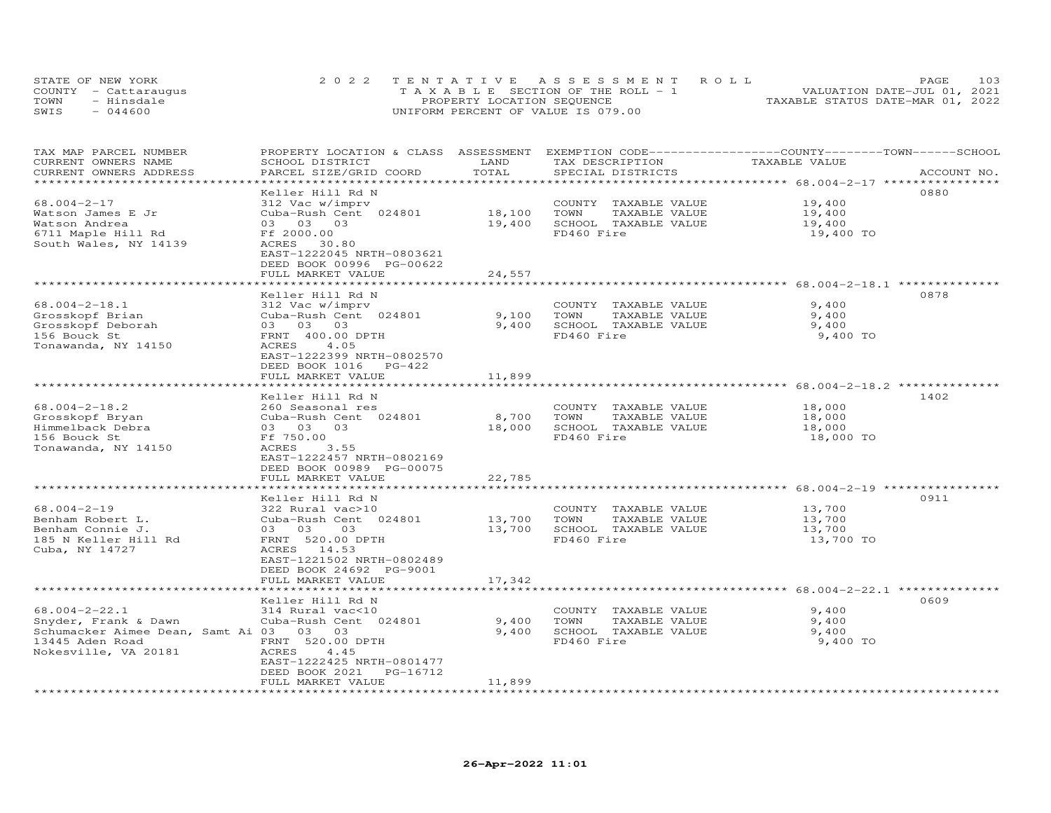STATE OF NEW YORK — 2022 TENTATIVE ASSESSMENT ROLL
COUNTY - Cattaraugus — TAXABLE SECTION OF THE ROLL - 1 — VALUATION DATE-JUL 01, 2021
TOWN - Hinsdale — PROPERTY LOCATION SEQUENCE — TAXABLE STATUS DATE-MAR 01, 2022
SWIS - 044600 — UNIFORM PERCENT OF VALUE IS 079.00

| TAX MAP PARCEL NUMBER / CURRENT OWNERS NAME / CURRENT OWNERS ADDRESS | PROPERTY LOCATION & CLASS / SCHOOL DISTRICT / PARCEL SIZE/GRID COORD | ASSESSMENT LAND / TOTAL | EXEMPTION CODE / TAX DESCRIPTION / SPECIAL DISTRICTS | COUNTY / TOWN / SCHOOL TAXABLE VALUE | ACCOUNT NO. |
|---|---|---|---|---|---|
| 68.004-2-17 | Keller Hill Rd N | | | | 0880 |
| Watson James E Jr | 312 Vac w/imprv | | COUNTY TAXABLE VALUE | 19,400 | |
| Watson Andrea | Cuba-Rush Cent 024801 | 18,100 | TOWN TAXABLE VALUE | 19,400 | |
| 6711 Maple Hill Rd | 03 03 03 | 19,400 | SCHOOL TAXABLE VALUE | 19,400 | |
| South Wales, NY 14139 | Ff 2000.00 | | FD460 Fire | 19,400 TO | |
| | ACRES 30.80 | | | | |
| | EAST-1222045 NRTH-0803621 | | | | |
| | DEED BOOK 00996 PG-00622 | | | | |
| | FULL MARKET VALUE | 24,557 | | | |
| 68.004-2-18.1 | Keller Hill Rd N | | | | 0878 |
| Grosskopf Brian | 312 Vac w/imprv | | COUNTY TAXABLE VALUE | 9,400 | |
| Grosskopf Deborah | Cuba-Rush Cent 024801 | 9,100 | TOWN TAXABLE VALUE | 9,400 | |
| 156 Bouck St | 03 03 03 | 9,400 | SCHOOL TAXABLE VALUE | 9,400 | |
| Tonawanda, NY 14150 | FRNT 400.00 DPTH | | FD460 Fire | 9,400 TO | |
| | ACRES 4.05 | | | | |
| | EAST-1222399 NRTH-0802570 | | | | |
| | DEED BOOK 1016 PG-422 | | | | |
| | FULL MARKET VALUE | 11,899 | | | |
| 68.004-2-18.2 | Keller Hill Rd N | | | | 1402 |
| Grosskopf Bryan | 260 Seasonal res | | COUNTY TAXABLE VALUE | 18,000 | |
| Himmelback Debra | Cuba-Rush Cent 024801 | 8,700 | TOWN TAXABLE VALUE | 18,000 | |
| 156 Bouck St | 03 03 03 | 18,000 | SCHOOL TAXABLE VALUE | 18,000 | |
| Tonawanda, NY 14150 | Ff 750.00 | | FD460 Fire | 18,000 TO | |
| | ACRES 3.55 | | | | |
| | EAST-1222457 NRTH-0802169 | | | | |
| | DEED BOOK 00989 PG-00075 | | | | |
| | FULL MARKET VALUE | 22,785 | | | |
| 68.004-2-19 | Keller Hill Rd N | | | | 0911 |
| Benham Robert L. | 322 Rural vac>10 | | COUNTY TAXABLE VALUE | 13,700 | |
| Benham Connie J. | Cuba-Rush Cent 024801 | 13,700 | TOWN TAXABLE VALUE | 13,700 | |
| 185 N Keller Hill Rd | 03 03 03 | 13,700 | SCHOOL TAXABLE VALUE | 13,700 | |
| Cuba, NY 14727 | FRNT 520.00 DPTH | | FD460 Fire | 13,700 TO | |
| | ACRES 14.53 | | | | |
| | EAST-1221502 NRTH-0802489 | | | | |
| | DEED BOOK 24692 PG-9001 | | | | |
| | FULL MARKET VALUE | 17,342 | | | |
| 68.004-2-22.1 | Keller Hill Rd N | | | | 0609 |
| Snyder, Frank & Dawn | 314 Rural vac<10 | | COUNTY TAXABLE VALUE | 9,400 | |
| Schumacker Aimee Dean, Samt Ai | Cuba-Rush Cent 024801 | 9,400 | TOWN TAXABLE VALUE | 9,400 | |
| 13445 Aden Road | 03 03 03 | 9,400 | SCHOOL TAXABLE VALUE | 9,400 | |
| Nokesville, VA 20181 | FRNT 520.00 DPTH | | FD460 Fire | 9,400 TO | |
| | ACRES 4.45 | | | | |
| | EAST-1222425 NRTH-0801477 | | | | |
| | DEED BOOK 2021 PG-16712 | | | | |
| | FULL MARKET VALUE | 11,899 | | | |

26-Apr-2022 11:01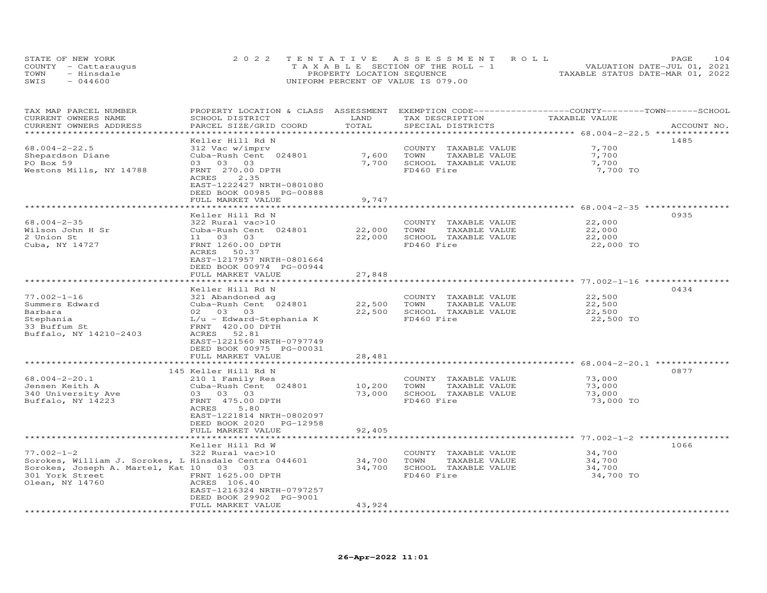STATE OF NEW YORK | 2022 TENTATIVE ASSESSMENT ROLL | VALUATION DATE-JUL 01, 2021
COUNTY - Cattaraugus | TAXABLE SECTION OF THE ROLL - 1 | TAXABLE STATUS DATE-MAR 01, 2022
TOWN - Hinsdale | PROPERTY LOCATION SEQUENCE
SWIS - 044600 | UNIFORM PERCENT OF VALUE IS 079.00

| TAX MAP PARCEL NUMBER / CURRENT OWNERS NAME / CURRENT OWNERS ADDRESS | PROPERTY LOCATION & CLASS / SCHOOL DISTRICT / PARCEL SIZE/GRID COORD | ASSESSMENT LAND | TOTAL | EXEMPTION CODE / TAX DESCRIPTION / SPECIAL DISTRICTS | COUNTY / TOWN / SCHOOL TAXABLE VALUE | ACCOUNT NO. |
|---|---|---|---|---|---|---|
| 68.004-2-22.5 | Keller Hill Rd N | | | | | 1485 |
| Shepardson Diane | 312 Vac w/imprv | | | COUNTY TAXABLE VALUE | 7,700 | |
| PO Box 59 | Cuba-Rush Cent 024801 | 7,600 | | TOWN TAXABLE VALUE | 7,700 | |
| Westons Mills, NY 14788 | 03 03 03 | | 7,700 | SCHOOL TAXABLE VALUE | 7,700 | |
| | FRNT 270.00 DPTH | | | FD460 Fire | 7,700 TO | |
| | ACRES 2.35 | | | | | |
| | EAST-1222427 NRTH-0801080 | | | | | |
| | DEED BOOK 00985 PG-00888 | | | | | |
| | FULL MARKET VALUE | | 9,747 | | | |
| 68.004-2-35 | Keller Hill Rd N | | | | | 0935 |
| Wilson John H Sr | 322 Rural vac>10 | | | COUNTY TAXABLE VALUE | 22,000 | |
| 2 Union St | Cuba-Rush Cent 024801 | 22,000 | | TOWN TAXABLE VALUE | 22,000 | |
| Cuba, NY 14727 | 11 03 03 | | 22,000 | SCHOOL TAXABLE VALUE | 22,000 | |
| | FRNT 1260.00 DPTH | | | FD460 Fire | 22,000 TO | |
| | ACRES 50.37 | | | | | |
| | EAST-1217957 NRTH-0801664 | | | | | |
| | DEED BOOK 00974 PG-00944 | | | | | |
| | FULL MARKET VALUE | | 27,848 | | | |
| 77.002-1-16 | Keller Hill Rd N | | | | | 0434 |
| Summers Edward | 321 Abandoned ag | | | COUNTY TAXABLE VALUE | 22,500 | |
| Barbara | Cuba-Rush Cent 024801 | 22,500 | | TOWN TAXABLE VALUE | 22,500 | |
| Stephania | 02 03 03 | | 22,500 | SCHOOL TAXABLE VALUE | 22,500 | |
| 33 Buffum St | L/u - Edward-Stephania K | | | FD460 Fire | 22,500 TO | |
| Buffalo, NY 14210-2403 | FRNT 420.00 DPTH | | | | | |
| | ACRES 52.81 | | | | | |
| | EAST-1221560 NRTH-0797749 | | | | | |
| | DEED BOOK 00975 PG-00031 | | | | | |
| | FULL MARKET VALUE | | 28,481 | | | |
| 68.004-2-20.1 | 145 Keller Hill Rd N | | | | | 0877 |
| Jensen Keith A | 210 1 Family Res | | | COUNTY TAXABLE VALUE | 73,000 | |
| 340 University Ave | Cuba-Rush Cent 024801 | 10,200 | | TOWN TAXABLE VALUE | 73,000 | |
| Buffalo, NY 14223 | 03 03 03 | | 73,000 | SCHOOL TAXABLE VALUE | 73,000 | |
| | FRNT 475.00 DPTH | | | FD460 Fire | 73,000 TO | |
| | ACRES 5.80 | | | | | |
| | EAST-1221814 NRTH-0802097 | | | | | |
| | DEED BOOK 2020 PG-12958 | | | | | |
| | FULL MARKET VALUE | | 92,405 | | | |
| 77.002-1-2 | Keller Hill Rd W | | | | | 1066 |
| Sorokes, William J. Sorokes, L | 322 Rural vac>10 | | | COUNTY TAXABLE VALUE | 34,700 | |
| Sorokes, Joseph A. Martel, Kat | Hinsdale Centra 044601 | 34,700 | | TOWN TAXABLE VALUE | 34,700 | |
| 301 York Street | 10 03 03 | | 34,700 | SCHOOL TAXABLE VALUE | 34,700 | |
| Olean, NY 14760 | FRNT 1625.00 DPTH | | | FD460 Fire | 34,700 TO | |
| | ACRES 106.40 | | | | | |
| | EAST-1216324 NRTH-0797257 | | | | | |
| | DEED BOOK 29902 PG-9001 | | | | | |
| | FULL MARKET VALUE | | 43,924 | | | |

26-Apr-2022 11:01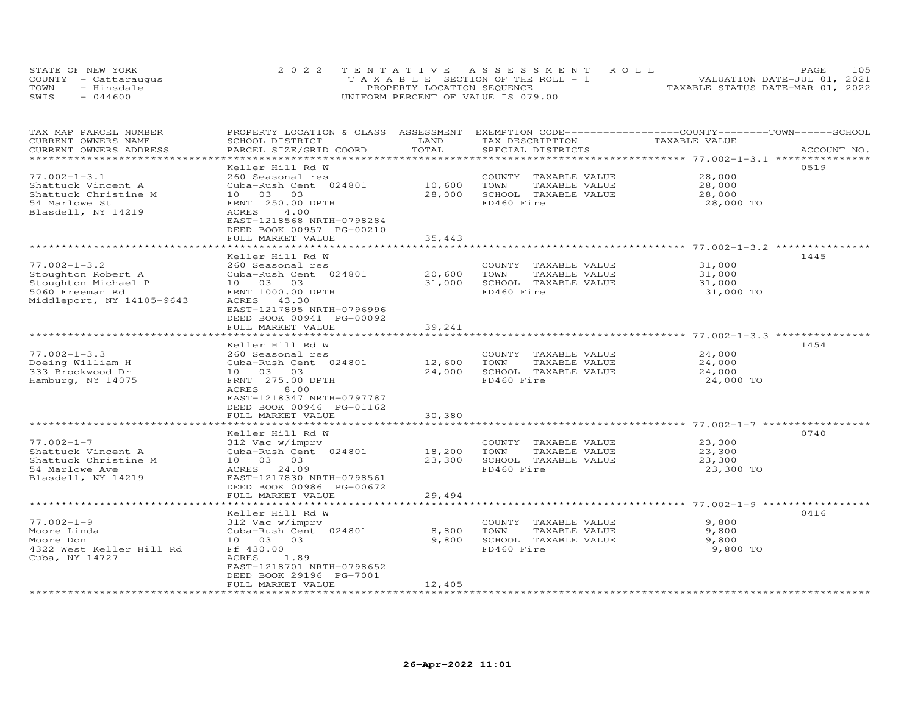STATE OF NEW YORK | COUNTY - Cattaraugus | TOWN - Hinsdale | SWIS - 044600

**2022 TENTATIVE ASSESSMENT ROLL**
TAXABLE SECTION OF THE ROLL - 1
PROPERTY LOCATION SEQUENCE
UNIFORM PERCENT OF VALUE IS 079.00

VALUATION DATE-JUL 01, 2021
TAXABLE STATUS DATE-MAR 01, 2022

| TAX MAP PARCEL NUMBER / CURRENT OWNERS NAME / CURRENT OWNERS ADDRESS | PROPERTY LOCATION & CLASS / SCHOOL DISTRICT / PARCEL SIZE/GRID COORD | ASSESSMENT LAND / TOTAL | EXEMPTION CODE / TAX DESCRIPTION / SPECIAL DISTRICTS | TAXABLE VALUE (COUNTY / TOWN / SCHOOL) | ACCOUNT NO. |
|---|---|---|---|---|---|
| 77.002-1-3.1 | Keller Hill Rd W | | | | 0519 |
| Shattuck Vincent A | 260 Seasonal res | | COUNTY TAXABLE VALUE | 28,000 | |
| Shattuck Christine M | Cuba-Rush Cent 024801 | 10,600 | TOWN TAXABLE VALUE | 28,000 | |
| 54 Marlowe St | 10 03 03 | 28,000 | SCHOOL TAXABLE VALUE | 28,000 | |
| Blasdell, NY 14219 | FRNT 250.00 DPTH | | FD460 Fire | 28,000 TO | |
| | ACRES 4.00 | | | | |
| | EAST-1218568 NRTH-0798284 | | | | |
| | DEED BOOK 00957 PG-00210 | | | | |
| | FULL MARKET VALUE | 35,443 | | | |
| 77.002-1-3.2 | Keller Hill Rd W | | | | 1445 |
| Stoughton Robert A | 260 Seasonal res | | COUNTY TAXABLE VALUE | 31,000 | |
| Stoughton Michael P | Cuba-Rush Cent 024801 | 20,600 | TOWN TAXABLE VALUE | 31,000 | |
| 5060 Freeman Rd | 10 03 03 | 31,000 | SCHOOL TAXABLE VALUE | 31,000 | |
| Middleport, NY 14105-9643 | FRNT 1000.00 DPTH | | FD460 Fire | 31,000 TO | |
| | ACRES 43.30 | | | | |
| | EAST-1217895 NRTH-0796996 | | | | |
| | DEED BOOK 00941 PG-00092 | | | | |
| | FULL MARKET VALUE | 39,241 | | | |
| 77.002-1-3.3 | Keller Hill Rd W | | | | 1454 |
| Doeing William H | 260 Seasonal res | | COUNTY TAXABLE VALUE | 24,000 | |
| 333 Brookwood Dr | Cuba-Rush Cent 024801 | 12,600 | TOWN TAXABLE VALUE | 24,000 | |
| Hamburg, NY 14075 | 10 03 03 | 24,000 | SCHOOL TAXABLE VALUE | 24,000 | |
| | FRNT 275.00 DPTH | | FD460 Fire | 24,000 TO | |
| | ACRES 8.00 | | | | |
| | EAST-1218347 NRTH-0797787 | | | | |
| | DEED BOOK 00946 PG-01162 | | | | |
| | FULL MARKET VALUE | 30,380 | | | |
| 77.002-1-7 | Keller Hill Rd W | | | | 0740 |
| Shattuck Vincent A | 312 Vac w/imprv | | COUNTY TAXABLE VALUE | 23,300 | |
| Shattuck Christine M | Cuba-Rush Cent 024801 | 18,200 | TOWN TAXABLE VALUE | 23,300 | |
| 54 Marlowe Ave | 10 03 03 | 23,300 | SCHOOL TAXABLE VALUE | 23,300 | |
| Blasdell, NY 14219 | ACRES 24.09 | | FD460 Fire | 23,300 TO | |
| | EAST-1217830 NRTH-0798561 | | | | |
| | DEED BOOK 00986 PG-00672 | | | | |
| | FULL MARKET VALUE | 29,494 | | | |
| 77.002-1-9 | Keller Hill Rd W | | | | 0416 |
| Moore Linda | 312 Vac w/imprv | | COUNTY TAXABLE VALUE | 9,800 | |
| Moore Don | Cuba-Rush Cent 024801 | 8,800 | TOWN TAXABLE VALUE | 9,800 | |
| 4322 West Keller Hill Rd | 10 03 03 | 9,800 | SCHOOL TAXABLE VALUE | 9,800 | |
| Cuba, NY 14727 | Ff 430.00 | | FD460 Fire | 9,800 TO | |
| | ACRES 1.89 | | | | |
| | EAST-1218701 NRTH-0798652 | | | | |
| | DEED BOOK 29196 PG-7001 | | | | |
| | FULL MARKET VALUE | 12,405 | | | |

26-Apr-2022 11:01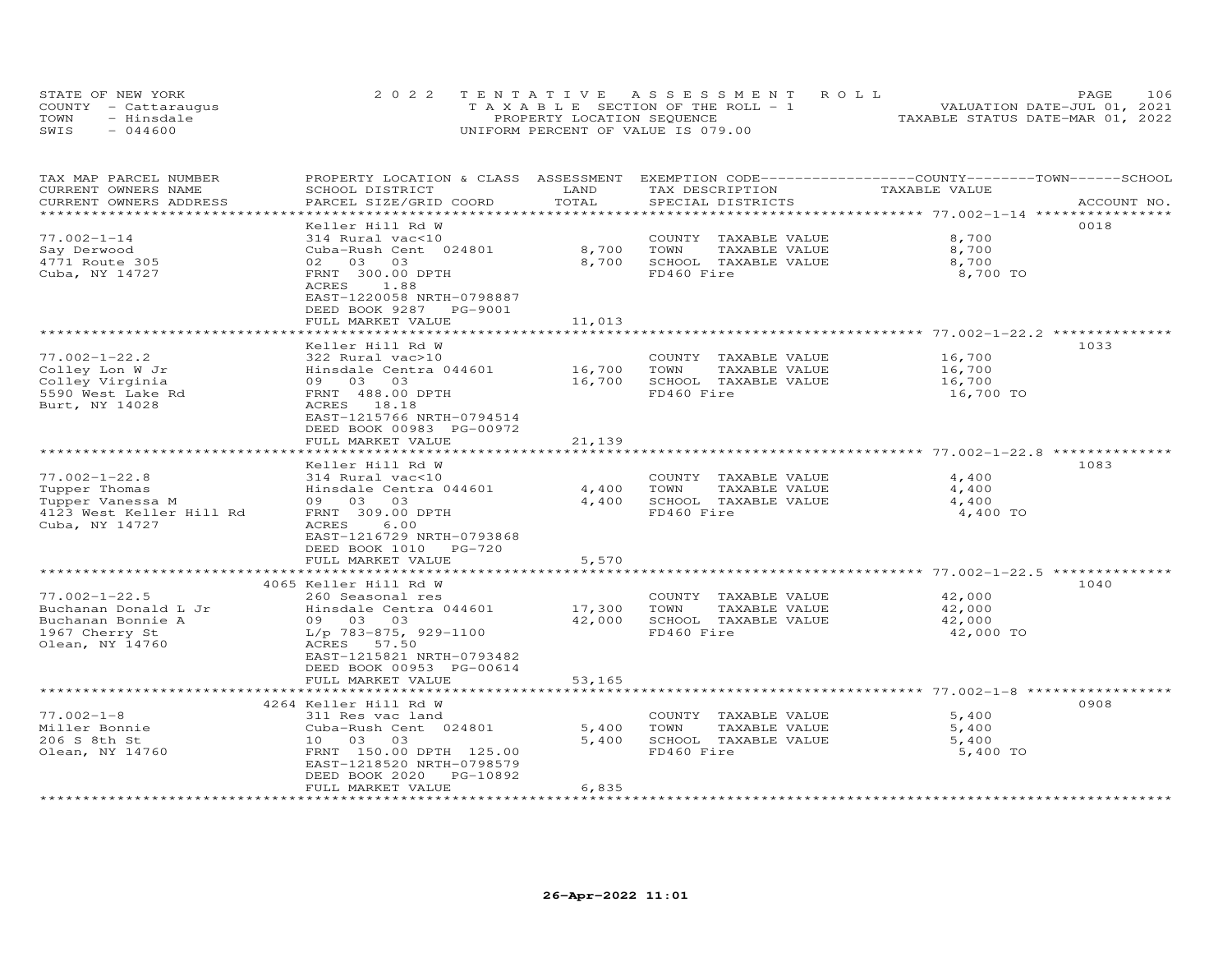STATE OF NEW YORK
COUNTY - Cattaraugus
TOWN - Hinsdale
SWIS - 044600

2022 TENTATIVE ASSESSMENT ROLL
TAXABLE SECTION OF THE ROLL - 1
PROPERTY LOCATION SEQUENCE
UNIFORM PERCENT OF VALUE IS 079.00

VALUATION DATE-JUL 01, 2021
TAXABLE STATUS DATE-MAR 01, 2022

| TAX MAP PARCEL NUMBER / CURRENT OWNERS NAME / CURRENT OWNERS ADDRESS | PROPERTY LOCATION & CLASS / SCHOOL DISTRICT / PARCEL SIZE/GRID COORD | ASSESSMENT LAND / TOTAL | EXEMPTION CODE / TAX DESCRIPTION / SPECIAL DISTRICTS | COUNTY / TOWN / SCHOOL TAXABLE VALUE | ACCOUNT NO. |
|---|---|---|---|---|---|
| 77.002-1-14 | Keller Hill Rd W | | | | 0018 |
| 77.002-1-14 | 314 Rural vac<10 | | COUNTY TAXABLE VALUE | 8,700 | |
| Say Derwood | Cuba-Rush Cent 024801 | 8,700 | TOWN TAXABLE VALUE | 8,700 | |
| 4771 Route 305 | 02 03 03 | 8,700 | SCHOOL TAXABLE VALUE | 8,700 | |
| Cuba, NY 14727 | FRNT 300.00 DPTH | | FD460 Fire | 8,700 TO | |
| | ACRES 1.88 | | | | |
| | EAST-1220058 NRTH-0798887 | | | | |
| | DEED BOOK 9287 PG-9001 | | | | |
| | FULL MARKET VALUE | 11,013 | | | |
| 77.002-1-22.2 | Keller Hill Rd W | | | | 1033 |
| 77.002-1-22.2 | 322 Rural vac>10 | | COUNTY TAXABLE VALUE | 16,700 | |
| Colley Lon W Jr | Hinsdale Centra 044601 | 16,700 | TOWN TAXABLE VALUE | 16,700 | |
| Colley Virginia | 09 03 03 | 16,700 | SCHOOL TAXABLE VALUE | 16,700 | |
| 5590 West Lake Rd | FRNT 488.00 DPTH | | FD460 Fire | 16,700 TO | |
| Burt, NY 14028 | ACRES 18.18 | | | | |
| | EAST-1215766 NRTH-0794514 | | | | |
| | DEED BOOK 00983 PG-00972 | | | | |
| | FULL MARKET VALUE | 21,139 | | | |
| 77.002-1-22.8 | Keller Hill Rd W | | | | 1083 |
| 77.002-1-22.8 | 314 Rural vac<10 | | COUNTY TAXABLE VALUE | 4,400 | |
| Tupper Thomas | Hinsdale Centra 044601 | 4,400 | TOWN TAXABLE VALUE | 4,400 | |
| Tupper Vanessa M | 09 03 03 | 4,400 | SCHOOL TAXABLE VALUE | 4,400 | |
| 4123 West Keller Hill Rd | FRNT 309.00 DPTH | | FD460 Fire | 4,400 TO | |
| Cuba, NY 14727 | ACRES 6.00 | | | | |
| | EAST-1216729 NRTH-0793868 | | | | |
| | DEED BOOK 1010 PG-720 | | | | |
| | FULL MARKET VALUE | 5,570 | | | |
| 77.002-1-22.5 | 4065 Keller Hill Rd W | | | | 1040 |
| 77.002-1-22.5 | 260 Seasonal res | | COUNTY TAXABLE VALUE | 42,000 | |
| Buchanan Donald L Jr | Hinsdale Centra 044601 | 17,300 | TOWN TAXABLE VALUE | 42,000 | |
| Buchanan Bonnie A | 09 03 03 | 42,000 | SCHOOL TAXABLE VALUE | 42,000 | |
| 1967 Cherry St | L/p 783-875, 929-1100 | | FD460 Fire | 42,000 TO | |
| Olean, NY 14760 | ACRES 57.50 | | | | |
| | EAST-1215821 NRTH-0793482 | | | | |
| | DEED BOOK 00953 PG-00614 | | | | |
| | FULL MARKET VALUE | 53,165 | | | |
| 77.002-1-8 | 4264 Keller Hill Rd W | | | | 0908 |
| 77.002-1-8 | 311 Res vac land | | COUNTY TAXABLE VALUE | 5,400 | |
| Miller Bonnie | Cuba-Rush Cent 024801 | 5,400 | TOWN TAXABLE VALUE | 5,400 | |
| 206 S 8th St | 10 03 03 | 5,400 | SCHOOL TAXABLE VALUE | 5,400 | |
| Olean, NY 14760 | FRNT 150.00 DPTH 125.00 | | FD460 Fire | 5,400 TO | |
| | EAST-1218520 NRTH-0798579 | | | | |
| | DEED BOOK 2020 PG-10892 | | | | |
| | FULL MARKET VALUE | 6,835 | | | |

26-Apr-2022 11:01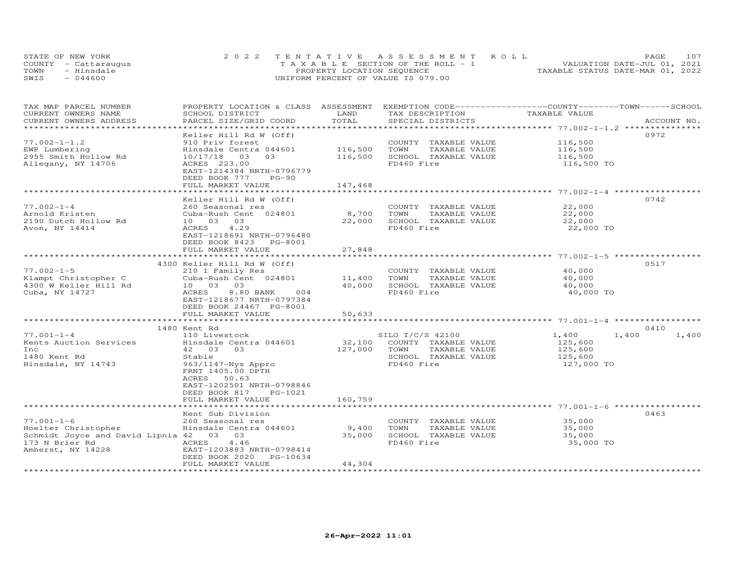STATE OF NEW YORK
COUNTY - Cattaraugus
TOWN - Hinsdale
SWIS - 044600

2022 TENTATIVE ASSESSMENT ROLL
TAXABLE SECTION OF THE ROLL - 1
PROPERTY LOCATION SEQUENCE
UNIFORM PERCENT OF VALUE IS 079.00

VALUATION DATE-JUL 01, 2021
TAXABLE STATUS DATE-MAR 01, 2022

| TAX MAP PARCEL NUMBER / CURRENT OWNERS NAME / CURRENT OWNERS ADDRESS | PROPERTY LOCATION & CLASS / SCHOOL DISTRICT / PARCEL SIZE/GRID COORD | ASSESSMENT LAND / TOTAL | EXEMPTION CODE / TAX DESCRIPTION / SPECIAL DISTRICTS | COUNTY / TOWN / SCHOOL TAXABLE VALUE | ACCOUNT NO. |
|---|---|---|---|---|---|
| 77.002-1-1.2 | Keller Hill Rd W (Off) | | | | 0972 |
| 77.002-1-1.2 | 910 Priv forest | | COUNTY TAXABLE VALUE | 116,500 | |
| EWP Lumbering | Hinsdale Centra 044601 | 116,500 | TOWN TAXABLE VALUE | 116,500 | |
| 2955 Smith Hollow Rd | 10/17/18 03 03 | 116,500 | SCHOOL TAXABLE VALUE | 116,500 | |
| Allegany, NY 14706 | ACRES 223.00 | | FD460 Fire | 116,500 TO | |
| | EAST-1214384 NRTH-0796779 | | | | |
| | DEED BOOK 777 PG-90 | | | | |
| | FULL MARKET VALUE | 147,468 | | | |
| 77.002-1-4 | Keller Hill Rd W (Off) | | | | 0742 |
| 77.002-1-4 | 260 Seasonal res | | COUNTY TAXABLE VALUE | 22,000 | |
| Arnold Kristen | Cuba-Rush Cent 024801 | 8,700 | TOWN TAXABLE VALUE | 22,000 | |
| 2190 Dutch Hollow Rd | 10 03 03 | 22,000 | SCHOOL TAXABLE VALUE | 22,000 | |
| Avon, NY 14414 | ACRES 4.29 | | FD460 Fire | 22,000 TO | |
| | EAST-1218691 NRTH-0796480 | | | | |
| | DEED BOOK 8423 PG-8001 | | | | |
| | FULL MARKET VALUE | 27,848 | | | |
| 77.002-1-5 | 4300 Keller Hill Rd W (Off) | | | | 0517 |
| 77.002-1-5 | 210 1 Family Res | | COUNTY TAXABLE VALUE | 40,000 | |
| Klampt Christopher C | Cuba-Rush Cent 024801 | 11,400 | TOWN TAXABLE VALUE | 40,000 | |
| 4300 W Keller Hill Rd | 10 03 03 | 40,000 | SCHOOL TAXABLE VALUE | 40,000 | |
| Cuba, NY 14727 | ACRES 8.80 BANK 004 | | FD460 Fire | 40,000 TO | |
| | EAST-1218677 NRTH-0797384 | | | | |
| | DEED BOOK 24467 PG-8001 | | | | |
| | FULL MARKET VALUE | 50,633 | | | |
| 77.001-1-4 | 1480 Kent Rd | | | | 0410 |
| 77.001-1-4 | 110 Livestock | | SILO T/C/S 42100 | 1,400 1,400 1,400 | |
| Kents Auction Services | Hinsdale Centra 044601 | 32,100 | COUNTY TAXABLE VALUE | 125,600 | |
| Inc | 42 03 03 | 127,000 | TOWN TAXABLE VALUE | 125,600 | |
| 1480 Kent Rd | Stable | | SCHOOL TAXABLE VALUE | 125,600 | |
| Hinsdale, NY 14743 | 963/1147-Nys Appro | | FD460 Fire | 127,000 TO | |
| | FRNT 1405.00 DPTH | | | | |
| | ACRES 50.63 | | | | |
| | EAST-1202501 NRTH-0798846 | | | | |
| | DEED BOOK 817 PG-1021 | | | | |
| | FULL MARKET VALUE | 160,759 | | | |
| 77.001-1-6 | Kent Sub Division | | | | 0463 |
| 77.001-1-6 | 260 Seasonal res | | COUNTY TAXABLE VALUE | 35,000 | |
| Hoelter Christopher | Hinsdale Centra 044601 | 9,400 | TOWN TAXABLE VALUE | 35,000 | |
| Schmidt Joyce and David Lipnia | 42 03 03 | 35,000 | SCHOOL TAXABLE VALUE | 35,000 | |
| 173 N Brier Rd | ACRES 4.46 | | FD460 Fire | 35,000 TO | |
| Amherst, NY 14228 | EAST-1203883 NRTH-0798414 | | | | |
| | DEED BOOK 2020 PG-10634 | | | | |
| | FULL MARKET VALUE | 44,304 | | | |

26-Apr-2022 11:01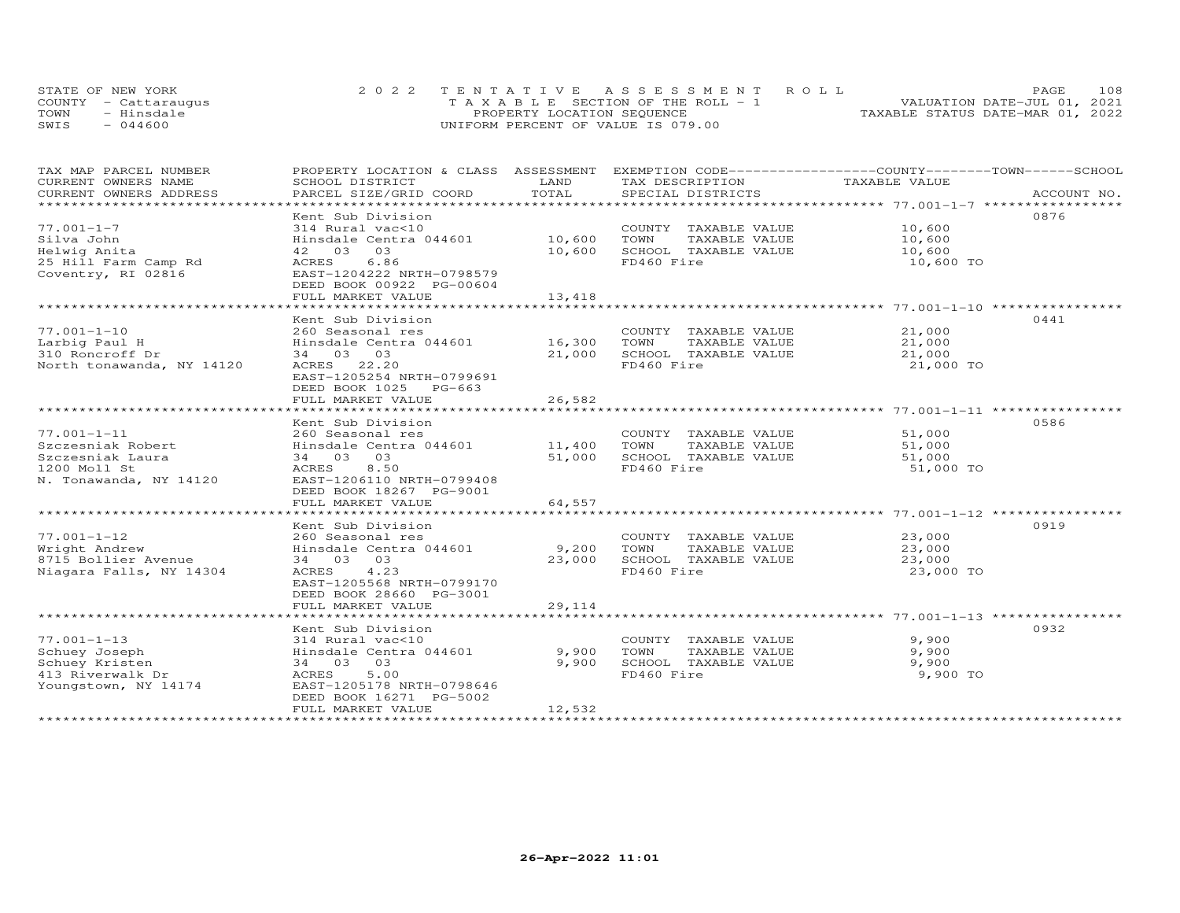STATE OF NEW YORK
COUNTY - Cattaraugus
TOWN - Hinsdale
SWIS - 044600

2022 TENTATIVE ASSESSMENT ROLL
TAXABLE SECTION OF THE ROLL - 1
PROPERTY LOCATION SEQUENCE
UNIFORM PERCENT OF VALUE IS 079.00

VALUATION DATE-JUL 01, 2021
TAXABLE STATUS DATE-MAR 01, 2022

| TAX MAP PARCEL NUMBER / CURRENT OWNERS NAME / CURRENT OWNERS ADDRESS | PROPERTY LOCATION & CLASS / SCHOOL DISTRICT / PARCEL SIZE/GRID COORD | ASSESSMENT LAND | TOTAL | EXEMPTION CODE / TAX DESCRIPTION / SPECIAL DISTRICTS | COUNTY--------TOWN------SCHOOL TAXABLE VALUE | ACCOUNT NO. |
|---|---|---|---|---|---|---|
| 77.001-1-7 | Kent Sub Division | | | | | 0876 |
| Silva John | 314 Rural vac<10 | | | COUNTY TAXABLE VALUE | 10,600 | |
| Helwig Anita | Hinsdale Centra 044601 | 10,600 | | TOWN TAXABLE VALUE | 10,600 | |
| 25 Hill Farm Camp Rd | 42 03 03 | | 10,600 | SCHOOL TAXABLE VALUE | 10,600 | |
| Coventry, RI 02816 | ACRES 6.86 | | | FD460 Fire | 10,600 TO | |
| | EAST-1204222 NRTH-0798579 | | | | | |
| | DEED BOOK 00922 PG-00604 | | | | | |
| | FULL MARKET VALUE | | 13,418 | | | |
| 77.001-1-10 | Kent Sub Division | | | | | 0441 |
| Larbig Paul H | 260 Seasonal res | | | COUNTY TAXABLE VALUE | 21,000 | |
| 310 Roncroff Dr | Hinsdale Centra 044601 | 16,300 | | TOWN TAXABLE VALUE | 21,000 | |
| North tonawanda, NY 14120 | 34 03 03 | | 21,000 | SCHOOL TAXABLE VALUE | 21,000 | |
| | ACRES 22.20 | | | FD460 Fire | 21,000 TO | |
| | EAST-1205254 NRTH-0799691 | | | | | |
| | DEED BOOK 1025 PG-663 | | | | | |
| | FULL MARKET VALUE | | 26,582 | | | |
| 77.001-1-11 | Kent Sub Division | | | | | 0586 |
| Szczesniak Robert | 260 Seasonal res | | | COUNTY TAXABLE VALUE | 51,000 | |
| Szczesniak Laura | Hinsdale Centra 044601 | 11,400 | | TOWN TAXABLE VALUE | 51,000 | |
| 1200 Moll St | 34 03 03 | | 51,000 | SCHOOL TAXABLE VALUE | 51,000 | |
| N. Tonawanda, NY 14120 | ACRES 8.50 | | | FD460 Fire | 51,000 TO | |
| | EAST-1206110 NRTH-0799408 | | | | | |
| | DEED BOOK 18267 PG-9001 | | | | | |
| | FULL MARKET VALUE | | 64,557 | | | |
| 77.001-1-12 | Kent Sub Division | | | | | 0919 |
| Wright Andrew | 260 Seasonal res | | | COUNTY TAXABLE VALUE | 23,000 | |
| 8715 Bollier Avenue | Hinsdale Centra 044601 | 9,200 | | TOWN TAXABLE VALUE | 23,000 | |
| Niagara Falls, NY 14304 | 34 03 03 | | 23,000 | SCHOOL TAXABLE VALUE | 23,000 | |
| | ACRES 4.23 | | | FD460 Fire | 23,000 TO | |
| | EAST-1205568 NRTH-0799170 | | | | | |
| | DEED BOOK 28660 PG-3001 | | | | | |
| | FULL MARKET VALUE | | 29,114 | | | |
| 77.001-1-13 | Kent Sub Division | | | | | 0932 |
| Schuey Joseph | 314 Rural vac<10 | | | COUNTY TAXABLE VALUE | 9,900 | |
| Schuey Kristen | Hinsdale Centra 044601 | 9,900 | | TOWN TAXABLE VALUE | 9,900 | |
| 413 Riverwalk Dr | 34 03 03 | | 9,900 | SCHOOL TAXABLE VALUE | 9,900 | |
| Youngstown, NY 14174 | ACRES 5.00 | | | FD460 Fire | 9,900 TO | |
| | EAST-1205178 NRTH-0798646 | | | | | |
| | DEED BOOK 16271 PG-5002 | | | | | |
| | FULL MARKET VALUE | | 12,532 | | | |

26-Apr-2022 11:01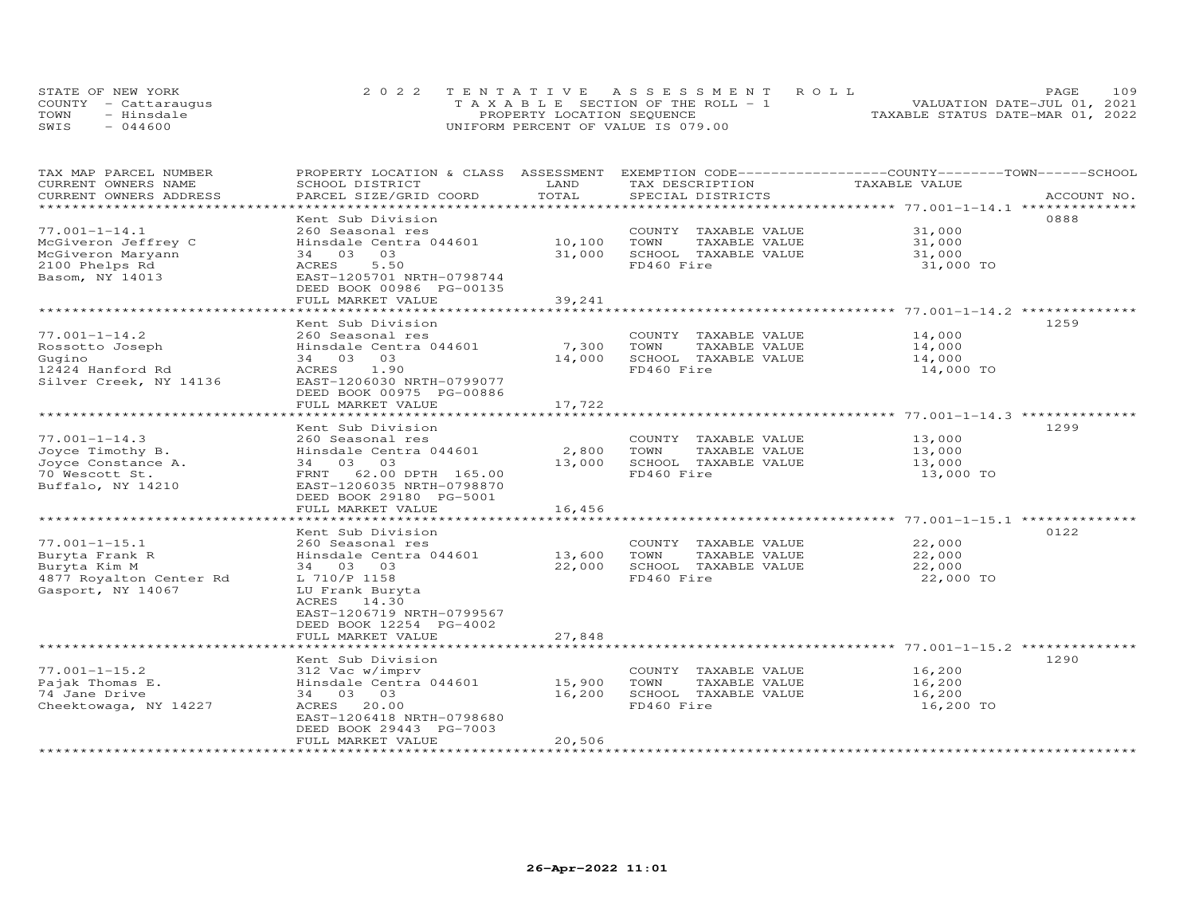STATE OF NEW YORK
COUNTY - Cattaraugus
TOWN - Hinsdale
SWIS - 044600

2022 TENTATIVE ASSESSMENT ROLL
TAXABLE SECTION OF THE ROLL - 1
PROPERTY LOCATION SEQUENCE
UNIFORM PERCENT OF VALUE IS 079.00

VALUATION DATE-JUL 01, 2021
TAXABLE STATUS DATE-MAR 01, 2022

| TAX MAP PARCEL NUMBER / CURRENT OWNERS NAME / CURRENT OWNERS ADDRESS | PROPERTY LOCATION & CLASS / SCHOOL DISTRICT / PARCEL SIZE/GRID COORD | ASSESSMENT LAND | TOTAL | EXEMPTION CODE / TAX DESCRIPTION / SPECIAL DISTRICTS | TAXABLE VALUE | ACCOUNT NO. |
|---|---|---|---|---|---|---|
| 77.001-1-14.1 | Kent Sub Division | | | | | 0888 |
| McGiveron Jeffrey C | 260 Seasonal res | | | COUNTY TAXABLE VALUE | 31,000 | |
| McGiveron Maryann | Hinsdale Centra 044601 | 10,100 | | TOWN TAXABLE VALUE | 31,000 | |
| 2100 Phelps Rd | 34 03 03 | | 31,000 | SCHOOL TAXABLE VALUE | 31,000 | |
| Basom, NY 14013 | ACRES 5.50 | | | FD460 Fire | 31,000 TO | |
| | EAST-1205701 NRTH-0798744 | | | | | |
| | DEED BOOK 00986 PG-00135 | | | | | |
| | FULL MARKET VALUE | | 39,241 | | | |
| 77.001-1-14.2 | Kent Sub Division | | | | | 1259 |
| Rossotto Joseph | 260 Seasonal res | | | COUNTY TAXABLE VALUE | 14,000 | |
| Gugino | Hinsdale Centra 044601 | 7,300 | | TOWN TAXABLE VALUE | 14,000 | |
| 12424 Hanford Rd | 34 03 03 | | 14,000 | SCHOOL TAXABLE VALUE | 14,000 | |
| Silver Creek, NY 14136 | ACRES 1.90 | | | FD460 Fire | 14,000 TO | |
| | EAST-1206030 NRTH-0799077 | | | | | |
| | DEED BOOK 00975 PG-00886 | | | | | |
| | FULL MARKET VALUE | | 17,722 | | | |
| 77.001-1-14.3 | Kent Sub Division | | | | | 1299 |
| Joyce Timothy B. | 260 Seasonal res | | | COUNTY TAXABLE VALUE | 13,000 | |
| Joyce Constance A. | Hinsdale Centra 044601 | 2,800 | | TOWN TAXABLE VALUE | 13,000 | |
| 70 Wescott St. | 34 03 03 | | 13,000 | SCHOOL TAXABLE VALUE | 13,000 | |
| Buffalo, NY 14210 | FRNT 62.00 DPTH 165.00 | | | FD460 Fire | 13,000 TO | |
| | EAST-1206035 NRTH-0798870 | | | | | |
| | DEED BOOK 29180 PG-5001 | | | | | |
| | FULL MARKET VALUE | | 16,456 | | | |
| 77.001-1-15.1 | Kent Sub Division | | | | | 0122 |
| Buryta Frank R | 260 Seasonal res | | | COUNTY TAXABLE VALUE | 22,000 | |
| Buryta Kim M | Hinsdale Centra 044601 | 13,600 | | TOWN TAXABLE VALUE | 22,000 | |
| 4877 Royalton Center Rd | 34 03 03 | | 22,000 | SCHOOL TAXABLE VALUE | 22,000 | |
| Gasport, NY 14067 | L 710/P 1158 | | | FD460 Fire | 22,000 TO | |
| | LU Frank Buryta | | | | | |
| | ACRES 14.30 | | | | | |
| | EAST-1206719 NRTH-0799567 | | | | | |
| | DEED BOOK 12254 PG-4002 | | | | | |
| | FULL MARKET VALUE | | 27,848 | | | |
| 77.001-1-15.2 | Kent Sub Division | | | | | 1290 |
| Pajak Thomas E. | 312 Vac w/imprv | | | COUNTY TAXABLE VALUE | 16,200 | |
| 74 Jane Drive | Hinsdale Centra 044601 | 15,900 | | TOWN TAXABLE VALUE | 16,200 | |
| Cheektowaga, NY 14227 | 34 03 03 | | 16,200 | SCHOOL TAXABLE VALUE | 16,200 | |
| | ACRES 20.00 | | | FD460 Fire | 16,200 TO | |
| | EAST-1206418 NRTH-0798680 | | | | | |
| | DEED BOOK 29443 PG-7003 | | | | | |
| | FULL MARKET VALUE | | 20,506 | | | |

26-Apr-2022 11:01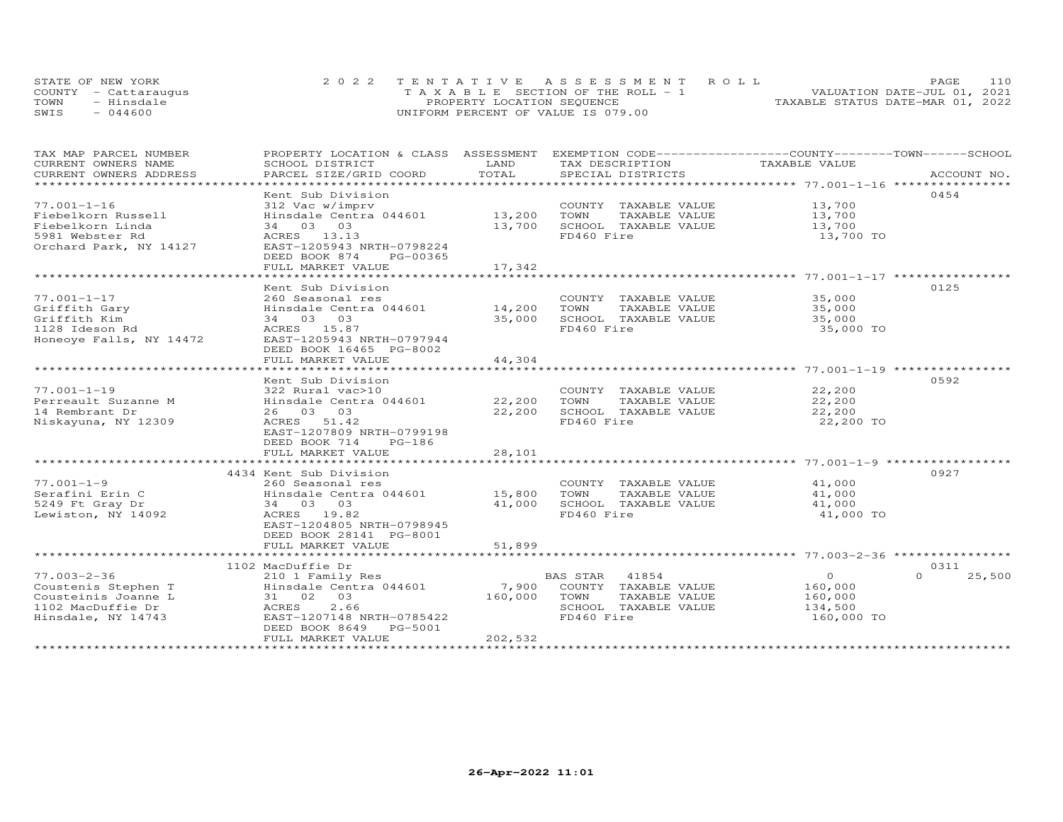STATE OF NEW YORK | 2022 TENTATIVE ASSESSMENT ROLL | VALUATION DATE-JUL 01, 2021
COUNTY - Cattaraugus | TAXABLE SECTION OF THE ROLL - 1 | TAXABLE STATUS DATE-MAR 01, 2022
TOWN - Hinsdale | PROPERTY LOCATION SEQUENCE
SWIS - 044600 | UNIFORM PERCENT OF VALUE IS 079.00

| TAX MAP PARCEL NUMBER / CURRENT OWNERS NAME / CURRENT OWNERS ADDRESS | PROPERTY LOCATION & CLASS / SCHOOL DISTRICT / PARCEL SIZE/GRID COORD | ASSESSMENT LAND | TOTAL | EXEMPTION CODE / TAX DESCRIPTION / SPECIAL DISTRICTS | COUNTY--------TOWN------SCHOOL TAXABLE VALUE | ACCOUNT NO. |
|---|---|---|---|---|---|---|
| 77.001-1-16 | Kent Sub Division | | | | | 0454 |
| Fiebelkorn Russell | 312 Vac w/imprv | | | COUNTY TAXABLE VALUE | 13,700 | |
| Fiebelkorn Linda | Hinsdale Centra 044601 | 13,200 | | TOWN TAXABLE VALUE | 13,700 | |
| 5981 Webster Rd | 34 03 03 | | 13,700 | SCHOOL TAXABLE VALUE | 13,700 | |
| Orchard Park, NY 14127 | ACRES 13.13 | | | FD460 Fire | 13,700 TO | |
| | EAST-1205943 NRTH-0798224 | | | | | |
| | DEED BOOK 874 PG-00365 | | | | | |
| | FULL MARKET VALUE | | 17,342 | | | |
| 77.001-1-17 | Kent Sub Division | | | | | 0125 |
| Griffith Gary | 260 Seasonal res | | | COUNTY TAXABLE VALUE | 35,000 | |
| Griffith Kim | Hinsdale Centra 044601 | 14,200 | | TOWN TAXABLE VALUE | 35,000 | |
| 1128 Ideson Rd | 34 03 03 | | 35,000 | SCHOOL TAXABLE VALUE | 35,000 | |
| Honeoye Falls, NY 14472 | ACRES 15.87 | | | FD460 Fire | 35,000 TO | |
| | EAST-1205943 NRTH-0797944 | | | | | |
| | DEED BOOK 16465 PG-8002 | | | | | |
| | FULL MARKET VALUE | | 44,304 | | | |
| 77.001-1-19 | Kent Sub Division | | | | | 0592 |
| Perreault Suzanne M | 322 Rural vac>10 | | | COUNTY TAXABLE VALUE | 22,200 | |
| 14 Rembrant Dr | Hinsdale Centra 044601 | 22,200 | | TOWN TAXABLE VALUE | 22,200 | |
| Niskayuna, NY 12309 | 26 03 03 | | 22,200 | SCHOOL TAXABLE VALUE | 22,200 | |
| | ACRES 51.42 | | | FD460 Fire | 22,200 TO | |
| | EAST-1207809 NRTH-0799198 | | | | | |
| | DEED BOOK 714 PG-186 | | | | | |
| | FULL MARKET VALUE | | 28,101 | | | |
| 77.001-1-9 | 4434 Kent Sub Division | | | | | 0927 |
| Serafini Erin C | 260 Seasonal res | | | COUNTY TAXABLE VALUE | 41,000 | |
| 5249 Ft Gray Dr | Hinsdale Centra 044601 | 15,800 | | TOWN TAXABLE VALUE | 41,000 | |
| Lewiston, NY 14092 | 34 03 03 | | 41,000 | SCHOOL TAXABLE VALUE | 41,000 | |
| | ACRES 19.82 | | | FD460 Fire | 41,000 TO | |
| | EAST-1204805 NRTH-0798945 | | | | | |
| | DEED BOOK 28141 PG-8001 | | | | | |
| | FULL MARKET VALUE | | 51,899 | | | |
| 77.003-2-36 | 1102 MacDuffie Dr | | | | | 0311 |
| Coustenis Stephen T | 210 1 Family Res | | | BAS STAR 41854 | 0 0 25,500 | |
| Cousteinis Joanne L | Hinsdale Centra 044601 | 7,900 | | COUNTY TAXABLE VALUE | 160,000 | |
| 1102 MacDuffie Dr | 31 02 03 | | 160,000 | TOWN TAXABLE VALUE | 160,000 | |
| Hinsdale, NY 14743 | ACRES 2.66 | | | SCHOOL TAXABLE VALUE | 134,500 | |
| | EAST-1207148 NRTH-0785422 | | | FD460 Fire | 160,000 TO | |
| | DEED BOOK 8649 PG-5001 | | | | | |
| | FULL MARKET VALUE | | 202,532 | | | |

26-Apr-2022 11:01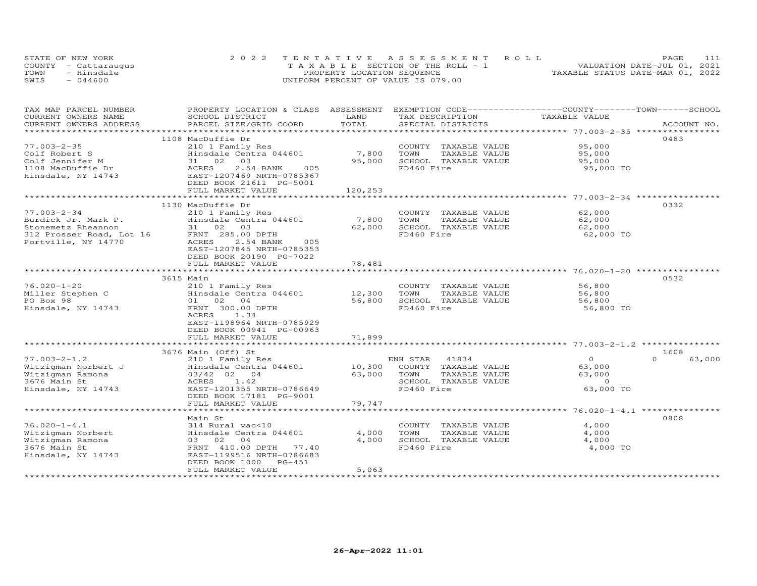STATE OF NEW YORK — 2022 TENTATIVE ASSESSMENT ROLL
COUNTY - Cattaraugus — TAXABLE SECTION OF THE ROLL - 1 — VALUATION DATE-JUL 01, 2021
TOWN - Hinsdale — PROPERTY LOCATION SEQUENCE — TAXABLE STATUS DATE-MAR 01, 2022
SWIS - 044600 — UNIFORM PERCENT OF VALUE IS 079.00

| TAX MAP PARCEL NUMBER / CURRENT OWNERS NAME / CURRENT OWNERS ADDRESS | PROPERTY LOCATION & CLASS / SCHOOL DISTRICT / PARCEL SIZE/GRID COORD | ASSESSMENT LAND | TOTAL | EXEMPTION CODE / TAX DESCRIPTION / SPECIAL DISTRICTS | COUNTY | TOWN | SCHOOL | ACCOUNT NO. |
|---|---|---|---|---|---|---|---|---|
| **77.003-2-35** | 1108 MacDuffie Dr | | | | | | | 0483 |
| Colf Robert S | 210 1 Family Res | | | COUNTY TAXABLE VALUE | 95,000 | | | |
| Colf Jennifer M | Hinsdale Centra 044601 | 7,800 | | TOWN TAXABLE VALUE | | 95,000 | | |
| 1108 MacDuffie Dr | 31 02 03 | | 95,000 | SCHOOL TAXABLE VALUE | | | 95,000 | |
| Hinsdale, NY 14743 | ACRES 2.54 BANK 005 | | | FD460 Fire | 95,000 TO | | | |
| | EAST-1207469 NRTH-0785367 | | | | | | | |
| | DEED BOOK 21611 PG-5001 | | | | | | | |
| | FULL MARKET VALUE | | 120,253 | | | | | |
| **77.003-2-34** | 1130 MacDuffie Dr | | | | | | | 0332 |
| Burdick Jr. Mark P. | 210 1 Family Res | | | COUNTY TAXABLE VALUE | 62,000 | | | |
| Stonemetz Rheannon | Hinsdale Centra 044601 | 7,800 | | TOWN TAXABLE VALUE | | 62,000 | | |
| 312 Prosser Road, Lot 16 | 31 02 03 | | 62,000 | SCHOOL TAXABLE VALUE | | | 62,000 | |
| Portville, NY 14770 | FRNT 285.00 DPTH | | | FD460 Fire | 62,000 TO | | | |
| | ACRES 2.54 BANK 005 | | | | | | | |
| | EAST-1207845 NRTH-0785353 | | | | | | | |
| | DEED BOOK 20190 PG-7022 | | | | | | | |
| | FULL MARKET VALUE | | 78,481 | | | | | |
| **76.020-1-20** | 3615 Main | | | | | | | 0532 |
| Miller Stephen C | 210 1 Family Res | | | COUNTY TAXABLE VALUE | 56,800 | | | |
| PO Box 98 | Hinsdale Centra 044601 | 12,300 | | TOWN TAXABLE VALUE | | 56,800 | | |
| Hinsdale, NY 14743 | 01 02 04 | | 56,800 | SCHOOL TAXABLE VALUE | | | 56,800 | |
| | FRNT 300.00 DPTH | | | FD460 Fire | 56,800 TO | | | |
| | ACRES 1.34 | | | | | | | |
| | EAST-1198964 NRTH-0785929 | | | | | | | |
| | DEED BOOK 00941 PG-00963 | | | | | | | |
| | FULL MARKET VALUE | | 71,899 | | | | | |
| **77.003-2-1.2** | 3676 Main (Off) St | | | | | | | 1608 |
| Witzigman Norbert J | 210 1 Family Res | | | ENH STAR 41834 | 0 | 0 | 63,000 | |
| Witzigman Ramona | Hinsdale Centra 044601 | 10,300 | | COUNTY TAXABLE VALUE | 63,000 | | | |
| 3676 Main St | 03/42 02 04 | | 63,000 | TOWN TAXABLE VALUE | | 63,000 | | |
| Hinsdale, NY 14743 | ACRES 1.42 | | | SCHOOL TAXABLE VALUE | | | 0 | |
| | EAST-1201355 NRTH-0786649 | | | FD460 Fire | 63,000 TO | | | |
| | DEED BOOK 17181 PG-9001 | | | | | | | |
| | FULL MARKET VALUE | | 79,747 | | | | | |
| **76.020-1-4.1** | Main St | | | | | | | 0808 |
| Witzigman Norbert | 314 Rural vac<10 | | | COUNTY TAXABLE VALUE | 4,000 | | | |
| Witzigman Ramona | Hinsdale Centra 044601 | 4,000 | | TOWN TAXABLE VALUE | | 4,000 | | |
| 3676 Main St | 03 02 04 | | 4,000 | SCHOOL TAXABLE VALUE | | | 4,000 | |
| Hinsdale, NY 14743 | FRNT 410.00 DPTH 77.40 | | | FD460 Fire | 4,000 TO | | | |
| | EAST-1199516 NRTH-0786683 | | | | | | | |
| | DEED BOOK 1000 PG-451 | | | | | | | |
| | FULL MARKET VALUE | | 5,063 | | | | | |

26-Apr-2022 11:01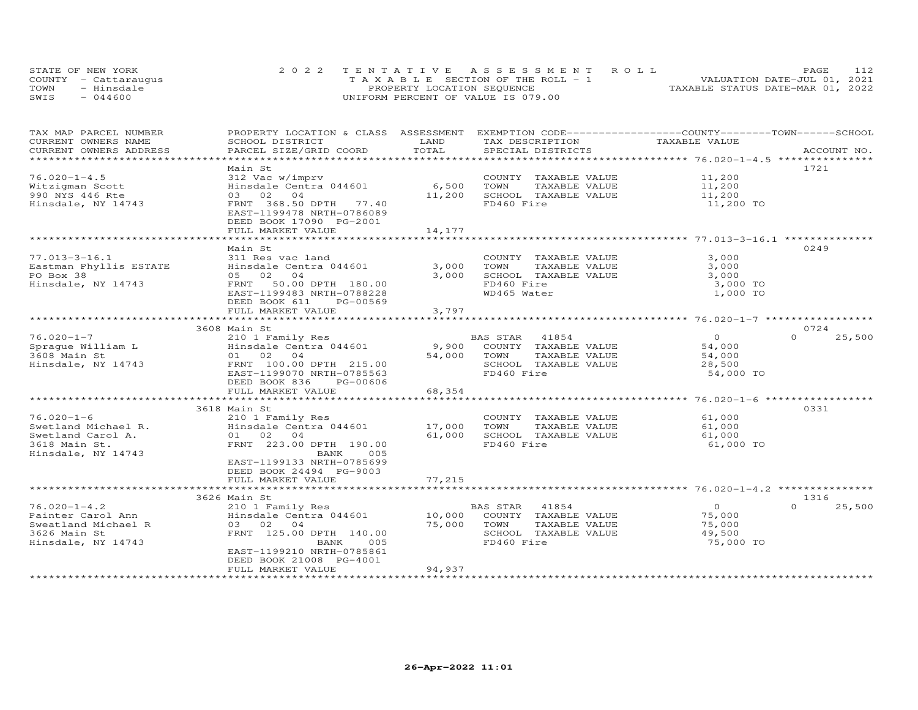STATE OF NEW YORK
COUNTY - Cattaraugus
TOWN - Hinsdale
SWIS - 044600

2022 TENTATIVE ASSESSMENT ROLL
TAXABLE SECTION OF THE ROLL - 1
PROPERTY LOCATION SEQUENCE
UNIFORM PERCENT OF VALUE IS 079.00

VALUATION DATE-JUL 01, 2021
TAXABLE STATUS DATE-MAR 01, 2022

| TAX MAP PARCEL NUMBER / CURRENT OWNERS NAME / CURRENT OWNERS ADDRESS | PROPERTY LOCATION & CLASS / SCHOOL DISTRICT / PARCEL SIZE/GRID COORD | ASSESSMENT LAND / TOTAL | EXEMPTION CODE / TAX DESCRIPTION / SPECIAL DISTRICTS | COUNTY | TOWN | SCHOOL | ACCOUNT NO. |
|---|---|---|---|---|---|---|---|
| **76.020-1-4.5** | Main St | | | | | | 1721 |
| 76.020-1-4.5 | 312 Vac w/imprv | | COUNTY TAXABLE VALUE | 11,200 | | | |
| Witzigman Scott | Hinsdale Centra 044601 | 6,500 | TOWN TAXABLE VALUE | | 11,200 | | |
| 990 NYS 446 Rte | 03 02 04 | 11,200 | SCHOOL TAXABLE VALUE | | | 11,200 | |
| Hinsdale, NY 14743 | FRNT 368.50 DPTH 77.40 | | FD460 Fire | 11,200 TO | | | |
| | EAST-1199478 NRTH-0786089 | | | | | | |
| | DEED BOOK 17090 PG-2001 | | | | | | |
| | FULL MARKET VALUE | 14,177 | | | | | |
| **77.013-3-16.1** | Main St | | | | | | 0249 |
| 77.013-3-16.1 | 311 Res vac land | | COUNTY TAXABLE VALUE | 3,000 | | | |
| Eastman Phyllis ESTATE | Hinsdale Centra 044601 | 3,000 | TOWN TAXABLE VALUE | | 3,000 | | |
| PO Box 38 | 05 02 04 | 3,000 | SCHOOL TAXABLE VALUE | | | 3,000 | |
| Hinsdale, NY 14743 | FRNT 50.00 DPTH 180.00 | | FD460 Fire | 3,000 TO | | | |
| | EAST-1199483 NRTH-0788228 | | WD465 Water | 1,000 TO | | | |
| | DEED BOOK 611 PG-00569 | | | | | | |
| | FULL MARKET VALUE | 3,797 | | | | | |
| **76.020-1-7** | 3608 Main St | | | | | | 0724 |
| 76.020-1-7 | 210 1 Family Res | | BAS STAR 41854 | 0 | 0 | 25,500 | |
| Sprague William L | Hinsdale Centra 044601 | 9,900 | COUNTY TAXABLE VALUE | 54,000 | | | |
| 3608 Main St | 01 02 04 | 54,000 | TOWN TAXABLE VALUE | | 54,000 | | |
| Hinsdale, NY 14743 | FRNT 100.00 DPTH 215.00 | | SCHOOL TAXABLE VALUE | | | 28,500 | |
| | EAST-1199070 NRTH-0785563 | | FD460 Fire | 54,000 TO | | | |
| | DEED BOOK 836 PG-00606 | | | | | | |
| | FULL MARKET VALUE | 68,354 | | | | | |
| **76.020-1-6** | 3618 Main St | | | | | | 0331 |
| 76.020-1-6 | 210 1 Family Res | | COUNTY TAXABLE VALUE | 61,000 | | | |
| Swetland Michael R. | Hinsdale Centra 044601 | 17,000 | TOWN TAXABLE VALUE | | 61,000 | | |
| Swetland Carol A. | 01 02 04 | 61,000 | SCHOOL TAXABLE VALUE | | | 61,000 | |
| 3618 Main St. | FRNT 223.00 DPTH 190.00 | | FD460 Fire | 61,000 TO | | | |
| Hinsdale, NY 14743 | BANK 005 | | | | | | |
| | EAST-1199133 NRTH-0785699 | | | | | | |
| | DEED BOOK 24494 PG-9003 | | | | | | |
| | FULL MARKET VALUE | 77,215 | | | | | |
| **76.020-1-4.2** | 3626 Main St | | | | | | 1316 |
| 76.020-1-4.2 | 210 1 Family Res | | BAS STAR 41854 | 0 | 0 | 25,500 | |
| Painter Carol Ann | Hinsdale Centra 044601 | 10,000 | COUNTY TAXABLE VALUE | 75,000 | | | |
| Sweatland Michael R | 03 02 04 | 75,000 | TOWN TAXABLE VALUE | | 75,000 | | |
| 3626 Main St | FRNT 125.00 DPTH 140.00 | | SCHOOL TAXABLE VALUE | | | 49,500 | |
| Hinsdale, NY 14743 | BANK 005 | | FD460 Fire | 75,000 TO | | | |
| | EAST-1199210 NRTH-0785861 | | | | | | |
| | DEED BOOK 21008 PG-4001 | | | | | | |
| | FULL MARKET VALUE | 94,937 | | | | | |

26-Apr-2022 11:01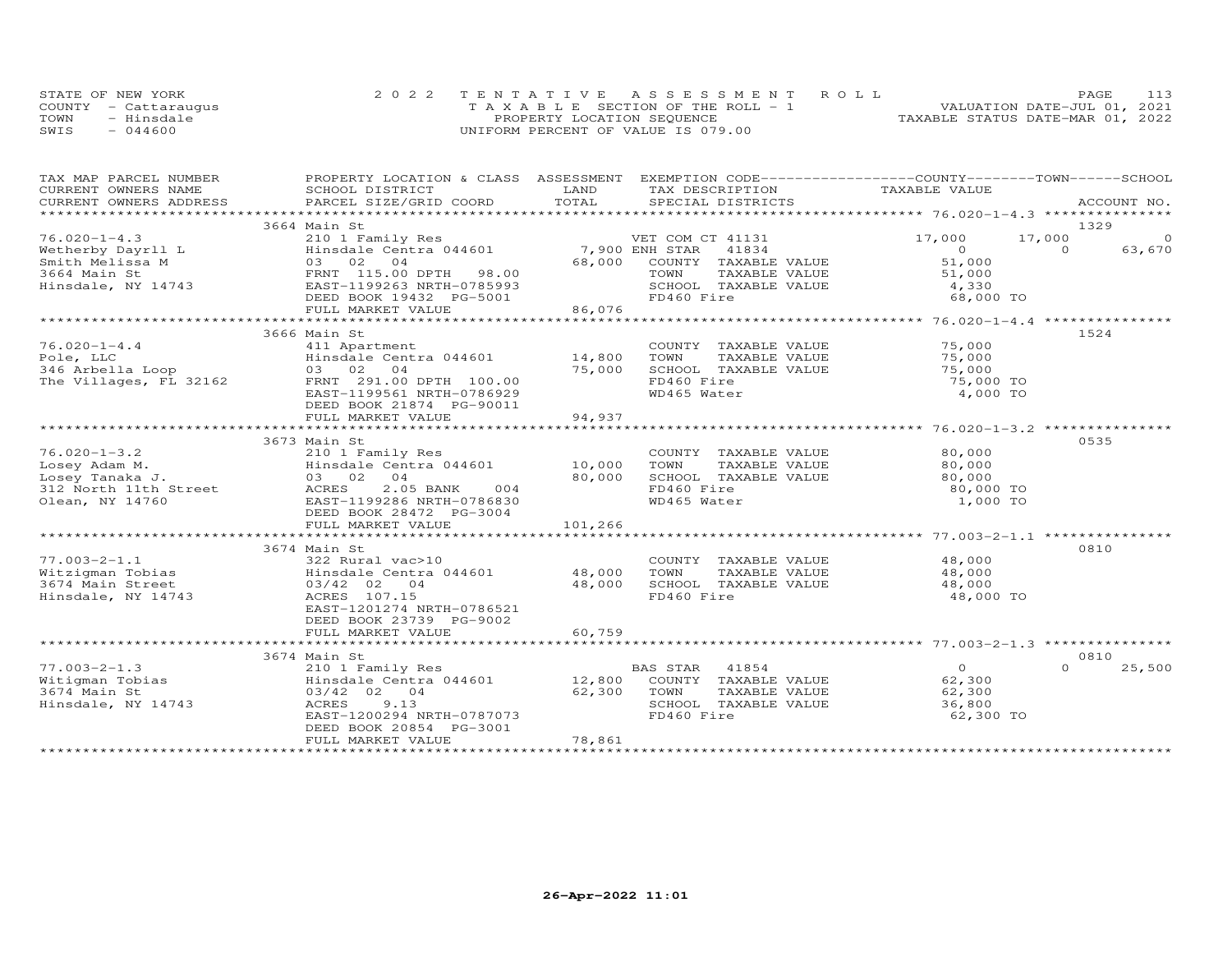STATE OF NEW YORK
COUNTY - Cattaraugus
TOWN - Hinsdale
SWIS - 044600

2022 TENTATIVE ASSESSMENT ROLL
TAXABLE SECTION OF THE ROLL - 1
PROPERTY LOCATION SEQUENCE
UNIFORM PERCENT OF VALUE IS 079.00

VALUATION DATE-JUL 01, 2021
TAXABLE STATUS DATE-MAR 01, 2022

| TAX MAP PARCEL NUMBER / CURRENT OWNERS NAME / CURRENT OWNERS ADDRESS | PROPERTY LOCATION & CLASS / SCHOOL DISTRICT / PARCEL SIZE/GRID COORD | ASSESSMENT LAND / TOTAL | EXEMPTION CODE / TAX DESCRIPTION / SPECIAL DISTRICTS | COUNTY TAXABLE VALUE | TOWN | SCHOOL / ACCOUNT NO. |
|---|---|---|---|---|---|---|
| | 3664 Main St | | | | | 1329 |
| 76.020-1-4.3 | 210 1 Family Res | | VET COM CT 41131 | 17,000 | 17,000 | 0 |
| Wetherby Dayrll L | Hinsdale Centra 044601 | 7,900 | ENH STAR 41834 | 0 | 0 | 63,670 |
| Smith Melissa M | 03 02 04 | 68,000 | COUNTY TAXABLE VALUE | 51,000 | | |
| 3664 Main St | FRNT 115.00 DPTH 98.00 | | TOWN TAXABLE VALUE | 51,000 | | |
| Hinsdale, NY 14743 | EAST-1199263 NRTH-0785993 | | SCHOOL TAXABLE VALUE | 4,330 | | |
| | DEED BOOK 19432 PG-5001 | | FD460 Fire | 68,000 TO | | |
| | FULL MARKET VALUE | 86,076 | | | | |
| | 3666 Main St | | | | | 1524 |
| 76.020-1-4.4 | 411 Apartment | | COUNTY TAXABLE VALUE | 75,000 | | |
| Pole, LLC | Hinsdale Centra 044601 | 14,800 | TOWN TAXABLE VALUE | 75,000 | | |
| 346 Arbella Loop | 03 02 04 | 75,000 | SCHOOL TAXABLE VALUE | 75,000 | | |
| The Villages, FL 32162 | FRNT 291.00 DPTH 100.00 | | FD460 Fire | 75,000 TO | | |
| | EAST-1199561 NRTH-0786929 | | WD465 Water | 4,000 TO | | |
| | DEED BOOK 21874 PG-90011 | | | | | |
| | FULL MARKET VALUE | 94,937 | | | | |
| | 3673 Main St | | | | | 0535 |
| 76.020-1-3.2 | 210 1 Family Res | | COUNTY TAXABLE VALUE | 80,000 | | |
| Losey Adam M. | Hinsdale Centra 044601 | 10,000 | TOWN TAXABLE VALUE | 80,000 | | |
| Losey Tanaka J. | 03 02 04 | 80,000 | SCHOOL TAXABLE VALUE | 80,000 | | |
| 312 North 11th Street | ACRES 2.05 BANK 004 | | FD460 Fire | 80,000 TO | | |
| Olean, NY 14760 | EAST-1199286 NRTH-0786830 | | WD465 Water | 1,000 TO | | |
| | DEED BOOK 28472 PG-3004 | | | | | |
| | FULL MARKET VALUE | 101,266 | | | | |
| | 3674 Main St | | | | | 0810 |
| 77.003-2-1.1 | 322 Rural vac>10 | | COUNTY TAXABLE VALUE | 48,000 | | |
| Witzigman Tobias | Hinsdale Centra 044601 | 48,000 | TOWN TAXABLE VALUE | 48,000 | | |
| 3674 Main Street | 03/42 02 04 | 48,000 | SCHOOL TAXABLE VALUE | 48,000 | | |
| Hinsdale, NY 14743 | ACRES 107.15 | | FD460 Fire | 48,000 TO | | |
| | EAST-1201274 NRTH-0786521 | | | | | |
| | DEED BOOK 23739 PG-9002 | | | | | |
| | FULL MARKET VALUE | 60,759 | | | | |
| | 3674 Main St | | | | | 0810 |
| 77.003-2-1.3 | 210 1 Family Res | | BAS STAR 41854 | 0 | 0 | 25,500 |
| Witigman Tobias | Hinsdale Centra 044601 | 12,800 | COUNTY TAXABLE VALUE | 62,300 | | |
| 3674 Main St | 03/42 02 04 | 62,300 | TOWN TAXABLE VALUE | 62,300 | | |
| Hinsdale, NY 14743 | ACRES 9.13 | | SCHOOL TAXABLE VALUE | 36,800 | | |
| | EAST-1200294 NRTH-0787073 | | FD460 Fire | 62,300 TO | | |
| | DEED BOOK 20854 PG-3001 | | | | | |
| | FULL MARKET VALUE | 78,861 | | | | |

26-Apr-2022 11:01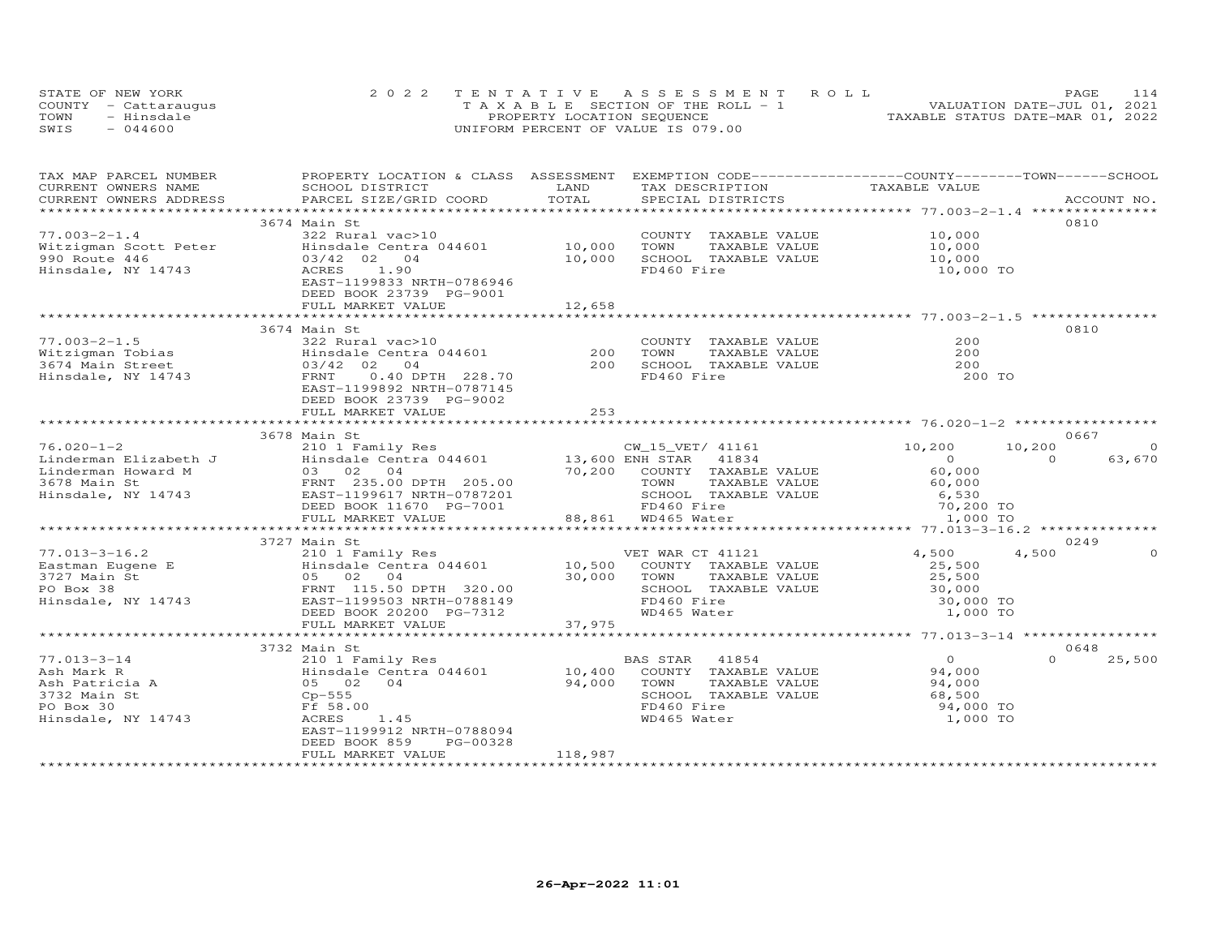STATE OF NEW YORK — 2022 TENTATIVE ASSESSMENT ROLL
COUNTY - Cattaraugus — TAXABLE SECTION OF THE ROLL - 1 — VALUATION DATE-JUL 01, 2021
TOWN - Hinsdale — PROPERTY LOCATION SEQUENCE — TAXABLE STATUS DATE-MAR 01, 2022
SWIS - 044600 — UNIFORM PERCENT OF VALUE IS 079.00

| TAX MAP PARCEL NUMBER / CURRENT OWNERS NAME / CURRENT OWNERS ADDRESS | PROPERTY LOCATION & CLASS / SCHOOL DISTRICT / PARCEL SIZE/GRID COORD | ASSESSMENT LAND / TOTAL | EXEMPTION CODE / TAX DESCRIPTION / SPECIAL DISTRICTS | COUNTY TAXABLE VALUE | TOWN | SCHOOL | ACCOUNT NO. |
|---|---|---|---|---|---|---|---|
| 77.003-2-1.4 | 3674 Main St | | | | | | 0810 |
| 77.003-2-1.4 | 322 Rural vac>10 | | COUNTY TAXABLE VALUE | 10,000 | | | |
| Witzigman Scott Peter | Hinsdale Centra 044601 | 10,000 | TOWN TAXABLE VALUE | 10,000 | | | |
| 990 Route 446 | 03/42 02 04 | 10,000 | SCHOOL TAXABLE VALUE | 10,000 | | | |
| Hinsdale, NY 14743 | ACRES 1.90 | | FD460 Fire | 10,000 TO | | | |
| | EAST-1199833 NRTH-0786946 | | | | | | |
| | DEED BOOK 23739 PG-9001 | | | | | | |
| | FULL MARKET VALUE | 12,658 | | | | | |
| 77.003-2-1.5 | 3674 Main St | | | | | | 0810 |
| 77.003-2-1.5 | 322 Rural vac>10 | | COUNTY TAXABLE VALUE | 200 | | | |
| Witzigman Tobias | Hinsdale Centra 044601 | 200 | TOWN TAXABLE VALUE | 200 | | | |
| 3674 Main Street | 03/42 02 04 | 200 | SCHOOL TAXABLE VALUE | 200 | | | |
| Hinsdale, NY 14743 | FRNT 0.40 DPTH 228.70 | | FD460 Fire | 200 TO | | | |
| | EAST-1199892 NRTH-0787145 | | | | | | |
| | DEED BOOK 23739 PG-9002 | | | | | | |
| | FULL MARKET VALUE | 253 | | | | | |
| 76.020-1-2 | 3678 Main St | | | | | | 0667 |
| 76.020-1-2 | 210 1 Family Res | | CW_15_VET/ 41161 | 10,200 | 10,200 | 0 | |
| Linderman Elizabeth J | Hinsdale Centra 044601 | 13,600 | ENH STAR 41834 | 0 | 0 | 63,670 | |
| Linderman Howard M | 03 02 04 | 70,200 | COUNTY TAXABLE VALUE | 60,000 | | | |
| 3678 Main St | FRNT 235.00 DPTH 205.00 | | TOWN TAXABLE VALUE | 60,000 | | | |
| Hinsdale, NY 14743 | EAST-1199617 NRTH-0787201 | | SCHOOL TAXABLE VALUE | 6,530 | | | |
| | DEED BOOK 11670 PG-7001 | | FD460 Fire | 70,200 TO | | | |
| | FULL MARKET VALUE | 88,861 | WD465 Water | 1,000 TO | | | |
| 77.013-3-16.2 | 3727 Main St | | | | | | 0249 |
| 77.013-3-16.2 | 210 1 Family Res | | VET WAR CT 41121 | 4,500 | 4,500 | 0 | |
| Eastman Eugene E | Hinsdale Centra 044601 | 10,500 | COUNTY TAXABLE VALUE | 25,500 | | | |
| 3727 Main St | 05 02 04 | 30,000 | TOWN TAXABLE VALUE | 25,500 | | | |
| PO Box 38 | FRNT 115.50 DPTH 320.00 | | SCHOOL TAXABLE VALUE | 30,000 | | | |
| Hinsdale, NY 14743 | EAST-1199503 NRTH-0788149 | | FD460 Fire | 30,000 TO | | | |
| | DEED BOOK 20200 PG-7312 | | WD465 Water | 1,000 TO | | | |
| | FULL MARKET VALUE | 37,975 | | | | | |
| 77.013-3-14 | 3732 Main St | | | | | | 0648 |
| 77.013-3-14 | 210 1 Family Res | | BAS STAR 41854 | 0 | 0 | 25,500 | |
| Ash Mark R | Hinsdale Centra 044601 | 10,400 | COUNTY TAXABLE VALUE | 94,000 | | | |
| Ash Patricia A | 05 02 04 | 94,000 | TOWN TAXABLE VALUE | 94,000 | | | |
| 3732 Main St | Cp-555 | | SCHOOL TAXABLE VALUE | 68,500 | | | |
| PO Box 30 | Ff 58.00 | | FD460 Fire | 94,000 TO | | | |
| Hinsdale, NY 14743 | ACRES 1.45 | | WD465 Water | 1,000 TO | | | |
| | EAST-1199912 NRTH-0788094 | | | | | | |
| | DEED BOOK 859 PG-00328 | | | | | | |
| | FULL MARKET VALUE | 118,987 | | | | | |

26-Apr-2022 11:01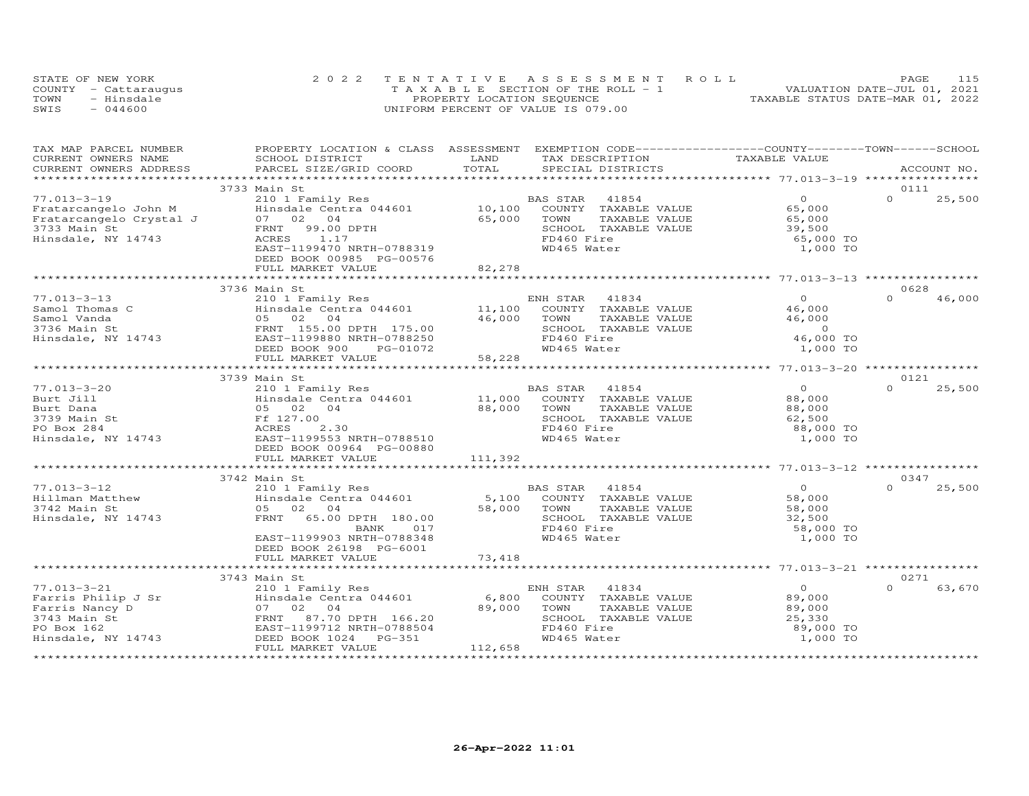STATE OF NEW YORK
COUNTY - Cattaraugus
TOWN - Hinsdale
SWIS - 044600

2022 TENTATIVE ASSESSMENT ROLL
TAXABLE SECTION OF THE ROLL - 1
PROPERTY LOCATION SEQUENCE
UNIFORM PERCENT OF VALUE IS 079.00

VALUATION DATE-JUL 01, 2021
TAXABLE STATUS DATE-MAR 01, 2022

| TAX MAP PARCEL NUMBER / CURRENT OWNERS NAME / CURRENT OWNERS ADDRESS | PROPERTY LOCATION & CLASS / SCHOOL DISTRICT / PARCEL SIZE/GRID COORD | ASSESSMENT LAND / TOTAL | EXEMPTION CODE / TAX DESCRIPTION / SPECIAL DISTRICTS | COUNTY TAXABLE VALUE | TOWN | SCHOOL / ACCOUNT NO. |
|---|---|---|---|---|---|---|
| | 3733 Main St | | | | | 0111 |
| 77.013-3-19 | 210 1 Family Res | | BAS STAR 41854 | 0 | 0 | 25,500 |
| Fratarcangelo John M | Hinsdale Centra 044601 | 10,100 | COUNTY TAXABLE VALUE | 65,000 | | |
| Fratarcangelo Crystal J | 07 02 04 | 65,000 | TOWN TAXABLE VALUE | 65,000 | | |
| 3733 Main St | FRNT 99.00 DPTH | | SCHOOL TAXABLE VALUE | 39,500 | | |
| Hinsdale, NY 14743 | ACRES 1.17 | | FD460 Fire | 65,000 TO | | |
| | EAST-1199470 NRTH-0788319 | | WD465 Water | 1,000 TO | | |
| | DEED BOOK 00985 PG-00576 | | | | | |
| | FULL MARKET VALUE | 82,278 | | | | |
| | 3736 Main St | | | | | 0628 |
| 77.013-3-13 | 210 1 Family Res | | ENH STAR 41834 | 0 | 0 | 46,000 |
| Samol Thomas C | Hinsdale Centra 044601 | 11,100 | COUNTY TAXABLE VALUE | 46,000 | | |
| Samol Vanda | 05 02 04 | 46,000 | TOWN TAXABLE VALUE | 46,000 | | |
| 3736 Main St | FRNT 155.00 DPTH 175.00 | | SCHOOL TAXABLE VALUE | 0 | | |
| Hinsdale, NY 14743 | EAST-1199880 NRTH-0788250 | | FD460 Fire | 46,000 TO | | |
| | DEED BOOK 900 PG-01072 | | WD465 Water | 1,000 TO | | |
| | FULL MARKET VALUE | 58,228 | | | | |
| | 3739 Main St | | | | | 0121 |
| 77.013-3-20 | 210 1 Family Res | | BAS STAR 41854 | 0 | 0 | 25,500 |
| Burt Jill | Hinsdale Centra 044601 | 11,000 | COUNTY TAXABLE VALUE | 88,000 | | |
| Burt Dana | 05 02 04 | 88,000 | TOWN TAXABLE VALUE | 88,000 | | |
| 3739 Main St | Ff 127.00 | | SCHOOL TAXABLE VALUE | 62,500 | | |
| PO Box 284 | ACRES 2.30 | | FD460 Fire | 88,000 TO | | |
| Hinsdale, NY 14743 | EAST-1199553 NRTH-0788510 | | WD465 Water | 1,000 TO | | |
| | DEED BOOK 00964 PG-00880 | | | | | |
| | FULL MARKET VALUE | 111,392 | | | | |
| | 3742 Main St | | | | | 0347 |
| 77.013-3-12 | 210 1 Family Res | | BAS STAR 41854 | 0 | 0 | 25,500 |
| Hillman Matthew | Hinsdale Centra 044601 | 5,100 | COUNTY TAXABLE VALUE | 58,000 | | |
| 3742 Main St | 05 02 04 | 58,000 | TOWN TAXABLE VALUE | 58,000 | | |
| Hinsdale, NY 14743 | FRNT 65.00 DPTH 180.00 | | SCHOOL TAXABLE VALUE | 32,500 | | |
| | BANK 017 | | FD460 Fire | 58,000 TO | | |
| | EAST-1199903 NRTH-0788348 | | WD465 Water | 1,000 TO | | |
| | DEED BOOK 26198 PG-6001 | | | | | |
| | FULL MARKET VALUE | 73,418 | | | | |
| | 3743 Main St | | | | | 0271 |
| 77.013-3-21 | 210 1 Family Res | | ENH STAR 41834 | 0 | 0 | 63,670 |
| Farris Philip J Sr | Hinsdale Centra 044601 | 6,800 | COUNTY TAXABLE VALUE | 89,000 | | |
| Farris Nancy D | 07 02 04 | 89,000 | TOWN TAXABLE VALUE | 89,000 | | |
| 3743 Main St | FRNT 87.70 DPTH 166.20 | | SCHOOL TAXABLE VALUE | 25,330 | | |
| PO Box 162 | EAST-1199712 NRTH-0788504 | | FD460 Fire | 89,000 TO | | |
| Hinsdale, NY 14743 | DEED BOOK 1024 PG-351 | | WD465 Water | 1,000 TO | | |
| | FULL MARKET VALUE | 112,658 | | | | |

26-Apr-2022 11:01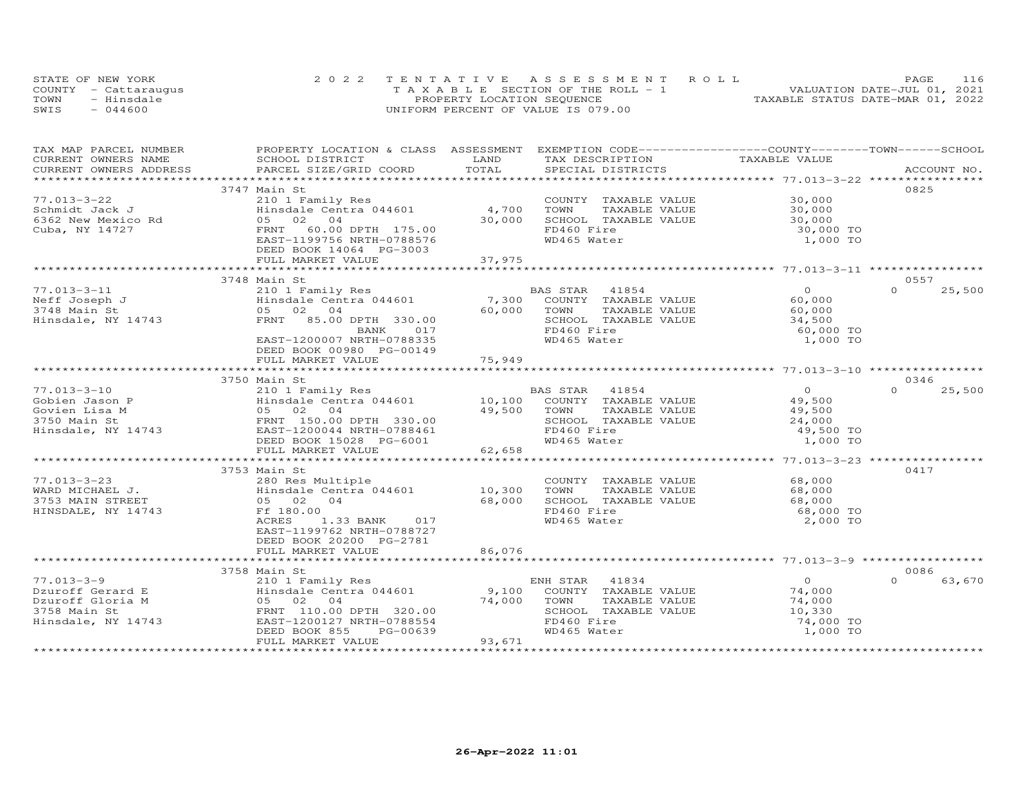STATE OF NEW YORK
COUNTY - Cattaraugus
TOWN - Hinsdale
SWIS - 044600

2 0 2 2 T E N T A T I V E A S S E S S M E N T R O L L
T A X A B L E SECTION OF THE ROLL - 1
PROPERTY LOCATION SEQUENCE
UNIFORM PERCENT OF VALUE IS 079.00

VALUATION DATE-JUL 01, 2021
TAXABLE STATUS DATE-MAR 01, 2022

| TAX MAP PARCEL NUMBER / CURRENT OWNERS NAME / CURRENT OWNERS ADDRESS | PROPERTY LOCATION & CLASS / SCHOOL DISTRICT / PARCEL SIZE/GRID COORD | ASSESSMENT LAND / TOTAL | EXEMPTION CODE / TAX DESCRIPTION / SPECIAL DISTRICTS | COUNTY / TOWN / SCHOOL TAXABLE VALUE | ACCOUNT NO. |
|---|---|---|---|---|---|
| **77.013-3-22** | 3747 Main St | | | | 0825 |
| Schmidt Jack J | 210 1 Family Res | | COUNTY TAXABLE VALUE | 30,000 | |
| 6362 New Mexico Rd | Hinsdale Centra 044601 | 4,700 | TOWN TAXABLE VALUE | 30,000 | |
| Cuba, NY 14727 | 05 02 04 | 30,000 | SCHOOL TAXABLE VALUE | 30,000 | |
| | FRNT 60.00 DPTH 175.00 | | FD460 Fire | 30,000 TO | |
| | EAST-1199756 NRTH-0788576 | | WD465 Water | 1,000 TO | |
| | DEED BOOK 14064 PG-3003 | | | | |
| | FULL MARKET VALUE | 37,975 | | | |
| **77.013-3-11** | 3748 Main St | | | | 0557 |
| Neff Joseph J | 210 1 Family Res | | BAS STAR 41854 | 0 | 0 25,500 |
| 3748 Main St | Hinsdale Centra 044601 | 7,300 | COUNTY TAXABLE VALUE | 60,000 | |
| Hinsdale, NY 14743 | 05 02 04 | 60,000 | TOWN TAXABLE VALUE | 60,000 | |
| | FRNT 85.00 DPTH 330.00 | | SCHOOL TAXABLE VALUE | 34,500 | |
| | BANK 017 | | FD460 Fire | 60,000 TO | |
| | EAST-1200007 NRTH-0788335 | | WD465 Water | 1,000 TO | |
| | DEED BOOK 00980 PG-00149 | | | | |
| | FULL MARKET VALUE | 75,949 | | | |
| **77.013-3-10** | 3750 Main St | | | | 0346 |
| Gobien Jason P | 210 1 Family Res | | BAS STAR 41854 | 0 | 0 25,500 |
| Govien Lisa M | Hinsdale Centra 044601 | 10,100 | COUNTY TAXABLE VALUE | 49,500 | |
| 3750 Main St | 05 02 04 | 49,500 | TOWN TAXABLE VALUE | 49,500 | |
| Hinsdale, NY 14743 | FRNT 150.00 DPTH 330.00 | | SCHOOL TAXABLE VALUE | 24,000 | |
| | EAST-1200044 NRTH-0788461 | | FD460 Fire | 49,500 TO | |
| | DEED BOOK 15028 PG-6001 | | WD465 Water | 1,000 TO | |
| | FULL MARKET VALUE | 62,658 | | | |
| **77.013-3-23** | 3753 Main St | | | | 0417 |
| WARD MICHAEL J. | 280 Res Multiple | | COUNTY TAXABLE VALUE | 68,000 | |
| 3753 MAIN STREET | Hinsdale Centra 044601 | 10,300 | TOWN TAXABLE VALUE | 68,000 | |
| HINSDALE, NY 14743 | 05 02 04 | 68,000 | SCHOOL TAXABLE VALUE | 68,000 | |
| | Ff 180.00 | | FD460 Fire | 68,000 TO | |
| | ACRES 1.33 BANK 017 | | WD465 Water | 2,000 TO | |
| | EAST-1199762 NRTH-0788727 | | | | |
| | DEED BOOK 20200 PG-2781 | | | | |
| | FULL MARKET VALUE | 86,076 | | | |
| **77.013-3-9** | 3758 Main St | | | | 0086 |
| Dzuroff Gerard E | 210 1 Family Res | | ENH STAR 41834 | 0 | 0 63,670 |
| Dzuroff Gloria M | Hinsdale Centra 044601 | 9,100 | COUNTY TAXABLE VALUE | 74,000 | |
| 3758 Main St | 05 02 04 | 74,000 | TOWN TAXABLE VALUE | 74,000 | |
| Hinsdale, NY 14743 | FRNT 110.00 DPTH 320.00 | | SCHOOL TAXABLE VALUE | 10,330 | |
| | EAST-1200127 NRTH-0788554 | | FD460 Fire | 74,000 TO | |
| | DEED BOOK 855 PG-00639 | | WD465 Water | 1,000 TO | |
| | FULL MARKET VALUE | 93,671 | | | |

26-Apr-2022 11:01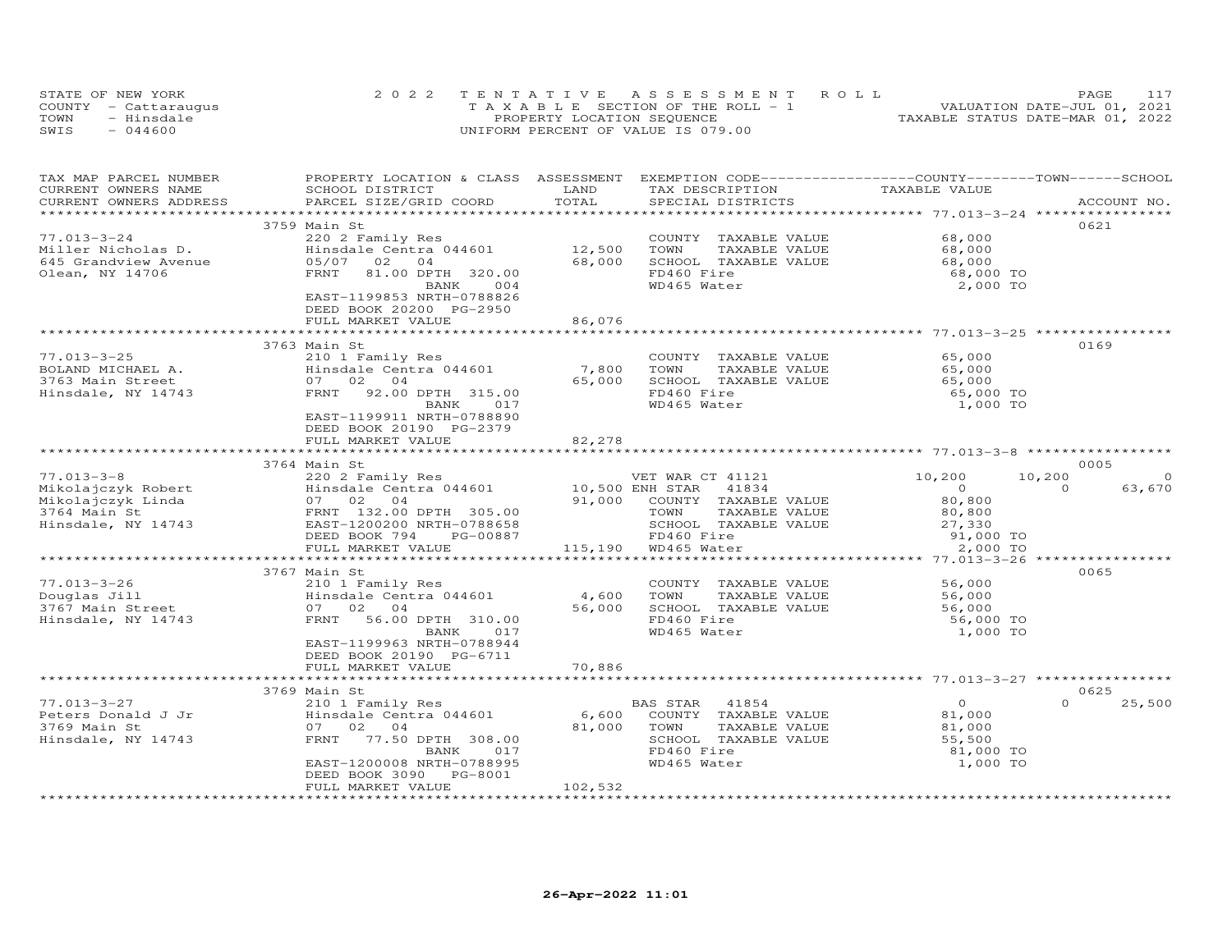STATE OF NEW YORK
COUNTY - Cattaraugus
TOWN - Hinsdale
SWIS - 044600

2022 TENTATIVE ASSESSMENT ROLL
TAXABLE SECTION OF THE ROLL - 1
PROPERTY LOCATION SEQUENCE
UNIFORM PERCENT OF VALUE IS 079.00

VALUATION DATE-JUL 01, 2021
TAXABLE STATUS DATE-MAR 01, 2022

| TAX MAP PARCEL NUMBER / CURRENT OWNERS NAME / CURRENT OWNERS ADDRESS | PROPERTY LOCATION & CLASS / SCHOOL DISTRICT / PARCEL SIZE/GRID COORD | ASSESSMENT LAND / TOTAL | EXEMPTION CODE / TAX DESCRIPTION / SPECIAL DISTRICTS | COUNTY | TOWN | SCHOOL TAXABLE VALUE | ACCOUNT NO. |
|---|---|---|---|---|---|---|---|
| | 3759 Main St | | | | | | 0621 |
| 77.013-3-24 | 220 2 Family Res | | COUNTY TAXABLE VALUE | 68,000 | | | |
| Miller Nicholas D. | Hinsdale Centra 044601 | 12,500 | TOWN TAXABLE VALUE | 68,000 | | | |
| 645 Grandview Avenue | 05/07 02 04 | 68,000 | SCHOOL TAXABLE VALUE | 68,000 | | | |
| Olean, NY 14706 | FRNT 81.00 DPTH 320.00 | | FD460 Fire | 68,000 TO | | | |
| | BANK 004 | | WD465 Water | 2,000 TO | | | |
| | EAST-1199853 NRTH-0788826 | | | | | | |
| | DEED BOOK 20200 PG-2950 | | | | | | |
| | FULL MARKET VALUE | 86,076 | | | | | |
| | 3763 Main St | | | | | | 0169 |
| 77.013-3-25 | 210 1 Family Res | | COUNTY TAXABLE VALUE | 65,000 | | | |
| BOLAND MICHAEL A. | Hinsdale Centra 044601 | 7,800 | TOWN TAXABLE VALUE | 65,000 | | | |
| 3763 Main Street | 07 02 04 | 65,000 | SCHOOL TAXABLE VALUE | 65,000 | | | |
| Hinsdale, NY 14743 | FRNT 92.00 DPTH 315.00 | | FD460 Fire | 65,000 TO | | | |
| | BANK 017 | | WD465 Water | 1,000 TO | | | |
| | EAST-1199911 NRTH-0788890 | | | | | | |
| | DEED BOOK 20190 PG-2379 | | | | | | |
| | FULL MARKET VALUE | 82,278 | | | | | |
| | 3764 Main St | | | | | | 0005 |
| 77.013-3-8 | 220 2 Family Res | | VET WAR CT 41121 | 10,200 | 10,200 | 0 | |
| Mikolajczyk Robert | Hinsdale Centra 044601 | 10,500 | ENH STAR 41834 | 0 | 0 | 63,670 | |
| Mikolajczyk Linda | 07 02 04 | 91,000 | COUNTY TAXABLE VALUE | 80,800 | | | |
| 3764 Main St | FRNT 132.00 DPTH 305.00 | | TOWN TAXABLE VALUE | 80,800 | | | |
| Hinsdale, NY 14743 | EAST-1200200 NRTH-0788658 | | SCHOOL TAXABLE VALUE | 27,330 | | | |
| | DEED BOOK 794 PG-00887 | | FD460 Fire | 91,000 TO | | | |
| | FULL MARKET VALUE | 115,190 | WD465 Water | 2,000 TO | | | |
| | 3767 Main St | | | | | | 0065 |
| 77.013-3-26 | 210 1 Family Res | | COUNTY TAXABLE VALUE | 56,000 | | | |
| Douglas Jill | Hinsdale Centra 044601 | 4,600 | TOWN TAXABLE VALUE | 56,000 | | | |
| 3767 Main Street | 07 02 04 | 56,000 | SCHOOL TAXABLE VALUE | 56,000 | | | |
| Hinsdale, NY 14743 | FRNT 56.00 DPTH 310.00 | | FD460 Fire | 56,000 TO | | | |
| | BANK 017 | | WD465 Water | 1,000 TO | | | |
| | EAST-1199963 NRTH-0788944 | | | | | | |
| | DEED BOOK 20190 PG-6711 | | | | | | |
| | FULL MARKET VALUE | 70,886 | | | | | |
| | 3769 Main St | | | | | | 0625 |
| 77.013-3-27 | 210 1 Family Res | | BAS STAR 41854 | 0 | 0 | 25,500 | |
| Peters Donald J Jr | Hinsdale Centra 044601 | 6,600 | COUNTY TAXABLE VALUE | 81,000 | | | |
| 3769 Main St | 07 02 04 | 81,000 | TOWN TAXABLE VALUE | 81,000 | | | |
| Hinsdale, NY 14743 | FRNT 77.50 DPTH 308.00 | | SCHOOL TAXABLE VALUE | 55,500 | | | |
| | BANK 017 | | FD460 Fire | 81,000 TO | | | |
| | EAST-1200008 NRTH-0788995 | | WD465 Water | 1,000 TO | | | |
| | DEED BOOK 3090 PG-8001 | | | | | | |
| | FULL MARKET VALUE | 102,532 | | | | | |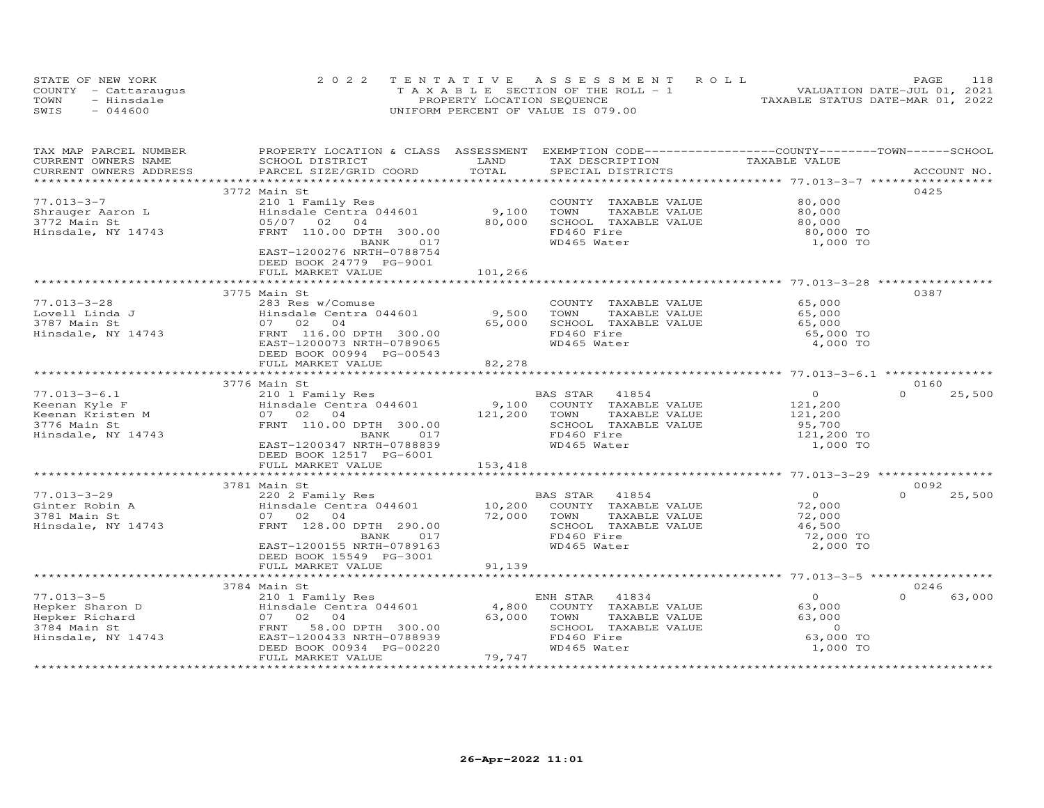STATE OF NEW YORK
COUNTY - Cattaraugus
TOWN - Hinsdale
SWIS - 044600

2022 TENTATIVE ASSESSMENT ROLL
TAXABLE SECTION OF THE ROLL - 1
PROPERTY LOCATION SEQUENCE
UNIFORM PERCENT OF VALUE IS 079.00

VALUATION DATE-JUL 01, 2021
TAXABLE STATUS DATE-MAR 01, 2022

| TAX MAP PARCEL NUMBER / CURRENT OWNERS NAME / CURRENT OWNERS ADDRESS | PROPERTY LOCATION & CLASS / SCHOOL DISTRICT / PARCEL SIZE/GRID COORD | ASSESSMENT LAND / TOTAL | EXEMPTION CODE / TAX DESCRIPTION / SPECIAL DISTRICTS | COUNTY TAXABLE VALUE | TOWN | SCHOOL / ACCOUNT NO. |
|---|---|---|---|---|---|---|
| | 3772 Main St | | | | | 0425 |
| 77.013-3-7 | 210 1 Family Res | | COUNTY TAXABLE VALUE | 80,000 | | |
| Shrauger Aaron L | Hinsdale Centra 044601 | 9,100 | TOWN TAXABLE VALUE | 80,000 | | |
| 3772 Main St | 05/07 02 04 | 80,000 | SCHOOL TAXABLE VALUE | 80,000 | | |
| Hinsdale, NY 14743 | FRNT 110.00 DPTH 300.00 | | FD460 Fire | 80,000 TO | | |
| | BANK 017 | | WD465 Water | 1,000 TO | | |
| | EAST-1200276 NRTH-0788754 | | | | | |
| | DEED BOOK 24779 PG-9001 | | | | | |
| | FULL MARKET VALUE | 101,266 | | | | |
| | 3775 Main St | | | | | 0387 |
| 77.013-3-28 | 283 Res w/Comuse | | COUNTY TAXABLE VALUE | 65,000 | | |
| Lovell Linda J | Hinsdale Centra 044601 | 9,500 | TOWN TAXABLE VALUE | 65,000 | | |
| 3787 Main St | 07 02 04 | 65,000 | SCHOOL TAXABLE VALUE | 65,000 | | |
| Hinsdale, NY 14743 | FRNT 116.00 DPTH 300.00 | | FD460 Fire | 65,000 TO | | |
| | EAST-1200073 NRTH-0789065 | | WD465 Water | 4,000 TO | | |
| | DEED BOOK 00994 PG-00543 | | | | | |
| | FULL MARKET VALUE | 82,278 | | | | |
| | 3776 Main St | | | | | 0160 |
| 77.013-3-6.1 | 210 1 Family Res | | BAS STAR 41854 | 0 | 0 | 25,500 |
| Keenan Kyle F | Hinsdale Centra 044601 | 9,100 | COUNTY TAXABLE VALUE | 121,200 | | |
| Keenan Kristen M | 07 02 04 | 121,200 | TOWN TAXABLE VALUE | 121,200 | | |
| 3776 Main St | FRNT 110.00 DPTH 300.00 | | SCHOOL TAXABLE VALUE | 95,700 | | |
| Hinsdale, NY 14743 | BANK 017 | | FD460 Fire | 121,200 TO | | |
| | EAST-1200347 NRTH-0788839 | | WD465 Water | 1,000 TO | | |
| | DEED BOOK 12517 PG-6001 | | | | | |
| | FULL MARKET VALUE | 153,418 | | | | |
| | 3781 Main St | | | | | 0092 |
| 77.013-3-29 | 220 2 Family Res | | BAS STAR 41854 | 0 | 0 | 25,500 |
| Ginter Robin A | Hinsdale Centra 044601 | 10,200 | COUNTY TAXABLE VALUE | 72,000 | | |
| 3781 Main St | 07 02 04 | 72,000 | TOWN TAXABLE VALUE | 72,000 | | |
| Hinsdale, NY 14743 | FRNT 128.00 DPTH 290.00 | | SCHOOL TAXABLE VALUE | 46,500 | | |
| | BANK 017 | | FD460 Fire | 72,000 TO | | |
| | EAST-1200155 NRTH-0789163 | | WD465 Water | 2,000 TO | | |
| | DEED BOOK 15549 PG-3001 | | | | | |
| | FULL MARKET VALUE | 91,139 | | | | |
| | 3784 Main St | | | | | 0246 |
| 77.013-3-5 | 210 1 Family Res | | ENH STAR 41834 | 0 | 0 | 63,000 |
| Hepker Sharon D | Hinsdale Centra 044601 | 4,800 | COUNTY TAXABLE VALUE | 63,000 | | |
| Hepker Richard | 07 02 04 | 63,000 | TOWN TAXABLE VALUE | 63,000 | | |
| 3784 Main St | FRNT 58.00 DPTH 300.00 | | SCHOOL TAXABLE VALUE | 0 | | |
| Hinsdale, NY 14743 | EAST-1200433 NRTH-0788939 | | FD460 Fire | 63,000 TO | | |
| | DEED BOOK 00934 PG-00220 | | WD465 Water | 1,000 TO | | |
| | FULL MARKET VALUE | 79,747 | | | | |

26-Apr-2022 11:01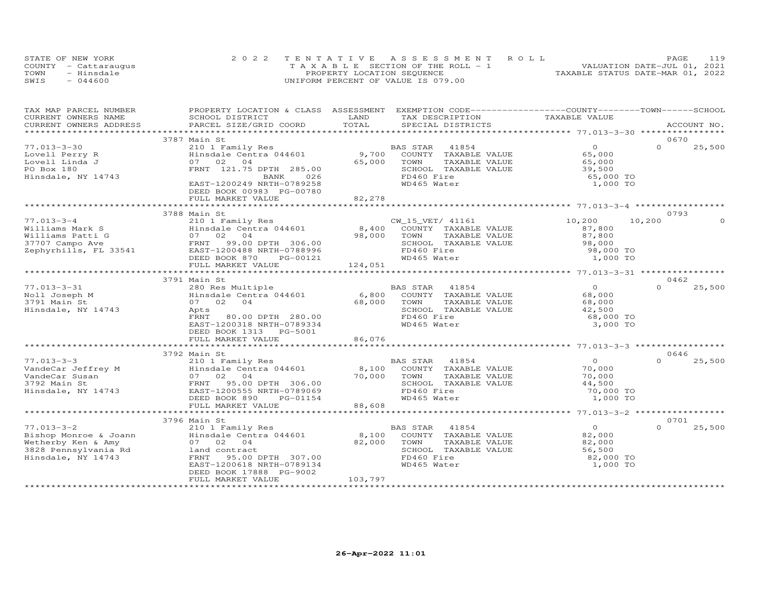STATE OF NEW YORK | 2022 TENTATIVE ASSESSMENT ROLL | VALUATION DATE-JUL 01, 2021
COUNTY - Cattaraugus | TAXABLE SECTION OF THE ROLL - 1 | TAXABLE STATUS DATE-MAR 01, 2022
TOWN - Hinsdale | PROPERTY LOCATION SEQUENCE
SWIS - 044600 | UNIFORM PERCENT OF VALUE IS 079.00

| TAX MAP PARCEL NUMBER / CURRENT OWNERS NAME / CURRENT OWNERS ADDRESS | PROPERTY LOCATION & CLASS / SCHOOL DISTRICT / PARCEL SIZE/GRID COORD | ASSESSMENT LAND / TOTAL | EXEMPTION CODE / TAX DESCRIPTION / SPECIAL DISTRICTS | COUNTY TAXABLE VALUE | TOWN | SCHOOL | ACCOUNT NO. |
|---|---|---|---|---|---|---|---|
| | 3787 Main St | | | | | | 0670 |
| 77.013-3-30 | 210 1 Family Res | | BAS STAR 41854 | 0 | 0 | 25,500 | |
| Lovell Perry R | Hinsdale Centra 044601 | 9,700 | COUNTY TAXABLE VALUE | 65,000 | | | |
| Lovell Linda J | 07 02 04 | 65,000 | TOWN TAXABLE VALUE | 65,000 | | | |
| PO Box 180 | FRNT 121.75 DPTH 285.00 | | SCHOOL TAXABLE VALUE | 39,500 | | | |
| Hinsdale, NY 14743 | BANK 026 | | FD460 Fire | 65,000 TO | | | |
| | EAST-1200249 NRTH-0789258 | | WD465 Water | 1,000 TO | | | |
| | DEED BOOK 00983 PG-00780 | | | | | | |
| | FULL MARKET VALUE | 82,278 | | | | | |
| | 3788 Main St | | | | | | 0793 |
| 77.013-3-4 | 210 1 Family Res | | CW_15_VET/ 41161 | 10,200 | 10,200 | 0 | |
| Williams Mark S | Hinsdale Centra 044601 | 8,400 | COUNTY TAXABLE VALUE | 87,800 | | | |
| Williams Patti G | 07 02 04 | 98,000 | TOWN TAXABLE VALUE | 87,800 | | | |
| 37707 Campo Ave | FRNT 99.00 DPTH 306.00 | | SCHOOL TAXABLE VALUE | 98,000 | | | |
| Zephyrhills, FL 33541 | EAST-1200488 NRTH-0788996 | | FD460 Fire | 98,000 TO | | | |
| | DEED BOOK 870 PG-00121 | | WD465 Water | 1,000 TO | | | |
| | FULL MARKET VALUE | 124,051 | | | | | |
| | 3791 Main St | | | | | | 0462 |
| 77.013-3-31 | 280 Res Multiple | | BAS STAR 41854 | 0 | 0 | 25,500 | |
| Noll Joseph M | Hinsdale Centra 044601 | 6,800 | COUNTY TAXABLE VALUE | 68,000 | | | |
| 3791 Main St | 07 02 04 | 68,000 | TOWN TAXABLE VALUE | 68,000 | | | |
| Hinsdale, NY 14743 | Apts | | SCHOOL TAXABLE VALUE | 42,500 | | | |
| | FRNT 80.00 DPTH 280.00 | | FD460 Fire | 68,000 TO | | | |
| | EAST-1200318 NRTH-0789334 | | WD465 Water | 3,000 TO | | | |
| | DEED BOOK 1313 PG-5001 | | | | | | |
| | FULL MARKET VALUE | 86,076 | | | | | |
| | 3792 Main St | | | | | | 0646 |
| 77.013-3-3 | 210 1 Family Res | | BAS STAR 41854 | 0 | 0 | 25,500 | |
| VandeCar Jeffrey M | Hinsdale Centra 044601 | 8,100 | COUNTY TAXABLE VALUE | 70,000 | | | |
| VandeCar Susan | 07 02 04 | 70,000 | TOWN TAXABLE VALUE | 70,000 | | | |
| 3792 Main St | FRNT 95.00 DPTH 306.00 | | SCHOOL TAXABLE VALUE | 44,500 | | | |
| Hinsdale, NY 14743 | EAST-1200555 NRTH-0789069 | | FD460 Fire | 70,000 TO | | | |
| | DEED BOOK 890 PG-01154 | | WD465 Water | 1,000 TO | | | |
| | FULL MARKET VALUE | 88,608 | | | | | |
| | 3796 Main St | | | | | | 0701 |
| 77.013-3-2 | 210 1 Family Res | | BAS STAR 41854 | 0 | 0 | 25,500 | |
| Bishop Monroe & Joann | Hinsdale Centra 044601 | 8,100 | COUNTY TAXABLE VALUE | 82,000 | | | |
| Wetherby Ken & Amy | 07 02 04 | 82,000 | TOWN TAXABLE VALUE | 82,000 | | | |
| 3828 Pennsylvania Rd | land contract | | SCHOOL TAXABLE VALUE | 56,500 | | | |
| Hinsdale, NY 14743 | FRNT 95.00 DPTH 307.00 | | FD460 Fire | 82,000 TO | | | |
| | EAST-1200618 NRTH-0789134 | | WD465 Water | 1,000 TO | | | |
| | DEED BOOK 17888 PG-9002 | | | | | | |
| | FULL MARKET VALUE | 103,797 | | | | | |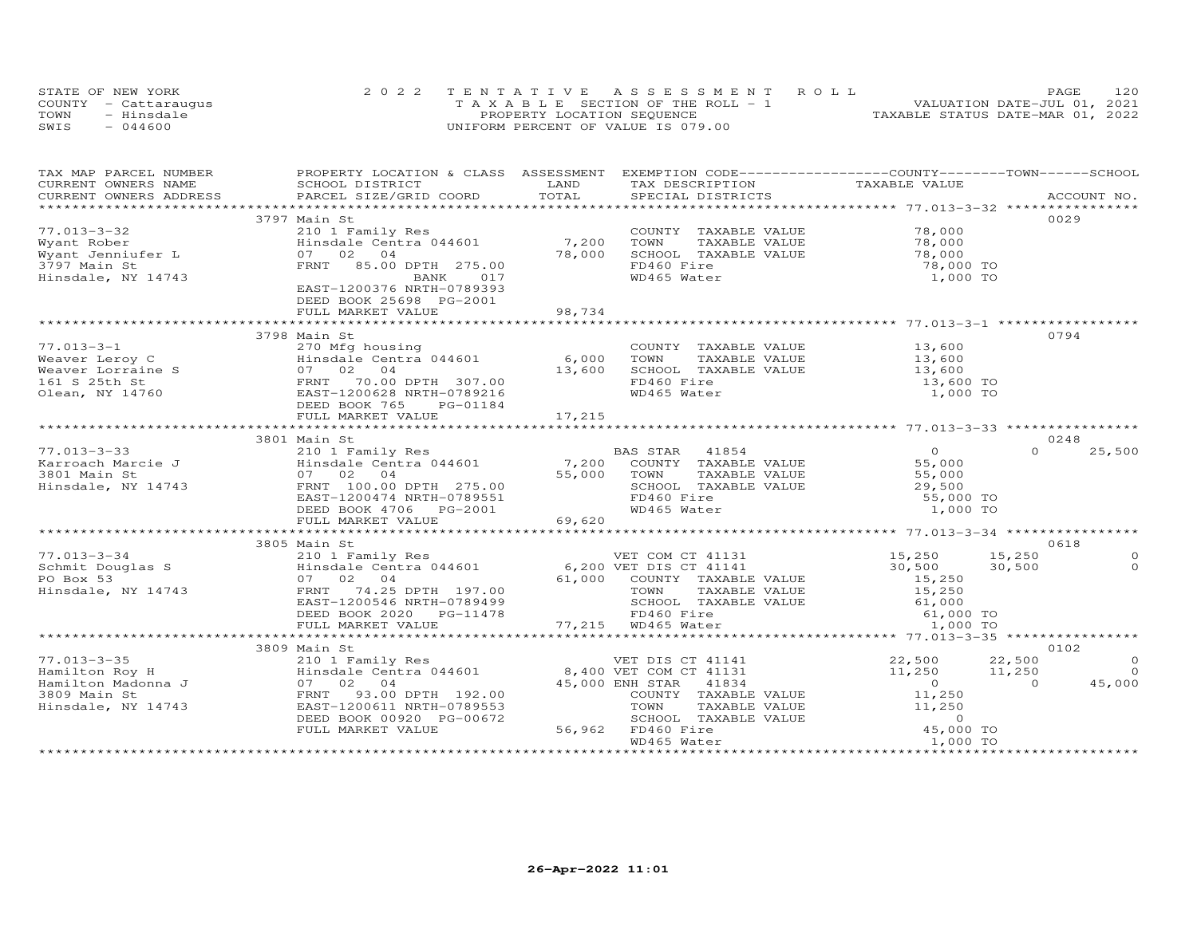STATE OF NEW YORK
COUNTY - Cattaraugus
TOWN - Hinsdale
SWIS - 044600

2022 TENTATIVE ASSESSMENT ROLL
TAXABLE SECTION OF THE ROLL - 1
PROPERTY LOCATION SEQUENCE
UNIFORM PERCENT OF VALUE IS 079.00

VALUATION DATE-JUL 01, 2021
TAXABLE STATUS DATE-MAR 01, 2022

| TAX MAP PARCEL NUMBER / CURRENT OWNERS NAME / CURRENT OWNERS ADDRESS | PROPERTY LOCATION & CLASS / SCHOOL DISTRICT / PARCEL SIZE/GRID COORD | ASSESSMENT LAND / TOTAL | EXEMPTION CODE / TAX DESCRIPTION / SPECIAL DISTRICTS | COUNTY TAXABLE VALUE | TOWN | SCHOOL | ACCOUNT NO. |
|---|---|---|---|---|---|---|---|
| **77.013-3-32** | 3797 Main St | | | | | | 0029 |
| 77.013-3-32 | 210 1 Family Res | | COUNTY TAXABLE VALUE | 78,000 | | | |
| Wyant Rober | Hinsdale Centra 044601 | 7,200 | TOWN TAXABLE VALUE | 78,000 | | | |
| Wyant Jenniufer L | 07 02 04 | 78,000 | SCHOOL TAXABLE VALUE | 78,000 | | | |
| 3797 Main St | FRNT 85.00 DPTH 275.00 | | FD460 Fire | 78,000 TO | | | |
| Hinsdale, NY 14743 | BANK 017 | | WD465 Water | 1,000 TO | | | |
| | EAST-1200376 NRTH-0789393 | | | | | | |
| | DEED BOOK 25698 PG-2001 | | | | | | |
| | FULL MARKET VALUE | 98,734 | | | | | |
| **77.013-3-1** | 3798 Main St | | | | | | 0794 |
| 77.013-3-1 | 270 Mfg housing | | COUNTY TAXABLE VALUE | 13,600 | | | |
| Weaver Leroy C | Hinsdale Centra 044601 | 6,000 | TOWN TAXABLE VALUE | 13,600 | | | |
| Weaver Lorraine S | 07 02 04 | 13,600 | SCHOOL TAXABLE VALUE | 13,600 | | | |
| 161 S 25th St | FRNT 70.00 DPTH 307.00 | | FD460 Fire | 13,600 TO | | | |
| Olean, NY 14760 | EAST-1200628 NRTH-0789216 | | WD465 Water | 1,000 TO | | | |
| | DEED BOOK 765 PG-01184 | | | | | | |
| | FULL MARKET VALUE | 17,215 | | | | | |
| **77.013-3-33** | 3801 Main St | | | | | | 0248 |
| 77.013-3-33 | 210 1 Family Res | | BAS STAR 41854 | 0 | 0 | 25,500 | |
| Karroach Marcie J | Hinsdale Centra 044601 | 7,200 | COUNTY TAXABLE VALUE | 55,000 | | | |
| 3801 Main St | 07 02 04 | 55,000 | TOWN TAXABLE VALUE | 55,000 | | | |
| Hinsdale, NY 14743 | FRNT 100.00 DPTH 275.00 | | SCHOOL TAXABLE VALUE | 29,500 | | | |
| | EAST-1200474 NRTH-0789551 | | FD460 Fire | 55,000 TO | | | |
| | DEED BOOK 4706 PG-2001 | | WD465 Water | 1,000 TO | | | |
| | FULL MARKET VALUE | 69,620 | | | | | |
| **77.013-3-34** | 3805 Main St | | | | | | 0618 |
| 77.013-3-34 | 210 1 Family Res | | VET COM CT 41131 | 15,250 | 15,250 | 0 | |
| Schmit Douglas S | Hinsdale Centra 044601 | 6,200 | VET DIS CT 41141 | 30,500 | 30,500 | 0 | |
| PO Box 53 | 07 02 04 | 61,000 | COUNTY TAXABLE VALUE | 15,250 | | | |
| Hinsdale, NY 14743 | FRNT 74.25 DPTH 197.00 | | TOWN TAXABLE VALUE | 15,250 | | | |
| | EAST-1200546 NRTH-0789499 | | SCHOOL TAXABLE VALUE | 61,000 | | | |
| | DEED BOOK 2020 PG-11478 | | FD460 Fire | 61,000 TO | | | |
| | FULL MARKET VALUE | 77,215 | WD465 Water | 1,000 TO | | | |
| **77.013-3-35** | 3809 Main St | | | | | | 0102 |
| 77.013-3-35 | 210 1 Family Res | | VET DIS CT 41141 | 22,500 | 22,500 | 0 | |
| Hamilton Roy H | Hinsdale Centra 044601 | 8,400 | VET COM CT 41131 | 11,250 | 11,250 | 0 | |
| Hamilton Madonna J | 07 02 04 | 45,000 | ENH STAR 41834 | 0 | 0 | 45,000 | |
| 3809 Main St | FRNT 93.00 DPTH 192.00 | | COUNTY TAXABLE VALUE | 11,250 | | | |
| Hinsdale, NY 14743 | EAST-1200611 NRTH-0789553 | | TOWN TAXABLE VALUE | 11,250 | | | |
| | DEED BOOK 00920 PG-00672 | | SCHOOL TAXABLE VALUE | 0 | | | |
| | FULL MARKET VALUE | 56,962 | FD460 Fire | 45,000 TO | | | |
| | | | WD465 Water | 1,000 TO | | | |

26-Apr-2022 11:01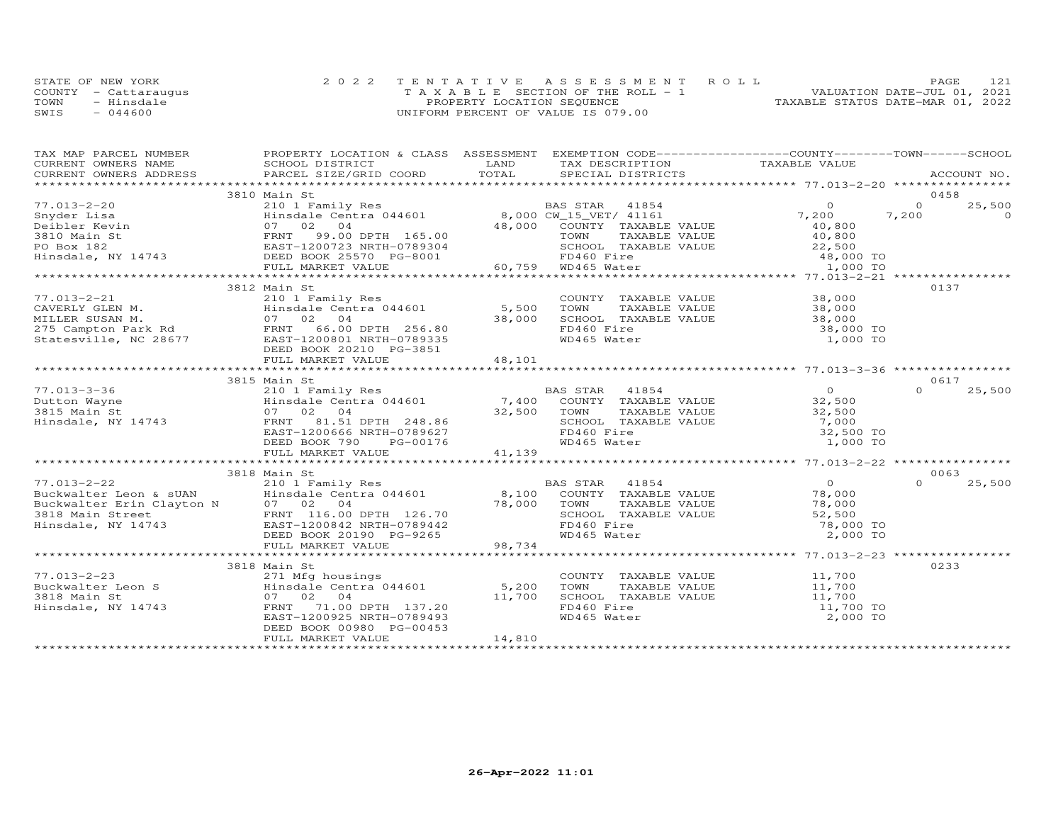STATE OF NEW YORK
COUNTY - Cattaraugus
TOWN - Hinsdale
SWIS - 044600

2022 TENTATIVE ASSESSMENT ROLL
TAXABLE SECTION OF THE ROLL - 1
PROPERTY LOCATION SEQUENCE
UNIFORM PERCENT OF VALUE IS 079.00

VALUATION DATE-JUL 01, 2021
TAXABLE STATUS DATE-MAR 01, 2022

| TAX MAP PARCEL NUMBER / CURRENT OWNERS NAME / CURRENT OWNERS ADDRESS | PROPERTY LOCATION & CLASS / SCHOOL DISTRICT / PARCEL SIZE/GRID COORD | ASSESSMENT LAND | TOTAL | EXEMPTION CODE / TAX DESCRIPTION / SPECIAL DISTRICTS | COUNTY TAXABLE VALUE | TOWN | SCHOOL | ACCOUNT NO. |
|---|---|---|---|---|---|---|---|---|
| | 3810 Main St | | | | | | | 0458 |
| 77.013-2-20 | 210 1 Family Res | | | BAS STAR 41854 | 0 | 0 | 25,500 | |
| Snyder Lisa | Hinsdale Centra 044601 | 8,000 | | CW_15_VET/ 41161 | 7,200 | 7,200 | 0 | |
| Deibler Kevin | 07 02 04 | | 48,000 | COUNTY TAXABLE VALUE | 40,800 | | | |
| 3810 Main St | FRNT 99.00 DPTH 165.00 | | | TOWN TAXABLE VALUE | 40,800 | | | |
| PO Box 182 | EAST-1200723 NRTH-0789304 | | | SCHOOL TAXABLE VALUE | 22,500 | | | |
| Hinsdale, NY 14743 | DEED BOOK 25570 PG-8001 | | | FD460 Fire | 48,000 TO | | | |
| | FULL MARKET VALUE | | 60,759 | WD465 Water | 1,000 TO | | | |
| | 3812 Main St | | | | | | | 0137 |
| 77.013-2-21 | 210 1 Family Res | | | COUNTY TAXABLE VALUE | 38,000 | | | |
| CAVERLY GLEN M. | Hinsdale Centra 044601 | 5,500 | | TOWN TAXABLE VALUE | 38,000 | | | |
| MILLER SUSAN M. | 07 02 04 | | 38,000 | SCHOOL TAXABLE VALUE | 38,000 | | | |
| 275 Campton Park Rd | FRNT 66.00 DPTH 256.80 | | | FD460 Fire | 38,000 TO | | | |
| Statesville, NC 28677 | EAST-1200801 NRTH-0789335 | | | WD465 Water | 1,000 TO | | | |
| | DEED BOOK 20210 PG-3851 | | | | | | | |
| | FULL MARKET VALUE | | 48,101 | | | | | |
| | 3815 Main St | | | | | | | 0617 |
| 77.013-3-36 | 210 1 Family Res | | | BAS STAR 41854 | 0 | 0 | 25,500 | |
| Dutton Wayne | Hinsdale Centra 044601 | 7,400 | | COUNTY TAXABLE VALUE | 32,500 | | | |
| 3815 Main St | 07 02 04 | | 32,500 | TOWN TAXABLE VALUE | 32,500 | | | |
| Hinsdale, NY 14743 | FRNT 81.51 DPTH 248.86 | | | SCHOOL TAXABLE VALUE | 7,000 | | | |
| | EAST-1200666 NRTH-0789627 | | | FD460 Fire | 32,500 TO | | | |
| | DEED BOOK 790 PG-00176 | | | WD465 Water | 1,000 TO | | | |
| | FULL MARKET VALUE | | 41,139 | | | | | |
| | 3818 Main St | | | | | | | 0063 |
| 77.013-2-22 | 210 1 Family Res | | | BAS STAR 41854 | 0 | 0 | 25,500 | |
| Buckwalter Leon & sUAN | Hinsdale Centra 044601 | 8,100 | | COUNTY TAXABLE VALUE | 78,000 | | | |
| Buckwalter Erin Clayton N | 07 02 04 | | 78,000 | TOWN TAXABLE VALUE | 78,000 | | | |
| 3818 Main Street | FRNT 116.00 DPTH 126.70 | | | SCHOOL TAXABLE VALUE | 52,500 | | | |
| Hinsdale, NY 14743 | EAST-1200842 NRTH-0789442 | | | FD460 Fire | 78,000 TO | | | |
| | DEED BOOK 20190 PG-9265 | | | WD465 Water | 2,000 TO | | | |
| | FULL MARKET VALUE | | 98,734 | | | | | |
| | 3818 Main St | | | | | | | 0233 |
| 77.013-2-23 | 271 Mfg housings | | | COUNTY TAXABLE VALUE | 11,700 | | | |
| Buckwalter Leon S | Hinsdale Centra 044601 | 5,200 | | TOWN TAXABLE VALUE | 11,700 | | | |
| 3818 Main St | 07 02 04 | | 11,700 | SCHOOL TAXABLE VALUE | 11,700 | | | |
| Hinsdale, NY 14743 | FRNT 71.00 DPTH 137.20 | | | FD460 Fire | 11,700 TO | | | |
| | EAST-1200925 NRTH-0789493 | | | WD465 Water | 2,000 TO | | | |
| | DEED BOOK 00980 PG-00453 | | | | | | | |
| | FULL MARKET VALUE | | 14,810 | | | | | |

26-Apr-2022 11:01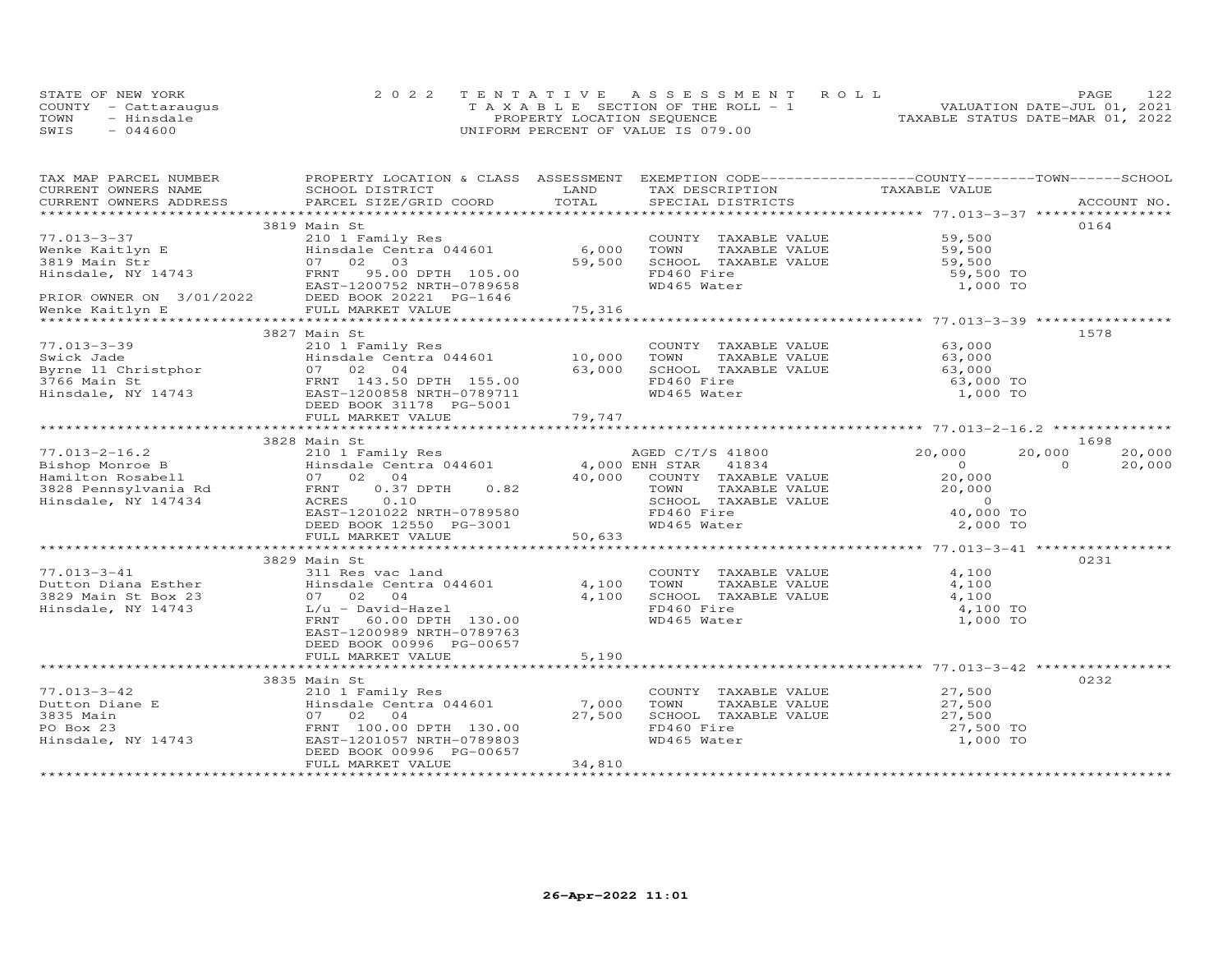STATE OF NEW YORK
COUNTY - Cattaraugus
TOWN - Hinsdale
SWIS - 044600

2022 TENTATIVE ASSESSMENT ROLL
TAXABLE SECTION OF THE ROLL - 1
PROPERTY LOCATION SEQUENCE
UNIFORM PERCENT OF VALUE IS 079.00

VALUATION DATE-JUL 01, 2021
TAXABLE STATUS DATE-MAR 01, 2022

| TAX MAP PARCEL NUMBER / CURRENT OWNERS NAME / CURRENT OWNERS ADDRESS | PROPERTY LOCATION & CLASS / SCHOOL DISTRICT / PARCEL SIZE/GRID COORD | LAND / TOTAL | EXEMPTION CODE / TAX DESCRIPTION / SPECIAL DISTRICTS | COUNTY | TOWN | SCHOOL | ACCOUNT NO. |
|---|---|---|---|---|---|---|---|
| | 3819 Main St | | | | | | 0164 |
| 77.013-3-37 | 210 1 Family Res | | COUNTY TAXABLE VALUE | 59,500 | | | |
| Wenke Kaitlyn E | Hinsdale Centra 044601 | 6,000 | TOWN TAXABLE VALUE | 59,500 | | | |
| 3819 Main Str | 07 02 03 | 59,500 | SCHOOL TAXABLE VALUE | 59,500 | | | |
| Hinsdale, NY 14743 | FRNT 95.00 DPTH 105.00 | | FD460 Fire | 59,500 TO | | | |
| | EAST-1200752 NRTH-0789658 | | WD465 Water | 1,000 TO | | | |
| PRIOR OWNER ON 3/01/2022 | DEED BOOK 20221 PG-1646 | | | | | | |
| Wenke Kaitlyn E | FULL MARKET VALUE | 75,316 | | | | | |
| | 3827 Main St | | | | | | 1578 |
| 77.013-3-39 | 210 1 Family Res | | COUNTY TAXABLE VALUE | 63,000 | | | |
| Swick Jade | Hinsdale Centra 044601 | 10,000 | TOWN TAXABLE VALUE | 63,000 | | | |
| Byrne ll Christphor | 07 02 04 | 63,000 | SCHOOL TAXABLE VALUE | 63,000 | | | |
| 3766 Main St | FRNT 143.50 DPTH 155.00 | | FD460 Fire | 63,000 TO | | | |
| Hinsdale, NY 14743 | EAST-1200858 NRTH-0789711 | | WD465 Water | 1,000 TO | | | |
| | DEED BOOK 31178 PG-5001 | | | | | | |
| | FULL MARKET VALUE | 79,747 | | | | | |
| | 3828 Main St | | | | | | 1698 |
| 77.013-2-16.2 | 210 1 Family Res | | AGED C/T/S 41800 | 20,000 | 20,000 | 20,000 | |
| Bishop Monroe B | Hinsdale Centra 044601 | 4,000 | ENH STAR 41834 | 0 | 0 | 20,000 | |
| Hamilton Rosabell | 07 02 04 | 40,000 | COUNTY TAXABLE VALUE | 20,000 | | | |
| 3828 Pennsylvania Rd | FRNT 0.37 DPTH 0.82 | | TOWN TAXABLE VALUE | 20,000 | | | |
| Hinsdale, NY 147434 | ACRES 0.10 | | SCHOOL TAXABLE VALUE | 0 | | | |
| | EAST-1201022 NRTH-0789580 | | FD460 Fire | 40,000 TO | | | |
| | DEED BOOK 12550 PG-3001 | | WD465 Water | 2,000 TO | | | |
| | FULL MARKET VALUE | 50,633 | | | | | |
| | 3829 Main St | | | | | | 0231 |
| 77.013-3-41 | 311 Res vac land | | COUNTY TAXABLE VALUE | 4,100 | | | |
| Dutton Diana Esther | Hinsdale Centra 044601 | 4,100 | TOWN TAXABLE VALUE | 4,100 | | | |
| 3829 Main St Box 23 | 07 02 04 | 4,100 | SCHOOL TAXABLE VALUE | 4,100 | | | |
| Hinsdale, NY 14743 | L/u - David-Hazel | | FD460 Fire | 4,100 TO | | | |
| | FRNT 60.00 DPTH 130.00 | | WD465 Water | 1,000 TO | | | |
| | EAST-1200989 NRTH-0789763 | | | | | | |
| | DEED BOOK 00996 PG-00657 | | | | | | |
| | FULL MARKET VALUE | 5,190 | | | | | |
| | 3835 Main St | | | | | | 0232 |
| 77.013-3-42 | 210 1 Family Res | | COUNTY TAXABLE VALUE | 27,500 | | | |
| Dutton Diane E | Hinsdale Centra 044601 | 7,000 | TOWN TAXABLE VALUE | 27,500 | | | |
| 3835 Main | 07 02 04 | 27,500 | SCHOOL TAXABLE VALUE | 27,500 | | | |
| PO Box 23 | FRNT 100.00 DPTH 130.00 | | FD460 Fire | 27,500 TO | | | |
| Hinsdale, NY 14743 | EAST-1201057 NRTH-0789803 | | WD465 Water | 1,000 TO | | | |
| | DEED BOOK 00996 PG-00657 | | | | | | |
| | FULL MARKET VALUE | 34,810 | | | | | |

26-Apr-2022 11:01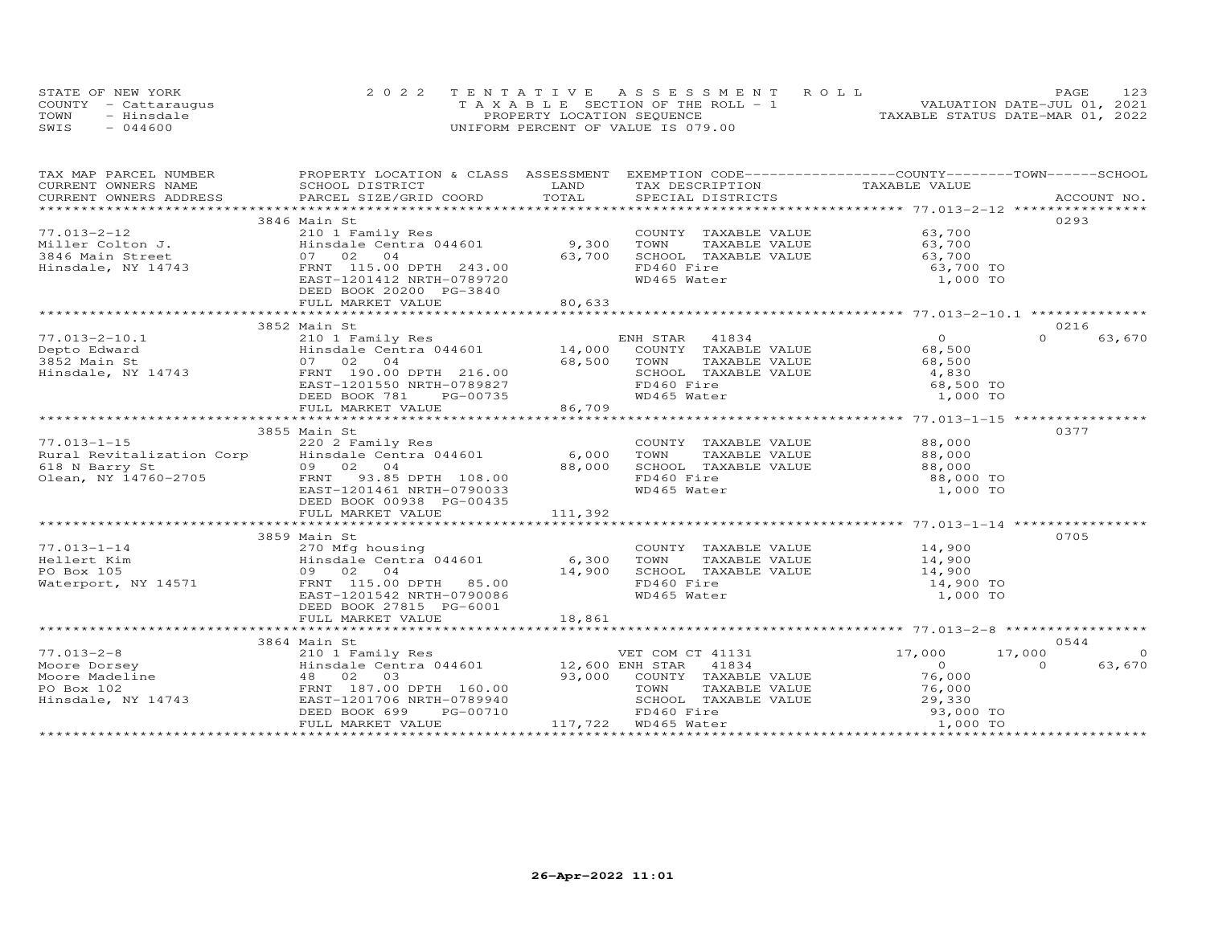STATE OF NEW YORK | 2022 TENTATIVE ASSESSMENT ROLL
COUNTY - Cattaraugus | TAXABLE SECTION OF THE ROLL - 1 | VALUATION DATE-JUL 01, 2021
TOWN - Hinsdale | PROPERTY LOCATION SEQUENCE | TAXABLE STATUS DATE-MAR 01, 2022
SWIS - 044600 | UNIFORM PERCENT OF VALUE IS 079.00

| TAX MAP PARCEL NUMBER / CURRENT OWNERS NAME / CURRENT OWNERS ADDRESS | PROPERTY LOCATION & CLASS / SCHOOL DISTRICT / PARCEL SIZE/GRID COORD | ASSESSMENT LAND / TOTAL | EXEMPTION CODE / TAX DESCRIPTION / SPECIAL DISTRICTS | COUNTY / TOWN / SCHOOL TAXABLE VALUE | ACCOUNT NO. |
|---|---|---|---|---|---|
| 77.013-2-12 | 3846 Main St | | | | 0293 |
| Miller Colton J. | 210 1 Family Res | | COUNTY TAXABLE VALUE | 63,700 | |
| 3846 Main Street | Hinsdale Centra 044601 | 9,300 | TOWN TAXABLE VALUE | 63,700 | |
| Hinsdale, NY 14743 | 07 02 04 | 63,700 | SCHOOL TAXABLE VALUE | 63,700 | |
| | FRNT 115.00 DPTH 243.00 | | FD460 Fire | 63,700 TO | |
| | EAST-1201412 NRTH-0789720 | | WD465 Water | 1,000 TO | |
| | DEED BOOK 20200 PG-3840 | | | | |
| | FULL MARKET VALUE | 80,633 | | | |
| 77.013-2-10.1 | 3852 Main St | | | | 0216 |
| Depto Edward | 210 1 Family Res | | ENH STAR 41834 | 0 / 0 / 63,670 | |
| 3852 Main St | Hinsdale Centra 044601 | 14,000 | COUNTY TAXABLE VALUE | 68,500 | |
| Hinsdale, NY 14743 | 07 02 04 | 68,500 | TOWN TAXABLE VALUE | 68,500 | |
| | FRNT 190.00 DPTH 216.00 | | SCHOOL TAXABLE VALUE | 4,830 | |
| | EAST-1201550 NRTH-0789827 | | FD460 Fire | 68,500 TO | |
| | DEED BOOK 781 PG-00735 | | WD465 Water | 1,000 TO | |
| | FULL MARKET VALUE | 86,709 | | | |
| 77.013-1-15 | 3855 Main St | | | | 0377 |
| Rural Revitalization Corp | 220 2 Family Res | | COUNTY TAXABLE VALUE | 88,000 | |
| 618 N Barry St | Hinsdale Centra 044601 | 6,000 | TOWN TAXABLE VALUE | 88,000 | |
| Olean, NY 14760-2705 | 09 02 04 | 88,000 | SCHOOL TAXABLE VALUE | 88,000 | |
| | FRNT 93.85 DPTH 108.00 | | FD460 Fire | 88,000 TO | |
| | EAST-1201461 NRTH-0790033 | | WD465 Water | 1,000 TO | |
| | DEED BOOK 00938 PG-00435 | | | | |
| | FULL MARKET VALUE | 111,392 | | | |
| 77.013-1-14 | 3859 Main St | | | | 0705 |
| Hellert Kim | 270 Mfg housing | | COUNTY TAXABLE VALUE | 14,900 | |
| PO Box 105 | Hinsdale Centra 044601 | 6,300 | TOWN TAXABLE VALUE | 14,900 | |
| Waterport, NY 14571 | 09 02 04 | 14,900 | SCHOOL TAXABLE VALUE | 14,900 | |
| | FRNT 115.00 DPTH 85.00 | | FD460 Fire | 14,900 TO | |
| | EAST-1201542 NRTH-0790086 | | WD465 Water | 1,000 TO | |
| | DEED BOOK 27815 PG-6001 | | | | |
| | FULL MARKET VALUE | 18,861 | | | |
| 77.013-2-8 | 3864 Main St | | | | 0544 |
| Moore Dorsey | 210 1 Family Res | | VET COM CT 41131 | 17,000 / 17,000 / 0 | |
| Moore Madeline | Hinsdale Centra 044601 | 12,600 | ENH STAR 41834 | 0 / 0 / 63,670 | |
| PO Box 102 | 48 02 03 | 93,000 | COUNTY TAXABLE VALUE | 76,000 | |
| Hinsdale, NY 14743 | FRNT 187.00 DPTH 160.00 | | TOWN TAXABLE VALUE | 76,000 | |
| | EAST-1201706 NRTH-0789940 | | SCHOOL TAXABLE VALUE | 29,330 | |
| | DEED BOOK 699 PG-00710 | | FD460 Fire | 93,000 TO | |
| | FULL MARKET VALUE | 117,722 | WD465 Water | 1,000 TO | |

26-Apr-2022 11:01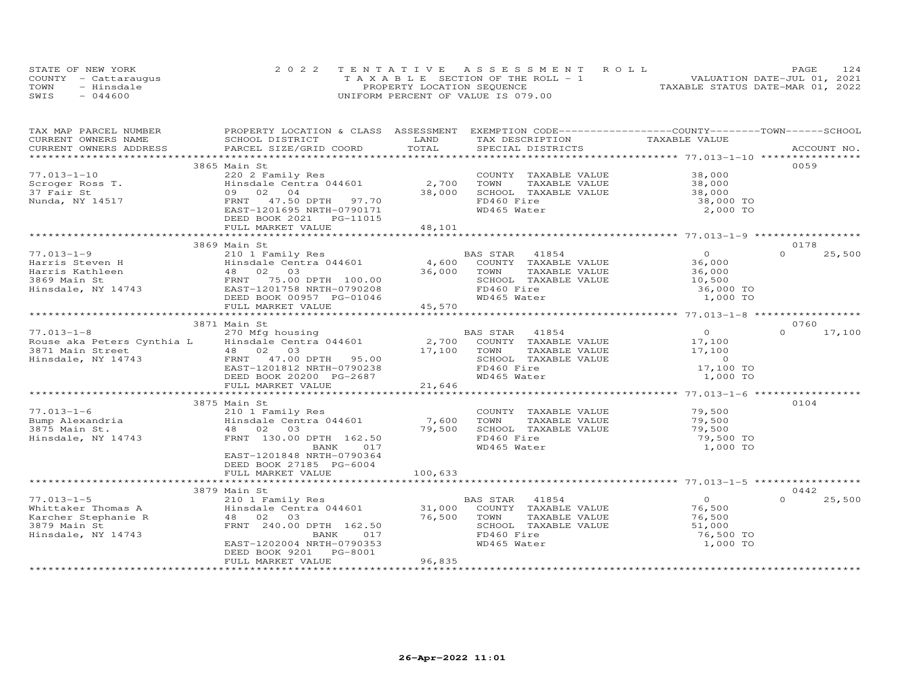STATE OF NEW YORK
COUNTY - Cattaraugus
TOWN - Hinsdale
SWIS - 044600

2022 TENTATIVE ASSESSMENT ROLL
TAXABLE SECTION OF THE ROLL - 1
PROPERTY LOCATION SEQUENCE
UNIFORM PERCENT OF VALUE IS 079.00

VALUATION DATE-JUL 01, 2021
TAXABLE STATUS DATE-MAR 01, 2022

| TAX MAP PARCEL NUMBER / CURRENT OWNERS NAME / CURRENT OWNERS ADDRESS | PROPERTY LOCATION & CLASS / SCHOOL DISTRICT / PARCEL SIZE/GRID COORD | ASSESSMENT LAND / TOTAL | EXEMPTION CODE / TAX DESCRIPTION / SPECIAL DISTRICTS | COUNTY TAXABLE VALUE | TOWN | SCHOOL / ACCOUNT NO. |
|---|---|---|---|---|---|---|
| | 3865 Main St | | | | | 0059 |
| 77.013-1-10 | 220 2 Family Res | | COUNTY TAXABLE VALUE | 38,000 | | |
| Scroger Ross T. | Hinsdale Centra 044601 | 2,700 | TOWN TAXABLE VALUE | 38,000 | | |
| 37 Fair St | 09 02 04 | 38,000 | SCHOOL TAXABLE VALUE | 38,000 | | |
| Nunda, NY 14517 | FRNT 47.50 DPTH 97.70 | | FD460 Fire | 38,000 TO | | |
| | EAST-1201695 NRTH-0790171 | | WD465 Water | 2,000 TO | | |
| | DEED BOOK 2021 PG-11015 | | | | | |
| | FULL MARKET VALUE | 48,101 | | | | |
| | 3869 Main St | | | | | 0178 |
| 77.013-1-9 | 210 1 Family Res | | BAS STAR 41854 | 0 | 0 | 25,500 |
| Harris Steven H | Hinsdale Centra 044601 | 4,600 | COUNTY TAXABLE VALUE | 36,000 | | |
| Harris Kathleen | 48 02 03 | 36,000 | TOWN TAXABLE VALUE | 36,000 | | |
| 3869 Main St | FRNT 75.00 DPTH 100.00 | | SCHOOL TAXABLE VALUE | 10,500 | | |
| Hinsdale, NY 14743 | EAST-1201758 NRTH-0790208 | | FD460 Fire | 36,000 TO | | |
| | DEED BOOK 00957 PG-01046 | | WD465 Water | 1,000 TO | | |
| | FULL MARKET VALUE | 45,570 | | | | |
| | 3871 Main St | | | | | 0760 |
| 77.013-1-8 | 270 Mfg housing | | BAS STAR 41854 | 0 | 0 | 17,100 |
| Rouse aka Peters Cynthia L | Hinsdale Centra 044601 | 2,700 | COUNTY TAXABLE VALUE | 17,100 | | |
| 3871 Main Street | 48 02 03 | 17,100 | TOWN TAXABLE VALUE | 17,100 | | |
| Hinsdale, NY 14743 | FRNT 47.00 DPTH 95.00 | | SCHOOL TAXABLE VALUE | 0 | | |
| | EAST-1201812 NRTH-0790238 | | FD460 Fire | 17,100 TO | | |
| | DEED BOOK 20200 PG-2687 | | WD465 Water | 1,000 TO | | |
| | FULL MARKET VALUE | 21,646 | | | | |
| | 3875 Main St | | | | | 0104 |
| 77.013-1-6 | 210 1 Family Res | | COUNTY TAXABLE VALUE | 79,500 | | |
| Bump Alexandria | Hinsdale Centra 044601 | 7,600 | TOWN TAXABLE VALUE | 79,500 | | |
| 3875 Main St. | 48 02 03 | 79,500 | SCHOOL TAXABLE VALUE | 79,500 | | |
| Hinsdale, NY 14743 | FRNT 130.00 DPTH 162.50 | | FD460 Fire | 79,500 TO | | |
| | BANK 017 | | WD465 Water | 1,000 TO | | |
| | EAST-1201848 NRTH-0790364 | | | | | |
| | DEED BOOK 27185 PG-6004 | | | | | |
| | FULL MARKET VALUE | 100,633 | | | | |
| | 3879 Main St | | | | | 0442 |
| 77.013-1-5 | 210 1 Family Res | | BAS STAR 41854 | 0 | 0 | 25,500 |
| Whittaker Thomas A | Hinsdale Centra 044601 | 31,000 | COUNTY TAXABLE VALUE | 76,500 | | |
| Karcher Stephanie R | 48 02 03 | 76,500 | TOWN TAXABLE VALUE | 76,500 | | |
| 3879 Main St | FRNT 240.00 DPTH 162.50 | | SCHOOL TAXABLE VALUE | 51,000 | | |
| Hinsdale, NY 14743 | BANK 017 | | FD460 Fire | 76,500 TO | | |
| | EAST-1202004 NRTH-0790353 | | WD465 Water | 1,000 TO | | |
| | DEED BOOK 9201 PG-8001 | | | | | |
| | FULL MARKET VALUE | 96,835 | | | | |

26-Apr-2022 11:01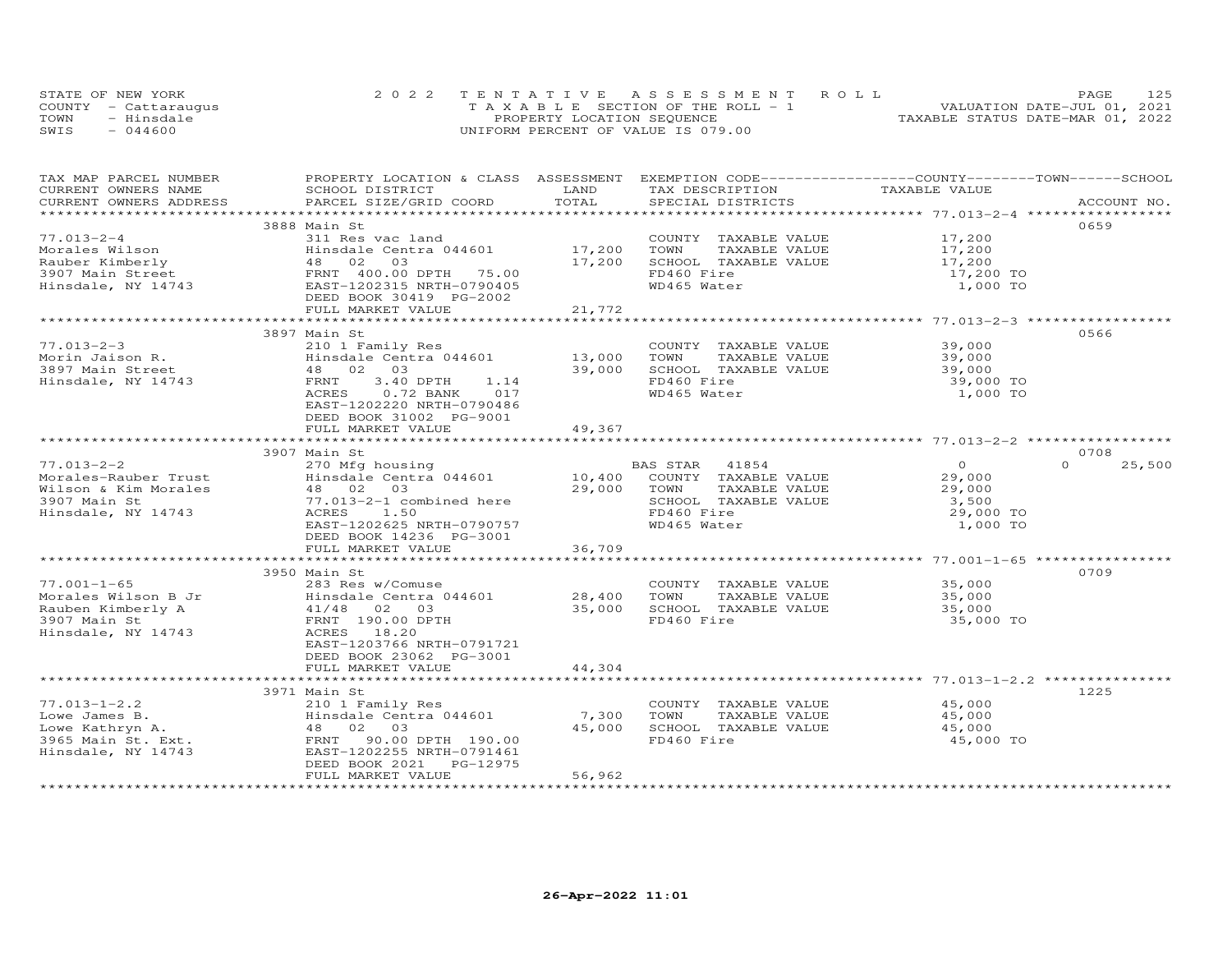STATE OF NEW YORK
COUNTY - Cattaraugus
TOWN - Hinsdale
SWIS - 044600

2022 TENTATIVE ASSESSMENT ROLL
TAXABLE SECTION OF THE ROLL - 1
PROPERTY LOCATION SEQUENCE
UNIFORM PERCENT OF VALUE IS 079.00

VALUATION DATE-JUL 01, 2021
TAXABLE STATUS DATE-MAR 01, 2022

| TAX MAP PARCEL NUMBER / CURRENT OWNERS NAME / CURRENT OWNERS ADDRESS | PROPERTY LOCATION & CLASS / SCHOOL DISTRICT / PARCEL SIZE/GRID COORD | ASSESSMENT LAND / TOTAL | EXEMPTION CODE / TAX DESCRIPTION / SPECIAL DISTRICTS | COUNTY / TOWN / SCHOOL TAXABLE VALUE | ACCOUNT NO. |
|---|---|---|---|---|---|
| 77.013-2-4 | 3888 Main St | | | | 0659 |
| Morales Wilson | 311 Res vac land | | COUNTY TAXABLE VALUE | 17,200 | |
| Rauber Kimberly | Hinsdale Centra 044601 | 17,200 | TOWN TAXABLE VALUE | 17,200 | |
| 3907 Main Street | 48 02 03 | 17,200 | SCHOOL TAXABLE VALUE | 17,200 | |
| Hinsdale, NY 14743 | FRNT 400.00 DPTH 75.00 | | FD460 Fire | 17,200 TO | |
| | EAST-1202315 NRTH-0790405 | | WD465 Water | 1,000 TO | |
| | DEED BOOK 30419 PG-2002 | | | | |
| | FULL MARKET VALUE | 21,772 | | | |
| 77.013-2-3 | 3897 Main St | | | | 0566 |
| Morin Jaison R. | 210 1 Family Res | | COUNTY TAXABLE VALUE | 39,000 | |
| 3897 Main Street | Hinsdale Centra 044601 | 13,000 | TOWN TAXABLE VALUE | 39,000 | |
| Hinsdale, NY 14743 | 48 02 03 | 39,000 | SCHOOL TAXABLE VALUE | 39,000 | |
| | FRNT 3.40 DPTH 1.14 | | FD460 Fire | 39,000 TO | |
| | ACRES 0.72 BANK 017 | | WD465 Water | 1,000 TO | |
| | EAST-1202220 NRTH-0790486 | | | | |
| | DEED BOOK 31002 PG-9001 | | | | |
| | FULL MARKET VALUE | 49,367 | | | |
| 77.013-2-2 | 3907 Main St | | | | 0708 |
| Morales-Rauber Trust | 270 Mfg housing | | BAS STAR 41854 | 0 0 25,500 | |
| Wilson & Kim Morales | Hinsdale Centra 044601 | 10,400 | COUNTY TAXABLE VALUE | 29,000 | |
| 3907 Main St | 48 02 03 | 29,000 | TOWN TAXABLE VALUE | 29,000 | |
| Hinsdale, NY 14743 | 77.013-2-1 combined here | | SCHOOL TAXABLE VALUE | 3,500 | |
| | ACRES 1.50 | | FD460 Fire | 29,000 TO | |
| | EAST-1202625 NRTH-0790757 | | WD465 Water | 1,000 TO | |
| | DEED BOOK 14236 PG-3001 | | | | |
| | FULL MARKET VALUE | 36,709 | | | |
| 77.001-1-65 | 3950 Main St | | | | 0709 |
| Morales Wilson B Jr | 283 Res w/Comuse | | COUNTY TAXABLE VALUE | 35,000 | |
| Rauben Kimberly A | Hinsdale Centra 044601 | 28,400 | TOWN TAXABLE VALUE | 35,000 | |
| 3907 Main St | 41/48 02 03 | 35,000 | SCHOOL TAXABLE VALUE | 35,000 | |
| Hinsdale, NY 14743 | FRNT 190.00 DPTH | | FD460 Fire | 35,000 TO | |
| | ACRES 18.20 | | | | |
| | EAST-1203766 NRTH-0791721 | | | | |
| | DEED BOOK 23062 PG-3001 | | | | |
| | FULL MARKET VALUE | 44,304 | | | |
| 77.013-1-2.2 | 3971 Main St | | | | 1225 |
| Lowe James B. | 210 1 Family Res | | COUNTY TAXABLE VALUE | 45,000 | |
| Lowe Kathryn A. | Hinsdale Centra 044601 | 7,300 | TOWN TAXABLE VALUE | 45,000 | |
| 3965 Main St. Ext. | 48 02 03 | 45,000 | SCHOOL TAXABLE VALUE | 45,000 | |
| Hinsdale, NY 14743 | FRNT 90.00 DPTH 190.00 | | FD460 Fire | 45,000 TO | |
| | EAST-1202255 NRTH-0791461 | | | | |
| | DEED BOOK 2021 PG-12975 | | | | |
| | FULL MARKET VALUE | 56,962 | | | |

26-Apr-2022 11:01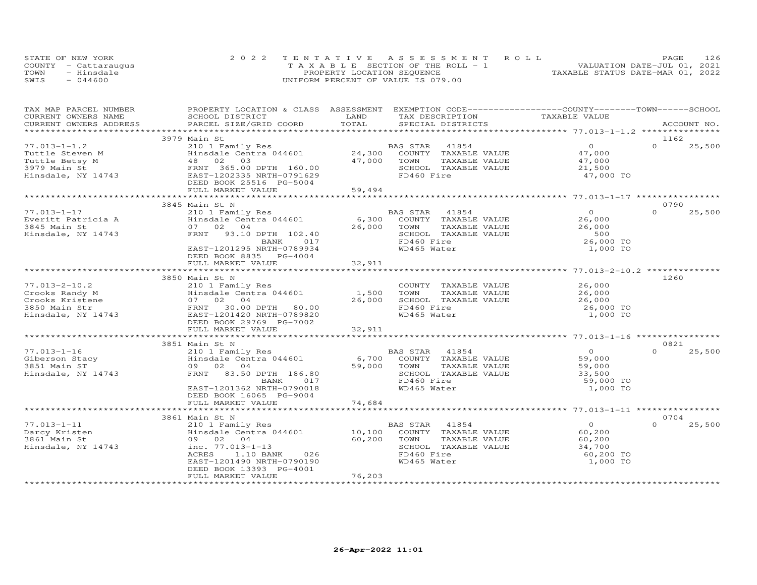STATE OF NEW YORK
COUNTY - Cattaraugus
TOWN - Hinsdale
SWIS - 044600

2022 TENTATIVE ASSESSMENT ROLL
TAXABLE SECTION OF THE ROLL - 1
PROPERTY LOCATION SEQUENCE
UNIFORM PERCENT OF VALUE IS 079.00

VALUATION DATE-JUL 01, 2021
TAXABLE STATUS DATE-MAR 01, 2022

| TAX MAP PARCEL NUMBER / CURRENT OWNERS NAME / CURRENT OWNERS ADDRESS | PROPERTY LOCATION & CLASS / SCHOOL DISTRICT / PARCEL SIZE/GRID COORD | ASSESSMENT LAND / TOTAL | EXEMPTION CODE / TAX DESCRIPTION / SPECIAL DISTRICTS | COUNTY TAXABLE VALUE | TOWN | SCHOOL / ACCOUNT NO. |
|---|---|---|---|---|---|---|
| 77.013-1-1.2 | 3979 Main St | | | | | 1162 |
| | 210 1 Family Res | | BAS STAR 41854 | 0 | 0 | 25,500 |
| Tuttle Steven M | Hinsdale Centra 044601 | 24,300 | COUNTY TAXABLE VALUE | 47,000 | | |
| Tuttle Betsy M | 48 02 03 | 47,000 | TOWN TAXABLE VALUE | 47,000 | | |
| 3979 Main St | FRNT 365.00 DPTH 160.00 | | SCHOOL TAXABLE VALUE | 21,500 | | |
| Hinsdale, NY 14743 | EAST-1202335 NRTH-0791629 | | FD460 Fire | 47,000 TO | | |
| | DEED BOOK 25516 PG-5004 | | | | | |
| | FULL MARKET VALUE | 59,494 | | | | |
| 77.013-1-17 | 3845 Main St N | | | | | 0790 |
| | 210 1 Family Res | | BAS STAR 41854 | 0 | 0 | 25,500 |
| Everitt Patricia A | Hinsdale Centra 044601 | 6,300 | COUNTY TAXABLE VALUE | 26,000 | | |
| 3845 Main St | 07 02 04 | 26,000 | TOWN TAXABLE VALUE | 26,000 | | |
| Hinsdale, NY 14743 | FRNT 93.10 DPTH 102.40 | | SCHOOL TAXABLE VALUE | 500 | | |
| | BANK 017 | | FD460 Fire | 26,000 TO | | |
| | EAST-1201295 NRTH-0789934 | | WD465 Water | 1,000 TO | | |
| | DEED BOOK 8835 PG-4004 | | | | | |
| | FULL MARKET VALUE | 32,911 | | | | |
| 77.013-2-10.2 | 3850 Main St N | | | | | 1260 |
| | 210 1 Family Res | | COUNTY TAXABLE VALUE | 26,000 | | |
| Crooks Randy M | Hinsdale Centra 044601 | 1,500 | TOWN TAXABLE VALUE | 26,000 | | |
| Crooks Kristene | 07 02 04 | 26,000 | SCHOOL TAXABLE VALUE | 26,000 | | |
| 3850 Main Str | FRNT 30.00 DPTH 80.00 | | FD460 Fire | 26,000 TO | | |
| Hinsdale, NY 14743 | EAST-1201420 NRTH-0789820 | | WD465 Water | 1,000 TO | | |
| | DEED BOOK 29769 PG-7002 | | | | | |
| | FULL MARKET VALUE | 32,911 | | | | |
| 77.013-1-16 | 3851 Main St N | | | | | 0821 |
| | 210 1 Family Res | | BAS STAR 41854 | 0 | 0 | 25,500 |
| Giberson Stacy | Hinsdale Centra 044601 | 6,700 | COUNTY TAXABLE VALUE | 59,000 | | |
| 3851 Main ST | 09 02 04 | 59,000 | TOWN TAXABLE VALUE | 59,000 | | |
| Hinsdale, NY 14743 | FRNT 83.50 DPTH 186.80 | | SCHOOL TAXABLE VALUE | 33,500 | | |
| | BANK 017 | | FD460 Fire | 59,000 TO | | |
| | EAST-1201362 NRTH-0790018 | | WD465 Water | 1,000 TO | | |
| | DEED BOOK 16065 PG-9004 | | | | | |
| | FULL MARKET VALUE | 74,684 | | | | |
| 77.013-1-11 | 3861 Main St N | | | | | 0704 |
| | 210 1 Family Res | | BAS STAR 41854 | 0 | 0 | 25,500 |
| Darcy Kristen | Hinsdale Centra 044601 | 10,100 | COUNTY TAXABLE VALUE | 60,200 | | |
| 3861 Main St | 09 02 04 | 60,200 | TOWN TAXABLE VALUE | 60,200 | | |
| Hinsdale, NY 14743 | inc. 77.013-1-13 | | SCHOOL TAXABLE VALUE | 34,700 | | |
| | ACRES 1.10 BANK 026 | | FD460 Fire | 60,200 TO | | |
| | EAST-1201490 NRTH-0790190 | | WD465 Water | 1,000 TO | | |
| | DEED BOOK 13393 PG-4001 | | | | | |
| | FULL MARKET VALUE | 76,203 | | | | |

26-Apr-2022 11:01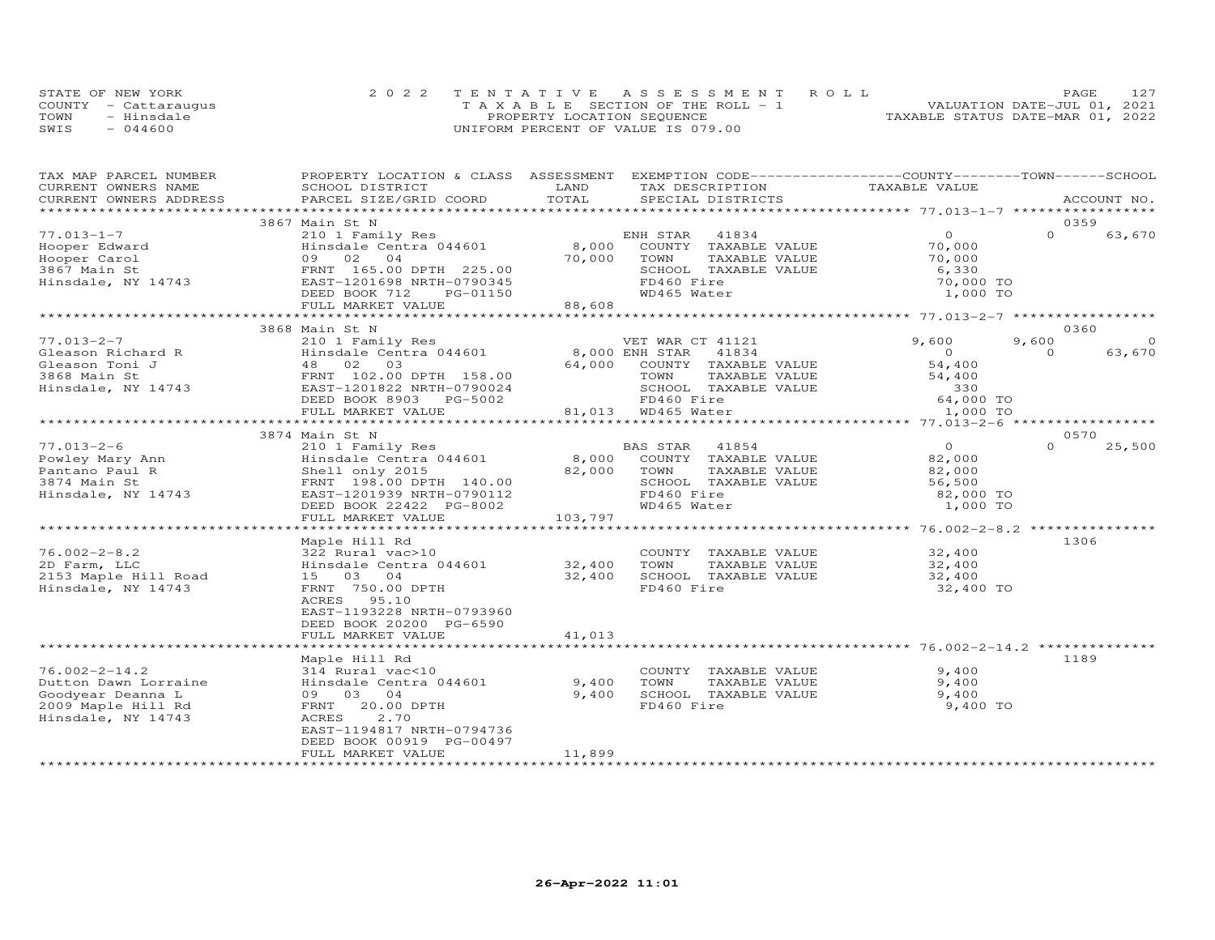STATE OF NEW YORK | 2022 TENTATIVE ASSESSMENT ROLL
COUNTY - Cattaraugus | TAXABLE SECTION OF THE ROLL - 1 | VALUATION DATE-JUL 01, 2021
TOWN - Hinsdale | PROPERTY LOCATION SEQUENCE | TAXABLE STATUS DATE-MAR 01, 2022
SWIS - 044600 | UNIFORM PERCENT OF VALUE IS 079.00

| TAX MAP PARCEL NUMBER / CURRENT OWNERS NAME / CURRENT OWNERS ADDRESS | PROPERTY LOCATION & CLASS / SCHOOL DISTRICT / PARCEL SIZE/GRID COORD | ASSESSMENT LAND / TOTAL | EXEMPTION CODE / TAX DESCRIPTION / SPECIAL DISTRICTS | COUNTY TAXABLE VALUE | TOWN | SCHOOL | ACCOUNT NO. |
|---|---|---|---|---|---|---|---|
| | 3867 Main St N | | | | | | 0359 |
| 77.013-1-7 | 210 1 Family Res | | ENH STAR 41834 | 0 | 0 | 63,670 | |
| Hooper Edward | Hinsdale Centra 044601 | 8,000 | COUNTY TAXABLE VALUE | 70,000 | | | |
| Hooper Carol | 09 02 04 | 70,000 | TOWN TAXABLE VALUE | 70,000 | | | |
| 3867 Main St | FRNT 165.00 DPTH 225.00 | | SCHOOL TAXABLE VALUE | 6,330 | | | |
| Hinsdale, NY 14743 | EAST-1201698 NRTH-0790345 | | FD460 Fire | 70,000 TO | | | |
| | DEED BOOK 712 PG-01150 | | WD465 Water | 1,000 TO | | | |
| | FULL MARKET VALUE | 88,608 | | | | | |
| | 3868 Main St N | | | | | | 0360 |
| 77.013-2-7 | 210 1 Family Res | | VET WAR CT 41121 | 9,600 | 9,600 | 0 | |
| Gleason Richard R | Hinsdale Centra 044601 | 8,000 | ENH STAR 41834 | 0 | 0 | 63,670 | |
| Gleason Toni J | 48 02 03 | 64,000 | COUNTY TAXABLE VALUE | 54,400 | | | |
| 3868 Main St | FRNT 102.00 DPTH 158.00 | | TOWN TAXABLE VALUE | 54,400 | | | |
| Hinsdale, NY 14743 | EAST-1201822 NRTH-0790024 | | SCHOOL TAXABLE VALUE | 330 | | | |
| | DEED BOOK 8903 PG-5002 | | FD460 Fire | 64,000 TO | | | |
| | FULL MARKET VALUE | 81,013 | WD465 Water | 1,000 TO | | | |
| | 3874 Main St N | | | | | | 0570 |
| 77.013-2-6 | 210 1 Family Res | | BAS STAR 41854 | 0 | 0 | 25,500 | |
| Powley Mary Ann | Hinsdale Centra 044601 | 8,000 | COUNTY TAXABLE VALUE | 82,000 | | | |
| Pantano Paul R | Shell only 2015 | 82,000 | TOWN TAXABLE VALUE | 82,000 | | | |
| 3874 Main St | FRNT 198.00 DPTH 140.00 | | SCHOOL TAXABLE VALUE | 56,500 | | | |
| Hinsdale, NY 14743 | EAST-1201939 NRTH-0790112 | | FD460 Fire | 82,000 TO | | | |
| | DEED BOOK 22422 PG-8002 | | WD465 Water | 1,000 TO | | | |
| | FULL MARKET VALUE | 103,797 | | | | | |
| | Maple Hill Rd | | | | | | 1306 |
| 76.002-2-8.2 | 322 Rural vac>10 | | COUNTY TAXABLE VALUE | 32,400 | | | |
| 2D Farm, LLC | Hinsdale Centra 044601 | 32,400 | TOWN TAXABLE VALUE | 32,400 | | | |
| 2153 Maple Hill Road | 15 03 04 | 32,400 | SCHOOL TAXABLE VALUE | 32,400 | | | |
| Hinsdale, NY 14743 | FRNT 750.00 DPTH | | FD460 Fire | 32,400 TO | | | |
| | ACRES 95.10 | | | | | | |
| | EAST-1193228 NRTH-0793960 | | | | | | |
| | DEED BOOK 20200 PG-6590 | | | | | | |
| | FULL MARKET VALUE | 41,013 | | | | | |
| | Maple Hill Rd | | | | | | 1189 |
| 76.002-2-14.2 | 314 Rural vac<10 | | COUNTY TAXABLE VALUE | 9,400 | | | |
| Dutton Dawn Lorraine | Hinsdale Centra 044601 | 9,400 | TOWN TAXABLE VALUE | 9,400 | | | |
| Goodyear Deanna L | 09 03 04 | 9,400 | SCHOOL TAXABLE VALUE | 9,400 | | | |
| 2009 Maple Hill Rd | FRNT 20.00 DPTH | | FD460 Fire | 9,400 TO | | | |
| Hinsdale, NY 14743 | ACRES 2.70 | | | | | | |
| | EAST-1194817 NRTH-0794736 | | | | | | |
| | DEED BOOK 00919 PG-00497 | | | | | | |
| | FULL MARKET VALUE | 11,899 | | | | | |

26-Apr-2022 11:01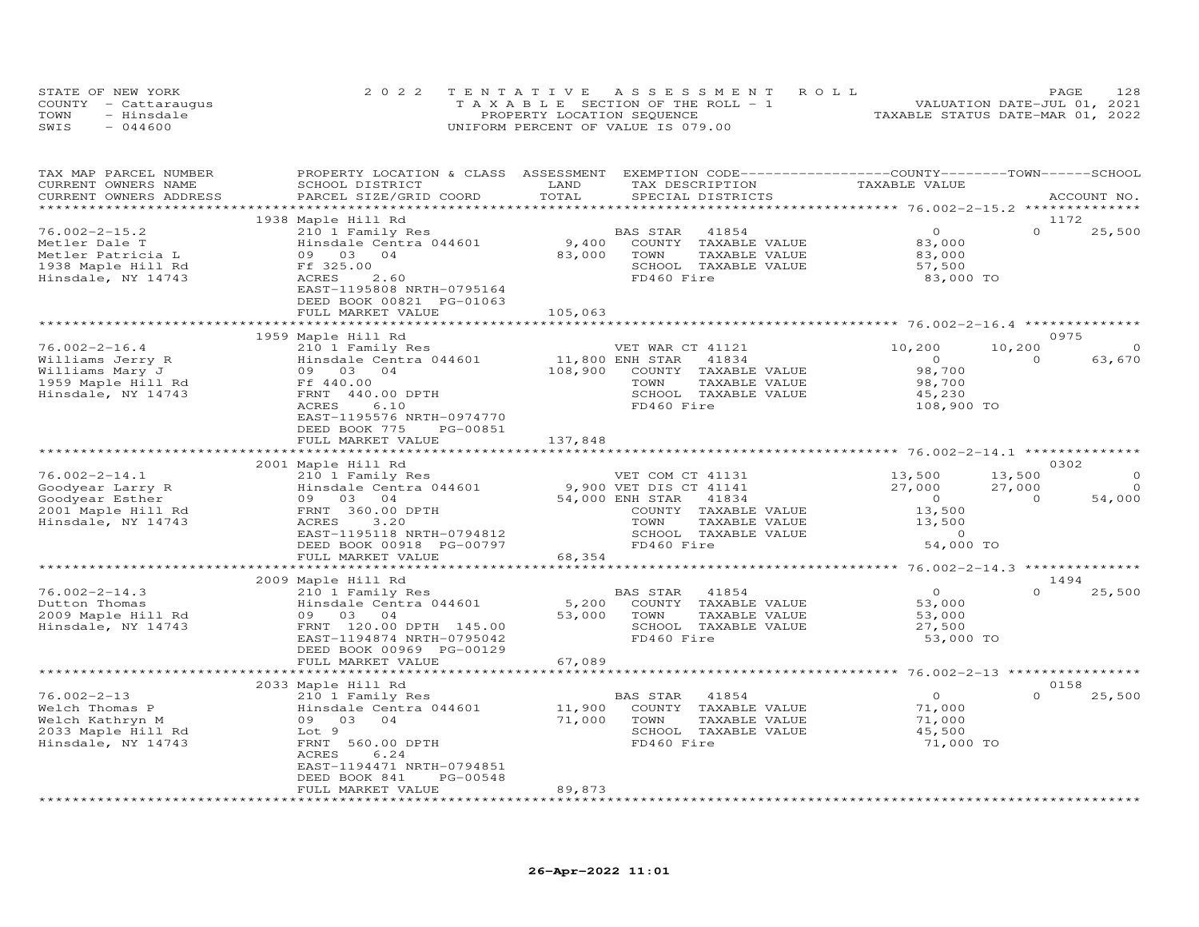STATE OF NEW YORK
COUNTY - Cattaraugus
TOWN - Hinsdale
SWIS - 044600

2022 TENTATIVE ASSESSMENT ROLL
TAXABLE SECTION OF THE ROLL - 1
PROPERTY LOCATION SEQUENCE
UNIFORM PERCENT OF VALUE IS 079.00

VALUATION DATE-JUL 01, 2021
TAXABLE STATUS DATE-MAR 01, 2022

| TAX MAP PARCEL NUMBER / CURRENT OWNERS NAME / CURRENT OWNERS ADDRESS | PROPERTY LOCATION & CLASS / SCHOOL DISTRICT / PARCEL SIZE/GRID COORD | ASSESSMENT LAND / TOTAL | EXEMPTION CODE / TAX DESCRIPTION / SPECIAL DISTRICTS | COUNTY TAXABLE VALUE | TOWN | SCHOOL / ACCOUNT NO. |
|---|---|---|---|---|---|---|
| | 1938 Maple Hill Rd | | | | | 1172 |
| 76.002-2-15.2 | 210 1 Family Res | | BAS STAR 41854 | 0 | 0 | 25,500 |
| Metler Dale T | Hinsdale Centra 044601 | 9,400 | COUNTY TAXABLE VALUE | 83,000 | | |
| Metler Patricia L | 09 03 04 | 83,000 | TOWN TAXABLE VALUE | 83,000 | | |
| 1938 Maple Hill Rd | Ff 325.00 | | SCHOOL TAXABLE VALUE | 57,500 | | |
| Hinsdale, NY 14743 | ACRES 2.60 | | FD460 Fire | 83,000 TO | | |
| | EAST-1195808 NRTH-0795164 | | | | | |
| | DEED BOOK 00821 PG-01063 | | | | | |
| | FULL MARKET VALUE | 105,063 | | | | |
| | 1959 Maple Hill Rd | | | | | 0975 |
| 76.002-2-16.4 | 210 1 Family Res | | VET WAR CT 41121 | 10,200 | 10,200 | 0 |
| Williams Jerry R | Hinsdale Centra 044601 | 11,800 | ENH STAR 41834 | 0 | 0 | 63,670 |
| Williams Mary J | 09 03 04 | 108,900 | COUNTY TAXABLE VALUE | 98,700 | | |
| 1959 Maple Hill Rd | Ff 440.00 | | TOWN TAXABLE VALUE | 98,700 | | |
| Hinsdale, NY 14743 | FRNT 440.00 DPTH | | SCHOOL TAXABLE VALUE | 45,230 | | |
| | ACRES 6.10 | | FD460 Fire | 108,900 TO | | |
| | EAST-1195576 NRTH-0974770 | | | | | |
| | DEED BOOK 775 PG-00851 | | | | | |
| | FULL MARKET VALUE | 137,848 | | | | |
| | 2001 Maple Hill Rd | | | | | 0302 |
| 76.002-2-14.1 | 210 1 Family Res | | VET COM CT 41131 | 13,500 | 13,500 | 0 |
| Goodyear Larry R | Hinsdale Centra 044601 | 9,900 | VET DIS CT 41141 | 27,000 | 27,000 | 0 |
| Goodyear Esther | 09 03 04 | 54,000 | ENH STAR 41834 | 0 | 0 | 54,000 |
| 2001 Maple Hill Rd | FRNT 360.00 DPTH | | COUNTY TAXABLE VALUE | 13,500 | | |
| Hinsdale, NY 14743 | ACRES 3.20 | | TOWN TAXABLE VALUE | 13,500 | | |
| | EAST-1195118 NRTH-0794812 | | SCHOOL TAXABLE VALUE | 0 | | |
| | DEED BOOK 00918 PG-00797 | | FD460 Fire | 54,000 TO | | |
| | FULL MARKET VALUE | 68,354 | | | | |
| | 2009 Maple Hill Rd | | | | | 1494 |
| 76.002-2-14.3 | 210 1 Family Res | | BAS STAR 41854 | 0 | 0 | 25,500 |
| Dutton Thomas | Hinsdale Centra 044601 | 5,200 | COUNTY TAXABLE VALUE | 53,000 | | |
| 2009 Maple Hill Rd | 09 03 04 | 53,000 | TOWN TAXABLE VALUE | 53,000 | | |
| Hinsdale, NY 14743 | FRNT 120.00 DPTH 145.00 | | SCHOOL TAXABLE VALUE | 27,500 | | |
| | EAST-1194874 NRTH-0795042 | | FD460 Fire | 53,000 TO | | |
| | DEED BOOK 00969 PG-00129 | | | | | |
| | FULL MARKET VALUE | 67,089 | | | | |
| | 2033 Maple Hill Rd | | | | | 0158 |
| 76.002-2-13 | 210 1 Family Res | | BAS STAR 41854 | 0 | 0 | 25,500 |
| Welch Thomas P | Hinsdale Centra 044601 | 11,900 | COUNTY TAXABLE VALUE | 71,000 | | |
| Welch Kathryn M | 09 03 04 | 71,000 | TOWN TAXABLE VALUE | 71,000 | | |
| 2033 Maple Hill Rd | Lot 9 | | SCHOOL TAXABLE VALUE | 45,500 | | |
| Hinsdale, NY 14743 | FRNT 560.00 DPTH | | FD460 Fire | 71,000 TO | | |
| | ACRES 6.24 | | | | | |
| | EAST-1194471 NRTH-0794851 | | | | | |
| | DEED BOOK 841 PG-00548 | | | | | |
| | FULL MARKET VALUE | 89,873 | | | | |

26-Apr-2022 11:01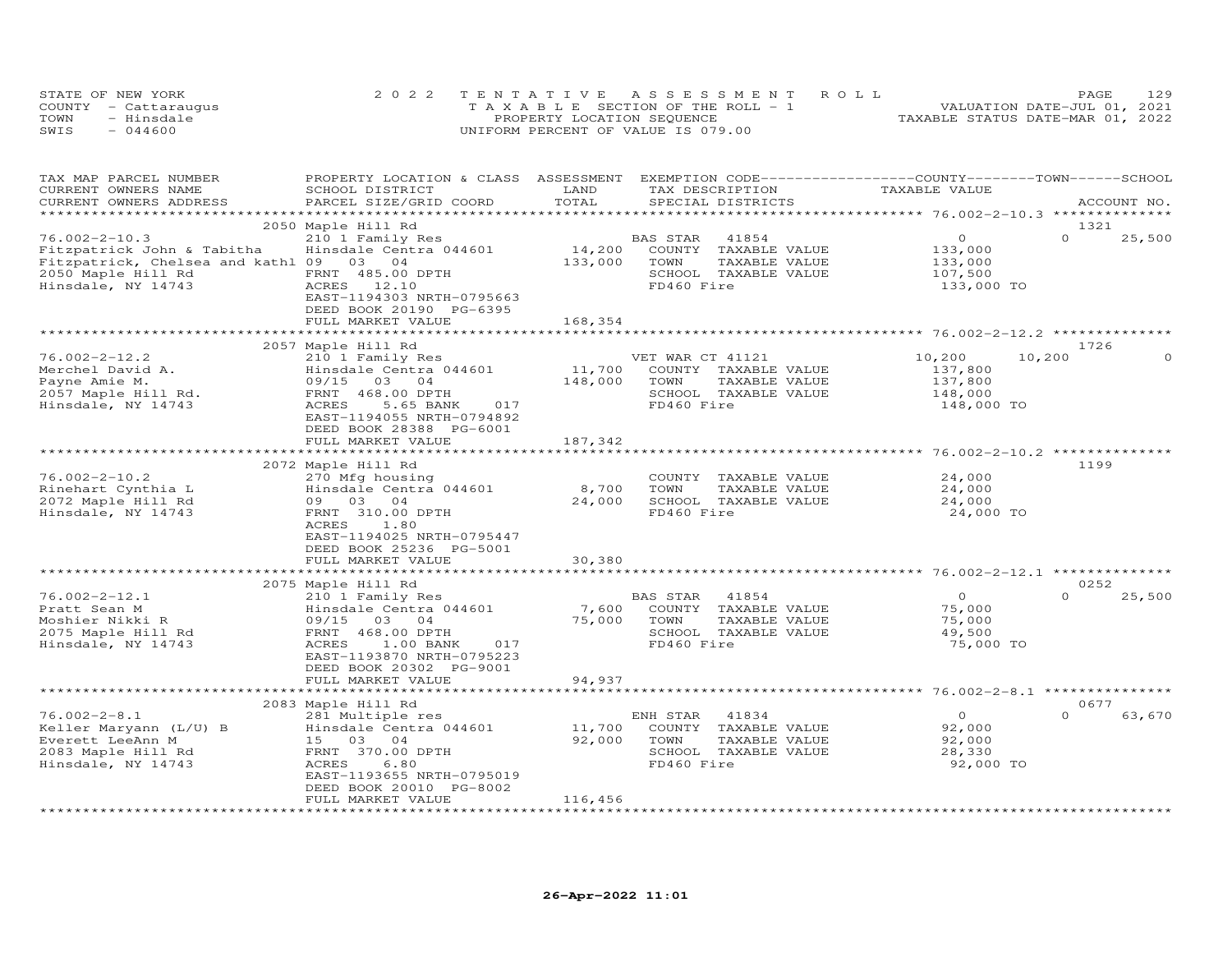STATE OF NEW YORK — 2022 TENTATIVE ASSESSMENT ROLL
COUNTY - Cattaraugus — TAXABLE SECTION OF THE ROLL - 1 — VALUATION DATE-JUL 01, 2021
TOWN - Hinsdale — PROPERTY LOCATION SEQUENCE — TAXABLE STATUS DATE-MAR 01, 2022
SWIS - 044600 — UNIFORM PERCENT OF VALUE IS 079.00

| TAX MAP PARCEL NUMBER / CURRENT OWNERS NAME / CURRENT OWNERS ADDRESS | PROPERTY LOCATION & CLASS / SCHOOL DISTRICT / PARCEL SIZE/GRID COORD | ASSESSMENT LAND | TOTAL | EXEMPTION CODE / TAX DESCRIPTION / SPECIAL DISTRICTS | COUNTY TAXABLE VALUE | TOWN | SCHOOL | ACCOUNT NO. |
|---|---|---|---|---|---|---|---|---|
| 76.002-2-10.3 | 2050 Maple Hill Rd | | | | | | | 1321 |
| Fitzpatrick John & Tabitha | 210 1 Family Res | | | BAS STAR 41854 | 0 | 0 | 25,500 | |
| Fitzpatrick, Chelsea and kathl | Hinsdale Centra 044601 | 14,200 | | COUNTY TAXABLE VALUE | 133,000 | | | |
| 2050 Maple Hill Rd | 09 03 04 | | 133,000 | TOWN TAXABLE VALUE | 133,000 | | | |
| Hinsdale, NY 14743 | FRNT 485.00 DPTH | | | SCHOOL TAXABLE VALUE | 107,500 | | | |
| | ACRES 12.10 | | | FD460 Fire | 133,000 TO | | | |
| | EAST-1194303 NRTH-0795663 | | | | | | | |
| | DEED BOOK 20190 PG-6395 | | | | | | | |
| | FULL MARKET VALUE | | 168,354 | | | | | |
| 76.002-2-12.2 | 2057 Maple Hill Rd | | | | | | | 1726 |
| Merchel David A. | 210 1 Family Res | | | VET WAR CT 41121 | 10,200 | 10,200 | 0 | |
| Payne Amie M. | Hinsdale Centra 044601 | 11,700 | | COUNTY TAXABLE VALUE | 137,800 | | | |
| 2057 Maple Hill Rd. | 09/15 03 04 | | 148,000 | TOWN TAXABLE VALUE | 137,800 | | | |
| Hinsdale, NY 14743 | FRNT 468.00 DPTH | | | SCHOOL TAXABLE VALUE | 148,000 | | | |
| | ACRES 5.65 BANK 017 | | | FD460 Fire | 148,000 TO | | | |
| | EAST-1194055 NRTH-0794892 | | | | | | | |
| | DEED BOOK 28388 PG-6001 | | | | | | | |
| | FULL MARKET VALUE | | 187,342 | | | | | |
| 76.002-2-10.2 | 2072 Maple Hill Rd | | | | | | | 1199 |
| Rinehart Cynthia L | 270 Mfg housing | | | COUNTY TAXABLE VALUE | 24,000 | | | |
| 2072 Maple Hill Rd | Hinsdale Centra 044601 | 8,700 | | TOWN TAXABLE VALUE | 24,000 | | | |
| Hinsdale, NY 14743 | 09 03 04 | | 24,000 | SCHOOL TAXABLE VALUE | 24,000 | | | |
| | FRNT 310.00 DPTH | | | FD460 Fire | 24,000 TO | | | |
| | ACRES 1.80 | | | | | | | |
| | EAST-1194025 NRTH-0795447 | | | | | | | |
| | DEED BOOK 25236 PG-5001 | | | | | | | |
| | FULL MARKET VALUE | | 30,380 | | | | | |
| 76.002-2-12.1 | 2075 Maple Hill Rd | | | | | | | 0252 |
| Pratt Sean M | 210 1 Family Res | | | BAS STAR 41854 | 0 | 0 | 25,500 | |
| Moshier Nikki R | Hinsdale Centra 044601 | 7,600 | | COUNTY TAXABLE VALUE | 75,000 | | | |
| 2075 Maple Hill Rd | 09/15 03 04 | | 75,000 | TOWN TAXABLE VALUE | 75,000 | | | |
| Hinsdale, NY 14743 | FRNT 468.00 DPTH | | | SCHOOL TAXABLE VALUE | 49,500 | | | |
| | ACRES 1.00 BANK 017 | | | FD460 Fire | 75,000 TO | | | |
| | EAST-1193870 NRTH-0795223 | | | | | | | |
| | DEED BOOK 20302 PG-9001 | | | | | | | |
| | FULL MARKET VALUE | | 94,937 | | | | | |
| 76.002-2-8.1 | 2083 Maple Hill Rd | | | | | | | 0677 |
| Keller Maryann (L/U) B | 281 Multiple res | | | ENH STAR 41834 | 0 | 0 | 63,670 | |
| Everett LeeAnn M | Hinsdale Centra 044601 | 11,700 | | COUNTY TAXABLE VALUE | 92,000 | | | |
| 2083 Maple Hill Rd | 15 03 04 | | 92,000 | TOWN TAXABLE VALUE | 92,000 | | | |
| Hinsdale, NY 14743 | FRNT 370.00 DPTH | | | SCHOOL TAXABLE VALUE | 28,330 | | | |
| | ACRES 6.80 | | | FD460 Fire | 92,000 TO | | | |
| | EAST-1193655 NRTH-0795019 | | | | | | | |
| | DEED BOOK 20010 PG-8002 | | | | | | | |
| | FULL MARKET VALUE | | 116,456 | | | | | |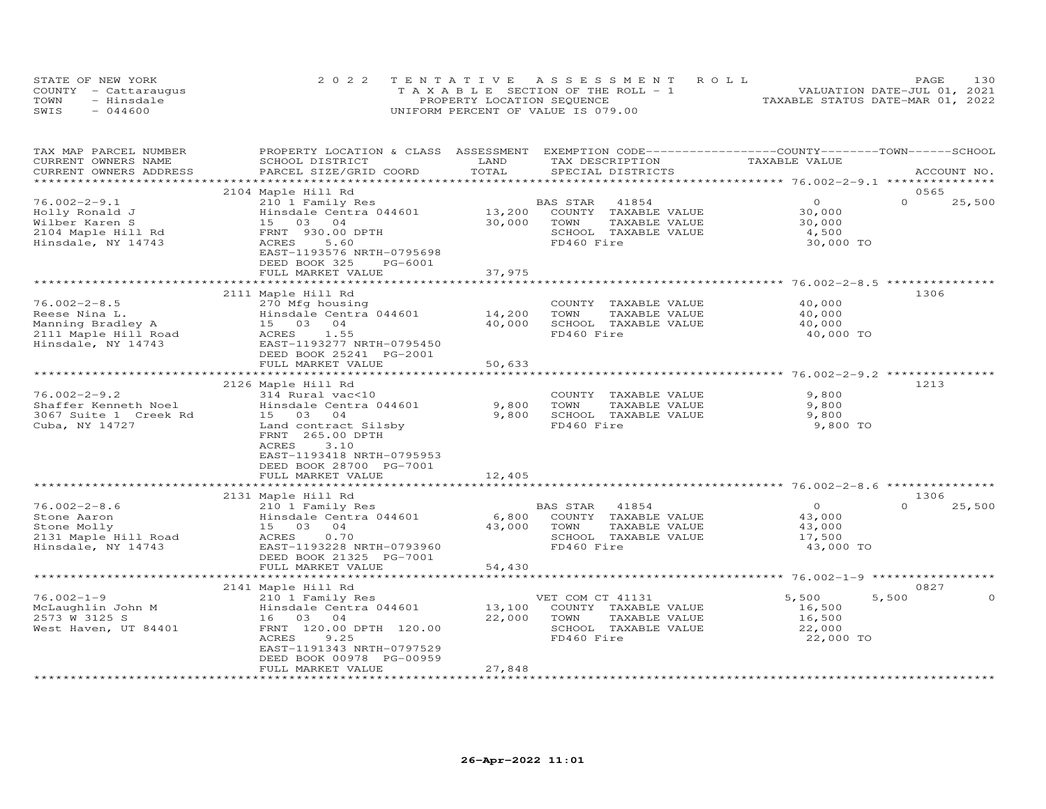STATE OF NEW YORK
COUNTY - Cattaraugus
TOWN - Hinsdale
SWIS - 044600

2 0 2 2 T E N T A T I V E A S S E S S M E N T R O L L
T A X A B L E SECTION OF THE ROLL - 1
PROPERTY LOCATION SEQUENCE
UNIFORM PERCENT OF VALUE IS 079.00

VALUATION DATE-JUL 01, 2021
TAXABLE STATUS DATE-MAR 01, 2022

| TAX MAP PARCEL NUMBER / CURRENT OWNERS NAME / CURRENT OWNERS ADDRESS | PROPERTY LOCATION & CLASS / SCHOOL DISTRICT / PARCEL SIZE/GRID COORD | ASSESSMENT LAND / TOTAL | EXEMPTION CODE / TAX DESCRIPTION / SPECIAL DISTRICTS | COUNTY TAXABLE VALUE | TOWN | SCHOOL | ACCOUNT NO. |
|---|---|---|---|---|---|---|---|
| 76.002-2-9.1 | 2104 Maple Hill Rd | | | | | | 0565 |
| Holly Ronald J | 210 1 Family Res | | BAS STAR 41854 | 0 | 0 | 25,500 | |
| Wilber Karen S | Hinsdale Centra 044601 | 13,200 | COUNTY TAXABLE VALUE | 30,000 | | | |
| 2104 Maple Hill Rd | 15 03 04 | 30,000 | TOWN TAXABLE VALUE | 30,000 | | | |
| Hinsdale, NY 14743 | FRNT 930.00 DPTH | | SCHOOL TAXABLE VALUE | 4,500 | | | |
| | ACRES 5.60 | | FD460 Fire | 30,000 TO | | | |
| | EAST-1193576 NRTH-0795698 | | | | | | |
| | DEED BOOK 325 PG-6001 | | | | | | |
| | FULL MARKET VALUE | 37,975 | | | | | |
| 76.002-2-8.5 | 2111 Maple Hill Rd | | | | | | 1306 |
| Reese Nina L. | 270 Mfg housing | | COUNTY TAXABLE VALUE | 40,000 | | | |
| Manning Bradley A | Hinsdale Centra 044601 | 14,200 | TOWN TAXABLE VALUE | 40,000 | | | |
| 2111 Maple Hill Road | 15 03 04 | 40,000 | SCHOOL TAXABLE VALUE | 40,000 | | | |
| Hinsdale, NY 14743 | ACRES 1.55 | | FD460 Fire | 40,000 TO | | | |
| | EAST-1193277 NRTH-0795450 | | | | | | |
| | DEED BOOK 25241 PG-2001 | | | | | | |
| | FULL MARKET VALUE | 50,633 | | | | | |
| 76.002-2-9.2 | 2126 Maple Hill Rd | | | | | | 1213 |
| Shaffer Kenneth Noel | 314 Rural vac<10 | | COUNTY TAXABLE VALUE | 9,800 | | | |
| 3067 Suite 1 Creek Rd | Hinsdale Centra 044601 | 9,800 | TOWN TAXABLE VALUE | 9,800 | | | |
| Cuba, NY 14727 | 15 03 04 | 9,800 | SCHOOL TAXABLE VALUE | 9,800 | | | |
| | Land contract Silsby | | FD460 Fire | 9,800 TO | | | |
| | FRNT 265.00 DPTH | | | | | | |
| | ACRES 3.10 | | | | | | |
| | EAST-1193418 NRTH-0795953 | | | | | | |
| | DEED BOOK 28700 PG-7001 | | | | | | |
| | FULL MARKET VALUE | 12,405 | | | | | |
| 76.002-2-8.6 | 2131 Maple Hill Rd | | | | | | 1306 |
| Stone Aaron | 210 1 Family Res | | BAS STAR 41854 | 0 | 0 | 25,500 | |
| Stone Molly | Hinsdale Centra 044601 | 6,800 | COUNTY TAXABLE VALUE | 43,000 | | | |
| 2131 Maple Hill Road | 15 03 04 | 43,000 | TOWN TAXABLE VALUE | 43,000 | | | |
| Hinsdale, NY 14743 | ACRES 0.70 | | SCHOOL TAXABLE VALUE | 17,500 | | | |
| | EAST-1193228 NRTH-0793960 | | FD460 Fire | 43,000 TO | | | |
| | DEED BOOK 21325 PG-7001 | | | | | | |
| | FULL MARKET VALUE | 54,430 | | | | | |
| 76.002-1-9 | 2141 Maple Hill Rd | | | | | | 0827 |
| McLaughlin John M | 210 1 Family Res | | VET COM CT 41131 | 5,500 | 5,500 | 0 | |
| 2573 W 3125 S | Hinsdale Centra 044601 | 13,100 | COUNTY TAXABLE VALUE | 16,500 | | | |
| West Haven, UT 84401 | 16 03 04 | 22,000 | TOWN TAXABLE VALUE | 16,500 | | | |
| | FRNT 120.00 DPTH 120.00 | | SCHOOL TAXABLE VALUE | 22,000 | | | |
| | ACRES 9.25 | | FD460 Fire | 22,000 TO | | | |
| | EAST-1191343 NRTH-0797529 | | | | | | |
| | DEED BOOK 00978 PG-00959 | | | | | | |
| | FULL MARKET VALUE | 27,848 | | | | | |

26-Apr-2022 11:01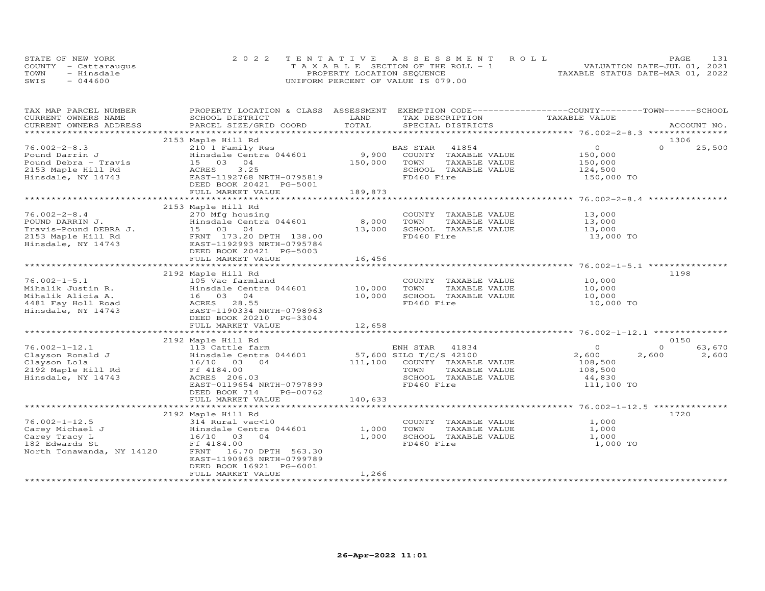STATE OF NEW YORK — 2022 TENTATIVE ASSESSMENT ROLL
COUNTY - Cattaraugus — TAXABLE SECTION OF THE ROLL - 1 — VALUATION DATE-JUL 01, 2021
TOWN - Hinsdale — PROPERTY LOCATION SEQUENCE — TAXABLE STATUS DATE-MAR 01, 2022
SWIS - 044600 — UNIFORM PERCENT OF VALUE IS 079.00

| TAX MAP PARCEL NUMBER / CURRENT OWNERS NAME / CURRENT OWNERS ADDRESS | PROPERTY LOCATION & CLASS / SCHOOL DISTRICT / PARCEL SIZE/GRID COORD | ASSESSMENT LAND / TOTAL | EXEMPTION CODE / TAX DESCRIPTION / SPECIAL DISTRICTS | COUNTY TAXABLE VALUE | TOWN | SCHOOL / ACCOUNT NO. |
|---|---|---|---|---|---|---|
| **76.002-2-8.3** | 2153 Maple Hill Rd | | | | | 1306 |
| 76.002-2-8.3 | 210 1 Family Res | | BAS STAR 41854 | 0 | 0 | 25,500 |
| Pound Darrin J | Hinsdale Centra 044601 | 9,900 | COUNTY TAXABLE VALUE | 150,000 | | |
| Pound Debra - Travis | 15 03 04 | 150,000 | TOWN TAXABLE VALUE | 150,000 | | |
| 2153 Maple Hill Rd | ACRES 3.25 | | SCHOOL TAXABLE VALUE | 124,500 | | |
| Hinsdale, NY 14743 | EAST-1192768 NRTH-0795819 | | FD460 Fire | 150,000 TO | | |
| | DEED BOOK 20421 PG-5001 | | | | | |
| | FULL MARKET VALUE | 189,873 | | | | |
| **76.002-2-8.4** | 2153 Maple Hill Rd | | | | | |
| 76.002-2-8.4 | 270 Mfg housing | | COUNTY TAXABLE VALUE | 13,000 | | |
| POUND DARRIN J. | Hinsdale Centra 044601 | 8,000 | TOWN TAXABLE VALUE | 13,000 | | |
| Travis-Pound DEBRA J. | 15 03 04 | 13,000 | SCHOOL TAXABLE VALUE | 13,000 | | |
| 2153 Maple Hill Rd | FRNT 173.20 DPTH 138.00 | | FD460 Fire | 13,000 TO | | |
| Hinsdale, NY 14743 | EAST-1192993 NRTH-0795784 | | | | | |
| | DEED BOOK 20421 PG-5003 | | | | | |
| | FULL MARKET VALUE | 16,456 | | | | |
| **76.002-1-5.1** | 2192 Maple Hill Rd | | | | | 1198 |
| 76.002-1-5.1 | 105 Vac farmland | | COUNTY TAXABLE VALUE | 10,000 | | |
| Mihalik Justin R. | Hinsdale Centra 044601 | 10,000 | TOWN TAXABLE VALUE | 10,000 | | |
| Mihalik Alicia A. | 16 03 04 | 10,000 | SCHOOL TAXABLE VALUE | 10,000 | | |
| 4481 Fay Holl Road | ACRES 28.55 | | FD460 Fire | 10,000 TO | | |
| Hinsdale, NY 14743 | EAST-1190334 NRTH-0798963 | | | | | |
| | DEED BOOK 20210 PG-3304 | | | | | |
| | FULL MARKET VALUE | 12,658 | | | | |
| **76.002-1-12.1** | 2192 Maple Hill Rd | | | | | 0150 |
| 76.002-1-12.1 | 113 Cattle farm | | ENH STAR 41834 | 0 | 0 | 63,670 |
| Clayson Ronald J | Hinsdale Centra 044601 | 57,600 | SILO T/C/S 42100 | 2,600 | 2,600 | 2,600 |
| Clayson Lola | 16/10 03 04 | 111,100 | COUNTY TAXABLE VALUE | 108,500 | | |
| 2192 Maple Hill Rd | Ff 4184.00 | | TOWN TAXABLE VALUE | 108,500 | | |
| Hinsdale, NY 14743 | ACRES 206.03 | | SCHOOL TAXABLE VALUE | 44,830 | | |
| | EAST-0119654 NRTH-0797899 | | FD460 Fire | 111,100 TO | | |
| | DEED BOOK 714 PG-00762 | | | | | |
| | FULL MARKET VALUE | 140,633 | | | | |
| **76.002-1-12.5** | 2192 Maple Hill Rd | | | | | 1720 |
| 76.002-1-12.5 | 314 Rural vac<10 | | COUNTY TAXABLE VALUE | 1,000 | | |
| Carey Michael J | Hinsdale Centra 044601 | 1,000 | TOWN TAXABLE VALUE | 1,000 | | |
| Carey Tracy L | 16/10 03 04 | 1,000 | SCHOOL TAXABLE VALUE | 1,000 | | |
| 182 Edwards St | Ff 4184.00 | | FD460 Fire | 1,000 TO | | |
| North Tonawanda, NY 14120 | FRNT 16.70 DPTH 563.30 | | | | | |
| | EAST-1190963 NRTH-0799789 | | | | | |
| | DEED BOOK 16921 PG-6001 | | | | | |
| | FULL MARKET VALUE | 1,266 | | | | |

26-Apr-2022 11:01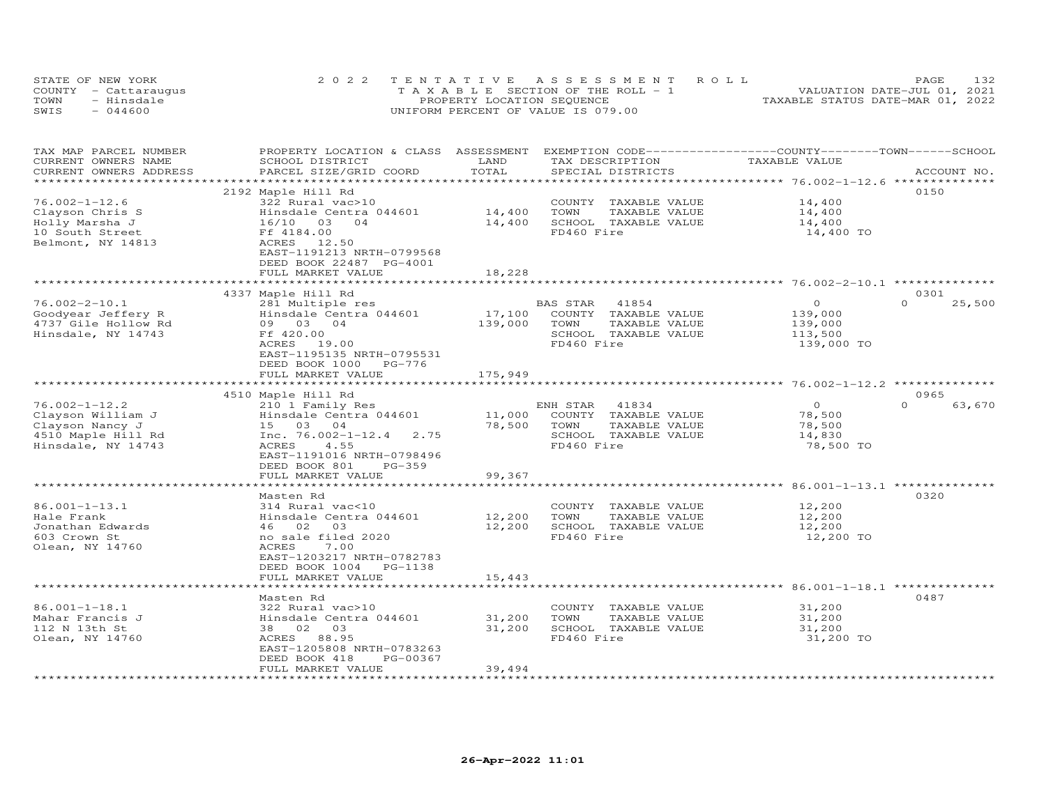STATE OF NEW YORK
COUNTY - Cattaraugus
TOWN - Hinsdale
SWIS - 044600

2022 TENTATIVE ASSESSMENT ROLL
TAXABLE SECTION OF THE ROLL - 1
PROPERTY LOCATION SEQUENCE
UNIFORM PERCENT OF VALUE IS 079.00

VALUATION DATE-JUL 01, 2021
TAXABLE STATUS DATE-MAR 01, 2022

| TAX MAP PARCEL NUMBER / CURRENT OWNERS NAME / CURRENT OWNERS ADDRESS | PROPERTY LOCATION & CLASS / SCHOOL DISTRICT / PARCEL SIZE/GRID COORD | ASSESSMENT LAND | TOTAL | EXEMPTION CODE / TAX DESCRIPTION / SPECIAL DISTRICTS | COUNTY / TOWN / SCHOOL TAXABLE VALUE | ACCOUNT NO. |
|---|---|---|---|---|---|---|
| 76.002-1-12.6 | 2192 Maple Hill Rd | | | | | 0150 |
| Clayson Chris S | 322 Rural vac>10 | | | COUNTY TAXABLE VALUE | 14,400 | |
| Holly Marsha J | Hinsdale Centra 044601 | 14,400 | | TOWN TAXABLE VALUE | 14,400 | |
| 10 South Street | 16/10 03 04 | | 14,400 | SCHOOL TAXABLE VALUE | 14,400 | |
| Belmont, NY 14813 | Ff 4184.00 | | | FD460 Fire | 14,400 TO | |
| | ACRES 12.50 | | | | | |
| | EAST-1191213 NRTH-0799568 | | | | | |
| | DEED BOOK 22487 PG-4001 | | | | | |
| | FULL MARKET VALUE | | 18,228 | | | |
| 76.002-2-10.1 | 4337 Maple Hill Rd | | | | | 0301 |
| Goodyear Jeffery R | 281 Multiple res | | | BAS STAR 41854 | 0 0 25,500 | |
| 4737 Gile Hollow Rd | Hinsdale Centra 044601 | 17,100 | | COUNTY TAXABLE VALUE | 139,000 | |
| Hinsdale, NY 14743 | 09 03 04 | | 139,000 | TOWN TAXABLE VALUE | 139,000 | |
| | Ff 420.00 | | | SCHOOL TAXABLE VALUE | 113,500 | |
| | ACRES 19.00 | | | FD460 Fire | 139,000 TO | |
| | EAST-1195135 NRTH-0795531 | | | | | |
| | DEED BOOK 1000 PG-776 | | | | | |
| | FULL MARKET VALUE | | 175,949 | | | |
| 76.002-1-12.2 | 4510 Maple Hill Rd | | | | | 0965 |
| Clayson William J | 210 1 Family Res | | | ENH STAR 41834 | 0 0 63,670 | |
| Clayson Nancy J | Hinsdale Centra 044601 | 11,000 | | COUNTY TAXABLE VALUE | 78,500 | |
| 4510 Maple Hill Rd | 15 03 04 | | 78,500 | TOWN TAXABLE VALUE | 78,500 | |
| Hinsdale, NY 14743 | Inc. 76.002-1-12.4 2.75 | | | SCHOOL TAXABLE VALUE | 14,830 | |
| | ACRES 4.55 | | | FD460 Fire | 78,500 TO | |
| | EAST-1191016 NRTH-0798496 | | | | | |
| | DEED BOOK 801 PG-359 | | | | | |
| | FULL MARKET VALUE | | 99,367 | | | |
| 86.001-1-13.1 | Masten Rd | | | | | 0320 |
| Hale Frank | 314 Rural vac<10 | | | COUNTY TAXABLE VALUE | 12,200 | |
| Jonathan Edwards | Hinsdale Centra 044601 | 12,200 | | TOWN TAXABLE VALUE | 12,200 | |
| 603 Crown St | 46 02 03 | | 12,200 | SCHOOL TAXABLE VALUE | 12,200 | |
| Olean, NY 14760 | no sale filed 2020 | | | FD460 Fire | 12,200 TO | |
| | ACRES 7.00 | | | | | |
| | EAST-1203217 NRTH-0782783 | | | | | |
| | DEED BOOK 1004 PG-1138 | | | | | |
| | FULL MARKET VALUE | | 15,443 | | | |
| 86.001-1-18.1 | Masten Rd | | | | | 0487 |
| Mahar Francis J | 322 Rural vac>10 | | | COUNTY TAXABLE VALUE | 31,200 | |
| 112 N 13th St | Hinsdale Centra 044601 | 31,200 | | TOWN TAXABLE VALUE | 31,200 | |
| Olean, NY 14760 | 38 02 03 | | 31,200 | SCHOOL TAXABLE VALUE | 31,200 | |
| | ACRES 88.95 | | | FD460 Fire | 31,200 TO | |
| | EAST-1205808 NRTH-0783263 | | | | | |
| | DEED BOOK 418 PG-00367 | | | | | |
| | FULL MARKET VALUE | | 39,494 | | | |

26-Apr-2022 11:01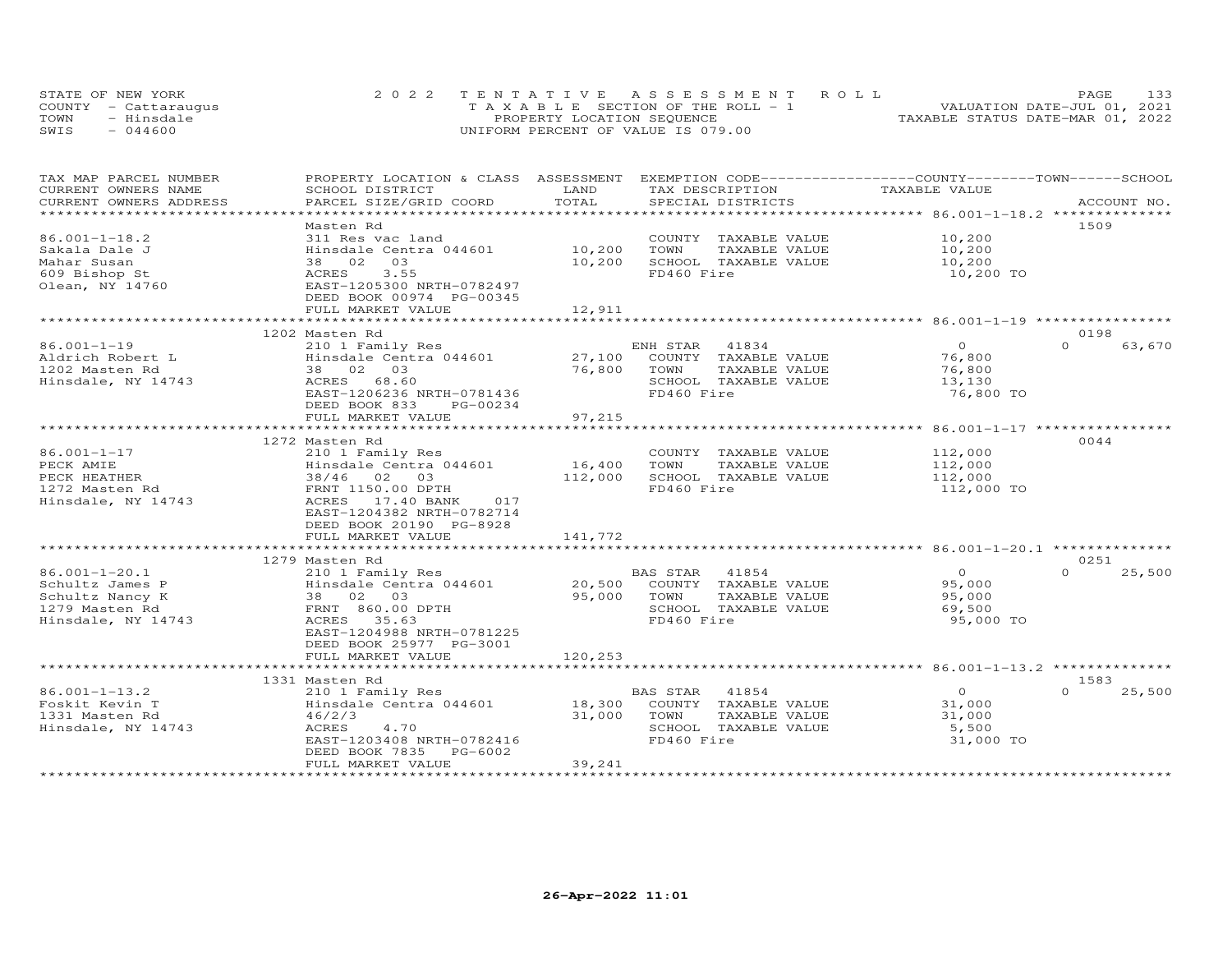STATE OF NEW YORK
COUNTY - Cattaraugus
TOWN - Hinsdale
SWIS - 044600

2022 TENTATIVE ASSESSMENT ROLL
TAXABLE SECTION OF THE ROLL - 1
PROPERTY LOCATION SEQUENCE
UNIFORM PERCENT OF VALUE IS 079.00

VALUATION DATE-JUL 01, 2021
TAXABLE STATUS DATE-MAR 01, 2022

| TAX MAP PARCEL NUMBER / CURRENT OWNERS NAME / CURRENT OWNERS ADDRESS | PROPERTY LOCATION & CLASS / SCHOOL DISTRICT / PARCEL SIZE/GRID COORD | ASSESSMENT LAND / TOTAL | EXEMPTION CODE / TAX DESCRIPTION / SPECIAL DISTRICTS | COUNTY / TOWN / SCHOOL TAXABLE VALUE | ACCOUNT NO. |
|---|---|---|---|---|---|
| **86.001-1-18.2** | Masten Rd | | | | 1509 |
| 86.001-1-18.2 | 311 Res vac land | | COUNTY TAXABLE VALUE | 10,200 | |
| Sakala Dale J | Hinsdale Centra 044601 | 10,200 | TOWN TAXABLE VALUE | 10,200 | |
| Mahar Susan | 38 02 03 | 10,200 | SCHOOL TAXABLE VALUE | 10,200 | |
| 609 Bishop St | ACRES 3.55 | | FD460 Fire | 10,200 TO | |
| Olean, NY 14760 | EAST-1205300 NRTH-0782497 | | | | |
| | DEED BOOK 00974 PG-00345 | | | | |
| | FULL MARKET VALUE | 12,911 | | | |
| **86.001-1-19** | 1202 Masten Rd | | | | 0198 |
| 86.001-1-19 | 210 1 Family Res | | ENH STAR 41834 | 0 / 0 / 63,670 | |
| Aldrich Robert L | Hinsdale Centra 044601 | 27,100 | COUNTY TAXABLE VALUE | 76,800 | |
| 1202 Masten Rd | 38 02 03 | 76,800 | TOWN TAXABLE VALUE | 76,800 | |
| Hinsdale, NY 14743 | ACRES 68.60 | | SCHOOL TAXABLE VALUE | 13,130 | |
| | EAST-1206236 NRTH-0781436 | | FD460 Fire | 76,800 TO | |
| | DEED BOOK 833 PG-00234 | | | | |
| | FULL MARKET VALUE | 97,215 | | | |
| **86.001-1-17** | 1272 Masten Rd | | | | 0044 |
| 86.001-1-17 | 210 1 Family Res | | COUNTY TAXABLE VALUE | 112,000 | |
| PECK AMIE | Hinsdale Centra 044601 | 16,400 | TOWN TAXABLE VALUE | 112,000 | |
| PECK HEATHER | 38/46 02 03 | 112,000 | SCHOOL TAXABLE VALUE | 112,000 | |
| 1272 Masten Rd | FRNT 1150.00 DPTH | | FD460 Fire | 112,000 TO | |
| Hinsdale, NY 14743 | ACRES 17.40 BANK 017 | | | | |
| | EAST-1204382 NRTH-0782714 | | | | |
| | DEED BOOK 20190 PG-8928 | | | | |
| | FULL MARKET VALUE | 141,772 | | | |
| **86.001-1-20.1** | 1279 Masten Rd | | | | 0251 |
| 86.001-1-20.1 | 210 1 Family Res | | BAS STAR 41854 | 0 / 0 / 25,500 | |
| Schultz James P | Hinsdale Centra 044601 | 20,500 | COUNTY TAXABLE VALUE | 95,000 | |
| Schultz Nancy K | 38 02 03 | 95,000 | TOWN TAXABLE VALUE | 95,000 | |
| 1279 Masten Rd | FRNT 860.00 DPTH | | SCHOOL TAXABLE VALUE | 69,500 | |
| Hinsdale, NY 14743 | ACRES 35.63 | | FD460 Fire | 95,000 TO | |
| | EAST-1204988 NRTH-0781225 | | | | |
| | DEED BOOK 25977 PG-3001 | | | | |
| | FULL MARKET VALUE | 120,253 | | | |
| **86.001-1-13.2** | 1331 Masten Rd | | | | 1583 |
| 86.001-1-13.2 | 210 1 Family Res | | BAS STAR 41854 | 0 / 0 / 25,500 | |
| Foskit Kevin T | Hinsdale Centra 044601 | 18,300 | COUNTY TAXABLE VALUE | 31,000 | |
| 1331 Masten Rd | 46/2/3 | 31,000 | TOWN TAXABLE VALUE | 31,000 | |
| Hinsdale, NY 14743 | ACRES 4.70 | | SCHOOL TAXABLE VALUE | 5,500 | |
| | EAST-1203408 NRTH-0782416 | | FD460 Fire | 31,000 TO | |
| | DEED BOOK 7835 PG-6002 | | | | |
| | FULL MARKET VALUE | 39,241 | | | |

26-Apr-2022 11:01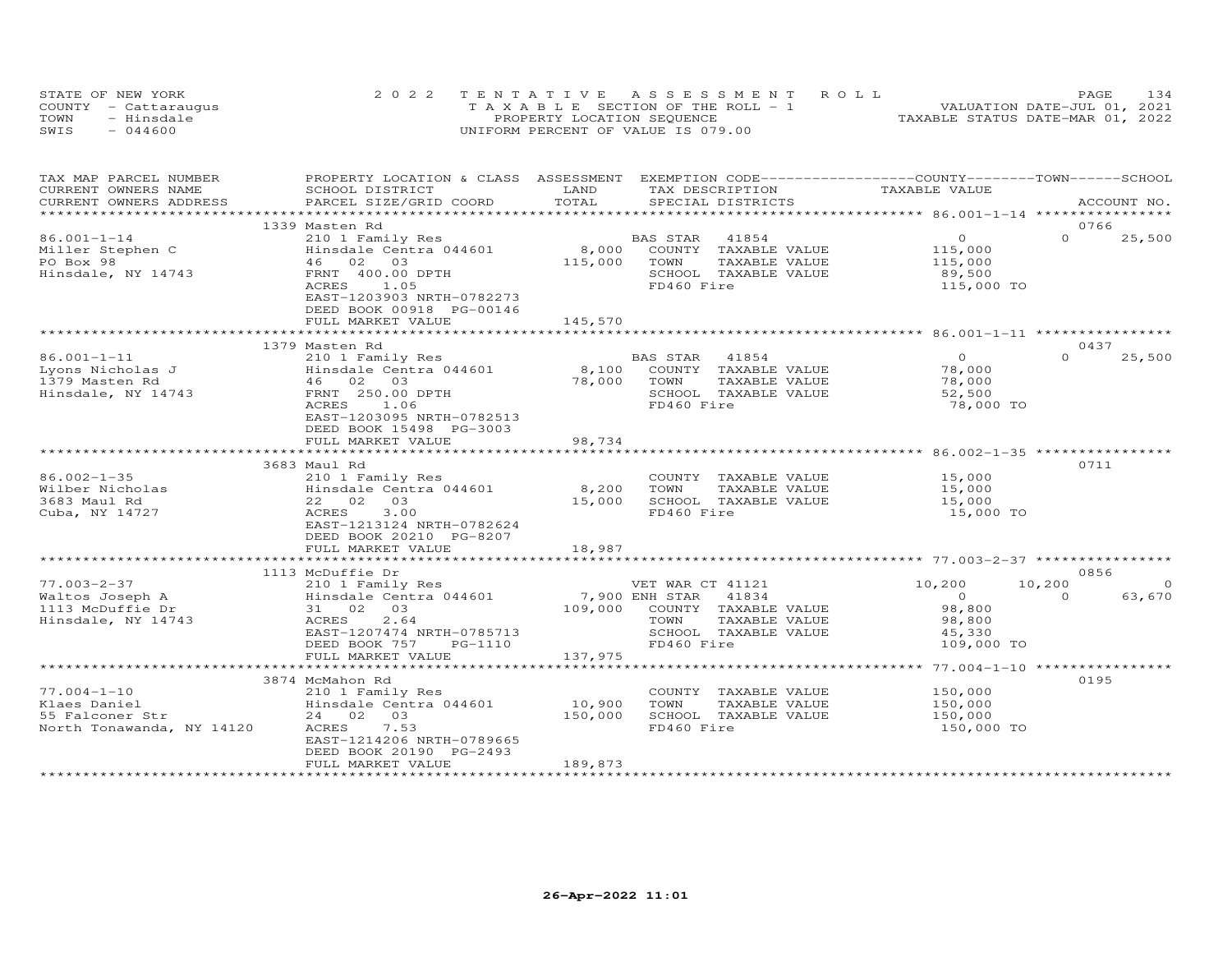STATE OF NEW YORK
COUNTY - Cattaraugus
TOWN - Hinsdale
SWIS - 044600

2022 TENTATIVE ASSESSMENT ROLL
TAXABLE SECTION OF THE ROLL - 1
PROPERTY LOCATION SEQUENCE
UNIFORM PERCENT OF VALUE IS 079.00

VALUATION DATE-JUL 01, 2021
TAXABLE STATUS DATE-MAR 01, 2022

| TAX MAP PARCEL NUMBER / CURRENT OWNERS NAME / CURRENT OWNERS ADDRESS | PROPERTY LOCATION & CLASS / SCHOOL DISTRICT / PARCEL SIZE/GRID COORD | ASSESSMENT LAND / TOTAL | EXEMPTION CODE / TAX DESCRIPTION / SPECIAL DISTRICTS | COUNTY TAXABLE VALUE | TOWN | SCHOOL / ACCOUNT NO. |
|---|---|---|---|---|---|---|
| | 1339 Masten Rd | | | | | 0766 |
| 86.001-1-14 | 210 1 Family Res | | BAS STAR 41854 | 0 | 0 | 25,500 |
| Miller Stephen C | Hinsdale Centra 044601 | 8,000 | COUNTY TAXABLE VALUE | 115,000 | | |
| PO Box 98 | 46 02 03 | 115,000 | TOWN TAXABLE VALUE | 115,000 | | |
| Hinsdale, NY 14743 | FRNT 400.00 DPTH | | SCHOOL TAXABLE VALUE | 89,500 | | |
| | ACRES 1.05 | | FD460 Fire | 115,000 TO | | |
| | EAST-1203903 NRTH-0782273 | | | | | |
| | DEED BOOK 00918 PG-00146 | | | | | |
| | FULL MARKET VALUE | 145,570 | | | | |
| | 1379 Masten Rd | | | | | 0437 |
| 86.001-1-11 | 210 1 Family Res | | BAS STAR 41854 | 0 | 0 | 25,500 |
| Lyons Nicholas J | Hinsdale Centra 044601 | 8,100 | COUNTY TAXABLE VALUE | 78,000 | | |
| 1379 Masten Rd | 46 02 03 | 78,000 | TOWN TAXABLE VALUE | 78,000 | | |
| Hinsdale, NY 14743 | FRNT 250.00 DPTH | | SCHOOL TAXABLE VALUE | 52,500 | | |
| | ACRES 1.06 | | FD460 Fire | 78,000 TO | | |
| | EAST-1203095 NRTH-0782513 | | | | | |
| | DEED BOOK 15498 PG-3003 | | | | | |
| | FULL MARKET VALUE | 98,734 | | | | |
| | 3683 Maul Rd | | | | | 0711 |
| 86.002-1-35 | 210 1 Family Res | | COUNTY TAXABLE VALUE | 15,000 | | |
| Wilber Nicholas | Hinsdale Centra 044601 | 8,200 | TOWN TAXABLE VALUE | 15,000 | | |
| 3683 Maul Rd | 22 02 03 | 15,000 | SCHOOL TAXABLE VALUE | 15,000 | | |
| Cuba, NY 14727 | ACRES 3.00 | | FD460 Fire | 15,000 TO | | |
| | EAST-1213124 NRTH-0782624 | | | | | |
| | DEED BOOK 20210 PG-8207 | | | | | |
| | FULL MARKET VALUE | 18,987 | | | | |
| | 1113 McDuffie Dr | | | | | 0856 |
| 77.003-2-37 | 210 1 Family Res | | VET WAR CT 41121 | 10,200 | 10,200 | 0 |
| Waltos Joseph A | Hinsdale Centra 044601 | 7,900 | ENH STAR 41834 | 0 | 0 | 63,670 |
| 1113 McDuffie Dr | 31 02 03 | 109,000 | COUNTY TAXABLE VALUE | 98,800 | | |
| Hinsdale, NY 14743 | ACRES 2.64 | | TOWN TAXABLE VALUE | 98,800 | | |
| | EAST-1207474 NRTH-0785713 | | SCHOOL TAXABLE VALUE | 45,330 | | |
| | DEED BOOK 757 PG-1110 | | FD460 Fire | 109,000 TO | | |
| | FULL MARKET VALUE | 137,975 | | | | |
| | 3874 McMahon Rd | | | | | 0195 |
| 77.004-1-10 | 210 1 Family Res | | COUNTY TAXABLE VALUE | 150,000 | | |
| Klaes Daniel | Hinsdale Centra 044601 | 10,900 | TOWN TAXABLE VALUE | 150,000 | | |
| 55 Falconer Str | 24 02 03 | 150,000 | SCHOOL TAXABLE VALUE | 150,000 | | |
| North Tonawanda, NY 14120 | ACRES 7.53 | | FD460 Fire | 150,000 TO | | |
| | EAST-1214206 NRTH-0789665 | | | | | |
| | DEED BOOK 20190 PG-2493 | | | | | |
| | FULL MARKET VALUE | 189,873 | | | | |

26-Apr-2022 11:01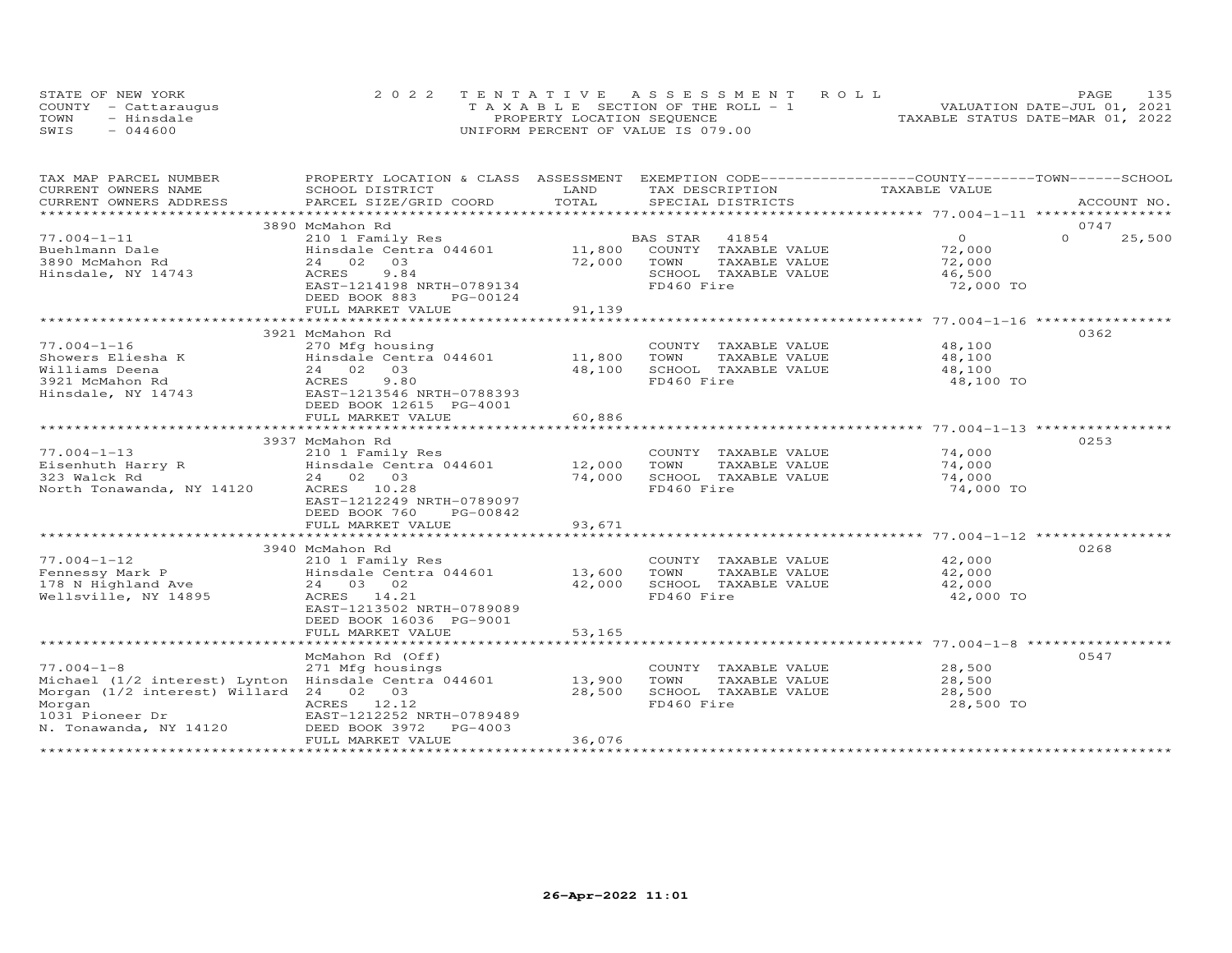STATE OF NEW YORK
COUNTY - Cattaraugus
TOWN - Hinsdale
SWIS - 044600

2022 TENTATIVE ASSESSMENT ROLL
TAXABLE SECTION OF THE ROLL - 1
PROPERTY LOCATION SEQUENCE
UNIFORM PERCENT OF VALUE IS 079.00

VALUATION DATE-JUL 01, 2021
TAXABLE STATUS DATE-MAR 01, 2022

| TAX MAP PARCEL NUMBER / CURRENT OWNERS NAME / CURRENT OWNERS ADDRESS | PROPERTY LOCATION & CLASS / SCHOOL DISTRICT / PARCEL SIZE/GRID COORD | ASSESSMENT LAND / TOTAL | EXEMPTION CODE / TAX DESCRIPTION / SPECIAL DISTRICTS | COUNTY / TOWN / SCHOOL TAXABLE VALUE | ACCOUNT NO. |
|---|---|---|---|---|---|
| 77.004-1-11 | 3890 McMahon Rd | | | | 0747 |
| | 210 1 Family Res | | BAS STAR 41854 | 0 | 0 25,500 |
| Buehlmann Dale | Hinsdale Centra 044601 | 11,800 | COUNTY TAXABLE VALUE | 72,000 | |
| 3890 McMahon Rd | 24 02 03 | 72,000 | TOWN TAXABLE VALUE | 72,000 | |
| Hinsdale, NY 14743 | ACRES 9.84 | | SCHOOL TAXABLE VALUE | 46,500 | |
| | EAST-1214198 NRTH-0789134 | | FD460 Fire | 72,000 TO | |
| | DEED BOOK 883 PG-00124 | | | | |
| | FULL MARKET VALUE | 91,139 | | | |
| 77.004-1-16 | 3921 McMahon Rd | | | | 0362 |
| | 270 Mfg housing | | COUNTY TAXABLE VALUE | 48,100 | |
| Showers Eliesha K | Hinsdale Centra 044601 | 11,800 | TOWN TAXABLE VALUE | 48,100 | |
| Williams Deena | 24 02 03 | 48,100 | SCHOOL TAXABLE VALUE | 48,100 | |
| 3921 McMahon Rd | ACRES 9.80 | | FD460 Fire | 48,100 TO | |
| Hinsdale, NY 14743 | EAST-1213546 NRTH-0788393 | | | | |
| | DEED BOOK 12615 PG-4001 | | | | |
| | FULL MARKET VALUE | 60,886 | | | |
| 77.004-1-13 | 3937 McMahon Rd | | | | 0253 |
| | 210 1 Family Res | | COUNTY TAXABLE VALUE | 74,000 | |
| Eisenhuth Harry R | Hinsdale Centra 044601 | 12,000 | TOWN TAXABLE VALUE | 74,000 | |
| 323 Walck Rd | 24 02 03 | 74,000 | SCHOOL TAXABLE VALUE | 74,000 | |
| North Tonawanda, NY 14120 | ACRES 10.28 | | FD460 Fire | 74,000 TO | |
| | EAST-1212249 NRTH-0789097 | | | | |
| | DEED BOOK 760 PG-00842 | | | | |
| | FULL MARKET VALUE | 93,671 | | | |
| 77.004-1-12 | 3940 McMahon Rd | | | | 0268 |
| | 210 1 Family Res | | COUNTY TAXABLE VALUE | 42,000 | |
| Fennessy Mark P | Hinsdale Centra 044601 | 13,600 | TOWN TAXABLE VALUE | 42,000 | |
| 178 N Highland Ave | 24 03 02 | 42,000 | SCHOOL TAXABLE VALUE | 42,000 | |
| Wellsville, NY 14895 | ACRES 14.21 | | FD460 Fire | 42,000 TO | |
| | EAST-1213502 NRTH-0789089 | | | | |
| | DEED BOOK 16036 PG-9001 | | | | |
| | FULL MARKET VALUE | 53,165 | | | |
| 77.004-1-8 | McMahon Rd (Off) | | | | 0547 |
| | 271 Mfg housings | | COUNTY TAXABLE VALUE | 28,500 | |
| Michael (1/2 interest) Lynton | Hinsdale Centra 044601 | 13,900 | TOWN TAXABLE VALUE | 28,500 | |
| Morgan (1/2 interest) Willard | 24 02 03 | 28,500 | SCHOOL TAXABLE VALUE | 28,500 | |
| Morgan | ACRES 12.12 | | FD460 Fire | 28,500 TO | |
| 1031 Pioneer Dr | EAST-1212252 NRTH-0789489 | | | | |
| N. Tonawanda, NY 14120 | DEED BOOK 3972 PG-4003 | | | | |
| | FULL MARKET VALUE | 36,076 | | | |

26-Apr-2022 11:01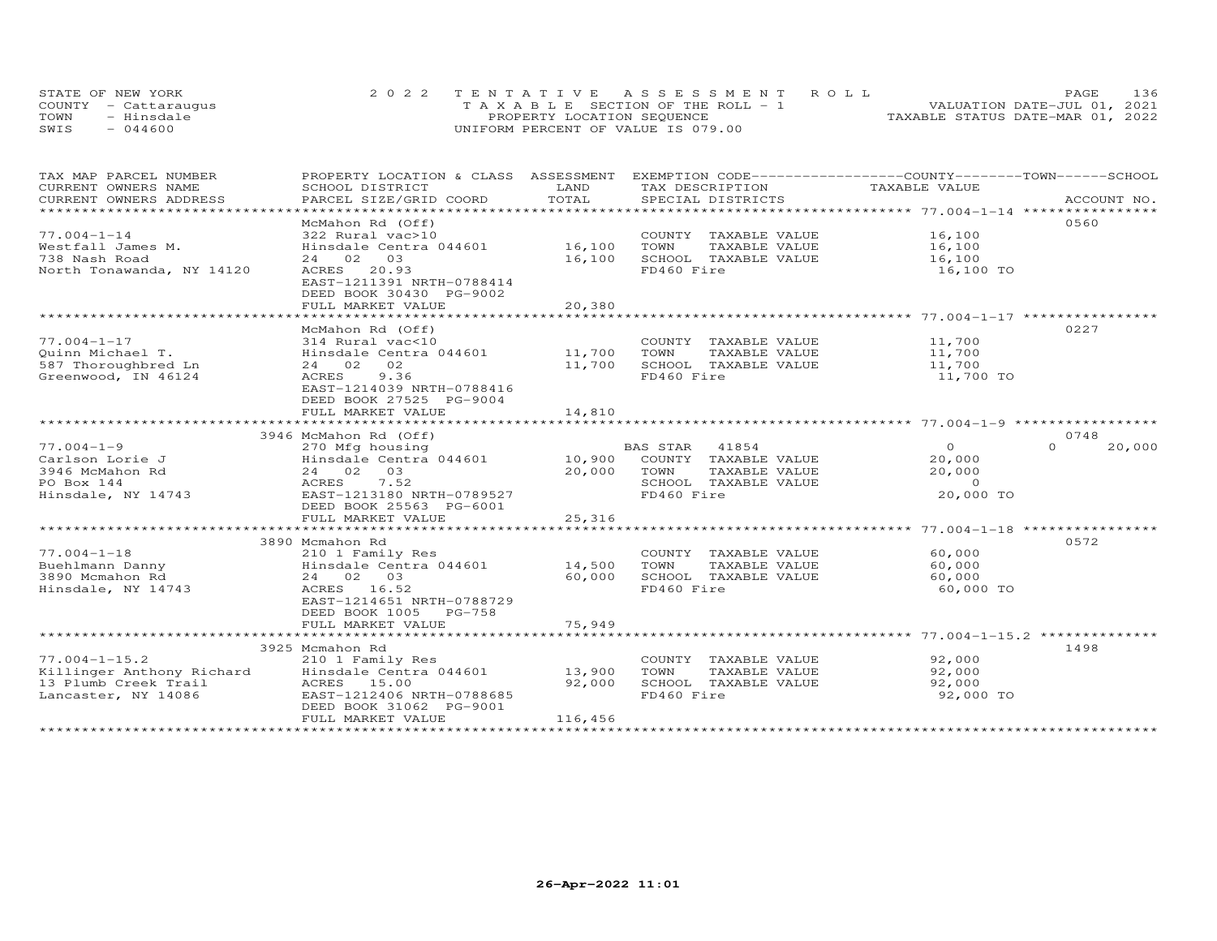STATE OF NEW YORK
COUNTY - Cattaraugus
TOWN - Hinsdale
SWIS - 044600

2022 TENTATIVE ASSESSMENT ROLL
TAXABLE SECTION OF THE ROLL - 1
PROPERTY LOCATION SEQUENCE
UNIFORM PERCENT OF VALUE IS 079.00

VALUATION DATE-JUL 01, 2021
TAXABLE STATUS DATE-MAR 01, 2022

| TAX MAP PARCEL NUMBER<br>CURRENT OWNERS NAME<br>CURRENT OWNERS ADDRESS | PROPERTY LOCATION & CLASS<br>SCHOOL DISTRICT<br>PARCEL SIZE/GRID COORD | ASSESSMENT<br>LAND<br>TOTAL | EXEMPTION CODE<br>TAX DESCRIPTION<br>SPECIAL DISTRICTS | COUNTY TAXABLE VALUE | TOWN | SCHOOL<br>ACCOUNT NO. |
|---|---|---|---|---|---|---|
| 77.004-1-14 | McMahon Rd (Off) | | | | | 0560 |
| 77.004-1-14 | 322 Rural vac>10 | | COUNTY TAXABLE VALUE | 16,100 | | |
| Westfall James M. | Hinsdale Centra 044601 | 16,100 | TOWN TAXABLE VALUE | 16,100 | | |
| 738 Nash Road | 24 02 03 | 16,100 | SCHOOL TAXABLE VALUE | 16,100 | | |
| North Tonawanda, NY 14120 | ACRES 20.93 | | FD460 Fire | 16,100 TO | | |
| | EAST-1211391 NRTH-0788414 | | | | | |
| | DEED BOOK 30430 PG-9002 | | | | | |
| | FULL MARKET VALUE | 20,380 | | | | |
| 77.004-1-17 | McMahon Rd (Off) | | | | | 0227 |
| 77.004-1-17 | 314 Rural vac<10 | | COUNTY TAXABLE VALUE | 11,700 | | |
| Quinn Michael T. | Hinsdale Centra 044601 | 11,700 | TOWN TAXABLE VALUE | 11,700 | | |
| 587 Thoroughbred Ln | 24 02 02 | 11,700 | SCHOOL TAXABLE VALUE | 11,700 | | |
| Greenwood, IN 46124 | ACRES 9.36 | | FD460 Fire | 11,700 TO | | |
| | EAST-1214039 NRTH-0788416 | | | | | |
| | DEED BOOK 27525 PG-9004 | | | | | |
| | FULL MARKET VALUE | 14,810 | | | | |
| 77.004-1-9 | 3946 McMahon Rd (Off) | | | | | 0748 |
| 77.004-1-9 | 270 Mfg housing | | BAS STAR 41854 | 0 | 0 | 20,000 |
| Carlson Lorie J | Hinsdale Centra 044601 | 10,900 | COUNTY TAXABLE VALUE | 20,000 | | |
| 3946 McMahon Rd | 24 02 03 | 20,000 | TOWN TAXABLE VALUE | 20,000 | | |
| PO Box 144 | ACRES 7.52 | | SCHOOL TAXABLE VALUE | 0 | | |
| Hinsdale, NY 14743 | EAST-1213180 NRTH-0789527 | | FD460 Fire | 20,000 TO | | |
| | DEED BOOK 25563 PG-6001 | | | | | |
| | FULL MARKET VALUE | 25,316 | | | | |
| 77.004-1-18 | 3890 Mcmahon Rd | | | | | 0572 |
| 77.004-1-18 | 210 1 Family Res | | COUNTY TAXABLE VALUE | 60,000 | | |
| Buehlmann Danny | Hinsdale Centra 044601 | 14,500 | TOWN TAXABLE VALUE | 60,000 | | |
| 3890 Mcmahon Rd | 24 02 03 | 60,000 | SCHOOL TAXABLE VALUE | 60,000 | | |
| Hinsdale, NY 14743 | ACRES 16.52 | | FD460 Fire | 60,000 TO | | |
| | EAST-1214651 NRTH-0788729 | | | | | |
| | DEED BOOK 1005 PG-758 | | | | | |
| | FULL MARKET VALUE | 75,949 | | | | |
| 77.004-1-15.2 | 3925 Mcmahon Rd | | | | | 1498 |
| 77.004-1-15.2 | 210 1 Family Res | | COUNTY TAXABLE VALUE | 92,000 | | |
| Killinger Anthony Richard | Hinsdale Centra 044601 | 13,900 | TOWN TAXABLE VALUE | 92,000 | | |
| 13 Plumb Creek Trail | ACRES 15.00 | 92,000 | SCHOOL TAXABLE VALUE | 92,000 | | |
| Lancaster, NY 14086 | EAST-1212406 NRTH-0788685 | | FD460 Fire | 92,000 TO | | |
| | DEED BOOK 31062 PG-9001 | | | | | |
| | FULL MARKET VALUE | 116,456 | | | | |

26-Apr-2022 11:01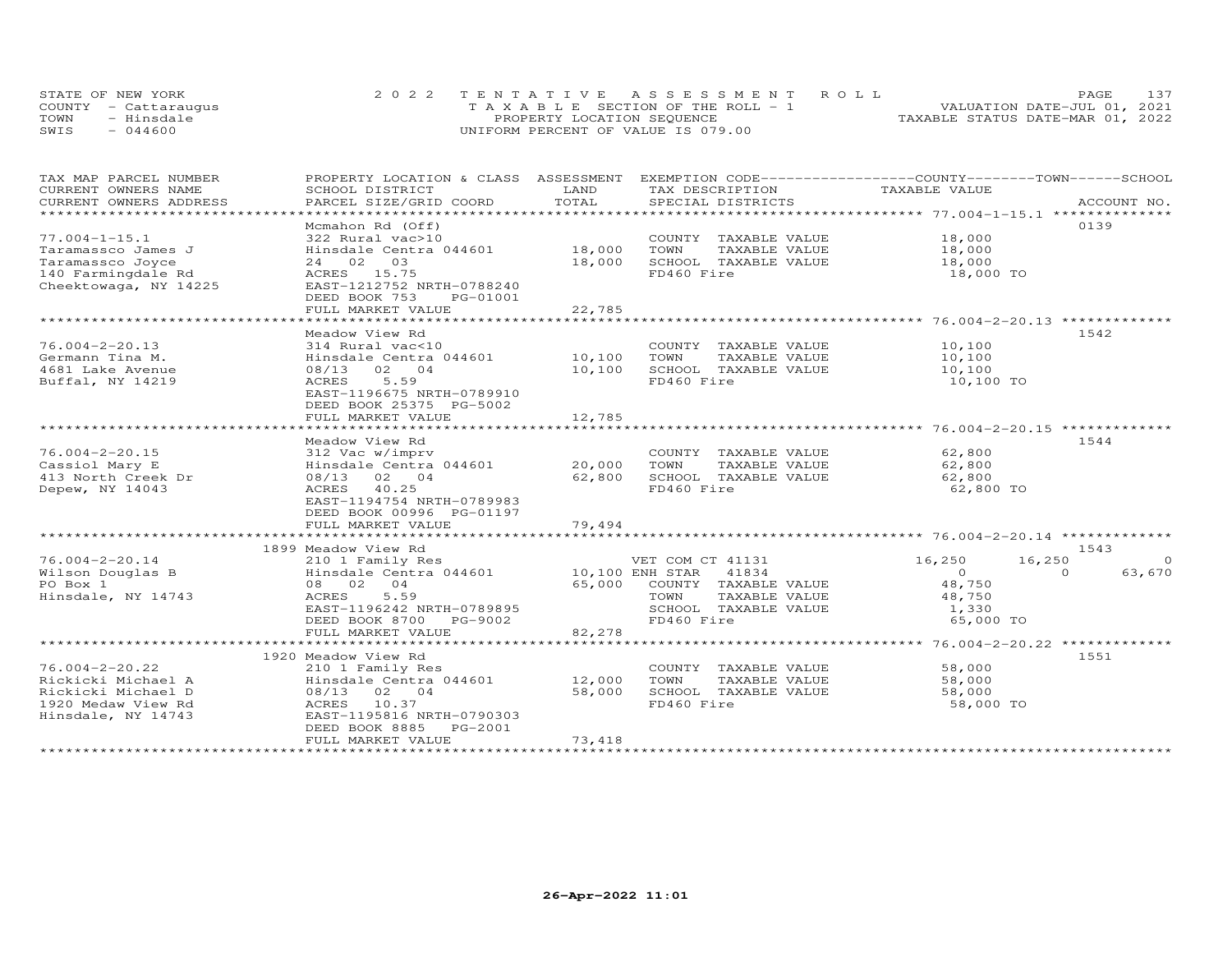STATE OF NEW YORK
COUNTY - Cattaraugus
TOWN - Hinsdale
SWIS - 044600

2022 TENTATIVE ASSESSMENT ROLL
TAXABLE SECTION OF THE ROLL - 1
PROPERTY LOCATION SEQUENCE
UNIFORM PERCENT OF VALUE IS 079.00

VALUATION DATE-JUL 01, 2021
TAXABLE STATUS DATE-MAR 01, 2022

| TAX MAP PARCEL NUMBER<br>CURRENT OWNERS NAME<br>CURRENT OWNERS ADDRESS | PROPERTY LOCATION & CLASS<br>SCHOOL DISTRICT<br>PARCEL SIZE/GRID COORD | ASSESSMENT<br>LAND<br>TOTAL | EXEMPTION CODE<br>TAX DESCRIPTION<br>SPECIAL DISTRICTS | COUNTY | TOWN | SCHOOL<br>TAXABLE VALUE<br>ACCOUNT NO. |
|---|---|---|---|---|---|---|
| **77.004-1-15.1** | Mcmahon Rd (Off) | | | | | 0139 |
| 77.004-1-15.1 | 322 Rural vac>10 | | COUNTY TAXABLE VALUE | 18,000 | | |
| Taramassco James J | Hinsdale Centra 044601 | 18,000 | TOWN TAXABLE VALUE | | 18,000 | |
| Taramassco Joyce | 24 02 03 | 18,000 | SCHOOL TAXABLE VALUE | | | 18,000 |
| 140 Farmingdale Rd | ACRES 15.75 | | FD460 Fire | 18,000 TO | | |
| Cheektowaga, NY 14225 | EAST-1212752 NRTH-0788240 | | | | | |
| | DEED BOOK 753 PG-01001 | | | | | |
| | FULL MARKET VALUE | 22,785 | | | | |
| **76.004-2-20.13** | Meadow View Rd | | | | | 1542 |
| 76.004-2-20.13 | 314 Rural vac<10 | | COUNTY TAXABLE VALUE | 10,100 | | |
| Germann Tina M. | Hinsdale Centra 044601 | 10,100 | TOWN TAXABLE VALUE | | 10,100 | |
| 4681 Lake Avenue | 08/13 02 04 | 10,100 | SCHOOL TAXABLE VALUE | | | 10,100 |
| Buffal, NY 14219 | ACRES 5.59 | | FD460 Fire | 10,100 TO | | |
| | EAST-1196675 NRTH-0789910 | | | | | |
| | DEED BOOK 25375 PG-5002 | | | | | |
| | FULL MARKET VALUE | 12,785 | | | | |
| **76.004-2-20.15** | Meadow View Rd | | | | | 1544 |
| 76.004-2-20.15 | 312 Vac w/imprv | | COUNTY TAXABLE VALUE | 62,800 | | |
| Cassiol Mary E | Hinsdale Centra 044601 | 20,000 | TOWN TAXABLE VALUE | | 62,800 | |
| 413 North Creek Dr | 08/13 02 04 | 62,800 | SCHOOL TAXABLE VALUE | | | 62,800 |
| Depew, NY 14043 | ACRES 40.25 | | FD460 Fire | 62,800 TO | | |
| | EAST-1194754 NRTH-0789983 | | | | | |
| | DEED BOOK 00996 PG-01197 | | | | | |
| | FULL MARKET VALUE | 79,494 | | | | |
| **76.004-2-20.14** | 1899 Meadow View Rd | | | | | 1543 |
| 76.004-2-20.14 | 210 1 Family Res | | VET COM CT 41131 | 16,250 | 16,250 | 0 |
| Wilson Douglas B | Hinsdale Centra 044601 | 10,100 | ENH STAR 41834 | 0 | 0 | 63,670 |
| PO Box 1 | 08 02 04 | 65,000 | COUNTY TAXABLE VALUE | 48,750 | | |
| Hinsdale, NY 14743 | ACRES 5.59 | | TOWN TAXABLE VALUE | | 48,750 | |
| | EAST-1196242 NRTH-0789895 | | SCHOOL TAXABLE VALUE | | | 1,330 |
| | DEED BOOK 8700 PG-9002 | | FD460 Fire | 65,000 TO | | |
| | FULL MARKET VALUE | 82,278 | | | | |
| **76.004-2-20.22** | 1920 Meadow View Rd | | | | | 1551 |
| 76.004-2-20.22 | 210 1 Family Res | | COUNTY TAXABLE VALUE | 58,000 | | |
| Rickicki Michael A | Hinsdale Centra 044601 | 12,000 | TOWN TAXABLE VALUE | | 58,000 | |
| Rickicki Michael D | 08/13 02 04 | 58,000 | SCHOOL TAXABLE VALUE | | | 58,000 |
| 1920 Medaw View Rd | ACRES 10.37 | | FD460 Fire | 58,000 TO | | |
| Hinsdale, NY 14743 | EAST-1195816 NRTH-0790303 | | | | | |
| | DEED BOOK 8885 PG-2001 | | | | | |
| | FULL MARKET VALUE | 73,418 | | | | |

26-Apr-2022 11:01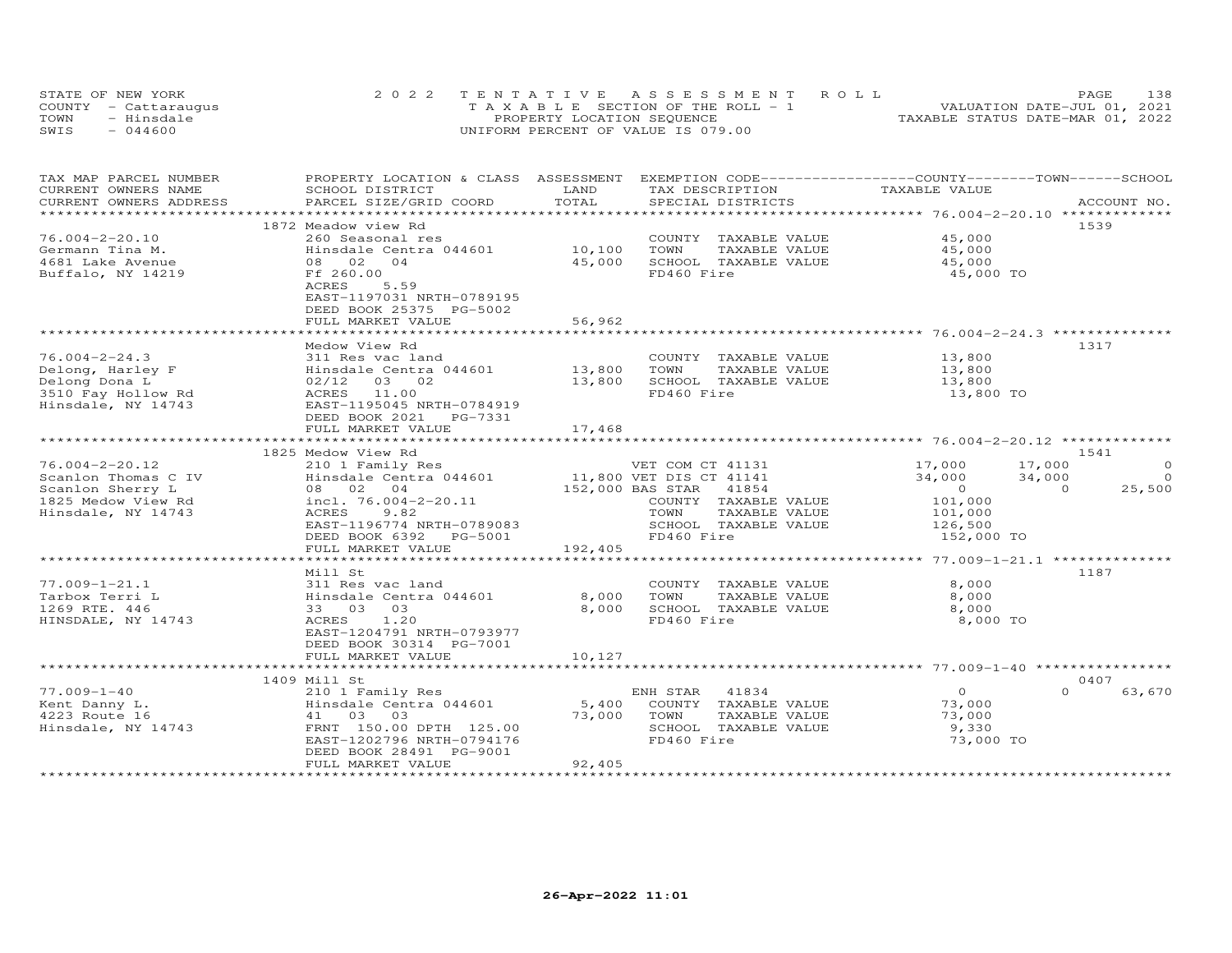STATE OF NEW YORK — 2022 TENTATIVE ASSESSMENT ROLL
COUNTY - Cattaraugus — TAXABLE SECTION OF THE ROLL - 1 — VALUATION DATE-JUL 01, 2021
TOWN - Hinsdale — PROPERTY LOCATION SEQUENCE — TAXABLE STATUS DATE-MAR 01, 2022
SWIS - 044600 — UNIFORM PERCENT OF VALUE IS 079.00

| TAX MAP PARCEL NUMBER / CURRENT OWNERS NAME / CURRENT OWNERS ADDRESS | PROPERTY LOCATION & CLASS / SCHOOL DISTRICT / PARCEL SIZE/GRID COORD | ASSESSMENT LAND / TOTAL | EXEMPTION CODE / TAX DESCRIPTION / SPECIAL DISTRICTS | COUNTY TAXABLE VALUE | TOWN | SCHOOL | ACCOUNT NO. |
|---|---|---|---|---|---|---|---|
| **76.004-2-20.10** | 1872 Meadow view Rd | | | | | | 1539 |
| Germann Tina M. | 260 Seasonal res | | COUNTY TAXABLE VALUE | 45,000 | | | |
| 4681 Lake Avenue | Hinsdale Centra 044601 | 10,100 | TOWN TAXABLE VALUE | 45,000 | | | |
| Buffalo, NY 14219 | 08 02 04 | 45,000 | SCHOOL TAXABLE VALUE | 45,000 | | | |
| | Ff 260.00 | | FD460 Fire | 45,000 TO | | | |
| | ACRES 5.59 | | | | | | |
| | EAST-1197031 NRTH-0789195 | | | | | | |
| | DEED BOOK 25375 PG-5002 | | | | | | |
| | FULL MARKET VALUE | 56,962 | | | | | |
| **76.004-2-24.3** | Medow View Rd | | | | | | 1317 |
| Delong, Harley F | 311 Res vac land | | COUNTY TAXABLE VALUE | 13,800 | | | |
| Delong Dona L | Hinsdale Centra 044601 | 13,800 | TOWN TAXABLE VALUE | 13,800 | | | |
| 3510 Fay Hollow Rd | 02/12 03 02 | 13,800 | SCHOOL TAXABLE VALUE | 13,800 | | | |
| Hinsdale, NY 14743 | ACRES 11.00 | | FD460 Fire | 13,800 TO | | | |
| | EAST-1195045 NRTH-0784919 | | | | | | |
| | DEED BOOK 2021 PG-7331 | | | | | | |
| | FULL MARKET VALUE | 17,468 | | | | | |
| **76.004-2-20.12** | 1825 Medow View Rd | | | | | | 1541 |
| Scanlon Thomas C IV | 210 1 Family Res | | VET COM CT 41131 | 17,000 | 17,000 | 0 | |
| Scanlon Sherry L | Hinsdale Centra 044601 | 11,800 | VET DIS CT 41141 | 34,000 | 34,000 | 0 | |
| 1825 Medow View Rd | 08 02 04 | 152,000 | BAS STAR 41854 | 0 | 0 | 25,500 | |
| Hinsdale, NY 14743 | incl. 76.004-2-20.11 | | COUNTY TAXABLE VALUE | 101,000 | | | |
| | ACRES 9.82 | | TOWN TAXABLE VALUE | 101,000 | | | |
| | EAST-1196774 NRTH-0789083 | | SCHOOL TAXABLE VALUE | 126,500 | | | |
| | DEED BOOK 6392 PG-5001 | | FD460 Fire | 152,000 TO | | | |
| | FULL MARKET VALUE | 192,405 | | | | | |
| **77.009-1-21.1** | Mill St | | | | | | 1187 |
| Tarbox Terri L | 311 Res vac land | | COUNTY TAXABLE VALUE | 8,000 | | | |
| 1269 RTE. 446 | Hinsdale Centra 044601 | 8,000 | TOWN TAXABLE VALUE | 8,000 | | | |
| HINSDALE, NY 14743 | 33 03 03 | 8,000 | SCHOOL TAXABLE VALUE | 8,000 | | | |
| | ACRES 1.20 | | FD460 Fire | 8,000 TO | | | |
| | EAST-1204791 NRTH-0793977 | | | | | | |
| | DEED BOOK 30314 PG-7001 | | | | | | |
| | FULL MARKET VALUE | 10,127 | | | | | |
| **77.009-1-40** | 1409 Mill St | | | | | | 0407 |
| Kent Danny L. | 210 1 Family Res | | ENH STAR 41834 | 0 | 0 | 63,670 | |
| 4223 Route 16 | Hinsdale Centra 044601 | 5,400 | COUNTY TAXABLE VALUE | 73,000 | | | |
| Hinsdale, NY 14743 | 41 03 03 | 73,000 | TOWN TAXABLE VALUE | 73,000 | | | |
| | FRNT 150.00 DPTH 125.00 | | SCHOOL TAXABLE VALUE | 9,330 | | | |
| | EAST-1202796 NRTH-0794176 | | FD460 Fire | 73,000 TO | | | |
| | DEED BOOK 28491 PG-9001 | | | | | | |
| | FULL MARKET VALUE | 92,405 | | | | | |

26-Apr-2022 11:01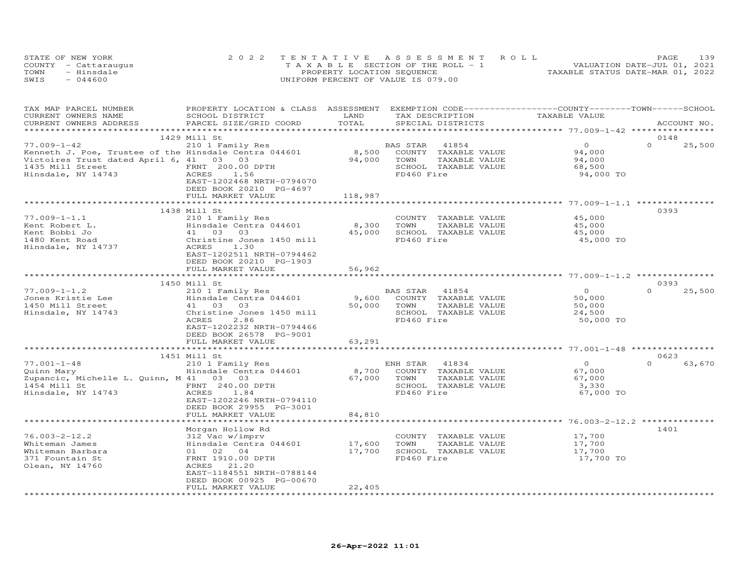STATE OF NEW YORK
COUNTY - Cattaraugus
TOWN - Hinsdale
SWIS - 044600

2022 TENTATIVE ASSESSMENT ROLL
TAXABLE SECTION OF THE ROLL - 1
PROPERTY LOCATION SEQUENCE
UNIFORM PERCENT OF VALUE IS 079.00

VALUATION DATE-JUL 01, 2021
TAXABLE STATUS DATE-MAR 01, 2022

| TAX MAP PARCEL NUMBER / CURRENT OWNERS NAME / CURRENT OWNERS ADDRESS | PROPERTY LOCATION & CLASS / SCHOOL DISTRICT / PARCEL SIZE/GRID COORD | ASSESSMENT LAND | TOTAL | EXEMPTION CODE / TAX DESCRIPTION / SPECIAL DISTRICTS | COUNTY TAXABLE VALUE | TOWN | SCHOOL / ACCOUNT NO. |
|---|---|---|---|---|---|---|---|
| | 1429 Mill St | | | | | | 0148 |
| 77.009-1-42 | 210 1 Family Res | | | BAS STAR 41854 | 0 | 0 | 25,500 |
| Kenneth J. Poe, Trustee of the | Hinsdale Centra 044601 | 8,500 | | COUNTY TAXABLE VALUE | 94,000 | | |
| Victoires Trust dated April 6, | 41 03 03 | | 94,000 | TOWN TAXABLE VALUE | 94,000 | | |
| 1435 Mill Street | FRNT 200.00 DPTH | | | SCHOOL TAXABLE VALUE | 68,500 | | |
| Hinsdale, NY 14743 | ACRES 1.56 | | | FD460 Fire | 94,000 TO | | |
| | EAST-1202468 NRTH-0794070 | | | | | | |
| | DEED BOOK 20210 PG-4697 | | | | | | |
| | FULL MARKET VALUE | | 118,987 | | | | |
| | 1438 Mill St | | | | | | 0393 |
| 77.009-1-1.1 | 210 1 Family Res | | | COUNTY TAXABLE VALUE | 45,000 | | |
| Kent Robert L. | Hinsdale Centra 044601 | 8,300 | | TOWN TAXABLE VALUE | 45,000 | | |
| Kent Bobbi Jo | 41 03 03 | | 45,000 | SCHOOL TAXABLE VALUE | 45,000 | | |
| 1480 Kent Road | Christine Jones 1450 mill | | | FD460 Fire | 45,000 TO | | |
| Hinsdale, NY 14737 | ACRES 1.30 | | | | | | |
| | EAST-1202511 NRTH-0794462 | | | | | | |
| | DEED BOOK 20210 PG-1903 | | | | | | |
| | FULL MARKET VALUE | | 56,962 | | | | |
| | 1450 Mill St | | | | | | 0393 |
| 77.009-1-1.2 | 210 1 Family Res | | | BAS STAR 41854 | 0 | 0 | 25,500 |
| Jones Kristie Lee | Hinsdale Centra 044601 | 9,600 | | COUNTY TAXABLE VALUE | 50,000 | | |
| 1450 Mill Street | 41 03 03 | | 50,000 | TOWN TAXABLE VALUE | 50,000 | | |
| Hinsdale, NY 14743 | Christine Jones 1450 mill | | | SCHOOL TAXABLE VALUE | 24,500 | | |
| | ACRES 2.86 | | | FD460 Fire | 50,000 TO | | |
| | EAST-1202232 NRTH-0794466 | | | | | | |
| | DEED BOOK 26578 PG-9001 | | | | | | |
| | FULL MARKET VALUE | | 63,291 | | | | |
| | 1451 Mill St | | | | | | 0623 |
| 77.001-1-48 | 210 1 Family Res | | | ENH STAR 41834 | 0 | 0 | 63,670 |
| Quinn Mary | Hinsdale Centra 044601 | 8,700 | | COUNTY TAXABLE VALUE | 67,000 | | |
| Zupancic, Michelle L. Quinn, M | 41 03 03 | | 67,000 | TOWN TAXABLE VALUE | 67,000 | | |
| 1454 Mill St | FRNT 240.00 DPTH | | | SCHOOL TAXABLE VALUE | 3,330 | | |
| Hinsdale, NY 14743 | ACRES 1.84 | | | FD460 Fire | 67,000 TO | | |
| | EAST-1202246 NRTH-0794110 | | | | | | |
| | DEED BOOK 29955 PG-3001 | | | | | | |
| | FULL MARKET VALUE | | 84,810 | | | | |
| | Morgan Hollow Rd | | | | | | 1401 |
| 76.003-2-12.2 | 312 Vac w/imprv | | | COUNTY TAXABLE VALUE | 17,700 | | |
| Whiteman James | Hinsdale Centra 044601 | 17,600 | | TOWN TAXABLE VALUE | 17,700 | | |
| Whiteman Barbara | 01 02 04 | | 17,700 | SCHOOL TAXABLE VALUE | 17,700 | | |
| 371 Fountain St | FRNT 1910.00 DPTH | | | FD460 Fire | 17,700 TO | | |
| Olean, NY 14760 | ACRES 21.20 | | | | | | |
| | EAST-1184551 NRTH-0788144 | | | | | | |
| | DEED BOOK 00925 PG-00670 | | | | | | |
| | FULL MARKET VALUE | | 22,405 | | | | |

26-Apr-2022 11:01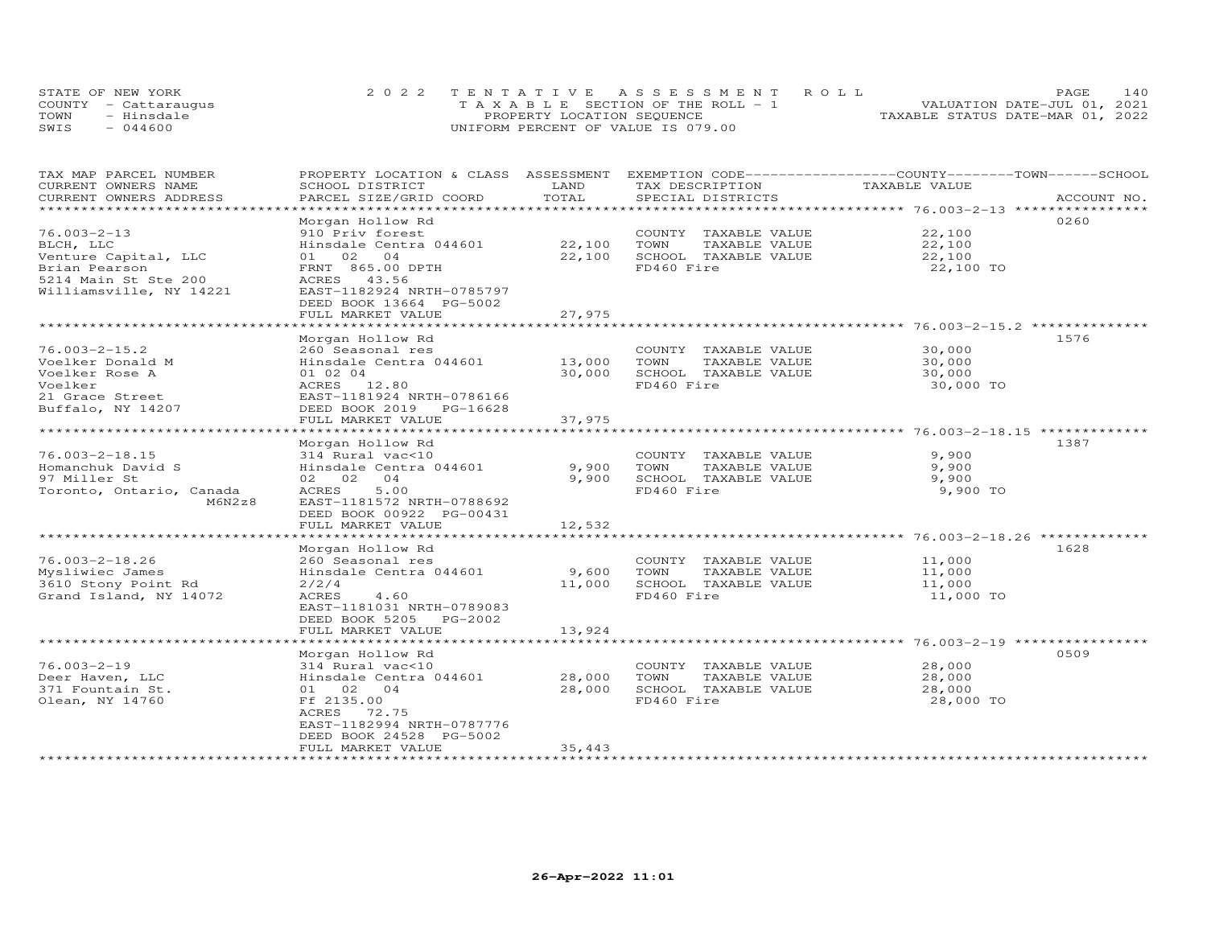STATE OF NEW YORK
COUNTY - Cattaraugus
TOWN - Hinsdale
SWIS - 044600

2022 TENTATIVE ASSESSMENT ROLL
TAXABLE SECTION OF THE ROLL - 1
PROPERTY LOCATION SEQUENCE
UNIFORM PERCENT OF VALUE IS 079.00

VALUATION DATE-JUL 01, 2021
TAXABLE STATUS DATE-MAR 01, 2022

| TAX MAP PARCEL NUMBER<br>CURRENT OWNERS NAME<br>CURRENT OWNERS ADDRESS | PROPERTY LOCATION & CLASS<br>SCHOOL DISTRICT<br>PARCEL SIZE/GRID COORD | ASSESSMENT<br>LAND<br>TOTAL | EXEMPTION CODE<br>TAX DESCRIPTION<br>SPECIAL DISTRICTS | COUNTY--------TOWN------SCHOOL<br>TAXABLE VALUE | ACCOUNT NO. |
|---|---|---|---|---|---|
| 76.003-2-13 | Morgan Hollow Rd | | | | 0260 |
| 76.003-2-13 | 910 Priv forest | | COUNTY TAXABLE VALUE | 22,100 | |
| BLCH, LLC | Hinsdale Centra 044601 | 22,100 | TOWN TAXABLE VALUE | 22,100 | |
| Venture Capital, LLC | 01 02 04 | 22,100 | SCHOOL TAXABLE VALUE | 22,100 | |
| Brian Pearson | FRNT 865.00 DPTH | | FD460 Fire | 22,100 TO | |
| 5214 Main St Ste 200 | ACRES 43.56 | | | | |
| Williamsville, NY 14221 | EAST-1182924 NRTH-0785797 | | | | |
| | DEED BOOK 13664 PG-5002 | | | | |
| | FULL MARKET VALUE | 27,975 | | | |
| 76.003-2-15.2 | Morgan Hollow Rd | | | | 1576 |
| 76.003-2-15.2 | 260 Seasonal res | | COUNTY TAXABLE VALUE | 30,000 | |
| Voelker Donald M | Hinsdale Centra 044601 | 13,000 | TOWN TAXABLE VALUE | 30,000 | |
| Voelker Rose A | 01 02 04 | 30,000 | SCHOOL TAXABLE VALUE | 30,000 | |
| Voelker | ACRES 12.80 | | FD460 Fire | 30,000 TO | |
| 21 Grace Street | EAST-1181924 NRTH-0786166 | | | | |
| Buffalo, NY 14207 | DEED BOOK 2019 PG-16628 | | | | |
| | FULL MARKET VALUE | 37,975 | | | |
| 76.003-2-18.15 | Morgan Hollow Rd | | | | 1387 |
| 76.003-2-18.15 | 314 Rural vac<10 | | COUNTY TAXABLE VALUE | 9,900 | |
| Homanchuk David S | Hinsdale Centra 044601 | 9,900 | TOWN TAXABLE VALUE | 9,900 | |
| 97 Miller St | 02 02 04 | 9,900 | SCHOOL TAXABLE VALUE | 9,900 | |
| Toronto, Ontario, Canada | ACRES 5.00 | | FD460 Fire | 9,900 TO | |
| M6N2z8 | EAST-1181572 NRTH-0788692 | | | | |
| | DEED BOOK 00922 PG-00431 | | | | |
| | FULL MARKET VALUE | 12,532 | | | |
| 76.003-2-18.26 | Morgan Hollow Rd | | | | 1628 |
| 76.003-2-18.26 | 260 Seasonal res | | COUNTY TAXABLE VALUE | 11,000 | |
| Mysliwiec James | Hinsdale Centra 044601 | 9,600 | TOWN TAXABLE VALUE | 11,000 | |
| 3610 Stony Point Rd | 2/2/4 | 11,000 | SCHOOL TAXABLE VALUE | 11,000 | |
| Grand Island, NY 14072 | ACRES 4.60 | | FD460 Fire | 11,000 TO | |
| | EAST-1181031 NRTH-0789083 | | | | |
| | DEED BOOK 5205 PG-2002 | | | | |
| | FULL MARKET VALUE | 13,924 | | | |
| 76.003-2-19 | Morgan Hollow Rd | | | | 0509 |
| 76.003-2-19 | 314 Rural vac<10 | | COUNTY TAXABLE VALUE | 28,000 | |
| Deer Haven, LLC | Hinsdale Centra 044601 | 28,000 | TOWN TAXABLE VALUE | 28,000 | |
| 371 Fountain St. | 01 02 04 | 28,000 | SCHOOL TAXABLE VALUE | 28,000 | |
| Olean, NY 14760 | Ff 2135.00 | | FD460 Fire | 28,000 TO | |
| | ACRES 72.75 | | | | |
| | EAST-1182994 NRTH-0787776 | | | | |
| | DEED BOOK 24528 PG-5002 | | | | |
| | FULL MARKET VALUE | 35,443 | | | |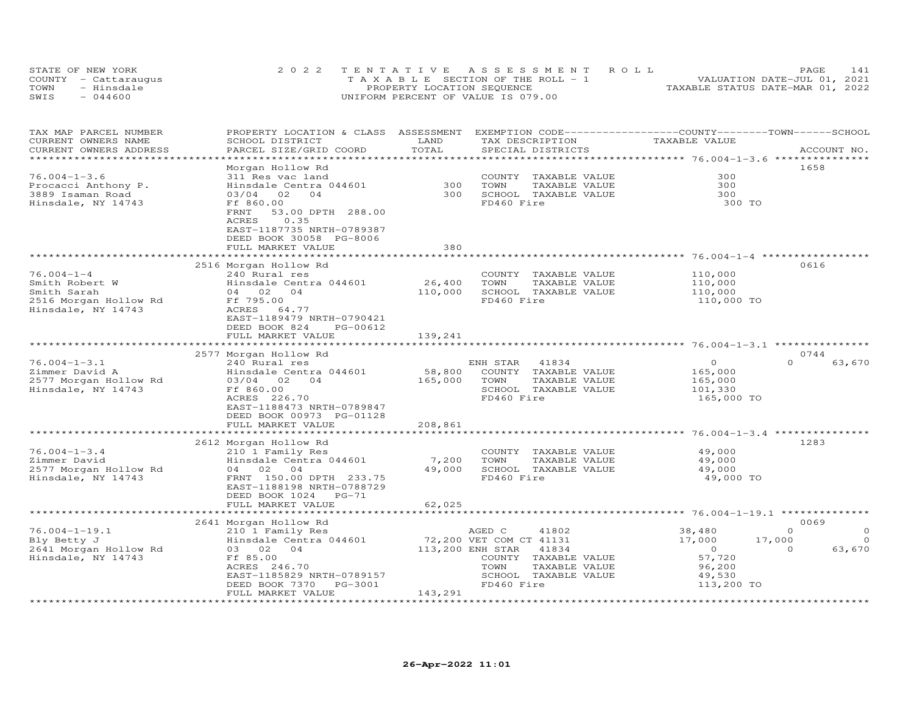STATE OF NEW YORK
COUNTY - Cattaraugus
TOWN - Hinsdale
SWIS - 044600

2022 TENTATIVE ASSESSMENT ROLL
TAXABLE SECTION OF THE ROLL - 1
PROPERTY LOCATION SEQUENCE
UNIFORM PERCENT OF VALUE IS 079.00

VALUATION DATE-JUL 01, 2021
TAXABLE STATUS DATE-MAR 01, 2022

| TAX MAP PARCEL NUMBER / CURRENT OWNERS NAME / CURRENT OWNERS ADDRESS | PROPERTY LOCATION & CLASS / SCHOOL DISTRICT / PARCEL SIZE/GRID COORD | ASSESSMENT LAND / TOTAL | EXEMPTION CODE / TAX DESCRIPTION / SPECIAL DISTRICTS | COUNTY | TOWN | SCHOOL | TAXABLE VALUE / ACCOUNT NO. |
|---|---|---|---|---|---|---|---|
| **76.004-1-3.6** | Morgan Hollow Rd | | | | | | 1658 |
| 76.004-1-3.6 | 311 Res vac land | | COUNTY TAXABLE VALUE | 300 | | | |
| Procacci Anthony P. | Hinsdale Centra 044601 | 300 | TOWN TAXABLE VALUE | | 300 | | |
| 3889 Isaman Road | 03/04 02 04 | 300 | SCHOOL TAXABLE VALUE | | | 300 | |
| Hinsdale, NY 14743 | Ff 860.00 | | FD460 Fire | | | | 300 TO |
| | FRNT 53.00 DPTH 288.00 | | | | | | |
| | ACRES 0.35 | | | | | | |
| | EAST-1187735 NRTH-0789387 | | | | | | |
| | DEED BOOK 30058 PG-8006 | | | | | | |
| | FULL MARKET VALUE | 380 | | | | | |
| **76.004-1-4** | 2516 Morgan Hollow Rd | | | | | | 0616 |
| 76.004-1-4 | 240 Rural res | | COUNTY TAXABLE VALUE | 110,000 | | | |
| Smith Robert W | Hinsdale Centra 044601 | 26,400 | TOWN TAXABLE VALUE | | 110,000 | | |
| Smith Sarah | 04 02 04 | 110,000 | SCHOOL TAXABLE VALUE | | | 110,000 | |
| 2516 Morgan Hollow Rd | Ff 795.00 | | FD460 Fire | | | | 110,000 TO |
| Hinsdale, NY 14743 | ACRES 64.77 | | | | | | |
| | EAST-1189479 NRTH-0790421 | | | | | | |
| | DEED BOOK 824 PG-00612 | | | | | | |
| | FULL MARKET VALUE | 139,241 | | | | | |
| **76.004-1-3.1** | 2577 Morgan Hollow Rd | | | | | | 0744 |
| 76.004-1-3.1 | 240 Rural res | | ENH STAR 41834 | 0 | 0 | 63,670 | |
| Zimmer David A | Hinsdale Centra 044601 | 58,800 | COUNTY TAXABLE VALUE | 165,000 | | | |
| 2577 Morgan Hollow Rd | 03/04 02 04 | 165,000 | TOWN TAXABLE VALUE | | 165,000 | | |
| Hinsdale, NY 14743 | Ff 860.00 | | SCHOOL TAXABLE VALUE | | | 101,330 | |
| | ACRES 226.70 | | FD460 Fire | | | | 165,000 TO |
| | EAST-1188473 NRTH-0789847 | | | | | | |
| | DEED BOOK 00973 PG-01128 | | | | | | |
| | FULL MARKET VALUE | 208,861 | | | | | |
| **76.004-1-3.4** | 2612 Morgan Hollow Rd | | | | | | 1283 |
| 76.004-1-3.4 | 210 1 Family Res | | COUNTY TAXABLE VALUE | 49,000 | | | |
| Zimmer David | Hinsdale Centra 044601 | 7,200 | TOWN TAXABLE VALUE | | 49,000 | | |
| 2577 Morgan Hollow Rd | 04 02 04 | 49,000 | SCHOOL TAXABLE VALUE | | | 49,000 | |
| Hinsdale, NY 14743 | FRNT 150.00 DPTH 233.75 | | FD460 Fire | | | | 49,000 TO |
| | EAST-1188198 NRTH-0788729 | | | | | | |
| | DEED BOOK 1024 PG-71 | | | | | | |
| | FULL MARKET VALUE | 62,025 | | | | | |
| **76.004-1-19.1** | 2641 Morgan Hollow Rd | | | | | | 0069 |
| 76.004-1-19.1 | 210 1 Family Res | | AGED C 41802 | 38,480 | 0 | 0 | |
| Bly Betty J | Hinsdale Centra 044601 | 72,200 | VET COM CT 41131 | 17,000 | 17,000 | 0 | |
| 2641 Morgan Hollow Rd | 03 02 04 | 113,200 | ENH STAR 41834 | 0 | 0 | 63,670 | |
| Hinsdale, NY 14743 | Ff 85.00 | | COUNTY TAXABLE VALUE | 57,720 | | | |
| | ACRES 246.70 | | TOWN TAXABLE VALUE | | 96,200 | | |
| | EAST-1185829 NRTH-0789157 | | SCHOOL TAXABLE VALUE | | | 49,530 | |
| | DEED BOOK 7370 PG-3001 | | FD460 Fire | | | | 113,200 TO |
| | FULL MARKET VALUE | 143,291 | | | | | |

26-Apr-2022 11:01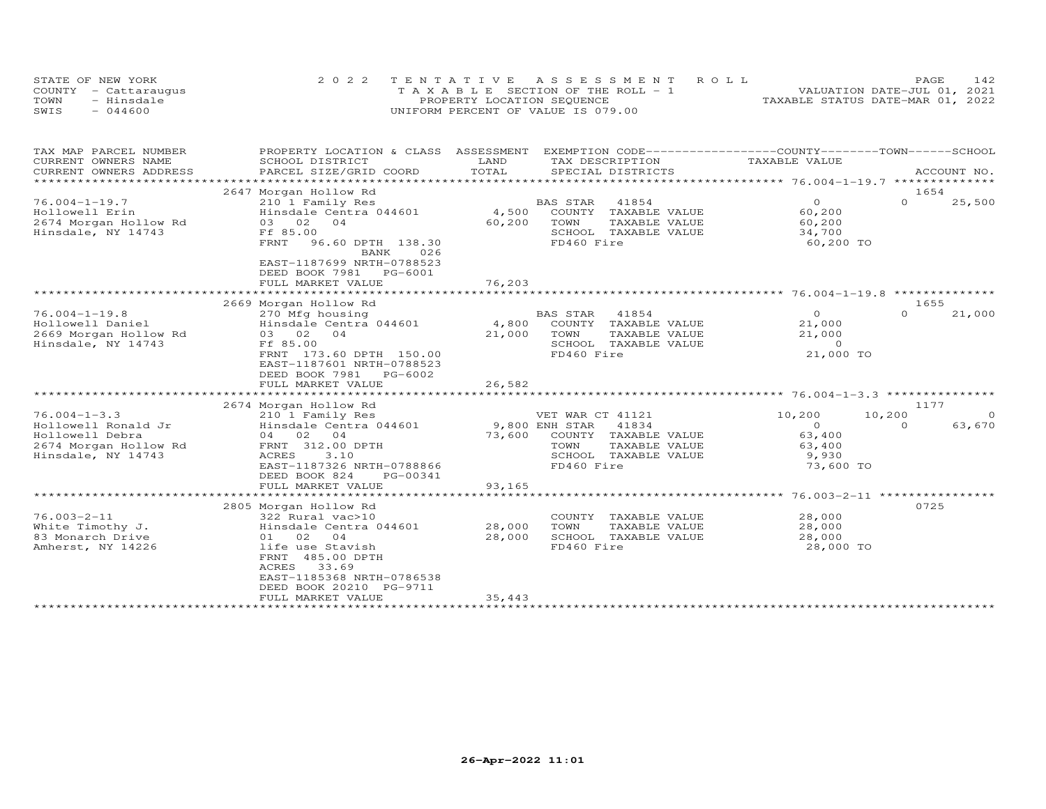STATE OF NEW YORK
COUNTY - Cattaraugus
TOWN - Hinsdale
SWIS - 044600

2022 TENTATIVE ASSESSMENT ROLL
TAXABLE SECTION OF THE ROLL - 1
PROPERTY LOCATION SEQUENCE
UNIFORM PERCENT OF VALUE IS 079.00

VALUATION DATE-JUL 01, 2021
TAXABLE STATUS DATE-MAR 01, 2022

| TAX MAP PARCEL NUMBER / CURRENT OWNERS NAME / CURRENT OWNERS ADDRESS | PROPERTY LOCATION & CLASS / SCHOOL DISTRICT / PARCEL SIZE/GRID COORD | ASSESSMENT LAND / TOTAL | EXEMPTION CODE / TAX DESCRIPTION / SPECIAL DISTRICTS | COUNTY TAXABLE VALUE | TOWN | SCHOOL / ACCOUNT NO. |
|---|---|---|---|---|---|---|
| | 2647 Morgan Hollow Rd | | | | | 1654 |
| 76.004-1-19.7 | 210 1 Family Res | | BAS STAR 41854 | 0 | 0 | 25,500 |
| Hollowell Erin | Hinsdale Centra 044601 | 4,500 | COUNTY TAXABLE VALUE | 60,200 | | |
| 2674 Morgan Hollow Rd | 03 02 04 | 60,200 | TOWN TAXABLE VALUE | 60,200 | | |
| Hinsdale, NY 14743 | Ff 85.00 | | SCHOOL TAXABLE VALUE | 34,700 | | |
| | FRNT 96.60 DPTH 138.30 BANK 026 | | FD460 Fire | 60,200 TO | | |
| | EAST-1187699 NRTH-0788523 | | | | | |
| | DEED BOOK 7981 PG-6001 | | | | | |
| | FULL MARKET VALUE | 76,203 | | | | |
| | 2669 Morgan Hollow Rd | | | | | 1655 |
| 76.004-1-19.8 | 270 Mfg housing | | BAS STAR 41854 | 0 | 0 | 21,000 |
| Hollowell Daniel | Hinsdale Centra 044601 | 4,800 | COUNTY TAXABLE VALUE | 21,000 | | |
| 2669 Morgan Hollow Rd | 03 02 04 | 21,000 | TOWN TAXABLE VALUE | 21,000 | | |
| Hinsdale, NY 14743 | Ff 85.00 | | SCHOOL TAXABLE VALUE | 0 | | |
| | FRNT 173.60 DPTH 150.00 | | FD460 Fire | 21,000 TO | | |
| | EAST-1187601 NRTH-0788523 | | | | | |
| | DEED BOOK 7981 PG-6002 | | | | | |
| | FULL MARKET VALUE | 26,582 | | | | |
| | 2674 Morgan Hollow Rd | | | | | 1177 |
| 76.004-1-3.3 | 210 1 Family Res | | VET WAR CT 41121 | 10,200 | 10,200 | 0 |
| Hollowell Ronald Jr | Hinsdale Centra 044601 | 9,800 | ENH STAR 41834 | 0 | 0 | 63,670 |
| Hollowell Debra | 04 02 04 | 73,600 | COUNTY TAXABLE VALUE | 63,400 | | |
| 2674 Morgan Hollow Rd | FRNT 312.00 DPTH | | TOWN TAXABLE VALUE | 63,400 | | |
| Hinsdale, NY 14743 | ACRES 3.10 | | SCHOOL TAXABLE VALUE | 9,930 | | |
| | EAST-1187326 NRTH-0788866 | | FD460 Fire | 73,600 TO | | |
| | DEED BOOK 824 PG-00341 | | | | | |
| | FULL MARKET VALUE | 93,165 | | | | |
| | 2805 Morgan Hollow Rd | | | | | 0725 |
| 76.003-2-11 | 322 Rural vac>10 | | COUNTY TAXABLE VALUE | 28,000 | | |
| White Timothy J. | Hinsdale Centra 044601 | 28,000 | TOWN TAXABLE VALUE | 28,000 | | |
| 83 Monarch Drive | 01 02 04 | 28,000 | SCHOOL TAXABLE VALUE | 28,000 | | |
| Amherst, NY 14226 | life use Stavish | | FD460 Fire | 28,000 TO | | |
| | FRNT 485.00 DPTH | | | | | |
| | ACRES 33.69 | | | | | |
| | EAST-1185368 NRTH-0786538 | | | | | |
| | DEED BOOK 20210 PG-9711 | | | | | |
| | FULL MARKET VALUE | 35,443 | | | | |

26-Apr-2022 11:01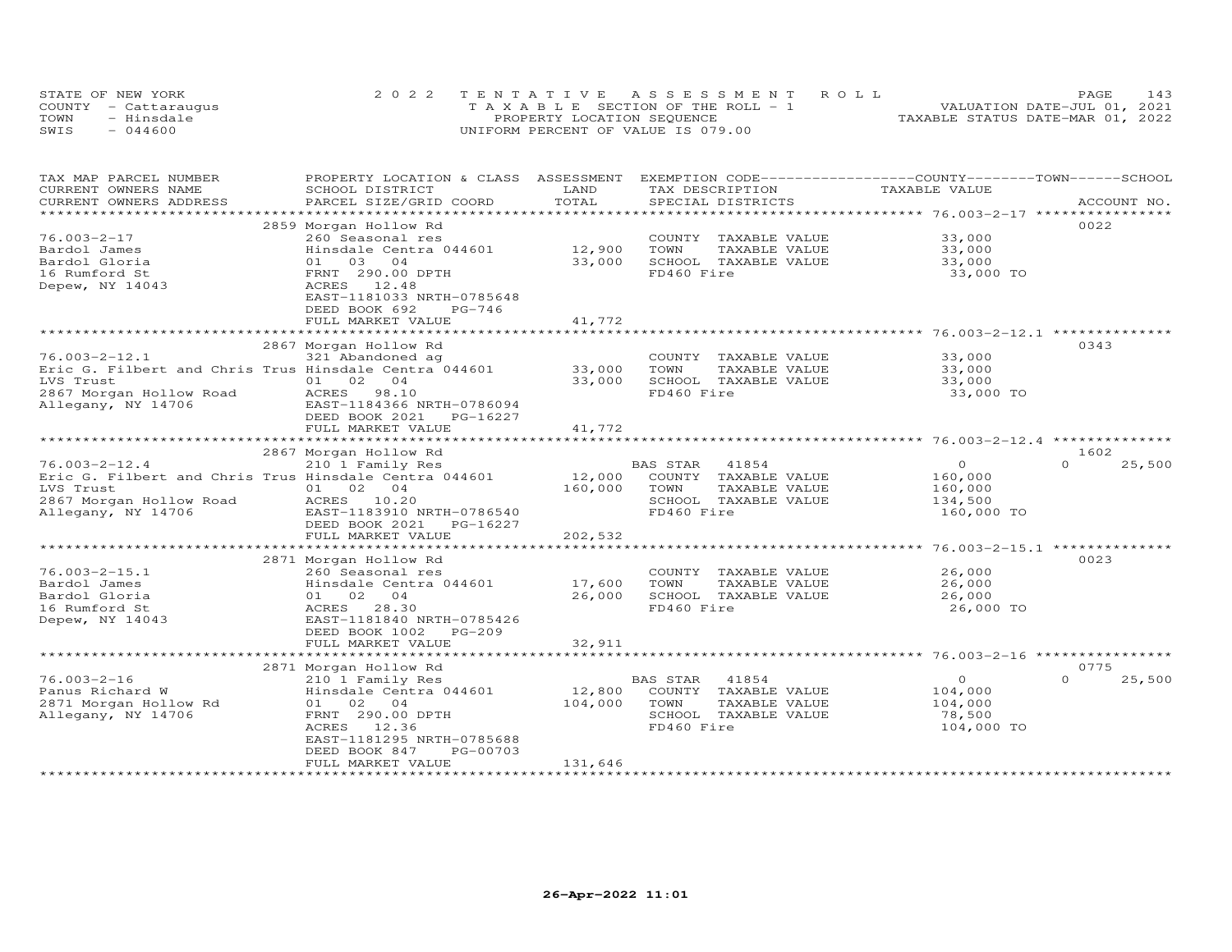STATE OF NEW YORK
COUNTY - Cattaraugus
TOWN - Hinsdale
SWIS - 044600

2022 TENTATIVE ASSESSMENT ROLL
TAXABLE SECTION OF THE ROLL - 1
PROPERTY LOCATION SEQUENCE
UNIFORM PERCENT OF VALUE IS 079.00

VALUATION DATE-JUL 01, 2021
TAXABLE STATUS DATE-MAR 01, 2022

| TAX MAP PARCEL NUMBER / CURRENT OWNERS NAME / CURRENT OWNERS ADDRESS | PROPERTY LOCATION & CLASS / SCHOOL DISTRICT / PARCEL SIZE/GRID COORD | ASSESSMENT LAND / TOTAL | EXEMPTION CODE / TAX DESCRIPTION / SPECIAL DISTRICTS | COUNTY / TOWN / SCHOOL TAXABLE VALUE | ACCOUNT NO. |
|---|---|---|---|---|---|
| **76.003-2-17** | 2859 Morgan Hollow Rd | | | | 0022 |
| 76.003-2-17 | 260 Seasonal res | | COUNTY TAXABLE VALUE | 33,000 | |
| Bardol James | Hinsdale Centra 044601 | 12,900 | TOWN TAXABLE VALUE | 33,000 | |
| Bardol Gloria | 01 03 04 | 33,000 | SCHOOL TAXABLE VALUE | 33,000 | |
| 16 Rumford St | FRNT 290.00 DPTH | | FD460 Fire | 33,000 TO | |
| Depew, NY 14043 | ACRES 12.48 | | | | |
| | EAST-1181033 NRTH-0785648 | | | | |
| | DEED BOOK 692 PG-746 | | | | |
| | FULL MARKET VALUE | 41,772 | | | |
| **76.003-2-12.1** | 2867 Morgan Hollow Rd | | | | 0343 |
| 76.003-2-12.1 | 321 Abandoned ag | | COUNTY TAXABLE VALUE | 33,000 | |
| Eric G. Filbert and Chris Trus | Hinsdale Centra 044601 | 33,000 | TOWN TAXABLE VALUE | 33,000 | |
| LVS Trust | 01 02 04 | 33,000 | SCHOOL TAXABLE VALUE | 33,000 | |
| 2867 Morgan Hollow Road | ACRES 98.10 | | FD460 Fire | 33,000 TO | |
| Allegany, NY 14706 | EAST-1184366 NRTH-0786094 | | | | |
| | DEED BOOK 2021 PG-16227 | | | | |
| | FULL MARKET VALUE | 41,772 | | | |
| **76.003-2-12.4** | 2867 Morgan Hollow Rd | | | | 1602 |
| 76.003-2-12.4 | 210 1 Family Res | | BAS STAR 41854 | 0 / 0 / 25,500 | |
| Eric G. Filbert and Chris Trus | Hinsdale Centra 044601 | 12,000 | COUNTY TAXABLE VALUE | 160,000 | |
| LVS Trust | 01 02 04 | 160,000 | TOWN TAXABLE VALUE | 160,000 | |
| 2867 Morgan Hollow Road | ACRES 10.20 | | SCHOOL TAXABLE VALUE | 134,500 | |
| Allegany, NY 14706 | EAST-1183910 NRTH-0786540 | | FD460 Fire | 160,000 TO | |
| | DEED BOOK 2021 PG-16227 | | | | |
| | FULL MARKET VALUE | 202,532 | | | |
| **76.003-2-15.1** | 2871 Morgan Hollow Rd | | | | 0023 |
| 76.003-2-15.1 | 260 Seasonal res | | COUNTY TAXABLE VALUE | 26,000 | |
| Bardol James | Hinsdale Centra 044601 | 17,600 | TOWN TAXABLE VALUE | 26,000 | |
| Bardol Gloria | 01 02 04 | 26,000 | SCHOOL TAXABLE VALUE | 26,000 | |
| 16 Rumford St | ACRES 28.30 | | FD460 Fire | 26,000 TO | |
| Depew, NY 14043 | EAST-1181840 NRTH-0785426 | | | | |
| | DEED BOOK 1002 PG-209 | | | | |
| | FULL MARKET VALUE | 32,911 | | | |
| **76.003-2-16** | 2871 Morgan Hollow Rd | | | | 0775 |
| 76.003-2-16 | 210 1 Family Res | | BAS STAR 41854 | 0 / 0 / 25,500 | |
| Panus Richard W | Hinsdale Centra 044601 | 12,800 | COUNTY TAXABLE VALUE | 104,000 | |
| 2871 Morgan Hollow Rd | 01 02 04 | 104,000 | TOWN TAXABLE VALUE | 104,000 | |
| Allegany, NY 14706 | FRNT 290.00 DPTH | | SCHOOL TAXABLE VALUE | 78,500 | |
| | ACRES 12.36 | | FD460 Fire | 104,000 TO | |
| | EAST-1181295 NRTH-0785688 | | | | |
| | DEED BOOK 847 PG-00703 | | | | |
| | FULL MARKET VALUE | 131,646 | | | |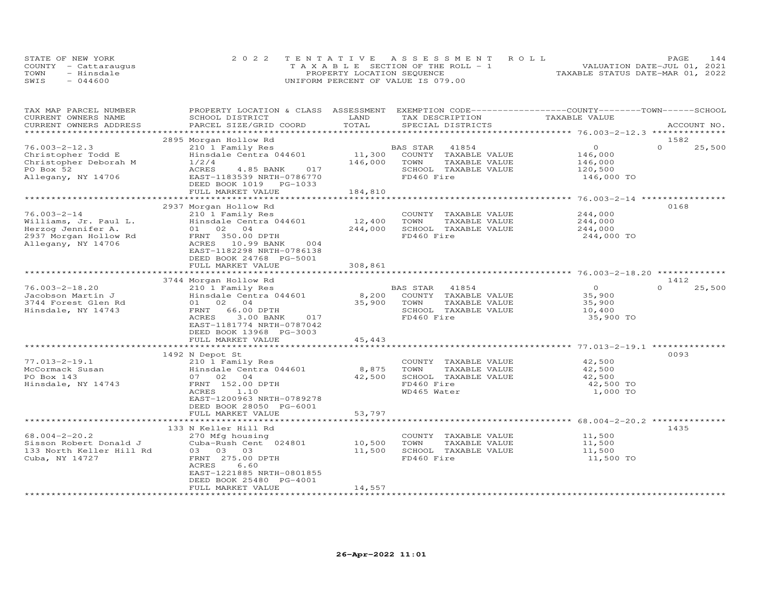STATE OF NEW YORK
COUNTY - Cattaraugus
TOWN - Hinsdale
SWIS - 044600

2 0 2 2 T E N T A T I V E A S S E S S M E N T R O L L
T A X A B L E SECTION OF THE ROLL - 1
PROPERTY LOCATION SEQUENCE
UNIFORM PERCENT OF VALUE IS 079.00

VALUATION DATE-JUL 01, 2021
TAXABLE STATUS DATE-MAR 01, 2022

| TAX MAP PARCEL NUMBER / CURRENT OWNERS NAME / CURRENT OWNERS ADDRESS | PROPERTY LOCATION & CLASS / SCHOOL DISTRICT / PARCEL SIZE/GRID COORD | ASSESSMENT LAND / TOTAL | EXEMPTION CODE / TAX DESCRIPTION / SPECIAL DISTRICTS | COUNTY TAXABLE VALUE | TOWN | SCHOOL | ACCOUNT NO. |
|---|---|---|---|---|---|---|---|
| **76.003-2-12.3** | 2895 Morgan Hollow Rd | | | | | | 1582 |
| 76.003-2-12.3 | 210 1 Family Res | | BAS STAR 41854 | 0 | 0 | 25,500 | |
| Christopher Todd E | Hinsdale Centra 044601 | 11,300 | COUNTY TAXABLE VALUE | 146,000 | | | |
| Christopher Deborah M | 1/2/4 | 146,000 | TOWN TAXABLE VALUE | 146,000 | | | |
| PO Box 52 | ACRES 4.85 BANK 017 | | SCHOOL TAXABLE VALUE | 120,500 | | | |
| Allegany, NY 14706 | EAST-1183539 NRTH-0786770 | | FD460 Fire | 146,000 TO | | | |
| | DEED BOOK 1019 PG-1033 | | | | | | |
| | FULL MARKET VALUE | 184,810 | | | | | |
| **76.003-2-14** | 2937 Morgan Hollow Rd | | | | | | 0168 |
| 76.003-2-14 | 210 1 Family Res | | COUNTY TAXABLE VALUE | 244,000 | | | |
| Williams, Jr. Paul L. | Hinsdale Centra 044601 | 12,400 | TOWN TAXABLE VALUE | 244,000 | | | |
| Herzog Jennifer A. | 01 02 04 | 244,000 | SCHOOL TAXABLE VALUE | 244,000 | | | |
| 2937 Morgan Hollow Rd | FRNT 350.00 DPTH | | FD460 Fire | 244,000 TO | | | |
| Allegany, NY 14706 | ACRES 10.99 BANK 004 | | | | | | |
| | EAST-1182298 NRTH-0786138 | | | | | | |
| | DEED BOOK 24768 PG-5001 | | | | | | |
| | FULL MARKET VALUE | 308,861 | | | | | |
| **76.003-2-18.20** | 3744 Morgan Hollow Rd | | | | | | 1412 |
| 76.003-2-18.20 | 210 1 Family Res | | BAS STAR 41854 | 0 | 0 | 25,500 | |
| Jacobson Martin J | Hinsdale Centra 044601 | 8,200 | COUNTY TAXABLE VALUE | 35,900 | | | |
| 3744 Forest Glen Rd | 01 02 04 | 35,900 | TOWN TAXABLE VALUE | 35,900 | | | |
| Hinsdale, NY 14743 | FRNT 66.00 DPTH | | SCHOOL TAXABLE VALUE | 10,400 | | | |
| | ACRES 3.00 BANK 017 | | FD460 Fire | 35,900 TO | | | |
| | EAST-1181774 NRTH-0787042 | | | | | | |
| | DEED BOOK 13968 PG-3003 | | | | | | |
| | FULL MARKET VALUE | 45,443 | | | | | |
| **77.013-2-19.1** | 1492 N Depot St | | | | | | 0093 |
| 77.013-2-19.1 | 210 1 Family Res | | COUNTY TAXABLE VALUE | 42,500 | | | |
| McCormack Susan | Hinsdale Centra 044601 | 8,875 | TOWN TAXABLE VALUE | 42,500 | | | |
| PO Box 143 | 07 02 04 | 42,500 | SCHOOL TAXABLE VALUE | 42,500 | | | |
| Hinsdale, NY 14743 | FRNT 152.00 DPTH | | FD460 Fire | 42,500 TO | | | |
| | ACRES 1.10 | | WD465 Water | 1,000 TO | | | |
| | EAST-1200963 NRTH-0789278 | | | | | | |
| | DEED BOOK 28050 PG-6001 | | | | | | |
| | FULL MARKET VALUE | 53,797 | | | | | |
| **68.004-2-20.2** | 133 N Keller Hill Rd | | | | | | 1435 |
| 68.004-2-20.2 | 270 Mfg housing | | COUNTY TAXABLE VALUE | 11,500 | | | |
| Sisson Robert Donald J | Cuba-Rush Cent 024801 | 10,500 | TOWN TAXABLE VALUE | 11,500 | | | |
| 133 North Keller Hill Rd | 03 03 03 | 11,500 | SCHOOL TAXABLE VALUE | 11,500 | | | |
| Cuba, NY 14727 | FRNT 275.00 DPTH | | FD460 Fire | 11,500 TO | | | |
| | ACRES 6.60 | | | | | | |
| | EAST-1221885 NRTH-0801855 | | | | | | |
| | DEED BOOK 25480 PG-4001 | | | | | | |
| | FULL MARKET VALUE | 14,557 | | | | | |

26-Apr-2022 11:01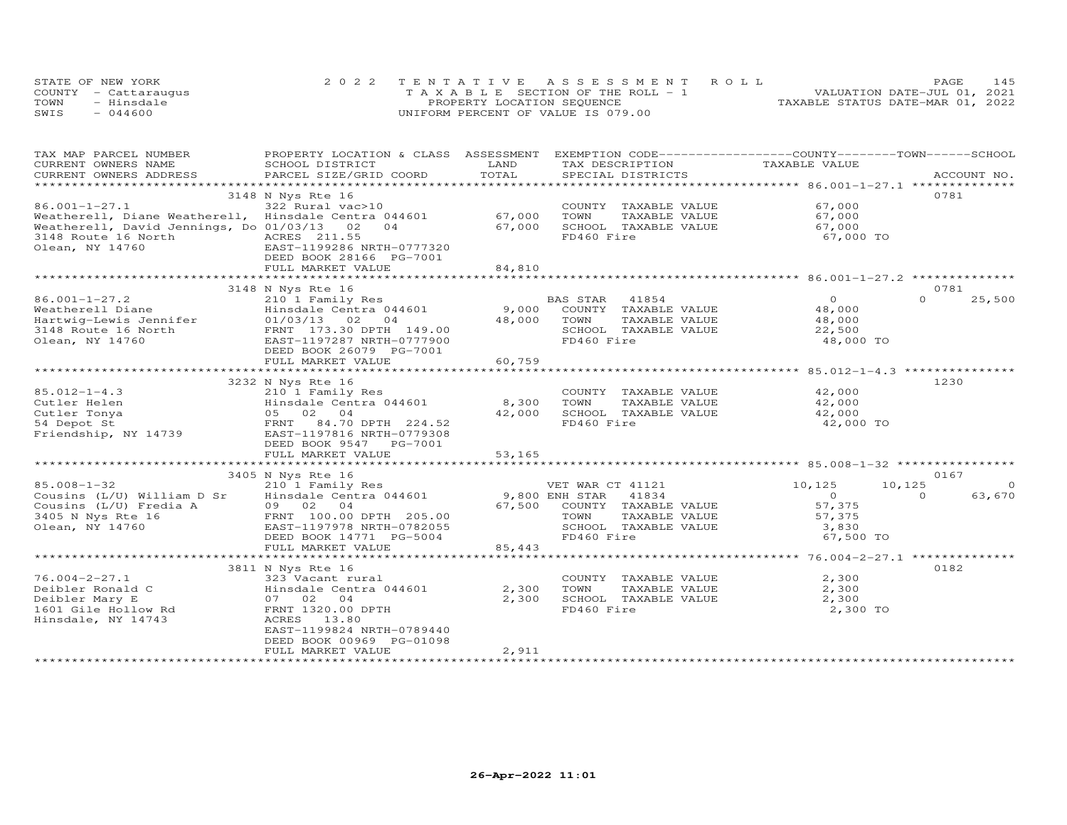STATE OF NEW YORK
COUNTY - Cattaraugus
TOWN - Hinsdale
SWIS - 044600

2022 TENTATIVE ASSESSMENT ROLL
TAXABLE SECTION OF THE ROLL - 1
PROPERTY LOCATION SEQUENCE
UNIFORM PERCENT OF VALUE IS 079.00

VALUATION DATE-JUL 01, 2021
TAXABLE STATUS DATE-MAR 01, 2022

| TAX MAP PARCEL NUMBER / CURRENT OWNERS NAME / CURRENT OWNERS ADDRESS | PROPERTY LOCATION & CLASS / SCHOOL DISTRICT / PARCEL SIZE/GRID COORD | ASSESSMENT LAND / TOTAL | EXEMPTION CODE / TAX DESCRIPTION / SPECIAL DISTRICTS | COUNTY | TOWN | SCHOOL | ACCOUNT NO. |
|---|---|---|---|---|---|---|---|
| **86.001-1-27.1** | 3148 N Nys Rte 16 | | | | | | 0781 |
| 86.001-1-27.1 | 322 Rural vac>10 | | COUNTY TAXABLE VALUE | 67,000 | | | |
| Weatherell, Diane Weatherell, | Hinsdale Centra 044601 | 67,000 | TOWN TAXABLE VALUE | | 67,000 | | |
| Weatherell, David Jennings, Do | 01/03/13 02 04 | 67,000 | SCHOOL TAXABLE VALUE | | | 67,000 | |
| 3148 Route 16 North | ACRES 211.55 | | FD460 Fire | 67,000 TO | | | |
| Olean, NY 14760 | EAST-1199286 NRTH-0777320 | | | | | | |
| | DEED BOOK 28166 PG-7001 | | | | | | |
| | FULL MARKET VALUE | 84,810 | | | | | |
| **86.001-1-27.2** | 3148 N Nys Rte 16 | | | | | | 0781 |
| 86.001-1-27.2 | 210 1 Family Res | | BAS STAR 41854 | 0 | 0 | 25,500 | |
| Weatherell Diane | Hinsdale Centra 044601 | 9,000 | COUNTY TAXABLE VALUE | 48,000 | | | |
| Hartwig-Lewis Jennifer | 01/03/13 02 04 | 48,000 | TOWN TAXABLE VALUE | | 48,000 | | |
| 3148 Route 16 North | FRNT 173.30 DPTH 149.00 | | SCHOOL TAXABLE VALUE | | | 22,500 | |
| Olean, NY 14760 | EAST-1197287 NRTH-0777900 | | FD460 Fire | 48,000 TO | | | |
| | DEED BOOK 26079 PG-7001 | | | | | | |
| | FULL MARKET VALUE | 60,759 | | | | | |
| **85.012-1-4.3** | 3232 N Nys Rte 16 | | | | | | 1230 |
| 85.012-1-4.3 | 210 1 Family Res | | COUNTY TAXABLE VALUE | 42,000 | | | |
| Cutler Helen | Hinsdale Centra 044601 | 8,300 | TOWN TAXABLE VALUE | | 42,000 | | |
| Cutler Tonya | 05 02 04 | 42,000 | SCHOOL TAXABLE VALUE | | | 42,000 | |
| 54 Depot St | FRNT 84.70 DPTH 224.52 | | FD460 Fire | 42,000 TO | | | |
| Friendship, NY 14739 | EAST-1197816 NRTH-0779308 | | | | | | |
| | DEED BOOK 9547 PG-7001 | | | | | | |
| | FULL MARKET VALUE | 53,165 | | | | | |
| **85.008-1-32** | 3405 N Nys Rte 16 | | | | | | 0167 |
| 85.008-1-32 | 210 1 Family Res | | VET WAR CT 41121 | 10,125 | 10,125 | 0 | |
| Cousins (L/U) William D Sr | Hinsdale Centra 044601 | 9,800 | ENH STAR 41834 | 0 | 0 | 63,670 | |
| Cousins (L/U) Fredia A | 09 02 04 | 67,500 | COUNTY TAXABLE VALUE | 57,375 | | | |
| 3405 N Nys Rte 16 | FRNT 100.00 DPTH 205.00 | | TOWN TAXABLE VALUE | | 57,375 | | |
| Olean, NY 14760 | EAST-1197978 NRTH-0782055 | | SCHOOL TAXABLE VALUE | | | 3,830 | |
| | DEED BOOK 14771 PG-5004 | | FD460 Fire | 67,500 TO | | | |
| | FULL MARKET VALUE | 85,443 | | | | | |
| **76.004-2-27.1** | 3811 N Nys Rte 16 | | | | | | 0182 |
| 76.004-2-27.1 | 323 Vacant rural | | COUNTY TAXABLE VALUE | 2,300 | | | |
| Deibler Ronald C | Hinsdale Centra 044601 | 2,300 | TOWN TAXABLE VALUE | | 2,300 | | |
| Deibler Mary E | 07 02 04 | 2,300 | SCHOOL TAXABLE VALUE | | | 2,300 | |
| 1601 Gile Hollow Rd | FRNT 1320.00 DPTH | | FD460 Fire | 2,300 TO | | | |
| Hinsdale, NY 14743 | ACRES 13.80 | | | | | | |
| | EAST-1199824 NRTH-0789440 | | | | | | |
| | DEED BOOK 00969 PG-01098 | | | | | | |
| | FULL MARKET VALUE | 2,911 | | | | | |

26-Apr-2022 11:01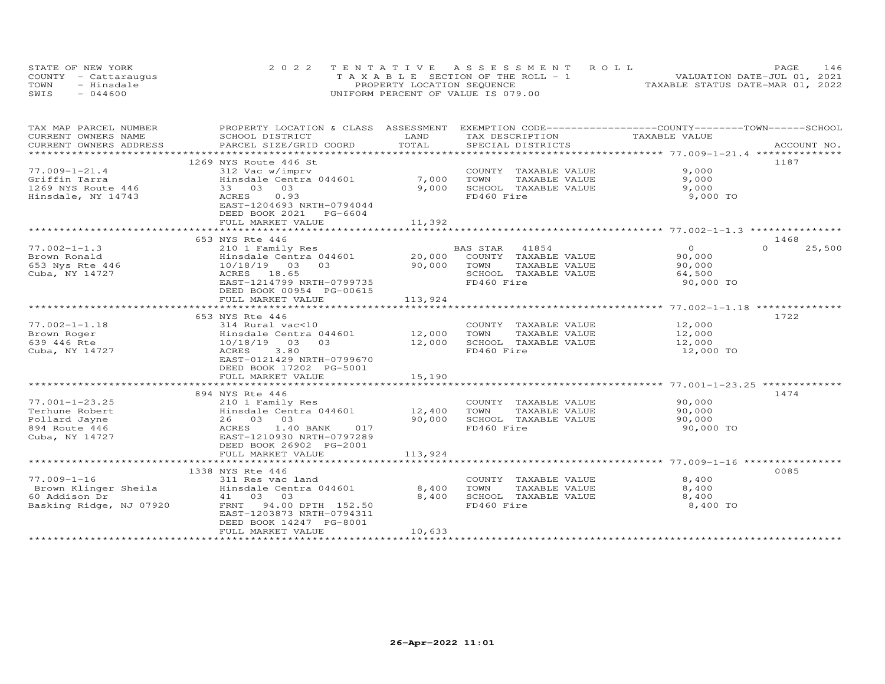STATE OF NEW YORK
COUNTY - Cattaraugus
TOWN - Hinsdale
SWIS - 044600

2 0 2 2 T E N T A T I V E A S S E S S M E N T R O L L
T A X A B L E SECTION OF THE ROLL - 1
PROPERTY LOCATION SEQUENCE
UNIFORM PERCENT OF VALUE IS 079.00

VALUATION DATE-JUL 01, 2021
TAXABLE STATUS DATE-MAR 01, 2022

| TAX MAP PARCEL NUMBER / CURRENT OWNERS NAME / CURRENT OWNERS ADDRESS | PROPERTY LOCATION & CLASS / SCHOOL DISTRICT / PARCEL SIZE/GRID COORD | ASSESSMENT LAND / TOTAL | EXEMPTION CODE / TAX DESCRIPTION / SPECIAL DISTRICTS | COUNTY / TOWN / SCHOOL TAXABLE VALUE | ACCOUNT NO. |
|---|---|---|---|---|---|
| **77.009-1-21.4** | 1269 NYS Route 446 St | | | | 1187 |
| Griffin Tarra | 312 Vac w/imprv | | COUNTY TAXABLE VALUE | 9,000 | |
| 1269 NYS Route 446 | Hinsdale Centra 044601 | 7,000 | TOWN TAXABLE VALUE | 9,000 | |
| Hinsdale, NY 14743 | 33 03 03 | 9,000 | SCHOOL TAXABLE VALUE | 9,000 | |
| | ACRES 0.93 | | FD460 Fire | 9,000 TO | |
| | EAST-1204693 NRTH-0794044 | | | | |
| | DEED BOOK 2021 PG-6604 | | | | |
| | FULL MARKET VALUE | 11,392 | | | |
| **77.002-1-1.3** | 653 NYS Rte 446 | | | | 1468 |
| Brown Ronald | 210 1 Family Res | | BAS STAR 41854 | 0 / 0 / 25,500 | |
| 653 Nys Rte 446 | Hinsdale Centra 044601 | 20,000 | COUNTY TAXABLE VALUE | 90,000 | |
| Cuba, NY 14727 | 10/18/19 03 03 | 90,000 | TOWN TAXABLE VALUE | 90,000 | |
| | ACRES 18.65 | | SCHOOL TAXABLE VALUE | 64,500 | |
| | EAST-1214799 NRTH-0799735 | | FD460 Fire | 90,000 TO | |
| | DEED BOOK 00954 PG-00615 | | | | |
| | FULL MARKET VALUE | 113,924 | | | |
| **77.002-1-1.18** | 653 NYS Rte 446 | | | | 1722 |
| Brown Roger | 314 Rural vac<10 | | COUNTY TAXABLE VALUE | 12,000 | |
| 639 446 Rte | Hinsdale Centra 044601 | 12,000 | TOWN TAXABLE VALUE | 12,000 | |
| Cuba, NY 14727 | 10/18/19 03 03 | 12,000 | SCHOOL TAXABLE VALUE | 12,000 | |
| | ACRES 3.80 | | FD460 Fire | 12,000 TO | |
| | EAST-0121429 NRTH-0799670 | | | | |
| | DEED BOOK 17202 PG-5001 | | | | |
| | FULL MARKET VALUE | 15,190 | | | |
| **77.001-1-23.25** | 894 NYS Rte 446 | | | | 1474 |
| Terhune Robert | 210 1 Family Res | | COUNTY TAXABLE VALUE | 90,000 | |
| Pollard Jayne | Hinsdale Centra 044601 | 12,400 | TOWN TAXABLE VALUE | 90,000 | |
| 894 Route 446 | 26 03 03 | 90,000 | SCHOOL TAXABLE VALUE | 90,000 | |
| Cuba, NY 14727 | ACRES 1.40 BANK 017 | | FD460 Fire | 90,000 TO | |
| | EAST-1210930 NRTH-0797289 | | | | |
| | DEED BOOK 26902 PG-2001 | | | | |
| | FULL MARKET VALUE | 113,924 | | | |
| **77.009-1-16** | 1338 NYS Rte 446 | | | | 0085 |
| Brown Klinger Sheila | 311 Res vac land | | COUNTY TAXABLE VALUE | 8,400 | |
| 60 Addison Dr | Hinsdale Centra 044601 | 8,400 | TOWN TAXABLE VALUE | 8,400 | |
| Basking Ridge, NJ 07920 | 41 03 03 | 8,400 | SCHOOL TAXABLE VALUE | 8,400 | |
| | FRNT 94.00 DPTH 152.50 | | FD460 Fire | 8,400 TO | |
| | EAST-1203873 NRTH-0794311 | | | | |
| | DEED BOOK 14247 PG-8001 | | | | |
| | FULL MARKET VALUE | 10,633 | | | |

26-Apr-2022 11:01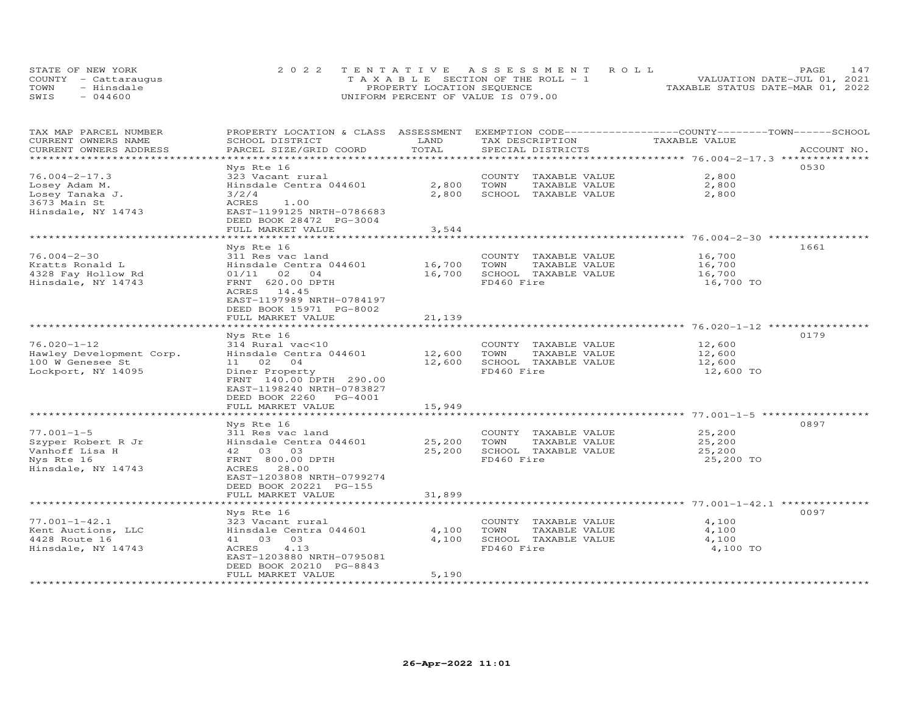STATE OF NEW YORK
COUNTY - Cattaraugus
TOWN - Hinsdale
SWIS - 044600

2022 TENTATIVE ASSESSMENT ROLL
TAXABLE SECTION OF THE ROLL - 1
PROPERTY LOCATION SEQUENCE
UNIFORM PERCENT OF VALUE IS 079.00

VALUATION DATE-JUL 01, 2021
TAXABLE STATUS DATE-MAR 01, 2022

| TAX MAP PARCEL NUMBER / CURRENT OWNERS NAME / CURRENT OWNERS ADDRESS | PROPERTY LOCATION & CLASS / SCHOOL DISTRICT / PARCEL SIZE/GRID COORD | ASSESSMENT LAND | TOTAL | EXEMPTION CODE / TAX DESCRIPTION / SPECIAL DISTRICTS | COUNTY--------TOWN------SCHOOL TAXABLE VALUE | ACCOUNT NO. |
|---|---|---|---|---|---|---|
| 76.004-2-17.3 | Nys Rte 16 | | | | | 0530 |
| 76.004-2-17.3 | 323 Vacant rural | | | COUNTY TAXABLE VALUE | 2,800 | |
| Losey Adam M. | Hinsdale Centra 044601 | 2,800 | | TOWN TAXABLE VALUE | 2,800 | |
| Losey Tanaka J. | 3/2/4 | | 2,800 | SCHOOL TAXABLE VALUE | 2,800 | |
| 3673 Main St | ACRES 1.00 | | | | | |
| Hinsdale, NY 14743 | EAST-1199125 NRTH-0786683 | | | | | |
| | DEED BOOK 28472 PG-3004 | | | | | |
| | FULL MARKET VALUE | | 3,544 | | | |
| 76.004-2-30 | Nys Rte 16 | | | | | 1661 |
| 76.004-2-30 | 311 Res vac land | | | COUNTY TAXABLE VALUE | 16,700 | |
| Kratts Ronald L | Hinsdale Centra 044601 | 16,700 | | TOWN TAXABLE VALUE | 16,700 | |
| 4328 Fay Hollow Rd | 01/11 02 04 | | 16,700 | SCHOOL TAXABLE VALUE | 16,700 | |
| Hinsdale, NY 14743 | FRNT 620.00 DPTH | | | FD460 Fire | 16,700 TO | |
| | ACRES 14.45 | | | | | |
| | EAST-1197989 NRTH-0784197 | | | | | |
| | DEED BOOK 15971 PG-8002 | | | | | |
| | FULL MARKET VALUE | | 21,139 | | | |
| 76.020-1-12 | Nys Rte 16 | | | | | 0179 |
| 76.020-1-12 | 314 Rural vac<10 | | | COUNTY TAXABLE VALUE | 12,600 | |
| Hawley Development Corp. | Hinsdale Centra 044601 | 12,600 | | TOWN TAXABLE VALUE | 12,600 | |
| 100 W Genesee St | 11 02 04 | | 12,600 | SCHOOL TAXABLE VALUE | 12,600 | |
| Lockport, NY 14095 | Diner Property | | | FD460 Fire | 12,600 TO | |
| | FRNT 140.00 DPTH 290.00 | | | | | |
| | EAST-1198240 NRTH-0783827 | | | | | |
| | DEED BOOK 2260 PG-4001 | | | | | |
| | FULL MARKET VALUE | | 15,949 | | | |
| 77.001-1-5 | Nys Rte 16 | | | | | 0897 |
| 77.001-1-5 | 311 Res vac land | | | COUNTY TAXABLE VALUE | 25,200 | |
| Szyper Robert R Jr | Hinsdale Centra 044601 | 25,200 | | TOWN TAXABLE VALUE | 25,200 | |
| Vanhoff Lisa H | 42 03 03 | | 25,200 | SCHOOL TAXABLE VALUE | 25,200 | |
| Nys Rte 16 | FRNT 800.00 DPTH | | | FD460 Fire | 25,200 TO | |
| Hinsdale, NY 14743 | ACRES 28.00 | | | | | |
| | EAST-1203808 NRTH-0799274 | | | | | |
| | DEED BOOK 20221 PG-155 | | | | | |
| | FULL MARKET VALUE | | 31,899 | | | |
| 77.001-1-42.1 | Nys Rte 16 | | | | | 0097 |
| 77.001-1-42.1 | 323 Vacant rural | | | COUNTY TAXABLE VALUE | 4,100 | |
| Kent Auctions, LLC | Hinsdale Centra 044601 | 4,100 | | TOWN TAXABLE VALUE | 4,100 | |
| 4428 Route 16 | 41 03 03 | | 4,100 | SCHOOL TAXABLE VALUE | 4,100 | |
| Hinsdale, NY 14743 | ACRES 4.13 | | | FD460 Fire | 4,100 TO | |
| | EAST-1203880 NRTH-0795081 | | | | | |
| | DEED BOOK 20210 PG-8843 | | | | | |
| | FULL MARKET VALUE | | 5,190 | | | |

26-Apr-2022 11:01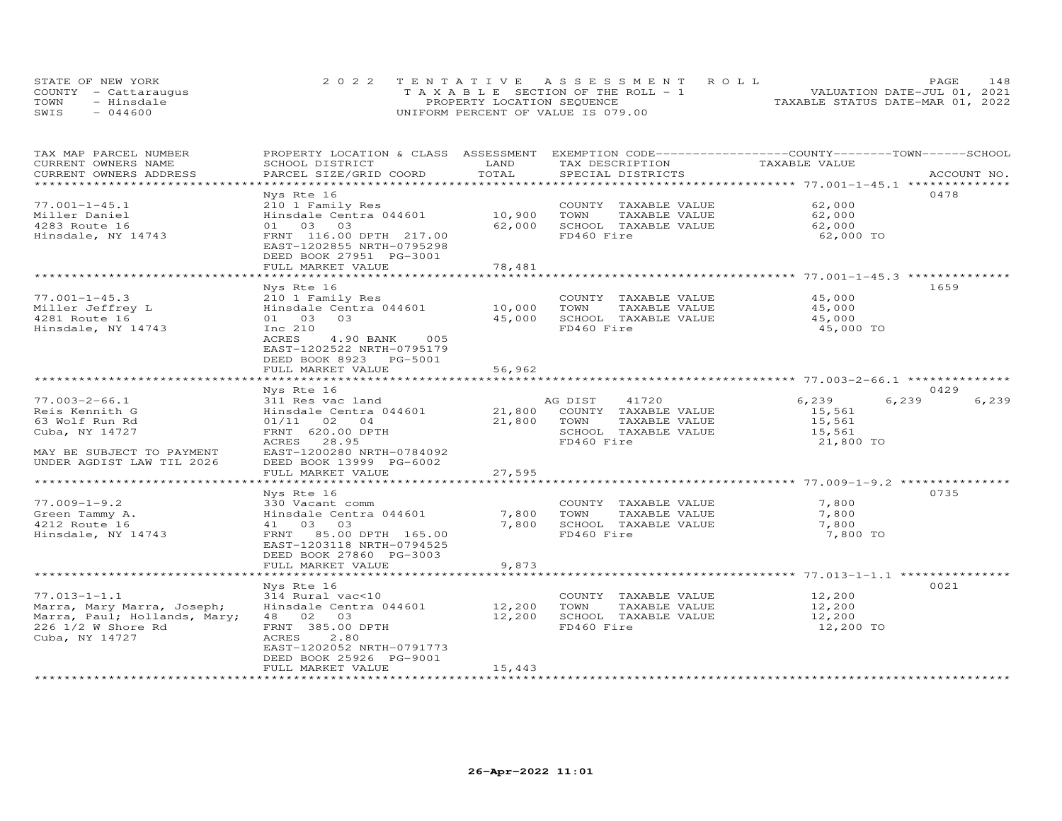STATE OF NEW YORK
COUNTY - Cattaraugus
TOWN - Hinsdale
SWIS - 044600

2022 TENTATIVE ASSESSMENT ROLL
TAXABLE SECTION OF THE ROLL - 1
PROPERTY LOCATION SEQUENCE
UNIFORM PERCENT OF VALUE IS 079.00

VALUATION DATE-JUL 01, 2021
TAXABLE STATUS DATE-MAR 01, 2022

| TAX MAP PARCEL NUMBER / CURRENT OWNERS NAME / CURRENT OWNERS ADDRESS | PROPERTY LOCATION & CLASS / SCHOOL DISTRICT / PARCEL SIZE/GRID COORD | ASSESSMENT LAND / TOTAL | EXEMPTION CODE / TAX DESCRIPTION / SPECIAL DISTRICTS | COUNTY TAXABLE VALUE | TOWN | SCHOOL | ACCOUNT NO. |
|---|---|---|---|---|---|---|---|
| 77.001-1-45.1 | Nys Rte 16 | | | | | | 0478 |
| Miller Daniel | 210 1 Family Res | | COUNTY TAXABLE VALUE | 62,000 | | | |
| 4283 Route 16 | Hinsdale Centra 044601 | 10,900 | TOWN TAXABLE VALUE | 62,000 | | | |
| Hinsdale, NY 14743 | 01 03 03 | 62,000 | SCHOOL TAXABLE VALUE | 62,000 | | | |
| | FRNT 116.00 DPTH 217.00 | | FD460 Fire | 62,000 TO | | | |
| | EAST-1202855 NRTH-0795298 | | | | | | |
| | DEED BOOK 27951 PG-3001 | | | | | | |
| | FULL MARKET VALUE | 78,481 | | | | | |
| 77.001-1-45.3 | Nys Rte 16 | | | | | | 1659 |
| Miller Jeffrey L | 210 1 Family Res | | COUNTY TAXABLE VALUE | 45,000 | | | |
| 4281 Route 16 | Hinsdale Centra 044601 | 10,000 | TOWN TAXABLE VALUE | 45,000 | | | |
| Hinsdale, NY 14743 | 01 03 03 | 45,000 | SCHOOL TAXABLE VALUE | 45,000 | | | |
| | Inc 210 | | FD460 Fire | 45,000 TO | | | |
| | ACRES 4.90 BANK 005 | | | | | | |
| | EAST-1202522 NRTH-0795179 | | | | | | |
| | DEED BOOK 8923 PG-5001 | | | | | | |
| | FULL MARKET VALUE | 56,962 | | | | | |
| 77.003-2-66.1 | Nys Rte 16 | | | | | | 0429 |
| Reis Kennith G | 311 Res vac land | | AG DIST 41720 | 6,239 | 6,239 | 6,239 | |
| 63 Wolf Run Rd | Hinsdale Centra 044601 | 21,800 | COUNTY TAXABLE VALUE | 15,561 | | | |
| Cuba, NY 14727 | 01/11 02 04 | 21,800 | TOWN TAXABLE VALUE | 15,561 | | | |
| | FRNT 620.00 DPTH | | SCHOOL TAXABLE VALUE | 15,561 | | | |
| | ACRES 28.95 | | FD460 Fire | 21,800 TO | | | |
| MAY BE SUBJECT TO PAYMENT | EAST-1200280 NRTH-0784092 | | | | | | |
| UNDER AGDIST LAW TIL 2026 | DEED BOOK 13999 PG-6002 | | | | | | |
| | FULL MARKET VALUE | 27,595 | | | | | |
| 77.009-1-9.2 | Nys Rte 16 | | | | | | 0735 |
| Green Tammy A. | 330 Vacant comm | | COUNTY TAXABLE VALUE | 7,800 | | | |
| 4212 Route 16 | Hinsdale Centra 044601 | 7,800 | TOWN TAXABLE VALUE | 7,800 | | | |
| Hinsdale, NY 14743 | 41 03 03 | 7,800 | SCHOOL TAXABLE VALUE | 7,800 | | | |
| | FRNT 85.00 DPTH 165.00 | | FD460 Fire | 7,800 TO | | | |
| | EAST-1203118 NRTH-0794525 | | | | | | |
| | DEED BOOK 27860 PG-3003 | | | | | | |
| | FULL MARKET VALUE | 9,873 | | | | | |
| 77.013-1-1.1 | Nys Rte 16 | | | | | | 0021 |
| Marra, Mary Marra, Joseph; | 314 Rural vac<10 | | COUNTY TAXABLE VALUE | 12,200 | | | |
| Marra, Paul; Hollands, Mary; | Hinsdale Centra 044601 | 12,200 | TOWN TAXABLE VALUE | 12,200 | | | |
| 226 1/2 W Shore Rd | 48 02 03 | 12,200 | SCHOOL TAXABLE VALUE | 12,200 | | | |
| Cuba, NY 14727 | FRNT 385.00 DPTH | | FD460 Fire | 12,200 TO | | | |
| | ACRES 2.80 | | | | | | |
| | EAST-1202052 NRTH-0791773 | | | | | | |
| | DEED BOOK 25926 PG-9001 | | | | | | |
| | FULL MARKET VALUE | 15,443 | | | | | |

26-Apr-2022 11:01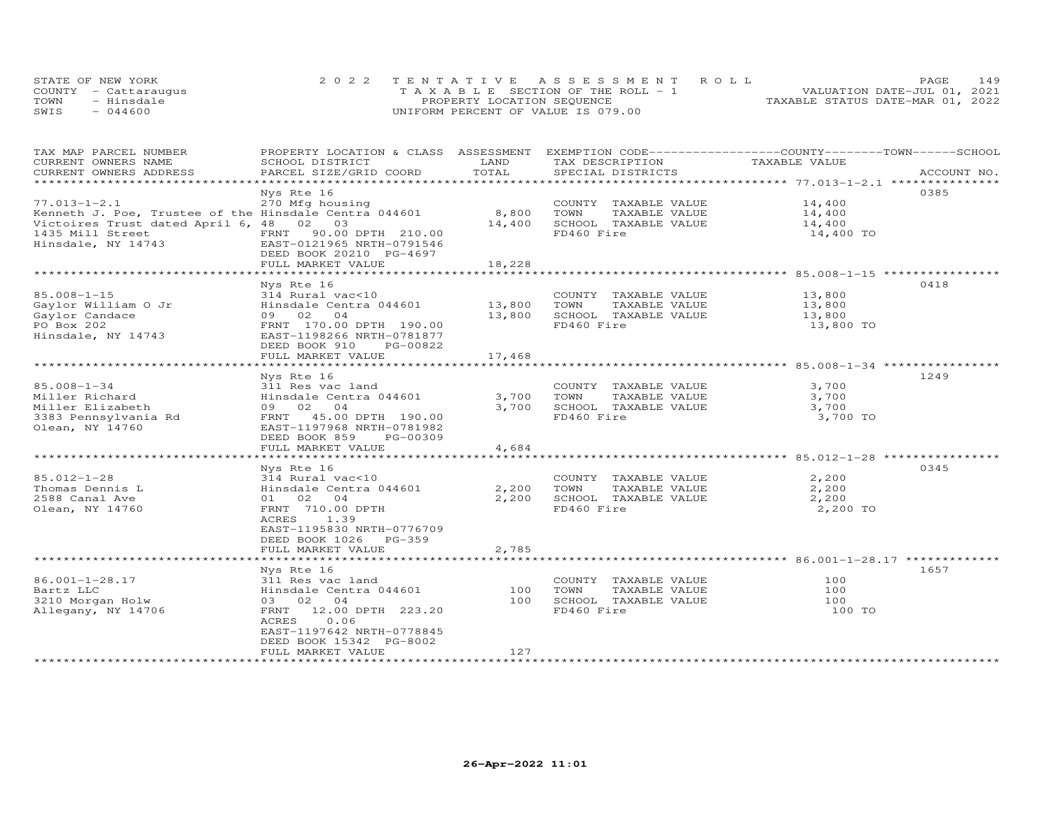STATE OF NEW YORK
COUNTY - Cattaraugus
TOWN - Hinsdale
SWIS - 044600

2022 TENTATIVE ASSESSMENT ROLL
TAXABLE SECTION OF THE ROLL - 1
PROPERTY LOCATION SEQUENCE
UNIFORM PERCENT OF VALUE IS 079.00

VALUATION DATE-JUL 01, 2021
TAXABLE STATUS DATE-MAR 01, 2022

| TAX MAP PARCEL NUMBER / CURRENT OWNERS NAME / CURRENT OWNERS ADDRESS | PROPERTY LOCATION & CLASS / SCHOOL DISTRICT / PARCEL SIZE/GRID COORD | ASSESSMENT LAND | TOTAL | EXEMPTION CODE / TAX DESCRIPTION / SPECIAL DISTRICTS | TAXABLE VALUE | ACCOUNT NO. |
|---|---|---|---|---|---|---|
| 77.013-1-2.1 | Nys Rte 16 | | | | | 0385 |
| Kenneth J. Poe, Trustee of the | 270 Mfg housing | | | COUNTY TAXABLE VALUE | 14,400 | |
| Victoires Trust dated April 6, | Hinsdale Centra 044601 | 8,800 | | TOWN TAXABLE VALUE | 14,400 | |
| 1435 Mill Street | 48 02 03 | | 14,400 | SCHOOL TAXABLE VALUE | 14,400 | |
| Hinsdale, NY 14743 | FRNT 90.00 DPTH 210.00 | | | FD460 Fire | 14,400 TO | |
| | EAST-0121965 NRTH-0791546 | | | | | |
| | DEED BOOK 20210 PG-4697 | | | | | |
| | FULL MARKET VALUE | | 18,228 | | | |
| 85.008-1-15 | Nys Rte 16 | | | | | 0418 |
| Gaylor William O Jr | 314 Rural vac<10 | | | COUNTY TAXABLE VALUE | 13,800 | |
| Gaylor Candace | Hinsdale Centra 044601 | 13,800 | | TOWN TAXABLE VALUE | 13,800 | |
| PO Box 202 | 09 02 04 | | 13,800 | SCHOOL TAXABLE VALUE | 13,800 | |
| Hinsdale, NY 14743 | FRNT 170.00 DPTH 190.00 | | | FD460 Fire | 13,800 TO | |
| | EAST-1198266 NRTH-0781877 | | | | | |
| | DEED BOOK 910 PG-00822 | | | | | |
| | FULL MARKET VALUE | | 17,468 | | | |
| 85.008-1-34 | Nys Rte 16 | | | | | 1249 |
| Miller Richard | 311 Res vac land | | | COUNTY TAXABLE VALUE | 3,700 | |
| Miller Elizabeth | Hinsdale Centra 044601 | 3,700 | | TOWN TAXABLE VALUE | 3,700 | |
| 3383 Pennsylvania Rd | 09 02 04 | | 3,700 | SCHOOL TAXABLE VALUE | 3,700 | |
| Olean, NY 14760 | FRNT 45.00 DPTH 190.00 | | | FD460 Fire | 3,700 TO | |
| | EAST-1197968 NRTH-0781982 | | | | | |
| | DEED BOOK 859 PG-00309 | | | | | |
| | FULL MARKET VALUE | | 4,684 | | | |
| 85.012-1-28 | Nys Rte 16 | | | | | 0345 |
| Thomas Dennis L | 314 Rural vac<10 | | | COUNTY TAXABLE VALUE | 2,200 | |
| 2588 Canal Ave | Hinsdale Centra 044601 | 2,200 | | TOWN TAXABLE VALUE | 2,200 | |
| Olean, NY 14760 | 01 02 04 | | 2,200 | SCHOOL TAXABLE VALUE | 2,200 | |
| | FRNT 710.00 DPTH | | | FD460 Fire | 2,200 TO | |
| | ACRES 1.39 | | | | | |
| | EAST-1195830 NRTH-0776709 | | | | | |
| | DEED BOOK 1026 PG-359 | | | | | |
| | FULL MARKET VALUE | | 2,785 | | | |
| 86.001-1-28.17 | Nys Rte 16 | | | | | 1657 |
| Bartz LLC | 311 Res vac land | | | COUNTY TAXABLE VALUE | 100 | |
| 3210 Morgan Holw | Hinsdale Centra 044601 | 100 | | TOWN TAXABLE VALUE | 100 | |
| Allegany, NY 14706 | 03 02 04 | | 100 | SCHOOL TAXABLE VALUE | 100 | |
| | FRNT 12.00 DPTH 223.20 | | | FD460 Fire | 100 TO | |
| | ACRES 0.06 | | | | | |
| | EAST-1197642 NRTH-0778845 | | | | | |
| | DEED BOOK 15342 PG-8002 | | | | | |
| | FULL MARKET VALUE | | 127 | | | |

26-Apr-2022 11:01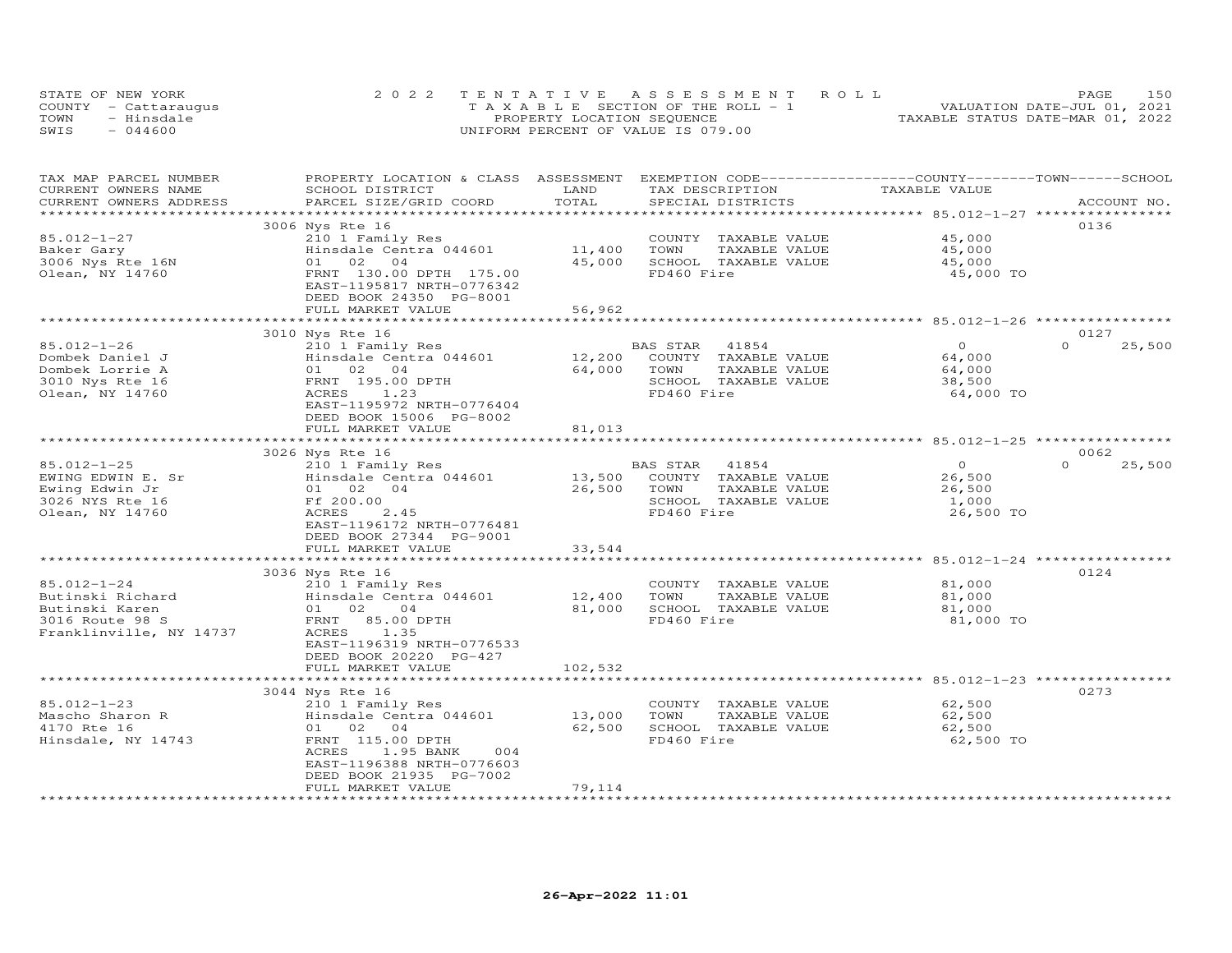STATE OF NEW YORK — 2022 TENTATIVE ASSESSMENT ROLL
COUNTY - Cattaraugus — TAXABLE SECTION OF THE ROLL - 1 — VALUATION DATE-JUL 01, 2021
TOWN - Hinsdale — PROPERTY LOCATION SEQUENCE — TAXABLE STATUS DATE-MAR 01, 2022
SWIS - 044600 — UNIFORM PERCENT OF VALUE IS 079.00

| TAX MAP PARCEL NUMBER / CURRENT OWNERS NAME / CURRENT OWNERS ADDRESS | PROPERTY LOCATION & CLASS / SCHOOL DISTRICT / PARCEL SIZE/GRID COORD | ASSESSMENT LAND | TOTAL | EXEMPTION CODE / TAX DESCRIPTION / SPECIAL DISTRICTS | COUNTY / TOWN / SCHOOL TAXABLE VALUE | ACCOUNT NO. |
|---|---|---|---|---|---|---|
| **85.012-1-27** | 3006 Nys Rte 16 | | | | | 0136 |
| Baker Gary | 210 1 Family Res | | | COUNTY TAXABLE VALUE | 45,000 | |
| 3006 Nys Rte 16N | Hinsdale Centra 044601 | 11,400 | | TOWN TAXABLE VALUE | 45,000 | |
| Olean, NY 14760 | 01 02 04 | | 45,000 | SCHOOL TAXABLE VALUE | 45,000 | |
| | FRNT 130.00 DPTH 175.00 | | | FD460 Fire | 45,000 TO | |
| | EAST-1195817 NRTH-0776342 | | | | | |
| | DEED BOOK 24350 PG-8001 | | | | | |
| | FULL MARKET VALUE | | 56,962 | | | |
| **85.012-1-26** | 3010 Nys Rte 16 | | | | | 0127 |
| Dombek Daniel J | 210 1 Family Res | | | BAS STAR 41854 | 0 / 0 / 25,500 | |
| Dombek Lorrie A | Hinsdale Centra 044601 | 12,200 | | COUNTY TAXABLE VALUE | 64,000 | |
| 3010 Nys Rte 16 | 01 02 04 | | 64,000 | TOWN TAXABLE VALUE | 64,000 | |
| Olean, NY 14760 | FRNT 195.00 DPTH | | | SCHOOL TAXABLE VALUE | 38,500 | |
| | ACRES 1.23 | | | FD460 Fire | 64,000 TO | |
| | EAST-1195972 NRTH-0776404 | | | | | |
| | DEED BOOK 15006 PG-8002 | | | | | |
| | FULL MARKET VALUE | | 81,013 | | | |
| **85.012-1-25** | 3026 Nys Rte 16 | | | | | 0062 |
| EWING EDWIN E. Sr | 210 1 Family Res | | | BAS STAR 41854 | 0 / 0 / 25,500 | |
| Ewing Edwin Jr | Hinsdale Centra 044601 | 13,500 | | COUNTY TAXABLE VALUE | 26,500 | |
| 3026 NYS Rte 16 | 01 02 04 | | 26,500 | TOWN TAXABLE VALUE | 26,500 | |
| Olean, NY 14760 | Ff 200.00 | | | SCHOOL TAXABLE VALUE | 1,000 | |
| | ACRES 2.45 | | | FD460 Fire | 26,500 TO | |
| | EAST-1196172 NRTH-0776481 | | | | | |
| | DEED BOOK 27344 PG-9001 | | | | | |
| | FULL MARKET VALUE | | 33,544 | | | |
| **85.012-1-24** | 3036 Nys Rte 16 | | | | | 0124 |
| Butinski Richard | 210 1 Family Res | | | COUNTY TAXABLE VALUE | 81,000 | |
| Butinski Karen | Hinsdale Centra 044601 | 12,400 | | TOWN TAXABLE VALUE | 81,000 | |
| 3016 Route 98 S | 01 02 04 | | 81,000 | SCHOOL TAXABLE VALUE | 81,000 | |
| Franklinville, NY 14737 | FRNT 85.00 DPTH | | | FD460 Fire | 81,000 TO | |
| | ACRES 1.35 | | | | | |
| | EAST-1196319 NRTH-0776533 | | | | | |
| | DEED BOOK 20220 PG-427 | | | | | |
| | FULL MARKET VALUE | | 102,532 | | | |
| **85.012-1-23** | 3044 Nys Rte 16 | | | | | 0273 |
| Mascho Sharon R | 210 1 Family Res | | | COUNTY TAXABLE VALUE | 62,500 | |
| 4170 Rte 16 | Hinsdale Centra 044601 | 13,000 | | TOWN TAXABLE VALUE | 62,500 | |
| Hinsdale, NY 14743 | 01 02 04 | | 62,500 | SCHOOL TAXABLE VALUE | 62,500 | |
| | FRNT 115.00 DPTH | | | FD460 Fire | 62,500 TO | |
| | ACRES 1.95 BANK 004 | | | | | |
| | EAST-1196388 NRTH-0776603 | | | | | |
| | DEED BOOK 21935 PG-7002 | | | | | |
| | FULL MARKET VALUE | | 79,114 | | | |

26-Apr-2022 11:01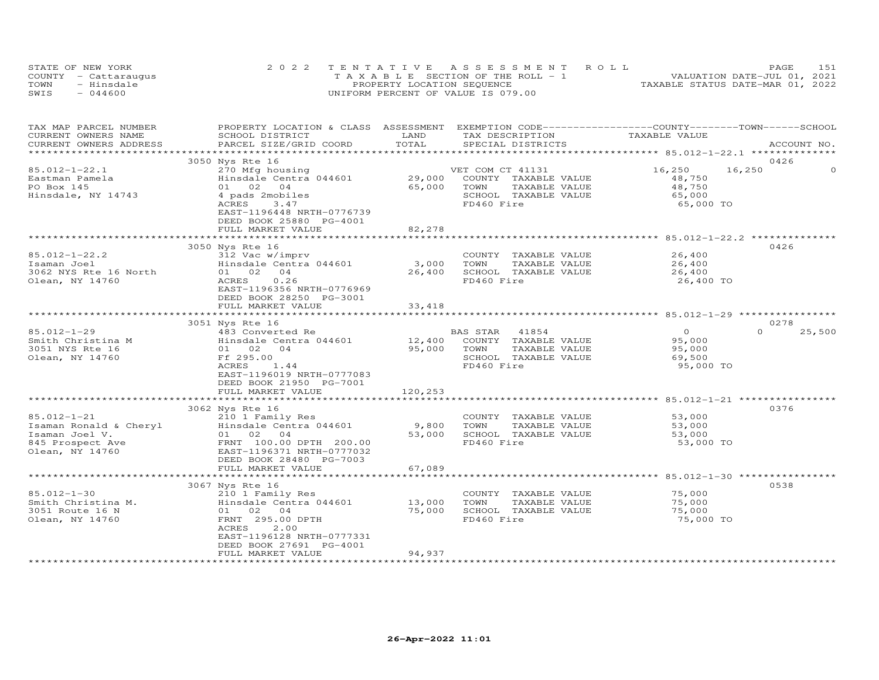STATE OF NEW YORK
COUNTY - Cattaraugus
TOWN - Hinsdale
SWIS - 044600

2022 TENTATIVE ASSESSMENT ROLL
TAXABLE SECTION OF THE ROLL - 1
PROPERTY LOCATION SEQUENCE
UNIFORM PERCENT OF VALUE IS 079.00

VALUATION DATE-JUL 01, 2021
TAXABLE STATUS DATE-MAR 01, 2022

| TAX MAP PARCEL NUMBER / CURRENT OWNERS NAME / CURRENT OWNERS ADDRESS | PROPERTY LOCATION & CLASS / SCHOOL DISTRICT / PARCEL SIZE/GRID COORD | ASSESSMENT LAND / TOTAL | EXEMPTION CODE / TAX DESCRIPTION / SPECIAL DISTRICTS | COUNTY TAXABLE VALUE | TOWN | SCHOOL | ACCOUNT NO. |
|---|---|---|---|---|---|---|---|
| | 3050 Nys Rte 16 | | | | | | 0426 |
| 85.012-1-22.1 | 270 Mfg housing | | VET COM CT 41131 | 16,250 | 16,250 | 0 | |
| Eastman Pamela | Hinsdale Centra 044601 | 29,000 | COUNTY TAXABLE VALUE | 48,750 | | | |
| PO Box 145 | 01 02 04 | 65,000 | TOWN TAXABLE VALUE | 48,750 | | | |
| Hinsdale, NY 14743 | 4 pads 2mobiles | | SCHOOL TAXABLE VALUE | 65,000 | | | |
| | ACRES 3.47 | | FD460 Fire | 65,000 TO | | | |
| | EAST-1196448 NRTH-0776739 | | | | | | |
| | DEED BOOK 25880 PG-4001 | | | | | | |
| | FULL MARKET VALUE | 82,278 | | | | | |
| | 3050 Nys Rte 16 | | | | | | 0426 |
| 85.012-1-22.2 | 312 Vac w/imprv | | COUNTY TAXABLE VALUE | 26,400 | | | |
| Isaman Joel | Hinsdale Centra 044601 | 3,000 | TOWN TAXABLE VALUE | 26,400 | | | |
| 3062 NYS Rte 16 North | 01 02 04 | 26,400 | SCHOOL TAXABLE VALUE | 26,400 | | | |
| Olean, NY 14760 | ACRES 0.26 | | FD460 Fire | 26,400 TO | | | |
| | EAST-1196356 NRTH-0776969 | | | | | | |
| | DEED BOOK 28250 PG-3001 | | | | | | |
| | FULL MARKET VALUE | 33,418 | | | | | |
| | 3051 Nys Rte 16 | | | | | | 0278 |
| 85.012-1-29 | 483 Converted Re | | BAS STAR 41854 | 0 | 0 | 25,500 | |
| Smith Christina M | Hinsdale Centra 044601 | 12,400 | COUNTY TAXABLE VALUE | 95,000 | | | |
| 3051 NYS Rte 16 | 01 02 04 | 95,000 | TOWN TAXABLE VALUE | 95,000 | | | |
| Olean, NY 14760 | Ff 295.00 | | SCHOOL TAXABLE VALUE | 69,500 | | | |
| | ACRES 1.44 | | FD460 Fire | 95,000 TO | | | |
| | EAST-1196019 NRTH-0777083 | | | | | | |
| | DEED BOOK 21950 PG-7001 | | | | | | |
| | FULL MARKET VALUE | 120,253 | | | | | |
| | 3062 Nys Rte 16 | | | | | | 0376 |
| 85.012-1-21 | 210 1 Family Res | | COUNTY TAXABLE VALUE | 53,000 | | | |
| Isaman Ronald & Cheryl | Hinsdale Centra 044601 | 9,800 | TOWN TAXABLE VALUE | 53,000 | | | |
| Isaman Joel V. | 01 02 04 | 53,000 | SCHOOL TAXABLE VALUE | 53,000 | | | |
| 845 Prospect Ave | FRNT 100.00 DPTH 200.00 | | FD460 Fire | 53,000 TO | | | |
| Olean, NY 14760 | EAST-1196371 NRTH-0777032 | | | | | | |
| | DEED BOOK 28480 PG-7003 | | | | | | |
| | FULL MARKET VALUE | 67,089 | | | | | |
| | 3067 Nys Rte 16 | | | | | | 0538 |
| 85.012-1-30 | 210 1 Family Res | | COUNTY TAXABLE VALUE | 75,000 | | | |
| Smith Christina M. | Hinsdale Centra 044601 | 13,000 | TOWN TAXABLE VALUE | 75,000 | | | |
| 3051 Route 16 N | 01 02 04 | 75,000 | SCHOOL TAXABLE VALUE | 75,000 | | | |
| Olean, NY 14760 | FRNT 295.00 DPTH | | FD460 Fire | 75,000 TO | | | |
| | ACRES 2.00 | | | | | | |
| | EAST-1196128 NRTH-0777331 | | | | | | |
| | DEED BOOK 27691 PG-4001 | | | | | | |
| | FULL MARKET VALUE | 94,937 | | | | | |

26-Apr-2022 11:01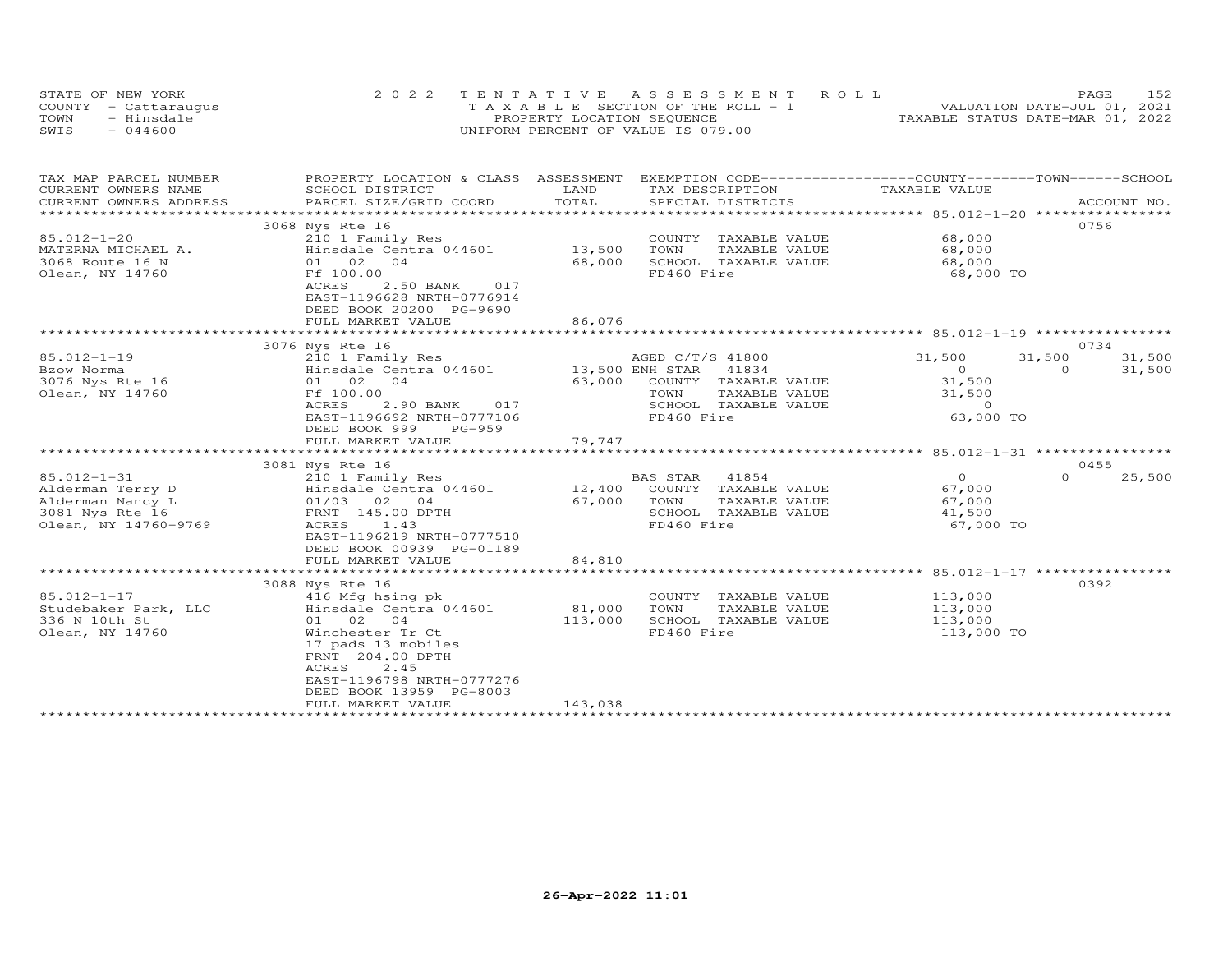STATE OF NEW YORK
COUNTY - Cattaraugus
TOWN - Hinsdale
SWIS - 044600

2 0 2 2 T E N T A T I V E A S S E S S M E N T R O L L
T A X A B L E SECTION OF THE ROLL - 1
PROPERTY LOCATION SEQUENCE
UNIFORM PERCENT OF VALUE IS 079.00

VALUATION DATE-JUL 01, 2021
TAXABLE STATUS DATE-MAR 01, 2022

| TAX MAP PARCEL NUMBER / CURRENT OWNERS NAME / CURRENT OWNERS ADDRESS | PROPERTY LOCATION & CLASS / SCHOOL DISTRICT / PARCEL SIZE/GRID COORD | ASSESSMENT LAND / TOTAL | EXEMPTION CODE / TAX DESCRIPTION / SPECIAL DISTRICTS | COUNTY TAXABLE VALUE | TOWN | SCHOOL | ACCOUNT NO. |
|---|---|---|---|---|---|---|---|
| **85.012-1-20** | 3068 Nys Rte 16 | | | | | | 0756 |
| 85.012-1-20 | 210 1 Family Res | | COUNTY TAXABLE VALUE | 68,000 | | | |
| MATERNA MICHAEL A. | Hinsdale Centra 044601 | 13,500 | TOWN TAXABLE VALUE | 68,000 | | | |
| 3068 Route 16 N | 01 02 04 | 68,000 | SCHOOL TAXABLE VALUE | 68,000 | | | |
| Olean, NY 14760 | Ff 100.00 | | FD460 Fire | 68,000 TO | | | |
| | ACRES 2.50 BANK 017 | | | | | | |
| | EAST-1196628 NRTH-0776914 | | | | | | |
| | DEED BOOK 20200 PG-9690 | | | | | | |
| | FULL MARKET VALUE | 86,076 | | | | | |
| **85.012-1-19** | 3076 Nys Rte 16 | | | | | | 0734 |
| 85.012-1-19 | 210 1 Family Res | | AGED C/T/S 41800 | 31,500 | 31,500 | 31,500 | |
| Bzow Norma | Hinsdale Centra 044601 | 13,500 | ENH STAR 41834 | 0 | 0 | 31,500 | |
| 3076 Nys Rte 16 | 01 02 04 | 63,000 | COUNTY TAXABLE VALUE | 31,500 | | | |
| Olean, NY 14760 | Ff 100.00 | | TOWN TAXABLE VALUE | 31,500 | | | |
| | ACRES 2.90 BANK 017 | | SCHOOL TAXABLE VALUE | 0 | | | |
| | EAST-1196692 NRTH-0777106 | | FD460 Fire | 63,000 TO | | | |
| | DEED BOOK 999 PG-959 | | | | | | |
| | FULL MARKET VALUE | 79,747 | | | | | |
| **85.012-1-31** | 3081 Nys Rte 16 | | | | | | 0455 |
| 85.012-1-31 | 210 1 Family Res | | BAS STAR 41854 | 0 | 0 | 25,500 | |
| Alderman Terry D | Hinsdale Centra 044601 | 12,400 | COUNTY TAXABLE VALUE | 67,000 | | | |
| Alderman Nancy L | 01/03 02 04 | 67,000 | TOWN TAXABLE VALUE | 67,000 | | | |
| 3081 Nys Rte 16 | FRNT 145.00 DPTH | | SCHOOL TAXABLE VALUE | 41,500 | | | |
| Olean, NY 14760-9769 | ACRES 1.43 | | FD460 Fire | 67,000 TO | | | |
| | EAST-1196219 NRTH-0777510 | | | | | | |
| | DEED BOOK 00939 PG-01189 | | | | | | |
| | FULL MARKET VALUE | 84,810 | | | | | |
| **85.012-1-17** | 3088 Nys Rte 16 | | | | | | 0392 |
| 85.012-1-17 | 416 Mfg hsing pk | | COUNTY TAXABLE VALUE | 113,000 | | | |
| Studebaker Park, LLC | Hinsdale Centra 044601 | 81,000 | TOWN TAXABLE VALUE | 113,000 | | | |
| 336 N 10th St | 01 02 04 | 113,000 | SCHOOL TAXABLE VALUE | 113,000 | | | |
| Olean, NY 14760 | Winchester Tr Ct | | FD460 Fire | 113,000 TO | | | |
| | 17 pads 13 mobiles | | | | | | |
| | FRNT 204.00 DPTH | | | | | | |
| | ACRES 2.45 | | | | | | |
| | EAST-1196798 NRTH-0777276 | | | | | | |
| | DEED BOOK 13959 PG-8003 | | | | | | |
| | FULL MARKET VALUE | 143,038 | | | | | |

26-Apr-2022 11:01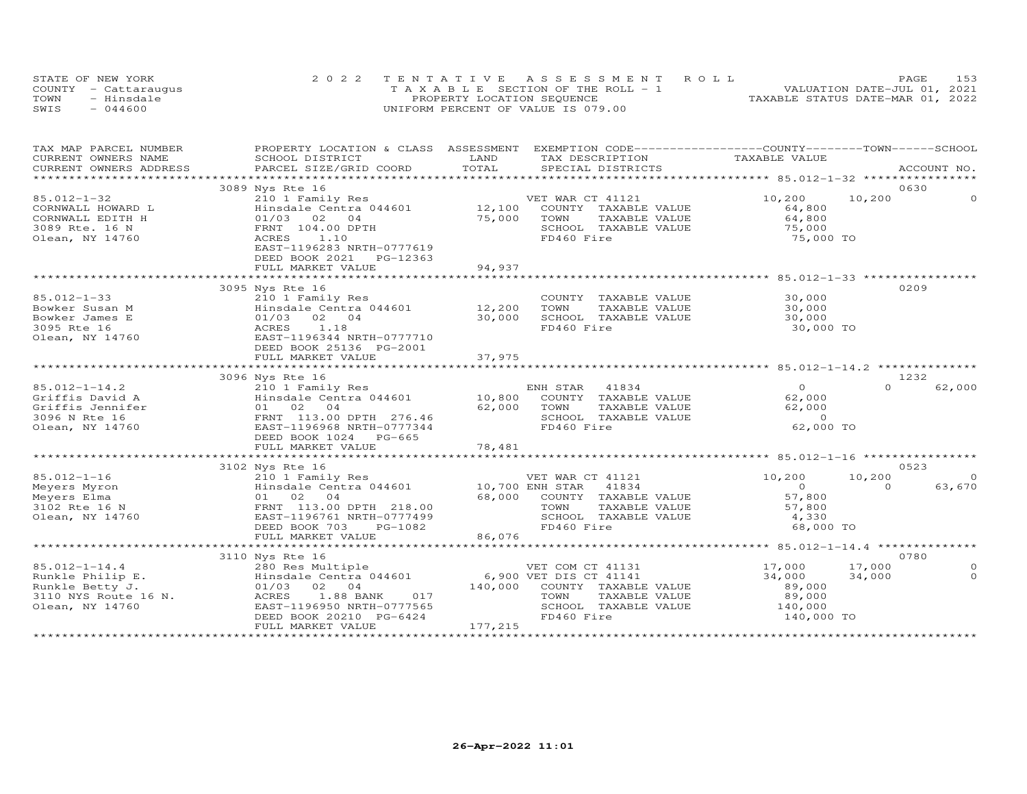STATE OF NEW YORK
COUNTY - Cattaraugus
TOWN - Hinsdale
SWIS - 044600

2022 TENTATIVE ASSESSMENT ROLL
TAXABLE SECTION OF THE ROLL - 1
PROPERTY LOCATION SEQUENCE
UNIFORM PERCENT OF VALUE IS 079.00

VALUATION DATE-JUL 01, 2021
TAXABLE STATUS DATE-MAR 01, 2022

| TAX MAP PARCEL NUMBER / CURRENT OWNERS NAME / CURRENT OWNERS ADDRESS | PROPERTY LOCATION & CLASS / SCHOOL DISTRICT / PARCEL SIZE/GRID COORD | ASSESSMENT LAND | TOTAL | EXEMPTION CODE / TAX DESCRIPTION / SPECIAL DISTRICTS | COUNTY TAXABLE VALUE | TOWN | SCHOOL | ACCOUNT NO. |
|---|---|---|---|---|---|---|---|---|
| **85.012-1-32** | 3089 Nys Rte 16 | | | | | | | 0630 |
| CORNWALL HOWARD L | 210 1 Family Res | | | VET WAR CT 41121 | 10,200 | 10,200 | 0 | |
| CORNWALL EDITH H | Hinsdale Centra 044601 | 12,100 | | COUNTY TAXABLE VALUE | 64,800 | | | |
| 3089 Rte. 16 N | 01/03 02 04 | | 75,000 | TOWN TAXABLE VALUE | 64,800 | | | |
| Olean, NY 14760 | FRNT 104.00 DPTH | | | SCHOOL TAXABLE VALUE | 75,000 | | | |
| | ACRES 1.10 | | | FD460 Fire | 75,000 TO | | | |
| | EAST-1196283 NRTH-0777619 | | | | | | | |
| | DEED BOOK 2021 PG-12363 | | | | | | | |
| | FULL MARKET VALUE | | 94,937 | | | | | |
| **85.012-1-33** | 3095 Nys Rte 16 | | | | | | | 0209 |
| Bowker Susan M | 210 1 Family Res | | | COUNTY TAXABLE VALUE | 30,000 | | | |
| Bowker James E | Hinsdale Centra 044601 | 12,200 | | TOWN TAXABLE VALUE | 30,000 | | | |
| 3095 Rte 16 | 01/03 02 04 | | 30,000 | SCHOOL TAXABLE VALUE | 30,000 | | | |
| Olean, NY 14760 | ACRES 1.18 | | | FD460 Fire | 30,000 TO | | | |
| | EAST-1196344 NRTH-0777710 | | | | | | | |
| | DEED BOOK 25136 PG-2001 | | | | | | | |
| | FULL MARKET VALUE | | 37,975 | | | | | |
| **85.012-1-14.2** | 3096 Nys Rte 16 | | | | | | | 1232 |
| Griffis David A | 210 1 Family Res | | | ENH STAR 41834 | 0 | 0 | 62,000 | |
| Griffis Jennifer | Hinsdale Centra 044601 | 10,800 | | COUNTY TAXABLE VALUE | 62,000 | | | |
| 3096 N Rte 16 | 01 02 04 | | 62,000 | TOWN TAXABLE VALUE | 62,000 | | | |
| Olean, NY 14760 | FRNT 113.00 DPTH 276.46 | | | SCHOOL TAXABLE VALUE | 0 | | | |
| | EAST-1196968 NRTH-0777344 | | | FD460 Fire | 62,000 TO | | | |
| | DEED BOOK 1024 PG-665 | | | | | | | |
| | FULL MARKET VALUE | | 78,481 | | | | | |
| **85.012-1-16** | 3102 Nys Rte 16 | | | | | | | 0523 |
| Meyers Myron | 210 1 Family Res | | | VET WAR CT 41121 | 10,200 | 10,200 | 0 | |
| Meyers Elma | Hinsdale Centra 044601 | 10,700 | | ENH STAR 41834 | 0 | 0 | 63,670 | |
| 3102 Rte 16 N | 01 02 04 | | 68,000 | COUNTY TAXABLE VALUE | 57,800 | | | |
| Olean, NY 14760 | FRNT 113.00 DPTH 218.00 | | | TOWN TAXABLE VALUE | 57,800 | | | |
| | EAST-1196761 NRTH-0777499 | | | SCHOOL TAXABLE VALUE | 4,330 | | | |
| | DEED BOOK 703 PG-1082 | | | FD460 Fire | 68,000 TO | | | |
| | FULL MARKET VALUE | | 86,076 | | | | | |
| **85.012-1-14.4** | 3110 Nys Rte 16 | | | | | | | 0780 |
| Runkle Philip E. | 280 Res Multiple | | | VET COM CT 41131 | 17,000 | 17,000 | 0 | |
| Runkle Betty J. | Hinsdale Centra 044601 | 6,900 | | VET DIS CT 41141 | 34,000 | 34,000 | 0 | |
| 3110 NYS Route 16 N. | 01/03 02 04 | | 140,000 | COUNTY TAXABLE VALUE | 89,000 | | | |
| Olean, NY 14760 | ACRES 1.88 BANK 017 | | | TOWN TAXABLE VALUE | 89,000 | | | |
| | EAST-1196950 NRTH-0777565 | | | SCHOOL TAXABLE VALUE | 140,000 | | | |
| | DEED BOOK 20210 PG-6424 | | | FD460 Fire | 140,000 TO | | | |
| | FULL MARKET VALUE | | 177,215 | | | | | |

26-Apr-2022 11:01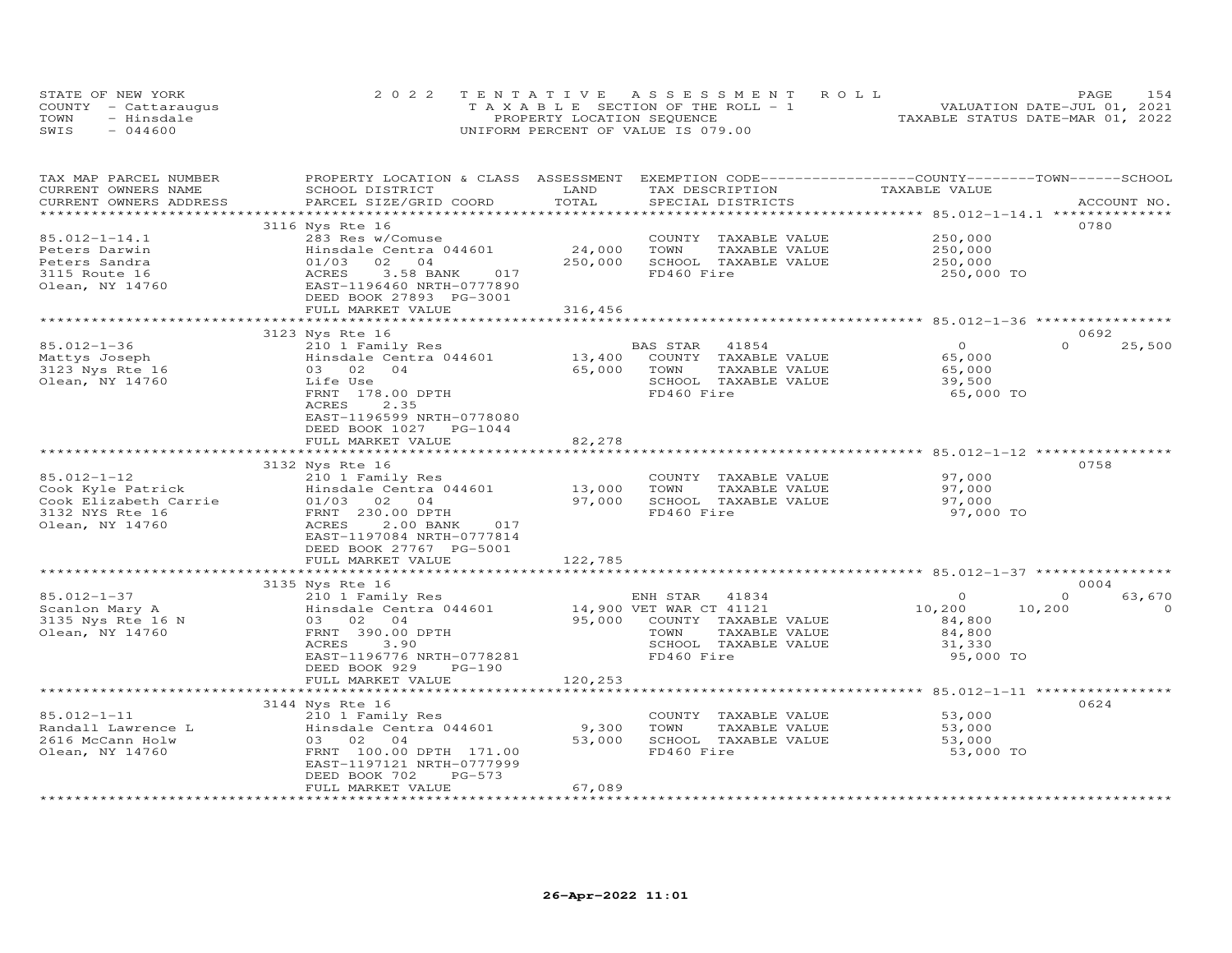STATE OF NEW YORK | COUNTY - Cattaraugus | TOWN - Hinsdale | SWIS - 044600

2022 TENTATIVE ASSESSMENT ROLL
TAXABLE SECTION OF THE ROLL - 1
PROPERTY LOCATION SEQUENCE
UNIFORM PERCENT OF VALUE IS 079.00

VALUATION DATE-JUL 01, 2021
TAXABLE STATUS DATE-MAR 01, 2022

| TAX MAP PARCEL NUMBER / CURRENT OWNERS NAME / CURRENT OWNERS ADDRESS | PROPERTY LOCATION & CLASS / SCHOOL DISTRICT / PARCEL SIZE/GRID COORD | ASSESSMENT LAND / TOTAL | EXEMPTION CODE / TAX DESCRIPTION / SPECIAL DISTRICTS | COUNTY TAXABLE VALUE | TOWN | SCHOOL | ACCOUNT NO. |
|---|---|---|---|---|---|---|---|
| 85.012-1-14.1 | 3116 Nys Rte 16 | | | | | | 0780 |
| Peters Darwin | 283 Res w/Comuse | | COUNTY TAXABLE VALUE | 250,000 | | | |
| Peters Sandra | Hinsdale Centra 044601 | 24,000 | TOWN TAXABLE VALUE | 250,000 | | | |
| 3115 Route 16 | 01/03 02 04 | 250,000 | SCHOOL TAXABLE VALUE | 250,000 | | | |
| Olean, NY 14760 | ACRES 3.58 BANK 017 | | FD460 Fire | 250,000 TO | | | |
| | EAST-1196460 NRTH-0777890 | | | | | | |
| | DEED BOOK 27893 PG-3001 | | | | | | |
| | FULL MARKET VALUE | 316,456 | | | | | |
| 85.012-1-36 | 3123 Nys Rte 16 | | | | | | 0692 |
| Mattys Joseph | 210 1 Family Res | | BAS STAR 41854 | 0 | 0 | 25,500 | |
| 3123 Nys Rte 16 | Hinsdale Centra 044601 | 13,400 | COUNTY TAXABLE VALUE | 65,000 | | | |
| Olean, NY 14760 | 03 02 04 | 65,000 | TOWN TAXABLE VALUE | 65,000 | | | |
| | Life Use | | SCHOOL TAXABLE VALUE | 39,500 | | | |
| | FRNT 178.00 DPTH | | FD460 Fire | 65,000 TO | | | |
| | ACRES 2.35 | | | | | | |
| | EAST-1196599 NRTH-0778080 | | | | | | |
| | DEED BOOK 1027 PG-1044 | | | | | | |
| | FULL MARKET VALUE | 82,278 | | | | | |
| 85.012-1-12 | 3132 Nys Rte 16 | | | | | | 0758 |
| Cook Kyle Patrick | 210 1 Family Res | | COUNTY TAXABLE VALUE | 97,000 | | | |
| Cook Elizabeth Carrie | Hinsdale Centra 044601 | 13,000 | TOWN TAXABLE VALUE | 97,000 | | | |
| 3132 NYS Rte 16 | 01/03 02 04 | 97,000 | SCHOOL TAXABLE VALUE | 97,000 | | | |
| Olean, NY 14760 | FRNT 230.00 DPTH | | FD460 Fire | 97,000 TO | | | |
| | ACRES 2.00 BANK 017 | | | | | | |
| | EAST-1197084 NRTH-0777814 | | | | | | |
| | DEED BOOK 27767 PG-5001 | | | | | | |
| | FULL MARKET VALUE | 122,785 | | | | | |
| 85.012-1-37 | 3135 Nys Rte 16 | | | | | | 0004 |
| Scanlon Mary A | 210 1 Family Res | | ENH STAR 41834 | 0 | 0 | 63,670 | |
| 3135 Nys Rte 16 N | Hinsdale Centra 044601 | 14,900 | VET WAR CT 41121 | 10,200 | 10,200 | 0 | |
| Olean, NY 14760 | 03 02 04 | 95,000 | COUNTY TAXABLE VALUE | 84,800 | | | |
| | FRNT 390.00 DPTH | | TOWN TAXABLE VALUE | 84,800 | | | |
| | ACRES 3.90 | | SCHOOL TAXABLE VALUE | 31,330 | | | |
| | EAST-1196776 NRTH-0778281 | | FD460 Fire | 95,000 TO | | | |
| | DEED BOOK 929 PG-190 | | | | | | |
| | FULL MARKET VALUE | 120,253 | | | | | |
| 85.012-1-11 | 3144 Nys Rte 16 | | | | | | 0624 |
| Randall Lawrence L | 210 1 Family Res | | COUNTY TAXABLE VALUE | 53,000 | | | |
| 2616 McCann Holw | Hinsdale Centra 044601 | 9,300 | TOWN TAXABLE VALUE | 53,000 | | | |
| Olean, NY 14760 | 03 02 04 | 53,000 | SCHOOL TAXABLE VALUE | 53,000 | | | |
| | FRNT 100.00 DPTH 171.00 | | FD460 Fire | 53,000 TO | | | |
| | EAST-1197121 NRTH-0777999 | | | | | | |
| | DEED BOOK 702 PG-573 | | | | | | |
| | FULL MARKET VALUE | 67,089 | | | | | |

26-Apr-2022 11:01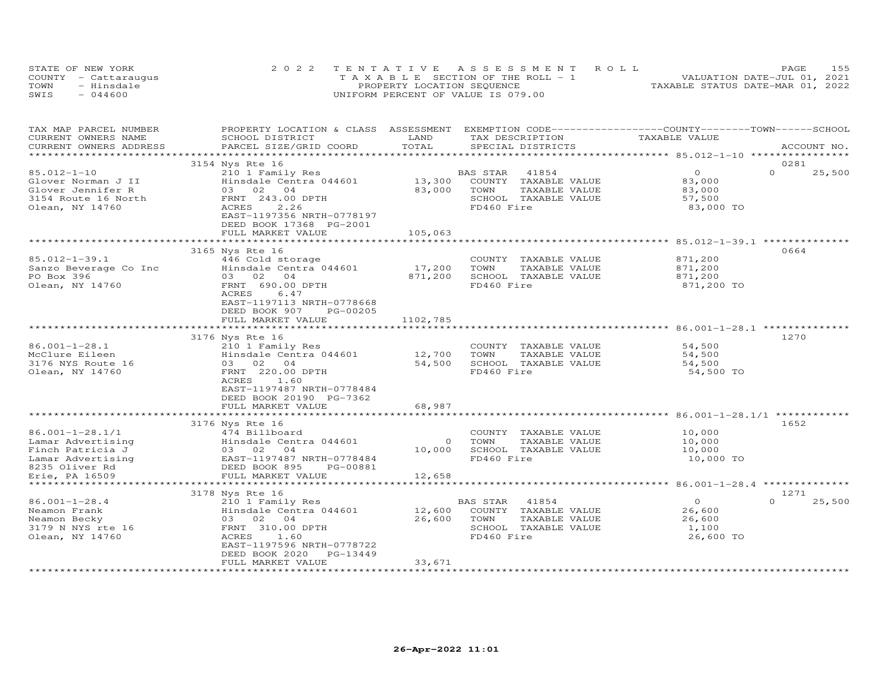STATE OF NEW YORK
COUNTY - Cattaraugus
TOWN - Hinsdale
SWIS - 044600

2022 TENTATIVE ASSESSMENT ROLL
TAXABLE SECTION OF THE ROLL - 1
PROPERTY LOCATION SEQUENCE
UNIFORM PERCENT OF VALUE IS 079.00

VALUATION DATE-JUL 01, 2021
TAXABLE STATUS DATE-MAR 01, 2022

| TAX MAP PARCEL NUMBER / CURRENT OWNERS NAME / CURRENT OWNERS ADDRESS | PROPERTY LOCATION & CLASS / SCHOOL DISTRICT / PARCEL SIZE/GRID COORD | ASSESSMENT LAND | TOTAL | EXEMPTION CODE / TAX DESCRIPTION / SPECIAL DISTRICTS | COUNTY / TOWN TAXABLE VALUE | SCHOOL / ACCOUNT NO. |
|---|---|---|---|---|---|---|
| 85.012-1-10 | 3154 Nys Rte 16 | | | | | 0281 |
| | 210 1 Family Res | | | BAS STAR 41854 | 0 | 0 25,500 |
| Glover Norman J II | Hinsdale Centra 044601 | 13,300 | | COUNTY TAXABLE VALUE | 83,000 | |
| Glover Jennifer R | 03 02 04 | | 83,000 | TOWN TAXABLE VALUE | 83,000 | |
| 3154 Route 16 North | FRNT 243.00 DPTH | | | SCHOOL TAXABLE VALUE | 57,500 | |
| Olean, NY 14760 | ACRES 2.26 | | | FD460 Fire | 83,000 TO | |
| | EAST-1197356 NRTH-0778197 | | | | | |
| | DEED BOOK 17368 PG-2001 | | | | | |
| | FULL MARKET VALUE | | 105,063 | | | |
| 85.012-1-39.1 | 3165 Nys Rte 16 | | | | | 0664 |
| Sanzo Beverage Co Inc | 446 Cold storage | | | COUNTY TAXABLE VALUE | 871,200 | |
| PO Box 396 | Hinsdale Centra 044601 | 17,200 | | TOWN TAXABLE VALUE | 871,200 | |
| Olean, NY 14760 | 03 02 04 | | 871,200 | SCHOOL TAXABLE VALUE | 871,200 | |
| | FRNT 690.00 DPTH | | | FD460 Fire | 871,200 TO | |
| | ACRES 6.47 | | | | | |
| | EAST-1197113 NRTH-0778668 | | | | | |
| | DEED BOOK 907 PG-00205 | | | | | |
| | FULL MARKET VALUE | | 1102,785 | | | |
| 86.001-1-28.1 | 3176 Nys Rte 16 | | | | | 1270 |
| McClure Eileen | 210 1 Family Res | | | COUNTY TAXABLE VALUE | 54,500 | |
| 3176 NYS Route 16 | Hinsdale Centra 044601 | 12,700 | | TOWN TAXABLE VALUE | 54,500 | |
| Olean, NY 14760 | 03 02 04 | | 54,500 | SCHOOL TAXABLE VALUE | 54,500 | |
| | FRNT 220.00 DPTH | | | FD460 Fire | 54,500 TO | |
| | ACRES 1.60 | | | | | |
| | EAST-1197487 NRTH-0778484 | | | | | |
| | DEED BOOK 20190 PG-7362 | | | | | |
| | FULL MARKET VALUE | | 68,987 | | | |
| 86.001-1-28.1/1 | 3176 Nys Rte 16 | | | | | 1652 |
| Lamar Advertising | 474 Billboard | | | COUNTY TAXABLE VALUE | 10,000 | |
| Finch Patricia J | Hinsdale Centra 044601 | 0 | | TOWN TAXABLE VALUE | 10,000 | |
| Lamar Advertising | 03 02 04 | | 10,000 | SCHOOL TAXABLE VALUE | 10,000 | |
| 8235 Oliver Rd | EAST-1197487 NRTH-0778484 | | | FD460 Fire | 10,000 TO | |
| Erie, PA 16509 | DEED BOOK 895 PG-00881 | | | | | |
| | FULL MARKET VALUE | | 12,658 | | | |
| 86.001-1-28.4 | 3178 Nys Rte 16 | | | | | 1271 |
| | 210 1 Family Res | | | BAS STAR 41854 | 0 | 0 25,500 |
| Neamon Frank | Hinsdale Centra 044601 | 12,600 | | COUNTY TAXABLE VALUE | 26,600 | |
| Neamon Becky | 03 02 04 | | 26,600 | TOWN TAXABLE VALUE | 26,600 | |
| 3179 N NYS rte 16 | FRNT 310.00 DPTH | | | SCHOOL TAXABLE VALUE | 1,100 | |
| Olean, NY 14760 | ACRES 1.60 | | | FD460 Fire | 26,600 TO | |
| | EAST-1197596 NRTH-0778722 | | | | | |
| | DEED BOOK 2020 PG-13449 | | | | | |
| | FULL MARKET VALUE | | 33,671 | | | |

26-Apr-2022 11:01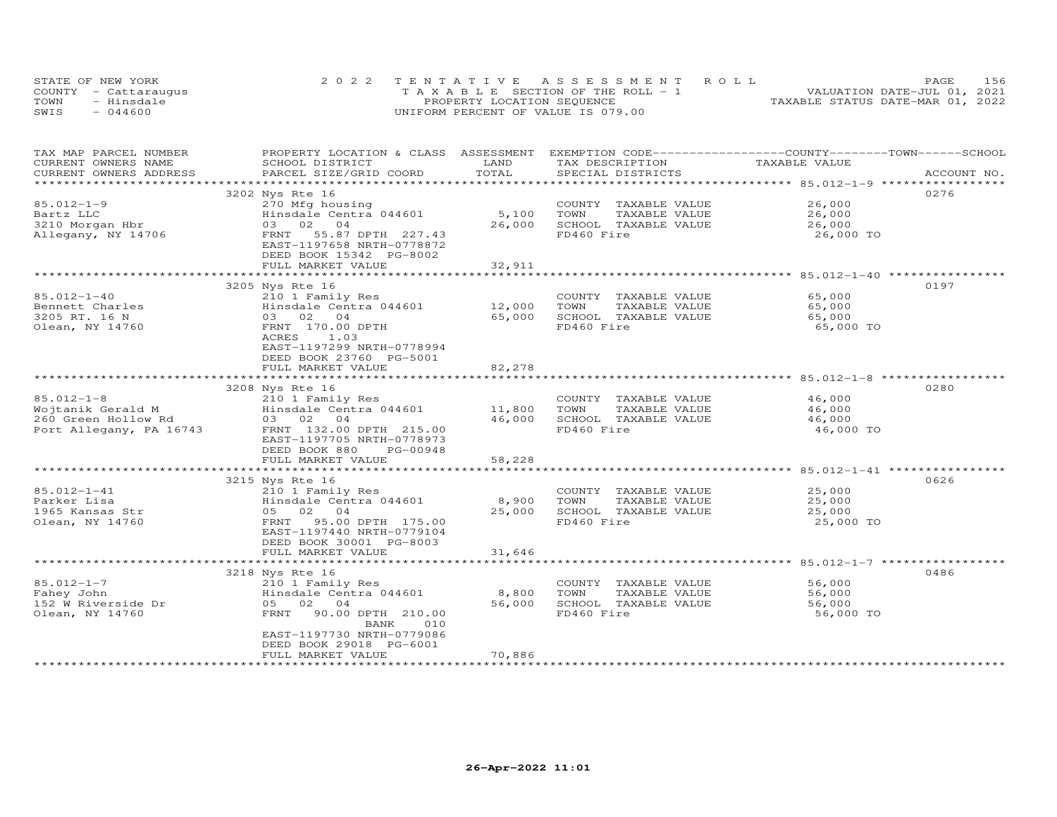STATE OF NEW YORK
COUNTY - Cattaraugus
TOWN - Hinsdale
SWIS - 044600

2022 TENTATIVE ASSESSMENT ROLL
TAXABLE SECTION OF THE ROLL - 1
PROPERTY LOCATION SEQUENCE
UNIFORM PERCENT OF VALUE IS 079.00

VALUATION DATE-JUL 01, 2021
TAXABLE STATUS DATE-MAR 01, 2022

| TAX MAP PARCEL NUMBER / CURRENT OWNERS NAME / CURRENT OWNERS ADDRESS | PROPERTY LOCATION & CLASS / SCHOOL DISTRICT / PARCEL SIZE/GRID COORD | ASSESSMENT LAND | TOTAL | EXEMPTION CODE / TAX DESCRIPTION / SPECIAL DISTRICTS | TAXABLE VALUE (COUNTY / TOWN / SCHOOL) | ACCOUNT NO. |
|---|---|---|---|---|---|---|
| 85.012-1-9 | 3202 Nys Rte 16 | | | | | 0276 |
| | 270 Mfg housing | | | COUNTY TAXABLE VALUE | 26,000 | |
| Bartz LLC | Hinsdale Centra 044601 | 5,100 | | TOWN TAXABLE VALUE | 26,000 | |
| 3210 Morgan Hbr | 03 02 04 | | 26,000 | SCHOOL TAXABLE VALUE | 26,000 | |
| Allegany, NY 14706 | FRNT 55.87 DPTH 227.43 | | | FD460 Fire | 26,000 TO | |
| | EAST-1197658 NRTH-0778872 | | | | | |
| | DEED BOOK 15342 PG-8002 | | | | | |
| | FULL MARKET VALUE | | 32,911 | | | |
| 85.012-1-40 | 3205 Nys Rte 16 | | | | | 0197 |
| | 210 1 Family Res | | | COUNTY TAXABLE VALUE | 65,000 | |
| Bennett Charles | Hinsdale Centra 044601 | 12,000 | | TOWN TAXABLE VALUE | 65,000 | |
| 3205 RT. 16 N | 03 02 04 | | 65,000 | SCHOOL TAXABLE VALUE | 65,000 | |
| Olean, NY 14760 | FRNT 170.00 DPTH | | | FD460 Fire | 65,000 TO | |
| | ACRES 1.03 | | | | | |
| | EAST-1197299 NRTH-0778994 | | | | | |
| | DEED BOOK 23760 PG-5001 | | | | | |
| | FULL MARKET VALUE | | 82,278 | | | |
| 85.012-1-8 | 3208 Nys Rte 16 | | | | | 0280 |
| | 210 1 Family Res | | | COUNTY TAXABLE VALUE | 46,000 | |
| Wojtanik Gerald M | Hinsdale Centra 044601 | 11,800 | | TOWN TAXABLE VALUE | 46,000 | |
| 260 Green Hollow Rd | 03 02 04 | | 46,000 | SCHOOL TAXABLE VALUE | 46,000 | |
| Port Allegany, PA 16743 | FRNT 132.00 DPTH 215.00 | | | FD460 Fire | 46,000 TO | |
| | EAST-1197705 NRTH-0778973 | | | | | |
| | DEED BOOK 880 PG-00948 | | | | | |
| | FULL MARKET VALUE | | 58,228 | | | |
| 85.012-1-41 | 3215 Nys Rte 16 | | | | | 0626 |
| | 210 1 Family Res | | | COUNTY TAXABLE VALUE | 25,000 | |
| Parker Lisa | Hinsdale Centra 044601 | 8,900 | | TOWN TAXABLE VALUE | 25,000 | |
| 1965 Kansas Str | 05 02 04 | | 25,000 | SCHOOL TAXABLE VALUE | 25,000 | |
| Olean, NY 14760 | FRNT 95.00 DPTH 175.00 | | | FD460 Fire | 25,000 TO | |
| | EAST-1197440 NRTH-0779104 | | | | | |
| | DEED BOOK 30001 PG-8003 | | | | | |
| | FULL MARKET VALUE | | 31,646 | | | |
| 85.012-1-7 | 3218 Nys Rte 16 | | | | | 0486 |
| | 210 1 Family Res | | | COUNTY TAXABLE VALUE | 56,000 | |
| Fahey John | Hinsdale Centra 044601 | 8,800 | | TOWN TAXABLE VALUE | 56,000 | |
| 152 W Riverside Dr | 05 02 04 | | 56,000 | SCHOOL TAXABLE VALUE | 56,000 | |
| Olean, NY 14760 | FRNT 90.00 DPTH 210.00 | | | FD460 Fire | 56,000 TO | |
| | BANK 010 | | | | | |
| | EAST-1197730 NRTH-0779086 | | | | | |
| | DEED BOOK 29018 PG-6001 | | | | | |
| | FULL MARKET VALUE | | 70,886 | | | |

26-Apr-2022 11:01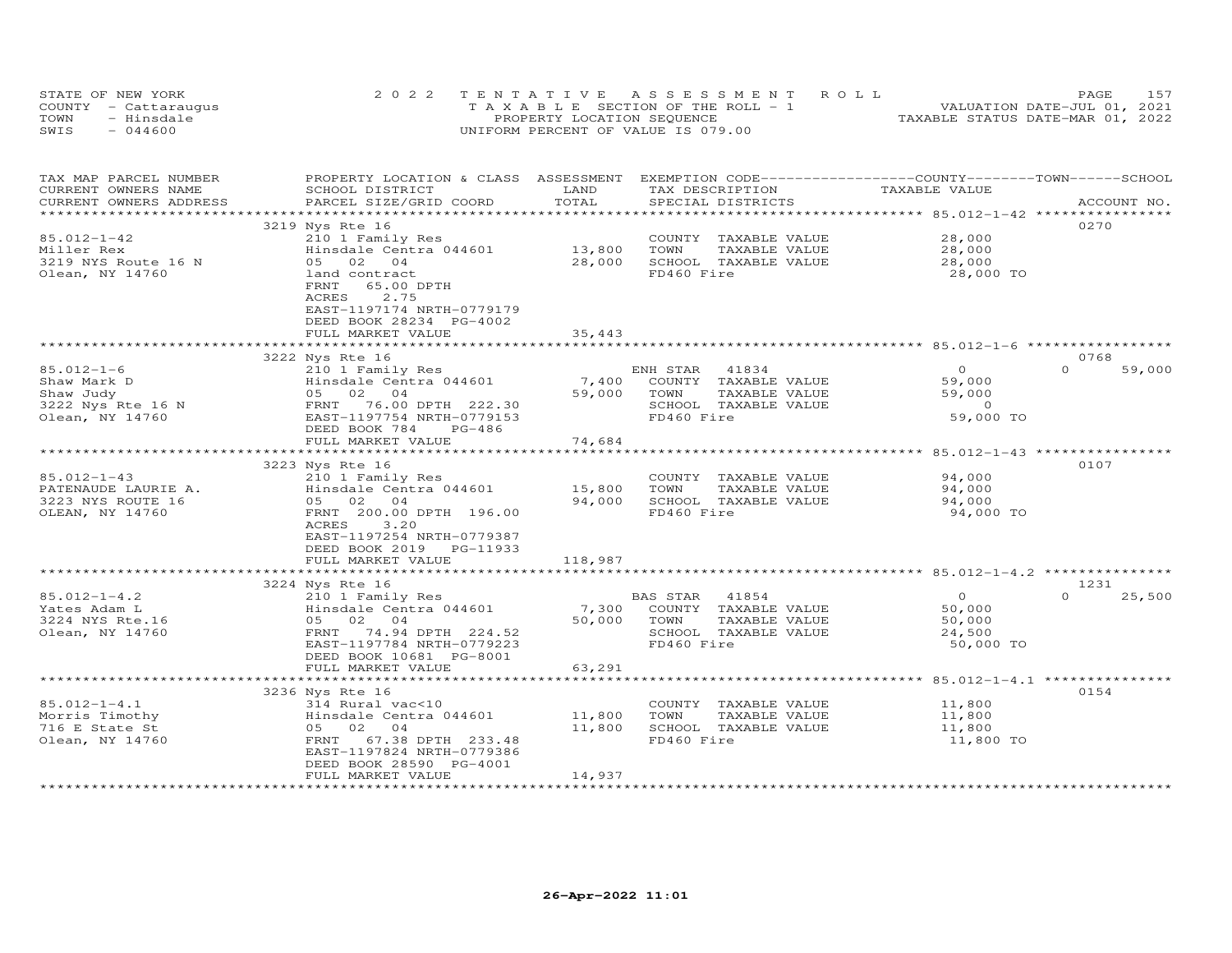STATE OF NEW YORK 2022 TENTATIVE ASSESSMENT ROLL
COUNTY - Cattaraugus TAXABLE SECTION OF THE ROLL - 1 VALUATION DATE-JUL 01, 2021
TOWN - Hinsdale PROPERTY LOCATION SEQUENCE TAXABLE STATUS DATE-MAR 01, 2022
SWIS - 044600 UNIFORM PERCENT OF VALUE IS 079.00

| TAX MAP PARCEL NUMBER / CURRENT OWNERS NAME / CURRENT OWNERS ADDRESS | PROPERTY LOCATION & CLASS / SCHOOL DISTRICT / PARCEL SIZE/GRID COORD | ASSESSMENT LAND / TOTAL | EXEMPTION CODE / TAX DESCRIPTION / SPECIAL DISTRICTS | COUNTY TAXABLE VALUE | TOWN | SCHOOL / ACCOUNT NO. |
|---|---|---|---|---|---|---|
| | 3219 Nys Rte 16 | | | | | 0270 |
| 85.012-1-42 | 210 1 Family Res | | COUNTY TAXABLE VALUE | 28,000 | | |
| Miller Rex | Hinsdale Centra 044601 | 13,800 | TOWN TAXABLE VALUE | 28,000 | | |
| 3219 NYS Route 16 N | 05 02 04 | 28,000 | SCHOOL TAXABLE VALUE | 28,000 | | |
| Olean, NY 14760 | land contract | | FD460 Fire | 28,000 TO | | |
| | FRNT 65.00 DPTH | | | | | |
| | ACRES 2.75 | | | | | |
| | EAST-1197174 NRTH-0779179 | | | | | |
| | DEED BOOK 28234 PG-4002 | | | | | |
| | FULL MARKET VALUE | 35,443 | | | | |
| | 3222 Nys Rte 16 | | | | | 0768 |
| 85.012-1-6 | 210 1 Family Res | | ENH STAR 41834 | 0 | 0 | 59,000 |
| Shaw Mark D | Hinsdale Centra 044601 | 7,400 | COUNTY TAXABLE VALUE | 59,000 | | |
| Shaw Judy | 05 02 04 | 59,000 | TOWN TAXABLE VALUE | 59,000 | | |
| 3222 Nys Rte 16 N | FRNT 76.00 DPTH 222.30 | | SCHOOL TAXABLE VALUE | 0 | | |
| Olean, NY 14760 | EAST-1197754 NRTH-0779153 | | FD460 Fire | 59,000 TO | | |
| | DEED BOOK 784 PG-486 | | | | | |
| | FULL MARKET VALUE | 74,684 | | | | |
| | 3223 Nys Rte 16 | | | | | 0107 |
| 85.012-1-43 | 210 1 Family Res | | COUNTY TAXABLE VALUE | 94,000 | | |
| PATENAUDE LAURIE A. | Hinsdale Centra 044601 | 15,800 | TOWN TAXABLE VALUE | 94,000 | | |
| 3223 NYS ROUTE 16 | 05 02 04 | 94,000 | SCHOOL TAXABLE VALUE | 94,000 | | |
| OLEAN, NY 14760 | FRNT 200.00 DPTH 196.00 | | FD460 Fire | 94,000 TO | | |
| | ACRES 3.20 | | | | | |
| | EAST-1197254 NRTH-0779387 | | | | | |
| | DEED BOOK 2019 PG-11933 | | | | | |
| | FULL MARKET VALUE | 118,987 | | | | |
| | 3224 Nys Rte 16 | | | | | 1231 |
| 85.012-1-4.2 | 210 1 Family Res | | BAS STAR 41854 | 0 | 0 | 25,500 |
| Yates Adam L | Hinsdale Centra 044601 | 7,300 | COUNTY TAXABLE VALUE | 50,000 | | |
| 3224 NYS Rte.16 | 05 02 04 | 50,000 | TOWN TAXABLE VALUE | 50,000 | | |
| Olean, NY 14760 | FRNT 74.94 DPTH 224.52 | | SCHOOL TAXABLE VALUE | 24,500 | | |
| | EAST-1197784 NRTH-0779223 | | FD460 Fire | 50,000 TO | | |
| | DEED BOOK 10681 PG-8001 | | | | | |
| | FULL MARKET VALUE | 63,291 | | | | |
| | 3236 Nys Rte 16 | | | | | 0154 |
| 85.012-1-4.1 | 314 Rural vac<10 | | COUNTY TAXABLE VALUE | 11,800 | | |
| Morris Timothy | Hinsdale Centra 044601 | 11,800 | TOWN TAXABLE VALUE | 11,800 | | |
| 716 E State St | 05 02 04 | 11,800 | SCHOOL TAXABLE VALUE | 11,800 | | |
| Olean, NY 14760 | FRNT 67.38 DPTH 233.48 | | FD460 Fire | 11,800 TO | | |
| | EAST-1197824 NRTH-0779386 | | | | | |
| | DEED BOOK 28590 PG-4001 | | | | | |
| | FULL MARKET VALUE | 14,937 | | | | |

26-Apr-2022 11:01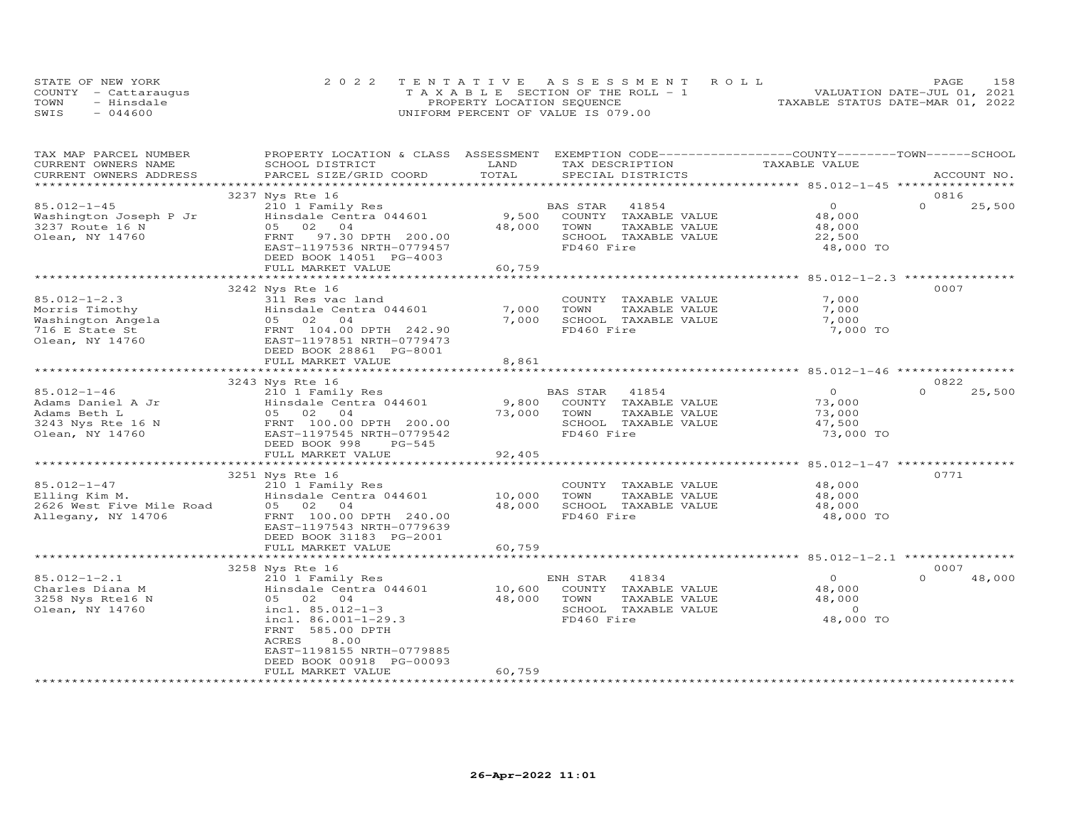STATE OF NEW YORK
COUNTY - Cattaraugus
TOWN - Hinsdale
SWIS - 044600

2022 TENTATIVE ASSESSMENT ROLL
TAXABLE SECTION OF THE ROLL - 1
PROPERTY LOCATION SEQUENCE
UNIFORM PERCENT OF VALUE IS 079.00

VALUATION DATE-JUL 01, 2021
TAXABLE STATUS DATE-MAR 01, 2022

| TAX MAP PARCEL NUMBER / CURRENT OWNERS NAME / CURRENT OWNERS ADDRESS | PROPERTY LOCATION & CLASS / SCHOOL DISTRICT / PARCEL SIZE/GRID COORD | ASSESSMENT LAND / TOTAL | EXEMPTION CODE / TAX DESCRIPTION / SPECIAL DISTRICTS | COUNTY / TOWN / SCHOOL TAXABLE VALUE | ACCOUNT NO. |
|---|---|---|---|---|---|
| **85.012-1-45** | 3237 Nys Rte 16 | | | | 0816 |
| 85.012-1-45 | 210 1 Family Res | | BAS STAR 41854 | 0 | 0 25,500 |
| Washington Joseph P Jr | Hinsdale Centra 044601 | 9,500 | COUNTY TAXABLE VALUE | 48,000 | |
| 3237 Route 16 N | 05 02 04 | 48,000 | TOWN TAXABLE VALUE | 48,000 | |
| Olean, NY 14760 | FRNT 97.30 DPTH 200.00 | | SCHOOL TAXABLE VALUE | 22,500 | |
| | EAST-1197536 NRTH-0779457 | | FD460 Fire | 48,000 TO | |
| | DEED BOOK 14051 PG-4003 | | | | |
| | FULL MARKET VALUE | 60,759 | | | |
| **85.012-1-2.3** | 3242 Nys Rte 16 | | | | 0007 |
| 85.012-1-2.3 | 311 Res vac land | | COUNTY TAXABLE VALUE | 7,000 | |
| Morris Timothy | Hinsdale Centra 044601 | 7,000 | TOWN TAXABLE VALUE | 7,000 | |
| Washington Angela | 05 02 04 | 7,000 | SCHOOL TAXABLE VALUE | 7,000 | |
| 716 E State St | FRNT 104.00 DPTH 242.90 | | FD460 Fire | 7,000 TO | |
| Olean, NY 14760 | EAST-1197851 NRTH-0779473 | | | | |
| | DEED BOOK 28861 PG-8001 | | | | |
| | FULL MARKET VALUE | 8,861 | | | |
| **85.012-1-46** | 3243 Nys Rte 16 | | | | 0822 |
| 85.012-1-46 | 210 1 Family Res | | BAS STAR 41854 | 0 | 0 25,500 |
| Adams Daniel A Jr | Hinsdale Centra 044601 | 9,800 | COUNTY TAXABLE VALUE | 73,000 | |
| Adams Beth L | 05 02 04 | 73,000 | TOWN TAXABLE VALUE | 73,000 | |
| 3243 Nys Rte 16 N | FRNT 100.00 DPTH 200.00 | | SCHOOL TAXABLE VALUE | 47,500 | |
| Olean, NY 14760 | EAST-1197545 NRTH-0779542 | | FD460 Fire | 73,000 TO | |
| | DEED BOOK 998 PG-545 | | | | |
| | FULL MARKET VALUE | 92,405 | | | |
| **85.012-1-47** | 3251 Nys Rte 16 | | | | 0771 |
| 85.012-1-47 | 210 1 Family Res | | COUNTY TAXABLE VALUE | 48,000 | |
| Elling Kim M. | Hinsdale Centra 044601 | 10,000 | TOWN TAXABLE VALUE | 48,000 | |
| 2626 West Five Mile Road | 05 02 04 | 48,000 | SCHOOL TAXABLE VALUE | 48,000 | |
| Allegany, NY 14706 | FRNT 100.00 DPTH 240.00 | | FD460 Fire | 48,000 TO | |
| | EAST-1197543 NRTH-0779639 | | | | |
| | DEED BOOK 31183 PG-2001 | | | | |
| | FULL MARKET VALUE | 60,759 | | | |
| **85.012-1-2.1** | 3258 Nys Rte 16 | | | | 0007 |
| 85.012-1-2.1 | 210 1 Family Res | | ENH STAR 41834 | 0 | 0 48,000 |
| Charles Diana M | Hinsdale Centra 044601 | 10,600 | COUNTY TAXABLE VALUE | 48,000 | |
| 3258 Nys Rte16 N | 05 02 04 | 48,000 | TOWN TAXABLE VALUE | 48,000 | |
| Olean, NY 14760 | incl. 85.012-1-3 | | SCHOOL TAXABLE VALUE | 0 | |
| | incl. 86.001-1-29.3 | | FD460 Fire | 48,000 TO | |
| | FRNT 585.00 DPTH | | | | |
| | ACRES 8.00 | | | | |
| | EAST-1198155 NRTH-0779885 | | | | |
| | DEED BOOK 00918 PG-00093 | | | | |
| | FULL MARKET VALUE | 60,759 | | | |

26-Apr-2022 11:01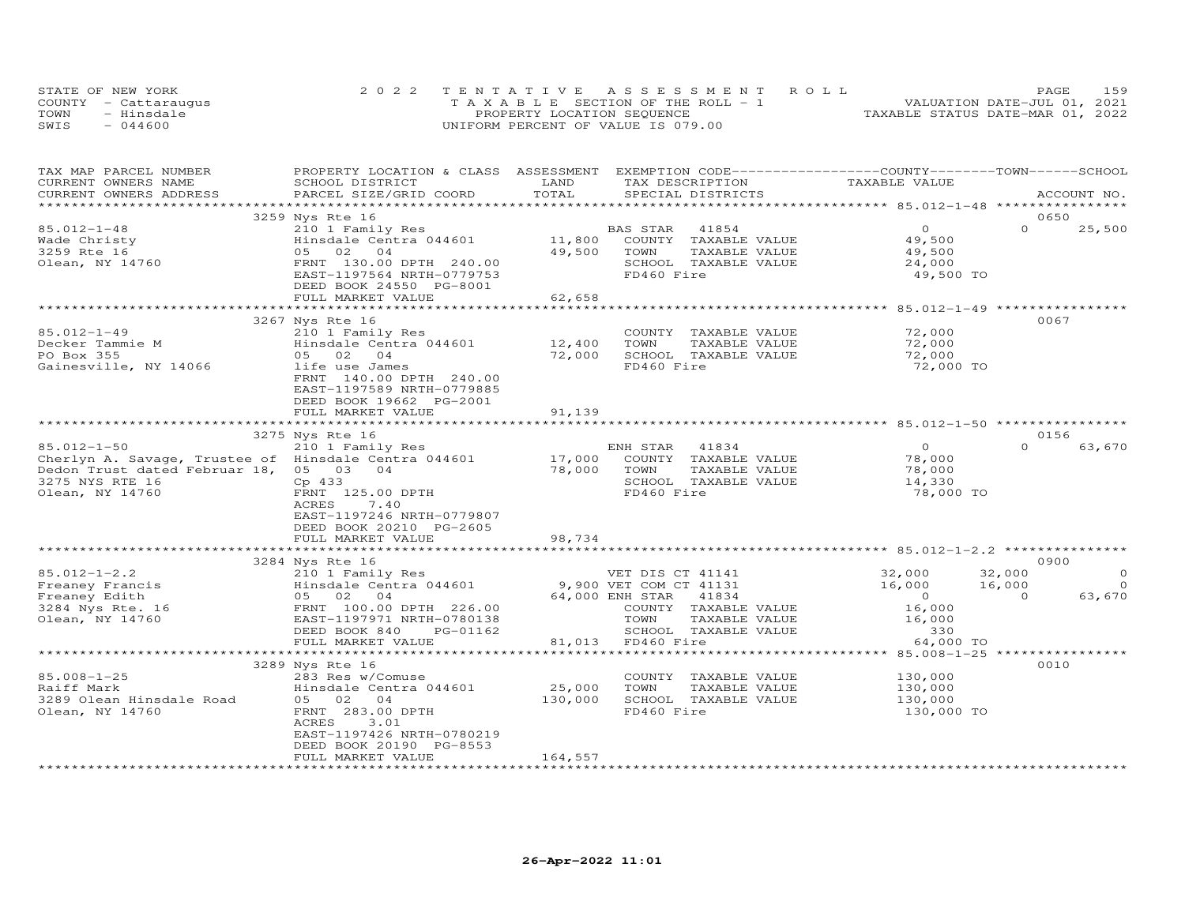STATE OF NEW YORK
COUNTY - Cattaraugus
TOWN - Hinsdale
SWIS - 044600

2022 TENTATIVE ASSESSMENT ROLL
TAXABLE SECTION OF THE ROLL - 1
PROPERTY LOCATION SEQUENCE
UNIFORM PERCENT OF VALUE IS 079.00

VALUATION DATE-JUL 01, 2021
TAXABLE STATUS DATE-MAR 01, 2022

| TAX MAP PARCEL NUMBER / CURRENT OWNERS NAME / CURRENT OWNERS ADDRESS | PROPERTY LOCATION & CLASS / SCHOOL DISTRICT / PARCEL SIZE/GRID COORD | ASSESSMENT LAND / TOTAL | EXEMPTION CODE / TAX DESCRIPTION / SPECIAL DISTRICTS | COUNTY TAXABLE VALUE | TOWN | SCHOOL / ACCOUNT NO. |
|---|---|---|---|---|---|---|
| | 3259 Nys Rte 16 | | | | | 0650 |
| 85.012-1-48 | 210 1 Family Res | | BAS STAR 41854 | 0 | 0 | 25,500 |
| Wade Christy | Hinsdale Centra 044601 | 11,800 | COUNTY TAXABLE VALUE | 49,500 | | |
| 3259 Rte 16 | 05 02 04 | 49,500 | TOWN TAXABLE VALUE | 49,500 | | |
| Olean, NY 14760 | FRNT 130.00 DPTH 240.00 | | SCHOOL TAXABLE VALUE | 24,000 | | |
| | EAST-1197564 NRTH-0779753 | | FD460 Fire | 49,500 TO | | |
| | DEED BOOK 24550 PG-8001 | | | | | |
| | FULL MARKET VALUE | 62,658 | | | | |
| | 3267 Nys Rte 16 | | | | | 0067 |
| 85.012-1-49 | 210 1 Family Res | | COUNTY TAXABLE VALUE | 72,000 | | |
| Decker Tammie M | Hinsdale Centra 044601 | 12,400 | TOWN TAXABLE VALUE | 72,000 | | |
| PO Box 355 | 05 02 04 | 72,000 | SCHOOL TAXABLE VALUE | 72,000 | | |
| Gainesville, NY 14066 | life use James | | FD460 Fire | 72,000 TO | | |
| | FRNT 140.00 DPTH 240.00 | | | | | |
| | EAST-1197589 NRTH-0779885 | | | | | |
| | DEED BOOK 19662 PG-2001 | | | | | |
| | FULL MARKET VALUE | 91,139 | | | | |
| | 3275 Nys Rte 16 | | | | | 0156 |
| 85.012-1-50 | 210 1 Family Res | | ENH STAR 41834 | 0 | 0 | 63,670 |
| Cherlyn A. Savage, Trustee of | Hinsdale Centra 044601 | 17,000 | COUNTY TAXABLE VALUE | 78,000 | | |
| Dedon Trust dated Februar 18, | 05 03 04 | 78,000 | TOWN TAXABLE VALUE | 78,000 | | |
| 3275 NYS RTE 16 | Cp 433 | | SCHOOL TAXABLE VALUE | 14,330 | | |
| Olean, NY 14760 | FRNT 125.00 DPTH | | FD460 Fire | 78,000 TO | | |
| | ACRES 7.40 | | | | | |
| | EAST-1197246 NRTH-0779807 | | | | | |
| | DEED BOOK 20210 PG-2605 | | | | | |
| | FULL MARKET VALUE | 98,734 | | | | |
| | 3284 Nys Rte 16 | | | | | 0900 |
| 85.012-1-2.2 | 210 1 Family Res | | VET DIS CT 41141 | 32,000 | 32,000 | 0 |
| Freaney Francis | Hinsdale Centra 044601 | 9,900 | VET COM CT 41131 | 16,000 | 16,000 | 0 |
| Freaney Edith | 05 02 04 | 64,000 | ENH STAR 41834 | 0 | 0 | 63,670 |
| 3284 Nys Rte. 16 | FRNT 100.00 DPTH 226.00 | | COUNTY TAXABLE VALUE | 16,000 | | |
| Olean, NY 14760 | EAST-1197971 NRTH-0780138 | | TOWN TAXABLE VALUE | 16,000 | | |
| | DEED BOOK 840 PG-01162 | | SCHOOL TAXABLE VALUE | 330 | | |
| | FULL MARKET VALUE | 81,013 | FD460 Fire | 64,000 TO | | |
| | 3289 Nys Rte 16 | | | | | 0010 |
| 85.008-1-25 | 283 Res w/Comuse | | COUNTY TAXABLE VALUE | 130,000 | | |
| Raiff Mark | Hinsdale Centra 044601 | 25,000 | TOWN TAXABLE VALUE | 130,000 | | |
| 3289 Olean Hinsdale Road | 05 02 04 | 130,000 | SCHOOL TAXABLE VALUE | 130,000 | | |
| Olean, NY 14760 | FRNT 283.00 DPTH | | FD460 Fire | 130,000 TO | | |
| | ACRES 3.01 | | | | | |
| | EAST-1197426 NRTH-0780219 | | | | | |
| | DEED BOOK 20190 PG-8553 | | | | | |
| | FULL MARKET VALUE | 164,557 | | | | |

26-Apr-2022 11:01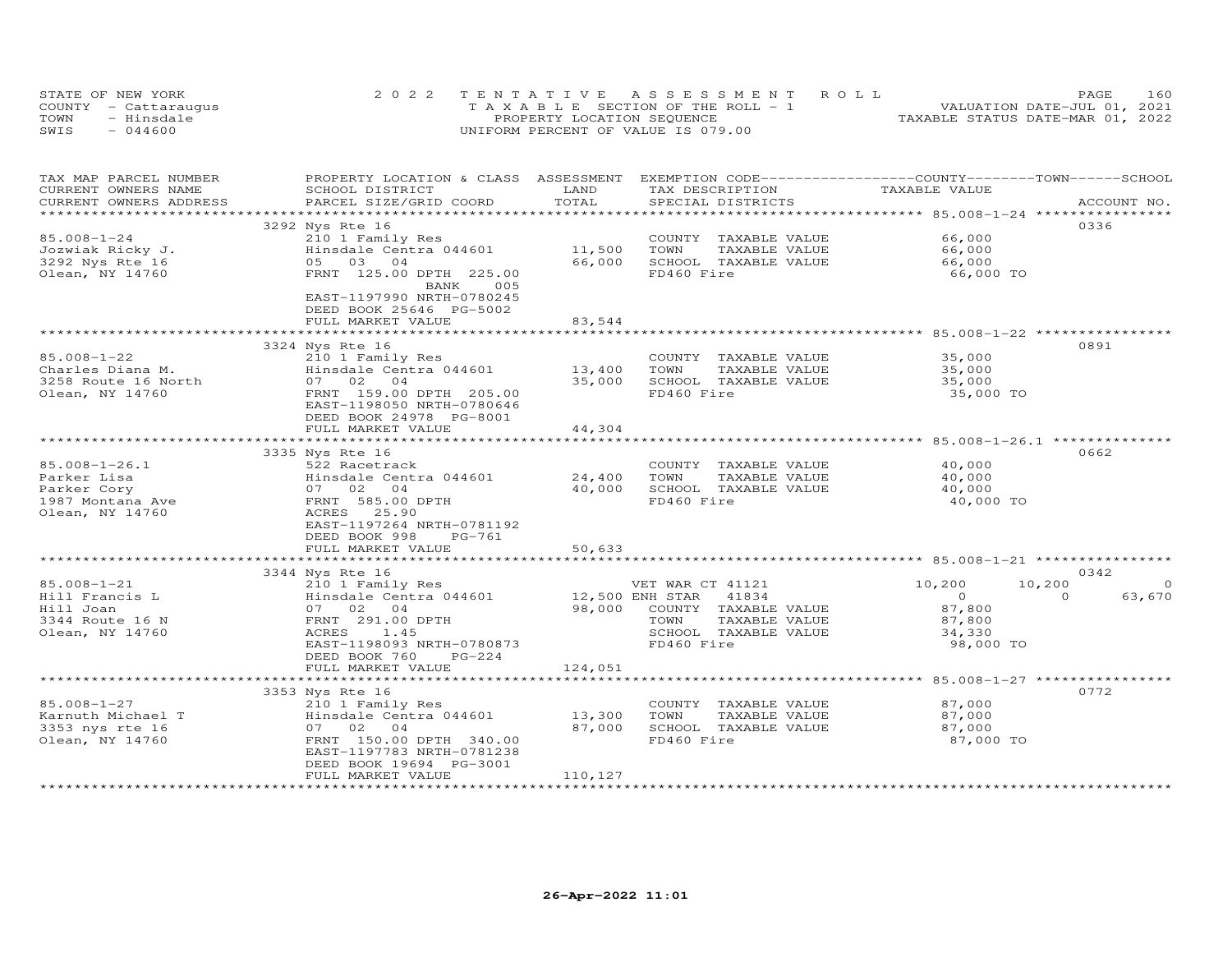STATE OF NEW YORK
COUNTY - Cattaraugus
TOWN - Hinsdale
SWIS - 044600

2022 TENTATIVE ASSESSMENT ROLL
TAXABLE SECTION OF THE ROLL - 1
PROPERTY LOCATION SEQUENCE
UNIFORM PERCENT OF VALUE IS 079.00

VALUATION DATE-JUL 01, 2021
TAXABLE STATUS DATE-MAR 01, 2022

| TAX MAP PARCEL NUMBER / CURRENT OWNERS NAME / CURRENT OWNERS ADDRESS | PROPERTY LOCATION & CLASS / SCHOOL DISTRICT / PARCEL SIZE/GRID COORD | ASSESSMENT LAND / TOTAL | EXEMPTION CODE / TAX DESCRIPTION / SPECIAL DISTRICTS | COUNTY | TOWN | SCHOOL / ACCOUNT NO. |
|---|---|---|---|---|---|---|
| **85.008-1-24** | 3292 Nys Rte 16 | | | | | 0336 |
| Jozwiak Ricky J. | 210 1 Family Res | | COUNTY TAXABLE VALUE | 66,000 | | |
| 3292 Nys Rte 16 | Hinsdale Centra 044601 | 11,500 | TOWN TAXABLE VALUE | | 66,000 | |
| Olean, NY 14760 | 05 03 04 | 66,000 | SCHOOL TAXABLE VALUE | | | 66,000 |
| | FRNT 125.00 DPTH 225.00 | | FD460 Fire | 66,000 TO | | |
| | BANK 005 | | | | | |
| | EAST-1197990 NRTH-0780245 | | | | | |
| | DEED BOOK 25646 PG-5002 | | | | | |
| | FULL MARKET VALUE | 83,544 | | | | |
| **85.008-1-22** | 3324 Nys Rte 16 | | | | | 0891 |
| Charles Diana M. | 210 1 Family Res | | COUNTY TAXABLE VALUE | 35,000 | | |
| 3258 Route 16 North | Hinsdale Centra 044601 | 13,400 | TOWN TAXABLE VALUE | | 35,000 | |
| Olean, NY 14760 | 07 02 04 | 35,000 | SCHOOL TAXABLE VALUE | | | 35,000 |
| | FRNT 159.00 DPTH 205.00 | | FD460 Fire | 35,000 TO | | |
| | EAST-1198050 NRTH-0780646 | | | | | |
| | DEED BOOK 24978 PG-8001 | | | | | |
| | FULL MARKET VALUE | 44,304 | | | | |
| **85.008-1-26.1** | 3335 Nys Rte 16 | | | | | 0662 |
| Parker Lisa | 522 Racetrack | | COUNTY TAXABLE VALUE | 40,000 | | |
| Parker Cory | Hinsdale Centra 044601 | 24,400 | TOWN TAXABLE VALUE | | 40,000 | |
| 1987 Montana Ave | 07 02 04 | 40,000 | SCHOOL TAXABLE VALUE | | | 40,000 |
| Olean, NY 14760 | FRNT 585.00 DPTH | | FD460 Fire | 40,000 TO | | |
| | ACRES 25.90 | | | | | |
| | EAST-1197264 NRTH-0781192 | | | | | |
| | DEED BOOK 998 PG-761 | | | | | |
| | FULL MARKET VALUE | 50,633 | | | | |
| **85.008-1-21** | 3344 Nys Rte 16 | | | | | 0342 |
| Hill Francis L | 210 1 Family Res | | VET WAR CT 41121 | 10,200 | 10,200 | 0 |
| Hill Joan | Hinsdale Centra 044601 | 12,500 | ENH STAR 41834 | 0 | 0 | 63,670 |
| 3344 Route 16 N | 07 02 04 | 98,000 | COUNTY TAXABLE VALUE | 87,800 | | |
| Olean, NY 14760 | FRNT 291.00 DPTH | | TOWN TAXABLE VALUE | | 87,800 | |
| | ACRES 1.45 | | SCHOOL TAXABLE VALUE | | | 34,330 |
| | EAST-1198093 NRTH-0780873 | | FD460 Fire | 98,000 TO | | |
| | DEED BOOK 760 PG-224 | | | | | |
| | FULL MARKET VALUE | 124,051 | | | | |
| **85.008-1-27** | 3353 Nys Rte 16 | | | | | 0772 |
| Karnuth Michael T | 210 1 Family Res | | COUNTY TAXABLE VALUE | 87,000 | | |
| 3353 nys rte 16 | Hinsdale Centra 044601 | 13,300 | TOWN TAXABLE VALUE | | 87,000 | |
| Olean, NY 14760 | 07 02 04 | 87,000 | SCHOOL TAXABLE VALUE | | | 87,000 |
| | FRNT 150.00 DPTH 340.00 | | FD460 Fire | 87,000 TO | | |
| | EAST-1197783 NRTH-0781238 | | | | | |
| | DEED BOOK 19694 PG-3001 | | | | | |
| | FULL MARKET VALUE | 110,127 | | | | |

26-Apr-2022 11:01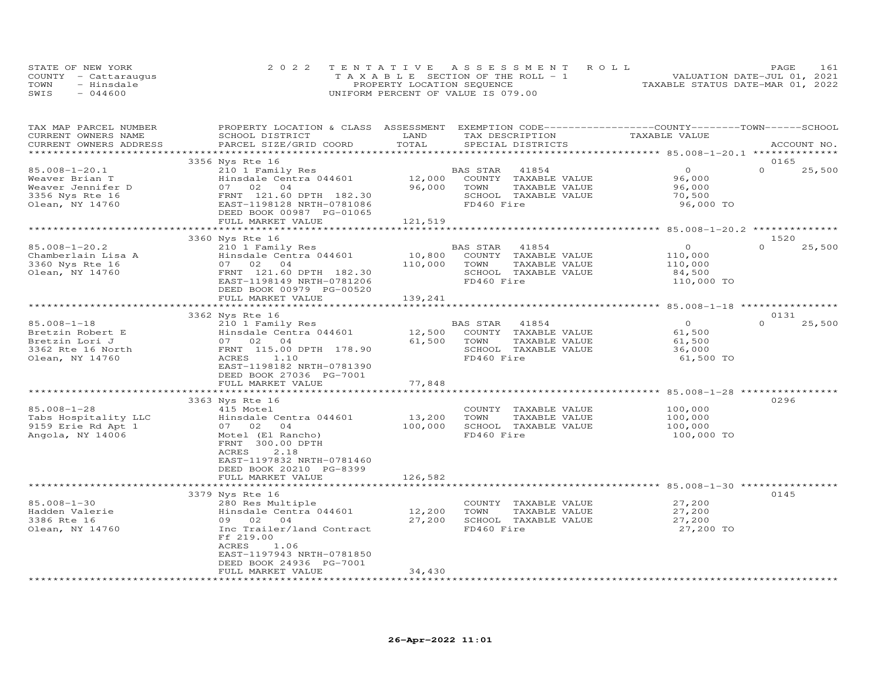STATE OF NEW YORK
COUNTY - Cattaraugus
TOWN - Hinsdale
SWIS - 044600

2022 TENTATIVE ASSESSMENT ROLL
TAXABLE SECTION OF THE ROLL - 1
PROPERTY LOCATION SEQUENCE
UNIFORM PERCENT OF VALUE IS 079.00

VALUATION DATE-JUL 01, 2021
TAXABLE STATUS DATE-MAR 01, 2022

| TAX MAP PARCEL NUMBER / CURRENT OWNERS NAME / CURRENT OWNERS ADDRESS | PROPERTY LOCATION & CLASS / SCHOOL DISTRICT / PARCEL SIZE/GRID COORD | ASSESSMENT LAND / TOTAL | EXEMPTION CODE / TAX DESCRIPTION / SPECIAL DISTRICTS | COUNTY / TOWN / SCHOOL TAXABLE VALUE | ACCOUNT NO. |
|---|---|---|---|---|---|
| 85.008-1-20.1 | 3356 Nys Rte 16 | | | | 0165 |
| | 210 1 Family Res | | BAS STAR 41854 | 0 / 0 / 25,500 | |
| Weaver Brian T | Hinsdale Centra 044601 | 12,000 | COUNTY TAXABLE VALUE | 96,000 | |
| Weaver Jennifer D | 07 02 04 | 96,000 | TOWN TAXABLE VALUE | 96,000 | |
| 3356 Nys Rte 16 | FRNT 121.60 DPTH 182.30 | | SCHOOL TAXABLE VALUE | 70,500 | |
| Olean, NY 14760 | EAST-1198128 NRTH-0781086 | | FD460 Fire | 96,000 TO | |
| | DEED BOOK 00987 PG-01065 | | | | |
| | FULL MARKET VALUE | 121,519 | | | |
| 85.008-1-20.2 | 3360 Nys Rte 16 | | | | 1520 |
| | 210 1 Family Res | | BAS STAR 41854 | 0 / 0 / 25,500 | |
| Chamberlain Lisa A | Hinsdale Centra 044601 | 10,800 | COUNTY TAXABLE VALUE | 110,000 | |
| 3360 Nys Rte 16 | 07 02 04 | 110,000 | TOWN TAXABLE VALUE | 110,000 | |
| Olean, NY 14760 | FRNT 121.60 DPTH 182.30 | | SCHOOL TAXABLE VALUE | 84,500 | |
| | EAST-1198149 NRTH-0781206 | | FD460 Fire | 110,000 TO | |
| | DEED BOOK 00979 PG-00520 | | | | |
| | FULL MARKET VALUE | 139,241 | | | |
| 85.008-1-18 | 3362 Nys Rte 16 | | | | 0131 |
| | 210 1 Family Res | | BAS STAR 41854 | 0 / 0 / 25,500 | |
| Bretzin Robert E | Hinsdale Centra 044601 | 12,500 | COUNTY TAXABLE VALUE | 61,500 | |
| Bretzin Lori J | 07 02 04 | 61,500 | TOWN TAXABLE VALUE | 61,500 | |
| 3362 Rte 16 North | FRNT 115.00 DPTH 178.90 | | SCHOOL TAXABLE VALUE | 36,000 | |
| Olean, NY 14760 | ACRES 1.10 | | FD460 Fire | 61,500 TO | |
| | EAST-1198182 NRTH-0781390 | | | | |
| | DEED BOOK 27036 PG-7001 | | | | |
| | FULL MARKET VALUE | 77,848 | | | |
| 85.008-1-28 | 3363 Nys Rte 16 | | | | 0296 |
| | 415 Motel | | COUNTY TAXABLE VALUE | 100,000 | |
| Tabs Hospitality LLC | Hinsdale Centra 044601 | 13,200 | TOWN TAXABLE VALUE | 100,000 | |
| 9159 Erie Rd Apt 1 | 07 02 04 | 100,000 | SCHOOL TAXABLE VALUE | 100,000 | |
| Angola, NY 14006 | Motel (El Rancho) | | FD460 Fire | 100,000 TO | |
| | FRNT 300.00 DPTH | | | | |
| | ACRES 2.18 | | | | |
| | EAST-1197832 NRTH-0781460 | | | | |
| | DEED BOOK 20210 PG-8399 | | | | |
| | FULL MARKET VALUE | 126,582 | | | |
| 85.008-1-30 | 3379 Nys Rte 16 | | | | 0145 |
| | 280 Res Multiple | | COUNTY TAXABLE VALUE | 27,200 | |
| Hadden Valerie | Hinsdale Centra 044601 | 12,200 | TOWN TAXABLE VALUE | 27,200 | |
| 3386 Rte 16 | 09 02 04 | 27,200 | SCHOOL TAXABLE VALUE | 27,200 | |
| Olean, NY 14760 | Inc Trailer/land Contract | | FD460 Fire | 27,200 TO | |
| | Ff 219.00 | | | | |
| | ACRES 1.06 | | | | |
| | EAST-1197943 NRTH-0781850 | | | | |
| | DEED BOOK 24936 PG-7001 | | | | |
| | FULL MARKET VALUE | 34,430 | | | |

26-Apr-2022 11:01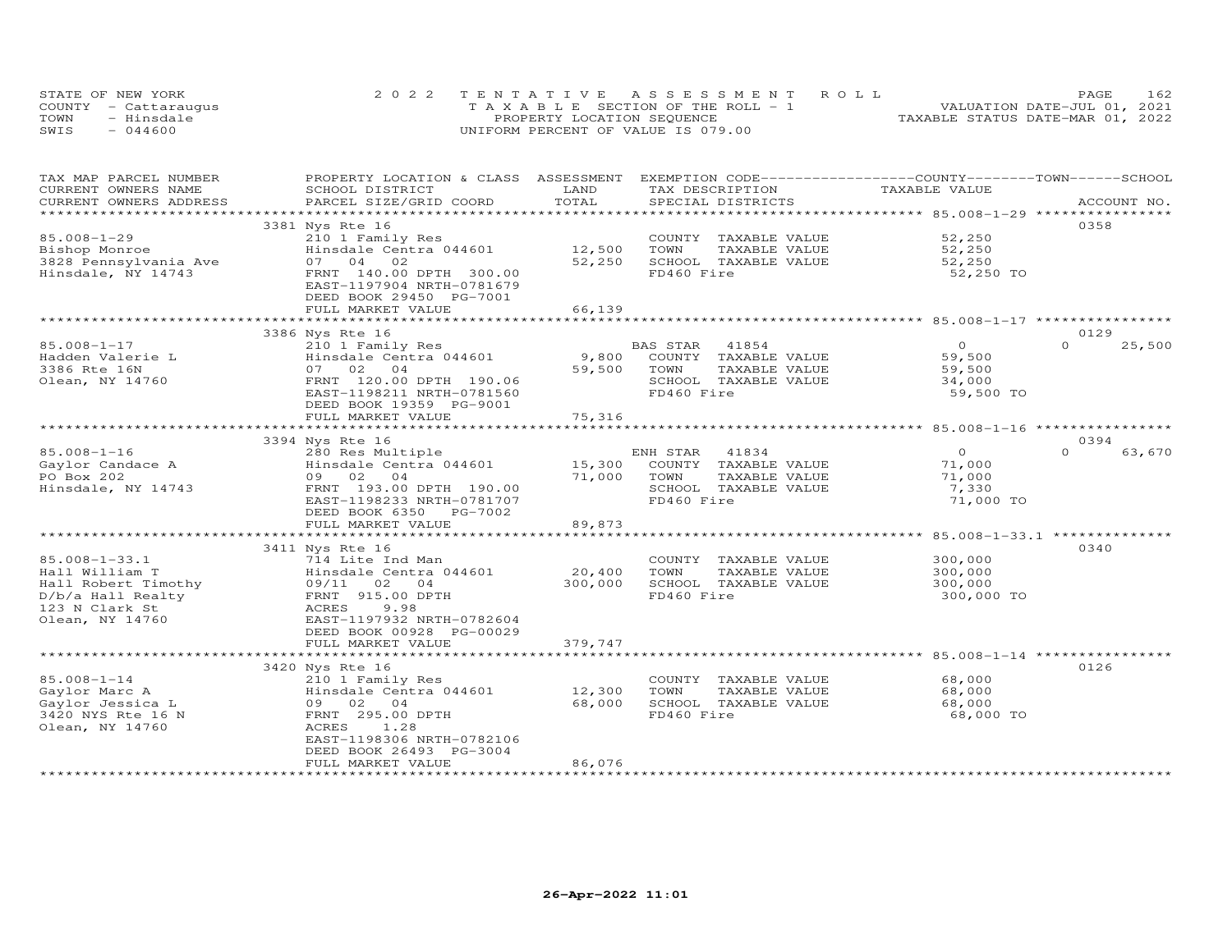STATE OF NEW YORK — 2022 TENTATIVE ASSESSMENT ROLL
COUNTY - Cattaraugus — TAXABLE SECTION OF THE ROLL - 1 — VALUATION DATE-JUL 01, 2021
TOWN - Hinsdale — PROPERTY LOCATION SEQUENCE — TAXABLE STATUS DATE-MAR 01, 2022
SWIS - 044600 — UNIFORM PERCENT OF VALUE IS 079.00

| TAX MAP PARCEL NUMBER / CURRENT OWNERS NAME / CURRENT OWNERS ADDRESS | PROPERTY LOCATION & CLASS / SCHOOL DISTRICT / PARCEL SIZE/GRID COORD | ASSESSMENT LAND | TOTAL | EXEMPTION CODE / TAX DESCRIPTION / SPECIAL DISTRICTS | COUNTY--TOWN--SCHOOL TAXABLE VALUE | ACCOUNT NO. |
|---|---|---|---|---|---|---|
| 85.008-1-29 | 3381 Nys Rte 16 | | | | | 0358 |
| Bishop Monroe | 210 1 Family Res | | | COUNTY TAXABLE VALUE | 52,250 | |
| 3828 Pennsylvania Ave | Hinsdale Centra 044601 | 12,500 | | TOWN TAXABLE VALUE | 52,250 | |
| Hinsdale, NY 14743 | 07 04 02 | | 52,250 | SCHOOL TAXABLE VALUE | 52,250 | |
| | FRNT 140.00 DPTH 300.00 | | | FD460 Fire | 52,250 TO | |
| | EAST-1197904 NRTH-0781679 | | | | | |
| | DEED BOOK 29450 PG-7001 | | | | | |
| | FULL MARKET VALUE | | 66,139 | | | |
| 85.008-1-17 | 3386 Nys Rte 16 | | | | | 0129 |
| Hadden Valerie L | 210 1 Family Res | | | BAS STAR 41854 | 0 | 0 25,500 |
| 3386 Rte 16N | Hinsdale Centra 044601 | 9,800 | | COUNTY TAXABLE VALUE | 59,500 | |
| Olean, NY 14760 | 07 02 04 | | 59,500 | TOWN TAXABLE VALUE | 59,500 | |
| | FRNT 120.00 DPTH 190.06 | | | SCHOOL TAXABLE VALUE | 34,000 | |
| | EAST-1198211 NRTH-0781560 | | | FD460 Fire | 59,500 TO | |
| | DEED BOOK 19359 PG-9001 | | | | | |
| | FULL MARKET VALUE | | 75,316 | | | |
| 85.008-1-16 | 3394 Nys Rte 16 | | | | | 0394 |
| Gaylor Candace A | 280 Res Multiple | | | ENH STAR 41834 | 0 | 0 63,670 |
| PO Box 202 | Hinsdale Centra 044601 | 15,300 | | COUNTY TAXABLE VALUE | 71,000 | |
| Hinsdale, NY 14743 | 09 02 04 | | 71,000 | TOWN TAXABLE VALUE | 71,000 | |
| | FRNT 193.00 DPTH 190.00 | | | SCHOOL TAXABLE VALUE | 7,330 | |
| | EAST-1198233 NRTH-0781707 | | | FD460 Fire | 71,000 TO | |
| | DEED BOOK 6350 PG-7002 | | | | | |
| | FULL MARKET VALUE | | 89,873 | | | |
| 85.008-1-33.1 | 3411 Nys Rte 16 | | | | | 0340 |
| Hall William T | 714 Lite Ind Man | | | COUNTY TAXABLE VALUE | 300,000 | |
| Hall Robert Timothy | Hinsdale Centra 044601 | 20,400 | | TOWN TAXABLE VALUE | 300,000 | |
| D/b/a Hall Realty | 09/11 02 04 | | 300,000 | SCHOOL TAXABLE VALUE | 300,000 | |
| 123 N Clark St | FRNT 915.00 DPTH | | | FD460 Fire | 300,000 TO | |
| Olean, NY 14760 | ACRES 9.98 | | | | | |
| | EAST-1197932 NRTH-0782604 | | | | | |
| | DEED BOOK 00928 PG-00029 | | | | | |
| | FULL MARKET VALUE | | 379,747 | | | |
| 85.008-1-14 | 3420 Nys Rte 16 | | | | | 0126 |
| Gaylor Marc A | 210 1 Family Res | | | COUNTY TAXABLE VALUE | 68,000 | |
| Gaylor Jessica L | Hinsdale Centra 044601 | 12,300 | | TOWN TAXABLE VALUE | 68,000 | |
| 3420 NYS Rte 16 N | 09 02 04 | | 68,000 | SCHOOL TAXABLE VALUE | 68,000 | |
| Olean, NY 14760 | FRNT 295.00 DPTH | | | FD460 Fire | 68,000 TO | |
| | ACRES 1.28 | | | | | |
| | EAST-1198306 NRTH-0782106 | | | | | |
| | DEED BOOK 26493 PG-3004 | | | | | |
| | FULL MARKET VALUE | | 86,076 | | | |

26-Apr-2022 11:01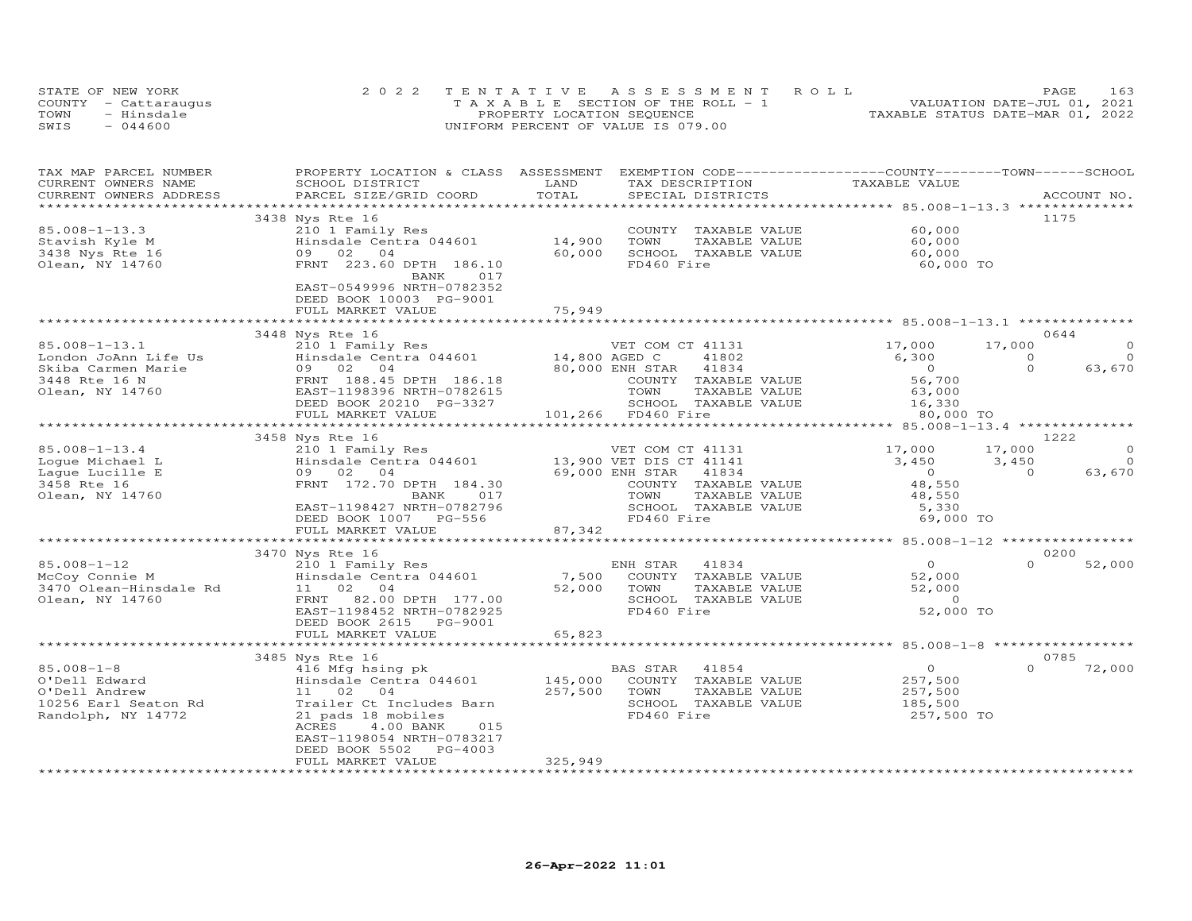STATE OF NEW YORK | COUNTY - Cattaraugus | TOWN - Hinsdale | SWIS - 044600

2022 TENTATIVE ASSESSMENT ROLL
TAXABLE SECTION OF THE ROLL - 1
PROPERTY LOCATION SEQUENCE
UNIFORM PERCENT OF VALUE IS 079.00

VALUATION DATE-JUL 01, 2021
TAXABLE STATUS DATE-MAR 01, 2022

| TAX MAP PARCEL NUMBER / CURRENT OWNERS NAME / CURRENT OWNERS ADDRESS | PROPERTY LOCATION & CLASS / SCHOOL DISTRICT / PARCEL SIZE/GRID COORD | ASSESSMENT LAND / TOTAL | EXEMPTION CODE / TAX DESCRIPTION / SPECIAL DISTRICTS | COUNTY TAXABLE VALUE | TOWN | SCHOOL | ACCOUNT NO. |
|---|---|---|---|---|---|---|---|
| **85.008-1-13.3** | 3438 Nys Rte 16 | | | | | | 1175 |
| Stavish Kyle M | 210 1 Family Res | | COUNTY TAXABLE VALUE | 60,000 | | | |
| 3438 Nys Rte 16 | Hinsdale Centra 044601 | 14,900 | TOWN TAXABLE VALUE | 60,000 | | | |
| Olean, NY 14760 | 09 02 04 | 60,000 | SCHOOL TAXABLE VALUE | 60,000 | | | |
| | FRNT 223.60 DPTH 186.10 | | FD460 Fire | 60,000 TO | | | |
| | BANK 017 | | | | | | |
| | EAST-0549996 NRTH-0782352 | | | | | | |
| | DEED BOOK 10003 PG-9001 | | | | | | |
| | FULL MARKET VALUE | 75,949 | | | | | |
| **85.008-1-13.1** | 3448 Nys Rte 16 | | | | | | 0644 |
| London JoAnn Life Us | 210 1 Family Res | | VET COM CT 41131 | 17,000 | 17,000 | 0 | |
| Skiba Carmen Marie | Hinsdale Centra 044601 | 14,800 | AGED C 41802 | 6,300 | 0 | 0 | |
| 3448 Rte 16 N | 09 02 04 | 80,000 | ENH STAR 41834 | 0 | 0 | 63,670 | |
| Olean, NY 14760 | FRNT 188.45 DPTH 186.18 | | COUNTY TAXABLE VALUE | 56,700 | | | |
| | EAST-1198396 NRTH-0782615 | | TOWN TAXABLE VALUE | 63,000 | | | |
| | DEED BOOK 20210 PG-3327 | | SCHOOL TAXABLE VALUE | 16,330 | | | |
| | FULL MARKET VALUE | 101,266 | FD460 Fire | 80,000 TO | | | |
| **85.008-1-13.4** | 3458 Nys Rte 16 | | | | | | 1222 |
| Logue Michael L | 210 1 Family Res | | VET COM CT 41131 | 17,000 | 17,000 | 0 | |
| Lague Lucille E | Hinsdale Centra 044601 | 13,900 | VET DIS CT 41141 | 3,450 | 3,450 | 0 | |
| 3458 Rte 16 | 09 02 04 | 69,000 | ENH STAR 41834 | 0 | 0 | 63,670 | |
| Olean, NY 14760 | FRNT 172.70 DPTH 184.30 | | COUNTY TAXABLE VALUE | 48,550 | | | |
| | BANK 017 | | TOWN TAXABLE VALUE | 48,550 | | | |
| | EAST-1198427 NRTH-0782796 | | SCHOOL TAXABLE VALUE | 5,330 | | | |
| | DEED BOOK 1007 PG-556 | | FD460 Fire | 69,000 TO | | | |
| | FULL MARKET VALUE | 87,342 | | | | | |
| **85.008-1-12** | 3470 Nys Rte 16 | | | | | | 0200 |
| McCoy Connie M | 210 1 Family Res | | ENH STAR 41834 | 0 | 0 | 52,000 | |
| 3470 Olean-Hinsdale Rd | Hinsdale Centra 044601 | 7,500 | COUNTY TAXABLE VALUE | 52,000 | | | |
| Olean, NY 14760 | 11 02 04 | 52,000 | TOWN TAXABLE VALUE | 52,000 | | | |
| | FRNT 82.00 DPTH 177.00 | | SCHOOL TAXABLE VALUE | 0 | | | |
| | EAST-1198452 NRTH-0782925 | | FD460 Fire | 52,000 TO | | | |
| | DEED BOOK 2615 PG-9001 | | | | | | |
| | FULL MARKET VALUE | 65,823 | | | | | |
| **85.008-1-8** | 3485 Nys Rte 16 | | | | | | 0785 |
| O'Dell Edward | 416 Mfg hsing pk | | BAS STAR 41854 | 0 | 0 | 72,000 | |
| O'Dell Andrew | Hinsdale Centra 044601 | 145,000 | COUNTY TAXABLE VALUE | 257,500 | | | |
| 10256 Earl Seaton Rd | 11 02 04 | 257,500 | TOWN TAXABLE VALUE | 257,500 | | | |
| Randolph, NY 14772 | Trailer Ct Includes Barn | | SCHOOL TAXABLE VALUE | 185,500 | | | |
| | 21 pads 18 mobiles | | FD460 Fire | 257,500 TO | | | |
| | ACRES 4.00 BANK 015 | | | | | | |
| | EAST-1198054 NRTH-0783217 | | | | | | |
| | DEED BOOK 5502 PG-4003 | | | | | | |
| | FULL MARKET VALUE | 325,949 | | | | | |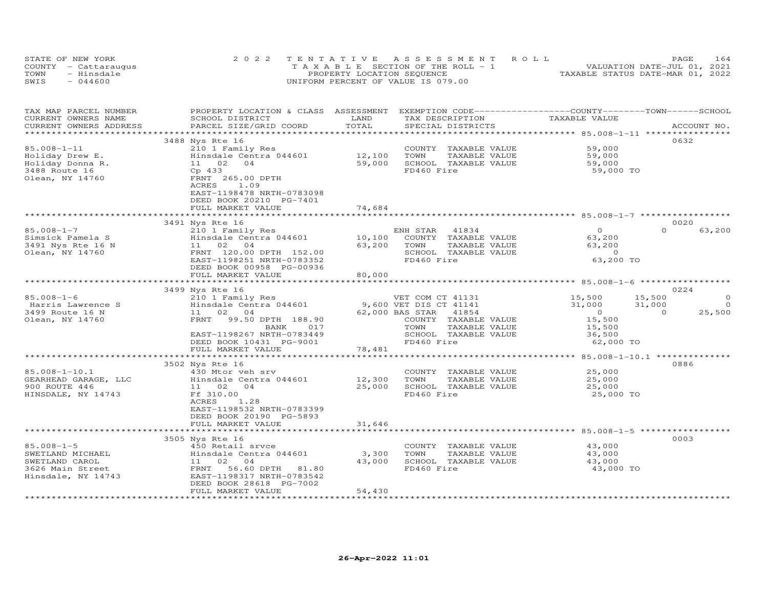STATE OF NEW YORK
COUNTY - Cattaraugus
TOWN - Hinsdale
SWIS - 044600

2022 TENTATIVE ASSESSMENT ROLL
TAXABLE SECTION OF THE ROLL - 1
PROPERTY LOCATION SEQUENCE
UNIFORM PERCENT OF VALUE IS 079.00

VALUATION DATE-JUL 01, 2021
TAXABLE STATUS DATE-MAR 01, 2022

| TAX MAP PARCEL NUMBER / CURRENT OWNERS NAME / CURRENT OWNERS ADDRESS | PROPERTY LOCATION & CLASS / SCHOOL DISTRICT / PARCEL SIZE/GRID COORD | ASSESSMENT LAND / TOTAL | EXEMPTION CODE / TAX DESCRIPTION / SPECIAL DISTRICTS | COUNTY | TOWN | SCHOOL | ACCOUNT NO. |
|---|---|---|---|---|---|---|---|
| **85.008-1-11** | 3488 Nys Rte 16 | | | | | | 0632 |
| Holiday Drew E. | 210 1 Family Res | | COUNTY TAXABLE VALUE | 59,000 | | | |
| Holiday Donna R. | Hinsdale Centra 044601 | 12,100 | TOWN TAXABLE VALUE | | 59,000 | | |
| 3488 Route 16 | 11 02 04 | 59,000 | SCHOOL TAXABLE VALUE | | | 59,000 | |
| Olean, NY 14760 | Cp 433 | | FD460 Fire | 59,000 TO | | | |
| | FRNT 265.00 DPTH | | | | | | |
| | ACRES 1.09 | | | | | | |
| | EAST-1198478 NRTH-0783098 | | | | | | |
| | DEED BOOK 20210 PG-7401 | | | | | | |
| | FULL MARKET VALUE | 74,684 | | | | | |
| **85.008-1-7** | 3491 Nys Rte 16 | | | | | | 0020 |
| Simsick Pamela S | 210 1 Family Res | | ENH STAR 41834 | 0 | 0 | 63,200 | |
| 3491 Nys Rte 16 N | Hinsdale Centra 044601 | 10,100 | COUNTY TAXABLE VALUE | 63,200 | | | |
| Olean, NY 14760 | 11 02 04 | 63,200 | TOWN TAXABLE VALUE | | 63,200 | | |
| | FRNT 120.00 DPTH 152.00 | | SCHOOL TAXABLE VALUE | | | 0 | |
| | EAST-1198251 NRTH-0783352 | | FD460 Fire | 63,200 TO | | | |
| | DEED BOOK 00958 PG-00936 | | | | | | |
| | FULL MARKET VALUE | 80,000 | | | | | |
| **85.008-1-6** | 3499 Nys Rte 16 | | | | | | 0224 |
| Harris Lawrence S | 210 1 Family Res | | VET COM CT 41131 | 15,500 | 15,500 | 0 | |
| 3499 Route 16 N | Hinsdale Centra 044601 | 9,600 | VET DIS CT 41141 | 31,000 | 31,000 | 0 | |
| Olean, NY 14760 | 11 02 04 | 62,000 | BAS STAR 41854 | 0 | 0 | 25,500 | |
| | FRNT 99.50 DPTH 188.90 | | COUNTY TAXABLE VALUE | 15,500 | | | |
| | BANK 017 | | TOWN TAXABLE VALUE | | 15,500 | | |
| | EAST-1198267 NRTH-0783449 | | SCHOOL TAXABLE VALUE | | | 36,500 | |
| | DEED BOOK 10431 PG-9001 | | FD460 Fire | 62,000 TO | | | |
| | FULL MARKET VALUE | 78,481 | | | | | |
| **85.008-1-10.1** | 3502 Nys Rte 16 | | | | | | 0886 |
| GEARHEAD GARAGE, LLC | 430 Mtor veh srv | | COUNTY TAXABLE VALUE | 25,000 | | | |
| 900 ROUTE 446 | Hinsdale Centra 044601 | 12,300 | TOWN TAXABLE VALUE | | 25,000 | | |
| HINSDALE, NY 14743 | 11 02 04 | 25,000 | SCHOOL TAXABLE VALUE | | | 25,000 | |
| | Ff 310.00 | | FD460 Fire | 25,000 TO | | | |
| | ACRES 1.28 | | | | | | |
| | EAST-1198532 NRTH-0783399 | | | | | | |
| | DEED BOOK 20190 PG-5893 | | | | | | |
| | FULL MARKET VALUE | 31,646 | | | | | |
| **85.008-1-5** | 3505 Nys Rte 16 | | | | | | 0003 |
| SWETLAND MICHAEL | 450 Retail srvce | | COUNTY TAXABLE VALUE | 43,000 | | | |
| SWETLAND CAROL | Hinsdale Centra 044601 | 3,300 | TOWN TAXABLE VALUE | | 43,000 | | |
| 3626 Main Street | 11 02 04 | 43,000 | SCHOOL TAXABLE VALUE | | | 43,000 | |
| Hinsdale, NY 14743 | FRNT 56.60 DPTH 81.80 | | FD460 Fire | 43,000 TO | | | |
| | EAST-1198317 NRTH-0783542 | | | | | | |
| | DEED BOOK 28618 PG-7002 | | | | | | |
| | FULL MARKET VALUE | 54,430 | | | | | |

26-Apr-2022 11:01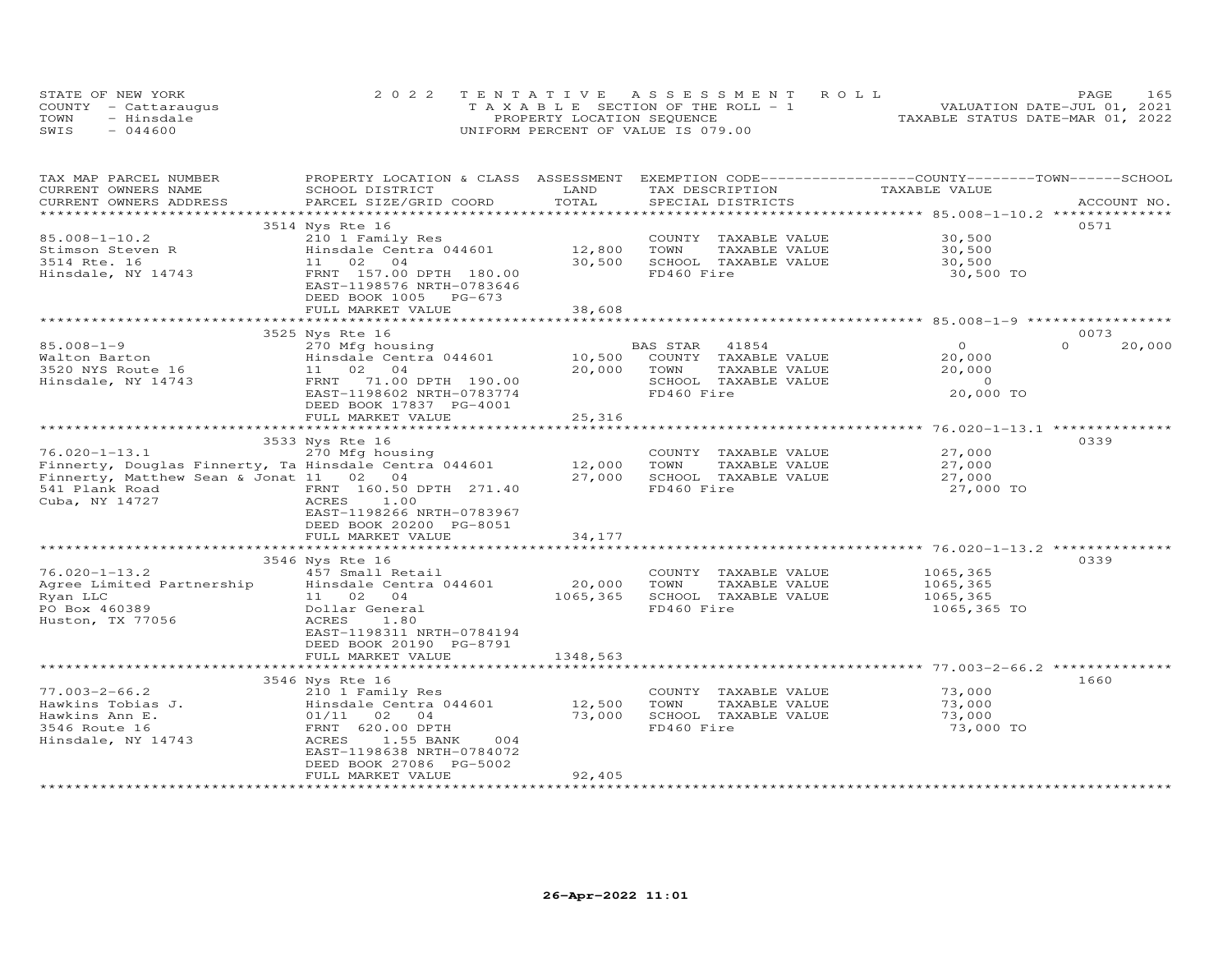STATE OF NEW YORK
COUNTY - Cattaraugus
TOWN - Hinsdale
SWIS - 044600

2022 TENTATIVE ASSESSMENT ROLL
TAXABLE SECTION OF THE ROLL - 1
PROPERTY LOCATION SEQUENCE
UNIFORM PERCENT OF VALUE IS 079.00

VALUATION DATE-JUL 01, 2021
TAXABLE STATUS DATE-MAR 01, 2022

| TAX MAP PARCEL NUMBER / CURRENT OWNERS NAME / CURRENT OWNERS ADDRESS | PROPERTY LOCATION & CLASS / SCHOOL DISTRICT / PARCEL SIZE/GRID COORD | ASSESSMENT LAND / TOTAL | EXEMPTION CODE / TAX DESCRIPTION / SPECIAL DISTRICTS | COUNTY / TOWN / SCHOOL TAXABLE VALUE | ACCOUNT NO. |
|---|---|---|---|---|---|
| 85.008-1-10.2 | 3514 Nys Rte 16 | | | | 0571 |
| 85.008-1-10.2 | 210 1 Family Res | | COUNTY TAXABLE VALUE | 30,500 | |
| Stimson Steven R | Hinsdale Centra 044601 | 12,800 | TOWN TAXABLE VALUE | 30,500 | |
| 3514 Rte. 16 | 11 02 04 | 30,500 | SCHOOL TAXABLE VALUE | 30,500 | |
| Hinsdale, NY 14743 | FRNT 157.00 DPTH 180.00 | | FD460 Fire | 30,500 TO | |
| | EAST-1198576 NRTH-0783646 | | | | |
| | DEED BOOK 1005 PG-673 | | | | |
| | FULL MARKET VALUE | 38,608 | | | |
| 85.008-1-9 | 3525 Nys Rte 16 | | | | 0073 |
| 85.008-1-9 | 270 Mfg housing | | BAS STAR 41854 | 0 / 0 / 20,000 | |
| Walton Barton | Hinsdale Centra 044601 | 10,500 | COUNTY TAXABLE VALUE | 20,000 | |
| 3520 NYS Route 16 | 11 02 04 | 20,000 | TOWN TAXABLE VALUE | 20,000 | |
| Hinsdale, NY 14743 | FRNT 71.00 DPTH 190.00 | | SCHOOL TAXABLE VALUE | 0 | |
| | EAST-1198602 NRTH-0783774 | | FD460 Fire | 20,000 TO | |
| | DEED BOOK 17837 PG-4001 | | | | |
| | FULL MARKET VALUE | 25,316 | | | |
| 76.020-1-13.1 | 3533 Nys Rte 16 | | | | 0339 |
| 76.020-1-13.1 | 270 Mfg housing | | COUNTY TAXABLE VALUE | 27,000 | |
| Finnerty, Douglas Finnerty, Ta | Hinsdale Centra 044601 | 12,000 | TOWN TAXABLE VALUE | 27,000 | |
| Finnerty, Matthew Sean & Jonat | 11 02 04 | 27,000 | SCHOOL TAXABLE VALUE | 27,000 | |
| 541 Plank Road | FRNT 160.50 DPTH 271.40 | | FD460 Fire | 27,000 TO | |
| Cuba, NY 14727 | ACRES 1.00 | | | | |
| | EAST-1198266 NRTH-0783967 | | | | |
| | DEED BOOK 20200 PG-8051 | | | | |
| | FULL MARKET VALUE | 34,177 | | | |
| 76.020-1-13.2 | 3546 Nys Rte 16 | | | | 0339 |
| 76.020-1-13.2 | 457 Small Retail | | COUNTY TAXABLE VALUE | 1065,365 | |
| Agree Limited Partnership | Hinsdale Centra 044601 | 20,000 | TOWN TAXABLE VALUE | 1065,365 | |
| Ryan LLC | 11 02 04 | 1065,365 | SCHOOL TAXABLE VALUE | 1065,365 | |
| PO Box 460389 | Dollar General | | FD460 Fire | 1065,365 TO | |
| Huston, TX 77056 | ACRES 1.80 | | | | |
| | EAST-1198311 NRTH-0784194 | | | | |
| | DEED BOOK 20190 PG-8791 | | | | |
| | FULL MARKET VALUE | 1348,563 | | | |
| 77.003-2-66.2 | 3546 Nys Rte 16 | | | | 1660 |
| 77.003-2-66.2 | 210 1 Family Res | | COUNTY TAXABLE VALUE | 73,000 | |
| Hawkins Tobias J. | Hinsdale Centra 044601 | 12,500 | TOWN TAXABLE VALUE | 73,000 | |
| Hawkins Ann E. | 01/11 02 04 | 73,000 | SCHOOL TAXABLE VALUE | 73,000 | |
| 3546 Route 16 | FRNT 620.00 DPTH | | FD460 Fire | 73,000 TO | |
| Hinsdale, NY 14743 | ACRES 1.55 BANK 004 | | | | |
| | EAST-1198638 NRTH-0784072 | | | | |
| | DEED BOOK 27086 PG-5002 | | | | |
| | FULL MARKET VALUE | 92,405 | | | |

26-Apr-2022 11:01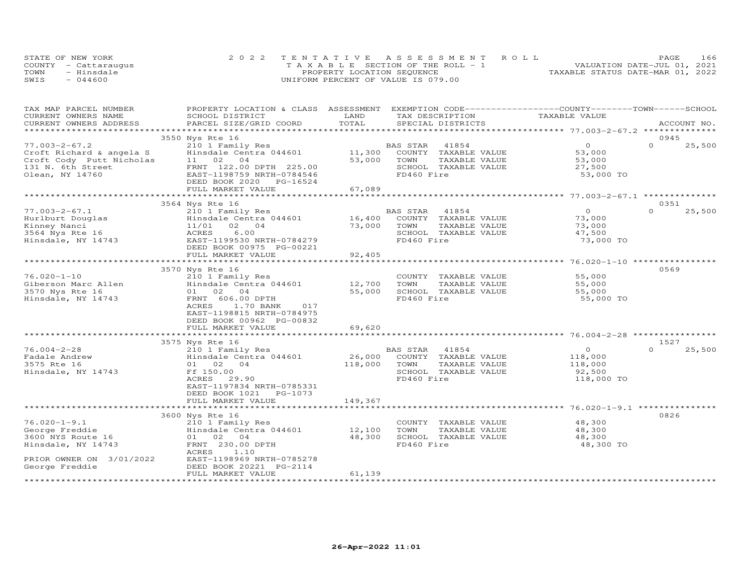STATE OF NEW YORK | COUNTY - Cattaraugus | TOWN - Hinsdale | SWIS - 044600

2022 TENTATIVE ASSESSMENT ROLL
TAXABLE SECTION OF THE ROLL - 1
PROPERTY LOCATION SEQUENCE
UNIFORM PERCENT OF VALUE IS 079.00

VALUATION DATE-JUL 01, 2021
TAXABLE STATUS DATE-MAR 01, 2022

| TAX MAP PARCEL NUMBER / CURRENT OWNERS NAME / CURRENT OWNERS ADDRESS | PROPERTY LOCATION & CLASS / SCHOOL DISTRICT / PARCEL SIZE/GRID COORD | ASSESSMENT LAND / TOTAL | EXEMPTION CODE / TAX DESCRIPTION / SPECIAL DISTRICTS | COUNTY / TOWN / SCHOOL TAXABLE VALUE | ACCOUNT NO. |
|---|---|---|---|---|---|
| 77.003-2-67.2 | 3550 Nys Rte 16 | | | | 0945 |
| Croft Richard & angela S | 210 1 Family Res | | BAS STAR 41854 | 0 | 0 25,500 |
| Croft Cody Putt Nicholas | Hinsdale Centra 044601 | 11,300 | COUNTY TAXABLE VALUE | 53,000 | |
| 131 N. 6th Street | 11 02 04 | 53,000 | TOWN TAXABLE VALUE | 53,000 | |
| Olean, NY 14760 | FRNT 122.00 DPTH 225.00 | | SCHOOL TAXABLE VALUE | 27,500 | |
| | EAST-1198759 NRTH-0784546 | | FD460 Fire | 53,000 TO | |
| | DEED BOOK 2020 PG-16524 | | | | |
| | FULL MARKET VALUE | 67,089 | | | |
| 77.003-2-67.1 | 3564 Nys Rte 16 | | | | 0351 |
| Hurlburt Douglas | 210 1 Family Res | | BAS STAR 41854 | 0 | 0 25,500 |
| Kinney Nanci | Hinsdale Centra 044601 | 16,400 | COUNTY TAXABLE VALUE | 73,000 | |
| 3564 Nys Rte 16 | 11/01 02 04 | 73,000 | TOWN TAXABLE VALUE | 73,000 | |
| Hinsdale, NY 14743 | ACRES 6.00 | | SCHOOL TAXABLE VALUE | 47,500 | |
| | EAST-1199530 NRTH-0784279 | | FD460 Fire | 73,000 TO | |
| | DEED BOOK 00975 PG-00221 | | | | |
| | FULL MARKET VALUE | 92,405 | | | |
| 76.020-1-10 | 3570 Nys Rte 16 | | | | 0569 |
| Giberson Marc Allen | 210 1 Family Res | | COUNTY TAXABLE VALUE | 55,000 | |
| 3570 Nys Rte 16 | Hinsdale Centra 044601 | 12,700 | TOWN TAXABLE VALUE | 55,000 | |
| Hinsdale, NY 14743 | 01 02 04 | 55,000 | SCHOOL TAXABLE VALUE | 55,000 | |
| | FRNT 606.00 DPTH | | FD460 Fire | 55,000 TO | |
| | ACRES 1.70 BANK 017 | | | | |
| | EAST-1198815 NRTH-0784975 | | | | |
| | DEED BOOK 00962 PG-00832 | | | | |
| | FULL MARKET VALUE | 69,620 | | | |
| 76.004-2-28 | 3575 Nys Rte 16 | | | | 1527 |
| Fadale Andrew | 210 1 Family Res | | BAS STAR 41854 | 0 | 0 25,500 |
| 3575 Rte 16 | Hinsdale Centra 044601 | 26,000 | COUNTY TAXABLE VALUE | 118,000 | |
| Hinsdale, NY 14743 | 01 02 04 | 118,000 | TOWN TAXABLE VALUE | 118,000 | |
| | Ff 150.00 | | SCHOOL TAXABLE VALUE | 92,500 | |
| | ACRES 29.90 | | FD460 Fire | 118,000 TO | |
| | EAST-1197834 NRTH-0785331 | | | | |
| | DEED BOOK 1021 PG-1073 | | | | |
| | FULL MARKET VALUE | 149,367 | | | |
| 76.020-1-9.1 | 3600 Nys Rte 16 | | | | 0826 |
| George Freddie | 210 1 Family Res | | COUNTY TAXABLE VALUE | 48,300 | |
| 3600 NYS Route 16 | Hinsdale Centra 044601 | 12,100 | TOWN TAXABLE VALUE | 48,300 | |
| Hinsdale, NY 14743 | 01 02 04 | 48,300 | SCHOOL TAXABLE VALUE | 48,300 | |
| | FRNT 230.00 DPTH | | FD460 Fire | 48,300 TO | |
| | ACRES 1.10 | | | | |
| PRIOR OWNER ON 3/01/2022 | EAST-1198969 NRTH-0785278 | | | | |
| George Freddie | DEED BOOK 20221 PG-2114 | | | | |
| | FULL MARKET VALUE | 61,139 | | | |

26-Apr-2022 11:01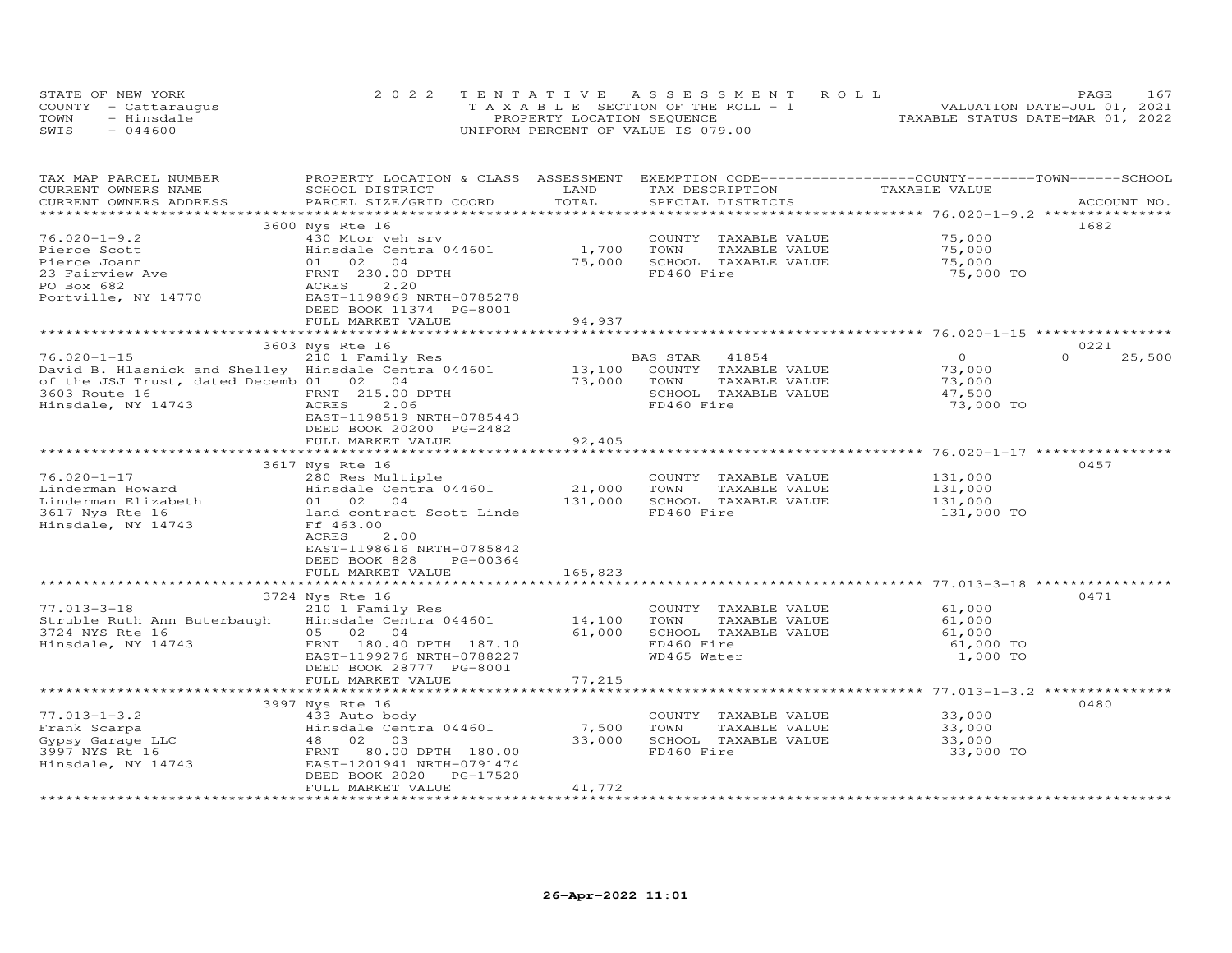STATE OF NEW YORK — COUNTY - Cattaraugus — TOWN - Hinsdale — SWIS - 044600

2022 TENTATIVE ASSESSMENT ROLL
TAXABLE SECTION OF THE ROLL - 1
PROPERTY LOCATION SEQUENCE
UNIFORM PERCENT OF VALUE IS 079.00

VALUATION DATE-JUL 01, 2021
TAXABLE STATUS DATE-MAR 01, 2022

| TAX MAP PARCEL NUMBER / CURRENT OWNERS NAME / CURRENT OWNERS ADDRESS | PROPERTY LOCATION & CLASS / SCHOOL DISTRICT / PARCEL SIZE/GRID COORD | ASSESSMENT LAND | TOTAL | EXEMPTION CODE / TAX DESCRIPTION / SPECIAL DISTRICTS | COUNTY / TOWN TAXABLE VALUE | SCHOOL | ACCOUNT NO. |
|---|---|---|---|---|---|---|---|
| **76.020-1-9.2** | 3600 Nys Rte 16 | | | | | | 1682 |
| 76.020-1-9.2 | 430 Mtor veh srv | | | COUNTY TAXABLE VALUE | 75,000 | | |
| Pierce Scott | Hinsdale Centra 044601 | 1,700 | | TOWN TAXABLE VALUE | 75,000 | | |
| Pierce Joann | 01 02 04 | | 75,000 | SCHOOL TAXABLE VALUE | 75,000 | | |
| 23 Fairview Ave | FRNT 230.00 DPTH | | | FD460 Fire | 75,000 TO | | |
| PO Box 682 | ACRES 2.20 | | | | | | |
| Portville, NY 14770 | EAST-1198969 NRTH-0785278 | | | | | | |
| | DEED BOOK 11374 PG-8001 | | | | | | |
| | FULL MARKET VALUE | | 94,937 | | | | |
| **76.020-1-15** | 3603 Nys Rte 16 | | | | | | 0221 |
| 76.020-1-15 | 210 1 Family Res | | | BAS STAR 41854 | 0 | 0 | 25,500 |
| David B. Hlasnick and Shelley | Hinsdale Centra 044601 | 13,100 | | COUNTY TAXABLE VALUE | 73,000 | | |
| of the JSJ Trust, dated Decemb | 01 02 04 | | 73,000 | TOWN TAXABLE VALUE | 73,000 | | |
| 3603 Route 16 | FRNT 215.00 DPTH | | | SCHOOL TAXABLE VALUE | 47,500 | | |
| Hinsdale, NY 14743 | ACRES 2.06 | | | FD460 Fire | 73,000 TO | | |
| | EAST-1198519 NRTH-0785443 | | | | | | |
| | DEED BOOK 20200 PG-2482 | | | | | | |
| | FULL MARKET VALUE | | 92,405 | | | | |
| **76.020-1-17** | 3617 Nys Rte 16 | | | | | | 0457 |
| 76.020-1-17 | 280 Res Multiple | | | COUNTY TAXABLE VALUE | 131,000 | | |
| Linderman Howard | Hinsdale Centra 044601 | 21,000 | | TOWN TAXABLE VALUE | 131,000 | | |
| Linderman Elizabeth | 01 02 04 | | 131,000 | SCHOOL TAXABLE VALUE | 131,000 | | |
| 3617 Nys Rte 16 | land contract Scott Linde | | | FD460 Fire | 131,000 TO | | |
| Hinsdale, NY 14743 | Ff 463.00 | | | | | | |
| | ACRES 2.00 | | | | | | |
| | EAST-1198616 NRTH-0785842 | | | | | | |
| | DEED BOOK 828 PG-00364 | | | | | | |
| | FULL MARKET VALUE | | 165,823 | | | | |
| **77.013-3-18** | 3724 Nys Rte 16 | | | | | | 0471 |
| 77.013-3-18 | 210 1 Family Res | | | COUNTY TAXABLE VALUE | 61,000 | | |
| Struble Ruth Ann Buterbaugh | Hinsdale Centra 044601 | 14,100 | | TOWN TAXABLE VALUE | 61,000 | | |
| 3724 NYS Rte 16 | 05 02 04 | | 61,000 | SCHOOL TAXABLE VALUE | 61,000 | | |
| Hinsdale, NY 14743 | FRNT 180.40 DPTH 187.10 | | | FD460 Fire | 61,000 TO | | |
| | EAST-1199276 NRTH-0788227 | | | WD465 Water | 1,000 TO | | |
| | DEED BOOK 28777 PG-8001 | | | | | | |
| | FULL MARKET VALUE | | 77,215 | | | | |
| **77.013-1-3.2** | 3997 Nys Rte 16 | | | | | | 0480 |
| 77.013-1-3.2 | 433 Auto body | | | COUNTY TAXABLE VALUE | 33,000 | | |
| Frank Scarpa | Hinsdale Centra 044601 | 7,500 | | TOWN TAXABLE VALUE | 33,000 | | |
| Gypsy Garage LLC | 48 02 03 | | 33,000 | SCHOOL TAXABLE VALUE | 33,000 | | |
| 3997 NYS Rt 16 | FRNT 80.00 DPTH 180.00 | | | FD460 Fire | 33,000 TO | | |
| Hinsdale, NY 14743 | EAST-1201941 NRTH-0791474 | | | | | | |
| | DEED BOOK 2020 PG-17520 | | | | | | |
| | FULL MARKET VALUE | | 41,772 | | | | |

26-Apr-2022 11:01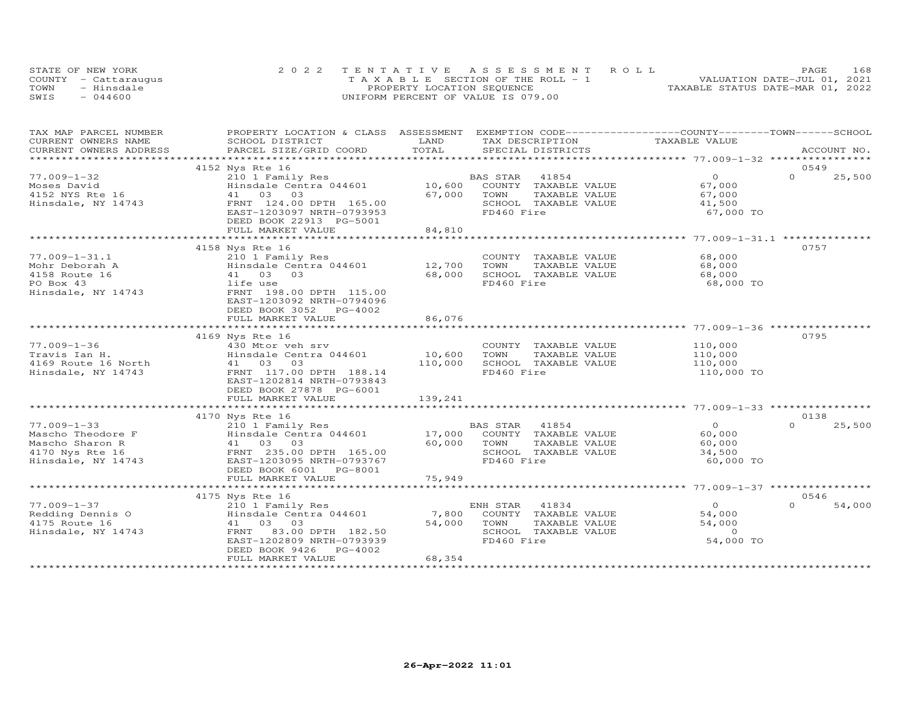STATE OF NEW YORK
COUNTY - Cattaraugus
TOWN - Hinsdale
SWIS - 044600

2022 TENTATIVE ASSESSMENT ROLL
TAXABLE SECTION OF THE ROLL - 1
PROPERTY LOCATION SEQUENCE
UNIFORM PERCENT OF VALUE IS 079.00

VALUATION DATE-JUL 01, 2021
TAXABLE STATUS DATE-MAR 01, 2022

| TAX MAP PARCEL NUMBER / CURRENT OWNERS NAME / CURRENT OWNERS ADDRESS | PROPERTY LOCATION & CLASS / SCHOOL DISTRICT / PARCEL SIZE/GRID COORD | ASSESSMENT LAND / TOTAL | EXEMPTION CODE / TAX DESCRIPTION / SPECIAL DISTRICTS | COUNTY TAXABLE VALUE | TOWN | SCHOOL / ACCOUNT NO. |
|---|---|---|---|---|---|---|
| **77.009-1-32** | 4152 Nys Rte 16 | | | | | 0549 |
| 77.009-1-32 | 210 1 Family Res | | BAS STAR 41854 | 0 | 0 | 25,500 |
| Moses David | Hinsdale Centra 044601 | 10,600 | COUNTY TAXABLE VALUE | 67,000 | | |
| 4152 NYS Rte 16 | 41 03 03 | 67,000 | TOWN TAXABLE VALUE | 67,000 | | |
| Hinsdale, NY 14743 | FRNT 124.00 DPTH 165.00 | | SCHOOL TAXABLE VALUE | 41,500 | | |
| | EAST-1203097 NRTH-0793953 | | FD460 Fire | 67,000 TO | | |
| | DEED BOOK 22913 PG-5001 | | | | | |
| | FULL MARKET VALUE | 84,810 | | | | |
| **77.009-1-31.1** | 4158 Nys Rte 16 | | | | | 0757 |
| 77.009-1-31.1 | 210 1 Family Res | | COUNTY TAXABLE VALUE | 68,000 | | |
| Mohr Deborah A | Hinsdale Centra 044601 | 12,700 | TOWN TAXABLE VALUE | 68,000 | | |
| 4158 Route 16 | 41 03 03 | 68,000 | SCHOOL TAXABLE VALUE | 68,000 | | |
| PO Box 43 | life use | | FD460 Fire | 68,000 TO | | |
| Hinsdale, NY 14743 | FRNT 198.00 DPTH 115.00 | | | | | |
| | EAST-1203092 NRTH-0794096 | | | | | |
| | DEED BOOK 3052 PG-4002 | | | | | |
| | FULL MARKET VALUE | 86,076 | | | | |
| **77.009-1-36** | 4169 Nys Rte 16 | | | | | 0795 |
| 77.009-1-36 | 430 Mtor veh srv | | COUNTY TAXABLE VALUE | 110,000 | | |
| Travis Ian H. | Hinsdale Centra 044601 | 10,600 | TOWN TAXABLE VALUE | 110,000 | | |
| 4169 Route 16 North | 41 03 03 | 110,000 | SCHOOL TAXABLE VALUE | 110,000 | | |
| Hinsdale, NY 14743 | FRNT 117.00 DPTH 188.14 | | FD460 Fire | 110,000 TO | | |
| | EAST-1202814 NRTH-0793843 | | | | | |
| | DEED BOOK 27878 PG-6001 | | | | | |
| | FULL MARKET VALUE | 139,241 | | | | |
| **77.009-1-33** | 4170 Nys Rte 16 | | | | | 0138 |
| 77.009-1-33 | 210 1 Family Res | | BAS STAR 41854 | 0 | 0 | 25,500 |
| Mascho Theodore F | Hinsdale Centra 044601 | 17,000 | COUNTY TAXABLE VALUE | 60,000 | | |
| Mascho Sharon R | 41 03 03 | 60,000 | TOWN TAXABLE VALUE | 60,000 | | |
| 4170 Nys Rte 16 | FRNT 235.00 DPTH 165.00 | | SCHOOL TAXABLE VALUE | 34,500 | | |
| Hinsdale, NY 14743 | EAST-1203095 NRTH-0793767 | | FD460 Fire | 60,000 TO | | |
| | DEED BOOK 6001 PG-8001 | | | | | |
| | FULL MARKET VALUE | 75,949 | | | | |
| **77.009-1-37** | 4175 Nys Rte 16 | | | | | 0546 |
| 77.009-1-37 | 210 1 Family Res | | ENH STAR 41834 | 0 | 0 | 54,000 |
| Redding Dennis O | Hinsdale Centra 044601 | 7,800 | COUNTY TAXABLE VALUE | 54,000 | | |
| 4175 Route 16 | 41 03 03 | 54,000 | TOWN TAXABLE VALUE | 54,000 | | |
| Hinsdale, NY 14743 | FRNT 83.00 DPTH 182.50 | | SCHOOL TAXABLE VALUE | 0 | | |
| | EAST-1202809 NRTH-0793939 | | FD460 Fire | 54,000 TO | | |
| | DEED BOOK 9426 PG-4002 | | | | | |
| | FULL MARKET VALUE | 68,354 | | | | |

26-Apr-2022 11:01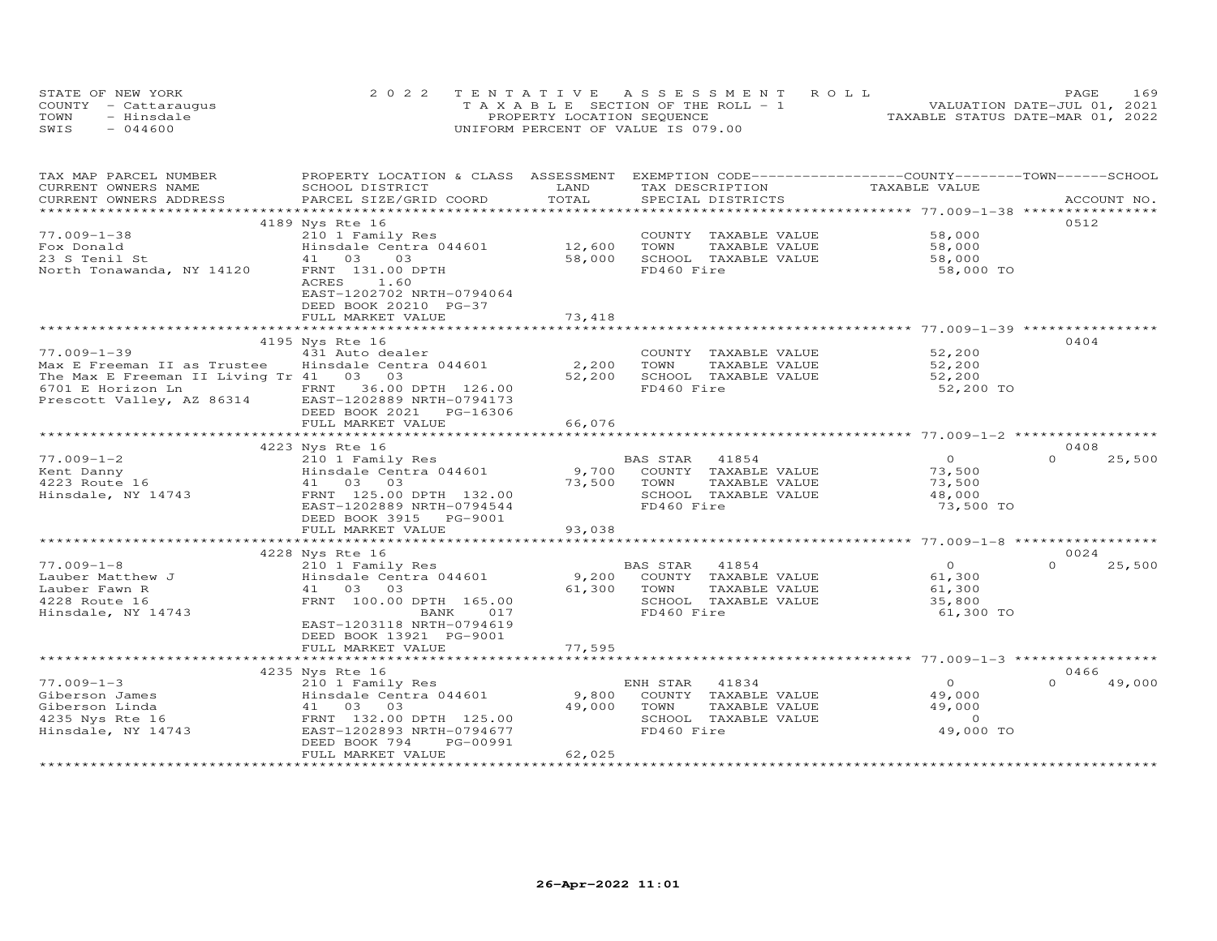STATE OF NEW YORK
COUNTY - Cattaraugus
TOWN - Hinsdale
SWIS - 044600

2022 TENTATIVE ASSESSMENT ROLL
TAXABLE SECTION OF THE ROLL - 1
PROPERTY LOCATION SEQUENCE
UNIFORM PERCENT OF VALUE IS 079.00

VALUATION DATE-JUL 01, 2021
TAXABLE STATUS DATE-MAR 01, 2022

| TAX MAP PARCEL NUMBER / CURRENT OWNERS NAME / CURRENT OWNERS ADDRESS | PROPERTY LOCATION & CLASS / SCHOOL DISTRICT / PARCEL SIZE/GRID COORD | ASSESSMENT LAND | TOTAL | EXEMPTION CODE / TAX DESCRIPTION / SPECIAL DISTRICTS | COUNTY / TOWN / SCHOOL TAXABLE VALUE | ACCOUNT NO. |
|---|---|---|---|---|---|---|
| 77.009-1-38 | 4189 Nys Rte 16 | | | | | 0512 |
| Fox Donald | 210 1 Family Res | | | COUNTY TAXABLE VALUE | 58,000 | |
| 23 S Tenil St | Hinsdale Centra 044601 | 12,600 | | TOWN TAXABLE VALUE | 58,000 | |
| North Tonawanda, NY 14120 | 41 03 03 | | 58,000 | SCHOOL TAXABLE VALUE | 58,000 | |
| | FRNT 131.00 DPTH | | | FD460 Fire | 58,000 TO | |
| | ACRES 1.60 | | | | | |
| | EAST-1202702 NRTH-0794064 | | | | | |
| | DEED BOOK 20210 PG-37 | | | | | |
| | FULL MARKET VALUE | | 73,418 | | | |
| 77.009-1-39 | 4195 Nys Rte 16 | | | | | 0404 |
| Max E Freeman II as Trustee | 431 Auto dealer | | | COUNTY TAXABLE VALUE | 52,200 | |
| The Max E Freeman II Living Tr | Hinsdale Centra 044601 | 2,200 | | TOWN TAXABLE VALUE | 52,200 | |
| 6701 E Horizon Ln | 41 03 03 | | 52,200 | SCHOOL TAXABLE VALUE | 52,200 | |
| Prescott Valley, AZ 86314 | FRNT 36.00 DPTH 126.00 | | | FD460 Fire | 52,200 TO | |
| | EAST-1202889 NRTH-0794173 | | | | | |
| | DEED BOOK 2021 PG-16306 | | | | | |
| | FULL MARKET VALUE | | 66,076 | | | |
| 77.009-1-2 | 4223 Nys Rte 16 | | | | | 0408 |
| Kent Danny | 210 1 Family Res | | | BAS STAR 41854 | 0 / 0 / 25,500 | |
| 4223 Route 16 | Hinsdale Centra 044601 | 9,700 | | COUNTY TAXABLE VALUE | 73,500 | |
| Hinsdale, NY 14743 | 41 03 03 | | 73,500 | TOWN TAXABLE VALUE | 73,500 | |
| | FRNT 125.00 DPTH 132.00 | | | SCHOOL TAXABLE VALUE | 48,000 | |
| | EAST-1202889 NRTH-0794544 | | | FD460 Fire | 73,500 TO | |
| | DEED BOOK 3915 PG-9001 | | | | | |
| | FULL MARKET VALUE | | 93,038 | | | |
| 77.009-1-8 | 4228 Nys Rte 16 | | | | | 0024 |
| Lauber Matthew J | 210 1 Family Res | | | BAS STAR 41854 | 0 / 0 / 25,500 | |
| Lauber Fawn R | Hinsdale Centra 044601 | 9,200 | | COUNTY TAXABLE VALUE | 61,300 | |
| 4228 Route 16 | 41 03 03 | | 61,300 | TOWN TAXABLE VALUE | 61,300 | |
| Hinsdale, NY 14743 | FRNT 100.00 DPTH 165.00 | | | SCHOOL TAXABLE VALUE | 35,800 | |
| | BANK 017 | | | FD460 Fire | 61,300 TO | |
| | EAST-1203118 NRTH-0794619 | | | | | |
| | DEED BOOK 13921 PG-9001 | | | | | |
| | FULL MARKET VALUE | | 77,595 | | | |
| 77.009-1-3 | 4235 Nys Rte 16 | | | | | 0466 |
| Giberson James | 210 1 Family Res | | | ENH STAR 41834 | 0 / 0 / 49,000 | |
| Giberson Linda | Hinsdale Centra 044601 | 9,800 | | COUNTY TAXABLE VALUE | 49,000 | |
| 4235 Nys Rte 16 | 41 03 03 | | 49,000 | TOWN TAXABLE VALUE | 49,000 | |
| Hinsdale, NY 14743 | FRNT 132.00 DPTH 125.00 | | | SCHOOL TAXABLE VALUE | 0 | |
| | EAST-1202893 NRTH-0794677 | | | FD460 Fire | 49,000 TO | |
| | DEED BOOK 794 PG-00991 | | | | | |
| | FULL MARKET VALUE | | 62,025 | | | |

26-Apr-2022 11:01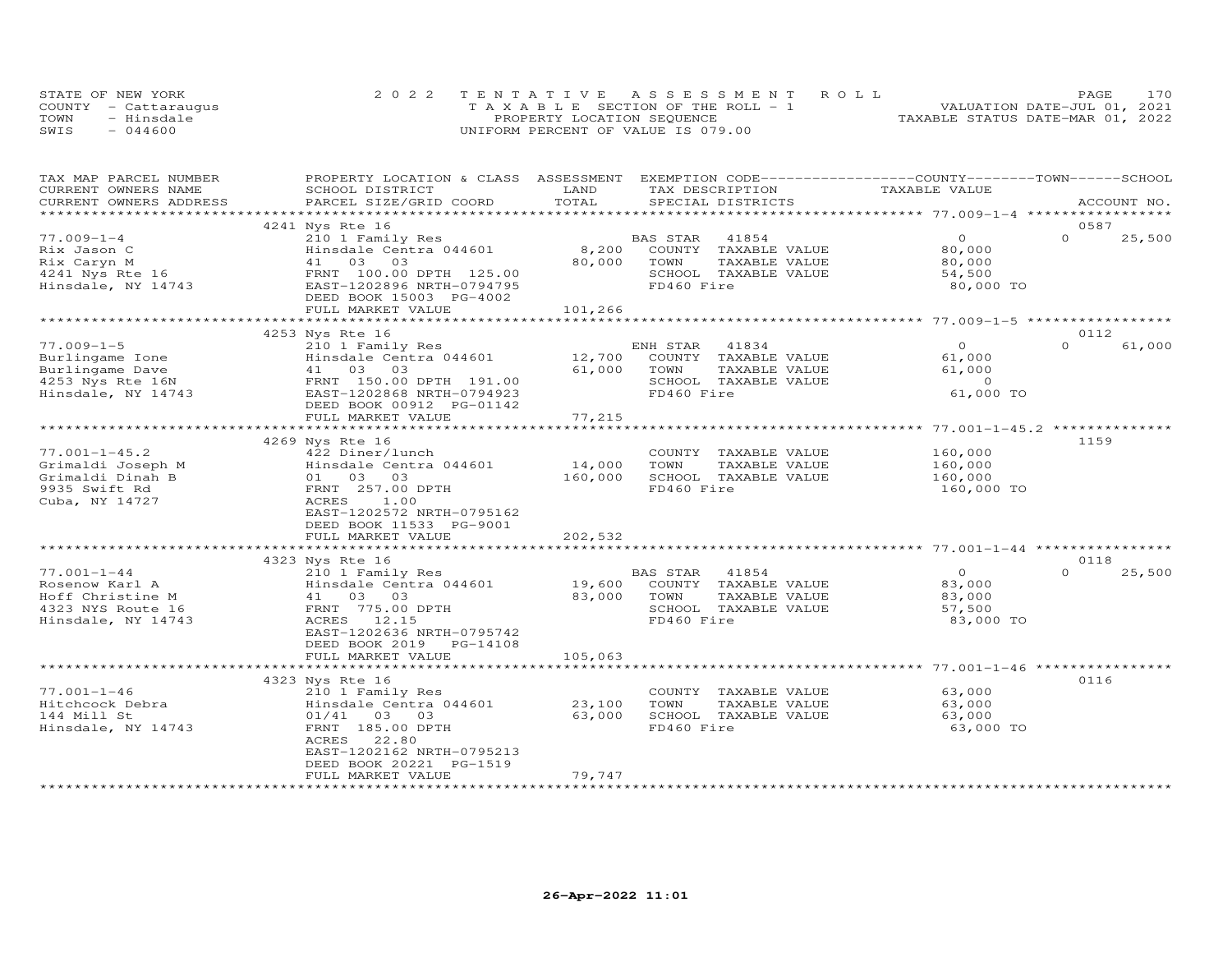STATE OF NEW YORK
COUNTY - Cattaraugus
TOWN - Hinsdale
SWIS - 044600

2022 TENTATIVE ASSESSMENT ROLL
TAXABLE SECTION OF THE ROLL - 1
PROPERTY LOCATION SEQUENCE
UNIFORM PERCENT OF VALUE IS 079.00

VALUATION DATE-JUL 01, 2021
TAXABLE STATUS DATE-MAR 01, 2022

| TAX MAP PARCEL NUMBER / CURRENT OWNERS NAME / CURRENT OWNERS ADDRESS | PROPERTY LOCATION & CLASS / SCHOOL DISTRICT / PARCEL SIZE/GRID COORD | ASSESSMENT LAND / TOTAL | EXEMPTION CODE / TAX DESCRIPTION / SPECIAL DISTRICTS | COUNTY / TOWN / SCHOOL TAXABLE VALUE | ACCOUNT NO. |
|---|---|---|---|---|---|
| | 4241 Nys Rte 16 | | | | 0587 |
| 77.009-1-4 | 210 1 Family Res | | BAS STAR 41854 | 0 | 0 25,500 |
| Rix Jason C | Hinsdale Centra 044601 | 8,200 | COUNTY TAXABLE VALUE | 80,000 | |
| Rix Caryn M | 41 03 03 | 80,000 | TOWN TAXABLE VALUE | 80,000 | |
| 4241 Nys Rte 16 | FRNT 100.00 DPTH 125.00 | | SCHOOL TAXABLE VALUE | 54,500 | |
| Hinsdale, NY 14743 | EAST-1202896 NRTH-0794795 | | FD460 Fire | 80,000 TO | |
| | DEED BOOK 15003 PG-4002 | | | | |
| | FULL MARKET VALUE | 101,266 | | | |
| | 4253 Nys Rte 16 | | | | 0112 |
| 77.009-1-5 | 210 1 Family Res | | ENH STAR 41834 | 0 | 0 61,000 |
| Burlingame Ione | Hinsdale Centra 044601 | 12,700 | COUNTY TAXABLE VALUE | 61,000 | |
| Burlingame Dave | 41 03 03 | 61,000 | TOWN TAXABLE VALUE | 61,000 | |
| 4253 Nys Rte 16N | FRNT 150.00 DPTH 191.00 | | SCHOOL TAXABLE VALUE | 0 | |
| Hinsdale, NY 14743 | EAST-1202868 NRTH-0794923 | | FD460 Fire | 61,000 TO | |
| | DEED BOOK 00912 PG-01142 | | | | |
| | FULL MARKET VALUE | 77,215 | | | |
| | 4269 Nys Rte 16 | | | | 1159 |
| 77.001-1-45.2 | 422 Diner/lunch | | COUNTY TAXABLE VALUE | 160,000 | |
| Grimaldi Joseph M | Hinsdale Centra 044601 | 14,000 | TOWN TAXABLE VALUE | 160,000 | |
| Grimaldi Dinah B | 01 03 03 | 160,000 | SCHOOL TAXABLE VALUE | 160,000 | |
| 9935 Swift Rd | FRNT 257.00 DPTH | | FD460 Fire | 160,000 TO | |
| Cuba, NY 14727 | ACRES 1.00 | | | | |
| | EAST-1202572 NRTH-0795162 | | | | |
| | DEED BOOK 11533 PG-9001 | | | | |
| | FULL MARKET VALUE | 202,532 | | | |
| | 4323 Nys Rte 16 | | | | 0118 |
| 77.001-1-44 | 210 1 Family Res | | BAS STAR 41854 | 0 | 0 25,500 |
| Rosenow Karl A | Hinsdale Centra 044601 | 19,600 | COUNTY TAXABLE VALUE | 83,000 | |
| Hoff Christine M | 41 03 03 | 83,000 | TOWN TAXABLE VALUE | 83,000 | |
| 4323 NYS Route 16 | FRNT 775.00 DPTH | | SCHOOL TAXABLE VALUE | 57,500 | |
| Hinsdale, NY 14743 | ACRES 12.15 | | FD460 Fire | 83,000 TO | |
| | EAST-1202636 NRTH-0795742 | | | | |
| | DEED BOOK 2019 PG-14108 | | | | |
| | FULL MARKET VALUE | 105,063 | | | |
| | 4323 Nys Rte 16 | | | | 0116 |
| 77.001-1-46 | 210 1 Family Res | | COUNTY TAXABLE VALUE | 63,000 | |
| Hitchcock Debra | Hinsdale Centra 044601 | 23,100 | TOWN TAXABLE VALUE | 63,000 | |
| 144 Mill St | 01/41 03 03 | 63,000 | SCHOOL TAXABLE VALUE | 63,000 | |
| Hinsdale, NY 14743 | FRNT 185.00 DPTH | | FD460 Fire | 63,000 TO | |
| | ACRES 22.80 | | | | |
| | EAST-1202162 NRTH-0795213 | | | | |
| | DEED BOOK 20221 PG-1519 | | | | |
| | FULL MARKET VALUE | 79,747 | | | |

26-Apr-2022 11:01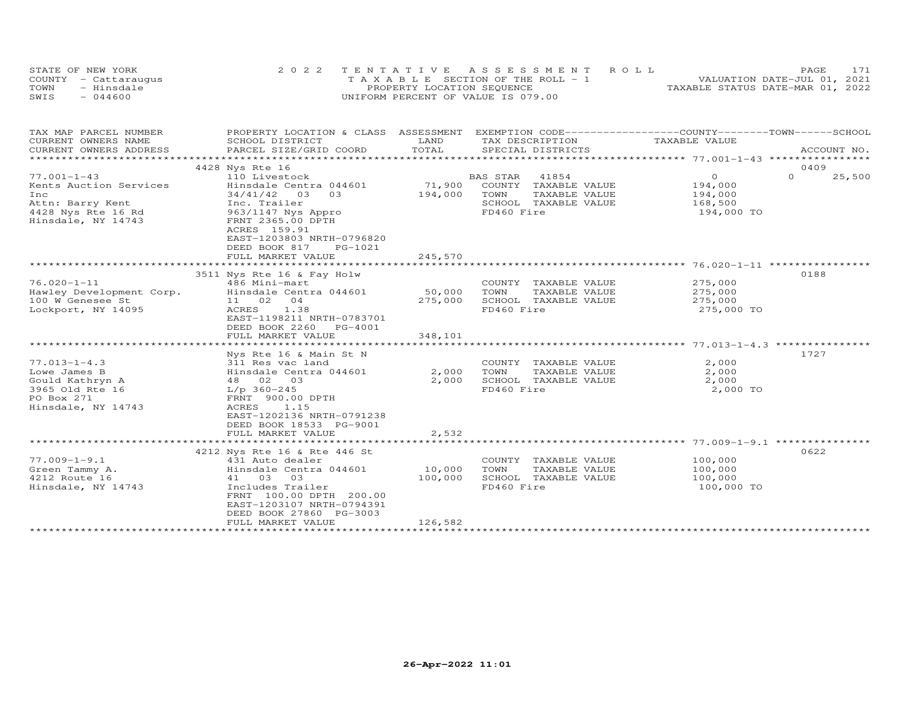STATE OF NEW YORK
COUNTY - Cattaraugus
TOWN - Hinsdale
SWIS - 044600

2022 TENTATIVE ASSESSMENT ROLL
TAXABLE SECTION OF THE ROLL - 1
PROPERTY LOCATION SEQUENCE
UNIFORM PERCENT OF VALUE IS 079.00

VALUATION DATE-JUL 01, 2021
TAXABLE STATUS DATE-MAR 01, 2022

| TAX MAP PARCEL NUMBER / CURRENT OWNERS NAME / CURRENT OWNERS ADDRESS | PROPERTY LOCATION & CLASS / SCHOOL DISTRICT / PARCEL SIZE/GRID COORD | ASSESSMENT LAND / TOTAL | EXEMPTION CODE / TAX DESCRIPTION / SPECIAL DISTRICTS | COUNTY / TOWN / SCHOOL TAXABLE VALUE | ACCOUNT NO. |
|---|---|---|---|---|---|
| 77.001-1-43 | 4428 Nys Rte 16 | | | | 0409 |
| | 110 Livestock | | BAS STAR 41854 | 0 | 0 25,500 |
| Kents Auction Services | Hinsdale Centra 044601 | 71,900 | COUNTY TAXABLE VALUE | 194,000 | |
| Inc | 34/41/42 03 03 | 194,000 | TOWN TAXABLE VALUE | 194,000 | |
| Attn: Barry Kent | Inc. Trailer | | SCHOOL TAXABLE VALUE | 168,500 | |
| 4428 Nys Rte 16 Rd | 963/1147 Nys Appro | | FD460 Fire | 194,000 TO | |
| Hinsdale, NY 14743 | FRNT 2365.00 DPTH | | | | |
| | ACRES 159.91 | | | | |
| | EAST-1203803 NRTH-0796820 | | | | |
| | DEED BOOK 817 PG-1021 | | | | |
| | FULL MARKET VALUE | 245,570 | | | |
| 76.020-1-11 | 3511 Nys Rte 16 & Fay Holw | | | | 0188 |
| | 486 Mini-mart | | COUNTY TAXABLE VALUE | 275,000 | |
| Hawley Development Corp. | Hinsdale Centra 044601 | 50,000 | TOWN TAXABLE VALUE | 275,000 | |
| 100 W Genesee St | 11 02 04 | 275,000 | SCHOOL TAXABLE VALUE | 275,000 | |
| Lockport, NY 14095 | ACRES 1.38 | | FD460 Fire | 275,000 TO | |
| | EAST-1198211 NRTH-0783701 | | | | |
| | DEED BOOK 2260 PG-4001 | | | | |
| | FULL MARKET VALUE | 348,101 | | | |
| 77.013-1-4.3 | Nys Rte 16 & Main St N | | | | 1727 |
| | 311 Res vac land | | COUNTY TAXABLE VALUE | 2,000 | |
| Lowe James B | Hinsdale Centra 044601 | 2,000 | TOWN TAXABLE VALUE | 2,000 | |
| Gould Kathryn A | 48 02 03 | 2,000 | SCHOOL TAXABLE VALUE | 2,000 | |
| 3965 Old Rte 16 | L/p 360-245 | | FD460 Fire | 2,000 TO | |
| PO Box 271 | FRNT 900.00 DPTH | | | | |
| Hinsdale, NY 14743 | ACRES 1.15 | | | | |
| | EAST-1202136 NRTH-0791238 | | | | |
| | DEED BOOK 18533 PG-9001 | | | | |
| | FULL MARKET VALUE | 2,532 | | | |
| 77.009-1-9.1 | 4212 Nys Rte 16 & Rte 446 St | | | | 0622 |
| | 431 Auto dealer | | COUNTY TAXABLE VALUE | 100,000 | |
| Green Tammy A. | Hinsdale Centra 044601 | 10,000 | TOWN TAXABLE VALUE | 100,000 | |
| 4212 Route 16 | 41 03 03 | 100,000 | SCHOOL TAXABLE VALUE | 100,000 | |
| Hinsdale, NY 14743 | Includes Trailer | | FD460 Fire | 100,000 TO | |
| | FRNT 100.00 DPTH 200.00 | | | | |
| | EAST-1203107 NRTH-0794391 | | | | |
| | DEED BOOK 27860 PG-3003 | | | | |
| | FULL MARKET VALUE | 126,582 | | | |

26-Apr-2022 11:01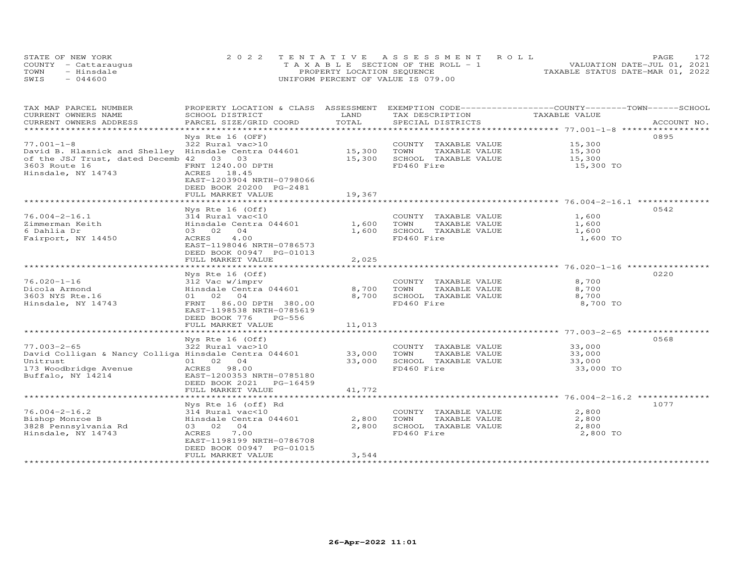STATE OF NEW YORK
COUNTY - Cattaraugus
TOWN - Hinsdale
SWIS - 044600

2022 TENTATIVE ASSESSMENT ROLL
TAXABLE SECTION OF THE ROLL - 1
PROPERTY LOCATION SEQUENCE
UNIFORM PERCENT OF VALUE IS 079.00

VALUATION DATE-JUL 01, 2021
TAXABLE STATUS DATE-MAR 01, 2022

| TAX MAP PARCEL NUMBER / CURRENT OWNERS NAME / CURRENT OWNERS ADDRESS | PROPERTY LOCATION & CLASS / SCHOOL DISTRICT / PARCEL SIZE/GRID COORD | ASSESSMENT LAND / TOTAL | EXEMPTION CODE / TAX DESCRIPTION / SPECIAL DISTRICTS | COUNTY / TOWN / SCHOOL TAXABLE VALUE | ACCOUNT NO. |
|---|---|---|---|---|---|
| 77.001-1-8 | Nys Rte 16 (OFF) | | | | 0895 |
| | 322 Rural vac>10 | | COUNTY TAXABLE VALUE | 15,300 | |
| David B. Hlasnick and Shelley | Hinsdale Centra 044601 | 15,300 | TOWN TAXABLE VALUE | 15,300 | |
| of the JSJ Trust, dated Decemb | 42 03 03 | 15,300 | SCHOOL TAXABLE VALUE | 15,300 | |
| 3603 Route 16 | FRNT 1240.00 DPTH | | FD460 Fire | 15,300 TO | |
| Hinsdale, NY 14743 | ACRES 18.45 | | | | |
| | EAST-1203904 NRTH-0798066 | | | | |
| | DEED BOOK 20200 PG-2481 | | | | |
| | FULL MARKET VALUE | 19,367 | | | |
| 76.004-2-16.1 | Nys Rte 16 (Off) | | | | 0542 |
| | 314 Rural vac<10 | | COUNTY TAXABLE VALUE | 1,600 | |
| Zimmerman Keith | Hinsdale Centra 044601 | 1,600 | TOWN TAXABLE VALUE | 1,600 | |
| 6 Dahlia Dr | 03 02 04 | 1,600 | SCHOOL TAXABLE VALUE | 1,600 | |
| Fairport, NY 14450 | ACRES 4.00 | | FD460 Fire | 1,600 TO | |
| | EAST-1198046 NRTH-0786573 | | | | |
| | DEED BOOK 00947 PG-01013 | | | | |
| | FULL MARKET VALUE | 2,025 | | | |
| 76.020-1-16 | Nys Rte 16 (Off) | | | | 0220 |
| | 312 Vac w/imprv | | COUNTY TAXABLE VALUE | 8,700 | |
| Dicola Armond | Hinsdale Centra 044601 | 8,700 | TOWN TAXABLE VALUE | 8,700 | |
| 3603 NYS Rte.16 | 01 02 04 | 8,700 | SCHOOL TAXABLE VALUE | 8,700 | |
| Hinsdale, NY 14743 | FRNT 86.00 DPTH 380.00 | | FD460 Fire | 8,700 TO | |
| | EAST-1198538 NRTH-0785619 | | | | |
| | DEED BOOK 776 PG-556 | | | | |
| | FULL MARKET VALUE | 11,013 | | | |
| 77.003-2-65 | Nys Rte 16 (Off) | | | | 0568 |
| | 322 Rural vac>10 | | COUNTY TAXABLE VALUE | 33,000 | |
| David Colligan & Nancy Colliga | Hinsdale Centra 044601 | 33,000 | TOWN TAXABLE VALUE | 33,000 | |
| Unitrust | 01 02 04 | 33,000 | SCHOOL TAXABLE VALUE | 33,000 | |
| 173 Woodbridge Avenue | ACRES 98.00 | | FD460 Fire | 33,000 TO | |
| Buffalo, NY 14214 | EAST-1200353 NRTH-0785180 | | | | |
| | DEED BOOK 2021 PG-16459 | | | | |
| | FULL MARKET VALUE | 41,772 | | | |
| 76.004-2-16.2 | Nys Rte 16 (off) Rd | | | | 1077 |
| | 314 Rural vac<10 | | COUNTY TAXABLE VALUE | 2,800 | |
| Bishop Monroe B | Hinsdale Centra 044601 | 2,800 | TOWN TAXABLE VALUE | 2,800 | |
| 3828 Pennsylvania Rd | 03 02 04 | 2,800 | SCHOOL TAXABLE VALUE | 2,800 | |
| Hinsdale, NY 14743 | ACRES 7.00 | | FD460 Fire | 2,800 TO | |
| | EAST-1198199 NRTH-0786708 | | | | |
| | DEED BOOK 00947 PG-01015 | | | | |
| | FULL MARKET VALUE | 3,544 | | | |

26-Apr-2022 11:01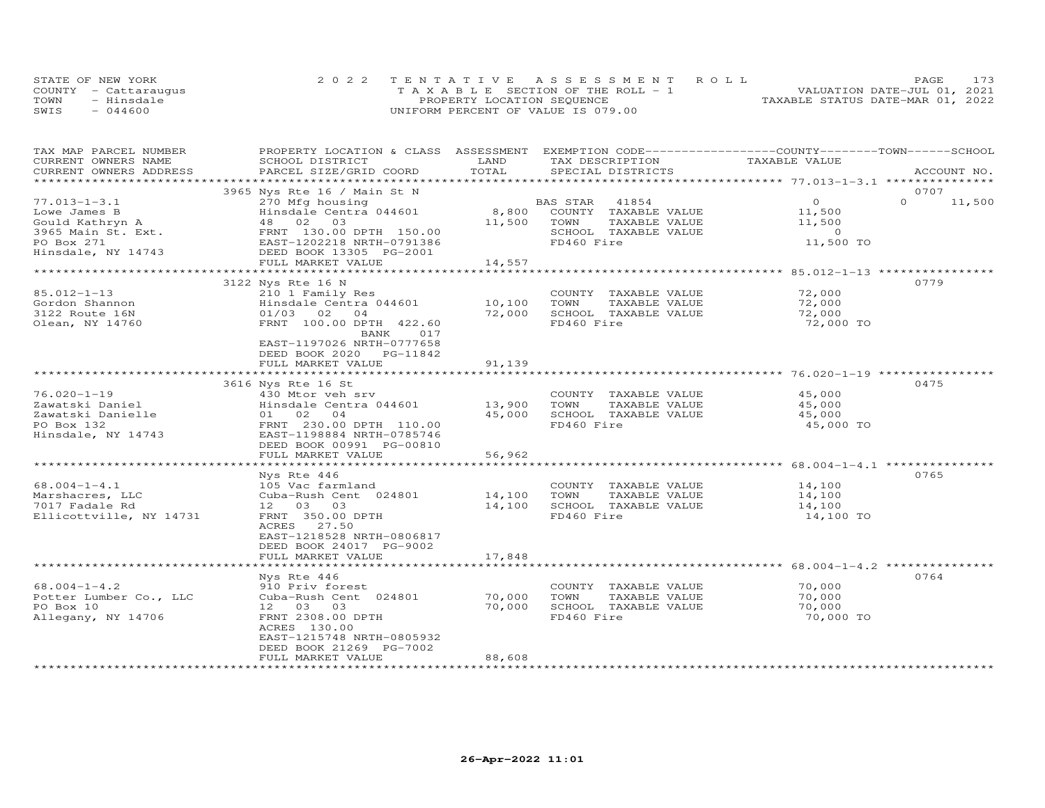STATE OF NEW YORK
COUNTY - Cattaraugus
TOWN - Hinsdale
SWIS - 044600

2022 TENTATIVE ASSESSMENT ROLL
TAXABLE SECTION OF THE ROLL - 1
PROPERTY LOCATION SEQUENCE
UNIFORM PERCENT OF VALUE IS 079.00

VALUATION DATE-JUL 01, 2021
TAXABLE STATUS DATE-MAR 01, 2022

| TAX MAP PARCEL NUMBER / CURRENT OWNERS NAME / CURRENT OWNERS ADDRESS | PROPERTY LOCATION & CLASS / SCHOOL DISTRICT / PARCEL SIZE/GRID COORD | ASSESSMENT LAND | TOTAL | EXEMPTION CODE / TAX DESCRIPTION / SPECIAL DISTRICTS | COUNTY TAXABLE VALUE | TOWN | SCHOOL / ACCOUNT NO. |
|---|---|---|---|---|---|---|---|
| **77.013-1-3.1** | 3965 Nys Rte 16 / Main St N | | | | | | 0707 |
| 77.013-1-3.1 | 270 Mfg housing | | | BAS STAR 41854 | 0 | 0 | 11,500 |
| Lowe James B | Hinsdale Centra 044601 | 8,800 | | COUNTY TAXABLE VALUE | 11,500 | | |
| Gould Kathryn A | 48 02 03 | | 11,500 | TOWN TAXABLE VALUE | 11,500 | | |
| 3965 Main St. Ext. | FRNT 130.00 DPTH 150.00 | | | SCHOOL TAXABLE VALUE | 0 | | |
| PO Box 271 | EAST-1202218 NRTH-0791386 | | | FD460 Fire | 11,500 TO | | |
| Hinsdale, NY 14743 | DEED BOOK 13305 PG-2001 | | | | | | |
| | FULL MARKET VALUE | | 14,557 | | | | |
| **85.012-1-13** | 3122 Nys Rte 16 N | | | | | | 0779 |
| 85.012-1-13 | 210 1 Family Res | | | COUNTY TAXABLE VALUE | 72,000 | | |
| Gordon Shannon | Hinsdale Centra 044601 | 10,100 | | TOWN TAXABLE VALUE | 72,000 | | |
| 3122 Route 16N | 01/03 02 04 | | 72,000 | SCHOOL TAXABLE VALUE | 72,000 | | |
| Olean, NY 14760 | FRNT 100.00 DPTH 422.60 | | | FD460 Fire | 72,000 TO | | |
| | BANK 017 | | | | | | |
| | EAST-1197026 NRTH-0777658 | | | | | | |
| | DEED BOOK 2020 PG-11842 | | | | | | |
| | FULL MARKET VALUE | | 91,139 | | | | |
| **76.020-1-19** | 3616 Nys Rte 16 St | | | | | | 0475 |
| 76.020-1-19 | 430 Mtor veh srv | | | COUNTY TAXABLE VALUE | 45,000 | | |
| Zawatski Daniel | Hinsdale Centra 044601 | 13,900 | | TOWN TAXABLE VALUE | 45,000 | | |
| Zawatski Danielle | 01 02 04 | | 45,000 | SCHOOL TAXABLE VALUE | 45,000 | | |
| PO Box 132 | FRNT 230.00 DPTH 110.00 | | | FD460 Fire | 45,000 TO | | |
| Hinsdale, NY 14743 | EAST-1198884 NRTH-0785746 | | | | | | |
| | DEED BOOK 00991 PG-00810 | | | | | | |
| | FULL MARKET VALUE | | 56,962 | | | | |
| **68.004-1-4.1** | Nys Rte 446 | | | | | | 0765 |
| 68.004-1-4.1 | 105 Vac farmland | | | COUNTY TAXABLE VALUE | 14,100 | | |
| Marshacres, LLC | Cuba-Rush Cent 024801 | 14,100 | | TOWN TAXABLE VALUE | 14,100 | | |
| 7017 Fadale Rd | 12 03 03 | | 14,100 | SCHOOL TAXABLE VALUE | 14,100 | | |
| Ellicottville, NY 14731 | FRNT 350.00 DPTH | | | FD460 Fire | 14,100 TO | | |
| | ACRES 27.50 | | | | | | |
| | EAST-1218528 NRTH-0806817 | | | | | | |
| | DEED BOOK 24017 PG-9002 | | | | | | |
| | FULL MARKET VALUE | | 17,848 | | | | |
| **68.004-1-4.2** | Nys Rte 446 | | | | | | 0764 |
| 68.004-1-4.2 | 910 Priv forest | | | COUNTY TAXABLE VALUE | 70,000 | | |
| Potter Lumber Co., LLC | Cuba-Rush Cent 024801 | 70,000 | | TOWN TAXABLE VALUE | 70,000 | | |
| PO Box 10 | 12 03 03 | | 70,000 | SCHOOL TAXABLE VALUE | 70,000 | | |
| Allegany, NY 14706 | FRNT 2308.00 DPTH | | | FD460 Fire | 70,000 TO | | |
| | ACRES 130.00 | | | | | | |
| | EAST-1215748 NRTH-0805932 | | | | | | |
| | DEED BOOK 21269 PG-7002 | | | | | | |
| | FULL MARKET VALUE | | 88,608 | | | | |

26-Apr-2022 11:01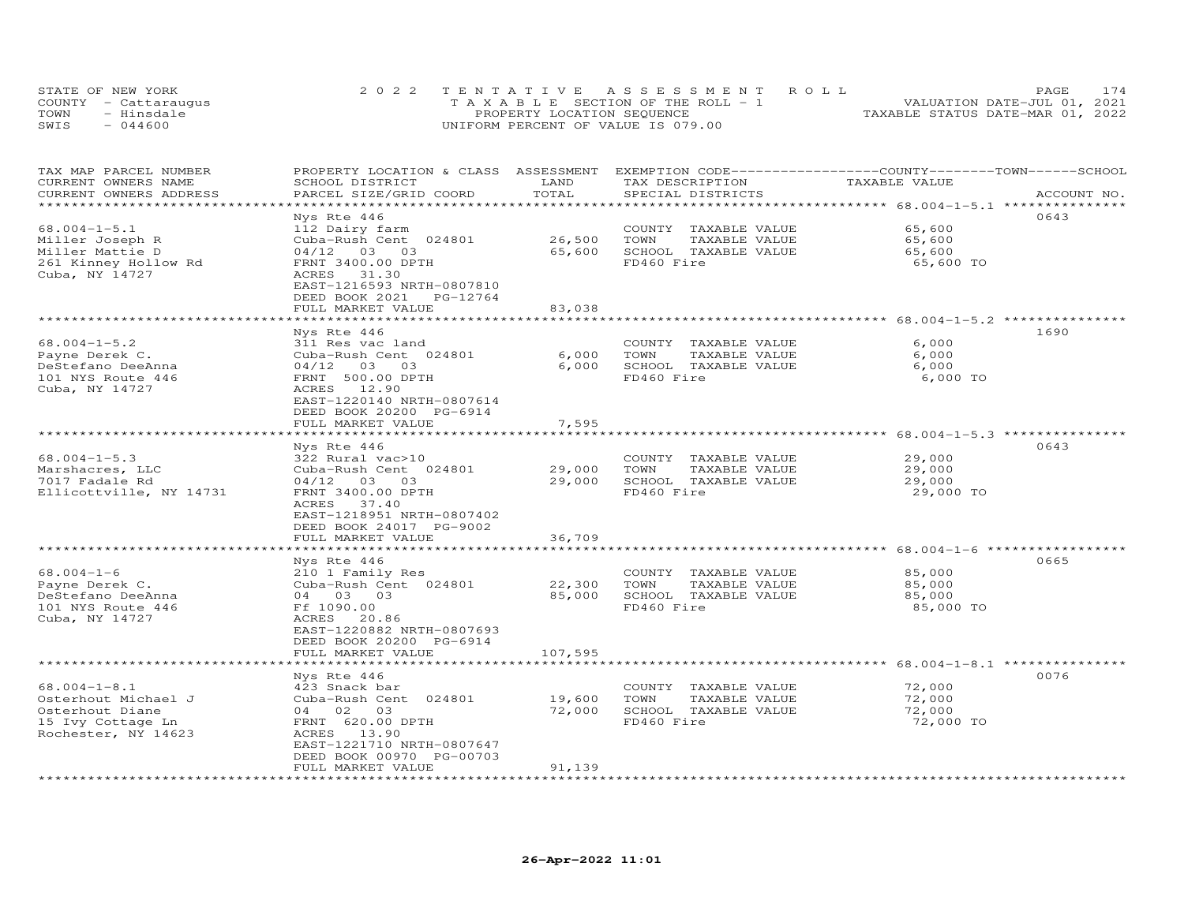STATE OF NEW YORK
COUNTY - Cattaraugus
TOWN - Hinsdale
SWIS - 044600

2022 TENTATIVE ASSESSMENT ROLL
TAXABLE SECTION OF THE ROLL - 1
PROPERTY LOCATION SEQUENCE
UNIFORM PERCENT OF VALUE IS 079.00

VALUATION DATE-JUL 01, 2021
TAXABLE STATUS DATE-MAR 01, 2022

| TAX MAP PARCEL NUMBER / CURRENT OWNERS NAME / CURRENT OWNERS ADDRESS | PROPERTY LOCATION & CLASS / SCHOOL DISTRICT / PARCEL SIZE/GRID COORD | ASSESSMENT LAND / TOTAL | EXEMPTION CODE / TAX DESCRIPTION / SPECIAL DISTRICTS | COUNTY--------TOWN------SCHOOL TAXABLE VALUE | ACCOUNT NO. |
|---|---|---|---|---|---|
| 68.004-1-5.1 | Nys Rte 446 | | | | 0643 |
| Miller Joseph R | 112 Dairy farm | | COUNTY TAXABLE VALUE | 65,600 | |
| Miller Mattie D | Cuba-Rush Cent 024801 | 26,500 | TOWN TAXABLE VALUE | 65,600 | |
| 261 Kinney Hollow Rd | 04/12 03 03 | 65,600 | SCHOOL TAXABLE VALUE | 65,600 | |
| Cuba, NY 14727 | FRNT 3400.00 DPTH | | FD460 Fire | 65,600 TO | |
| | ACRES 31.30 | | | | |
| | EAST-1216593 NRTH-0807810 | | | | |
| | DEED BOOK 2021 PG-12764 | | | | |
| | FULL MARKET VALUE | 83,038 | | | |
| 68.004-1-5.2 | Nys Rte 446 | | | | 1690 |
| Payne Derek C. | 311 Res vac land | | COUNTY TAXABLE VALUE | 6,000 | |
| DeStefano DeeAnna | Cuba-Rush Cent 024801 | 6,000 | TOWN TAXABLE VALUE | 6,000 | |
| 101 NYS Route 446 | 04/12 03 03 | 6,000 | SCHOOL TAXABLE VALUE | 6,000 | |
| Cuba, NY 14727 | FRNT 500.00 DPTH | | FD460 Fire | 6,000 TO | |
| | ACRES 12.90 | | | | |
| | EAST-1220140 NRTH-0807614 | | | | |
| | DEED BOOK 20200 PG-6914 | | | | |
| | FULL MARKET VALUE | 7,595 | | | |
| 68.004-1-5.3 | Nys Rte 446 | | | | 0643 |
| Marshacres, LLC | 322 Rural vac>10 | | COUNTY TAXABLE VALUE | 29,000 | |
| 7017 Fadale Rd | Cuba-Rush Cent 024801 | 29,000 | TOWN TAXABLE VALUE | 29,000 | |
| Ellicottville, NY 14731 | 04/12 03 03 | 29,000 | SCHOOL TAXABLE VALUE | 29,000 | |
| | FRNT 3400.00 DPTH | | FD460 Fire | 29,000 TO | |
| | ACRES 37.40 | | | | |
| | EAST-1218951 NRTH-0807402 | | | | |
| | DEED BOOK 24017 PG-9002 | | | | |
| | FULL MARKET VALUE | 36,709 | | | |
| 68.004-1-6 | Nys Rte 446 | | | | 0665 |
| Payne Derek C. | 210 1 Family Res | | COUNTY TAXABLE VALUE | 85,000 | |
| DeStefano DeeAnna | Cuba-Rush Cent 024801 | 22,300 | TOWN TAXABLE VALUE | 85,000 | |
| 101 NYS Route 446 | 04 03 03 | 85,000 | SCHOOL TAXABLE VALUE | 85,000 | |
| Cuba, NY 14727 | Ff 1090.00 | | FD460 Fire | 85,000 TO | |
| | ACRES 20.86 | | | | |
| | EAST-1220882 NRTH-0807693 | | | | |
| | DEED BOOK 20200 PG-6914 | | | | |
| | FULL MARKET VALUE | 107,595 | | | |
| 68.004-1-8.1 | Nys Rte 446 | | | | 0076 |
| Osterhout Michael J | 423 Snack bar | | COUNTY TAXABLE VALUE | 72,000 | |
| Osterhout Diane | Cuba-Rush Cent 024801 | 19,600 | TOWN TAXABLE VALUE | 72,000 | |
| 15 Ivy Cottage Ln | 04 02 03 | 72,000 | SCHOOL TAXABLE VALUE | 72,000 | |
| Rochester, NY 14623 | FRNT 620.00 DPTH | | FD460 Fire | 72,000 TO | |
| | ACRES 13.90 | | | | |
| | EAST-1221710 NRTH-0807647 | | | | |
| | DEED BOOK 00970 PG-00703 | | | | |
| | FULL MARKET VALUE | 91,139 | | | |

26-Apr-2022 11:01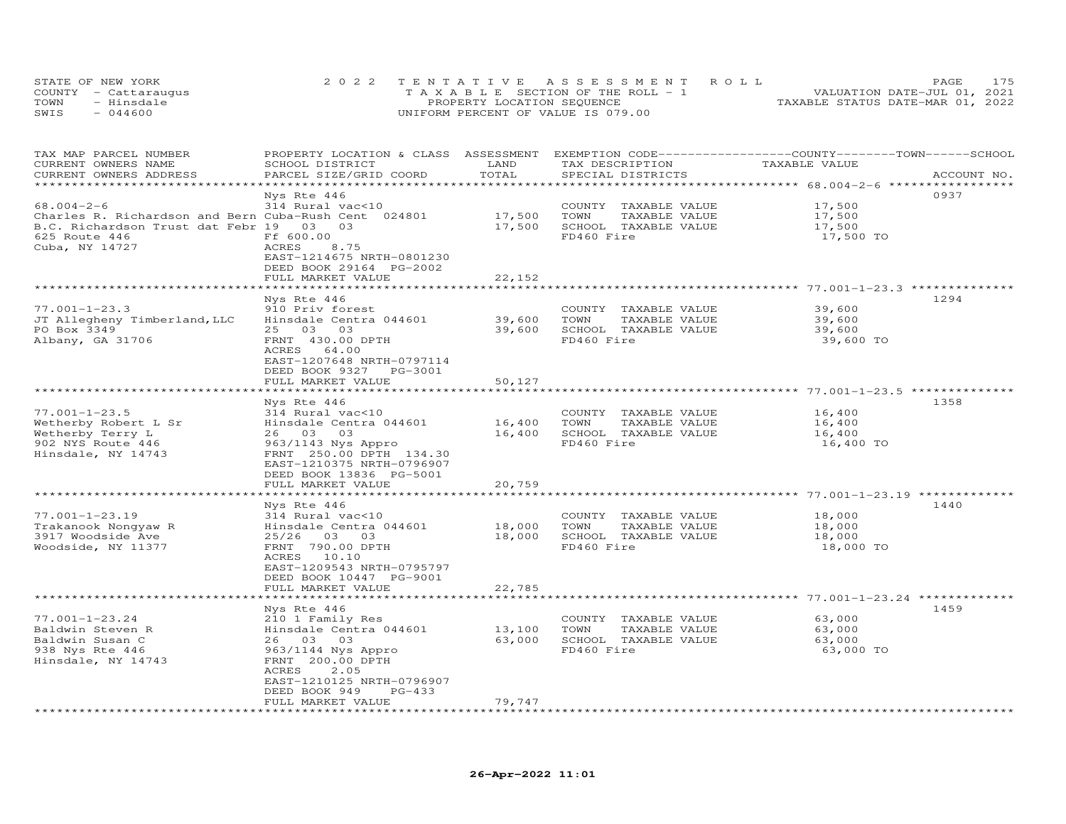STATE OF NEW YORK
COUNTY - Cattaraugus
TOWN - Hinsdale
SWIS - 044600

2022 TENTATIVE ASSESSMENT ROLL
TAXABLE SECTION OF THE ROLL - 1
PROPERTY LOCATION SEQUENCE
UNIFORM PERCENT OF VALUE IS 079.00

VALUATION DATE-JUL 01, 2021
TAXABLE STATUS DATE-MAR 01, 2022

| TAX MAP PARCEL NUMBER / CURRENT OWNERS NAME / CURRENT OWNERS ADDRESS | PROPERTY LOCATION & CLASS / SCHOOL DISTRICT / PARCEL SIZE/GRID COORD | ASSESSMENT LAND | TOTAL | EXEMPTION CODE / TAX DESCRIPTION / SPECIAL DISTRICTS | TAXABLE VALUE (COUNTY / TOWN / SCHOOL) | ACCOUNT NO. |
|---|---|---|---|---|---|---|
| 68.004-2-6 | Nys Rte 446 | | | | | 0937 |
| 68.004-2-6 | 314 Rural vac<10 | | | COUNTY TAXABLE VALUE | 17,500 | |
| Charles R. Richardson and Bern | Cuba-Rush Cent 024801 | 17,500 | | TOWN TAXABLE VALUE | 17,500 | |
| B.C. Richardson Trust dat Febr | 19 03 03 | | 17,500 | SCHOOL TAXABLE VALUE | 17,500 | |
| 625 Route 446 | Ff 600.00 | | | FD460 Fire | 17,500 TO | |
| Cuba, NY 14727 | ACRES 8.75 | | | | | |
| | EAST-1214675 NRTH-0801230 | | | | | |
| | DEED BOOK 29164 PG-2002 | | | | | |
| | FULL MARKET VALUE | | 22,152 | | | |
| 77.001-1-23.3 | Nys Rte 446 | | | | | 1294 |
| 77.001-1-23.3 | 910 Priv forest | | | COUNTY TAXABLE VALUE | 39,600 | |
| JT Allegheny Timberland,LLC | Hinsdale Centra 044601 | 39,600 | | TOWN TAXABLE VALUE | 39,600 | |
| PO Box 3349 | 25 03 03 | | 39,600 | SCHOOL TAXABLE VALUE | 39,600 | |
| Albany, GA 31706 | FRNT 430.00 DPTH | | | FD460 Fire | 39,600 TO | |
| | ACRES 64.00 | | | | | |
| | EAST-1207648 NRTH-0797114 | | | | | |
| | DEED BOOK 9327 PG-3001 | | | | | |
| | FULL MARKET VALUE | | 50,127 | | | |
| 77.001-1-23.5 | Nys Rte 446 | | | | | 1358 |
| 77.001-1-23.5 | 314 Rural vac<10 | | | COUNTY TAXABLE VALUE | 16,400 | |
| Wetherby Robert L Sr | Hinsdale Centra 044601 | 16,400 | | TOWN TAXABLE VALUE | 16,400 | |
| Wetherby Terry L | 26 03 03 | | 16,400 | SCHOOL TAXABLE VALUE | 16,400 | |
| 902 NYS Route 446 | 963/1143 Nys Appro | | | FD460 Fire | 16,400 TO | |
| Hinsdale, NY 14743 | FRNT 250.00 DPTH 134.30 | | | | | |
| | EAST-1210375 NRTH-0796907 | | | | | |
| | DEED BOOK 13836 PG-5001 | | | | | |
| | FULL MARKET VALUE | | 20,759 | | | |
| 77.001-1-23.19 | Nys Rte 446 | | | | | 1440 |
| 77.001-1-23.19 | 314 Rural vac<10 | | | COUNTY TAXABLE VALUE | 18,000 | |
| Trakanook Nongyaw R | Hinsdale Centra 044601 | 18,000 | | TOWN TAXABLE VALUE | 18,000 | |
| 3917 Woodside Ave | 25/26 03 03 | | 18,000 | SCHOOL TAXABLE VALUE | 18,000 | |
| Woodside, NY 11377 | FRNT 790.00 DPTH | | | FD460 Fire | 18,000 TO | |
| | ACRES 10.10 | | | | | |
| | EAST-1209543 NRTH-0795797 | | | | | |
| | DEED BOOK 10447 PG-9001 | | | | | |
| | FULL MARKET VALUE | | 22,785 | | | |
| 77.001-1-23.24 | Nys Rte 446 | | | | | 1459 |
| 77.001-1-23.24 | 210 1 Family Res | | | COUNTY TAXABLE VALUE | 63,000 | |
| Baldwin Steven R | Hinsdale Centra 044601 | 13,100 | | TOWN TAXABLE VALUE | 63,000 | |
| Baldwin Susan C | 26 03 03 | | 63,000 | SCHOOL TAXABLE VALUE | 63,000 | |
| 938 Nys Rte 446 | 963/1144 Nys Appro | | | FD460 Fire | 63,000 TO | |
| Hinsdale, NY 14743 | FRNT 200.00 DPTH | | | | | |
| | ACRES 2.05 | | | | | |
| | EAST-1210125 NRTH-0796907 | | | | | |
| | DEED BOOK 949 PG-433 | | | | | |
| | FULL MARKET VALUE | | 79,747 | | | |

26-Apr-2022 11:01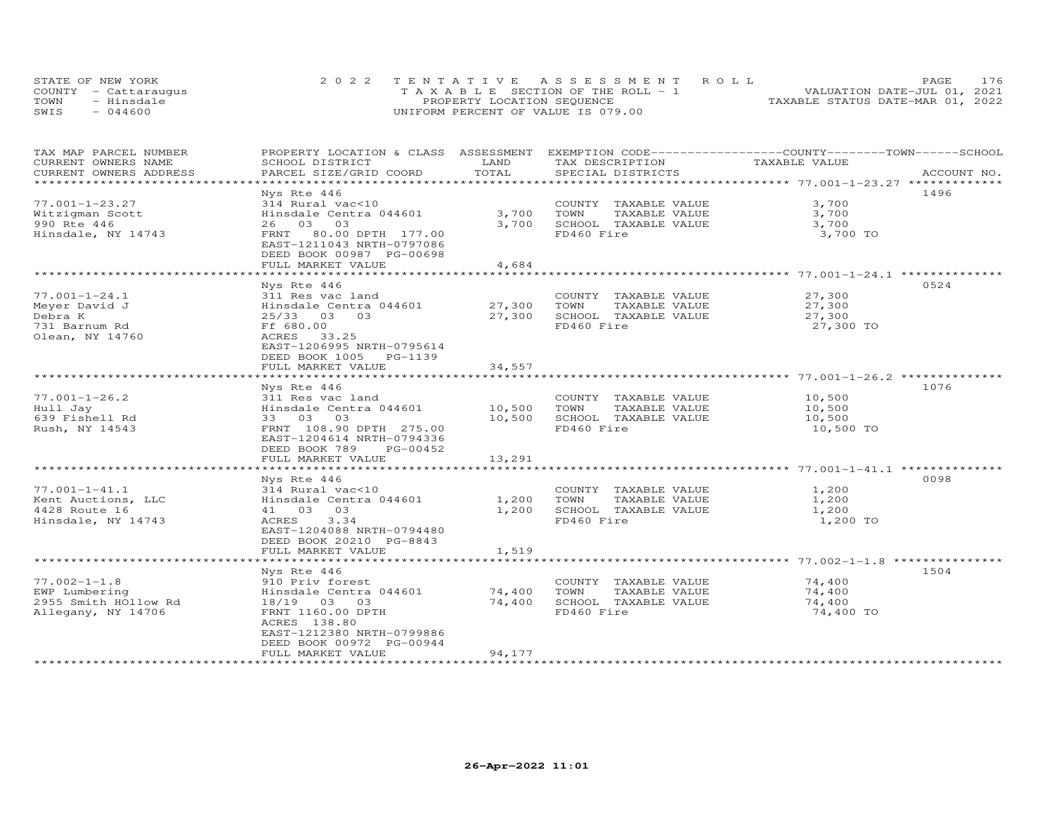STATE OF NEW YORK — COUNTY - Cattaraugus — TOWN - Hinsdale — SWIS - 044600

**2022 TENTATIVE ASSESSMENT ROLL**
TAXABLE SECTION OF THE ROLL - 1
PROPERTY LOCATION SEQUENCE
UNIFORM PERCENT OF VALUE IS 079.00

VALUATION DATE-JUL 01, 2021
TAXABLE STATUS DATE-MAR 01, 2022

| TAX MAP PARCEL NUMBER / CURRENT OWNERS NAME / CURRENT OWNERS ADDRESS | PROPERTY LOCATION & CLASS / SCHOOL DISTRICT / PARCEL SIZE/GRID COORD | ASSESSMENT LAND | TOTAL | EXEMPTION CODE / TAX DESCRIPTION / SPECIAL DISTRICTS | COUNTY / TOWN / SCHOOL TAXABLE VALUE | ACCOUNT NO. |
|---|---|---|---|---|---|---|
| 77.001-1-23.27 | Nys Rte 446 | | | | | 1496 |
| Witzigman Scott | 314 Rural vac<10 | | | COUNTY TAXABLE VALUE | 3,700 | |
| 990 Rte 446 | Hinsdale Centra 044601 | 3,700 | | TOWN TAXABLE VALUE | 3,700 | |
| Hinsdale, NY 14743 | 26 03 03 | | 3,700 | SCHOOL TAXABLE VALUE | 3,700 | |
| | FRNT 80.00 DPTH 177.00 | | | FD460 Fire | 3,700 TO | |
| | EAST-1211043 NRTH-0797086 | | | | | |
| | DEED BOOK 00987 PG-00698 | | | | | |
| | FULL MARKET VALUE | | 4,684 | | | |
| 77.001-1-24.1 | Nys Rte 446 | | | | | 0524 |
| Meyer David J | 311 Res vac land | | | COUNTY TAXABLE VALUE | 27,300 | |
| Debra K | Hinsdale Centra 044601 | 27,300 | | TOWN TAXABLE VALUE | 27,300 | |
| 731 Barnum Rd | 25/33 03 03 | | 27,300 | SCHOOL TAXABLE VALUE | 27,300 | |
| Olean, NY 14760 | Ff 680.00 | | | FD460 Fire | 27,300 TO | |
| | ACRES 33.25 | | | | | |
| | EAST-1206995 NRTH-0795614 | | | | | |
| | DEED BOOK 1005 PG-1139 | | | | | |
| | FULL MARKET VALUE | | 34,557 | | | |
| 77.001-1-26.2 | Nys Rte 446 | | | | | 1076 |
| Hull Jay | 311 Res vac land | | | COUNTY TAXABLE VALUE | 10,500 | |
| 639 Fishell Rd | Hinsdale Centra 044601 | 10,500 | | TOWN TAXABLE VALUE | 10,500 | |
| Rush, NY 14543 | 33 03 03 | | 10,500 | SCHOOL TAXABLE VALUE | 10,500 | |
| | FRNT 108.90 DPTH 275.00 | | | FD460 Fire | 10,500 TO | |
| | EAST-1204614 NRTH-0794336 | | | | | |
| | DEED BOOK 789 PG-00452 | | | | | |
| | FULL MARKET VALUE | | 13,291 | | | |
| 77.001-1-41.1 | Nys Rte 446 | | | | | 0098 |
| Kent Auctions, LLC | 314 Rural vac<10 | | | COUNTY TAXABLE VALUE | 1,200 | |
| 4428 Route 16 | Hinsdale Centra 044601 | 1,200 | | TOWN TAXABLE VALUE | 1,200 | |
| Hinsdale, NY 14743 | 41 03 03 | | 1,200 | SCHOOL TAXABLE VALUE | 1,200 | |
| | ACRES 3.34 | | | FD460 Fire | 1,200 TO | |
| | EAST-1204088 NRTH-0794480 | | | | | |
| | DEED BOOK 20210 PG-8843 | | | | | |
| | FULL MARKET VALUE | | 1,519 | | | |
| 77.002-1-1.8 | Nys Rte 446 | | | | | 1504 |
| EWP Lumbering | 910 Priv forest | | | COUNTY TAXABLE VALUE | 74,400 | |
| 2955 Smith HOllow Rd | Hinsdale Centra 044601 | 74,400 | | TOWN TAXABLE VALUE | 74,400 | |
| Allegany, NY 14706 | 18/19 03 03 | | 74,400 | SCHOOL TAXABLE VALUE | 74,400 | |
| | FRNT 1160.00 DPTH | | | FD460 Fire | 74,400 TO | |
| | ACRES 138.80 | | | | | |
| | EAST-1212380 NRTH-0799886 | | | | | |
| | DEED BOOK 00972 PG-00944 | | | | | |
| | FULL MARKET VALUE | | 94,177 | | | |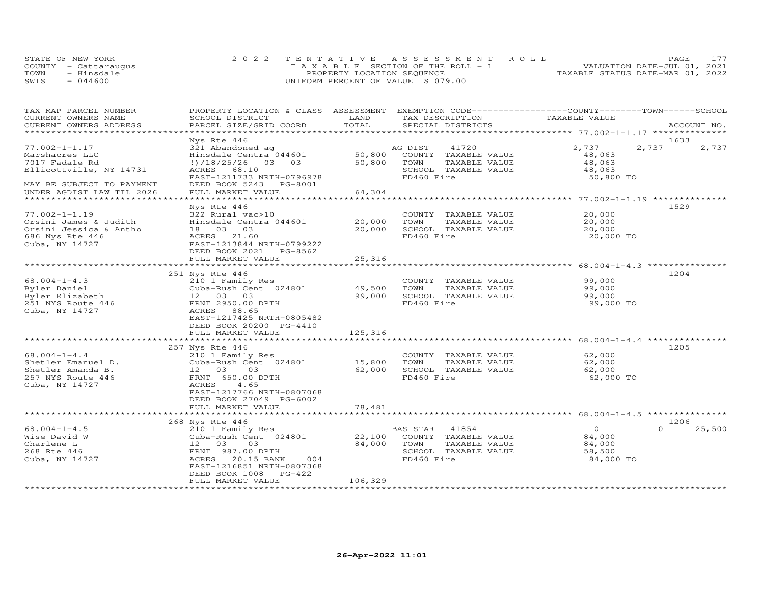STATE OF NEW YORK
COUNTY - Cattaraugus
TOWN - Hinsdale
SWIS - 044600

2022 TENTATIVE ASSESSMENT ROLL
TAXABLE SECTION OF THE ROLL - 1
PROPERTY LOCATION SEQUENCE
UNIFORM PERCENT OF VALUE IS 079.00

VALUATION DATE-JUL 01, 2021
TAXABLE STATUS DATE-MAR 01, 2022

| TAX MAP PARCEL NUMBER / CURRENT OWNERS NAME / CURRENT OWNERS ADDRESS | PROPERTY LOCATION & CLASS / SCHOOL DISTRICT / PARCEL SIZE/GRID COORD | ASSESSMENT LAND / TOTAL | EXEMPTION CODE / TAX DESCRIPTION / SPECIAL DISTRICTS | COUNTY / TAXABLE VALUE | TOWN | SCHOOL / ACCOUNT NO. |
|---|---|---|---|---|---|---|
| | Nys Rte 446 | | | | | 1633 |
| 77.002-1-1.17 | 321 Abandoned ag | | AG DIST 41720 | 2,737 | 2,737 | 2,737 |
| Marshacres LLC | Hinsdale Centra 044601 | 50,800 | COUNTY TAXABLE VALUE | 48,063 | | |
| 7017 Fadale Rd | !)/18/25/26 03 03 | 50,800 | TOWN TAXABLE VALUE | 48,063 | | |
| Ellicottville, NY 14731 | ACRES 68.10 | | SCHOOL TAXABLE VALUE | 48,063 | | |
| | EAST-1211733 NRTH-0796978 | | FD460 Fire | 50,800 TO | | |
| MAY BE SUBJECT TO PAYMENT | DEED BOOK 5243 PG-8001 | | | | | |
| UNDER AGDIST LAW TIL 2026 | FULL MARKET VALUE | 64,304 | | | | |
| | Nys Rte 446 | | | | | 1529 |
| 77.002-1-1.19 | 322 Rural vac>10 | | COUNTY TAXABLE VALUE | 20,000 | | |
| Orsini James & Judith | Hinsdale Centra 044601 | 20,000 | TOWN TAXABLE VALUE | 20,000 | | |
| Orsini Jessica & Antho | 18 03 03 | 20,000 | SCHOOL TAXABLE VALUE | 20,000 | | |
| 686 Nys Rte 446 | ACRES 21.60 | | FD460 Fire | 20,000 TO | | |
| Cuba, NY 14727 | EAST-1213844 NRTH-0799222 | | | | | |
| | DEED BOOK 2021 PG-8562 | | | | | |
| | FULL MARKET VALUE | 25,316 | | | | |
| | 251 Nys Rte 446 | | | | | 1204 |
| 68.004-1-4.3 | 210 1 Family Res | | COUNTY TAXABLE VALUE | 99,000 | | |
| Byler Daniel | Cuba-Rush Cent 024801 | 49,500 | TOWN TAXABLE VALUE | 99,000 | | |
| Byler Elizabeth | 12 03 03 | 99,000 | SCHOOL TAXABLE VALUE | 99,000 | | |
| 251 NYS Route 446 | FRNT 2950.00 DPTH | | FD460 Fire | 99,000 TO | | |
| Cuba, NY 14727 | ACRES 88.65 | | | | | |
| | EAST-1217425 NRTH-0805482 | | | | | |
| | DEED BOOK 20200 PG-4410 | | | | | |
| | FULL MARKET VALUE | 125,316 | | | | |
| | 257 Nys Rte 446 | | | | | 1205 |
| 68.004-1-4.4 | 210 1 Family Res | | COUNTY TAXABLE VALUE | 62,000 | | |
| Shetler Emanuel D. | Cuba-Rush Cent 024801 | 15,800 | TOWN TAXABLE VALUE | 62,000 | | |
| Shetler Amanda B. | 12 03 03 | 62,000 | SCHOOL TAXABLE VALUE | 62,000 | | |
| 257 NYS Route 446 | FRNT 650.00 DPTH | | FD460 Fire | 62,000 TO | | |
| Cuba, NY 14727 | ACRES 4.65 | | | | | |
| | EAST-1217766 NRTH-0807068 | | | | | |
| | DEED BOOK 27049 PG-6002 | | | | | |
| | FULL MARKET VALUE | 78,481 | | | | |
| | 268 Nys Rte 446 | | | | | 1206 |
| 68.004-1-4.5 | 210 1 Family Res | | BAS STAR 41854 | 0 | 0 | 25,500 |
| Wise David W | Cuba-Rush Cent 024801 | 22,100 | COUNTY TAXABLE VALUE | 84,000 | | |
| Charlene L | 12 03 03 | 84,000 | TOWN TAXABLE VALUE | 84,000 | | |
| 268 Rte 446 | FRNT 987.00 DPTH | | SCHOOL TAXABLE VALUE | 58,500 | | |
| Cuba, NY 14727 | ACRES 20.15 BANK 004 | | FD460 Fire | 84,000 TO | | |
| | EAST-1216851 NRTH-0807368 | | | | | |
| | DEED BOOK 1008 PG-422 | | | | | |
| | FULL MARKET VALUE | 106,329 | | | | |

26-Apr-2022 11:01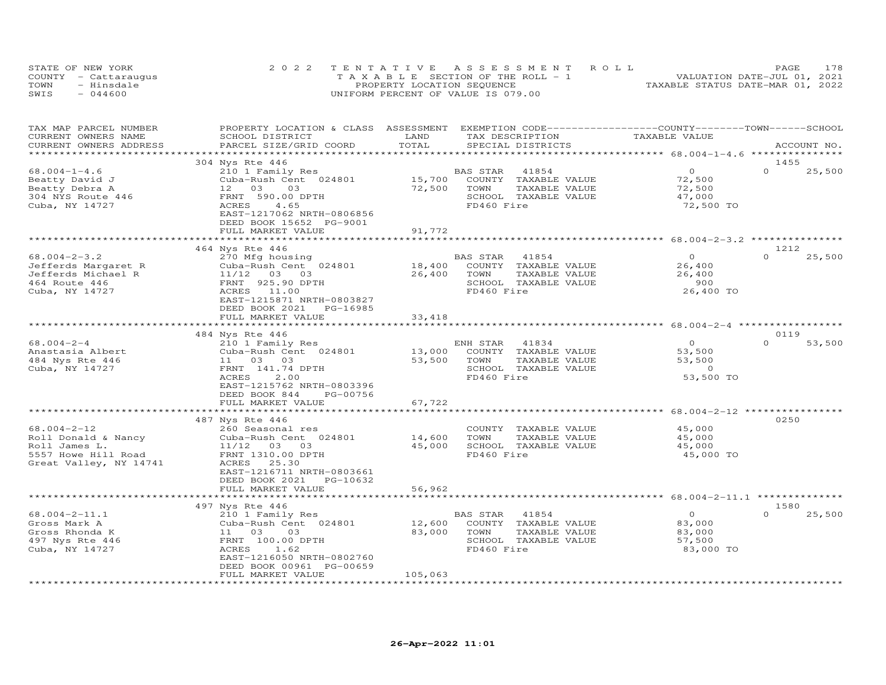STATE OF NEW YORK
COUNTY - Cattaraugus
TOWN - Hinsdale
SWIS - 044600

2022 TENTATIVE ASSESSMENT ROLL
TAXABLE SECTION OF THE ROLL - 1
PROPERTY LOCATION SEQUENCE
UNIFORM PERCENT OF VALUE IS 079.00

VALUATION DATE-JUL 01, 2021
TAXABLE STATUS DATE-MAR 01, 2022

| TAX MAP PARCEL NUMBER / CURRENT OWNERS NAME / CURRENT OWNERS ADDRESS | PROPERTY LOCATION & CLASS / SCHOOL DISTRICT / PARCEL SIZE/GRID COORD | ASSESSMENT LAND | TOTAL | EXEMPTION CODE / TAX DESCRIPTION / SPECIAL DISTRICTS | COUNTY / TOWN / SCHOOL TAXABLE VALUE | ACCOUNT NO. |
|---|---|---|---|---|---|---|
| **68.004-1-4.6** | 304 Nys Rte 446 | | | | | 1455 |
| Beatty David J | 210 1 Family Res | | | BAS STAR 41854 | 0 | 0 25,500 |
| Beatty Debra A | Cuba-Rush Cent 024801 | 15,700 | | COUNTY TAXABLE VALUE | 72,500 | |
| 304 NYS Route 446 | 12 03 03 | | 72,500 | TOWN TAXABLE VALUE | 72,500 | |
| Cuba, NY 14727 | FRNT 590.00 DPTH | | | SCHOOL TAXABLE VALUE | 47,000 | |
| | ACRES 4.65 | | | FD460 Fire | 72,500 TO | |
| | EAST-1217062 NRTH-0806856 | | | | | |
| | DEED BOOK 15652 PG-9001 | | | | | |
| | FULL MARKET VALUE | | 91,772 | | | |
| **68.004-2-3.2** | 464 Nys Rte 446 | | | | | 1212 |
| Jefferds Margaret R | 270 Mfg housing | | | BAS STAR 41854 | 0 | 0 25,500 |
| Jefferds Michael R | Cuba-Rush Cent 024801 | 18,400 | | COUNTY TAXABLE VALUE | 26,400 | |
| 464 Route 446 | 11/12 03 03 | | 26,400 | TOWN TAXABLE VALUE | 26,400 | |
| Cuba, NY 14727 | FRNT 925.90 DPTH | | | SCHOOL TAXABLE VALUE | 900 | |
| | ACRES 11.00 | | | FD460 Fire | 26,400 TO | |
| | EAST-1215871 NRTH-0803827 | | | | | |
| | DEED BOOK 2021 PG-16985 | | | | | |
| | FULL MARKET VALUE | | 33,418 | | | |
| **68.004-2-4** | 484 Nys Rte 446 | | | | | 0119 |
| Anastasia Albert | 210 1 Family Res | | | ENH STAR 41834 | 0 | 0 53,500 |
| 484 Nys Rte 446 | Cuba-Rush Cent 024801 | 13,000 | | COUNTY TAXABLE VALUE | 53,500 | |
| Cuba, NY 14727 | 11 03 03 | | 53,500 | TOWN TAXABLE VALUE | 53,500 | |
| | FRNT 141.74 DPTH | | | SCHOOL TAXABLE VALUE | 0 | |
| | ACRES 2.00 | | | FD460 Fire | 53,500 TO | |
| | EAST-1215762 NRTH-0803396 | | | | | |
| | DEED BOOK 844 PG-00756 | | | | | |
| | FULL MARKET VALUE | | 67,722 | | | |
| **68.004-2-12** | 487 Nys Rte 446 | | | | | 0250 |
| Roll Donald & Nancy | 260 Seasonal res | | | COUNTY TAXABLE VALUE | 45,000 | |
| Roll James L. | Cuba-Rush Cent 024801 | 14,600 | | TOWN TAXABLE VALUE | 45,000 | |
| 5557 Howe Hill Road | 11/12 03 03 | | 45,000 | SCHOOL TAXABLE VALUE | 45,000 | |
| Great Valley, NY 14741 | FRNT 1310.00 DPTH | | | FD460 Fire | 45,000 TO | |
| | ACRES 25.30 | | | | | |
| | EAST-1216711 NRTH-0803661 | | | | | |
| | DEED BOOK 2021 PG-10632 | | | | | |
| | FULL MARKET VALUE | | 56,962 | | | |
| **68.004-2-11.1** | 497 Nys Rte 446 | | | | | 1580 |
| Gross Mark A | 210 1 Family Res | | | BAS STAR 41854 | 0 | 0 25,500 |
| Gross Rhonda K | Cuba-Rush Cent 024801 | 12,600 | | COUNTY TAXABLE VALUE | 83,000 | |
| 497 Nys Rte 446 | 11 03 03 | | 83,000 | TOWN TAXABLE VALUE | 83,000 | |
| Cuba, NY 14727 | FRNT 100.00 DPTH | | | SCHOOL TAXABLE VALUE | 57,500 | |
| | ACRES 1.62 | | | FD460 Fire | 83,000 TO | |
| | EAST-1216050 NRTH-0802760 | | | | | |
| | DEED BOOK 00961 PG-00659 | | | | | |
| | FULL MARKET VALUE | | 105,063 | | | |

26-Apr-2022 11:01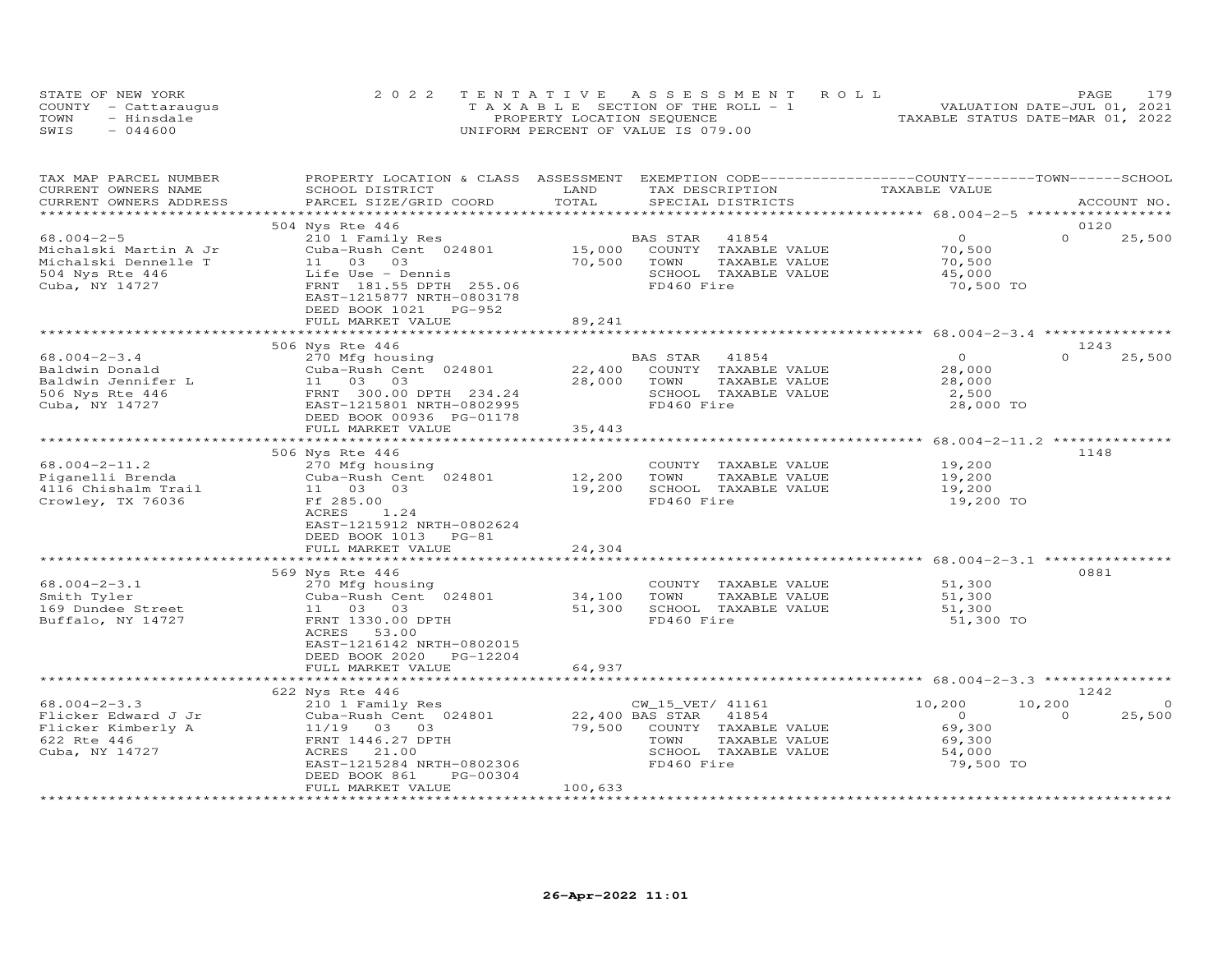STATE OF NEW YORK
COUNTY - Cattaraugus
TOWN - Hinsdale
SWIS - 044600

2022 TENTATIVE ASSESSMENT ROLL
TAXABLE SECTION OF THE ROLL - 1
PROPERTY LOCATION SEQUENCE
UNIFORM PERCENT OF VALUE IS 079.00

VALUATION DATE-JUL 01, 2021
TAXABLE STATUS DATE-MAR 01, 2022

| TAX MAP PARCEL NUMBER / CURRENT OWNERS NAME / CURRENT OWNERS ADDRESS | PROPERTY LOCATION & CLASS / SCHOOL DISTRICT / PARCEL SIZE/GRID COORD | ASSESSMENT LAND / TOTAL | EXEMPTION CODE / TAX DESCRIPTION / SPECIAL DISTRICTS | COUNTY TAXABLE VALUE | TOWN | SCHOOL | ACCOUNT NO. |
|---|---|---|---|---|---|---|---|
| 68.004-2-5 | 504 Nys Rte 446 | | | | | | 0120 |
| Michalski Martin A Jr | 210 1 Family Res | | BAS STAR 41854 | 0 | 0 | 25,500 | |
| Michalski Dennelle T | Cuba-Rush Cent 024801 | 15,000 | COUNTY TAXABLE VALUE | 70,500 | | | |
| 504 Nys Rte 446 | 11 03 03 | 70,500 | TOWN TAXABLE VALUE | 70,500 | | | |
| Cuba, NY 14727 | Life Use - Dennis | | SCHOOL TAXABLE VALUE | 45,000 | | | |
| | FRNT 181.55 DPTH 255.06 | | FD460 Fire | 70,500 TO | | | |
| | EAST-1215877 NRTH-0803178 | | | | | | |
| | DEED BOOK 1021 PG-952 | | | | | | |
| | FULL MARKET VALUE | 89,241 | | | | | |
| 68.004-2-3.4 | 506 Nys Rte 446 | | | | | | 1243 |
| Baldwin Donald | 270 Mfg housing | | BAS STAR 41854 | 0 | 0 | 25,500 | |
| Baldwin Jennifer L | Cuba-Rush Cent 024801 | 22,400 | COUNTY TAXABLE VALUE | 28,000 | | | |
| 506 Nys Rte 446 | 11 03 03 | 28,000 | TOWN TAXABLE VALUE | 28,000 | | | |
| Cuba, NY 14727 | FRNT 300.00 DPTH 234.24 | | SCHOOL TAXABLE VALUE | 2,500 | | | |
| | EAST-1215801 NRTH-0802995 | | FD460 Fire | 28,000 TO | | | |
| | DEED BOOK 00936 PG-01178 | | | | | | |
| | FULL MARKET VALUE | 35,443 | | | | | |
| 68.004-2-11.2 | 506 Nys Rte 446 | | | | | | 1148 |
| Piganelli Brenda | 270 Mfg housing | | COUNTY TAXABLE VALUE | 19,200 | | | |
| 4116 Chishalm Trail | Cuba-Rush Cent 024801 | 12,200 | TOWN TAXABLE VALUE | 19,200 | | | |
| Crowley, TX 76036 | 11 03 03 | 19,200 | SCHOOL TAXABLE VALUE | 19,200 | | | |
| | Ff 285.00 | | FD460 Fire | 19,200 TO | | | |
| | ACRES 1.24 | | | | | | |
| | EAST-1215912 NRTH-0802624 | | | | | | |
| | DEED BOOK 1013 PG-81 | | | | | | |
| | FULL MARKET VALUE | 24,304 | | | | | |
| 68.004-2-3.1 | 569 Nys Rte 446 | | | | | | 0881 |
| Smith Tyler | 270 Mfg housing | | COUNTY TAXABLE VALUE | 51,300 | | | |
| 169 Dundee Street | Cuba-Rush Cent 024801 | 34,100 | TOWN TAXABLE VALUE | 51,300 | | | |
| Buffalo, NY 14727 | 11 03 03 | 51,300 | SCHOOL TAXABLE VALUE | 51,300 | | | |
| | FRNT 1330.00 DPTH | | FD460 Fire | 51,300 TO | | | |
| | ACRES 53.00 | | | | | | |
| | EAST-1216142 NRTH-0802015 | | | | | | |
| | DEED BOOK 2020 PG-12204 | | | | | | |
| | FULL MARKET VALUE | 64,937 | | | | | |
| 68.004-2-3.3 | 622 Nys Rte 446 | | | | | | 1242 |
| Flicker Edward J Jr | 210 1 Family Res | | CW_15_VET/ 41161 | 10,200 | 10,200 | 0 | |
| Flicker Kimberly A | Cuba-Rush Cent 024801 | 22,400 | BAS STAR 41854 | 0 | 0 | 25,500 | |
| 622 Rte 446 | 11/19 03 03 | 79,500 | COUNTY TAXABLE VALUE | 69,300 | | | |
| Cuba, NY 14727 | FRNT 1446.27 DPTH | | TOWN TAXABLE VALUE | 69,300 | | | |
| | ACRES 21.00 | | SCHOOL TAXABLE VALUE | 54,000 | | | |
| | EAST-1215284 NRTH-0802306 | | FD460 Fire | 79,500 TO | | | |
| | DEED BOOK 861 PG-00304 | | | | | | |
| | FULL MARKET VALUE | 100,633 | | | | | |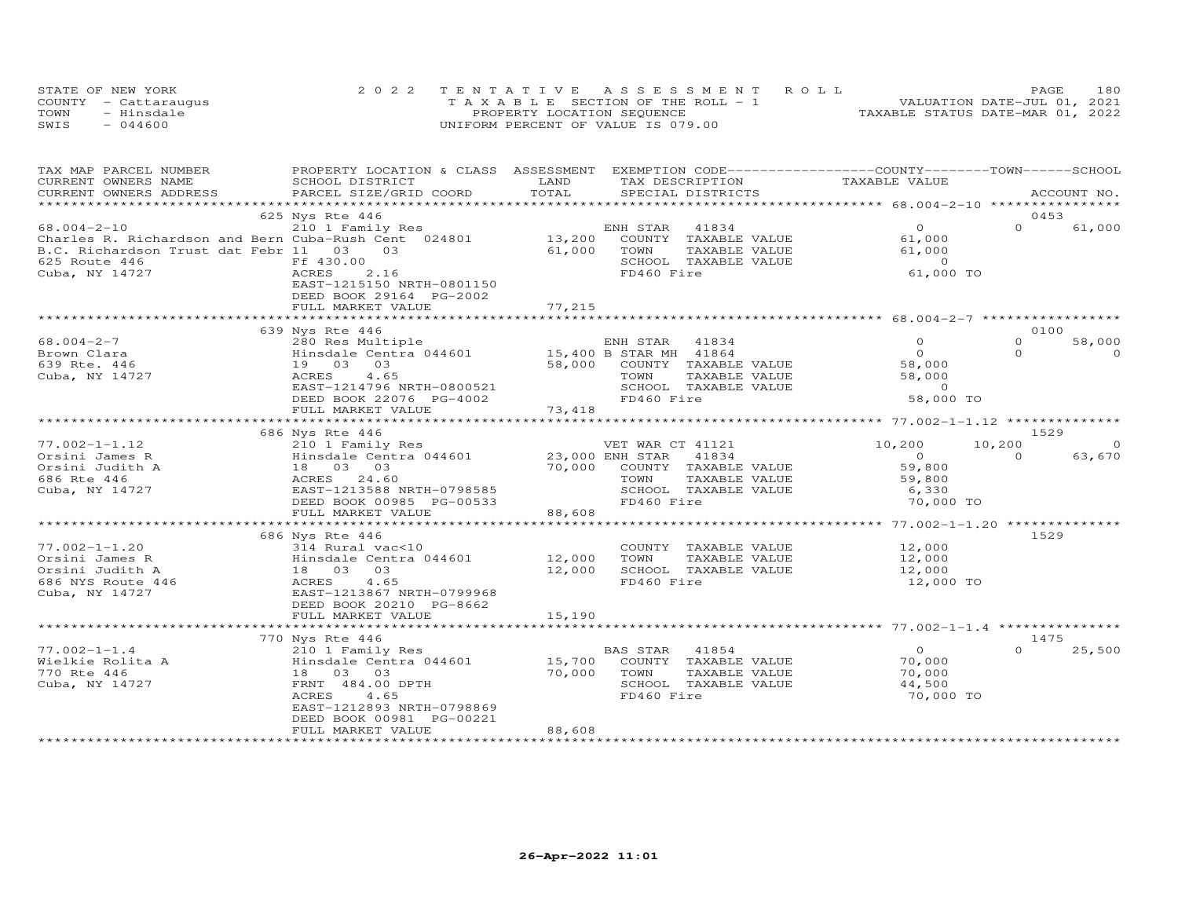STATE OF NEW YORK
COUNTY - Cattaraugus
TOWN - Hinsdale
SWIS - 044600

2022 TENTATIVE ASSESSMENT ROLL
TAXABLE SECTION OF THE ROLL - 1
PROPERTY LOCATION SEQUENCE
UNIFORM PERCENT OF VALUE IS 079.00

VALUATION DATE-JUL 01, 2021
TAXABLE STATUS DATE-MAR 01, 2022

| TAX MAP PARCEL NUMBER / CURRENT OWNERS NAME / CURRENT OWNERS ADDRESS | PROPERTY LOCATION & CLASS / SCHOOL DISTRICT / PARCEL SIZE/GRID COORD | ASSESSMENT LAND / TOTAL | EXEMPTION CODE / TAX DESCRIPTION / SPECIAL DISTRICTS | COUNTY TAXABLE VALUE | TOWN | SCHOOL / ACCOUNT NO. |
|---|---|---|---|---|---|---|
| **68.004-2-10** | 625 Nys Rte 446 | | | | | 0453 |
| | 210 1 Family Res | | ENH STAR 41834 | 0 | 0 | 61,000 |
| Charles R. Richardson and Bern | Cuba-Rush Cent 024801 | 13,200 | COUNTY TAXABLE VALUE | 61,000 | | |
| B.C. Richardson Trust dat Febr | 11 03 03 | 61,000 | TOWN TAXABLE VALUE | 61,000 | | |
| 625 Route 446 | Ff 430.00 | | SCHOOL TAXABLE VALUE | 0 | | |
| Cuba, NY 14727 | ACRES 2.16 | | FD460 Fire | 61,000 TO | | |
| | EAST-1215150 NRTH-0801150 | | | | | |
| | DEED BOOK 29164 PG-2002 | | | | | |
| | FULL MARKET VALUE | 77,215 | | | | |
| **68.004-2-7** | 639 Nys Rte 446 | | | | | 0100 |
| | 280 Res Multiple | | ENH STAR 41834 | 0 | 0 | 58,000 |
| Brown Clara | Hinsdale Centra 044601 | 15,400 | B STAR MH 41864 | 0 | 0 | 0 |
| 639 Rte. 446 | 19 03 03 | 58,000 | COUNTY TAXABLE VALUE | 58,000 | | |
| Cuba, NY 14727 | ACRES 4.65 | | TOWN TAXABLE VALUE | 58,000 | | |
| | EAST-1214796 NRTH-0800521 | | SCHOOL TAXABLE VALUE | 0 | | |
| | DEED BOOK 22076 PG-4002 | | FD460 Fire | 58,000 TO | | |
| | FULL MARKET VALUE | 73,418 | | | | |
| **77.002-1-1.12** | 686 Nys Rte 446 | | | | | 1529 |
| | 210 1 Family Res | | VET WAR CT 41121 | 10,200 | 10,200 | 0 |
| Orsini James R | Hinsdale Centra 044601 | 23,000 | ENH STAR 41834 | 0 | 0 | 63,670 |
| Orsini Judith A | 18 03 03 | 70,000 | COUNTY TAXABLE VALUE | 59,800 | | |
| 686 Rte 446 | ACRES 24.60 | | TOWN TAXABLE VALUE | 59,800 | | |
| Cuba, NY 14727 | EAST-1213588 NRTH-0798585 | | SCHOOL TAXABLE VALUE | 6,330 | | |
| | DEED BOOK 00985 PG-00533 | | FD460 Fire | 70,000 TO | | |
| | FULL MARKET VALUE | 88,608 | | | | |
| **77.002-1-1.20** | 686 Nys Rte 446 | | | | | 1529 |
| | 314 Rural vac<10 | | COUNTY TAXABLE VALUE | 12,000 | | |
| Orsini James R | Hinsdale Centra 044601 | 12,000 | TOWN TAXABLE VALUE | 12,000 | | |
| Orsini Judith A | 18 03 03 | 12,000 | SCHOOL TAXABLE VALUE | 12,000 | | |
| 686 NYS Route 446 | ACRES 4.65 | | FD460 Fire | 12,000 TO | | |
| Cuba, NY 14727 | EAST-1213867 NRTH-0799968 | | | | | |
| | DEED BOOK 20210 PG-8662 | | | | | |
| | FULL MARKET VALUE | 15,190 | | | | |
| **77.002-1-1.4** | 770 Nys Rte 446 | | | | | 1475 |
| | 210 1 Family Res | | BAS STAR 41854 | 0 | 0 | 25,500 |
| Wielkie Rolita A | Hinsdale Centra 044601 | 15,700 | COUNTY TAXABLE VALUE | 70,000 | | |
| 770 Rte 446 | 18 03 03 | 70,000 | TOWN TAXABLE VALUE | 70,000 | | |
| Cuba, NY 14727 | FRNT 484.00 DPTH | | SCHOOL TAXABLE VALUE | 44,500 | | |
| | ACRES 4.65 | | FD460 Fire | 70,000 TO | | |
| | EAST-1212893 NRTH-0798869 | | | | | |
| | DEED BOOK 00981 PG-00221 | | | | | |
| | FULL MARKET VALUE | 88,608 | | | | |

26-Apr-2022 11:01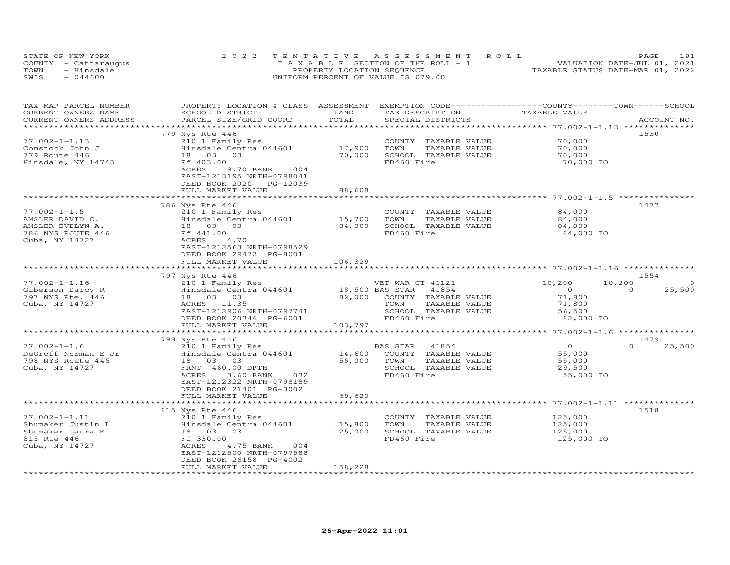STATE OF NEW YORK
COUNTY - Cattaraugus
TOWN - Hinsdale
SWIS - 044600

2022 TENTATIVE ASSESSMENT ROLL
TAXABLE SECTION OF THE ROLL - 1
PROPERTY LOCATION SEQUENCE
UNIFORM PERCENT OF VALUE IS 079.00

VALUATION DATE-JUL 01, 2021
TAXABLE STATUS DATE-MAR 01, 2022

| TAX MAP PARCEL NUMBER / CURRENT OWNERS NAME / CURRENT OWNERS ADDRESS | PROPERTY LOCATION & CLASS / SCHOOL DISTRICT / PARCEL SIZE/GRID COORD | ASSESSMENT LAND / TOTAL | EXEMPTION CODE / TAX DESCRIPTION / SPECIAL DISTRICTS | COUNTY TAXABLE VALUE | TOWN | SCHOOL | ACCOUNT NO. |
|---|---|---|---|---|---|---|---|
| | 779 Nys Rte 446 | | | | | | 1530 |
| 77.002-1-1.13 | 210 1 Family Res | | COUNTY TAXABLE VALUE | 70,000 | | | |
| Comstock John J | Hinsdale Centra 044601 | 17,900 | TOWN TAXABLE VALUE | 70,000 | | | |
| 779 Route 446 | 18 03 03 | 70,000 | SCHOOL TAXABLE VALUE | 70,000 | | | |
| Hinsdale, NY 14743 | Ff 403.00 | | FD460 Fire | 70,000 TO | | | |
| | ACRES 9.70 BANK 004 | | | | | | |
| | EAST-1213195 NRTH-0798041 | | | | | | |
| | DEED BOOK 2020 PG-12039 | | | | | | |
| | FULL MARKET VALUE | 88,608 | | | | | |
| | 786 Nys Rte 446 | | | | | | 1477 |
| 77.002-1-1.5 | 210 1 Family Res | | COUNTY TAXABLE VALUE | 84,000 | | | |
| AMSLER DAVID C. | Hinsdale Centra 044601 | 15,700 | TOWN TAXABLE VALUE | 84,000 | | | |
| AMSLER EVELYN A. | 18 03 03 | 84,000 | SCHOOL TAXABLE VALUE | 84,000 | | | |
| 786 NYS ROUTE 446 | Ff 441.00 | | FD460 Fire | 84,000 TO | | | |
| Cuba, NY 14727 | ACRES 4.70 | | | | | | |
| | EAST-1212563 NRTH-0798529 | | | | | | |
| | DEED BOOK 29472 PG-8001 | | | | | | |
| | FULL MARKET VALUE | 106,329 | | | | | |
| | 797 Nys Rte 446 | | | | | | 1554 |
| 77.002-1-1.16 | 210 1 Family Res | | VET WAR CT 41121 | 10,200 | 10,200 | 0 | |
| Giberson Darcy R | Hinsdale Centra 044601 | 18,500 | BAS STAR 41854 | 0 | 0 | 25,500 | |
| 797 NYS Rte. 446 | 18 03 03 | 82,000 | COUNTY TAXABLE VALUE | 71,800 | | | |
| Cuba, NY 14727 | ACRES 11.35 | | TOWN TAXABLE VALUE | 71,800 | | | |
| | EAST-1212906 NRTH-0797741 | | SCHOOL TAXABLE VALUE | 56,500 | | | |
| | DEED BOOK 20346 PG-6001 | | FD460 Fire | 82,000 TO | | | |
| | FULL MARKET VALUE | 103,797 | | | | | |
| | 798 Nys Rte 446 | | | | | | 1479 |
| 77.002-1-1.6 | 210 1 Family Res | | BAS STAR 41854 | 0 | 0 | 25,500 | |
| DeGroff Norman E Jr | Hinsdale Centra 044601 | 14,600 | COUNTY TAXABLE VALUE | 55,000 | | | |
| 798 NYS Route 446 | 18 03 03 | 55,000 | TOWN TAXABLE VALUE | 55,000 | | | |
| Cuba, NY 14727 | FRNT 460.00 DPTH | | SCHOOL TAXABLE VALUE | 29,500 | | | |
| | ACRES 3.60 BANK 032 | | FD460 Fire | 55,000 TO | | | |
| | EAST-1212322 NRTH-0798189 | | | | | | |
| | DEED BOOK 21401 PG-3002 | | | | | | |
| | FULL MARKET VALUE | 69,620 | | | | | |
| | 815 Nys Rte 446 | | | | | | 1518 |
| 77.002-1-1.11 | 210 1 Family Res | | COUNTY TAXABLE VALUE | 125,000 | | | |
| Shumaker Justin L | Hinsdale Centra 044601 | 15,800 | TOWN TAXABLE VALUE | 125,000 | | | |
| Shumaker Laura E | 18 03 03 | 125,000 | SCHOOL TAXABLE VALUE | 125,000 | | | |
| 815 Rte 446 | Ff 330.00 | | FD460 Fire | 125,000 TO | | | |
| Cuba, NY 14727 | ACRES 4.75 BANK 004 | | | | | | |
| | EAST-1212500 NRTH-0797588 | | | | | | |
| | DEED BOOK 26158 PG-4002 | | | | | | |
| | FULL MARKET VALUE | 158,228 | | | | | |

26-Apr-2022 11:01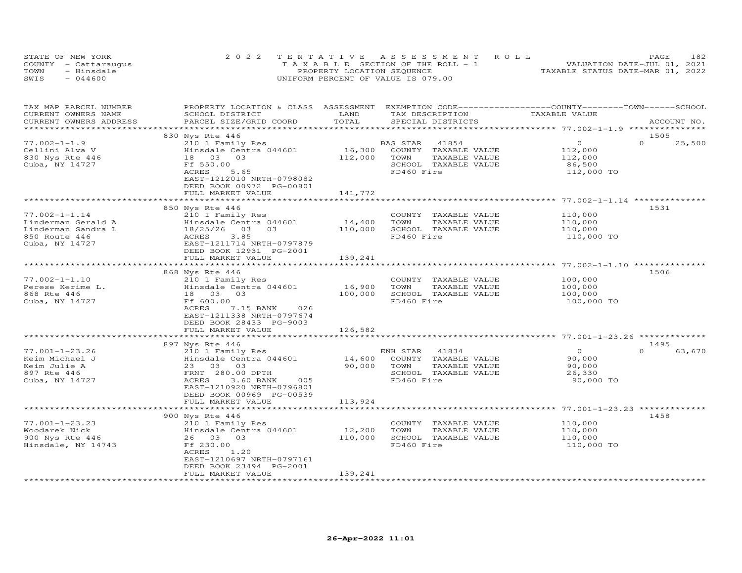STATE OF NEW YORK
COUNTY - Cattaraugus
TOWN - Hinsdale
SWIS - 044600

2022 TENTATIVE ASSESSMENT ROLL
TAXABLE SECTION OF THE ROLL - 1
PROPERTY LOCATION SEQUENCE
UNIFORM PERCENT OF VALUE IS 079.00

VALUATION DATE-JUL 01, 2021
TAXABLE STATUS DATE-MAR 01, 2022

| TAX MAP PARCEL NUMBER / CURRENT OWNERS NAME / CURRENT OWNERS ADDRESS | PROPERTY LOCATION & CLASS / SCHOOL DISTRICT / PARCEL SIZE/GRID COORD | ASSESSMENT LAND / TOTAL | EXEMPTION CODE / TAX DESCRIPTION / SPECIAL DISTRICTS | COUNTY / TOWN / SCHOOL TAXABLE VALUE | ACCOUNT NO. |
|---|---|---|---|---|---|
| **77.002-1-1.9** | 830 Nys Rte 446 | | | | 1505 |
| Cellini Alva V | 210 1 Family Res | | BAS STAR 41854 | 0 | 0 25,500 |
| 830 Nys Rte 446 | Hinsdale Centra 044601 | 16,300 | COUNTY TAXABLE VALUE | 112,000 | |
| Cuba, NY 14727 | 18 03 03 | 112,000 | TOWN TAXABLE VALUE | 112,000 | |
| | Ff 550.00 | | SCHOOL TAXABLE VALUE | 86,500 | |
| | ACRES 5.65 | | FD460 Fire | 112,000 TO | |
| | EAST-1212010 NRTH-0798082 | | | | |
| | DEED BOOK 00972 PG-00801 | | | | |
| | FULL MARKET VALUE | 141,772 | | | |
| **77.002-1-1.14** | 850 Nys Rte 446 | | | | 1531 |
| Linderman Gerald A | 210 1 Family Res | | COUNTY TAXABLE VALUE | 110,000 | |
| Linderman Sandra L | Hinsdale Centra 044601 | 14,400 | TOWN TAXABLE VALUE | 110,000 | |
| 850 Route 446 | 18/25/26 03 03 | 110,000 | SCHOOL TAXABLE VALUE | 110,000 | |
| Cuba, NY 14727 | ACRES 3.85 | | FD460 Fire | 110,000 TO | |
| | EAST-1211714 NRTH-0797879 | | | | |
| | DEED BOOK 12931 PG-2001 | | | | |
| | FULL MARKET VALUE | 139,241 | | | |
| **77.002-1-1.10** | 868 Nys Rte 446 | | | | 1506 |
| Perese Kerime L. | 210 1 Family Res | | COUNTY TAXABLE VALUE | 100,000 | |
| 868 Rte 446 | Hinsdale Centra 044601 | 16,900 | TOWN TAXABLE VALUE | 100,000 | |
| Cuba, NY 14727 | 18 03 03 | 100,000 | SCHOOL TAXABLE VALUE | 100,000 | |
| | Ff 600.00 | | FD460 Fire | 100,000 TO | |
| | ACRES 7.15 BANK 026 | | | | |
| | EAST-1211338 NRTH-0797674 | | | | |
| | DEED BOOK 28433 PG-9003 | | | | |
| | FULL MARKET VALUE | 126,582 | | | |
| **77.001-1-23.26** | 897 Nys Rte 446 | | | | 1495 |
| Keim Michael J | 210 1 Family Res | | ENH STAR 41834 | 0 | 0 63,670 |
| Keim Julie A | Hinsdale Centra 044601 | 14,600 | COUNTY TAXABLE VALUE | 90,000 | |
| 897 Rte 446 | 23 03 03 | 90,000 | TOWN TAXABLE VALUE | 90,000 | |
| Cuba, NY 14727 | FRNT 280.00 DPTH | | SCHOOL TAXABLE VALUE | 26,330 | |
| | ACRES 3.60 BANK 005 | | FD460 Fire | 90,000 TO | |
| | EAST-1210920 NRTH-0796801 | | | | |
| | DEED BOOK 00969 PG-00539 | | | | |
| | FULL MARKET VALUE | 113,924 | | | |
| **77.001-1-23.23** | 900 Nys Rte 446 | | | | 1458 |
| Woodarek Nick | 210 1 Family Res | | COUNTY TAXABLE VALUE | 110,000 | |
| 900 Nys Rte 446 | Hinsdale Centra 044601 | 12,200 | TOWN TAXABLE VALUE | 110,000 | |
| Hinsdale, NY 14743 | 26 03 03 | 110,000 | SCHOOL TAXABLE VALUE | 110,000 | |
| | Ff 230.00 | | FD460 Fire | 110,000 TO | |
| | ACRES 1.20 | | | | |
| | EAST-1210697 NRTH-0797161 | | | | |
| | DEED BOOK 23494 PG-2001 | | | | |
| | FULL MARKET VALUE | 139,241 | | | |

26-Apr-2022 11:01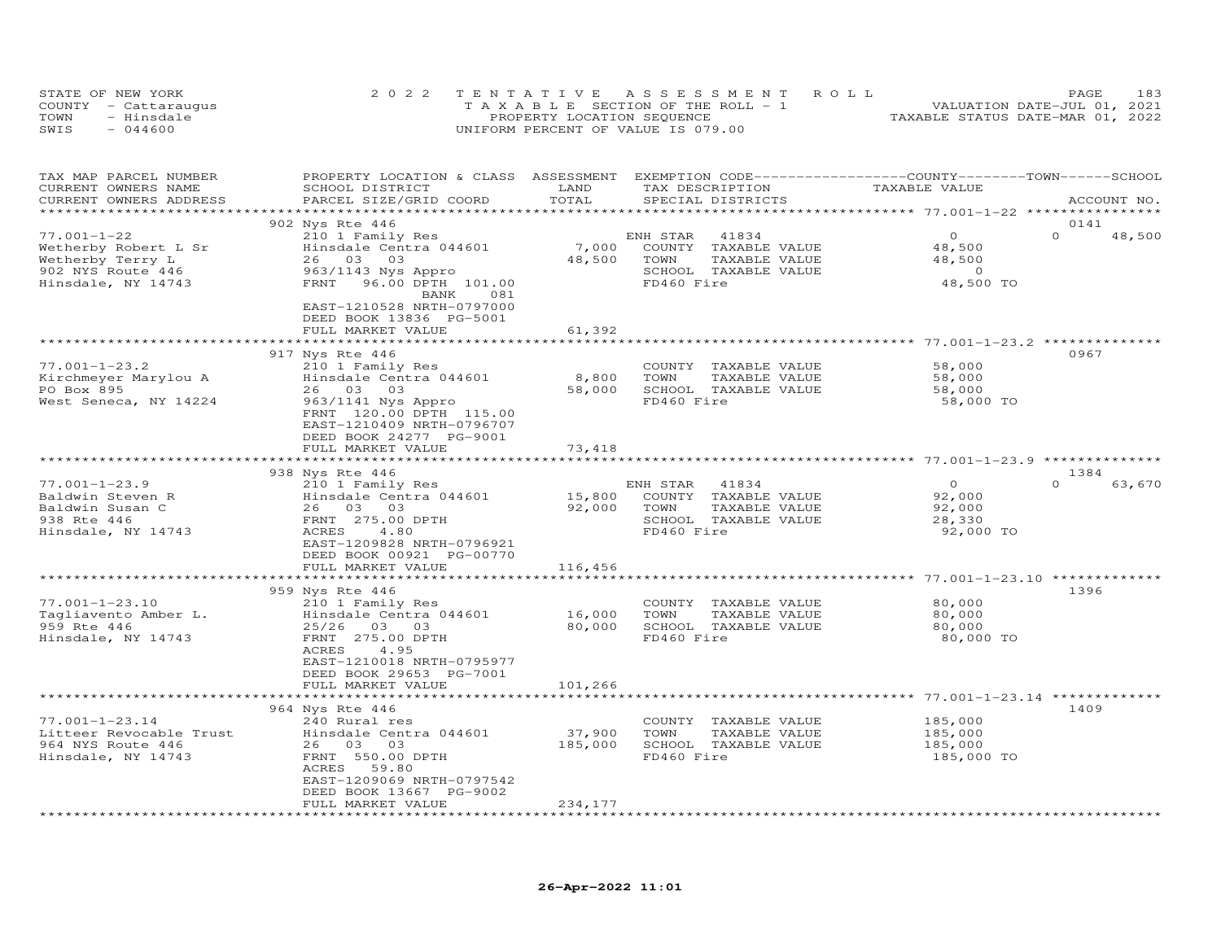STATE OF NEW YORK
COUNTY - Cattaraugus
TOWN - Hinsdale
SWIS - 044600

2 0 2 2 T E N T A T I V E A S S E S S M E N T R O L L
T A X A B L E SECTION OF THE ROLL - 1
PROPERTY LOCATION SEQUENCE
UNIFORM PERCENT OF VALUE IS 079.00

VALUATION DATE-JUL 01, 2021
TAXABLE STATUS DATE-MAR 01, 2022

| TAX MAP PARCEL NUMBER / CURRENT OWNERS NAME / CURRENT OWNERS ADDRESS | PROPERTY LOCATION & CLASS / SCHOOL DISTRICT / PARCEL SIZE/GRID COORD | ASSESSMENT LAND / TOTAL | EXEMPTION CODE / TAX DESCRIPTION / SPECIAL DISTRICTS | COUNTY TAXABLE VALUE | TOWN | SCHOOL / ACCOUNT NO. |
|---|---|---|---|---|---|---|
| **77.001-1-22** | 902 Nys Rte 446 | | | | | 0141 |
| 77.001-1-22 | 210 1 Family Res | | ENH STAR 41834 | 0 | 0 | 48,500 |
| Wetherby Robert L Sr | Hinsdale Centra 044601 | 7,000 | COUNTY TAXABLE VALUE | 48,500 | | |
| Wetherby Terry L | 26 03 03 | 48,500 | TOWN TAXABLE VALUE | 48,500 | | |
| 902 NYS Route 446 | 963/1143 Nys Appro | | SCHOOL TAXABLE VALUE | 0 | | |
| Hinsdale, NY 14743 | FRNT 96.00 DPTH 101.00 | | FD460 Fire | 48,500 TO | | |
| | BANK 081 | | | | | |
| | EAST-1210528 NRTH-0797000 | | | | | |
| | DEED BOOK 13836 PG-5001 | | | | | |
| | FULL MARKET VALUE | 61,392 | | | | |
| **77.001-1-23.2** | 917 Nys Rte 446 | | | | | 0967 |
| 77.001-1-23.2 | 210 1 Family Res | | COUNTY TAXABLE VALUE | 58,000 | | |
| Kirchmeyer Marylou A | Hinsdale Centra 044601 | 8,800 | TOWN TAXABLE VALUE | 58,000 | | |
| PO Box 895 | 26 03 03 | 58,000 | SCHOOL TAXABLE VALUE | 58,000 | | |
| West Seneca, NY 14224 | 963/1141 Nys Appro | | FD460 Fire | 58,000 TO | | |
| | FRNT 120.00 DPTH 115.00 | | | | | |
| | EAST-1210409 NRTH-0796707 | | | | | |
| | DEED BOOK 24277 PG-9001 | | | | | |
| | FULL MARKET VALUE | 73,418 | | | | |
| **77.001-1-23.9** | 938 Nys Rte 446 | | | | | 1384 |
| 77.001-1-23.9 | 210 1 Family Res | | ENH STAR 41834 | 0 | 0 | 63,670 |
| Baldwin Steven R | Hinsdale Centra 044601 | 15,800 | COUNTY TAXABLE VALUE | 92,000 | | |
| Baldwin Susan C | 26 03 03 | 92,000 | TOWN TAXABLE VALUE | 92,000 | | |
| 938 Rte 446 | FRNT 275.00 DPTH | | SCHOOL TAXABLE VALUE | 28,330 | | |
| Hinsdale, NY 14743 | ACRES 4.80 | | FD460 Fire | 92,000 TO | | |
| | EAST-1209828 NRTH-0796921 | | | | | |
| | DEED BOOK 00921 PG-00770 | | | | | |
| | FULL MARKET VALUE | 116,456 | | | | |
| **77.001-1-23.10** | 959 Nys Rte 446 | | | | | 1396 |
| 77.001-1-23.10 | 210 1 Family Res | | COUNTY TAXABLE VALUE | 80,000 | | |
| Tagliavento Amber L. | Hinsdale Centra 044601 | 16,000 | TOWN TAXABLE VALUE | 80,000 | | |
| 959 Rte 446 | 25/26 03 03 | 80,000 | SCHOOL TAXABLE VALUE | 80,000 | | |
| Hinsdale, NY 14743 | FRNT 275.00 DPTH | | FD460 Fire | 80,000 TO | | |
| | ACRES 4.95 | | | | | |
| | EAST-1210018 NRTH-0795977 | | | | | |
| | DEED BOOK 29653 PG-7001 | | | | | |
| | FULL MARKET VALUE | 101,266 | | | | |
| **77.001-1-23.14** | 964 Nys Rte 446 | | | | | 1409 |
| 77.001-1-23.14 | 240 Rural res | | COUNTY TAXABLE VALUE | 185,000 | | |
| Litteer Revocable Trust | Hinsdale Centra 044601 | 37,900 | TOWN TAXABLE VALUE | 185,000 | | |
| 964 NYS Route 446 | 26 03 03 | 185,000 | SCHOOL TAXABLE VALUE | 185,000 | | |
| Hinsdale, NY 14743 | FRNT 550.00 DPTH | | FD460 Fire | 185,000 TO | | |
| | ACRES 59.80 | | | | | |
| | EAST-1209069 NRTH-0797542 | | | | | |
| | DEED BOOK 13667 PG-9002 | | | | | |
| | FULL MARKET VALUE | 234,177 | | | | |

26-Apr-2022 11:01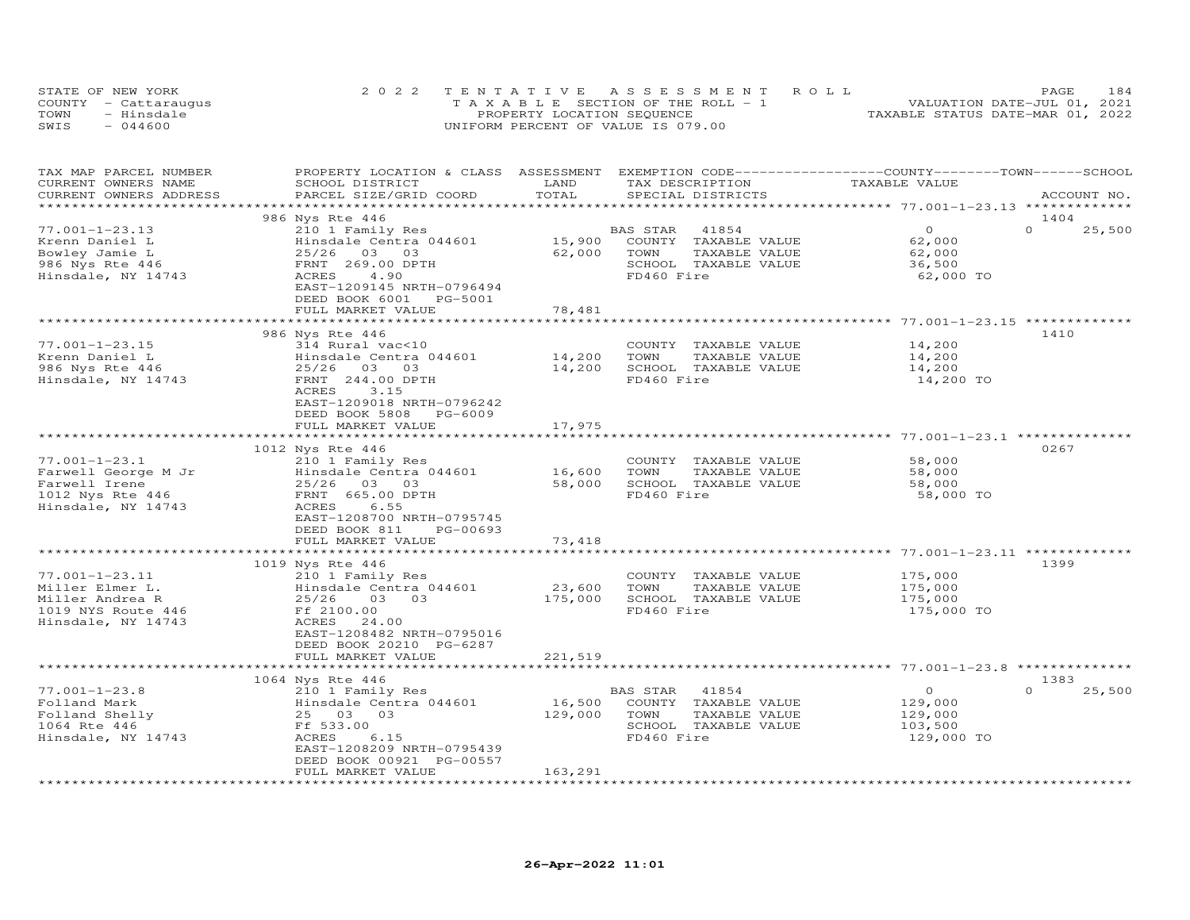STATE OF NEW YORK
COUNTY - Cattaraugus
TOWN - Hinsdale
SWIS - 044600

2022 TENTATIVE ASSESSMENT ROLL
TAXABLE SECTION OF THE ROLL - 1
PROPERTY LOCATION SEQUENCE
UNIFORM PERCENT OF VALUE IS 079.00

VALUATION DATE-JUL 01, 2021
TAXABLE STATUS DATE-MAR 01, 2022

| TAX MAP PARCEL NUMBER / CURRENT OWNERS NAME / CURRENT OWNERS ADDRESS | PROPERTY LOCATION & CLASS / SCHOOL DISTRICT / PARCEL SIZE/GRID COORD | ASSESSMENT LAND / TOTAL | EXEMPTION CODE / TAX DESCRIPTION / SPECIAL DISTRICTS | COUNTY TAXABLE VALUE | TOWN | SCHOOL / ACCOUNT NO. |
|---|---|---|---|---|---|---|
| **77.001-1-23.13** | 986 Nys Rte 446 | | | | | 1404 |
| Krenn Daniel L | 210 1 Family Res | | BAS STAR 41854 | 0 | 0 | 25,500 |
| Bowley Jamie L | Hinsdale Centra 044601 | 15,900 | COUNTY TAXABLE VALUE | 62,000 | | |
| 986 Nys Rte 446 | 25/26 03 03 | 62,000 | TOWN TAXABLE VALUE | 62,000 | | |
| Hinsdale, NY 14743 | FRNT 269.00 DPTH | | SCHOOL TAXABLE VALUE | 36,500 | | |
| | ACRES 4.90 | | FD460 Fire | 62,000 TO | | |
| | EAST-1209145 NRTH-0796494 | | | | | |
| | DEED BOOK 6001 PG-5001 | | | | | |
| | FULL MARKET VALUE | 78,481 | | | | |
| **77.001-1-23.15** | 986 Nys Rte 446 | | | | | 1410 |
| Krenn Daniel L | 314 Rural vac<10 | | COUNTY TAXABLE VALUE | 14,200 | | |
| 986 Nys Rte 446 | Hinsdale Centra 044601 | 14,200 | TOWN TAXABLE VALUE | 14,200 | | |
| Hinsdale, NY 14743 | 25/26 03 03 | 14,200 | SCHOOL TAXABLE VALUE | 14,200 | | |
| | FRNT 244.00 DPTH | | FD460 Fire | 14,200 TO | | |
| | ACRES 3.15 | | | | | |
| | EAST-1209018 NRTH-0796242 | | | | | |
| | DEED BOOK 5808 PG-6009 | | | | | |
| | FULL MARKET VALUE | 17,975 | | | | |
| **77.001-1-23.1** | 1012 Nys Rte 446 | | | | | 0267 |
| Farwell George M Jr | 210 1 Family Res | | COUNTY TAXABLE VALUE | 58,000 | | |
| Farwell Irene | Hinsdale Centra 044601 | 16,600 | TOWN TAXABLE VALUE | 58,000 | | |
| 1012 Nys Rte 446 | 25/26 03 03 | 58,000 | SCHOOL TAXABLE VALUE | 58,000 | | |
| Hinsdale, NY 14743 | FRNT 665.00 DPTH | | FD460 Fire | 58,000 TO | | |
| | ACRES 6.55 | | | | | |
| | EAST-1208700 NRTH-0795745 | | | | | |
| | DEED BOOK 811 PG-00693 | | | | | |
| | FULL MARKET VALUE | 73,418 | | | | |
| **77.001-1-23.11** | 1019 Nys Rte 446 | | | | | 1399 |
| Miller Elmer L. | 210 1 Family Res | | COUNTY TAXABLE VALUE | 175,000 | | |
| Miller Andrea R | Hinsdale Centra 044601 | 23,600 | TOWN TAXABLE VALUE | 175,000 | | |
| 1019 NYS Route 446 | 25/26 03 03 | 175,000 | SCHOOL TAXABLE VALUE | 175,000 | | |
| Hinsdale, NY 14743 | Ff 2100.00 | | FD460 Fire | 175,000 TO | | |
| | ACRES 24.00 | | | | | |
| | EAST-1208482 NRTH-0795016 | | | | | |
| | DEED BOOK 20210 PG-6287 | | | | | |
| | FULL MARKET VALUE | 221,519 | | | | |
| **77.001-1-23.8** | 1064 Nys Rte 446 | | | | | 1383 |
| Folland Mark | 210 1 Family Res | | BAS STAR 41854 | 0 | 0 | 25,500 |
| Folland Shelly | Hinsdale Centra 044601 | 16,500 | COUNTY TAXABLE VALUE | 129,000 | | |
| 1064 Rte 446 | 25 03 03 | 129,000 | TOWN TAXABLE VALUE | 129,000 | | |
| Hinsdale, NY 14743 | Ff 533.00 | | SCHOOL TAXABLE VALUE | 103,500 | | |
| | ACRES 6.15 | | FD460 Fire | 129,000 TO | | |
| | EAST-1208209 NRTH-0795439 | | | | | |
| | DEED BOOK 00921 PG-00557 | | | | | |
| | FULL MARKET VALUE | 163,291 | | | | |

26-Apr-2022 11:01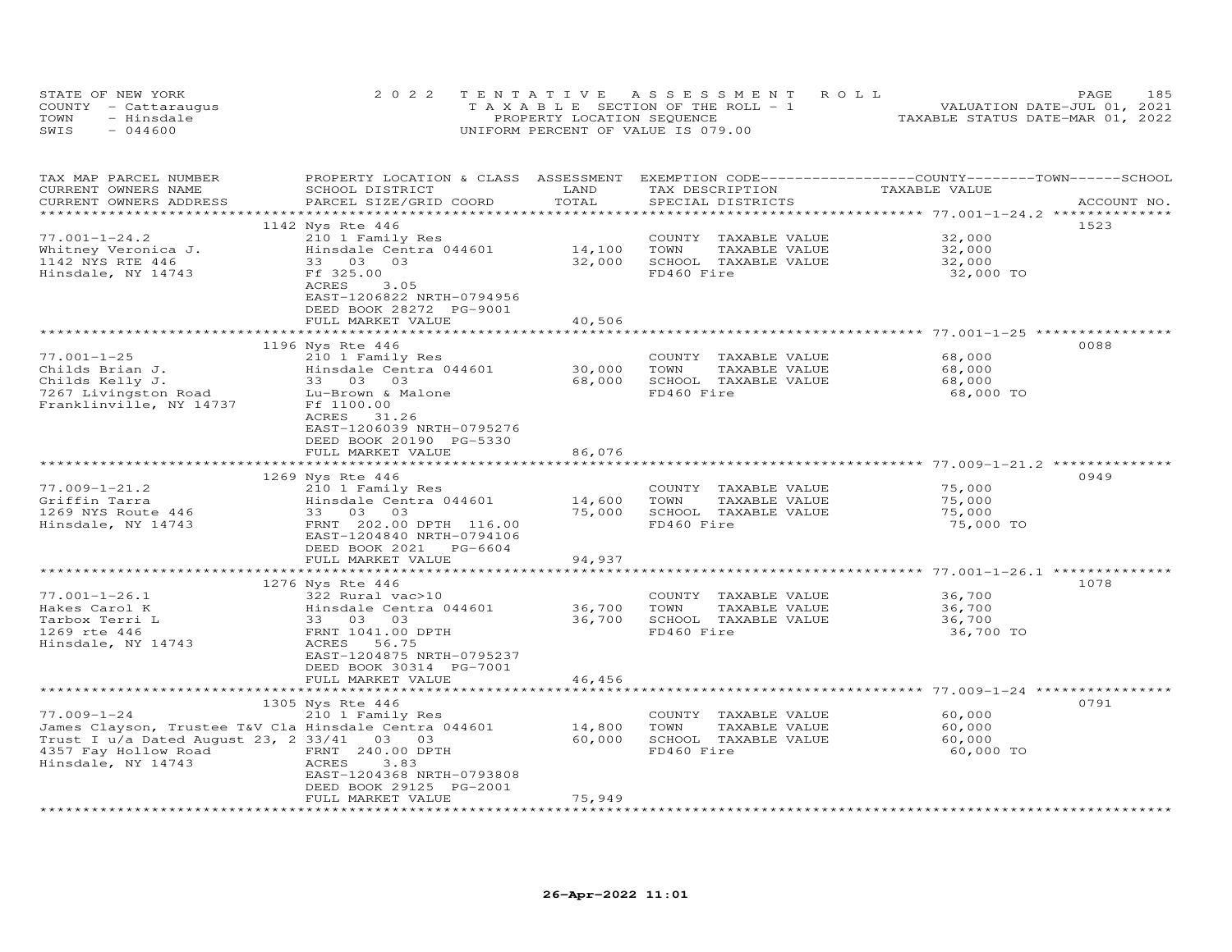STATE OF NEW YORK
COUNTY - Cattaraugus
TOWN - Hinsdale
SWIS - 044600

2022 TENTATIVE ASSESSMENT ROLL
TAXABLE SECTION OF THE ROLL - 1
PROPERTY LOCATION SEQUENCE
UNIFORM PERCENT OF VALUE IS 079.00

VALUATION DATE-JUL 01, 2021
TAXABLE STATUS DATE-MAR 01, 2022

| TAX MAP PARCEL NUMBER / CURRENT OWNERS NAME / CURRENT OWNERS ADDRESS | PROPERTY LOCATION & CLASS / SCHOOL DISTRICT / PARCEL SIZE/GRID COORD | ASSESSMENT LAND | TOTAL | EXEMPTION CODE / TAX DESCRIPTION / SPECIAL DISTRICTS | TAXABLE VALUE (COUNTY / TOWN / SCHOOL) | ACCOUNT NO. |
|---|---|---|---|---|---|---|
| | 1142 Nys Rte 446 | | | | | 1523 |
| 77.001-1-24.2 | 210 1 Family Res | | | COUNTY TAXABLE VALUE | 32,000 | |
| Whitney Veronica J. | Hinsdale Centra 044601 | 14,100 | | TOWN TAXABLE VALUE | 32,000 | |
| 1142 NYS RTE 446 | 33 03 03 | | 32,000 | SCHOOL TAXABLE VALUE | 32,000 | |
| Hinsdale, NY 14743 | Ff 325.00 | | | FD460 Fire | 32,000 TO | |
| | ACRES 3.05 | | | | | |
| | EAST-1206822 NRTH-0794956 | | | | | |
| | DEED BOOK 28272 PG-9001 | | | | | |
| | FULL MARKET VALUE | | 40,506 | | | |
| | 1196 Nys Rte 446 | | | | | 0088 |
| 77.001-1-25 | 210 1 Family Res | | | COUNTY TAXABLE VALUE | 68,000 | |
| Childs Brian J. | Hinsdale Centra 044601 | 30,000 | | TOWN TAXABLE VALUE | 68,000 | |
| Childs Kelly J. | 33 03 03 | | 68,000 | SCHOOL TAXABLE VALUE | 68,000 | |
| 7267 Livingston Road | Lu-Brown & Malone | | | FD460 Fire | 68,000 TO | |
| Franklinville, NY 14737 | Ff 1100.00 | | | | | |
| | ACRES 31.26 | | | | | |
| | EAST-1206039 NRTH-0795276 | | | | | |
| | DEED BOOK 20190 PG-5330 | | | | | |
| | FULL MARKET VALUE | | 86,076 | | | |
| | 1269 Nys Rte 446 | | | | | 0949 |
| 77.009-1-21.2 | 210 1 Family Res | | | COUNTY TAXABLE VALUE | 75,000 | |
| Griffin Tarra | Hinsdale Centra 044601 | 14,600 | | TOWN TAXABLE VALUE | 75,000 | |
| 1269 NYS Route 446 | 33 03 03 | | 75,000 | SCHOOL TAXABLE VALUE | 75,000 | |
| Hinsdale, NY 14743 | FRNT 202.00 DPTH 116.00 | | | FD460 Fire | 75,000 TO | |
| | EAST-1204840 NRTH-0794106 | | | | | |
| | DEED BOOK 2021 PG-6604 | | | | | |
| | FULL MARKET VALUE | | 94,937 | | | |
| | 1276 Nys Rte 446 | | | | | 1078 |
| 77.001-1-26.1 | 322 Rural vac>10 | | | COUNTY TAXABLE VALUE | 36,700 | |
| Hakes Carol K | Hinsdale Centra 044601 | 36,700 | | TOWN TAXABLE VALUE | 36,700 | |
| Tarbox Terri L | 33 03 03 | | 36,700 | SCHOOL TAXABLE VALUE | 36,700 | |
| 1269 rte 446 | FRNT 1041.00 DPTH | | | FD460 Fire | 36,700 TO | |
| Hinsdale, NY 14743 | ACRES 56.75 | | | | | |
| | EAST-1204875 NRTH-0795237 | | | | | |
| | DEED BOOK 30314 PG-7001 | | | | | |
| | FULL MARKET VALUE | | 46,456 | | | |
| | 1305 Nys Rte 446 | | | | | 0791 |
| 77.009-1-24 | 210 1 Family Res | | | COUNTY TAXABLE VALUE | 60,000 | |
| James Clayson, Trustee T&V Cla | Hinsdale Centra 044601 | 14,800 | | TOWN TAXABLE VALUE | 60,000 | |
| Trust I u/a Dated August 23, 2 | 33/41 03 03 | | 60,000 | SCHOOL TAXABLE VALUE | 60,000 | |
| 4357 Fay Hollow Road | FRNT 240.00 DPTH | | | FD460 Fire | 60,000 TO | |
| Hinsdale, NY 14743 | ACRES 3.83 | | | | | |
| | EAST-1204368 NRTH-0793808 | | | | | |
| | DEED BOOK 29125 PG-2001 | | | | | |
| | FULL MARKET VALUE | | 75,949 | | | |

26-Apr-2022 11:01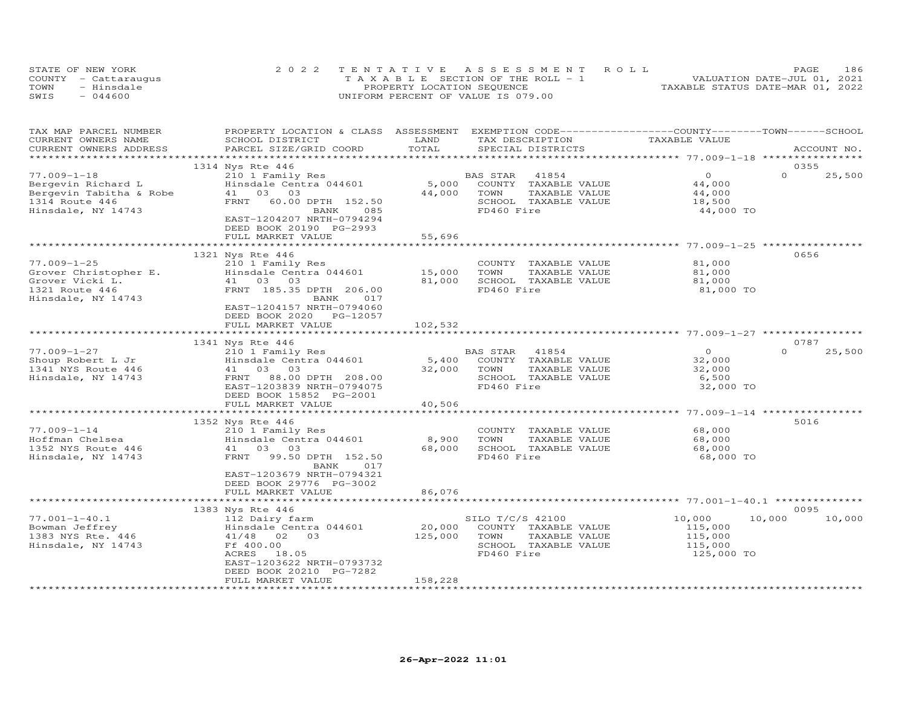STATE OF NEW YORK — 2022 TENTATIVE ASSESSMENT ROLL
COUNTY - Cattaraugus — TAXABLE SECTION OF THE ROLL - 1 — VALUATION DATE-JUL 01, 2021
TOWN - Hinsdale — PROPERTY LOCATION SEQUENCE — TAXABLE STATUS DATE-MAR 01, 2022
SWIS - 044600 — UNIFORM PERCENT OF VALUE IS 079.00

| TAX MAP PARCEL NUMBER / CURRENT OWNERS NAME / CURRENT OWNERS ADDRESS | PROPERTY LOCATION & CLASS / SCHOOL DISTRICT / PARCEL SIZE/GRID COORD | ASSESSMENT LAND / TOTAL | EXEMPTION CODE / TAX DESCRIPTION / SPECIAL DISTRICTS | COUNTY / TAXABLE VALUE | TOWN | SCHOOL / ACCOUNT NO. |
|---|---|---|---|---|---|---|
| | 1314 Nys Rte 446 | | | | | 0355 |
| 77.009-1-18 | 210 1 Family Res | | BAS STAR 41854 | 0 | 0 | 25,500 |
| Bergevin Richard L | Hinsdale Centra 044601 | 5,000 | COUNTY TAXABLE VALUE | 44,000 | | |
| Bergevin Tabitha & Robe | 41 03 03 | 44,000 | TOWN TAXABLE VALUE | 44,000 | | |
| 1314 Route 446 | FRNT 60.00 DPTH 152.50 | | SCHOOL TAXABLE VALUE | 18,500 | | |
| Hinsdale, NY 14743 | BANK 085 | | FD460 Fire | 44,000 TO | | |
| | EAST-1204207 NRTH-0794294 | | | | | |
| | DEED BOOK 20190 PG-2993 | | | | | |
| | FULL MARKET VALUE | 55,696 | | | | |
| | 1321 Nys Rte 446 | | | | | 0656 |
| 77.009-1-25 | 210 1 Family Res | | COUNTY TAXABLE VALUE | 81,000 | | |
| Grover Christopher E. | Hinsdale Centra 044601 | 15,000 | TOWN TAXABLE VALUE | 81,000 | | |
| Grover Vicki L. | 41 03 03 | 81,000 | SCHOOL TAXABLE VALUE | 81,000 | | |
| 1321 Route 446 | FRNT 185.35 DPTH 206.00 | | FD460 Fire | 81,000 TO | | |
| Hinsdale, NY 14743 | BANK 017 | | | | | |
| | EAST-1204157 NRTH-0794060 | | | | | |
| | DEED BOOK 2020 PG-12057 | | | | | |
| | FULL MARKET VALUE | 102,532 | | | | |
| | 1341 Nys Rte 446 | | | | | 0787 |
| 77.009-1-27 | 210 1 Family Res | | BAS STAR 41854 | 0 | 0 | 25,500 |
| Shoup Robert L Jr | Hinsdale Centra 044601 | 5,400 | COUNTY TAXABLE VALUE | 32,000 | | |
| 1341 NYS Route 446 | 41 03 03 | 32,000 | TOWN TAXABLE VALUE | 32,000 | | |
| Hinsdale, NY 14743 | FRNT 88.00 DPTH 208.00 | | SCHOOL TAXABLE VALUE | 6,500 | | |
| | EAST-1203839 NRTH-0794075 | | FD460 Fire | 32,000 TO | | |
| | DEED BOOK 15852 PG-2001 | | | | | |
| | FULL MARKET VALUE | 40,506 | | | | |
| | 1352 Nys Rte 446 | | | | | 5016 |
| 77.009-1-14 | 210 1 Family Res | | COUNTY TAXABLE VALUE | 68,000 | | |
| Hoffman Chelsea | Hinsdale Centra 044601 | 8,900 | TOWN TAXABLE VALUE | 68,000 | | |
| 1352 NYS Route 446 | 41 03 03 | 68,000 | SCHOOL TAXABLE VALUE | 68,000 | | |
| Hinsdale, NY 14743 | FRNT 99.50 DPTH 152.50 | | FD460 Fire | 68,000 TO | | |
| | BANK 017 | | | | | |
| | EAST-1203679 NRTH-0794321 | | | | | |
| | DEED BOOK 29776 PG-3002 | | | | | |
| | FULL MARKET VALUE | 86,076 | | | | |
| | 1383 Nys Rte 446 | | | | | 0095 |
| 77.001-1-40.1 | 112 Dairy farm | | SILO T/C/S 42100 | 10,000 | 10,000 | 10,000 |
| Bowman Jeffrey | Hinsdale Centra 044601 | 20,000 | COUNTY TAXABLE VALUE | 115,000 | | |
| 1383 NYS Rte. 446 | 41/48 02 03 | 125,000 | TOWN TAXABLE VALUE | 115,000 | | |
| Hinsdale, NY 14743 | Ff 400.00 | | SCHOOL TAXABLE VALUE | 115,000 | | |
| | ACRES 18.05 | | FD460 Fire | 125,000 TO | | |
| | EAST-1203622 NRTH-0793732 | | | | | |
| | DEED BOOK 20210 PG-7282 | | | | | |
| | FULL MARKET VALUE | 158,228 | | | | |

26-Apr-2022 11:01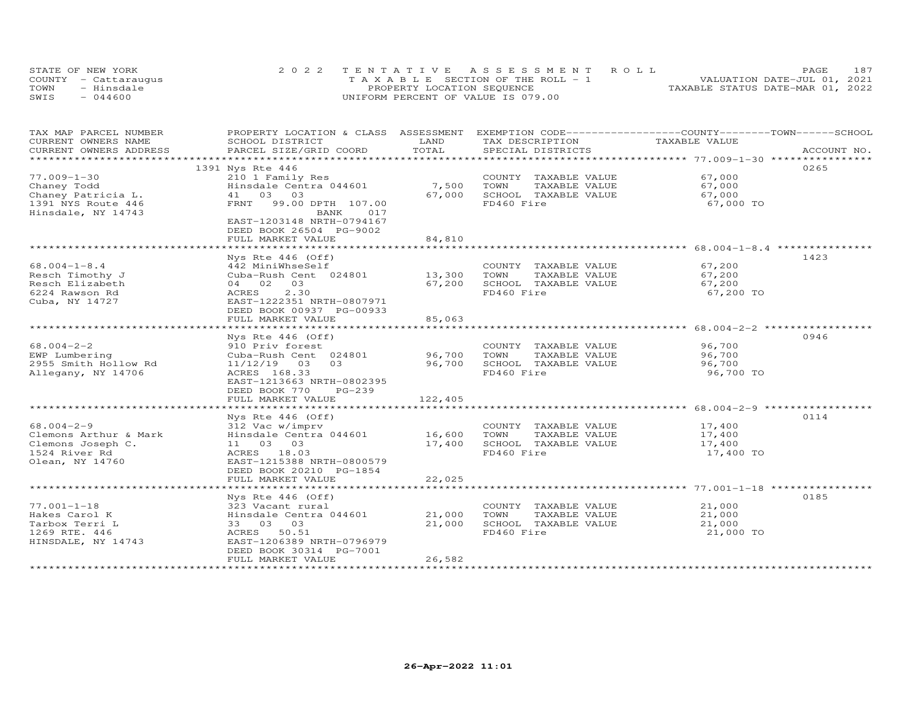STATE OF NEW YORK
COUNTY - Cattaraugus
TOWN - Hinsdale
SWIS - 044600

2 0 2 2 TENTATIVE ASSESSMENT ROLL
TAXABLE SECTION OF THE ROLL - 1
PROPERTY LOCATION SEQUENCE
UNIFORM PERCENT OF VALUE IS 079.00

VALUATION DATE-JUL 01, 2021
TAXABLE STATUS DATE-MAR 01, 2022

| TAX MAP PARCEL NUMBER / CURRENT OWNERS NAME / CURRENT OWNERS ADDRESS | PROPERTY LOCATION & CLASS / SCHOOL DISTRICT / PARCEL SIZE/GRID COORD | ASSESSMENT LAND / TOTAL | EXEMPTION CODE / TAX DESCRIPTION / SPECIAL DISTRICTS | COUNTY--------TOWN------SCHOOL TAXABLE VALUE | ACCOUNT NO. |
|---|---|---|---|---|---|
| **77.009-1-30** | 1391 Nys Rte 446 | | | | 0265 |
| 77.009-1-30 | 210 1 Family Res | | COUNTY TAXABLE VALUE | 67,000 | |
| Chaney Todd | Hinsdale Centra 044601 | 7,500 | TOWN TAXABLE VALUE | 67,000 | |
| Chaney Patricia L. | 41 03 03 | 67,000 | SCHOOL TAXABLE VALUE | 67,000 | |
| 1391 NYS Route 446 | FRNT 99.00 DPTH 107.00 | | FD460 Fire | 67,000 TO | |
| Hinsdale, NY 14743 | BANK 017 | | | | |
| | EAST-1203148 NRTH-0794167 | | | | |
| | DEED BOOK 26504 PG-9002 | | | | |
| | FULL MARKET VALUE | 84,810 | | | |
| **68.004-1-8.4** | Nys Rte 446 (Off) | | | | 1423 |
| 68.004-1-8.4 | 442 MiniWhseSelf | | COUNTY TAXABLE VALUE | 67,200 | |
| Resch Timothy J | Cuba-Rush Cent 024801 | 13,300 | TOWN TAXABLE VALUE | 67,200 | |
| Resch Elizabeth | 04 02 03 | 67,200 | SCHOOL TAXABLE VALUE | 67,200 | |
| 6224 Rawson Rd | ACRES 2.30 | | FD460 Fire | 67,200 TO | |
| Cuba, NY 14727 | EAST-1222351 NRTH-0807971 | | | | |
| | DEED BOOK 00937 PG-00933 | | | | |
| | FULL MARKET VALUE | 85,063 | | | |
| **68.004-2-2** | Nys Rte 446 (Off) | | | | 0946 |
| 68.004-2-2 | 910 Priv forest | | COUNTY TAXABLE VALUE | 96,700 | |
| EWP Lumbering | Cuba-Rush Cent 024801 | 96,700 | TOWN TAXABLE VALUE | 96,700 | |
| 2955 Smith Hollow Rd | 11/12/19 03 03 | 96,700 | SCHOOL TAXABLE VALUE | 96,700 | |
| Allegany, NY 14706 | ACRES 168.33 | | FD460 Fire | 96,700 TO | |
| | EAST-1213663 NRTH-0802395 | | | | |
| | DEED BOOK 770 PG-239 | | | | |
| | FULL MARKET VALUE | 122,405 | | | |
| **68.004-2-9** | Nys Rte 446 (Off) | | | | 0114 |
| 68.004-2-9 | 312 Vac w/imprv | | COUNTY TAXABLE VALUE | 17,400 | |
| Clemons Arthur & Mark | Hinsdale Centra 044601 | 16,600 | TOWN TAXABLE VALUE | 17,400 | |
| Clemons Joseph C. | 11 03 03 | 17,400 | SCHOOL TAXABLE VALUE | 17,400 | |
| 1524 River Rd | ACRES 18.03 | | FD460 Fire | 17,400 TO | |
| Olean, NY 14760 | EAST-1215388 NRTH-0800579 | | | | |
| | DEED BOOK 20210 PG-1854 | | | | |
| | FULL MARKET VALUE | 22,025 | | | |
| **77.001-1-18** | Nys Rte 446 (Off) | | | | 0185 |
| 77.001-1-18 | 323 Vacant rural | | COUNTY TAXABLE VALUE | 21,000 | |
| Hakes Carol K | Hinsdale Centra 044601 | 21,000 | TOWN TAXABLE VALUE | 21,000 | |
| Tarbox Terri L | 33 03 03 | 21,000 | SCHOOL TAXABLE VALUE | 21,000 | |
| 1269 RTE. 446 | ACRES 50.51 | | FD460 Fire | 21,000 TO | |
| HINSDALE, NY 14743 | EAST-1206389 NRTH-0796979 | | | | |
| | DEED BOOK 30314 PG-7001 | | | | |
| | FULL MARKET VALUE | 26,582 | | | |

26-Apr-2022 11:01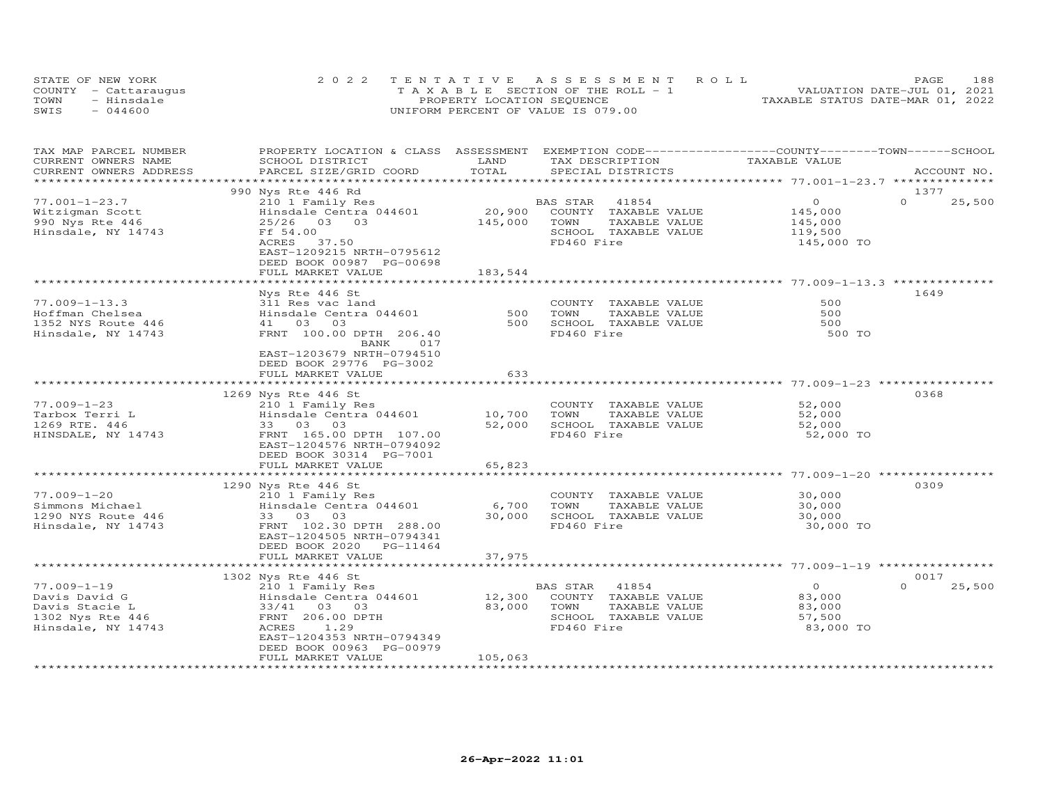STATE OF NEW YORK
COUNTY - Cattaraugus
TOWN - Hinsdale
SWIS - 044600

2022 TENTATIVE ASSESSMENT ROLL
TAXABLE SECTION OF THE ROLL - 1
PROPERTY LOCATION SEQUENCE
UNIFORM PERCENT OF VALUE IS 079.00

VALUATION DATE-JUL 01, 2021
TAXABLE STATUS DATE-MAR 01, 2022

| TAX MAP PARCEL NUMBER / CURRENT OWNERS NAME / CURRENT OWNERS ADDRESS | PROPERTY LOCATION & CLASS / SCHOOL DISTRICT / PARCEL SIZE/GRID COORD | ASSESSMENT LAND | TOTAL | EXEMPTION CODE / TAX DESCRIPTION / SPECIAL DISTRICTS | COUNTY TAXABLE VALUE | TOWN | SCHOOL / ACCOUNT NO. |
|---|---|---|---|---|---|---|---|
| | 990 Nys Rte 446 Rd | | | | | | 1377 |
| 77.001-1-23.7 | 210 1 Family Res | | | BAS STAR 41854 | 0 | 0 | 25,500 |
| Witzigman Scott | Hinsdale Centra 044601 | 20,900 | | COUNTY TAXABLE VALUE | 145,000 | | |
| 990 Nys Rte 446 | 25/26 03 03 | | 145,000 | TOWN TAXABLE VALUE | 145,000 | | |
| Hinsdale, NY 14743 | Ff 54.00 | | | SCHOOL TAXABLE VALUE | 119,500 | | |
| | ACRES 37.50 | | | FD460 Fire | 145,000 TO | | |
| | EAST-1209215 NRTH-0795612 | | | | | | |
| | DEED BOOK 00987 PG-00698 | | | | | | |
| | FULL MARKET VALUE | | 183,544 | | | | |
| | Nys Rte 446 St | | | | | | 1649 |
| 77.009-1-13.3 | 311 Res vac land | | | COUNTY TAXABLE VALUE | 500 | | |
| Hoffman Chelsea | Hinsdale Centra 044601 | 500 | | TOWN TAXABLE VALUE | 500 | | |
| 1352 NYS Route 446 | 41 03 03 | | 500 | SCHOOL TAXABLE VALUE | 500 | | |
| Hinsdale, NY 14743 | FRNT 100.00 DPTH 206.40 | | | FD460 Fire | 500 TO | | |
| | BANK 017 | | | | | | |
| | EAST-1203679 NRTH-0794510 | | | | | | |
| | DEED BOOK 29776 PG-3002 | | | | | | |
| | FULL MARKET VALUE | | 633 | | | | |
| | 1269 Nys Rte 446 St | | | | | | 0368 |
| 77.009-1-23 | 210 1 Family Res | | | COUNTY TAXABLE VALUE | 52,000 | | |
| Tarbox Terri L | Hinsdale Centra 044601 | 10,700 | | TOWN TAXABLE VALUE | 52,000 | | |
| 1269 RTE. 446 | 33 03 03 | | 52,000 | SCHOOL TAXABLE VALUE | 52,000 | | |
| HINSDALE, NY 14743 | FRNT 165.00 DPTH 107.00 | | | FD460 Fire | 52,000 TO | | |
| | EAST-1204576 NRTH-0794092 | | | | | | |
| | DEED BOOK 30314 PG-7001 | | | | | | |
| | FULL MARKET VALUE | | 65,823 | | | | |
| | 1290 Nys Rte 446 St | | | | | | 0309 |
| 77.009-1-20 | 210 1 Family Res | | | COUNTY TAXABLE VALUE | 30,000 | | |
| Simmons Michael | Hinsdale Centra 044601 | 6,700 | | TOWN TAXABLE VALUE | 30,000 | | |
| 1290 NYS Route 446 | 33 03 03 | | 30,000 | SCHOOL TAXABLE VALUE | 30,000 | | |
| Hinsdale, NY 14743 | FRNT 102.30 DPTH 288.00 | | | FD460 Fire | 30,000 TO | | |
| | EAST-1204505 NRTH-0794341 | | | | | | |
| | DEED BOOK 2020 PG-11464 | | | | | | |
| | FULL MARKET VALUE | | 37,975 | | | | |
| | 1302 Nys Rte 446 St | | | | | | 0017 |
| 77.009-1-19 | 210 1 Family Res | | | BAS STAR 41854 | 0 | 0 | 25,500 |
| Davis David G | Hinsdale Centra 044601 | 12,300 | | COUNTY TAXABLE VALUE | 83,000 | | |
| Davis Stacie L | 33/41 03 03 | | 83,000 | TOWN TAXABLE VALUE | 83,000 | | |
| 1302 Nys Rte 446 | FRNT 206.00 DPTH | | | SCHOOL TAXABLE VALUE | 57,500 | | |
| Hinsdale, NY 14743 | ACRES 1.29 | | | FD460 Fire | 83,000 TO | | |
| | EAST-1204353 NRTH-0794349 | | | | | | |
| | DEED BOOK 00963 PG-00979 | | | | | | |
| | FULL MARKET VALUE | | 105,063 | | | | |

26-Apr-2022 11:01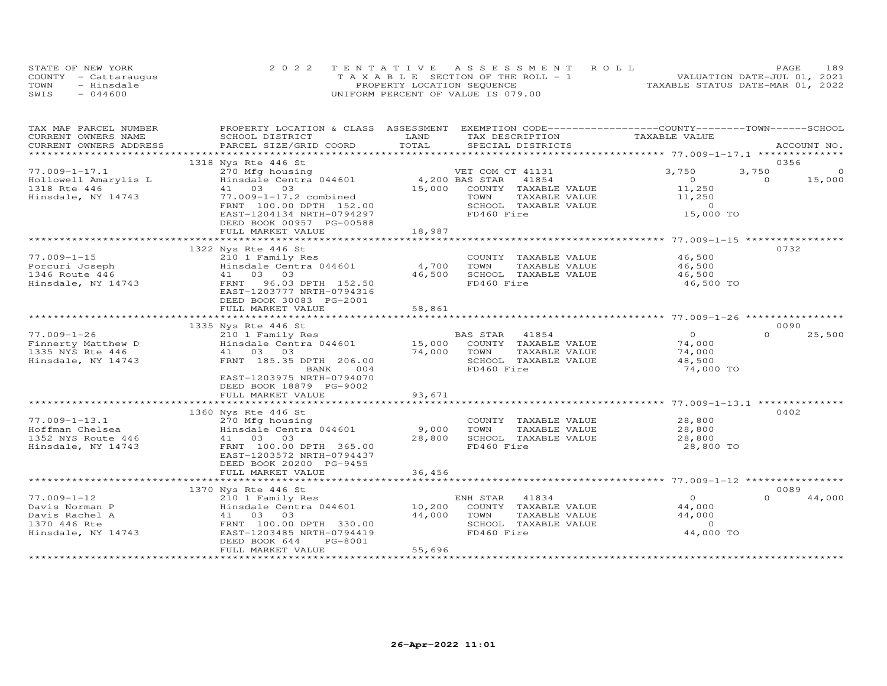STATE OF NEW YORK
COUNTY - Cattaraugus
TOWN - Hinsdale
SWIS - 044600

2022 TENTATIVE ASSESSMENT ROLL
TAXABLE SECTION OF THE ROLL - 1
PROPERTY LOCATION SEQUENCE
UNIFORM PERCENT OF VALUE IS 079.00

VALUATION DATE-JUL 01, 2021
TAXABLE STATUS DATE-MAR 01, 2022

| TAX MAP PARCEL NUMBER / CURRENT OWNERS NAME / CURRENT OWNERS ADDRESS | PROPERTY LOCATION & CLASS / SCHOOL DISTRICT / PARCEL SIZE/GRID COORD | ASSESSMENT LAND | TOTAL | EXEMPTION CODE / TAX DESCRIPTION / SPECIAL DISTRICTS | COUNTY TAXABLE VALUE | TOWN | SCHOOL | ACCOUNT NO. |
|---|---|---|---|---|---|---|---|---|
| | 1318 Nys Rte 446 St | | | | | | | 0356 |
| 77.009-1-17.1 | 270 Mfg housing | | | VET COM CT 41131 | 3,750 | 3,750 | 0 | |
| Hollowell Amarylis L | Hinsdale Centra 044601 | 4,200 | | BAS STAR 41854 | 0 | 0 | 15,000 | |
| 1318 Rte 446 | 41 03 03 | | 15,000 | COUNTY TAXABLE VALUE | 11,250 | | | |
| Hinsdale, NY 14743 | 77.009-1-17.2 combined | | | TOWN TAXABLE VALUE | 11,250 | | | |
| | FRNT 100.00 DPTH 152.00 | | | SCHOOL TAXABLE VALUE | 0 | | | |
| | EAST-1204134 NRTH-0794297 | | | FD460 Fire | 15,000 TO | | | |
| | DEED BOOK 00957 PG-00588 | | | | | | | |
| | FULL MARKET VALUE | | 18,987 | | | | | |
| | 1322 Nys Rte 446 St | | | | | | | 0732 |
| 77.009-1-15 | 210 1 Family Res | | | COUNTY TAXABLE VALUE | 46,500 | | | |
| Porcuri Joseph | Hinsdale Centra 044601 | 4,700 | | TOWN TAXABLE VALUE | 46,500 | | | |
| 1346 Route 446 | 41 03 03 | | 46,500 | SCHOOL TAXABLE VALUE | 46,500 | | | |
| Hinsdale, NY 14743 | FRNT 96.03 DPTH 152.50 | | | FD460 Fire | 46,500 TO | | | |
| | EAST-1203777 NRTH-0794316 | | | | | | | |
| | DEED BOOK 30083 PG-2001 | | | | | | | |
| | FULL MARKET VALUE | | 58,861 | | | | | |
| | 1335 Nys Rte 446 St | | | | | | | 0090 |
| 77.009-1-26 | 210 1 Family Res | | | BAS STAR 41854 | 0 | 0 | 25,500 | |
| Finnerty Matthew D | Hinsdale Centra 044601 | 15,000 | | COUNTY TAXABLE VALUE | 74,000 | | | |
| 1335 NYS Rte 446 | 41 03 03 | | 74,000 | TOWN TAXABLE VALUE | 74,000 | | | |
| Hinsdale, NY 14743 | FRNT 185.35 DPTH 206.00 | | | SCHOOL TAXABLE VALUE | 48,500 | | | |
| | BANK 004 | | | FD460 Fire | 74,000 TO | | | |
| | EAST-1203975 NRTH-0794070 | | | | | | | |
| | DEED BOOK 18879 PG-9002 | | | | | | | |
| | FULL MARKET VALUE | | 93,671 | | | | | |
| | 1360 Nys Rte 446 St | | | | | | | 0402 |
| 77.009-1-13.1 | 270 Mfg housing | | | COUNTY TAXABLE VALUE | 28,800 | | | |
| Hoffman Chelsea | Hinsdale Centra 044601 | 9,000 | | TOWN TAXABLE VALUE | 28,800 | | | |
| 1352 NYS Route 446 | 41 03 03 | | 28,800 | SCHOOL TAXABLE VALUE | 28,800 | | | |
| Hinsdale, NY 14743 | FRNT 100.00 DPTH 365.00 | | | FD460 Fire | 28,800 TO | | | |
| | EAST-1203572 NRTH-0794437 | | | | | | | |
| | DEED BOOK 20200 PG-9455 | | | | | | | |
| | FULL MARKET VALUE | | 36,456 | | | | | |
| | 1370 Nys Rte 446 St | | | | | | | 0089 |
| 77.009-1-12 | 210 1 Family Res | | | ENH STAR 41834 | 0 | 0 | 44,000 | |
| Davis Norman P | Hinsdale Centra 044601 | 10,200 | | COUNTY TAXABLE VALUE | 44,000 | | | |
| Davis Rachel A | 41 03 03 | | 44,000 | TOWN TAXABLE VALUE | 44,000 | | | |
| 1370 446 Rte | FRNT 100.00 DPTH 330.00 | | | SCHOOL TAXABLE VALUE | 0 | | | |
| Hinsdale, NY 14743 | EAST-1203485 NRTH-0794419 | | | FD460 Fire | 44,000 TO | | | |
| | DEED BOOK 644 PG-8001 | | | | | | | |
| | FULL MARKET VALUE | | 55,696 | | | | | |

26-Apr-2022 11:01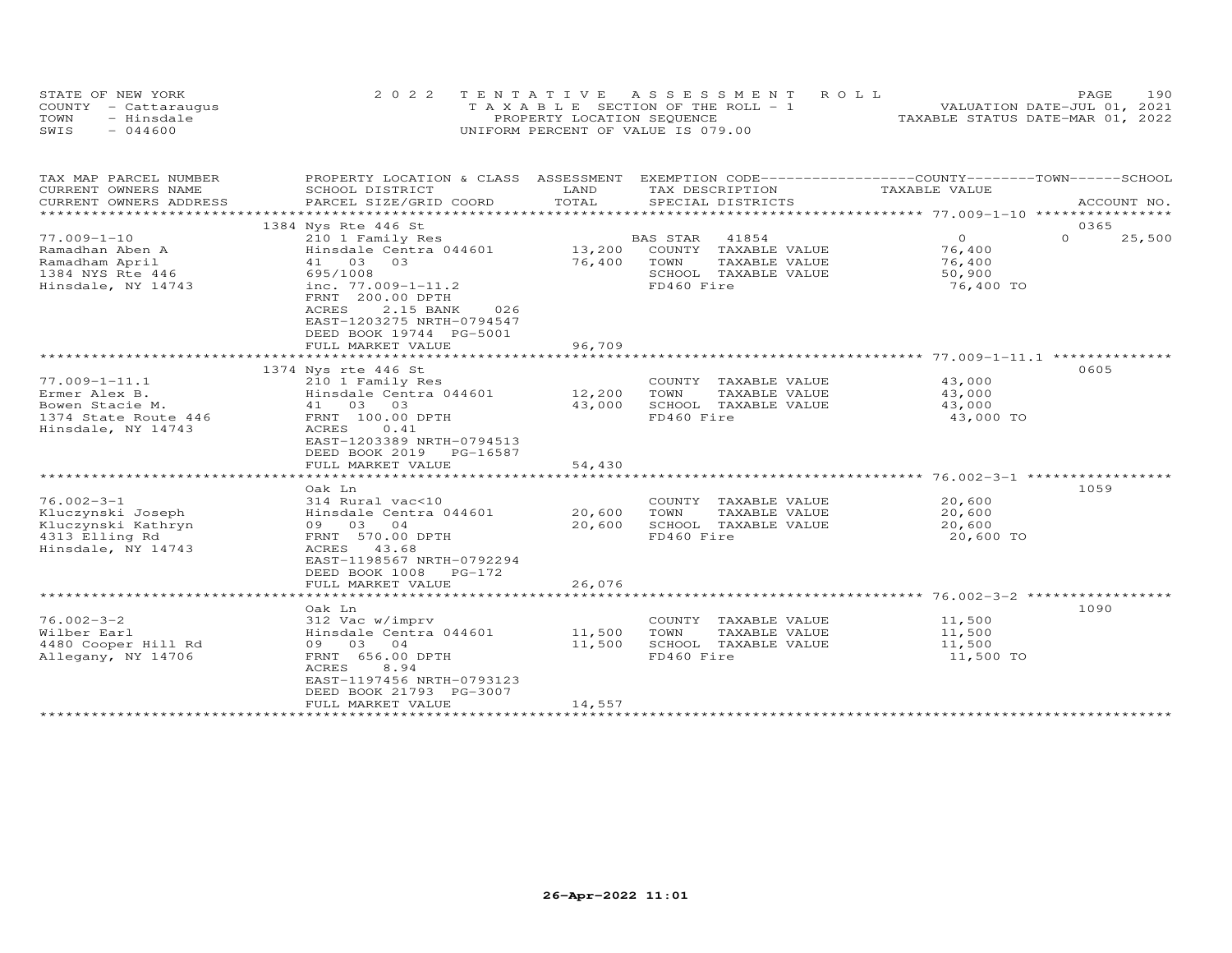STATE OF NEW YORK
COUNTY - Cattaraugus
TOWN - Hinsdale
SWIS - 044600

2022 TENTATIVE ASSESSMENT ROLL
TAXABLE SECTION OF THE ROLL - 1
PROPERTY LOCATION SEQUENCE
UNIFORM PERCENT OF VALUE IS 079.00

VALUATION DATE-JUL 01, 2021
TAXABLE STATUS DATE-MAR 01, 2022

| TAX MAP PARCEL NUMBER / CURRENT OWNERS NAME / CURRENT OWNERS ADDRESS | PROPERTY LOCATION & CLASS / SCHOOL DISTRICT / PARCEL SIZE/GRID COORD | ASSESSMENT LAND / TOTAL | EXEMPTION CODE / TAX DESCRIPTION / SPECIAL DISTRICTS | COUNTY TAXABLE VALUE | TOWN | SCHOOL / ACCOUNT NO. |
|---|---|---|---|---|---|---|
| ******** 77.009-1-10 ******** | | | | | | |
| | 1384 Nys Rte 446 St | | | | | 0365 |
| 77.009-1-10 | 210 1 Family Res | | BAS STAR 41854 | 0 | 0 | 25,500 |
| Ramadhan Aben A | Hinsdale Centra 044601 | 13,200 | COUNTY TAXABLE VALUE | 76,400 | | |
| Ramadham April | 41 03 03 | 76,400 | TOWN TAXABLE VALUE | 76,400 | | |
| 1384 NYS Rte 446 | 695/1008 | | SCHOOL TAXABLE VALUE | 50,900 | | |
| Hinsdale, NY 14743 | inc. 77.009-1-11.2 | | FD460 Fire | 76,400 TO | | |
| | FRNT 200.00 DPTH | | | | | |
| | ACRES 2.15 BANK 026 | | | | | |
| | EAST-1203275 NRTH-0794547 | | | | | |
| | DEED BOOK 19744 PG-5001 | | | | | |
| | FULL MARKET VALUE | 96,709 | | | | |
| ******** 77.009-1-11.1 ******** | | | | | | |
| | 1374 Nys rte 446 St | | | | | 0605 |
| 77.009-1-11.1 | 210 1 Family Res | | COUNTY TAXABLE VALUE | 43,000 | | |
| Ermer Alex B. | Hinsdale Centra 044601 | 12,200 | TOWN TAXABLE VALUE | 43,000 | | |
| Bowen Stacie M. | 41 03 03 | 43,000 | SCHOOL TAXABLE VALUE | 43,000 | | |
| 1374 State Route 446 | FRNT 100.00 DPTH | | FD460 Fire | 43,000 TO | | |
| Hinsdale, NY 14743 | ACRES 0.41 | | | | | |
| | EAST-1203389 NRTH-0794513 | | | | | |
| | DEED BOOK 2019 PG-16587 | | | | | |
| | FULL MARKET VALUE | 54,430 | | | | |
| ******** 76.002-3-1 ******** | | | | | | |
| | Oak Ln | | | | | 1059 |
| 76.002-3-1 | 314 Rural vac<10 | | COUNTY TAXABLE VALUE | 20,600 | | |
| Kluczynski Joseph | Hinsdale Centra 044601 | 20,600 | TOWN TAXABLE VALUE | 20,600 | | |
| Kluczynski Kathryn | 09 03 04 | 20,600 | SCHOOL TAXABLE VALUE | 20,600 | | |
| 4313 Elling Rd | FRNT 570.00 DPTH | | FD460 Fire | 20,600 TO | | |
| Hinsdale, NY 14743 | ACRES 43.68 | | | | | |
| | EAST-1198567 NRTH-0792294 | | | | | |
| | DEED BOOK 1008 PG-172 | | | | | |
| | FULL MARKET VALUE | 26,076 | | | | |
| ******** 76.002-3-2 ******** | | | | | | |
| | Oak Ln | | | | | 1090 |
| 76.002-3-2 | 312 Vac w/imprv | | COUNTY TAXABLE VALUE | 11,500 | | |
| Wilber Earl | Hinsdale Centra 044601 | 11,500 | TOWN TAXABLE VALUE | 11,500 | | |
| 4480 Cooper Hill Rd | 09 03 04 | 11,500 | SCHOOL TAXABLE VALUE | 11,500 | | |
| Allegany, NY 14706 | FRNT 656.00 DPTH | | FD460 Fire | 11,500 TO | | |
| | ACRES 8.94 | | | | | |
| | EAST-1197456 NRTH-0793123 | | | | | |
| | DEED BOOK 21793 PG-3007 | | | | | |
| | FULL MARKET VALUE | 14,557 | | | | |

26-Apr-2022 11:01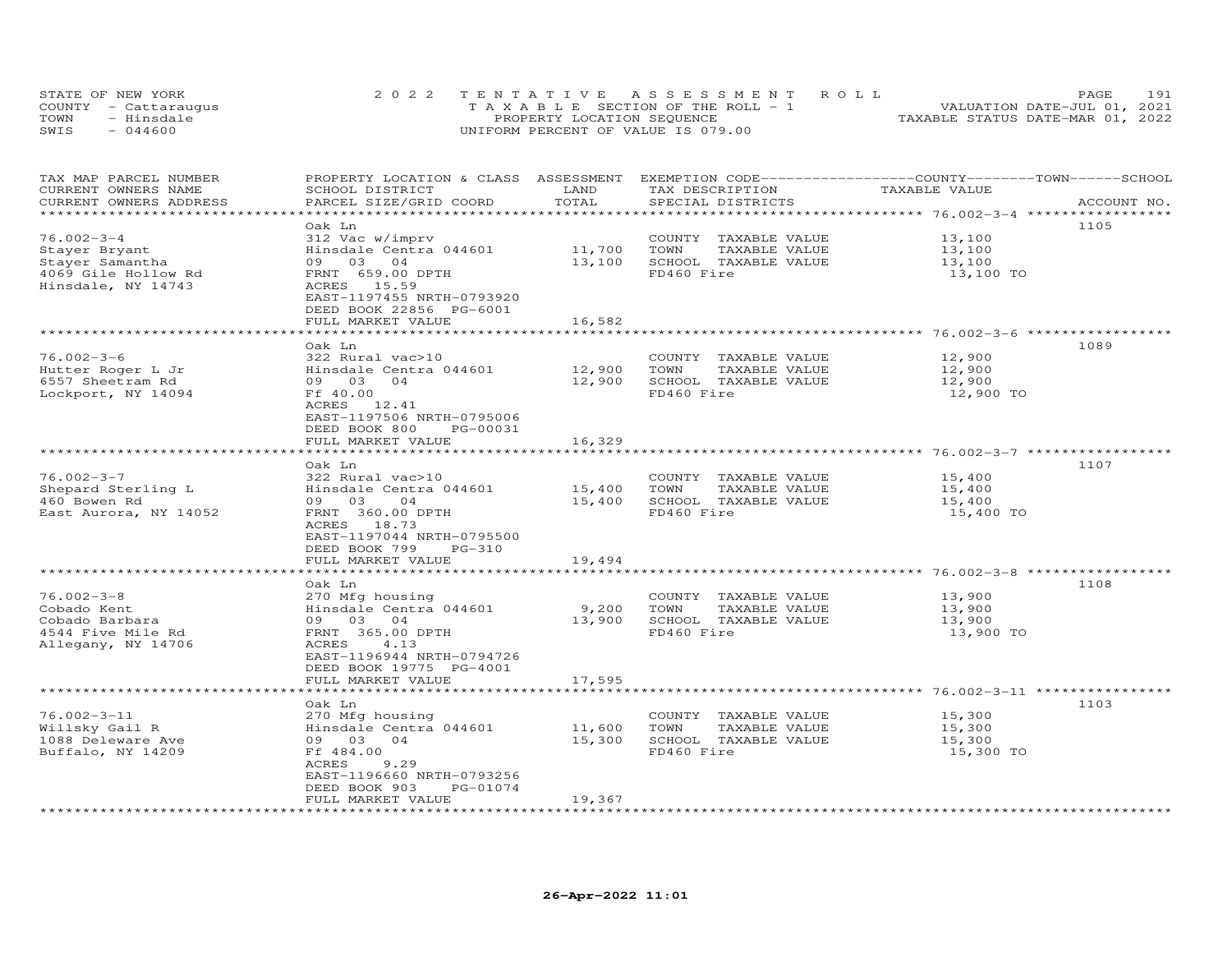STATE OF NEW YORK | COUNTY - Cattaraugus | TOWN - Hinsdale | SWIS - 044600

2022 TENTATIVE ASSESSMENT ROLL
TAXABLE SECTION OF THE ROLL - 1
PROPERTY LOCATION SEQUENCE
UNIFORM PERCENT OF VALUE IS 079.00

VALUATION DATE-JUL 01, 2021
TAXABLE STATUS DATE-MAR 01, 2022

| TAX MAP PARCEL NUMBER / CURRENT OWNERS NAME / CURRENT OWNERS ADDRESS | PROPERTY LOCATION & CLASS / SCHOOL DISTRICT / PARCEL SIZE/GRID COORD | ASSESSMENT LAND | TOTAL | EXEMPTION CODE / TAX DESCRIPTION / SPECIAL DISTRICTS | TAXABLE VALUE (COUNTY / TOWN / SCHOOL) | ACCOUNT NO. |
|---|---|---|---|---|---|---|
| 76.002-3-4 | Oak Ln | | | | | 1105 |
| | 312 Vac w/imprv | | | COUNTY TAXABLE VALUE | 13,100 | |
| Stayer Bryant | Hinsdale Centra 044601 | 11,700 | | TOWN TAXABLE VALUE | 13,100 | |
| Stayer Samantha | 09 03 04 | | 13,100 | SCHOOL TAXABLE VALUE | 13,100 | |
| 4069 Gile Hollow Rd | FRNT 659.00 DPTH | | | FD460 Fire | 13,100 TO | |
| Hinsdale, NY 14743 | ACRES 15.59 | | | | | |
| | EAST-1197455 NRTH-0793920 | | | | | |
| | DEED BOOK 22856 PG-6001 | | | | | |
| | FULL MARKET VALUE | | 16,582 | | | |
| 76.002-3-6 | Oak Ln | | | | | 1089 |
| | 322 Rural vac>10 | | | COUNTY TAXABLE VALUE | 12,900 | |
| Hutter Roger L Jr | Hinsdale Centra 044601 | 12,900 | | TOWN TAXABLE VALUE | 12,900 | |
| 6557 Sheetram Rd | 09 03 04 | | 12,900 | SCHOOL TAXABLE VALUE | 12,900 | |
| Lockport, NY 14094 | Ff 40.00 | | | FD460 Fire | 12,900 TO | |
| | ACRES 12.41 | | | | | |
| | EAST-1197506 NRTH-0795006 | | | | | |
| | DEED BOOK 800 PG-00031 | | | | | |
| | FULL MARKET VALUE | | 16,329 | | | |
| 76.002-3-7 | Oak Ln | | | | | 1107 |
| | 322 Rural vac>10 | | | COUNTY TAXABLE VALUE | 15,400 | |
| Shepard Sterling L | Hinsdale Centra 044601 | 15,400 | | TOWN TAXABLE VALUE | 15,400 | |
| 460 Bowen Rd | 09 03 04 | | 15,400 | SCHOOL TAXABLE VALUE | 15,400 | |
| East Aurora, NY 14052 | FRNT 360.00 DPTH | | | FD460 Fire | 15,400 TO | |
| | ACRES 18.73 | | | | | |
| | EAST-1197044 NRTH-0795500 | | | | | |
| | DEED BOOK 799 PG-310 | | | | | |
| | FULL MARKET VALUE | | 19,494 | | | |
| 76.002-3-8 | Oak Ln | | | | | 1108 |
| | 270 Mfg housing | | | COUNTY TAXABLE VALUE | 13,900 | |
| Cobado Kent | Hinsdale Centra 044601 | 9,200 | | TOWN TAXABLE VALUE | 13,900 | |
| Cobado Barbara | 09 03 04 | | 13,900 | SCHOOL TAXABLE VALUE | 13,900 | |
| 4544 Five Mile Rd | FRNT 365.00 DPTH | | | FD460 Fire | 13,900 TO | |
| Allegany, NY 14706 | ACRES 4.13 | | | | | |
| | EAST-1196944 NRTH-0794726 | | | | | |
| | DEED BOOK 19775 PG-4001 | | | | | |
| | FULL MARKET VALUE | | 17,595 | | | |
| 76.002-3-11 | Oak Ln | | | | | 1103 |
| | 270 Mfg housing | | | COUNTY TAXABLE VALUE | 15,300 | |
| Willsky Gail R | Hinsdale Centra 044601 | 11,600 | | TOWN TAXABLE VALUE | 15,300 | |
| 1088 Deleware Ave | 09 03 04 | | 15,300 | SCHOOL TAXABLE VALUE | 15,300 | |
| Buffalo, NY 14209 | Ff 484.00 | | | FD460 Fire | 15,300 TO | |
| | ACRES 9.29 | | | | | |
| | EAST-1196660 NRTH-0793256 | | | | | |
| | DEED BOOK 903 PG-01074 | | | | | |
| | FULL MARKET VALUE | | 19,367 | | | |

26-Apr-2022 11:01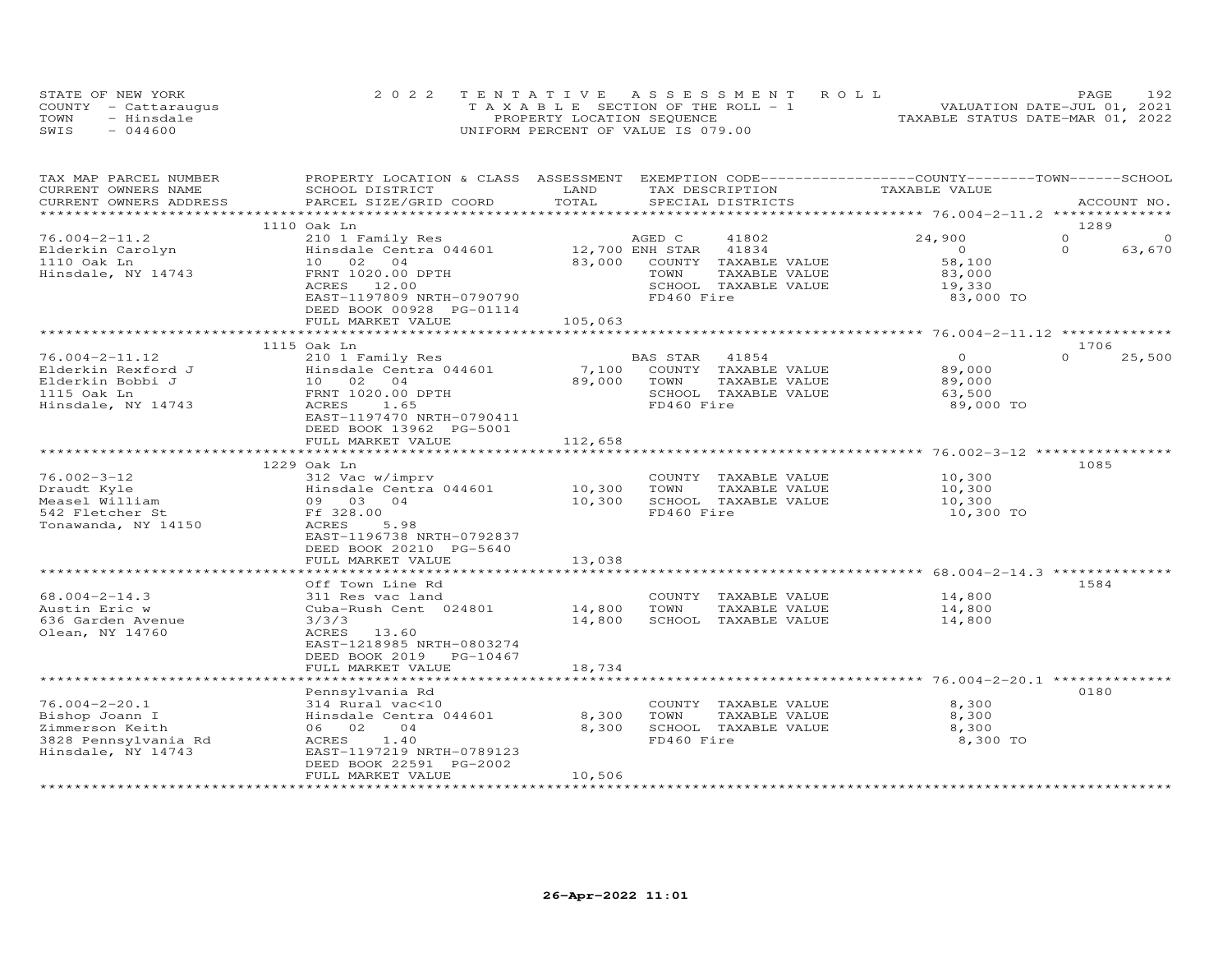STATE OF NEW YORK
COUNTY - Cattaraugus
TOWN - Hinsdale
SWIS - 044600

2022 TENTATIVE ASSESSMENT ROLL
TAXABLE SECTION OF THE ROLL - 1
PROPERTY LOCATION SEQUENCE
UNIFORM PERCENT OF VALUE IS 079.00

VALUATION DATE-JUL 01, 2021
TAXABLE STATUS DATE-MAR 01, 2022

| TAX MAP PARCEL NUMBER / CURRENT OWNERS NAME / CURRENT OWNERS ADDRESS | PROPERTY LOCATION & CLASS / SCHOOL DISTRICT / PARCEL SIZE/GRID COORD | ASSESSMENT LAND / TOTAL | EXEMPTION CODE / TAX DESCRIPTION / SPECIAL DISTRICTS | COUNTY TAXABLE VALUE | TOWN | SCHOOL | ACCOUNT NO. |
|---|---|---|---|---|---|---|---|
| 1110 Oak Ln | | | | | | | 1289 |
| 76.004-2-11.2 | 210 1 Family Res | | AGED C 41802 | 24,900 | 0 | 0 | |
| Elderkin Carolyn | Hinsdale Centra 044601 | 12,700 | ENH STAR 41834 | 0 | 0 | 63,670 | |
| 1110 Oak Ln | 10 02 04 | 83,000 | COUNTY TAXABLE VALUE | 58,100 | | | |
| Hinsdale, NY 14743 | FRNT 1020.00 DPTH | | TOWN TAXABLE VALUE | 83,000 | | | |
| | ACRES 12.00 | | SCHOOL TAXABLE VALUE | 19,330 | | | |
| | EAST-1197809 NRTH-0790790 | | FD460 Fire | 83,000 TO | | | |
| | DEED BOOK 00928 PG-01114 | | | | | | |
| | FULL MARKET VALUE | 105,063 | | | | | |
| 1115 Oak Ln | | | | | | | 1706 |
| 76.004-2-11.12 | 210 1 Family Res | | BAS STAR 41854 | 0 | 0 | 25,500 | |
| Elderkin Rexford J | Hinsdale Centra 044601 | 7,100 | COUNTY TAXABLE VALUE | 89,000 | | | |
| Elderkin Bobbi J | 10 02 04 | 89,000 | TOWN TAXABLE VALUE | 89,000 | | | |
| 1115 Oak Ln | FRNT 1020.00 DPTH | | SCHOOL TAXABLE VALUE | 63,500 | | | |
| Hinsdale, NY 14743 | ACRES 1.65 | | FD460 Fire | 89,000 TO | | | |
| | EAST-1197470 NRTH-0790411 | | | | | | |
| | DEED BOOK 13962 PG-5001 | | | | | | |
| | FULL MARKET VALUE | 112,658 | | | | | |
| 1229 Oak Ln | | | | | | | 1085 |
| 76.002-3-12 | 312 Vac w/imprv | | COUNTY TAXABLE VALUE | 10,300 | | | |
| Draudt Kyle | Hinsdale Centra 044601 | 10,300 | TOWN TAXABLE VALUE | 10,300 | | | |
| Measel William | 09 03 04 | 10,300 | SCHOOL TAXABLE VALUE | 10,300 | | | |
| 542 Fletcher St | Ff 328.00 | | FD460 Fire | 10,300 TO | | | |
| Tonawanda, NY 14150 | ACRES 5.98 | | | | | | |
| | EAST-1196738 NRTH-0792837 | | | | | | |
| | DEED BOOK 20210 PG-5640 | | | | | | |
| | FULL MARKET VALUE | 13,038 | | | | | |
| Off Town Line Rd | | | | | | | 1584 |
| 68.004-2-14.3 | 311 Res vac land | | COUNTY TAXABLE VALUE | 14,800 | | | |
| Austin Eric w | Cuba-Rush Cent 024801 | 14,800 | TOWN TAXABLE VALUE | 14,800 | | | |
| 636 Garden Avenue | 3/3/3 | 14,800 | SCHOOL TAXABLE VALUE | 14,800 | | | |
| Olean, NY 14760 | ACRES 13.60 | | | | | | |
| | EAST-1218985 NRTH-0803274 | | | | | | |
| | DEED BOOK 2019 PG-10467 | | | | | | |
| | FULL MARKET VALUE | 18,734 | | | | | |
| Pennsylvania Rd | | | | | | | 0180 |
| 76.004-2-20.1 | 314 Rural vac<10 | | COUNTY TAXABLE VALUE | 8,300 | | | |
| Bishop Joann I | Hinsdale Centra 044601 | 8,300 | TOWN TAXABLE VALUE | 8,300 | | | |
| Zimmerson Keith | 06 02 04 | 8,300 | SCHOOL TAXABLE VALUE | 8,300 | | | |
| 3828 Pennsylvania Rd | ACRES 1.40 | | FD460 Fire | 8,300 TO | | | |
| Hinsdale, NY 14743 | EAST-1197219 NRTH-0789123 | | | | | | |
| | DEED BOOK 22591 PG-2002 | | | | | | |
| | FULL MARKET VALUE | 10,506 | | | | | |

26-Apr-2022 11:01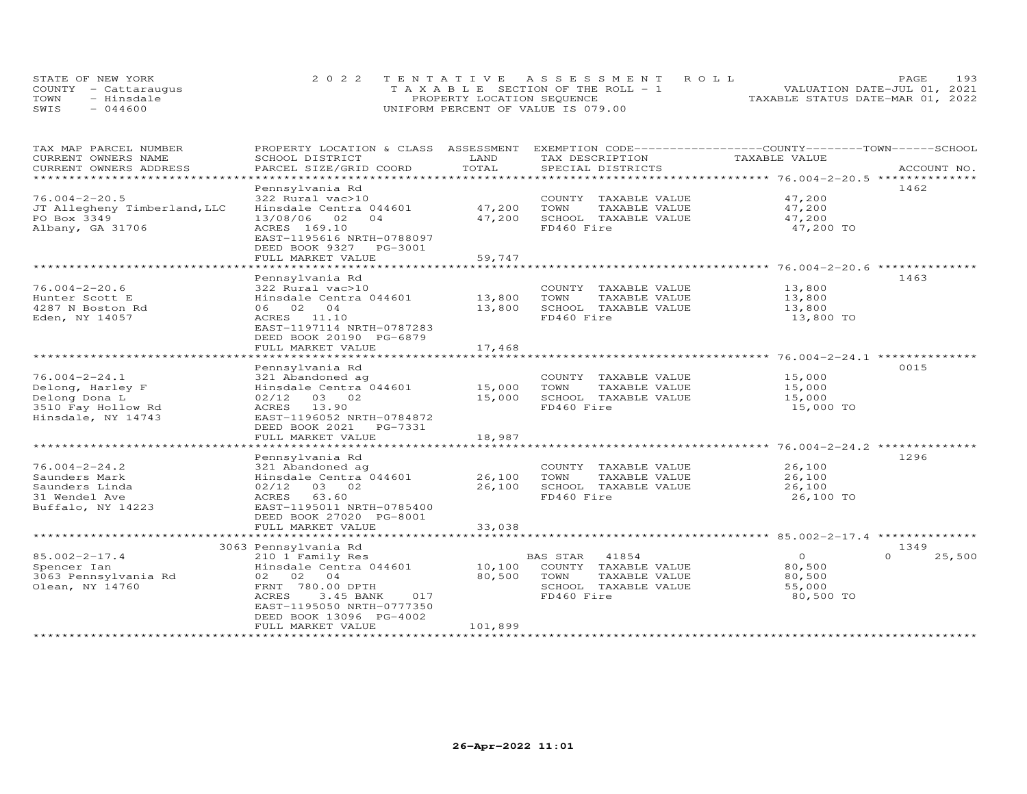STATE OF NEW YORK | COUNTY - Cattaraugus | TOWN - Hinsdale | SWIS - 044600

2022 TENTATIVE ASSESSMENT ROLL
TAXABLE SECTION OF THE ROLL - 1
PROPERTY LOCATION SEQUENCE
UNIFORM PERCENT OF VALUE IS 079.00

VALUATION DATE-JUL 01, 2021
TAXABLE STATUS DATE-MAR 01, 2022

| TAX MAP PARCEL NUMBER / CURRENT OWNERS NAME / CURRENT OWNERS ADDRESS | PROPERTY LOCATION & CLASS / SCHOOL DISTRICT / PARCEL SIZE/GRID COORD | ASSESSMENT LAND / TOTAL | EXEMPTION CODE / TAX DESCRIPTION / SPECIAL DISTRICTS | COUNTY / TOWN / SCHOOL TAXABLE VALUE | ACCOUNT NO. |
|---|---|---|---|---|---|
| 76.004-2-20.5 | Pennsylvania Rd | | | | 1462 |
| | 322 Rural vac>10 | | COUNTY TAXABLE VALUE | 47,200 | |
| JT Allegheny Timberland,LLC | Hinsdale Centra 044601 | 47,200 | TOWN TAXABLE VALUE | 47,200 | |
| PO Box 3349 | 13/08/06 02 04 | 47,200 | SCHOOL TAXABLE VALUE | 47,200 | |
| Albany, GA 31706 | ACRES 169.10 | | FD460 Fire | 47,200 TO | |
| | EAST-1195616 NRTH-0788097 | | | | |
| | DEED BOOK 9327 PG-3001 | | | | |
| | FULL MARKET VALUE | 59,747 | | | |
| 76.004-2-20.6 | Pennsylvania Rd | | | | 1463 |
| | 322 Rural vac>10 | | COUNTY TAXABLE VALUE | 13,800 | |
| Hunter Scott E | Hinsdale Centra 044601 | 13,800 | TOWN TAXABLE VALUE | 13,800 | |
| 4287 N Boston Rd | 06 02 04 | 13,800 | SCHOOL TAXABLE VALUE | 13,800 | |
| Eden, NY 14057 | ACRES 11.10 | | FD460 Fire | 13,800 TO | |
| | EAST-1197114 NRTH-0787283 | | | | |
| | DEED BOOK 20190 PG-6879 | | | | |
| | FULL MARKET VALUE | 17,468 | | | |
| 76.004-2-24.1 | Pennsylvania Rd | | | | 0015 |
| | 321 Abandoned ag | | COUNTY TAXABLE VALUE | 15,000 | |
| Delong, Harley F | Hinsdale Centra 044601 | 15,000 | TOWN TAXABLE VALUE | 15,000 | |
| Delong Dona L | 02/12 03 02 | 15,000 | SCHOOL TAXABLE VALUE | 15,000 | |
| 3510 Fay Hollow Rd | ACRES 13.90 | | FD460 Fire | 15,000 TO | |
| Hinsdale, NY 14743 | EAST-1196052 NRTH-0784872 | | | | |
| | DEED BOOK 2021 PG-7331 | | | | |
| | FULL MARKET VALUE | 18,987 | | | |
| 76.004-2-24.2 | Pennsylvania Rd | | | | 1296 |
| | 321 Abandoned ag | | COUNTY TAXABLE VALUE | 26,100 | |
| Saunders Mark | Hinsdale Centra 044601 | 26,100 | TOWN TAXABLE VALUE | 26,100 | |
| Saunders Linda | 02/12 03 02 | 26,100 | SCHOOL TAXABLE VALUE | 26,100 | |
| 31 Wendel Ave | ACRES 63.60 | | FD460 Fire | 26,100 TO | |
| Buffalo, NY 14223 | EAST-1195011 NRTH-0785400 | | | | |
| | DEED BOOK 27020 PG-8001 | | | | |
| | FULL MARKET VALUE | 33,038 | | | |
| 85.002-2-17.4 | 3063 Pennsylvania Rd | | | | 1349 |
| | 210 1 Family Res | | BAS STAR 41854 | 0 / 0 / 25,500 | |
| Spencer Ian | Hinsdale Centra 044601 | 10,100 | COUNTY TAXABLE VALUE | 80,500 | |
| 3063 Pennsylvania Rd | 02 02 04 | 80,500 | TOWN TAXABLE VALUE | 80,500 | |
| Olean, NY 14760 | FRNT 780.00 DPTH | | SCHOOL TAXABLE VALUE | 55,000 | |
| | ACRES 3.45 BANK 017 | | FD460 Fire | 80,500 TO | |
| | EAST-1195050 NRTH-0777350 | | | | |
| | DEED BOOK 13096 PG-4002 | | | | |
| | FULL MARKET VALUE | 101,899 | | | |

26-Apr-2022 11:01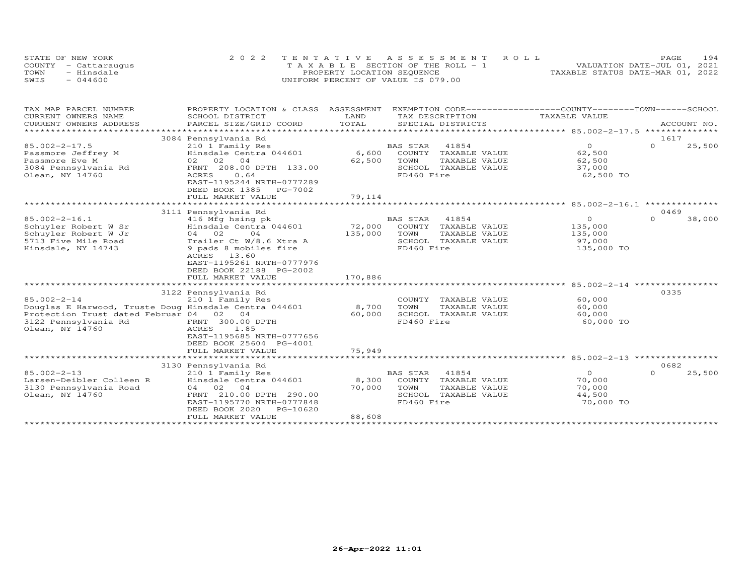STATE OF NEW YORK — 2022 TENTATIVE ASSESSMENT ROLL — PAGE 194
COUNTY - Cattaraugus — TAXABLE SECTION OF THE ROLL - 1 — VALUATION DATE-JUL 01, 2021
TOWN - Hinsdale — PROPERTY LOCATION SEQUENCE — TAXABLE STATUS DATE-MAR 01, 2022
SWIS - 044600 — UNIFORM PERCENT OF VALUE IS 079.00

| TAX MAP PARCEL NUMBER / CURRENT OWNERS NAME / CURRENT OWNERS ADDRESS | PROPERTY LOCATION & CLASS / SCHOOL DISTRICT / PARCEL SIZE/GRID COORD | ASSESSMENT LAND | TOTAL | EXEMPTION CODE / TAX DESCRIPTION / SPECIAL DISTRICTS | COUNTY TAXABLE VALUE | TOWN | SCHOOL / ACCOUNT NO. |
|---|---|---|---|---|---|---|---|
| 85.002-2-17.5 | 3084 Pennsylvania Rd | | | | | | 1617 |
| Passmore Jeffrey M | 210 1 Family Res | | | BAS STAR 41854 | 0 | 0 | 25,500 |
| Passmore Eve M | Hinsdale Centra 044601 | 6,600 | | COUNTY TAXABLE VALUE | 62,500 | | |
| 3084 Pennsylvania Rd | 02 02 04 | | 62,500 | TOWN TAXABLE VALUE | 62,500 | | |
| Olean, NY 14760 | FRNT 208.00 DPTH 133.00 | | | SCHOOL TAXABLE VALUE | 37,000 | | |
| | ACRES 0.64 | | | FD460 Fire | 62,500 TO | | |
| | EAST-1195244 NRTH-0777289 | | | | | | |
| | DEED BOOK 1385 PG-7002 | | | | | | |
| | FULL MARKET VALUE | | 79,114 | | | | |
| 85.002-2-16.1 | 3111 Pennsylvania Rd | | | | | | 0469 |
| Schuyler Robert W Sr | 416 Mfg hsing pk | | | BAS STAR 41854 | 0 | 0 | 38,000 |
| Schuyler Robert W Jr | Hinsdale Centra 044601 | 72,000 | | COUNTY TAXABLE VALUE | 135,000 | | |
| 5713 Five Mile Road | 04 02 04 | | 135,000 | TOWN TAXABLE VALUE | 135,000 | | |
| Hinsdale, NY 14743 | Trailer Ct W/8.6 Xtra A | | | SCHOOL TAXABLE VALUE | 97,000 | | |
| | 9 pads 8 mobiles fire | | | FD460 Fire | 135,000 TO | | |
| | ACRES 13.60 | | | | | | |
| | EAST-1195261 NRTH-0777976 | | | | | | |
| | DEED BOOK 22188 PG-2002 | | | | | | |
| | FULL MARKET VALUE | | 170,886 | | | | |
| 85.002-2-14 | 3122 Pennsylvania Rd | | | | | | 0335 |
| Douglas E Harwood, Truste Doug | 210 1 Family Res | | | COUNTY TAXABLE VALUE | 60,000 | | |
| Protection Trust dated Februar | Hinsdale Centra 044601 | 8,700 | | TOWN TAXABLE VALUE | 60,000 | | |
| 3122 Pennsylvania Rd | 04 02 04 | | 60,000 | SCHOOL TAXABLE VALUE | 60,000 | | |
| Olean, NY 14760 | FRNT 300.00 DPTH | | | FD460 Fire | 60,000 TO | | |
| | ACRES 1.85 | | | | | | |
| | EAST-1195685 NRTH-0777656 | | | | | | |
| | DEED BOOK 25604 PG-4001 | | | | | | |
| | FULL MARKET VALUE | | 75,949 | | | | |
| 85.002-2-13 | 3130 Pennsylvania Rd | | | | | | 0682 |
| Larsen-Deibler Colleen R | 210 1 Family Res | | | BAS STAR 41854 | 0 | 0 | 25,500 |
| 3130 Pennsylvania Road | Hinsdale Centra 044601 | 8,300 | | COUNTY TAXABLE VALUE | 70,000 | | |
| Olean, NY 14760 | 04 02 04 | | 70,000 | TOWN TAXABLE VALUE | 70,000 | | |
| | FRNT 210.00 DPTH 290.00 | | | SCHOOL TAXABLE VALUE | 44,500 | | |
| | EAST-1195770 NRTH-0777848 | | | FD460 Fire | 70,000 TO | | |
| | DEED BOOK 2020 PG-10620 | | | | | | |
| | FULL MARKET VALUE | | 88,608 | | | | |

26-Apr-2022 11:01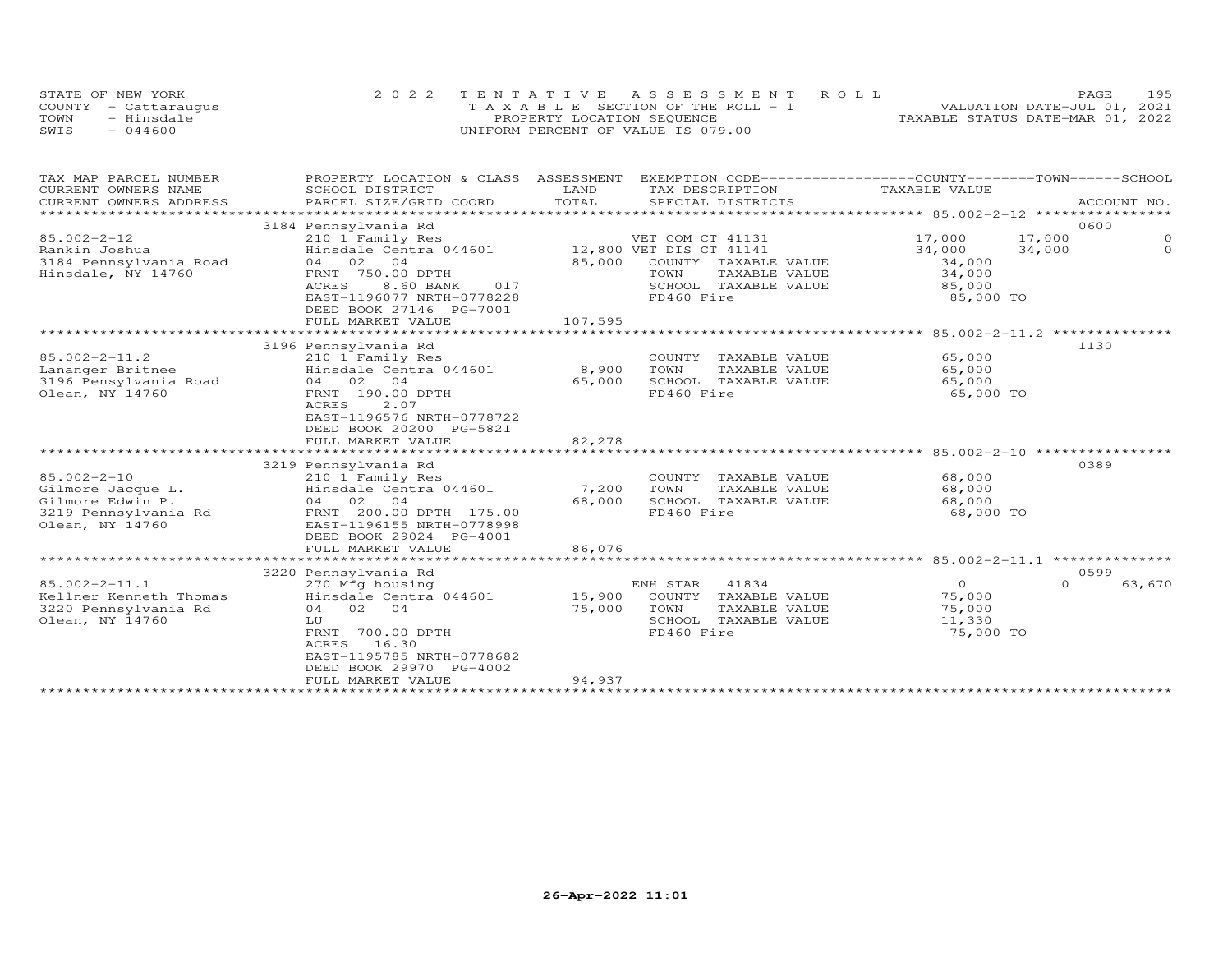STATE OF NEW YORK — 2022 TENTATIVE ASSESSMENT ROLL
COUNTY - Cattaraugus — TAXABLE SECTION OF THE ROLL - 1 — VALUATION DATE-JUL 01, 2021
TOWN - Hinsdale — PROPERTY LOCATION SEQUENCE — TAXABLE STATUS DATE-MAR 01, 2022
SWIS - 044600 — UNIFORM PERCENT OF VALUE IS 079.00

| TAX MAP PARCEL NUMBER / CURRENT OWNERS NAME / CURRENT OWNERS ADDRESS | PROPERTY LOCATION & CLASS / SCHOOL DISTRICT / PARCEL SIZE/GRID COORD | ASSESSMENT LAND | TOTAL | EXEMPTION CODE / TAX DESCRIPTION / SPECIAL DISTRICTS | COUNTY TAXABLE VALUE | TOWN | SCHOOL | ACCOUNT NO. |
|---|---|---|---|---|---|---|---|---|
| 85.002-2-12 | 3184 Pennsylvania Rd | | | | | | | 0600 |
| Rankin Joshua | 210 1 Family Res | | | VET COM CT 41131 | 17,000 | 17,000 | 0 | |
| 3184 Pennsylvania Road | Hinsdale Centra 044601 | 12,800 | | VET DIS CT 41141 | 34,000 | 34,000 | 0 | |
| Hinsdale, NY 14760 | 04 02 04 | | 85,000 | COUNTY TAXABLE VALUE | 34,000 | | | |
| | FRNT 750.00 DPTH | | | TOWN TAXABLE VALUE | 34,000 | | | |
| | ACRES 8.60 BANK 017 | | | SCHOOL TAXABLE VALUE | 85,000 | | | |
| | EAST-1196077 NRTH-0778228 | | | FD460 Fire | 85,000 TO | | | |
| | DEED BOOK 27146 PG-7001 | | | | | | | |
| | FULL MARKET VALUE | | 107,595 | | | | | |
| 85.002-2-11.2 | 3196 Pennsylvania Rd | | | | | | | 1130 |
| Lananger Britnee | 210 1 Family Res | | | COUNTY TAXABLE VALUE | 65,000 | | | |
| 3196 Pensylvania Road | Hinsdale Centra 044601 | 8,900 | | TOWN TAXABLE VALUE | 65,000 | | | |
| Olean, NY 14760 | 04 02 04 | | 65,000 | SCHOOL TAXABLE VALUE | 65,000 | | | |
| | FRNT 190.00 DPTH | | | FD460 Fire | 65,000 TO | | | |
| | ACRES 2.07 | | | | | | | |
| | EAST-1196576 NRTH-0778722 | | | | | | | |
| | DEED BOOK 20200 PG-5821 | | | | | | | |
| | FULL MARKET VALUE | | 82,278 | | | | | |
| 85.002-2-10 | 3219 Pennsylvania Rd | | | | | | | 0389 |
| Gilmore Jacque L. | 210 1 Family Res | | | COUNTY TAXABLE VALUE | 68,000 | | | |
| Gilmore Edwin P. | Hinsdale Centra 044601 | 7,200 | | TOWN TAXABLE VALUE | 68,000 | | | |
| 3219 Pennsylvania Rd | 04 02 04 | | 68,000 | SCHOOL TAXABLE VALUE | 68,000 | | | |
| Olean, NY 14760 | FRNT 200.00 DPTH 175.00 | | | FD460 Fire | 68,000 TO | | | |
| | EAST-1196155 NRTH-0778998 | | | | | | | |
| | DEED BOOK 29024 PG-4001 | | | | | | | |
| | FULL MARKET VALUE | | 86,076 | | | | | |
| 85.002-2-11.1 | 3220 Pennsylvania Rd | | | | | | | 0599 |
| Kellner Kenneth Thomas | 270 Mfg housing | | | ENH STAR 41834 | 0 | 0 | 63,670 | |
| 3220 Pennsylvania Rd | Hinsdale Centra 044601 | 15,900 | | COUNTY TAXABLE VALUE | 75,000 | | | |
| Olean, NY 14760 | 04 02 04 | | 75,000 | TOWN TAXABLE VALUE | 75,000 | | | |
| | LU | | | SCHOOL TAXABLE VALUE | 11,330 | | | |
| | FRNT 700.00 DPTH | | | FD460 Fire | 75,000 TO | | | |
| | ACRES 16.30 | | | | | | | |
| | EAST-1195785 NRTH-0778682 | | | | | | | |
| | DEED BOOK 29970 PG-4002 | | | | | | | |
| | FULL MARKET VALUE | | 94,937 | | | | | |

26-Apr-2022 11:01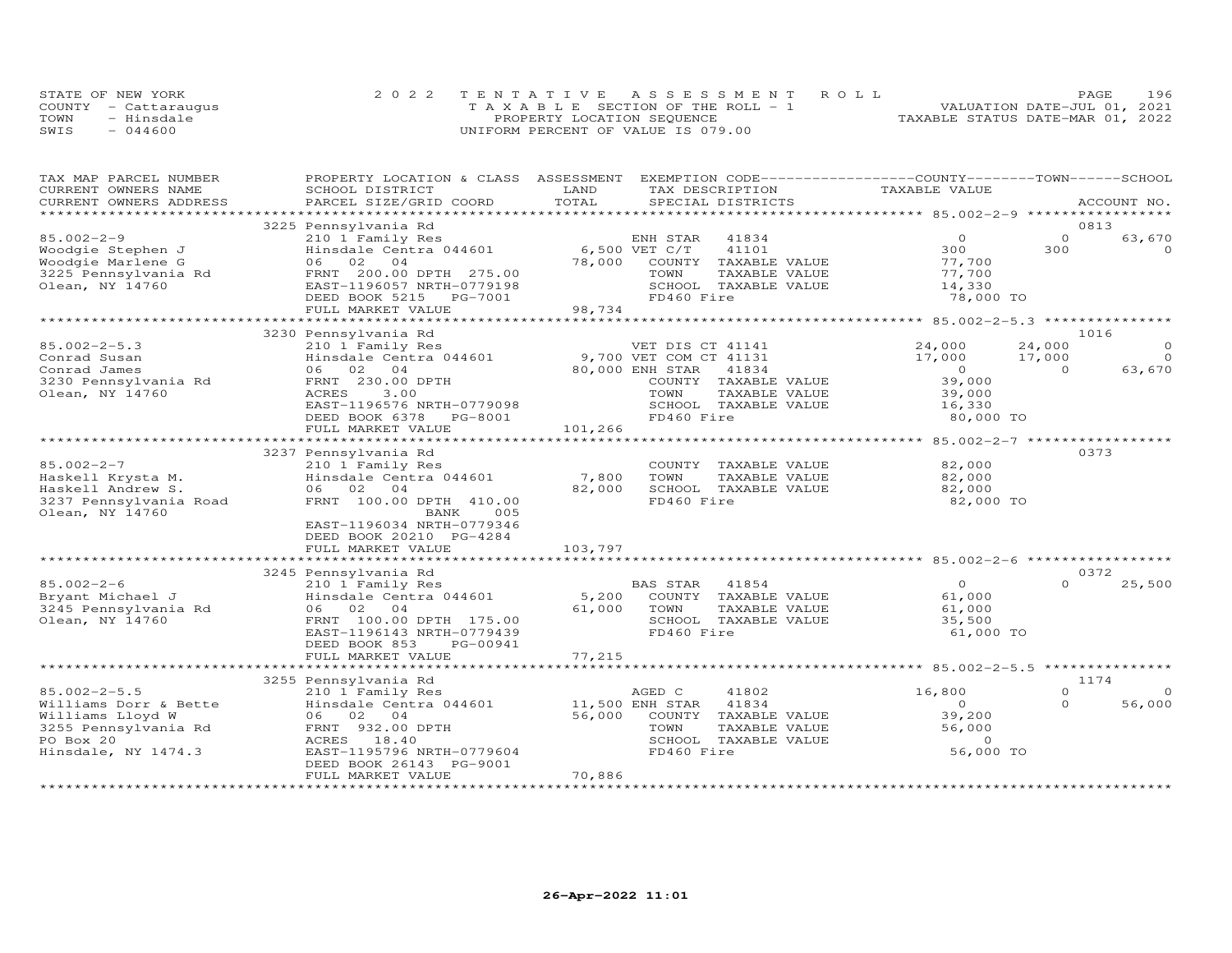STATE OF NEW YORK
COUNTY - Cattaraugus
TOWN - Hinsdale
SWIS - 044600

2022 TENTATIVE ASSESSMENT ROLL
TAXABLE SECTION OF THE ROLL - 1
PROPERTY LOCATION SEQUENCE
UNIFORM PERCENT OF VALUE IS 079.00

VALUATION DATE-JUL 01, 2021
TAXABLE STATUS DATE-MAR 01, 2022

| TAX MAP PARCEL NUMBER / CURRENT OWNERS NAME / CURRENT OWNERS ADDRESS | PROPERTY LOCATION & CLASS / SCHOOL DISTRICT / PARCEL SIZE/GRID COORD | ASSESSMENT LAND / TOTAL | EXEMPTION CODE / TAX DESCRIPTION / SPECIAL DISTRICTS | COUNTY TAXABLE VALUE | TOWN | SCHOOL / ACCOUNT NO. |
|---|---|---|---|---|---|---|
| 85.002-2-9 | 3225 Pennsylvania Rd | | | | | 0813 |
| 85.002-2-9 | 210 1 Family Res | | ENH STAR 41834 | 0 | 0 | 63,670 |
| Woodgie Stephen J | Hinsdale Centra 044601 | 6,500 | VET C/T 41101 | 300 | 300 | 0 |
| Woodgie Marlene G | 06 02 04 | 78,000 | COUNTY TAXABLE VALUE | 77,700 | | |
| 3225 Pennsylvania Rd | FRNT 200.00 DPTH 275.00 | | TOWN TAXABLE VALUE | 77,700 | | |
| Olean, NY 14760 | EAST-1196057 NRTH-0779198 | | SCHOOL TAXABLE VALUE | 14,330 | | |
| | DEED BOOK 5215 PG-7001 | | FD460 Fire | 78,000 TO | | |
| | FULL MARKET VALUE | 98,734 | | | | |
| 85.002-2-5.3 | 3230 Pennsylvania Rd | | | | | 1016 |
| 85.002-2-5.3 | 210 1 Family Res | | VET DIS CT 41141 | 24,000 | 24,000 | 0 |
| Conrad Susan | Hinsdale Centra 044601 | 9,700 | VET COM CT 41131 | 17,000 | 17,000 | 0 |
| Conrad James | 06 02 04 | 80,000 | ENH STAR 41834 | 0 | 0 | 63,670 |
| 3230 Pennsylvania Rd | FRNT 230.00 DPTH | | COUNTY TAXABLE VALUE | 39,000 | | |
| Olean, NY 14760 | ACRES 3.00 | | TOWN TAXABLE VALUE | 39,000 | | |
| | EAST-1196576 NRTH-0779098 | | SCHOOL TAXABLE VALUE | 16,330 | | |
| | DEED BOOK 6378 PG-8001 | | FD460 Fire | 80,000 TO | | |
| | FULL MARKET VALUE | 101,266 | | | | |
| 85.002-2-7 | 3237 Pennsylvania Rd | | | | | 0373 |
| 85.002-2-7 | 210 1 Family Res | | COUNTY TAXABLE VALUE | 82,000 | | |
| Haskell Krysta M. | Hinsdale Centra 044601 | 7,800 | TOWN TAXABLE VALUE | 82,000 | | |
| Haskell Andrew S. | 06 02 04 | 82,000 | SCHOOL TAXABLE VALUE | 82,000 | | |
| 3237 Pennsylvania Road | FRNT 100.00 DPTH 410.00 | | FD460 Fire | 82,000 TO | | |
| Olean, NY 14760 | BANK 005 | | | | | |
| | EAST-1196034 NRTH-0779346 | | | | | |
| | DEED BOOK 20210 PG-4284 | | | | | |
| | FULL MARKET VALUE | 103,797 | | | | |
| 85.002-2-6 | 3245 Pennsylvania Rd | | | | | 0372 |
| 85.002-2-6 | 210 1 Family Res | | BAS STAR 41854 | 0 | 0 | 25,500 |
| Bryant Michael J | Hinsdale Centra 044601 | 5,200 | COUNTY TAXABLE VALUE | 61,000 | | |
| 3245 Pennsylvania Rd | 06 02 04 | 61,000 | TOWN TAXABLE VALUE | 61,000 | | |
| Olean, NY 14760 | FRNT 100.00 DPTH 175.00 | | SCHOOL TAXABLE VALUE | 35,500 | | |
| | EAST-1196143 NRTH-0779439 | | FD460 Fire | 61,000 TO | | |
| | DEED BOOK 853 PG-00941 | | | | | |
| | FULL MARKET VALUE | 77,215 | | | | |
| 85.002-2-5.5 | 3255 Pennsylvania Rd | | | | | 1174 |
| 85.002-2-5.5 | 210 1 Family Res | | AGED C 41802 | 16,800 | 0 | 0 |
| Williams Dorr & Bette | Hinsdale Centra 044601 | 11,500 | ENH STAR 41834 | 0 | 0 | 56,000 |
| Williams Lloyd W | 06 02 04 | 56,000 | COUNTY TAXABLE VALUE | 39,200 | | |
| 3255 Pennsylvania Rd | FRNT 932.00 DPTH | | TOWN TAXABLE VALUE | 56,000 | | |
| PO Box 20 | ACRES 18.40 | | SCHOOL TAXABLE VALUE | 0 | | |
| Hinsdale, NY 1474.3 | EAST-1195796 NRTH-0779604 | | FD460 Fire | 56,000 TO | | |
| | DEED BOOK 26143 PG-9001 | | | | | |
| | FULL MARKET VALUE | 70,886 | | | | |

26-Apr-2022 11:01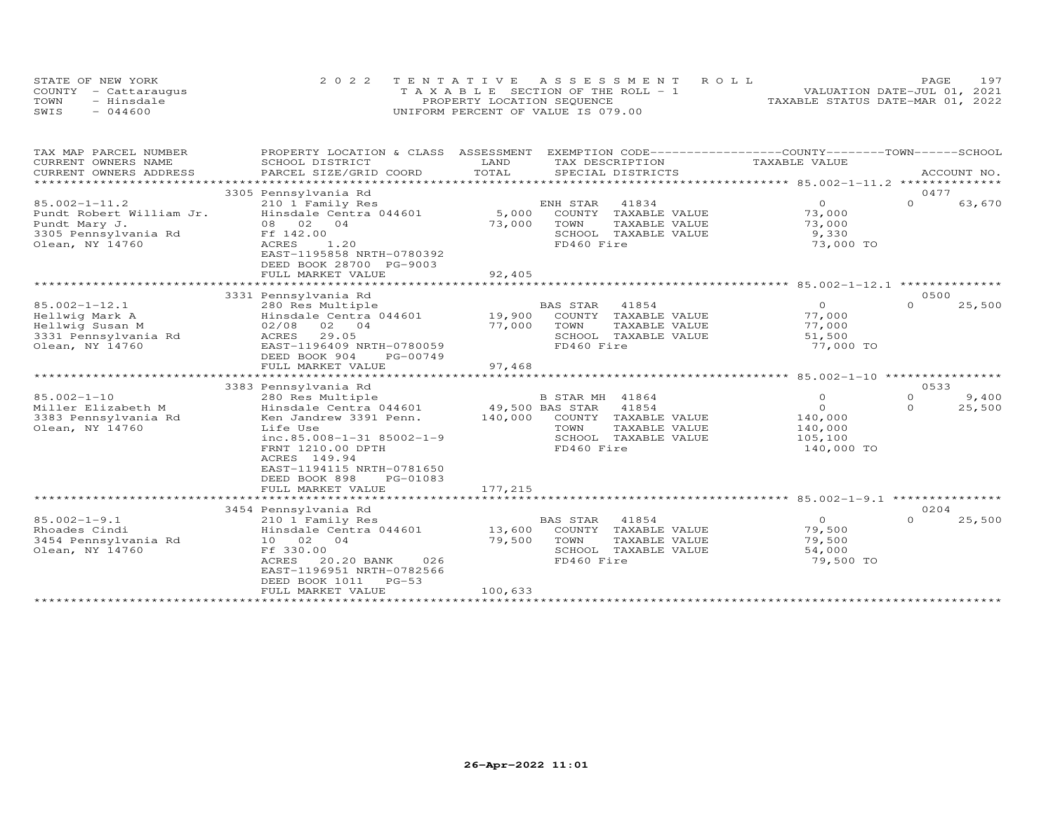STATE OF NEW YORK
COUNTY - Cattaraugus
TOWN - Hinsdale
SWIS - 044600

2022 TENTATIVE ASSESSMENT ROLL
TAXABLE SECTION OF THE ROLL - 1
PROPERTY LOCATION SEQUENCE
UNIFORM PERCENT OF VALUE IS 079.00

VALUATION DATE-JUL 01, 2021
TAXABLE STATUS DATE-MAR 01, 2022

| TAX MAP PARCEL NUMBER / CURRENT OWNERS NAME / CURRENT OWNERS ADDRESS | PROPERTY LOCATION & CLASS / SCHOOL DISTRICT / PARCEL SIZE/GRID COORD | ASSESSMENT LAND / TOTAL | EXEMPTION CODE / TAX DESCRIPTION / SPECIAL DISTRICTS | COUNTY / TOWN / SCHOOL TAXABLE VALUE | ACCOUNT NO. |
|---|---|---|---|---|---|
| **85.002-1-11.2** | 3305 Pennsylvania Rd | | | | 0477 |
| 85.002-1-11.2 | 210 1 Family Res | | ENH STAR 41834 | 0 &nbsp; 0 &nbsp; 63,670 | |
| Pundt Robert William Jr. | Hinsdale Centra 044601 | 5,000 | COUNTY TAXABLE VALUE | 73,000 | |
| Pundt Mary J. | 08 02 04 | 73,000 | TOWN TAXABLE VALUE | 73,000 | |
| 3305 Pennsylvania Rd | Ff 142.00 | | SCHOOL TAXABLE VALUE | 9,330 | |
| Olean, NY 14760 | ACRES 1.20 | | FD460 Fire | 73,000 TO | |
| | EAST-1195858 NRTH-0780392 | | | | |
| | DEED BOOK 28700 PG-9003 | | | | |
| | FULL MARKET VALUE | 92,405 | | | |
| **85.002-1-12.1** | 3331 Pennsylvania Rd | | | | 0500 |
| 85.002-1-12.1 | 280 Res Multiple | | BAS STAR 41854 | 0 &nbsp; 0 &nbsp; 25,500 | |
| Hellwig Mark A | Hinsdale Centra 044601 | 19,900 | COUNTY TAXABLE VALUE | 77,000 | |
| Hellwig Susan M | 02/08 02 04 | 77,000 | TOWN TAXABLE VALUE | 77,000 | |
| 3331 Pennsylvania Rd | ACRES 29.05 | | SCHOOL TAXABLE VALUE | 51,500 | |
| Olean, NY 14760 | EAST-1196409 NRTH-0780059 | | FD460 Fire | 77,000 TO | |
| | DEED BOOK 904 PG-00749 | | | | |
| | FULL MARKET VALUE | 97,468 | | | |
| **85.002-1-10** | 3383 Pennsylvania Rd | | | | 0533 |
| 85.002-1-10 | 280 Res Multiple | | B STAR MH 41864 | 0 &nbsp; 0 &nbsp; 9,400 | |
| Miller Elizabeth M | Hinsdale Centra 044601 | 49,500 | BAS STAR 41854 | 0 &nbsp; 0 &nbsp; 25,500 | |
| 3383 Pennsylvania Rd | Ken Jandrew 3391 Penn. | 140,000 | COUNTY TAXABLE VALUE | 140,000 | |
| Olean, NY 14760 | Life Use | | TOWN TAXABLE VALUE | 140,000 | |
| | inc.85.008-1-31 85002-1-9 | | SCHOOL TAXABLE VALUE | 105,100 | |
| | FRNT 1210.00 DPTH | | FD460 Fire | 140,000 TO | |
| | ACRES 149.94 | | | | |
| | EAST-1194115 NRTH-0781650 | | | | |
| | DEED BOOK 898 PG-01083 | | | | |
| | FULL MARKET VALUE | 177,215 | | | |
| **85.002-1-9.1** | 3454 Pennsylvania Rd | | | | 0204 |
| 85.002-1-9.1 | 210 1 Family Res | | BAS STAR 41854 | 0 &nbsp; 0 &nbsp; 25,500 | |
| Rhoades Cindi | Hinsdale Centra 044601 | 13,600 | COUNTY TAXABLE VALUE | 79,500 | |
| 3454 Pennsylvania Rd | 10 02 04 | 79,500 | TOWN TAXABLE VALUE | 79,500 | |
| Olean, NY 14760 | Ff 330.00 | | SCHOOL TAXABLE VALUE | 54,000 | |
| | ACRES 20.20 BANK 026 | | FD460 Fire | 79,500 TO | |
| | EAST-1196951 NRTH-0782566 | | | | |
| | DEED BOOK 1011 PG-53 | | | | |
| | FULL MARKET VALUE | 100,633 | | | |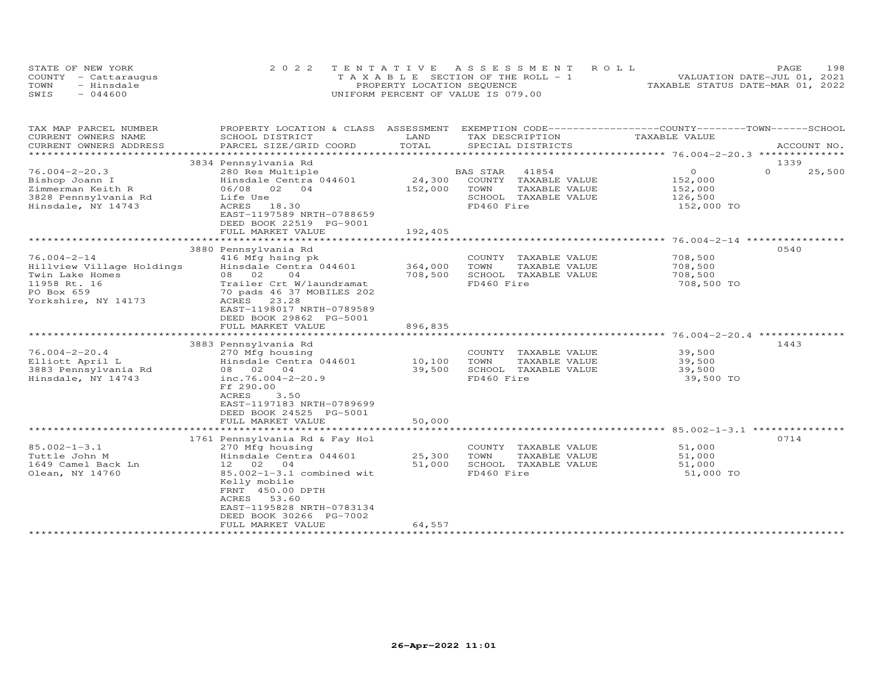STATE OF NEW YORK
COUNTY - Cattaraugus
TOWN - Hinsdale
SWIS - 044600

2022 TENTATIVE ASSESSMENT ROLL
TAXABLE SECTION OF THE ROLL - 1
PROPERTY LOCATION SEQUENCE
UNIFORM PERCENT OF VALUE IS 079.00

VALUATION DATE-JUL 01, 2021
TAXABLE STATUS DATE-MAR 01, 2022

| TAX MAP PARCEL NUMBER / CURRENT OWNERS NAME / CURRENT OWNERS ADDRESS | PROPERTY LOCATION & CLASS / SCHOOL DISTRICT / PARCEL SIZE/GRID COORD | ASSESSMENT LAND / TOTAL | EXEMPTION CODE / TAX DESCRIPTION / SPECIAL DISTRICTS | COUNTY / TOWN / SCHOOL TAXABLE VALUE | ACCOUNT NO. |
|---|---|---|---|---|---|
| 76.004-2-20.3 | 3834 Pennsylvania Rd | | | | 1339 |
| 76.004-2-20.3 | 280 Res Multiple | | BAS STAR 41854 | 0 | 0 25,500 |
| Bishop Joann I | Hinsdale Centra 044601 | 24,300 | COUNTY TAXABLE VALUE | 152,000 | |
| Zimmerman Keith R | 06/08 02 04 | 152,000 | TOWN TAXABLE VALUE | 152,000 | |
| 3828 Pennsylvania Rd | Life Use | | SCHOOL TAXABLE VALUE | 126,500 | |
| Hinsdale, NY 14743 | ACRES 18.30 | | FD460 Fire | 152,000 TO | |
| | EAST-1197589 NRTH-0788659 | | | | |
| | DEED BOOK 22519 PG-9001 | | | | |
| | FULL MARKET VALUE | 192,405 | | | |
| 76.004-2-14 | 3880 Pennsylvania Rd | | | | 0540 |
| 76.004-2-14 | 416 Mfg hsing pk | | COUNTY TAXABLE VALUE | 708,500 | |
| Hillview Village Holdings | Hinsdale Centra 044601 | 364,000 | TOWN TAXABLE VALUE | 708,500 | |
| Twin Lake Homes | 08 02 04 | 708,500 | SCHOOL TAXABLE VALUE | 708,500 | |
| 11958 Rt. 16 | Trailer Crt W/laundramat | | FD460 Fire | 708,500 TO | |
| PO Box 659 | 70 pads 46 37 MOBILES 202 | | | | |
| Yorkshire, NY 14173 | ACRES 23.28 | | | | |
| | EAST-1198017 NRTH-0789589 | | | | |
| | DEED BOOK 29862 PG-5001 | | | | |
| | FULL MARKET VALUE | 896,835 | | | |
| 76.004-2-20.4 | 3883 Pennsylvania Rd | | | | 1443 |
| 76.004-2-20.4 | 270 Mfg housing | | COUNTY TAXABLE VALUE | 39,500 | |
| Elliott April L | Hinsdale Centra 044601 | 10,100 | TOWN TAXABLE VALUE | 39,500 | |
| 3883 Pennsylvania Rd | 08 02 04 | 39,500 | SCHOOL TAXABLE VALUE | 39,500 | |
| Hinsdale, NY 14743 | inc.76.004-2-20.9 | | FD460 Fire | 39,500 TO | |
| | Ff 290.00 | | | | |
| | ACRES 3.50 | | | | |
| | EAST-1197183 NRTH-0789699 | | | | |
| | DEED BOOK 24525 PG-5001 | | | | |
| | FULL MARKET VALUE | 50,000 | | | |
| 85.002-1-3.1 | 1761 Pennsylvania Rd & Fay Hol | | | | 0714 |
| 85.002-1-3.1 | 270 Mfg housing | | COUNTY TAXABLE VALUE | 51,000 | |
| Tuttle John M | Hinsdale Centra 044601 | 25,300 | TOWN TAXABLE VALUE | 51,000 | |
| 1649 Camel Back Ln | 12 02 04 | 51,000 | SCHOOL TAXABLE VALUE | 51,000 | |
| Olean, NY 14760 | 85.002-1-3.1 combined wit | | FD460 Fire | 51,000 TO | |
| | Kelly mobile | | | | |
| | FRNT 450.00 DPTH | | | | |
| | ACRES 53.60 | | | | |
| | EAST-1195828 NRTH-0783134 | | | | |
| | DEED BOOK 30266 PG-7002 | | | | |
| | FULL MARKET VALUE | 64,557 | | | |

26-Apr-2022 11:01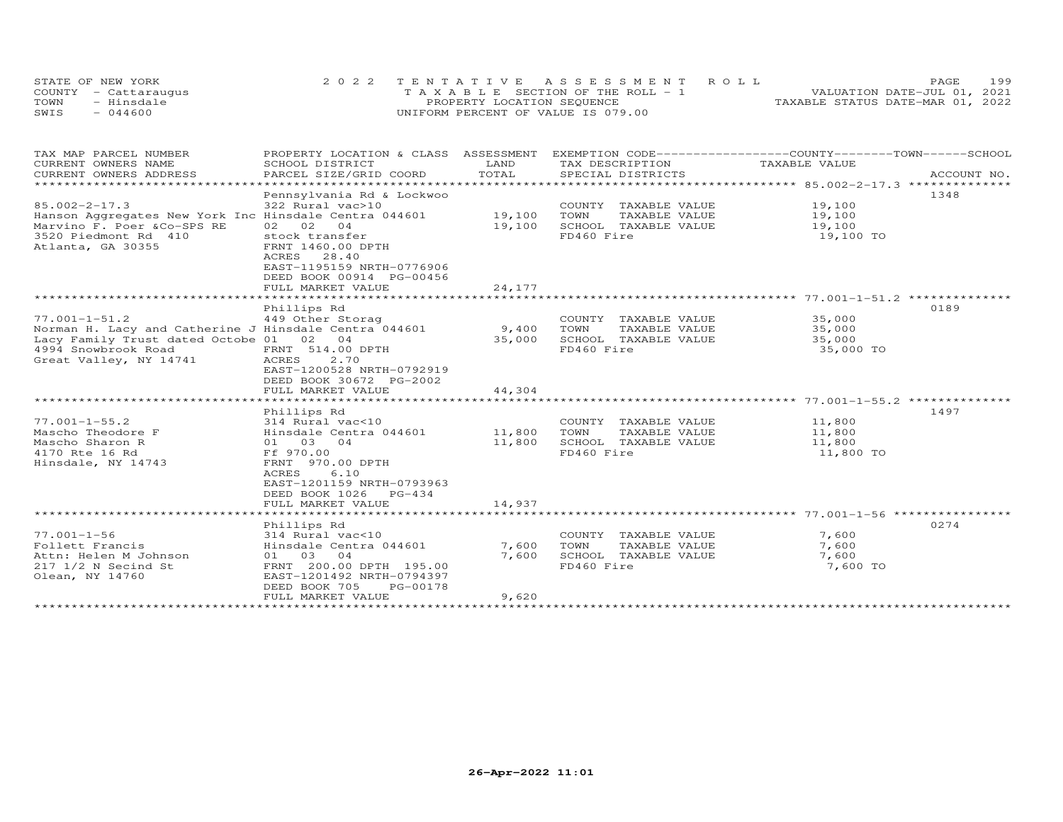STATE OF NEW YORK
COUNTY - Cattaraugus
TOWN - Hinsdale
SWIS - 044600

2022 TENTATIVE ASSESSMENT ROLL
TAXABLE SECTION OF THE ROLL - 1
PROPERTY LOCATION SEQUENCE
UNIFORM PERCENT OF VALUE IS 079.00

VALUATION DATE-JUL 01, 2021
TAXABLE STATUS DATE-MAR 01, 2022

| TAX MAP PARCEL NUMBER / CURRENT OWNERS NAME / CURRENT OWNERS ADDRESS | PROPERTY LOCATION & CLASS / SCHOOL DISTRICT / PARCEL SIZE/GRID COORD | ASSESSMENT LAND / TOTAL | EXEMPTION CODE / TAX DESCRIPTION / SPECIAL DISTRICTS | COUNTY--------TOWN------SCHOOL TAXABLE VALUE | ACCOUNT NO. |
|---|---|---|---|---|---|
| 85.002-2-17.3 | Pennsylvania Rd & Lockwoo | | | | 1348 |
| 85.002-2-17.3 | 322 Rural vac>10 | | COUNTY TAXABLE VALUE | 19,100 | |
| Hanson Aggregates New York Inc | Hinsdale Centra 044601 | 19,100 | TOWN TAXABLE VALUE | 19,100 | |
| Marvino F. Poer &Co-SPS RE | 02 02 04 | 19,100 | SCHOOL TAXABLE VALUE | 19,100 | |
| 3520 Piedmont Rd 410 | stock transfer | | FD460 Fire | 19,100 TO | |
| Atlanta, GA 30355 | FRNT 1460.00 DPTH | | | | |
| | ACRES 28.40 | | | | |
| | EAST-1195159 NRTH-0776906 | | | | |
| | DEED BOOK 00914 PG-00456 | | | | |
| | FULL MARKET VALUE | 24,177 | | | |
| 77.001-1-51.2 | Phillips Rd | | | | 0189 |
| 77.001-1-51.2 | 449 Other Storag | | COUNTY TAXABLE VALUE | 35,000 | |
| Norman H. Lacy and Catherine J | Hinsdale Centra 044601 | 9,400 | TOWN TAXABLE VALUE | 35,000 | |
| Lacy Family Trust dated Octobe | 01 02 04 | 35,000 | SCHOOL TAXABLE VALUE | 35,000 | |
| 4994 Snowbrook Road | FRNT 514.00 DPTH | | FD460 Fire | 35,000 TO | |
| Great Valley, NY 14741 | ACRES 2.70 | | | | |
| | EAST-1200528 NRTH-0792919 | | | | |
| | DEED BOOK 30672 PG-2002 | | | | |
| | FULL MARKET VALUE | 44,304 | | | |
| 77.001-1-55.2 | Phillips Rd | | | | 1497 |
| 77.001-1-55.2 | 314 Rural vac<10 | | COUNTY TAXABLE VALUE | 11,800 | |
| Mascho Theodore F | Hinsdale Centra 044601 | 11,800 | TOWN TAXABLE VALUE | 11,800 | |
| Mascho Sharon R | 01 03 04 | 11,800 | SCHOOL TAXABLE VALUE | 11,800 | |
| 4170 Rte 16 Rd | Ff 970.00 | | FD460 Fire | 11,800 TO | |
| Hinsdale, NY 14743 | FRNT 970.00 DPTH | | | | |
| | ACRES 6.10 | | | | |
| | EAST-1201159 NRTH-0793963 | | | | |
| | DEED BOOK 1026 PG-434 | | | | |
| | FULL MARKET VALUE | 14,937 | | | |
| 77.001-1-56 | Phillips Rd | | | | 0274 |
| 77.001-1-56 | 314 Rural vac<10 | | COUNTY TAXABLE VALUE | 7,600 | |
| Follett Francis | Hinsdale Centra 044601 | 7,600 | TOWN TAXABLE VALUE | 7,600 | |
| Attn: Helen M Johnson | 01 03 04 | 7,600 | SCHOOL TAXABLE VALUE | 7,600 | |
| 217 1/2 N Secind St | FRNT 200.00 DPTH 195.00 | | FD460 Fire | 7,600 TO | |
| Olean, NY 14760 | EAST-1201492 NRTH-0794397 | | | | |
| | DEED BOOK 705 PG-00178 | | | | |
| | FULL MARKET VALUE | 9,620 | | | |

26-Apr-2022 11:01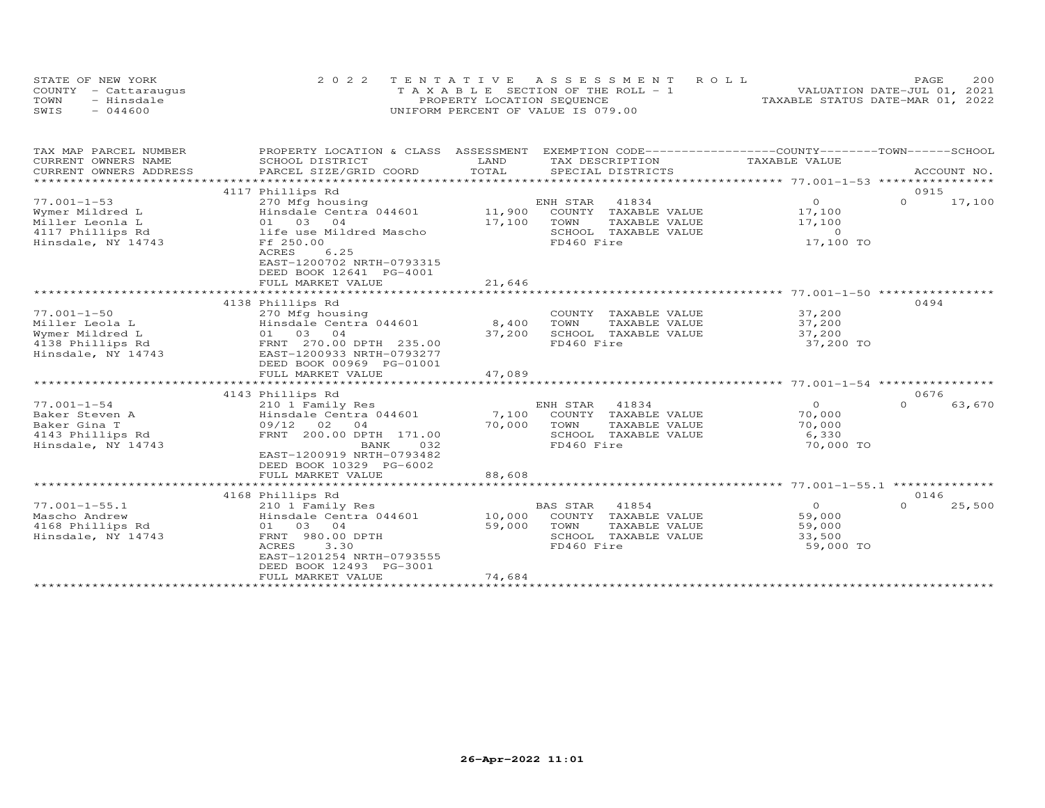STATE OF NEW YORK
COUNTY - Cattaraugus
TOWN - Hinsdale
SWIS - 044600

2022 TENTATIVE ASSESSMENT ROLL
TAXABLE SECTION OF THE ROLL - 1
PROPERTY LOCATION SEQUENCE
UNIFORM PERCENT OF VALUE IS 079.00

VALUATION DATE-JUL 01, 2021
TAXABLE STATUS DATE-MAR 01, 2022

| TAX MAP PARCEL NUMBER / CURRENT OWNERS NAME / CURRENT OWNERS ADDRESS | PROPERTY LOCATION & CLASS / SCHOOL DISTRICT / PARCEL SIZE/GRID COORD | ASSESSMENT LAND / TOTAL | EXEMPTION CODE / TAX DESCRIPTION / SPECIAL DISTRICTS | COUNTY TAXABLE VALUE | TOWN | SCHOOL / ACCOUNT NO. |
|---|---|---|---|---|---|---|
| | 4117 Phillips Rd | | | | | 0915 |
| 77.001-1-53 | 270 Mfg housing | | ENH STAR 41834 | 0 | 0 | 17,100 |
| Wymer Mildred L | Hinsdale Centra 044601 | 11,900 | COUNTY TAXABLE VALUE | 17,100 | | |
| Miller Leonla L | 01 03 04 | 17,100 | TOWN TAXABLE VALUE | 17,100 | | |
| 4117 Phillips Rd | life use Mildred Mascho | | SCHOOL TAXABLE VALUE | 0 | | |
| Hinsdale, NY 14743 | Ff 250.00 | | FD460 Fire | 17,100 TO | | |
| | ACRES 6.25 | | | | | |
| | EAST-1200702 NRTH-0793315 | | | | | |
| | DEED BOOK 12641 PG-4001 | | | | | |
| | FULL MARKET VALUE | 21,646 | | | | |
| | 4138 Phillips Rd | | | | | 0494 |
| 77.001-1-50 | 270 Mfg housing | | COUNTY TAXABLE VALUE | 37,200 | | |
| Miller Leola L | Hinsdale Centra 044601 | 8,400 | TOWN TAXABLE VALUE | 37,200 | | |
| Wymer Mildred L | 01 03 04 | 37,200 | SCHOOL TAXABLE VALUE | 37,200 | | |
| 4138 Phillips Rd | FRNT 270.00 DPTH 235.00 | | FD460 Fire | 37,200 TO | | |
| Hinsdale, NY 14743 | EAST-1200933 NRTH-0793277 | | | | | |
| | DEED BOOK 00969 PG-01001 | | | | | |
| | FULL MARKET VALUE | 47,089 | | | | |
| | 4143 Phillips Rd | | | | | 0676 |
| 77.001-1-54 | 210 1 Family Res | | ENH STAR 41834 | 0 | 0 | 63,670 |
| Baker Steven A | Hinsdale Centra 044601 | 7,100 | COUNTY TAXABLE VALUE | 70,000 | | |
| Baker Gina T | 09/12 02 04 | 70,000 | TOWN TAXABLE VALUE | 70,000 | | |
| 4143 Phillips Rd | FRNT 200.00 DPTH 171.00 | | SCHOOL TAXABLE VALUE | 6,330 | | |
| Hinsdale, NY 14743 | BANK 032 | | FD460 Fire | 70,000 TO | | |
| | EAST-1200919 NRTH-0793482 | | | | | |
| | DEED BOOK 10329 PG-6002 | | | | | |
| | FULL MARKET VALUE | 88,608 | | | | |
| | 4168 Phillips Rd | | | | | 0146 |
| 77.001-1-55.1 | 210 1 Family Res | | BAS STAR 41854 | 0 | 0 | 25,500 |
| Mascho Andrew | Hinsdale Centra 044601 | 10,000 | COUNTY TAXABLE VALUE | 59,000 | | |
| 4168 Phillips Rd | 01 03 04 | 59,000 | TOWN TAXABLE VALUE | 59,000 | | |
| Hinsdale, NY 14743 | FRNT 980.00 DPTH | | SCHOOL TAXABLE VALUE | 33,500 | | |
| | ACRES 3.30 | | FD460 Fire | 59,000 TO | | |
| | EAST-1201254 NRTH-0793555 | | | | | |
| | DEED BOOK 12493 PG-3001 | | | | | |
| | FULL MARKET VALUE | 74,684 | | | | |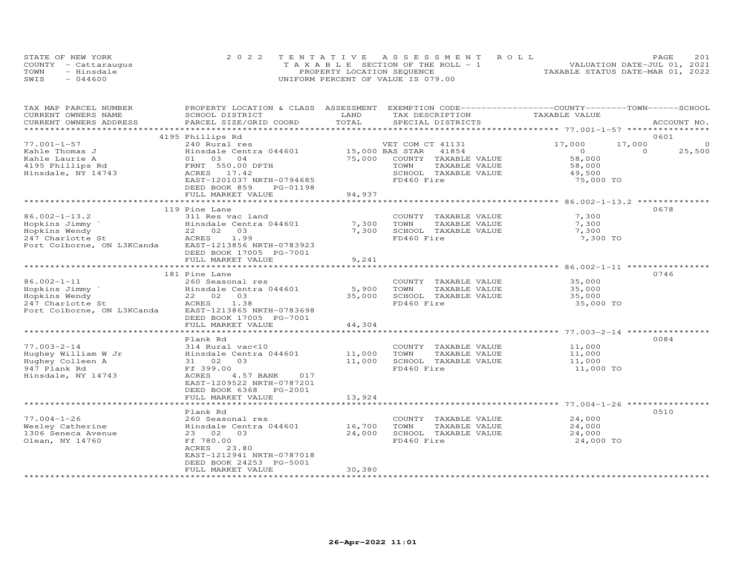STATE OF NEW YORK — 2022 TENTATIVE ASSESSMENT ROLL
COUNTY - Cattaraugus — TAXABLE SECTION OF THE ROLL - 1 — VALUATION DATE-JUL 01, 2021
TOWN - Hinsdale — PROPERTY LOCATION SEQUENCE — TAXABLE STATUS DATE-MAR 01, 2022
SWIS - 044600 — UNIFORM PERCENT OF VALUE IS 079.00

| TAX MAP PARCEL NUMBER / CURRENT OWNERS NAME / CURRENT OWNERS ADDRESS | PROPERTY LOCATION & CLASS / SCHOOL DISTRICT / PARCEL SIZE/GRID COORD | ASSESSMENT LAND / TOTAL | EXEMPTION CODE / TAX DESCRIPTION / SPECIAL DISTRICTS | COUNTY TAXABLE VALUE | TOWN | SCHOOL | ACCOUNT NO. |
|---|---|---|---|---|---|---|---|
| **77.001-1-57** | 4195 Phillips Rd | | | | | | 0601 |
| 77.001-1-57 | 240 Rural res | | VET COM CT 41131 | 17,000 | 17,000 | 0 | |
| Kahle Thomas J | Hinsdale Centra 044601 | 15,000 | BAS STAR 41854 | 0 | 0 | 25,500 | |
| Kahle Laurie A | 01 03 04 | 75,000 | COUNTY TAXABLE VALUE | 58,000 | | | |
| 4195 Phillips Rd | FRNT 550.00 DPTH | | TOWN TAXABLE VALUE | 58,000 | | | |
| Hinsdale, NY 14743 | ACRES 17.42 | | SCHOOL TAXABLE VALUE | 49,500 | | | |
| | EAST-1201037 NRTH-0794685 | | FD460 Fire | 75,000 TO | | | |
| | DEED BOOK 859 PG-01198 | | | | | | |
| | FULL MARKET VALUE | 94,937 | | | | | |
| **86.002-1-13.2** | 119 Pine Lane | | | | | | 0678 |
| 86.002-1-13.2 | 311 Res vac land | | COUNTY TAXABLE VALUE | 7,300 | | | |
| Hopkins Jimmy ` | Hinsdale Centra 044601 | 7,300 | TOWN TAXABLE VALUE | 7,300 | | | |
| Hopkins Wendy | 22 02 03 | 7,300 | SCHOOL TAXABLE VALUE | 7,300 | | | |
| 247 Charlotte St | ACRES 1.99 | | FD460 Fire | 7,300 TO | | | |
| Port Colborne, ON L3KCanda | EAST-1213856 NRTH-0783923 | | | | | | |
| | DEED BOOK 17005 PG-7001 | | | | | | |
| | FULL MARKET VALUE | 9,241 | | | | | |
| **86.002-1-11** | 181 Pine Lane | | | | | | 0746 |
| 86.002-1-11 | 260 Seasonal res | | COUNTY TAXABLE VALUE | 35,000 | | | |
| Hopkins Jimmy ` | Hinsdale Centra 044601 | 5,900 | TOWN TAXABLE VALUE | 35,000 | | | |
| Hopkins Wendy | 22 02 03 | 35,000 | SCHOOL TAXABLE VALUE | 35,000 | | | |
| 247 Charlotte St | ACRES 1.38 | | FD460 Fire | 35,000 TO | | | |
| Port Colborne, ON L3KCanda | EAST-1213865 NRTH-0783698 | | | | | | |
| | DEED BOOK 17005 PG-7001 | | | | | | |
| | FULL MARKET VALUE | 44,304 | | | | | |
| **77.003-2-14** | Plank Rd | | | | | | 0084 |
| 77.003-2-14 | 314 Rural vac<10 | | COUNTY TAXABLE VALUE | 11,000 | | | |
| Hughey William W Jr | Hinsdale Centra 044601 | 11,000 | TOWN TAXABLE VALUE | 11,000 | | | |
| Hughey Colleen A | 31 02 03 | 11,000 | SCHOOL TAXABLE VALUE | 11,000 | | | |
| 947 Plank Rd | Ff 399.00 | | FD460 Fire | 11,000 TO | | | |
| Hinsdale, NY 14743 | ACRES 4.57 BANK 017 | | | | | | |
| | EAST-1209522 NRTH-0787201 | | | | | | |
| | DEED BOOK 6368 PG-2001 | | | | | | |
| | FULL MARKET VALUE | 13,924 | | | | | |
| **77.004-1-26** | Plank Rd | | | | | | 0510 |
| 77.004-1-26 | 260 Seasonal res | | COUNTY TAXABLE VALUE | 24,000 | | | |
| Wesley Catherine | Hinsdale Centra 044601 | 16,700 | TOWN TAXABLE VALUE | 24,000 | | | |
| 1306 Seneca Avenue | 23 02 03 | 24,000 | SCHOOL TAXABLE VALUE | 24,000 | | | |
| Olean, NY 14760 | Ff 780.00 | | FD460 Fire | 24,000 TO | | | |
| | ACRES 23.80 | | | | | | |
| | EAST-1212941 NRTH-0787018 | | | | | | |
| | DEED BOOK 24253 PG-5001 | | | | | | |
| | FULL MARKET VALUE | 30,380 | | | | | |

26-Apr-2022 11:01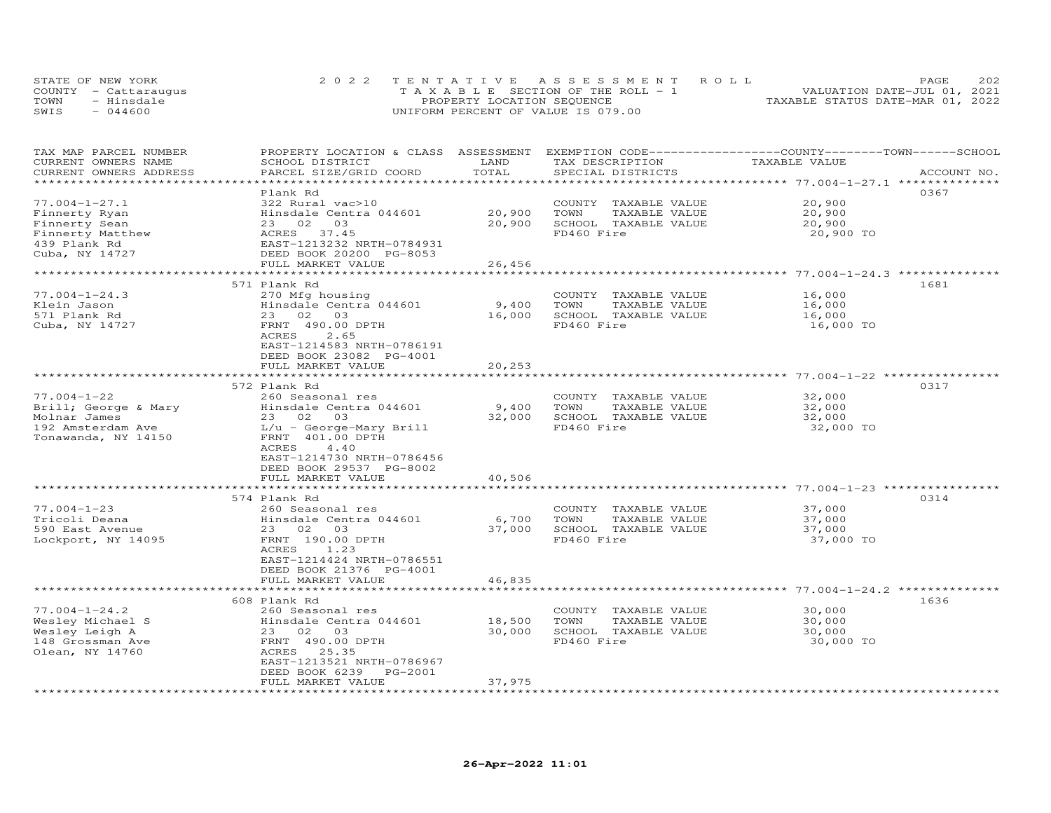STATE OF NEW YORK
COUNTY - Cattaraugus
TOWN - Hinsdale
SWIS - 044600

2022 TENTATIVE ASSESSMENT ROLL
TAXABLE SECTION OF THE ROLL - 1
PROPERTY LOCATION SEQUENCE
UNIFORM PERCENT OF VALUE IS 079.00

VALUATION DATE-JUL 01, 2021
TAXABLE STATUS DATE-MAR 01, 2022

| TAX MAP PARCEL NUMBER / CURRENT OWNERS NAME / CURRENT OWNERS ADDRESS | PROPERTY LOCATION & CLASS / SCHOOL DISTRICT / PARCEL SIZE/GRID COORD | ASSESSMENT LAND / TOTAL | EXEMPTION CODE / TAX DESCRIPTION / SPECIAL DISTRICTS | COUNTY / TOWN / SCHOOL TAXABLE VALUE | ACCOUNT NO. |
|---|---|---|---|---|---|
| 77.004-1-27.1 | Plank Rd | | | | 0367 |
| | 322 Rural vac>10 | | COUNTY TAXABLE VALUE | 20,900 | |
| Finnerty Ryan | Hinsdale Centra 044601 | 20,900 | TOWN TAXABLE VALUE | 20,900 | |
| Finnerty Sean | 23 02 03 | 20,900 | SCHOOL TAXABLE VALUE | 20,900 | |
| Finnerty Matthew | ACRES 37.45 | | FD460 Fire | 20,900 TO | |
| 439 Plank Rd | EAST-1213232 NRTH-0784931 | | | | |
| Cuba, NY 14727 | DEED BOOK 20200 PG-8053 | | | | |
| | FULL MARKET VALUE | 26,456 | | | |
| 77.004-1-24.3 | 571 Plank Rd | | | | 1681 |
| | 270 Mfg housing | | COUNTY TAXABLE VALUE | 16,000 | |
| Klein Jason | Hinsdale Centra 044601 | 9,400 | TOWN TAXABLE VALUE | 16,000 | |
| 571 Plank Rd | 23 02 03 | 16,000 | SCHOOL TAXABLE VALUE | 16,000 | |
| Cuba, NY 14727 | FRNT 490.00 DPTH | | FD460 Fire | 16,000 TO | |
| | ACRES 2.65 | | | | |
| | EAST-1214583 NRTH-0786191 | | | | |
| | DEED BOOK 23082 PG-4001 | | | | |
| | FULL MARKET VALUE | 20,253 | | | |
| 77.004-1-22 | 572 Plank Rd | | | | 0317 |
| | 260 Seasonal res | | COUNTY TAXABLE VALUE | 32,000 | |
| Brill; George & Mary | Hinsdale Centra 044601 | 9,400 | TOWN TAXABLE VALUE | 32,000 | |
| Molnar James | 23 02 03 | 32,000 | SCHOOL TAXABLE VALUE | 32,000 | |
| 192 Amsterdam Ave | L/u - George-Mary Brill | | FD460 Fire | 32,000 TO | |
| Tonawanda, NY 14150 | FRNT 401.00 DPTH | | | | |
| | ACRES 4.40 | | | | |
| | EAST-1214730 NRTH-0786456 | | | | |
| | DEED BOOK 29537 PG-8002 | | | | |
| | FULL MARKET VALUE | 40,506 | | | |
| 77.004-1-23 | 574 Plank Rd | | | | 0314 |
| | 260 Seasonal res | | COUNTY TAXABLE VALUE | 37,000 | |
| Tricoli Deana | Hinsdale Centra 044601 | 6,700 | TOWN TAXABLE VALUE | 37,000 | |
| 590 East Avenue | 23 02 03 | 37,000 | SCHOOL TAXABLE VALUE | 37,000 | |
| Lockport, NY 14095 | FRNT 190.00 DPTH | | FD460 Fire | 37,000 TO | |
| | ACRES 1.23 | | | | |
| | EAST-1214424 NRTH-0786551 | | | | |
| | DEED BOOK 21376 PG-4001 | | | | |
| | FULL MARKET VALUE | 46,835 | | | |
| 77.004-1-24.2 | 608 Plank Rd | | | | 1636 |
| | 260 Seasonal res | | COUNTY TAXABLE VALUE | 30,000 | |
| Wesley Michael S | Hinsdale Centra 044601 | 18,500 | TOWN TAXABLE VALUE | 30,000 | |
| Wesley Leigh A | 23 02 03 | 30,000 | SCHOOL TAXABLE VALUE | 30,000 | |
| 148 Grossman Ave | FRNT 490.00 DPTH | | FD460 Fire | 30,000 TO | |
| Olean, NY 14760 | ACRES 25.35 | | | | |
| | EAST-1213521 NRTH-0786967 | | | | |
| | DEED BOOK 6239 PG-2001 | | | | |
| | FULL MARKET VALUE | 37,975 | | | |

26-Apr-2022 11:01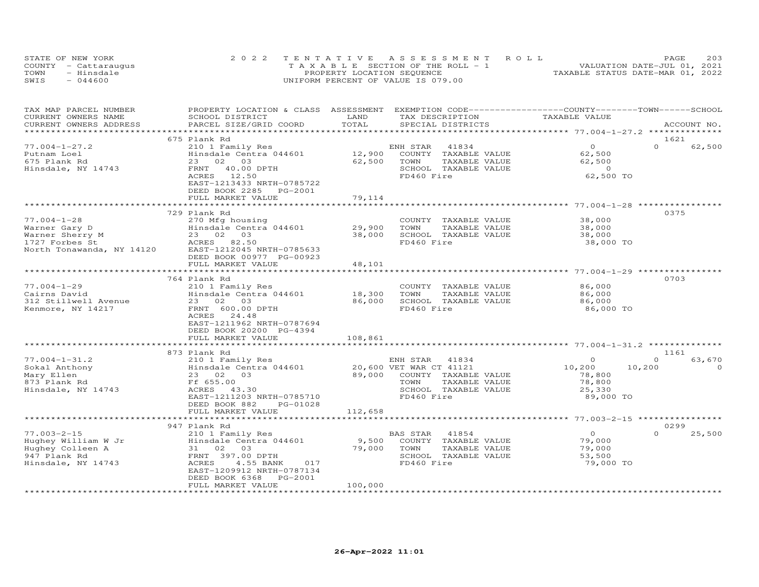STATE OF NEW YORK — 2022 TENTATIVE ASSESSMENT ROLL
COUNTY - Cattaraugus — TAXABLE SECTION OF THE ROLL - 1 — VALUATION DATE-JUL 01, 2021
TOWN - Hinsdale — PROPERTY LOCATION SEQUENCE — TAXABLE STATUS DATE-MAR 01, 2022
SWIS - 044600 — UNIFORM PERCENT OF VALUE IS 079.00

| TAX MAP PARCEL NUMBER / CURRENT OWNERS NAME / CURRENT OWNERS ADDRESS | PROPERTY LOCATION & CLASS / SCHOOL DISTRICT / PARCEL SIZE/GRID COORD | ASSESSMENT LAND | TOTAL | EXEMPTION CODE / TAX DESCRIPTION / SPECIAL DISTRICTS | COUNTY TAXABLE VALUE | TOWN | SCHOOL | ACCOUNT NO. |
|---|---|---|---|---|---|---|---|---|
| 77.004-1-27.2 | 675 Plank Rd | | | | | | | 1621 |
| | 210 1 Family Res | | | ENH STAR 41834 | 0 | 0 | 62,500 | |
| Putnam Loel | Hinsdale Centra 044601 | 12,900 | | COUNTY TAXABLE VALUE | 62,500 | | | |
| 675 Plank Rd | 23 02 03 | | 62,500 | TOWN TAXABLE VALUE | 62,500 | | | |
| Hinsdale, NY 14743 | FRNT 40.00 DPTH | | | SCHOOL TAXABLE VALUE | 0 | | | |
| | ACRES 12.50 | | | FD460 Fire | 62,500 TO | | | |
| | EAST-1213433 NRTH-0785722 | | | | | | | |
| | DEED BOOK 2285 PG-2001 | | | | | | | |
| | FULL MARKET VALUE | | 79,114 | | | | | |
| 77.004-1-28 | 729 Plank Rd | | | | | | | 0375 |
| | 270 Mfg housing | | | COUNTY TAXABLE VALUE | 38,000 | | | |
| Warner Gary D | Hinsdale Centra 044601 | 29,900 | | TOWN TAXABLE VALUE | 38,000 | | | |
| Warner Sherry M | 23 02 03 | | 38,000 | SCHOOL TAXABLE VALUE | 38,000 | | | |
| 1727 Forbes St | ACRES 82.50 | | | FD460 Fire | 38,000 TO | | | |
| North Tonawanda, NY 14120 | EAST-1212045 NRTH-0785633 | | | | | | | |
| | DEED BOOK 00977 PG-00923 | | | | | | | |
| | FULL MARKET VALUE | | 48,101 | | | | | |
| 77.004-1-29 | 764 Plank Rd | | | | | | | 0703 |
| | 210 1 Family Res | | | COUNTY TAXABLE VALUE | 86,000 | | | |
| Cairns David | Hinsdale Centra 044601 | 18,300 | | TOWN TAXABLE VALUE | 86,000 | | | |
| 312 Stillwell Avenue | 23 02 03 | | 86,000 | SCHOOL TAXABLE VALUE | 86,000 | | | |
| Kenmore, NY 14217 | FRNT 600.00 DPTH | | | FD460 Fire | 86,000 TO | | | |
| | ACRES 24.48 | | | | | | | |
| | EAST-1211962 NRTH-0787694 | | | | | | | |
| | DEED BOOK 20200 PG-4394 | | | | | | | |
| | FULL MARKET VALUE | | 108,861 | | | | | |
| 77.004-1-31.2 | 873 Plank Rd | | | | | | | 1161 |
| | 210 1 Family Res | | | ENH STAR 41834 | 0 | 0 | 63,670 | |
| Sokal Anthony | Hinsdale Centra 044601 | 20,600 | | VET WAR CT 41121 | 10,200 | 10,200 | 0 | |
| Mary Ellen | 23 02 03 | | 89,000 | COUNTY TAXABLE VALUE | 78,800 | | | |
| 873 Plank Rd | Ff 655.00 | | | TOWN TAXABLE VALUE | 78,800 | | | |
| Hinsdale, NY 14743 | ACRES 43.30 | | | SCHOOL TAXABLE VALUE | 25,330 | | | |
| | EAST-1211203 NRTH-0785710 | | | FD460 Fire | 89,000 TO | | | |
| | DEED BOOK 882 PG-01028 | | | | | | | |
| | FULL MARKET VALUE | | 112,658 | | | | | |
| 77.003-2-15 | 947 Plank Rd | | | | | | | 0299 |
| | 210 1 Family Res | | | BAS STAR 41854 | 0 | 0 | 25,500 | |
| Hughey William W Jr | Hinsdale Centra 044601 | 9,500 | | COUNTY TAXABLE VALUE | 79,000 | | | |
| Hughey Colleen A | 31 02 03 | | 79,000 | TOWN TAXABLE VALUE | 79,000 | | | |
| 947 Plank Rd | FRNT 397.00 DPTH | | | SCHOOL TAXABLE VALUE | 53,500 | | | |
| Hinsdale, NY 14743 | ACRES 4.55 BANK 017 | | | FD460 Fire | 79,000 TO | | | |
| | EAST-1209912 NRTH-0787134 | | | | | | | |
| | DEED BOOK 6368 PG-2001 | | | | | | | |
| | FULL MARKET VALUE | | 100,000 | | | | | |

26-Apr-2022 11:01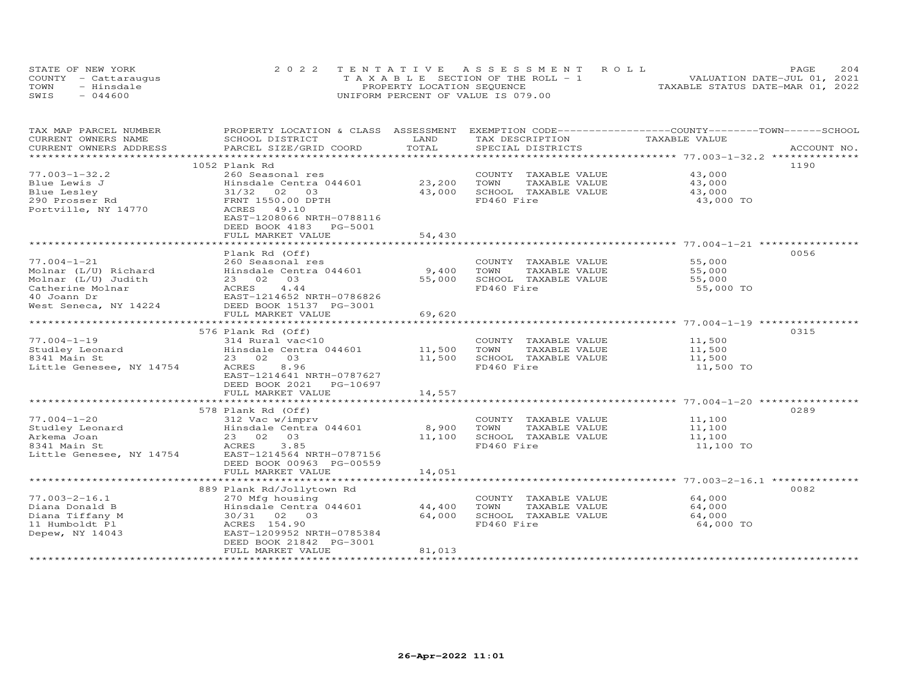STATE OF NEW YORK
COUNTY - Cattaraugus
TOWN - Hinsdale
SWIS - 044600

2022 TENTATIVE ASSESSMENT ROLL
TAXABLE SECTION OF THE ROLL - 1
PROPERTY LOCATION SEQUENCE
UNIFORM PERCENT OF VALUE IS 079.00

VALUATION DATE-JUL 01, 2021
TAXABLE STATUS DATE-MAR 01, 2022

| TAX MAP PARCEL NUMBER<br>CURRENT OWNERS NAME<br>CURRENT OWNERS ADDRESS | PROPERTY LOCATION & CLASS<br>SCHOOL DISTRICT<br>PARCEL SIZE/GRID COORD | ASSESSMENT<br>LAND<br>TOTAL | EXEMPTION CODE<br>TAX DESCRIPTION<br>SPECIAL DISTRICTS | COUNTY--------TOWN------SCHOOL<br>TAXABLE VALUE | ACCOUNT NO. |
|---|---|---|---|---|---|
| 77.003-1-32.2 | 1052 Plank Rd | | | | 1190 |
| Blue Lewis J | 260 Seasonal res | | COUNTY TAXABLE VALUE | 43,000 | |
| Blue Lesley | Hinsdale Centra 044601 | 23,200 | TOWN TAXABLE VALUE | 43,000 | |
| 290 Prosser Rd | 31/32 02 03 | 43,000 | SCHOOL TAXABLE VALUE | 43,000 | |
| Portville, NY 14770 | FRNT 1550.00 DPTH | | FD460 Fire | 43,000 TO | |
| | ACRES 49.10 | | | | |
| | EAST-1208066 NRTH-0788116 | | | | |
| | DEED BOOK 4183 PG-5001 | | | | |
| | FULL MARKET VALUE | 54,430 | | | |
| 77.004-1-21 | Plank Rd (Off) | | | | 0056 |
| Molnar (L/U) Richard | 260 Seasonal res | | COUNTY TAXABLE VALUE | 55,000 | |
| Molnar (L/U) Judith | Hinsdale Centra 044601 | 9,400 | TOWN TAXABLE VALUE | 55,000 | |
| Catherine Molnar | 23 02 03 | 55,000 | SCHOOL TAXABLE VALUE | 55,000 | |
| 40 Joann Dr | ACRES 4.44 | | FD460 Fire | 55,000 TO | |
| West Seneca, NY 14224 | EAST-1214652 NRTH-0786826 | | | | |
| | DEED BOOK 15137 PG-3001 | | | | |
| | FULL MARKET VALUE | 69,620 | | | |
| 77.004-1-19 | 576 Plank Rd (Off) | | | | 0315 |
| Studley Leonard | 314 Rural vac<10 | | COUNTY TAXABLE VALUE | 11,500 | |
| 8341 Main St | Hinsdale Centra 044601 | 11,500 | TOWN TAXABLE VALUE | 11,500 | |
| Little Genesee, NY 14754 | 23 02 03 | 11,500 | SCHOOL TAXABLE VALUE | 11,500 | |
| | ACRES 8.96 | | FD460 Fire | 11,500 TO | |
| | EAST-1214641 NRTH-0787627 | | | | |
| | DEED BOOK 2021 PG-10697 | | | | |
| | FULL MARKET VALUE | 14,557 | | | |
| 77.004-1-20 | 578 Plank Rd (Off) | | | | 0289 |
| Studley Leonard | 312 Vac w/imprv | | COUNTY TAXABLE VALUE | 11,100 | |
| Arkema Joan | Hinsdale Centra 044601 | 8,900 | TOWN TAXABLE VALUE | 11,100 | |
| 8341 Main St | 23 02 03 | 11,100 | SCHOOL TAXABLE VALUE | 11,100 | |
| Little Genesee, NY 14754 | ACRES 3.85 | | FD460 Fire | 11,100 TO | |
| | EAST-1214564 NRTH-0787156 | | | | |
| | DEED BOOK 00963 PG-00559 | | | | |
| | FULL MARKET VALUE | 14,051 | | | |
| 77.003-2-16.1 | 889 Plank Rd/Jollytown Rd | | | | 0082 |
| Diana Donald B | 270 Mfg housing | | COUNTY TAXABLE VALUE | 64,000 | |
| Diana Tiffany M | Hinsdale Centra 044601 | 44,400 | TOWN TAXABLE VALUE | 64,000 | |
| 11 Humboldt Pl | 30/31 02 03 | 64,000 | SCHOOL TAXABLE VALUE | 64,000 | |
| Depew, NY 14043 | ACRES 154.90 | | FD460 Fire | 64,000 TO | |
| | EAST-1209952 NRTH-0785384 | | | | |
| | DEED BOOK 21842 PG-3001 | | | | |
| | FULL MARKET VALUE | 81,013 | | | |

26-Apr-2022 11:01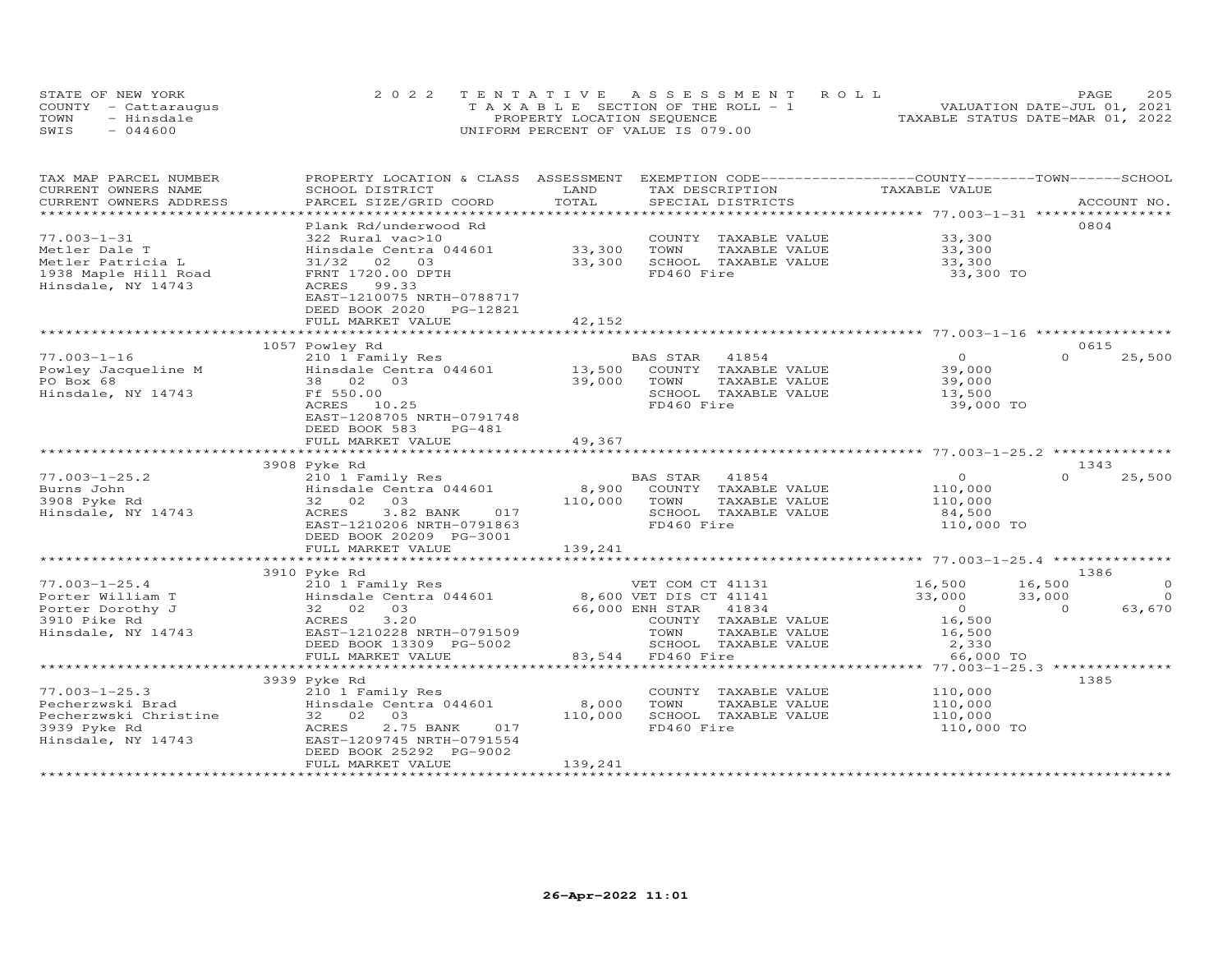STATE OF NEW YORK 2022 TENTATIVE ASSESSMENT ROLL
COUNTY - Cattaraugus T A X A B L E SECTION OF THE ROLL - 1 VALUATION DATE-JUL 01, 2021
TOWN - Hinsdale PROPERTY LOCATION SEQUENCE TAXABLE STATUS DATE-MAR 01, 2022
SWIS - 044600 UNIFORM PERCENT OF VALUE IS 079.00

| TAX MAP PARCEL NUMBER / CURRENT OWNERS NAME / CURRENT OWNERS ADDRESS | PROPERTY LOCATION & CLASS / SCHOOL DISTRICT / PARCEL SIZE/GRID COORD | ASSESSMENT LAND | TOTAL | EXEMPTION CODE / TAX DESCRIPTION / SPECIAL DISTRICTS | COUNTY TAXABLE VALUE | TOWN | SCHOOL / ACCOUNT NO. |
|---|---|---|---|---|---|---|---|
| **77.003-1-31** | Plank Rd/underwood Rd | | | | | | 0804 |
| 77.003-1-31 | 322 Rural vac>10 | | | COUNTY TAXABLE VALUE | 33,300 | | |
| Metler Dale T | Hinsdale Centra 044601 | 33,300 | | TOWN TAXABLE VALUE | 33,300 | | |
| Metler Patricia L | 31/32 02 03 | | 33,300 | SCHOOL TAXABLE VALUE | 33,300 | | |
| 1938 Maple Hill Road | FRNT 1720.00 DPTH | | | FD460 Fire | 33,300 TO | | |
| Hinsdale, NY 14743 | ACRES 99.33 | | | | | | |
| | EAST-1210075 NRTH-0788717 | | | | | | |
| | DEED BOOK 2020 PG-12821 | | | | | | |
| | FULL MARKET VALUE | | 42,152 | | | | |
| **77.003-1-16** | 1057 Powley Rd | | | | | | 0615 |
| 77.003-1-16 | 210 1 Family Res | | | BAS STAR 41854 | 0 | 0 | 25,500 |
| Powley Jacqueline M | Hinsdale Centra 044601 | 13,500 | | COUNTY TAXABLE VALUE | 39,000 | | |
| PO Box 68 | 38 02 03 | | 39,000 | TOWN TAXABLE VALUE | 39,000 | | |
| Hinsdale, NY 14743 | Ff 550.00 | | | SCHOOL TAXABLE VALUE | 13,500 | | |
| | ACRES 10.25 | | | FD460 Fire | 39,000 TO | | |
| | EAST-1208705 NRTH-0791748 | | | | | | |
| | DEED BOOK 583 PG-481 | | | | | | |
| | FULL MARKET VALUE | | 49,367 | | | | |
| **77.003-1-25.2** | 3908 Pyke Rd | | | | | | 1343 |
| 77.003-1-25.2 | 210 1 Family Res | | | BAS STAR 41854 | 0 | 0 | 25,500 |
| Burns John | Hinsdale Centra 044601 | 8,900 | | COUNTY TAXABLE VALUE | 110,000 | | |
| 3908 Pyke Rd | 32 02 03 | | 110,000 | TOWN TAXABLE VALUE | 110,000 | | |
| Hinsdale, NY 14743 | ACRES 3.82 BANK 017 | | | SCHOOL TAXABLE VALUE | 84,500 | | |
| | EAST-1210206 NRTH-0791863 | | | FD460 Fire | 110,000 TO | | |
| | DEED BOOK 20209 PG-3001 | | | | | | |
| | FULL MARKET VALUE | | 139,241 | | | | |
| **77.003-1-25.4** | 3910 Pyke Rd | | | | | | 1386 |
| 77.003-1-25.4 | 210 1 Family Res | | | VET COM CT 41131 | 16,500 | 16,500 | 0 |
| Porter William T | Hinsdale Centra 044601 | 8,600 | | VET DIS CT 41141 | 33,000 | 33,000 | 0 |
| Porter Dorothy J | 32 02 03 | | 66,000 | ENH STAR 41834 | 0 | 0 | 63,670 |
| 3910 Pike Rd | ACRES 3.20 | | | COUNTY TAXABLE VALUE | 16,500 | | |
| Hinsdale, NY 14743 | EAST-1210228 NRTH-0791509 | | | TOWN TAXABLE VALUE | 16,500 | | |
| | DEED BOOK 13309 PG-5002 | | | SCHOOL TAXABLE VALUE | 2,330 | | |
| | FULL MARKET VALUE | | 83,544 | FD460 Fire | 66,000 TO | | |
| **77.003-1-25.3** | 3939 Pyke Rd | | | | | | 1385 |
| 77.003-1-25.3 | 210 1 Family Res | | | COUNTY TAXABLE VALUE | 110,000 | | |
| Pecherzwski Brad | Hinsdale Centra 044601 | 8,000 | | TOWN TAXABLE VALUE | 110,000 | | |
| Pecherzwski Christine | 32 02 03 | | 110,000 | SCHOOL TAXABLE VALUE | 110,000 | | |
| 3939 Pyke Rd | ACRES 2.75 BANK 017 | | | FD460 Fire | 110,000 TO | | |
| Hinsdale, NY 14743 | EAST-1209745 NRTH-0791554 | | | | | | |
| | DEED BOOK 25292 PG-9002 | | | | | | |
| | FULL MARKET VALUE | | 139,241 | | | | |

26-Apr-2022 11:01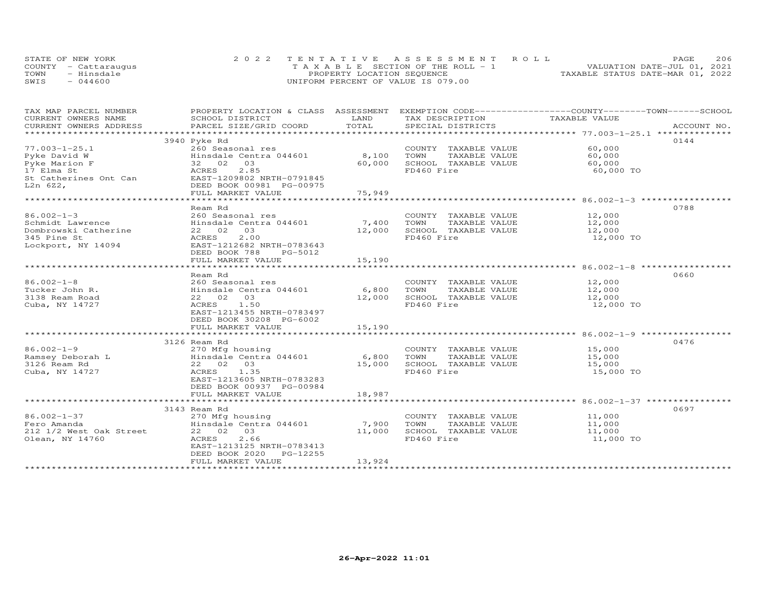STATE OF NEW YORK
COUNTY - Cattaraugus
TOWN - Hinsdale
SWIS - 044600

2022 TENTATIVE ASSESSMENT ROLL
TAXABLE SECTION OF THE ROLL - 1
PROPERTY LOCATION SEQUENCE
UNIFORM PERCENT OF VALUE IS 079.00

VALUATION DATE-JUL 01, 2021
TAXABLE STATUS DATE-MAR 01, 2022

| TAX MAP PARCEL NUMBER / CURRENT OWNERS NAME / CURRENT OWNERS ADDRESS | PROPERTY LOCATION & CLASS / SCHOOL DISTRICT / PARCEL SIZE/GRID COORD | ASSESSMENT LAND / TOTAL | EXEMPTION CODE / TAX DESCRIPTION / SPECIAL DISTRICTS | TAXABLE VALUE (COUNTY / TOWN / SCHOOL) | ACCOUNT NO. |
|---|---|---|---|---|---|
| 77.003-1-25.1 | 3940 Pyke Rd | | | | 0144 |
| Pyke David W | 260 Seasonal res | | COUNTY TAXABLE VALUE | 60,000 | |
| Pyke Marion F | Hinsdale Centra 044601 | 8,100 | TOWN TAXABLE VALUE | 60,000 | |
| 17 Elma St | 32 02 03 | 60,000 | SCHOOL TAXABLE VALUE | 60,000 | |
| St Catherines Ont Can | ACRES 2.85 | | FD460 Fire | 60,000 TO | |
| L2n 6Z2, | EAST-1209802 NRTH-0791845 | | | | |
| | DEED BOOK 00981 PG-00975 | | | | |
| | FULL MARKET VALUE | 75,949 | | | |
| 86.002-1-3 | Ream Rd | | | | 0788 |
| Schmidt Lawrence | 260 Seasonal res | | COUNTY TAXABLE VALUE | 12,000 | |
| Dombrowski Catherine | Hinsdale Centra 044601 | 7,400 | TOWN TAXABLE VALUE | 12,000 | |
| 345 Pine St | 22 02 03 | 12,000 | SCHOOL TAXABLE VALUE | 12,000 | |
| Lockport, NY 14094 | ACRES 2.00 | | FD460 Fire | 12,000 TO | |
| | EAST-1212682 NRTH-0783643 | | | | |
| | DEED BOOK 788 PG-5012 | | | | |
| | FULL MARKET VALUE | 15,190 | | | |
| 86.002-1-8 | Ream Rd | | | | 0660 |
| Tucker John R. | 260 Seasonal res | | COUNTY TAXABLE VALUE | 12,000 | |
| 3138 Ream Road | Hinsdale Centra 044601 | 6,800 | TOWN TAXABLE VALUE | 12,000 | |
| Cuba, NY 14727 | 22 02 03 | 12,000 | SCHOOL TAXABLE VALUE | 12,000 | |
| | ACRES 1.50 | | FD460 Fire | 12,000 TO | |
| | EAST-1213455 NRTH-0783497 | | | | |
| | DEED BOOK 30208 PG-6002 | | | | |
| | FULL MARKET VALUE | 15,190 | | | |
| 86.002-1-9 | 3126 Ream Rd | | | | 0476 |
| Ramsey Deborah L | 270 Mfg housing | | COUNTY TAXABLE VALUE | 15,000 | |
| 3126 Ream Rd | Hinsdale Centra 044601 | 6,800 | TOWN TAXABLE VALUE | 15,000 | |
| Cuba, NY 14727 | 22 02 03 | 15,000 | SCHOOL TAXABLE VALUE | 15,000 | |
| | ACRES 1.35 | | FD460 Fire | 15,000 TO | |
| | EAST-1213605 NRTH-0783283 | | | | |
| | DEED BOOK 00937 PG-00984 | | | | |
| | FULL MARKET VALUE | 18,987 | | | |
| 86.002-1-37 | 3143 Ream Rd | | | | 0697 |
| Fero Amanda | 270 Mfg housing | | COUNTY TAXABLE VALUE | 11,000 | |
| 212 1/2 West Oak Street | Hinsdale Centra 044601 | 7,900 | TOWN TAXABLE VALUE | 11,000 | |
| Olean, NY 14760 | 22 02 03 | 11,000 | SCHOOL TAXABLE VALUE | 11,000 | |
| | ACRES 2.66 | | FD460 Fire | 11,000 TO | |
| | EAST-1213125 NRTH-0783413 | | | | |
| | DEED BOOK 2020 PG-12255 | | | | |
| | FULL MARKET VALUE | 13,924 | | | |

26-Apr-2022 11:01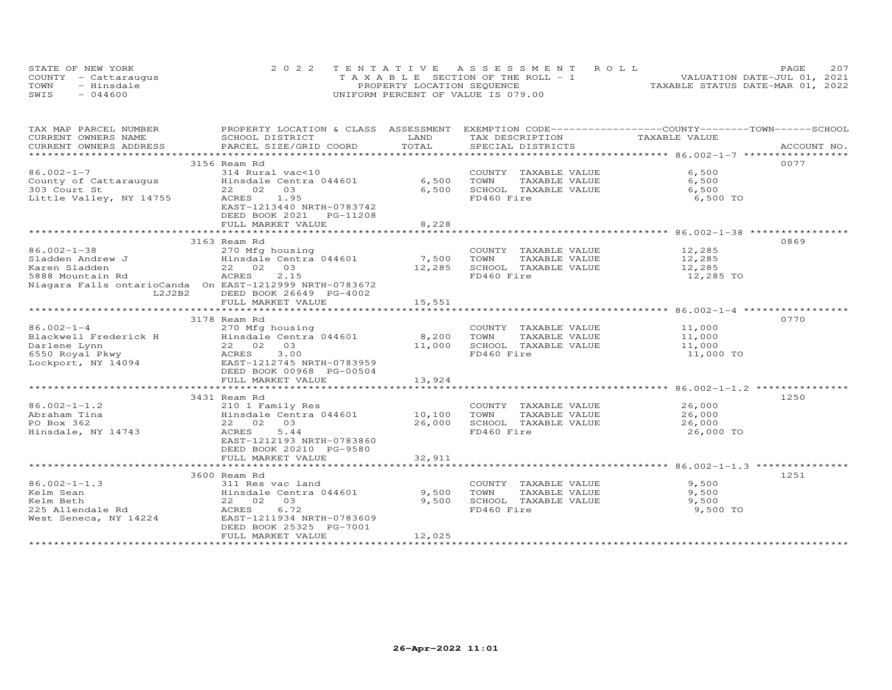STATE OF NEW YORK
COUNTY - Cattaraugus
TOWN - Hinsdale
SWIS - 044600

2 0 2 2 T E N T A T I V E A S S E S S M E N T R O L L
T A X A B L E SECTION OF THE ROLL - 1
PROPERTY LOCATION SEQUENCE
UNIFORM PERCENT OF VALUE IS 079.00

VALUATION DATE-JUL 01, 2021
TAXABLE STATUS DATE-MAR 01, 2022

| TAX MAP PARCEL NUMBER / CURRENT OWNERS NAME / CURRENT OWNERS ADDRESS | PROPERTY LOCATION & CLASS / SCHOOL DISTRICT / PARCEL SIZE/GRID COORD | ASSESSMENT LAND | TOTAL | EXEMPTION CODE / TAX DESCRIPTION / SPECIAL DISTRICTS | COUNTY / TOWN / SCHOOL TAXABLE VALUE | ACCOUNT NO. |
|---|---|---|---|---|---|---|
| 86.002-1-7 | 3156 Ream Rd | | | | | 0077 |
| 86.002-1-7 | 314 Rural vac<10 | | | COUNTY TAXABLE VALUE | 6,500 | |
| County of Cattaraugus | Hinsdale Centra 044601 | 6,500 | | TOWN TAXABLE VALUE | 6,500 | |
| 303 Court St | 22 02 03 | | 6,500 | SCHOOL TAXABLE VALUE | 6,500 | |
| Little Valley, NY 14755 | ACRES 1.95 | | | FD460 Fire | 6,500 TO | |
| | EAST-1213440 NRTH-0783742 | | | | | |
| | DEED BOOK 2021 PG-11208 | | | | | |
| | FULL MARKET VALUE | | 8,228 | | | |
| 86.002-1-38 | 3163 Ream Rd | | | | | 0869 |
| 86.002-1-38 | 270 Mfg housing | | | COUNTY TAXABLE VALUE | 12,285 | |
| Sladden Andrew J | Hinsdale Centra 044601 | 7,500 | | TOWN TAXABLE VALUE | 12,285 | |
| Karen Sladden | 22 02 03 | | 12,285 | SCHOOL TAXABLE VALUE | 12,285 | |
| 5888 Mountain Rd | ACRES 2.15 | | | FD460 Fire | 12,285 TO | |
| Niagara Falls ontarioCanda On | EAST-1212999 NRTH-0783672 | | | | | |
| L2J2B2 | DEED BOOK 26649 PG-4002 | | | | | |
| | FULL MARKET VALUE | | 15,551 | | | |
| 86.002-1-4 | 3178 Ream Rd | | | | | 0770 |
| 86.002-1-4 | 270 Mfg housing | | | COUNTY TAXABLE VALUE | 11,000 | |
| Blackwell Frederick H | Hinsdale Centra 044601 | 8,200 | | TOWN TAXABLE VALUE | 11,000 | |
| Darlene Lynn | 22 02 03 | | 11,000 | SCHOOL TAXABLE VALUE | 11,000 | |
| 6550 Royal Pkwy | ACRES 3.00 | | | FD460 Fire | 11,000 TO | |
| Lockport, NY 14094 | EAST-1212745 NRTH-0783959 | | | | | |
| | DEED BOOK 00968 PG-00504 | | | | | |
| | FULL MARKET VALUE | | 13,924 | | | |
| 86.002-1-1.2 | 3431 Ream Rd | | | | | 1250 |
| 86.002-1-1.2 | 210 1 Family Res | | | COUNTY TAXABLE VALUE | 26,000 | |
| Abraham Tina | Hinsdale Centra 044601 | 10,100 | | TOWN TAXABLE VALUE | 26,000 | |
| PO Box 362 | 22 02 03 | | 26,000 | SCHOOL TAXABLE VALUE | 26,000 | |
| Hinsdale, NY 14743 | ACRES 5.44 | | | FD460 Fire | 26,000 TO | |
| | EAST-1212193 NRTH-0783860 | | | | | |
| | DEED BOOK 20210 PG-9580 | | | | | |
| | FULL MARKET VALUE | | 32,911 | | | |
| 86.002-1-1.3 | 3600 Ream Rd | | | | | 1251 |
| 86.002-1-1.3 | 311 Res vac land | | | COUNTY TAXABLE VALUE | 9,500 | |
| Kelm Sean | Hinsdale Centra 044601 | 9,500 | | TOWN TAXABLE VALUE | 9,500 | |
| Kelm Beth | 22 02 03 | | 9,500 | SCHOOL TAXABLE VALUE | 9,500 | |
| 225 Allendale Rd | ACRES 6.72 | | | FD460 Fire | 9,500 TO | |
| West Seneca, NY 14224 | EAST-1211934 NRTH-0783609 | | | | | |
| | DEED BOOK 25325 PG-7001 | | | | | |
| | FULL MARKET VALUE | | 12,025 | | | |

26-Apr-2022 11:01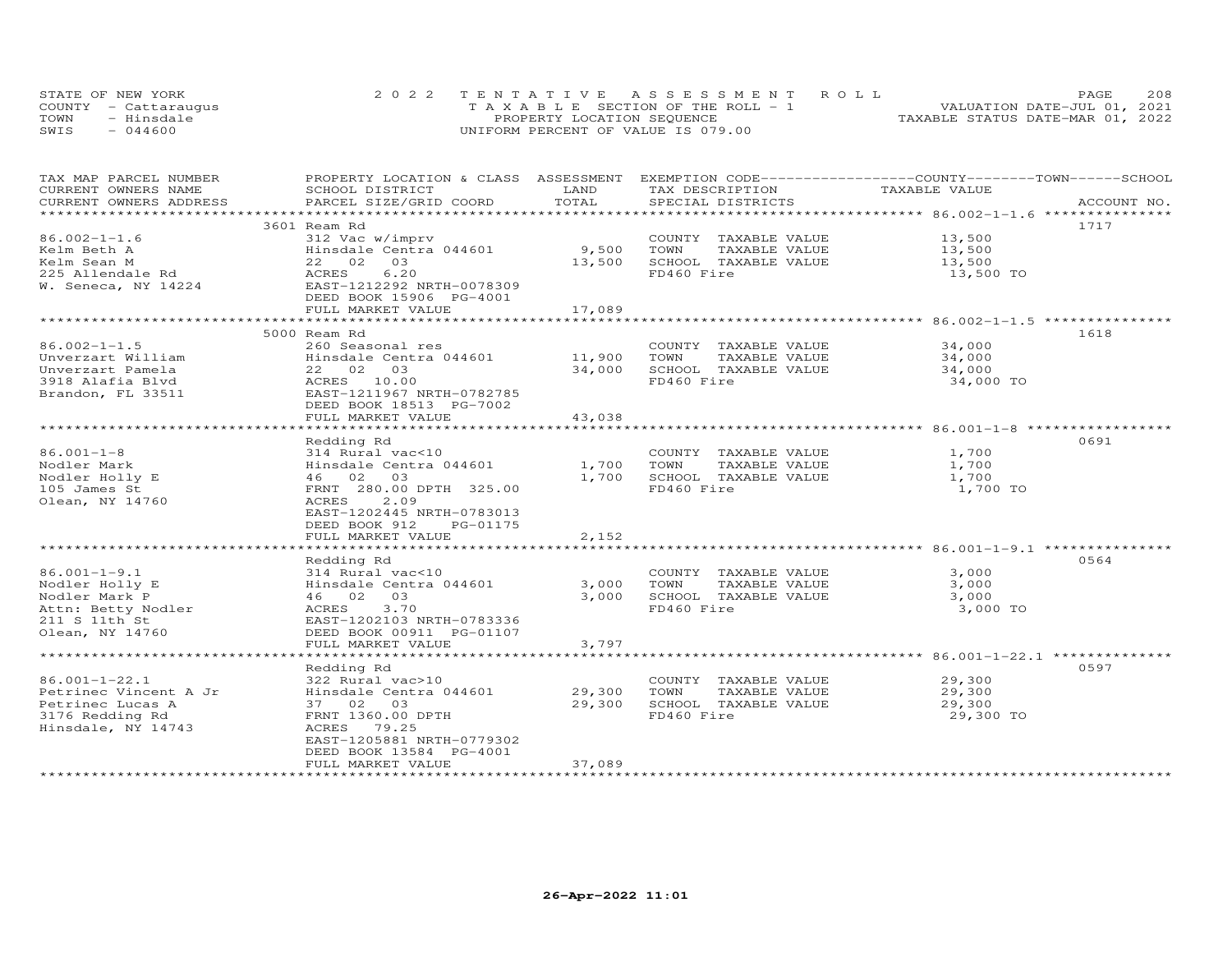STATE OF NEW YORK
COUNTY - Cattaraugus
TOWN - Hinsdale
SWIS - 044600

2022 TENTATIVE ASSESSMENT ROLL
TAXABLE SECTION OF THE ROLL - 1
PROPERTY LOCATION SEQUENCE
UNIFORM PERCENT OF VALUE IS 079.00

VALUATION DATE-JUL 01, 2021
TAXABLE STATUS DATE-MAR 01, 2022

| TAX MAP PARCEL NUMBER / CURRENT OWNERS NAME / CURRENT OWNERS ADDRESS | PROPERTY LOCATION & CLASS / SCHOOL DISTRICT / PARCEL SIZE/GRID COORD | ASSESSMENT LAND | TOTAL | EXEMPTION CODE / TAX DESCRIPTION / SPECIAL DISTRICTS | TAXABLE VALUE (COUNTY / TOWN / SCHOOL) | ACCOUNT NO. |
|---|---|---|---|---|---|---|
| | 3601 Ream Rd | | | | | 1717 |
| 86.002-1-1.6 | 312 Vac w/imprv | | | COUNTY TAXABLE VALUE | 13,500 | |
| Kelm Beth A | Hinsdale Centra 044601 | 9,500 | | TOWN TAXABLE VALUE | 13,500 | |
| Kelm Sean M | 22 02 03 | | 13,500 | SCHOOL TAXABLE VALUE | 13,500 | |
| 225 Allendale Rd | ACRES 6.20 | | | FD460 Fire | 13,500 TO | |
| W. Seneca, NY 14224 | EAST-1212292 NRTH-0078309 | | | | | |
| | DEED BOOK 15906 PG-4001 | | | | | |
| | FULL MARKET VALUE | | 17,089 | | | |
| | 5000 Ream Rd | | | | | 1618 |
| 86.002-1-1.5 | 260 Seasonal res | | | COUNTY TAXABLE VALUE | 34,000 | |
| Unverzart William | Hinsdale Centra 044601 | 11,900 | | TOWN TAXABLE VALUE | 34,000 | |
| Unverzart Pamela | 22 02 03 | | 34,000 | SCHOOL TAXABLE VALUE | 34,000 | |
| 3918 Alafia Blvd | ACRES 10.00 | | | FD460 Fire | 34,000 TO | |
| Brandon, FL 33511 | EAST-1211967 NRTH-0782785 | | | | | |
| | DEED BOOK 18513 PG-7002 | | | | | |
| | FULL MARKET VALUE | | 43,038 | | | |
| | Redding Rd | | | | | 0691 |
| 86.001-1-8 | 314 Rural vac<10 | | | COUNTY TAXABLE VALUE | 1,700 | |
| Nodler Mark | Hinsdale Centra 044601 | 1,700 | | TOWN TAXABLE VALUE | 1,700 | |
| Nodler Holly E | 46 02 03 | | 1,700 | SCHOOL TAXABLE VALUE | 1,700 | |
| 105 James St | FRNT 280.00 DPTH 325.00 | | | FD460 Fire | 1,700 TO | |
| Olean, NY 14760 | ACRES 2.09 | | | | | |
| | EAST-1202445 NRTH-0783013 | | | | | |
| | DEED BOOK 912 PG-01175 | | | | | |
| | FULL MARKET VALUE | | 2,152 | | | |
| | Redding Rd | | | | | 0564 |
| 86.001-1-9.1 | 314 Rural vac<10 | | | COUNTY TAXABLE VALUE | 3,000 | |
| Nodler Holly E | Hinsdale Centra 044601 | 3,000 | | TOWN TAXABLE VALUE | 3,000 | |
| Nodler Mark P | 46 02 03 | | 3,000 | SCHOOL TAXABLE VALUE | 3,000 | |
| Attn: Betty Nodler | ACRES 3.70 | | | FD460 Fire | 3,000 TO | |
| 211 S 11th St | EAST-1202103 NRTH-0783336 | | | | | |
| Olean, NY 14760 | DEED BOOK 00911 PG-01107 | | | | | |
| | FULL MARKET VALUE | | 3,797 | | | |
| | Redding Rd | | | | | 0597 |
| 86.001-1-22.1 | 322 Rural vac>10 | | | COUNTY TAXABLE VALUE | 29,300 | |
| Petrinec Vincent A Jr | Hinsdale Centra 044601 | 29,300 | | TOWN TAXABLE VALUE | 29,300 | |
| Petrinec Lucas A | 37 02 03 | | 29,300 | SCHOOL TAXABLE VALUE | 29,300 | |
| 3176 Redding Rd | FRNT 1360.00 DPTH | | | FD460 Fire | 29,300 TO | |
| Hinsdale, NY 14743 | ACRES 79.25 | | | | | |
| | EAST-1205881 NRTH-0779302 | | | | | |
| | DEED BOOK 13584 PG-4001 | | | | | |
| | FULL MARKET VALUE | | 37,089 | | | |

26-Apr-2022 11:01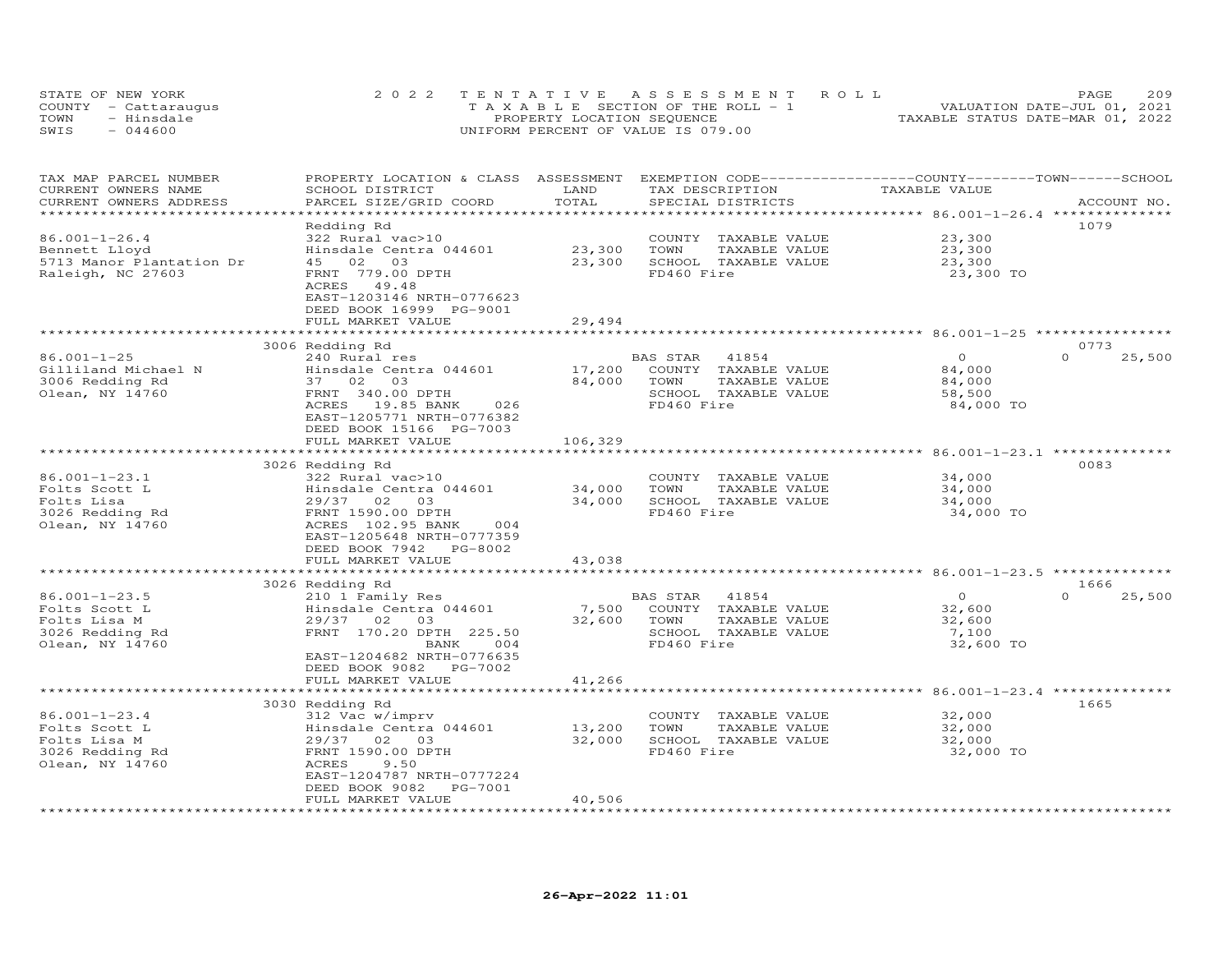STATE OF NEW YORK
COUNTY - Cattaraugus
TOWN - Hinsdale
SWIS - 044600

2022 TENTATIVE ASSESSMENT ROLL
TAXABLE SECTION OF THE ROLL - 1
PROPERTY LOCATION SEQUENCE
UNIFORM PERCENT OF VALUE IS 079.00

VALUATION DATE-JUL 01, 2021
TAXABLE STATUS DATE-MAR 01, 2022

| TAX MAP PARCEL NUMBER / CURRENT OWNERS NAME / CURRENT OWNERS ADDRESS | PROPERTY LOCATION & CLASS / SCHOOL DISTRICT / PARCEL SIZE/GRID COORD | ASSESSMENT LAND | TOTAL | EXEMPTION CODE / TAX DESCRIPTION / SPECIAL DISTRICTS | COUNTY / TOWN / SCHOOL TAXABLE VALUE | ACCOUNT NO. |
|---|---|---|---|---|---|---|
| **86.001-1-26.4** | Redding Rd | | | | | 1079 |
| 86.001-1-26.4 | 322 Rural vac>10 | | | COUNTY TAXABLE VALUE | 23,300 | |
| Bennett Lloyd | Hinsdale Centra 044601 | 23,300 | | TOWN TAXABLE VALUE | 23,300 | |
| 5713 Manor Plantation Dr | 45 02 03 | | 23,300 | SCHOOL TAXABLE VALUE | 23,300 | |
| Raleigh, NC 27603 | FRNT 779.00 DPTH | | | FD460 Fire | 23,300 TO | |
| | ACRES 49.48 | | | | | |
| | EAST-1203146 NRTH-0776623 | | | | | |
| | DEED BOOK 16999 PG-9001 | | | | | |
| | FULL MARKET VALUE | | 29,494 | | | |
| **86.001-1-25** | 3006 Redding Rd | | | | | 0773 |
| 86.001-1-25 | 240 Rural res | | | BAS STAR 41854 | 0 / 0 / 25,500 | |
| Gilliland Michael N | Hinsdale Centra 044601 | 17,200 | | COUNTY TAXABLE VALUE | 84,000 | |
| 3006 Redding Rd | 37 02 03 | | 84,000 | TOWN TAXABLE VALUE | 84,000 | |
| Olean, NY 14760 | FRNT 340.00 DPTH | | | SCHOOL TAXABLE VALUE | 58,500 | |
| | ACRES 19.85 BANK 026 | | | FD460 Fire | 84,000 TO | |
| | EAST-1205771 NRTH-0776382 | | | | | |
| | DEED BOOK 15166 PG-7003 | | | | | |
| | FULL MARKET VALUE | | 106,329 | | | |
| **86.001-1-23.1** | 3026 Redding Rd | | | | | 0083 |
| 86.001-1-23.1 | 322 Rural vac>10 | | | COUNTY TAXABLE VALUE | 34,000 | |
| Folts Scott L | Hinsdale Centra 044601 | 34,000 | | TOWN TAXABLE VALUE | 34,000 | |
| Folts Lisa | 29/37 02 03 | | 34,000 | SCHOOL TAXABLE VALUE | 34,000 | |
| 3026 Redding Rd | FRNT 1590.00 DPTH | | | FD460 Fire | 34,000 TO | |
| Olean, NY 14760 | ACRES 102.95 BANK 004 | | | | | |
| | EAST-1205648 NRTH-0777359 | | | | | |
| | DEED BOOK 7942 PG-8002 | | | | | |
| | FULL MARKET VALUE | | 43,038 | | | |
| **86.001-1-23.5** | 3026 Redding Rd | | | | | 1666 |
| 86.001-1-23.5 | 210 1 Family Res | | | BAS STAR 41854 | 0 / 0 / 25,500 | |
| Folts Scott L | Hinsdale Centra 044601 | 7,500 | | COUNTY TAXABLE VALUE | 32,600 | |
| Folts Lisa M | 29/37 02 03 | | 32,600 | TOWN TAXABLE VALUE | 32,600 | |
| 3026 Redding Rd | FRNT 170.20 DPTH 225.50 | | | SCHOOL TAXABLE VALUE | 7,100 | |
| Olean, NY 14760 | BANK 004 | | | FD460 Fire | 32,600 TO | |
| | EAST-1204682 NRTH-0776635 | | | | | |
| | DEED BOOK 9082 PG-7002 | | | | | |
| | FULL MARKET VALUE | | 41,266 | | | |
| **86.001-1-23.4** | 3030 Redding Rd | | | | | 1665 |
| 86.001-1-23.4 | 312 Vac w/imprv | | | COUNTY TAXABLE VALUE | 32,000 | |
| Folts Scott L | Hinsdale Centra 044601 | 13,200 | | TOWN TAXABLE VALUE | 32,000 | |
| Folts Lisa M | 29/37 02 03 | | 32,000 | SCHOOL TAXABLE VALUE | 32,000 | |
| 3026 Redding Rd | FRNT 1590.00 DPTH | | | FD460 Fire | 32,000 TO | |
| Olean, NY 14760 | ACRES 9.50 | | | | | |
| | EAST-1204787 NRTH-0777224 | | | | | |
| | DEED BOOK 9082 PG-7001 | | | | | |
| | FULL MARKET VALUE | | 40,506 | | | |

26-Apr-2022 11:01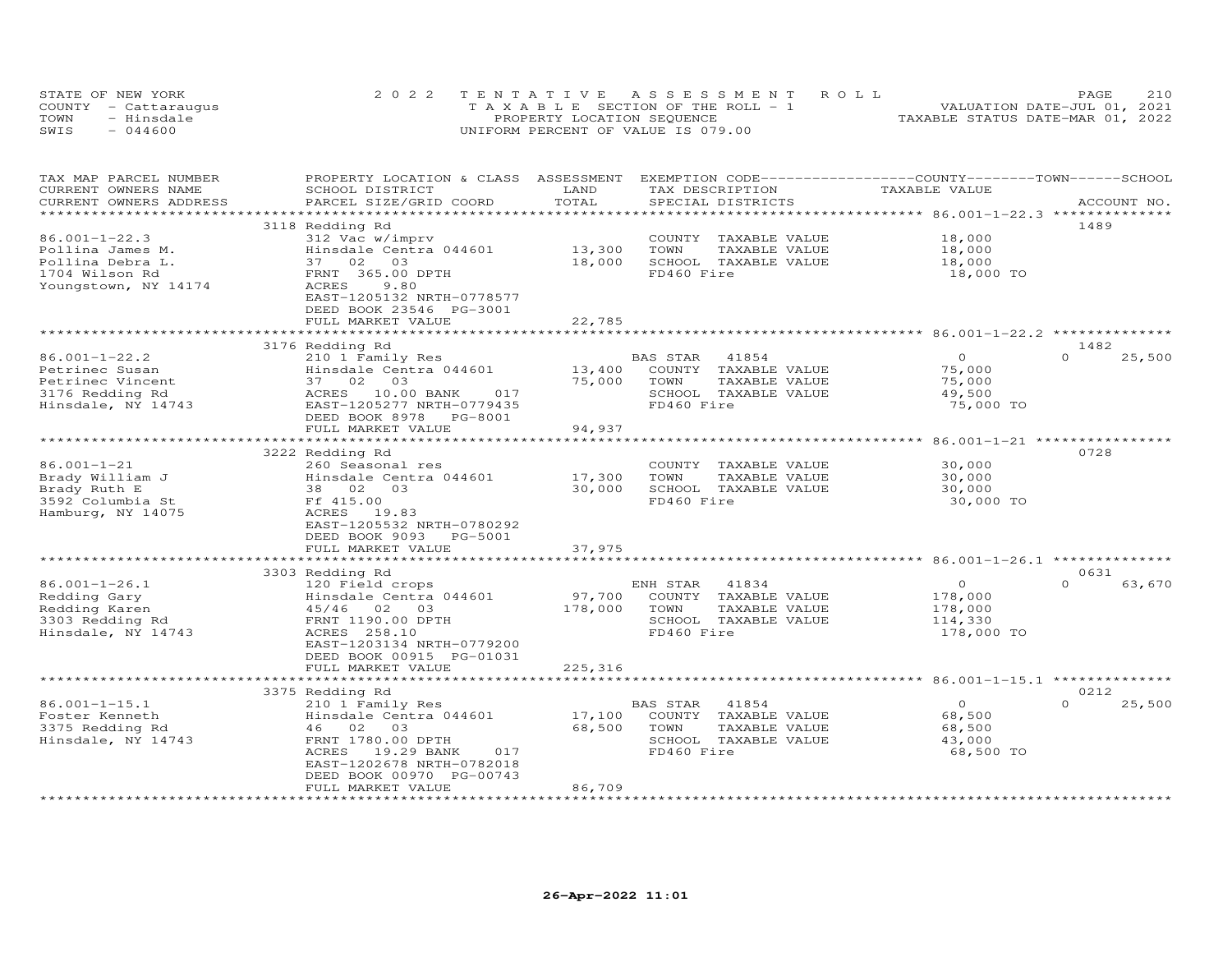STATE OF NEW YORK
COUNTY - Cattaraugus
TOWN - Hinsdale
SWIS - 044600

2022 TENTATIVE ASSESSMENT ROLL
TAXABLE SECTION OF THE ROLL - 1
PROPERTY LOCATION SEQUENCE
UNIFORM PERCENT OF VALUE IS 079.00

VALUATION DATE-JUL 01, 2021
TAXABLE STATUS DATE-MAR 01, 2022

| TAX MAP PARCEL NUMBER / CURRENT OWNERS NAME / CURRENT OWNERS ADDRESS | PROPERTY LOCATION & CLASS / SCHOOL DISTRICT / PARCEL SIZE/GRID COORD | ASSESSMENT LAND / TOTAL | EXEMPTION CODE / TAX DESCRIPTION / SPECIAL DISTRICTS | COUNTY TAXABLE VALUE | TOWN | SCHOOL / ACCOUNT NO. |
|---|---|---|---|---|---|---|
| | 3118 Redding Rd | | | | | 1489 |
| 86.001-1-22.3 | 312 Vac w/imprv | | COUNTY TAXABLE VALUE | 18,000 | | |
| Pollina James M. | Hinsdale Centra 044601 | 13,300 | TOWN TAXABLE VALUE | 18,000 | | |
| Pollina Debra L. | 37 02 03 | 18,000 | SCHOOL TAXABLE VALUE | 18,000 | | |
| 1704 Wilson Rd | FRNT 365.00 DPTH | | FD460 Fire | 18,000 TO | | |
| Youngstown, NY 14174 | ACRES 9.80 | | | | | |
| | EAST-1205132 NRTH-0778577 | | | | | |
| | DEED BOOK 23546 PG-3001 | | | | | |
| | FULL MARKET VALUE | 22,785 | | | | |
| | 3176 Redding Rd | | | | | 1482 |
| 86.001-1-22.2 | 210 1 Family Res | | BAS STAR 41854 | 0 | 0 | 25,500 |
| Petrinec Susan | Hinsdale Centra 044601 | 13,400 | COUNTY TAXABLE VALUE | 75,000 | | |
| Petrinec Vincent | 37 02 03 | 75,000 | TOWN TAXABLE VALUE | 75,000 | | |
| 3176 Redding Rd | ACRES 10.00 BANK 017 | | SCHOOL TAXABLE VALUE | 49,500 | | |
| Hinsdale, NY 14743 | EAST-1205277 NRTH-0779435 | | FD460 Fire | 75,000 TO | | |
| | DEED BOOK 8978 PG-8001 | | | | | |
| | FULL MARKET VALUE | 94,937 | | | | |
| | 3222 Redding Rd | | | | | 0728 |
| 86.001-1-21 | 260 Seasonal res | | COUNTY TAXABLE VALUE | 30,000 | | |
| Brady William J | Hinsdale Centra 044601 | 17,300 | TOWN TAXABLE VALUE | 30,000 | | |
| Brady Ruth E | 38 02 03 | 30,000 | SCHOOL TAXABLE VALUE | 30,000 | | |
| 3592 Columbia St | Ff 415.00 | | FD460 Fire | 30,000 TO | | |
| Hamburg, NY 14075 | ACRES 19.83 | | | | | |
| | EAST-1205532 NRTH-0780292 | | | | | |
| | DEED BOOK 9093 PG-5001 | | | | | |
| | FULL MARKET VALUE | 37,975 | | | | |
| | 3303 Redding Rd | | | | | 0631 |
| 86.001-1-26.1 | 120 Field crops | | ENH STAR 41834 | 0 | 0 | 63,670 |
| Redding Gary | Hinsdale Centra 044601 | 97,700 | COUNTY TAXABLE VALUE | 178,000 | | |
| Redding Karen | 45/46 02 03 | 178,000 | TOWN TAXABLE VALUE | 178,000 | | |
| 3303 Redding Rd | FRNT 1190.00 DPTH | | SCHOOL TAXABLE VALUE | 114,330 | | |
| Hinsdale, NY 14743 | ACRES 258.10 | | FD460 Fire | 178,000 TO | | |
| | EAST-1203134 NRTH-0779200 | | | | | |
| | DEED BOOK 00915 PG-01031 | | | | | |
| | FULL MARKET VALUE | 225,316 | | | | |
| | 3375 Redding Rd | | | | | 0212 |
| 86.001-1-15.1 | 210 1 Family Res | | BAS STAR 41854 | 0 | 0 | 25,500 |
| Foster Kenneth | Hinsdale Centra 044601 | 17,100 | COUNTY TAXABLE VALUE | 68,500 | | |
| 3375 Redding Rd | 46 02 03 | 68,500 | TOWN TAXABLE VALUE | 68,500 | | |
| Hinsdale, NY 14743 | FRNT 1780.00 DPTH | | SCHOOL TAXABLE VALUE | 43,000 | | |
| | ACRES 19.29 BANK 017 | | FD460 Fire | 68,500 TO | | |
| | EAST-1202678 NRTH-0782018 | | | | | |
| | DEED BOOK 00970 PG-00743 | | | | | |
| | FULL MARKET VALUE | 86,709 | | | | |

26-Apr-2022 11:01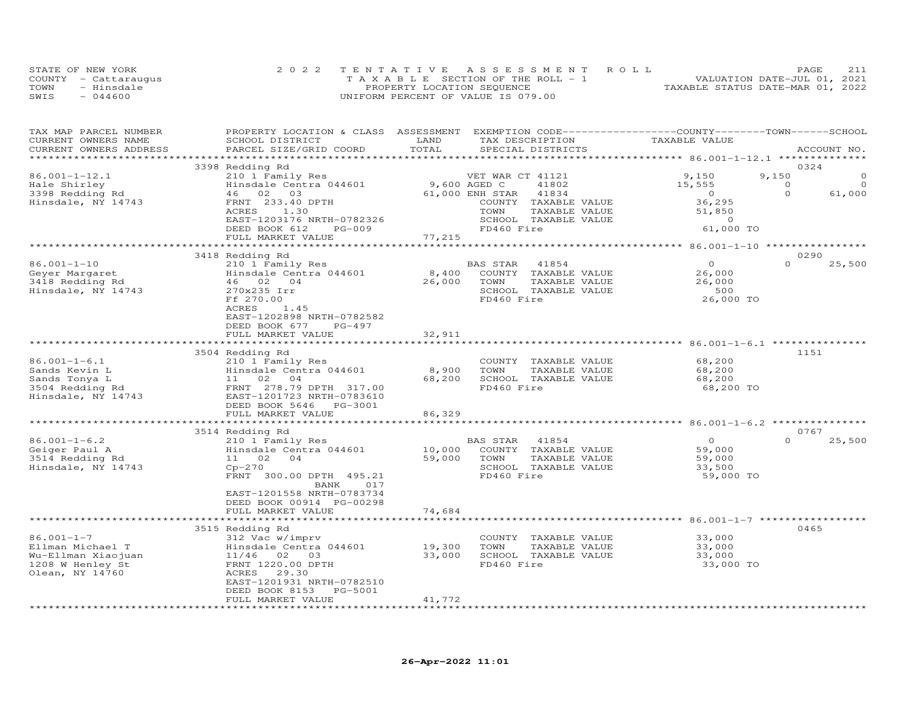STATE OF NEW YORK — COUNTY - Cattaraugus — TOWN - Hinsdale — SWIS - 044600

2022 TENTATIVE ASSESSMENT ROLL
TAXABLE SECTION OF THE ROLL - 1
PROPERTY LOCATION SEQUENCE
UNIFORM PERCENT OF VALUE IS 079.00

VALUATION DATE-JUL 01, 2021
TAXABLE STATUS DATE-MAR 01, 2022

| TAX MAP PARCEL NUMBER / CURRENT OWNERS NAME / CURRENT OWNERS ADDRESS | PROPERTY LOCATION & CLASS / SCHOOL DISTRICT / PARCEL SIZE/GRID COORD | ASSESSMENT LAND | TOTAL | EXEMPTION CODE / TAX DESCRIPTION / SPECIAL DISTRICTS | COUNTY TAXABLE VALUE | TOWN | SCHOOL | ACCOUNT NO. |
|---|---|---|---|---|---|---|---|---|
| 86.001-1-12.1 | 3398 Redding Rd | | | | | | | 0324 |
| Hale Shirley | 210 1 Family Res | | | VET WAR CT 41121 | 9,150 | 9,150 | 0 | |
| 3398 Redding Rd | Hinsdale Centra 044601 | 9,600 | | AGED C 41802 | 15,555 | 0 | 0 | |
| Hinsdale, NY 14743 | 46 02 03 | | 61,000 | ENH STAR 41834 | 0 | 0 | 61,000 | |
| | FRNT 233.40 DPTH | | | COUNTY TAXABLE VALUE | 36,295 | | | |
| | ACRES 1.30 | | | TOWN TAXABLE VALUE | 51,850 | | | |
| | EAST-1203176 NRTH-0782326 | | | SCHOOL TAXABLE VALUE | 0 | | | |
| | DEED BOOK 612 PG-009 | | | FD460 Fire | 61,000 TO | | | |
| | FULL MARKET VALUE | | 77,215 | | | | | |
| 86.001-1-10 | 3418 Redding Rd | | | | | | | 0290 |
| Geyer Margaret | 210 1 Family Res | | | BAS STAR 41854 | 0 | 0 | 25,500 | |
| 3418 Redding Rd | Hinsdale Centra 044601 | 8,400 | | COUNTY TAXABLE VALUE | 26,000 | | | |
| Hinsdale, NY 14743 | 46 02 04 | | 26,000 | TOWN TAXABLE VALUE | 26,000 | | | |
| | 270x235 Irr | | | SCHOOL TAXABLE VALUE | 500 | | | |
| | Ff 270.00 | | | FD460 Fire | 26,000 TO | | | |
| | ACRES 1.45 | | | | | | | |
| | EAST-1202898 NRTH-0782582 | | | | | | | |
| | DEED BOOK 677 PG-497 | | | | | | | |
| | FULL MARKET VALUE | | 32,911 | | | | | |
| 86.001-1-6.1 | 3504 Redding Rd | | | | | | | 1151 |
| Sands Kevin L | 210 1 Family Res | | | COUNTY TAXABLE VALUE | 68,200 | | | |
| Sands Tonya L | Hinsdale Centra 044601 | 8,900 | | TOWN TAXABLE VALUE | 68,200 | | | |
| 3504 Redding Rd | 11 02 04 | | 68,200 | SCHOOL TAXABLE VALUE | 68,200 | | | |
| Hinsdale, NY 14743 | FRNT 278.79 DPTH 317.00 | | | FD460 Fire | 68,200 TO | | | |
| | EAST-1201723 NRTH-0783610 | | | | | | | |
| | DEED BOOK 5646 PG-3001 | | | | | | | |
| | FULL MARKET VALUE | | 86,329 | | | | | |
| 86.001-1-6.2 | 3514 Redding Rd | | | | | | | 0767 |
| Geiger Paul A | 210 1 Family Res | | | BAS STAR 41854 | 0 | 0 | 25,500 | |
| 3514 Redding Rd | Hinsdale Centra 044601 | 10,000 | | COUNTY TAXABLE VALUE | 59,000 | | | |
| Hinsdale, NY 14743 | 11 02 04 | | 59,000 | TOWN TAXABLE VALUE | 59,000 | | | |
| | Cp-270 | | | SCHOOL TAXABLE VALUE | 33,500 | | | |
| | FRNT 300.00 DPTH 495.21 | | | FD460 Fire | 59,000 TO | | | |
| | BANK 017 | | | | | | | |
| | EAST-1201558 NRTH-0783734 | | | | | | | |
| | DEED BOOK 00914 PG-00298 | | | | | | | |
| | FULL MARKET VALUE | | 74,684 | | | | | |
| 86.001-1-7 | 3515 Redding Rd | | | | | | | 0465 |
| Ellman Michael T | 312 Vac w/imprv | | | COUNTY TAXABLE VALUE | 33,000 | | | |
| Wu-Ellman Xiaojuan | Hinsdale Centra 044601 | 19,300 | | TOWN TAXABLE VALUE | 33,000 | | | |
| 1208 W Henley St | 11/46 02 03 | | 33,000 | SCHOOL TAXABLE VALUE | 33,000 | | | |
| Olean, NY 14760 | FRNT 1220.00 DPTH | | | FD460 Fire | 33,000 TO | | | |
| | ACRES 29.30 | | | | | | | |
| | EAST-1201931 NRTH-0782510 | | | | | | | |
| | DEED BOOK 8153 PG-5001 | | | | | | | |
| | FULL MARKET VALUE | | 41,772 | | | | | |

26-Apr-2022 11:01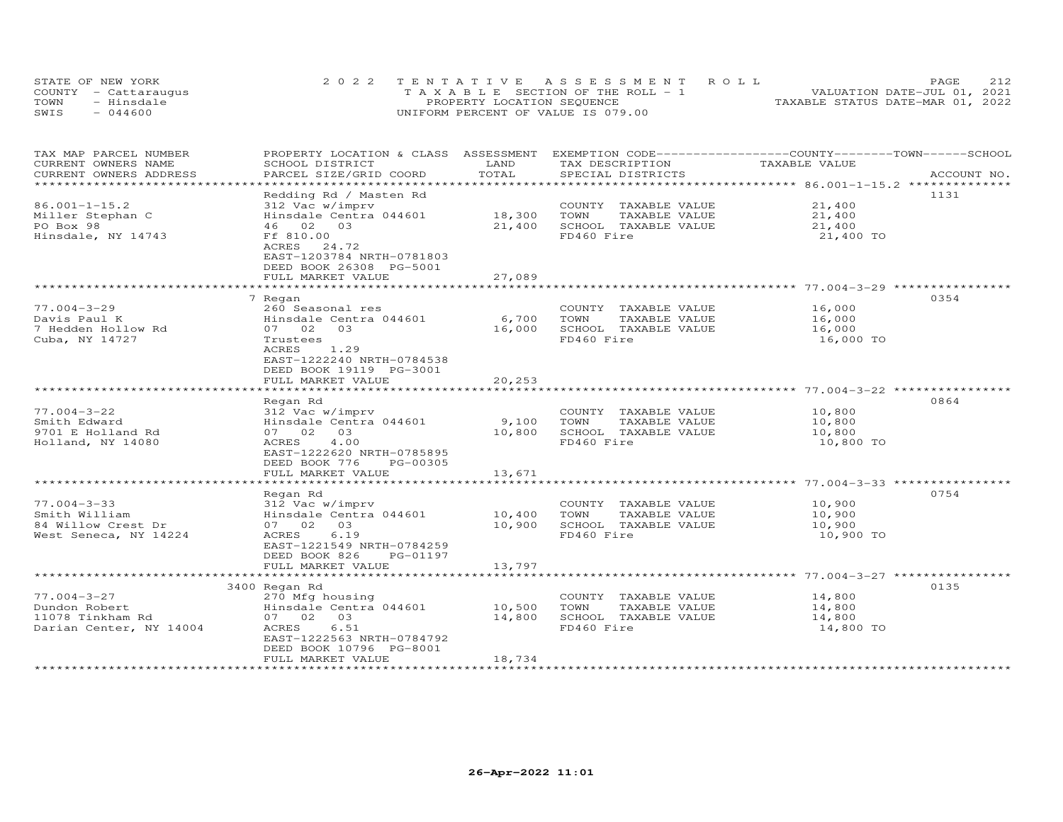STATE OF NEW YORK | 2022 TENTATIVE ASSESSMENT ROLL | VALUATION DATE-JUL 01, 2021
COUNTY - Cattaraugus | TAXABLE SECTION OF THE ROLL - 1 | TAXABLE STATUS DATE-MAR 01, 2022
TOWN - Hinsdale | PROPERTY LOCATION SEQUENCE
SWIS - 044600 | UNIFORM PERCENT OF VALUE IS 079.00

| TAX MAP PARCEL NUMBER / CURRENT OWNERS NAME / CURRENT OWNERS ADDRESS | PROPERTY LOCATION & CLASS / SCHOOL DISTRICT / PARCEL SIZE/GRID COORD | ASSESSMENT LAND | TOTAL | EXEMPTION CODE / TAX DESCRIPTION / SPECIAL DISTRICTS | COUNTY / TOWN / SCHOOL TAXABLE VALUE | ACCOUNT NO. |
|---|---|---|---|---|---|---|
| 86.001-1-15.2 | Redding Rd / Masten Rd | | | | | 1131 |
| Miller Stephan C | 312 Vac w/imprv | | | COUNTY TAXABLE VALUE | 21,400 | |
| PO Box 98 | Hinsdale Centra 044601 | 18,300 | | TOWN TAXABLE VALUE | 21,400 | |
| Hinsdale, NY 14743 | 46 02 03 | | 21,400 | SCHOOL TAXABLE VALUE | 21,400 | |
| | Ff 810.00 | | | FD460 Fire | 21,400 TO | |
| | ACRES 24.72 | | | | | |
| | EAST-1203784 NRTH-0781803 | | | | | |
| | DEED BOOK 26308 PG-5001 | | | | | |
| | FULL MARKET VALUE | | 27,089 | | | |
| 77.004-3-29 | 7 Regan | | | | | 0354 |
| Davis Paul K | 260 Seasonal res | | | COUNTY TAXABLE VALUE | 16,000 | |
| 7 Hedden Hollow Rd | Hinsdale Centra 044601 | 6,700 | | TOWN TAXABLE VALUE | 16,000 | |
| Cuba, NY 14727 | 07 02 03 | | 16,000 | SCHOOL TAXABLE VALUE | 16,000 | |
| | Trustees | | | FD460 Fire | 16,000 TO | |
| | ACRES 1.29 | | | | | |
| | EAST-1222240 NRTH-0784538 | | | | | |
| | DEED BOOK 19119 PG-3001 | | | | | |
| | FULL MARKET VALUE | | 20,253 | | | |
| 77.004-3-22 | Regan Rd | | | | | 0864 |
| Smith Edward | 312 Vac w/imprv | | | COUNTY TAXABLE VALUE | 10,800 | |
| 9701 E Holland Rd | Hinsdale Centra 044601 | 9,100 | | TOWN TAXABLE VALUE | 10,800 | |
| Holland, NY 14080 | 07 02 03 | | 10,800 | SCHOOL TAXABLE VALUE | 10,800 | |
| | ACRES 4.00 | | | FD460 Fire | 10,800 TO | |
| | EAST-1222620 NRTH-0785895 | | | | | |
| | DEED BOOK 776 PG-00305 | | | | | |
| | FULL MARKET VALUE | | 13,671 | | | |
| 77.004-3-33 | Regan Rd | | | | | 0754 |
| Smith William | 312 Vac w/imprv | | | COUNTY TAXABLE VALUE | 10,900 | |
| 84 Willow Crest Dr | Hinsdale Centra 044601 | 10,400 | | TOWN TAXABLE VALUE | 10,900 | |
| West Seneca, NY 14224 | 07 02 03 | | 10,900 | SCHOOL TAXABLE VALUE | 10,900 | |
| | ACRES 6.19 | | | FD460 Fire | 10,900 TO | |
| | EAST-1221549 NRTH-0784259 | | | | | |
| | DEED BOOK 826 PG-01197 | | | | | |
| | FULL MARKET VALUE | | 13,797 | | | |
| 77.004-3-27 | 3400 Regan Rd | | | | | 0135 |
| Dundon Robert | 270 Mfg housing | | | COUNTY TAXABLE VALUE | 14,800 | |
| 11078 Tinkham Rd | Hinsdale Centra 044601 | 10,500 | | TOWN TAXABLE VALUE | 14,800 | |
| Darian Center, NY 14004 | 07 02 03 | | 14,800 | SCHOOL TAXABLE VALUE | 14,800 | |
| | ACRES 6.51 | | | FD460 Fire | 14,800 TO | |
| | EAST-1222563 NRTH-0784792 | | | | | |
| | DEED BOOK 10796 PG-8001 | | | | | |
| | FULL MARKET VALUE | | 18,734 | | | |

26-Apr-2022 11:01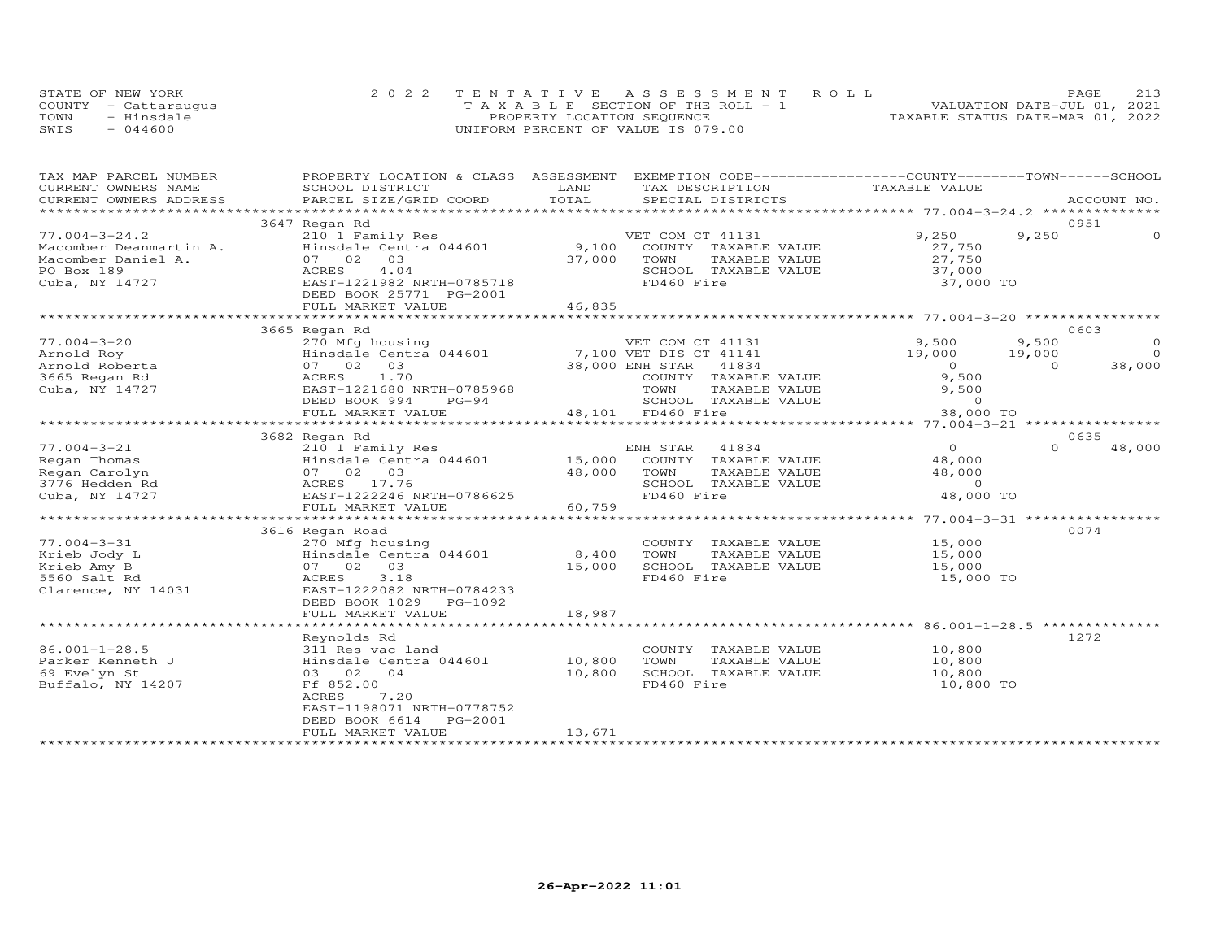STATE OF NEW YORK
COUNTY - Cattaraugus
TOWN - Hinsdale
SWIS - 044600

2 0 2 2 T E N T A T I V E A S S E S S M E N T R O L L
T A X A B L E SECTION OF THE ROLL - 1
PROPERTY LOCATION SEQUENCE
UNIFORM PERCENT OF VALUE IS 079.00

VALUATION DATE-JUL 01, 2021
TAXABLE STATUS DATE-MAR 01, 2022

| TAX MAP PARCEL NUMBER / CURRENT OWNERS NAME / CURRENT OWNERS ADDRESS | PROPERTY LOCATION & CLASS / SCHOOL DISTRICT / PARCEL SIZE/GRID COORD | ASSESSMENT LAND / TOTAL | EXEMPTION CODE / TAX DESCRIPTION / SPECIAL DISTRICTS | COUNTY TAXABLE VALUE | TOWN | SCHOOL | ACCOUNT NO. |
|---|---|---|---|---|---|---|---|
| 77.004-3-24.2 | 3647 Regan Rd | | | | | | 0951 |
| | 210 1 Family Res | | VET COM CT 41131 | 9,250 | 9,250 | 0 | |
| Macomber Deanmartin A. | Hinsdale Centra 044601 | 9,100 | COUNTY TAXABLE VALUE | 27,750 | | | |
| Macomber Daniel A. | 07 02 03 | 37,000 | TOWN TAXABLE VALUE | 27,750 | | | |
| PO Box 189 | ACRES 4.04 | | SCHOOL TAXABLE VALUE | 37,000 | | | |
| Cuba, NY 14727 | EAST-1221982 NRTH-0785718 | | FD460 Fire | 37,000 TO | | | |
| | DEED BOOK 25771 PG-2001 | | | | | | |
| | FULL MARKET VALUE | 46,835 | | | | | |
| 77.004-3-20 | 3665 Regan Rd | | | | | | 0603 |
| | 270 Mfg housing | | VET COM CT 41131 | 9,500 | 9,500 | 0 | |
| Arnold Roy | Hinsdale Centra 044601 | 7,100 | VET DIS CT 41141 | 19,000 | 19,000 | 0 | |
| Arnold Roberta | 07 02 03 | 38,000 | ENH STAR 41834 | 0 | 0 | 38,000 | |
| 3665 Regan Rd | ACRES 1.70 | | COUNTY TAXABLE VALUE | 9,500 | | | |
| Cuba, NY 14727 | EAST-1221680 NRTH-0785968 | | TOWN TAXABLE VALUE | 9,500 | | | |
| | DEED BOOK 994 PG-94 | | SCHOOL TAXABLE VALUE | 0 | | | |
| | FULL MARKET VALUE | 48,101 | FD460 Fire | 38,000 TO | | | |
| 77.004-3-21 | 3682 Regan Rd | | | | | | 0635 |
| | 210 1 Family Res | | ENH STAR 41834 | 0 | 0 | 48,000 | |
| Regan Thomas | Hinsdale Centra 044601 | 15,000 | COUNTY TAXABLE VALUE | 48,000 | | | |
| Regan Carolyn | 07 02 03 | 48,000 | TOWN TAXABLE VALUE | 48,000 | | | |
| 3776 Hedden Rd | ACRES 17.76 | | SCHOOL TAXABLE VALUE | 0 | | | |
| Cuba, NY 14727 | EAST-1222246 NRTH-0786625 | | FD460 Fire | 48,000 TO | | | |
| | FULL MARKET VALUE | 60,759 | | | | | |
| 77.004-3-31 | 3616 Regan Road | | | | | | 0074 |
| | 270 Mfg housing | | COUNTY TAXABLE VALUE | 15,000 | | | |
| Krieb Jody L | Hinsdale Centra 044601 | 8,400 | TOWN TAXABLE VALUE | 15,000 | | | |
| Krieb Amy B | 07 02 03 | 15,000 | SCHOOL TAXABLE VALUE | 15,000 | | | |
| 5560 Salt Rd | ACRES 3.18 | | FD460 Fire | 15,000 TO | | | |
| Clarence, NY 14031 | EAST-1222082 NRTH-0784233 | | | | | | |
| | DEED BOOK 1029 PG-1092 | | | | | | |
| | FULL MARKET VALUE | 18,987 | | | | | |
| 86.001-1-28.5 | Reynolds Rd | | | | | | 1272 |
| | 311 Res vac land | | COUNTY TAXABLE VALUE | 10,800 | | | |
| Parker Kenneth J | Hinsdale Centra 044601 | 10,800 | TOWN TAXABLE VALUE | 10,800 | | | |
| 69 Evelyn St | 03 02 04 | 10,800 | SCHOOL TAXABLE VALUE | 10,800 | | | |
| Buffalo, NY 14207 | Ff 852.00 | | FD460 Fire | 10,800 TO | | | |
| | ACRES 7.20 | | | | | | |
| | EAST-1198071 NRTH-0778752 | | | | | | |
| | DEED BOOK 6614 PG-2001 | | | | | | |
| | FULL MARKET VALUE | 13,671 | | | | | |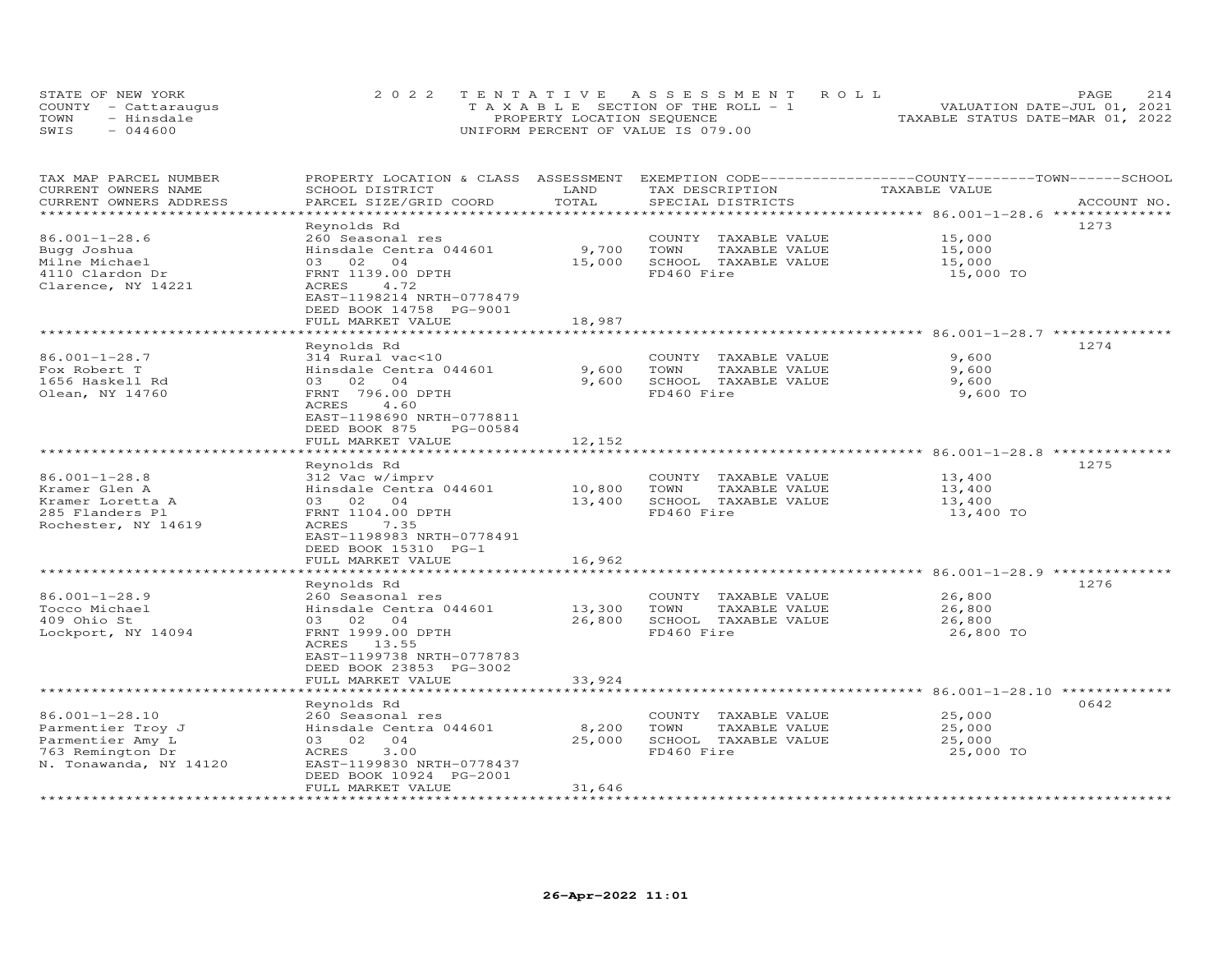STATE OF NEW YORK
COUNTY - Cattaraugus
TOWN - Hinsdale
SWIS - 044600

2022 TENTATIVE ASSESSMENT ROLL
TAXABLE SECTION OF THE ROLL - 1
PROPERTY LOCATION SEQUENCE
UNIFORM PERCENT OF VALUE IS 079.00

VALUATION DATE-JUL 01, 2021
TAXABLE STATUS DATE-MAR 01, 2022

| TAX MAP PARCEL NUMBER / CURRENT OWNERS NAME / CURRENT OWNERS ADDRESS | PROPERTY LOCATION & CLASS / SCHOOL DISTRICT / PARCEL SIZE/GRID COORD | ASSESSMENT LAND / TOTAL | EXEMPTION CODE / TAX DESCRIPTION / SPECIAL DISTRICTS | TAXABLE VALUE (COUNTY / TOWN / SCHOOL) | ACCOUNT NO. |
|---|---|---|---|---|---|
| 86.001-1-28.6 | Reynolds Rd | | | | 1273 |
| 86.001-1-28.6 | 260 Seasonal res | | COUNTY TAXABLE VALUE | 15,000 | |
| Bugg Joshua | Hinsdale Centra 044601 | 9,700 | TOWN TAXABLE VALUE | 15,000 | |
| Milne Michael | 03 02 04 | 15,000 | SCHOOL TAXABLE VALUE | 15,000 | |
| 4110 Clardon Dr | FRNT 1139.00 DPTH | | FD460 Fire | 15,000 TO | |
| Clarence, NY 14221 | ACRES 4.72 | | | | |
| | EAST-1198214 NRTH-0778479 | | | | |
| | DEED BOOK 14758 PG-9001 | | | | |
| | FULL MARKET VALUE | 18,987 | | | |
| 86.001-1-28.7 | Reynolds Rd | | | | 1274 |
| 86.001-1-28.7 | 314 Rural vac<10 | | COUNTY TAXABLE VALUE | 9,600 | |
| Fox Robert T | Hinsdale Centra 044601 | 9,600 | TOWN TAXABLE VALUE | 9,600 | |
| 1656 Haskell Rd | 03 02 04 | 9,600 | SCHOOL TAXABLE VALUE | 9,600 | |
| Olean, NY 14760 | FRNT 796.00 DPTH | | FD460 Fire | 9,600 TO | |
| | ACRES 4.60 | | | | |
| | EAST-1198690 NRTH-0778811 | | | | |
| | DEED BOOK 875 PG-00584 | | | | |
| | FULL MARKET VALUE | 12,152 | | | |
| 86.001-1-28.8 | Reynolds Rd | | | | 1275 |
| 86.001-1-28.8 | 312 Vac w/imprv | | COUNTY TAXABLE VALUE | 13,400 | |
| Kramer Glen A | Hinsdale Centra 044601 | 10,800 | TOWN TAXABLE VALUE | 13,400 | |
| Kramer Loretta A | 03 02 04 | 13,400 | SCHOOL TAXABLE VALUE | 13,400 | |
| 285 Flanders Pl | FRNT 1104.00 DPTH | | FD460 Fire | 13,400 TO | |
| Rochester, NY 14619 | ACRES 7.35 | | | | |
| | EAST-1198983 NRTH-0778491 | | | | |
| | DEED BOOK 15310 PG-1 | | | | |
| | FULL MARKET VALUE | 16,962 | | | |
| 86.001-1-28.9 | Reynolds Rd | | | | 1276 |
| 86.001-1-28.9 | 260 Seasonal res | | COUNTY TAXABLE VALUE | 26,800 | |
| Tocco Michael | Hinsdale Centra 044601 | 13,300 | TOWN TAXABLE VALUE | 26,800 | |
| 409 Ohio St | 03 02 04 | 26,800 | SCHOOL TAXABLE VALUE | 26,800 | |
| Lockport, NY 14094 | FRNT 1999.00 DPTH | | FD460 Fire | 26,800 TO | |
| | ACRES 13.55 | | | | |
| | EAST-1199738 NRTH-0778783 | | | | |
| | DEED BOOK 23853 PG-3002 | | | | |
| | FULL MARKET VALUE | 33,924 | | | |
| 86.001-1-28.10 | Reynolds Rd | | | | 0642 |
| 86.001-1-28.10 | 260 Seasonal res | | COUNTY TAXABLE VALUE | 25,000 | |
| Parmentier Troy J | Hinsdale Centra 044601 | 8,200 | TOWN TAXABLE VALUE | 25,000 | |
| Parmentier Amy L | 03 02 04 | 25,000 | SCHOOL TAXABLE VALUE | 25,000 | |
| 763 Remington Dr | ACRES 3.00 | | FD460 Fire | 25,000 TO | |
| N. Tonawanda, NY 14120 | EAST-1199830 NRTH-0778437 | | | | |
| | DEED BOOK 10924 PG-2001 | | | | |
| | FULL MARKET VALUE | 31,646 | | | |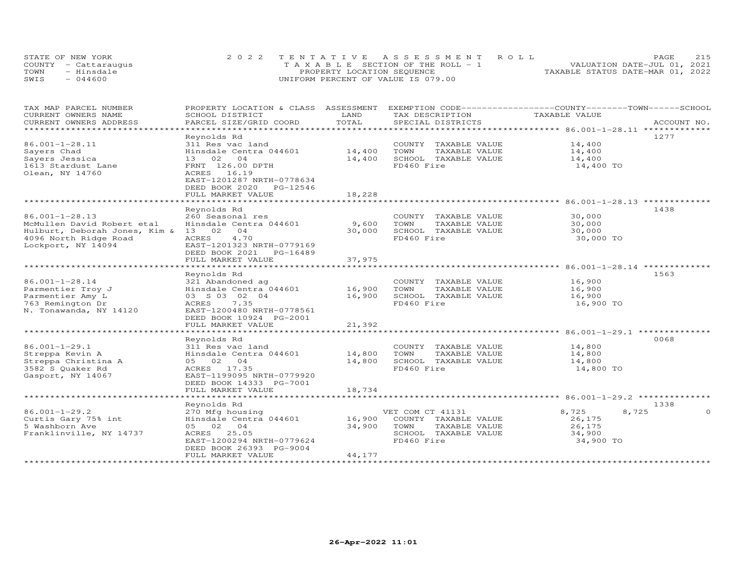STATE OF NEW YORK — 2022 TENTATIVE ASSESSMENT ROLL
COUNTY - Cattaraugus — TAXABLE SECTION OF THE ROLL - 1 — VALUATION DATE-JUL 01, 2021
TOWN - Hinsdale — PROPERTY LOCATION SEQUENCE — TAXABLE STATUS DATE-MAR 01, 2022
SWIS - 044600 — UNIFORM PERCENT OF VALUE IS 079.00

| TAX MAP PARCEL NUMBER / CURRENT OWNERS NAME / CURRENT OWNERS ADDRESS | PROPERTY LOCATION & CLASS / SCHOOL DISTRICT / PARCEL SIZE/GRID COORD | ASSESSMENT LAND | ASSESSMENT TOTAL | EXEMPTION CODE / TAX DESCRIPTION / SPECIAL DISTRICTS | COUNTY | TOWN | SCHOOL | ACCOUNT NO. |
|---|---|---|---|---|---|---|---|---|
| 86.001-1-28.11 | Reynolds Rd | | | | | | | 1277 |
| Sayers Chad | 311 Res vac land | | | COUNTY TAXABLE VALUE | 14,400 | | | |
| Sayers Jessica | Hinsdale Centra 044601 | 14,400 | | TOWN TAXABLE VALUE | | 14,400 | | |
| 1613 Stardust Lane | 13 02 04 | | 14,400 | SCHOOL TAXABLE VALUE | | | 14,400 | |
| Olean, NY 14760 | FRNT 126.00 DPTH | | | FD460 Fire | 14,400 TO | | | |
| | ACRES 16.19 | | | | | | | |
| | EAST-1201287 NRTH-0778634 | | | | | | | |
| | DEED BOOK 2020 PG-12546 | | | | | | | |
| | FULL MARKET VALUE | | 18,228 | | | | | |
| 86.001-1-28.13 | Reynolds Rd | | | | | | | 1438 |
| McMullen David Robert etal | 260 Seasonal res | | | COUNTY TAXABLE VALUE | 30,000 | | | |
| Hulburt, Deborah Jones, Kim & | Hinsdale Centra 044601 | 9,600 | | TOWN TAXABLE VALUE | | 30,000 | | |
| 4096 North Ridge Road | 13 02 04 | | 30,000 | SCHOOL TAXABLE VALUE | | | 30,000 | |
| Lockport, NY 14094 | ACRES 4.70 | | | FD460 Fire | 30,000 TO | | | |
| | EAST-1201323 NRTH-0779169 | | | | | | | |
| | DEED BOOK 2021 PG-16489 | | | | | | | |
| | FULL MARKET VALUE | | 37,975 | | | | | |
| 86.001-1-28.14 | Reynolds Rd | | | | | | | 1563 |
| Parmentier Troy J | 321 Abandoned ag | | | COUNTY TAXABLE VALUE | 16,900 | | | |
| Parmentier Amy L | Hinsdale Centra 044601 | 16,900 | | TOWN TAXABLE VALUE | | 16,900 | | |
| 763 Remington Dr | 03 S 03 02 04 | | 16,900 | SCHOOL TAXABLE VALUE | | | 16,900 | |
| N. Tonawanda, NY 14120 | ACRES 7.35 | | | FD460 Fire | 16,900 TO | | | |
| | EAST-1200480 NRTH-0778561 | | | | | | | |
| | DEED BOOK 10924 PG-2001 | | | | | | | |
| | FULL MARKET VALUE | | 21,392 | | | | | |
| 86.001-1-29.1 | Reynolds Rd | | | | | | | 0068 |
| Streppa Kevin A | 311 Res vac land | | | COUNTY TAXABLE VALUE | 14,800 | | | |
| Streppa Christina A | Hinsdale Centra 044601 | 14,800 | | TOWN TAXABLE VALUE | | 14,800 | | |
| 3582 S Quaker Rd | 05 02 04 | | 14,800 | SCHOOL TAXABLE VALUE | | | 14,800 | |
| Gasport, NY 14067 | ACRES 17.35 | | | FD460 Fire | 14,800 TO | | | |
| | EAST-1199095 NRTH-0779920 | | | | | | | |
| | DEED BOOK 14333 PG-7001 | | | | | | | |
| | FULL MARKET VALUE | | 18,734 | | | | | |
| 86.001-1-29.2 | Reynolds Rd | | | | | | | 1338 |
| Curtis Gary 75% int | 270 Mfg housing | | | VET COM CT 41131 | 8,725 | 8,725 | 0 | |
| 5 Washborn Ave | Hinsdale Centra 044601 | 16,900 | | COUNTY TAXABLE VALUE | 26,175 | | | |
| Franklinville, NY 14737 | 05 02 04 | | 34,900 | TOWN TAXABLE VALUE | | 26,175 | | |
| | ACRES 25.05 | | | SCHOOL TAXABLE VALUE | | | 34,900 | |
| | EAST-1200294 NRTH-0779624 | | | FD460 Fire | 34,900 TO | | | |
| | DEED BOOK 26393 PG-9004 | | | | | | | |
| | FULL MARKET VALUE | | 44,177 | | | | | |

26-Apr-2022 11:01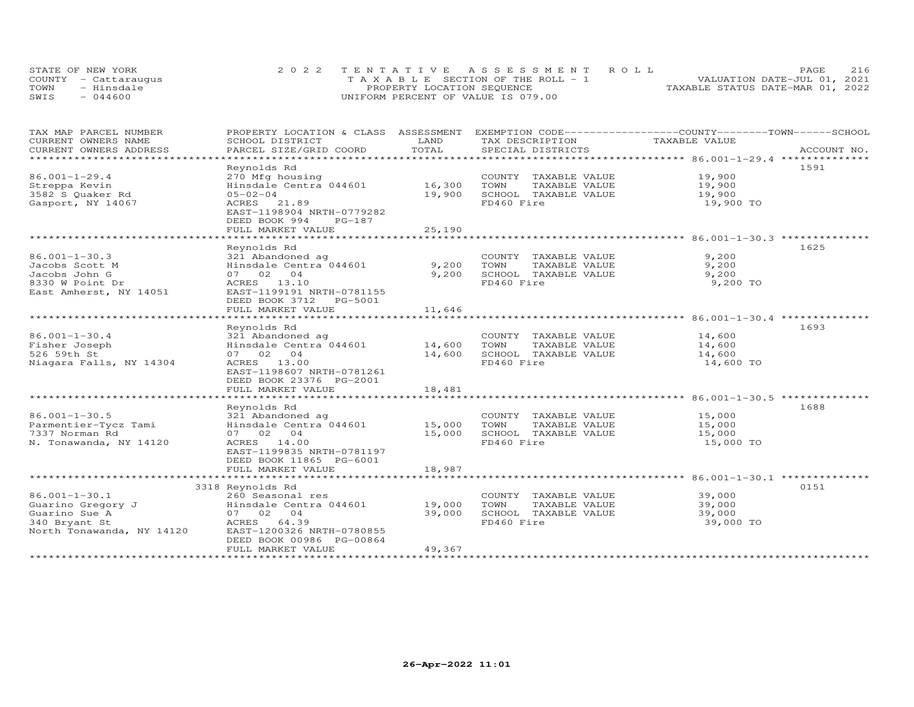STATE OF NEW YORK
COUNTY - Cattaraugus
TOWN - Hinsdale
SWIS - 044600

2022 TENTATIVE ASSESSMENT ROLL
TAXABLE SECTION OF THE ROLL - 1
PROPERTY LOCATION SEQUENCE
UNIFORM PERCENT OF VALUE IS 079.00

VALUATION DATE-JUL 01, 2021
TAXABLE STATUS DATE-MAR 01, 2022

| TAX MAP PARCEL NUMBER / CURRENT OWNERS NAME / CURRENT OWNERS ADDRESS | PROPERTY LOCATION & CLASS / SCHOOL DISTRICT / PARCEL SIZE/GRID COORD | ASSESSMENT LAND | TOTAL | EXEMPTION CODE / TAX DESCRIPTION / SPECIAL DISTRICTS | COUNTY--------TOWN------SCHOOL TAXABLE VALUE | ACCOUNT NO. |
|---|---|---|---|---|---|---|
| 86.001-1-29.4 | Reynolds Rd | | | | | 1591 |
| 86.001-1-29.4 | 270 Mfg housing | | | COUNTY TAXABLE VALUE | 19,900 | |
| Streppa Kevin | Hinsdale Centra 044601 | 16,300 | | TOWN TAXABLE VALUE | 19,900 | |
| 3582 S Quaker Rd | 05-02-04 | | 19,900 | SCHOOL TAXABLE VALUE | 19,900 | |
| Gasport, NY 14067 | ACRES 21.89 | | | FD460 Fire | 19,900 TO | |
| | EAST-1198904 NRTH-0779282 | | | | | |
| | DEED BOOK 994 PG-187 | | | | | |
| | FULL MARKET VALUE | | 25,190 | | | |
| 86.001-1-30.3 | Reynolds Rd | | | | | 1625 |
| 86.001-1-30.3 | 321 Abandoned ag | | | COUNTY TAXABLE VALUE | 9,200 | |
| Jacobs Scott M | Hinsdale Centra 044601 | 9,200 | | TOWN TAXABLE VALUE | 9,200 | |
| Jacobs John G | 07 02 04 | | 9,200 | SCHOOL TAXABLE VALUE | 9,200 | |
| 8330 W Point Dr | ACRES 13.10 | | | FD460 Fire | 9,200 TO | |
| East Amherst, NY 14051 | EAST-1199191 NRTH-0781155 | | | | | |
| | DEED BOOK 3712 PG-5001 | | | | | |
| | FULL MARKET VALUE | | 11,646 | | | |
| 86.001-1-30.4 | Reynolds Rd | | | | | 1693 |
| 86.001-1-30.4 | 321 Abandoned ag | | | COUNTY TAXABLE VALUE | 14,600 | |
| Fisher Joseph | Hinsdale Centra 044601 | 14,600 | | TOWN TAXABLE VALUE | 14,600 | |
| 526 59th St | 07 02 04 | | 14,600 | SCHOOL TAXABLE VALUE | 14,600 | |
| Niagara Falls, NY 14304 | ACRES 13.00 | | | FD460 Fire | 14,600 TO | |
| | EAST-1198607 NRTH-0781261 | | | | | |
| | DEED BOOK 23376 PG-2001 | | | | | |
| | FULL MARKET VALUE | | 18,481 | | | |
| 86.001-1-30.5 | Reynolds Rd | | | | | 1688 |
| 86.001-1-30.5 | 321 Abandoned ag | | | COUNTY TAXABLE VALUE | 15,000 | |
| Parmentier-Tycz Tami | Hinsdale Centra 044601 | 15,000 | | TOWN TAXABLE VALUE | 15,000 | |
| 7337 Norman Rd | 07 02 04 | | 15,000 | SCHOOL TAXABLE VALUE | 15,000 | |
| N. Tonawanda, NY 14120 | ACRES 14.00 | | | FD460 Fire | 15,000 TO | |
| | EAST-1199835 NRTH-0781197 | | | | | |
| | DEED BOOK 11865 PG-6001 | | | | | |
| | FULL MARKET VALUE | | 18,987 | | | |
| 86.001-1-30.1 | 3318 Reynolds Rd | | | | | 0151 |
| 86.001-1-30.1 | 260 Seasonal res | | | COUNTY TAXABLE VALUE | 39,000 | |
| Guarino Gregory J | Hinsdale Centra 044601 | 19,000 | | TOWN TAXABLE VALUE | 39,000 | |
| Guarino Sue A | 07 02 04 | | 39,000 | SCHOOL TAXABLE VALUE | 39,000 | |
| 340 Bryant St | ACRES 64.39 | | | FD460 Fire | 39,000 TO | |
| North Tonawanda, NY 14120 | EAST-1200326 NRTH-0780855 | | | | | |
| | DEED BOOK 00986 PG-00864 | | | | | |
| | FULL MARKET VALUE | | 49,367 | | | |

26-Apr-2022 11:01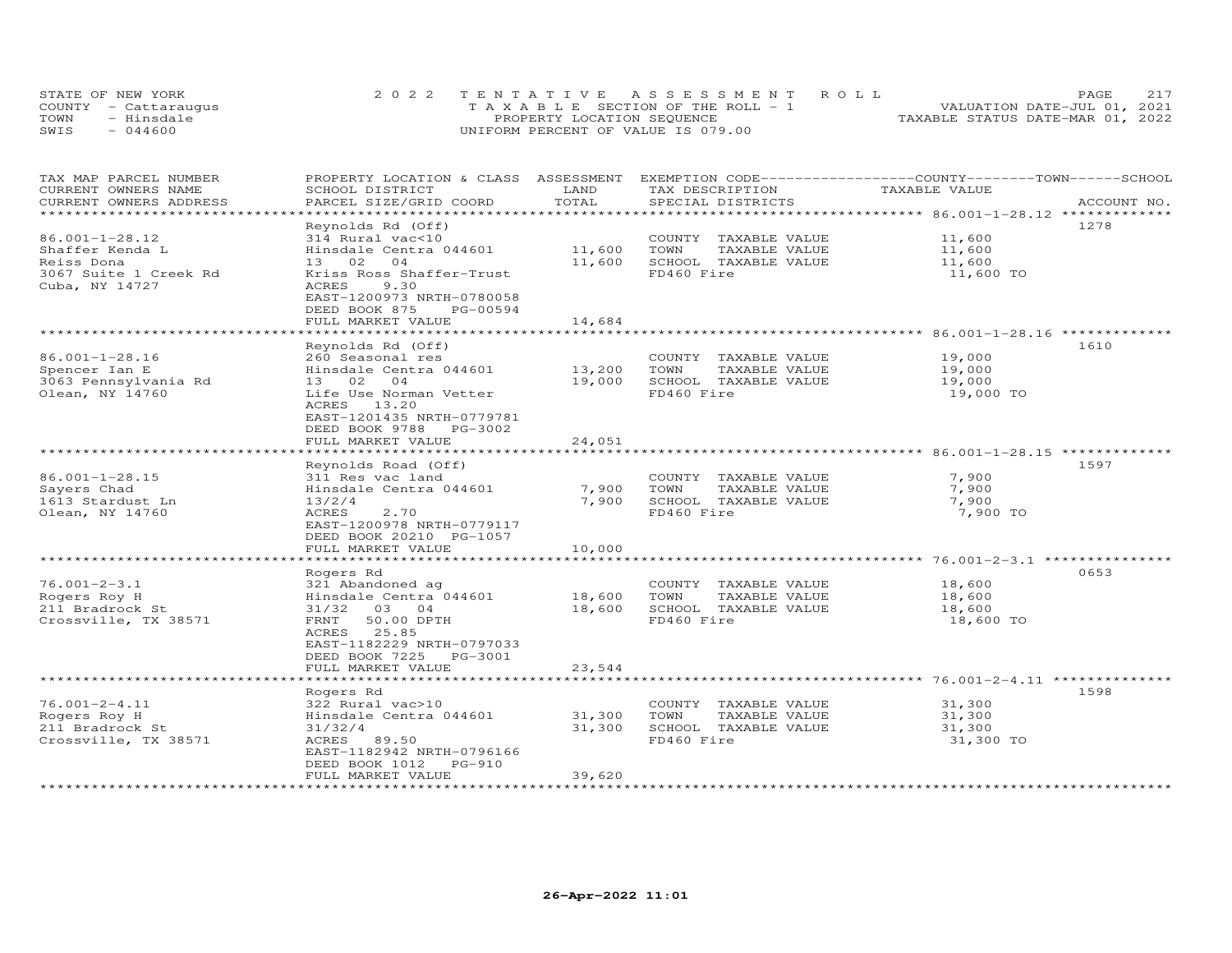STATE OF NEW YORK | COUNTY - Cattaraugus | TOWN - Hinsdale | SWIS - 044600

2022 TENTATIVE ASSESSMENT ROLL
TAXABLE SECTION OF THE ROLL - 1
PROPERTY LOCATION SEQUENCE
UNIFORM PERCENT OF VALUE IS 079.00

VALUATION DATE-JUL 01, 2021
TAXABLE STATUS DATE-MAR 01, 2022

| TAX MAP PARCEL NUMBER / CURRENT OWNERS NAME / CURRENT OWNERS ADDRESS | PROPERTY LOCATION & CLASS / SCHOOL DISTRICT / PARCEL SIZE/GRID COORD | ASSESSMENT LAND / TOTAL | EXEMPTION CODE / TAX DESCRIPTION / SPECIAL DISTRICTS | COUNTY / TOWN / SCHOOL TAXABLE VALUE | ACCOUNT NO. |
|---|---|---|---|---|---|
| 86.001-1-28.12 | Reynolds Rd (Off) | | | | 1278 |
| 86.001-1-28.12 | 314 Rural vac<10 | | COUNTY TAXABLE VALUE | 11,600 | |
| Shaffer Kenda L | Hinsdale Centra 044601 | 11,600 | TOWN TAXABLE VALUE | 11,600 | |
| Reiss Dona | 13 02 04 | 11,600 | SCHOOL TAXABLE VALUE | 11,600 | |
| 3067 Suite 1 Creek Rd | Kriss Ross Shaffer-Trust | | FD460 Fire | 11,600 TO | |
| Cuba, NY 14727 | ACRES 9.30 | | | | |
| | EAST-1200973 NRTH-0780058 | | | | |
| | DEED BOOK 875 PG-00594 | | | | |
| | FULL MARKET VALUE | 14,684 | | | |
| 86.001-1-28.16 | Reynolds Rd (Off) | | | | 1610 |
| 86.001-1-28.16 | 260 Seasonal res | | COUNTY TAXABLE VALUE | 19,000 | |
| Spencer Ian E | Hinsdale Centra 044601 | 13,200 | TOWN TAXABLE VALUE | 19,000 | |
| 3063 Pennsylvania Rd | 13 02 04 | 19,000 | SCHOOL TAXABLE VALUE | 19,000 | |
| Olean, NY 14760 | Life Use Norman Vetter | | FD460 Fire | 19,000 TO | |
| | ACRES 13.20 | | | | |
| | EAST-1201435 NRTH-0779781 | | | | |
| | DEED BOOK 9788 PG-3002 | | | | |
| | FULL MARKET VALUE | 24,051 | | | |
| 86.001-1-28.15 | Reynolds Road (Off) | | | | 1597 |
| 86.001-1-28.15 | 311 Res vac land | | COUNTY TAXABLE VALUE | 7,900 | |
| Sayers Chad | Hinsdale Centra 044601 | 7,900 | TOWN TAXABLE VALUE | 7,900 | |
| 1613 Stardust Ln | 13/2/4 | 7,900 | SCHOOL TAXABLE VALUE | 7,900 | |
| Olean, NY 14760 | ACRES 2.70 | | FD460 Fire | 7,900 TO | |
| | EAST-1200978 NRTH-0779117 | | | | |
| | DEED BOOK 20210 PG-1057 | | | | |
| | FULL MARKET VALUE | 10,000 | | | |
| 76.001-2-3.1 | Rogers Rd | | | | 0653 |
| 76.001-2-3.1 | 321 Abandoned ag | | COUNTY TAXABLE VALUE | 18,600 | |
| Rogers Roy H | Hinsdale Centra 044601 | 18,600 | TOWN TAXABLE VALUE | 18,600 | |
| 211 Bradrock St | 31/32 03 04 | 18,600 | SCHOOL TAXABLE VALUE | 18,600 | |
| Crossville, TX 38571 | FRNT 50.00 DPTH | | FD460 Fire | 18,600 TO | |
| | ACRES 25.85 | | | | |
| | EAST-1182229 NRTH-0797033 | | | | |
| | DEED BOOK 7225 PG-3001 | | | | |
| | FULL MARKET VALUE | 23,544 | | | |
| 76.001-2-4.11 | Rogers Rd | | | | 1598 |
| 76.001-2-4.11 | 322 Rural vac>10 | | COUNTY TAXABLE VALUE | 31,300 | |
| Rogers Roy H | Hinsdale Centra 044601 | 31,300 | TOWN TAXABLE VALUE | 31,300 | |
| 211 Bradrock St | 31/32/4 | 31,300 | SCHOOL TAXABLE VALUE | 31,300 | |
| Crossville, TX 38571 | ACRES 89.50 | | FD460 Fire | 31,300 TO | |
| | EAST-1182942 NRTH-0796166 | | | | |
| | DEED BOOK 1012 PG-910 | | | | |
| | FULL MARKET VALUE | 39,620 | | | |

26-Apr-2022 11:01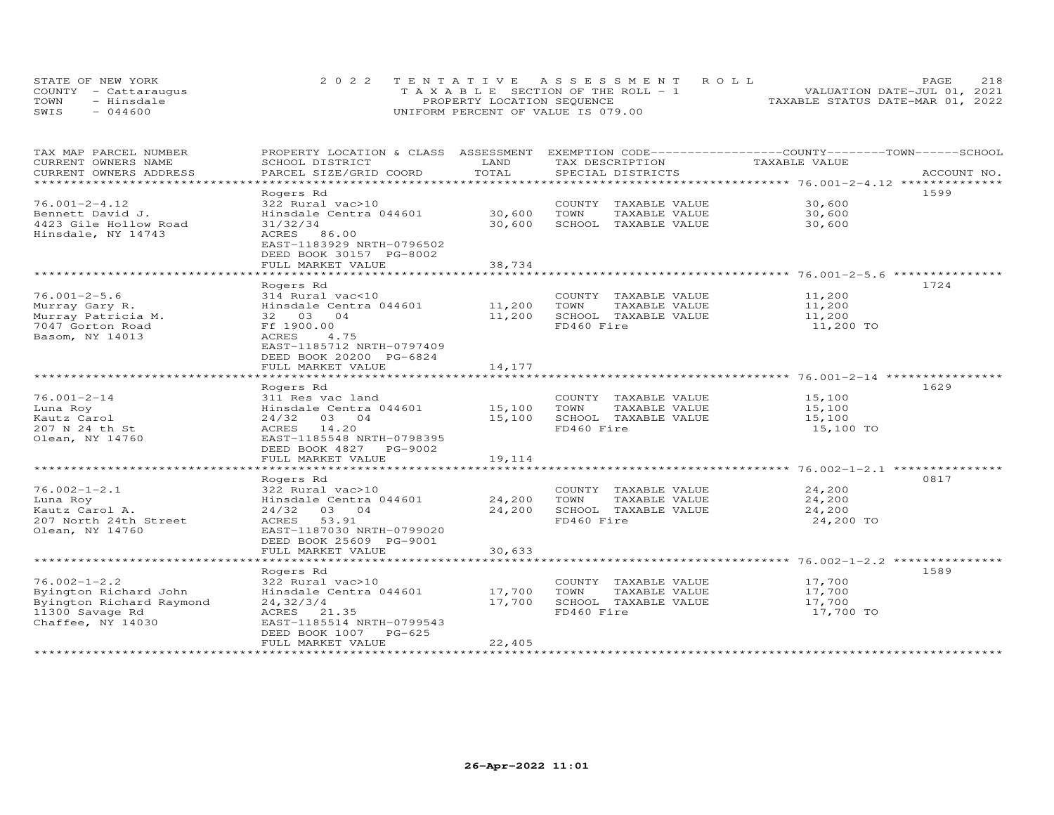STATE OF NEW YORK
COUNTY - Cattaraugus
TOWN - Hinsdale
SWIS - 044600

2022 TENTATIVE ASSESSMENT ROLL
TAXABLE SECTION OF THE ROLL - 1
PROPERTY LOCATION SEQUENCE
UNIFORM PERCENT OF VALUE IS 079.00

VALUATION DATE-JUL 01, 2021
TAXABLE STATUS DATE-MAR 01, 2022

| TAX MAP PARCEL NUMBER<br>CURRENT OWNERS NAME<br>CURRENT OWNERS ADDRESS | PROPERTY LOCATION & CLASS<br>SCHOOL DISTRICT<br>PARCEL SIZE/GRID COORD | ASSESSMENT<br>LAND<br>TOTAL | EXEMPTION CODE<br>TAX DESCRIPTION<br>SPECIAL DISTRICTS | COUNTY--------TOWN------SCHOOL<br>TAXABLE VALUE | ACCOUNT NO. |
|---|---|---|---|---|---|
| 76.001-2-4.12 | Rogers Rd | | | | 1599 |
| 76.001-2-4.12<br>Bennett David J.<br>4423 Gile Hollow Road<br>Hinsdale, NY 14743 | 322 Rural vac>10<br>Hinsdale Centra 044601<br>31/32/34<br>ACRES 86.00<br>EAST-1183929 NRTH-0796502<br>DEED BOOK 30157 PG-8002<br>FULL MARKET VALUE | 30,600<br>30,600<br><br><br><br><br>38,734 | COUNTY TAXABLE VALUE<br>TOWN TAXABLE VALUE<br>SCHOOL TAXABLE VALUE | 30,600<br>30,600<br>30,600 | |
| 76.001-2-5.6 | Rogers Rd | | | | 1724 |
| 76.001-2-5.6<br>Murray Gary R.<br>Murray Patricia M.<br>7047 Gorton Road<br>Basom, NY 14013 | 314 Rural vac<10<br>Hinsdale Centra 044601<br>32 03 04<br>Ff 1900.00<br>ACRES 4.75<br>EAST-1185712 NRTH-0797409<br>DEED BOOK 20200 PG-6824<br>FULL MARKET VALUE | 11,200<br>11,200<br><br><br><br><br><br>14,177 | COUNTY TAXABLE VALUE<br>TOWN TAXABLE VALUE<br>SCHOOL TAXABLE VALUE<br>FD460 Fire | 11,200<br>11,200<br>11,200<br>11,200 TO | |
| 76.001-2-14 | Rogers Rd | | | | 1629 |
| 76.001-2-14<br>Luna Roy<br>Kautz Carol<br>207 N 24 th St<br>Olean, NY 14760 | 311 Res vac land<br>Hinsdale Centra 044601<br>24/32 03 04<br>ACRES 14.20<br>EAST-1185548 NRTH-0798395<br>DEED BOOK 4827 PG-9002<br>FULL MARKET VALUE | 15,100<br>15,100<br><br><br><br><br>19,114 | COUNTY TAXABLE VALUE<br>TOWN TAXABLE VALUE<br>SCHOOL TAXABLE VALUE<br>FD460 Fire | 15,100<br>15,100<br>15,100<br>15,100 TO | |
| 76.002-1-2.1 | Rogers Rd | | | | 0817 |
| 76.002-1-2.1<br>Luna Roy<br>Kautz Carol A.<br>207 North 24th Street<br>Olean, NY 14760 | 322 Rural vac>10<br>Hinsdale Centra 044601<br>24/32 03 04<br>ACRES 53.91<br>EAST-1187030 NRTH-0799020<br>DEED BOOK 25609 PG-9001<br>FULL MARKET VALUE | 24,200<br>24,200<br><br><br><br><br>30,633 | COUNTY TAXABLE VALUE<br>TOWN TAXABLE VALUE<br>SCHOOL TAXABLE VALUE<br>FD460 Fire | 24,200<br>24,200<br>24,200<br>24,200 TO | |
| 76.002-1-2.2 | Rogers Rd | | | | 1589 |
| 76.002-1-2.2<br>Byington Richard John<br>Byington Richard Raymond<br>11300 Savage Rd<br>Chaffee, NY 14030 | 322 Rural vac>10<br>Hinsdale Centra 044601<br>24,32/3/4<br>ACRES 21.35<br>EAST-1185514 NRTH-0799543<br>DEED BOOK 1007 PG-625<br>FULL MARKET VALUE | 17,700<br>17,700<br><br><br><br><br>22,405 | COUNTY TAXABLE VALUE<br>TOWN TAXABLE VALUE<br>SCHOOL TAXABLE VALUE<br>FD460 Fire | 17,700<br>17,700<br>17,700<br>17,700 TO | |

26-Apr-2022 11:01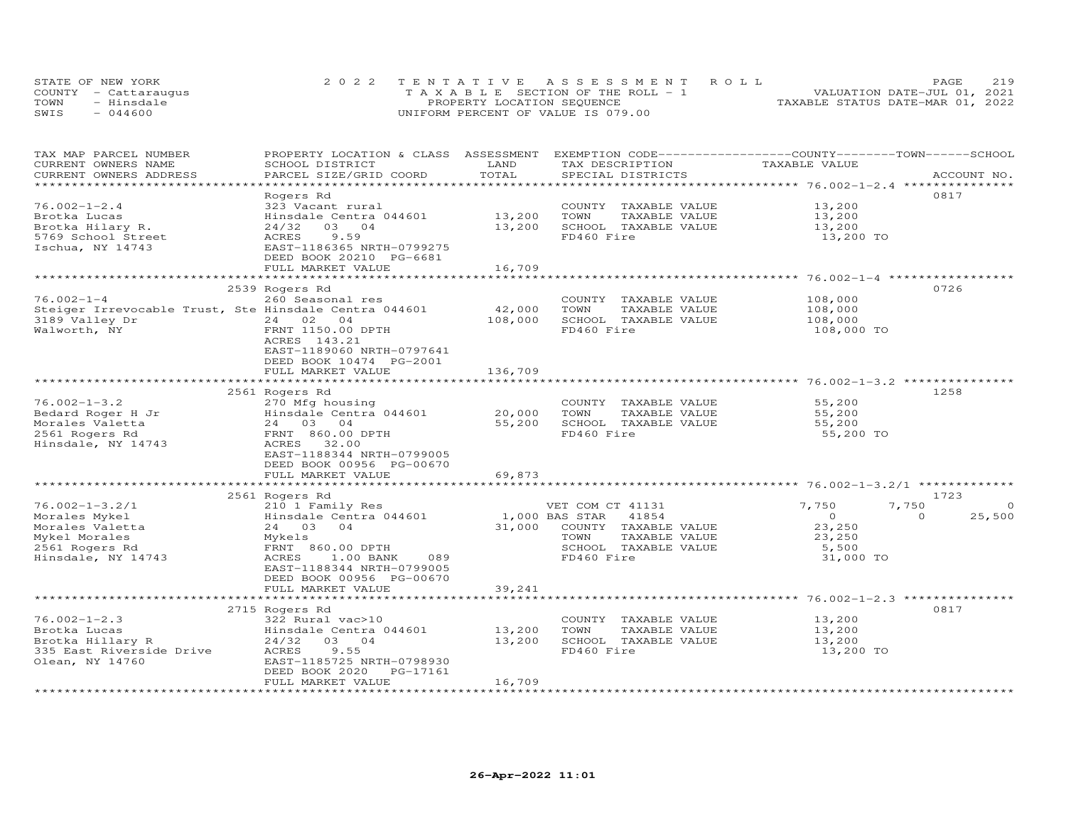STATE OF NEW YORK — 2022 TENTATIVE ASSESSMENT ROLL — VALUATION DATE-JUL 01, 2021
COUNTY - Cattaraugus — TAXABLE SECTION OF THE ROLL - 1 — TAXABLE STATUS DATE-MAR 01, 2022
TOWN - Hinsdale — PROPERTY LOCATION SEQUENCE
SWIS - 044600 — UNIFORM PERCENT OF VALUE IS 079.00

| TAX MAP PARCEL NUMBER / CURRENT OWNERS NAME / CURRENT OWNERS ADDRESS | PROPERTY LOCATION & CLASS / SCHOOL DISTRICT / PARCEL SIZE/GRID COORD | ASSESSMENT LAND | TOTAL | EXEMPTION CODE / TAX DESCRIPTION / SPECIAL DISTRICTS | COUNTY TAXABLE VALUE | TOWN | SCHOOL | ACCOUNT NO. |
|---|---|---|---|---|---|---|---|---|
| **76.002-1-2.4** | Rogers Rd | | | | | | | 0817 |
| 76.002-1-2.4 | 323 Vacant rural | | | COUNTY TAXABLE VALUE | 13,200 | | | |
| Brotka Lucas | Hinsdale Centra 044601 | 13,200 | | TOWN TAXABLE VALUE | 13,200 | | | |
| Brotka Hilary R. | 24/32 03 04 | | 13,200 | SCHOOL TAXABLE VALUE | 13,200 | | | |
| 5769 School Street | ACRES 9.59 | | | FD460 Fire | 13,200 TO | | | |
| Ischua, NY 14743 | EAST-1186365 NRTH-0799275 | | | | | | | |
| | DEED BOOK 20210 PG-6681 | | | | | | | |
| | FULL MARKET VALUE | | 16,709 | | | | | |
| **76.002-1-4** | 2539 Rogers Rd | | | | | | | 0726 |
| 76.002-1-4 | 260 Seasonal res | | | COUNTY TAXABLE VALUE | 108,000 | | | |
| Steiger Irrevocable Trust, Ste | Hinsdale Centra 044601 | 42,000 | | TOWN TAXABLE VALUE | 108,000 | | | |
| 3189 Valley Dr | 24 02 04 | | 108,000 | SCHOOL TAXABLE VALUE | 108,000 | | | |
| Walworth, NY | FRNT 1150.00 DPTH | | | FD460 Fire | 108,000 TO | | | |
| | ACRES 143.21 | | | | | | | |
| | EAST-1189060 NRTH-0797641 | | | | | | | |
| | DEED BOOK 10474 PG-2001 | | | | | | | |
| | FULL MARKET VALUE | | 136,709 | | | | | |
| **76.002-1-3.2** | 2561 Rogers Rd | | | | | | | 1258 |
| 76.002-1-3.2 | 270 Mfg housing | | | COUNTY TAXABLE VALUE | 55,200 | | | |
| Bedard Roger H Jr | Hinsdale Centra 044601 | 20,000 | | TOWN TAXABLE VALUE | 55,200 | | | |
| Morales Valetta | 24 03 04 | | 55,200 | SCHOOL TAXABLE VALUE | 55,200 | | | |
| 2561 Rogers Rd | FRNT 860.00 DPTH | | | FD460 Fire | 55,200 TO | | | |
| Hinsdale, NY 14743 | ACRES 32.00 | | | | | | | |
| | EAST-1188344 NRTH-0799005 | | | | | | | |
| | DEED BOOK 00956 PG-00670 | | | | | | | |
| | FULL MARKET VALUE | | 69,873 | | | | | |
| **76.002-1-3.2/1** | 2561 Rogers Rd | | | | | | | 1723 |
| 76.002-1-3.2/1 | 210 1 Family Res | | | VET COM CT 41131 | 7,750 | 7,750 | 0 | |
| Morales Mykel | Hinsdale Centra 044601 | 1,000 | | BAS STAR 41854 | 0 | 0 | 25,500 | |
| Morales Valetta | 24 03 04 | | 31,000 | COUNTY TAXABLE VALUE | 23,250 | | | |
| Mykel Morales | Mykels | | | TOWN TAXABLE VALUE | 23,250 | | | |
| 2561 Rogers Rd | FRNT 860.00 DPTH | | | SCHOOL TAXABLE VALUE | 5,500 | | | |
| Hinsdale, NY 14743 | ACRES 1.00 BANK 089 | | | FD460 Fire | 31,000 TO | | | |
| | EAST-1188344 NRTH-0799005 | | | | | | | |
| | DEED BOOK 00956 PG-00670 | | | | | | | |
| | FULL MARKET VALUE | | 39,241 | | | | | |
| **76.002-1-2.3** | 2715 Rogers Rd | | | | | | | 0817 |
| 76.002-1-2.3 | 322 Rural vac>10 | | | COUNTY TAXABLE VALUE | 13,200 | | | |
| Brotka Lucas | Hinsdale Centra 044601 | 13,200 | | TOWN TAXABLE VALUE | 13,200 | | | |
| Brotka Hillary R | 24/32 03 04 | | 13,200 | SCHOOL TAXABLE VALUE | 13,200 | | | |
| 335 East Riverside Drive | ACRES 9.55 | | | FD460 Fire | 13,200 TO | | | |
| Olean, NY 14760 | EAST-1185725 NRTH-0798930 | | | | | | | |
| | DEED BOOK 2020 PG-17161 | | | | | | | |
| | FULL MARKET VALUE | | 16,709 | | | | | |

26-Apr-2022 11:01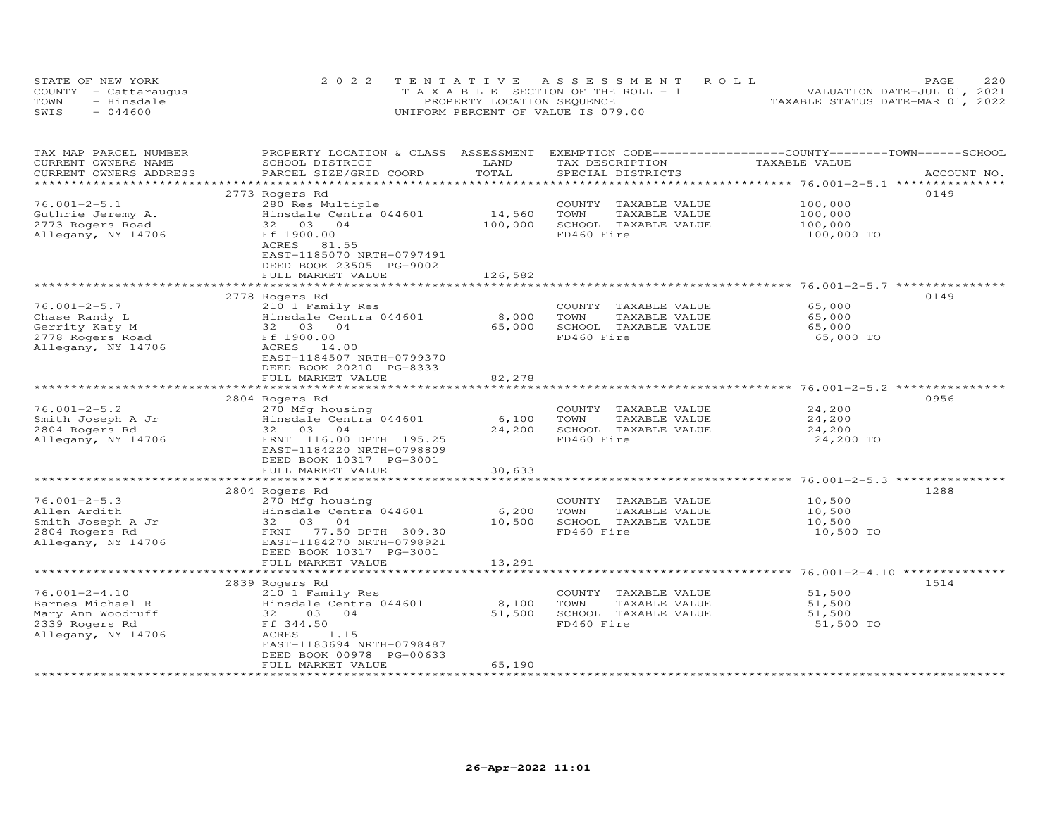STATE OF NEW YORK
COUNTY - Cattaraugus
TOWN - Hinsdale
SWIS - 044600

2022 TENTATIVE ASSESSMENT ROLL
TAXABLE SECTION OF THE ROLL - 1
PROPERTY LOCATION SEQUENCE
UNIFORM PERCENT OF VALUE IS 079.00

VALUATION DATE-JUL 01, 2021
TAXABLE STATUS DATE-MAR 01, 2022

| TAX MAP PARCEL NUMBER / CURRENT OWNERS NAME / CURRENT OWNERS ADDRESS | PROPERTY LOCATION & CLASS / SCHOOL DISTRICT / PARCEL SIZE/GRID COORD | ASSESSMENT LAND / TOTAL | EXEMPTION CODE / TAX DESCRIPTION / SPECIAL DISTRICTS | COUNTY / TOWN / SCHOOL TAXABLE VALUE | ACCOUNT NO. |
|---|---|---|---|---|---|
| 76.001-2-5.1 | 2773 Rogers Rd | | | | 0149 |
| Guthrie Jeremy A. | 280 Res Multiple | | COUNTY TAXABLE VALUE | 100,000 | |
| 2773 Rogers Road | Hinsdale Centra 044601 | 14,560 | TOWN TAXABLE VALUE | 100,000 | |
| Allegany, NY 14706 | 32 03 04 | 100,000 | SCHOOL TAXABLE VALUE | 100,000 | |
| | Ff 1900.00 | | FD460 Fire | 100,000 TO | |
| | ACRES 81.55 | | | | |
| | EAST-1185070 NRTH-0797491 | | | | |
| | DEED BOOK 23505 PG-9002 | | | | |
| | FULL MARKET VALUE | 126,582 | | | |
| 76.001-2-5.7 | 2778 Rogers Rd | | | | 0149 |
| Chase Randy L | 210 1 Family Res | | COUNTY TAXABLE VALUE | 65,000 | |
| Gerrity Katy M | Hinsdale Centra 044601 | 8,000 | TOWN TAXABLE VALUE | 65,000 | |
| 2778 Rogers Road | 32 03 04 | 65,000 | SCHOOL TAXABLE VALUE | 65,000 | |
| Allegany, NY 14706 | Ff 1900.00 | | FD460 Fire | 65,000 TO | |
| | ACRES 14.00 | | | | |
| | EAST-1184507 NRTH-0799370 | | | | |
| | DEED BOOK 20210 PG-8333 | | | | |
| | FULL MARKET VALUE | 82,278 | | | |
| 76.001-2-5.2 | 2804 Rogers Rd | | | | 0956 |
| Smith Joseph A Jr | 270 Mfg housing | | COUNTY TAXABLE VALUE | 24,200 | |
| 2804 Rogers Rd | Hinsdale Centra 044601 | 6,100 | TOWN TAXABLE VALUE | 24,200 | |
| Allegany, NY 14706 | 32 03 04 | 24,200 | SCHOOL TAXABLE VALUE | 24,200 | |
| | FRNT 116.00 DPTH 195.25 | | FD460 Fire | 24,200 TO | |
| | EAST-1184220 NRTH-0798809 | | | | |
| | DEED BOOK 10317 PG-3001 | | | | |
| | FULL MARKET VALUE | 30,633 | | | |
| 76.001-2-5.3 | 2804 Rogers Rd | | | | 1288 |
| Allen Ardith | 270 Mfg housing | | COUNTY TAXABLE VALUE | 10,500 | |
| Smith Joseph A Jr | Hinsdale Centra 044601 | 6,200 | TOWN TAXABLE VALUE | 10,500 | |
| 2804 Rogers Rd | 32 03 04 | 10,500 | SCHOOL TAXABLE VALUE | 10,500 | |
| Allegany, NY 14706 | FRNT 77.50 DPTH 309.30 | | FD460 Fire | 10,500 TO | |
| | EAST-1184270 NRTH-0798921 | | | | |
| | DEED BOOK 10317 PG-3001 | | | | |
| | FULL MARKET VALUE | 13,291 | | | |
| 76.001-2-4.10 | 2839 Rogers Rd | | | | 1514 |
| Barnes Michael R | 210 1 Family Res | | COUNTY TAXABLE VALUE | 51,500 | |
| Mary Ann Woodruff | Hinsdale Centra 044601 | 8,100 | TOWN TAXABLE VALUE | 51,500 | |
| 2339 Rogers Rd | 32 03 04 | 51,500 | SCHOOL TAXABLE VALUE | 51,500 | |
| Allegany, NY 14706 | Ff 344.50 | | FD460 Fire | 51,500 TO | |
| | ACRES 1.15 | | | | |
| | EAST-1183694 NRTH-0798487 | | | | |
| | DEED BOOK 00978 PG-00633 | | | | |
| | FULL MARKET VALUE | 65,190 | | | |

26-Apr-2022 11:01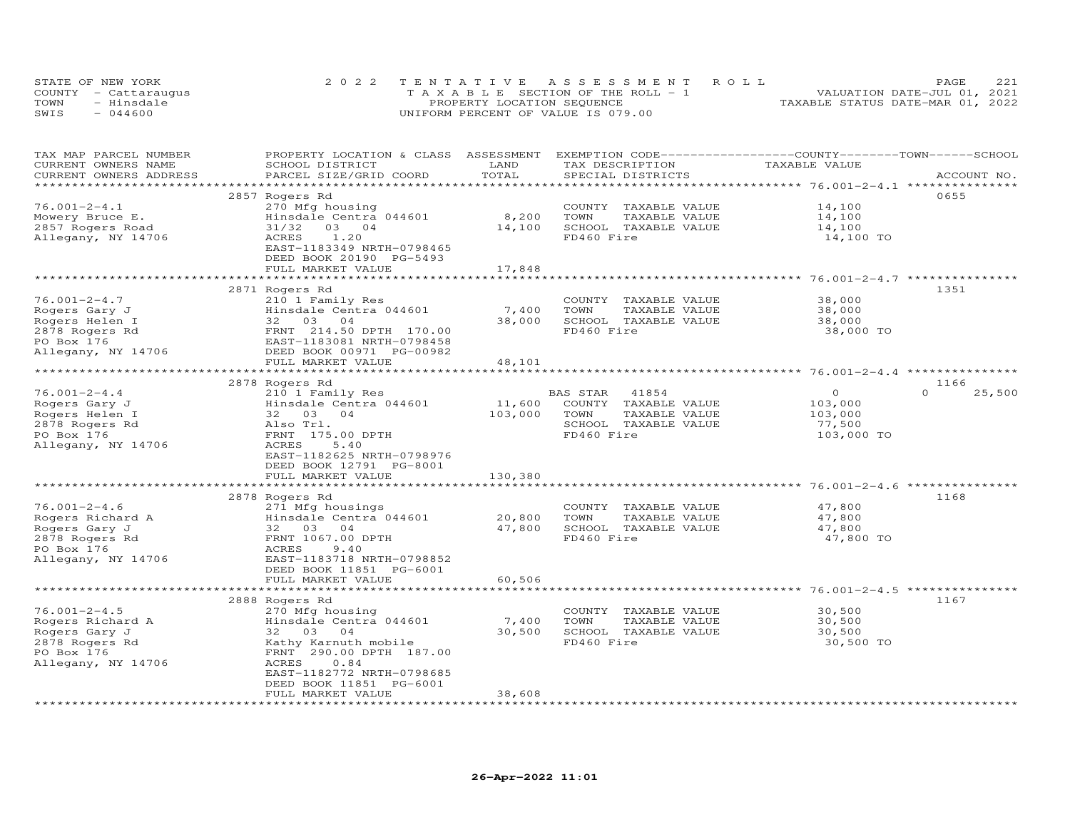STATE OF NEW YORK
COUNTY - Cattaraugus
TOWN - Hinsdale
SWIS - 044600

2022 TENTATIVE ASSESSMENT ROLL
TAXABLE SECTION OF THE ROLL - 1
PROPERTY LOCATION SEQUENCE
UNIFORM PERCENT OF VALUE IS 079.00

VALUATION DATE-JUL 01, 2021
TAXABLE STATUS DATE-MAR 01, 2022

| TAX MAP PARCEL NUMBER / CURRENT OWNERS NAME / CURRENT OWNERS ADDRESS | PROPERTY LOCATION & CLASS / SCHOOL DISTRICT / PARCEL SIZE/GRID COORD | ASSESSMENT LAND | TOTAL | EXEMPTION CODE / TAX DESCRIPTION / SPECIAL DISTRICTS | COUNTY TAXABLE VALUE | TOWN | SCHOOL | ACCOUNT NO. |
|---|---|---|---|---|---|---|---|---|
| | 2857 Rogers Rd | | | | | | | 0655 |
| 76.001-2-4.1 | 270 Mfg housing | | | COUNTY TAXABLE VALUE | 14,100 | | | |
| Mowery Bruce E. | Hinsdale Centra 044601 | 8,200 | | TOWN TAXABLE VALUE | 14,100 | | | |
| 2857 Rogers Road | 31/32 03 04 | | 14,100 | SCHOOL TAXABLE VALUE | 14,100 | | | |
| Allegany, NY 14706 | ACRES 1.20 | | | FD460 Fire | 14,100 TO | | | |
| | EAST-1183349 NRTH-0798465 | | | | | | | |
| | DEED BOOK 20190 PG-5493 | | | | | | | |
| | FULL MARKET VALUE | | 17,848 | | | | | |
| | 2871 Rogers Rd | | | | | | | 1351 |
| 76.001-2-4.7 | 210 1 Family Res | | | COUNTY TAXABLE VALUE | 38,000 | | | |
| Rogers Gary J | Hinsdale Centra 044601 | 7,400 | | TOWN TAXABLE VALUE | 38,000 | | | |
| Rogers Helen I | 32 03 04 | | 38,000 | SCHOOL TAXABLE VALUE | 38,000 | | | |
| 2878 Rogers Rd | FRNT 214.50 DPTH 170.00 | | | FD460 Fire | 38,000 TO | | | |
| PO Box 176 | EAST-1183081 NRTH-0798458 | | | | | | | |
| Allegany, NY 14706 | DEED BOOK 00971 PG-00982 | | | | | | | |
| | FULL MARKET VALUE | | 48,101 | | | | | |
| | 2878 Rogers Rd | | | | | | | 1166 |
| 76.001-2-4.4 | 210 1 Family Res | | | BAS STAR 41854 | 0 | 0 | 25,500 | |
| Rogers Gary J | Hinsdale Centra 044601 | 11,600 | | COUNTY TAXABLE VALUE | 103,000 | | | |
| Rogers Helen I | 32 03 04 | | 103,000 | TOWN TAXABLE VALUE | 103,000 | | | |
| 2878 Rogers Rd | Also Trl. | | | SCHOOL TAXABLE VALUE | 77,500 | | | |
| PO Box 176 | FRNT 175.00 DPTH | | | FD460 Fire | 103,000 TO | | | |
| Allegany, NY 14706 | ACRES 5.40 | | | | | | | |
| | EAST-1182625 NRTH-0798976 | | | | | | | |
| | DEED BOOK 12791 PG-8001 | | | | | | | |
| | FULL MARKET VALUE | | 130,380 | | | | | |
| | 2878 Rogers Rd | | | | | | | 1168 |
| 76.001-2-4.6 | 271 Mfg housings | | | COUNTY TAXABLE VALUE | 47,800 | | | |
| Rogers Richard A | Hinsdale Centra 044601 | 20,800 | | TOWN TAXABLE VALUE | 47,800 | | | |
| Rogers Gary J | 32 03 04 | | 47,800 | SCHOOL TAXABLE VALUE | 47,800 | | | |
| 2878 Rogers Rd | FRNT 1067.00 DPTH | | | FD460 Fire | 47,800 TO | | | |
| PO Box 176 | ACRES 9.40 | | | | | | | |
| Allegany, NY 14706 | EAST-1183718 NRTH-0798852 | | | | | | | |
| | DEED BOOK 11851 PG-6001 | | | | | | | |
| | FULL MARKET VALUE | | 60,506 | | | | | |
| | 2888 Rogers Rd | | | | | | | 1167 |
| 76.001-2-4.5 | 270 Mfg housing | | | COUNTY TAXABLE VALUE | 30,500 | | | |
| Rogers Richard A | Hinsdale Centra 044601 | 7,400 | | TOWN TAXABLE VALUE | 30,500 | | | |
| Rogers Gary J | 32 03 04 | | 30,500 | SCHOOL TAXABLE VALUE | 30,500 | | | |
| 2878 Rogers Rd | Kathy Karnuth mobile | | | FD460 Fire | 30,500 TO | | | |
| PO Box 176 | FRNT 290.00 DPTH 187.00 | | | | | | | |
| Allegany, NY 14706 | ACRES 0.84 | | | | | | | |
| | EAST-1182772 NRTH-0798685 | | | | | | | |
| | DEED BOOK 11851 PG-6001 | | | | | | | |
| | FULL MARKET VALUE | | 38,608 | | | | | |

26-Apr-2022 11:01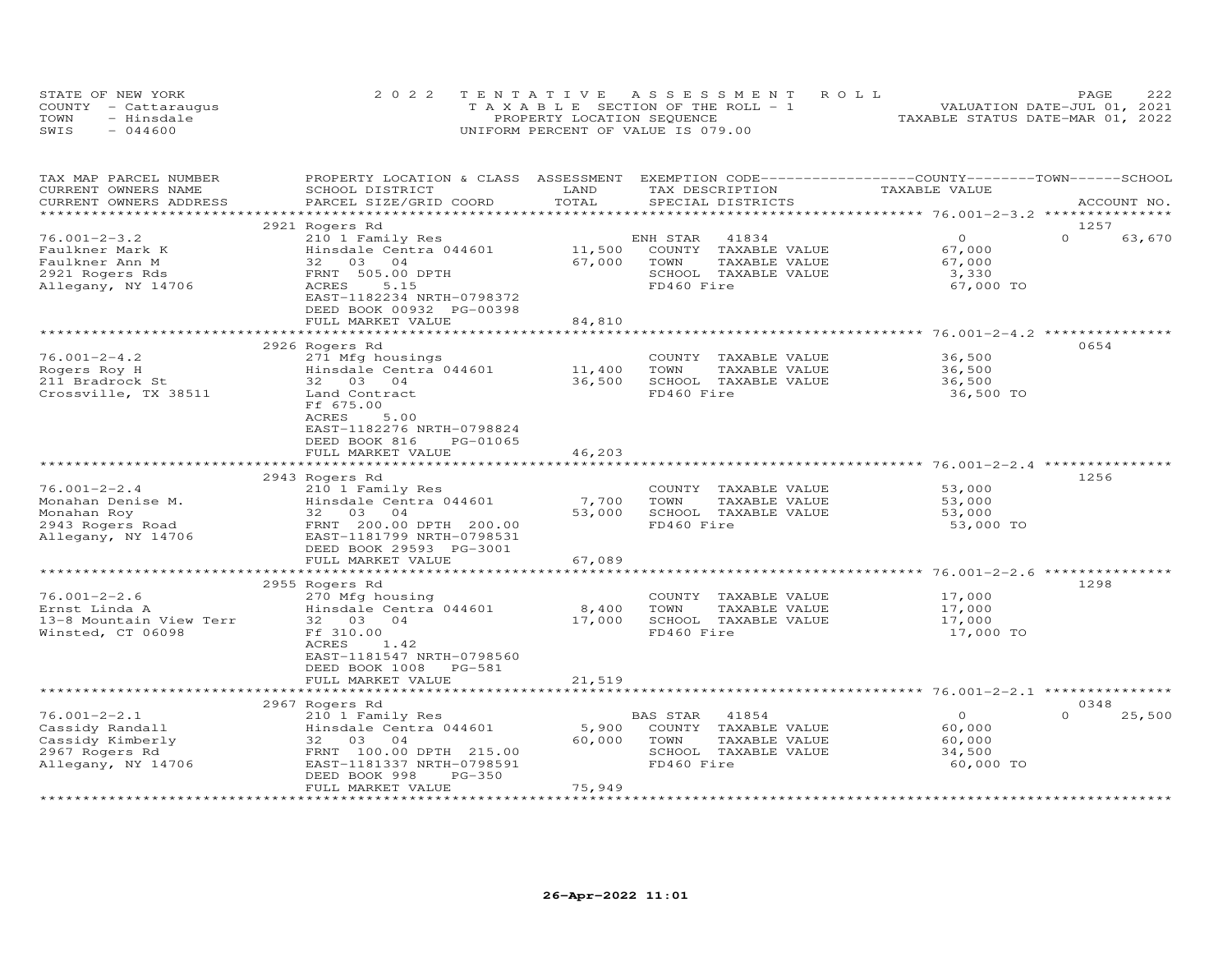STATE OF NEW YORK
COUNTY - Cattaraugus
TOWN - Hinsdale
SWIS - 044600

2022 TENTATIVE ASSESSMENT ROLL
TAXABLE SECTION OF THE ROLL - 1
PROPERTY LOCATION SEQUENCE
UNIFORM PERCENT OF VALUE IS 079.00

VALUATION DATE-JUL 01, 2021
TAXABLE STATUS DATE-MAR 01, 2022

| TAX MAP PARCEL NUMBER<br>CURRENT OWNERS NAME<br>CURRENT OWNERS ADDRESS | PROPERTY LOCATION & CLASS<br>SCHOOL DISTRICT<br>PARCEL SIZE/GRID COORD | ASSESSMENT<br>LAND<br>TOTAL | EXEMPTION CODE<br>TAX DESCRIPTION<br>SPECIAL DISTRICTS | COUNTY / TOWN<br>TAXABLE VALUE | SCHOOL<br>ACCOUNT NO. |
|---|---|---|---|---|---|
| | 2921 Rogers Rd | | | | 1257 |
| 76.001-2-3.2 | 210 1 Family Res | | ENH STAR 41834 | 0 | 0 63,670 |
| Faulkner Mark K | Hinsdale Centra 044601 | 11,500 | COUNTY TAXABLE VALUE | 67,000 | |
| Faulkner Ann M | 32 03 04 | 67,000 | TOWN TAXABLE VALUE | 67,000 | |
| 2921 Rogers Rds | FRNT 505.00 DPTH | | SCHOOL TAXABLE VALUE | 3,330 | |
| Allegany, NY 14706 | ACRES 5.15 | | FD460 Fire | 67,000 TO | |
| | EAST-1182234 NRTH-0798372 | | | | |
| | DEED BOOK 00932 PG-00398 | | | | |
| | FULL MARKET VALUE | 84,810 | | | |
| | 2926 Rogers Rd | | | | 0654 |
| 76.001-2-4.2 | 271 Mfg housings | | COUNTY TAXABLE VALUE | 36,500 | |
| Rogers Roy H | Hinsdale Centra 044601 | 11,400 | TOWN TAXABLE VALUE | 36,500 | |
| 211 Bradrock St | 32 03 04 | 36,500 | SCHOOL TAXABLE VALUE | 36,500 | |
| Crossville, TX 38511 | Land Contract | | FD460 Fire | 36,500 TO | |
| | Ff 675.00 | | | | |
| | ACRES 5.00 | | | | |
| | EAST-1182276 NRTH-0798824 | | | | |
| | DEED BOOK 816 PG-01065 | | | | |
| | FULL MARKET VALUE | 46,203 | | | |
| | 2943 Rogers Rd | | | | 1256 |
| 76.001-2-2.4 | 210 1 Family Res | | COUNTY TAXABLE VALUE | 53,000 | |
| Monahan Denise M. | Hinsdale Centra 044601 | 7,700 | TOWN TAXABLE VALUE | 53,000 | |
| Monahan Roy | 32 03 04 | 53,000 | SCHOOL TAXABLE VALUE | 53,000 | |
| 2943 Rogers Road | FRNT 200.00 DPTH 200.00 | | FD460 Fire | 53,000 TO | |
| Allegany, NY 14706 | EAST-1181799 NRTH-0798531 | | | | |
| | DEED BOOK 29593 PG-3001 | | | | |
| | FULL MARKET VALUE | 67,089 | | | |
| | 2955 Rogers Rd | | | | 1298 |
| 76.001-2-2.6 | 270 Mfg housing | | COUNTY TAXABLE VALUE | 17,000 | |
| Ernst Linda A | Hinsdale Centra 044601 | 8,400 | TOWN TAXABLE VALUE | 17,000 | |
| 13-8 Mountain View Terr | 32 03 04 | 17,000 | SCHOOL TAXABLE VALUE | 17,000 | |
| Winsted, CT 06098 | Ff 310.00 | | FD460 Fire | 17,000 TO | |
| | ACRES 1.42 | | | | |
| | EAST-1181547 NRTH-0798560 | | | | |
| | DEED BOOK 1008 PG-581 | | | | |
| | FULL MARKET VALUE | 21,519 | | | |
| | 2967 Rogers Rd | | | | 0348 |
| 76.001-2-2.1 | 210 1 Family Res | | BAS STAR 41854 | 0 | 0 25,500 |
| Cassidy Randall | Hinsdale Centra 044601 | 5,900 | COUNTY TAXABLE VALUE | 60,000 | |
| Cassidy Kimberly | 32 03 04 | 60,000 | TOWN TAXABLE VALUE | 60,000 | |
| 2967 Rogers Rd | FRNT 100.00 DPTH 215.00 | | SCHOOL TAXABLE VALUE | 34,500 | |
| Allegany, NY 14706 | EAST-1181337 NRTH-0798591 | | FD460 Fire | 60,000 TO | |
| | DEED BOOK 998 PG-350 | | | | |
| | FULL MARKET VALUE | 75,949 | | | |

26-Apr-2022 11:01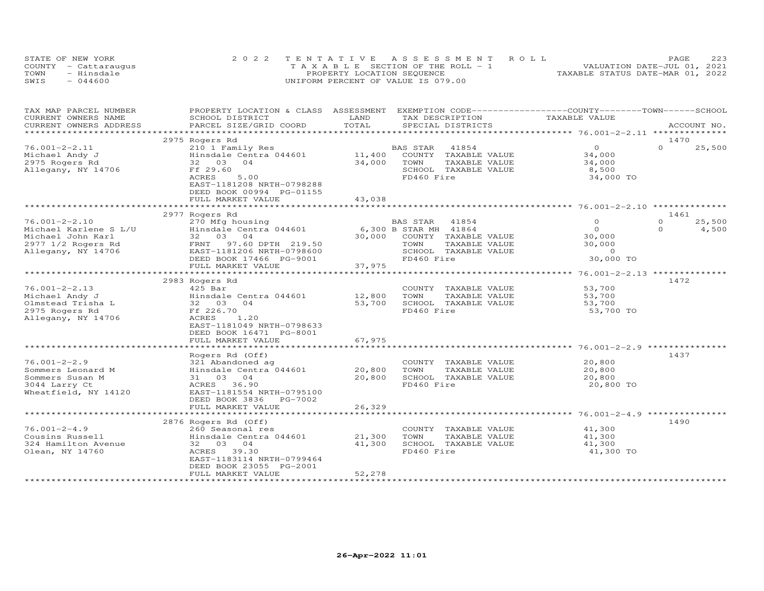STATE OF NEW YORK
COUNTY - Cattaraugus
TOWN - Hinsdale
SWIS - 044600

2022 TENTATIVE ASSESSMENT ROLL
TAXABLE SECTION OF THE ROLL - 1
PROPERTY LOCATION SEQUENCE
UNIFORM PERCENT OF VALUE IS 079.00

VALUATION DATE-JUL 01, 2021
TAXABLE STATUS DATE-MAR 01, 2022

| TAX MAP PARCEL NUMBER / CURRENT OWNERS NAME / CURRENT OWNERS ADDRESS | PROPERTY LOCATION & CLASS / SCHOOL DISTRICT / PARCEL SIZE/GRID COORD | ASSESSMENT LAND / TOTAL | EXEMPTION CODE / TAX DESCRIPTION / SPECIAL DISTRICTS | COUNTY TAXABLE VALUE | TOWN | SCHOOL / ACCOUNT NO. |
|---|---|---|---|---|---|---|
| **76.001-2-2.11** | 2975 Rogers Rd | | | | | 1470 |
| 76.001-2-2.11 | 210 1 Family Res | | BAS STAR 41854 | 0 | 0 | 25,500 |
| Michael Andy J | Hinsdale Centra 044601 | 11,400 | COUNTY TAXABLE VALUE | 34,000 | | |
| 2975 Rogers Rd | 32 03 04 | 34,000 | TOWN TAXABLE VALUE | 34,000 | | |
| Allegany, NY 14706 | Ff 29.60 | | SCHOOL TAXABLE VALUE | 8,500 | | |
| | ACRES 5.00 | | FD460 Fire | 34,000 TO | | |
| | EAST-1181208 NRTH-0798288 | | | | | |
| | DEED BOOK 00994 PG-01155 | | | | | |
| | FULL MARKET VALUE | 43,038 | | | | |
| **76.001-2-2.10** | 2977 Rogers Rd | | | | | 1461 |
| 76.001-2-2.10 | 270 Mfg housing | | BAS STAR 41854 | 0 | 0 | 25,500 |
| Michael Karlene S L/U | Hinsdale Centra 044601 | 6,300 | B STAR MH 41864 | 0 | 0 | 4,500 |
| Michael John Karl | 32 03 04 | 30,000 | COUNTY TAXABLE VALUE | 30,000 | | |
| 2977 1/2 Rogers Rd | FRNT 97.60 DPTH 219.50 | | TOWN TAXABLE VALUE | 30,000 | | |
| Allegany, NY 14706 | EAST-1181206 NRTH-0798600 | | SCHOOL TAXABLE VALUE | 0 | | |
| | DEED BOOK 17466 PG-9001 | | FD460 Fire | 30,000 TO | | |
| | FULL MARKET VALUE | 37,975 | | | | |
| **76.001-2-2.13** | 2983 Rogers Rd | | | | | 1472 |
| 76.001-2-2.13 | 425 Bar | | COUNTY TAXABLE VALUE | 53,700 | | |
| Michael Andy J | Hinsdale Centra 044601 | 12,800 | TOWN TAXABLE VALUE | 53,700 | | |
| Olmstead Trisha L | 32 03 04 | 53,700 | SCHOOL TAXABLE VALUE | 53,700 | | |
| 2975 Rogers Rd | Ff 226.70 | | FD460 Fire | 53,700 TO | | |
| Allegany, NY 14706 | ACRES 1.20 | | | | | |
| | EAST-1181049 NRTH-0798633 | | | | | |
| | DEED BOOK 16471 PG-8001 | | | | | |
| | FULL MARKET VALUE | 67,975 | | | | |
| **76.001-2-2.9** | Rogers Rd (Off) | | | | | 1437 |
| 76.001-2-2.9 | 321 Abandoned ag | | COUNTY TAXABLE VALUE | 20,800 | | |
| Sommers Leonard M | Hinsdale Centra 044601 | 20,800 | TOWN TAXABLE VALUE | 20,800 | | |
| Sommers Susan M | 31 03 04 | 20,800 | SCHOOL TAXABLE VALUE | 20,800 | | |
| 3044 Larry Ct | ACRES 36.90 | | FD460 Fire | 20,800 TO | | |
| Wheatfield, NY 14120 | EAST-1181554 NRTH-0795100 | | | | | |
| | DEED BOOK 3836 PG-7002 | | | | | |
| | FULL MARKET VALUE | 26,329 | | | | |
| **76.001-2-4.9** | 2876 Rogers Rd (Off) | | | | | 1490 |
| 76.001-2-4.9 | 260 Seasonal res | | COUNTY TAXABLE VALUE | 41,300 | | |
| Cousins Russell | Hinsdale Centra 044601 | 21,300 | TOWN TAXABLE VALUE | 41,300 | | |
| 324 Hamilton Avenue | 32 03 04 | 41,300 | SCHOOL TAXABLE VALUE | 41,300 | | |
| Olean, NY 14760 | ACRES 39.30 | | FD460 Fire | 41,300 TO | | |
| | EAST-1183114 NRTH-0799464 | | | | | |
| | DEED BOOK 23055 PG-2001 | | | | | |
| | FULL MARKET VALUE | 52,278 | | | | |

26-Apr-2022 11:01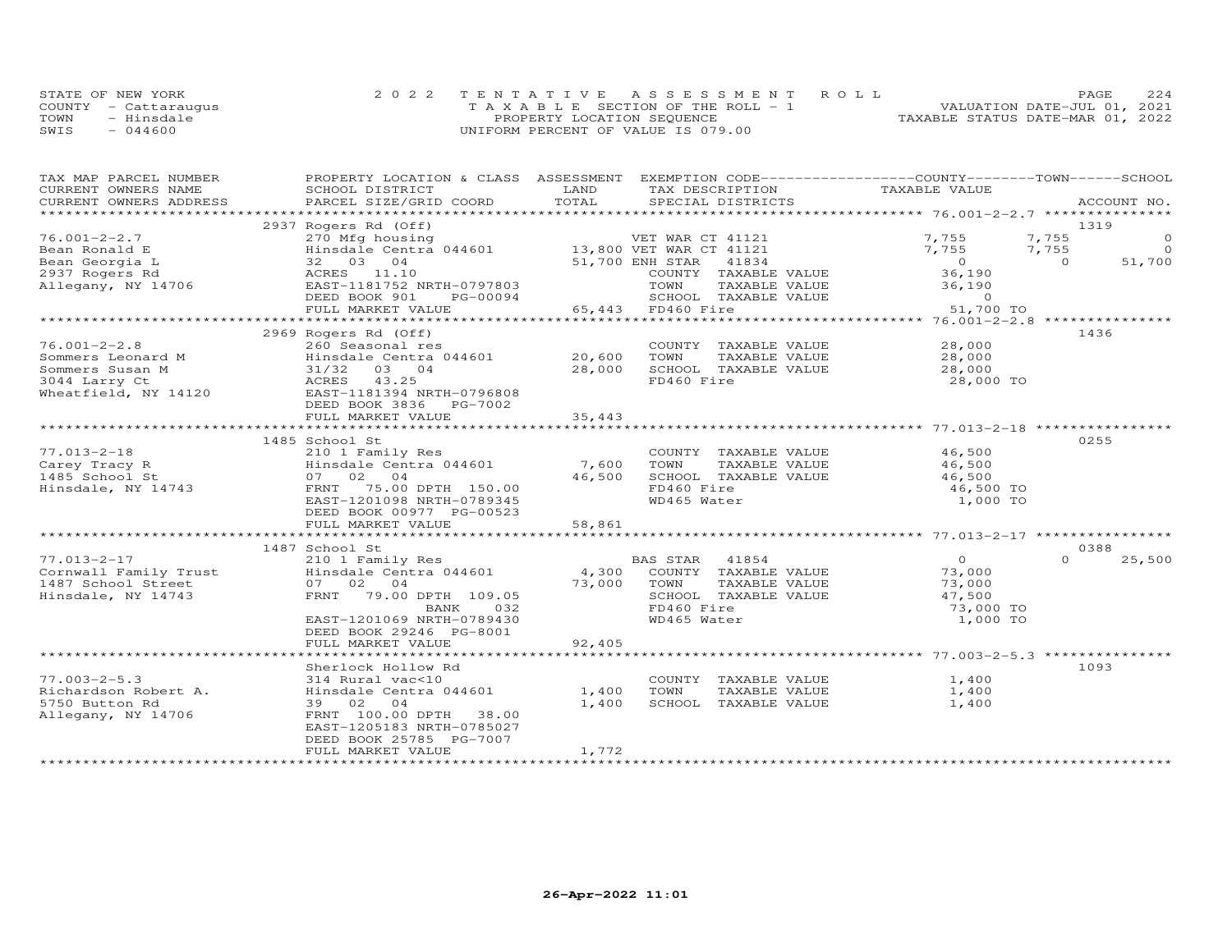STATE OF NEW YORK
COUNTY - Cattaraugus
TOWN - Hinsdale
SWIS - 044600

2022 TENTATIVE ASSESSMENT ROLL
TAXABLE SECTION OF THE ROLL - 1
PROPERTY LOCATION SEQUENCE
UNIFORM PERCENT OF VALUE IS 079.00

VALUATION DATE-JUL 01, 2021
TAXABLE STATUS DATE-MAR 01, 2022

| TAX MAP PARCEL NUMBER / CURRENT OWNERS NAME / CURRENT OWNERS ADDRESS | PROPERTY LOCATION & CLASS / SCHOOL DISTRICT / PARCEL SIZE/GRID COORD | ASSESSMENT LAND | TOTAL | EXEMPTION CODE / TAX DESCRIPTION / SPECIAL DISTRICTS | COUNTY TAXABLE VALUE | TOWN | SCHOOL | ACCOUNT NO. |
|---|---|---|---|---|---|---|---|---|
| 76.001-2-2.7 | 2937 Rogers Rd (Off) | | | | | | | 1319 |
| | 270 Mfg housing | | | VET WAR CT 41121 | 7,755 | 7,755 | 0 | |
| Bean Ronald E | Hinsdale Centra 044601 | 13,800 | | VET WAR CT 41121 | 7,755 | 7,755 | 0 | |
| Bean Georgia L | 32 03 04 | | 51,700 | ENH STAR 41834 | 0 | 0 | 51,700 | |
| 2937 Rogers Rd | ACRES 11.10 | | | COUNTY TAXABLE VALUE | 36,190 | | | |
| Allegany, NY 14706 | EAST-1181752 NRTH-0797803 | | | TOWN TAXABLE VALUE | 36,190 | | | |
| | DEED BOOK 901 PG-00094 | | | SCHOOL TAXABLE VALUE | 0 | | | |
| | FULL MARKET VALUE | | 65,443 | FD460 Fire | 51,700 TO | | | |
| 76.001-2-2.8 | 2969 Rogers Rd (Off) | | | | | | | 1436 |
| | 260 Seasonal res | | | COUNTY TAXABLE VALUE | 28,000 | | | |
| Sommers Leonard M | Hinsdale Centra 044601 | 20,600 | | TOWN TAXABLE VALUE | 28,000 | | | |
| Sommers Susan M | 31/32 03 04 | | 28,000 | SCHOOL TAXABLE VALUE | 28,000 | | | |
| 3044 Larry Ct | ACRES 43.25 | | | FD460 Fire | 28,000 TO | | | |
| Wheatfield, NY 14120 | EAST-1181394 NRTH-0796808 | | | | | | | |
| | DEED BOOK 3836 PG-7002 | | | | | | | |
| | FULL MARKET VALUE | | 35,443 | | | | | |
| 77.013-2-18 | 1485 School St | | | | | | | 0255 |
| | 210 1 Family Res | | | COUNTY TAXABLE VALUE | 46,500 | | | |
| Carey Tracy R | Hinsdale Centra 044601 | 7,600 | | TOWN TAXABLE VALUE | 46,500 | | | |
| 1485 School St | 07 02 04 | | 46,500 | SCHOOL TAXABLE VALUE | 46,500 | | | |
| Hinsdale, NY 14743 | FRNT 75.00 DPTH 150.00 | | | FD460 Fire | 46,500 TO | | | |
| | EAST-1201098 NRTH-0789345 | | | WD465 Water | 1,000 TO | | | |
| | DEED BOOK 00977 PG-00523 | | | | | | | |
| | FULL MARKET VALUE | | 58,861 | | | | | |
| 77.013-2-17 | 1487 School St | | | | | | | 0388 |
| | 210 1 Family Res | | | BAS STAR 41854 | 0 | 0 | 25,500 | |
| Cornwall Family Trust | Hinsdale Centra 044601 | 4,300 | | COUNTY TAXABLE VALUE | 73,000 | | | |
| 1487 School Street | 07 02 04 | | 73,000 | TOWN TAXABLE VALUE | 73,000 | | | |
| Hinsdale, NY 14743 | FRNT 79.00 DPTH 109.05 | | | SCHOOL TAXABLE VALUE | 47,500 | | | |
| | BANK 032 | | | FD460 Fire | 73,000 TO | | | |
| | EAST-1201069 NRTH-0789430 | | | WD465 Water | 1,000 TO | | | |
| | DEED BOOK 29246 PG-8001 | | | | | | | |
| | FULL MARKET VALUE | | 92,405 | | | | | |
| 77.003-2-5.3 | Sherlock Hollow Rd | | | | | | | 1093 |
| | 314 Rural vac<10 | | | COUNTY TAXABLE VALUE | 1,400 | | | |
| Richardson Robert A. | Hinsdale Centra 044601 | 1,400 | | TOWN TAXABLE VALUE | 1,400 | | | |
| 5750 Button Rd | 39 02 04 | | 1,400 | SCHOOL TAXABLE VALUE | 1,400 | | | |
| Allegany, NY 14706 | FRNT 100.00 DPTH 38.00 | | | | | | | |
| | EAST-1205183 NRTH-0785027 | | | | | | | |
| | DEED BOOK 25785 PG-7007 | | | | | | | |
| | FULL MARKET VALUE | | 1,772 | | | | | |

26-Apr-2022 11:01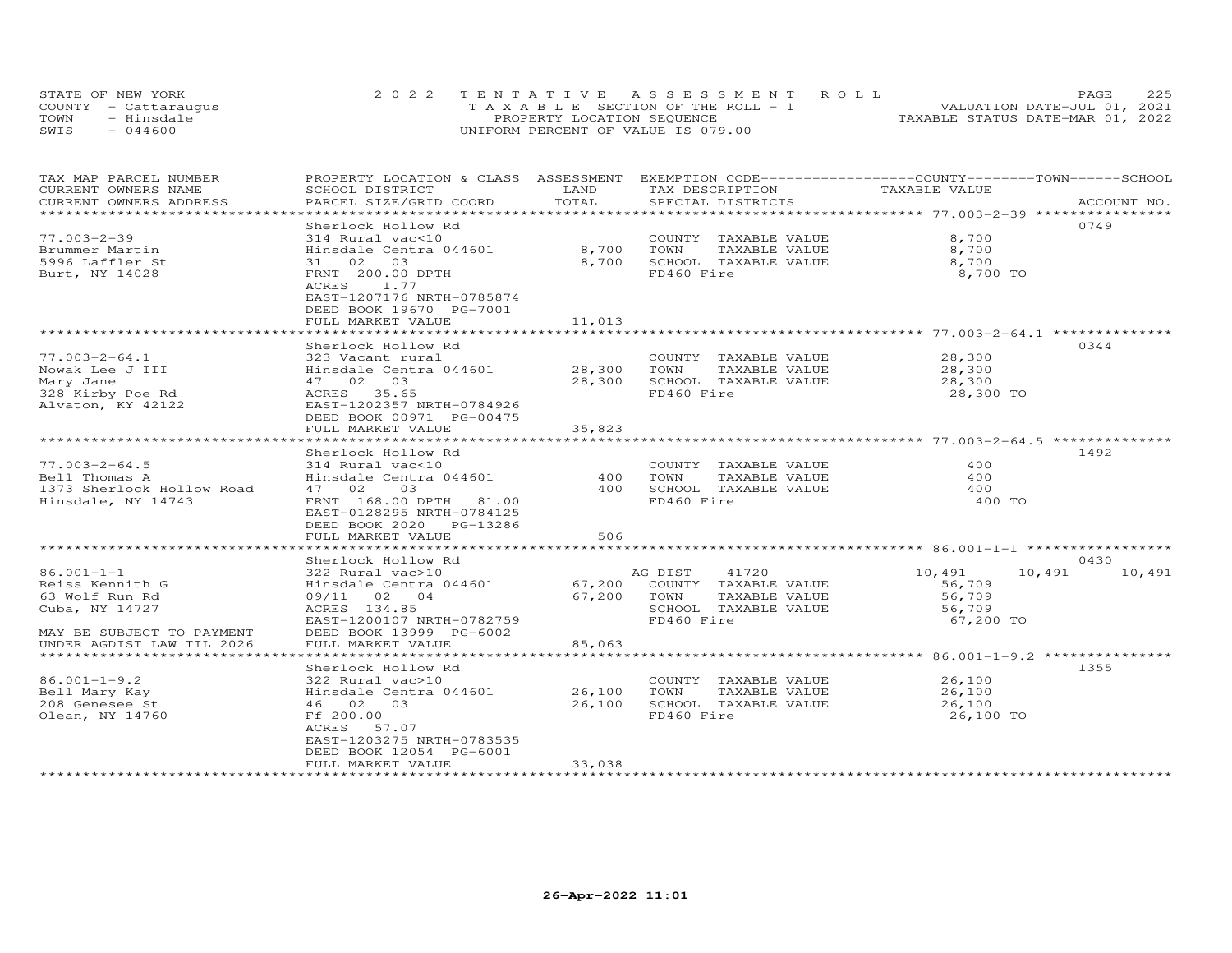STATE OF NEW YORK | 2022 TENTATIVE ASSESSMENT ROLL | VALUATION DATE-JUL 01, 2021
COUNTY - Cattaraugus | TAXABLE SECTION OF THE ROLL - 1 | TAXABLE STATUS DATE-MAR 01, 2022
TOWN - Hinsdale | PROPERTY LOCATION SEQUENCE
SWIS - 044600 | UNIFORM PERCENT OF VALUE IS 079.00

| TAX MAP PARCEL NUMBER / CURRENT OWNERS NAME / CURRENT OWNERS ADDRESS | PROPERTY LOCATION & CLASS / SCHOOL DISTRICT / PARCEL SIZE/GRID COORD | ASSESSMENT LAND | ASSESSMENT TOTAL | EXEMPTION CODE / TAX DESCRIPTION / SPECIAL DISTRICTS | COUNTY TAXABLE VALUE | TOWN | SCHOOL | ACCOUNT NO. |
|---|---|---|---|---|---|---|---|---|
| 77.003-2-39 | Sherlock Hollow Rd | | | | | | | 0749 |
| | 314 Rural vac<10 | | | COUNTY TAXABLE VALUE | 8,700 | | | |
| Brummer Martin | Hinsdale Centra 044601 | 8,700 | | TOWN TAXABLE VALUE | 8,700 | | | |
| 5996 Laffler St | 31 02 03 | | 8,700 | SCHOOL TAXABLE VALUE | 8,700 | | | |
| Burt, NY 14028 | FRNT 200.00 DPTH | | | FD460 Fire | 8,700 TO | | | |
| | ACRES 1.77 | | | | | | | |
| | EAST-1207176 NRTH-0785874 | | | | | | | |
| | DEED BOOK 19670 PG-7001 | | | | | | | |
| | FULL MARKET VALUE | | 11,013 | | | | | |
| 77.003-2-64.1 | Sherlock Hollow Rd | | | | | | | 0344 |
| | 323 Vacant rural | | | COUNTY TAXABLE VALUE | 28,300 | | | |
| Nowak Lee J III | Hinsdale Centra 044601 | 28,300 | | TOWN TAXABLE VALUE | 28,300 | | | |
| Mary Jane | 47 02 03 | | 28,300 | SCHOOL TAXABLE VALUE | 28,300 | | | |
| 328 Kirby Poe Rd | ACRES 35.65 | | | FD460 Fire | 28,300 TO | | | |
| Alvaton, KY 42122 | EAST-1202357 NRTH-0784926 | | | | | | | |
| | DEED BOOK 00971 PG-00475 | | | | | | | |
| | FULL MARKET VALUE | | 35,823 | | | | | |
| 77.003-2-64.5 | Sherlock Hollow Rd | | | | | | | 1492 |
| | 314 Rural vac<10 | | | COUNTY TAXABLE VALUE | 400 | | | |
| Bell Thomas A | Hinsdale Centra 044601 | 400 | | TOWN TAXABLE VALUE | 400 | | | |
| 1373 Sherlock Hollow Road | 47 02 03 | | 400 | SCHOOL TAXABLE VALUE | 400 | | | |
| Hinsdale, NY 14743 | FRNT 168.00 DPTH 81.00 | | | FD460 Fire | 400 TO | | | |
| | EAST-0128295 NRTH-0784125 | | | | | | | |
| | DEED BOOK 2020 PG-13286 | | | | | | | |
| | FULL MARKET VALUE | | 506 | | | | | |
| 86.001-1-1 | Sherlock Hollow Rd | | | | | | | 0430 |
| | 322 Rural vac>10 | | | AG DIST 41720 | 10,491 | 10,491 | 10,491 | |
| Reiss Kennith G | Hinsdale Centra 044601 | 67,200 | | COUNTY TAXABLE VALUE | 56,709 | | | |
| 63 Wolf Run Rd | 09/11 02 04 | | 67,200 | TOWN TAXABLE VALUE | 56,709 | | | |
| Cuba, NY 14727 | ACRES 134.85 | | | SCHOOL TAXABLE VALUE | 56,709 | | | |
| | EAST-1200107 NRTH-0782759 | | | FD460 Fire | 67,200 TO | | | |
| MAY BE SUBJECT TO PAYMENT | DEED BOOK 13999 PG-6002 | | | | | | | |
| UNDER AGDIST LAW TIL 2026 | FULL MARKET VALUE | | 85,063 | | | | | |
| 86.001-1-9.2 | Sherlock Hollow Rd | | | | | | | 1355 |
| | 322 Rural vac>10 | | | COUNTY TAXABLE VALUE | 26,100 | | | |
| Bell Mary Kay | Hinsdale Centra 044601 | 26,100 | | TOWN TAXABLE VALUE | 26,100 | | | |
| 208 Genesee St | 46 02 03 | | 26,100 | SCHOOL TAXABLE VALUE | 26,100 | | | |
| Olean, NY 14760 | Ff 200.00 | | | FD460 Fire | 26,100 TO | | | |
| | ACRES 57.07 | | | | | | | |
| | EAST-1203275 NRTH-0783535 | | | | | | | |
| | DEED BOOK 12054 PG-6001 | | | | | | | |
| | FULL MARKET VALUE | | 33,038 | | | | | |

26-Apr-2022 11:01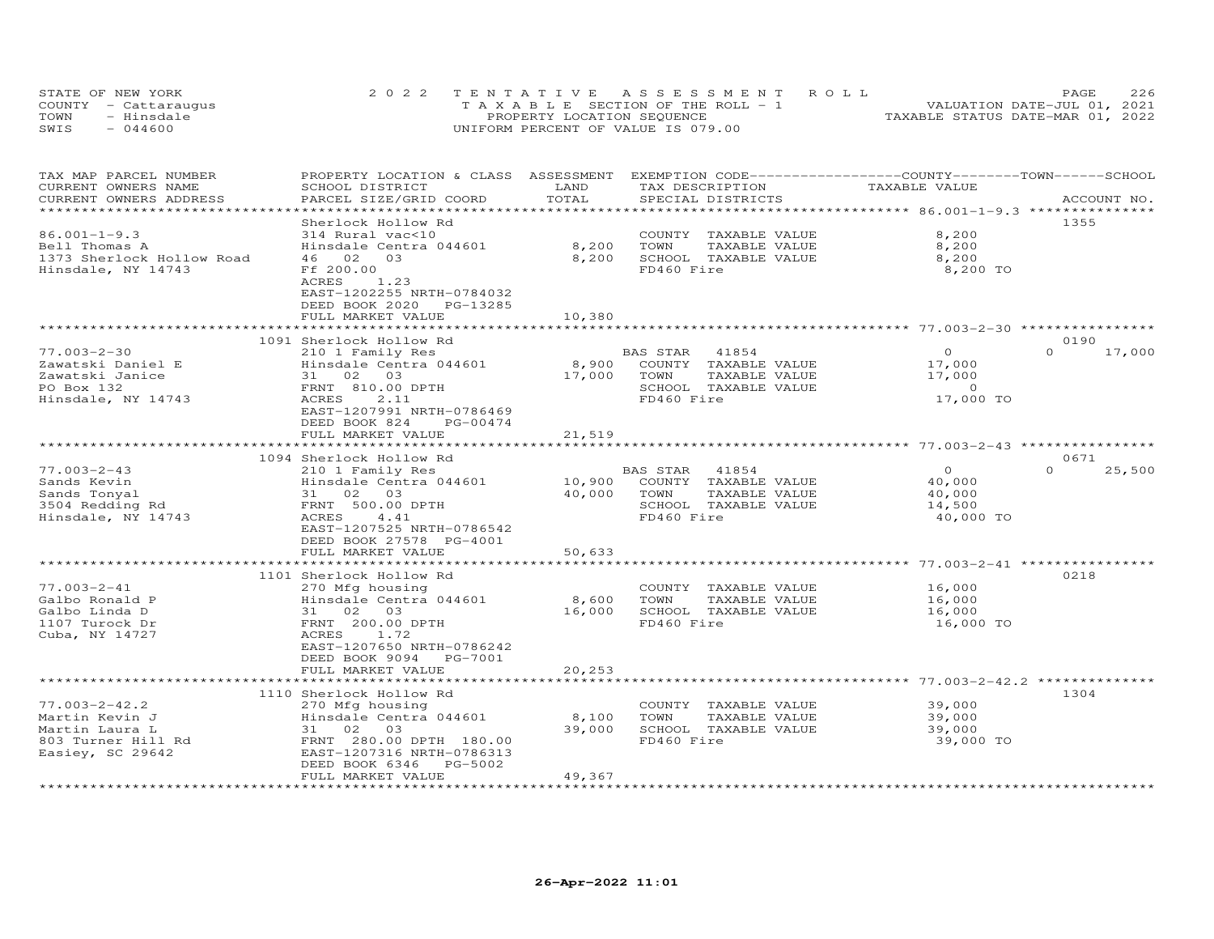STATE OF NEW YORK
COUNTY - Cattaraugus
TOWN - Hinsdale
SWIS - 044600

2022 TENTATIVE ASSESSMENT ROLL
TAXABLE SECTION OF THE ROLL - 1
PROPERTY LOCATION SEQUENCE
UNIFORM PERCENT OF VALUE IS 079.00

VALUATION DATE-JUL 01, 2021
TAXABLE STATUS DATE-MAR 01, 2022

| TAX MAP PARCEL NUMBER / CURRENT OWNERS NAME / CURRENT OWNERS ADDRESS | PROPERTY LOCATION & CLASS / SCHOOL DISTRICT / PARCEL SIZE/GRID COORD | ASSESSMENT LAND | ASSESSMENT TOTAL | EXEMPTION CODE / TAX DESCRIPTION / SPECIAL DISTRICTS | COUNTY / TOWN / SCHOOL TAXABLE VALUE | ACCOUNT NO. |
|---|---|---|---|---|---|---|
| 86.001-1-9.3 | Sherlock Hollow Rd | | | | | 1355 |
| Bell Thomas A | 314 Rural vac<10 | | | COUNTY TAXABLE VALUE | 8,200 | |
| 1373 Sherlock Hollow Road | Hinsdale Centra 044601 | 8,200 | | TOWN TAXABLE VALUE | 8,200 | |
| Hinsdale, NY 14743 | 46 02 03 | | 8,200 | SCHOOL TAXABLE VALUE | 8,200 | |
| | Ff 200.00 | | | FD460 Fire | 8,200 TO | |
| | ACRES 1.23 | | | | | |
| | EAST-1202255 NRTH-0784032 | | | | | |
| | DEED BOOK 2020 PG-13285 | | | | | |
| | FULL MARKET VALUE | | 10,380 | | | |
| 77.003-2-30 | 1091 Sherlock Hollow Rd | | | | | 0190 |
| Zawatski Daniel E | 210 1 Family Res | | | BAS STAR 41854 | 0 / 0 / 17,000 | |
| Zawatski Janice | Hinsdale Centra 044601 | 8,900 | | COUNTY TAXABLE VALUE | 17,000 | |
| PO Box 132 | 31 02 03 | | 17,000 | TOWN TAXABLE VALUE | 17,000 | |
| Hinsdale, NY 14743 | FRNT 810.00 DPTH | | | SCHOOL TAXABLE VALUE | 0 | |
| | ACRES 2.11 | | | FD460 Fire | 17,000 TO | |
| | EAST-1207991 NRTH-0786469 | | | | | |
| | DEED BOOK 824 PG-00474 | | | | | |
| | FULL MARKET VALUE | | 21,519 | | | |
| 77.003-2-43 | 1094 Sherlock Hollow Rd | | | | | 0671 |
| Sands Kevin | 210 1 Family Res | | | BAS STAR 41854 | 0 / 0 / 25,500 | |
| Sands Tonyal | Hinsdale Centra 044601 | 10,900 | | COUNTY TAXABLE VALUE | 40,000 | |
| 3504 Redding Rd | 31 02 03 | | 40,000 | TOWN TAXABLE VALUE | 40,000 | |
| Hinsdale, NY 14743 | FRNT 500.00 DPTH | | | SCHOOL TAXABLE VALUE | 14,500 | |
| | ACRES 4.41 | | | FD460 Fire | 40,000 TO | |
| | EAST-1207525 NRTH-0786542 | | | | | |
| | DEED BOOK 27578 PG-4001 | | | | | |
| | FULL MARKET VALUE | | 50,633 | | | |
| 77.003-2-41 | 1101 Sherlock Hollow Rd | | | | | 0218 |
| Galbo Ronald P | 270 Mfg housing | | | COUNTY TAXABLE VALUE | 16,000 | |
| Galbo Linda D | Hinsdale Centra 044601 | 8,600 | | TOWN TAXABLE VALUE | 16,000 | |
| 1107 Turock Dr | 31 02 03 | | 16,000 | SCHOOL TAXABLE VALUE | 16,000 | |
| Cuba, NY 14727 | FRNT 200.00 DPTH | | | FD460 Fire | 16,000 TO | |
| | ACRES 1.72 | | | | | |
| | EAST-1207650 NRTH-0786242 | | | | | |
| | DEED BOOK 9094 PG-7001 | | | | | |
| | FULL MARKET VALUE | | 20,253 | | | |
| 77.003-2-42.2 | 1110 Sherlock Hollow Rd | | | | | 1304 |
| Martin Kevin J | 270 Mfg housing | | | COUNTY TAXABLE VALUE | 39,000 | |
| Martin Laura L | Hinsdale Centra 044601 | 8,100 | | TOWN TAXABLE VALUE | 39,000 | |
| 803 Turner Hill Rd | 31 02 03 | | 39,000 | SCHOOL TAXABLE VALUE | 39,000 | |
| Easiey, SC 29642 | FRNT 280.00 DPTH 180.00 | | | FD460 Fire | 39,000 TO | |
| | EAST-1207316 NRTH-0786313 | | | | | |
| | DEED BOOK 6346 PG-5002 | | | | | |
| | FULL MARKET VALUE | | 49,367 | | | |

26-Apr-2022 11:01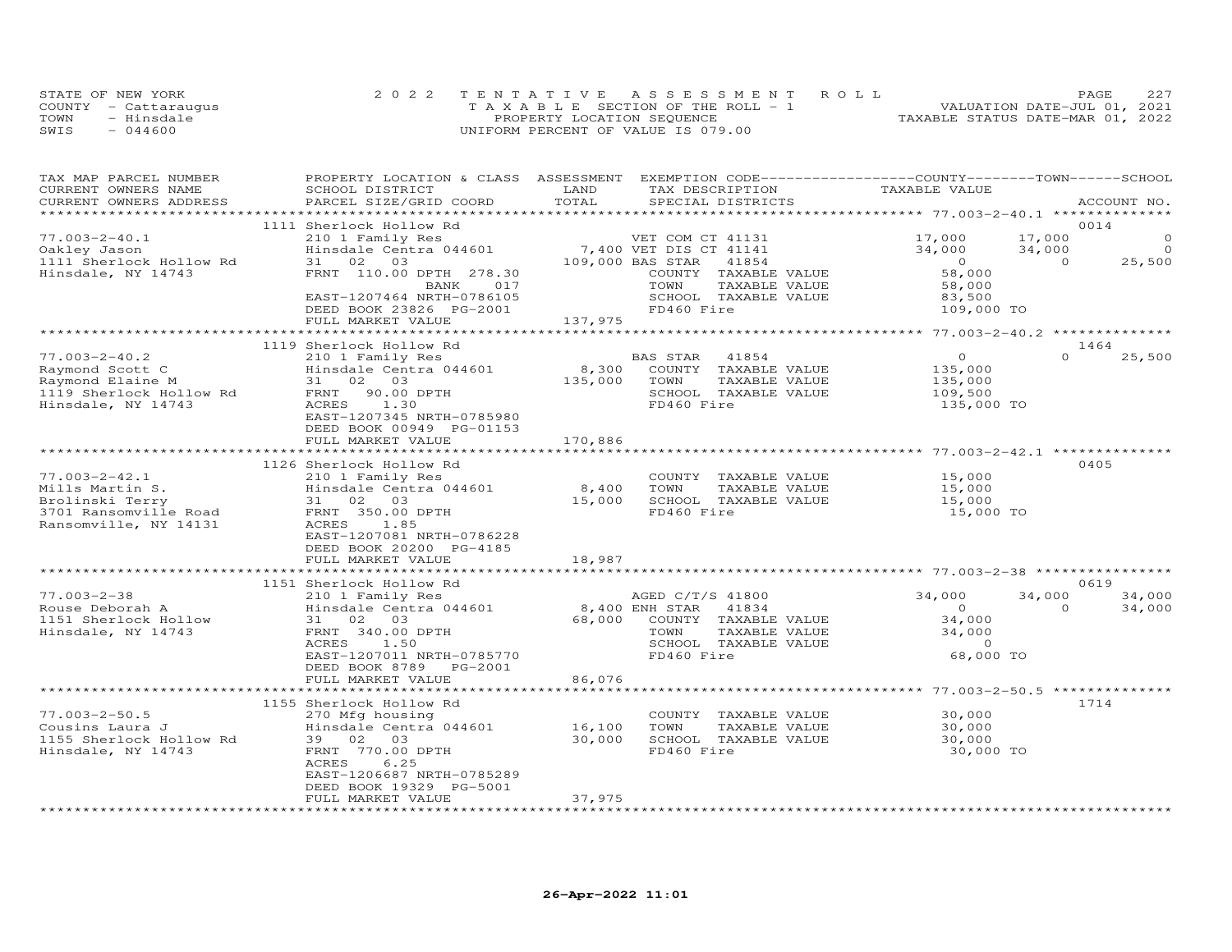STATE OF NEW YORK
COUNTY - Cattaraugus
TOWN - Hinsdale
SWIS - 044600

2022 TENTATIVE ASSESSMENT ROLL
TAXABLE SECTION OF THE ROLL - 1
PROPERTY LOCATION SEQUENCE
UNIFORM PERCENT OF VALUE IS 079.00

VALUATION DATE-JUL 01, 2021
TAXABLE STATUS DATE-MAR 01, 2022

| TAX MAP PARCEL NUMBER / CURRENT OWNERS NAME / CURRENT OWNERS ADDRESS | PROPERTY LOCATION & CLASS / SCHOOL DISTRICT / PARCEL SIZE/GRID COORD | ASSESSMENT LAND / TOTAL | EXEMPTION CODE / TAX DESCRIPTION / SPECIAL DISTRICTS | COUNTY TAXABLE VALUE | TOWN | SCHOOL | ACCOUNT NO. |
|---|---|---|---|---|---|---|---|
| 77.003-2-40.1 | 1111 Sherlock Hollow Rd | | | | | | 0014 |
| Oakley Jason | 210 1 Family Res | | VET COM CT 41131 | 17,000 | 17,000 | 0 | |
| 1111 Sherlock Hollow Rd | Hinsdale Centra 044601 | 7,400 | VET DIS CT 41141 | 34,000 | 34,000 | 0 | |
| Hinsdale, NY 14743 | 31 02 03 | 109,000 | BAS STAR 41854 | 0 | 0 | 25,500 | |
| | FRNT 110.00 DPTH 278.30 | | COUNTY TAXABLE VALUE | 58,000 | | | |
| | BANK 017 | | TOWN TAXABLE VALUE | 58,000 | | | |
| | EAST-1207464 NRTH-0786105 | | SCHOOL TAXABLE VALUE | 83,500 | | | |
| | DEED BOOK 23826 PG-2001 | | FD460 Fire | 109,000 TO | | | |
| | FULL MARKET VALUE | 137,975 | | | | | |
| 77.003-2-40.2 | 1119 Sherlock Hollow Rd | | | | | | 1464 |
| Raymond Scott C | 210 1 Family Res | | BAS STAR 41854 | 0 | 0 | 25,500 | |
| Raymond Elaine M | Hinsdale Centra 044601 | 8,300 | COUNTY TAXABLE VALUE | 135,000 | | | |
| 1119 Sherlock Hollow Rd | 31 02 03 | 135,000 | TOWN TAXABLE VALUE | 135,000 | | | |
| Hinsdale, NY 14743 | FRNT 90.00 DPTH | | SCHOOL TAXABLE VALUE | 109,500 | | | |
| | ACRES 1.30 | | FD460 Fire | 135,000 TO | | | |
| | EAST-1207345 NRTH-0785980 | | | | | | |
| | DEED BOOK 00949 PG-01153 | | | | | | |
| | FULL MARKET VALUE | 170,886 | | | | | |
| 77.003-2-42.1 | 1126 Sherlock Hollow Rd | | | | | | 0405 |
| Mills Martin S. | 210 1 Family Res | | COUNTY TAXABLE VALUE | 15,000 | | | |
| Brolinski Terry | Hinsdale Centra 044601 | 8,400 | TOWN TAXABLE VALUE | 15,000 | | | |
| 3701 Ransomville Road | 31 02 03 | 15,000 | SCHOOL TAXABLE VALUE | 15,000 | | | |
| Ransomville, NY 14131 | FRNT 350.00 DPTH | | FD460 Fire | 15,000 TO | | | |
| | ACRES 1.85 | | | | | | |
| | EAST-1207081 NRTH-0786228 | | | | | | |
| | DEED BOOK 20200 PG-4185 | | | | | | |
| | FULL MARKET VALUE | 18,987 | | | | | |
| 77.003-2-38 | 1151 Sherlock Hollow Rd | | | | | | 0619 |
| Rouse Deborah A | 210 1 Family Res | | AGED C/T/S 41800 | 34,000 | 34,000 | 34,000 | |
| 1151 Sherlock Hollow | Hinsdale Centra 044601 | 8,400 | ENH STAR 41834 | 0 | 0 | 34,000 | |
| Hinsdale, NY 14743 | 31 02 03 | 68,000 | COUNTY TAXABLE VALUE | 34,000 | | | |
| | FRNT 340.00 DPTH | | TOWN TAXABLE VALUE | 34,000 | | | |
| | ACRES 1.50 | | SCHOOL TAXABLE VALUE | 0 | | | |
| | EAST-1207011 NRTH-0785770 | | FD460 Fire | 68,000 TO | | | |
| | DEED BOOK 8789 PG-2001 | | | | | | |
| | FULL MARKET VALUE | 86,076 | | | | | |
| 77.003-2-50.5 | 1155 Sherlock Hollow Rd | | | | | | 1714 |
| Cousins Laura J | 270 Mfg housing | | COUNTY TAXABLE VALUE | 30,000 | | | |
| 1155 Sherlock Hollow Rd | Hinsdale Centra 044601 | 16,100 | TOWN TAXABLE VALUE | 30,000 | | | |
| Hinsdale, NY 14743 | 39 02 03 | 30,000 | SCHOOL TAXABLE VALUE | 30,000 | | | |
| | FRNT 770.00 DPTH | | FD460 Fire | 30,000 TO | | | |
| | ACRES 6.25 | | | | | | |
| | EAST-1206687 NRTH-0785289 | | | | | | |
| | DEED BOOK 19329 PG-5001 | | | | | | |
| | FULL MARKET VALUE | 37,975 | | | | | |

26-Apr-2022 11:01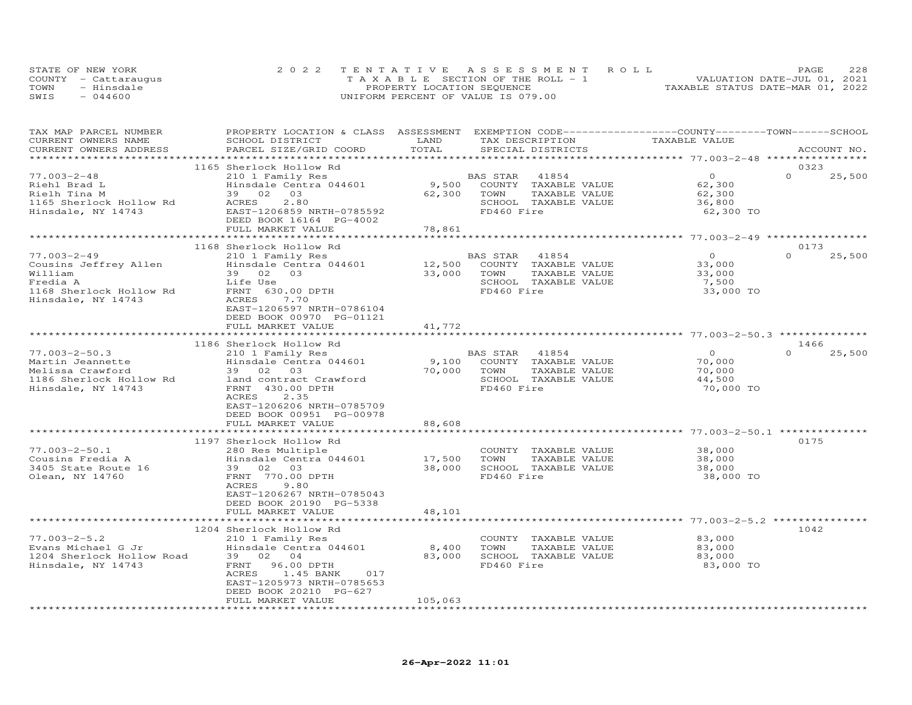STATE OF NEW YORK | COUNTY - Cattaraugus | TOWN - Hinsdale | SWIS - 044600

2022 TENTATIVE ASSESSMENT ROLL
TAXABLE SECTION OF THE ROLL - 1
PROPERTY LOCATION SEQUENCE
UNIFORM PERCENT OF VALUE IS 079.00

VALUATION DATE-JUL 01, 2021
TAXABLE STATUS DATE-MAR 01, 2022

| TAX MAP PARCEL NUMBER / CURRENT OWNERS NAME / CURRENT OWNERS ADDRESS | PROPERTY LOCATION & CLASS / SCHOOL DISTRICT / PARCEL SIZE/GRID COORD | ASSESSMENT LAND / TOTAL | EXEMPTION CODE / TAX DESCRIPTION / SPECIAL DISTRICTS | COUNTY TAXABLE VALUE | TOWN | SCHOOL | ACCOUNT NO. |
|---|---|---|---|---|---|---|---|
| **77.003-2-48** | 1165 Sherlock Hollow Rd | | | | | | 0323 |
| Riehl Brad L | 210 1 Family Res | | BAS STAR 41854 | 0 | 0 | 25,500 | |
| Rielh Tina M | Hinsdale Centra 044601 | 9,500 | COUNTY TAXABLE VALUE | 62,300 | | | |
| 1165 Sherlock Hollow Rd | 39 02 03 | 62,300 | TOWN TAXABLE VALUE | 62,300 | | | |
| Hinsdale, NY 14743 | ACRES 2.80 | | SCHOOL TAXABLE VALUE | 36,800 | | | |
| | EAST-1206859 NRTH-0785592 | | FD460 Fire | 62,300 TO | | | |
| | DEED BOOK 16164 PG-4002 | | | | | | |
| | FULL MARKET VALUE | 78,861 | | | | | |
| **77.003-2-49** | 1168 Sherlock Hollow Rd | | | | | | 0173 |
| Cousins Jeffrey Allen | 210 1 Family Res | | BAS STAR 41854 | 0 | 0 | 25,500 | |
| William | Hinsdale Centra 044601 | 12,500 | COUNTY TAXABLE VALUE | 33,000 | | | |
| Fredia A | 39 02 03 | 33,000 | TOWN TAXABLE VALUE | 33,000 | | | |
| 1168 Sherlock Hollow Rd | Life Use | | SCHOOL TAXABLE VALUE | 7,500 | | | |
| Hinsdale, NY 14743 | FRNT 630.00 DPTH | | FD460 Fire | 33,000 TO | | | |
| | ACRES 7.70 | | | | | | |
| | EAST-1206597 NRTH-0786104 | | | | | | |
| | DEED BOOK 00970 PG-01121 | | | | | | |
| | FULL MARKET VALUE | 41,772 | | | | | |
| **77.003-2-50.3** | 1186 Sherlock Hollow Rd | | | | | | 1466 |
| Martin Jeannette | 210 1 Family Res | | BAS STAR 41854 | 0 | 0 | 25,500 | |
| Melissa Crawford | Hinsdale Centra 044601 | 9,100 | COUNTY TAXABLE VALUE | 70,000 | | | |
| 1186 Sherlock Hollow Rd | 39 02 03 | 70,000 | TOWN TAXABLE VALUE | 70,000 | | | |
| Hinsdale, NY 14743 | land contract Crawford | | SCHOOL TAXABLE VALUE | 44,500 | | | |
| | FRNT 430.00 DPTH | | FD460 Fire | 70,000 TO | | | |
| | ACRES 2.35 | | | | | | |
| | EAST-1206206 NRTH-0785709 | | | | | | |
| | DEED BOOK 00951 PG-00978 | | | | | | |
| | FULL MARKET VALUE | 88,608 | | | | | |
| **77.003-2-50.1** | 1197 Sherlock Hollow Rd | | | | | | 0175 |
| Cousins Fredia A | 280 Res Multiple | | COUNTY TAXABLE VALUE | 38,000 | | | |
| 3405 State Route 16 | Hinsdale Centra 044601 | 17,500 | TOWN TAXABLE VALUE | 38,000 | | | |
| Olean, NY 14760 | 39 02 03 | 38,000 | SCHOOL TAXABLE VALUE | 38,000 | | | |
| | FRNT 770.00 DPTH | | FD460 Fire | 38,000 TO | | | |
| | ACRES 9.80 | | | | | | |
| | EAST-1206267 NRTH-0785043 | | | | | | |
| | DEED BOOK 20190 PG-5338 | | | | | | |
| | FULL MARKET VALUE | 48,101 | | | | | |
| **77.003-2-5.2** | 1204 Sherlock Hollow Rd | | | | | | 1042 |
| Evans Michael G Jr | 210 1 Family Res | | COUNTY TAXABLE VALUE | 83,000 | | | |
| 1204 Sherlock Hollow Road | Hinsdale Centra 044601 | 8,400 | TOWN TAXABLE VALUE | 83,000 | | | |
| Hinsdale, NY 14743 | 39 02 04 | 83,000 | SCHOOL TAXABLE VALUE | 83,000 | | | |
| | FRNT 96.00 DPTH | | FD460 Fire | 83,000 TO | | | |
| | ACRES 1.45 BANK 017 | | | | | | |
| | EAST-1205973 NRTH-0785653 | | | | | | |
| | DEED BOOK 20210 PG-627 | | | | | | |
| | FULL MARKET VALUE | 105,063 | | | | | |

26-Apr-2022 11:01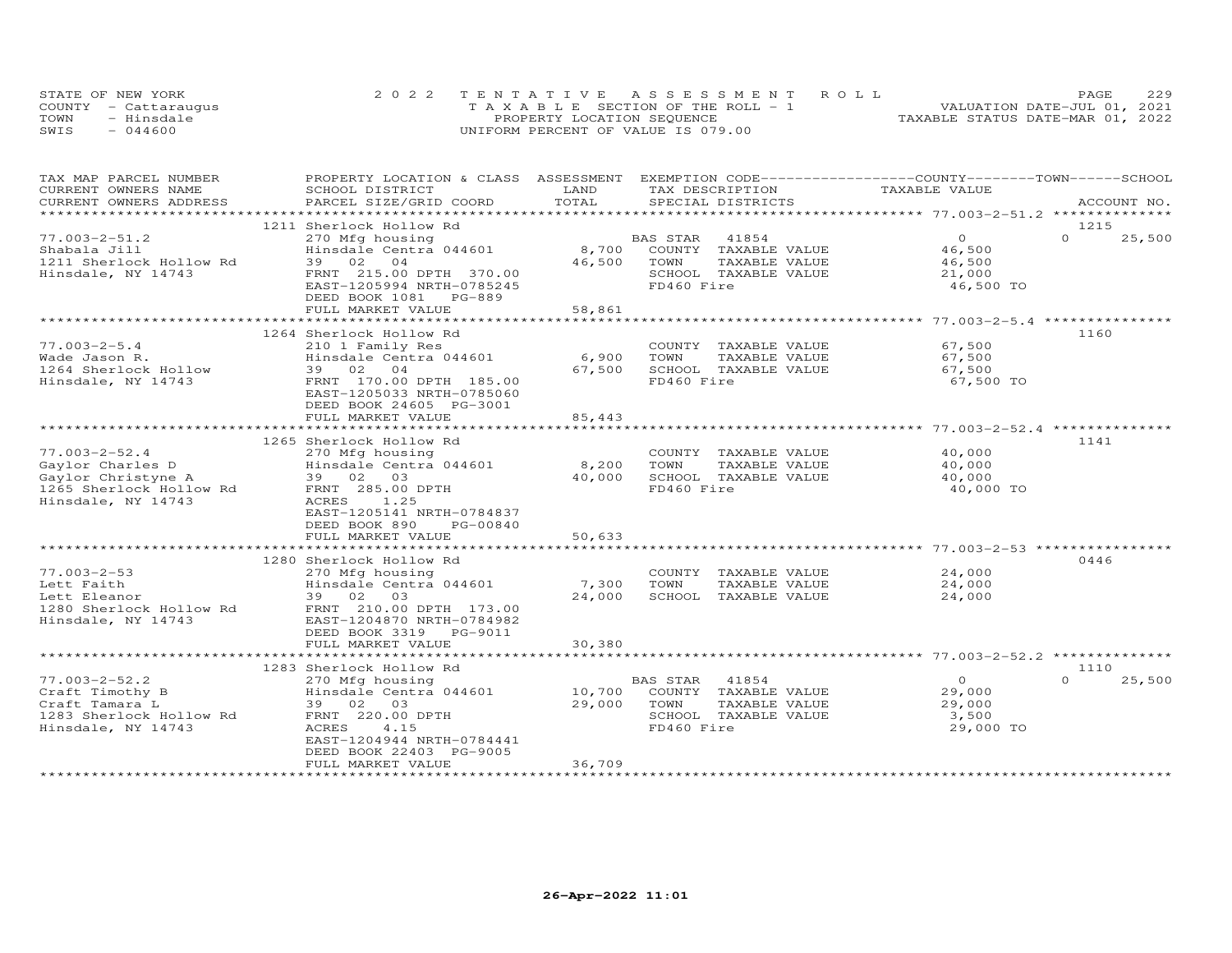STATE OF NEW YORK
COUNTY - Cattaraugus
TOWN - Hinsdale
SWIS - 044600

2022 TENTATIVE ASSESSMENT ROLL
TAXABLE SECTION OF THE ROLL - 1
PROPERTY LOCATION SEQUENCE
UNIFORM PERCENT OF VALUE IS 079.00

VALUATION DATE-JUL 01, 2021
TAXABLE STATUS DATE-MAR 01, 2022

| TAX MAP PARCEL NUMBER / CURRENT OWNERS NAME / CURRENT OWNERS ADDRESS | PROPERTY LOCATION & CLASS / SCHOOL DISTRICT / PARCEL SIZE/GRID COORD | ASSESSMENT LAND | TOTAL | EXEMPTION CODE / TAX DESCRIPTION / SPECIAL DISTRICTS | COUNTY TAXABLE VALUE | TOWN | SCHOOL / ACCOUNT NO. |
|---|---|---|---|---|---|---|---|
| **77.003-2-51.2** | 1211 Sherlock Hollow Rd | | | | | | 1215 |
| Shabala Jill | 270 Mfg housing | | | BAS STAR 41854 | 0 | 0 | 25,500 |
| 1211 Sherlock Hollow Rd | Hinsdale Centra 044601 | 8,700 | | COUNTY TAXABLE VALUE | 46,500 | | |
| Hinsdale, NY 14743 | 39 02 04 | | 46,500 | TOWN TAXABLE VALUE | 46,500 | | |
| | FRNT 215.00 DPTH 370.00 | | | SCHOOL TAXABLE VALUE | 21,000 | | |
| | EAST-1205994 NRTH-0785245 | | | FD460 Fire | 46,500 TO | | |
| | DEED BOOK 1081 PG-889 | | | | | | |
| | FULL MARKET VALUE | | 58,861 | | | | |
| **77.003-2-5.4** | 1264 Sherlock Hollow Rd | | | | | | 1160 |
| Wade Jason R. | 210 1 Family Res | | | COUNTY TAXABLE VALUE | 67,500 | | |
| 1264 Sherlock Hollow | Hinsdale Centra 044601 | 6,900 | | TOWN TAXABLE VALUE | 67,500 | | |
| Hinsdale, NY 14743 | 39 02 04 | | 67,500 | SCHOOL TAXABLE VALUE | 67,500 | | |
| | FRNT 170.00 DPTH 185.00 | | | FD460 Fire | 67,500 TO | | |
| | EAST-1205033 NRTH-0785060 | | | | | | |
| | DEED BOOK 24605 PG-3001 | | | | | | |
| | FULL MARKET VALUE | | 85,443 | | | | |
| **77.003-2-52.4** | 1265 Sherlock Hollow Rd | | | | | | 1141 |
| Gaylor Charles D | 270 Mfg housing | | | COUNTY TAXABLE VALUE | 40,000 | | |
| Gaylor Christyne A | Hinsdale Centra 044601 | 8,200 | | TOWN TAXABLE VALUE | 40,000 | | |
| 1265 Sherlock Hollow Rd | 39 02 03 | | 40,000 | SCHOOL TAXABLE VALUE | 40,000 | | |
| Hinsdale, NY 14743 | FRNT 285.00 DPTH | | | FD460 Fire | 40,000 TO | | |
| | ACRES 1.25 | | | | | | |
| | EAST-1205141 NRTH-0784837 | | | | | | |
| | DEED BOOK 890 PG-00840 | | | | | | |
| | FULL MARKET VALUE | | 50,633 | | | | |
| **77.003-2-53** | 1280 Sherlock Hollow Rd | | | | | | 0446 |
| Lett Faith | 270 Mfg housing | | | COUNTY TAXABLE VALUE | 24,000 | | |
| Lett Eleanor | Hinsdale Centra 044601 | 7,300 | | TOWN TAXABLE VALUE | 24,000 | | |
| 1280 Sherlock Hollow Rd | 39 02 03 | | 24,000 | SCHOOL TAXABLE VALUE | 24,000 | | |
| Hinsdale, NY 14743 | FRNT 210.00 DPTH 173.00 | | | | | | |
| | EAST-1204870 NRTH-0784982 | | | | | | |
| | DEED BOOK 3319 PG-9011 | | | | | | |
| | FULL MARKET VALUE | | 30,380 | | | | |
| **77.003-2-52.2** | 1283 Sherlock Hollow Rd | | | | | | 1110 |
| Craft Timothy B | 270 Mfg housing | | | BAS STAR 41854 | 0 | 0 | 25,500 |
| Craft Tamara L | Hinsdale Centra 044601 | 10,700 | | COUNTY TAXABLE VALUE | 29,000 | | |
| 1283 Sherlock Hollow Rd | 39 02 03 | | 29,000 | TOWN TAXABLE VALUE | 29,000 | | |
| Hinsdale, NY 14743 | FRNT 220.00 DPTH | | | SCHOOL TAXABLE VALUE | 3,500 | | |
| | ACRES 4.15 | | | FD460 Fire | 29,000 TO | | |
| | EAST-1204944 NRTH-0784441 | | | | | | |
| | DEED BOOK 22403 PG-9005 | | | | | | |
| | FULL MARKET VALUE | | 36,709 | | | | |

26-Apr-2022 11:01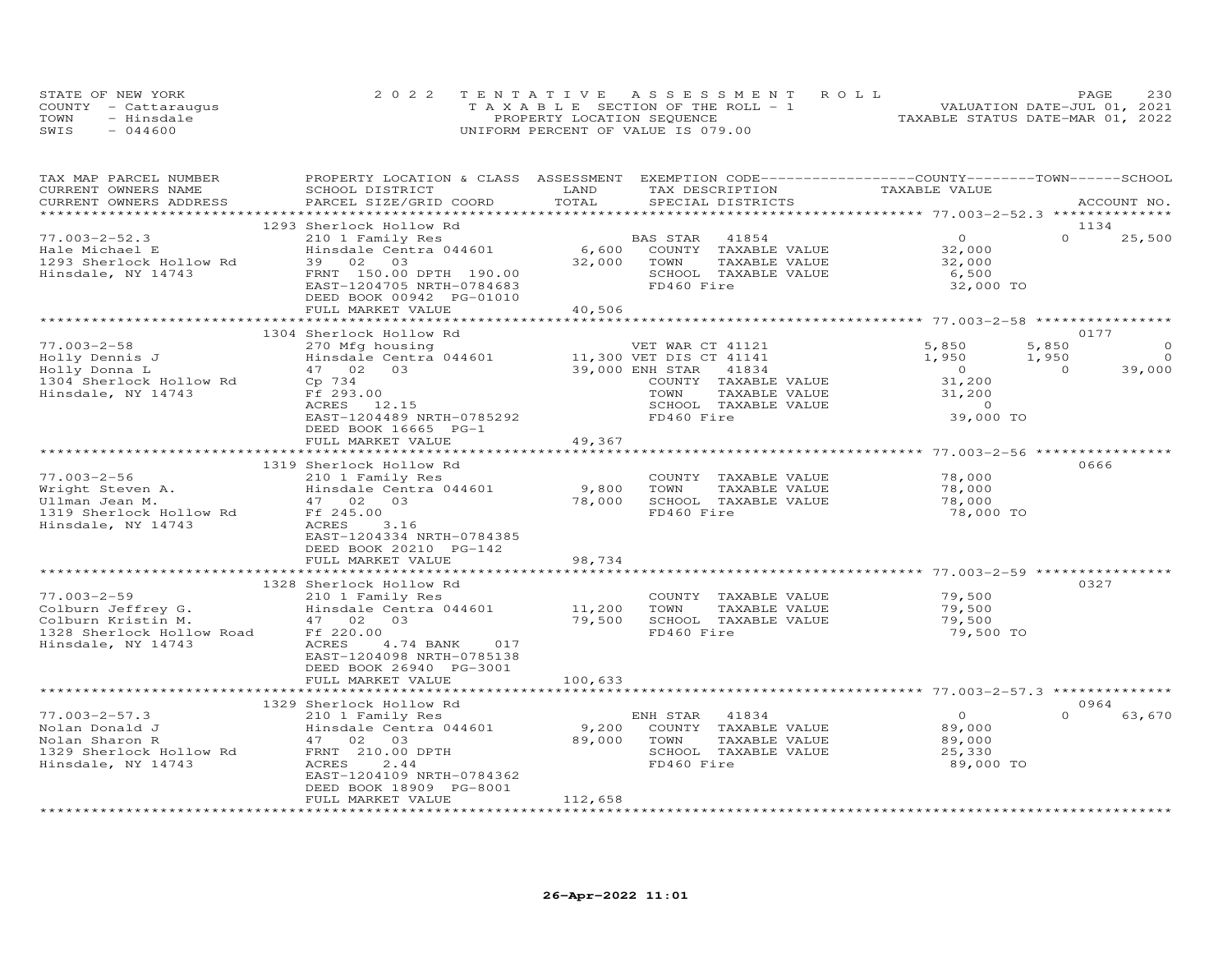STATE OF NEW YORK — 2022 TENTATIVE ASSESSMENT ROLL
COUNTY - Cattaraugus — TAXABLE SECTION OF THE ROLL - 1 — VALUATION DATE-JUL 01, 2021
TOWN - Hinsdale — PROPERTY LOCATION SEQUENCE — TAXABLE STATUS DATE-MAR 01, 2022
SWIS - 044600 — UNIFORM PERCENT OF VALUE IS 079.00

| TAX MAP PARCEL NUMBER / CURRENT OWNERS NAME / CURRENT OWNERS ADDRESS | PROPERTY LOCATION & CLASS / SCHOOL DISTRICT / PARCEL SIZE/GRID COORD | ASSESSMENT LAND / TOTAL | EXEMPTION CODE / TAX DESCRIPTION / SPECIAL DISTRICTS | COUNTY TAXABLE VALUE | TOWN | SCHOOL | ACCOUNT NO. |
|---|---|---|---|---|---|---|---|
| **77.003-2-52.3** | 1293 Sherlock Hollow Rd | | | | | | 1134 |
| Hale Michael E | 210 1 Family Res | | BAS STAR 41854 | 0 | 0 | 25,500 | |
| 1293 Sherlock Hollow Rd | Hinsdale Centra 044601 | 6,600 | COUNTY TAXABLE VALUE | 32,000 | | | |
| Hinsdale, NY 14743 | 39 02 03 | 32,000 | TOWN TAXABLE VALUE | 32,000 | | | |
| | FRNT 150.00 DPTH 190.00 | | SCHOOL TAXABLE VALUE | 6,500 | | | |
| | EAST-1204705 NRTH-0784683 | | FD460 Fire | 32,000 TO | | | |
| | DEED BOOK 00942 PG-01010 | | | | | | |
| | FULL MARKET VALUE | 40,506 | | | | | |
| **77.003-2-58** | 1304 Sherlock Hollow Rd | | | | | | 0177 |
| Holly Dennis J | 270 Mfg housing | | VET WAR CT 41121 | 5,850 | 5,850 | 0 | |
| Holly Donna L | Hinsdale Centra 044601 | 11,300 | VET DIS CT 41141 | 1,950 | 1,950 | 0 | |
| 1304 Sherlock Hollow Rd | 47 02 03 | 39,000 | ENH STAR 41834 | 0 | 0 | 39,000 | |
| Hinsdale, NY 14743 | Cp 734 | | COUNTY TAXABLE VALUE | 31,200 | | | |
| | Ff 293.00 | | TOWN TAXABLE VALUE | 31,200 | | | |
| | ACRES 12.15 | | SCHOOL TAXABLE VALUE | 0 | | | |
| | EAST-1204489 NRTH-0785292 | | FD460 Fire | 39,000 TO | | | |
| | DEED BOOK 16665 PG-1 | | | | | | |
| | FULL MARKET VALUE | 49,367 | | | | | |
| **77.003-2-56** | 1319 Sherlock Hollow Rd | | | | | | 0666 |
| Wright Steven A. | 210 1 Family Res | | COUNTY TAXABLE VALUE | 78,000 | | | |
| Ullman Jean M. | Hinsdale Centra 044601 | 9,800 | TOWN TAXABLE VALUE | 78,000 | | | |
| 1319 Sherlock Hollow Rd | 47 02 03 | 78,000 | SCHOOL TAXABLE VALUE | 78,000 | | | |
| Hinsdale, NY 14743 | Ff 245.00 | | FD460 Fire | 78,000 TO | | | |
| | ACRES 3.16 | | | | | | |
| | EAST-1204334 NRTH-0784385 | | | | | | |
| | DEED BOOK 20210 PG-142 | | | | | | |
| | FULL MARKET VALUE | 98,734 | | | | | |
| **77.003-2-59** | 1328 Sherlock Hollow Rd | | | | | | 0327 |
| Colburn Jeffrey G. | 210 1 Family Res | | COUNTY TAXABLE VALUE | 79,500 | | | |
| Colburn Kristin M. | Hinsdale Centra 044601 | 11,200 | TOWN TAXABLE VALUE | 79,500 | | | |
| 1328 Sherlock Hollow Road | 47 02 03 | 79,500 | SCHOOL TAXABLE VALUE | 79,500 | | | |
| Hinsdale, NY 14743 | Ff 220.00 | | FD460 Fire | 79,500 TO | | | |
| | ACRES 4.74 BANK 017 | | | | | | |
| | EAST-1204098 NRTH-0785138 | | | | | | |
| | DEED BOOK 26940 PG-3001 | | | | | | |
| | FULL MARKET VALUE | 100,633 | | | | | |
| **77.003-2-57.3** | 1329 Sherlock Hollow Rd | | | | | | 0964 |
| Nolan Donald J | 210 1 Family Res | | ENH STAR 41834 | 0 | 0 | 63,670 | |
| Nolan Sharon R | Hinsdale Centra 044601 | 9,200 | COUNTY TAXABLE VALUE | 89,000 | | | |
| 1329 Sherlock Hollow Rd | 47 02 03 | 89,000 | TOWN TAXABLE VALUE | 89,000 | | | |
| Hinsdale, NY 14743 | FRNT 210.00 DPTH | | SCHOOL TAXABLE VALUE | 25,330 | | | |
| | ACRES 2.44 | | FD460 Fire | 89,000 TO | | | |
| | EAST-1204109 NRTH-0784362 | | | | | | |
| | DEED BOOK 18909 PG-8001 | | | | | | |
| | FULL MARKET VALUE | 112,658 | | | | | |

26-Apr-2022 11:01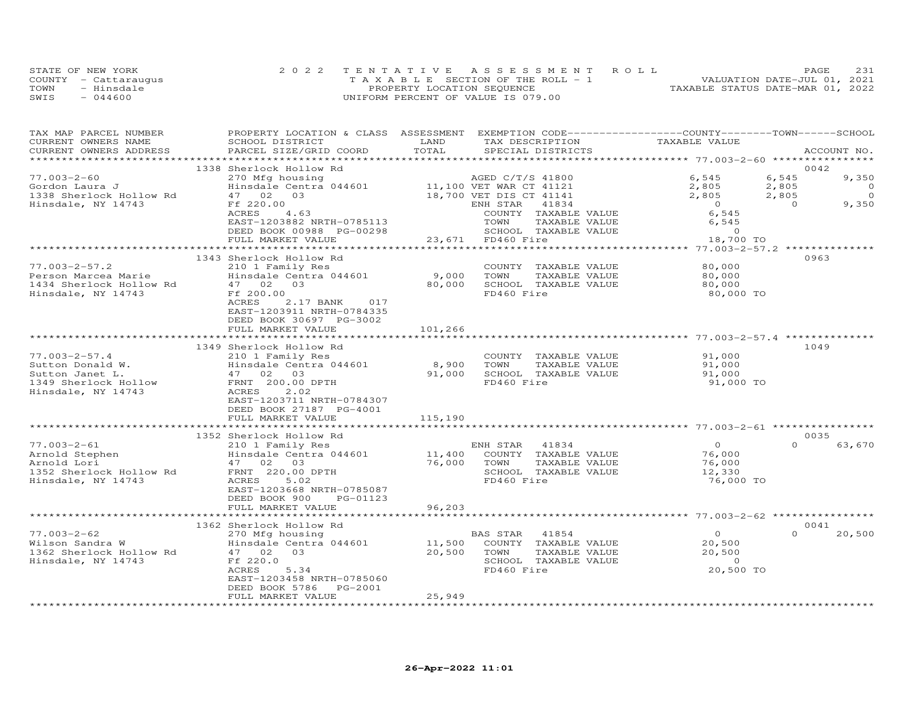STATE OF NEW YORK
COUNTY - Cattaraugus
TOWN - Hinsdale
SWIS - 044600

2 0 2 2 T E N T A T I V E A S S E S S M E N T R O L L
T A X A B L E SECTION OF THE ROLL - 1
PROPERTY LOCATION SEQUENCE
UNIFORM PERCENT OF VALUE IS 079.00

VALUATION DATE-JUL 01, 2021
TAXABLE STATUS DATE-MAR 01, 2022

| TAX MAP PARCEL NUMBER / CURRENT OWNERS NAME / CURRENT OWNERS ADDRESS | PROPERTY LOCATION & CLASS / SCHOOL DISTRICT / PARCEL SIZE/GRID COORD | ASSESSMENT LAND / TOTAL | EXEMPTION CODE / TAX DESCRIPTION / SPECIAL DISTRICTS | COUNTY TAXABLE VALUE | TOWN | SCHOOL | ACCOUNT NO. |
|---|---|---|---|---|---|---|---|
| 77.003-2-60 | 1338 Sherlock Hollow Rd | | | | | | 0042 |
| Gordon Laura J | 270 Mfg housing | | AGED C/T/S 41800 | 6,545 | 6,545 | 9,350 | |
| 1338 Sherlock Hollow Rd | Hinsdale Centra 044601 | 11,100 | VET WAR CT 41121 | 2,805 | 2,805 | 0 | |
| Hinsdale, NY 14743 | 47 02 03 | 18,700 | VET DIS CT 41141 | 2,805 | 2,805 | 0 | |
| | Ff 220.00 | | ENH STAR 41834 | 0 | 0 | 9,350 | |
| | ACRES 4.63 | | COUNTY TAXABLE VALUE | 6,545 | | | |
| | EAST-1203882 NRTH-0785113 | | TOWN TAXABLE VALUE | 6,545 | | | |
| | DEED BOOK 00988 PG-00298 | | SCHOOL TAXABLE VALUE | 0 | | | |
| | FULL MARKET VALUE | 23,671 | FD460 Fire | 18,700 TO | | | |
| 77.003-2-57.2 | 1343 Sherlock Hollow Rd | | | | | | 0963 |
| Person Marcea Marie | 210 1 Family Res | | COUNTY TAXABLE VALUE | 80,000 | | | |
| 1434 Sherlock Hollow Rd | Hinsdale Centra 044601 | 9,000 | TOWN TAXABLE VALUE | 80,000 | | | |
| Hinsdale, NY 14743 | 47 02 03 | 80,000 | SCHOOL TAXABLE VALUE | 80,000 | | | |
| | Ff 200.00 | | FD460 Fire | 80,000 TO | | | |
| | ACRES 2.17 BANK 017 | | | | | | |
| | EAST-1203911 NRTH-0784335 | | | | | | |
| | DEED BOOK 30697 PG-3002 | | | | | | |
| | FULL MARKET VALUE | 101,266 | | | | | |
| 77.003-2-57.4 | 1349 Sherlock Hollow Rd | | | | | | 1049 |
| Sutton Donald W. | 210 1 Family Res | | COUNTY TAXABLE VALUE | 91,000 | | | |
| Sutton Janet L. | Hinsdale Centra 044601 | 8,900 | TOWN TAXABLE VALUE | 91,000 | | | |
| 1349 Sherlock Hollow | 47 02 03 | 91,000 | SCHOOL TAXABLE VALUE | 91,000 | | | |
| Hinsdale, NY 14743 | FRNT 200.00 DPTH | | FD460 Fire | 91,000 TO | | | |
| | ACRES 2.02 | | | | | | |
| | EAST-1203711 NRTH-0784307 | | | | | | |
| | DEED BOOK 27187 PG-4001 | | | | | | |
| | FULL MARKET VALUE | 115,190 | | | | | |
| 77.003-2-61 | 1352 Sherlock Hollow Rd | | | | | | 0035 |
| Arnold Stephen | 210 1 Family Res | | ENH STAR 41834 | 0 | 0 | 63,670 | |
| Arnold Lori | Hinsdale Centra 044601 | 11,400 | COUNTY TAXABLE VALUE | 76,000 | | | |
| 1352 Sherlock Hollow Rd | 47 02 03 | 76,000 | TOWN TAXABLE VALUE | 76,000 | | | |
| Hinsdale, NY 14743 | FRNT 220.00 DPTH | | SCHOOL TAXABLE VALUE | 12,330 | | | |
| | ACRES 5.02 | | FD460 Fire | 76,000 TO | | | |
| | EAST-1203668 NRTH-0785087 | | | | | | |
| | DEED BOOK 900 PG-01123 | | | | | | |
| | FULL MARKET VALUE | 96,203 | | | | | |
| 77.003-2-62 | 1362 Sherlock Hollow Rd | | | | | | 0041 |
| Wilson Sandra W | 270 Mfg housing | | BAS STAR 41854 | 0 | 0 | 20,500 | |
| 1362 Sherlock Hollow Rd | Hinsdale Centra 044601 | 11,500 | COUNTY TAXABLE VALUE | 20,500 | | | |
| Hinsdale, NY 14743 | 47 02 03 | 20,500 | TOWN TAXABLE VALUE | 20,500 | | | |
| | Ff 220.0 | | SCHOOL TAXABLE VALUE | 0 | | | |
| | ACRES 5.34 | | FD460 Fire | 20,500 TO | | | |
| | EAST-1203458 NRTH-0785060 | | | | | | |
| | DEED BOOK 5786 PG-2001 | | | | | | |
| | FULL MARKET VALUE | 25,949 | | | | | |

26-Apr-2022 11:01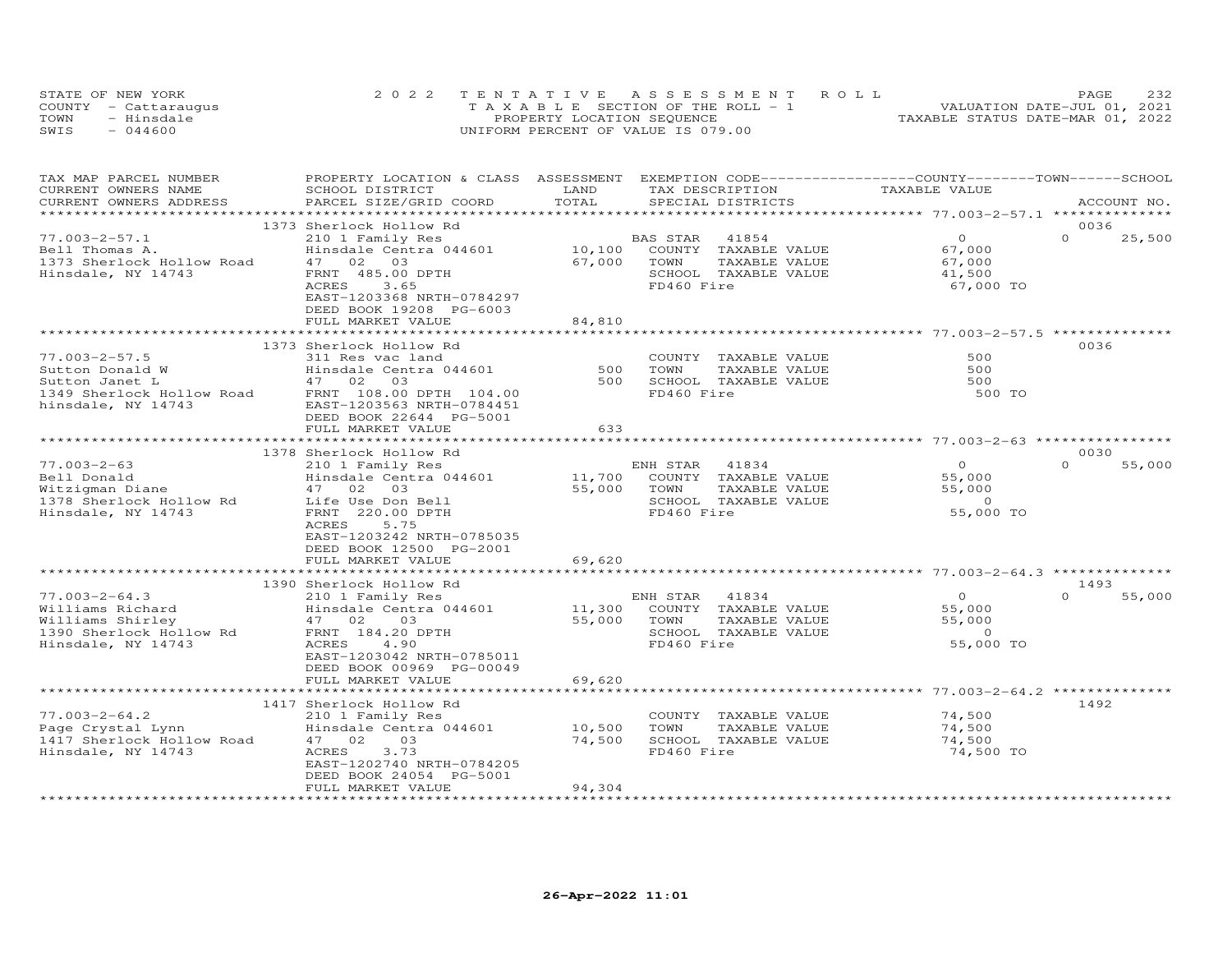STATE OF NEW YORK
COUNTY - Cattaraugus
TOWN - Hinsdale
SWIS - 044600

2022 TENTATIVE ASSESSMENT ROLL
TAXABLE SECTION OF THE ROLL - 1
PROPERTY LOCATION SEQUENCE
UNIFORM PERCENT OF VALUE IS 079.00

VALUATION DATE-JUL 01, 2021
TAXABLE STATUS DATE-MAR 01, 2022

| TAX MAP PARCEL NUMBER / CURRENT OWNERS NAME / CURRENT OWNERS ADDRESS | PROPERTY LOCATION & CLASS / SCHOOL DISTRICT / PARCEL SIZE/GRID COORD | ASSESSMENT LAND | TOTAL | EXEMPTION CODE / TAX DESCRIPTION / SPECIAL DISTRICTS | COUNTY / TOWN / SCHOOL TAXABLE VALUE | ACCOUNT NO. |
|---|---|---|---|---|---|---|
| **77.003-2-57.1** | 1373 Sherlock Hollow Rd | | | | | 0036 |
| Bell Thomas A. | 210 1 Family Res | | | BAS STAR 41854 | 0 | 0 25,500 |
| 1373 Sherlock Hollow Road | Hinsdale Centra 044601 | 10,100 | | COUNTY TAXABLE VALUE | 67,000 | |
| Hinsdale, NY 14743 | 47 02 03 | | 67,000 | TOWN TAXABLE VALUE | 67,000 | |
| | FRNT 485.00 DPTH | | | SCHOOL TAXABLE VALUE | 41,500 | |
| | ACRES 3.65 | | | FD460 Fire | 67,000 TO | |
| | EAST-1203368 NRTH-0784297 | | | | | |
| | DEED BOOK 19208 PG-6003 | | | | | |
| | FULL MARKET VALUE | | 84,810 | | | |
| **77.003-2-57.5** | 1373 Sherlock Hollow Rd | | | | | 0036 |
| Sutton Donald W | 311 Res vac land | | | COUNTY TAXABLE VALUE | 500 | |
| Sutton Janet L | Hinsdale Centra 044601 | 500 | | TOWN TAXABLE VALUE | 500 | |
| 1349 Sherlock Hollow Road | 47 02 03 | | 500 | SCHOOL TAXABLE VALUE | 500 | |
| hinsdale, NY 14743 | FRNT 108.00 DPTH 104.00 | | | FD460 Fire | 500 TO | |
| | EAST-1203563 NRTH-0784451 | | | | | |
| | DEED BOOK 22644 PG-5001 | | | | | |
| | FULL MARKET VALUE | | 633 | | | |
| **77.003-2-63** | 1378 Sherlock Hollow Rd | | | | | 0030 |
| Bell Donald | 210 1 Family Res | | | ENH STAR 41834 | 0 | 0 55,000 |
| Witzigman Diane | Hinsdale Centra 044601 | 11,700 | | COUNTY TAXABLE VALUE | 55,000 | |
| 1378 Sherlock Hollow Rd | 47 02 03 | | 55,000 | TOWN TAXABLE VALUE | 55,000 | |
| Hinsdale, NY 14743 | Life Use Don Bell | | | SCHOOL TAXABLE VALUE | 0 | |
| | FRNT 220.00 DPTH | | | FD460 Fire | 55,000 TO | |
| | ACRES 5.75 | | | | | |
| | EAST-1203242 NRTH-0785035 | | | | | |
| | DEED BOOK 12500 PG-2001 | | | | | |
| | FULL MARKET VALUE | | 69,620 | | | |
| **77.003-2-64.3** | 1390 Sherlock Hollow Rd | | | | | 1493 |
| Williams Richard | 210 1 Family Res | | | ENH STAR 41834 | 0 | 0 55,000 |
| Williams Shirley | Hinsdale Centra 044601 | 11,300 | | COUNTY TAXABLE VALUE | 55,000 | |
| 1390 Sherlock Hollow Rd | 47 02 03 | | 55,000 | TOWN TAXABLE VALUE | 55,000 | |
| Hinsdale, NY 14743 | FRNT 184.20 DPTH | | | SCHOOL TAXABLE VALUE | 0 | |
| | ACRES 4.90 | | | FD460 Fire | 55,000 TO | |
| | EAST-1203042 NRTH-0785011 | | | | | |
| | DEED BOOK 00969 PG-00049 | | | | | |
| | FULL MARKET VALUE | | 69,620 | | | |
| **77.003-2-64.2** | 1417 Sherlock Hollow Rd | | | | | 1492 |
| Page Crystal Lynn | 210 1 Family Res | | | COUNTY TAXABLE VALUE | 74,500 | |
| 1417 Sherlock Hollow Road | Hinsdale Centra 044601 | 10,500 | | TOWN TAXABLE VALUE | 74,500 | |
| Hinsdale, NY 14743 | 47 02 03 | | 74,500 | SCHOOL TAXABLE VALUE | 74,500 | |
| | ACRES 3.73 | | | FD460 Fire | 74,500 TO | |
| | EAST-1202740 NRTH-0784205 | | | | | |
| | DEED BOOK 24054 PG-5001 | | | | | |
| | FULL MARKET VALUE | | 94,304 | | | |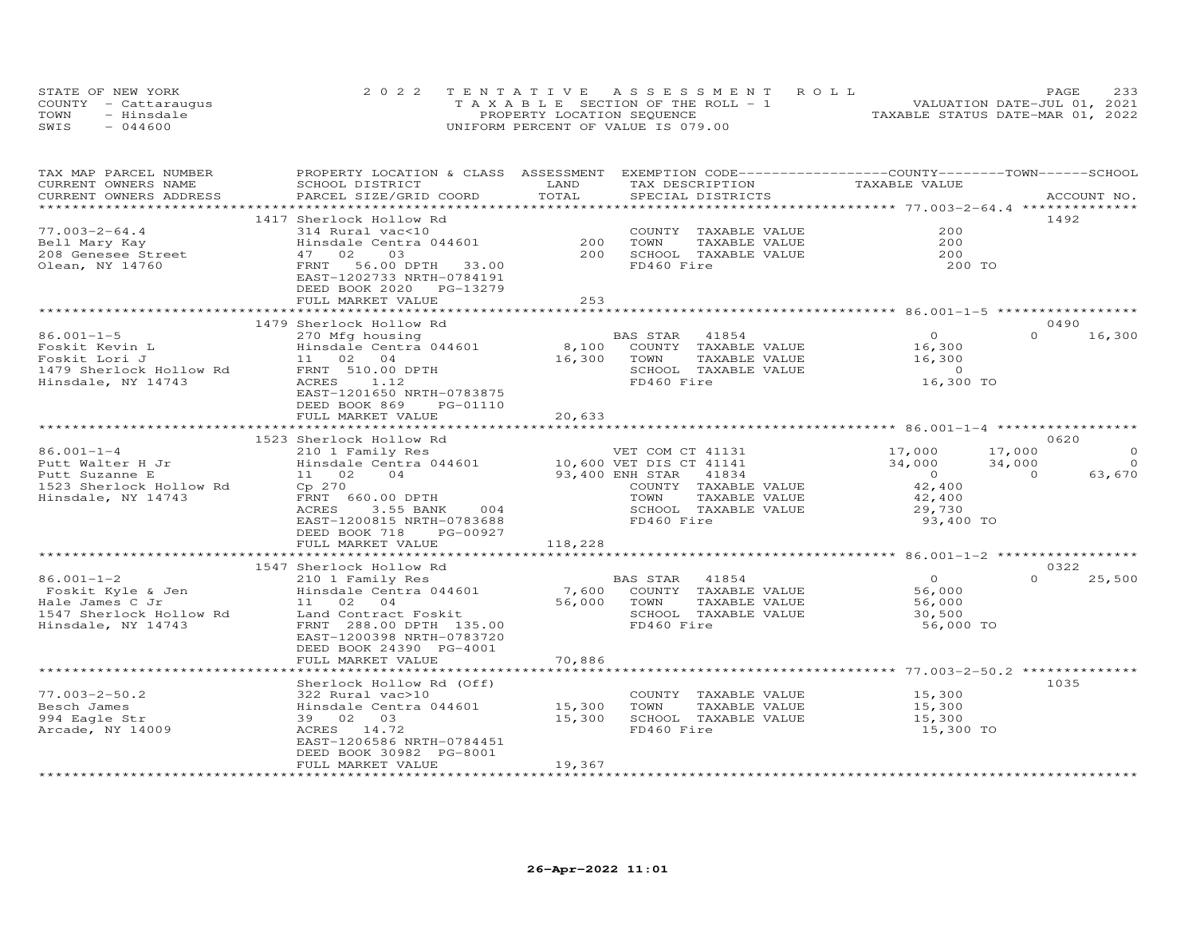STATE OF NEW YORK
COUNTY - Cattaraugus
TOWN - Hinsdale
SWIS - 044600

2022 TENTATIVE ASSESSMENT ROLL
TAXABLE SECTION OF THE ROLL - 1
PROPERTY LOCATION SEQUENCE
UNIFORM PERCENT OF VALUE IS 079.00

VALUATION DATE-JUL 01, 2021
TAXABLE STATUS DATE-MAR 01, 2022

| TAX MAP PARCEL NUMBER / CURRENT OWNERS NAME / CURRENT OWNERS ADDRESS | PROPERTY LOCATION & CLASS / SCHOOL DISTRICT / PARCEL SIZE/GRID COORD | ASSESSMENT LAND / TOTAL | EXEMPTION CODE / TAX DESCRIPTION / SPECIAL DISTRICTS | COUNTY TAXABLE VALUE | TOWN | SCHOOL | ACCOUNT NO. |
|---|---|---|---|---|---|---|---|
| 77.003-2-64.4 | 1417 Sherlock Hollow Rd | | | | | | 1492 |
| 77.003-2-64.4 | 314 Rural vac<10 | | COUNTY TAXABLE VALUE | 200 | | | |
| Bell Mary Kay | Hinsdale Centra 044601 | 200 | TOWN TAXABLE VALUE | 200 | | | |
| 208 Genesee Street | 47 02 03 | 200 | SCHOOL TAXABLE VALUE | 200 | | | |
| Olean, NY 14760 | FRNT 56.00 DPTH 33.00 | | FD460 Fire | 200 TO | | | |
| | EAST-1202733 NRTH-0784191 | | | | | | |
| | DEED BOOK 2020 PG-13279 | | | | | | |
| | FULL MARKET VALUE | 253 | | | | | |
| 86.001-1-5 | 1479 Sherlock Hollow Rd | | | | | | 0490 |
| 86.001-1-5 | 270 Mfg housing | | BAS STAR 41854 | 0 | | 0 | 16,300 |
| Foskit Kevin L | Hinsdale Centra 044601 | 8,100 | COUNTY TAXABLE VALUE | 16,300 | | | |
| Foskit Lori J | 11 02 04 | 16,300 | TOWN TAXABLE VALUE | 16,300 | | | |
| 1479 Sherlock Hollow Rd | FRNT 510.00 DPTH | | SCHOOL TAXABLE VALUE | 0 | | | |
| Hinsdale, NY 14743 | ACRES 1.12 | | FD460 Fire | 16,300 TO | | | |
| | EAST-1201650 NRTH-0783875 | | | | | | |
| | DEED BOOK 869 PG-01110 | | | | | | |
| | FULL MARKET VALUE | 20,633 | | | | | |
| 86.001-1-4 | 1523 Sherlock Hollow Rd | | | | | | 0620 |
| 86.001-1-4 | 210 1 Family Res | | VET COM CT 41131 | 17,000 | 17,000 | | 0 |
| Putt Walter H Jr | Hinsdale Centra 044601 | 10,600 | VET DIS CT 41141 | 34,000 | 34,000 | | 0 |
| Putt Suzanne E | 11 02 04 | 93,400 | ENH STAR 41834 | 0 | 0 | | 63,670 |
| 1523 Sherlock Hollow Rd | Cp 270 | | COUNTY TAXABLE VALUE | 42,400 | | | |
| Hinsdale, NY 14743 | FRNT 660.00 DPTH | | TOWN TAXABLE VALUE | 42,400 | | | |
| | ACRES 3.55 BANK 004 | | SCHOOL TAXABLE VALUE | 29,730 | | | |
| | EAST-1200815 NRTH-0783688 | | FD460 Fire | 93,400 TO | | | |
| | DEED BOOK 718 PG-00927 | | | | | | |
| | FULL MARKET VALUE | 118,228 | | | | | |
| 86.001-1-2 | 1547 Sherlock Hollow Rd | | | | | | 0322 |
| 86.001-1-2 | 210 1 Family Res | | BAS STAR 41854 | 0 | | 0 | 25,500 |
| Foskit Kyle & Jen | Hinsdale Centra 044601 | 7,600 | COUNTY TAXABLE VALUE | 56,000 | | | |
| Hale James C Jr | 11 02 04 | 56,000 | TOWN TAXABLE VALUE | 56,000 | | | |
| 1547 Sherlock Hollow Rd | Land Contract Foskit | | SCHOOL TAXABLE VALUE | 30,500 | | | |
| Hinsdale, NY 14743 | FRNT 288.00 DPTH 135.00 | | FD460 Fire | 56,000 TO | | | |
| | EAST-1200398 NRTH-0783720 | | | | | | |
| | DEED BOOK 24390 PG-4001 | | | | | | |
| | FULL MARKET VALUE | 70,886 | | | | | |
| 77.003-2-50.2 | Sherlock Hollow Rd (Off) | | | | | | 1035 |
| 77.003-2-50.2 | 322 Rural vac>10 | | COUNTY TAXABLE VALUE | 15,300 | | | |
| Besch James | Hinsdale Centra 044601 | 15,300 | TOWN TAXABLE VALUE | 15,300 | | | |
| 994 Eagle Str | 39 02 03 | 15,300 | SCHOOL TAXABLE VALUE | 15,300 | | | |
| Arcade, NY 14009 | ACRES 14.72 | | FD460 Fire | 15,300 TO | | | |
| | EAST-1206586 NRTH-0784451 | | | | | | |
| | DEED BOOK 30982 PG-8001 | | | | | | |
| | FULL MARKET VALUE | 19,367 | | | | | |

26-Apr-2022 11:01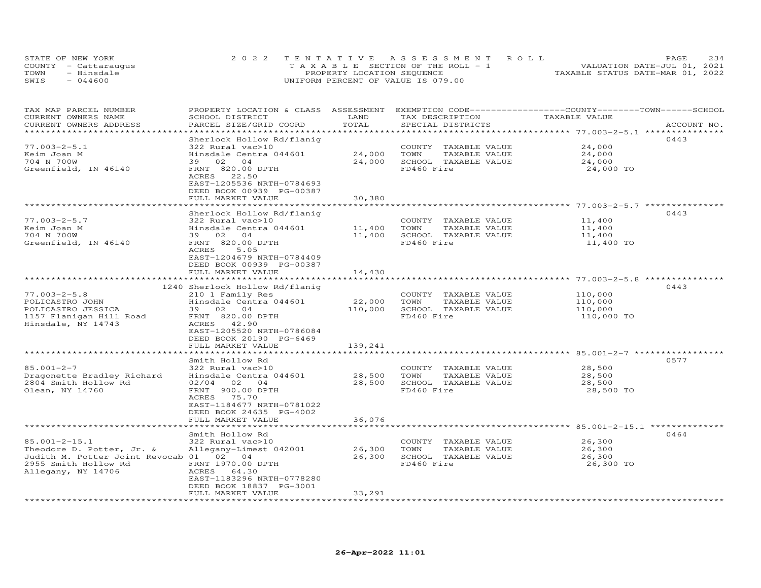STATE OF NEW YORK | COUNTY - Cattaraugus | TOWN - Hinsdale | SWIS - 044600

# 2022 TENTATIVE ASSESSMENT ROLL

TAXABLE SECTION OF THE ROLL - 1
PROPERTY LOCATION SEQUENCE
UNIFORM PERCENT OF VALUE IS 079.00

VALUATION DATE-JUL 01, 2021
TAXABLE STATUS DATE-MAR 01, 2022

| TAX MAP PARCEL NUMBER / CURRENT OWNERS NAME / CURRENT OWNERS ADDRESS | PROPERTY LOCATION & CLASS / SCHOOL DISTRICT / PARCEL SIZE/GRID COORD | ASSESSMENT LAND / TOTAL | EXEMPTION CODE / TAX DESCRIPTION / SPECIAL DISTRICTS | COUNTY--TOWN--SCHOOL TAXABLE VALUE | ACCOUNT NO. |
|---|---|---|---|---|---|
| **77.003-2-5.1** | Sherlock Hollow Rd/flanig | | | | 0443 |
| 77.003-2-5.1 | 322 Rural vac>10 | | COUNTY TAXABLE VALUE | 24,000 | |
| Keim Joan M | Hinsdale Centra 044601 | 24,000 | TOWN TAXABLE VALUE | 24,000 | |
| 704 N 700W | 39 02 04 | 24,000 | SCHOOL TAXABLE VALUE | 24,000 | |
| Greenfield, IN 46140 | FRNT 820.00 DPTH | | FD460 Fire | 24,000 TO | |
| | ACRES 22.50 | | | | |
| | EAST-1205536 NRTH-0784693 | | | | |
| | DEED BOOK 00939 PG-00387 | | | | |
| | FULL MARKET VALUE | 30,380 | | | |
| **77.003-2-5.7** | Sherlock Hollow Rd/flanig | | | | 0443 |
| 77.003-2-5.7 | 322 Rural vac>10 | | COUNTY TAXABLE VALUE | 11,400 | |
| Keim Joan M | Hinsdale Centra 044601 | 11,400 | TOWN TAXABLE VALUE | 11,400 | |
| 704 N 700W | 39 02 04 | 11,400 | SCHOOL TAXABLE VALUE | 11,400 | |
| Greenfield, IN 46140 | FRNT 820.00 DPTH | | FD460 Fire | 11,400 TO | |
| | ACRES 5.05 | | | | |
| | EAST-1204679 NRTH-0784409 | | | | |
| | DEED BOOK 00939 PG-00387 | | | | |
| | FULL MARKET VALUE | 14,430 | | | |
| **77.003-2-5.8** | 1240 Sherlock Hollow Rd/flanig | | | | 0443 |
| 77.003-2-5.8 | 210 1 Family Res | | COUNTY TAXABLE VALUE | 110,000 | |
| POLICASTRO JOHN | Hinsdale Centra 044601 | 22,000 | TOWN TAXABLE VALUE | 110,000 | |
| POLICASTRO JESSICA | 39 02 04 | 110,000 | SCHOOL TAXABLE VALUE | 110,000 | |
| 1157 Flanigan Hill Road | FRNT 820.00 DPTH | | FD460 Fire | 110,000 TO | |
| Hinsdale, NY 14743 | ACRES 42.90 | | | | |
| | EAST-1205520 NRTH-0786084 | | | | |
| | DEED BOOK 20190 PG-6469 | | | | |
| | FULL MARKET VALUE | 139,241 | | | |
| **85.001-2-7** | Smith Hollow Rd | | | | 0577 |
| 85.001-2-7 | 322 Rural vac>10 | | COUNTY TAXABLE VALUE | 28,500 | |
| Dragonette Bradley Richard | Hinsdale Centra 044601 | 28,500 | TOWN TAXABLE VALUE | 28,500 | |
| 2804 Smith Hollow Rd | 02/04 02 04 | 28,500 | SCHOOL TAXABLE VALUE | 28,500 | |
| Olean, NY 14760 | FRNT 900.00 DPTH | | FD460 Fire | 28,500 TO | |
| | ACRES 75.70 | | | | |
| | EAST-1184677 NRTH-0781022 | | | | |
| | DEED BOOK 24635 PG-4002 | | | | |
| | FULL MARKET VALUE | 36,076 | | | |
| **85.001-2-15.1** | Smith Hollow Rd | | | | 0464 |
| 85.001-2-15.1 | 322 Rural vac>10 | | COUNTY TAXABLE VALUE | 26,300 | |
| Theodore D. Potter, Jr. & | Allegany-Limest 042001 | 26,300 | TOWN TAXABLE VALUE | 26,300 | |
| Judith M. Potter Joint Revocab | 01 02 04 | 26,300 | SCHOOL TAXABLE VALUE | 26,300 | |
| 2955 Smith Hollow Rd | FRNT 1970.00 DPTH | | FD460 Fire | 26,300 TO | |
| Allegany, NY 14706 | ACRES 64.30 | | | | |
| | EAST-1183296 NRTH-0778280 | | | | |
| | DEED BOOK 18837 PG-3001 | | | | |
| | FULL MARKET VALUE | 33,291 | | | |

26-Apr-2022 11:01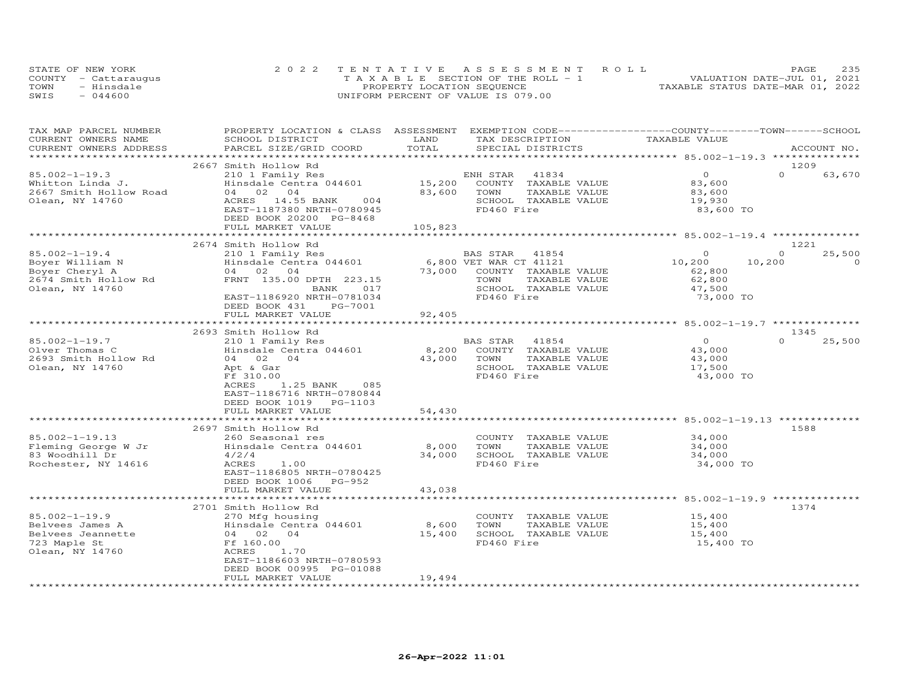STATE OF NEW YORK
COUNTY - Cattaraugus
TOWN - Hinsdale
SWIS - 044600

2022 TENTATIVE ASSESSMENT ROLL
TAXABLE SECTION OF THE ROLL - 1
PROPERTY LOCATION SEQUENCE
UNIFORM PERCENT OF VALUE IS 079.00

VALUATION DATE-JUL 01, 2021
TAXABLE STATUS DATE-MAR 01, 2022

| TAX MAP PARCEL NUMBER / CURRENT OWNERS NAME / CURRENT OWNERS ADDRESS | PROPERTY LOCATION & CLASS / SCHOOL DISTRICT / PARCEL SIZE/GRID COORD | ASSESSMENT LAND / TOTAL | EXEMPTION CODE / TAX DESCRIPTION / SPECIAL DISTRICTS | COUNTY | TOWN | SCHOOL | ACCOUNT NO. |
|---|---|---|---|---|---|---|---|
| **85.002-1-19.3** | 2667 Smith Hollow Rd | | | | | | 1209 |
| Whitton Linda J. | 210 1 Family Res | | ENH STAR 41834 | 0 | 0 | 63,670 | |
| 2667 Smith Hollow Road | Hinsdale Centra 044601 | 15,200 | COUNTY TAXABLE VALUE | 83,600 | | | |
| Olean, NY 14760 | 04 02 04 | 83,600 | TOWN TAXABLE VALUE | | 83,600 | | |
| | ACRES 14.55 BANK 004 | | SCHOOL TAXABLE VALUE | | | 19,930 | |
| | EAST-1187380 NRTH-0780945 | | FD460 Fire | 83,600 TO | | | |
| | DEED BOOK 20200 PG-8468 | | | | | | |
| | FULL MARKET VALUE | 105,823 | | | | | |
| **85.002-1-19.4** | 2674 Smith Hollow Rd | | | | | | 1221 |
| Boyer William N | 210 1 Family Res | | BAS STAR 41854 | 0 | 0 | 25,500 | |
| Boyer Cheryl A | Hinsdale Centra 044601 | 6,800 | VET WAR CT 41121 | 10,200 | 10,200 | 0 | |
| 2674 Smith Hollow Rd | 04 02 04 | 73,000 | COUNTY TAXABLE VALUE | 62,800 | | | |
| Olean, NY 14760 | FRNT 135.00 DPTH 223.15 | | TOWN TAXABLE VALUE | | 62,800 | | |
| | BANK 017 | | SCHOOL TAXABLE VALUE | | | 47,500 | |
| | EAST-1186920 NRTH-0781034 | | FD460 Fire | 73,000 TO | | | |
| | DEED BOOK 431 PG-7001 | | | | | | |
| | FULL MARKET VALUE | 92,405 | | | | | |
| **85.002-1-19.7** | 2693 Smith Hollow Rd | | | | | | 1345 |
| Olver Thomas C | 210 1 Family Res | | BAS STAR 41854 | 0 | 0 | 25,500 | |
| 2693 Smith Hollow Rd | Hinsdale Centra 044601 | 8,200 | COUNTY TAXABLE VALUE | 43,000 | | | |
| Olean, NY 14760 | 04 02 04 | 43,000 | TOWN TAXABLE VALUE | | 43,000 | | |
| | Apt & Gar | | SCHOOL TAXABLE VALUE | | | 17,500 | |
| | Ff 310.00 | | FD460 Fire | 43,000 TO | | | |
| | ACRES 1.25 BANK 085 | | | | | | |
| | EAST-1186716 NRTH-0780844 | | | | | | |
| | DEED BOOK 1019 PG-1103 | | | | | | |
| | FULL MARKET VALUE | 54,430 | | | | | |
| **85.002-1-19.13** | 2697 Smith Hollow Rd | | | | | | 1588 |
| Fleming George W Jr | 260 Seasonal res | | COUNTY TAXABLE VALUE | 34,000 | | | |
| 83 Woodhill Dr | Hinsdale Centra 044601 | 8,000 | TOWN TAXABLE VALUE | | 34,000 | | |
| Rochester, NY 14616 | 4/2/4 | 34,000 | SCHOOL TAXABLE VALUE | | | 34,000 | |
| | ACRES 1.00 | | FD460 Fire | 34,000 TO | | | |
| | EAST-1186805 NRTH-0780425 | | | | | | |
| | DEED BOOK 1006 PG-952 | | | | | | |
| | FULL MARKET VALUE | 43,038 | | | | | |
| **85.002-1-19.9** | 2701 Smith Hollow Rd | | | | | | 1374 |
| Belvees James A | 270 Mfg housing | | COUNTY TAXABLE VALUE | 15,400 | | | |
| Belvees Jeannette | Hinsdale Centra 044601 | 8,600 | TOWN TAXABLE VALUE | | 15,400 | | |
| 723 Maple St | 04 02 04 | 15,400 | SCHOOL TAXABLE VALUE | | | 15,400 | |
| Olean, NY 14760 | Ff 160.00 | | FD460 Fire | 15,400 TO | | | |
| | ACRES 1.70 | | | | | | |
| | EAST-1186603 NRTH-0780593 | | | | | | |
| | DEED BOOK 00995 PG-01088 | | | | | | |
| | FULL MARKET VALUE | 19,494 | | | | | |

26-Apr-2022 11:01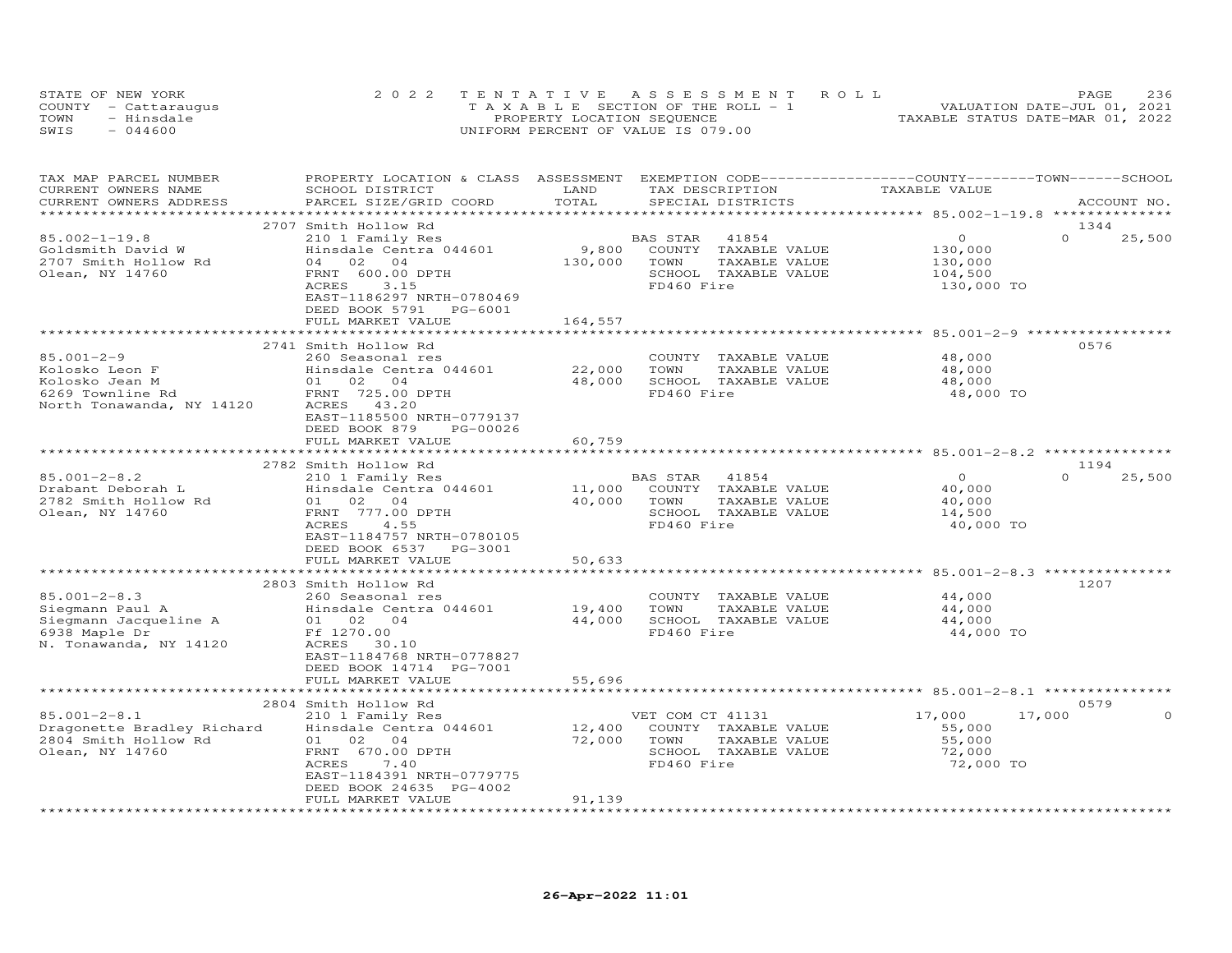STATE OF NEW YORK | 2022 TENTATIVE ASSESSMENT ROLL | VALUATION DATE-JUL 01, 2021
COUNTY - Cattaraugus | TAXABLE SECTION OF THE ROLL - 1 | TAXABLE STATUS DATE-MAR 01, 2022
TOWN - Hinsdale | PROPERTY LOCATION SEQUENCE
SWIS - 044600 | UNIFORM PERCENT OF VALUE IS 079.00

| TAX MAP PARCEL NUMBER / CURRENT OWNERS NAME / CURRENT OWNERS ADDRESS | PROPERTY LOCATION & CLASS / SCHOOL DISTRICT / PARCEL SIZE/GRID COORD | ASSESSMENT LAND / TOTAL | EXEMPTION CODE / TAX DESCRIPTION / SPECIAL DISTRICTS | COUNTY / TOWN / SCHOOL TAXABLE VALUE | ACCOUNT NO. |
|---|---|---|---|---|---|
| | 2707 Smith Hollow Rd | | | | 1344 |
| 85.002-1-19.8 | 210 1 Family Res | | BAS STAR 41854 | 0 / 0 / 25,500 | |
| Goldsmith David W | Hinsdale Centra 044601 | 9,800 | COUNTY TAXABLE VALUE | 130,000 | |
| 2707 Smith Hollow Rd | 04 02 04 | 130,000 | TOWN TAXABLE VALUE | 130,000 | |
| Olean, NY 14760 | FRNT 600.00 DPTH | | SCHOOL TAXABLE VALUE | 104,500 | |
| | ACRES 3.15 | | FD460 Fire | 130,000 TO | |
| | EAST-1186297 NRTH-0780469 | | | | |
| | DEED BOOK 5791 PG-6001 | | | | |
| | FULL MARKET VALUE | 164,557 | | | |
| | 2741 Smith Hollow Rd | | | | 0576 |
| 85.001-2-9 | 260 Seasonal res | | COUNTY TAXABLE VALUE | 48,000 | |
| Kolosko Leon F | Hinsdale Centra 044601 | 22,000 | TOWN TAXABLE VALUE | 48,000 | |
| Kolosko Jean M | 01 02 04 | 48,000 | SCHOOL TAXABLE VALUE | 48,000 | |
| 6269 Townline Rd | FRNT 725.00 DPTH | | FD460 Fire | 48,000 TO | |
| North Tonawanda, NY 14120 | ACRES 43.20 | | | | |
| | EAST-1185500 NRTH-0779137 | | | | |
| | DEED BOOK 879 PG-00026 | | | | |
| | FULL MARKET VALUE | 60,759 | | | |
| | 2782 Smith Hollow Rd | | | | 1194 |
| 85.001-2-8.2 | 210 1 Family Res | | BAS STAR 41854 | 0 / 0 / 25,500 | |
| Drabant Deborah L | Hinsdale Centra 044601 | 11,000 | COUNTY TAXABLE VALUE | 40,000 | |
| 2782 Smith Hollow Rd | 01 02 04 | 40,000 | TOWN TAXABLE VALUE | 40,000 | |
| Olean, NY 14760 | FRNT 777.00 DPTH | | SCHOOL TAXABLE VALUE | 14,500 | |
| | ACRES 4.55 | | FD460 Fire | 40,000 TO | |
| | EAST-1184757 NRTH-0780105 | | | | |
| | DEED BOOK 6537 PG-3001 | | | | |
| | FULL MARKET VALUE | 50,633 | | | |
| | 2803 Smith Hollow Rd | | | | 1207 |
| 85.001-2-8.3 | 260 Seasonal res | | COUNTY TAXABLE VALUE | 44,000 | |
| Siegmann Paul A | Hinsdale Centra 044601 | 19,400 | TOWN TAXABLE VALUE | 44,000 | |
| Siegmann Jacqueline A | 01 02 04 | 44,000 | SCHOOL TAXABLE VALUE | 44,000 | |
| 6938 Maple Dr | Ff 1270.00 | | FD460 Fire | 44,000 TO | |
| N. Tonawanda, NY 14120 | ACRES 30.10 | | | | |
| | EAST-1184768 NRTH-0778827 | | | | |
| | DEED BOOK 14714 PG-7001 | | | | |
| | FULL MARKET VALUE | 55,696 | | | |
| | 2804 Smith Hollow Rd | | | | 0579 |
| 85.001-2-8.1 | 210 1 Family Res | | VET COM CT 41131 | 17,000 / 17,000 / 0 | |
| Dragonette Bradley Richard | Hinsdale Centra 044601 | 12,400 | COUNTY TAXABLE VALUE | 55,000 | |
| 2804 Smith Hollow Rd | 01 02 04 | 72,000 | TOWN TAXABLE VALUE | 55,000 | |
| Olean, NY 14760 | FRNT 670.00 DPTH | | SCHOOL TAXABLE VALUE | 72,000 | |
| | ACRES 7.40 | | FD460 Fire | 72,000 TO | |
| | EAST-1184391 NRTH-0779775 | | | | |
| | DEED BOOK 24635 PG-4002 | | | | |
| | FULL MARKET VALUE | 91,139 | | | |

26-Apr-2022 11:01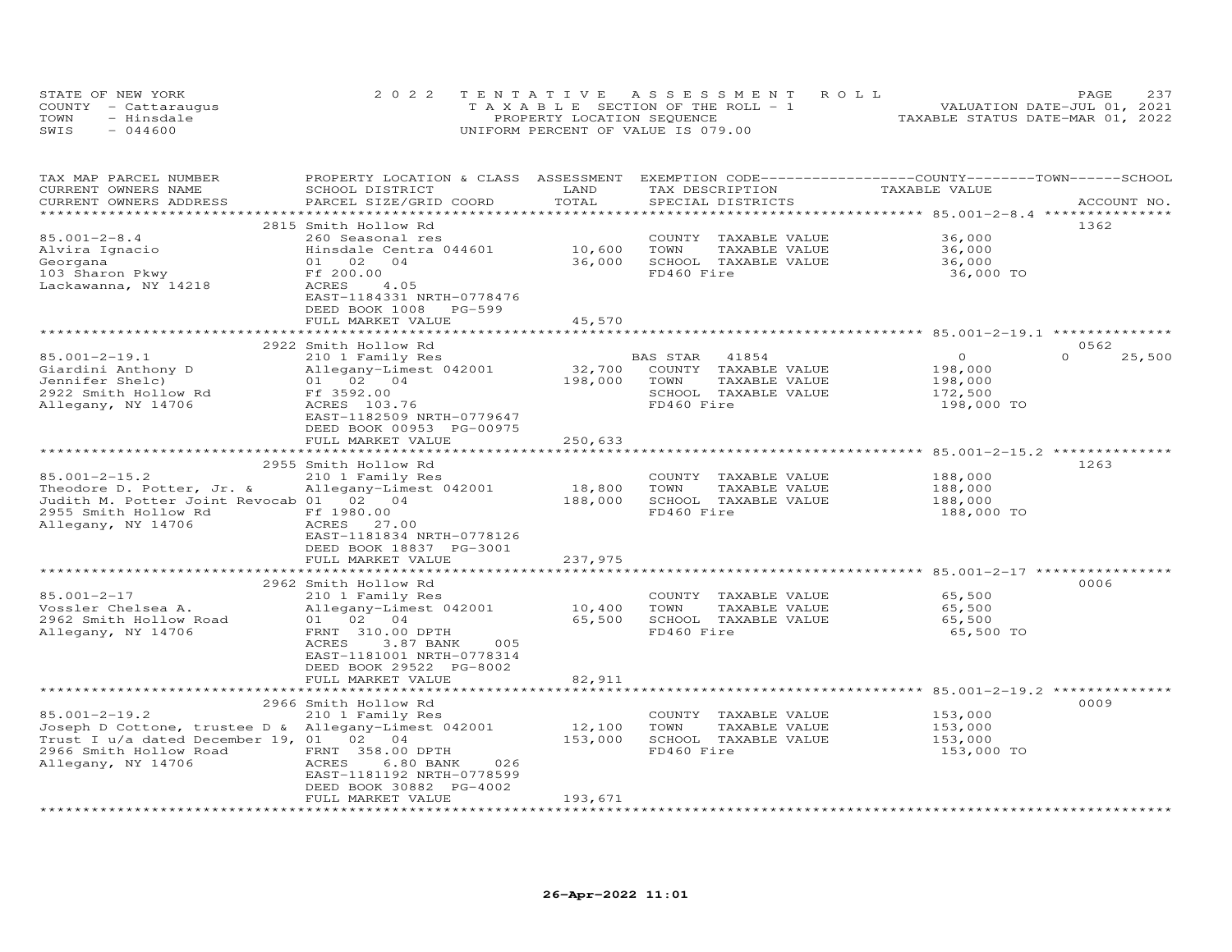STATE OF NEW YORK
COUNTY - Cattaraugus
TOWN - Hinsdale
SWIS - 044600

2022 TENTATIVE ASSESSMENT ROLL
TAXABLE SECTION OF THE ROLL - 1
PROPERTY LOCATION SEQUENCE
UNIFORM PERCENT OF VALUE IS 079.00

VALUATION DATE-JUL 01, 2021
TAXABLE STATUS DATE-MAR 01, 2022

| TAX MAP PARCEL NUMBER / CURRENT OWNERS NAME / CURRENT OWNERS ADDRESS | PROPERTY LOCATION & CLASS / SCHOOL DISTRICT / PARCEL SIZE/GRID COORD | ASSESSMENT LAND / TOTAL | EXEMPTION CODE / TAX DESCRIPTION / SPECIAL DISTRICTS | COUNTY / TOWN / SCHOOL TAXABLE VALUE | ACCOUNT NO. |
|---|---|---|---|---|---|
| **85.001-2-8.4** | 2815 Smith Hollow Rd | | | | 1362 |
| 85.001-2-8.4 | 260 Seasonal res | | COUNTY TAXABLE VALUE | 36,000 | |
| Alvira Ignacio | Hinsdale Centra 044601 | 10,600 | TOWN TAXABLE VALUE | 36,000 | |
| Georgana | 01 02 04 | 36,000 | SCHOOL TAXABLE VALUE | 36,000 | |
| 103 Sharon Pkwy | Ff 200.00 | | FD460 Fire | 36,000 TO | |
| Lackawanna, NY 14218 | ACRES 4.05 | | | | |
| | EAST-1184331 NRTH-0778476 | | | | |
| | DEED BOOK 1008 PG-599 | | | | |
| | FULL MARKET VALUE | 45,570 | | | |
| **85.001-2-19.1** | 2922 Smith Hollow Rd | | | | 0562 |
| 85.001-2-19.1 | 210 1 Family Res | | BAS STAR 41854 | 0 / 0 / 25,500 | |
| Giardini Anthony D | Allegany-Limest 042001 | 32,700 | COUNTY TAXABLE VALUE | 198,000 | |
| Jennifer Shelc) | 01 02 04 | 198,000 | TOWN TAXABLE VALUE | 198,000 | |
| 2922 Smith Hollow Rd | Ff 3592.00 | | SCHOOL TAXABLE VALUE | 172,500 | |
| Allegany, NY 14706 | ACRES 103.76 | | FD460 Fire | 198,000 TO | |
| | EAST-1182509 NRTH-0779647 | | | | |
| | DEED BOOK 00953 PG-00975 | | | | |
| | FULL MARKET VALUE | 250,633 | | | |
| **85.001-2-15.2** | 2955 Smith Hollow Rd | | | | 1263 |
| 85.001-2-15.2 | 210 1 Family Res | | COUNTY TAXABLE VALUE | 188,000 | |
| Theodore D. Potter, Jr. & | Allegany-Limest 042001 | 18,800 | TOWN TAXABLE VALUE | 188,000 | |
| Judith M. Potter Joint Revocab | 01 02 04 | 188,000 | SCHOOL TAXABLE VALUE | 188,000 | |
| 2955 Smith Hollow Rd | Ff 1980.00 | | FD460 Fire | 188,000 TO | |
| Allegany, NY 14706 | ACRES 27.00 | | | | |
| | EAST-1181834 NRTH-0778126 | | | | |
| | DEED BOOK 18837 PG-3001 | | | | |
| | FULL MARKET VALUE | 237,975 | | | |
| **85.001-2-17** | 2962 Smith Hollow Rd | | | | 0006 |
| 85.001-2-17 | 210 1 Family Res | | COUNTY TAXABLE VALUE | 65,500 | |
| Vossler Chelsea A. | Allegany-Limest 042001 | 10,400 | TOWN TAXABLE VALUE | 65,500 | |
| 2962 Smith Hollow Road | 01 02 04 | 65,500 | SCHOOL TAXABLE VALUE | 65,500 | |
| Allegany, NY 14706 | FRNT 310.00 DPTH | | FD460 Fire | 65,500 TO | |
| | ACRES 3.87 BANK 005 | | | | |
| | EAST-1181001 NRTH-0778314 | | | | |
| | DEED BOOK 29522 PG-8002 | | | | |
| | FULL MARKET VALUE | 82,911 | | | |
| **85.001-2-19.2** | 2966 Smith Hollow Rd | | | | 0009 |
| 85.001-2-19.2 | 210 1 Family Res | | COUNTY TAXABLE VALUE | 153,000 | |
| Joseph D Cottone, trustee D & | Allegany-Limest 042001 | 12,100 | TOWN TAXABLE VALUE | 153,000 | |
| Trust I u/a dated December 19, | 01 02 04 | 153,000 | SCHOOL TAXABLE VALUE | 153,000 | |
| 2966 Smith Hollow Road | FRNT 358.00 DPTH | | FD460 Fire | 153,000 TO | |
| Allegany, NY 14706 | ACRES 6.80 BANK 026 | | | | |
| | EAST-1181192 NRTH-0778599 | | | | |
| | DEED BOOK 30882 PG-4002 | | | | |
| | FULL MARKET VALUE | 193,671 | | | |

26-Apr-2022 11:01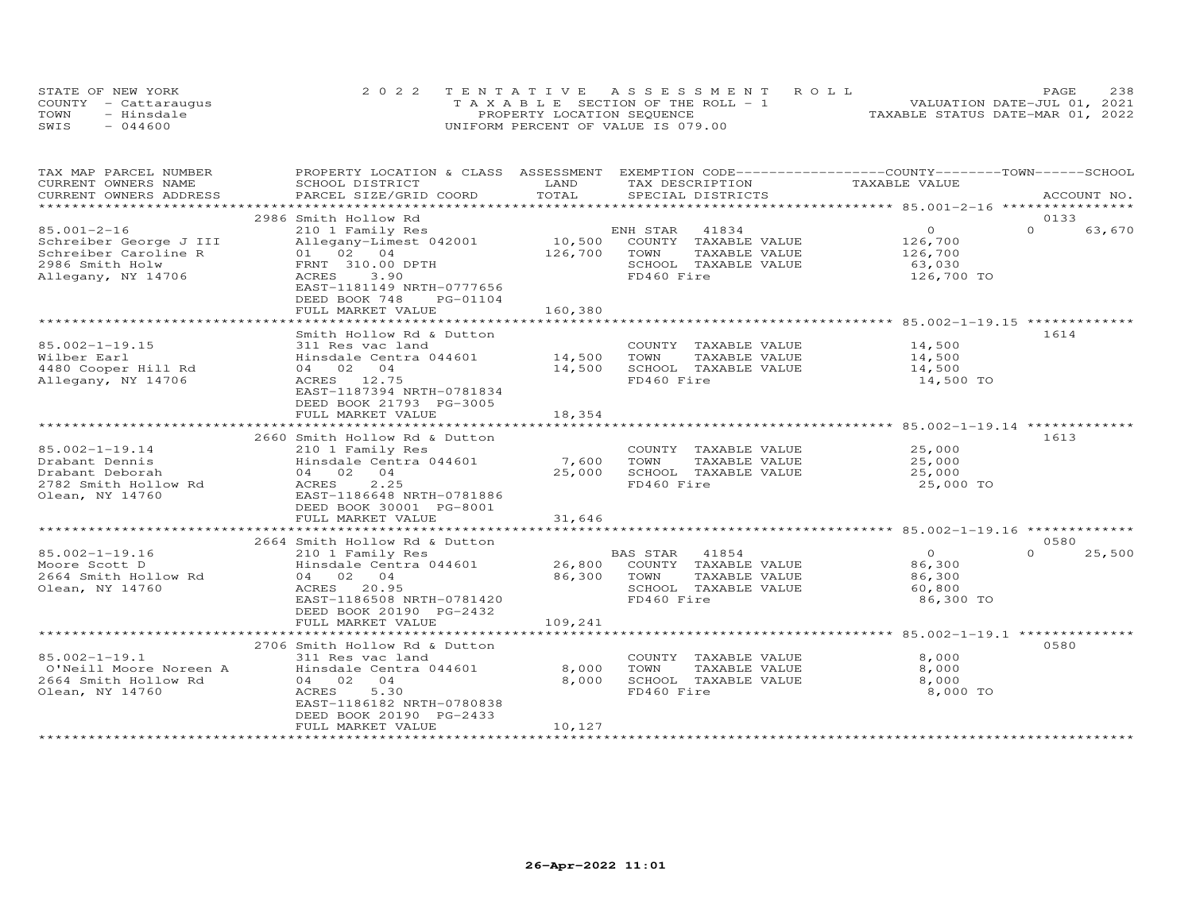STATE OF NEW YORK
COUNTY - Cattaraugus
TOWN - Hinsdale
SWIS - 044600

2022 TENTATIVE ASSESSMENT ROLL
TAXABLE SECTION OF THE ROLL - 1
PROPERTY LOCATION SEQUENCE
UNIFORM PERCENT OF VALUE IS 079.00

VALUATION DATE-JUL 01, 2021
TAXABLE STATUS DATE-MAR 01, 2022

| TAX MAP PARCEL NUMBER / CURRENT OWNERS NAME / CURRENT OWNERS ADDRESS | PROPERTY LOCATION & CLASS / SCHOOL DISTRICT / PARCEL SIZE/GRID COORD | ASSESSMENT LAND / TOTAL | EXEMPTION CODE / TAX DESCRIPTION / SPECIAL DISTRICTS | COUNTY TAXABLE VALUE | TOWN | SCHOOL / ACCOUNT NO. |
|---|---|---|---|---|---|---|
| ******** 85.001-2-16 ******** | 2986 Smith Hollow Rd | | | | | 0133 |
| 85.001-2-16 | 210 1 Family Res | | ENH STAR 41834 | 0 | 0 | 63,670 |
| Schreiber George J III | Allegany-Limest 042001 | 10,500 | COUNTY TAXABLE VALUE | 126,700 | | |
| Schreiber Caroline R | 01 02 04 | 126,700 | TOWN TAXABLE VALUE | 126,700 | | |
| 2986 Smith Holw | FRNT 310.00 DPTH | | SCHOOL TAXABLE VALUE | 63,030 | | |
| Allegany, NY 14706 | ACRES 3.90 | | FD460 Fire | 126,700 TO | | |
| | EAST-1181149 NRTH-0777656 | | | | | |
| | DEED BOOK 748 PG-01104 | | | | | |
| | FULL MARKET VALUE | 160,380 | | | | |
| ******** 85.002-1-19.15 ******** | Smith Hollow Rd & Dutton | | | | | 1614 |
| 85.002-1-19.15 | 311 Res vac land | | COUNTY TAXABLE VALUE | 14,500 | | |
| Wilber Earl | Hinsdale Centra 044601 | 14,500 | TOWN TAXABLE VALUE | 14,500 | | |
| 4480 Cooper Hill Rd | 04 02 04 | 14,500 | SCHOOL TAXABLE VALUE | 14,500 | | |
| Allegany, NY 14706 | ACRES 12.75 | | FD460 Fire | 14,500 TO | | |
| | EAST-1187394 NRTH-0781834 | | | | | |
| | DEED BOOK 21793 PG-3005 | | | | | |
| | FULL MARKET VALUE | 18,354 | | | | |
| ******** 85.002-1-19.14 ******** | 2660 Smith Hollow Rd & Dutton | | | | | 1613 |
| 85.002-1-19.14 | 210 1 Family Res | | COUNTY TAXABLE VALUE | 25,000 | | |
| Drabant Dennis | Hinsdale Centra 044601 | 7,600 | TOWN TAXABLE VALUE | 25,000 | | |
| Drabant Deborah | 04 02 04 | 25,000 | SCHOOL TAXABLE VALUE | 25,000 | | |
| 2782 Smith Hollow Rd | ACRES 2.25 | | FD460 Fire | 25,000 TO | | |
| Olean, NY 14760 | EAST-1186648 NRTH-0781886 | | | | | |
| | DEED BOOK 30001 PG-8001 | | | | | |
| | FULL MARKET VALUE | 31,646 | | | | |
| ******** 85.002-1-19.16 ******** | 2664 Smith Hollow Rd & Dutton | | | | | 0580 |
| 85.002-1-19.16 | 210 1 Family Res | | BAS STAR 41854 | 0 | 0 | 25,500 |
| Moore Scott D | Hinsdale Centra 044601 | 26,800 | COUNTY TAXABLE VALUE | 86,300 | | |
| 2664 Smith Hollow Rd | 04 02 04 | 86,300 | TOWN TAXABLE VALUE | 86,300 | | |
| Olean, NY 14760 | ACRES 20.95 | | SCHOOL TAXABLE VALUE | 60,800 | | |
| | EAST-1186508 NRTH-0781420 | | FD460 Fire | 86,300 TO | | |
| | DEED BOOK 20190 PG-2432 | | | | | |
| | FULL MARKET VALUE | 109,241 | | | | |
| ******** 85.002-1-19.1 ******** | 2706 Smith Hollow Rd & Dutton | | | | | 0580 |
| 85.002-1-19.1 | 311 Res vac land | | COUNTY TAXABLE VALUE | 8,000 | | |
| O'Neill Moore Noreen A | Hinsdale Centra 044601 | 8,000 | TOWN TAXABLE VALUE | 8,000 | | |
| 2664 Smith Hollow Rd | 04 02 04 | 8,000 | SCHOOL TAXABLE VALUE | 8,000 | | |
| Olean, NY 14760 | ACRES 5.30 | | FD460 Fire | 8,000 TO | | |
| | EAST-1186182 NRTH-0780838 | | | | | |
| | DEED BOOK 20190 PG-2433 | | | | | |
| | FULL MARKET VALUE | 10,127 | | | | |

26-Apr-2022 11:01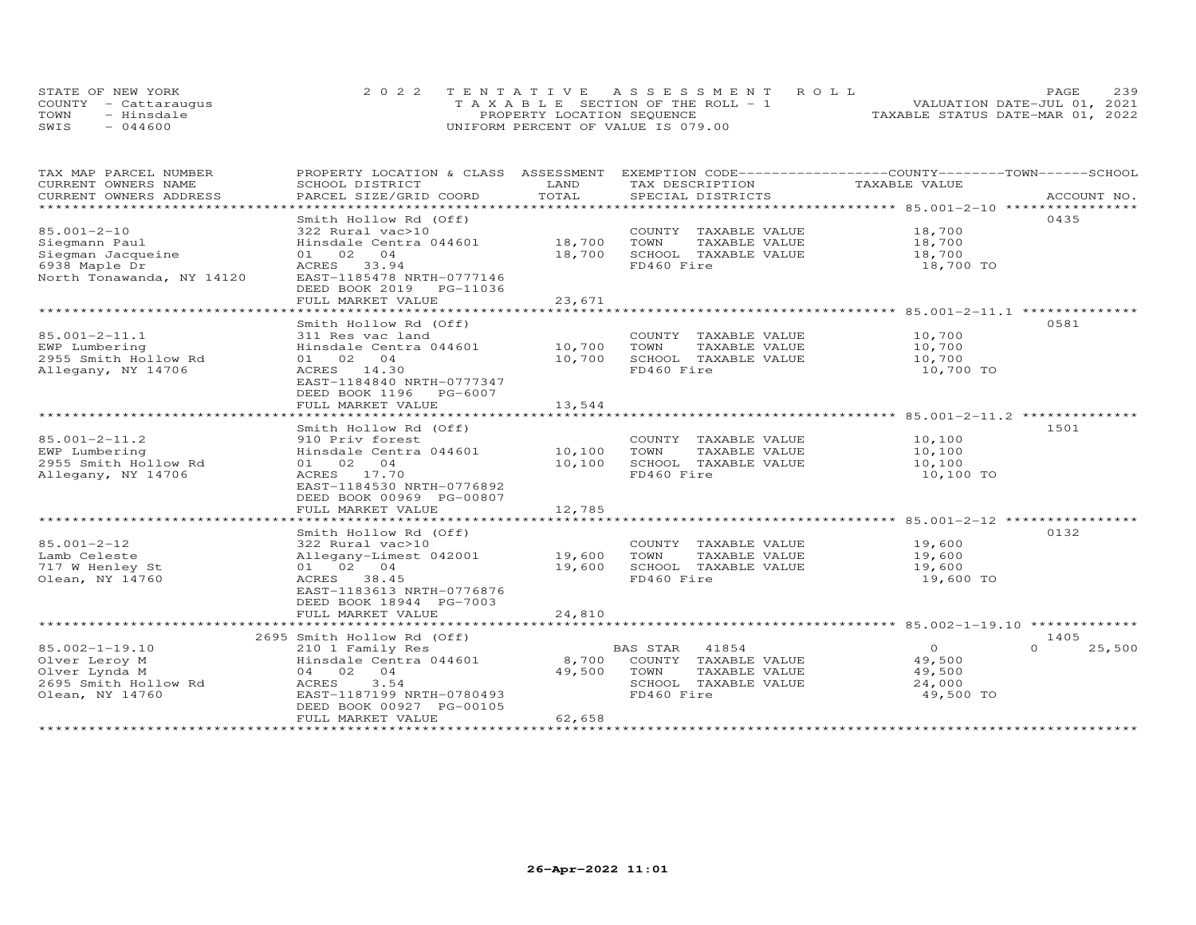STATE OF NEW YORK
COUNTY - Cattaraugus
TOWN - Hinsdale
SWIS - 044600

2022 TENTATIVE ASSESSMENT ROLL
TAXABLE SECTION OF THE ROLL - 1
PROPERTY LOCATION SEQUENCE
UNIFORM PERCENT OF VALUE IS 079.00

VALUATION DATE-JUL 01, 2021
TAXABLE STATUS DATE-MAR 01, 2022

| TAX MAP PARCEL NUMBER / CURRENT OWNERS NAME / CURRENT OWNERS ADDRESS | PROPERTY LOCATION & CLASS / SCHOOL DISTRICT / PARCEL SIZE/GRID COORD | ASSESSMENT LAND | TOTAL | EXEMPTION CODE / TAX DESCRIPTION / SPECIAL DISTRICTS | COUNTY TAXABLE VALUE | TOWN | SCHOOL | ACCOUNT NO. |
|---|---|---|---|---|---|---|---|---|
| 85.001-2-10 | Smith Hollow Rd (Off) | | | | | | | 0435 |
| Siegmann Paul | 322 Rural vac>10 | | | COUNTY TAXABLE VALUE | 18,700 | | | |
| Siegman Jacqueine | Hinsdale Centra 044601 | 18,700 | | TOWN TAXABLE VALUE | 18,700 | | | |
| 6938 Maple Dr | 01 02 04 | | 18,700 | SCHOOL TAXABLE VALUE | 18,700 | | | |
| North Tonawanda, NY 14120 | ACRES 33.94 | | | FD460 Fire | 18,700 TO | | | |
| | EAST-1185478 NRTH-0777146 | | | | | | | |
| | DEED BOOK 2019 PG-11036 | | | | | | | |
| | FULL MARKET VALUE | | 23,671 | | | | | |
| 85.001-2-11.1 | Smith Hollow Rd (Off) | | | | | | | 0581 |
| EWP Lumbering | 311 Res vac land | | | COUNTY TAXABLE VALUE | 10,700 | | | |
| 2955 Smith Hollow Rd | Hinsdale Centra 044601 | 10,700 | | TOWN TAXABLE VALUE | 10,700 | | | |
| Allegany, NY 14706 | 01 02 04 | | 10,700 | SCHOOL TAXABLE VALUE | 10,700 | | | |
| | ACRES 14.30 | | | FD460 Fire | 10,700 TO | | | |
| | EAST-1184840 NRTH-0777347 | | | | | | | |
| | DEED BOOK 1196 PG-6007 | | | | | | | |
| | FULL MARKET VALUE | | 13,544 | | | | | |
| 85.001-2-11.2 | Smith Hollow Rd (Off) | | | | | | | 1501 |
| EWP Lumbering | 910 Priv forest | | | COUNTY TAXABLE VALUE | 10,100 | | | |
| 2955 Smith Hollow Rd | Hinsdale Centra 044601 | 10,100 | | TOWN TAXABLE VALUE | 10,100 | | | |
| Allegany, NY 14706 | 01 02 04 | | 10,100 | SCHOOL TAXABLE VALUE | 10,100 | | | |
| | ACRES 17.70 | | | FD460 Fire | 10,100 TO | | | |
| | EAST-1184530 NRTH-0776892 | | | | | | | |
| | DEED BOOK 00969 PG-00807 | | | | | | | |
| | FULL MARKET VALUE | | 12,785 | | | | | |
| 85.001-2-12 | Smith Hollow Rd (Off) | | | | | | | 0132 |
| Lamb Celeste | 322 Rural vac>10 | | | COUNTY TAXABLE VALUE | 19,600 | | | |
| 717 W Henley St | Allegany-Limest 042001 | 19,600 | | TOWN TAXABLE VALUE | 19,600 | | | |
| Olean, NY 14760 | 01 02 04 | | 19,600 | SCHOOL TAXABLE VALUE | 19,600 | | | |
| | ACRES 38.45 | | | FD460 Fire | 19,600 TO | | | |
| | EAST-1183613 NRTH-0776876 | | | | | | | |
| | DEED BOOK 18944 PG-7003 | | | | | | | |
| | FULL MARKET VALUE | | 24,810 | | | | | |
| 85.002-1-19.10 | 2695 Smith Hollow Rd (Off) | | | | | | | 1405 |
| Olver Leroy M | 210 1 Family Res | | | BAS STAR 41854 | 0 | | 0 | 25,500 |
| Olver Lynda M | Hinsdale Centra 044601 | 8,700 | | COUNTY TAXABLE VALUE | 49,500 | | | |
| 2695 Smith Hollow Rd | 04 02 04 | | 49,500 | TOWN TAXABLE VALUE | 49,500 | | | |
| Olean, NY 14760 | ACRES 3.54 | | | SCHOOL TAXABLE VALUE | 24,000 | | | |
| | EAST-1187199 NRTH-0780493 | | | FD460 Fire | 49,500 TO | | | |
| | DEED BOOK 00927 PG-00105 | | | | | | | |
| | FULL MARKET VALUE | | 62,658 | | | | | |

26-Apr-2022 11:01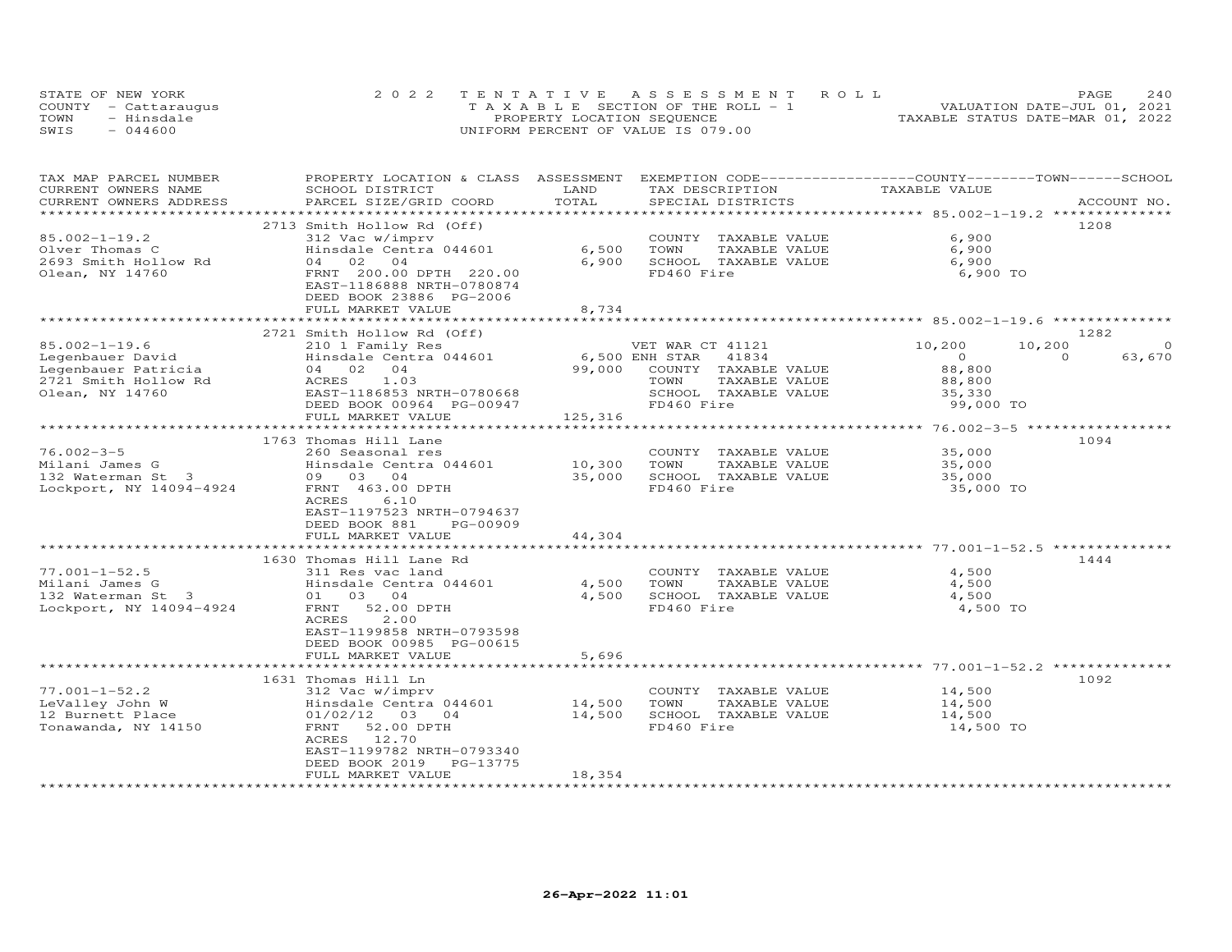STATE OF NEW YORK
COUNTY - Cattaraugus
TOWN - Hinsdale
SWIS - 044600

2022 TENTATIVE ASSESSMENT ROLL
TAXABLE SECTION OF THE ROLL - 1
PROPERTY LOCATION SEQUENCE
UNIFORM PERCENT OF VALUE IS 079.00

VALUATION DATE-JUL 01, 2021
TAXABLE STATUS DATE-MAR 01, 2022

| TAX MAP PARCEL NUMBER / CURRENT OWNERS NAME / CURRENT OWNERS ADDRESS | PROPERTY LOCATION & CLASS / SCHOOL DISTRICT / PARCEL SIZE/GRID COORD | ASSESSMENT LAND / TOTAL | EXEMPTION CODE / TAX DESCRIPTION / SPECIAL DISTRICTS | COUNTY TAXABLE VALUE | TOWN | SCHOOL | ACCOUNT NO. |
|---|---|---|---|---|---|---|---|
| 85.002-1-19.2 | 2713 Smith Hollow Rd (Off) | | | | | | 1208 |
| Olver Thomas C | 312 Vac w/imprv | | COUNTY TAXABLE VALUE | 6,900 | | | |
| 2693 Smith Hollow Rd | Hinsdale Centra 044601 | 6,500 | TOWN TAXABLE VALUE | 6,900 | | | |
| Olean, NY 14760 | 04 02 04 | 6,900 | SCHOOL TAXABLE VALUE | 6,900 | | | |
| | FRNT 200.00 DPTH 220.00 | | FD460 Fire | 6,900 TO | | | |
| | EAST-1186888 NRTH-0780874 | | | | | | |
| | DEED BOOK 23886 PG-2006 | | | | | | |
| | FULL MARKET VALUE | 8,734 | | | | | |
| 85.002-1-19.6 | 2721 Smith Hollow Rd (Off) | | | | | | 1282 |
| Legenbauer David | 210 1 Family Res | | VET WAR CT 41121 | 10,200 | 10,200 | 0 | |
| Legenbauer Patricia | Hinsdale Centra 044601 | 6,500 | ENH STAR 41834 | 0 | 0 | 63,670 | |
| 2721 Smith Hollow Rd | 04 02 04 | 99,000 | COUNTY TAXABLE VALUE | 88,800 | | | |
| Olean, NY 14760 | ACRES 1.03 | | TOWN TAXABLE VALUE | 88,800 | | | |
| | EAST-1186853 NRTH-0780668 | | SCHOOL TAXABLE VALUE | 35,330 | | | |
| | DEED BOOK 00964 PG-00947 | | FD460 Fire | 99,000 TO | | | |
| | FULL MARKET VALUE | 125,316 | | | | | |
| 76.002-3-5 | 1763 Thomas Hill Lane | | | | | | 1094 |
| Milani James G | 260 Seasonal res | | COUNTY TAXABLE VALUE | 35,000 | | | |
| 132 Waterman St 3 | Hinsdale Centra 044601 | 10,300 | TOWN TAXABLE VALUE | 35,000 | | | |
| Lockport, NY 14094-4924 | 09 03 04 | 35,000 | SCHOOL TAXABLE VALUE | 35,000 | | | |
| | FRNT 463.00 DPTH | | FD460 Fire | 35,000 TO | | | |
| | ACRES 6.10 | | | | | | |
| | EAST-1197523 NRTH-0794637 | | | | | | |
| | DEED BOOK 881 PG-00909 | | | | | | |
| | FULL MARKET VALUE | 44,304 | | | | | |
| 77.001-1-52.5 | 1630 Thomas Hill Lane Rd | | | | | | 1444 |
| Milani James G | 311 Res vac land | | COUNTY TAXABLE VALUE | 4,500 | | | |
| 132 Waterman St 3 | Hinsdale Centra 044601 | 4,500 | TOWN TAXABLE VALUE | 4,500 | | | |
| Lockport, NY 14094-4924 | 01 03 04 | 4,500 | SCHOOL TAXABLE VALUE | 4,500 | | | |
| | FRNT 52.00 DPTH | | FD460 Fire | 4,500 TO | | | |
| | ACRES 2.00 | | | | | | |
| | EAST-1199858 NRTH-0793598 | | | | | | |
| | DEED BOOK 00985 PG-00615 | | | | | | |
| | FULL MARKET VALUE | 5,696 | | | | | |
| 77.001-1-52.2 | 1631 Thomas Hill Ln | | | | | | 1092 |
| LeValley John W | 312 Vac w/imprv | | COUNTY TAXABLE VALUE | 14,500 | | | |
| 12 Burnett Place | Hinsdale Centra 044601 | 14,500 | TOWN TAXABLE VALUE | 14,500 | | | |
| Tonawanda, NY 14150 | 01/02/12 03 04 | 14,500 | SCHOOL TAXABLE VALUE | 14,500 | | | |
| | FRNT 52.00 DPTH | | FD460 Fire | 14,500 TO | | | |
| | ACRES 12.70 | | | | | | |
| | EAST-1199782 NRTH-0793340 | | | | | | |
| | DEED BOOK 2019 PG-13775 | | | | | | |
| | FULL MARKET VALUE | 18,354 | | | | | |

26-Apr-2022 11:01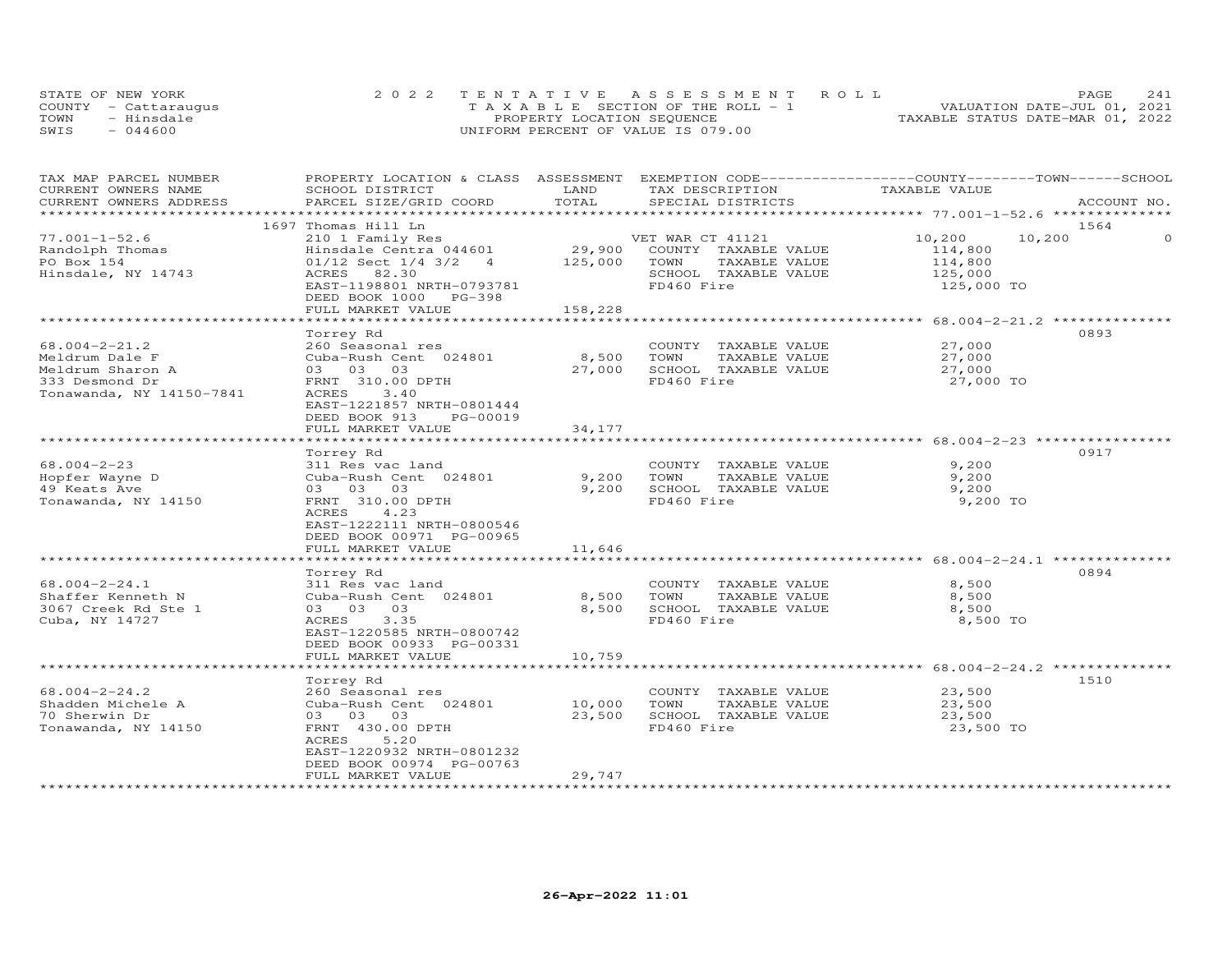STATE OF NEW YORK | COUNTY - Cattaraugus | TOWN - Hinsdale | SWIS - 044600

**2022 TENTATIVE ASSESSMENT ROLL**
TAXABLE SECTION OF THE ROLL - 1
PROPERTY LOCATION SEQUENCE
UNIFORM PERCENT OF VALUE IS 079.00

VALUATION DATE-JUL 01, 2021
TAXABLE STATUS DATE-MAR 01, 2022

| TAX MAP PARCEL NUMBER / CURRENT OWNERS NAME / CURRENT OWNERS ADDRESS | PROPERTY LOCATION & CLASS / SCHOOL DISTRICT / PARCEL SIZE/GRID COORD | ASSESSMENT LAND / TOTAL | EXEMPTION CODE / TAX DESCRIPTION / SPECIAL DISTRICTS | COUNTY | TOWN | SCHOOL | ACCOUNT NO. |
|---|---|---|---|---|---|---|---|
| **77.001-1-52.6** | 1697 Thomas Hill Ln | | | | | | 1564 |
| Randolph Thomas | 210 1 Family Res | | VET WAR CT 41121 | 10,200 | 10,200 | 0 | |
| PO Box 154 | Hinsdale Centra 044601 | 29,900 | COUNTY TAXABLE VALUE | 114,800 | | | |
| Hinsdale, NY 14743 | 01/12 Sect 1/4 3/2 4 | 125,000 | TOWN TAXABLE VALUE | | 114,800 | | |
| | ACRES 82.30 | | SCHOOL TAXABLE VALUE | | | 125,000 | |
| | EAST-1198801 NRTH-0793781 | | FD460 Fire | 125,000 TO | | | |
| | DEED BOOK 1000 PG-398 | | | | | | |
| | FULL MARKET VALUE | 158,228 | | | | | |
| **68.004-2-21.2** | Torrey Rd | | | | | | 0893 |
| Meldrum Dale F | 260 Seasonal res | | COUNTY TAXABLE VALUE | 27,000 | | | |
| Meldrum Sharon A | Cuba-Rush Cent 024801 | 8,500 | TOWN TAXABLE VALUE | | 27,000 | | |
| 333 Desmond Dr | 03 03 03 | 27,000 | SCHOOL TAXABLE VALUE | | | 27,000 | |
| Tonawanda, NY 14150-7841 | FRNT 310.00 DPTH | | FD460 Fire | 27,000 TO | | | |
| | ACRES 3.40 | | | | | | |
| | EAST-1221857 NRTH-0801444 | | | | | | |
| | DEED BOOK 913 PG-00019 | | | | | | |
| | FULL MARKET VALUE | 34,177 | | | | | |
| **68.004-2-23** | Torrey Rd | | | | | | 0917 |
| Hopfer Wayne D | 311 Res vac land | | COUNTY TAXABLE VALUE | 9,200 | | | |
| 49 Keats Ave | Cuba-Rush Cent 024801 | 9,200 | TOWN TAXABLE VALUE | | 9,200 | | |
| Tonawanda, NY 14150 | 03 03 03 | 9,200 | SCHOOL TAXABLE VALUE | | | 9,200 | |
| | FRNT 310.00 DPTH | | FD460 Fire | 9,200 TO | | | |
| | ACRES 4.23 | | | | | | |
| | EAST-1222111 NRTH-0800546 | | | | | | |
| | DEED BOOK 00971 PG-00965 | | | | | | |
| | FULL MARKET VALUE | 11,646 | | | | | |
| **68.004-2-24.1** | Torrey Rd | | | | | | 0894 |
| Shaffer Kenneth N | 311 Res vac land | | COUNTY TAXABLE VALUE | 8,500 | | | |
| 3067 Creek Rd Ste 1 | Cuba-Rush Cent 024801 | 8,500 | TOWN TAXABLE VALUE | | 8,500 | | |
| Cuba, NY 14727 | 03 03 03 | 8,500 | SCHOOL TAXABLE VALUE | | | 8,500 | |
| | ACRES 3.35 | | FD460 Fire | 8,500 TO | | | |
| | EAST-1220585 NRTH-0800742 | | | | | | |
| | DEED BOOK 00933 PG-00331 | | | | | | |
| | FULL MARKET VALUE | 10,759 | | | | | |
| **68.004-2-24.2** | Torrey Rd | | | | | | 1510 |
| Shadden Michele A | 260 Seasonal res | | COUNTY TAXABLE VALUE | 23,500 | | | |
| 70 Sherwin Dr | Cuba-Rush Cent 024801 | 10,000 | TOWN TAXABLE VALUE | | 23,500 | | |
| Tonawanda, NY 14150 | 03 03 03 | 23,500 | SCHOOL TAXABLE VALUE | | | 23,500 | |
| | FRNT 430.00 DPTH | | FD460 Fire | 23,500 TO | | | |
| | ACRES 5.20 | | | | | | |
| | EAST-1220932 NRTH-0801232 | | | | | | |
| | DEED BOOK 00974 PG-00763 | | | | | | |
| | FULL MARKET VALUE | 29,747 | | | | | |

26-Apr-2022 11:01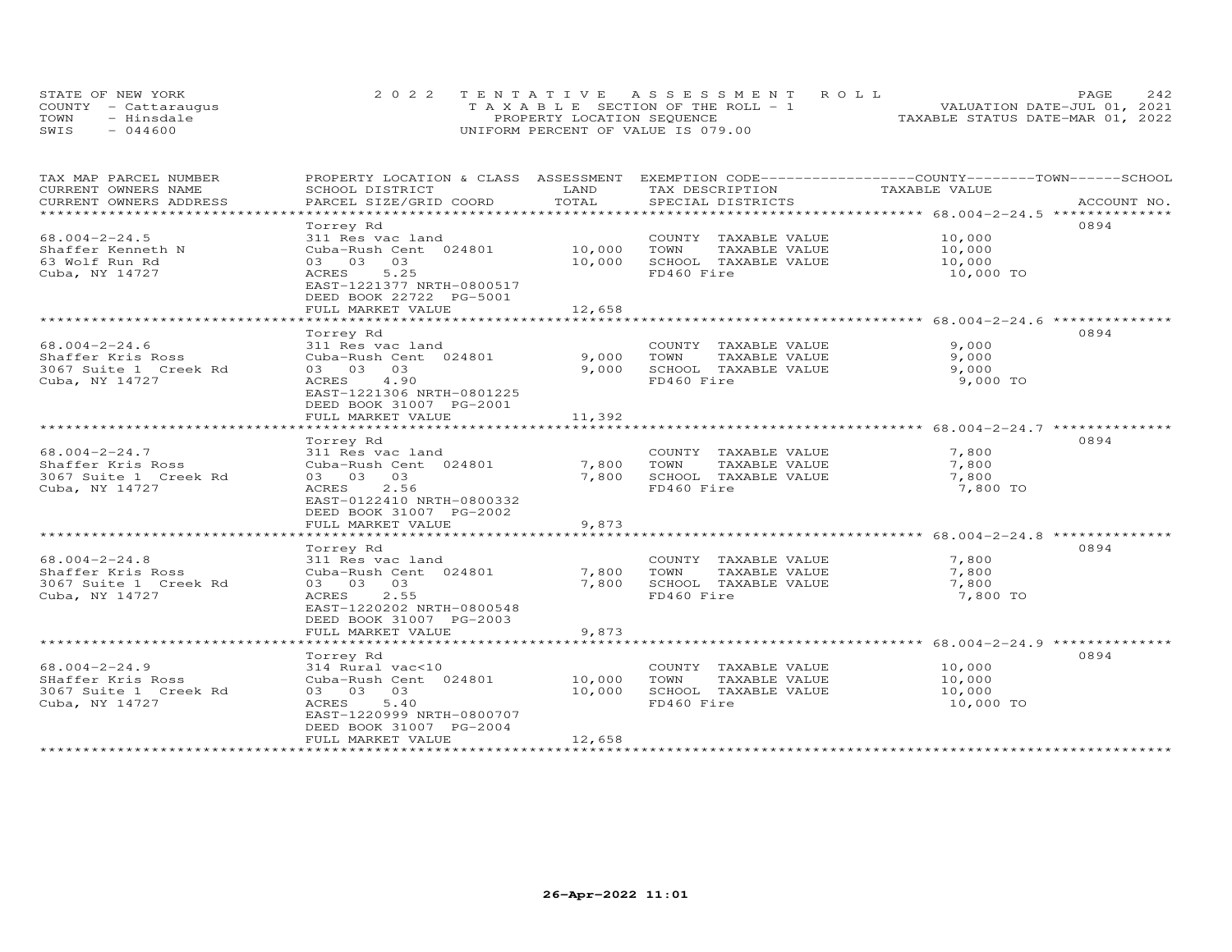STATE OF NEW YORK
COUNTY - Cattaraugus
TOWN - Hinsdale
SWIS - 044600

2022 TENTATIVE ASSESSMENT ROLL
TAXABLE SECTION OF THE ROLL - 1
PROPERTY LOCATION SEQUENCE
UNIFORM PERCENT OF VALUE IS 079.00

VALUATION DATE-JUL 01, 2021
TAXABLE STATUS DATE-MAR 01, 2022

| TAX MAP PARCEL NUMBER / CURRENT OWNERS NAME / CURRENT OWNERS ADDRESS | PROPERTY LOCATION & CLASS / SCHOOL DISTRICT / PARCEL SIZE/GRID COORD | ASSESSMENT LAND / TOTAL | EXEMPTION CODE / TAX DESCRIPTION / SPECIAL DISTRICTS | TAXABLE VALUE (COUNTY / TOWN / SCHOOL) | ACCOUNT NO. |
|---|---|---|---|---|---|
| **68.004-2-24.5** | Torrey Rd | | | | 0894 |
| 68.004-2-24.5 | 311 Res vac land | | COUNTY TAXABLE VALUE | 10,000 | |
| Shaffer Kenneth N | Cuba-Rush Cent 024801 | 10,000 | TOWN TAXABLE VALUE | 10,000 | |
| 63 Wolf Run Rd | 03 03 03 | 10,000 | SCHOOL TAXABLE VALUE | 10,000 | |
| Cuba, NY 14727 | ACRES 5.25 | | FD460 Fire | 10,000 TO | |
| | EAST-1221377 NRTH-0800517 | | | | |
| | DEED BOOK 22722 PG-5001 | | | | |
| | FULL MARKET VALUE | 12,658 | | | |
| **68.004-2-24.6** | Torrey Rd | | | | 0894 |
| 68.004-2-24.6 | 311 Res vac land | | COUNTY TAXABLE VALUE | 9,000 | |
| Shaffer Kris Ross | Cuba-Rush Cent 024801 | 9,000 | TOWN TAXABLE VALUE | 9,000 | |
| 3067 Suite 1 Creek Rd | 03 03 03 | 9,000 | SCHOOL TAXABLE VALUE | 9,000 | |
| Cuba, NY 14727 | ACRES 4.90 | | FD460 Fire | 9,000 TO | |
| | EAST-1221306 NRTH-0801225 | | | | |
| | DEED BOOK 31007 PG-2001 | | | | |
| | FULL MARKET VALUE | 11,392 | | | |
| **68.004-2-24.7** | Torrey Rd | | | | 0894 |
| 68.004-2-24.7 | 311 Res vac land | | COUNTY TAXABLE VALUE | 7,800 | |
| Shaffer Kris Ross | Cuba-Rush Cent 024801 | 7,800 | TOWN TAXABLE VALUE | 7,800 | |
| 3067 Suite 1 Creek Rd | 03 03 03 | 7,800 | SCHOOL TAXABLE VALUE | 7,800 | |
| Cuba, NY 14727 | ACRES 2.56 | | FD460 Fire | 7,800 TO | |
| | EAST-0122410 NRTH-0800332 | | | | |
| | DEED BOOK 31007 PG-2002 | | | | |
| | FULL MARKET VALUE | 9,873 | | | |
| **68.004-2-24.8** | Torrey Rd | | | | 0894 |
| 68.004-2-24.8 | 311 Res vac land | | COUNTY TAXABLE VALUE | 7,800 | |
| Shaffer Kris Ross | Cuba-Rush Cent 024801 | 7,800 | TOWN TAXABLE VALUE | 7,800 | |
| 3067 Suite 1 Creek Rd | 03 03 03 | 7,800 | SCHOOL TAXABLE VALUE | 7,800 | |
| Cuba, NY 14727 | ACRES 2.55 | | FD460 Fire | 7,800 TO | |
| | EAST-1220202 NRTH-0800548 | | | | |
| | DEED BOOK 31007 PG-2003 | | | | |
| | FULL MARKET VALUE | 9,873 | | | |
| **68.004-2-24.9** | Torrey Rd | | | | 0894 |
| 68.004-2-24.9 | 314 Rural vac<10 | | COUNTY TAXABLE VALUE | 10,000 | |
| SHaffer Kris Ross | Cuba-Rush Cent 024801 | 10,000 | TOWN TAXABLE VALUE | 10,000 | |
| 3067 Suite 1 Creek Rd | 03 03 03 | 10,000 | SCHOOL TAXABLE VALUE | 10,000 | |
| Cuba, NY 14727 | ACRES 5.40 | | FD460 Fire | 10,000 TO | |
| | EAST-1220999 NRTH-0800707 | | | | |
| | DEED BOOK 31007 PG-2004 | | | | |
| | FULL MARKET VALUE | 12,658 | | | |

26-Apr-2022 11:01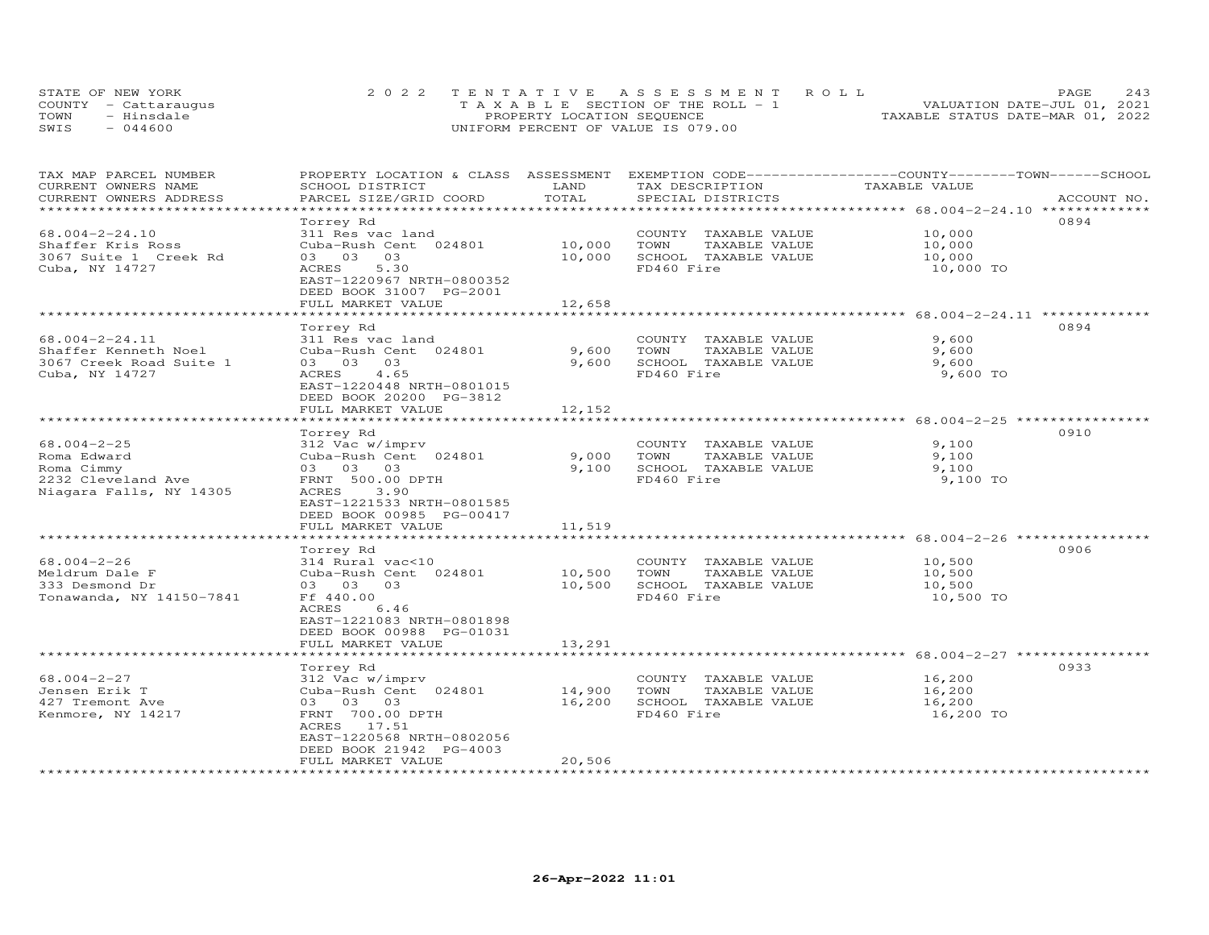STATE OF NEW YORK
COUNTY - Cattaraugus
TOWN - Hinsdale
SWIS - 044600

# 2022 TENTATIVE ASSESSMENT ROLL
TAXABLE SECTION OF THE ROLL - 1
PROPERTY LOCATION SEQUENCE
UNIFORM PERCENT OF VALUE IS 079.00

VALUATION DATE-JUL 01, 2021
TAXABLE STATUS DATE-MAR 01, 2022

| TAX MAP PARCEL NUMBER / CURRENT OWNERS NAME / CURRENT OWNERS ADDRESS | PROPERTY LOCATION & CLASS / SCHOOL DISTRICT / PARCEL SIZE/GRID COORD | ASSESSMENT LAND | TOTAL | EXEMPTION CODE / TAX DESCRIPTION / SPECIAL DISTRICTS | COUNTY--------TOWN------SCHOOL TAXABLE VALUE | ACCOUNT NO. |
|---|---|---|---|---|---|---|
| 68.004-2-24.10 | Torrey Rd | | | | | 0894 |
| 68.004-2-24.10 | 311 Res vac land | | | COUNTY TAXABLE VALUE | 10,000 | |
| Shaffer Kris Ross | Cuba-Rush Cent 024801 | 10,000 | | TOWN TAXABLE VALUE | 10,000 | |
| 3067 Suite 1 Creek Rd | 03 03 03 | | 10,000 | SCHOOL TAXABLE VALUE | 10,000 | |
| Cuba, NY 14727 | ACRES 5.30 | | | FD460 Fire | 10,000 TO | |
| | EAST-1220967 NRTH-0800352 | | | | | |
| | DEED BOOK 31007 PG-2001 | | | | | |
| | FULL MARKET VALUE | | 12,658 | | | |
| 68.004-2-24.11 | Torrey Rd | | | | | 0894 |
| 68.004-2-24.11 | 311 Res vac land | | | COUNTY TAXABLE VALUE | 9,600 | |
| Shaffer Kenneth Noel | Cuba-Rush Cent 024801 | 9,600 | | TOWN TAXABLE VALUE | 9,600 | |
| 3067 Creek Road Suite 1 | 03 03 03 | | 9,600 | SCHOOL TAXABLE VALUE | 9,600 | |
| Cuba, NY 14727 | ACRES 4.65 | | | FD460 Fire | 9,600 TO | |
| | EAST-1220448 NRTH-0801015 | | | | | |
| | DEED BOOK 20200 PG-3812 | | | | | |
| | FULL MARKET VALUE | | 12,152 | | | |
| 68.004-2-25 | Torrey Rd | | | | | 0910 |
| 68.004-2-25 | 312 Vac w/imprv | | | COUNTY TAXABLE VALUE | 9,100 | |
| Roma Edward | Cuba-Rush Cent 024801 | 9,000 | | TOWN TAXABLE VALUE | 9,100 | |
| Roma Cimmy | 03 03 03 | | 9,100 | SCHOOL TAXABLE VALUE | 9,100 | |
| 2232 Cleveland Ave | FRNT 500.00 DPTH | | | FD460 Fire | 9,100 TO | |
| Niagara Falls, NY 14305 | ACRES 3.90 | | | | | |
| | EAST-1221533 NRTH-0801585 | | | | | |
| | DEED BOOK 00985 PG-00417 | | | | | |
| | FULL MARKET VALUE | | 11,519 | | | |
| 68.004-2-26 | Torrey Rd | | | | | 0906 |
| 68.004-2-26 | 314 Rural vac<10 | | | COUNTY TAXABLE VALUE | 10,500 | |
| Meldrum Dale F | Cuba-Rush Cent 024801 | 10,500 | | TOWN TAXABLE VALUE | 10,500 | |
| 333 Desmond Dr | 03 03 03 | | 10,500 | SCHOOL TAXABLE VALUE | 10,500 | |
| Tonawanda, NY 14150-7841 | Ff 440.00 | | | FD460 Fire | 10,500 TO | |
| | ACRES 6.46 | | | | | |
| | EAST-1221083 NRTH-0801898 | | | | | |
| | DEED BOOK 00988 PG-01031 | | | | | |
| | FULL MARKET VALUE | | 13,291 | | | |
| 68.004-2-27 | Torrey Rd | | | | | 0933 |
| 68.004-2-27 | 312 Vac w/imprv | | | COUNTY TAXABLE VALUE | 16,200 | |
| Jensen Erik T | Cuba-Rush Cent 024801 | 14,900 | | TOWN TAXABLE VALUE | 16,200 | |
| 427 Tremont Ave | 03 03 03 | | 16,200 | SCHOOL TAXABLE VALUE | 16,200 | |
| Kenmore, NY 14217 | FRNT 700.00 DPTH | | | FD460 Fire | 16,200 TO | |
| | ACRES 17.51 | | | | | |
| | EAST-1220568 NRTH-0802056 | | | | | |
| | DEED BOOK 21942 PG-4003 | | | | | |
| | FULL MARKET VALUE | | 20,506 | | | |

26-Apr-2022 11:01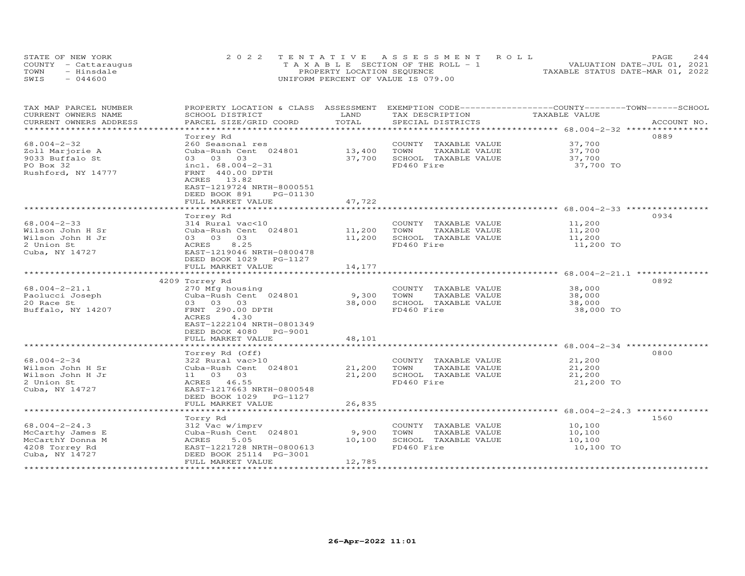STATE OF NEW YORK — COUNTY - Cattaraugus — TOWN - Hinsdale — SWIS - 044600

**2022 TENTATIVE ASSESSMENT ROLL**
TAXABLE SECTION OF THE ROLL - 1
PROPERTY LOCATION SEQUENCE
UNIFORM PERCENT OF VALUE IS 079.00

VALUATION DATE-JUL 01, 2021
TAXABLE STATUS DATE-MAR 01, 2022

| TAX MAP PARCEL NUMBER / CURRENT OWNERS NAME / CURRENT OWNERS ADDRESS | PROPERTY LOCATION & CLASS / SCHOOL DISTRICT / PARCEL SIZE/GRID COORD | ASSESSMENT LAND / TOTAL | EXEMPTION CODE / TAX DESCRIPTION / SPECIAL DISTRICTS | COUNTY--------TOWN------SCHOOL TAXABLE VALUE | ACCOUNT NO. |
|---|---|---|---|---|---|
| **68.004-2-32** | Torrey Rd | | | | 0889 |
| 68.004-2-32 | 260 Seasonal res | | COUNTY TAXABLE VALUE | 37,700 | |
| Zoll Marjorie A | Cuba-Rush Cent 024801 | 13,400 | TOWN TAXABLE VALUE | 37,700 | |
| 9033 Buffalo St | 03 03 03 | 37,700 | SCHOOL TAXABLE VALUE | 37,700 | |
| PO Box 32 | incl. 68.004-2-31 | | FD460 Fire | 37,700 TO | |
| Rushford, NY 14777 | FRNT 440.00 DPTH | | | | |
| | ACRES 13.82 | | | | |
| | EAST-1219724 NRTH-8000551 | | | | |
| | DEED BOOK 891 PG-01130 | | | | |
| | FULL MARKET VALUE | 47,722 | | | |
| **68.004-2-33** | Torrey Rd | | | | 0934 |
| 68.004-2-33 | 314 Rural vac<10 | | COUNTY TAXABLE VALUE | 11,200 | |
| Wilson John H Sr | Cuba-Rush Cent 024801 | 11,200 | TOWN TAXABLE VALUE | 11,200 | |
| Wilson John H Jr | 03 03 03 | 11,200 | SCHOOL TAXABLE VALUE | 11,200 | |
| 2 Union St | ACRES 8.25 | | FD460 Fire | 11,200 TO | |
| Cuba, NY 14727 | EAST-1219046 NRTH-0800478 | | | | |
| | DEED BOOK 1029 PG-1127 | | | | |
| | FULL MARKET VALUE | 14,177 | | | |
| **68.004-2-21.1** | 4209 Torrey Rd | | | | 0892 |
| 68.004-2-21.1 | 270 Mfg housing | | COUNTY TAXABLE VALUE | 38,000 | |
| Paolucci Joseph | Cuba-Rush Cent 024801 | 9,300 | TOWN TAXABLE VALUE | 38,000 | |
| 20 Race St | 03 03 03 | 38,000 | SCHOOL TAXABLE VALUE | 38,000 | |
| Buffalo, NY 14207 | FRNT 290.00 DPTH | | FD460 Fire | 38,000 TO | |
| | ACRES 4.30 | | | | |
| | EAST-1222104 NRTH-0801349 | | | | |
| | DEED BOOK 4080 PG-9001 | | | | |
| | FULL MARKET VALUE | 48,101 | | | |
| **68.004-2-34** | Torrey Rd (Off) | | | | 0800 |
| 68.004-2-34 | 322 Rural vac>10 | | COUNTY TAXABLE VALUE | 21,200 | |
| Wilson John H Sr | Cuba-Rush Cent 024801 | 21,200 | TOWN TAXABLE VALUE | 21,200 | |
| Wilson John H Jr | 11 03 03 | 21,200 | SCHOOL TAXABLE VALUE | 21,200 | |
| 2 Union St | ACRES 46.55 | | FD460 Fire | 21,200 TO | |
| Cuba, NY 14727 | EAST-1217663 NRTH-0800548 | | | | |
| | DEED BOOK 1029 PG-1127 | | | | |
| | FULL MARKET VALUE | 26,835 | | | |
| **68.004-2-24.3** | Torry Rd | | | | 1560 |
| 68.004-2-24.3 | 312 Vac w/imprv | | COUNTY TAXABLE VALUE | 10,100 | |
| McCarthy James E | Cuba-Rush Cent 024801 | 9,900 | TOWN TAXABLE VALUE | 10,100 | |
| McCarthY Donna M | ACRES 5.05 | 10,100 | SCHOOL TAXABLE VALUE | 10,100 | |
| 4208 Torrey Rd | EAST-1221728 NRTH-0800613 | | FD460 Fire | 10,100 TO | |
| Cuba, NY 14727 | DEED BOOK 25114 PG-3001 | | | | |
| | FULL MARKET VALUE | 12,785 | | | |

26-Apr-2022 11:01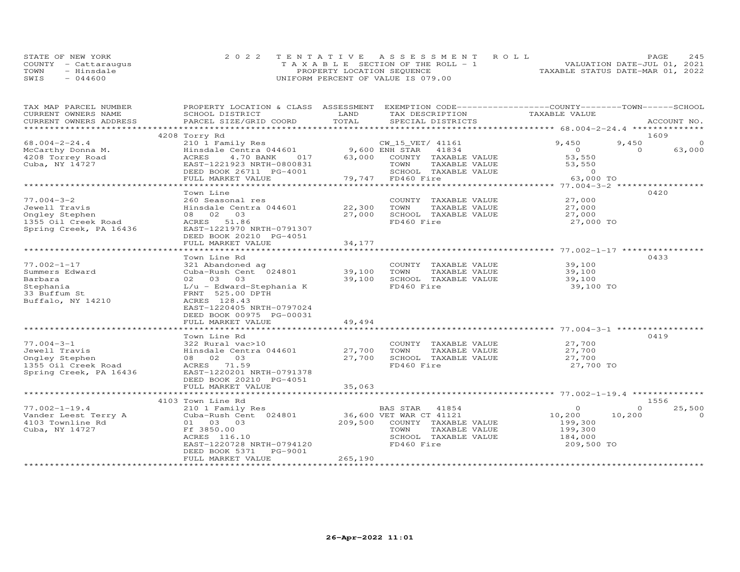STATE OF NEW YORK
COUNTY - Cattaraugus
TOWN - Hinsdale
SWIS - 044600

2022 TENTATIVE ASSESSMENT ROLL
TAXABLE SECTION OF THE ROLL - 1
PROPERTY LOCATION SEQUENCE
UNIFORM PERCENT OF VALUE IS 079.00

VALUATION DATE-JUL 01, 2021
TAXABLE STATUS DATE-MAR 01, 2022

| TAX MAP PARCEL NUMBER / CURRENT OWNERS NAME / CURRENT OWNERS ADDRESS | PROPERTY LOCATION & CLASS / SCHOOL DISTRICT / PARCEL SIZE/GRID COORD | ASSESSMENT LAND / TOTAL | EXEMPTION CODE / TAX DESCRIPTION / SPECIAL DISTRICTS | COUNTY TAXABLE VALUE | TOWN | SCHOOL | ACCOUNT NO. |
|---|---|---|---|---|---|---|---|
| | 4208 Torry Rd | | | | | | 1609 |
| 68.004-2-24.4 | 210 1 Family Res | | CW_15_VET/ 41161 | 9,450 | 9,450 | 0 | |
| McCarthy Donna M. | Hinsdale Centra 044601 | 9,600 | ENH STAR 41834 | 0 | 0 | 63,000 | |
| 4208 Torrey Road | ACRES 4.70 BANK 017 | 63,000 | COUNTY TAXABLE VALUE | 53,550 | | | |
| Cuba, NY 14727 | EAST-1221923 NRTH-0800831 | | TOWN TAXABLE VALUE | 53,550 | | | |
| | DEED BOOK 26711 PG-4001 | | SCHOOL TAXABLE VALUE | 0 | | | |
| | FULL MARKET VALUE | 79,747 | FD460 Fire | 63,000 TO | | | |
| | Town Line | | | | | | 0420 |
| 77.004-3-2 | 260 Seasonal res | | COUNTY TAXABLE VALUE | 27,000 | | | |
| Jewell Travis | Hinsdale Centra 044601 | 22,300 | TOWN TAXABLE VALUE | 27,000 | | | |
| Ongley Stephen | 08 02 03 | 27,000 | SCHOOL TAXABLE VALUE | 27,000 | | | |
| 1355 Oil Creek Road | ACRES 51.86 | | FD460 Fire | 27,000 TO | | | |
| Spring Creek, PA 16436 | EAST-1221970 NRTH-0791307 | | | | | | |
| | DEED BOOK 20210 PG-4051 | | | | | | |
| | FULL MARKET VALUE | 34,177 | | | | | |
| | Town Line Rd | | | | | | 0433 |
| 77.002-1-17 | 321 Abandoned ag | | COUNTY TAXABLE VALUE | 39,100 | | | |
| Summers Edward | Cuba-Rush Cent 024801 | 39,100 | TOWN TAXABLE VALUE | 39,100 | | | |
| Barbara | 02 03 03 | 39,100 | SCHOOL TAXABLE VALUE | 39,100 | | | |
| Stephania | L/u - Edward-Stephania K | | FD460 Fire | 39,100 TO | | | |
| 33 Buffum St | FRNT 525.00 DPTH | | | | | | |
| Buffalo, NY 14210 | ACRES 128.43 | | | | | | |
| | EAST-1220405 NRTH-0797024 | | | | | | |
| | DEED BOOK 00975 PG-00031 | | | | | | |
| | FULL MARKET VALUE | 49,494 | | | | | |
| | Town Line Rd | | | | | | 0419 |
| 77.004-3-1 | 322 Rural vac>10 | | COUNTY TAXABLE VALUE | 27,700 | | | |
| Jewell Travis | Hinsdale Centra 044601 | 27,700 | TOWN TAXABLE VALUE | 27,700 | | | |
| Ongley Stephen | 08 02 03 | 27,700 | SCHOOL TAXABLE VALUE | 27,700 | | | |
| 1355 Oil Creek Road | ACRES 71.59 | | FD460 Fire | 27,700 TO | | | |
| Spring Creek, PA 16436 | EAST-1220201 NRTH-0791378 | | | | | | |
| | DEED BOOK 20210 PG-4051 | | | | | | |
| | FULL MARKET VALUE | 35,063 | | | | | |
| | 4103 Town Line Rd | | | | | | 1556 |
| 77.002-1-19.4 | 210 1 Family Res | | BAS STAR 41854 | 0 | 0 | 25,500 | |
| Vander Leest Terry A | Cuba-Rush Cent 024801 | 36,600 | VET WAR CT 41121 | 10,200 | 10,200 | 0 | |
| 4103 Townline Rd | 01 03 03 | 209,500 | COUNTY TAXABLE VALUE | 199,300 | | | |
| Cuba, NY 14727 | Ff 3850.00 | | TOWN TAXABLE VALUE | 199,300 | | | |
| | ACRES 116.10 | | SCHOOL TAXABLE VALUE | 184,000 | | | |
| | EAST-1220728 NRTH-0794120 | | FD460 Fire | 209,500 TO | | | |
| | DEED BOOK 5371 PG-9001 | | | | | | |
| | FULL MARKET VALUE | 265,190 | | | | | |

26-Apr-2022 11:01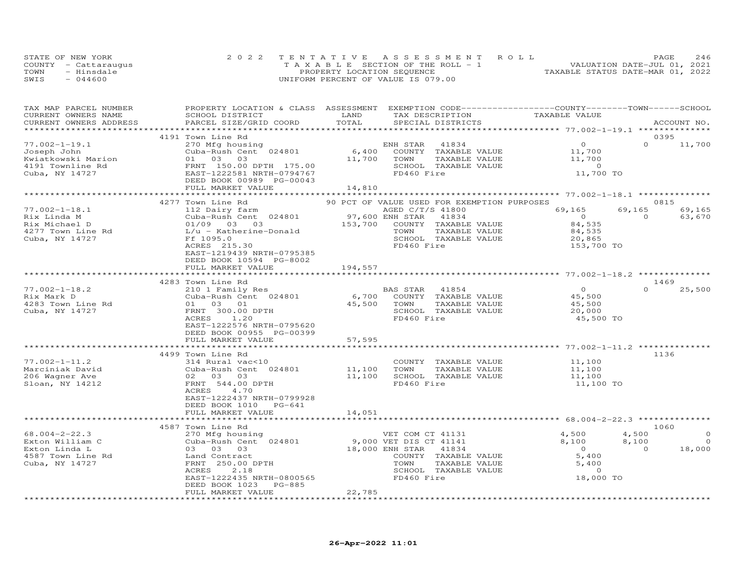STATE OF NEW YORK
COUNTY - Cattaraugus
TOWN - Hinsdale
SWIS - 044600

2022 TENTATIVE ASSESSMENT ROLL
TAXABLE SECTION OF THE ROLL - 1
PROPERTY LOCATION SEQUENCE
UNIFORM PERCENT OF VALUE IS 079.00

VALUATION DATE-JUL 01, 2021
TAXABLE STATUS DATE-MAR 01, 2022

| TAX MAP PARCEL NUMBER / CURRENT OWNERS NAME / CURRENT OWNERS ADDRESS | PROPERTY LOCATION & CLASS / SCHOOL DISTRICT / PARCEL SIZE/GRID COORD | ASSESSMENT LAND | TOTAL | EXEMPTION CODE / TAX DESCRIPTION / SPECIAL DISTRICTS | COUNTY TAXABLE VALUE | TOWN | SCHOOL | ACCOUNT NO. |
|---|---|---|---|---|---|---|---|---|
| | 4191 Town Line Rd | | | | | | | 0395 |
| 77.002-1-19.1 | 270 Mfg housing | | | ENH STAR 41834 | 0 | 0 | 11,700 | |
| Joseph John | Cuba-Rush Cent 024801 | 6,400 | | COUNTY TAXABLE VALUE | 11,700 | | | |
| Kwiatkowski Marion | 01 03 03 | | 11,700 | TOWN TAXABLE VALUE | 11,700 | | | |
| 4191 Townline Rd | FRNT 150.00 DPTH 175.00 | | | SCHOOL TAXABLE VALUE | 0 | | | |
| Cuba, NY 14727 | EAST-1222581 NRTH-0794767 | | | FD460 Fire | 11,700 TO | | | |
| | DEED BOOK 00989 PG-00043 | | | | | | | |
| | FULL MARKET VALUE | | 14,810 | | | | | |
| | 4277 Town Line Rd | | | 90 PCT OF VALUE USED FOR EXEMPTION PURPOSES | | | | 0815 |
| 77.002-1-18.1 | 112 Dairy farm | | | AGED C/T/S 41800 | 69,165 | 69,165 | 69,165 | |
| Rix Linda M | Cuba-Rush Cent 024801 | 97,600 | | ENH STAR 41834 | 0 | 0 | 63,670 | |
| Rix Michael D | 01/09 03 03 | | 153,700 | COUNTY TAXABLE VALUE | 84,535 | | | |
| 4277 Town Line Rd | L/u - Katherine-Donald | | | TOWN TAXABLE VALUE | 84,535 | | | |
| Cuba, NY 14727 | Ff 1095.0 | | | SCHOOL TAXABLE VALUE | 20,865 | | | |
| | ACRES 215.30 | | | FD460 Fire | 153,700 TO | | | |
| | EAST-1219439 NRTH-0795385 | | | | | | | |
| | DEED BOOK 10594 PG-8002 | | | | | | | |
| | FULL MARKET VALUE | | 194,557 | | | | | |
| | 4283 Town Line Rd | | | | | | | 1469 |
| 77.002-1-18.2 | 210 1 Family Res | | | BAS STAR 41854 | 0 | 0 | 25,500 | |
| Rix Mark D | Cuba-Rush Cent 024801 | 6,700 | | COUNTY TAXABLE VALUE | 45,500 | | | |
| 4283 Town Line Rd | 01 03 01 | | 45,500 | TOWN TAXABLE VALUE | 45,500 | | | |
| Cuba, NY 14727 | FRNT 300.00 DPTH | | | SCHOOL TAXABLE VALUE | 20,000 | | | |
| | ACRES 1.20 | | | FD460 Fire | 45,500 TO | | | |
| | EAST-1222576 NRTH-0795620 | | | | | | | |
| | DEED BOOK 00955 PG-00399 | | | | | | | |
| | FULL MARKET VALUE | | 57,595 | | | | | |
| | 4499 Town Line Rd | | | | | | | 1136 |
| 77.002-1-11.2 | 314 Rural vac<10 | | | COUNTY TAXABLE VALUE | 11,100 | | | |
| Marciniak David | Cuba-Rush Cent 024801 | 11,100 | | TOWN TAXABLE VALUE | 11,100 | | | |
| 206 Wagner Ave | 02 03 03 | | 11,100 | SCHOOL TAXABLE VALUE | 11,100 | | | |
| Sloan, NY 14212 | FRNT 544.00 DPTH | | | FD460 Fire | 11,100 TO | | | |
| | ACRES 4.70 | | | | | | | |
| | EAST-1222437 NRTH-0799928 | | | | | | | |
| | DEED BOOK 1010 PG-641 | | | | | | | |
| | FULL MARKET VALUE | | 14,051 | | | | | |
| | 4587 Town Line Rd | | | | | | | 1060 |
| 68.004-2-22.3 | 270 Mfg housing | | | VET COM CT 41131 | 4,500 | 4,500 | 0 | |
| Exton William C | Cuba-Rush Cent 024801 | 9,000 | | VET DIS CT 41141 | 8,100 | 8,100 | 0 | |
| Exton Linda L | 03 03 03 | | 18,000 | ENH STAR 41834 | 0 | 0 | 18,000 | |
| 4587 Town Line Rd | Land Contract | | | COUNTY TAXABLE VALUE | 5,400 | | | |
| Cuba, NY 14727 | FRNT 250.00 DPTH | | | TOWN TAXABLE VALUE | 5,400 | | | |
| | ACRES 2.18 | | | SCHOOL TAXABLE VALUE | 0 | | | |
| | EAST-1222435 NRTH-0800565 | | | FD460 Fire | 18,000 TO | | | |
| | DEED BOOK 1023 PG-885 | | | | | | | |
| | FULL MARKET VALUE | | 22,785 | | | | | |

26-Apr-2022 11:01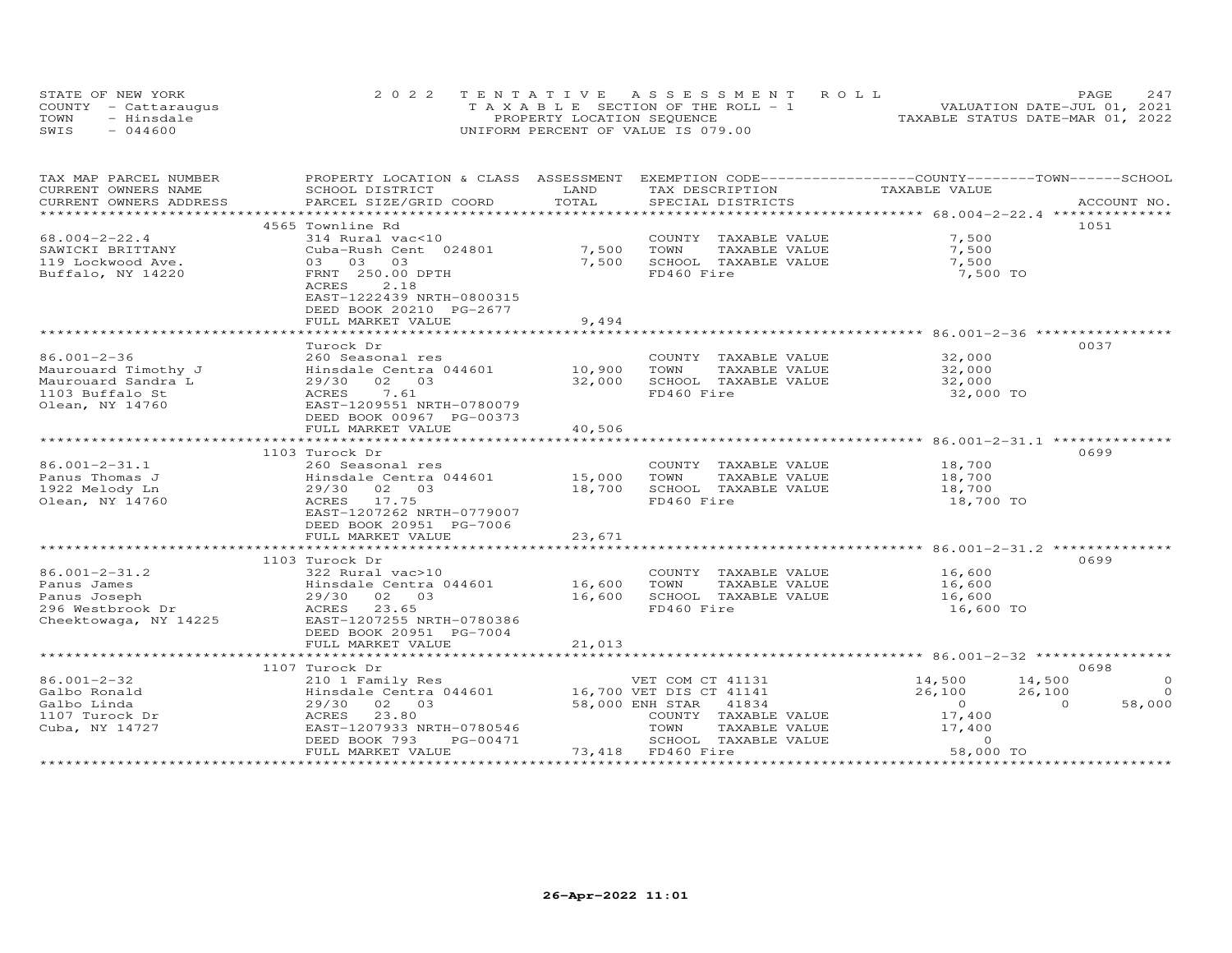STATE OF NEW YORK
COUNTY - Cattaraugus
TOWN - Hinsdale
SWIS - 044600

2022 TENTATIVE ASSESSMENT ROLL
TAXABLE SECTION OF THE ROLL - 1
PROPERTY LOCATION SEQUENCE
UNIFORM PERCENT OF VALUE IS 079.00

VALUATION DATE-JUL 01, 2021
TAXABLE STATUS DATE-MAR 01, 2022

| TAX MAP PARCEL NUMBER / CURRENT OWNERS NAME / CURRENT OWNERS ADDRESS | PROPERTY LOCATION & CLASS / SCHOOL DISTRICT / PARCEL SIZE/GRID COORD | ASSESSMENT LAND / TOTAL | EXEMPTION CODE / TAX DESCRIPTION / SPECIAL DISTRICTS | COUNTY TAXABLE VALUE | TOWN | SCHOOL / ACCOUNT NO. |
|---|---|---|---|---|---|---|
| 68.004-2-22.4 | 4565 Townline Rd | | | | | 1051 |
| SAWICKI BRITTANY | 314 Rural vac<10 | | COUNTY TAXABLE VALUE | 7,500 | | |
| 119 Lockwood Ave. | Cuba-Rush Cent 024801 | 7,500 | TOWN TAXABLE VALUE | 7,500 | | |
| Buffalo, NY 14220 | 03 03 03 | 7,500 | SCHOOL TAXABLE VALUE | 7,500 | | |
| | FRNT 250.00 DPTH | | FD460 Fire | 7,500 TO | | |
| | ACRES 2.18 | | | | | |
| | EAST-1222439 NRTH-0800315 | | | | | |
| | DEED BOOK 20210 PG-2677 | | | | | |
| | FULL MARKET VALUE | 9,494 | | | | |
| 86.001-2-36 | Turock Dr | | | | | 0037 |
| Maurouard Timothy J | 260 Seasonal res | | COUNTY TAXABLE VALUE | 32,000 | | |
| Maurouard Sandra L | Hinsdale Centra 044601 | 10,900 | TOWN TAXABLE VALUE | 32,000 | | |
| 1103 Buffalo St | 29/30 02 03 | 32,000 | SCHOOL TAXABLE VALUE | 32,000 | | |
| Olean, NY 14760 | ACRES 7.61 | | FD460 Fire | 32,000 TO | | |
| | EAST-1209551 NRTH-0780079 | | | | | |
| | DEED BOOK 00967 PG-00373 | | | | | |
| | FULL MARKET VALUE | 40,506 | | | | |
| 86.001-2-31.1 | 1103 Turock Dr | | | | | 0699 |
| Panus Thomas J | 260 Seasonal res | | COUNTY TAXABLE VALUE | 18,700 | | |
| 1922 Melody Ln | Hinsdale Centra 044601 | 15,000 | TOWN TAXABLE VALUE | 18,700 | | |
| Olean, NY 14760 | 29/30 02 03 | 18,700 | SCHOOL TAXABLE VALUE | 18,700 | | |
| | ACRES 17.75 | | FD460 Fire | 18,700 TO | | |
| | EAST-1207262 NRTH-0779007 | | | | | |
| | DEED BOOK 20951 PG-7006 | | | | | |
| | FULL MARKET VALUE | 23,671 | | | | |
| 86.001-2-31.2 | 1103 Turock Dr | | | | | 0699 |
| Panus James | 322 Rural vac>10 | | COUNTY TAXABLE VALUE | 16,600 | | |
| Panus Joseph | Hinsdale Centra 044601 | 16,600 | TOWN TAXABLE VALUE | 16,600 | | |
| 296 Westbrook Dr | 29/30 02 03 | 16,600 | SCHOOL TAXABLE VALUE | 16,600 | | |
| Cheektowaga, NY 14225 | ACRES 23.65 | | FD460 Fire | 16,600 TO | | |
| | EAST-1207255 NRTH-0780386 | | | | | |
| | DEED BOOK 20951 PG-7004 | | | | | |
| | FULL MARKET VALUE | 21,013 | | | | |
| 86.001-2-32 | 1107 Turock Dr | | | | | 0698 |
| Galbo Ronald | 210 1 Family Res | | VET COM CT 41131 | 14,500 | 14,500 | 0 |
| Galbo Linda | Hinsdale Centra 044601 | 16,700 | VET DIS CT 41141 | 26,100 | 26,100 | 0 |
| 1107 Turock Dr | 29/30 02 03 | 58,000 | ENH STAR 41834 | 0 | 0 | 58,000 |
| Cuba, NY 14727 | ACRES 23.80 | | COUNTY TAXABLE VALUE | 17,400 | | |
| | EAST-1207933 NRTH-0780546 | | TOWN TAXABLE VALUE | 17,400 | | |
| | DEED BOOK 793 PG-00471 | | SCHOOL TAXABLE VALUE | 0 | | |
| | FULL MARKET VALUE | 73,418 | FD460 Fire | 58,000 TO | | |

26-Apr-2022 11:01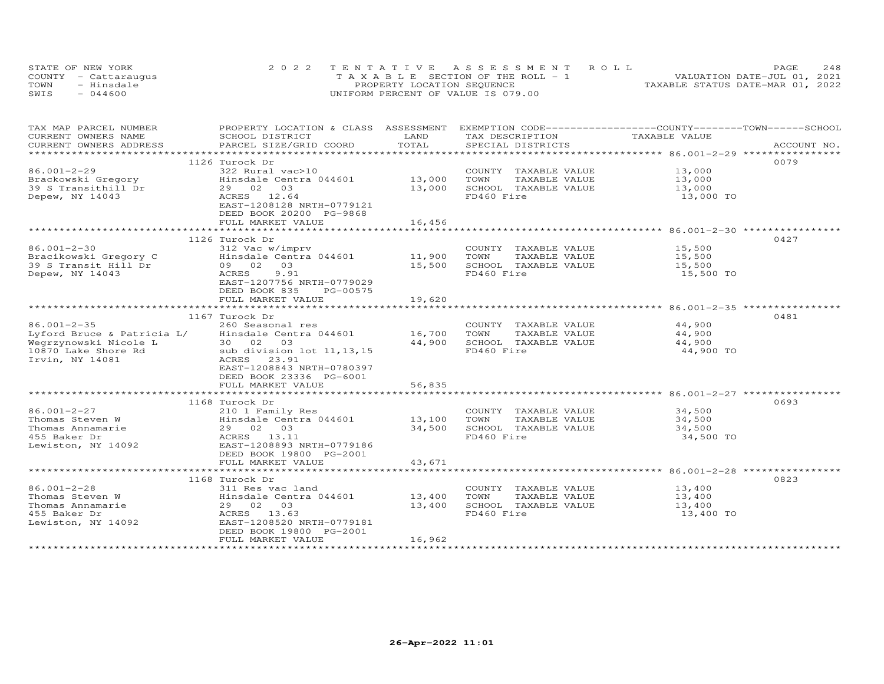STATE OF NEW YORK
COUNTY - Cattaraugus
TOWN - Hinsdale
SWIS - 044600

2022 TENTATIVE ASSESSMENT ROLL
TAXABLE SECTION OF THE ROLL - 1
PROPERTY LOCATION SEQUENCE
UNIFORM PERCENT OF VALUE IS 079.00

VALUATION DATE-JUL 01, 2021
TAXABLE STATUS DATE-MAR 01, 2022

| TAX MAP PARCEL NUMBER / CURRENT OWNERS NAME / CURRENT OWNERS ADDRESS | PROPERTY LOCATION & CLASS / SCHOOL DISTRICT / PARCEL SIZE/GRID COORD | ASSESSMENT LAND / TOTAL | EXEMPTION CODE / TAX DESCRIPTION / SPECIAL DISTRICTS | COUNTY / TOWN / SCHOOL TAXABLE VALUE | ACCOUNT NO. |
|---|---|---|---|---|---|
| 86.001-2-29 | 1126 Turock Dr | | | | 0079 |
| | 322 Rural vac>10 | | COUNTY TAXABLE VALUE | 13,000 | |
| Brackowski Gregory | Hinsdale Centra 044601 | 13,000 | TOWN TAXABLE VALUE | 13,000 | |
| 39 S Transithill Dr | 29 02 03 | 13,000 | SCHOOL TAXABLE VALUE | 13,000 | |
| Depew, NY 14043 | ACRES 12.64 | | FD460 Fire | 13,000 TO | |
| | EAST-1208128 NRTH-0779121 | | | | |
| | DEED BOOK 20200 PG-9868 | | | | |
| | FULL MARKET VALUE | 16,456 | | | |
| 86.001-2-30 | 1126 Turock Dr | | | | 0427 |
| | 312 Vac w/imprv | | COUNTY TAXABLE VALUE | 15,500 | |
| Bracikowski Gregory C | Hinsdale Centra 044601 | 11,900 | TOWN TAXABLE VALUE | 15,500 | |
| 39 S Transit Hill Dr | 09 02 03 | 15,500 | SCHOOL TAXABLE VALUE | 15,500 | |
| Depew, NY 14043 | ACRES 9.91 | | FD460 Fire | 15,500 TO | |
| | EAST-1207756 NRTH-0779029 | | | | |
| | DEED BOOK 835 PG-00575 | | | | |
| | FULL MARKET VALUE | 19,620 | | | |
| 86.001-2-35 | 1167 Turock Dr | | | | 0481 |
| | 260 Seasonal res | | COUNTY TAXABLE VALUE | 44,900 | |
| Lyford Bruce & Patricia L/ | Hinsdale Centra 044601 | 16,700 | TOWN TAXABLE VALUE | 44,900 | |
| Wegrzynowski Nicole L | 30 02 03 | 44,900 | SCHOOL TAXABLE VALUE | 44,900 | |
| 10870 Lake Shore Rd | sub division lot 11,13,15 | | FD460 Fire | 44,900 TO | |
| Irvin, NY 14081 | ACRES 23.91 | | | | |
| | EAST-1208843 NRTH-0780397 | | | | |
| | DEED BOOK 23336 PG-6001 | | | | |
| | FULL MARKET VALUE | 56,835 | | | |
| 86.001-2-27 | 1168 Turock Dr | | | | 0693 |
| | 210 1 Family Res | | COUNTY TAXABLE VALUE | 34,500 | |
| Thomas Steven W | Hinsdale Centra 044601 | 13,100 | TOWN TAXABLE VALUE | 34,500 | |
| Thomas Annamarie | 29 02 03 | 34,500 | SCHOOL TAXABLE VALUE | 34,500 | |
| 455 Baker Dr | ACRES 13.11 | | FD460 Fire | 34,500 TO | |
| Lewiston, NY 14092 | EAST-1208893 NRTH-0779186 | | | | |
| | DEED BOOK 19800 PG-2001 | | | | |
| | FULL MARKET VALUE | 43,671 | | | |
| 86.001-2-28 | 1168 Turock Dr | | | | 0823 |
| | 311 Res vac land | | COUNTY TAXABLE VALUE | 13,400 | |
| Thomas Steven W | Hinsdale Centra 044601 | 13,400 | TOWN TAXABLE VALUE | 13,400 | |
| Thomas Annamarie | 29 02 03 | 13,400 | SCHOOL TAXABLE VALUE | 13,400 | |
| 455 Baker Dr | ACRES 13.63 | | FD460 Fire | 13,400 TO | |
| Lewiston, NY 14092 | EAST-1208520 NRTH-0779181 | | | | |
| | DEED BOOK 19800 PG-2001 | | | | |
| | FULL MARKET VALUE | 16,962 | | | |

26-Apr-2022 11:01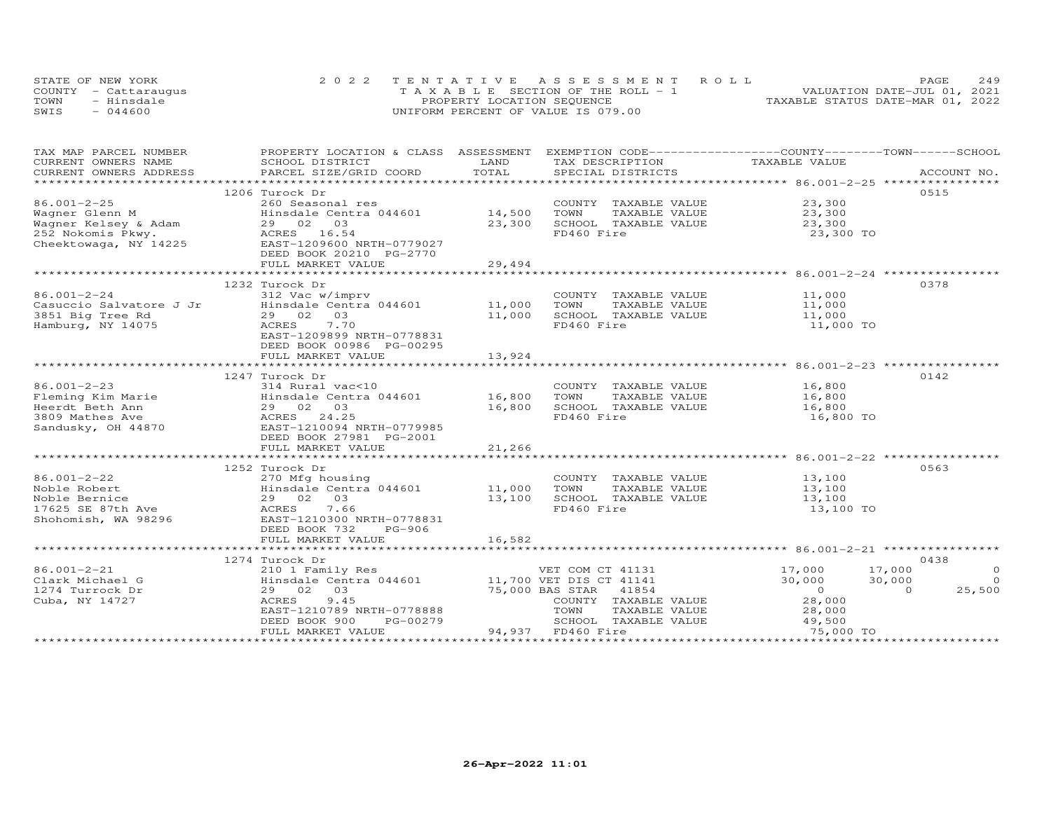STATE OF NEW YORK
COUNTY - Cattaraugus
TOWN - Hinsdale
SWIS - 044600

2 0 2 2 T E N T A T I V E A S S E S S M E N T R O L L
T A X A B L E SECTION OF THE ROLL - 1
PROPERTY LOCATION SEQUENCE
UNIFORM PERCENT OF VALUE IS 079.00

VALUATION DATE-JUL 01, 2021
TAXABLE STATUS DATE-MAR 01, 2022

| TAX MAP PARCEL NUMBER / CURRENT OWNERS NAME / CURRENT OWNERS ADDRESS | PROPERTY LOCATION & CLASS / SCHOOL DISTRICT / PARCEL SIZE/GRID COORD | ASSESSMENT LAND / TOTAL | EXEMPTION CODE / TAX DESCRIPTION / SPECIAL DISTRICTS | COUNTY TAXABLE VALUE | TOWN | SCHOOL | ACCOUNT NO. |
|---|---|---|---|---|---|---|---|
| **86.001-2-25** | 1206 Turock Dr | | | | | | 0515 |
| 86.001-2-25 | 260 Seasonal res | | COUNTY TAXABLE VALUE | 23,300 | | | |
| Wagner Glenn M | Hinsdale Centra 044601 | 14,500 | TOWN TAXABLE VALUE | 23,300 | | | |
| Wagner Kelsey & Adam | 29 02 03 | 23,300 | SCHOOL TAXABLE VALUE | 23,300 | | | |
| 252 Nokomis Pkwy. | ACRES 16.54 | | FD460 Fire | 23,300 TO | | | |
| Cheektowaga, NY 14225 | EAST-1209600 NRTH-0779027 | | | | | | |
| | DEED BOOK 20210 PG-2770 | | | | | | |
| | FULL MARKET VALUE | 29,494 | | | | | |
| **86.001-2-24** | 1232 Turock Dr | | | | | | 0378 |
| 86.001-2-24 | 312 Vac w/imprv | | COUNTY TAXABLE VALUE | 11,000 | | | |
| Casuccio Salvatore J Jr | Hinsdale Centra 044601 | 11,000 | TOWN TAXABLE VALUE | 11,000 | | | |
| 3851 Big Tree Rd | 29 02 03 | 11,000 | SCHOOL TAXABLE VALUE | 11,000 | | | |
| Hamburg, NY 14075 | ACRES 7.70 | | FD460 Fire | 11,000 TO | | | |
| | EAST-1209899 NRTH-0778831 | | | | | | |
| | DEED BOOK 00986 PG-00295 | | | | | | |
| | FULL MARKET VALUE | 13,924 | | | | | |
| **86.001-2-23** | 1247 Turock Dr | | | | | | 0142 |
| 86.001-2-23 | 314 Rural vac<10 | | COUNTY TAXABLE VALUE | 16,800 | | | |
| Fleming Kim Marie | Hinsdale Centra 044601 | 16,800 | TOWN TAXABLE VALUE | 16,800 | | | |
| Heerdt Beth Ann | 29 02 03 | 16,800 | SCHOOL TAXABLE VALUE | 16,800 | | | |
| 3809 Mathes Ave | ACRES 24.25 | | FD460 Fire | 16,800 TO | | | |
| Sandusky, OH 44870 | EAST-1210094 NRTH-0779985 | | | | | | |
| | DEED BOOK 27981 PG-2001 | | | | | | |
| | FULL MARKET VALUE | 21,266 | | | | | |
| **86.001-2-22** | 1252 Turock Dr | | | | | | 0563 |
| 86.001-2-22 | 270 Mfg housing | | COUNTY TAXABLE VALUE | 13,100 | | | |
| Noble Robert | Hinsdale Centra 044601 | 11,000 | TOWN TAXABLE VALUE | 13,100 | | | |
| Noble Bernice | 29 02 03 | 13,100 | SCHOOL TAXABLE VALUE | 13,100 | | | |
| 17625 SE 87th Ave | ACRES 7.66 | | FD460 Fire | 13,100 TO | | | |
| Shohomish, WA 98296 | EAST-1210300 NRTH-0778831 | | | | | | |
| | DEED BOOK 732 PG-906 | | | | | | |
| | FULL MARKET VALUE | 16,582 | | | | | |
| **86.001-2-21** | 1274 Turock Dr | | | | | | 0438 |
| 86.001-2-21 | 210 1 Family Res | | VET COM CT 41131 | 17,000 | 17,000 | 0 | |
| Clark Michael G | Hinsdale Centra 044601 | 11,700 | VET DIS CT 41141 | 30,000 | 30,000 | 0 | |
| 1274 Turrock Dr | 29 02 03 | 75,000 | BAS STAR 41854 | 0 | 0 | 25,500 | |
| Cuba, NY 14727 | ACRES 9.45 | | COUNTY TAXABLE VALUE | 28,000 | | | |
| | EAST-1210789 NRTH-0778888 | | TOWN TAXABLE VALUE | 28,000 | | | |
| | DEED BOOK 900 PG-00279 | | SCHOOL TAXABLE VALUE | 49,500 | | | |
| | FULL MARKET VALUE | 94,937 | FD460 Fire | 75,000 TO | | | |

26-Apr-2022 11:01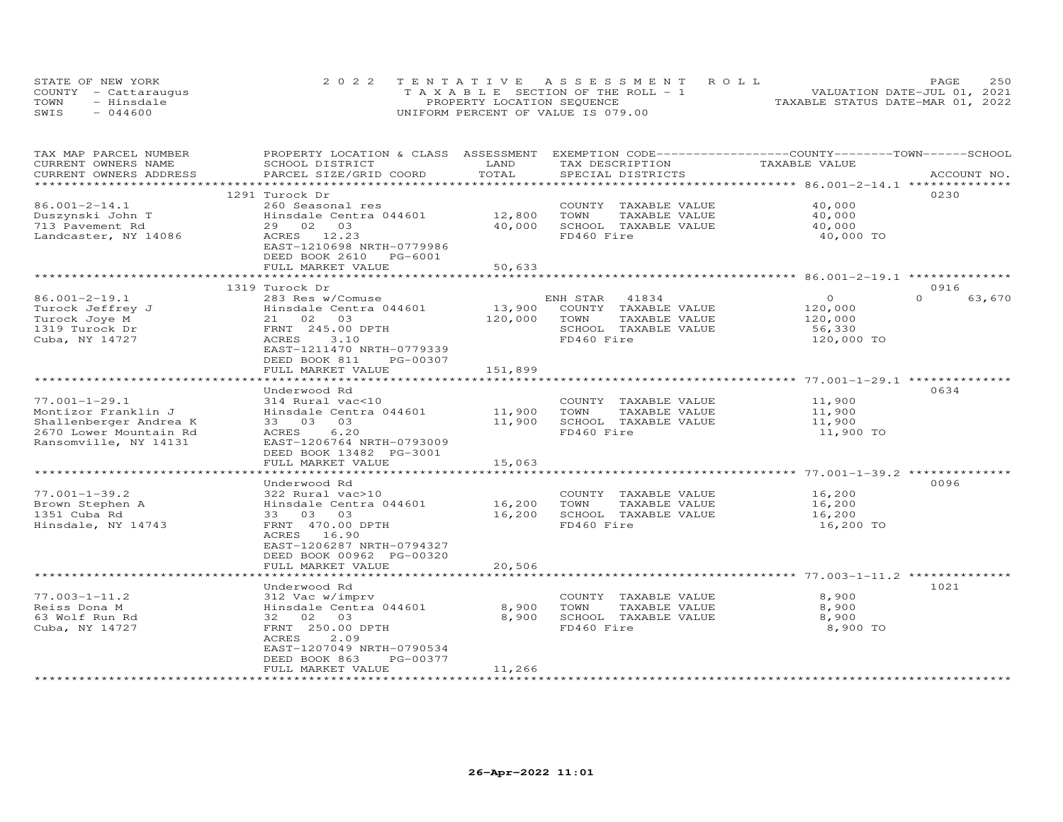STATE OF NEW YORK
COUNTY - Cattaraugus
TOWN - Hinsdale
SWIS - 044600

2022 TENTATIVE ASSESSMENT ROLL
TAXABLE SECTION OF THE ROLL - 1
PROPERTY LOCATION SEQUENCE
UNIFORM PERCENT OF VALUE IS 079.00

VALUATION DATE-JUL 01, 2021
TAXABLE STATUS DATE-MAR 01, 2022

| TAX MAP PARCEL NUMBER / CURRENT OWNERS NAME / CURRENT OWNERS ADDRESS | PROPERTY LOCATION & CLASS / SCHOOL DISTRICT / PARCEL SIZE/GRID COORD | ASSESSMENT LAND / TOTAL | EXEMPTION CODE / TAX DESCRIPTION / SPECIAL DISTRICTS | COUNTY TAXABLE VALUE | TOWN | SCHOOL / ACCOUNT NO. |
|---|---|---|---|---|---|---|
| | 1291 Turock Dr | | | | | 0230 |
| 86.001-2-14.1 | 260 Seasonal res | | COUNTY TAXABLE VALUE | 40,000 | | |
| Duszynski John T | Hinsdale Centra 044601 | 12,800 | TOWN TAXABLE VALUE | 40,000 | | |
| 713 Pavement Rd | 29 02 03 | 40,000 | SCHOOL TAXABLE VALUE | 40,000 | | |
| Landcaster, NY 14086 | ACRES 12.23 | | FD460 Fire | 40,000 TO | | |
| | EAST-1210698 NRTH-0779986 | | | | | |
| | DEED BOOK 2610 PG-6001 | | | | | |
| | FULL MARKET VALUE | 50,633 | | | | |
| | 1319 Turock Dr | | | | | 0916 |
| 86.001-2-19.1 | 283 Res w/Comuse | | ENH STAR 41834 | 0 | 0 | 63,670 |
| Turock Jeffrey J | Hinsdale Centra 044601 | 13,900 | COUNTY TAXABLE VALUE | 120,000 | | |
| Turock Joye M | 21 02 03 | 120,000 | TOWN TAXABLE VALUE | 120,000 | | |
| 1319 Turock Dr | FRNT 245.00 DPTH | | SCHOOL TAXABLE VALUE | 56,330 | | |
| Cuba, NY 14727 | ACRES 3.10 | | FD460 Fire | 120,000 TO | | |
| | EAST-1211470 NRTH-0779339 | | | | | |
| | DEED BOOK 811 PG-00307 | | | | | |
| | FULL MARKET VALUE | 151,899 | | | | |
| | Underwood Rd | | | | | 0634 |
| 77.001-1-29.1 | 314 Rural vac<10 | | COUNTY TAXABLE VALUE | 11,900 | | |
| Montizor Franklin J | Hinsdale Centra 044601 | 11,900 | TOWN TAXABLE VALUE | 11,900 | | |
| Shallenberger Andrea K | 33 03 03 | 11,900 | SCHOOL TAXABLE VALUE | 11,900 | | |
| 2670 Lower Mountain Rd | ACRES 6.20 | | FD460 Fire | 11,900 TO | | |
| Ransomville, NY 14131 | EAST-1206764 NRTH-0793009 | | | | | |
| | DEED BOOK 13482 PG-3001 | | | | | |
| | FULL MARKET VALUE | 15,063 | | | | |
| | Underwood Rd | | | | | 0096 |
| 77.001-1-39.2 | 322 Rural vac>10 | | COUNTY TAXABLE VALUE | 16,200 | | |
| Brown Stephen A | Hinsdale Centra 044601 | 16,200 | TOWN TAXABLE VALUE | 16,200 | | |
| 1351 Cuba Rd | 33 03 03 | 16,200 | SCHOOL TAXABLE VALUE | 16,200 | | |
| Hinsdale, NY 14743 | FRNT 470.00 DPTH | | FD460 Fire | 16,200 TO | | |
| | ACRES 16.90 | | | | | |
| | EAST-1206287 NRTH-0794327 | | | | | |
| | DEED BOOK 00962 PG-00320 | | | | | |
| | FULL MARKET VALUE | 20,506 | | | | |
| | Underwood Rd | | | | | 1021 |
| 77.003-1-11.2 | 312 Vac w/imprv | | COUNTY TAXABLE VALUE | 8,900 | | |
| Reiss Dona M | Hinsdale Centra 044601 | 8,900 | TOWN TAXABLE VALUE | 8,900 | | |
| 63 Wolf Run Rd | 32 02 03 | 8,900 | SCHOOL TAXABLE VALUE | 8,900 | | |
| Cuba, NY 14727 | FRNT 250.00 DPTH | | FD460 Fire | 8,900 TO | | |
| | ACRES 2.09 | | | | | |
| | EAST-1207049 NRTH-0790534 | | | | | |
| | DEED BOOK 863 PG-00377 | | | | | |
| | FULL MARKET VALUE | 11,266 | | | | |

26-Apr-2022 11:01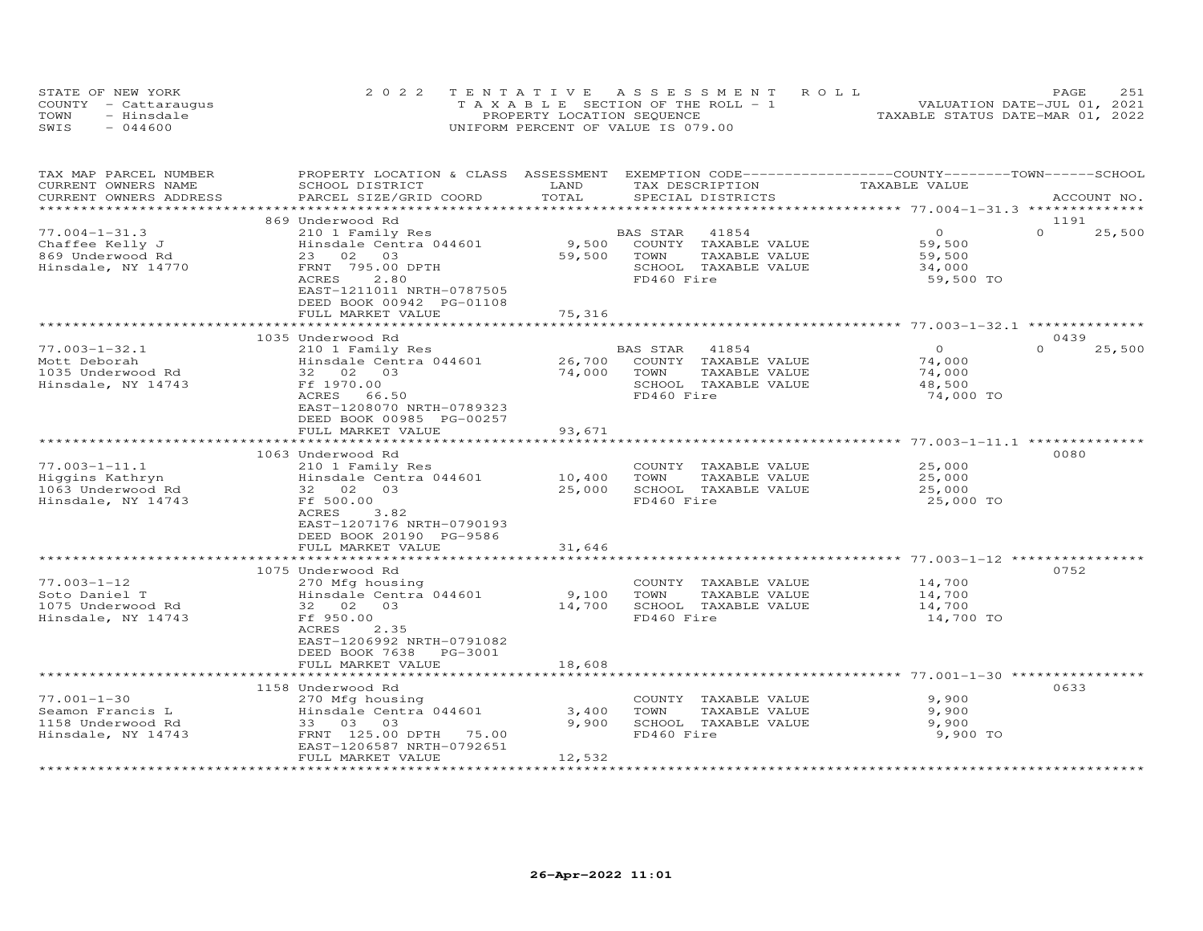STATE OF NEW YORK 2022 TENTATIVE ASSESSMENT ROLL
COUNTY - Cattaraugus T A X A B L E SECTION OF THE ROLL - 1 VALUATION DATE-JUL 01, 2021
TOWN - Hinsdale PROPERTY LOCATION SEQUENCE TAXABLE STATUS DATE-MAR 01, 2022
SWIS - 044600 UNIFORM PERCENT OF VALUE IS 079.00

| TAX MAP PARCEL NUMBER / CURRENT OWNERS NAME / CURRENT OWNERS ADDRESS | PROPERTY LOCATION & CLASS / SCHOOL DISTRICT / PARCEL SIZE/GRID COORD | ASSESSMENT LAND / TOTAL | EXEMPTION CODE / TAX DESCRIPTION / SPECIAL DISTRICTS | COUNTY TAXABLE VALUE | TOWN | SCHOOL / ACCOUNT NO. |
|---|---|---|---|---|---|---|
| | 869 Underwood Rd | | | | | 1191 |
| 77.004-1-31.3 | 210 1 Family Res | | BAS STAR 41854 | 0 | 0 | 25,500 |
| Chaffee Kelly J | Hinsdale Centra 044601 | 9,500 | COUNTY TAXABLE VALUE | 59,500 | | |
| 869 Underwood Rd | 23 02 03 | 59,500 | TOWN TAXABLE VALUE | 59,500 | | |
| Hinsdale, NY 14770 | FRNT 795.00 DPTH | | SCHOOL TAXABLE VALUE | 34,000 | | |
| | ACRES 2.80 | | FD460 Fire | 59,500 TO | | |
| | EAST-1211011 NRTH-0787505 | | | | | |
| | DEED BOOK 00942 PG-01108 | | | | | |
| | FULL MARKET VALUE | 75,316 | | | | |
| | 1035 Underwood Rd | | | | | 0439 |
| 77.003-1-32.1 | 210 1 Family Res | | BAS STAR 41854 | 0 | 0 | 25,500 |
| Mott Deborah | Hinsdale Centra 044601 | 26,700 | COUNTY TAXABLE VALUE | 74,000 | | |
| 1035 Underwood Rd | 32 02 03 | 74,000 | TOWN TAXABLE VALUE | 74,000 | | |
| Hinsdale, NY 14743 | Ff 1970.00 | | SCHOOL TAXABLE VALUE | 48,500 | | |
| | ACRES 66.50 | | FD460 Fire | 74,000 TO | | |
| | EAST-1208070 NRTH-0789323 | | | | | |
| | DEED BOOK 00985 PG-00257 | | | | | |
| | FULL MARKET VALUE | 93,671 | | | | |
| | 1063 Underwood Rd | | | | | 0080 |
| 77.003-1-11.1 | 210 1 Family Res | | COUNTY TAXABLE VALUE | 25,000 | | |
| Higgins Kathryn | Hinsdale Centra 044601 | 10,400 | TOWN TAXABLE VALUE | 25,000 | | |
| 1063 Underwood Rd | 32 02 03 | 25,000 | SCHOOL TAXABLE VALUE | 25,000 | | |
| Hinsdale, NY 14743 | Ff 500.00 | | FD460 Fire | 25,000 TO | | |
| | ACRES 3.82 | | | | | |
| | EAST-1207176 NRTH-0790193 | | | | | |
| | DEED BOOK 20190 PG-9586 | | | | | |
| | FULL MARKET VALUE | 31,646 | | | | |
| | 1075 Underwood Rd | | | | | 0752 |
| 77.003-1-12 | 270 Mfg housing | | COUNTY TAXABLE VALUE | 14,700 | | |
| Soto Daniel T | Hinsdale Centra 044601 | 9,100 | TOWN TAXABLE VALUE | 14,700 | | |
| 1075 Underwood Rd | 32 02 03 | 14,700 | SCHOOL TAXABLE VALUE | 14,700 | | |
| Hinsdale, NY 14743 | Ff 950.00 | | FD460 Fire | 14,700 TO | | |
| | ACRES 2.35 | | | | | |
| | EAST-1206992 NRTH-0791082 | | | | | |
| | DEED BOOK 7638 PG-3001 | | | | | |
| | FULL MARKET VALUE | 18,608 | | | | |
| | 1158 Underwood Rd | | | | | 0633 |
| 77.001-1-30 | 270 Mfg housing | | COUNTY TAXABLE VALUE | 9,900 | | |
| Seamon Francis L | Hinsdale Centra 044601 | 3,400 | TOWN TAXABLE VALUE | 9,900 | | |
| 1158 Underwood Rd | 33 03 03 | 9,900 | SCHOOL TAXABLE VALUE | 9,900 | | |
| Hinsdale, NY 14743 | FRNT 125.00 DPTH 75.00 | | FD460 Fire | 9,900 TO | | |
| | EAST-1206587 NRTH-0792651 | | | | | |
| | FULL MARKET VALUE | 12,532 | | | | |

26-Apr-2022 11:01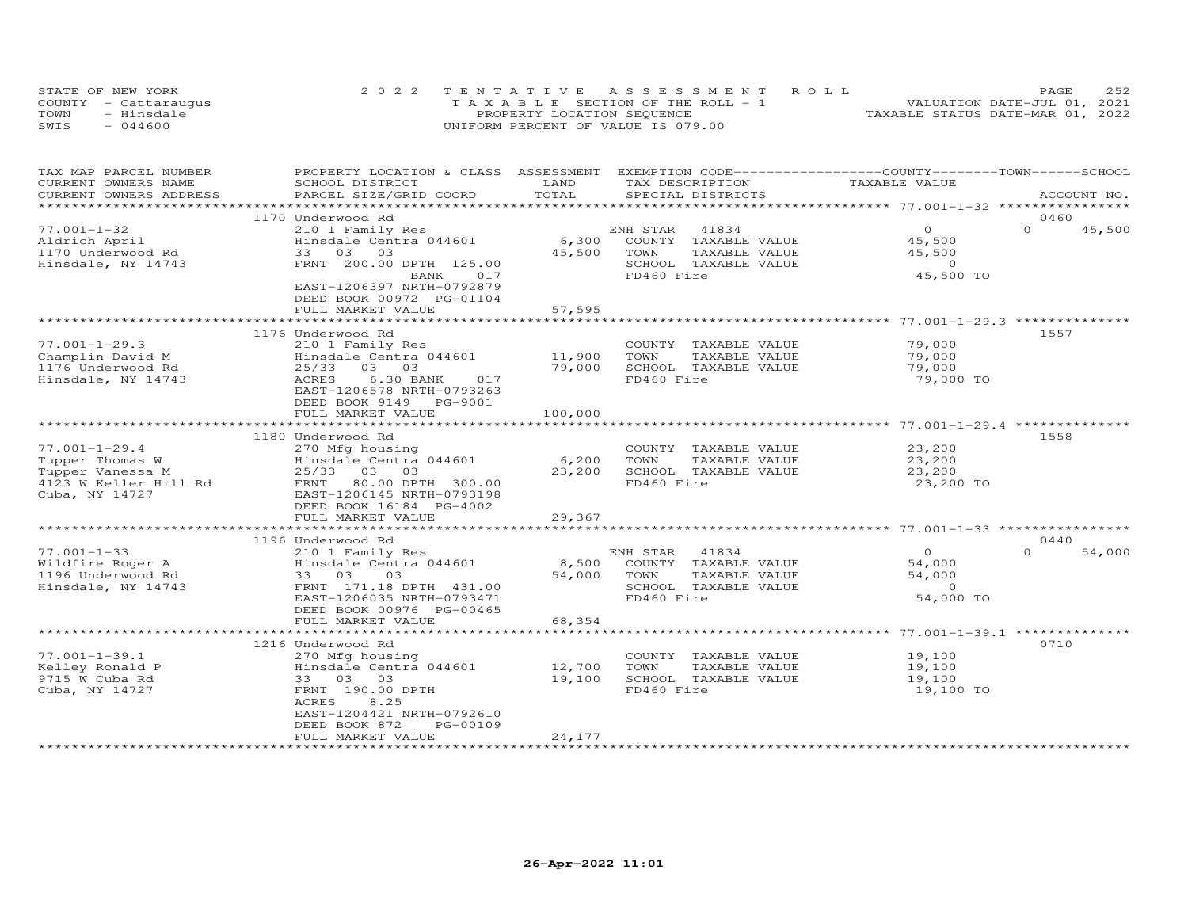STATE OF NEW YORK
COUNTY - Cattaraugus
TOWN - Hinsdale
SWIS - 044600

2022 TENTATIVE ASSESSMENT ROLL
TAXABLE SECTION OF THE ROLL - 1
PROPERTY LOCATION SEQUENCE
UNIFORM PERCENT OF VALUE IS 079.00

VALUATION DATE-JUL 01, 2021
TAXABLE STATUS DATE-MAR 01, 2022

| TAX MAP PARCEL NUMBER / CURRENT OWNERS NAME / CURRENT OWNERS ADDRESS | PROPERTY LOCATION & CLASS / SCHOOL DISTRICT / PARCEL SIZE/GRID COORD | ASSESSMENT LAND / TOTAL | EXEMPTION CODE / TAX DESCRIPTION / SPECIAL DISTRICTS | COUNTY TAXABLE VALUE | TOWN | SCHOOL | ACCOUNT NO. |
|---|---|---|---|---|---|---|---|
| 77.001-1-32 | 1170 Underwood Rd | | | | | | 0460 |
| Aldrich April | 210 1 Family Res | | ENH STAR 41834 | 0 | 0 | 45,500 | |
| 1170 Underwood Rd | Hinsdale Centra 044601 | 6,300 | COUNTY TAXABLE VALUE | 45,500 | | | |
| Hinsdale, NY 14743 | 33 03 03 | 45,500 | TOWN TAXABLE VALUE | 45,500 | | | |
| | FRNT 200.00 DPTH 125.00 | | SCHOOL TAXABLE VALUE | 0 | | | |
| | BANK 017 | | FD460 Fire | 45,500 TO | | | |
| | EAST-1206397 NRTH-0792879 | | | | | | |
| | DEED BOOK 00972 PG-01104 | | | | | | |
| | FULL MARKET VALUE | 57,595 | | | | | |
| 77.001-1-29.3 | 1176 Underwood Rd | | | | | | 1557 |
| Champlin David M | 210 1 Family Res | | COUNTY TAXABLE VALUE | 79,000 | | | |
| 1176 Underwood Rd | Hinsdale Centra 044601 | 11,900 | TOWN TAXABLE VALUE | 79,000 | | | |
| Hinsdale, NY 14743 | 25/33 03 03 | 79,000 | SCHOOL TAXABLE VALUE | 79,000 | | | |
| | ACRES 6.30 BANK 017 | | FD460 Fire | 79,000 TO | | | |
| | EAST-1206578 NRTH-0793263 | | | | | | |
| | DEED BOOK 9149 PG-9001 | | | | | | |
| | FULL MARKET VALUE | 100,000 | | | | | |
| 77.001-1-29.4 | 1180 Underwood Rd | | | | | | 1558 |
| Tupper Thomas W | 270 Mfg housing | | COUNTY TAXABLE VALUE | 23,200 | | | |
| Tupper Vanessa M | Hinsdale Centra 044601 | 6,200 | TOWN TAXABLE VALUE | 23,200 | | | |
| 4123 W Keller Hill Rd | 25/33 03 03 | 23,200 | SCHOOL TAXABLE VALUE | 23,200 | | | |
| Cuba, NY 14727 | FRNT 80.00 DPTH 300.00 | | FD460 Fire | 23,200 TO | | | |
| | EAST-1206145 NRTH-0793198 | | | | | | |
| | DEED BOOK 16184 PG-4002 | | | | | | |
| | FULL MARKET VALUE | 29,367 | | | | | |
| 77.001-1-33 | 1196 Underwood Rd | | | | | | 0440 |
| Wildfire Roger A | 210 1 Family Res | | ENH STAR 41834 | 0 | 0 | 54,000 | |
| 1196 Underwood Rd | Hinsdale Centra 044601 | 8,500 | COUNTY TAXABLE VALUE | 54,000 | | | |
| Hinsdale, NY 14743 | 33 03 03 | 54,000 | TOWN TAXABLE VALUE | 54,000 | | | |
| | FRNT 171.18 DPTH 431.00 | | SCHOOL TAXABLE VALUE | 0 | | | |
| | EAST-1206035 NRTH-0793471 | | FD460 Fire | 54,000 TO | | | |
| | DEED BOOK 00976 PG-00465 | | | | | | |
| | FULL MARKET VALUE | 68,354 | | | | | |
| 77.001-1-39.1 | 1216 Underwood Rd | | | | | | 0710 |
| Kelley Ronald P | 270 Mfg housing | | COUNTY TAXABLE VALUE | 19,100 | | | |
| 9715 W Cuba Rd | Hinsdale Centra 044601 | 12,700 | TOWN TAXABLE VALUE | 19,100 | | | |
| Cuba, NY 14727 | 33 03 03 | 19,100 | SCHOOL TAXABLE VALUE | 19,100 | | | |
| | FRNT 190.00 DPTH | | FD460 Fire | 19,100 TO | | | |
| | ACRES 8.25 | | | | | | |
| | EAST-1204421 NRTH-0792610 | | | | | | |
| | DEED BOOK 872 PG-00109 | | | | | | |
| | FULL MARKET VALUE | 24,177 | | | | | |

26-Apr-2022 11:01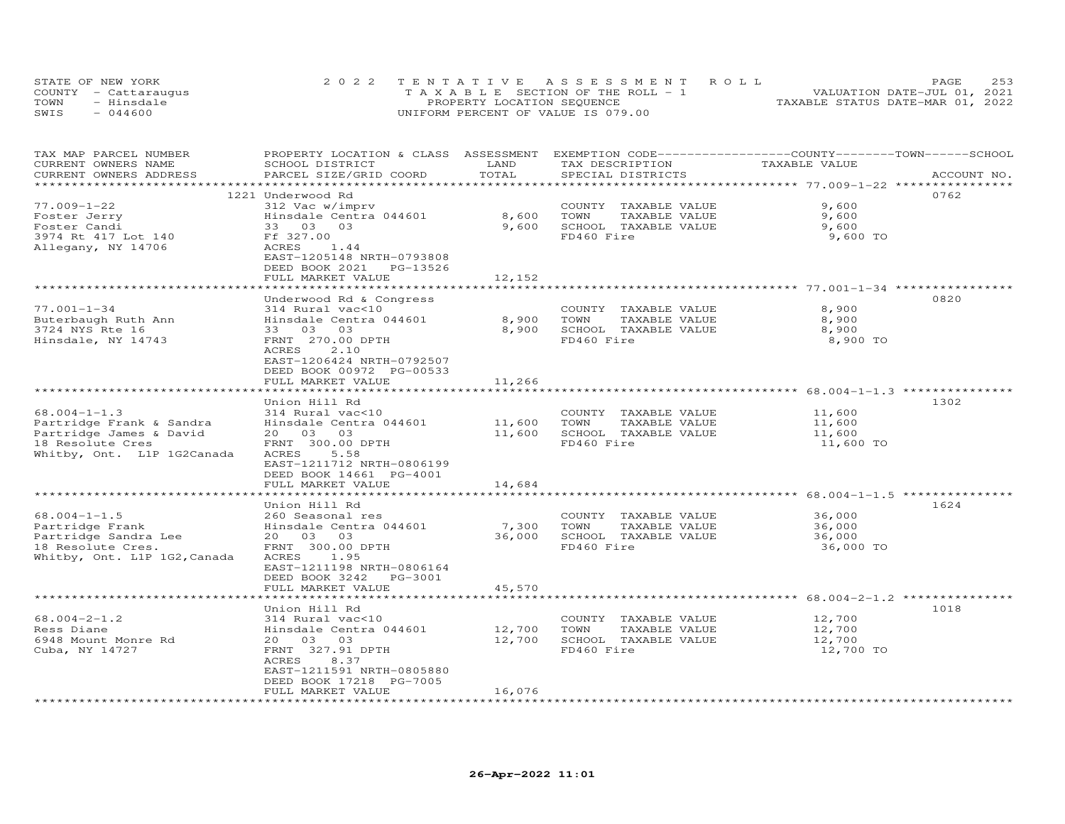STATE OF NEW YORK
COUNTY - Cattaraugus
TOWN - Hinsdale
SWIS - 044600

2022 TENTATIVE ASSESSMENT ROLL
TAXABLE SECTION OF THE ROLL - 1
PROPERTY LOCATION SEQUENCE
UNIFORM PERCENT OF VALUE IS 079.00

VALUATION DATE-JUL 01, 2021
TAXABLE STATUS DATE-MAR 01, 2022

| TAX MAP PARCEL NUMBER / CURRENT OWNERS NAME / CURRENT OWNERS ADDRESS | PROPERTY LOCATION & CLASS / SCHOOL DISTRICT / PARCEL SIZE/GRID COORD | ASSESSMENT LAND / TOTAL | EXEMPTION CODE / TAX DESCRIPTION / SPECIAL DISTRICTS | TAXABLE VALUE (COUNTY / TOWN / SCHOOL) | ACCOUNT NO. |
|---|---|---|---|---|---|
| 77.009-1-22 | 1221 Underwood Rd | | | | 0762 |
| Foster Jerry | 312 Vac w/imprv | | COUNTY TAXABLE VALUE | 9,600 | |
| Foster Candi | Hinsdale Centra 044601 | 8,600 | TOWN TAXABLE VALUE | 9,600 | |
| 3974 Rt 417 Lot 140 | 33 03 03 | 9,600 | SCHOOL TAXABLE VALUE | 9,600 | |
| Allegany, NY 14706 | Ff 327.00 | | FD460 Fire | 9,600 TO | |
| | ACRES 1.44 | | | | |
| | EAST-1205148 NRTH-0793808 | | | | |
| | DEED BOOK 2021 PG-13526 | | | | |
| | FULL MARKET VALUE | 12,152 | | | |
| 77.001-1-34 | Underwood Rd & Congress | | | | 0820 |
| Buterbaugh Ruth Ann | 314 Rural vac<10 | | COUNTY TAXABLE VALUE | 8,900 | |
| 3724 NYS Rte 16 | Hinsdale Centra 044601 | 8,900 | TOWN TAXABLE VALUE | 8,900 | |
| Hinsdale, NY 14743 | 33 03 03 | 8,900 | SCHOOL TAXABLE VALUE | 8,900 | |
| | FRNT 270.00 DPTH | | FD460 Fire | 8,900 TO | |
| | ACRES 2.10 | | | | |
| | EAST-1206424 NRTH-0792507 | | | | |
| | DEED BOOK 00972 PG-00533 | | | | |
| | FULL MARKET VALUE | 11,266 | | | |
| 68.004-1-1.3 | Union Hill Rd | | | | 1302 |
| Partridge Frank & Sandra | 314 Rural vac<10 | | COUNTY TAXABLE VALUE | 11,600 | |
| Partridge James & David | Hinsdale Centra 044601 | 11,600 | TOWN TAXABLE VALUE | 11,600 | |
| 18 Resolute Cres | 20 03 03 | 11,600 | SCHOOL TAXABLE VALUE | 11,600 | |
| Whitby, Ont. L1P 1G2Canada | FRNT 300.00 DPTH | | FD460 Fire | 11,600 TO | |
| | ACRES 5.58 | | | | |
| | EAST-1211712 NRTH-0806199 | | | | |
| | DEED BOOK 14661 PG-4001 | | | | |
| | FULL MARKET VALUE | 14,684 | | | |
| 68.004-1-1.5 | Union Hill Rd | | | | 1624 |
| Partridge Frank | 260 Seasonal res | | COUNTY TAXABLE VALUE | 36,000 | |
| Partridge Sandra Lee | Hinsdale Centra 044601 | 7,300 | TOWN TAXABLE VALUE | 36,000 | |
| 18 Resolute Cres. | 20 03 03 | 36,000 | SCHOOL TAXABLE VALUE | 36,000 | |
| Whitby, Ont. L1P 1G2,Canada | FRNT 300.00 DPTH | | FD460 Fire | 36,000 TO | |
| | ACRES 1.95 | | | | |
| | EAST-1211198 NRTH-0806164 | | | | |
| | DEED BOOK 3242 PG-3001 | | | | |
| | FULL MARKET VALUE | 45,570 | | | |
| 68.004-2-1.2 | Union Hill Rd | | | | 1018 |
| Ress Diane | 314 Rural vac<10 | | COUNTY TAXABLE VALUE | 12,700 | |
| 6948 Mount Monre Rd | Hinsdale Centra 044601 | 12,700 | TOWN TAXABLE VALUE | 12,700 | |
| Cuba, NY 14727 | 20 03 03 | 12,700 | SCHOOL TAXABLE VALUE | 12,700 | |
| | FRNT 327.91 DPTH | | FD460 Fire | 12,700 TO | |
| | ACRES 8.37 | | | | |
| | EAST-1211591 NRTH-0805880 | | | | |
| | DEED BOOK 17218 PG-7005 | | | | |
| | FULL MARKET VALUE | 16,076 | | | |

26-Apr-2022 11:01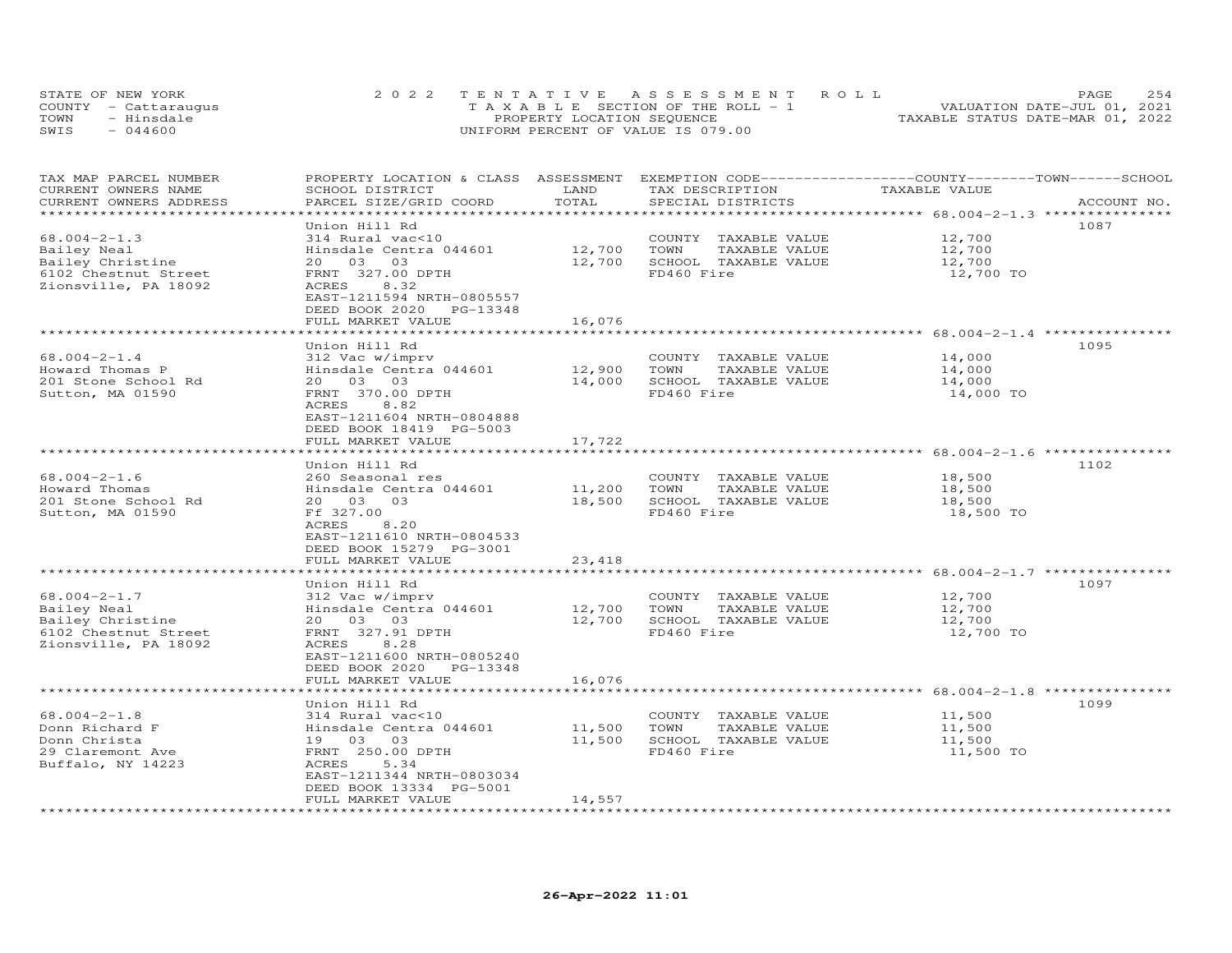STATE OF NEW YORK
COUNTY - Cattaraugus
TOWN - Hinsdale
SWIS - 044600

2022 TENTATIVE ASSESSMENT ROLL
TAXABLE SECTION OF THE ROLL - 1
PROPERTY LOCATION SEQUENCE
UNIFORM PERCENT OF VALUE IS 079.00

VALUATION DATE-JUL 01, 2021
TAXABLE STATUS DATE-MAR 01, 2022

| TAX MAP PARCEL NUMBER / CURRENT OWNERS NAME / CURRENT OWNERS ADDRESS | PROPERTY LOCATION & CLASS / SCHOOL DISTRICT / PARCEL SIZE/GRID COORD | ASSESSMENT LAND / TOTAL | EXEMPTION CODE / TAX DESCRIPTION / SPECIAL DISTRICTS | COUNTY / TOWN / SCHOOL TAXABLE VALUE | ACCOUNT NO. |
|---|---|---|---|---|---|
| 68.004-2-1.3 | Union Hill Rd | | | | 1087 |
| Bailey Neal | 314 Rural vac<10 | | COUNTY TAXABLE VALUE | 12,700 | |
| Bailey Christine | Hinsdale Centra 044601 | 12,700 | TOWN TAXABLE VALUE | 12,700 | |
| 6102 Chestnut Street | 20 03 03 | 12,700 | SCHOOL TAXABLE VALUE | 12,700 | |
| Zionsville, PA 18092 | FRNT 327.00 DPTH | | FD460 Fire | 12,700 TO | |
| | ACRES 8.32 | | | | |
| | EAST-1211594 NRTH-0805557 | | | | |
| | DEED BOOK 2020 PG-13348 | | | | |
| | FULL MARKET VALUE | 16,076 | | | |
| 68.004-2-1.4 | Union Hill Rd | | | | 1095 |
| Howard Thomas P | 312 Vac w/imprv | | COUNTY TAXABLE VALUE | 14,000 | |
| 201 Stone School Rd | Hinsdale Centra 044601 | 12,900 | TOWN TAXABLE VALUE | 14,000 | |
| Sutton, MA 01590 | 20 03 03 | 14,000 | SCHOOL TAXABLE VALUE | 14,000 | |
| | FRNT 370.00 DPTH | | FD460 Fire | 14,000 TO | |
| | ACRES 8.82 | | | | |
| | EAST-1211604 NRTH-0804888 | | | | |
| | DEED BOOK 18419 PG-5003 | | | | |
| | FULL MARKET VALUE | 17,722 | | | |
| 68.004-2-1.6 | Union Hill Rd | | | | 1102 |
| Howard Thomas | 260 Seasonal res | | COUNTY TAXABLE VALUE | 18,500 | |
| 201 Stone School Rd | Hinsdale Centra 044601 | 11,200 | TOWN TAXABLE VALUE | 18,500 | |
| Sutton, MA 01590 | 20 03 03 | 18,500 | SCHOOL TAXABLE VALUE | 18,500 | |
| | Ff 327.00 | | FD460 Fire | 18,500 TO | |
| | ACRES 8.20 | | | | |
| | EAST-1211610 NRTH-0804533 | | | | |
| | DEED BOOK 15279 PG-3001 | | | | |
| | FULL MARKET VALUE | 23,418 | | | |
| 68.004-2-1.7 | Union Hill Rd | | | | 1097 |
| Bailey Neal | 312 Vac w/imprv | | COUNTY TAXABLE VALUE | 12,700 | |
| Bailey Christine | Hinsdale Centra 044601 | 12,700 | TOWN TAXABLE VALUE | 12,700 | |
| 6102 Chestnut Street | 20 03 03 | 12,700 | SCHOOL TAXABLE VALUE | 12,700 | |
| Zionsville, PA 18092 | FRNT 327.91 DPTH | | FD460 Fire | 12,700 TO | |
| | ACRES 8.28 | | | | |
| | EAST-1211600 NRTH-0805240 | | | | |
| | DEED BOOK 2020 PG-13348 | | | | |
| | FULL MARKET VALUE | 16,076 | | | |
| 68.004-2-1.8 | Union Hill Rd | | | | 1099 |
| Donn Richard F | 314 Rural vac<10 | | COUNTY TAXABLE VALUE | 11,500 | |
| Donn Christa | Hinsdale Centra 044601 | 11,500 | TOWN TAXABLE VALUE | 11,500 | |
| 29 Claremont Ave | 19 03 03 | 11,500 | SCHOOL TAXABLE VALUE | 11,500 | |
| Buffalo, NY 14223 | FRNT 250.00 DPTH | | FD460 Fire | 11,500 TO | |
| | ACRES 5.34 | | | | |
| | EAST-1211344 NRTH-0803034 | | | | |
| | DEED BOOK 13334 PG-5001 | | | | |
| | FULL MARKET VALUE | 14,557 | | | |

26-Apr-2022 11:01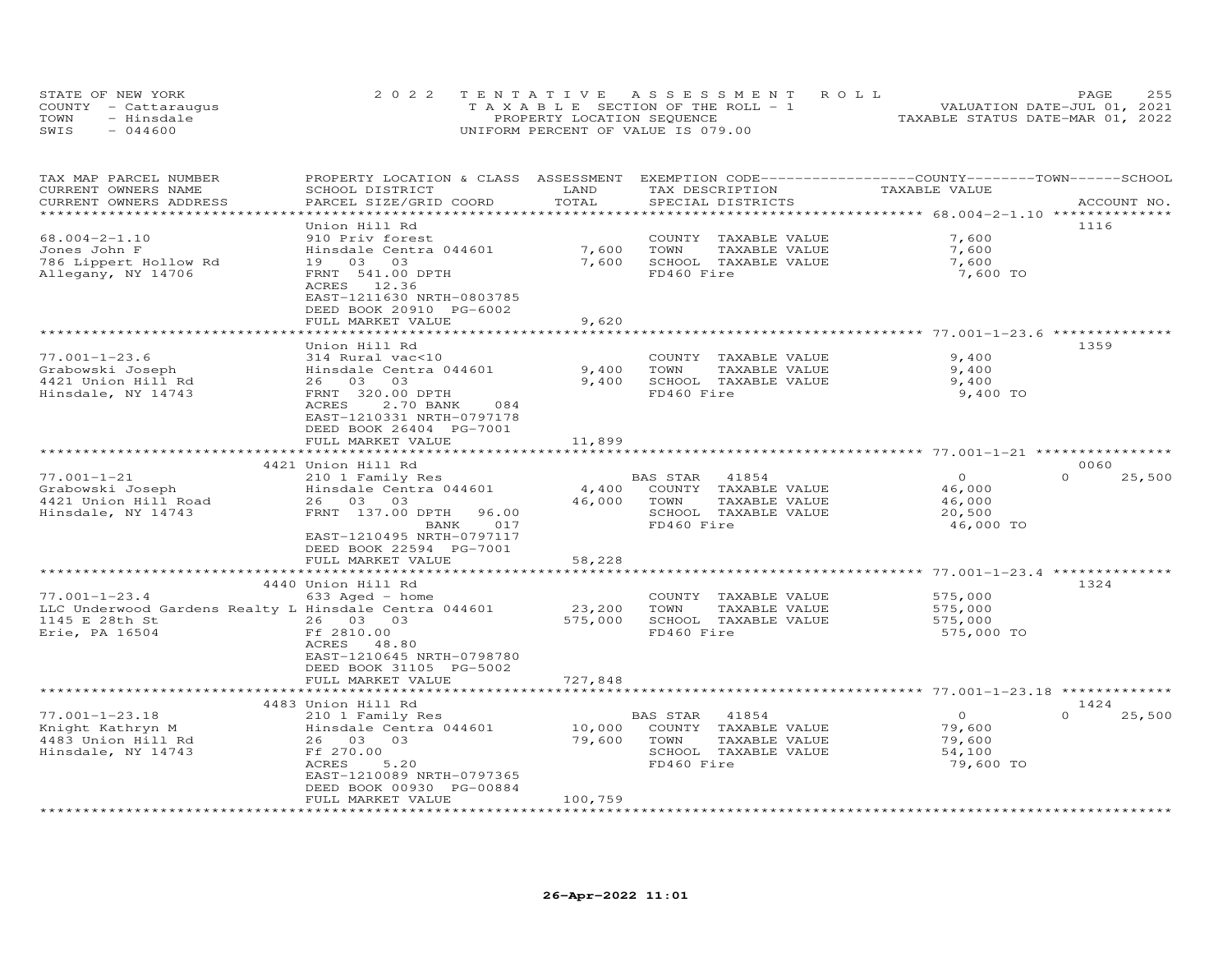STATE OF NEW YORK — 2022 TENTATIVE ASSESSMENT ROLL — VALUATION DATE-JUL 01, 2021
COUNTY - Cattaraugus — TAXABLE SECTION OF THE ROLL - 1 — TAXABLE STATUS DATE-MAR 01, 2022
TOWN - Hinsdale — PROPERTY LOCATION SEQUENCE
SWIS - 044600 — UNIFORM PERCENT OF VALUE IS 079.00

| TAX MAP PARCEL NUMBER / CURRENT OWNERS NAME / CURRENT OWNERS ADDRESS | PROPERTY LOCATION & CLASS / SCHOOL DISTRICT / PARCEL SIZE/GRID COORD | ASSESSMENT LAND | TOTAL | EXEMPTION CODE / TAX DESCRIPTION / SPECIAL DISTRICTS | COUNTY TAXABLE VALUE | TOWN | SCHOOL | ACCOUNT NO. |
|---|---|---|---|---|---|---|---|---|
| 68.004-2-1.10 | Union Hill Rd | | | | | | | 1116 |
| Jones John F | 910 Priv forest | | | COUNTY TAXABLE VALUE | 7,600 | | | |
| 786 Lippert Hollow Rd | Hinsdale Centra 044601 | 7,600 | | TOWN TAXABLE VALUE | 7,600 | | | |
| Allegany, NY 14706 | 19 03 03 | | 7,600 | SCHOOL TAXABLE VALUE | 7,600 | | | |
| | FRNT 541.00 DPTH | | | FD460 Fire | 7,600 TO | | | |
| | ACRES 12.36 | | | | | | | |
| | EAST-1211630 NRTH-0803785 | | | | | | | |
| | DEED BOOK 20910 PG-6002 | | | | | | | |
| | FULL MARKET VALUE | | 9,620 | | | | | |
| 77.001-1-23.6 | Union Hill Rd | | | | | | | 1359 |
| Grabowski Joseph | 314 Rural vac<10 | | | COUNTY TAXABLE VALUE | 9,400 | | | |
| 4421 Union Hill Rd | Hinsdale Centra 044601 | 9,400 | | TOWN TAXABLE VALUE | 9,400 | | | |
| Hinsdale, NY 14743 | 26 03 03 | | 9,400 | SCHOOL TAXABLE VALUE | 9,400 | | | |
| | FRNT 320.00 DPTH | | | FD460 Fire | 9,400 TO | | | |
| | ACRES 2.70 BANK 084 | | | | | | | |
| | EAST-1210331 NRTH-0797178 | | | | | | | |
| | DEED BOOK 26404 PG-7001 | | | | | | | |
| | FULL MARKET VALUE | | 11,899 | | | | | |
| 77.001-1-21 | 4421 Union Hill Rd | | | | | | | 0060 |
| Grabowski Joseph | 210 1 Family Res | | | BAS STAR 41854 | 0 | 0 | 25,500 | |
| 4421 Union Hill Road | Hinsdale Centra 044601 | 4,400 | | COUNTY TAXABLE VALUE | 46,000 | | | |
| Hinsdale, NY 14743 | 26 03 03 | | 46,000 | TOWN TAXABLE VALUE | 46,000 | | | |
| | FRNT 137.00 DPTH 96.00 | | | SCHOOL TAXABLE VALUE | 20,500 | | | |
| | BANK 017 | | | FD460 Fire | 46,000 TO | | | |
| | EAST-1210495 NRTH-0797117 | | | | | | | |
| | DEED BOOK 22594 PG-7001 | | | | | | | |
| | FULL MARKET VALUE | | 58,228 | | | | | |
| 77.001-1-23.4 | 4440 Union Hill Rd | | | | | | | 1324 |
| LLC Underwood Gardens Realty L | 633 Aged - home | | | COUNTY TAXABLE VALUE | 575,000 | | | |
| 1145 E 28th St | Hinsdale Centra 044601 | 23,200 | | TOWN TAXABLE VALUE | 575,000 | | | |
| Erie, PA 16504 | 26 03 03 | | 575,000 | SCHOOL TAXABLE VALUE | 575,000 | | | |
| | Ff 2810.00 | | | FD460 Fire | 575,000 TO | | | |
| | ACRES 48.80 | | | | | | | |
| | EAST-1210645 NRTH-0798780 | | | | | | | |
| | DEED BOOK 31105 PG-5002 | | | | | | | |
| | FULL MARKET VALUE | | 727,848 | | | | | |
| 77.001-1-23.18 | 4483 Union Hill Rd | | | | | | | 1424 |
| Knight Kathryn M | 210 1 Family Res | | | BAS STAR 41854 | 0 | 0 | 25,500 | |
| 4483 Union Hill Rd | Hinsdale Centra 044601 | 10,000 | | COUNTY TAXABLE VALUE | 79,600 | | | |
| Hinsdale, NY 14743 | 26 03 03 | | 79,600 | TOWN TAXABLE VALUE | 79,600 | | | |
| | Ff 270.00 | | | SCHOOL TAXABLE VALUE | 54,100 | | | |
| | ACRES 5.20 | | | FD460 Fire | 79,600 TO | | | |
| | EAST-1210089 NRTH-0797365 | | | | | | | |
| | DEED BOOK 00930 PG-00884 | | | | | | | |
| | FULL MARKET VALUE | | 100,759 | | | | | |

26-Apr-2022 11:01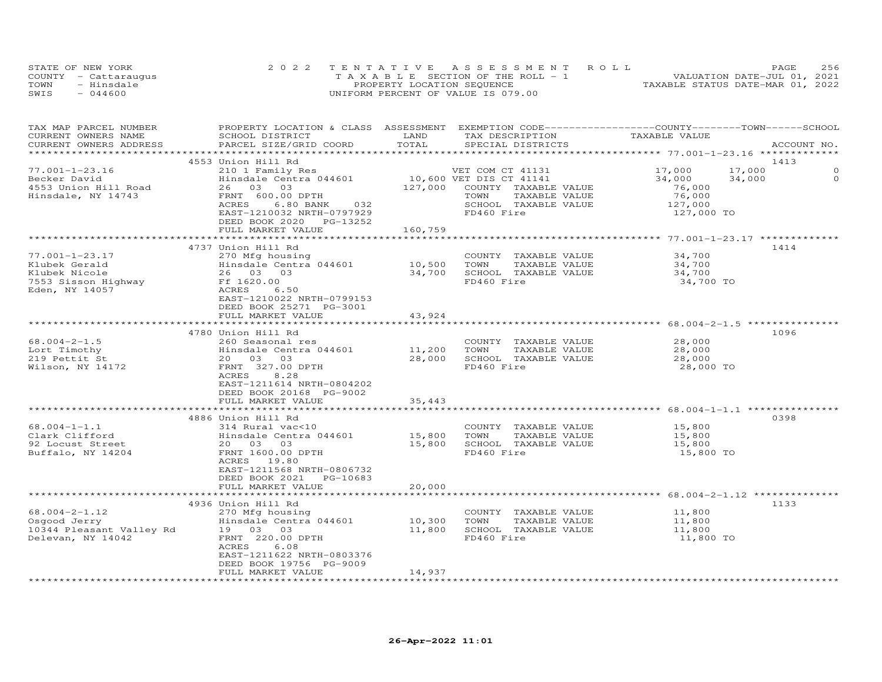STATE OF NEW YORK
COUNTY - Cattaraugus
TOWN - Hinsdale
SWIS - 044600

2022 TENTATIVE ASSESSMENT ROLL
TAXABLE SECTION OF THE ROLL - 1
PROPERTY LOCATION SEQUENCE
UNIFORM PERCENT OF VALUE IS 079.00

VALUATION DATE-JUL 01, 2021
TAXABLE STATUS DATE-MAR 01, 2022

| TAX MAP PARCEL NUMBER / CURRENT OWNERS NAME / CURRENT OWNERS ADDRESS | PROPERTY LOCATION & CLASS / SCHOOL DISTRICT / PARCEL SIZE/GRID COORD | ASSESSMENT LAND | TOTAL | EXEMPTION CODE / TAX DESCRIPTION / SPECIAL DISTRICTS | COUNTY TAXABLE VALUE | TOWN | SCHOOL | ACCOUNT NO. |
|---|---|---|---|---|---|---|---|---|
| | 4553 Union Hill Rd | | | | | | | 1413 |
| 77.001-1-23.16 | 210 1 Family Res | | | VET COM CT 41131 | 17,000 | 17,000 | 0 | |
| Becker David | Hinsdale Centra 044601 | 10,600 | | VET DIS CT 41141 | 34,000 | 34,000 | 0 | |
| 4553 Union Hill Road | 26 03 03 | | 127,000 | COUNTY TAXABLE VALUE | 76,000 | | | |
| Hinsdale, NY 14743 | FRNT 600.00 DPTH | | | TOWN TAXABLE VALUE | 76,000 | | | |
| | ACRES 6.80 BANK 032 | | | SCHOOL TAXABLE VALUE | 127,000 | | | |
| | EAST-1210032 NRTH-0797929 | | | FD460 Fire | 127,000 TO | | | |
| | DEED BOOK 2020 PG-13252 | | | | | | | |
| | FULL MARKET VALUE | | 160,759 | | | | | |
| | 4737 Union Hill Rd | | | | | | | 1414 |
| 77.001-1-23.17 | 270 Mfg housing | | | COUNTY TAXABLE VALUE | 34,700 | | | |
| Klubek Gerald | Hinsdale Centra 044601 | 10,500 | | TOWN TAXABLE VALUE | 34,700 | | | |
| Klubek Nicole | 26 03 03 | | 34,700 | SCHOOL TAXABLE VALUE | 34,700 | | | |
| 7553 Sisson Highway | Ff 1620.00 | | | FD460 Fire | 34,700 TO | | | |
| Eden, NY 14057 | ACRES 6.50 | | | | | | | |
| | EAST-1210022 NRTH-0799153 | | | | | | | |
| | DEED BOOK 25271 PG-3001 | | | | | | | |
| | FULL MARKET VALUE | | 43,924 | | | | | |
| | 4780 Union Hill Rd | | | | | | | 1096 |
| 68.004-2-1.5 | 260 Seasonal res | | | COUNTY TAXABLE VALUE | 28,000 | | | |
| Lort Timothy | Hinsdale Centra 044601 | 11,200 | | TOWN TAXABLE VALUE | 28,000 | | | |
| 219 Pettit St | 20 03 03 | | 28,000 | SCHOOL TAXABLE VALUE | 28,000 | | | |
| Wilson, NY 14172 | FRNT 327.00 DPTH | | | FD460 Fire | 28,000 TO | | | |
| | ACRES 8.28 | | | | | | | |
| | EAST-1211614 NRTH-0804202 | | | | | | | |
| | DEED BOOK 20168 PG-9002 | | | | | | | |
| | FULL MARKET VALUE | | 35,443 | | | | | |
| | 4886 Union Hill Rd | | | | | | | 0398 |
| 68.004-1-1.1 | 314 Rural vac<10 | | | COUNTY TAXABLE VALUE | 15,800 | | | |
| Clark Clifford | Hinsdale Centra 044601 | 15,800 | | TOWN TAXABLE VALUE | 15,800 | | | |
| 92 Locust Street | 20 03 03 | | 15,800 | SCHOOL TAXABLE VALUE | 15,800 | | | |
| Buffalo, NY 14204 | FRNT 1600.00 DPTH | | | FD460 Fire | 15,800 TO | | | |
| | ACRES 19.80 | | | | | | | |
| | EAST-1211568 NRTH-0806732 | | | | | | | |
| | DEED BOOK 2021 PG-10683 | | | | | | | |
| | FULL MARKET VALUE | | 20,000 | | | | | |
| | 4936 Union Hill Rd | | | | | | | 1133 |
| 68.004-2-1.12 | 270 Mfg housing | | | COUNTY TAXABLE VALUE | 11,800 | | | |
| Osgood Jerry | Hinsdale Centra 044601 | 10,300 | | TOWN TAXABLE VALUE | 11,800 | | | |
| 10344 Pleasant Valley Rd | 19 03 03 | | 11,800 | SCHOOL TAXABLE VALUE | 11,800 | | | |
| Delevan, NY 14042 | FRNT 220.00 DPTH | | | FD460 Fire | 11,800 TO | | | |
| | ACRES 6.08 | | | | | | | |
| | EAST-1211622 NRTH-0803376 | | | | | | | |
| | DEED BOOK 19756 PG-9009 | | | | | | | |
| | FULL MARKET VALUE | | 14,937 | | | | | |

26-Apr-2022 11:01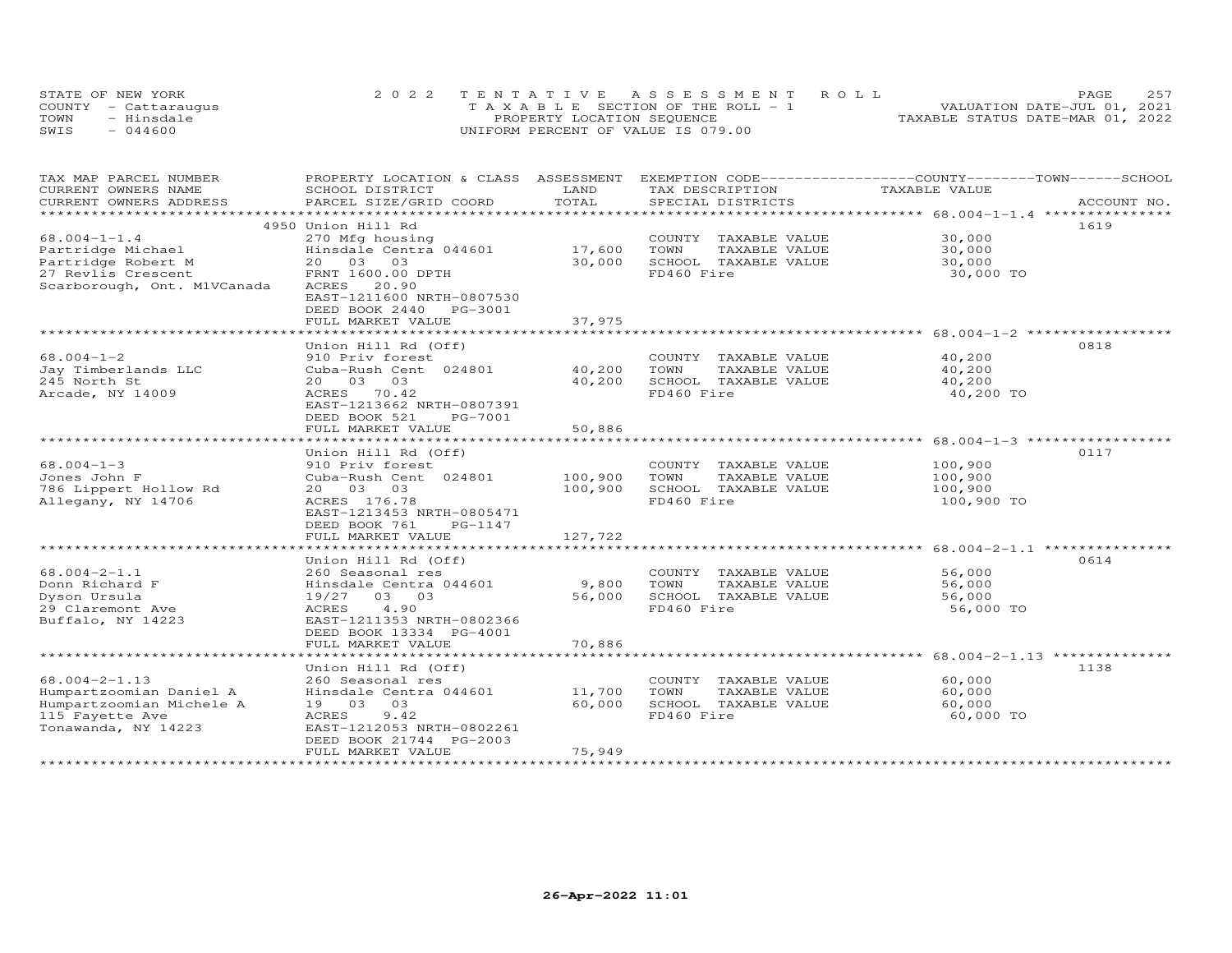STATE OF NEW YORK
COUNTY - Cattaraugus
TOWN - Hinsdale
SWIS - 044600

2022 TENTATIVE ASSESSMENT ROLL
TAXABLE SECTION OF THE ROLL - 1
PROPERTY LOCATION SEQUENCE
UNIFORM PERCENT OF VALUE IS 079.00

VALUATION DATE-JUL 01, 2021
TAXABLE STATUS DATE-MAR 01, 2022

| TAX MAP PARCEL NUMBER / CURRENT OWNERS NAME / CURRENT OWNERS ADDRESS | PROPERTY LOCATION & CLASS / SCHOOL DISTRICT / PARCEL SIZE/GRID COORD | ASSESSMENT LAND / TOTAL | EXEMPTION CODE / TAX DESCRIPTION / SPECIAL DISTRICTS | COUNTY / TOWN / SCHOOL TAXABLE VALUE | ACCOUNT NO. |
|---|---|---|---|---|---|
| **68.004-1-1.4** | 4950 Union Hill Rd | | | | 1619 |
| 68.004-1-1.4 | 270 Mfg housing | | COUNTY TAXABLE VALUE | 30,000 | |
| Partridge Michael | Hinsdale Centra 044601 | 17,600 | TOWN TAXABLE VALUE | 30,000 | |
| Partridge Robert M | 20 03 03 | 30,000 | SCHOOL TAXABLE VALUE | 30,000 | |
| 27 Revlis Crescent | FRNT 1600.00 DPTH | | FD460 Fire | 30,000 TO | |
| Scarborough, Ont. M1VCanada | ACRES 20.90 | | | | |
| | EAST-1211600 NRTH-0807530 | | | | |
| | DEED BOOK 2440 PG-3001 | | | | |
| | FULL MARKET VALUE | 37,975 | | | |
| **68.004-1-2** | Union Hill Rd (Off) | | | | 0818 |
| 68.004-1-2 | 910 Priv forest | | COUNTY TAXABLE VALUE | 40,200 | |
| Jay Timberlands LLC | Cuba-Rush Cent 024801 | 40,200 | TOWN TAXABLE VALUE | 40,200 | |
| 245 North St | 20 03 03 | 40,200 | SCHOOL TAXABLE VALUE | 40,200 | |
| Arcade, NY 14009 | ACRES 70.42 | | FD460 Fire | 40,200 TO | |
| | EAST-1213662 NRTH-0807391 | | | | |
| | DEED BOOK 521 PG-7001 | | | | |
| | FULL MARKET VALUE | 50,886 | | | |
| **68.004-1-3** | Union Hill Rd (Off) | | | | 0117 |
| 68.004-1-3 | 910 Priv forest | | COUNTY TAXABLE VALUE | 100,900 | |
| Jones John F | Cuba-Rush Cent 024801 | 100,900 | TOWN TAXABLE VALUE | 100,900 | |
| 786 Lippert Hollow Rd | 20 03 03 | 100,900 | SCHOOL TAXABLE VALUE | 100,900 | |
| Allegany, NY 14706 | ACRES 176.78 | | FD460 Fire | 100,900 TO | |
| | EAST-1213453 NRTH-0805471 | | | | |
| | DEED BOOK 761 PG-1147 | | | | |
| | FULL MARKET VALUE | 127,722 | | | |
| **68.004-2-1.1** | Union Hill Rd (Off) | | | | 0614 |
| 68.004-2-1.1 | 260 Seasonal res | | COUNTY TAXABLE VALUE | 56,000 | |
| Donn Richard F | Hinsdale Centra 044601 | 9,800 | TOWN TAXABLE VALUE | 56,000 | |
| Dyson Ursula | 19/27 03 03 | 56,000 | SCHOOL TAXABLE VALUE | 56,000 | |
| 29 Claremont Ave | ACRES 4.90 | | FD460 Fire | 56,000 TO | |
| Buffalo, NY 14223 | EAST-1211353 NRTH-0802366 | | | | |
| | DEED BOOK 13334 PG-4001 | | | | |
| | FULL MARKET VALUE | 70,886 | | | |
| **68.004-2-1.13** | Union Hill Rd (Off) | | | | 1138 |
| 68.004-2-1.13 | 260 Seasonal res | | COUNTY TAXABLE VALUE | 60,000 | |
| Humpartzoomian Daniel A | Hinsdale Centra 044601 | 11,700 | TOWN TAXABLE VALUE | 60,000 | |
| Humpartzoomian Michele A | 19 03 03 | 60,000 | SCHOOL TAXABLE VALUE | 60,000 | |
| 115 Fayette Ave | ACRES 9.42 | | FD460 Fire | 60,000 TO | |
| Tonawanda, NY 14223 | EAST-1212053 NRTH-0802261 | | | | |
| | DEED BOOK 21744 PG-2003 | | | | |
| | FULL MARKET VALUE | 75,949 | | | |

26-Apr-2022 11:01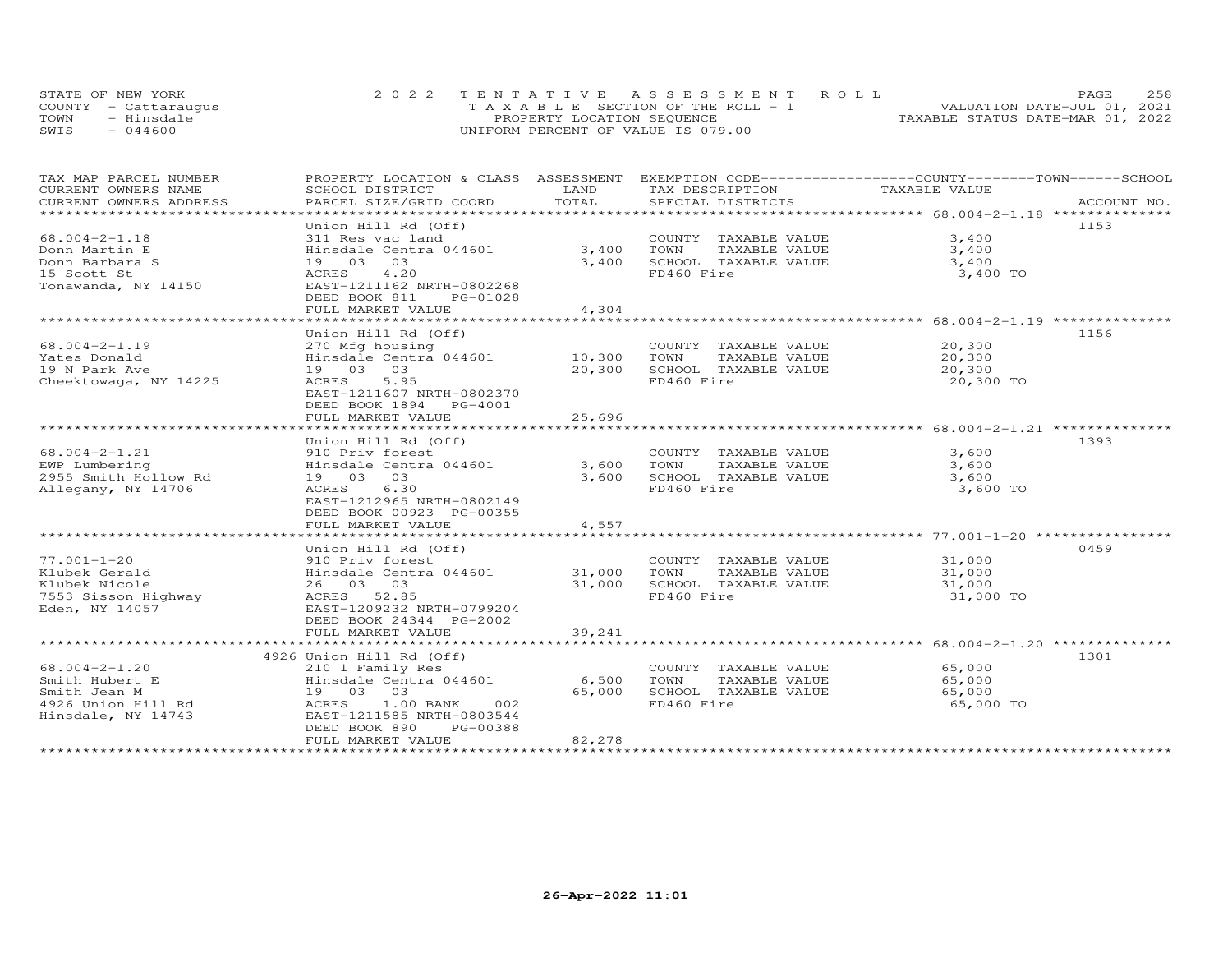STATE OF NEW YORK
COUNTY - Cattaraugus
TOWN - Hinsdale
SWIS - 044600

# 2022 TENTATIVE ASSESSMENT ROLL
TAXABLE SECTION OF THE ROLL - 1
PROPERTY LOCATION SEQUENCE
UNIFORM PERCENT OF VALUE IS 079.00

VALUATION DATE-JUL 01, 2021
TAXABLE STATUS DATE-MAR 01, 2022

| TAX MAP PARCEL NUMBER / CURRENT OWNERS NAME / CURRENT OWNERS ADDRESS | PROPERTY LOCATION & CLASS / SCHOOL DISTRICT / PARCEL SIZE/GRID COORD | ASSESSMENT LAND / TOTAL | EXEMPTION CODE / TAX DESCRIPTION / SPECIAL DISTRICTS | COUNTY / TOWN / SCHOOL TAXABLE VALUE | ACCOUNT NO. |
|---|---|---|---|---|---|
| 68.004-2-1.18 | Union Hill Rd (Off) | | | | 1153 |
| 68.004-2-1.18 | 311 Res vac land | | COUNTY TAXABLE VALUE | 3,400 | |
| Donn Martin E | Hinsdale Centra 044601 | 3,400 | TOWN TAXABLE VALUE | 3,400 | |
| Donn Barbara S | 19 03 03 | 3,400 | SCHOOL TAXABLE VALUE | 3,400 | |
| 15 Scott St | ACRES 4.20 | | FD460 Fire | 3,400 TO | |
| Tonawanda, NY 14150 | EAST-1211162 NRTH-0802268 | | | | |
| | DEED BOOK 811 PG-01028 | | | | |
| | FULL MARKET VALUE | 4,304 | | | |
| 68.004-2-1.19 | Union Hill Rd (Off) | | | | 1156 |
| 68.004-2-1.19 | 270 Mfg housing | | COUNTY TAXABLE VALUE | 20,300 | |
| Yates Donald | Hinsdale Centra 044601 | 10,300 | TOWN TAXABLE VALUE | 20,300 | |
| 19 N Park Ave | 19 03 03 | 20,300 | SCHOOL TAXABLE VALUE | 20,300 | |
| Cheektowaga, NY 14225 | ACRES 5.95 | | FD460 Fire | 20,300 TO | |
| | EAST-1211607 NRTH-0802370 | | | | |
| | DEED BOOK 1894 PG-4001 | | | | |
| | FULL MARKET VALUE | 25,696 | | | |
| 68.004-2-1.21 | Union Hill Rd (Off) | | | | 1393 |
| 68.004-2-1.21 | 910 Priv forest | | COUNTY TAXABLE VALUE | 3,600 | |
| EWP Lumbering | Hinsdale Centra 044601 | 3,600 | TOWN TAXABLE VALUE | 3,600 | |
| 2955 Smith Hollow Rd | 19 03 03 | 3,600 | SCHOOL TAXABLE VALUE | 3,600 | |
| Allegany, NY 14706 | ACRES 6.30 | | FD460 Fire | 3,600 TO | |
| | EAST-1212965 NRTH-0802149 | | | | |
| | DEED BOOK 00923 PG-00355 | | | | |
| | FULL MARKET VALUE | 4,557 | | | |
| 77.001-1-20 | Union Hill Rd (Off) | | | | 0459 |
| 77.001-1-20 | 910 Priv forest | | COUNTY TAXABLE VALUE | 31,000 | |
| Klubek Gerald | Hinsdale Centra 044601 | 31,000 | TOWN TAXABLE VALUE | 31,000 | |
| Klubek Nicole | 26 03 03 | 31,000 | SCHOOL TAXABLE VALUE | 31,000 | |
| 7553 Sisson Highway | ACRES 52.85 | | FD460 Fire | 31,000 TO | |
| Eden, NY 14057 | EAST-1209232 NRTH-0799204 | | | | |
| | DEED BOOK 24344 PG-2002 | | | | |
| | FULL MARKET VALUE | 39,241 | | | |
| 68.004-2-1.20 | 4926 Union Hill Rd (Off) | | | | 1301 |
| 68.004-2-1.20 | 210 1 Family Res | | COUNTY TAXABLE VALUE | 65,000 | |
| Smith Hubert E | Hinsdale Centra 044601 | 6,500 | TOWN TAXABLE VALUE | 65,000 | |
| Smith Jean M | 19 03 03 | 65,000 | SCHOOL TAXABLE VALUE | 65,000 | |
| 4926 Union Hill Rd | ACRES 1.00 BANK 002 | | FD460 Fire | 65,000 TO | |
| Hinsdale, NY 14743 | EAST-1211585 NRTH-0803544 | | | | |
| | DEED BOOK 890 PG-00388 | | | | |
| | FULL MARKET VALUE | 82,278 | | | |

26-Apr-2022 11:01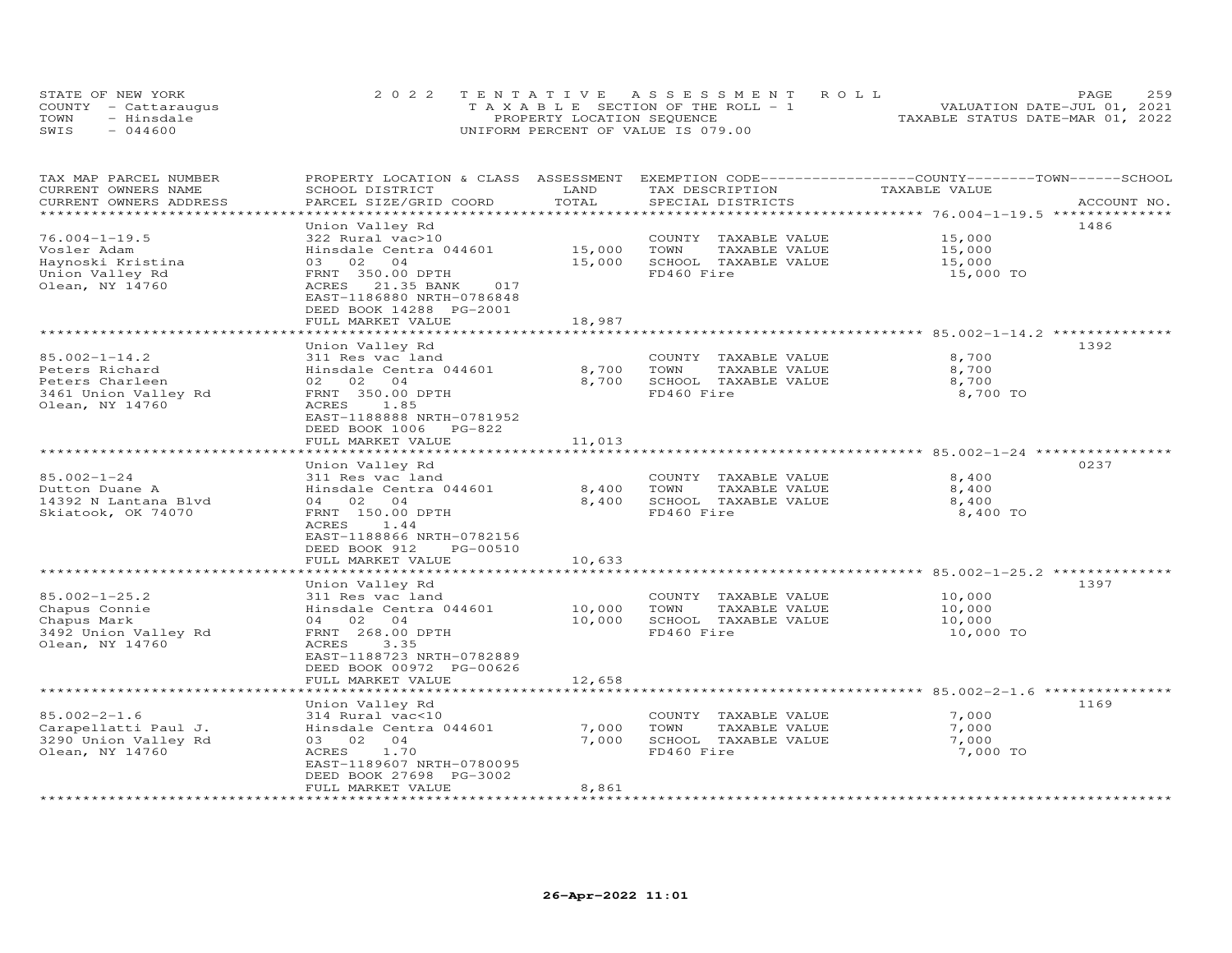STATE OF NEW YORK
COUNTY - Cattaraugus
TOWN - Hinsdale
SWIS - 044600

2022 TENTATIVE ASSESSMENT ROLL
TAXABLE SECTION OF THE ROLL - 1
PROPERTY LOCATION SEQUENCE
UNIFORM PERCENT OF VALUE IS 079.00

VALUATION DATE-JUL 01, 2021
TAXABLE STATUS DATE-MAR 01, 2022

| TAX MAP PARCEL NUMBER / CURRENT OWNERS NAME / CURRENT OWNERS ADDRESS | PROPERTY LOCATION & CLASS / SCHOOL DISTRICT / PARCEL SIZE/GRID COORD | ASSESSMENT LAND / TOTAL | EXEMPTION CODE / TAX DESCRIPTION / SPECIAL DISTRICTS | COUNTY / TOWN / SCHOOL TAXABLE VALUE | ACCOUNT NO. |
|---|---|---|---|---|---|
| 76.004-1-19.5 | Union Valley Rd | | | | 1486 |
| | 322 Rural vac>10 | | COUNTY TAXABLE VALUE | 15,000 | |
| Vosler Adam | Hinsdale Centra 044601 | 15,000 | TOWN TAXABLE VALUE | 15,000 | |
| Haynoski Kristina | 03 02 04 | 15,000 | SCHOOL TAXABLE VALUE | 15,000 | |
| Union Valley Rd | FRNT 350.00 DPTH | | FD460 Fire | 15,000 TO | |
| Olean, NY 14760 | ACRES 21.35 BANK 017 | | | | |
| | EAST-1186880 NRTH-0786848 | | | | |
| | DEED BOOK 14288 PG-2001 | | | | |
| | FULL MARKET VALUE | 18,987 | | | |
| 85.002-1-14.2 | Union Valley Rd | | | | 1392 |
| | 311 Res vac land | | COUNTY TAXABLE VALUE | 8,700 | |
| Peters Richard | Hinsdale Centra 044601 | 8,700 | TOWN TAXABLE VALUE | 8,700 | |
| Peters Charleen | 02 02 04 | 8,700 | SCHOOL TAXABLE VALUE | 8,700 | |
| 3461 Union Valley Rd | FRNT 350.00 DPTH | | FD460 Fire | 8,700 TO | |
| Olean, NY 14760 | ACRES 1.85 | | | | |
| | EAST-1188888 NRTH-0781952 | | | | |
| | DEED BOOK 1006 PG-822 | | | | |
| | FULL MARKET VALUE | 11,013 | | | |
| 85.002-1-24 | Union Valley Rd | | | | 0237 |
| | 311 Res vac land | | COUNTY TAXABLE VALUE | 8,400 | |
| Dutton Duane A | Hinsdale Centra 044601 | 8,400 | TOWN TAXABLE VALUE | 8,400 | |
| 14392 N Lantana Blvd | 04 02 04 | 8,400 | SCHOOL TAXABLE VALUE | 8,400 | |
| Skiatook, OK 74070 | FRNT 150.00 DPTH | | FD460 Fire | 8,400 TO | |
| | ACRES 1.44 | | | | |
| | EAST-1188866 NRTH-0782156 | | | | |
| | DEED BOOK 912 PG-00510 | | | | |
| | FULL MARKET VALUE | 10,633 | | | |
| 85.002-1-25.2 | Union Valley Rd | | | | 1397 |
| | 311 Res vac land | | COUNTY TAXABLE VALUE | 10,000 | |
| Chapus Connie | Hinsdale Centra 044601 | 10,000 | TOWN TAXABLE VALUE | 10,000 | |
| Chapus Mark | 04 02 04 | 10,000 | SCHOOL TAXABLE VALUE | 10,000 | |
| 3492 Union Valley Rd | FRNT 268.00 DPTH | | FD460 Fire | 10,000 TO | |
| Olean, NY 14760 | ACRES 3.35 | | | | |
| | EAST-1188723 NRTH-0782889 | | | | |
| | DEED BOOK 00972 PG-00626 | | | | |
| | FULL MARKET VALUE | 12,658 | | | |
| 85.002-2-1.6 | Union Valley Rd | | | | 1169 |
| | 314 Rural vac<10 | | COUNTY TAXABLE VALUE | 7,000 | |
| Carapellatti Paul J. | Hinsdale Centra 044601 | 7,000 | TOWN TAXABLE VALUE | 7,000 | |
| 3290 Union Valley Rd | 03 02 04 | 7,000 | SCHOOL TAXABLE VALUE | 7,000 | |
| Olean, NY 14760 | ACRES 1.70 | | FD460 Fire | 7,000 TO | |
| | EAST-1189607 NRTH-0780095 | | | | |
| | DEED BOOK 27698 PG-3002 | | | | |
| | FULL MARKET VALUE | 8,861 | | | |

26-Apr-2022 11:01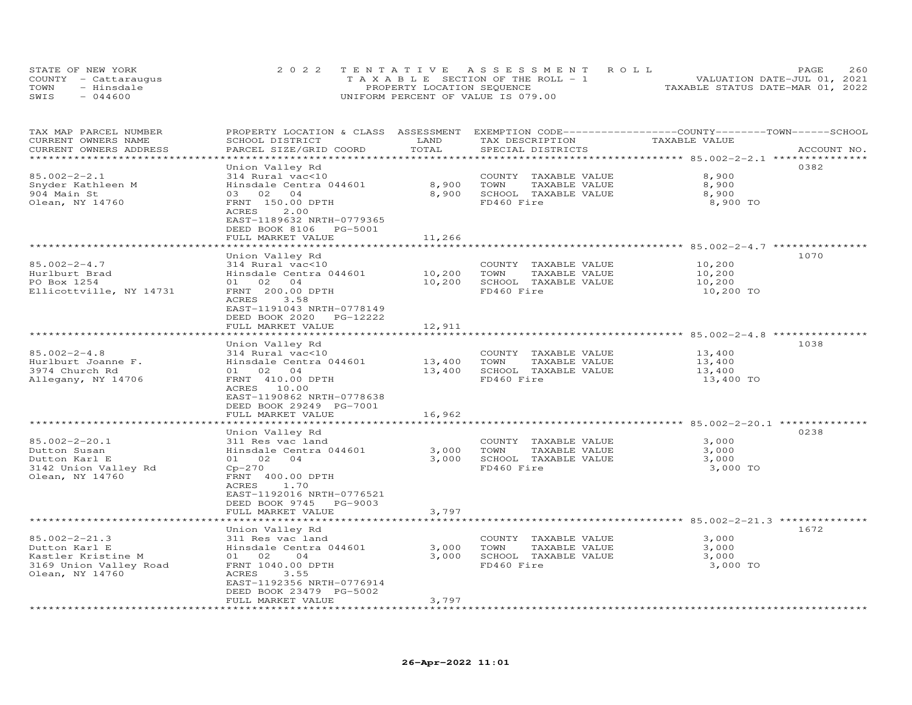STATE OF NEW YORK
COUNTY - Cattaraugus
TOWN - Hinsdale
SWIS - 044600

2022 TENTATIVE ASSESSMENT ROLL
TAXABLE SECTION OF THE ROLL - 1
PROPERTY LOCATION SEQUENCE
UNIFORM PERCENT OF VALUE IS 079.00

VALUATION DATE-JUL 01, 2021
TAXABLE STATUS DATE-MAR 01, 2022

| TAX MAP PARCEL NUMBER / CURRENT OWNERS NAME / CURRENT OWNERS ADDRESS | PROPERTY LOCATION & CLASS / SCHOOL DISTRICT / PARCEL SIZE/GRID COORD | ASSESSMENT LAND | TOTAL | EXEMPTION CODE / TAX DESCRIPTION / SPECIAL DISTRICTS | TAXABLE VALUE (COUNTY/TOWN/SCHOOL) | ACCOUNT NO. |
|---|---|---|---|---|---|---|
| 85.002-2-2.1 | Union Valley Rd | | | | | 0382 |
| Snyder Kathleen M | 314 Rural vac<10 | | | COUNTY TAXABLE VALUE | 8,900 | |
| 904 Main St | Hinsdale Centra 044601 | 8,900 | | TOWN TAXABLE VALUE | 8,900 | |
| Olean, NY 14760 | 03 02 04 | | 8,900 | SCHOOL TAXABLE VALUE | 8,900 | |
| | FRNT 150.00 DPTH | | | FD460 Fire | 8,900 TO | |
| | ACRES 2.00 | | | | | |
| | EAST-1189632 NRTH-0779365 | | | | | |
| | DEED BOOK 8106 PG-5001 | | | | | |
| | FULL MARKET VALUE | | 11,266 | | | |
| 85.002-2-4.7 | Union Valley Rd | | | | | 1070 |
| Hurlburt Brad | 314 Rural vac<10 | | | COUNTY TAXABLE VALUE | 10,200 | |
| PO Box 1254 | Hinsdale Centra 044601 | 10,200 | | TOWN TAXABLE VALUE | 10,200 | |
| Ellicottville, NY 14731 | 01 02 04 | | 10,200 | SCHOOL TAXABLE VALUE | 10,200 | |
| | FRNT 200.00 DPTH | | | FD460 Fire | 10,200 TO | |
| | ACRES 3.58 | | | | | |
| | EAST-1191043 NRTH-0778149 | | | | | |
| | DEED BOOK 2020 PG-12222 | | | | | |
| | FULL MARKET VALUE | | 12,911 | | | |
| 85.002-2-4.8 | Union Valley Rd | | | | | 1038 |
| Hurlburt Joanne F. | 314 Rural vac<10 | | | COUNTY TAXABLE VALUE | 13,400 | |
| 3974 Church Rd | Hinsdale Centra 044601 | 13,400 | | TOWN TAXABLE VALUE | 13,400 | |
| Allegany, NY 14706 | 01 02 04 | | 13,400 | SCHOOL TAXABLE VALUE | 13,400 | |
| | FRNT 410.00 DPTH | | | FD460 Fire | 13,400 TO | |
| | ACRES 10.00 | | | | | |
| | EAST-1190862 NRTH-0778638 | | | | | |
| | DEED BOOK 29249 PG-7001 | | | | | |
| | FULL MARKET VALUE | | 16,962 | | | |
| 85.002-2-20.1 | Union Valley Rd | | | | | 0238 |
| Dutton Susan | 311 Res vac land | | | COUNTY TAXABLE VALUE | 3,000 | |
| Dutton Karl E | Hinsdale Centra 044601 | 3,000 | | TOWN TAXABLE VALUE | 3,000 | |
| 3142 Union Valley Rd | 01 02 04 | | 3,000 | SCHOOL TAXABLE VALUE | 3,000 | |
| Olean, NY 14760 | Cp-270 | | | FD460 Fire | 3,000 TO | |
| | FRNT 400.00 DPTH | | | | | |
| | ACRES 1.70 | | | | | |
| | EAST-1192016 NRTH-0776521 | | | | | |
| | DEED BOOK 9745 PG-9003 | | | | | |
| | FULL MARKET VALUE | | 3,797 | | | |
| 85.002-2-21.3 | Union Valley Rd | | | | | 1672 |
| Dutton Karl E | 311 Res vac land | | | COUNTY TAXABLE VALUE | 3,000 | |
| Kastler Kristine M | Hinsdale Centra 044601 | 3,000 | | TOWN TAXABLE VALUE | 3,000 | |
| 3169 Union Valley Road | 01 02 04 | | 3,000 | SCHOOL TAXABLE VALUE | 3,000 | |
| Olean, NY 14760 | FRNT 1040.00 DPTH | | | FD460 Fire | 3,000 TO | |
| | ACRES 3.55 | | | | | |
| | EAST-1192356 NRTH-0776914 | | | | | |
| | DEED BOOK 23479 PG-5002 | | | | | |
| | FULL MARKET VALUE | | 3,797 | | | |

26-Apr-2022 11:01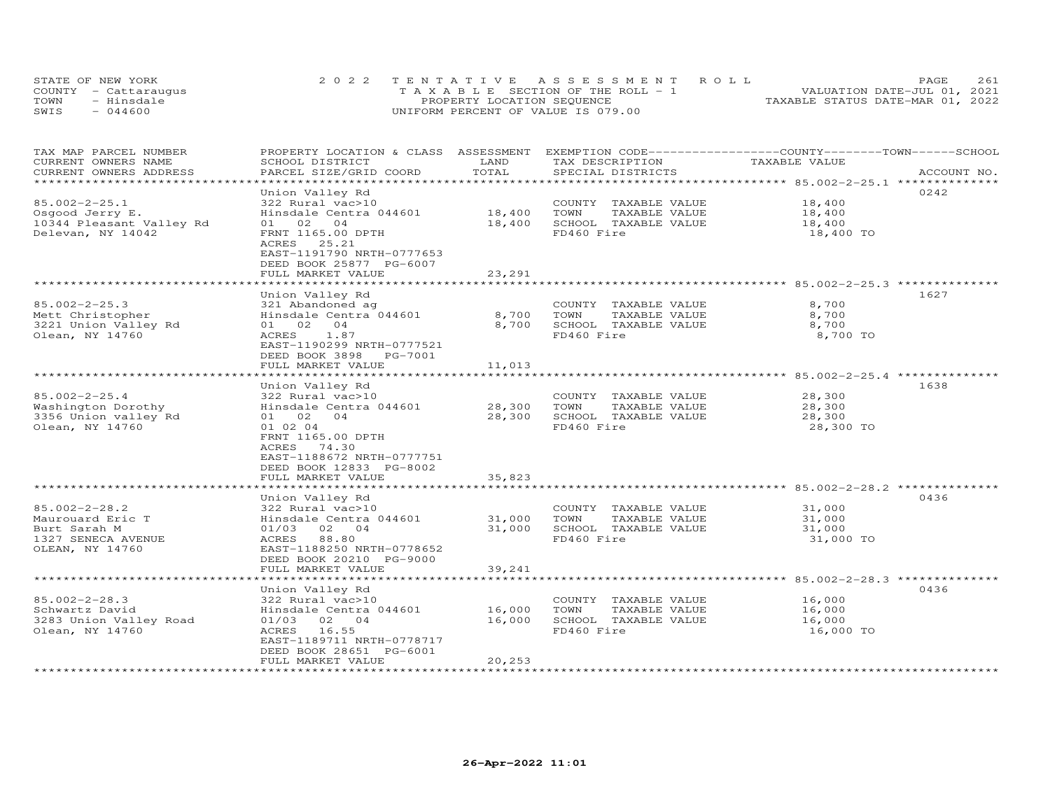STATE OF NEW YORK
COUNTY - Cattaraugus
TOWN - Hinsdale
SWIS - 044600

2022 TENTATIVE ASSESSMENT ROLL
TAXABLE SECTION OF THE ROLL - 1
PROPERTY LOCATION SEQUENCE
UNIFORM PERCENT OF VALUE IS 079.00

VALUATION DATE-JUL 01, 2021
TAXABLE STATUS DATE-MAR 01, 2022

| TAX MAP PARCEL NUMBER / CURRENT OWNERS NAME / CURRENT OWNERS ADDRESS | PROPERTY LOCATION & CLASS / SCHOOL DISTRICT / PARCEL SIZE/GRID COORD | ASSESSMENT LAND | TOTAL | EXEMPTION CODE / TAX DESCRIPTION / SPECIAL DISTRICTS | TAXABLE VALUE (COUNTY / TOWN / SCHOOL) | ACCOUNT NO. |
|---|---|---|---|---|---|---|
| 85.002-2-25.1 | Union Valley Rd | | | | | 0242 |
| | 322 Rural vac>10 | | | COUNTY TAXABLE VALUE | 18,400 | |
| Osgood Jerry E. | Hinsdale Centra 044601 | 18,400 | | TOWN TAXABLE VALUE | 18,400 | |
| 10344 Pleasant Valley Rd | 01 02 04 | | 18,400 | SCHOOL TAXABLE VALUE | 18,400 | |
| Delevan, NY 14042 | FRNT 1165.00 DPTH | | | FD460 Fire | 18,400 TO | |
| | ACRES 25.21 | | | | | |
| | EAST-1191790 NRTH-0777653 | | | | | |
| | DEED BOOK 25877 PG-6007 | | | | | |
| | FULL MARKET VALUE | | 23,291 | | | |
| 85.002-2-25.3 | Union Valley Rd | | | | | 1627 |
| | 321 Abandoned ag | | | COUNTY TAXABLE VALUE | 8,700 | |
| Mett Christopher | Hinsdale Centra 044601 | 8,700 | | TOWN TAXABLE VALUE | 8,700 | |
| 3221 Union Valley Rd | 01 02 04 | | 8,700 | SCHOOL TAXABLE VALUE | 8,700 | |
| Olean, NY 14760 | ACRES 1.87 | | | FD460 Fire | 8,700 TO | |
| | EAST-1190299 NRTH-0777521 | | | | | |
| | DEED BOOK 3898 PG-7001 | | | | | |
| | FULL MARKET VALUE | | 11,013 | | | |
| 85.002-2-25.4 | Union Valley Rd | | | | | 1638 |
| | 322 Rural vac>10 | | | COUNTY TAXABLE VALUE | 28,300 | |
| Washington Dorothy | Hinsdale Centra 044601 | 28,300 | | TOWN TAXABLE VALUE | 28,300 | |
| 3356 Union valley Rd | 01 02 04 | | 28,300 | SCHOOL TAXABLE VALUE | 28,300 | |
| Olean, NY 14760 | 01 02 04 | | | FD460 Fire | 28,300 TO | |
| | FRNT 1165.00 DPTH | | | | | |
| | ACRES 74.30 | | | | | |
| | EAST-1188672 NRTH-0777751 | | | | | |
| | DEED BOOK 12833 PG-8002 | | | | | |
| | FULL MARKET VALUE | | 35,823 | | | |
| 85.002-2-28.2 | Union Valley Rd | | | | | 0436 |
| | 322 Rural vac>10 | | | COUNTY TAXABLE VALUE | 31,000 | |
| Maurouard Eric T | Hinsdale Centra 044601 | 31,000 | | TOWN TAXABLE VALUE | 31,000 | |
| Burt Sarah M | 01/03 02 04 | | 31,000 | SCHOOL TAXABLE VALUE | 31,000 | |
| 1327 SENECA AVENUE | ACRES 88.80 | | | FD460 Fire | 31,000 TO | |
| OLEAN, NY 14760 | EAST-1188250 NRTH-0778652 | | | | | |
| | DEED BOOK 20210 PG-9000 | | | | | |
| | FULL MARKET VALUE | | 39,241 | | | |
| 85.002-2-28.3 | Union Valley Rd | | | | | 0436 |
| | 322 Rural vac>10 | | | COUNTY TAXABLE VALUE | 16,000 | |
| Schwartz David | Hinsdale Centra 044601 | 16,000 | | TOWN TAXABLE VALUE | 16,000 | |
| 3283 Union Valley Road | 01/03 02 04 | | 16,000 | SCHOOL TAXABLE VALUE | 16,000 | |
| Olean, NY 14760 | ACRES 16.55 | | | FD460 Fire | 16,000 TO | |
| | EAST-1189711 NRTH-0778717 | | | | | |
| | DEED BOOK 28651 PG-6001 | | | | | |
| | FULL MARKET VALUE | | 20,253 | | | |

26-Apr-2022 11:01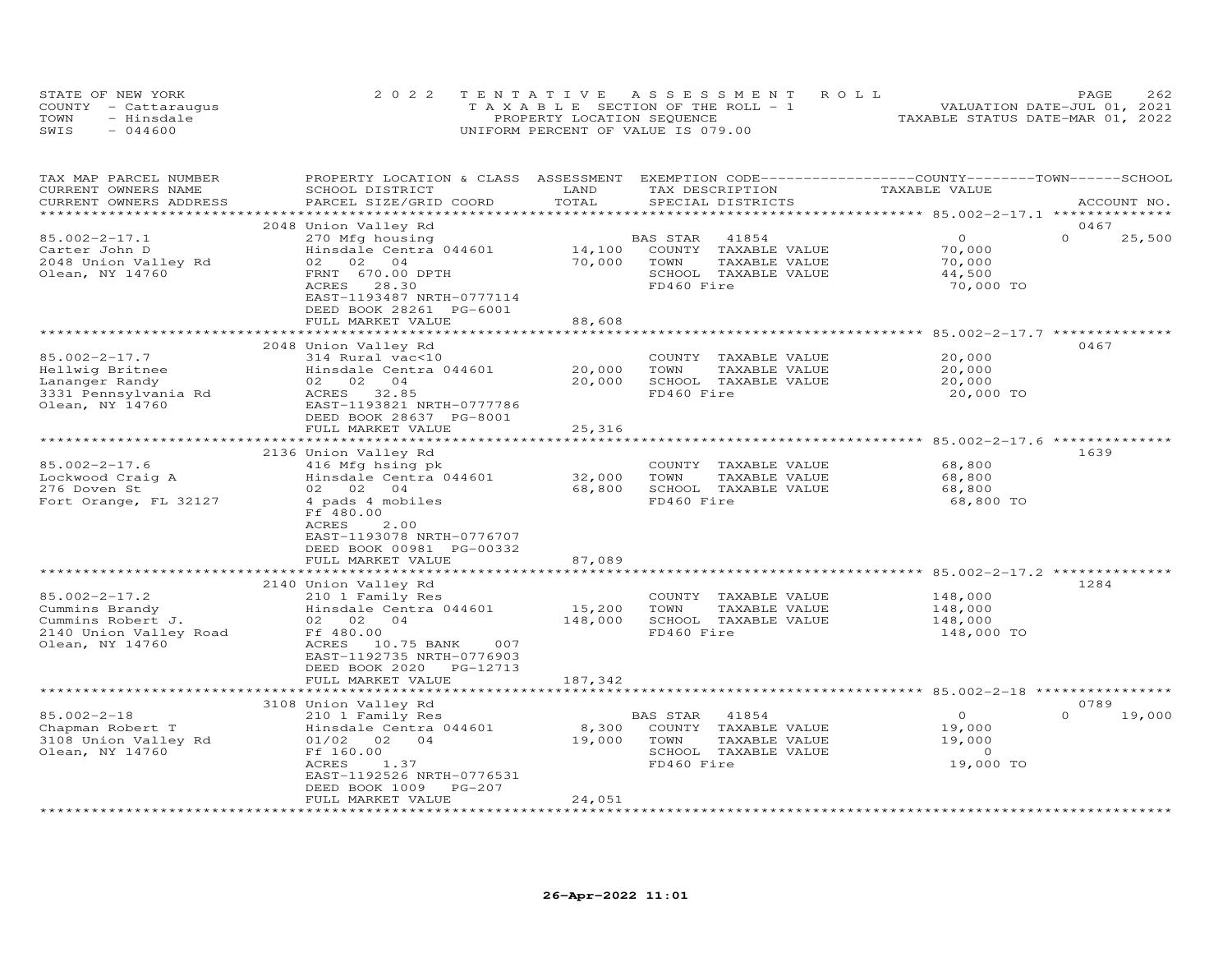STATE OF NEW YORK — COUNTY - Cattaraugus — TOWN - Hinsdale — SWIS - 044600

2022 TENTATIVE ASSESSMENT ROLL
TAXABLE SECTION OF THE ROLL - 1
PROPERTY LOCATION SEQUENCE
UNIFORM PERCENT OF VALUE IS 079.00

VALUATION DATE-JUL 01, 2021
TAXABLE STATUS DATE-MAR 01, 2022

| TAX MAP PARCEL NUMBER / CURRENT OWNERS NAME / CURRENT OWNERS ADDRESS | PROPERTY LOCATION & CLASS / SCHOOL DISTRICT / PARCEL SIZE/GRID COORD | ASSESSMENT LAND / TOTAL | EXEMPTION CODE / TAX DESCRIPTION / SPECIAL DISTRICTS | COUNTY / TOWN / SCHOOL TAXABLE VALUE | ACCOUNT NO. |
|---|---|---|---|---|---|
| 85.002-2-17.1 | 2048 Union Valley Rd | | | | 0467 |
| Carter John D | 270 Mfg housing | | BAS STAR 41854 | 0 | 0 25,500 |
| 2048 Union Valley Rd | Hinsdale Centra 044601 | 14,100 | COUNTY TAXABLE VALUE | 70,000 | |
| Olean, NY 14760 | 02 02 04 | 70,000 | TOWN TAXABLE VALUE | 70,000 | |
| | FRNT 670.00 DPTH | | SCHOOL TAXABLE VALUE | 44,500 | |
| | ACRES 28.30 | | FD460 Fire | 70,000 TO | |
| | EAST-1193487 NRTH-0777114 | | | | |
| | DEED BOOK 28261 PG-6001 | | | | |
| | FULL MARKET VALUE | 88,608 | | | |
| 85.002-2-17.7 | 2048 Union Valley Rd | | | | 0467 |
| Hellwig Britnee | 314 Rural vac<10 | | COUNTY TAXABLE VALUE | 20,000 | |
| Lananger Randy | Hinsdale Centra 044601 | 20,000 | TOWN TAXABLE VALUE | 20,000 | |
| 3331 Pennsylvania Rd | 02 02 04 | 20,000 | SCHOOL TAXABLE VALUE | 20,000 | |
| Olean, NY 14760 | ACRES 32.85 | | FD460 Fire | 20,000 TO | |
| | EAST-1193821 NRTH-0777786 | | | | |
| | DEED BOOK 28637 PG-8001 | | | | |
| | FULL MARKET VALUE | 25,316 | | | |
| 85.002-2-17.6 | 2136 Union Valley Rd | | | | 1639 |
| Lockwood Craig A | 416 Mfg hsing pk | | COUNTY TAXABLE VALUE | 68,800 | |
| 276 Doven St | Hinsdale Centra 044601 | 32,000 | TOWN TAXABLE VALUE | 68,800 | |
| Fort Orange, FL 32127 | 02 02 04 | 68,800 | SCHOOL TAXABLE VALUE | 68,800 | |
| | 4 pads 4 mobiles | | FD460 Fire | 68,800 TO | |
| | Ff 480.00 | | | | |
| | ACRES 2.00 | | | | |
| | EAST-1193078 NRTH-0776707 | | | | |
| | DEED BOOK 00981 PG-00332 | | | | |
| | FULL MARKET VALUE | 87,089 | | | |
| 85.002-2-17.2 | 2140 Union Valley Rd | | | | 1284 |
| Cummins Brandy | 210 1 Family Res | | COUNTY TAXABLE VALUE | 148,000 | |
| Cummins Robert J. | Hinsdale Centra 044601 | 15,200 | TOWN TAXABLE VALUE | 148,000 | |
| 2140 Union Valley Road | 02 02 04 | 148,000 | SCHOOL TAXABLE VALUE | 148,000 | |
| Olean, NY 14760 | Ff 480.00 | | FD460 Fire | 148,000 TO | |
| | ACRES 10.75 BANK 007 | | | | |
| | EAST-1192735 NRTH-0776903 | | | | |
| | DEED BOOK 2020 PG-12713 | | | | |
| | FULL MARKET VALUE | 187,342 | | | |
| 85.002-2-18 | 3108 Union Valley Rd | | | | 0789 |
| Chapman Robert T | 210 1 Family Res | | BAS STAR 41854 | 0 | 0 19,000 |
| 3108 Union Valley Rd | Hinsdale Centra 044601 | 8,300 | COUNTY TAXABLE VALUE | 19,000 | |
| Olean, NY 14760 | 01/02 02 04 | 19,000 | TOWN TAXABLE VALUE | 19,000 | |
| | Ff 160.00 | | SCHOOL TAXABLE VALUE | 0 | |
| | ACRES 1.37 | | FD460 Fire | 19,000 TO | |
| | EAST-1192526 NRTH-0776531 | | | | |
| | DEED BOOK 1009 PG-207 | | | | |
| | FULL MARKET VALUE | 24,051 | | | |

26-Apr-2022 11:01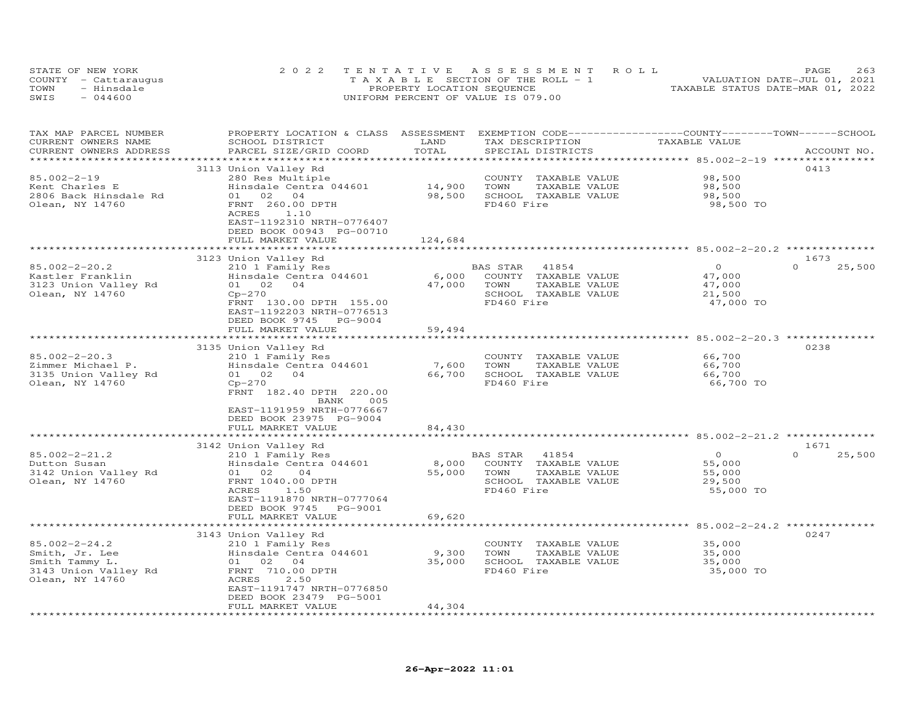STATE OF NEW YORK
COUNTY - Cattaraugus
TOWN - Hinsdale
SWIS - 044600

2022 TENTATIVE ASSESSMENT ROLL
TAXABLE SECTION OF THE ROLL - 1
PROPERTY LOCATION SEQUENCE
UNIFORM PERCENT OF VALUE IS 079.00

VALUATION DATE-JUL 01, 2021
TAXABLE STATUS DATE-MAR 01, 2022

| TAX MAP PARCEL NUMBER / CURRENT OWNERS NAME / CURRENT OWNERS ADDRESS | PROPERTY LOCATION & CLASS / SCHOOL DISTRICT / PARCEL SIZE/GRID COORD | ASSESSMENT LAND / TOTAL | EXEMPTION CODE / TAX DESCRIPTION / SPECIAL DISTRICTS | COUNTY TAXABLE VALUE | TOWN | SCHOOL / ACCOUNT NO. |
|---|---|---|---|---|---|---|
| 85.002-2-19 | 3113 Union Valley Rd | | | | | 0413 |
| Kent Charles E | 280 Res Multiple | | COUNTY TAXABLE VALUE | 98,500 | | |
| 2806 Back Hinsdale Rd | Hinsdale Centra 044601 | 14,900 | TOWN TAXABLE VALUE | 98,500 | | |
| Olean, NY 14760 | 01 02 04 | 98,500 | SCHOOL TAXABLE VALUE | 98,500 | | |
| | FRNT 260.00 DPTH | | FD460 Fire | 98,500 TO | | |
| | ACRES 1.10 | | | | | |
| | EAST-1192310 NRTH-0776407 | | | | | |
| | DEED BOOK 00943 PG-00710 | | | | | |
| | FULL MARKET VALUE | 124,684 | | | | |
| 85.002-2-20.2 | 3123 Union Valley Rd | | | | | 1673 |
| Kastler Franklin | 210 1 Family Res | | BAS STAR 41854 | 0 | 0 | 25,500 |
| 3123 Union Valley Rd | Hinsdale Centra 044601 | 6,000 | COUNTY TAXABLE VALUE | 47,000 | | |
| Olean, NY 14760 | 01 02 04 | 47,000 | TOWN TAXABLE VALUE | 47,000 | | |
| | Cp-270 | | SCHOOL TAXABLE VALUE | 21,500 | | |
| | FRNT 130.00 DPTH 155.00 | | FD460 Fire | 47,000 TO | | |
| | EAST-1192203 NRTH-0776513 | | | | | |
| | DEED BOOK 9745 PG-9004 | | | | | |
| | FULL MARKET VALUE | 59,494 | | | | |
| 85.002-2-20.3 | 3135 Union Valley Rd | | | | | 0238 |
| Zimmer Michael P. | 210 1 Family Res | | COUNTY TAXABLE VALUE | 66,700 | | |
| 3135 Union Valley Rd | Hinsdale Centra 044601 | 7,600 | TOWN TAXABLE VALUE | 66,700 | | |
| Olean, NY 14760 | 01 02 04 | 66,700 | SCHOOL TAXABLE VALUE | 66,700 | | |
| | Cp-270 | | FD460 Fire | 66,700 TO | | |
| | FRNT 182.40 DPTH 220.00 | | | | | |
| | BANK 005 | | | | | |
| | EAST-1191959 NRTH-0776667 | | | | | |
| | DEED BOOK 23975 PG-9004 | | | | | |
| | FULL MARKET VALUE | 84,430 | | | | |
| 85.002-2-21.2 | 3142 Union Valley Rd | | | | | 1671 |
| Dutton Susan | 210 1 Family Res | | BAS STAR 41854 | 0 | 0 | 25,500 |
| 3142 Union Valley Rd | Hinsdale Centra 044601 | 8,000 | COUNTY TAXABLE VALUE | 55,000 | | |
| Olean, NY 14760 | 01 02 04 | 55,000 | TOWN TAXABLE VALUE | 55,000 | | |
| | FRNT 1040.00 DPTH | | SCHOOL TAXABLE VALUE | 29,500 | | |
| | ACRES 1.50 | | FD460 Fire | 55,000 TO | | |
| | EAST-1191870 NRTH-0777064 | | | | | |
| | DEED BOOK 9745 PG-9001 | | | | | |
| | FULL MARKET VALUE | 69,620 | | | | |
| 85.002-2-24.2 | 3143 Union Valley Rd | | | | | 0247 |
| Smith, Jr. Lee | 210 1 Family Res | | COUNTY TAXABLE VALUE | 35,000 | | |
| Smith Tammy L. | Hinsdale Centra 044601 | 9,300 | TOWN TAXABLE VALUE | 35,000 | | |
| 3143 Union Valley Rd | 01 02 04 | 35,000 | SCHOOL TAXABLE VALUE | 35,000 | | |
| Olean, NY 14760 | FRNT 710.00 DPTH | | FD460 Fire | 35,000 TO | | |
| | ACRES 2.50 | | | | | |
| | EAST-1191747 NRTH-0776850 | | | | | |
| | DEED BOOK 23479 PG-5001 | | | | | |
| | FULL MARKET VALUE | 44,304 | | | | |

26-Apr-2022 11:01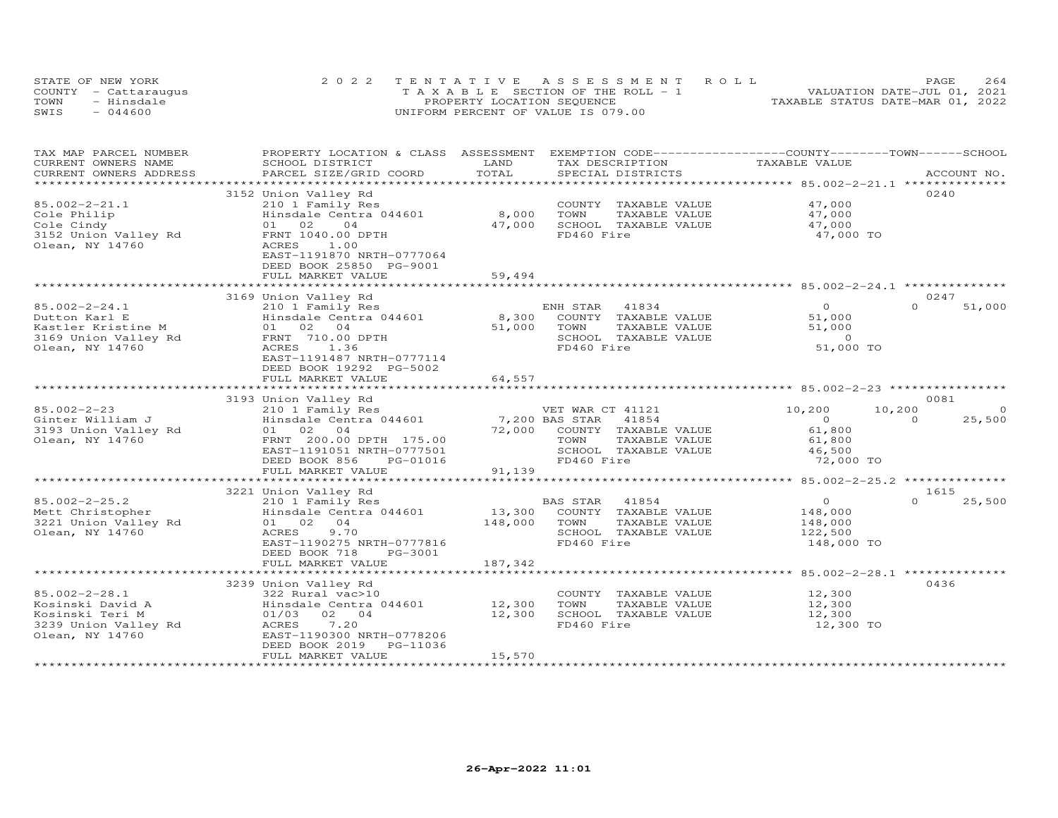STATE OF NEW YORK 2022 TENTATIVE ASSESSMENT ROLL
COUNTY - Cattaraugus T A X A B L E SECTION OF THE ROLL - 1 VALUATION DATE-JUL 01, 2021
TOWN - Hinsdale PROPERTY LOCATION SEQUENCE TAXABLE STATUS DATE-MAR 01, 2022
SWIS - 044600 UNIFORM PERCENT OF VALUE IS 079.00

| TAX MAP PARCEL NUMBER / CURRENT OWNERS NAME / CURRENT OWNERS ADDRESS | PROPERTY LOCATION & CLASS / SCHOOL DISTRICT / PARCEL SIZE/GRID COORD | ASSESSMENT LAND | TOTAL | EXEMPTION CODE / TAX DESCRIPTION / SPECIAL DISTRICTS | COUNTY TAXABLE VALUE | TOWN | SCHOOL / ACCOUNT NO. |
|---|---|---|---|---|---|---|---|
| 85.002-2-21.1 | 3152 Union Valley Rd | | | | | | 0240 |
| Cole Philip | 210 1 Family Res | | | COUNTY TAXABLE VALUE | 47,000 | | |
| Cole Cindy | Hinsdale Centra 044601 | 8,000 | | TOWN TAXABLE VALUE | 47,000 | | |
| 3152 Union Valley Rd | 01 02 04 | | 47,000 | SCHOOL TAXABLE VALUE | 47,000 | | |
| Olean, NY 14760 | FRNT 1040.00 DPTH | | | FD460 Fire | 47,000 TO | | |
| | ACRES 1.00 | | | | | | |
| | EAST-1191870 NRTH-0777064 | | | | | | |
| | DEED BOOK 25850 PG-9001 | | | | | | |
| | FULL MARKET VALUE | | 59,494 | | | | |
| 85.002-2-24.1 | 3169 Union Valley Rd | | | | | | 0247 |
| Dutton Karl E | 210 1 Family Res | | | ENH STAR 41834 | 0 | 0 | 51,000 |
| Kastler Kristine M | Hinsdale Centra 044601 | 8,300 | | COUNTY TAXABLE VALUE | 51,000 | | |
| 3169 Union Valley Rd | 01 02 04 | | 51,000 | TOWN TAXABLE VALUE | 51,000 | | |
| Olean, NY 14760 | FRNT 710.00 DPTH | | | SCHOOL TAXABLE VALUE | 0 | | |
| | ACRES 1.36 | | | FD460 Fire | 51,000 TO | | |
| | EAST-1191487 NRTH-0777114 | | | | | | |
| | DEED BOOK 19292 PG-5002 | | | | | | |
| | FULL MARKET VALUE | | 64,557 | | | | |
| 85.002-2-23 | 3193 Union Valley Rd | | | | | | 0081 |
| Ginter William J | 210 1 Family Res | | | VET WAR CT 41121 | 10,200 | 10,200 | 0 |
| 3193 Union Valley Rd | Hinsdale Centra 044601 | 7,200 | | BAS STAR 41854 | 0 | 0 | 25,500 |
| Olean, NY 14760 | 01 02 04 | | 72,000 | COUNTY TAXABLE VALUE | 61,800 | | |
| | FRNT 200.00 DPTH 175.00 | | | TOWN TAXABLE VALUE | 61,800 | | |
| | EAST-1191051 NRTH-0777501 | | | SCHOOL TAXABLE VALUE | 46,500 | | |
| | DEED BOOK 856 PG-01016 | | | FD460 Fire | 72,000 TO | | |
| | FULL MARKET VALUE | | 91,139 | | | | |
| 85.002-2-25.2 | 3221 Union Valley Rd | | | | | | 1615 |
| Mett Christopher | 210 1 Family Res | | | BAS STAR 41854 | 0 | 0 | 25,500 |
| 3221 Union Valley Rd | Hinsdale Centra 044601 | 13,300 | | COUNTY TAXABLE VALUE | 148,000 | | |
| Olean, NY 14760 | 01 02 04 | | 148,000 | TOWN TAXABLE VALUE | 148,000 | | |
| | ACRES 9.70 | | | SCHOOL TAXABLE VALUE | 122,500 | | |
| | EAST-1190275 NRTH-0777816 | | | FD460 Fire | 148,000 TO | | |
| | DEED BOOK 718 PG-3001 | | | | | | |
| | FULL MARKET VALUE | | 187,342 | | | | |
| 85.002-2-28.1 | 3239 Union Valley Rd | | | | | | 0436 |
| Kosinski David A | 322 Rural vac>10 | | | COUNTY TAXABLE VALUE | 12,300 | | |
| Kosinski Teri M | Hinsdale Centra 044601 | 12,300 | | TOWN TAXABLE VALUE | 12,300 | | |
| 3239 Union Valley Rd | 01/03 02 04 | | 12,300 | SCHOOL TAXABLE VALUE | 12,300 | | |
| Olean, NY 14760 | ACRES 7.20 | | | FD460 Fire | 12,300 TO | | |
| | EAST-1190300 NRTH-0778206 | | | | | | |
| | DEED BOOK 2019 PG-11036 | | | | | | |
| | FULL MARKET VALUE | | 15,570 | | | | |

26-Apr-2022 11:01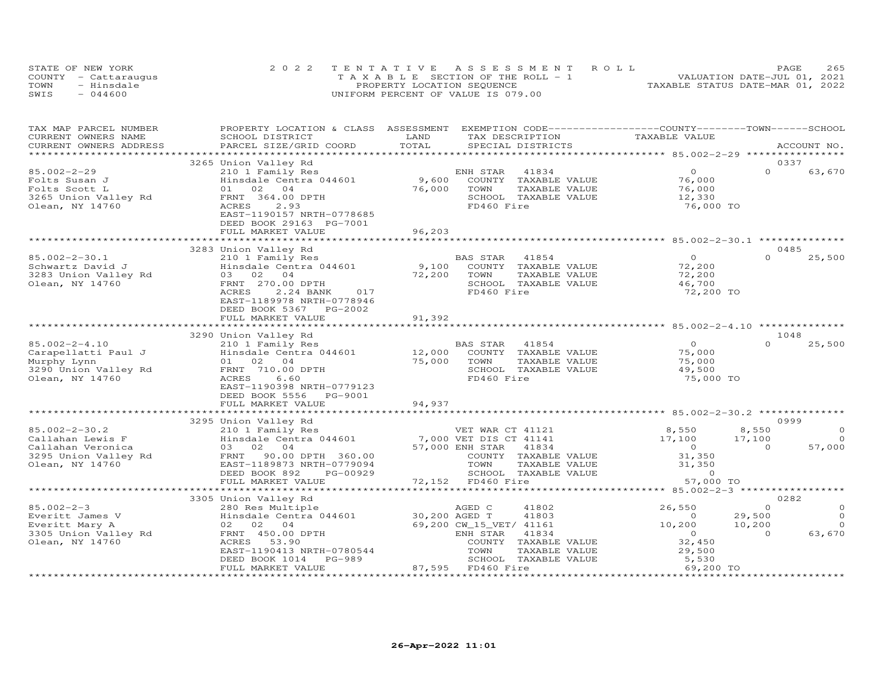STATE OF NEW YORK
COUNTY - Cattaraugus
TOWN - Hinsdale
SWIS - 044600

2022 TENTATIVE ASSESSMENT ROLL
TAXABLE SECTION OF THE ROLL - 1
PROPERTY LOCATION SEQUENCE
UNIFORM PERCENT OF VALUE IS 079.00

VALUATION DATE-JUL 01, 2021
TAXABLE STATUS DATE-MAR 01, 2022

| TAX MAP PARCEL NUMBER / CURRENT OWNERS NAME / CURRENT OWNERS ADDRESS | PROPERTY LOCATION & CLASS / SCHOOL DISTRICT / PARCEL SIZE/GRID COORD | LAND | ASSESSMENT TOTAL | EXEMPTION CODE / TAX DESCRIPTION / SPECIAL DISTRICTS | COUNTY TAXABLE VALUE | TOWN | SCHOOL | ACCOUNT NO. |
|---|---|---|---|---|---|---|---|---|
| | 3265 Union Valley Rd | | | | | | | 0337 |
| 85.002-2-29 | 210 1 Family Res | | | ENH STAR 41834 | 0 | 0 | 63,670 | |
| Folts Susan J | Hinsdale Centra 044601 | 9,600 | | COUNTY TAXABLE VALUE | 76,000 | | | |
| Folts Scott L | 01 02 04 | | 76,000 | TOWN TAXABLE VALUE | 76,000 | | | |
| 3265 Union Valley Rd | FRNT 364.00 DPTH | | | SCHOOL TAXABLE VALUE | 12,330 | | | |
| Olean, NY 14760 | ACRES 2.93 | | | FD460 Fire | 76,000 TO | | | |
| | EAST-1190157 NRTH-0778685 | | | | | | | |
| | DEED BOOK 29163 PG-7001 | | | | | | | |
| | FULL MARKET VALUE | | 96,203 | | | | | |
| | 3283 Union Valley Rd | | | | | | | 0485 |
| 85.002-2-30.1 | 210 1 Family Res | | | BAS STAR 41854 | 0 | 0 | 25,500 | |
| Schwartz David J | Hinsdale Centra 044601 | 9,100 | | COUNTY TAXABLE VALUE | 72,200 | | | |
| 3283 Union Valley Rd | 03 02 04 | | 72,200 | TOWN TAXABLE VALUE | 72,200 | | | |
| Olean, NY 14760 | FRNT 270.00 DPTH | | | SCHOOL TAXABLE VALUE | 46,700 | | | |
| | ACRES 2.24 BANK 017 | | | FD460 Fire | 72,200 TO | | | |
| | EAST-1189978 NRTH-0778946 | | | | | | | |
| | DEED BOOK 5367 PG-2002 | | | | | | | |
| | FULL MARKET VALUE | | 91,392 | | | | | |
| | 3290 Union Valley Rd | | | | | | | 1048 |
| 85.002-2-4.10 | 210 1 Family Res | | | BAS STAR 41854 | 0 | 0 | 25,500 | |
| Carapellatti Paul J | Hinsdale Centra 044601 | 12,000 | | COUNTY TAXABLE VALUE | 75,000 | | | |
| Murphy Lynn | 01 02 04 | | 75,000 | TOWN TAXABLE VALUE | 75,000 | | | |
| 3290 Union Valley Rd | FRNT 710.00 DPTH | | | SCHOOL TAXABLE VALUE | 49,500 | | | |
| Olean, NY 14760 | ACRES 6.60 | | | FD460 Fire | 75,000 TO | | | |
| | EAST-1190398 NRTH-0779123 | | | | | | | |
| | DEED BOOK 5556 PG-9001 | | | | | | | |
| | FULL MARKET VALUE | | 94,937 | | | | | |
| | 3295 Union Valley Rd | | | | | | | 0999 |
| 85.002-2-30.2 | 210 1 Family Res | | | VET WAR CT 41121 | 8,550 | 8,550 | 0 | |
| Callahan Lewis F | Hinsdale Centra 044601 | 7,000 | | VET DIS CT 41141 | 17,100 | 17,100 | 0 | |
| Callahan Veronica | 03 02 04 | | 57,000 | ENH STAR 41834 | 0 | 0 | 57,000 | |
| 3295 Union Valley Rd | FRNT 90.00 DPTH 360.00 | | | COUNTY TAXABLE VALUE | 31,350 | | | |
| Olean, NY 14760 | EAST-1189873 NRTH-0779094 | | | TOWN TAXABLE VALUE | 31,350 | | | |
| | DEED BOOK 892 PG-00929 | | | SCHOOL TAXABLE VALUE | 0 | | | |
| | FULL MARKET VALUE | | 72,152 | FD460 Fire | 57,000 TO | | | |
| | 3305 Union Valley Rd | | | | | | | 0282 |
| 85.002-2-3 | 280 Res Multiple | | | AGED C 41802 | 26,550 | 0 | 0 | |
| Everitt James V | Hinsdale Centra 044601 | 30,200 | | AGED T 41803 | 0 | 29,500 | 0 | |
| Everitt Mary A | 02 02 04 | | 69,200 | CW_15_VET/ 41161 | 10,200 | 10,200 | 0 | |
| 3305 Union Valley Rd | FRNT 450.00 DPTH | | | ENH STAR 41834 | 0 | 0 | 63,670 | |
| Olean, NY 14760 | ACRES 53.90 | | | COUNTY TAXABLE VALUE | 32,450 | | | |
| | EAST-1190413 NRTH-0780544 | | | TOWN TAXABLE VALUE | 29,500 | | | |
| | DEED BOOK 1014 PG-989 | | | SCHOOL TAXABLE VALUE | 5,530 | | | |
| | FULL MARKET VALUE | | 87,595 | FD460 Fire | 69,200 TO | | | |

26-Apr-2022 11:01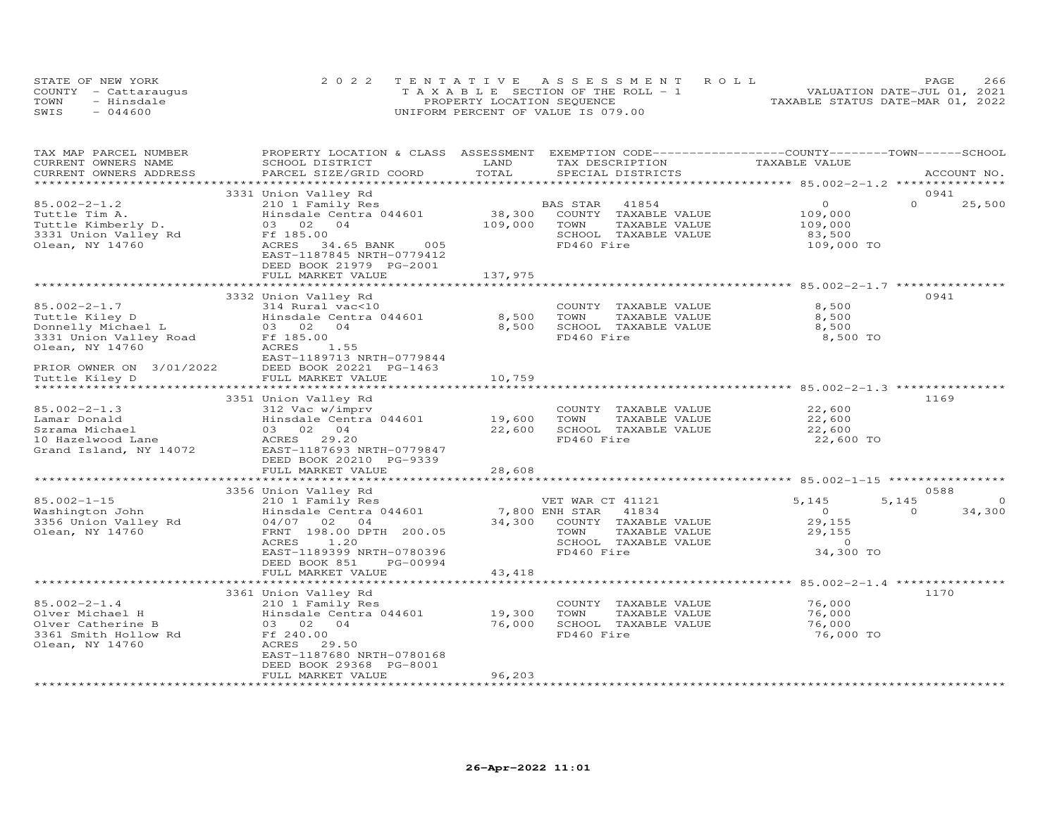STATE OF NEW YORK
COUNTY - Cattaraugus
TOWN - Hinsdale
SWIS - 044600

2022 TENTATIVE ASSESSMENT ROLL
TAXABLE SECTION OF THE ROLL - 1
PROPERTY LOCATION SEQUENCE
UNIFORM PERCENT OF VALUE IS 079.00

VALUATION DATE-JUL 01, 2021
TAXABLE STATUS DATE-MAR 01, 2022

| TAX MAP PARCEL NUMBER / CURRENT OWNERS NAME / CURRENT OWNERS ADDRESS | PROPERTY LOCATION & CLASS / SCHOOL DISTRICT / PARCEL SIZE/GRID COORD | ASSESSMENT LAND | TOTAL | EXEMPTION CODE / TAX DESCRIPTION / SPECIAL DISTRICTS | COUNTY TAXABLE VALUE | TOWN | SCHOOL | ACCOUNT NO. |
|---|---|---|---|---|---|---|---|---|
| 85.002-2-1.2 | 3331 Union Valley Rd | | | | | | | 0941 |
| | 210 1 Family Res | | | BAS STAR 41854 | 0 | 0 | 25,500 | |
| Tuttle Tim A. | Hinsdale Centra 044601 | 38,300 | | COUNTY TAXABLE VALUE | 109,000 | | | |
| Tuttle Kimberly D. | 03 02 04 | | 109,000 | TOWN TAXABLE VALUE | 109,000 | | | |
| 3331 Union Valley Rd | Ff 185.00 | | | SCHOOL TAXABLE VALUE | 83,500 | | | |
| Olean, NY 14760 | ACRES 34.65 BANK 005 | | | FD460 Fire | 109,000 TO | | | |
| | EAST-1187845 NRTH-0779412 | | | | | | | |
| | DEED BOOK 21979 PG-2001 | | | | | | | |
| | FULL MARKET VALUE | | 137,975 | | | | | |
| 85.002-2-1.7 | 3332 Union Valley Rd | | | | | | | 0941 |
| | 314 Rural vac<10 | | | COUNTY TAXABLE VALUE | 8,500 | | | |
| Tuttle Kiley D | Hinsdale Centra 044601 | 8,500 | | TOWN TAXABLE VALUE | 8,500 | | | |
| Donnelly Michael L | 03 02 04 | | 8,500 | SCHOOL TAXABLE VALUE | 8,500 | | | |
| 3331 Union Valley Road | Ff 185.00 | | | FD460 Fire | 8,500 TO | | | |
| Olean, NY 14760 | ACRES 1.55 | | | | | | | |
| | EAST-1189713 NRTH-0779844 | | | | | | | |
| PRIOR OWNER ON 3/01/2022 | DEED BOOK 20221 PG-1463 | | | | | | | |
| Tuttle Kiley D | FULL MARKET VALUE | | 10,759 | | | | | |
| 85.002-2-1.3 | 3351 Union Valley Rd | | | | | | | 1169 |
| | 312 Vac w/imprv | | | COUNTY TAXABLE VALUE | 22,600 | | | |
| Lamar Donald | Hinsdale Centra 044601 | 19,600 | | TOWN TAXABLE VALUE | 22,600 | | | |
| Szrama Michael | 03 02 04 | | 22,600 | SCHOOL TAXABLE VALUE | 22,600 | | | |
| 10 Hazelwood Lane | ACRES 29.20 | | | FD460 Fire | 22,600 TO | | | |
| Grand Island, NY 14072 | EAST-1187693 NRTH-0779847 | | | | | | | |
| | DEED BOOK 20210 PG-9339 | | | | | | | |
| | FULL MARKET VALUE | | 28,608 | | | | | |
| 85.002-1-15 | 3356 Union Valley Rd | | | | | | | 0588 |
| | 210 1 Family Res | | | VET WAR CT 41121 | 5,145 | 5,145 | 0 | |
| Washington John | Hinsdale Centra 044601 | 7,800 | | ENH STAR 41834 | 0 | 0 | 34,300 | |
| 3356 Union Valley Rd | 04/07 02 04 | | 34,300 | COUNTY TAXABLE VALUE | 29,155 | | | |
| Olean, NY 14760 | FRNT 198.00 DPTH 200.05 | | | TOWN TAXABLE VALUE | 29,155 | | | |
| | ACRES 1.20 | | | SCHOOL TAXABLE VALUE | 0 | | | |
| | EAST-1189399 NRTH-0780396 | | | FD460 Fire | 34,300 TO | | | |
| | DEED BOOK 851 PG-00994 | | | | | | | |
| | FULL MARKET VALUE | | 43,418 | | | | | |
| 85.002-2-1.4 | 3361 Union Valley Rd | | | | | | | 1170 |
| | 210 1 Family Res | | | COUNTY TAXABLE VALUE | 76,000 | | | |
| Olver Michael H | Hinsdale Centra 044601 | 19,300 | | TOWN TAXABLE VALUE | 76,000 | | | |
| Olver Catherine B | 03 02 04 | | 76,000 | SCHOOL TAXABLE VALUE | 76,000 | | | |
| 3361 Smith Hollow Rd | Ff 240.00 | | | FD460 Fire | 76,000 TO | | | |
| Olean, NY 14760 | ACRES 29.50 | | | | | | | |
| | EAST-1187680 NRTH-0780168 | | | | | | | |
| | DEED BOOK 29368 PG-8001 | | | | | | | |
| | FULL MARKET VALUE | | 96,203 | | | | | |

26-Apr-2022 11:01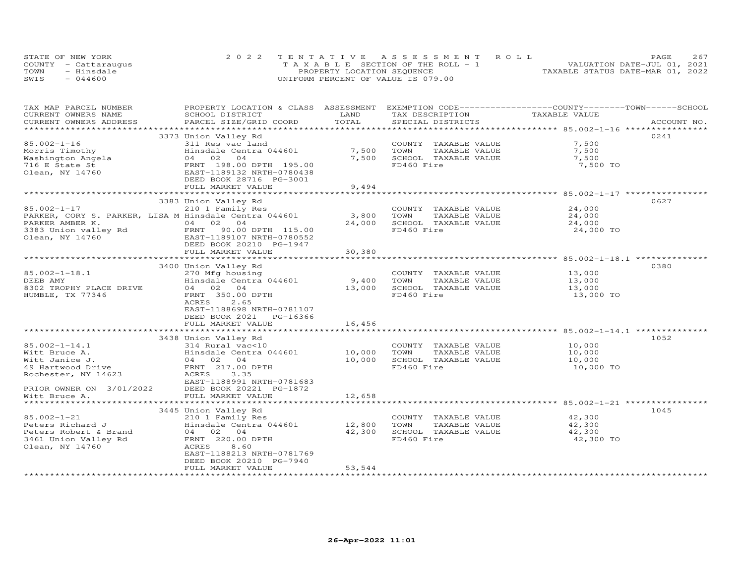STATE OF NEW YORK — 2022 TENTATIVE ASSESSMENT ROLL
COUNTY - Cattaraugus — TAXABLE SECTION OF THE ROLL - 1 — VALUATION DATE-JUL 01, 2021
TOWN - Hinsdale — PROPERTY LOCATION SEQUENCE — TAXABLE STATUS DATE-MAR 01, 2022
SWIS - 044600 — UNIFORM PERCENT OF VALUE IS 079.00

| TAX MAP PARCEL NUMBER / CURRENT OWNERS NAME / CURRENT OWNERS ADDRESS | PROPERTY LOCATION & CLASS / SCHOOL DISTRICT / PARCEL SIZE/GRID COORD | ASSESSMENT LAND | TOTAL | EXEMPTION CODE / TAX DESCRIPTION / SPECIAL DISTRICTS | TAXABLE VALUE (COUNTY / TOWN / SCHOOL) | ACCOUNT NO. |
|---|---|---|---|---|---|---|
| 85.002-1-16 | 3373 Union Valley Rd | | | | | 0241 |
| Morris Timothy | 311 Res vac land | | | COUNTY TAXABLE VALUE | 7,500 | |
| Washington Angela | Hinsdale Centra 044601 | 7,500 | | TOWN TAXABLE VALUE | 7,500 | |
| 716 E State St | 04 02 04 | | 7,500 | SCHOOL TAXABLE VALUE | 7,500 | |
| Olean, NY 14760 | FRNT 198.00 DPTH 195.00 | | | FD460 Fire | 7,500 TO | |
| | EAST-1189132 NRTH-0780438 | | | | | |
| | DEED BOOK 28716 PG-3001 | | | | | |
| | FULL MARKET VALUE | | 9,494 | | | |
| 85.002-1-17 | 3383 Union Valley Rd | | | | | 0627 |
| PARKER, CORY S. PARKER, LISA M | 210 1 Family Res | | | COUNTY TAXABLE VALUE | 24,000 | |
| PARKER AMBER K. | Hinsdale Centra 044601 | 3,800 | | TOWN TAXABLE VALUE | 24,000 | |
| 3383 Union valley Rd | 04 02 04 | | 24,000 | SCHOOL TAXABLE VALUE | 24,000 | |
| Olean, NY 14760 | FRNT 90.00 DPTH 115.00 | | | FD460 Fire | 24,000 TO | |
| | EAST-1189107 NRTH-0780552 | | | | | |
| | DEED BOOK 20210 PG-1947 | | | | | |
| | FULL MARKET VALUE | | 30,380 | | | |
| 85.002-1-18.1 | 3400 Union Valley Rd | | | | | 0380 |
| DEEB AMY | 270 Mfg housing | | | COUNTY TAXABLE VALUE | 13,000 | |
| 8302 TROPHY PLACE DRIVE | Hinsdale Centra 044601 | 9,400 | | TOWN TAXABLE VALUE | 13,000 | |
| HUMBLE, TX 77346 | 04 02 04 | | 13,000 | SCHOOL TAXABLE VALUE | 13,000 | |
| | FRNT 350.00 DPTH | | | FD460 Fire | 13,000 TO | |
| | ACRES 2.65 | | | | | |
| | EAST-1188698 NRTH-0781107 | | | | | |
| | DEED BOOK 2021 PG-16366 | | | | | |
| | FULL MARKET VALUE | | 16,456 | | | |
| 85.002-1-14.1 | 3438 Union Valley Rd | | | | | 1052 |
| Witt Bruce A. | 314 Rural vac<10 | | | COUNTY TAXABLE VALUE | 10,000 | |
| Witt Janice J. | Hinsdale Centra 044601 | 10,000 | | TOWN TAXABLE VALUE | 10,000 | |
| 49 Hartwood Drive | 04 02 04 | | 10,000 | SCHOOL TAXABLE VALUE | 10,000 | |
| Rochester, NY 14623 | FRNT 217.00 DPTH | | | FD460 Fire | 10,000 TO | |
| | ACRES 3.35 | | | | | |
| | EAST-1188991 NRTH-0781683 | | | | | |
| PRIOR OWNER ON 3/01/2022 | DEED BOOK 20221 PG-1872 | | | | | |
| Witt Bruce A. | FULL MARKET VALUE | | 12,658 | | | |
| 85.002-1-21 | 3445 Union Valley Rd | | | | | 1045 |
| Peters Richard J | 210 1 Family Res | | | COUNTY TAXABLE VALUE | 42,300 | |
| Peters Robert & Brand | Hinsdale Centra 044601 | 12,800 | | TOWN TAXABLE VALUE | 42,300 | |
| 3461 Union Valley Rd | 04 02 04 | | 42,300 | SCHOOL TAXABLE VALUE | 42,300 | |
| Olean, NY 14760 | FRNT 220.00 DPTH | | | FD460 Fire | 42,300 TO | |
| | ACRES 8.60 | | | | | |
| | EAST-1188213 NRTH-0781769 | | | | | |
| | DEED BOOK 20210 PG-7940 | | | | | |
| | FULL MARKET VALUE | | 53,544 | | | |

26-Apr-2022 11:01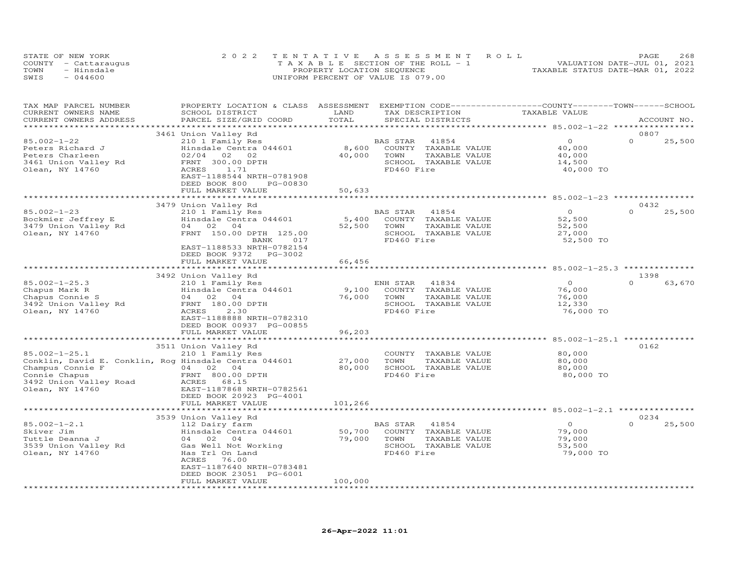STATE OF NEW YORK
COUNTY - Cattaraugus
TOWN - Hinsdale
SWIS - 044600

2022 TENTATIVE ASSESSMENT ROLL
TAXABLE SECTION OF THE ROLL - 1
PROPERTY LOCATION SEQUENCE
UNIFORM PERCENT OF VALUE IS 079.00

VALUATION DATE-JUL 01, 2021
TAXABLE STATUS DATE-MAR 01, 2022

| TAX MAP PARCEL NUMBER / CURRENT OWNERS NAME / CURRENT OWNERS ADDRESS | PROPERTY LOCATION & CLASS / SCHOOL DISTRICT / PARCEL SIZE/GRID COORD | ASSESSMENT LAND | TOTAL | EXEMPTION CODE / TAX DESCRIPTION / SPECIAL DISTRICTS | COUNTY / TOWN / SCHOOL TAXABLE VALUE | ACCOUNT NO. |
|---|---|---|---|---|---|---|
| **85.002-1-22** | 3461 Union Valley Rd | | | | | 0807 |
| 85.002-1-22 | 210 1 Family Res | | | BAS STAR 41854 | 0 | 0 25,500 |
| Peters Richard J | Hinsdale Centra 044601 | 8,600 | | COUNTY TAXABLE VALUE | 40,000 | |
| Peters Charleen | 02/04 02 02 | | 40,000 | TOWN TAXABLE VALUE | 40,000 | |
| 3461 Union Valley Rd | FRNT 300.00 DPTH | | | SCHOOL TAXABLE VALUE | 14,500 | |
| Olean, NY 14760 | ACRES 1.71 | | | FD460 Fire | 40,000 TO | |
| | EAST-1188544 NRTH-0781908 | | | | | |
| | DEED BOOK 800 PG-00830 | | | | | |
| | FULL MARKET VALUE | | 50,633 | | | |
| **85.002-1-23** | 3479 Union Valley Rd | | | | | 0432 |
| 85.002-1-23 | 210 1 Family Res | | | BAS STAR 41854 | 0 | 0 25,500 |
| Bockmier Jeffrey E | Hinsdale Centra 044601 | 5,400 | | COUNTY TAXABLE VALUE | 52,500 | |
| 3479 Union Valley Rd | 04 02 04 | | 52,500 | TOWN TAXABLE VALUE | 52,500 | |
| Olean, NY 14760 | FRNT 150.00 DPTH 125.00 | | | SCHOOL TAXABLE VALUE | 27,000 | |
| | BANK 017 | | | FD460 Fire | 52,500 TO | |
| | EAST-1188533 NRTH-0782154 | | | | | |
| | DEED BOOK 9372 PG-3002 | | | | | |
| | FULL MARKET VALUE | | 66,456 | | | |
| **85.002-1-25.3** | 3492 Union Valley Rd | | | | | 1398 |
| 85.002-1-25.3 | 210 1 Family Res | | | ENH STAR 41834 | 0 | 0 63,670 |
| Chapus Mark R | Hinsdale Centra 044601 | 9,100 | | COUNTY TAXABLE VALUE | 76,000 | |
| Chapus Connie S | 04 02 04 | | 76,000 | TOWN TAXABLE VALUE | 76,000 | |
| 3492 Union Valley Rd | FRNT 180.00 DPTH | | | SCHOOL TAXABLE VALUE | 12,330 | |
| Olean, NY 14760 | ACRES 2.30 | | | FD460 Fire | 76,000 TO | |
| | EAST-1188888 NRTH-0782310 | | | | | |
| | DEED BOOK 00937 PG-00855 | | | | | |
| | FULL MARKET VALUE | | 96,203 | | | |
| **85.002-1-25.1** | 3511 Union Valley Rd | | | | | 0162 |
| 85.002-1-25.1 | 210 1 Family Res | | | COUNTY TAXABLE VALUE | 80,000 | |
| Conklin, David E. Conklin, Rog | Hinsdale Centra 044601 | 27,000 | | TOWN TAXABLE VALUE | 80,000 | |
| Champus Connie F | 04 02 04 | | 80,000 | SCHOOL TAXABLE VALUE | 80,000 | |
| Connie Chapus | FRNT 800.00 DPTH | | | FD460 Fire | 80,000 TO | |
| 3492 Union Valley Road | ACRES 68.15 | | | | | |
| Olean, NY 14760 | EAST-1187868 NRTH-0782561 | | | | | |
| | DEED BOOK 20923 PG-4001 | | | | | |
| | FULL MARKET VALUE | | 101,266 | | | |
| **85.002-1-2.1** | 3539 Union Valley Rd | | | | | 0234 |
| 85.002-1-2.1 | 112 Dairy farm | | | BAS STAR 41854 | 0 | 0 25,500 |
| Skiver Jim | Hinsdale Centra 044601 | 50,700 | | COUNTY TAXABLE VALUE | 79,000 | |
| Tuttle Deanna J | 04 02 04 | | 79,000 | TOWN TAXABLE VALUE | 79,000 | |
| 3539 Union Valley Rd | Gas Well Not Working | | | SCHOOL TAXABLE VALUE | 53,500 | |
| Olean, NY 14760 | Has Trl On Land | | | FD460 Fire | 79,000 TO | |
| | ACRES 76.00 | | | | | |
| | EAST-1187640 NRTH-0783481 | | | | | |
| | DEED BOOK 23051 PG-6001 | | | | | |
| | FULL MARKET VALUE | | 100,000 | | | |

26-Apr-2022 11:01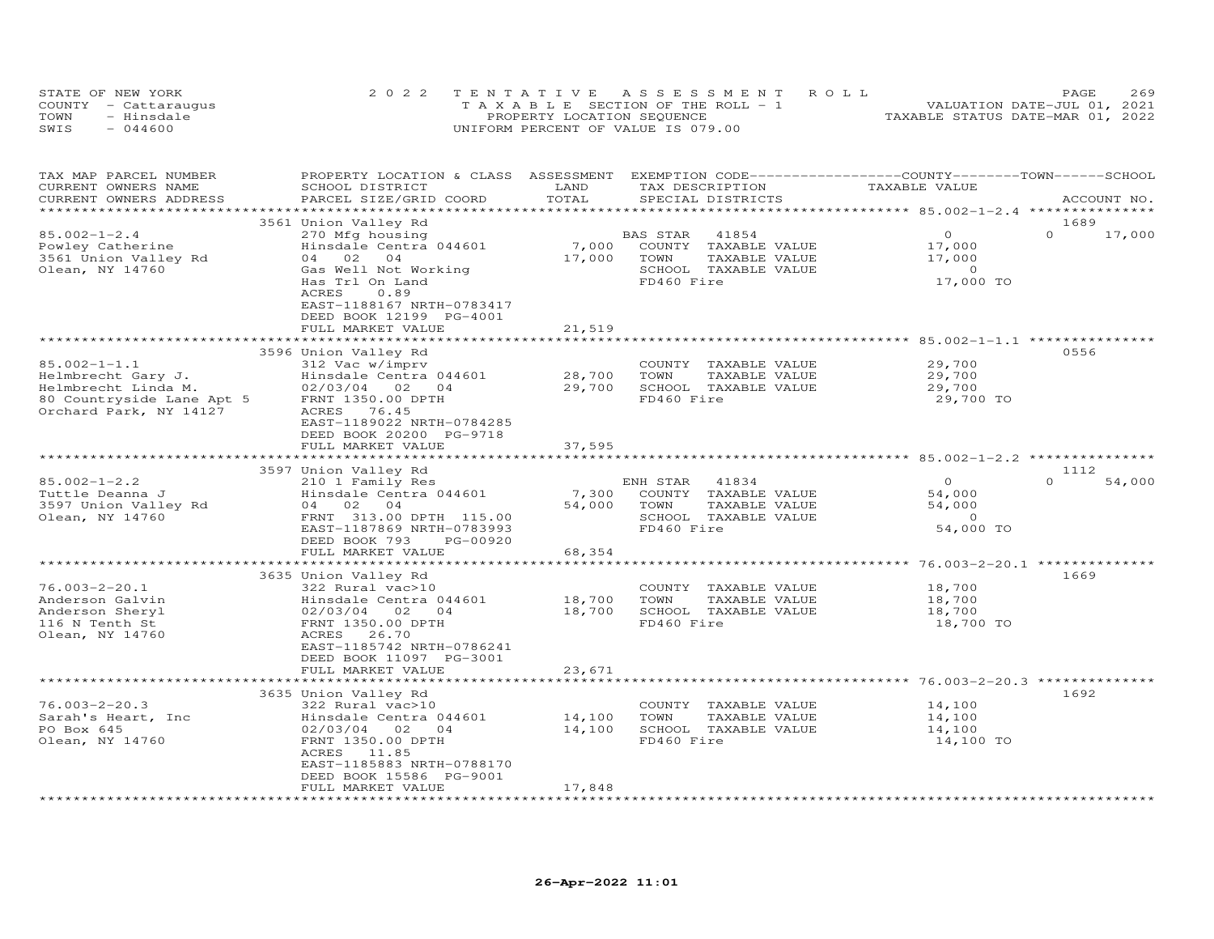STATE OF NEW YORK
COUNTY - Cattaraugus
TOWN - Hinsdale
SWIS - 044600

2022 TENTATIVE ASSESSMENT ROLL
TAXABLE SECTION OF THE ROLL - 1
PROPERTY LOCATION SEQUENCE
UNIFORM PERCENT OF VALUE IS 079.00

VALUATION DATE-JUL 01, 2021
TAXABLE STATUS DATE-MAR 01, 2022

| TAX MAP PARCEL NUMBER / CURRENT OWNERS NAME / CURRENT OWNERS ADDRESS | PROPERTY LOCATION & CLASS / SCHOOL DISTRICT / PARCEL SIZE/GRID COORD | ASSESSMENT LAND | TOTAL | EXEMPTION CODE / TAX DESCRIPTION / SPECIAL DISTRICTS | COUNTY / TOWN / SCHOOL TAXABLE VALUE | ACCOUNT NO. |
|---|---|---|---|---|---|---|
| | 3561 Union Valley Rd | | | | | 1689 |
| 85.002-1-2.4 | 270 Mfg housing | | | BAS STAR 41854 | 0 | 0 17,000 |
| Powley Catherine | Hinsdale Centra 044601 | 7,000 | | COUNTY TAXABLE VALUE | 17,000 | |
| 3561 Union Valley Rd | 04 02 04 | | 17,000 | TOWN TAXABLE VALUE | 17,000 | |
| Olean, NY 14760 | Gas Well Not Working | | | SCHOOL TAXABLE VALUE | 0 | |
| | Has Trl On Land | | | FD460 Fire | 17,000 TO | |
| | ACRES 0.89 | | | | | |
| | EAST-1188167 NRTH-0783417 | | | | | |
| | DEED BOOK 12199 PG-4001 | | | | | |
| | FULL MARKET VALUE | | 21,519 | | | |
| | 3596 Union Valley Rd | | | | | 0556 |
| 85.002-1-1.1 | 312 Vac w/imprv | | | COUNTY TAXABLE VALUE | 29,700 | |
| Helmbrecht Gary J. | Hinsdale Centra 044601 | 28,700 | | TOWN TAXABLE VALUE | 29,700 | |
| Helmbrecht Linda M. | 02/03/04 02 04 | | 29,700 | SCHOOL TAXABLE VALUE | 29,700 | |
| 80 Countryside Lane Apt 5 | FRNT 1350.00 DPTH | | | FD460 Fire | 29,700 TO | |
| Orchard Park, NY 14127 | ACRES 76.45 | | | | | |
| | EAST-1189022 NRTH-0784285 | | | | | |
| | DEED BOOK 20200 PG-9718 | | | | | |
| | FULL MARKET VALUE | | 37,595 | | | |
| | 3597 Union Valley Rd | | | | | 1112 |
| 85.002-1-2.2 | 210 1 Family Res | | | ENH STAR 41834 | 0 | 0 54,000 |
| Tuttle Deanna J | Hinsdale Centra 044601 | 7,300 | | COUNTY TAXABLE VALUE | 54,000 | |
| 3597 Union Valley Rd | 04 02 04 | | 54,000 | TOWN TAXABLE VALUE | 54,000 | |
| Olean, NY 14760 | FRNT 313.00 DPTH 115.00 | | | SCHOOL TAXABLE VALUE | 0 | |
| | EAST-1187869 NRTH-0783993 | | | FD460 Fire | 54,000 TO | |
| | DEED BOOK 793 PG-00920 | | | | | |
| | FULL MARKET VALUE | | 68,354 | | | |
| | 3635 Union Valley Rd | | | | | 1669 |
| 76.003-2-20.1 | 322 Rural vac>10 | | | COUNTY TAXABLE VALUE | 18,700 | |
| Anderson Galvin | Hinsdale Centra 044601 | 18,700 | | TOWN TAXABLE VALUE | 18,700 | |
| Anderson Sheryl | 02/03/04 02 04 | | 18,700 | SCHOOL TAXABLE VALUE | 18,700 | |
| 116 N Tenth St | FRNT 1350.00 DPTH | | | FD460 Fire | 18,700 TO | |
| Olean, NY 14760 | ACRES 26.70 | | | | | |
| | EAST-1185742 NRTH-0786241 | | | | | |
| | DEED BOOK 11097 PG-3001 | | | | | |
| | FULL MARKET VALUE | | 23,671 | | | |
| | 3635 Union Valley Rd | | | | | 1692 |
| 76.003-2-20.3 | 322 Rural vac>10 | | | COUNTY TAXABLE VALUE | 14,100 | |
| Sarah's Heart, Inc | Hinsdale Centra 044601 | 14,100 | | TOWN TAXABLE VALUE | 14,100 | |
| PO Box 645 | 02/03/04 02 04 | | 14,100 | SCHOOL TAXABLE VALUE | 14,100 | |
| Olean, NY 14760 | FRNT 1350.00 DPTH | | | FD460 Fire | 14,100 TO | |
| | ACRES 11.85 | | | | | |
| | EAST-1185883 NRTH-0788170 | | | | | |
| | DEED BOOK 15586 PG-9001 | | | | | |
| | FULL MARKET VALUE | | 17,848 | | | |

26-Apr-2022 11:01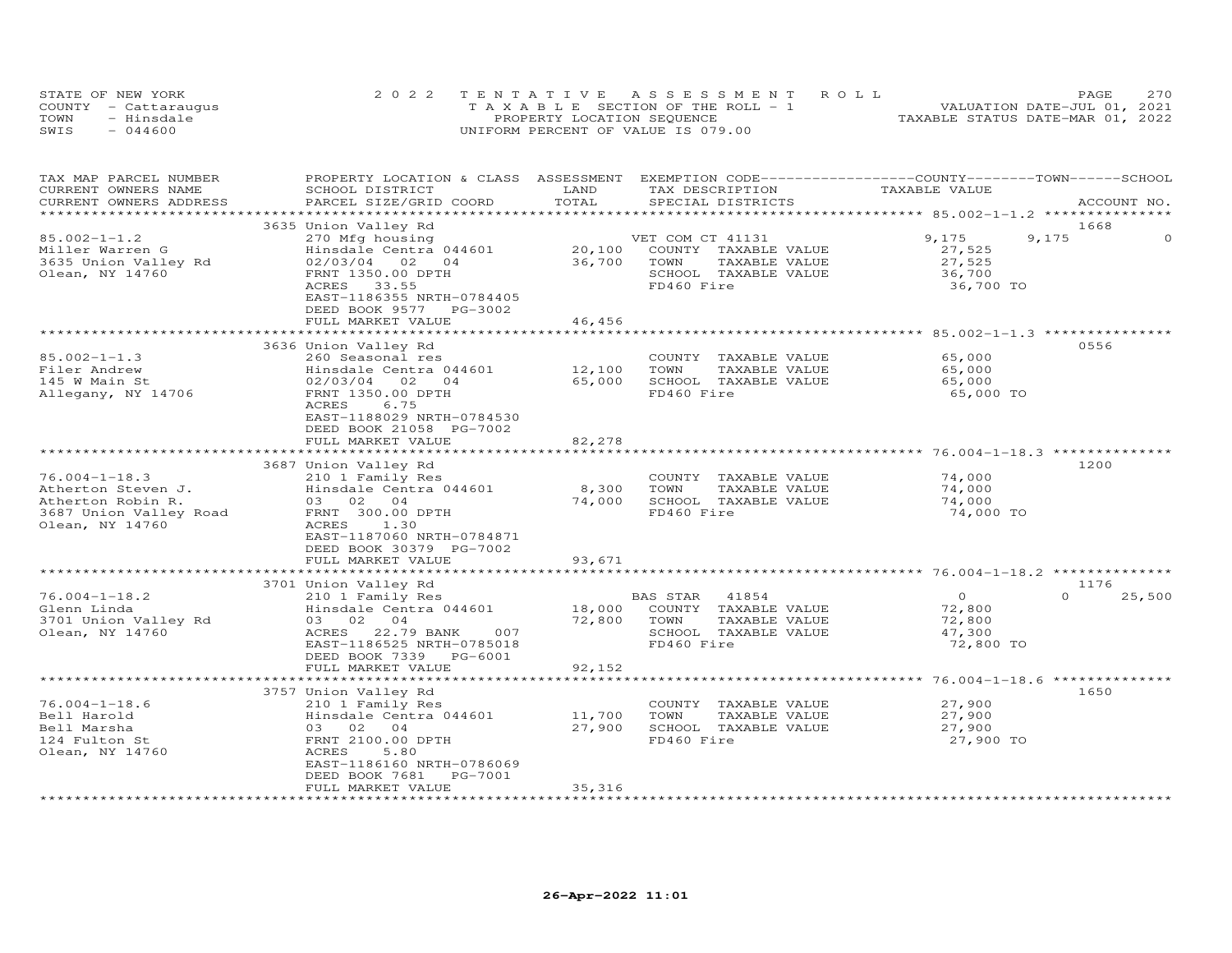STATE OF NEW YORK — 2022 TENTATIVE ASSESSMENT ROLL
COUNTY - Cattaraugus — TAXABLE SECTION OF THE ROLL - 1 — VALUATION DATE-JUL 01, 2021
TOWN - Hinsdale — PROPERTY LOCATION SEQUENCE — TAXABLE STATUS DATE-MAR 01, 2022
SWIS - 044600 — UNIFORM PERCENT OF VALUE IS 079.00

| TAX MAP PARCEL NUMBER / CURRENT OWNERS NAME / CURRENT OWNERS ADDRESS | PROPERTY LOCATION & CLASS / SCHOOL DISTRICT / PARCEL SIZE/GRID COORD | ASSESSMENT LAND / TOTAL | EXEMPTION CODE / TAX DESCRIPTION / SPECIAL DISTRICTS | COUNTY TAXABLE VALUE | TOWN | SCHOOL | ACCOUNT NO. |
|---|---|---|---|---|---|---|---|
| 85.002-1-1.2 | 3635 Union Valley Rd | | | | | | 1668 |
| Miller Warren G | 270 Mfg housing | | VET COM CT 41131 | 9,175 | 9,175 | 0 | |
| 3635 Union Valley Rd | Hinsdale Centra 044601 | 20,100 | COUNTY TAXABLE VALUE | 27,525 | | | |
| Olean, NY 14760 | 02/03/04 02 04 | 36,700 | TOWN TAXABLE VALUE | 27,525 | | | |
| | FRNT 1350.00 DPTH | | SCHOOL TAXABLE VALUE | 36,700 | | | |
| | ACRES 33.55 | | FD460 Fire | 36,700 TO | | | |
| | EAST-1186355 NRTH-0784405 | | | | | | |
| | DEED BOOK 9577 PG-3002 | | | | | | |
| | FULL MARKET VALUE | 46,456 | | | | | |
| 85.002-1-1.3 | 3636 Union Valley Rd | | | | | | 0556 |
| Filer Andrew | 260 Seasonal res | | COUNTY TAXABLE VALUE | 65,000 | | | |
| 145 W Main St | Hinsdale Centra 044601 | 12,100 | TOWN TAXABLE VALUE | 65,000 | | | |
| Allegany, NY 14706 | 02/03/04 02 04 | 65,000 | SCHOOL TAXABLE VALUE | 65,000 | | | |
| | FRNT 1350.00 DPTH | | FD460 Fire | 65,000 TO | | | |
| | ACRES 6.75 | | | | | | |
| | EAST-1188029 NRTH-0784530 | | | | | | |
| | DEED BOOK 21058 PG-7002 | | | | | | |
| | FULL MARKET VALUE | 82,278 | | | | | |
| 76.004-1-18.3 | 3687 Union Valley Rd | | | | | | 1200 |
| Atherton Steven J. | 210 1 Family Res | | COUNTY TAXABLE VALUE | 74,000 | | | |
| Atherton Robin R. | Hinsdale Centra 044601 | 8,300 | TOWN TAXABLE VALUE | 74,000 | | | |
| 3687 Union Valley Road | 03 02 04 | 74,000 | SCHOOL TAXABLE VALUE | 74,000 | | | |
| Olean, NY 14760 | FRNT 300.00 DPTH | | FD460 Fire | 74,000 TO | | | |
| | ACRES 1.30 | | | | | | |
| | EAST-1187060 NRTH-0784871 | | | | | | |
| | DEED BOOK 30379 PG-7002 | | | | | | |
| | FULL MARKET VALUE | 93,671 | | | | | |
| 76.004-1-18.2 | 3701 Union Valley Rd | | | | | | 1176 |
| Glenn Linda | 210 1 Family Res | | BAS STAR 41854 | 0 | 0 | 25,500 | |
| 3701 Union Valley Rd | Hinsdale Centra 044601 | 18,000 | COUNTY TAXABLE VALUE | 72,800 | | | |
| Olean, NY 14760 | 03 02 04 | 72,800 | TOWN TAXABLE VALUE | 72,800 | | | |
| | ACRES 22.79 BANK 007 | | SCHOOL TAXABLE VALUE | 47,300 | | | |
| | EAST-1186525 NRTH-0785018 | | FD460 Fire | 72,800 TO | | | |
| | DEED BOOK 7339 PG-6001 | | | | | | |
| | FULL MARKET VALUE | 92,152 | | | | | |
| 76.004-1-18.6 | 3757 Union Valley Rd | | | | | | 1650 |
| Bell Harold | 210 1 Family Res | | COUNTY TAXABLE VALUE | 27,900 | | | |
| Bell Marsha | Hinsdale Centra 044601 | 11,700 | TOWN TAXABLE VALUE | 27,900 | | | |
| 124 Fulton St | 03 02 04 | 27,900 | SCHOOL TAXABLE VALUE | 27,900 | | | |
| Olean, NY 14760 | FRNT 2100.00 DPTH | | FD460 Fire | 27,900 TO | | | |
| | ACRES 5.80 | | | | | | |
| | EAST-1186160 NRTH-0786069 | | | | | | |
| | DEED BOOK 7681 PG-7001 | | | | | | |
| | FULL MARKET VALUE | 35,316 | | | | | |

26-Apr-2022 11:01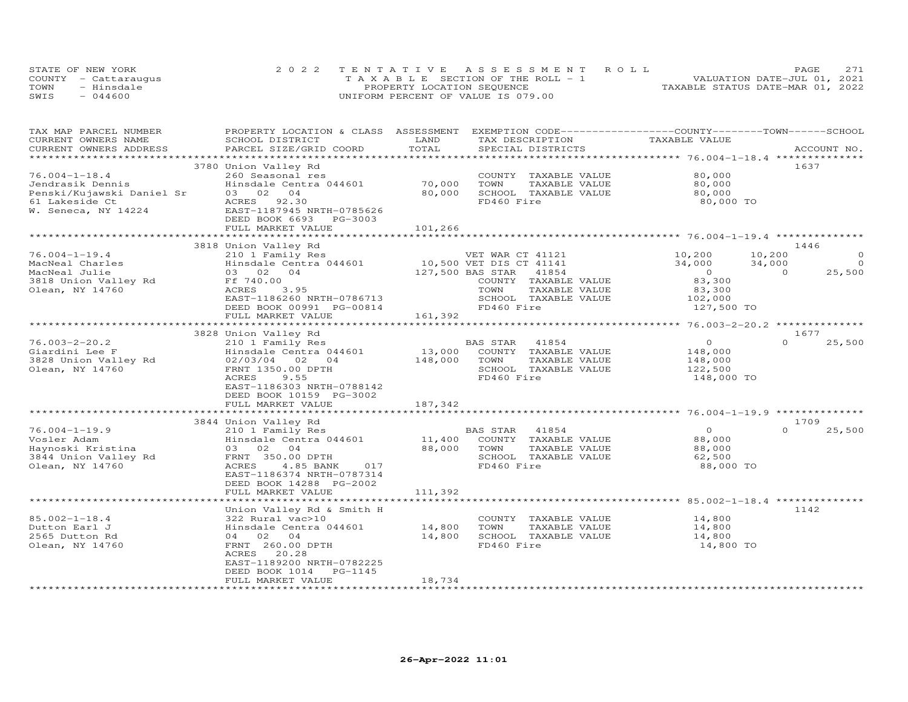STATE OF NEW YORK
COUNTY - Cattaraugus
TOWN - Hinsdale
SWIS - 044600

2022 TENTATIVE ASSESSMENT ROLL
TAXABLE SECTION OF THE ROLL - 1
PROPERTY LOCATION SEQUENCE
UNIFORM PERCENT OF VALUE IS 079.00

VALUATION DATE-JUL 01, 2021
TAXABLE STATUS DATE-MAR 01, 2022

| TAX MAP PARCEL NUMBER / CURRENT OWNERS NAME / CURRENT OWNERS ADDRESS | PROPERTY LOCATION & CLASS / SCHOOL DISTRICT / PARCEL SIZE/GRID COORD | ASSESSMENT LAND | TOTAL | EXEMPTION CODE / TAX DESCRIPTION / SPECIAL DISTRICTS | COUNTY TAXABLE VALUE | TOWN | SCHOOL | ACCOUNT NO. |
|---|---|---|---|---|---|---|---|---|
| **76.004-1-18.4** | 3780 Union Valley Rd | | | | | | | 1637 |
| Jendrasik Dennis | 260 Seasonal res | | | COUNTY TAXABLE VALUE | 80,000 | | | |
| Penski/Kujawski Daniel Sr | Hinsdale Centra 044601 | 70,000 | | TOWN TAXABLE VALUE | 80,000 | | | |
| 61 Lakeside Ct | 03 02 04 | | 80,000 | SCHOOL TAXABLE VALUE | 80,000 | | | |
| W. Seneca, NY 14224 | ACRES 92.30 | | | FD460 Fire | 80,000 TO | | | |
| | EAST-1187945 NRTH-0785626 | | | | | | | |
| | DEED BOOK 6693 PG-3003 | | | | | | | |
| | FULL MARKET VALUE | | 101,266 | | | | | |
| **76.004-1-19.4** | 3818 Union Valley Rd | | | | | | | 1446 |
| MacNeal Charles | 210 1 Family Res | | | VET WAR CT 41121 | 10,200 | 10,200 | 0 | |
| MacNeal Julie | Hinsdale Centra 044601 | 10,500 | | VET DIS CT 41141 | 34,000 | 34,000 | 0 | |
| 3818 Union Valley Rd | 03 02 04 | | 127,500 | BAS STAR 41854 | 0 | 0 | 25,500 | |
| Olean, NY 14760 | Ff 740.00 | | | COUNTY TAXABLE VALUE | 83,300 | | | |
| | ACRES 3.95 | | | TOWN TAXABLE VALUE | 83,300 | | | |
| | EAST-1186260 NRTH-0786713 | | | SCHOOL TAXABLE VALUE | 102,000 | | | |
| | DEED BOOK 00991 PG-00814 | | | FD460 Fire | 127,500 TO | | | |
| | FULL MARKET VALUE | | 161,392 | | | | | |
| **76.003-2-20.2** | 3828 Union Valley Rd | | | | | | | 1677 |
| Giardini Lee F | 210 1 Family Res | | | BAS STAR 41854 | 0 | 0 | 25,500 | |
| 3828 Union Valley Rd | Hinsdale Centra 044601 | 13,000 | | COUNTY TAXABLE VALUE | 148,000 | | | |
| Olean, NY 14760 | 02/03/04 02 04 | | 148,000 | TOWN TAXABLE VALUE | 148,000 | | | |
| | FRNT 1350.00 DPTH | | | SCHOOL TAXABLE VALUE | 122,500 | | | |
| | ACRES 9.55 | | | FD460 Fire | 148,000 TO | | | |
| | EAST-1186303 NRTH-0788142 | | | | | | | |
| | DEED BOOK 10159 PG-3002 | | | | | | | |
| | FULL MARKET VALUE | | 187,342 | | | | | |
| **76.004-1-19.9** | 3844 Union Valley Rd | | | | | | | 1709 |
| Vosler Adam | 210 1 Family Res | | | BAS STAR 41854 | 0 | 0 | 25,500 | |
| Haynoski Kristina | Hinsdale Centra 044601 | 11,400 | | COUNTY TAXABLE VALUE | 88,000 | | | |
| 3844 Union Valley Rd | 03 02 04 | | 88,000 | TOWN TAXABLE VALUE | 88,000 | | | |
| Olean, NY 14760 | FRNT 350.00 DPTH | | | SCHOOL TAXABLE VALUE | 62,500 | | | |
| | ACRES 4.85 BANK 017 | | | FD460 Fire | 88,000 TO | | | |
| | EAST-1186374 NRTH-0787314 | | | | | | | |
| | DEED BOOK 14288 PG-2002 | | | | | | | |
| | FULL MARKET VALUE | | 111,392 | | | | | |
| **85.002-1-18.4** | Union Valley Rd & Smith H | | | | | | | 1142 |
| Dutton Earl J | 322 Rural vac>10 | | | COUNTY TAXABLE VALUE | 14,800 | | | |
| 2565 Dutton Rd | Hinsdale Centra 044601 | 14,800 | | TOWN TAXABLE VALUE | 14,800 | | | |
| Olean, NY 14760 | 04 02 04 | | 14,800 | SCHOOL TAXABLE VALUE | 14,800 | | | |
| | FRNT 260.00 DPTH | | | FD460 Fire | 14,800 TO | | | |
| | ACRES 20.28 | | | | | | | |
| | EAST-1189200 NRTH-0782225 | | | | | | | |
| | DEED BOOK 1014 PG-1145 | | | | | | | |
| | FULL MARKET VALUE | | 18,734 | | | | | |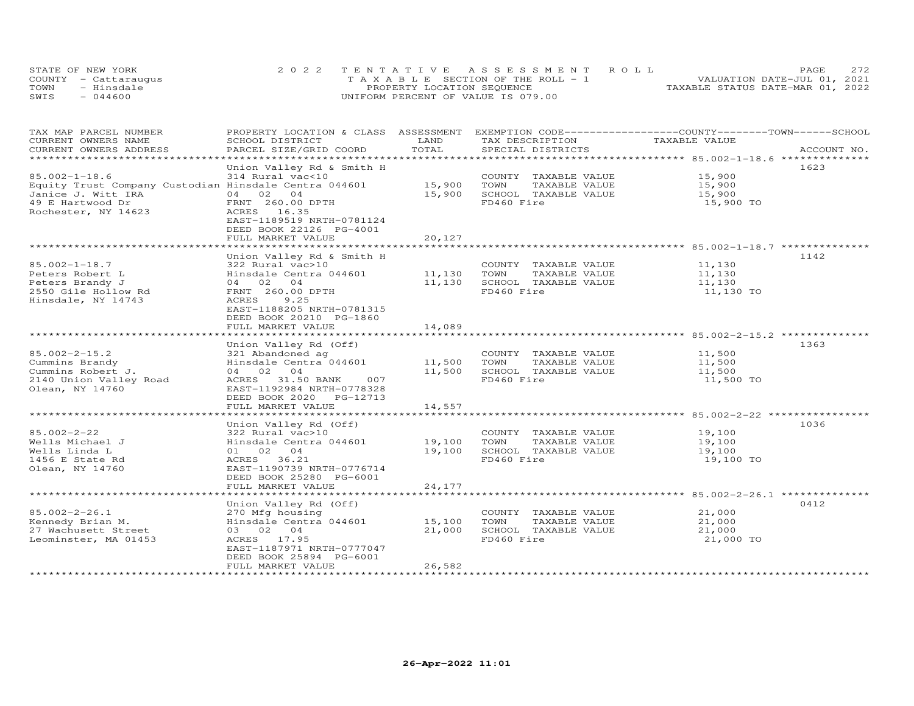STATE OF NEW YORK
COUNTY - Cattaraugus
TOWN - Hinsdale
SWIS - 044600

2022 TENTATIVE ASSESSMENT ROLL
TAXABLE SECTION OF THE ROLL - 1
PROPERTY LOCATION SEQUENCE
UNIFORM PERCENT OF VALUE IS 079.00

VALUATION DATE-JUL 01, 2021
TAXABLE STATUS DATE-MAR 01, 2022

| TAX MAP PARCEL NUMBER / CURRENT OWNERS NAME / CURRENT OWNERS ADDRESS | PROPERTY LOCATION & CLASS / SCHOOL DISTRICT / PARCEL SIZE/GRID COORD | ASSESSMENT LAND | TOTAL | EXEMPTION CODE / TAX DESCRIPTION / SPECIAL DISTRICTS | COUNTY / TOWN / SCHOOL TAXABLE VALUE | ACCOUNT NO. |
|---|---|---|---|---|---|---|
| 85.002-1-18.6 | Union Valley Rd & Smith H | | | | | 1623 |
| | 314 Rural vac<10 | | | COUNTY TAXABLE VALUE | 15,900 | |
| Equity Trust Company Custodian | Hinsdale Centra 044601 | 15,900 | | TOWN TAXABLE VALUE | 15,900 | |
| Janice J. Witt IRA | 04 02 04 | | 15,900 | SCHOOL TAXABLE VALUE | 15,900 | |
| 49 E Hartwood Dr | FRNT 260.00 DPTH | | | FD460 Fire | 15,900 TO | |
| Rochester, NY 14623 | ACRES 16.35 | | | | | |
| | EAST-1189519 NRTH-0781124 | | | | | |
| | DEED BOOK 22126 PG-4001 | | | | | |
| | FULL MARKET VALUE | | 20,127 | | | |
| 85.002-1-18.7 | Union Valley Rd & Smith H | | | | | 1142 |
| | 322 Rural vac>10 | | | COUNTY TAXABLE VALUE | 11,130 | |
| Peters Robert L | Hinsdale Centra 044601 | 11,130 | | TOWN TAXABLE VALUE | 11,130 | |
| Peters Brandy J | 04 02 04 | | 11,130 | SCHOOL TAXABLE VALUE | 11,130 | |
| 2550 Gile Hollow Rd | FRNT 260.00 DPTH | | | FD460 Fire | 11,130 TO | |
| Hinsdale, NY 14743 | ACRES 9.25 | | | | | |
| | EAST-1188205 NRTH-0781315 | | | | | |
| | DEED BOOK 20210 PG-1860 | | | | | |
| | FULL MARKET VALUE | | 14,089 | | | |
| 85.002-2-15.2 | Union Valley Rd (Off) | | | | | 1363 |
| | 321 Abandoned ag | | | COUNTY TAXABLE VALUE | 11,500 | |
| Cummins Brandy | Hinsdale Centra 044601 | 11,500 | | TOWN TAXABLE VALUE | 11,500 | |
| Cummins Robert J. | 04 02 04 | | 11,500 | SCHOOL TAXABLE VALUE | 11,500 | |
| 2140 Union Valley Road | ACRES 31.50 BANK 007 | | | FD460 Fire | 11,500 TO | |
| Olean, NY 14760 | EAST-1192984 NRTH-0778328 | | | | | |
| | DEED BOOK 2020 PG-12713 | | | | | |
| | FULL MARKET VALUE | | 14,557 | | | |
| 85.002-2-22 | Union Valley Rd (Off) | | | | | 1036 |
| | 322 Rural vac>10 | | | COUNTY TAXABLE VALUE | 19,100 | |
| Wells Michael J | Hinsdale Centra 044601 | 19,100 | | TOWN TAXABLE VALUE | 19,100 | |
| Wells Linda L | 01 02 04 | | 19,100 | SCHOOL TAXABLE VALUE | 19,100 | |
| 1456 E State Rd | ACRES 36.21 | | | FD460 Fire | 19,100 TO | |
| Olean, NY 14760 | EAST-1190739 NRTH-0776714 | | | | | |
| | DEED BOOK 25280 PG-6001 | | | | | |
| | FULL MARKET VALUE | | 24,177 | | | |
| 85.002-2-26.1 | Union Valley Rd (Off) | | | | | 0412 |
| | 270 Mfg housing | | | COUNTY TAXABLE VALUE | 21,000 | |
| Kennedy Brian M. | Hinsdale Centra 044601 | 15,100 | | TOWN TAXABLE VALUE | 21,000 | |
| 27 Wachusett Street | 03 02 04 | | 21,000 | SCHOOL TAXABLE VALUE | 21,000 | |
| Leominster, MA 01453 | ACRES 17.95 | | | FD460 Fire | 21,000 TO | |
| | EAST-1187971 NRTH-0777047 | | | | | |
| | DEED BOOK 25894 PG-6001 | | | | | |
| | FULL MARKET VALUE | | 26,582 | | | |

26-Apr-2022 11:01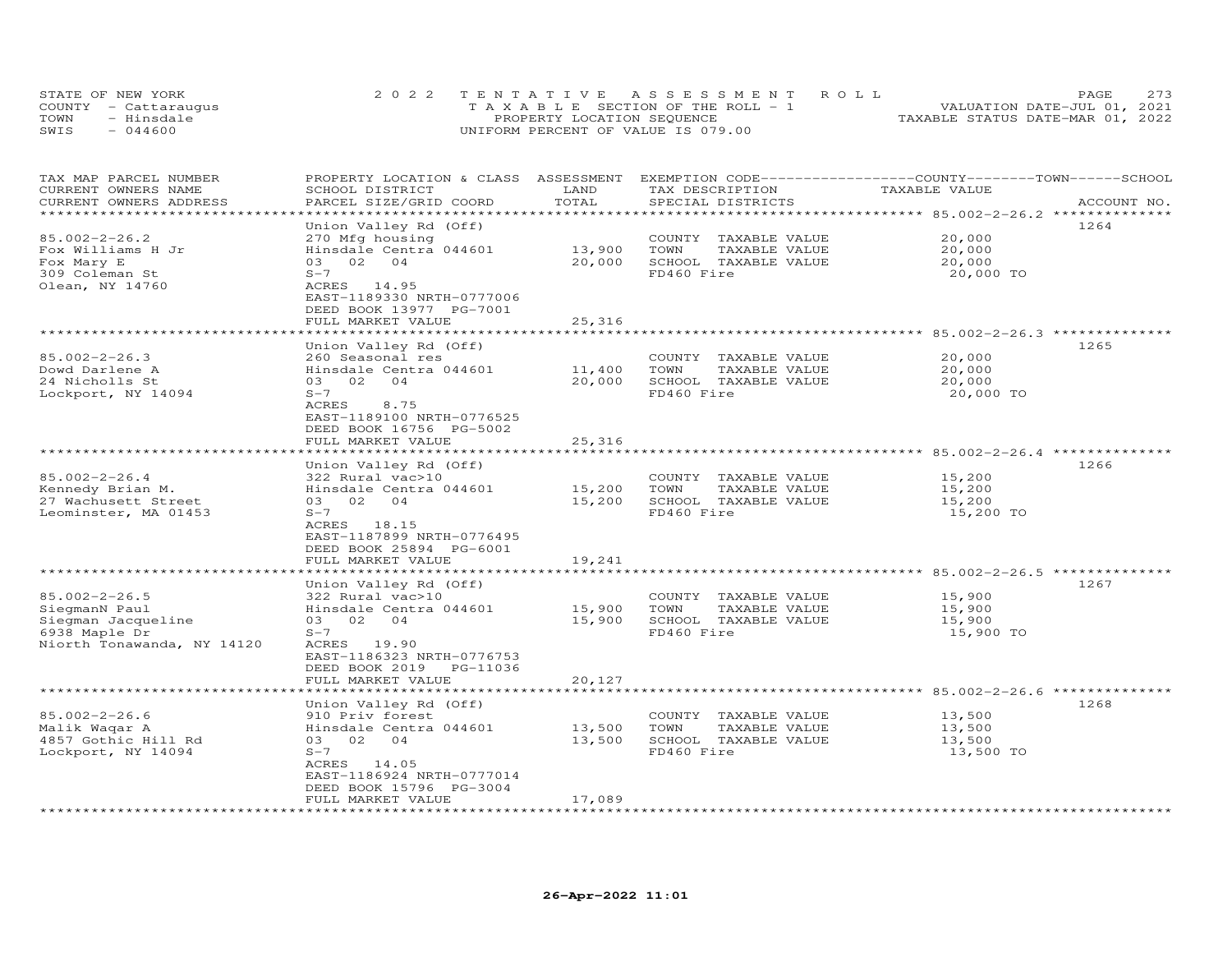STATE OF NEW YORK
COUNTY - Cattaraugus
TOWN - Hinsdale
SWIS - 044600

2022 TENTATIVE ASSESSMENT ROLL
TAXABLE SECTION OF THE ROLL - 1
PROPERTY LOCATION SEQUENCE
UNIFORM PERCENT OF VALUE IS 079.00

VALUATION DATE-JUL 01, 2021
TAXABLE STATUS DATE-MAR 01, 2022

| TAX MAP PARCEL NUMBER / CURRENT OWNERS NAME / CURRENT OWNERS ADDRESS | PROPERTY LOCATION & CLASS / SCHOOL DISTRICT / PARCEL SIZE/GRID COORD | ASSESSMENT LAND / TOTAL | EXEMPTION CODE / TAX DESCRIPTION / SPECIAL DISTRICTS | COUNTY / TOWN / SCHOOL TAXABLE VALUE | ACCOUNT NO. |
|---|---|---|---|---|---|
| 85.002-2-26.2 | Union Valley Rd (Off) | | | | 1264 |
| Fox Williams H Jr | 270 Mfg housing | | COUNTY TAXABLE VALUE | 20,000 | |
| Fox Mary E | Hinsdale Centra 044601 | 13,900 | TOWN TAXABLE VALUE | 20,000 | |
| 309 Coleman St | 03 02 04 | 20,000 | SCHOOL TAXABLE VALUE | 20,000 | |
| Olean, NY 14760 | S-7 | | FD460 Fire | 20,000 TO | |
| | ACRES 14.95 | | | | |
| | EAST-1189330 NRTH-0777006 | | | | |
| | DEED BOOK 13977 PG-7001 | | | | |
| | FULL MARKET VALUE | 25,316 | | | |
| 85.002-2-26.3 | Union Valley Rd (Off) | | | | 1265 |
| Dowd Darlene A | 260 Seasonal res | | COUNTY TAXABLE VALUE | 20,000 | |
| 24 Nicholls St | Hinsdale Centra 044601 | 11,400 | TOWN TAXABLE VALUE | 20,000 | |
| Lockport, NY 14094 | 03 02 04 | 20,000 | SCHOOL TAXABLE VALUE | 20,000 | |
| | S-7 | | FD460 Fire | 20,000 TO | |
| | ACRES 8.75 | | | | |
| | EAST-1189100 NRTH-0776525 | | | | |
| | DEED BOOK 16756 PG-5002 | | | | |
| | FULL MARKET VALUE | 25,316 | | | |
| 85.002-2-26.4 | Union Valley Rd (Off) | | | | 1266 |
| Kennedy Brian M. | 322 Rural vac>10 | | COUNTY TAXABLE VALUE | 15,200 | |
| 27 Wachusett Street | Hinsdale Centra 044601 | 15,200 | TOWN TAXABLE VALUE | 15,200 | |
| Leominster, MA 01453 | 03 02 04 | 15,200 | SCHOOL TAXABLE VALUE | 15,200 | |
| | S-7 | | FD460 Fire | 15,200 TO | |
| | ACRES 18.15 | | | | |
| | EAST-1187899 NRTH-0776495 | | | | |
| | DEED BOOK 25894 PG-6001 | | | | |
| | FULL MARKET VALUE | 19,241 | | | |
| 85.002-2-26.5 | Union Valley Rd (Off) | | | | 1267 |
| SiegmanN Paul | 322 Rural vac>10 | | COUNTY TAXABLE VALUE | 15,900 | |
| Siegman Jacqueline | Hinsdale Centra 044601 | 15,900 | TOWN TAXABLE VALUE | 15,900 | |
| 6938 Maple Dr | 03 02 04 | 15,900 | SCHOOL TAXABLE VALUE | 15,900 | |
| Niorth Tonawanda, NY 14120 | S-7 | | FD460 Fire | 15,900 TO | |
| | ACRES 19.90 | | | | |
| | EAST-1186323 NRTH-0776753 | | | | |
| | DEED BOOK 2019 PG-11036 | | | | |
| | FULL MARKET VALUE | 20,127 | | | |
| 85.002-2-26.6 | Union Valley Rd (Off) | | | | 1268 |
| Malik Waqar A | 910 Priv forest | | COUNTY TAXABLE VALUE | 13,500 | |
| 4857 Gothic Hill Rd | Hinsdale Centra 044601 | 13,500 | TOWN TAXABLE VALUE | 13,500 | |
| Lockport, NY 14094 | 03 02 04 | 13,500 | SCHOOL TAXABLE VALUE | 13,500 | |
| | S-7 | | FD460 Fire | 13,500 TO | |
| | ACRES 14.05 | | | | |
| | EAST-1186924 NRTH-0777014 | | | | |
| | DEED BOOK 15796 PG-3004 | | | | |
| | FULL MARKET VALUE | 17,089 | | | |

26-Apr-2022 11:01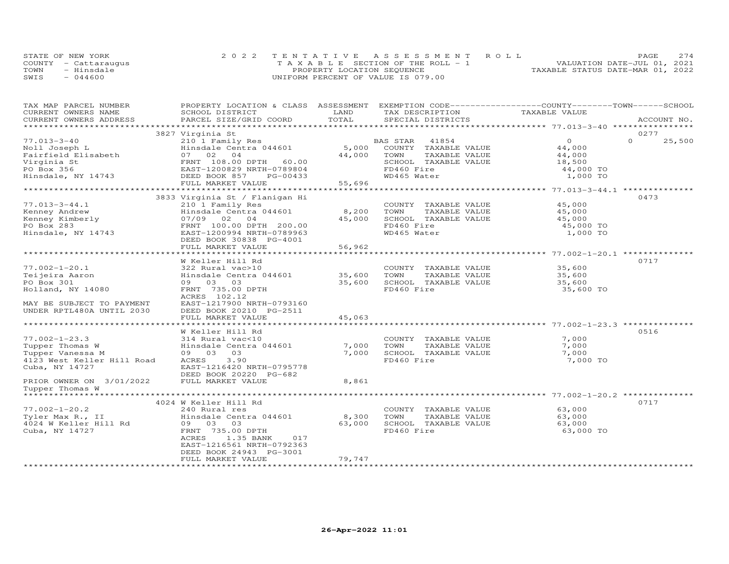STATE OF NEW YORK
COUNTY - Cattaraugus
TOWN - Hinsdale
SWIS - 044600

2022 TENTATIVE ASSESSMENT ROLL
TAXABLE SECTION OF THE ROLL - 1
PROPERTY LOCATION SEQUENCE
UNIFORM PERCENT OF VALUE IS 079.00

VALUATION DATE-JUL 01, 2021
TAXABLE STATUS DATE-MAR 01, 2022

| TAX MAP PARCEL NUMBER / CURRENT OWNERS NAME / CURRENT OWNERS ADDRESS | PROPERTY LOCATION & CLASS / SCHOOL DISTRICT / PARCEL SIZE/GRID COORD | ASSESSMENT LAND / TOTAL | EXEMPTION CODE / TAX DESCRIPTION / SPECIAL DISTRICTS | COUNTY TAXABLE VALUE | TOWN | SCHOOL / ACCOUNT NO. |
|---|---|---|---|---|---|---|
| **77.013-3-40** | 3827 Virginia St | | | | | 0277 |
| 77.013-3-40 | 210 1 Family Res | | BAS STAR 41854 | 0 | 0 | 25,500 |
| Noll Joseph L | Hinsdale Centra 044601 | 5,000 | COUNTY TAXABLE VALUE | 44,000 | | |
| Fairfield Elisabeth | 07 02 04 | 44,000 | TOWN TAXABLE VALUE | 44,000 | | |
| Virginia St | FRNT 108.00 DPTH 60.00 | | SCHOOL TAXABLE VALUE | 18,500 | | |
| PO Box 356 | EAST-1200829 NRTH-0789804 | | FD460 Fire | 44,000 TO | | |
| Hinsdale, NY 14743 | DEED BOOK 857 PG-00433 | | WD465 Water | 1,000 TO | | |
| | FULL MARKET VALUE | 55,696 | | | | |
| **77.013-3-44.1** | 3833 Virginia St / Flanigan Hi | | | | | 0473 |
| 77.013-3-44.1 | 210 1 Family Res | | COUNTY TAXABLE VALUE | 45,000 | | |
| Kenney Andrew | Hinsdale Centra 044601 | 8,200 | TOWN TAXABLE VALUE | 45,000 | | |
| Kenney Kimberly | 07/09 02 04 | 45,000 | SCHOOL TAXABLE VALUE | 45,000 | | |
| PO Box 283 | FRNT 100.00 DPTH 200.00 | | FD460 Fire | 45,000 TO | | |
| Hinsdale, NY 14743 | EAST-1200994 NRTH-0789963 | | WD465 Water | 1,000 TO | | |
| | DEED BOOK 30838 PG-4001 | | | | | |
| | FULL MARKET VALUE | 56,962 | | | | |
| **77.002-1-20.1** | W Keller Hill Rd | | | | | 0717 |
| 77.002-1-20.1 | 322 Rural vac>10 | | COUNTY TAXABLE VALUE | 35,600 | | |
| Teijeira Aaron | Hinsdale Centra 044601 | 35,600 | TOWN TAXABLE VALUE | 35,600 | | |
| PO Box 301 | 09 03 03 | 35,600 | SCHOOL TAXABLE VALUE | 35,600 | | |
| Holland, NY 14080 | FRNT 735.00 DPTH | | FD460 Fire | 35,600 TO | | |
| | ACRES 102.12 | | | | | |
| MAY BE SUBJECT TO PAYMENT | EAST-1217900 NRTH-0793160 | | | | | |
| UNDER RPTL480A UNTIL 2030 | DEED BOOK 20210 PG-2511 | | | | | |
| | FULL MARKET VALUE | 45,063 | | | | |
| **77.002-1-23.3** | W Keller Hill Rd | | | | | 0516 |
| 77.002-1-23.3 | 314 Rural vac<10 | | COUNTY TAXABLE VALUE | 7,000 | | |
| Tupper Thomas W | Hinsdale Centra 044601 | 7,000 | TOWN TAXABLE VALUE | 7,000 | | |
| Tupper Vanessa M | 09 03 03 | 7,000 | SCHOOL TAXABLE VALUE | 7,000 | | |
| 4123 West Keller Hill Road | ACRES 3.90 | | FD460 Fire | 7,000 TO | | |
| Cuba, NY 14727 | EAST-1216420 NRTH-0795778 | | | | | |
| | DEED BOOK 20220 PG-682 | | | | | |
| PRIOR OWNER ON 3/01/2022 | FULL MARKET VALUE | 8,861 | | | | |
| Tupper Thomas W | | | | | | |
| **77.002-1-20.2** | 4024 W Keller Hill Rd | | | | | 0717 |
| 77.002-1-20.2 | 240 Rural res | | COUNTY TAXABLE VALUE | 63,000 | | |
| Tyler Max R., II | Hinsdale Centra 044601 | 8,300 | TOWN TAXABLE VALUE | 63,000 | | |
| 4024 W Keller Hill Rd | 09 03 03 | 63,000 | SCHOOL TAXABLE VALUE | 63,000 | | |
| Cuba, NY 14727 | FRNT 735.00 DPTH | | FD460 Fire | 63,000 TO | | |
| | ACRES 1.35 BANK 017 | | | | | |
| | EAST-1216561 NRTH-0792363 | | | | | |
| | DEED BOOK 24943 PG-3001 | | | | | |
| | FULL MARKET VALUE | 79,747 | | | | |

26-Apr-2022 11:01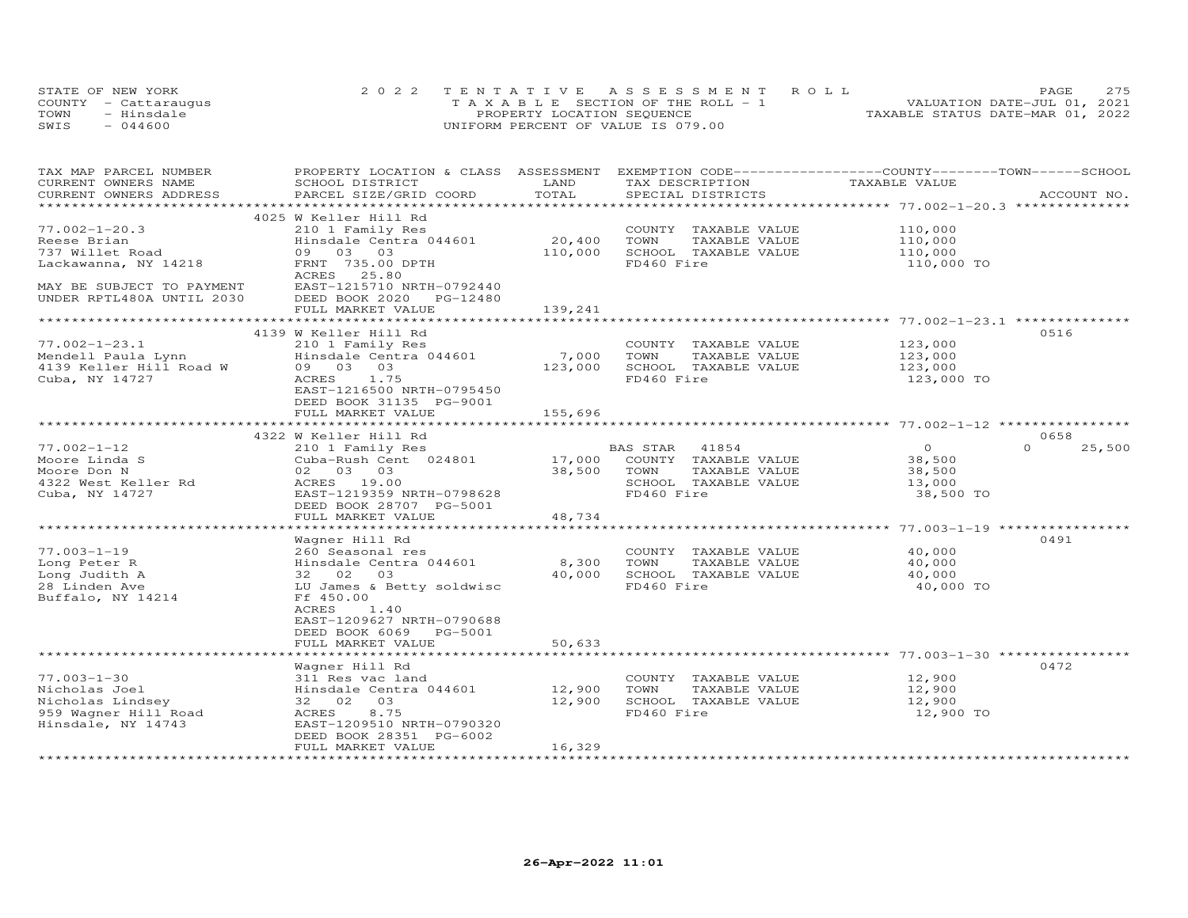STATE OF NEW YORK
COUNTY - Cattaraugus
TOWN - Hinsdale
SWIS - 044600

2022 TENTATIVE ASSESSMENT ROLL
TAXABLE SECTION OF THE ROLL - 1
PROPERTY LOCATION SEQUENCE
UNIFORM PERCENT OF VALUE IS 079.00

VALUATION DATE-JUL 01, 2021
TAXABLE STATUS DATE-MAR 01, 2022

| TAX MAP PARCEL NUMBER / CURRENT OWNERS NAME / CURRENT OWNERS ADDRESS | PROPERTY LOCATION & CLASS / SCHOOL DISTRICT / PARCEL SIZE/GRID COORD | ASSESSMENT LAND / TOTAL | EXEMPTION CODE / TAX DESCRIPTION / SPECIAL DISTRICTS | COUNTY / TOWN / SCHOOL TAXABLE VALUE | ACCOUNT NO. |
|---|---|---|---|---|---|
| 77.002-1-20.3 | 4025 W Keller Hill Rd | | | | |
| Reese Brian | 210 1 Family Res | | COUNTY TAXABLE VALUE | 110,000 | |
| 737 Willet Road | Hinsdale Centra 044601 | 20,400 | TOWN TAXABLE VALUE | 110,000 | |
| Lackawanna, NY 14218 | 09 03 03 | 110,000 | SCHOOL TAXABLE VALUE | 110,000 | |
| | FRNT 735.00 DPTH | | FD460 Fire | 110,000 TO | |
| MAY BE SUBJECT TO PAYMENT | ACRES 25.80 | | | | |
| UNDER RPTL480A UNTIL 2030 | EAST-1215710 NRTH-0792440 | | | | |
| | DEED BOOK 2020 PG-12480 | | | | |
| | FULL MARKET VALUE | 139,241 | | | |
| 77.002-1-23.1 | 4139 W Keller Hill Rd | | | | 0516 |
| Mendell Paula Lynn | 210 1 Family Res | | COUNTY TAXABLE VALUE | 123,000 | |
| 4139 Keller Hill Road W | Hinsdale Centra 044601 | 7,000 | TOWN TAXABLE VALUE | 123,000 | |
| Cuba, NY 14727 | 09 03 03 | 123,000 | SCHOOL TAXABLE VALUE | 123,000 | |
| | ACRES 1.75 | | FD460 Fire | 123,000 TO | |
| | EAST-1216500 NRTH-0795450 | | | | |
| | DEED BOOK 31135 PG-9001 | | | | |
| | FULL MARKET VALUE | 155,696 | | | |
| 77.002-1-12 | 4322 W Keller Hill Rd | | | | 0658 |
| Moore Linda S | 210 1 Family Res | | BAS STAR 41854 | 0 0 25,500 | |
| Moore Don N | Cuba-Rush Cent 024801 | 17,000 | COUNTY TAXABLE VALUE | 38,500 | |
| 4322 West Keller Rd | 02 03 03 | 38,500 | TOWN TAXABLE VALUE | 38,500 | |
| Cuba, NY 14727 | ACRES 19.00 | | SCHOOL TAXABLE VALUE | 13,000 | |
| | EAST-1219359 NRTH-0798628 | | FD460 Fire | 38,500 TO | |
| | DEED BOOK 28707 PG-5001 | | | | |
| | FULL MARKET VALUE | 48,734 | | | |
| 77.003-1-19 | Wagner Hill Rd | | | | 0491 |
| Long Peter R | 260 Seasonal res | | COUNTY TAXABLE VALUE | 40,000 | |
| Long Judith A | Hinsdale Centra 044601 | 8,300 | TOWN TAXABLE VALUE | 40,000 | |
| 28 Linden Ave | 32 02 03 | 40,000 | SCHOOL TAXABLE VALUE | 40,000 | |
| Buffalo, NY 14214 | LU James & Betty soldwisc | | FD460 Fire | 40,000 TO | |
| | Ff 450.00 | | | | |
| | ACRES 1.40 | | | | |
| | EAST-1209627 NRTH-0790688 | | | | |
| | DEED BOOK 6069 PG-5001 | | | | |
| | FULL MARKET VALUE | 50,633 | | | |
| 77.003-1-30 | Wagner Hill Rd | | | | 0472 |
| Nicholas Joel | 311 Res vac land | | COUNTY TAXABLE VALUE | 12,900 | |
| Nicholas Lindsey | Hinsdale Centra 044601 | 12,900 | TOWN TAXABLE VALUE | 12,900 | |
| 959 Wagner Hill Road | 32 02 03 | 12,900 | SCHOOL TAXABLE VALUE | 12,900 | |
| Hinsdale, NY 14743 | ACRES 8.75 | | FD460 Fire | 12,900 TO | |
| | EAST-1209510 NRTH-0790320 | | | | |
| | DEED BOOK 28351 PG-6002 | | | | |
| | FULL MARKET VALUE | 16,329 | | | |

26-Apr-2022 11:01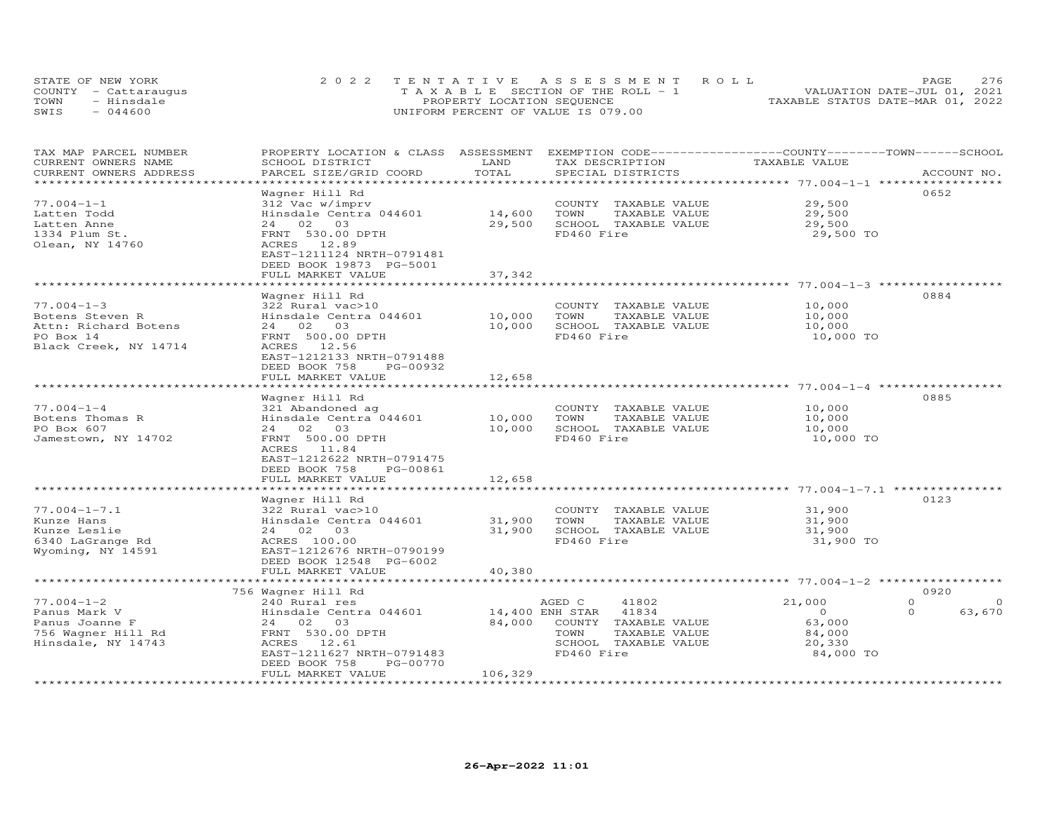STATE OF NEW YORK
COUNTY - Cattaraugus
TOWN - Hinsdale
SWIS - 044600

2022 TENTATIVE ASSESSMENT ROLL
TAXABLE SECTION OF THE ROLL - 1
PROPERTY LOCATION SEQUENCE
UNIFORM PERCENT OF VALUE IS 079.00

VALUATION DATE-JUL 01, 2021
TAXABLE STATUS DATE-MAR 01, 2022

| TAX MAP PARCEL NUMBER<br>CURRENT OWNERS NAME<br>CURRENT OWNERS ADDRESS | PROPERTY LOCATION & CLASS<br>SCHOOL DISTRICT<br>PARCEL SIZE/GRID COORD | ASSESSMENT<br>LAND<br>TOTAL | EXEMPTION CODE<br>TAX DESCRIPTION<br>SPECIAL DISTRICTS | COUNTY<br>TAXABLE VALUE | TOWN | SCHOOL<br>ACCOUNT NO. |
|---|---|---|---|---|---|---|
| 77.004-1-1 | Wagner Hill Rd | | | | | 0652 |
| Latten Todd | 312 Vac w/imprv | | COUNTY TAXABLE VALUE | 29,500 | | |
| Latten Anne | Hinsdale Centra 044601 | 14,600 | TOWN TAXABLE VALUE | 29,500 | | |
| 1334 Plum St. | 24 02 03 | 29,500 | SCHOOL TAXABLE VALUE | 29,500 | | |
| Olean, NY 14760 | FRNT 530.00 DPTH | | FD460 Fire | 29,500 TO | | |
| | ACRES 12.89 | | | | | |
| | EAST-1211124 NRTH-0791481 | | | | | |
| | DEED BOOK 19873 PG-5001 | | | | | |
| | FULL MARKET VALUE | 37,342 | | | | |
| 77.004-1-3 | Wagner Hill Rd | | | | | 0884 |
| Botens Steven R | 322 Rural vac>10 | | COUNTY TAXABLE VALUE | 10,000 | | |
| Attn: Richard Botens | Hinsdale Centra 044601 | 10,000 | TOWN TAXABLE VALUE | 10,000 | | |
| PO Box 14 | 24 02 03 | 10,000 | SCHOOL TAXABLE VALUE | 10,000 | | |
| Black Creek, NY 14714 | FRNT 500.00 DPTH | | FD460 Fire | 10,000 TO | | |
| | ACRES 12.56 | | | | | |
| | EAST-1212133 NRTH-0791488 | | | | | |
| | DEED BOOK 758 PG-00932 | | | | | |
| | FULL MARKET VALUE | 12,658 | | | | |
| 77.004-1-4 | Wagner Hill Rd | | | | | 0885 |
| Botens Thomas R | 321 Abandoned ag | | COUNTY TAXABLE VALUE | 10,000 | | |
| PO Box 607 | Hinsdale Centra 044601 | 10,000 | TOWN TAXABLE VALUE | 10,000 | | |
| Jamestown, NY 14702 | 24 02 03 | 10,000 | SCHOOL TAXABLE VALUE | 10,000 | | |
| | FRNT 500.00 DPTH | | FD460 Fire | 10,000 TO | | |
| | ACRES 11.84 | | | | | |
| | EAST-1212622 NRTH-0791475 | | | | | |
| | DEED BOOK 758 PG-00861 | | | | | |
| | FULL MARKET VALUE | 12,658 | | | | |
| 77.004-1-7.1 | Wagner Hill Rd | | | | | 0123 |
| Kunze Hans | 322 Rural vac>10 | | COUNTY TAXABLE VALUE | 31,900 | | |
| Kunze Leslie | Hinsdale Centra 044601 | 31,900 | TOWN TAXABLE VALUE | 31,900 | | |
| 6340 LaGrange Rd | 24 02 03 | 31,900 | SCHOOL TAXABLE VALUE | 31,900 | | |
| Wyoming, NY 14591 | ACRES 100.00 | | FD460 Fire | 31,900 TO | | |
| | EAST-1212676 NRTH-0790199 | | | | | |
| | DEED BOOK 12548 PG-6002 | | | | | |
| | FULL MARKET VALUE | 40,380 | | | | |
| 77.004-1-2 | 756 Wagner Hill Rd | | | | | 0920 |
| Panus Mark V | 240 Rural res | | AGED C 41802 | 21,000 | 0 | 0 |
| Panus Joanne F | Hinsdale Centra 044601 | 14,400 | ENH STAR 41834 | 0 | 0 | 63,670 |
| 756 Wagner Hill Rd | 24 02 03 | 84,000 | COUNTY TAXABLE VALUE | 63,000 | | |
| Hinsdale, NY 14743 | FRNT 530.00 DPTH | | TOWN TAXABLE VALUE | 84,000 | | |
| | ACRES 12.61 | | SCHOOL TAXABLE VALUE | 20,330 | | |
| | EAST-1211627 NRTH-0791483 | | FD460 Fire | 84,000 TO | | |
| | DEED BOOK 758 PG-00770 | | | | | |
| | FULL MARKET VALUE | 106,329 | | | | |

26-Apr-2022 11:01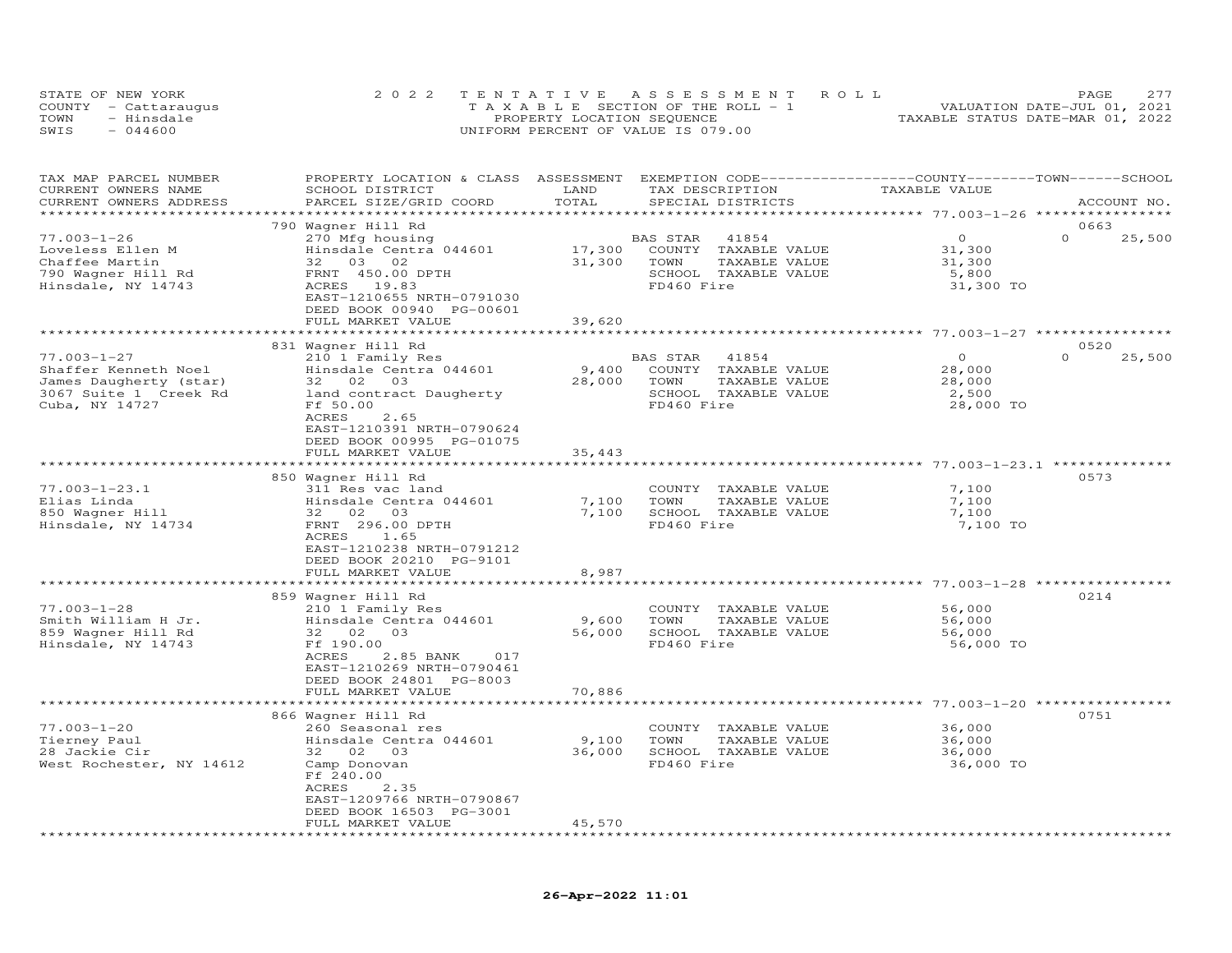STATE OF NEW YORK
COUNTY - Cattaraugus
TOWN - Hinsdale
SWIS - 044600

2022 TENTATIVE ASSESSMENT ROLL
TAXABLE SECTION OF THE ROLL - 1
PROPERTY LOCATION SEQUENCE
UNIFORM PERCENT OF VALUE IS 079.00

VALUATION DATE-JUL 01, 2021
TAXABLE STATUS DATE-MAR 01, 2022

| TAX MAP PARCEL NUMBER / CURRENT OWNERS NAME / CURRENT OWNERS ADDRESS | PROPERTY LOCATION & CLASS / SCHOOL DISTRICT / PARCEL SIZE/GRID COORD | ASSESSMENT LAND / TOTAL | EXEMPTION CODE / TAX DESCRIPTION / SPECIAL DISTRICTS | COUNTY / TOWN / SCHOOL TAXABLE VALUE | ACCOUNT NO. |
|---|---|---|---|---|---|
| **77.003-1-26** | 790 Wagner Hill Rd | | | | 0663 |
| 77.003-1-26 | 270 Mfg housing | | BAS STAR 41854 | 0 | 0 25,500 |
| Loveless Ellen M | Hinsdale Centra 044601 | 17,300 | COUNTY TAXABLE VALUE | 31,300 | |
| Chaffee Martin | 32 03 02 | 31,300 | TOWN TAXABLE VALUE | 31,300 | |
| 790 Wagner Hill Rd | FRNT 450.00 DPTH | | SCHOOL TAXABLE VALUE | 5,800 | |
| Hinsdale, NY 14743 | ACRES 19.83 | | FD460 Fire | 31,300 TO | |
| | EAST-1210655 NRTH-0791030 | | | | |
| | DEED BOOK 00940 PG-00601 | | | | |
| | FULL MARKET VALUE | 39,620 | | | |
| **77.003-1-27** | 831 Wagner Hill Rd | | | | 0520 |
| 77.003-1-27 | 210 1 Family Res | | BAS STAR 41854 | 0 | 0 25,500 |
| Shaffer Kenneth Noel | Hinsdale Centra 044601 | 9,400 | COUNTY TAXABLE VALUE | 28,000 | |
| James Daugherty (star) | 32 02 03 | 28,000 | TOWN TAXABLE VALUE | 28,000 | |
| 3067 Suite 1 Creek Rd | land contract Daugherty | | SCHOOL TAXABLE VALUE | 2,500 | |
| Cuba, NY 14727 | Ff 50.00 | | FD460 Fire | 28,000 TO | |
| | ACRES 2.65 | | | | |
| | EAST-1210391 NRTH-0790624 | | | | |
| | DEED BOOK 00995 PG-01075 | | | | |
| | FULL MARKET VALUE | 35,443 | | | |
| **77.003-1-23.1** | 850 Wagner Hill Rd | | | | 0573 |
| 77.003-1-23.1 | 311 Res vac land | | COUNTY TAXABLE VALUE | 7,100 | |
| Elias Linda | Hinsdale Centra 044601 | 7,100 | TOWN TAXABLE VALUE | 7,100 | |
| 850 Wagner Hill | 32 02 03 | 7,100 | SCHOOL TAXABLE VALUE | 7,100 | |
| Hinsdale, NY 14734 | FRNT 296.00 DPTH | | FD460 Fire | 7,100 TO | |
| | ACRES 1.65 | | | | |
| | EAST-1210238 NRTH-0791212 | | | | |
| | DEED BOOK 20210 PG-9101 | | | | |
| | FULL MARKET VALUE | 8,987 | | | |
| **77.003-1-28** | 859 Wagner Hill Rd | | | | 0214 |
| 77.003-1-28 | 210 1 Family Res | | COUNTY TAXABLE VALUE | 56,000 | |
| Smith William H Jr. | Hinsdale Centra 044601 | 9,600 | TOWN TAXABLE VALUE | 56,000 | |
| 859 Wagner Hill Rd | 32 02 03 | 56,000 | SCHOOL TAXABLE VALUE | 56,000 | |
| Hinsdale, NY 14743 | Ff 190.00 | | FD460 Fire | 56,000 TO | |
| | ACRES 2.85 BANK 017 | | | | |
| | EAST-1210269 NRTH-0790461 | | | | |
| | DEED BOOK 24801 PG-8003 | | | | |
| | FULL MARKET VALUE | 70,886 | | | |
| **77.003-1-20** | 866 Wagner Hill Rd | | | | 0751 |
| 77.003-1-20 | 260 Seasonal res | | COUNTY TAXABLE VALUE | 36,000 | |
| Tierney Paul | Hinsdale Centra 044601 | 9,100 | TOWN TAXABLE VALUE | 36,000 | |
| 28 Jackie Cir | 32 02 03 | 36,000 | SCHOOL TAXABLE VALUE | 36,000 | |
| West Rochester, NY 14612 | Camp Donovan | | FD460 Fire | 36,000 TO | |
| | Ff 240.00 | | | | |
| | ACRES 2.35 | | | | |
| | EAST-1209766 NRTH-0790867 | | | | |
| | DEED BOOK 16503 PG-3001 | | | | |
| | FULL MARKET VALUE | 45,570 | | | |

26-Apr-2022 11:01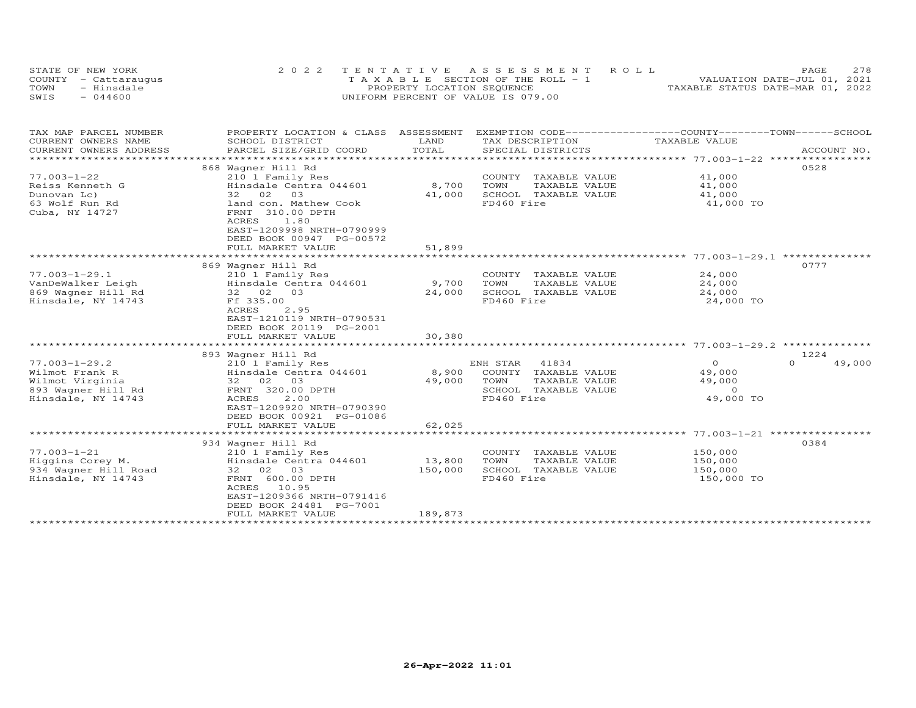STATE OF NEW YORK
COUNTY - Cattaraugus
TOWN - Hinsdale
SWIS - 044600

2022 TENTATIVE ASSESSMENT ROLL
TAXABLE SECTION OF THE ROLL - 1
PROPERTY LOCATION SEQUENCE
UNIFORM PERCENT OF VALUE IS 079.00

VALUATION DATE-JUL 01, 2021
TAXABLE STATUS DATE-MAR 01, 2022

| TAX MAP PARCEL NUMBER / CURRENT OWNERS NAME / CURRENT OWNERS ADDRESS | PROPERTY LOCATION & CLASS / SCHOOL DISTRICT / PARCEL SIZE/GRID COORD | ASSESSMENT LAND / TOTAL | EXEMPTION CODE / TAX DESCRIPTION / SPECIAL DISTRICTS | COUNTY TAXABLE VALUE | TOWN | SCHOOL / ACCOUNT NO. |
|---|---|---|---|---|---|---|
| | 868 Wagner Hill Rd | | | | | 0528 |
| 77.003-1-22 | 210 1 Family Res | | COUNTY TAXABLE VALUE | 41,000 | | |
| Reiss Kenneth G | Hinsdale Centra 044601 | 8,700 | TOWN TAXABLE VALUE | 41,000 | | |
| Dunovan Lc) | 32 02 03 | 41,000 | SCHOOL TAXABLE VALUE | 41,000 | | |
| 63 Wolf Run Rd | land con. Mathew Cook | | FD460 Fire | 41,000 TO | | |
| Cuba, NY 14727 | FRNT 310.00 DPTH | | | | | |
| | ACRES 1.80 | | | | | |
| | EAST-1209998 NRTH-0790999 | | | | | |
| | DEED BOOK 00947 PG-00572 | | | | | |
| | FULL MARKET VALUE | 51,899 | | | | |
| | 869 Wagner Hill Rd | | | | | 0777 |
| 77.003-1-29.1 | 210 1 Family Res | | COUNTY TAXABLE VALUE | 24,000 | | |
| VanDeWalker Leigh | Hinsdale Centra 044601 | 9,700 | TOWN TAXABLE VALUE | 24,000 | | |
| 869 Wagner Hill Rd | 32 02 03 | 24,000 | SCHOOL TAXABLE VALUE | 24,000 | | |
| Hinsdale, NY 14743 | Ff 335.00 | | FD460 Fire | 24,000 TO | | |
| | ACRES 2.95 | | | | | |
| | EAST-1210119 NRTH-0790531 | | | | | |
| | DEED BOOK 20119 PG-2001 | | | | | |
| | FULL MARKET VALUE | 30,380 | | | | |
| | 893 Wagner Hill Rd | | | | | 1224 |
| 77.003-1-29.2 | 210 1 Family Res | | ENH STAR 41834 | 0 | 0 | 49,000 |
| Wilmot Frank R | Hinsdale Centra 044601 | 8,900 | COUNTY TAXABLE VALUE | 49,000 | | |
| Wilmot Virginia | 32 02 03 | 49,000 | TOWN TAXABLE VALUE | 49,000 | | |
| 893 Wagner Hill Rd | FRNT 320.00 DPTH | | SCHOOL TAXABLE VALUE | 0 | | |
| Hinsdale, NY 14743 | ACRES 2.00 | | FD460 Fire | 49,000 TO | | |
| | EAST-1209920 NRTH-0790390 | | | | | |
| | DEED BOOK 00921 PG-01086 | | | | | |
| | FULL MARKET VALUE | 62,025 | | | | |
| | 934 Wagner Hill Rd | | | | | 0384 |
| 77.003-1-21 | 210 1 Family Res | | COUNTY TAXABLE VALUE | 150,000 | | |
| Higgins Corey M. | Hinsdale Centra 044601 | 13,800 | TOWN TAXABLE VALUE | 150,000 | | |
| 934 Wagner Hill Road | 32 02 03 | 150,000 | SCHOOL TAXABLE VALUE | 150,000 | | |
| Hinsdale, NY 14743 | FRNT 600.00 DPTH | | FD460 Fire | 150,000 TO | | |
| | ACRES 10.95 | | | | | |
| | EAST-1209366 NRTH-0791416 | | | | | |
| | DEED BOOK 24481 PG-7001 | | | | | |
| | FULL MARKET VALUE | 189,873 | | | | |

26-Apr-2022 11:01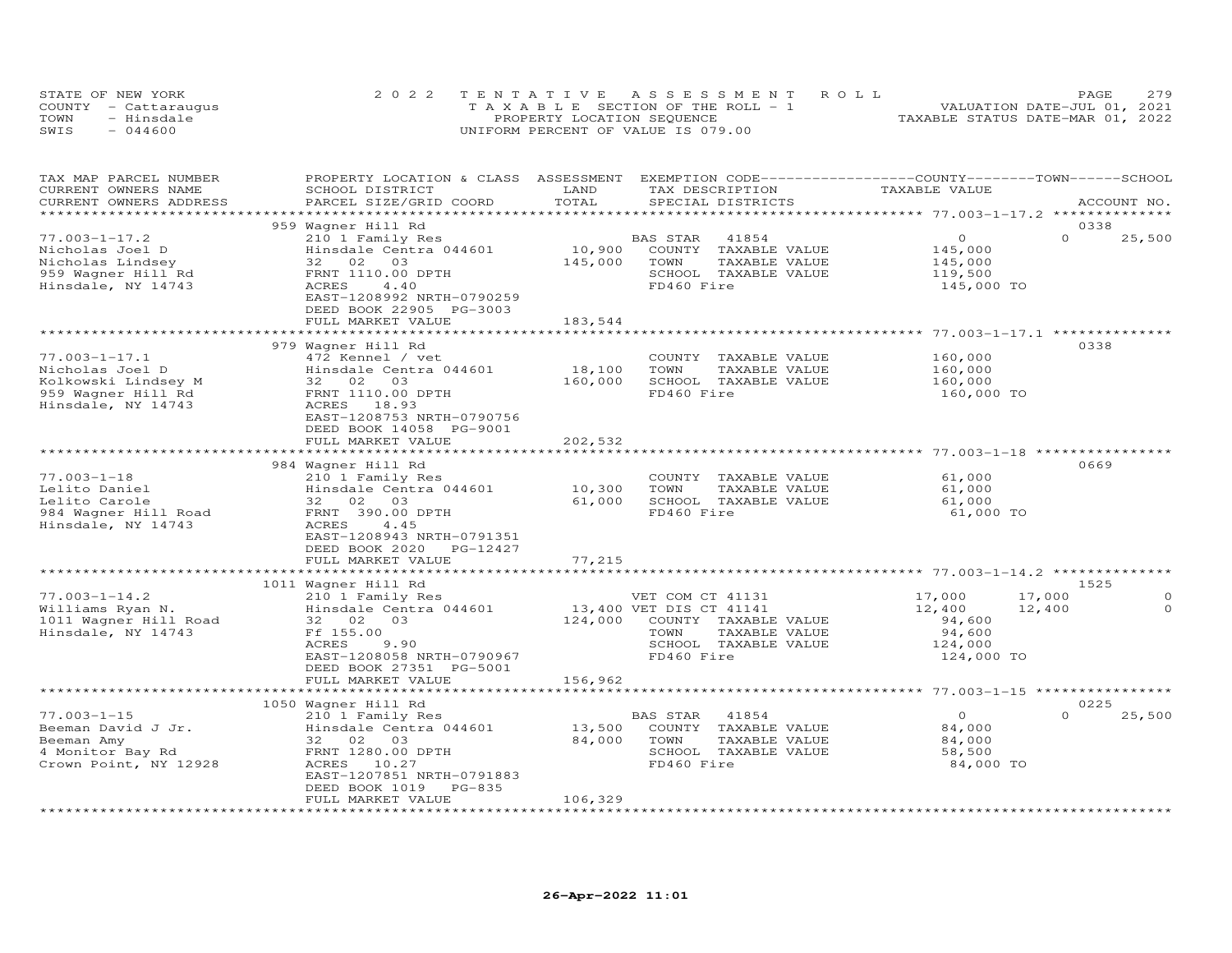STATE OF NEW YORK
COUNTY - Cattaraugus
TOWN - Hinsdale
SWIS - 044600

2022 TENTATIVE ASSESSMENT ROLL
TAXABLE SECTION OF THE ROLL - 1
PROPERTY LOCATION SEQUENCE
UNIFORM PERCENT OF VALUE IS 079.00

VALUATION DATE-JUL 01, 2021
TAXABLE STATUS DATE-MAR 01, 2022

| TAX MAP PARCEL NUMBER / CURRENT OWNERS NAME / CURRENT OWNERS ADDRESS | PROPERTY LOCATION & CLASS / SCHOOL DISTRICT / PARCEL SIZE/GRID COORD | ASSESSMENT LAND | TOTAL | EXEMPTION CODE / TAX DESCRIPTION / SPECIAL DISTRICTS | COUNTY TAXABLE VALUE | TOWN | SCHOOL / ACCOUNT NO. |
|---|---|---|---|---|---|---|---|
| | 959 Wagner Hill Rd | | | | | | 0338 |
| 77.003-1-17.2 | 210 1 Family Res | | | BAS STAR 41854 | 0 | 0 | 25,500 |
| Nicholas Joel D | Hinsdale Centra 044601 | 10,900 | | COUNTY TAXABLE VALUE | 145,000 | | |
| Nicholas Lindsey | 32 02 03 | | 145,000 | TOWN TAXABLE VALUE | 145,000 | | |
| 959 Wagner Hill Rd | FRNT 1110.00 DPTH | | | SCHOOL TAXABLE VALUE | 119,500 | | |
| Hinsdale, NY 14743 | ACRES 4.40 | | | FD460 Fire | 145,000 TO | | |
| | EAST-1208992 NRTH-0790259 | | | | | | |
| | DEED BOOK 22905 PG-3003 | | | | | | |
| | FULL MARKET VALUE | | 183,544 | | | | |
| | 979 Wagner Hill Rd | | | | | | 0338 |
| 77.003-1-17.1 | 472 Kennel / vet | | | COUNTY TAXABLE VALUE | 160,000 | | |
| Nicholas Joel D | Hinsdale Centra 044601 | 18,100 | | TOWN TAXABLE VALUE | 160,000 | | |
| Kolkowski Lindsey M | 32 02 03 | | 160,000 | SCHOOL TAXABLE VALUE | 160,000 | | |
| 959 Wagner Hill Rd | FRNT 1110.00 DPTH | | | FD460 Fire | 160,000 TO | | |
| Hinsdale, NY 14743 | ACRES 18.93 | | | | | | |
| | EAST-1208753 NRTH-0790756 | | | | | | |
| | DEED BOOK 14058 PG-9001 | | | | | | |
| | FULL MARKET VALUE | | 202,532 | | | | |
| | 984 Wagner Hill Rd | | | | | | 0669 |
| 77.003-1-18 | 210 1 Family Res | | | COUNTY TAXABLE VALUE | 61,000 | | |
| Lelito Daniel | Hinsdale Centra 044601 | 10,300 | | TOWN TAXABLE VALUE | 61,000 | | |
| Lelito Carole | 32 02 03 | | 61,000 | SCHOOL TAXABLE VALUE | 61,000 | | |
| 984 Wagner Hill Road | FRNT 390.00 DPTH | | | FD460 Fire | 61,000 TO | | |
| Hinsdale, NY 14743 | ACRES 4.45 | | | | | | |
| | EAST-1208943 NRTH-0791351 | | | | | | |
| | DEED BOOK 2020 PG-12427 | | | | | | |
| | FULL MARKET VALUE | | 77,215 | | | | |
| | 1011 Wagner Hill Rd | | | | | | 1525 |
| 77.003-1-14.2 | 210 1 Family Res | | | VET COM CT 41131 | 17,000 | 17,000 | 0 |
| Williams Ryan N. | Hinsdale Centra 044601 | 13,400 | | VET DIS CT 41141 | 12,400 | 12,400 | 0 |
| 1011 Wagner Hill Road | 32 02 03 | | 124,000 | COUNTY TAXABLE VALUE | 94,600 | | |
| Hinsdale, NY 14743 | Ff 155.00 | | | TOWN TAXABLE VALUE | 94,600 | | |
| | ACRES 9.90 | | | SCHOOL TAXABLE VALUE | 124,000 | | |
| | EAST-1208058 NRTH-0790967 | | | FD460 Fire | 124,000 TO | | |
| | DEED BOOK 27351 PG-5001 | | | | | | |
| | FULL MARKET VALUE | | 156,962 | | | | |
| | 1050 Wagner Hill Rd | | | | | | 0225 |
| 77.003-1-15 | 210 1 Family Res | | | BAS STAR 41854 | 0 | 0 | 25,500 |
| Beeman David J Jr. | Hinsdale Centra 044601 | 13,500 | | COUNTY TAXABLE VALUE | 84,000 | | |
| Beeman Amy | 32 02 03 | | 84,000 | TOWN TAXABLE VALUE | 84,000 | | |
| 4 Monitor Bay Rd | FRNT 1280.00 DPTH | | | SCHOOL TAXABLE VALUE | 58,500 | | |
| Crown Point, NY 12928 | ACRES 10.27 | | | FD460 Fire | 84,000 TO | | |
| | EAST-1207851 NRTH-0791883 | | | | | | |
| | DEED BOOK 1019 PG-835 | | | | | | |
| | FULL MARKET VALUE | | 106,329 | | | | |

26-Apr-2022 11:01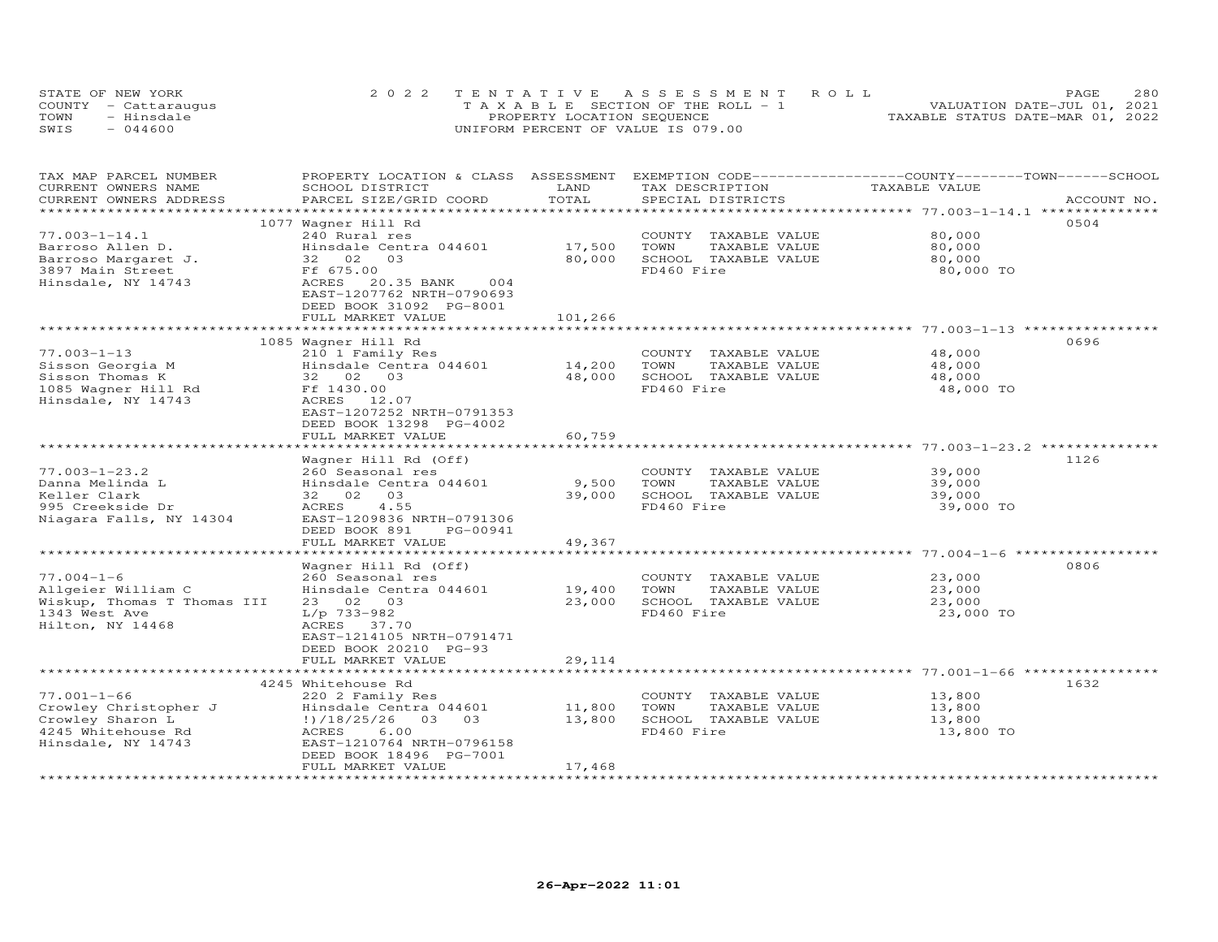STATE OF NEW YORK
COUNTY - Cattaraugus
TOWN - Hinsdale
SWIS - 044600

2022 TENTATIVE ASSESSMENT ROLL
TAXABLE SECTION OF THE ROLL - 1
PROPERTY LOCATION SEQUENCE
UNIFORM PERCENT OF VALUE IS 079.00

VALUATION DATE-JUL 01, 2021
TAXABLE STATUS DATE-MAR 01, 2022

| TAX MAP PARCEL NUMBER / CURRENT OWNERS NAME / CURRENT OWNERS ADDRESS | PROPERTY LOCATION & CLASS / SCHOOL DISTRICT / PARCEL SIZE/GRID COORD | ASSESSMENT LAND / TOTAL | EXEMPTION CODE / TAX DESCRIPTION / SPECIAL DISTRICTS | COUNTY / TOWN / SCHOOL TAXABLE VALUE | ACCOUNT NO. |
|---|---|---|---|---|---|
| | 1077 Wagner Hill Rd | | | | 0504 |
| 77.003-1-14.1 | 240 Rural res | | COUNTY TAXABLE VALUE | 80,000 | |
| Barroso Allen D. | Hinsdale Centra 044601 | 17,500 | TOWN TAXABLE VALUE | 80,000 | |
| Barroso Margaret J. | 32 02 03 | 80,000 | SCHOOL TAXABLE VALUE | 80,000 | |
| 3897 Main Street | Ff 675.00 | | FD460 Fire | 80,000 TO | |
| Hinsdale, NY 14743 | ACRES 20.35 BANK 004 | | | | |
| | EAST-1207762 NRTH-0790693 | | | | |
| | DEED BOOK 31092 PG-8001 | | | | |
| | FULL MARKET VALUE | 101,266 | | | |
| | 1085 Wagner Hill Rd | | | | 0696 |
| 77.003-1-13 | 210 1 Family Res | | COUNTY TAXABLE VALUE | 48,000 | |
| Sisson Georgia M | Hinsdale Centra 044601 | 14,200 | TOWN TAXABLE VALUE | 48,000 | |
| Sisson Thomas K | 32 02 03 | 48,000 | SCHOOL TAXABLE VALUE | 48,000 | |
| 1085 Wagner Hill Rd | Ff 1430.00 | | FD460 Fire | 48,000 TO | |
| Hinsdale, NY 14743 | ACRES 12.07 | | | | |
| | EAST-1207252 NRTH-0791353 | | | | |
| | DEED BOOK 13298 PG-4002 | | | | |
| | FULL MARKET VALUE | 60,759 | | | |
| | Wagner Hill Rd (Off) | | | | 1126 |
| 77.003-1-23.2 | 260 Seasonal res | | COUNTY TAXABLE VALUE | 39,000 | |
| Danna Melinda L | Hinsdale Centra 044601 | 9,500 | TOWN TAXABLE VALUE | 39,000 | |
| Keller Clark | 32 02 03 | 39,000 | SCHOOL TAXABLE VALUE | 39,000 | |
| 995 Creekside Dr | ACRES 4.55 | | FD460 Fire | 39,000 TO | |
| Niagara Falls, NY 14304 | EAST-1209836 NRTH-0791306 | | | | |
| | DEED BOOK 891 PG-00941 | | | | |
| | FULL MARKET VALUE | 49,367 | | | |
| | Wagner Hill Rd (Off) | | | | 0806 |
| 77.004-1-6 | 260 Seasonal res | | COUNTY TAXABLE VALUE | 23,000 | |
| Allgeier William C | Hinsdale Centra 044601 | 19,400 | TOWN TAXABLE VALUE | 23,000 | |
| Wiskup, Thomas T Thomas III | 23 02 03 | 23,000 | SCHOOL TAXABLE VALUE | 23,000 | |
| 1343 West Ave | L/p 733-982 | | FD460 Fire | 23,000 TO | |
| Hilton, NY 14468 | ACRES 37.70 | | | | |
| | EAST-1214105 NRTH-0791471 | | | | |
| | DEED BOOK 20210 PG-93 | | | | |
| | FULL MARKET VALUE | 29,114 | | | |
| | 4245 Whitehouse Rd | | | | 1632 |
| 77.001-1-66 | 220 2 Family Res | | COUNTY TAXABLE VALUE | 13,800 | |
| Crowley Christopher J | Hinsdale Centra 044601 | 11,800 | TOWN TAXABLE VALUE | 13,800 | |
| Crowley Sharon L | !)/18/25/26 03 03 | 13,800 | SCHOOL TAXABLE VALUE | 13,800 | |
| 4245 Whitehouse Rd | ACRES 6.00 | | FD460 Fire | 13,800 TO | |
| Hinsdale, NY 14743 | EAST-1210764 NRTH-0796158 | | | | |
| | DEED BOOK 18496 PG-7001 | | | | |
| | FULL MARKET VALUE | 17,468 | | | |

26-Apr-2022 11:01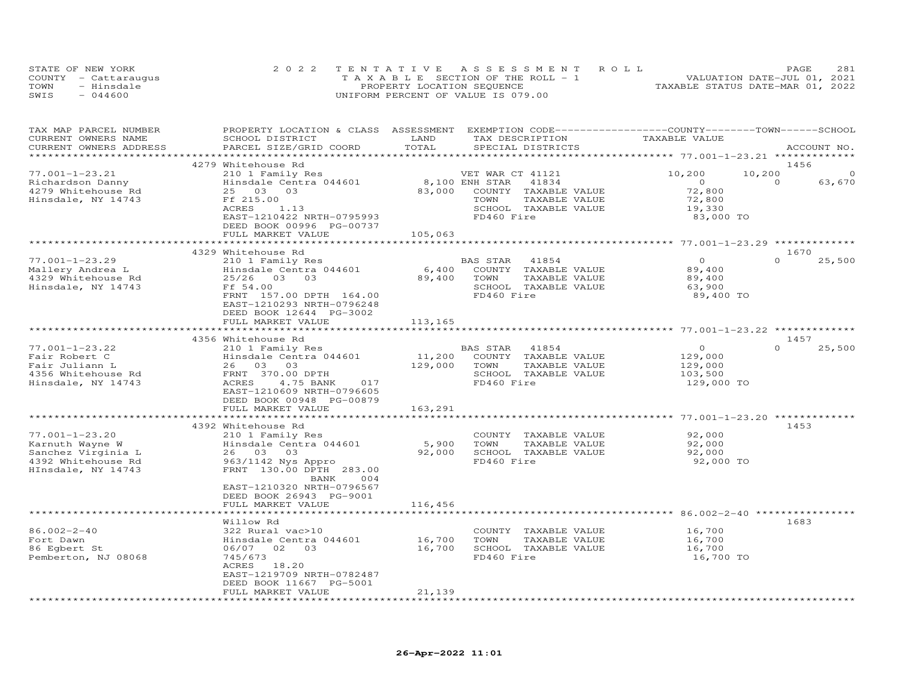STATE OF NEW YORK
COUNTY - Cattaraugus
TOWN - Hinsdale
SWIS - 044600

2022 TENTATIVE ASSESSMENT ROLL
TAXABLE SECTION OF THE ROLL - 1
PROPERTY LOCATION SEQUENCE
UNIFORM PERCENT OF VALUE IS 079.00

VALUATION DATE-JUL 01, 2021
TAXABLE STATUS DATE-MAR 01, 2022

| TAX MAP PARCEL NUMBER / CURRENT OWNERS NAME / CURRENT OWNERS ADDRESS | PROPERTY LOCATION & CLASS / SCHOOL DISTRICT / PARCEL SIZE/GRID COORD | ASSESSMENT LAND / TOTAL | EXEMPTION CODE / TAX DESCRIPTION / SPECIAL DISTRICTS | COUNTY TAXABLE VALUE | TOWN | SCHOOL / ACCOUNT NO. |
|---|---|---|---|---|---|---|
| | 4279 Whitehouse Rd | | | | | 1456 |
| 77.001-1-23.21 | 210 1 Family Res | | VET WAR CT 41121 | 10,200 | 10,200 | 0 |
| Richardson Danny | Hinsdale Centra 044601 | 8,100 | ENH STAR 41834 | 0 | 0 | 63,670 |
| 4279 Whitehouse Rd | 25 03 03 | 83,000 | COUNTY TAXABLE VALUE | 72,800 | | |
| Hinsdale, NY 14743 | Ff 215.00 | | TOWN TAXABLE VALUE | 72,800 | | |
| | ACRES 1.13 | | SCHOOL TAXABLE VALUE | 19,330 | | |
| | EAST-1210422 NRTH-0795993 | | FD460 Fire | 83,000 TO | | |
| | DEED BOOK 00996 PG-00737 | | | | | |
| | FULL MARKET VALUE | 105,063 | | | | |
| | 4329 Whitehouse Rd | | | | | 1670 |
| 77.001-1-23.29 | 210 1 Family Res | | BAS STAR 41854 | 0 | 0 | 25,500 |
| Mallery Andrea L | Hinsdale Centra 044601 | 6,400 | COUNTY TAXABLE VALUE | 89,400 | | |
| 4329 Whitehouse Rd | 25/26 03 03 | 89,400 | TOWN TAXABLE VALUE | 89,400 | | |
| Hinsdale, NY 14743 | Ff 54.00 | | SCHOOL TAXABLE VALUE | 63,900 | | |
| | FRNT 157.00 DPTH 164.00 | | FD460 Fire | 89,400 TO | | |
| | EAST-1210293 NRTH-0796248 | | | | | |
| | DEED BOOK 12644 PG-3002 | | | | | |
| | FULL MARKET VALUE | 113,165 | | | | |
| | 4356 Whitehouse Rd | | | | | 1457 |
| 77.001-1-23.22 | 210 1 Family Res | | BAS STAR 41854 | 0 | 0 | 25,500 |
| Fair Robert C | Hinsdale Centra 044601 | 11,200 | COUNTY TAXABLE VALUE | 129,000 | | |
| Fair Juliann L | 26 03 03 | 129,000 | TOWN TAXABLE VALUE | 129,000 | | |
| 4356 Whitehouse Rd | FRNT 370.00 DPTH | | SCHOOL TAXABLE VALUE | 103,500 | | |
| Hinsdale, NY 14743 | ACRES 4.75 BANK 017 | | FD460 Fire | 129,000 TO | | |
| | EAST-1210609 NRTH-0796605 | | | | | |
| | DEED BOOK 00948 PG-00879 | | | | | |
| | FULL MARKET VALUE | 163,291 | | | | |
| | 4392 Whitehouse Rd | | | | | 1453 |
| 77.001-1-23.20 | 210 1 Family Res | | COUNTY TAXABLE VALUE | 92,000 | | |
| Karnuth Wayne W | Hinsdale Centra 044601 | 5,900 | TOWN TAXABLE VALUE | 92,000 | | |
| Sanchez Virginia L | 26 03 03 | 92,000 | SCHOOL TAXABLE VALUE | 92,000 | | |
| 4392 Whitehouse Rd | 963/1142 Nys Appro | | FD460 Fire | 92,000 TO | | |
| HInsdale, NY 14743 | FRNT 130.00 DPTH 283.00 | | | | | |
| | BANK 004 | | | | | |
| | EAST-1210320 NRTH-0796567 | | | | | |
| | DEED BOOK 26943 PG-9001 | | | | | |
| | FULL MARKET VALUE | 116,456 | | | | |
| | Willow Rd | | | | | 1683 |
| 86.002-2-40 | 322 Rural vac>10 | | COUNTY TAXABLE VALUE | 16,700 | | |
| Fort Dawn | Hinsdale Centra 044601 | 16,700 | TOWN TAXABLE VALUE | 16,700 | | |
| 86 Egbert St | 06/07 02 03 | 16,700 | SCHOOL TAXABLE VALUE | 16,700 | | |
| Pemberton, NJ 08068 | 745/673 | | FD460 Fire | 16,700 TO | | |
| | ACRES 18.20 | | | | | |
| | EAST-1219709 NRTH-0782487 | | | | | |
| | DEED BOOK 11667 PG-5001 | | | | | |
| | FULL MARKET VALUE | 21,139 | | | | |

26-Apr-2022 11:01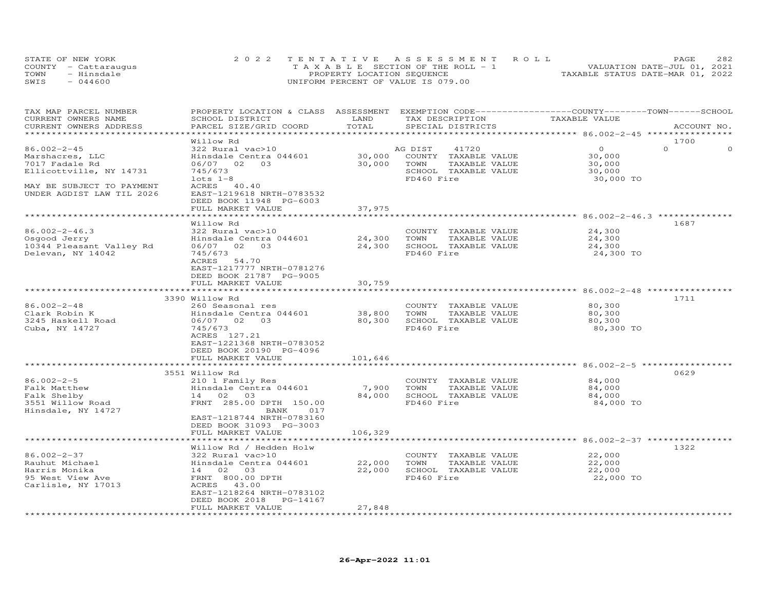STATE OF NEW YORK
COUNTY - Cattaraugus
TOWN - Hinsdale
SWIS - 044600

2022 TENTATIVE ASSESSMENT ROLL
TAXABLE SECTION OF THE ROLL - 1
PROPERTY LOCATION SEQUENCE
UNIFORM PERCENT OF VALUE IS 079.00

VALUATION DATE-JUL 01, 2021
TAXABLE STATUS DATE-MAR 01, 2022

| TAX MAP PARCEL NUMBER / CURRENT OWNERS NAME / CURRENT OWNERS ADDRESS | PROPERTY LOCATION & CLASS / SCHOOL DISTRICT / PARCEL SIZE/GRID COORD | ASSESSMENT LAND / TOTAL | EXEMPTION CODE / TAX DESCRIPTION / SPECIAL DISTRICTS | COUNTY TAXABLE VALUE | TOWN | SCHOOL | ACCOUNT NO. |
|---|---|---|---|---|---|---|---|
| **86.002-2-45** | Willow Rd | | | | | | 1700 |
| 86.002-2-45 | 322 Rural vac>10 | | AG DIST 41720 | 0 | 0 | 0 | |
| Marshacres, LLC | Hinsdale Centra 044601 | 30,000 | COUNTY TAXABLE VALUE | 30,000 | | | |
| 7017 Fadale Rd | 06/07 02 03 | 30,000 | TOWN TAXABLE VALUE | 30,000 | | | |
| Ellicottville, NY 14731 | 745/673 | | SCHOOL TAXABLE VALUE | 30,000 | | | |
| | lots 1-8 | | FD460 Fire | 30,000 TO | | | |
| MAY BE SUBJECT TO PAYMENT | ACRES 40.40 | | | | | | |
| UNDER AGDIST LAW TIL 2026 | EAST-1219618 NRTH-0783532 | | | | | | |
| | DEED BOOK 11948 PG-6003 | | | | | | |
| | FULL MARKET VALUE | 37,975 | | | | | |
| **86.002-2-46.3** | Willow Rd | | | | | | 1687 |
| 86.002-2-46.3 | 322 Rural vac>10 | | COUNTY TAXABLE VALUE | 24,300 | | | |
| Osgood Jerry | Hinsdale Centra 044601 | 24,300 | TOWN TAXABLE VALUE | 24,300 | | | |
| 10344 Pleasant Valley Rd | 06/07 02 03 | 24,300 | SCHOOL TAXABLE VALUE | 24,300 | | | |
| Delevan, NY 14042 | 745/673 | | FD460 Fire | 24,300 TO | | | |
| | ACRES 54.70 | | | | | | |
| | EAST-1217777 NRTH-0781276 | | | | | | |
| | DEED BOOK 21787 PG-9005 | | | | | | |
| | FULL MARKET VALUE | 30,759 | | | | | |
| **86.002-2-48** | 3390 Willow Rd | | | | | | 1711 |
| 86.002-2-48 | 260 Seasonal res | | COUNTY TAXABLE VALUE | 80,300 | | | |
| Clark Robin K | Hinsdale Centra 044601 | 38,800 | TOWN TAXABLE VALUE | 80,300 | | | |
| 3245 Haskell Road | 06/07 02 03 | 80,300 | SCHOOL TAXABLE VALUE | 80,300 | | | |
| Cuba, NY 14727 | 745/673 | | FD460 Fire | 80,300 TO | | | |
| | ACRES 127.21 | | | | | | |
| | EAST-1221368 NRTH-0783052 | | | | | | |
| | DEED BOOK 20190 PG-4096 | | | | | | |
| | FULL MARKET VALUE | 101,646 | | | | | |
| **86.002-2-5** | 3551 Willow Rd | | | | | | 0629 |
| 86.002-2-5 | 210 1 Family Res | | COUNTY TAXABLE VALUE | 84,000 | | | |
| Falk Matthew | Hinsdale Centra 044601 | 7,900 | TOWN TAXABLE VALUE | 84,000 | | | |
| Falk Shelby | 14 02 03 | 84,000 | SCHOOL TAXABLE VALUE | 84,000 | | | |
| 3551 Willow Road | FRNT 285.00 DPTH 150.00 | | FD460 Fire | 84,000 TO | | | |
| Hinsdale, NY 14727 | BANK 017 | | | | | | |
| | EAST-1218744 NRTH-0783160 | | | | | | |
| | DEED BOOK 31093 PG-3003 | | | | | | |
| | FULL MARKET VALUE | 106,329 | | | | | |
| **86.002-2-37** | Willow Rd / Hedden Holw | | | | | | 1322 |
| 86.002-2-37 | 322 Rural vac>10 | | COUNTY TAXABLE VALUE | 22,000 | | | |
| Rauhut Michael | Hinsdale Centra 044601 | 22,000 | TOWN TAXABLE VALUE | 22,000 | | | |
| Harris Monika | 14 02 03 | 22,000 | SCHOOL TAXABLE VALUE | 22,000 | | | |
| 95 West View Ave | FRNT 800.00 DPTH | | FD460 Fire | 22,000 TO | | | |
| Carlisle, NY 17013 | ACRES 43.00 | | | | | | |
| | EAST-1218264 NRTH-0783102 | | | | | | |
| | DEED BOOK 2018 PG-14167 | | | | | | |
| | FULL MARKET VALUE | 27,848 | | | | | |

26-Apr-2022 11:01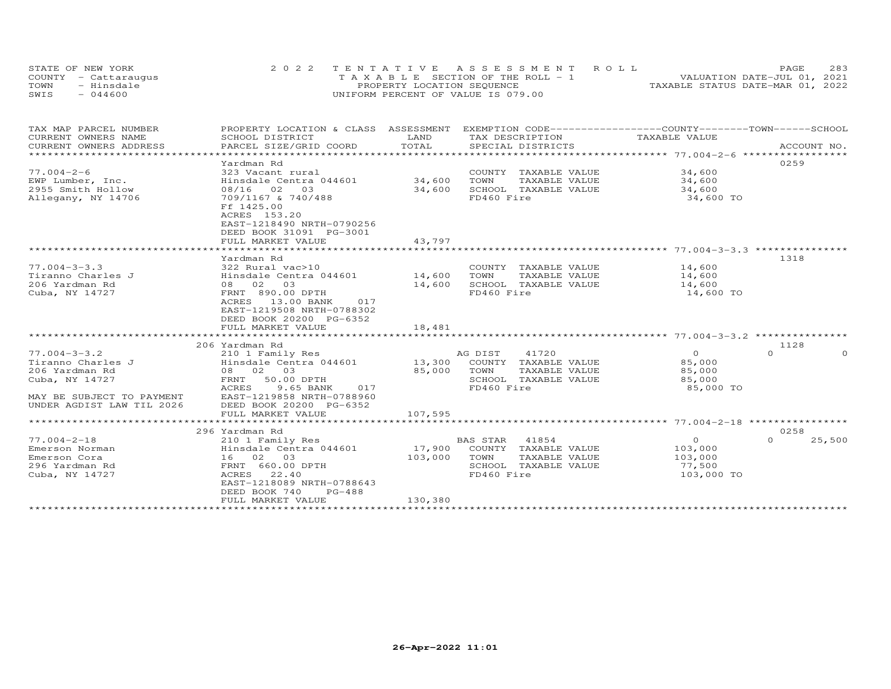STATE OF NEW YORK
COUNTY - Cattaraugus
TOWN - Hinsdale
SWIS - 044600

2022 TENTATIVE ASSESSMENT ROLL
TAXABLE SECTION OF THE ROLL - 1
PROPERTY LOCATION SEQUENCE
UNIFORM PERCENT OF VALUE IS 079.00

VALUATION DATE-JUL 01, 2021
TAXABLE STATUS DATE-MAR 01, 2022

| TAX MAP PARCEL NUMBER / CURRENT OWNERS NAME / CURRENT OWNERS ADDRESS | PROPERTY LOCATION & CLASS / SCHOOL DISTRICT / PARCEL SIZE/GRID COORD | ASSESSMENT LAND / TOTAL | EXEMPTION CODE / TAX DESCRIPTION / SPECIAL DISTRICTS | COUNTY / TOWN / SCHOOL TAXABLE VALUE | ACCOUNT NO. |
|---|---|---|---|---|---|
| **77.004-2-6** | Yardman Rd | | | | 0259 |
| 77.004-2-6 | 323 Vacant rural | | COUNTY TAXABLE VALUE | 34,600 | |
| EWP Lumber, Inc. | Hinsdale Centra 044601 | 34,600 | TOWN TAXABLE VALUE | 34,600 | |
| 2955 Smith Hollow | 08/16 02 03 | 34,600 | SCHOOL TAXABLE VALUE | 34,600 | |
| Allegany, NY 14706 | 709/1167 & 740/488 | | FD460 Fire | 34,600 TO | |
| | Ff 1425.00 | | | | |
| | ACRES 153.20 | | | | |
| | EAST-1218490 NRTH-0790256 | | | | |
| | DEED BOOK 31091 PG-3001 | | | | |
| | FULL MARKET VALUE | 43,797 | | | |
| **77.004-3-3.3** | Yardman Rd | | | | 1318 |
| 77.004-3-3.3 | 322 Rural vac>10 | | COUNTY TAXABLE VALUE | 14,600 | |
| Tiranno Charles J | Hinsdale Centra 044601 | 14,600 | TOWN TAXABLE VALUE | 14,600 | |
| 206 Yardman Rd | 08 02 03 | 14,600 | SCHOOL TAXABLE VALUE | 14,600 | |
| Cuba, NY 14727 | FRNT 890.00 DPTH | | FD460 Fire | 14,600 TO | |
| | ACRES 13.00 BANK 017 | | | | |
| | EAST-1219508 NRTH-0788302 | | | | |
| | DEED BOOK 20200 PG-6352 | | | | |
| | FULL MARKET VALUE | 18,481 | | | |
| **77.004-3-3.2** | 206 Yardman Rd | | | | 1128 |
| 77.004-3-3.2 | 210 1 Family Res | | AG DIST 41720 | 0 / 0 / 0 | |
| Tiranno Charles J | Hinsdale Centra 044601 | 13,300 | COUNTY TAXABLE VALUE | 85,000 | |
| 206 Yardman Rd | 08 02 03 | 85,000 | TOWN TAXABLE VALUE | 85,000 | |
| Cuba, NY 14727 | FRNT 50.00 DPTH | | SCHOOL TAXABLE VALUE | 85,000 | |
| | ACRES 9.65 BANK 017 | | FD460 Fire | 85,000 TO | |
| MAY BE SUBJECT TO PAYMENT | EAST-1219858 NRTH-0788960 | | | | |
| UNDER AGDIST LAW TIL 2026 | DEED BOOK 20200 PG-6352 | | | | |
| | FULL MARKET VALUE | 107,595 | | | |
| **77.004-2-18** | 296 Yardman Rd | | | | 0258 |
| 77.004-2-18 | 210 1 Family Res | | BAS STAR 41854 | 0 / 0 / 25,500 | |
| Emerson Norman | Hinsdale Centra 044601 | 17,900 | COUNTY TAXABLE VALUE | 103,000 | |
| Emerson Cora | 16 02 03 | 103,000 | TOWN TAXABLE VALUE | 103,000 | |
| 296 Yardman Rd | FRNT 660.00 DPTH | | SCHOOL TAXABLE VALUE | 77,500 | |
| Cuba, NY 14727 | ACRES 22.40 | | FD460 Fire | 103,000 TO | |
| | EAST-1218089 NRTH-0788643 | | | | |
| | DEED BOOK 740 PG-488 | | | | |
| | FULL MARKET VALUE | 130,380 | | | |

26-Apr-2022 11:01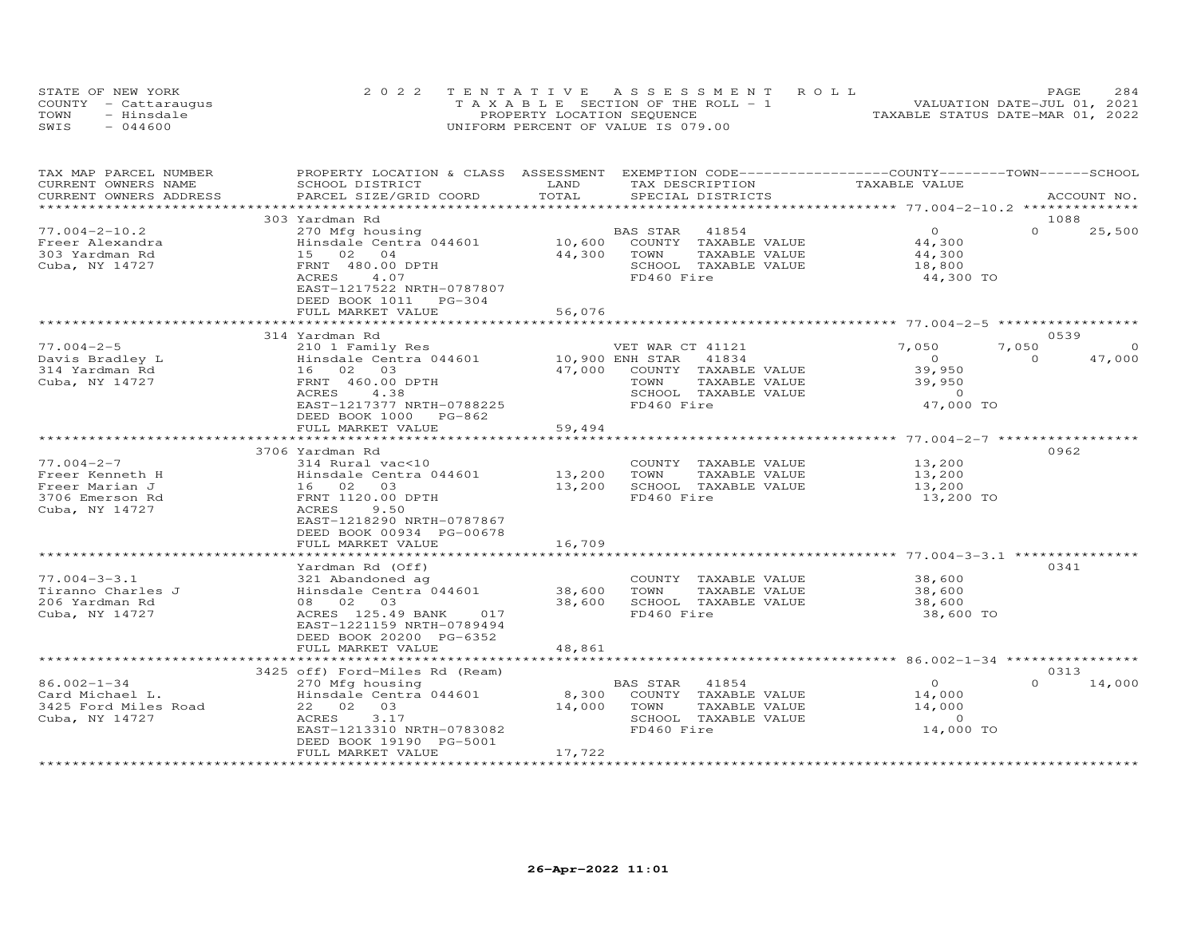STATE OF NEW YORK
COUNTY - Cattaraugus
TOWN - Hinsdale
SWIS - 044600

2022 TENTATIVE ASSESSMENT ROLL
TAXABLE SECTION OF THE ROLL - 1
PROPERTY LOCATION SEQUENCE
UNIFORM PERCENT OF VALUE IS 079.00

VALUATION DATE-JUL 01, 2021
TAXABLE STATUS DATE-MAR 01, 2022

| TAX MAP PARCEL NUMBER / CURRENT OWNERS NAME / CURRENT OWNERS ADDRESS | PROPERTY LOCATION & CLASS / SCHOOL DISTRICT / PARCEL SIZE/GRID COORD | ASSESSMENT LAND / TOTAL | EXEMPTION CODE / TAX DESCRIPTION / SPECIAL DISTRICTS | COUNTY TAXABLE VALUE | TOWN | SCHOOL / ACCOUNT NO. |
|---|---|---|---|---|---|---|
| 77.004-2-10.2 | 303 Yardman Rd | | | | | 1088 |
| Freer Alexandra | 270 Mfg housing | | BAS STAR 41854 | 0 | 0 | 25,500 |
| 303 Yardman Rd | Hinsdale Centra 044601 | 10,600 | COUNTY TAXABLE VALUE | 44,300 | | |
| Cuba, NY 14727 | 15 02 04 | 44,300 | TOWN TAXABLE VALUE | 44,300 | | |
| | FRNT 480.00 DPTH | | SCHOOL TAXABLE VALUE | 18,800 | | |
| | ACRES 4.07 | | FD460 Fire | 44,300 TO | | |
| | EAST-1217522 NRTH-0787807 | | | | | |
| | DEED BOOK 1011 PG-304 | | | | | |
| | FULL MARKET VALUE | 56,076 | | | | |
| 77.004-2-5 | 314 Yardman Rd | | | | | 0539 |
| Davis Bradley L | 210 1 Family Res | | VET WAR CT 41121 | 7,050 | 7,050 | 0 |
| 314 Yardman Rd | Hinsdale Centra 044601 | 10,900 | ENH STAR 41834 | 0 | 0 | 47,000 |
| Cuba, NY 14727 | 16 02 03 | 47,000 | COUNTY TAXABLE VALUE | 39,950 | | |
| | FRNT 460.00 DPTH | | TOWN TAXABLE VALUE | 39,950 | | |
| | ACRES 4.38 | | SCHOOL TAXABLE VALUE | 0 | | |
| | EAST-1217377 NRTH-0788225 | | FD460 Fire | 47,000 TO | | |
| | DEED BOOK 1000 PG-862 | | | | | |
| | FULL MARKET VALUE | 59,494 | | | | |
| 77.004-2-7 | 3706 Yardman Rd | | | | | 0962 |
| Freer Kenneth H | 314 Rural vac<10 | | COUNTY TAXABLE VALUE | 13,200 | | |
| Freer Marian J | Hinsdale Centra 044601 | 13,200 | TOWN TAXABLE VALUE | 13,200 | | |
| 3706 Emerson Rd | 16 02 03 | 13,200 | SCHOOL TAXABLE VALUE | 13,200 | | |
| Cuba, NY 14727 | FRNT 1120.00 DPTH | | FD460 Fire | 13,200 TO | | |
| | ACRES 9.50 | | | | | |
| | EAST-1218290 NRTH-0787867 | | | | | |
| | DEED BOOK 00934 PG-00678 | | | | | |
| | FULL MARKET VALUE | 16,709 | | | | |
| 77.004-3-3.1 | Yardman Rd (Off) | | | | | 0341 |
| Tiranno Charles J | 321 Abandoned ag | | COUNTY TAXABLE VALUE | 38,600 | | |
| 206 Yardman Rd | Hinsdale Centra 044601 | 38,600 | TOWN TAXABLE VALUE | 38,600 | | |
| Cuba, NY 14727 | 08 02 03 | 38,600 | SCHOOL TAXABLE VALUE | 38,600 | | |
| | ACRES 125.49 BANK 017 | | FD460 Fire | 38,600 TO | | |
| | EAST-1221159 NRTH-0789494 | | | | | |
| | DEED BOOK 20200 PG-6352 | | | | | |
| | FULL MARKET VALUE | 48,861 | | | | |
| 86.002-1-34 | 3425 off) Ford-Miles Rd (Ream) | | | | | 0313 |
| Card Michael L. | 270 Mfg housing | | BAS STAR 41854 | 0 | 0 | 14,000 |
| 3425 Ford Miles Road | Hinsdale Centra 044601 | 8,300 | COUNTY TAXABLE VALUE | 14,000 | | |
| Cuba, NY 14727 | 22 02 03 | 14,000 | TOWN TAXABLE VALUE | 14,000 | | |
| | ACRES 3.17 | | SCHOOL TAXABLE VALUE | 0 | | |
| | EAST-1213310 NRTH-0783082 | | FD460 Fire | 14,000 TO | | |
| | DEED BOOK 19190 PG-5001 | | | | | |
| | FULL MARKET VALUE | 17,722 | | | | |

26-Apr-2022 11:01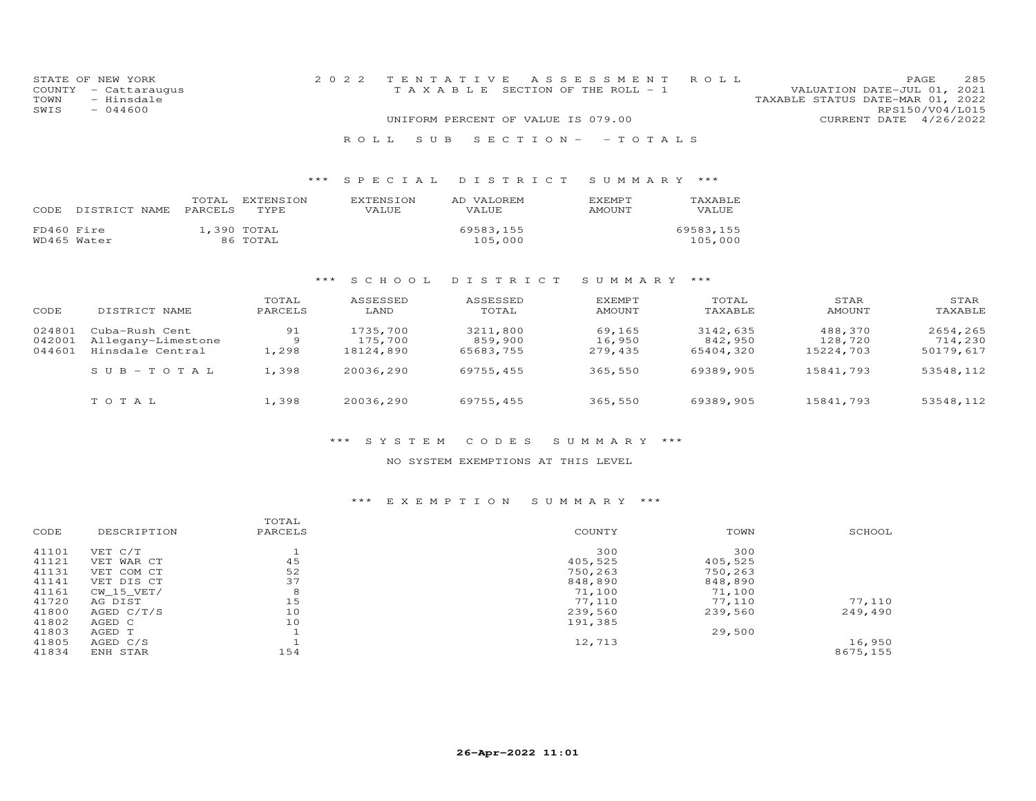STATE OF NEW YORK
COUNTY - Cattaraugus
TOWN - Hinsdale
SWIS - 044600

2022 TENTATIVE ASSESSMENT ROLL
TAXABLE SECTION OF THE ROLL - 1
UNIFORM PERCENT OF VALUE IS 079.00

VALUATION DATE-JUL 01, 2021
TAXABLE STATUS DATE-MAR 01, 2022
RPS150/V04/L015
CURRENT DATE 4/26/2022

ROLL SUB SECTION- - TOTALS

## *** SPECIAL DISTRICT SUMMARY ***

| CODE | DISTRICT NAME | TOTAL PARCELS | EXTENSION TYPE | EXTENSION VALUE | AD VALOREM VALUE | EXEMPT AMOUNT | TAXABLE VALUE |
|---|---|---|---|---|---|---|---|
| FD460 | Fire | 1,390 | TOTAL | | 69583,155 | | 69583,155 |
| WD465 | Water | 86 | TOTAL | | 105,000 | | 105,000 |

## *** SCHOOL DISTRICT SUMMARY ***

| CODE | DISTRICT NAME | TOTAL PARCELS | ASSESSED LAND | ASSESSED TOTAL | EXEMPT AMOUNT | TOTAL TAXABLE | STAR AMOUNT | STAR TAXABLE |
|---|---|---|---|---|---|---|---|---|
| 024801 | Cuba-Rush Cent | 91 | 1735,700 | 3211,800 | 69,165 | 3142,635 | 488,370 | 2654,265 |
| 042001 | Allegany-Limestone | 9 | 175,700 | 859,900 | 16,950 | 842,950 | 128,720 | 714,230 |
| 044601 | Hinsdale Central | 1,298 | 18124,890 | 65683,755 | 279,435 | 65404,320 | 15224,703 | 50179,617 |
| | SUB-TOTAL | 1,398 | 20036,290 | 69755,455 | 365,550 | 69389,905 | 15841,793 | 53548,112 |
| | TOTAL | 1,398 | 20036,290 | 69755,455 | 365,550 | 69389,905 | 15841,793 | 53548,112 |

## *** SYSTEM CODES SUMMARY ***

NO SYSTEM EXEMPTIONS AT THIS LEVEL

## *** EXEMPTION SUMMARY ***

| CODE | DESCRIPTION | TOTAL PARCELS | COUNTY | TOWN | SCHOOL |
|---|---|---|---|---|---|
| 41101 | VET C/T | 1 | 300 | 300 | |
| 41121 | VET WAR CT | 45 | 405,525 | 405,525 | |
| 41131 | VET COM CT | 52 | 750,263 | 750,263 | |
| 41141 | VET DIS CT | 37 | 848,890 | 848,890 | |
| 41161 | CW_15_VET/ | 8 | 71,100 | 71,100 | |
| 41720 | AG DIST | 15 | 77,110 | 77,110 | 77,110 |
| 41800 | AGED C/T/S | 10 | 239,560 | 239,560 | 249,490 |
| 41802 | AGED C | 10 | 191,385 | | |
| 41803 | AGED T | 1 | | 29,500 | |
| 41805 | AGED C/S | 1 | 12,713 | | 16,950 |
| 41834 | ENH STAR | 154 | | | 8675,155 |

26-Apr-2022 11:01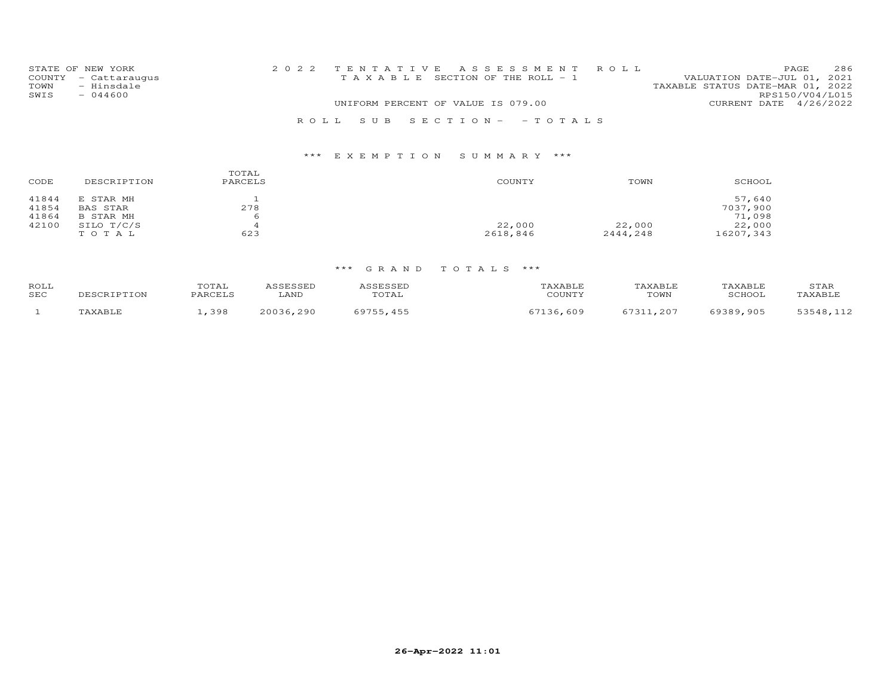STATE OF NEW YORK
COUNTY - Cattaraugus
TOWN - Hinsdale
SWIS - 044600

2022 TENTATIVE ASSESSMENT ROLL
TAXABLE SECTION OF THE ROLL - 1
UNIFORM PERCENT OF VALUE IS 079.00

VALUATION DATE-JUL 01, 2021
TAXABLE STATUS DATE-MAR 01, 2022
RPS150/V04/L015
CURRENT DATE 4/26/2022

ROLL SUB SECTION- - TOTALS

## *** EXEMPTION SUMMARY ***

| CODE | DESCRIPTION | TOTAL PARCELS | COUNTY | TOWN | SCHOOL |
|---|---|---|---|---|---|
| 41844 | E STAR MH | 1 | | | 57,640 |
| 41854 | BAS STAR | 278 | | | 7037,900 |
| 41864 | B STAR MH | 6 | | | 71,098 |
| 42100 | SILO T/C/S | 4 | 22,000 | 22,000 | 22,000 |
| | TOTAL | 623 | 2618,846 | 2444,248 | 16207,343 |

## *** GRAND TOTALS ***

| ROLL SEC | DESCRIPTION | TOTAL PARCELS | ASSESSED LAND | ASSESSED TOTAL | TAXABLE COUNTY | TAXABLE TOWN | TAXABLE SCHOOL | STAR TAXABLE |
|---|---|---|---|---|---|---|---|---|
| 1 | TAXABLE | 1,398 | 20036,290 | 69755,455 | 67136,609 | 67311,207 | 69389,905 | 53548,112 |

26-Apr-2022 11:01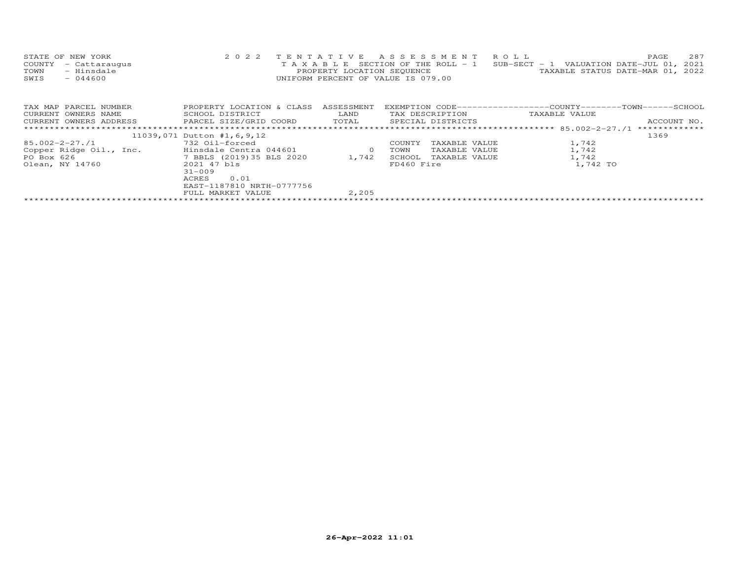STATE OF NEW YORK
COUNTY - Cattaraugus
TOWN - Hinsdale
SWIS - 044600

2022 TENTATIVE ASSESSMENT ROLL
TAXABLE SECTION OF THE ROLL - 1
PROPERTY LOCATION SEQUENCE
UNIFORM PERCENT OF VALUE IS 079.00

SUB-SECT - 1 VALUATION DATE-JUL 01, 2021
TAXABLE STATUS DATE-MAR 01, 2022

| TAX MAP PARCEL NUMBER / CURRENT OWNERS NAME / CURRENT OWNERS ADDRESS | PROPERTY LOCATION & CLASS / SCHOOL DISTRICT / PARCEL SIZE/GRID COORD | ASSESSMENT LAND / TOTAL | EXEMPTION CODE / TAX DESCRIPTION / SPECIAL DISTRICTS | TAXABLE VALUE (COUNTY / TOWN / SCHOOL) | ACCOUNT NO. |
|---|---|---|---|---|---|
| 85.002-2-27./1 | 11039,071 Dutton #1,6,9,12 | | | | 1369 |
| 85.002-2-27./1 | 732 Oil-forced | | COUNTY TAXABLE VALUE | 1,742 | |
| Copper Ridge Oil., Inc. | Hinsdale Centra 044601 | 0 | TOWN TAXABLE VALUE | 1,742 | |
| PO Box 626 | 7 BBLS (2019)35 BLS 2020 | 1,742 | SCHOOL TAXABLE VALUE | 1,742 | |
| Olean, NY 14760 | 2021 47 bls | | FD460 Fire | 1,742 TO | |
| | 31-009 | | | | |
| | ACRES 0.01 | | | | |
| | EAST-1187810 NRTH-0777756 | | | | |
| | FULL MARKET VALUE | 2,205 | | | |

26-Apr-2022 11:01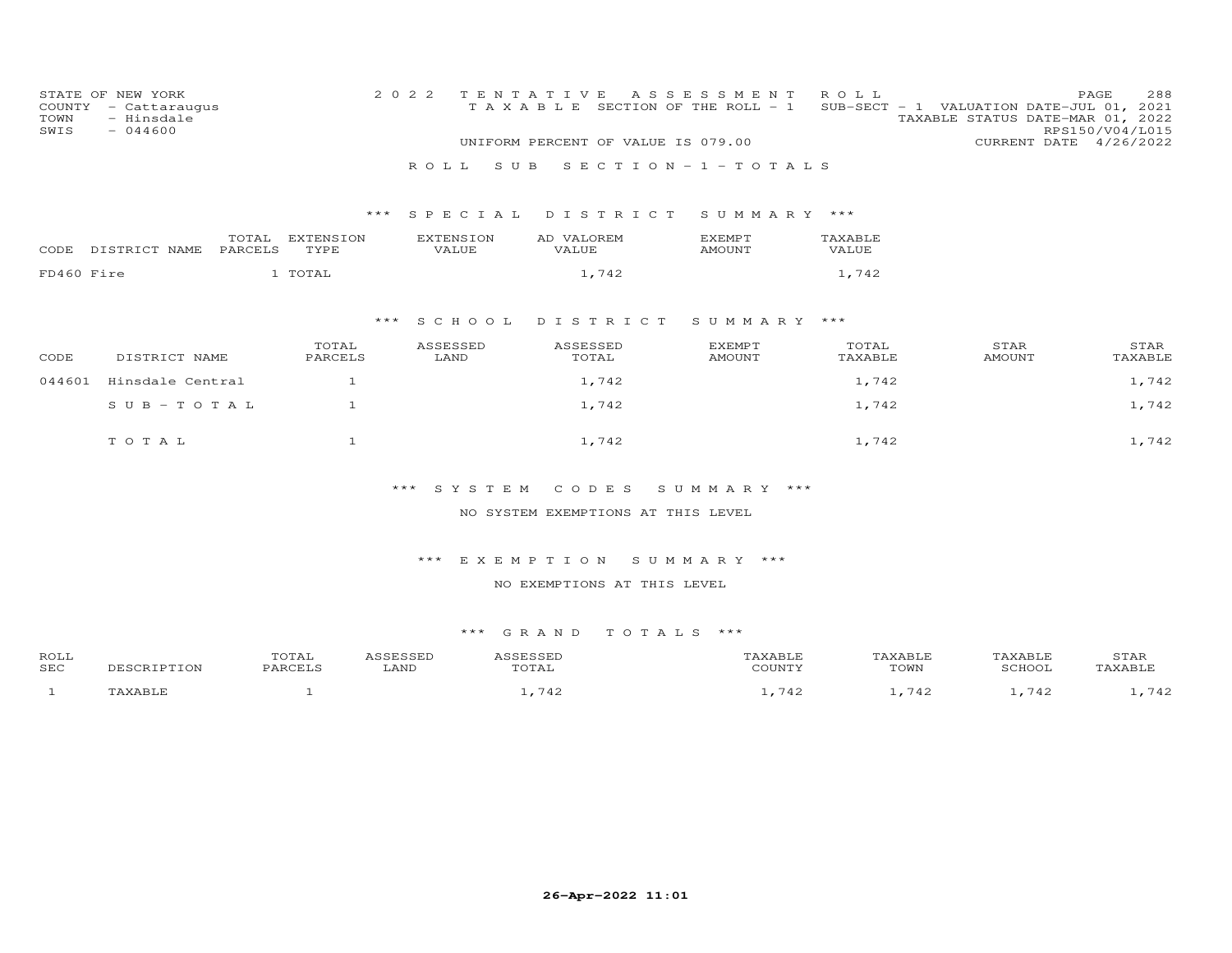STATE OF NEW YORK
COUNTY - Cattaraugus
TOWN - Hinsdale
SWIS - 044600

2022 TENTATIVE ASSESSMENT ROLL
TAXABLE SECTION OF THE ROLL - 1
SUB-SECT - 1 VALUATION DATE-JUL 01, 2021
TAXABLE STATUS DATE-MAR 01, 2022
RPS150/V04/L015
UNIFORM PERCENT OF VALUE IS 079.00
CURRENT DATE 4/26/2022

ROLL SUB SECTION - 1 - TOTALS

*** SPECIAL DISTRICT SUMMARY ***

| CODE | DISTRICT NAME | TOTAL PARCELS | EXTENSION TYPE | EXTENSION VALUE | AD VALOREM VALUE | EXEMPT AMOUNT | TAXABLE VALUE |
|---|---|---|---|---|---|---|---|
| FD460 | Fire | 1 | TOTAL | | 1,742 | | 1,742 |

*** SCHOOL DISTRICT SUMMARY ***

| CODE | DISTRICT NAME | TOTAL PARCELS | ASSESSED LAND | ASSESSED TOTAL | EXEMPT AMOUNT | TOTAL TAXABLE | STAR AMOUNT | STAR TAXABLE |
|---|---|---|---|---|---|---|---|---|
| 044601 | Hinsdale Central | 1 | | 1,742 | | 1,742 | | 1,742 |
| | SUB-TOTAL | 1 | | 1,742 | | 1,742 | | 1,742 |
| | TOTAL | 1 | | 1,742 | | 1,742 | | 1,742 |

*** SYSTEM CODES SUMMARY ***

NO SYSTEM EXEMPTIONS AT THIS LEVEL

*** EXEMPTION SUMMARY ***

NO EXEMPTIONS AT THIS LEVEL

*** GRAND TOTALS ***

| ROLL SEC | DESCRIPTION | TOTAL PARCELS | ASSESSED LAND | ASSESSED TOTAL | TAXABLE COUNTY | TAXABLE TOWN | TAXABLE SCHOOL | STAR TAXABLE |
|---|---|---|---|---|---|---|---|---|
| 1 | TAXABLE | 1 | | 1,742 | 1,742 | 1,742 | 1,742 | 1,742 |

26-Apr-2022 11:01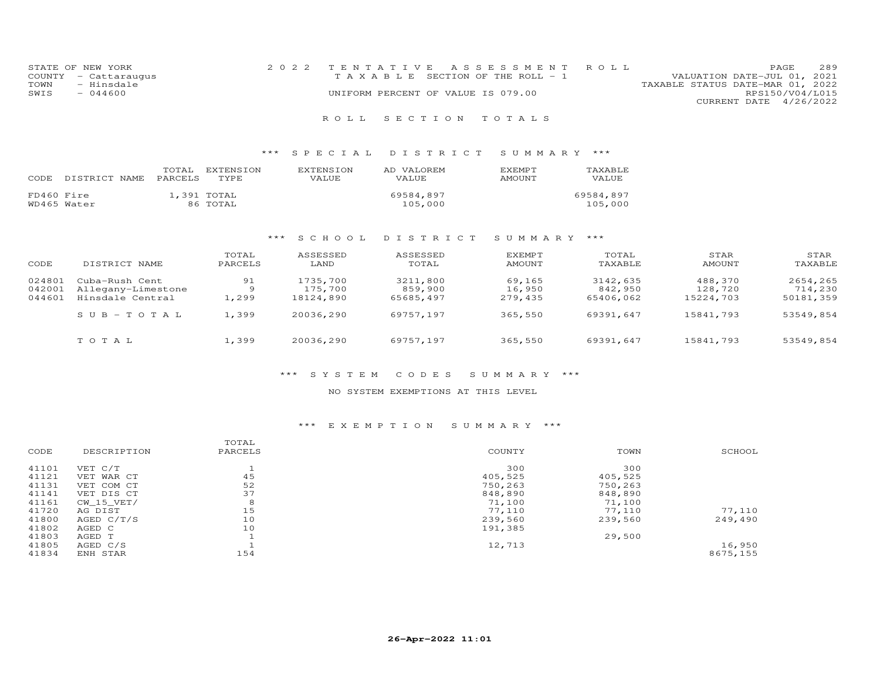STATE OF NEW YORK
COUNTY - Cattaraugus
TOWN - Hinsdale
SWIS - 044600

2022 TENTATIVE ASSESSMENT ROLL
TAXABLE SECTION OF THE ROLL - 1
UNIFORM PERCENT OF VALUE IS 079.00

VALUATION DATE-JUL 01, 2021
TAXABLE STATUS DATE-MAR 01, 2022
RPS150/V04/L015
CURRENT DATE 4/26/2022

## ROLL SECTION TOTALS

### *** SPECIAL DISTRICT SUMMARY ***

| CODE | DISTRICT NAME | TOTAL PARCELS | EXTENSION TYPE | EXTENSION VALUE | AD VALOREM VALUE | EXEMPT AMOUNT | TAXABLE VALUE |
|---|---|---|---|---|---|---|---|
| FD460 | Fire | 1,391 | TOTAL | | 69584,897 | | 69584,897 |
| WD465 | Water | 86 | TOTAL | | 105,000 | | 105,000 |

### *** SCHOOL DISTRICT SUMMARY ***

| CODE | DISTRICT NAME | TOTAL PARCELS | ASSESSED LAND | ASSESSED TOTAL | EXEMPT AMOUNT | TOTAL TAXABLE | STAR AMOUNT | STAR TAXABLE |
|---|---|---|---|---|---|---|---|---|
| 024801 | Cuba-Rush Cent | 91 | 1735,700 | 3211,800 | 69,165 | 3142,635 | 488,370 | 2654,265 |
| 042001 | Allegany-Limestone | 9 | 175,700 | 859,900 | 16,950 | 842,950 | 128,720 | 714,230 |
| 044601 | Hinsdale Central | 1,299 | 18124,890 | 65685,497 | 279,435 | 65406,062 | 15224,703 | 50181,359 |
| | SUB-TOTAL | 1,399 | 20036,290 | 69757,197 | 365,550 | 69391,647 | 15841,793 | 53549,854 |
| | TOTAL | 1,399 | 20036,290 | 69757,197 | 365,550 | 69391,647 | 15841,793 | 53549,854 |

### *** SYSTEM CODES SUMMARY ***

NO SYSTEM EXEMPTIONS AT THIS LEVEL

### *** EXEMPTION SUMMARY ***

| CODE | DESCRIPTION | TOTAL PARCELS | COUNTY | TOWN | SCHOOL |
|---|---|---|---|---|---|
| 41101 | VET C/T | 1 | 300 | 300 | |
| 41121 | VET WAR CT | 45 | 405,525 | 405,525 | |
| 41131 | VET COM CT | 52 | 750,263 | 750,263 | |
| 41141 | VET DIS CT | 37 | 848,890 | 848,890 | |
| 41161 | CW_15_VET/ | 8 | 71,100 | 71,100 | |
| 41720 | AG DIST | 15 | 77,110 | 77,110 | 77,110 |
| 41800 | AGED C/T/S | 10 | 239,560 | 239,560 | 249,490 |
| 41802 | AGED C | 10 | 191,385 | | |
| 41803 | AGED T | 1 | | 29,500 | |
| 41805 | AGED C/S | 1 | 12,713 | | 16,950 |
| 41834 | ENH STAR | 154 | | | 8675,155 |

26-Apr-2022 11:01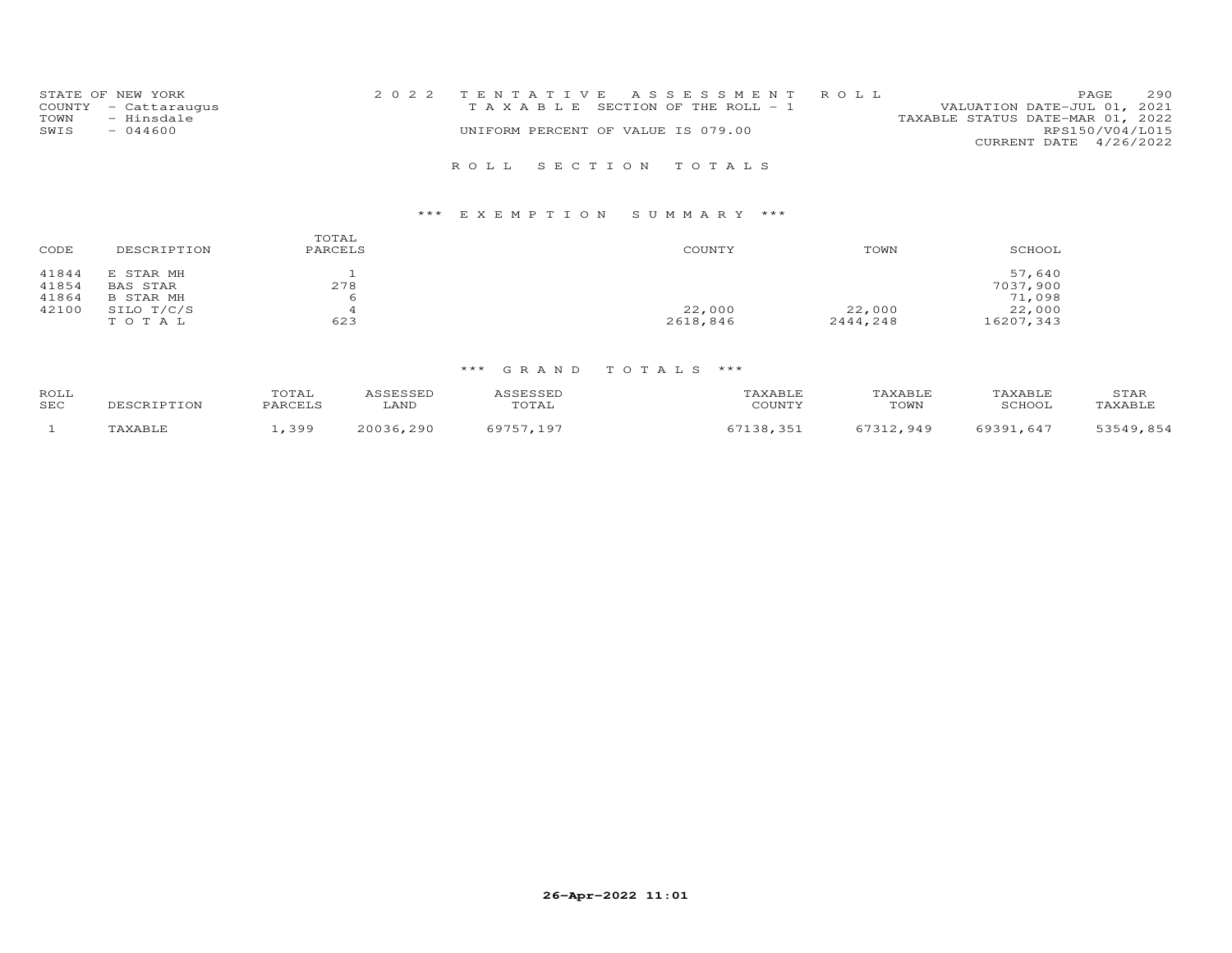STATE OF NEW YORK
COUNTY - Cattaraugus
TOWN - Hinsdale
SWIS - 044600

2022 TENTATIVE ASSESSMENT ROLL
TAXABLE SECTION OF THE ROLL - 1
UNIFORM PERCENT OF VALUE IS 079.00

VALUATION DATE-JUL 01, 2021
TAXABLE STATUS DATE-MAR 01, 2022
RPS150/V04/L015
CURRENT DATE 4/26/2022

## ROLL SECTION TOTALS

### *** EXEMPTION SUMMARY ***

| CODE | DESCRIPTION | TOTAL PARCELS | COUNTY | TOWN | SCHOOL |
|---|---|---|---|---|---|
| 41844 | E STAR MH | 1 | | | 57,640 |
| 41854 | BAS STAR | 278 | | | 7037,900 |
| 41864 | B STAR MH | 6 | | | 71,098 |
| 42100 | SILO T/C/S | 4 | 22,000 | 22,000 | 22,000 |
| | TOTAL | 623 | 2618,846 | 2444,248 | 16207,343 |

### *** GRAND TOTALS ***

| ROLL SEC | DESCRIPTION | TOTAL PARCELS | ASSESSED LAND | ASSESSED TOTAL | TAXABLE COUNTY | TAXABLE TOWN | TAXABLE SCHOOL | STAR TAXABLE |
|---|---|---|---|---|---|---|---|---|
| 1 | TAXABLE | 1,399 | 20036,290 | 69757,197 | 67138,351 | 67312,949 | 69391,647 | 53549,854 |

26-Apr-2022 11:01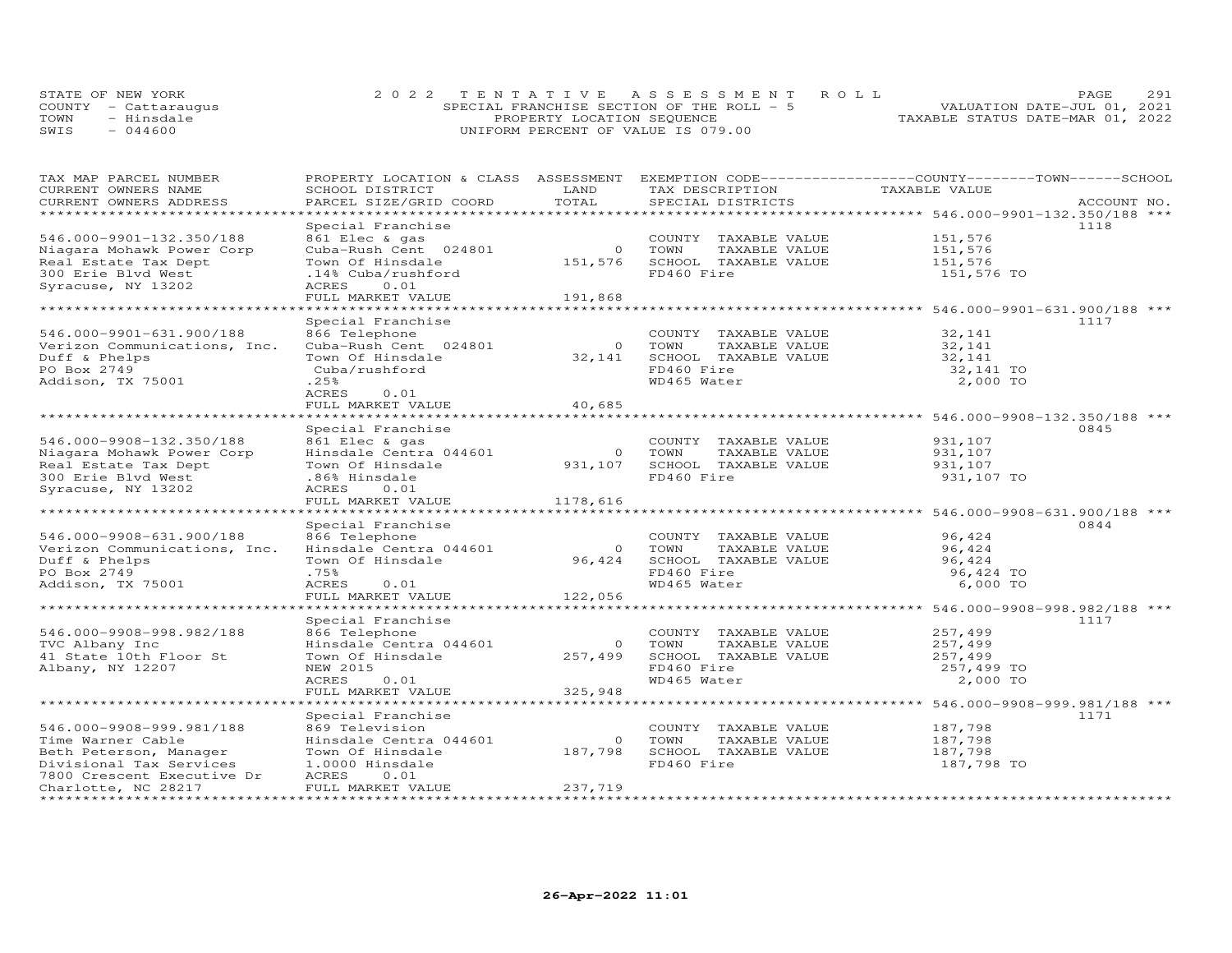STATE OF NEW YORK
COUNTY - Cattaraugus
TOWN - Hinsdale
SWIS - 044600

2022 TENTATIVE ASSESSMENT ROLL
SPECIAL FRANCHISE SECTION OF THE ROLL - 5
PROPERTY LOCATION SEQUENCE
UNIFORM PERCENT OF VALUE IS 079.00

VALUATION DATE-JUL 01, 2021
TAXABLE STATUS DATE-MAR 01, 2022

| TAX MAP PARCEL NUMBER / CURRENT OWNERS NAME / CURRENT OWNERS ADDRESS | PROPERTY LOCATION & CLASS / SCHOOL DISTRICT / PARCEL SIZE/GRID COORD | ASSESSMENT LAND / TOTAL | EXEMPTION CODE / TAX DESCRIPTION / SPECIAL DISTRICTS | COUNTY / TOWN / SCHOOL TAXABLE VALUE | ACCOUNT NO. |
|---|---|---|---|---|---|
| **546.000-9901-132.350/188** | Special Franchise | | | | 1118 |
| 546.000-9901-132.350/188 | 861 Elec & gas | | COUNTY TAXABLE VALUE | 151,576 | |
| Niagara Mohawk Power Corp | Cuba-Rush Cent 024801 | 0 | TOWN TAXABLE VALUE | 151,576 | |
| Real Estate Tax Dept | Town Of Hinsdale | 151,576 | SCHOOL TAXABLE VALUE | 151,576 | |
| 300 Erie Blvd West | .14% Cuba/rushford | | FD460 Fire | 151,576 TO | |
| Syracuse, NY 13202 | ACRES 0.01 | | | | |
| | FULL MARKET VALUE | 191,868 | | | |
| **546.000-9901-631.900/188** | Special Franchise | | | | 1117 |
| 546.000-9901-631.900/188 | 866 Telephone | | COUNTY TAXABLE VALUE | 32,141 | |
| Verizon Communications, Inc. | Cuba-Rush Cent 024801 | 0 | TOWN TAXABLE VALUE | 32,141 | |
| Duff & Phelps | Town Of Hinsdale | 32,141 | SCHOOL TAXABLE VALUE | 32,141 | |
| PO Box 2749 | Cuba/rushford | | FD460 Fire | 32,141 TO | |
| Addison, TX 75001 | .25% | | WD465 Water | 2,000 TO | |
| | ACRES 0.01 | | | | |
| | FULL MARKET VALUE | 40,685 | | | |
| **546.000-9908-132.350/188** | Special Franchise | | | | 0845 |
| 546.000-9908-132.350/188 | 861 Elec & gas | | COUNTY TAXABLE VALUE | 931,107 | |
| Niagara Mohawk Power Corp | Hinsdale Centra 044601 | 0 | TOWN TAXABLE VALUE | 931,107 | |
| Real Estate Tax Dept | Town Of Hinsdale | 931,107 | SCHOOL TAXABLE VALUE | 931,107 | |
| 300 Erie Blvd West | .86% Hinsdale | | FD460 Fire | 931,107 TO | |
| Syracuse, NY 13202 | ACRES 0.01 | | | | |
| | FULL MARKET VALUE | 1178,616 | | | |
| **546.000-9908-631.900/188** | Special Franchise | | | | 0844 |
| 546.000-9908-631.900/188 | 866 Telephone | | COUNTY TAXABLE VALUE | 96,424 | |
| Verizon Communications, Inc. | Hinsdale Centra 044601 | 0 | TOWN TAXABLE VALUE | 96,424 | |
| Duff & Phelps | Town Of Hinsdale | 96,424 | SCHOOL TAXABLE VALUE | 96,424 | |
| PO Box 2749 | .75% | | FD460 Fire | 96,424 TO | |
| Addison, TX 75001 | ACRES 0.01 | | WD465 Water | 6,000 TO | |
| | FULL MARKET VALUE | 122,056 | | | |
| **546.000-9908-998.982/188** | Special Franchise | | | | 1117 |
| 546.000-9908-998.982/188 | 866 Telephone | | COUNTY TAXABLE VALUE | 257,499 | |
| TVC Albany Inc | Hinsdale Centra 044601 | 0 | TOWN TAXABLE VALUE | 257,499 | |
| 41 State 10th Floor St | Town Of Hinsdale | 257,499 | SCHOOL TAXABLE VALUE | 257,499 | |
| Albany, NY 12207 | NEW 2015 | | FD460 Fire | 257,499 TO | |
| | ACRES 0.01 | | WD465 Water | 2,000 TO | |
| | FULL MARKET VALUE | 325,948 | | | |
| **546.000-9908-999.981/188** | Special Franchise | | | | 1171 |
| 546.000-9908-999.981/188 | 869 Television | | COUNTY TAXABLE VALUE | 187,798 | |
| Time Warner Cable | Hinsdale Centra 044601 | 0 | TOWN TAXABLE VALUE | 187,798 | |
| Beth Peterson, Manager | Town Of Hinsdale | 187,798 | SCHOOL TAXABLE VALUE | 187,798 | |
| Divisional Tax Services | 1.0000 Hinsdale | | FD460 Fire | 187,798 TO | |
| 7800 Crescent Executive Dr | ACRES 0.01 | | | | |
| Charlotte, NC 28217 | FULL MARKET VALUE | 237,719 | | | |

26-Apr-2022 11:01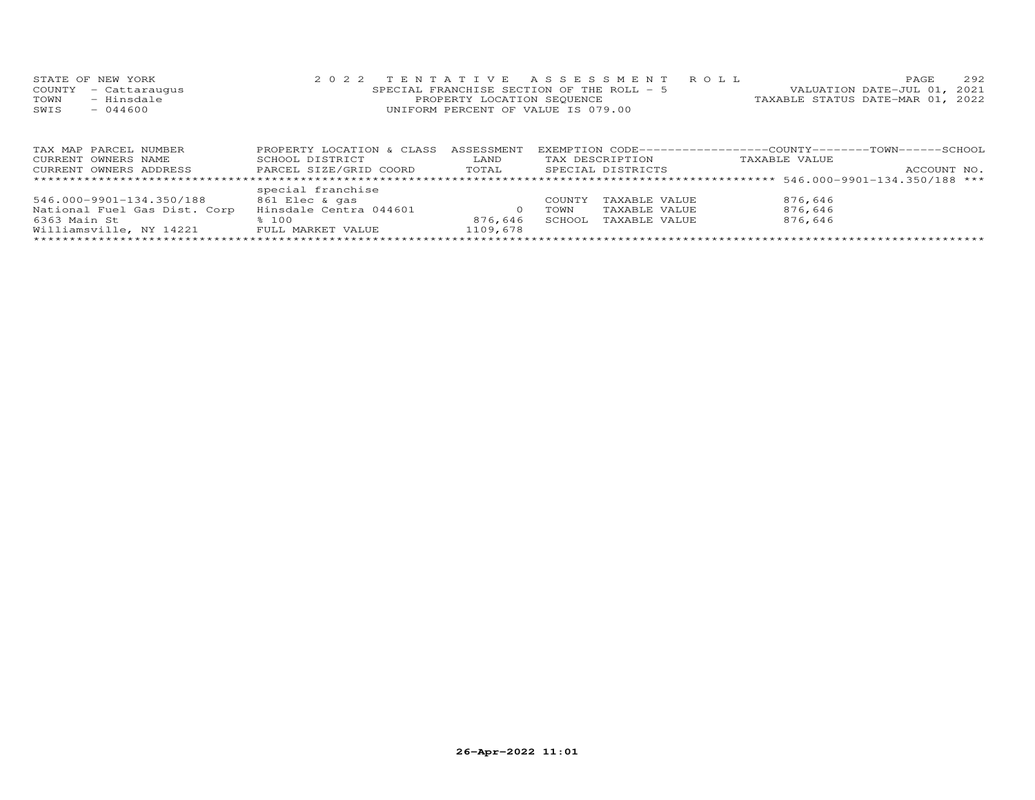STATE OF NEW YORK
COUNTY - Cattaraugus
TOWN - Hinsdale
SWIS - 044600

2022 TENTATIVE ASSESSMENT ROLL
SPECIAL FRANCHISE SECTION OF THE ROLL - 5
PROPERTY LOCATION SEQUENCE
UNIFORM PERCENT OF VALUE IS 079.00

VALUATION DATE-JUL 01, 2021
TAXABLE STATUS DATE-MAR 01, 2022

| TAX MAP PARCEL NUMBER<br>CURRENT OWNERS NAME<br>CURRENT OWNERS ADDRESS | PROPERTY LOCATION & CLASS<br>SCHOOL DISTRICT<br>PARCEL SIZE/GRID COORD | ASSESSMENT<br>LAND<br>TOTAL | EXEMPTION CODE<br>TAX DESCRIPTION<br>SPECIAL DISTRICTS | COUNTY--------TOWN------SCHOOL<br>TAXABLE VALUE<br>ACCOUNT NO. |
|---|---|---|---|---|
| ********* 546.000-9901-134.350/188 *** | | | | |
| | special franchise | | | |
| 546.000-9901-134.350/188 | 861 Elec & gas | | COUNTY TAXABLE VALUE | 876,646 |
| National Fuel Gas Dist. Corp | Hinsdale Centra 044601 | 0 | TOWN TAXABLE VALUE | 876,646 |
| 6363 Main St | % 100 | 876,646 | SCHOOL TAXABLE VALUE | 876,646 |
| Williamsville, NY 14221 | FULL MARKET VALUE | 1109,678 | | |

26-Apr-2022 11:01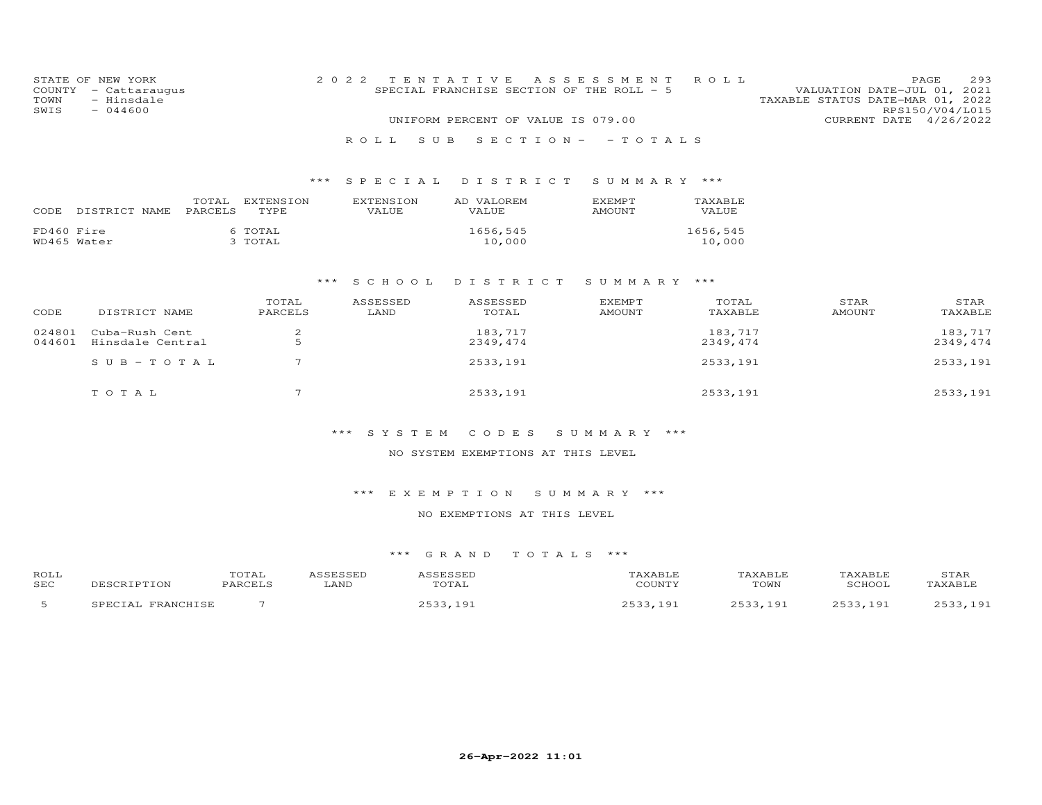STATE OF NEW YORK
COUNTY - Cattaraugus
TOWN - Hinsdale
SWIS - 044600

2022 TENTATIVE ASSESSMENT ROLL
SPECIAL FRANCHISE SECTION OF THE ROLL - 5
UNIFORM PERCENT OF VALUE IS 079.00

VALUATION DATE-JUL 01, 2021
TAXABLE STATUS DATE-MAR 01, 2022
RPS150/V04/L015
CURRENT DATE 4/26/2022

ROLL SUB SECTION- - TOTALS

*** SPECIAL DISTRICT SUMMARY ***

| CODE | DISTRICT NAME | TOTAL PARCELS | EXTENSION TYPE | EXTENSION VALUE | AD VALOREM VALUE | EXEMPT AMOUNT | TAXABLE VALUE |
|---|---|---|---|---|---|---|---|
| FD460 | Fire | 6 | TOTAL | | 1656,545 | | 1656,545 |
| WD465 | Water | 3 | TOTAL | | 10,000 | | 10,000 |

*** SCHOOL DISTRICT SUMMARY ***

| CODE | DISTRICT NAME | TOTAL PARCELS | ASSESSED LAND | ASSESSED TOTAL | EXEMPT AMOUNT | TOTAL TAXABLE | STAR AMOUNT | STAR TAXABLE |
|---|---|---|---|---|---|---|---|---|
| 024801 | Cuba-Rush Cent | 2 | | 183,717 | | 183,717 | | 183,717 |
| 044601 | Hinsdale Central | 5 | | 2349,474 | | 2349,474 | | 2349,474 |
| | SUB-TOTAL | 7 | | 2533,191 | | 2533,191 | | 2533,191 |
| | TOTAL | 7 | | 2533,191 | | 2533,191 | | 2533,191 |

*** SYSTEM CODES SUMMARY ***

NO SYSTEM EXEMPTIONS AT THIS LEVEL

*** EXEMPTION SUMMARY ***

NO EXEMPTIONS AT THIS LEVEL

*** GRAND TOTALS ***

| ROLL SEC | DESCRIPTION | TOTAL PARCELS | ASSESSED LAND | ASSESSED TOTAL | TAXABLE COUNTY | TAXABLE TOWN | TAXABLE SCHOOL | STAR TAXABLE |
|---|---|---|---|---|---|---|---|---|
| 5 | SPECIAL FRANCHISE | 7 | | 2533,191 | 2533,191 | 2533,191 | 2533,191 | 2533,191 |

26-Apr-2022 11:01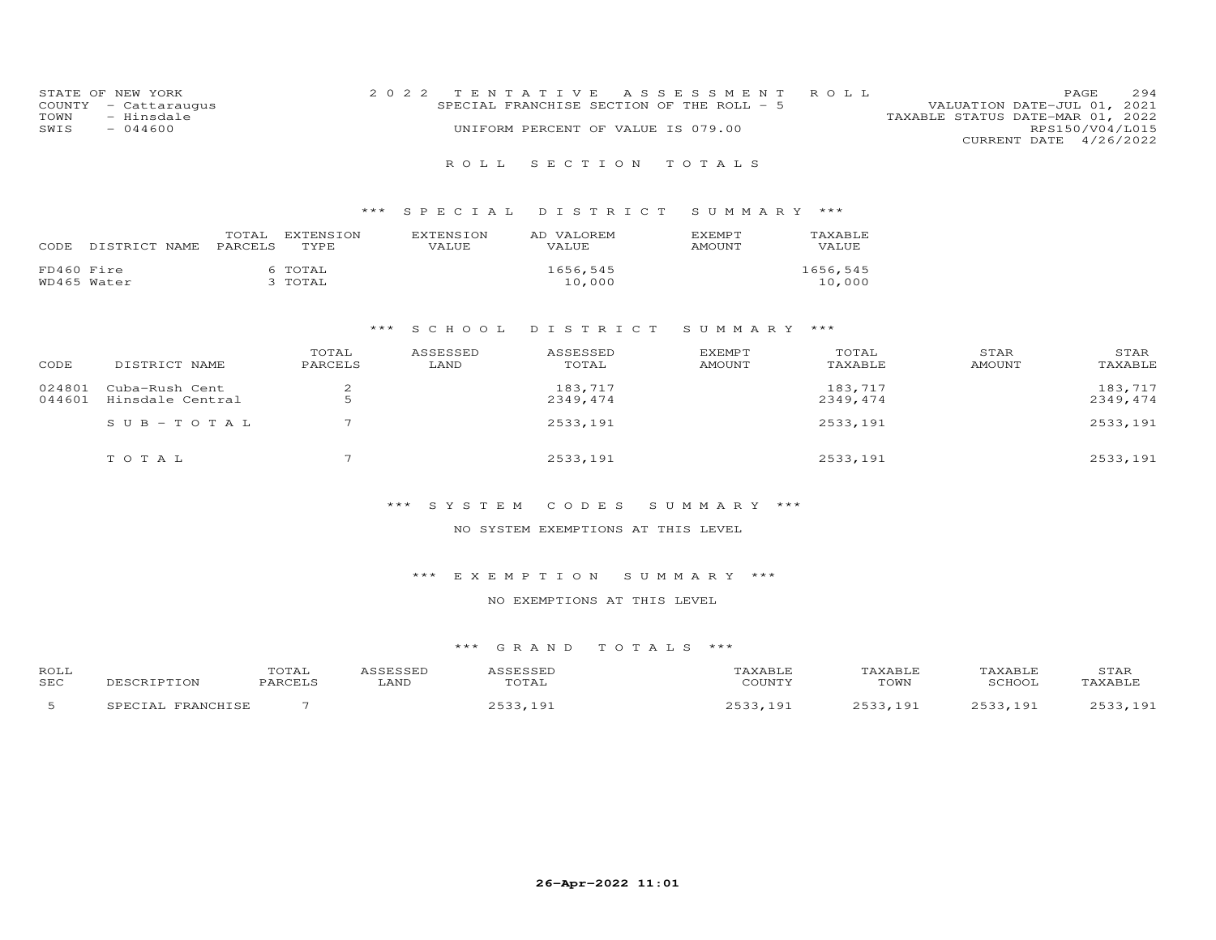STATE OF NEW YORK
COUNTY - Cattaraugus
TOWN - Hinsdale
SWIS - 044600

2022 TENTATIVE ASSESSMENT ROLL
SPECIAL FRANCHISE SECTION OF THE ROLL - 5
UNIFORM PERCENT OF VALUE IS 079.00

VALUATION DATE-JUL 01, 2021
TAXABLE STATUS DATE-MAR 01, 2022
RPS150/V04/L015
CURRENT DATE 4/26/2022

## ROLL SECTION TOTALS

### *** SPECIAL DISTRICT SUMMARY ***

| CODE | DISTRICT NAME | TOTAL PARCELS | EXTENSION TYPE | EXTENSION VALUE | AD VALOREM VALUE | EXEMPT AMOUNT | TAXABLE VALUE |
|---|---|---|---|---|---|---|---|
| FD460 | Fire | 6 | TOTAL | | 1656,545 | | 1656,545 |
| WD465 | Water | 3 | TOTAL | | 10,000 | | 10,000 |

### *** SCHOOL DISTRICT SUMMARY ***

| CODE | DISTRICT NAME | TOTAL PARCELS | ASSESSED LAND | ASSESSED TOTAL | EXEMPT AMOUNT | TOTAL TAXABLE | STAR AMOUNT | STAR TAXABLE |
|---|---|---|---|---|---|---|---|---|
| 024801 | Cuba-Rush Cent | 2 | | 183,717 | | 183,717 | | 183,717 |
| 044601 | Hinsdale Central | 5 | | 2349,474 | | 2349,474 | | 2349,474 |
| | SUB-TOTAL | 7 | | 2533,191 | | 2533,191 | | 2533,191 |
| | TOTAL | 7 | | 2533,191 | | 2533,191 | | 2533,191 |

### *** SYSTEM CODES SUMMARY ***

NO SYSTEM EXEMPTIONS AT THIS LEVEL

### *** EXEMPTION SUMMARY ***

NO EXEMPTIONS AT THIS LEVEL

### *** GRAND TOTALS ***

| ROLL SEC | DESCRIPTION | TOTAL PARCELS | ASSESSED LAND | ASSESSED TOTAL | TAXABLE COUNTY | TAXABLE TOWN | TAXABLE SCHOOL | STAR TAXABLE |
|---|---|---|---|---|---|---|---|---|
| 5 | SPECIAL FRANCHISE | 7 | | 2533,191 | 2533,191 | 2533,191 | 2533,191 | 2533,191 |

26-Apr-2022 11:01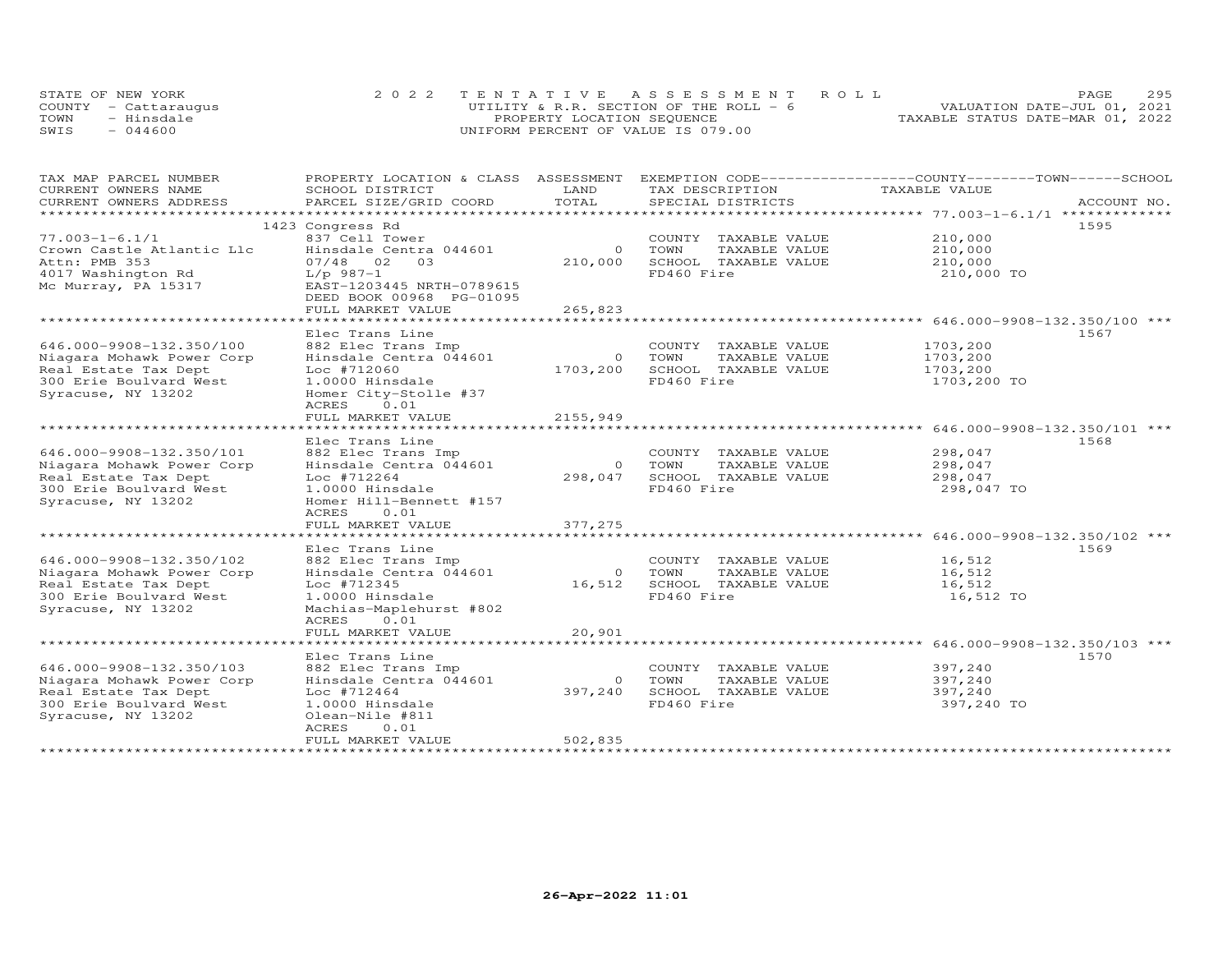STATE OF NEW YORK
COUNTY - Cattaraugus
TOWN - Hinsdale
SWIS - 044600

2022 TENTATIVE ASSESSMENT ROLL
UTILITY & R.R. SECTION OF THE ROLL - 6
PROPERTY LOCATION SEQUENCE
UNIFORM PERCENT OF VALUE IS 079.00

VALUATION DATE-JUL 01, 2021
TAXABLE STATUS DATE-MAR 01, 2022

| TAX MAP PARCEL NUMBER / CURRENT OWNERS NAME / CURRENT OWNERS ADDRESS | PROPERTY LOCATION & CLASS / SCHOOL DISTRICT / PARCEL SIZE/GRID COORD | ASSESSMENT LAND / TOTAL | EXEMPTION CODE / TAX DESCRIPTION / SPECIAL DISTRICTS | COUNTY / TOWN / SCHOOL TAXABLE VALUE | ACCOUNT NO. |
|---|---|---|---|---|---|
| **77.003-1-6.1/1** | 1423 Congress Rd | | | | 1595 |
| 77.003-1-6.1/1 | 837 Cell Tower | | COUNTY TAXABLE VALUE | 210,000 | |
| Crown Castle Atlantic Llc | Hinsdale Centra 044601 | 0 | TOWN TAXABLE VALUE | 210,000 | |
| Attn: PMB 353 | 07/48 02 03 | 210,000 | SCHOOL TAXABLE VALUE | 210,000 | |
| 4017 Washington Rd | L/p 987-1 | | FD460 Fire | 210,000 TO | |
| Mc Murray, PA 15317 | EAST-1203445 NRTH-0789615 | | | | |
| | DEED BOOK 00968 PG-01095 | | | | |
| | FULL MARKET VALUE | 265,823 | | | |
| **646.000-9908-132.350/100** | Elec Trans Line | | | | 1567 |
| 646.000-9908-132.350/100 | 882 Elec Trans Imp | | COUNTY TAXABLE VALUE | 1703,200 | |
| Niagara Mohawk Power Corp | Hinsdale Centra 044601 | 0 | TOWN TAXABLE VALUE | 1703,200 | |
| Real Estate Tax Dept | Loc #712060 | 1703,200 | SCHOOL TAXABLE VALUE | 1703,200 | |
| 300 Erie Boulvard West | 1.0000 Hinsdale | | FD460 Fire | 1703,200 TO | |
| Syracuse, NY 13202 | Homer City-Stolle #37 | | | | |
| | ACRES 0.01 | | | | |
| | FULL MARKET VALUE | 2155,949 | | | |
| **646.000-9908-132.350/101** | Elec Trans Line | | | | 1568 |
| 646.000-9908-132.350/101 | 882 Elec Trans Imp | | COUNTY TAXABLE VALUE | 298,047 | |
| Niagara Mohawk Power Corp | Hinsdale Centra 044601 | 0 | TOWN TAXABLE VALUE | 298,047 | |
| Real Estate Tax Dept | Loc #712264 | 298,047 | SCHOOL TAXABLE VALUE | 298,047 | |
| 300 Erie Boulvard West | 1.0000 Hinsdale | | FD460 Fire | 298,047 TO | |
| Syracuse, NY 13202 | Homer Hill-Bennett #157 | | | | |
| | ACRES 0.01 | | | | |
| | FULL MARKET VALUE | 377,275 | | | |
| **646.000-9908-132.350/102** | Elec Trans Line | | | | 1569 |
| 646.000-9908-132.350/102 | 882 Elec Trans Imp | | COUNTY TAXABLE VALUE | 16,512 | |
| Niagara Mohawk Power Corp | Hinsdale Centra 044601 | 0 | TOWN TAXABLE VALUE | 16,512 | |
| Real Estate Tax Dept | Loc #712345 | 16,512 | SCHOOL TAXABLE VALUE | 16,512 | |
| 300 Erie Boulvard West | 1.0000 Hinsdale | | FD460 Fire | 16,512 TO | |
| Syracuse, NY 13202 | Machias-Maplehurst #802 | | | | |
| | ACRES 0.01 | | | | |
| | FULL MARKET VALUE | 20,901 | | | |
| **646.000-9908-132.350/103** | Elec Trans Line | | | | 1570 |
| 646.000-9908-132.350/103 | 882 Elec Trans Imp | | COUNTY TAXABLE VALUE | 397,240 | |
| Niagara Mohawk Power Corp | Hinsdale Centra 044601 | 0 | TOWN TAXABLE VALUE | 397,240 | |
| Real Estate Tax Dept | Loc #712464 | 397,240 | SCHOOL TAXABLE VALUE | 397,240 | |
| 300 Erie Boulvard West | 1.0000 Hinsdale | | FD460 Fire | 397,240 TO | |
| Syracuse, NY 13202 | Olean-Nile #811 | | | | |
| | ACRES 0.01 | | | | |
| | FULL MARKET VALUE | 502,835 | | | |

26-Apr-2022 11:01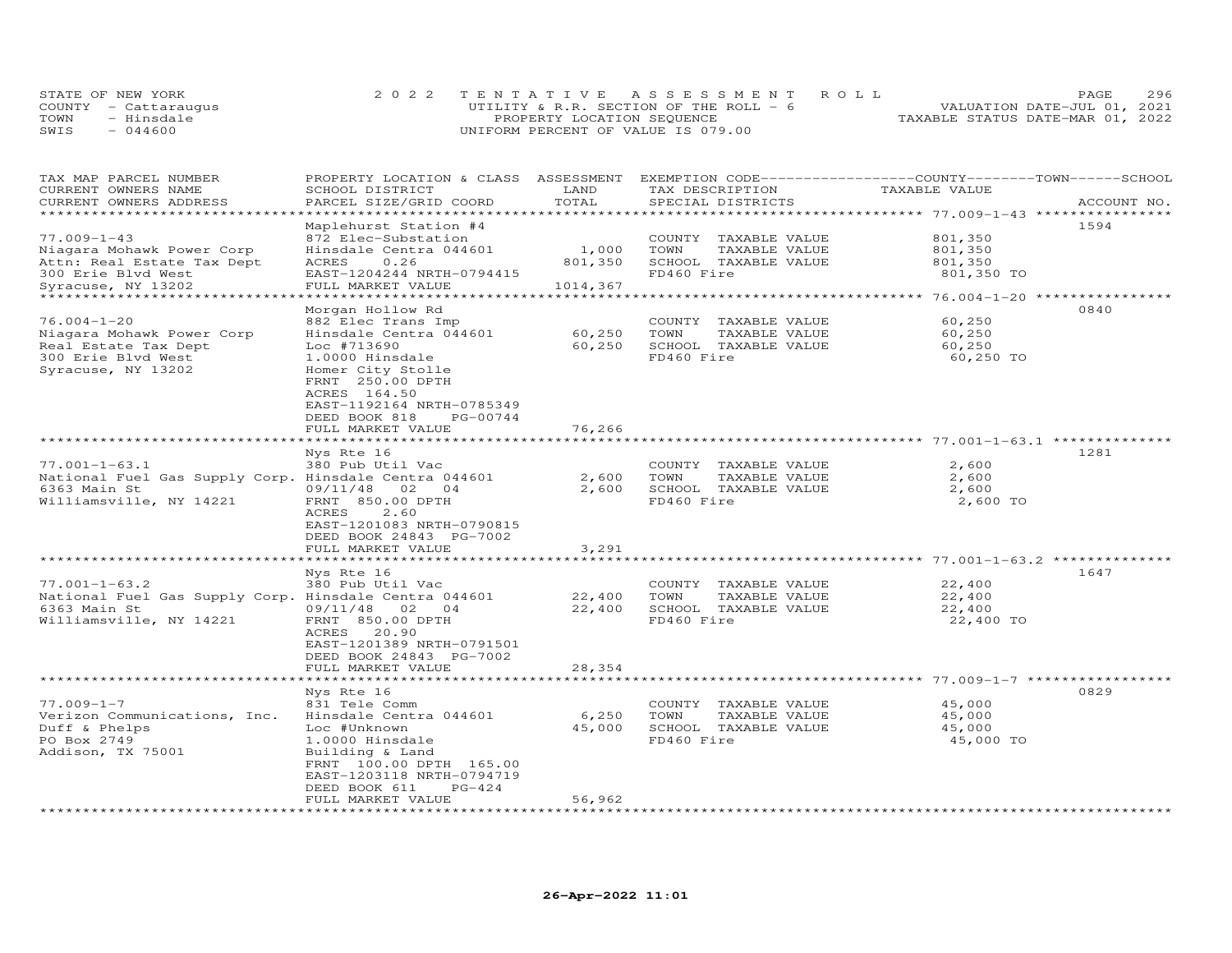STATE OF NEW YORK
COUNTY - Cattaraugus
TOWN - Hinsdale
SWIS - 044600

2022 TENTATIVE ASSESSMENT ROLL
UTILITY & R.R. SECTION OF THE ROLL - 6
PROPERTY LOCATION SEQUENCE
UNIFORM PERCENT OF VALUE IS 079.00

VALUATION DATE-JUL 01, 2021
TAXABLE STATUS DATE-MAR 01, 2022

| TAX MAP PARCEL NUMBER / CURRENT OWNERS NAME / CURRENT OWNERS ADDRESS | PROPERTY LOCATION & CLASS / SCHOOL DISTRICT / PARCEL SIZE/GRID COORD | ASSESSMENT LAND | TOTAL | EXEMPTION CODE / TAX DESCRIPTION / SPECIAL DISTRICTS | COUNTY / TOWN / SCHOOL TAXABLE VALUE | ACCOUNT NO. |
|---|---|---|---|---|---|---|
| 77.009-1-43 | Maplehurst Station #4 | | | | | 1594 |
| Niagara Mohawk Power Corp | 872 Elec-Substation | | | COUNTY TAXABLE VALUE | 801,350 | |
| Attn: Real Estate Tax Dept | Hinsdale Centra 044601 | 1,000 | | TOWN TAXABLE VALUE | 801,350 | |
| 300 Erie Blvd West | ACRES 0.26 | | 801,350 | SCHOOL TAXABLE VALUE | 801,350 | |
| Syracuse, NY 13202 | EAST-1204244 NRTH-0794415 | | | FD460 Fire | 801,350 TO | |
| | FULL MARKET VALUE | | 1014,367 | | | |
| 76.004-1-20 | Morgan Hollow Rd | | | | | 0840 |
| Niagara Mohawk Power Corp | 882 Elec Trans Imp | | | COUNTY TAXABLE VALUE | 60,250 | |
| Real Estate Tax Dept | Hinsdale Centra 044601 | 60,250 | | TOWN TAXABLE VALUE | 60,250 | |
| 300 Erie Blvd West | Loc #713690 | | 60,250 | SCHOOL TAXABLE VALUE | 60,250 | |
| Syracuse, NY 13202 | 1.0000 Hinsdale | | | FD460 Fire | 60,250 TO | |
| | Homer City Stolle | | | | | |
| | FRNT 250.00 DPTH | | | | | |
| | ACRES 164.50 | | | | | |
| | EAST-1192164 NRTH-0785349 | | | | | |
| | DEED BOOK 818 PG-00744 | | | | | |
| | FULL MARKET VALUE | | 76,266 | | | |
| 77.001-1-63.1 | Nys Rte 16 | | | | | 1281 |
| National Fuel Gas Supply Corp. | 380 Pub Util Vac | | | COUNTY TAXABLE VALUE | 2,600 | |
| 6363 Main St | Hinsdale Centra 044601 | 2,600 | | TOWN TAXABLE VALUE | 2,600 | |
| Williamsville, NY 14221 | 09/11/48 02 04 | | 2,600 | SCHOOL TAXABLE VALUE | 2,600 | |
| | FRNT 850.00 DPTH | | | FD460 Fire | 2,600 TO | |
| | ACRES 2.60 | | | | | |
| | EAST-1201083 NRTH-0790815 | | | | | |
| | DEED BOOK 24843 PG-7002 | | | | | |
| | FULL MARKET VALUE | | 3,291 | | | |
| 77.001-1-63.2 | Nys Rte 16 | | | | | 1647 |
| National Fuel Gas Supply Corp. | 380 Pub Util Vac | | | COUNTY TAXABLE VALUE | 22,400 | |
| 6363 Main St | Hinsdale Centra 044601 | 22,400 | | TOWN TAXABLE VALUE | 22,400 | |
| Williamsville, NY 14221 | 09/11/48 02 04 | | 22,400 | SCHOOL TAXABLE VALUE | 22,400 | |
| | FRNT 850.00 DPTH | | | FD460 Fire | 22,400 TO | |
| | ACRES 20.90 | | | | | |
| | EAST-1201389 NRTH-0791501 | | | | | |
| | DEED BOOK 24843 PG-7002 | | | | | |
| | FULL MARKET VALUE | | 28,354 | | | |
| 77.009-1-7 | Nys Rte 16 | | | | | 0829 |
| Verizon Communications, Inc. | 831 Tele Comm | | | COUNTY TAXABLE VALUE | 45,000 | |
| Duff & Phelps | Hinsdale Centra 044601 | 6,250 | | TOWN TAXABLE VALUE | 45,000 | |
| PO Box 2749 | Loc #Unknown | | 45,000 | SCHOOL TAXABLE VALUE | 45,000 | |
| Addison, TX 75001 | 1.0000 Hinsdale | | | FD460 Fire | 45,000 TO | |
| | Building & Land | | | | | |
| | FRNT 100.00 DPTH 165.00 | | | | | |
| | EAST-1203118 NRTH-0794719 | | | | | |
| | DEED BOOK 611 PG-424 | | | | | |
| | FULL MARKET VALUE | | 56,962 | | | |

26-Apr-2022 11:01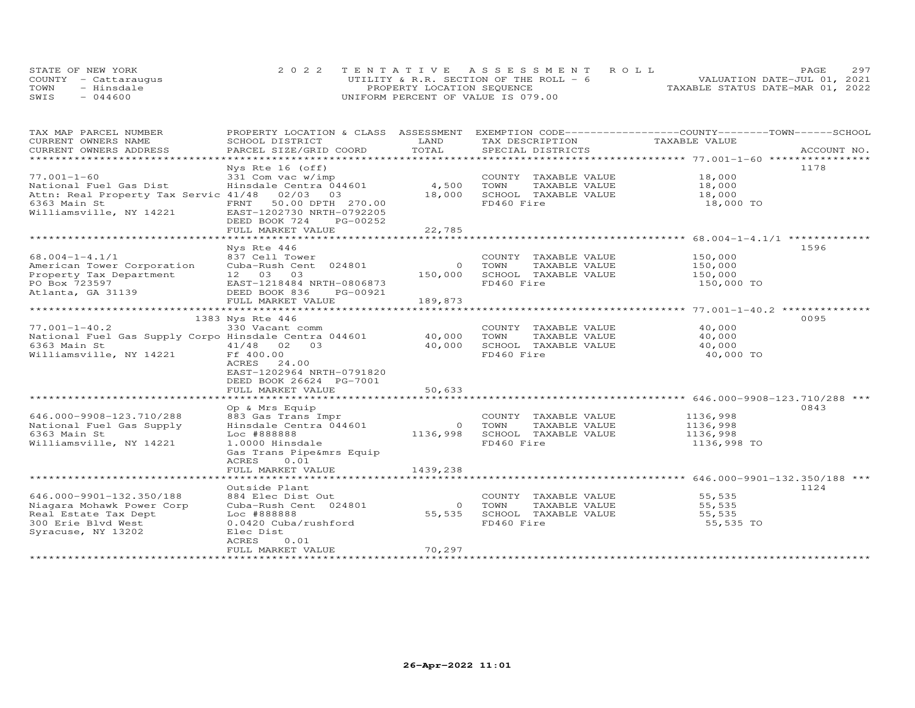STATE OF NEW YORK — 2022 TENTATIVE ASSESSMENT ROLL — PAGE 297
COUNTY - Cattaraugus — UTILITY & R.R. SECTION OF THE ROLL - 6 — VALUATION DATE-JUL 01, 2021
TOWN - Hinsdale — PROPERTY LOCATION SEQUENCE — TAXABLE STATUS DATE-MAR 01, 2022
SWIS - 044600 — UNIFORM PERCENT OF VALUE IS 079.00

| TAX MAP PARCEL NUMBER / CURRENT OWNERS NAME / CURRENT OWNERS ADDRESS | PROPERTY LOCATION & CLASS / SCHOOL DISTRICT / PARCEL SIZE/GRID COORD | ASSESSMENT LAND / TOTAL | EXEMPTION CODE / TAX DESCRIPTION / SPECIAL DISTRICTS | COUNTY / TOWN / SCHOOL TAXABLE VALUE | ACCOUNT NO. |
|---|---|---|---|---|---|
| **77.001-1-60** | Nys Rte 16 (off) | | | | 1178 |
| 77.001-1-60 | 331 Com vac w/imp | | COUNTY TAXABLE VALUE | 18,000 | |
| National Fuel Gas Dist | Hinsdale Centra 044601 | 4,500 | TOWN TAXABLE VALUE | 18,000 | |
| Attn: Real Property Tax Servic | 41/48 02/03 03 | 18,000 | SCHOOL TAXABLE VALUE | 18,000 | |
| 6363 Main St | FRNT 50.00 DPTH 270.00 | | FD460 Fire | 18,000 TO | |
| Williamsville, NY 14221 | EAST-1202730 NRTH-0792205 | | | | |
| | DEED BOOK 724 PG-00252 | | | | |
| | FULL MARKET VALUE | 22,785 | | | |
| **68.004-1-4.1/1** | Nys Rte 446 | | | | 1596 |
| 68.004-1-4.1/1 | 837 Cell Tower | | COUNTY TAXABLE VALUE | 150,000 | |
| American Tower Corporation | Cuba-Rush Cent 024801 | 0 | TOWN TAXABLE VALUE | 150,000 | |
| Property Tax Department | 12 03 03 | 150,000 | SCHOOL TAXABLE VALUE | 150,000 | |
| PO Box 723597 | EAST-1218484 NRTH-0806873 | | FD460 Fire | 150,000 TO | |
| Atlanta, GA 31139 | DEED BOOK 836 PG-00921 | | | | |
| | FULL MARKET VALUE | 189,873 | | | |
| **77.001-1-40.2** | 1383 Nys Rte 446 | | | | 0095 |
| 77.001-1-40.2 | 330 Vacant comm | | COUNTY TAXABLE VALUE | 40,000 | |
| National Fuel Gas Supply Corpo | Hinsdale Centra 044601 | 40,000 | TOWN TAXABLE VALUE | 40,000 | |
| 6363 Main St | 41/48 02 03 | 40,000 | SCHOOL TAXABLE VALUE | 40,000 | |
| Williamsville, NY 14221 | Ff 400.00 | | FD460 Fire | 40,000 TO | |
| | ACRES 24.00 | | | | |
| | EAST-1202964 NRTH-0791820 | | | | |
| | DEED BOOK 26624 PG-7001 | | | | |
| | FULL MARKET VALUE | 50,633 | | | |
| **646.000-9908-123.710/288** | Op & Mrs Equip | | | | 0843 |
| 646.000-9908-123.710/288 | 883 Gas Trans Impr | | COUNTY TAXABLE VALUE | 1136,998 | |
| National Fuel Gas Supply | Hinsdale Centra 044601 | 0 | TOWN TAXABLE VALUE | 1136,998 | |
| 6363 Main St | Loc #888888 | 1136,998 | SCHOOL TAXABLE VALUE | 1136,998 | |
| Williamsville, NY 14221 | 1.0000 Hinsdale | | FD460 Fire | 1136,998 TO | |
| | Gas Trans Pipe&mrs Equip | | | | |
| | ACRES 0.01 | | | | |
| | FULL MARKET VALUE | 1439,238 | | | |
| **646.000-9901-132.350/188** | Outside Plant | | | | 1124 |
| 646.000-9901-132.350/188 | 884 Elec Dist Out | | COUNTY TAXABLE VALUE | 55,535 | |
| Niagara Mohawk Power Corp | Cuba-Rush Cent 024801 | 0 | TOWN TAXABLE VALUE | 55,535 | |
| Real Estate Tax Dept | Loc #888888 | 55,535 | SCHOOL TAXABLE VALUE | 55,535 | |
| 300 Erie Blvd West | 0.0420 Cuba/rushford | | FD460 Fire | 55,535 TO | |
| Syracuse, NY 13202 | Elec Dist | | | | |
| | ACRES 0.01 | | | | |
| | FULL MARKET VALUE | 70,297 | | | |

26-Apr-2022 11:01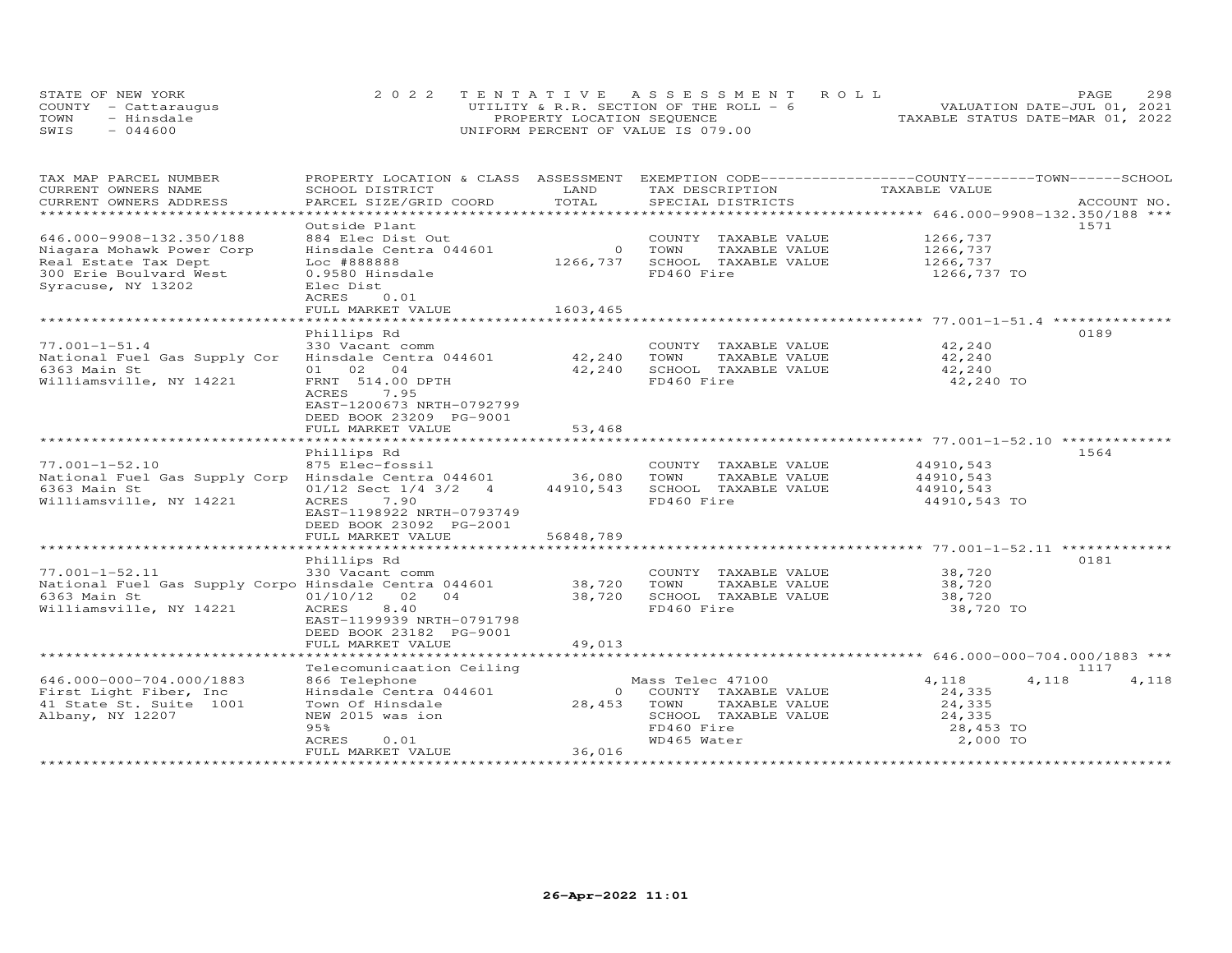STATE OF NEW YORK
COUNTY - Cattaraugus
TOWN - Hinsdale
SWIS - 044600

2022 TENTATIVE ASSESSMENT ROLL
UTILITY & R.R. SECTION OF THE ROLL - 6
PROPERTY LOCATION SEQUENCE
UNIFORM PERCENT OF VALUE IS 079.00

VALUATION DATE-JUL 01, 2021
TAXABLE STATUS DATE-MAR 01, 2022

| TAX MAP PARCEL NUMBER / CURRENT OWNERS NAME / CURRENT OWNERS ADDRESS | PROPERTY LOCATION & CLASS / SCHOOL DISTRICT / PARCEL SIZE/GRID COORD | ASSESSMENT LAND / TOTAL | EXEMPTION CODE / TAX DESCRIPTION / SPECIAL DISTRICTS | COUNTY | TOWN | SCHOOL / TAXABLE VALUE | ACCOUNT NO. |
|---|---|---|---|---|---|---|---|
| 646.000-9908-132.350/188 | Outside Plant | | | | | | 1571 |
| 646.000-9908-132.350/188 | 884 Elec Dist Out | | COUNTY TAXABLE VALUE | 1266,737 | | | |
| Niagara Mohawk Power Corp | Hinsdale Centra 044601 | 0 | TOWN TAXABLE VALUE | 1266,737 | | | |
| Real Estate Tax Dept | Loc #888888 | 1266,737 | SCHOOL TAXABLE VALUE | 1266,737 | | | |
| 300 Erie Boulvard West | 0.9580 Hinsdale | | FD460 Fire | 1266,737 TO | | | |
| Syracuse, NY 13202 | Elec Dist | | | | | | |
| | ACRES 0.01 | | | | | | |
| | FULL MARKET VALUE | 1603,465 | | | | | |
| 77.001-1-51.4 | Phillips Rd | | | | | | 0189 |
| 77.001-1-51.4 | 330 Vacant comm | | COUNTY TAXABLE VALUE | 42,240 | | | |
| National Fuel Gas Supply Cor | Hinsdale Centra 044601 | 42,240 | TOWN TAXABLE VALUE | 42,240 | | | |
| 6363 Main St | 01 02 04 | 42,240 | SCHOOL TAXABLE VALUE | 42,240 | | | |
| Williamsville, NY 14221 | FRNT 514.00 DPTH | | FD460 Fire | 42,240 TO | | | |
| | ACRES 7.95 | | | | | | |
| | EAST-1200673 NRTH-0792799 | | | | | | |
| | DEED BOOK 23209 PG-9001 | | | | | | |
| | FULL MARKET VALUE | 53,468 | | | | | |
| 77.001-1-52.10 | Phillips Rd | | | | | | 1564 |
| 77.001-1-52.10 | 875 Elec-fossil | | COUNTY TAXABLE VALUE | 44910,543 | | | |
| National Fuel Gas Supply Corp | Hinsdale Centra 044601 | 36,080 | TOWN TAXABLE VALUE | 44910,543 | | | |
| 6363 Main St | 01/12 Sect 1/4 3/2 4 | 44910,543 | SCHOOL TAXABLE VALUE | 44910,543 | | | |
| Williamsville, NY 14221 | ACRES 7.90 | | FD460 Fire | 44910,543 TO | | | |
| | EAST-1198922 NRTH-0793749 | | | | | | |
| | DEED BOOK 23092 PG-2001 | | | | | | |
| | FULL MARKET VALUE | 56848,789 | | | | | |
| 77.001-1-52.11 | Phillips Rd | | | | | | 0181 |
| 77.001-1-52.11 | 330 Vacant comm | | COUNTY TAXABLE VALUE | 38,720 | | | |
| National Fuel Gas Supply Corpo | Hinsdale Centra 044601 | 38,720 | TOWN TAXABLE VALUE | 38,720 | | | |
| 6363 Main St | 01/10/12 02 04 | 38,720 | SCHOOL TAXABLE VALUE | 38,720 | | | |
| Williamsville, NY 14221 | ACRES 8.40 | | FD460 Fire | 38,720 TO | | | |
| | EAST-1199939 NRTH-0791798 | | | | | | |
| | DEED BOOK 23182 PG-9001 | | | | | | |
| | FULL MARKET VALUE | 49,013 | | | | | |
| 646.000-000-704.000/1883 | Telecomunicaation Ceiling | | | | | | 1117 |
| 646.000-000-704.000/1883 | 866 Telephone | | Mass Telec 47100 | 4,118 | 4,118 | 4,118 | |
| First Light Fiber, Inc | Hinsdale Centra 044601 | 0 | COUNTY TAXABLE VALUE | 24,335 | | | |
| 41 State St. Suite 1001 | Town Of Hinsdale | 28,453 | TOWN TAXABLE VALUE | 24,335 | | | |
| Albany, NY 12207 | NEW 2015 was ion | | SCHOOL TAXABLE VALUE | 24,335 | | | |
| | 95% | | FD460 Fire | 28,453 TO | | | |
| | ACRES 0.01 | | WD465 Water | 2,000 TO | | | |
| | FULL MARKET VALUE | 36,016 | | | | | |

26-Apr-2022 11:01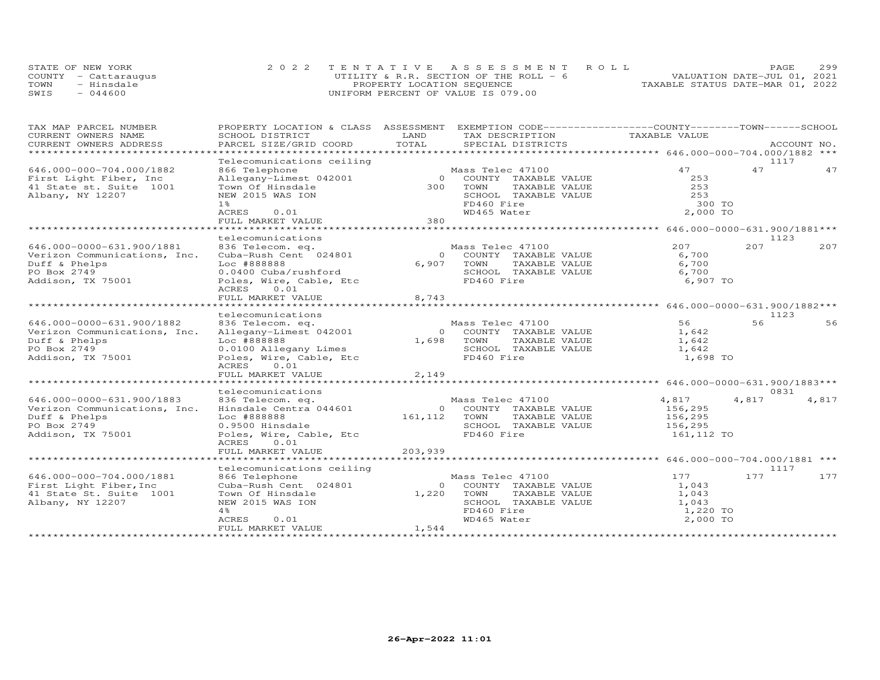STATE OF NEW YORK
COUNTY - Cattaraugus
TOWN - Hinsdale
SWIS - 044600

2022 TENTATIVE ASSESSMENT ROLL
UTILITY & R.R. SECTION OF THE ROLL - 6
PROPERTY LOCATION SEQUENCE
UNIFORM PERCENT OF VALUE IS 079.00

VALUATION DATE-JUL 01, 2021
TAXABLE STATUS DATE-MAR 01, 2022

| TAX MAP PARCEL NUMBER / CURRENT OWNERS NAME / CURRENT OWNERS ADDRESS | PROPERTY LOCATION & CLASS / SCHOOL DISTRICT / PARCEL SIZE/GRID COORD | ASSESSMENT LAND / TOTAL | EXEMPTION CODE / TAX DESCRIPTION / SPECIAL DISTRICTS | COUNTY TAXABLE VALUE | TOWN | SCHOOL / ACCOUNT NO. |
|---|---|---|---|---|---|---|
| **646.000-000-704.000/1882** | Telecomunications ceiling | | | | | 1117 |
| 646.000-000-704.000/1882 | 866 Telephone | | Mass Telec 47100 | 47 | 47 | 47 |
| First Light Fiber, Inc | Allegany-Limest 042001 | 0 | COUNTY TAXABLE VALUE | 253 | | |
| 41 State st. Suite 1001 | Town Of Hinsdale | 300 | TOWN TAXABLE VALUE | 253 | | |
| Albany, NY 12207 | NEW 2015 WAS ION | | SCHOOL TAXABLE VALUE | 253 | | |
| | 1% | | FD460 Fire | 300 TO | | |
| | ACRES 0.01 | | WD465 Water | 2,000 TO | | |
| | FULL MARKET VALUE | 380 | | | | |
| **646.000-0000-631.900/1881** | telecomunications | | | | | 1123 |
| 646.000-0000-631.900/1881 | 836 Telecom. eq. | | Mass Telec 47100 | 207 | 207 | 207 |
| Verizon Communications, Inc. | Cuba-Rush Cent 024801 | 0 | COUNTY TAXABLE VALUE | 6,700 | | |
| Duff & Phelps | Loc #888888 | 6,907 | TOWN TAXABLE VALUE | 6,700 | | |
| PO Box 2749 | 0.0400 Cuba/rushford | | SCHOOL TAXABLE VALUE | 6,700 | | |
| Addison, TX 75001 | Poles, Wire, Cable, Etc | | FD460 Fire | 6,907 TO | | |
| | ACRES 0.01 | | | | | |
| | FULL MARKET VALUE | 8,743 | | | | |
| **646.000-0000-631.900/1882** | telecomunications | | | | | 1123 |
| 646.000-0000-631.900/1882 | 836 Telecom. eq. | | Mass Telec 47100 | 56 | 56 | 56 |
| Verizon Communications, Inc. | Allegany-Limest 042001 | 0 | COUNTY TAXABLE VALUE | 1,642 | | |
| Duff & Phelps | Loc #888888 | 1,698 | TOWN TAXABLE VALUE | 1,642 | | |
| PO Box 2749 | 0.0100 Allegany Limes | | SCHOOL TAXABLE VALUE | 1,642 | | |
| Addison, TX 75001 | Poles, Wire, Cable, Etc | | FD460 Fire | 1,698 TO | | |
| | ACRES 0.01 | | | | | |
| | FULL MARKET VALUE | 2,149 | | | | |
| **646.000-0000-631.900/1883** | telecomunications | | | | | 0831 |
| 646.000-0000-631.900/1883 | 836 Telecom. eq. | | Mass Telec 47100 | 4,817 | 4,817 | 4,817 |
| Verizon Communications, Inc. | Hinsdale Centra 044601 | 0 | COUNTY TAXABLE VALUE | 156,295 | | |
| Duff & Phelps | Loc #888888 | 161,112 | TOWN TAXABLE VALUE | 156,295 | | |
| PO Box 2749 | 0.9500 Hinsdale | | SCHOOL TAXABLE VALUE | 156,295 | | |
| Addison, TX 75001 | Poles, Wire, Cable, Etc | | FD460 Fire | 161,112 TO | | |
| | ACRES 0.01 | | | | | |
| | FULL MARKET VALUE | 203,939 | | | | |
| **646.000-000-704.000/1881** | telecomunications ceiling | | | | | 1117 |
| 646.000-000-704.000/1881 | 866 Telephone | | Mass Telec 47100 | 177 | 177 | 177 |
| First Light Fiber,Inc | Cuba-Rush Cent 024801 | 0 | COUNTY TAXABLE VALUE | 1,043 | | |
| 41 State St. Suite 1001 | Town Of Hinsdale | 1,220 | TOWN TAXABLE VALUE | 1,043 | | |
| Albany, NY 12207 | NEW 2015 WAS ION | | SCHOOL TAXABLE VALUE | 1,043 | | |
| | 4% | | FD460 Fire | 1,220 TO | | |
| | ACRES 0.01 | | WD465 Water | 2,000 TO | | |
| | FULL MARKET VALUE | 1,544 | | | | |

26-Apr-2022 11:01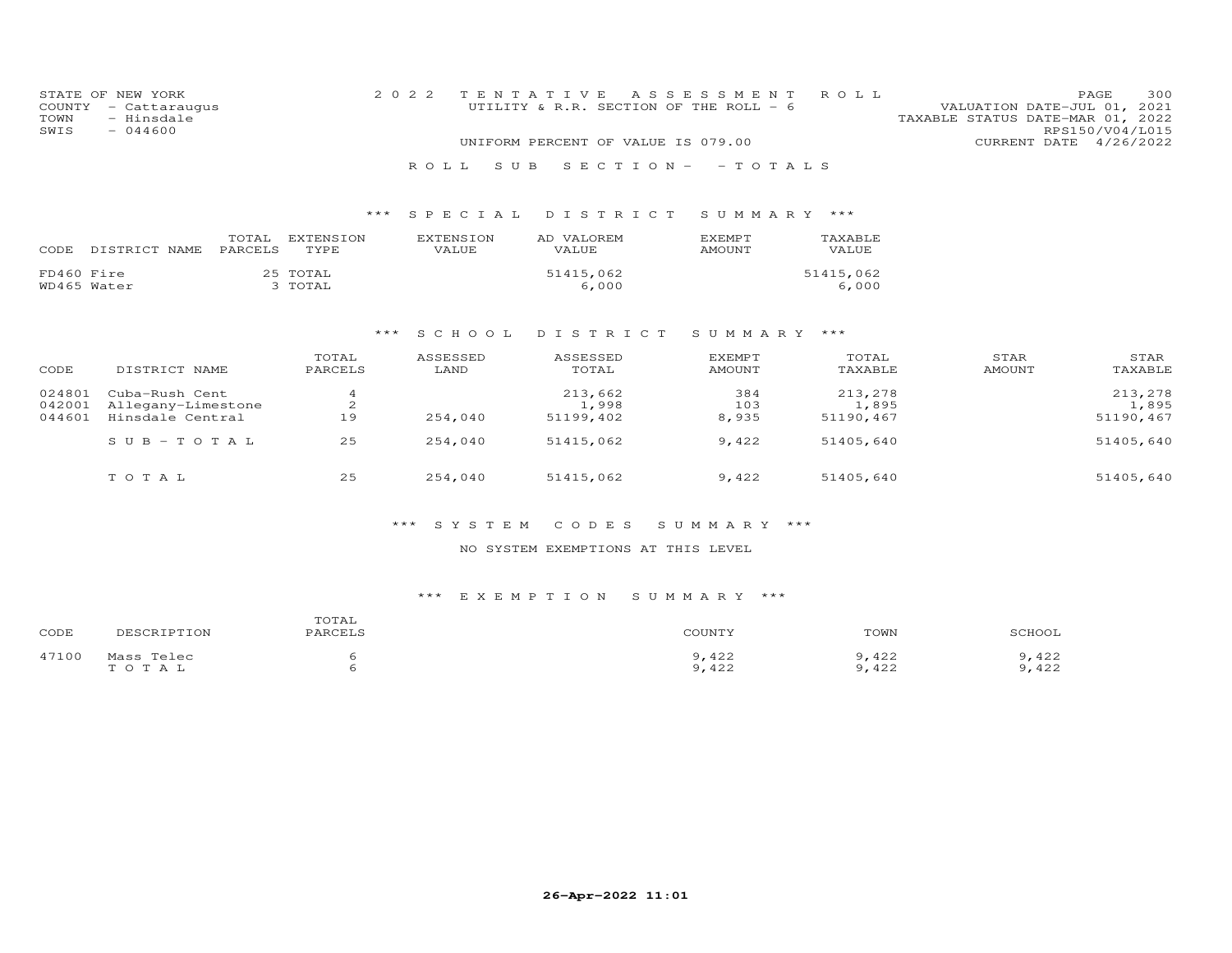STATE OF NEW YORK
COUNTY - Cattaraugus
TOWN - Hinsdale
SWIS - 044600

2022 TENTATIVE ASSESSMENT ROLL
UTILITY & R.R. SECTION OF THE ROLL - 6
UNIFORM PERCENT OF VALUE IS 079.00

VALUATION DATE-JUL 01, 2021
TAXABLE STATUS DATE-MAR 01, 2022
RPS150/V04/L015
CURRENT DATE 4/26/2022

## ROLL SUB SECTION- - TOTALS

### *** SPECIAL DISTRICT SUMMARY ***

| CODE | DISTRICT NAME | TOTAL PARCELS | EXTENSION TYPE | EXTENSION VALUE | AD VALOREM VALUE | EXEMPT AMOUNT | TAXABLE VALUE |
|---|---|---|---|---|---|---|---|
| FD460 | Fire | 25 | TOTAL | | 51415,062 | | 51415,062 |
| WD465 | Water | 3 | TOTAL | | 6,000 | | 6,000 |

### *** SCHOOL DISTRICT SUMMARY ***

| CODE | DISTRICT NAME | TOTAL PARCELS | ASSESSED LAND | ASSESSED TOTAL | EXEMPT AMOUNT | TOTAL TAXABLE | STAR AMOUNT | STAR TAXABLE |
|---|---|---|---|---|---|---|---|---|
| 024801 | Cuba-Rush Cent | 4 | | 213,662 | 384 | 213,278 | | 213,278 |
| 042001 | Allegany-Limestone | 2 | | 1,998 | 103 | 1,895 | | 1,895 |
| 044601 | Hinsdale Central | 19 | 254,040 | 51199,402 | 8,935 | 51190,467 | | 51190,467 |
| | SUB-TOTAL | 25 | 254,040 | 51415,062 | 9,422 | 51405,640 | | 51405,640 |
| | TOTAL | 25 | 254,040 | 51415,062 | 9,422 | 51405,640 | | 51405,640 |

### *** SYSTEM CODES SUMMARY ***

NO SYSTEM EXEMPTIONS AT THIS LEVEL

### *** EXEMPTION SUMMARY ***

| CODE | DESCRIPTION | TOTAL PARCELS | COUNTY | TOWN | SCHOOL |
|---|---|---|---|---|---|
| 47100 | Mass Telec | 6 | 9,422 | 9,422 | 9,422 |
| | TOTAL | 6 | 9,422 | 9,422 | 9,422 |

26-Apr-2022 11:01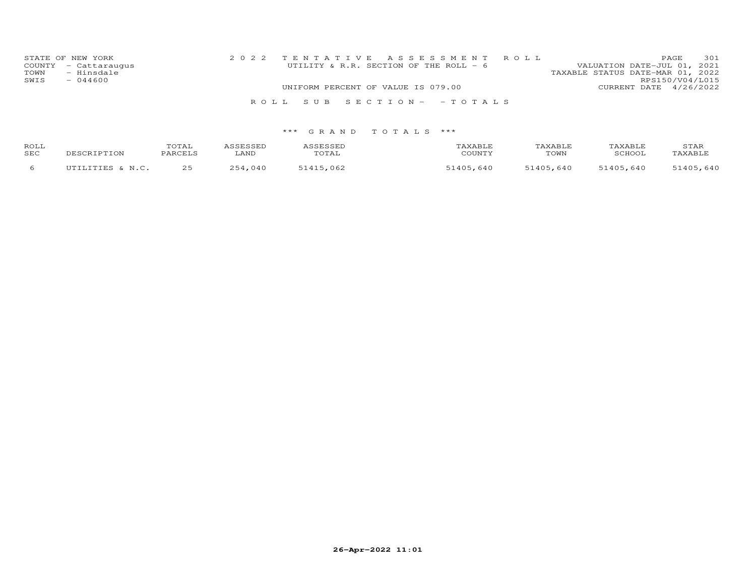STATE OF NEW YORK
COUNTY - Cattaraugus
TOWN - Hinsdale
SWIS - 044600

2022 TENTATIVE ASSESSMENT ROLL
UTILITY & R.R. SECTION OF THE ROLL - 6

UNIFORM PERCENT OF VALUE IS 079.00

VALUATION DATE-JUL 01, 2021
TAXABLE STATUS DATE-MAR 01, 2022
RPS150/V04/L015
CURRENT DATE 4/26/2022

ROLL SUB SECTION- - TOTALS

*** GRAND TOTALS ***

| ROLL SEC | DESCRIPTION | TOTAL PARCELS | ASSESSED LAND | ASSESSED TOTAL | TAXABLE COUNTY | TAXABLE TOWN | TAXABLE SCHOOL | STAR TAXABLE |
|---|---|---|---|---|---|---|---|---|
| 6 | UTILITIES & N.C. | 25 | 254,040 | 51415,062 | 51405,640 | 51405,640 | 51405,640 | 51405,640 |

26-Apr-2022 11:01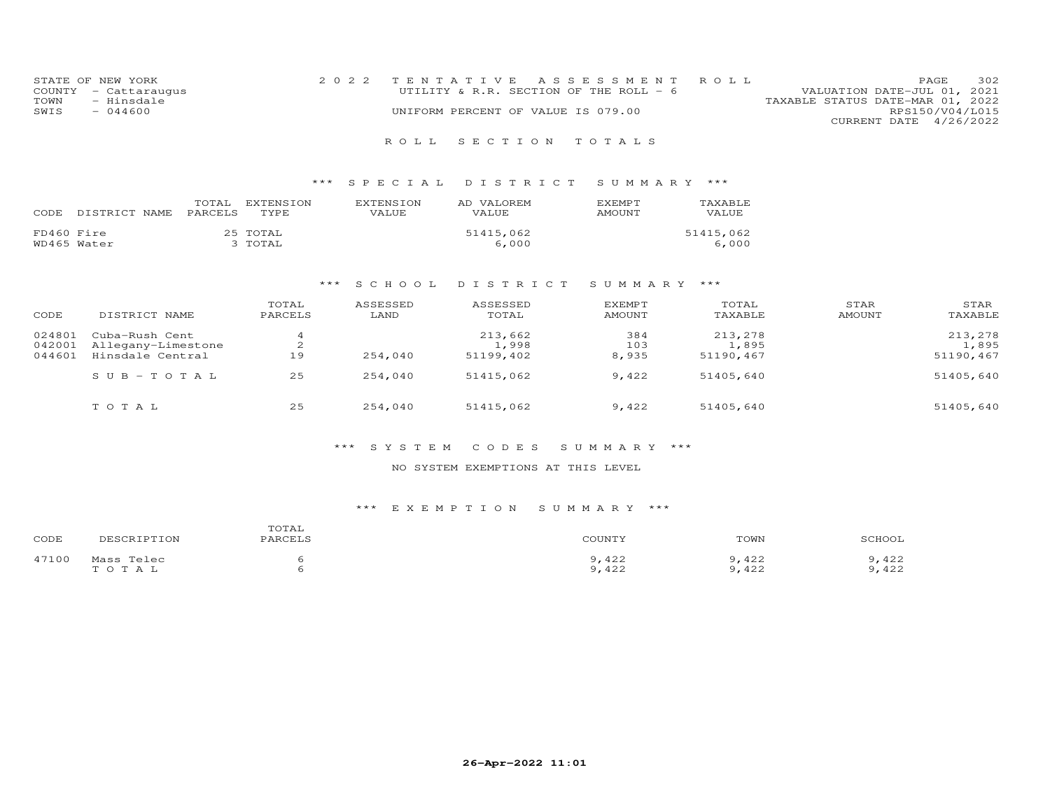STATE OF NEW YORK
COUNTY - Cattaraugus
TOWN - Hinsdale
SWIS - 044600

2022 TENTATIVE ASSESSMENT ROLL
UTILITY & R.R. SECTION OF THE ROLL - 6
UNIFORM PERCENT OF VALUE IS 079.00

VALUATION DATE-JUL 01, 2021
TAXABLE STATUS DATE-MAR 01, 2022
RPS150/V04/L015
CURRENT DATE 4/26/2022

## ROLL SECTION TOTALS

### *** SPECIAL DISTRICT SUMMARY ***

| CODE | DISTRICT NAME | TOTAL PARCELS | EXTENSION TYPE | EXTENSION VALUE | AD VALOREM VALUE | EXEMPT AMOUNT | TAXABLE VALUE |
|---|---|---|---|---|---|---|---|
| FD460 | Fire | 25 | TOTAL | | 51415,062 | | 51415,062 |
| WD465 | Water | 3 | TOTAL | | 6,000 | | 6,000 |

### *** SCHOOL DISTRICT SUMMARY ***

| CODE | DISTRICT NAME | TOTAL PARCELS | ASSESSED LAND | ASSESSED TOTAL | EXEMPT AMOUNT | TOTAL TAXABLE | STAR AMOUNT | STAR TAXABLE |
|---|---|---|---|---|---|---|---|---|
| 024801 | Cuba-Rush Cent | 4 | | 213,662 | 384 | 213,278 | | 213,278 |
| 042001 | Allegany-Limestone | 2 | | 1,998 | 103 | 1,895 | | 1,895 |
| 044601 | Hinsdale Central | 19 | 254,040 | 51199,402 | 8,935 | 51190,467 | | 51190,467 |
| | SUB-TOTAL | 25 | 254,040 | 51415,062 | 9,422 | 51405,640 | | 51405,640 |
| | TOTAL | 25 | 254,040 | 51415,062 | 9,422 | 51405,640 | | 51405,640 |

### *** SYSTEM CODES SUMMARY ***

NO SYSTEM EXEMPTIONS AT THIS LEVEL

### *** EXEMPTION SUMMARY ***

| CODE | DESCRIPTION | TOTAL PARCELS | COUNTY | TOWN | SCHOOL |
|---|---|---|---|---|---|
| 47100 | Mass Telec | 6 | 9,422 | 9,422 | 9,422 |
| | TOTAL | 6 | 9,422 | 9,422 | 9,422 |

26-Apr-2022 11:01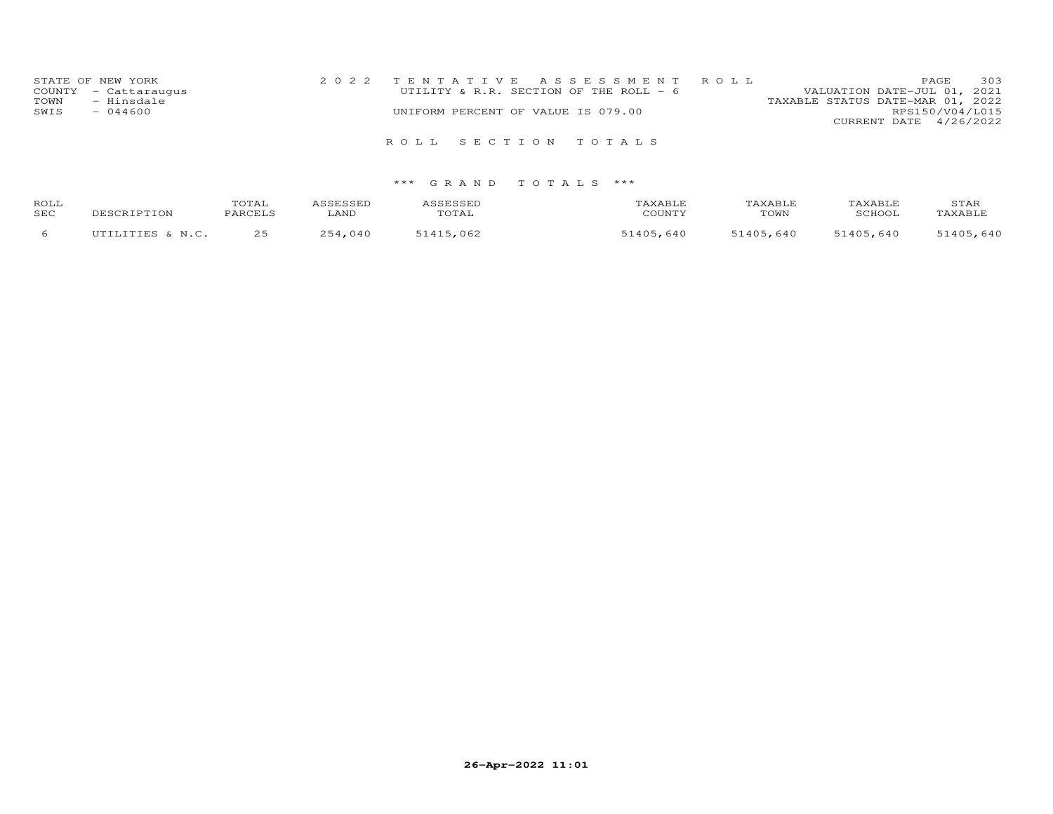STATE OF NEW YORK
COUNTY - Cattaraugus
TOWN - Hinsdale
SWIS - 044600

2022 TENTATIVE ASSESSMENT ROLL
UTILITY & R.R. SECTION OF THE ROLL - 6
UNIFORM PERCENT OF VALUE IS 079.00

VALUATION DATE-JUL 01, 2021
TAXABLE STATUS DATE-MAR 01, 2022
RPS150/V04/L015
CURRENT DATE 4/26/2022

ROLL SECTION TOTALS

*** GRAND TOTALS ***

| ROLL SEC | DESCRIPTION | TOTAL PARCELS | ASSESSED LAND | ASSESSED TOTAL | TAXABLE COUNTY | TAXABLE TOWN | TAXABLE SCHOOL | STAR TAXABLE |
|---|---|---|---|---|---|---|---|---|
| 6 | UTILITIES & N.C. | 25 | 254,040 | 51415,062 | 51405,640 | 51405,640 | 51405,640 | 51405,640 |

26-Apr-2022 11:01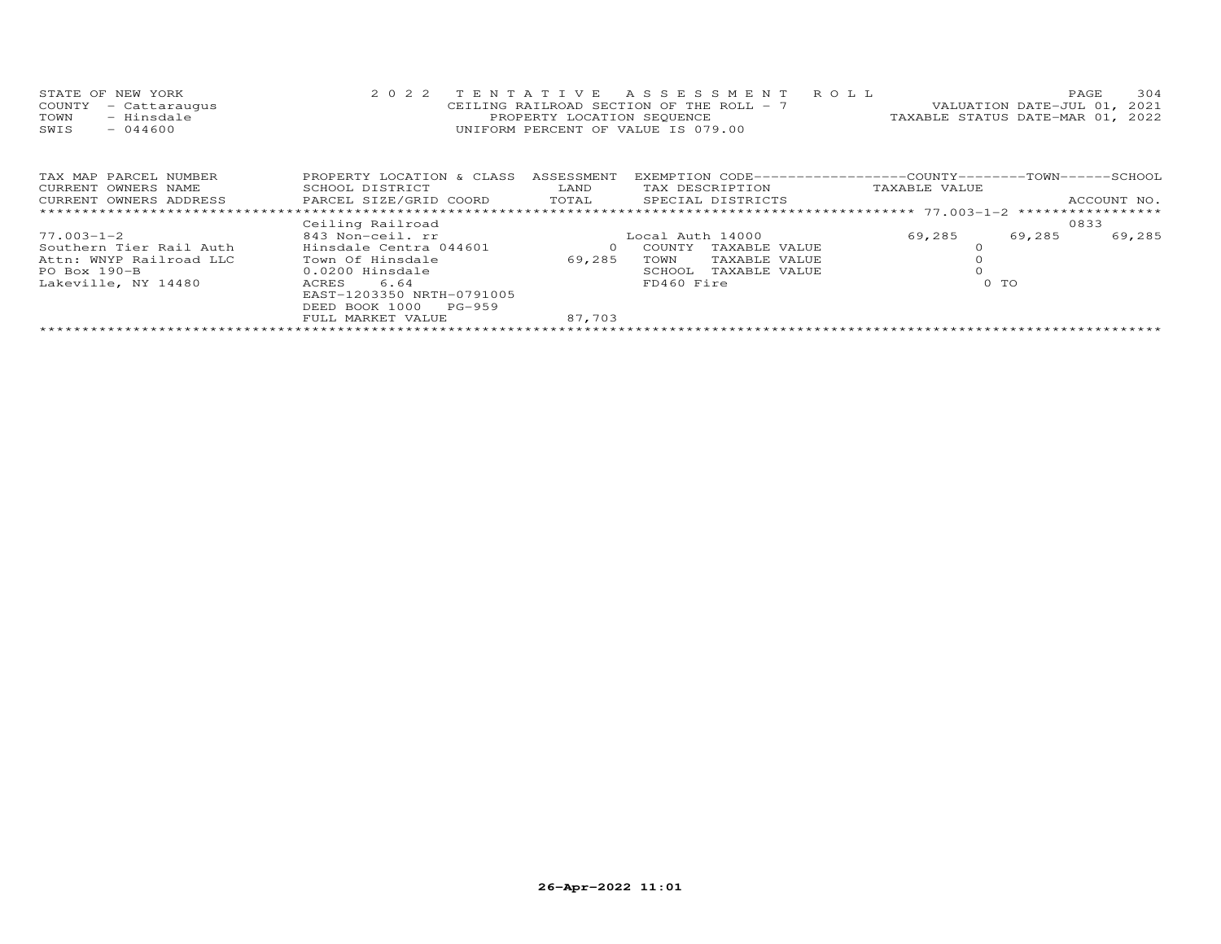STATE OF NEW YORK
COUNTY - Cattaraugus
TOWN - Hinsdale
SWIS - 044600

2 0 2 2 T E N T A T I V E A S S E S S M E N T R O L L
CEILING RAILROAD SECTION OF THE ROLL - 7
PROPERTY LOCATION SEQUENCE
UNIFORM PERCENT OF VALUE IS 079.00

PAGE 304
VALUATION DATE-JUL 01, 2021
TAXABLE STATUS DATE-MAR 01, 2022

| TAX MAP PARCEL NUMBER<br>CURRENT OWNERS NAME<br>CURRENT OWNERS ADDRESS | PROPERTY LOCATION & CLASS<br>SCHOOL DISTRICT<br>PARCEL SIZE/GRID COORD | ASSESSMENT<br>LAND<br>TOTAL | EXEMPTION CODE<br>TAX DESCRIPTION<br>SPECIAL DISTRICTS | COUNTY<br>TAXABLE VALUE | TOWN | SCHOOL<br>ACCOUNT NO. |
|---|---|---|---|---|---|---|
| 77.003-1-2 | Ceiling Railroad | | | | | 0833 |
| 77.003-1-2 | 843 Non-ceil. rr | | Local Auth 14000 | 69,285 | 69,285 | 69,285 |
| Southern Tier Rail Auth | Hinsdale Centra 044601 | 0 | COUNTY TAXABLE VALUE | 0 | | |
| Attn: WNYP Railroad LLC | Town Of Hinsdale | 69,285 | TOWN TAXABLE VALUE | 0 | | |
| PO Box 190-B | 0.0200 Hinsdale | | SCHOOL TAXABLE VALUE | 0 | | |
| Lakeville, NY 14480 | ACRES 6.64 | | FD460 Fire | 0 TO | | |
| | EAST-1203350 NRTH-0791005 | | | | | |
| | DEED BOOK 1000 PG-959 | | | | | |
| | FULL MARKET VALUE | 87,703 | | | | |

26-Apr-2022 11:01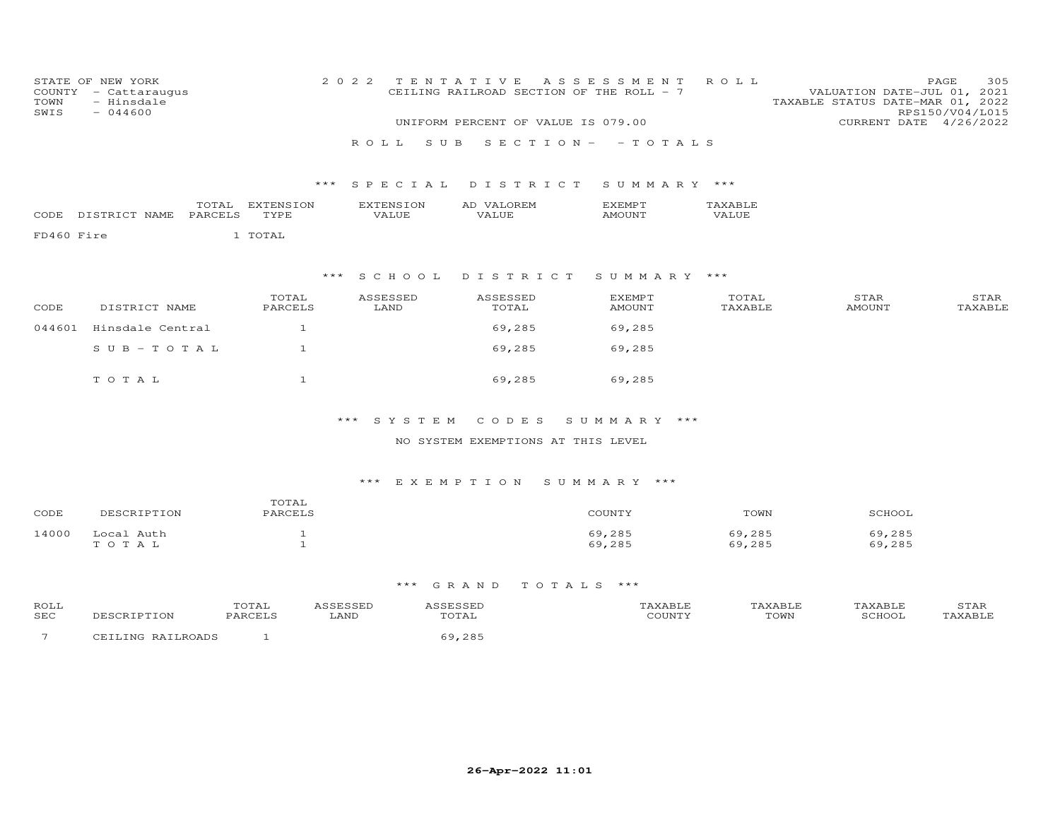STATE OF NEW YORK — 2022 TENTATIVE ASSESSMENT ROLL
COUNTY - Cattaraugus — CEILING RAILROAD SECTION OF THE ROLL - 7 — VALUATION DATE-JUL 01, 2021
TOWN - Hinsdale — TAXABLE STATUS DATE-MAR 01, 2022
SWIS - 044600 — RPS150/V04/L015
UNIFORM PERCENT OF VALUE IS 079.00 — CURRENT DATE 4/26/2022

## ROLL SUB SECTION- - TOTALS

### *** SPECIAL DISTRICT SUMMARY ***

| CODE | DISTRICT NAME | TOTAL PARCELS | EXTENSION TYPE | EXTENSION VALUE | AD VALOREM VALUE | EXEMPT AMOUNT | TAXABLE VALUE |
|---|---|---|---|---|---|---|---|
| FD460 | Fire | 1 | TOTAL | | | | |

### *** SCHOOL DISTRICT SUMMARY ***

| CODE | DISTRICT NAME | TOTAL PARCELS | ASSESSED LAND | ASSESSED TOTAL | EXEMPT AMOUNT | TOTAL TAXABLE | STAR AMOUNT | STAR TAXABLE |
|---|---|---|---|---|---|---|---|---|
| 044601 | Hinsdale Central | 1 | | 69,285 | 69,285 | | | |
| | S U B - T O T A L | 1 | | 69,285 | 69,285 | | | |
| | T O T A L | 1 | | 69,285 | 69,285 | | | |

### *** SYSTEM CODES SUMMARY ***

NO SYSTEM EXEMPTIONS AT THIS LEVEL

### *** EXEMPTION SUMMARY ***

| CODE | DESCRIPTION | TOTAL PARCELS | COUNTY | TOWN | SCHOOL |
|---|---|---|---|---|---|
| 14000 | Local Auth | 1 | 69,285 | 69,285 | 69,285 |
| | T O T A L | 1 | 69,285 | 69,285 | 69,285 |

### *** GRAND TOTALS ***

| ROLL SEC | DESCRIPTION | TOTAL PARCELS | ASSESSED LAND | ASSESSED TOTAL | TAXABLE COUNTY | TAXABLE TOWN | TAXABLE SCHOOL | STAR TAXABLE |
|---|---|---|---|---|---|---|---|---|
| 7 | CEILING RAILROADS | 1 | | 69,285 | | | | |

26-Apr-2022 11:01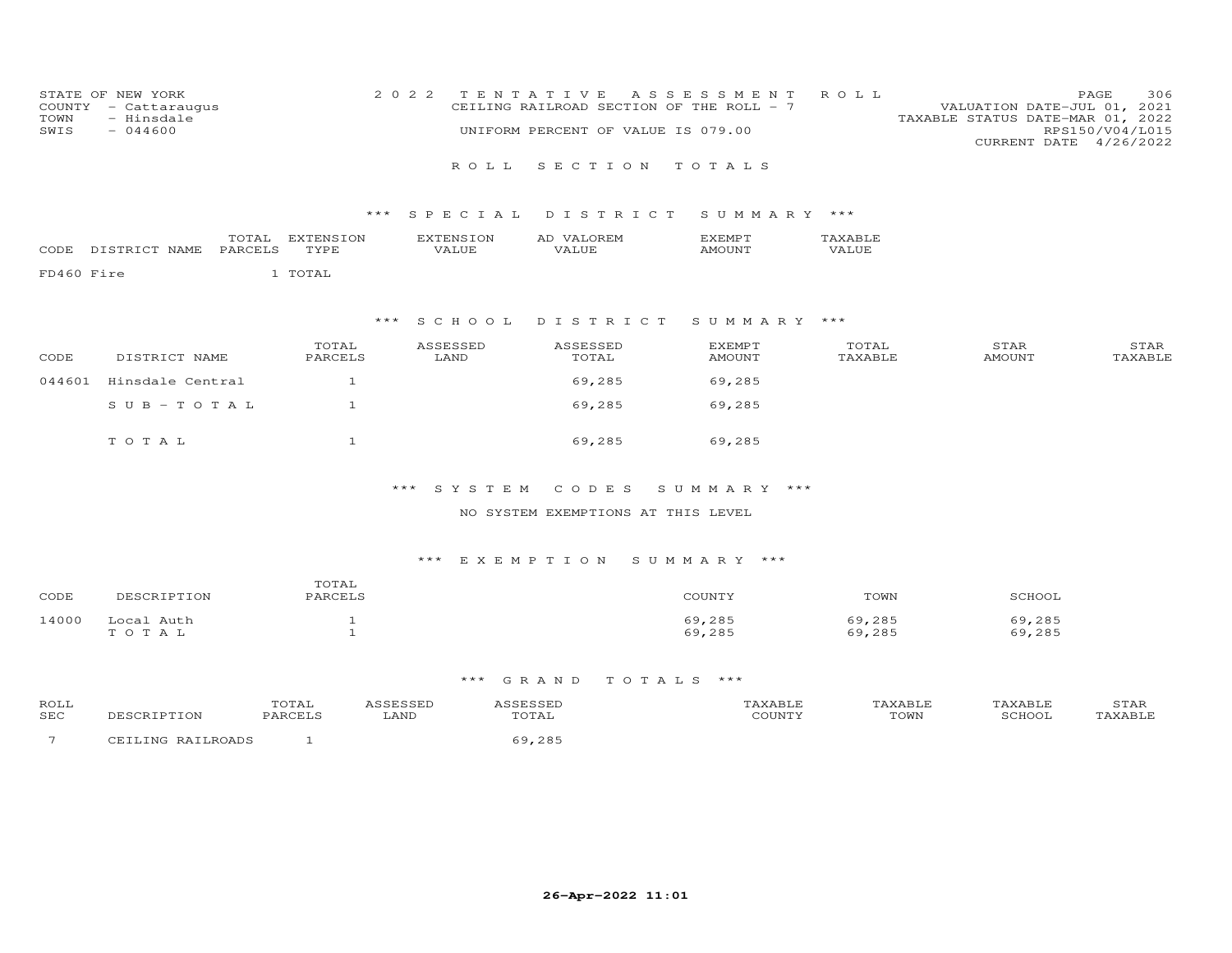STATE OF NEW YORK
COUNTY - Cattaraugus
TOWN - Hinsdale
SWIS - 044600

2022 TENTATIVE ASSESSMENT ROLL
CEILING RAILROAD SECTION OF THE ROLL - 7
UNIFORM PERCENT OF VALUE IS 079.00

VALUATION DATE-JUL 01, 2021
TAXABLE STATUS DATE-MAR 01, 2022
RPS150/V04/L015
CURRENT DATE 4/26/2022

ROLL SECTION TOTALS

*** SPECIAL DISTRICT SUMMARY ***

| CODE | DISTRICT NAME | TOTAL PARCELS | EXTENSION TYPE | EXTENSION VALUE | AD VALOREM VALUE | EXEMPT AMOUNT | TAXABLE VALUE |
|---|---|---|---|---|---|---|---|
| FD460 | Fire | 1 | TOTAL | | | | |

*** SCHOOL DISTRICT SUMMARY ***

| CODE | DISTRICT NAME | TOTAL PARCELS | ASSESSED LAND | ASSESSED TOTAL | EXEMPT AMOUNT | TOTAL TAXABLE | STAR AMOUNT | STAR TAXABLE |
|---|---|---|---|---|---|---|---|---|
| 044601 | Hinsdale Central | 1 | | 69,285 | 69,285 | | | |
| | SUB-TOTAL | 1 | | 69,285 | 69,285 | | | |
| | TOTAL | 1 | | 69,285 | 69,285 | | | |

*** SYSTEM CODES SUMMARY ***

NO SYSTEM EXEMPTIONS AT THIS LEVEL

*** EXEMPTION SUMMARY ***

| CODE | DESCRIPTION | TOTAL PARCELS | COUNTY | TOWN | SCHOOL |
|---|---|---|---|---|---|
| 14000 | Local Auth | 1 | 69,285 | 69,285 | 69,285 |
| | TOTAL | 1 | 69,285 | 69,285 | 69,285 |

*** GRAND TOTALS ***

| ROLL SEC | DESCRIPTION | TOTAL PARCELS | ASSESSED LAND | ASSESSED TOTAL | TAXABLE COUNTY | TAXABLE TOWN | TAXABLE SCHOOL | STAR TAXABLE |
|---|---|---|---|---|---|---|---|---|
| 7 | CEILING RAILROADS | 1 | | 69,285 | | | | |

26-Apr-2022 11:01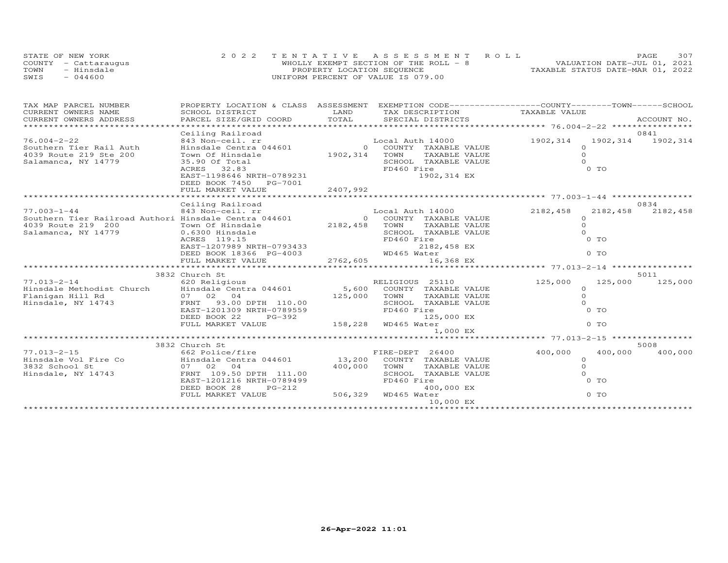STATE OF NEW YORK
COUNTY - Cattaraugus
TOWN - Hinsdale
SWIS - 044600

2022 TENTATIVE ASSESSMENT ROLL
WHOLLY EXEMPT SECTION OF THE ROLL - 8
PROPERTY LOCATION SEQUENCE
UNIFORM PERCENT OF VALUE IS 079.00

VALUATION DATE-JUL 01, 2021
TAXABLE STATUS DATE-MAR 01, 2022

| TAX MAP PARCEL NUMBER / CURRENT OWNERS NAME / CURRENT OWNERS ADDRESS | PROPERTY LOCATION & CLASS / SCHOOL DISTRICT / PARCEL SIZE/GRID COORD | ASSESSMENT LAND / TOTAL | EXEMPTION CODE / TAX DESCRIPTION / SPECIAL DISTRICTS | COUNTY TAXABLE VALUE | TOWN | SCHOOL / ACCOUNT NO. |
|---|---|---|---|---|---|---|
| **76.004-2-22** | Ceiling Railroad | | | | | 0841 |
| 76.004-2-22 | 843 Non-ceil. rr | | Local Auth 14000 | 1902,314 | 1902,314 | 1902,314 |
| Southern Tier Rail Auth | Hinsdale Centra 044601 | 0 | COUNTY TAXABLE VALUE | 0 | | |
| 4039 Route 219 Ste 200 | Town Of Hinsdale | 1902,314 | TOWN TAXABLE VALUE | 0 | | |
| Salamanca, NY 14779 | 35.90 Of Total | | SCHOOL TAXABLE VALUE | 0 | | |
| | ACRES 32.83 | | FD460 Fire | 0 TO | | |
| | EAST-1198646 NRTH-0789231 | | 1902,314 EX | | | |
| | DEED BOOK 7450 PG-7001 | | | | | |
| | FULL MARKET VALUE | 2407,992 | | | | |
| **77.003-1-44** | Ceiling Railroad | | | | | 0834 |
| 77.003-1-44 | 843 Non-ceil. rr | | Local Auth 14000 | 2182,458 | 2182,458 | 2182,458 |
| Southern Tier Railroad Authori | Hinsdale Centra 044601 | 0 | COUNTY TAXABLE VALUE | 0 | | |
| 4039 Route 219 200 | Town Of Hinsdale | 2182,458 | TOWN TAXABLE VALUE | 0 | | |
| Salamanca, NY 14779 | 0.6300 Hinsdale | | SCHOOL TAXABLE VALUE | 0 | | |
| | ACRES 119.15 | | FD460 Fire | 0 TO | | |
| | EAST-1207989 NRTH-0793433 | | 2182,458 EX | | | |
| | DEED BOOK 18366 PG-4003 | | WD465 Water | 0 TO | | |
| | FULL MARKET VALUE | 2762,605 | 16,368 EX | | | |
| **77.013-2-14** | 3832 Church St | | | | | 5011 |
| 77.013-2-14 | 620 Religious | | RELIGIOUS 25110 | 125,000 | 125,000 | 125,000 |
| Hinsdale Methodist Church | Hinsdale Centra 044601 | 5,600 | COUNTY TAXABLE VALUE | 0 | | |
| Flanigan Hill Rd | 07 02 04 | 125,000 | TOWN TAXABLE VALUE | 0 | | |
| Hinsdale, NY 14743 | FRNT 93.00 DPTH 110.00 | | SCHOOL TAXABLE VALUE | 0 | | |
| | EAST-1201309 NRTH-0789559 | | FD460 Fire | 0 TO | | |
| | DEED BOOK 22 PG-392 | | 125,000 EX | | | |
| | FULL MARKET VALUE | 158,228 | WD465 Water | 0 TO | | |
| | | | 1,000 EX | | | |
| **77.013-2-15** | 3832 Church St | | | | | 5008 |
| 77.013-2-15 | 662 Police/fire | | FIRE-DEPT 26400 | 400,000 | 400,000 | 400,000 |
| Hinsdale Vol Fire Co | Hinsdale Centra 044601 | 13,200 | COUNTY TAXABLE VALUE | 0 | | |
| 3832 School St | 07 02 04 | 400,000 | TOWN TAXABLE VALUE | 0 | | |
| Hinsdale, NY 14743 | FRNT 109.50 DPTH 111.00 | | SCHOOL TAXABLE VALUE | 0 | | |
| | EAST-1201216 NRTH-0789499 | | FD460 Fire | 0 TO | | |
| | DEED BOOK 28 PG-212 | | 400,000 EX | | | |
| | FULL MARKET VALUE | 506,329 | WD465 Water | 0 TO | | |
| | | | 10,000 EX | | | |

26-Apr-2022 11:01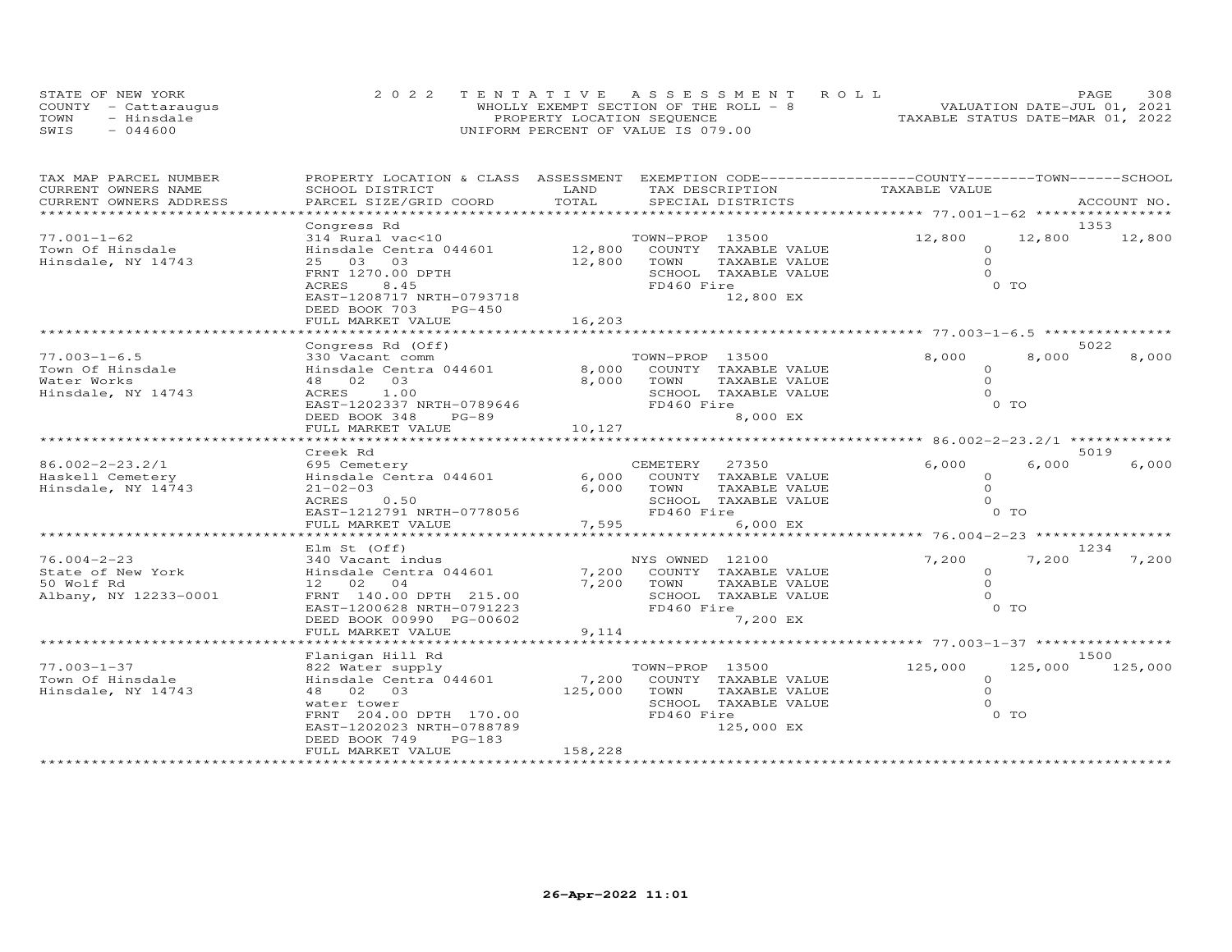STATE OF NEW YORK
COUNTY - Cattaraugus
TOWN - Hinsdale
SWIS - 044600

2022 TENTATIVE ASSESSMENT ROLL
WHOLLY EXEMPT SECTION OF THE ROLL - 8
PROPERTY LOCATION SEQUENCE
UNIFORM PERCENT OF VALUE IS 079.00

VALUATION DATE-JUL 01, 2021
TAXABLE STATUS DATE-MAR 01, 2022

| TAX MAP PARCEL NUMBER / CURRENT OWNERS NAME / CURRENT OWNERS ADDRESS | PROPERTY LOCATION & CLASS / SCHOOL DISTRICT / PARCEL SIZE/GRID COORD | ASSESSMENT LAND | TOTAL | EXEMPTION CODE / TAX DESCRIPTION / SPECIAL DISTRICTS | COUNTY TAXABLE VALUE | TOWN | SCHOOL | ACCOUNT NO. |
|---|---|---|---|---|---|---|---|---|
| 77.001-1-62 | Congress Rd | | | | | | | 1353 |
| Town Of Hinsdale | 314 Rural vac<10 | | | TOWN-PROP 13500 | 12,800 | 12,800 | 12,800 | |
| Hinsdale, NY 14743 | Hinsdale Centra 044601 | 12,800 | | COUNTY TAXABLE VALUE | 0 | | | |
| | 25 03 03 | | 12,800 | TOWN TAXABLE VALUE | 0 | | | |
| | FRNT 1270.00 DPTH | | | SCHOOL TAXABLE VALUE | 0 | | | |
| | ACRES 8.45 | | | FD460 Fire | 0 TO | | | |
| | EAST-1208717 NRTH-0793718 | | | 12,800 EX | | | | |
| | DEED BOOK 703 PG-450 | | | | | | | |
| | FULL MARKET VALUE | | 16,203 | | | | | |
| 77.003-1-6.5 | Congress Rd (Off) | | | | | | | 5022 |
| Town Of Hinsdale | 330 Vacant comm | | | TOWN-PROP 13500 | 8,000 | 8,000 | 8,000 | |
| Water Works | Hinsdale Centra 044601 | 8,000 | | COUNTY TAXABLE VALUE | 0 | | | |
| Hinsdale, NY 14743 | 48 02 03 | | 8,000 | TOWN TAXABLE VALUE | 0 | | | |
| | ACRES 1.00 | | | SCHOOL TAXABLE VALUE | 0 | | | |
| | EAST-1202337 NRTH-0789646 | | | FD460 Fire | 0 TO | | | |
| | DEED BOOK 348 PG-89 | | | 8,000 EX | | | | |
| | FULL MARKET VALUE | | 10,127 | | | | | |
| 86.002-2-23.2/1 | Creek Rd | | | | | | | 5019 |
| Haskell Cemetery | 695 Cemetery | | | CEMETERY 27350 | 6,000 | 6,000 | 6,000 | |
| Hinsdale, NY 14743 | Hinsdale Centra 044601 | 6,000 | | COUNTY TAXABLE VALUE | 0 | | | |
| | 21-02-03 | | 6,000 | TOWN TAXABLE VALUE | 0 | | | |
| | ACRES 0.50 | | | SCHOOL TAXABLE VALUE | 0 | | | |
| | EAST-1212791 NRTH-0778056 | | | FD460 Fire | 0 TO | | | |
| | FULL MARKET VALUE | | 7,595 | 6,000 EX | | | | |
| 76.004-2-23 | Elm St (Off) | | | | | | | 1234 |
| State of New York | 340 Vacant indus | | | NYS OWNED 12100 | 7,200 | 7,200 | 7,200 | |
| 50 Wolf Rd | Hinsdale Centra 044601 | 7,200 | | COUNTY TAXABLE VALUE | 0 | | | |
| Albany, NY 12233-0001 | 12 02 04 | | 7,200 | TOWN TAXABLE VALUE | 0 | | | |
| | FRNT 140.00 DPTH 215.00 | | | SCHOOL TAXABLE VALUE | 0 | | | |
| | EAST-1200628 NRTH-0791223 | | | FD460 Fire | 0 TO | | | |
| | DEED BOOK 00990 PG-00602 | | | 7,200 EX | | | | |
| | FULL MARKET VALUE | | 9,114 | | | | | |
| 77.003-1-37 | Flanigan Hill Rd | | | | | | | 1500 |
| Town Of Hinsdale | 822 Water supply | | | TOWN-PROP 13500 | 125,000 | 125,000 | 125,000 | |
| Hinsdale, NY 14743 | Hinsdale Centra 044601 | 7,200 | | COUNTY TAXABLE VALUE | 0 | | | |
| | 48 02 03 | | 125,000 | TOWN TAXABLE VALUE | 0 | | | |
| | water tower | | | SCHOOL TAXABLE VALUE | 0 | | | |
| | FRNT 204.00 DPTH 170.00 | | | FD460 Fire | 0 TO | | | |
| | EAST-1202023 NRTH-0788789 | | | 125,000 EX | | | | |
| | DEED BOOK 749 PG-183 | | | | | | | |
| | FULL MARKET VALUE | | 158,228 | | | | | |

26-Apr-2022 11:01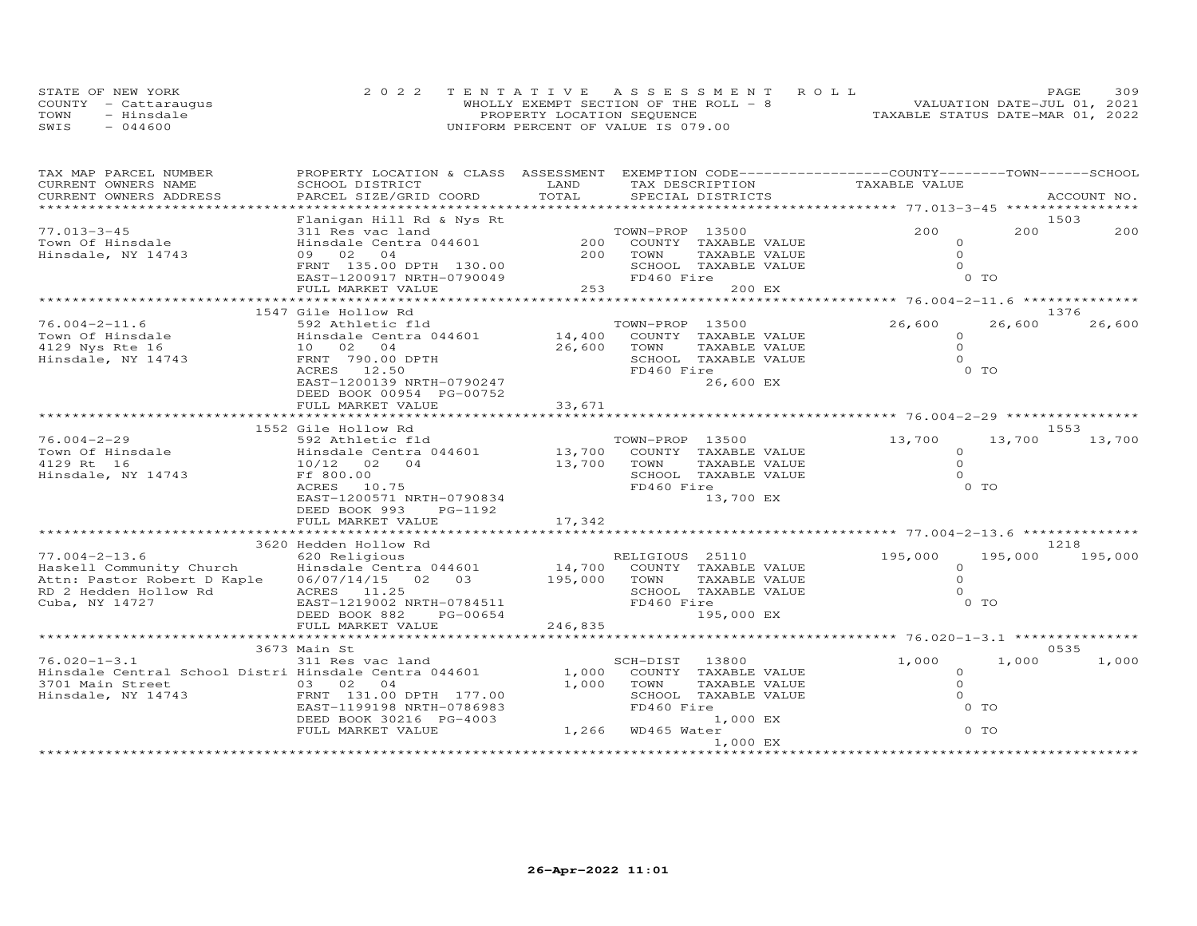STATE OF NEW YORK
COUNTY - Cattaraugus
TOWN - Hinsdale
SWIS - 044600

2022 TENTATIVE ASSESSMENT ROLL
WHOLLY EXEMPT SECTION OF THE ROLL - 8
PROPERTY LOCATION SEQUENCE
UNIFORM PERCENT OF VALUE IS 079.00

VALUATION DATE-JUL 01, 2021
TAXABLE STATUS DATE-MAR 01, 2022

| TAX MAP PARCEL NUMBER / CURRENT OWNERS NAME / CURRENT OWNERS ADDRESS | PROPERTY LOCATION & CLASS / SCHOOL DISTRICT / PARCEL SIZE/GRID COORD | ASSESSMENT LAND / TOTAL | EXEMPTION CODE / TAX DESCRIPTION / SPECIAL DISTRICTS | COUNTY TAXABLE VALUE | TOWN | SCHOOL | ACCOUNT NO. |
|---|---|---|---|---|---|---|---|
| 77.013-3-45 | Flanigan Hill Rd & Nys Rt | | | | | | 1503 |
| 77.013-3-45 | 311 Res vac land | | TOWN-PROP 13500 | 200 | 200 | 200 | |
| Town Of Hinsdale | Hinsdale Centra 044601 | 200 | COUNTY TAXABLE VALUE | 0 | | | |
| Hinsdale, NY 14743 | 09 02 04 | 200 | TOWN TAXABLE VALUE | 0 | | | |
| | FRNT 135.00 DPTH 130.00 | | SCHOOL TAXABLE VALUE | 0 | | | |
| | EAST-1200917 NRTH-0790049 | | FD460 Fire | 0 TO | | | |
| | FULL MARKET VALUE | 253 | 200 EX | | | | |
| 76.004-2-11.6 | 1547 Gile Hollow Rd | | | | | | 1376 |
| 76.004-2-11.6 | 592 Athletic fld | | TOWN-PROP 13500 | 26,600 | 26,600 | 26,600 | |
| Town Of Hinsdale | Hinsdale Centra 044601 | 14,400 | COUNTY TAXABLE VALUE | 0 | | | |
| 4129 Nys Rte 16 | 10 02 04 | 26,600 | TOWN TAXABLE VALUE | 0 | | | |
| Hinsdale, NY 14743 | FRNT 790.00 DPTH | | SCHOOL TAXABLE VALUE | 0 | | | |
| | ACRES 12.50 | | FD460 Fire | 0 TO | | | |
| | EAST-1200139 NRTH-0790247 | | 26,600 EX | | | | |
| | DEED BOOK 00954 PG-00752 | | | | | | |
| | FULL MARKET VALUE | 33,671 | | | | | |
| 76.004-2-29 | 1552 Gile Hollow Rd | | | | | | 1553 |
| 76.004-2-29 | 592 Athletic fld | | TOWN-PROP 13500 | 13,700 | 13,700 | 13,700 | |
| Town Of Hinsdale | Hinsdale Centra 044601 | 13,700 | COUNTY TAXABLE VALUE | 0 | | | |
| 4129 Rt 16 | 10/12 02 04 | 13,700 | TOWN TAXABLE VALUE | 0 | | | |
| Hinsdale, NY 14743 | Ff 800.00 | | SCHOOL TAXABLE VALUE | 0 | | | |
| | ACRES 10.75 | | FD460 Fire | 0 TO | | | |
| | EAST-1200571 NRTH-0790834 | | 13,700 EX | | | | |
| | DEED BOOK 993 PG-1192 | | | | | | |
| | FULL MARKET VALUE | 17,342 | | | | | |
| 77.004-2-13.6 | 3620 Hedden Hollow Rd | | | | | | 1218 |
| 77.004-2-13.6 | 620 Religious | | RELIGIOUS 25110 | 195,000 | 195,000 | 195,000 | |
| Haskell Community Church | Hinsdale Centra 044601 | 14,700 | COUNTY TAXABLE VALUE | 0 | | | |
| Attn: Pastor Robert D Kaple | 06/07/14/15 02 03 | 195,000 | TOWN TAXABLE VALUE | 0 | | | |
| RD 2 Hedden Hollow Rd | ACRES 11.25 | | SCHOOL TAXABLE VALUE | 0 | | | |
| Cuba, NY 14727 | EAST-1219002 NRTH-0784511 | | FD460 Fire | 0 TO | | | |
| | DEED BOOK 882 PG-00654 | | 195,000 EX | | | | |
| | FULL MARKET VALUE | 246,835 | | | | | |
| 76.020-1-3.1 | 3673 Main St | | | | | | 0535 |
| 76.020-1-3.1 | 311 Res vac land | | SCH-DIST 13800 | 1,000 | 1,000 | 1,000 | |
| Hinsdale Central School Distri | Hinsdale Centra 044601 | 1,000 | COUNTY TAXABLE VALUE | 0 | | | |
| 3701 Main Street | 03 02 04 | 1,000 | TOWN TAXABLE VALUE | 0 | | | |
| Hinsdale, NY 14743 | FRNT 131.00 DPTH 177.00 | | SCHOOL TAXABLE VALUE | 0 | | | |
| | EAST-1199198 NRTH-0786983 | | FD460 Fire | 0 TO | | | |
| | DEED BOOK 30216 PG-4003 | | 1,000 EX | | | | |
| | FULL MARKET VALUE | 1,266 | WD465 Water | 0 TO | | | |
| | | | 1,000 EX | | | | |

26-Apr-2022 11:01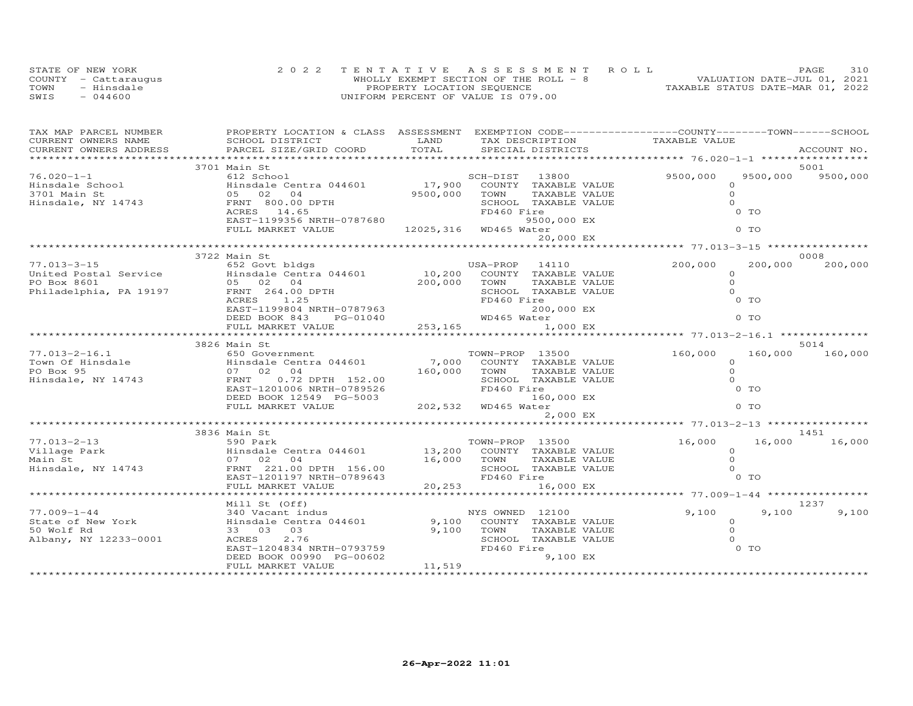STATE OF NEW YORK
COUNTY - Cattaraugus
TOWN - Hinsdale
SWIS - 044600

2022 TENTATIVE ASSESSMENT ROLL
WHOLLY EXEMPT SECTION OF THE ROLL - 8
PROPERTY LOCATION SEQUENCE
UNIFORM PERCENT OF VALUE IS 079.00

VALUATION DATE-JUL 01, 2021
TAXABLE STATUS DATE-MAR 01, 2022

| TAX MAP PARCEL NUMBER / CURRENT OWNERS NAME / CURRENT OWNERS ADDRESS | PROPERTY LOCATION & CLASS / SCHOOL DISTRICT / PARCEL SIZE/GRID COORD | ASSESSMENT LAND / TOTAL | EXEMPTION CODE / TAX DESCRIPTION / SPECIAL DISTRICTS | COUNTY TAXABLE VALUE | TOWN | SCHOOL / ACCOUNT NO. |
|---|---|---|---|---|---|---|
| 76.020-1-1 | 3701 Main St | | | | | 5001 |
| Hinsdale School | 612 School | | SCH-DIST 13800 | 9500,000 | 9500,000 | 9500,000 |
| 3701 Main St | Hinsdale Centra 044601 | 17,900 | COUNTY TAXABLE VALUE | 0 | | |
| Hinsdale, NY 14743 | 05 02 04 | 9500,000 | TOWN TAXABLE VALUE | 0 | | |
| | FRNT 800.00 DPTH | | SCHOOL TAXABLE VALUE | 0 | | |
| | ACRES 14.65 | | FD460 Fire 9500,000 EX | 0 TO | | |
| | EAST-1199356 NRTH-0787680 | | | | | |
| | FULL MARKET VALUE | 12025,316 | WD465 Water 20,000 EX | 0 TO | | |
| 77.013-3-15 | 3722 Main St | | | | | 0008 |
| United Postal Service | 652 Govt bldgs | | USA-PROP 14110 | 200,000 | 200,000 | 200,000 |
| PO Box 8601 | Hinsdale Centra 044601 | 10,200 | COUNTY TAXABLE VALUE | 0 | | |
| Philadelphia, PA 19197 | 05 02 04 | 200,000 | TOWN TAXABLE VALUE | 0 | | |
| | FRNT 264.00 DPTH | | SCHOOL TAXABLE VALUE | 0 | | |
| | ACRES 1.25 | | FD460 Fire 200,000 EX | 0 TO | | |
| | EAST-1199804 NRTH-0787963 | | | | | |
| | DEED BOOK 843 PG-01040 | | WD465 Water 1,000 EX | 0 TO | | |
| | FULL MARKET VALUE | 253,165 | | | | |
| 77.013-2-16.1 | 3826 Main St | | | | | 5014 |
| Town Of Hinsdale | 650 Government | | TOWN-PROP 13500 | 160,000 | 160,000 | 160,000 |
| PO Box 95 | Hinsdale Centra 044601 | 7,000 | COUNTY TAXABLE VALUE | 0 | | |
| Hinsdale, NY 14743 | 07 02 04 | 160,000 | TOWN TAXABLE VALUE | 0 | | |
| | FRNT 0.72 DPTH 152.00 | | SCHOOL TAXABLE VALUE | 0 | | |
| | EAST-1201006 NRTH-0789526 | | FD460 Fire 160,000 EX | 0 TO | | |
| | DEED BOOK 12549 PG-5003 | | | | | |
| | FULL MARKET VALUE | 202,532 | WD465 Water 2,000 EX | 0 TO | | |
| 77.013-2-13 | 3836 Main St | | | | | 1451 |
| Village Park | 590 Park | | TOWN-PROP 13500 | 16,000 | 16,000 | 16,000 |
| Main St | Hinsdale Centra 044601 | 13,200 | COUNTY TAXABLE VALUE | 0 | | |
| Hinsdale, NY 14743 | 07 02 04 | 16,000 | TOWN TAXABLE VALUE | 0 | | |
| | FRNT 221.00 DPTH 156.00 | | SCHOOL TAXABLE VALUE | 0 | | |
| | EAST-1201197 NRTH-0789643 | | FD460 Fire 16,000 EX | 0 TO | | |
| | FULL MARKET VALUE | 20,253 | | | | |
| 77.009-1-44 | Mill St (Off) | | | | | 1237 |
| State of New York | 340 Vacant indus | | NYS OWNED 12100 | 9,100 | 9,100 | 9,100 |
| 50 Wolf Rd | Hinsdale Centra 044601 | 9,100 | COUNTY TAXABLE VALUE | 0 | | |
| Albany, NY 12233-0001 | 33 03 03 | 9,100 | TOWN TAXABLE VALUE | 0 | | |
| | ACRES 2.76 | | SCHOOL TAXABLE VALUE | 0 | | |
| | EAST-1204834 NRTH-0793759 | | FD460 Fire 9,100 EX | 0 TO | | |
| | DEED BOOK 00990 PG-00602 | | | | | |
| | FULL MARKET VALUE | 11,519 | | | | |

26-Apr-2022 11:01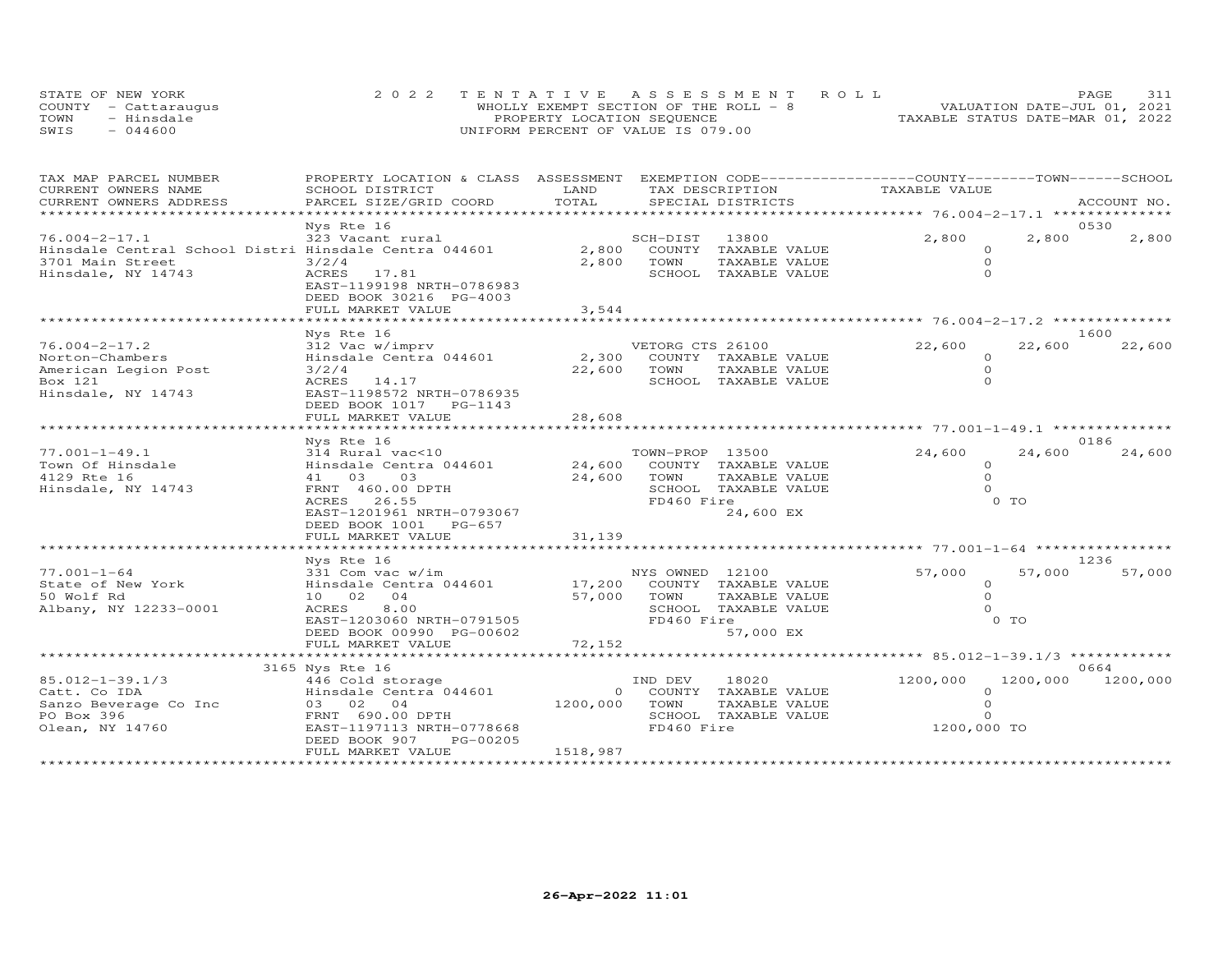STATE OF NEW YORK
COUNTY - Cattaraugus
TOWN - Hinsdale
SWIS - 044600

2022 TENTATIVE ASSESSMENT ROLL
WHOLLY EXEMPT SECTION OF THE ROLL - 8
PROPERTY LOCATION SEQUENCE
UNIFORM PERCENT OF VALUE IS 079.00

VALUATION DATE-JUL 01, 2021
TAXABLE STATUS DATE-MAR 01, 2022

| TAX MAP PARCEL NUMBER / CURRENT OWNERS NAME / CURRENT OWNERS ADDRESS | PROPERTY LOCATION & CLASS / SCHOOL DISTRICT / PARCEL SIZE/GRID COORD | ASSESSMENT LAND / TOTAL | EXEMPTION CODE / TAX DESCRIPTION / SPECIAL DISTRICTS | COUNTY TAXABLE VALUE | TOWN | SCHOOL / ACCOUNT NO. |
|---|---|---|---|---|---|---|
| 76.004-2-17.1 | Nys Rte 16 | | | | | 0530 |
| 76.004-2-17.1 | 323 Vacant rural | | SCH-DIST 13800 | 2,800 | 2,800 | 2,800 |
| Hinsdale Central School Distri | Hinsdale Centra 044601 | 2,800 | COUNTY TAXABLE VALUE | 0 | | |
| 3701 Main Street | 3/2/4 | 2,800 | TOWN TAXABLE VALUE | 0 | | |
| Hinsdale, NY 14743 | ACRES 17.81 | | SCHOOL TAXABLE VALUE | 0 | | |
| | EAST-1199198 NRTH-0786983 | | | | | |
| | DEED BOOK 30216 PG-4003 | | | | | |
| | FULL MARKET VALUE | 3,544 | | | | |
| 76.004-2-17.2 | Nys Rte 16 | | | | | 1600 |
| 76.004-2-17.2 | 312 Vac w/imprv | | VETORG CTS 26100 | 22,600 | 22,600 | 22,600 |
| Norton-Chambers | Hinsdale Centra 044601 | 2,300 | COUNTY TAXABLE VALUE | 0 | | |
| American Legion Post | 3/2/4 | 22,600 | TOWN TAXABLE VALUE | 0 | | |
| Box 121 | ACRES 14.17 | | SCHOOL TAXABLE VALUE | 0 | | |
| Hinsdale, NY 14743 | EAST-1198572 NRTH-0786935 | | | | | |
| | DEED BOOK 1017 PG-1143 | | | | | |
| | FULL MARKET VALUE | 28,608 | | | | |
| 77.001-1-49.1 | Nys Rte 16 | | | | | 0186 |
| 77.001-1-49.1 | 314 Rural vac<10 | | TOWN-PROP 13500 | 24,600 | 24,600 | 24,600 |
| Town Of Hinsdale | Hinsdale Centra 044601 | 24,600 | COUNTY TAXABLE VALUE | 0 | | |
| 4129 Rte 16 | 41 03 03 | 24,600 | TOWN TAXABLE VALUE | 0 | | |
| Hinsdale, NY 14743 | FRNT 460.00 DPTH | | SCHOOL TAXABLE VALUE | 0 | | |
| | ACRES 26.55 | | FD460 Fire | 0 TO | | |
| | EAST-1201961 NRTH-0793067 | | 24,600 EX | | | |
| | DEED BOOK 1001 PG-657 | | | | | |
| | FULL MARKET VALUE | 31,139 | | | | |
| 77.001-1-64 | Nys Rte 16 | | | | | 1236 |
| 77.001-1-64 | 331 Com vac w/im | | NYS OWNED 12100 | 57,000 | 57,000 | 57,000 |
| State of New York | Hinsdale Centra 044601 | 17,200 | COUNTY TAXABLE VALUE | 0 | | |
| 50 Wolf Rd | 10 02 04 | 57,000 | TOWN TAXABLE VALUE | 0 | | |
| Albany, NY 12233-0001 | ACRES 8.00 | | SCHOOL TAXABLE VALUE | 0 | | |
| | EAST-1203060 NRTH-0791505 | | FD460 Fire | 0 TO | | |
| | DEED BOOK 00990 PG-00602 | | 57,000 EX | | | |
| | FULL MARKET VALUE | 72,152 | | | | |
| 85.012-1-39.1/3 | 3165 Nys Rte 16 | | | | | 0664 |
| 85.012-1-39.1/3 | 446 Cold storage | | IND DEV 18020 | 1200,000 | 1200,000 | 1200,000 |
| Catt. Co IDA | Hinsdale Centra 044601 | 0 | COUNTY TAXABLE VALUE | 0 | | |
| Sanzo Beverage Co Inc | 03 02 04 | 1200,000 | TOWN TAXABLE VALUE | 0 | | |
| PO Box 396 | FRNT 690.00 DPTH | | SCHOOL TAXABLE VALUE | 0 | | |
| Olean, NY 14760 | EAST-1197113 NRTH-0778668 | | FD460 Fire | 1200,000 TO | | |
| | DEED BOOK 907 PG-00205 | | | | | |
| | FULL MARKET VALUE | 1518,987 | | | | |

26-Apr-2022 11:01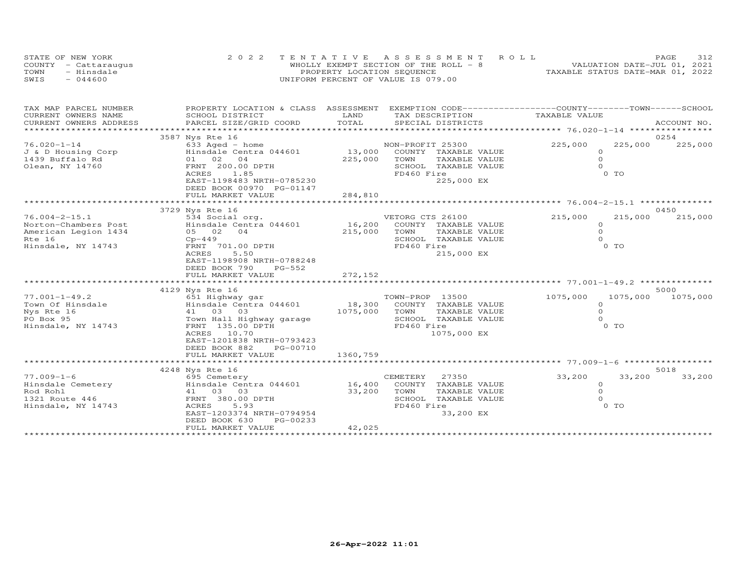STATE OF NEW YORK
COUNTY - Cattaraugus
TOWN - Hinsdale
SWIS - 044600

2022 TENTATIVE ASSESSMENT ROLL
WHOLLY EXEMPT SECTION OF THE ROLL - 8
PROPERTY LOCATION SEQUENCE
UNIFORM PERCENT OF VALUE IS 079.00

VALUATION DATE-JUL 01, 2021
TAXABLE STATUS DATE-MAR 01, 2022

| TAX MAP PARCEL NUMBER / CURRENT OWNERS NAME / CURRENT OWNERS ADDRESS | PROPERTY LOCATION & CLASS / SCHOOL DISTRICT / PARCEL SIZE/GRID COORD | ASSESSMENT LAND / TOTAL | EXEMPTION CODE / TAX DESCRIPTION / SPECIAL DISTRICTS | COUNTY TAXABLE VALUE | TOWN | SCHOOL / ACCOUNT NO. |
|---|---|---|---|---|---|---|
| 76.020-1-14 | 3587 Nys Rte 16 | | | | | 0254 |
| J & D Housing Corp | 633 Aged - home | | NON-PROFIT 25300 | 225,000 | 225,000 | 225,000 |
| 1439 Buffalo Rd | Hinsdale Centra 044601 | 13,000 | COUNTY TAXABLE VALUE | 0 | | |
| Olean, NY 14760 | 01 02 04 | 225,000 | TOWN TAXABLE VALUE | 0 | | |
| | FRNT 200.00 DPTH | | SCHOOL TAXABLE VALUE | 0 | | |
| | ACRES 1.85 | | FD460 Fire | 0 TO | | |
| | EAST-1198483 NRTH-0785230 | | 225,000 EX | | | |
| | DEED BOOK 00970 PG-01147 | | | | | |
| | FULL MARKET VALUE | 284,810 | | | | |
| 76.004-2-15.1 | 3729 Nys Rte 16 | | | | | 0450 |
| Norton-Chambers Post | 534 Social org. | | VETORG CTS 26100 | 215,000 | 215,000 | 215,000 |
| American Legion 1434 | Hinsdale Centra 044601 | 16,200 | COUNTY TAXABLE VALUE | 0 | | |
| Rte 16 | 05 02 04 | 215,000 | TOWN TAXABLE VALUE | 0 | | |
| Hinsdale, NY 14743 | Cp-449 | | SCHOOL TAXABLE VALUE | 0 | | |
| | FRNT 701.00 DPTH | | FD460 Fire | 0 TO | | |
| | ACRES 5.50 | | 215,000 EX | | | |
| | EAST-1198908 NRTH-0788248 | | | | | |
| | DEED BOOK 790 PG-552 | | | | | |
| | FULL MARKET VALUE | 272,152 | | | | |
| 77.001-1-49.2 | 4129 Nys Rte 16 | | | | | 5000 |
| Town Of Hinsdale | 651 Highway gar | | TOWN-PROP 13500 | 1075,000 | 1075,000 | 1075,000 |
| Nys Rte 16 | Hinsdale Centra 044601 | 18,300 | COUNTY TAXABLE VALUE | 0 | | |
| PO Box 95 | 41 03 03 | 1075,000 | TOWN TAXABLE VALUE | 0 | | |
| Hinsdale, NY 14743 | Town Hall Highway garage | | SCHOOL TAXABLE VALUE | 0 | | |
| | FRNT 135.00 DPTH | | FD460 Fire | 0 TO | | |
| | ACRES 10.70 | | 1075,000 EX | | | |
| | EAST-1201838 NRTH-0793423 | | | | | |
| | DEED BOOK 882 PG-00710 | | | | | |
| | FULL MARKET VALUE | 1360,759 | | | | |
| 77.009-1-6 | 4248 Nys Rte 16 | | | | | 5018 |
| Hinsdale Cemetery | 695 Cemetery | | CEMETERY 27350 | 33,200 | 33,200 | 33,200 |
| Rod Rohl | Hinsdale Centra 044601 | 16,400 | COUNTY TAXABLE VALUE | 0 | | |
| 1321 Route 446 | 41 03 03 | 33,200 | TOWN TAXABLE VALUE | 0 | | |
| Hinsdale, NY 14743 | FRNT 380.00 DPTH | | SCHOOL TAXABLE VALUE | 0 | | |
| | ACRES 5.93 | | FD460 Fire | 0 TO | | |
| | EAST-1203374 NRTH-0794954 | | 33,200 EX | | | |
| | DEED BOOK 630 PG-00233 | | | | | |
| | FULL MARKET VALUE | 42,025 | | | | |

26-Apr-2022 11:01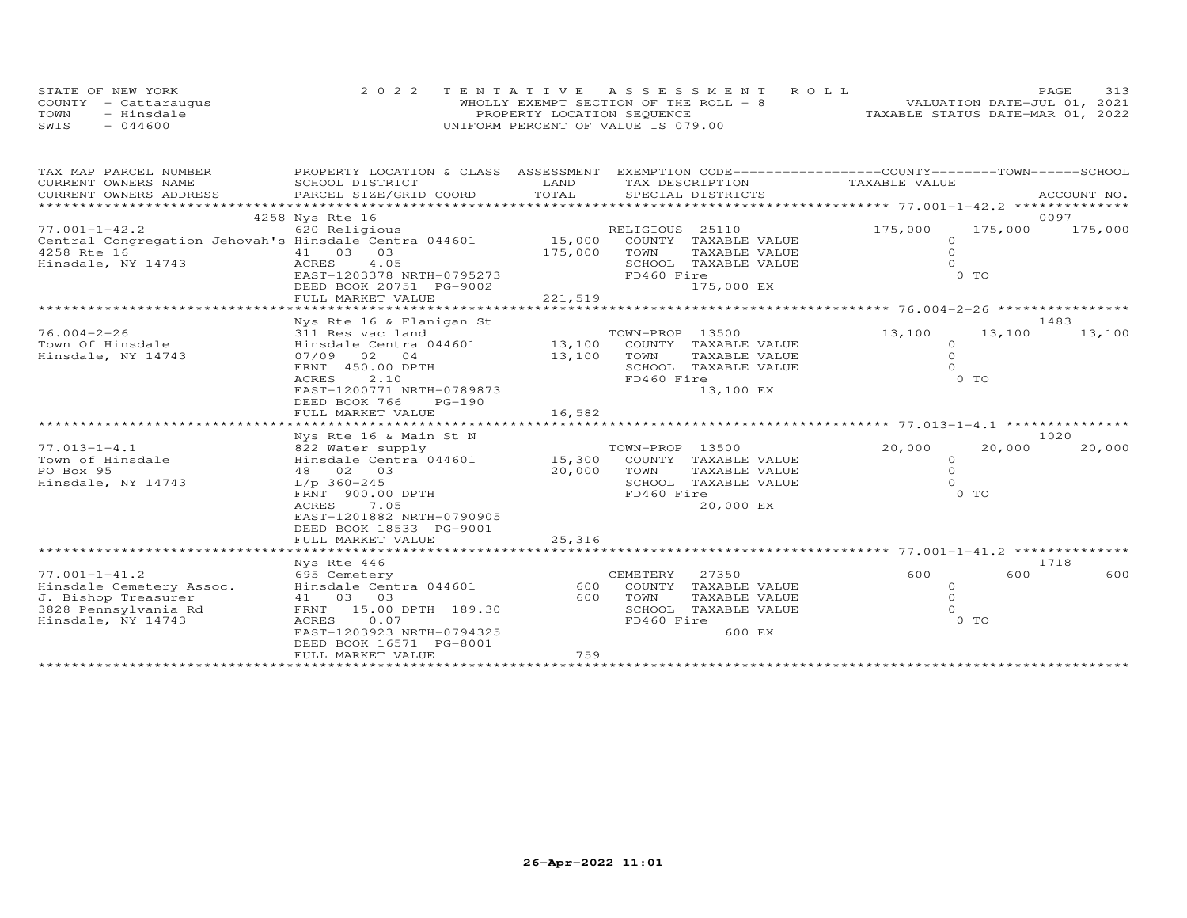STATE OF NEW YORK
COUNTY - Cattaraugus
TOWN - Hinsdale
SWIS - 044600

2022 TENTATIVE ASSESSMENT ROLL
WHOLLY EXEMPT SECTION OF THE ROLL - 8
PROPERTY LOCATION SEQUENCE
UNIFORM PERCENT OF VALUE IS 079.00

VALUATION DATE-JUL 01, 2021
TAXABLE STATUS DATE-MAR 01, 2022

| TAX MAP PARCEL NUMBER / CURRENT OWNERS NAME / CURRENT OWNERS ADDRESS | PROPERTY LOCATION & CLASS / SCHOOL DISTRICT / PARCEL SIZE/GRID COORD | ASSESSMENT LAND | TOTAL | EXEMPTION CODE / TAX DESCRIPTION / SPECIAL DISTRICTS | COUNTY TAXABLE VALUE | TOWN | SCHOOL / ACCOUNT NO. |
|---|---|---|---|---|---|---|---|
| | 4258 Nys Rte 16 | | | | | | 0097 |
| 77.001-1-42.2 | 620 Religious | | | RELIGIOUS 25110 | 175,000 | 175,000 | 175,000 |
| Central Congregation Jehovah's | Hinsdale Centra 044601 | 15,000 | | COUNTY TAXABLE VALUE | 0 | | |
| 4258 Rte 16 | 41 03 03 | | 175,000 | TOWN TAXABLE VALUE | 0 | | |
| Hinsdale, NY 14743 | ACRES 4.05 | | | SCHOOL TAXABLE VALUE | 0 | | |
| | EAST-1203378 NRTH-0795273 | | | FD460 Fire | 0 TO | | |
| | DEED BOOK 20751 PG-9002 | | | 175,000 EX | | | |
| | FULL MARKET VALUE | | 221,519 | | | | |
| | Nys Rte 16 & Flanigan St | | | | | | 1483 |
| 76.004-2-26 | 311 Res vac land | | | TOWN-PROP 13500 | 13,100 | 13,100 | 13,100 |
| Town Of Hinsdale | Hinsdale Centra 044601 | 13,100 | | COUNTY TAXABLE VALUE | 0 | | |
| Hinsdale, NY 14743 | 07/09 02 04 | | 13,100 | TOWN TAXABLE VALUE | 0 | | |
| | FRNT 450.00 DPTH | | | SCHOOL TAXABLE VALUE | 0 | | |
| | ACRES 2.10 | | | FD460 Fire | 0 TO | | |
| | EAST-1200771 NRTH-0789873 | | | 13,100 EX | | | |
| | DEED BOOK 766 PG-190 | | | | | | |
| | FULL MARKET VALUE | | 16,582 | | | | |
| | Nys Rte 16 & Main St N | | | | | | 1020 |
| 77.013-1-4.1 | 822 Water supply | | | TOWN-PROP 13500 | 20,000 | 20,000 | 20,000 |
| Town of Hinsdale | Hinsdale Centra 044601 | 15,300 | | COUNTY TAXABLE VALUE | 0 | | |
| PO Box 95 | 48 02 03 | | 20,000 | TOWN TAXABLE VALUE | 0 | | |
| Hinsdale, NY 14743 | L/p 360-245 | | | SCHOOL TAXABLE VALUE | 0 | | |
| | FRNT 900.00 DPTH | | | FD460 Fire | 0 TO | | |
| | ACRES 7.05 | | | 20,000 EX | | | |
| | EAST-1201882 NRTH-0790905 | | | | | | |
| | DEED BOOK 18533 PG-9001 | | | | | | |
| | FULL MARKET VALUE | | 25,316 | | | | |
| | Nys Rte 446 | | | | | | 1718 |
| 77.001-1-41.2 | 695 Cemetery | | | CEMETERY 27350 | 600 | 600 | 600 |
| Hinsdale Cemetery Assoc. | Hinsdale Centra 044601 | 600 | | COUNTY TAXABLE VALUE | 0 | | |
| J. Bishop Treasurer | 41 03 03 | | 600 | TOWN TAXABLE VALUE | 0 | | |
| 3828 Pennsylvania Rd | FRNT 15.00 DPTH 189.30 | | | SCHOOL TAXABLE VALUE | 0 | | |
| Hinsdale, NY 14743 | ACRES 0.07 | | | FD460 Fire | 0 TO | | |
| | EAST-1203923 NRTH-0794325 | | | 600 EX | | | |
| | DEED BOOK 16571 PG-8001 | | | | | | |
| | FULL MARKET VALUE | | 759 | | | | |

26-Apr-2022 11:01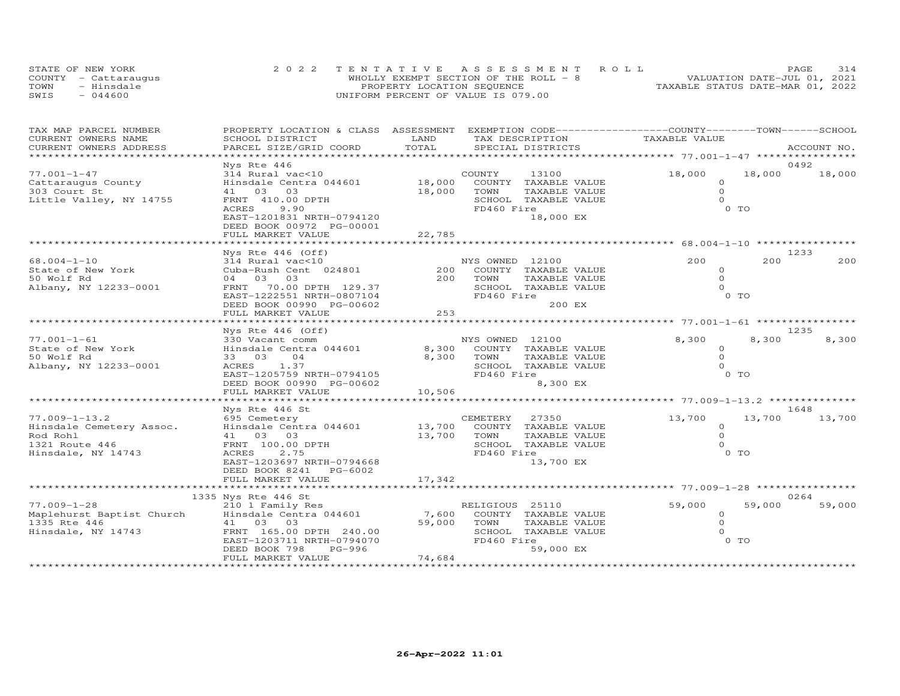STATE OF NEW YORK | COUNTY - Cattaraugus | TOWN - Hinsdale | SWIS - 044600

**2022 TENTATIVE ASSESSMENT ROLL**
WHOLLY EXEMPT SECTION OF THE ROLL - 8
PROPERTY LOCATION SEQUENCE
UNIFORM PERCENT OF VALUE IS 079.00

VALUATION DATE-JUL 01, 2021
TAXABLE STATUS DATE-MAR 01, 2022

| TAX MAP PARCEL NUMBER / CURRENT OWNERS NAME / CURRENT OWNERS ADDRESS | PROPERTY LOCATION & CLASS / SCHOOL DISTRICT / PARCEL SIZE/GRID COORD | ASSESSMENT LAND / TOTAL | EXEMPTION CODE / TAX DESCRIPTION / SPECIAL DISTRICTS | COUNTY TAXABLE VALUE | TOWN | SCHOOL | ACCOUNT NO. |
|---|---|---|---|---|---|---|---|
| 77.001-1-47 | Nys Rte 446 | | | | | | 0492 |
| Cattaraugus County | 314 Rural vac<10 | | COUNTY 13100 | 18,000 | 18,000 | 18,000 | |
| 303 Court St | Hinsdale Centra 044601 | 18,000 | COUNTY TAXABLE VALUE | 0 | | | |
| Little Valley, NY 14755 | 41 03 03 | 18,000 | TOWN TAXABLE VALUE | 0 | | | |
| | FRNT 410.00 DPTH | | SCHOOL TAXABLE VALUE | 0 | | | |
| | ACRES 9.90 | | FD460 Fire | 0 TO | | | |
| | EAST-1201831 NRTH-0794120 | | 18,000 EX | | | | |
| | DEED BOOK 00972 PG-00001 | | | | | | |
| | FULL MARKET VALUE | 22,785 | | | | | |
| 68.004-1-10 | Nys Rte 446 (Off) | | | | | | 1233 |
| State of New York | 314 Rural vac<10 | | NYS OWNED 12100 | 200 | 200 | 200 | |
| 50 Wolf Rd | Cuba-Rush Cent 024801 | 200 | COUNTY TAXABLE VALUE | 0 | | | |
| Albany, NY 12233-0001 | 04 03 03 | 200 | TOWN TAXABLE VALUE | 0 | | | |
| | FRNT 70.00 DPTH 129.37 | | SCHOOL TAXABLE VALUE | 0 | | | |
| | EAST-1222551 NRTH-0807104 | | FD460 Fire | 0 TO | | | |
| | DEED BOOK 00990 PG-00602 | | 200 EX | | | | |
| | FULL MARKET VALUE | 253 | | | | | |
| 77.001-1-61 | Nys Rte 446 (Off) | | | | | | 1235 |
| State of New York | 330 Vacant comm | | NYS OWNED 12100 | 8,300 | 8,300 | 8,300 | |
| 50 Wolf Rd | Hinsdale Centra 044601 | 8,300 | COUNTY TAXABLE VALUE | 0 | | | |
| Albany, NY 12233-0001 | 33 03 04 | 8,300 | TOWN TAXABLE VALUE | 0 | | | |
| | ACRES 1.37 | | SCHOOL TAXABLE VALUE | 0 | | | |
| | EAST-1205759 NRTH-0794105 | | FD460 Fire | 0 TO | | | |
| | DEED BOOK 00990 PG-00602 | | 8,300 EX | | | | |
| | FULL MARKET VALUE | 10,506 | | | | | |
| 77.009-1-13.2 | Nys Rte 446 St | | | | | | 1648 |
| Hinsdale Cemetery Assoc. | 695 Cemetery | | CEMETERY 27350 | 13,700 | 13,700 | 13,700 | |
| Rod Rohl | Hinsdale Centra 044601 | 13,700 | COUNTY TAXABLE VALUE | 0 | | | |
| 1321 Route 446 | 41 03 03 | 13,700 | TOWN TAXABLE VALUE | 0 | | | |
| Hinsdale, NY 14743 | FRNT 100.00 DPTH | | SCHOOL TAXABLE VALUE | 0 | | | |
| | ACRES 2.75 | | FD460 Fire | 0 TO | | | |
| | EAST-1203697 NRTH-0794668 | | 13,700 EX | | | | |
| | DEED BOOK 8241 PG-6002 | | | | | | |
| | FULL MARKET VALUE | 17,342 | | | | | |
| 77.009-1-28 | 1335 Nys Rte 446 St | | | | | | 0264 |
| Maplehurst Baptist Church | 210 1 Family Res | | RELIGIOUS 25110 | 59,000 | 59,000 | 59,000 | |
| 1335 Rte 446 | Hinsdale Centra 044601 | 7,600 | COUNTY TAXABLE VALUE | 0 | | | |
| Hinsdale, NY 14743 | 41 03 03 | 59,000 | TOWN TAXABLE VALUE | 0 | | | |
| | FRNT 165.00 DPTH 240.00 | | SCHOOL TAXABLE VALUE | 0 | | | |
| | EAST-1203711 NRTH-0794070 | | FD460 Fire | 0 TO | | | |
| | DEED BOOK 798 PG-996 | | 59,000 EX | | | | |
| | FULL MARKET VALUE | 74,684 | | | | | |

26-Apr-2022 11:01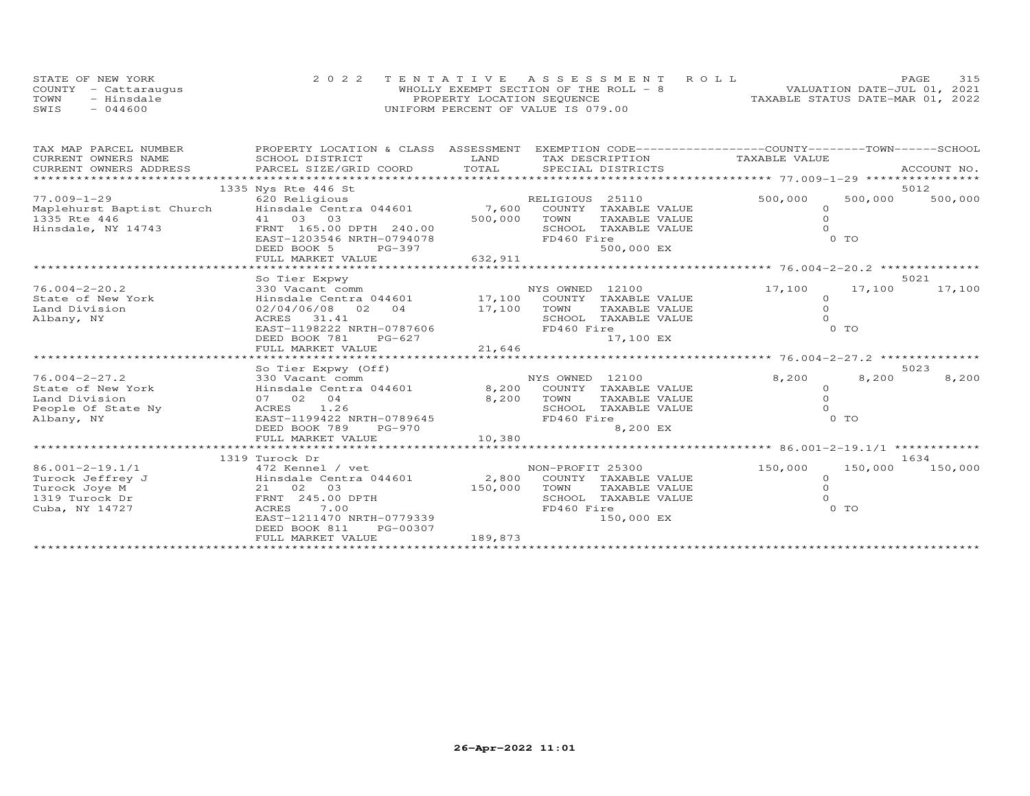STATE OF NEW YORK
COUNTY - Cattaraugus
TOWN - Hinsdale
SWIS - 044600

2022 TENTATIVE ASSESSMENT ROLL
WHOLLY EXEMPT SECTION OF THE ROLL - 8
PROPERTY LOCATION SEQUENCE
UNIFORM PERCENT OF VALUE IS 079.00

VALUATION DATE-JUL 01, 2021
TAXABLE STATUS DATE-MAR 01, 2022

| TAX MAP PARCEL NUMBER / CURRENT OWNERS NAME / CURRENT OWNERS ADDRESS | PROPERTY LOCATION & CLASS / SCHOOL DISTRICT / PARCEL SIZE/GRID COORD | ASSESSMENT LAND / TOTAL | EXEMPTION CODE / TAX DESCRIPTION / SPECIAL DISTRICTS | COUNTY TAXABLE VALUE | TOWN | SCHOOL / ACCOUNT NO. |
|---|---|---|---|---|---|---|
| | 1335 Nys Rte 446 St | | | | | 5012 |
| 77.009-1-29 | 620 Religious | | RELIGIOUS 25110 | 500,000 | 500,000 | 500,000 |
| Maplehurst Baptist Church | Hinsdale Centra 044601 | 7,600 | COUNTY TAXABLE VALUE | 0 | | |
| 1335 Rte 446 | 41 03 03 | 500,000 | TOWN TAXABLE VALUE | 0 | | |
| Hinsdale, NY 14743 | FRNT 165.00 DPTH 240.00 | | SCHOOL TAXABLE VALUE | 0 | | |
| | EAST-1203546 NRTH-0794078 | | FD460 Fire | 0 TO | | |
| | DEED BOOK 5 PG-397 | | 500,000 EX | | | |
| | FULL MARKET VALUE | 632,911 | | | | |
| | So Tier Expwy | | | | | 5021 |
| 76.004-2-20.2 | 330 Vacant comm | | NYS OWNED 12100 | 17,100 | 17,100 | 17,100 |
| State of New York | Hinsdale Centra 044601 | 17,100 | COUNTY TAXABLE VALUE | 0 | | |
| Land Division | 02/04/06/08 02 04 | 17,100 | TOWN TAXABLE VALUE | 0 | | |
| Albany, NY | ACRES 31.41 | | SCHOOL TAXABLE VALUE | 0 | | |
| | EAST-1198222 NRTH-0787606 | | FD460 Fire | 0 TO | | |
| | DEED BOOK 781 PG-627 | | 17,100 EX | | | |
| | FULL MARKET VALUE | 21,646 | | | | |
| | So Tier Expwy (Off) | | | | | 5023 |
| 76.004-2-27.2 | 330 Vacant comm | | NYS OWNED 12100 | 8,200 | 8,200 | 8,200 |
| State of New York | Hinsdale Centra 044601 | 8,200 | COUNTY TAXABLE VALUE | 0 | | |
| Land Division | 07 02 04 | 8,200 | TOWN TAXABLE VALUE | 0 | | |
| People Of State Ny | ACRES 1.26 | | SCHOOL TAXABLE VALUE | 0 | | |
| Albany, NY | EAST-1199422 NRTH-0789645 | | FD460 Fire | 0 TO | | |
| | DEED BOOK 789 PG-970 | | 8,200 EX | | | |
| | FULL MARKET VALUE | 10,380 | | | | |
| | 1319 Turock Dr | | | | | 1634 |
| 86.001-2-19.1/1 | 472 Kennel / vet | | NON-PROFIT 25300 | 150,000 | 150,000 | 150,000 |
| Turock Jeffrey J | Hinsdale Centra 044601 | 2,800 | COUNTY TAXABLE VALUE | 0 | | |
| Turock Joye M | 21 02 03 | 150,000 | TOWN TAXABLE VALUE | 0 | | |
| 1319 Turock Dr | FRNT 245.00 DPTH | | SCHOOL TAXABLE VALUE | 0 | | |
| Cuba, NY 14727 | ACRES 7.00 | | FD460 Fire | 0 TO | | |
| | EAST-1211470 NRTH-0779339 | | 150,000 EX | | | |
| | DEED BOOK 811 PG-00307 | | | | | |
| | FULL MARKET VALUE | 189,873 | | | | |

26-Apr-2022 11:01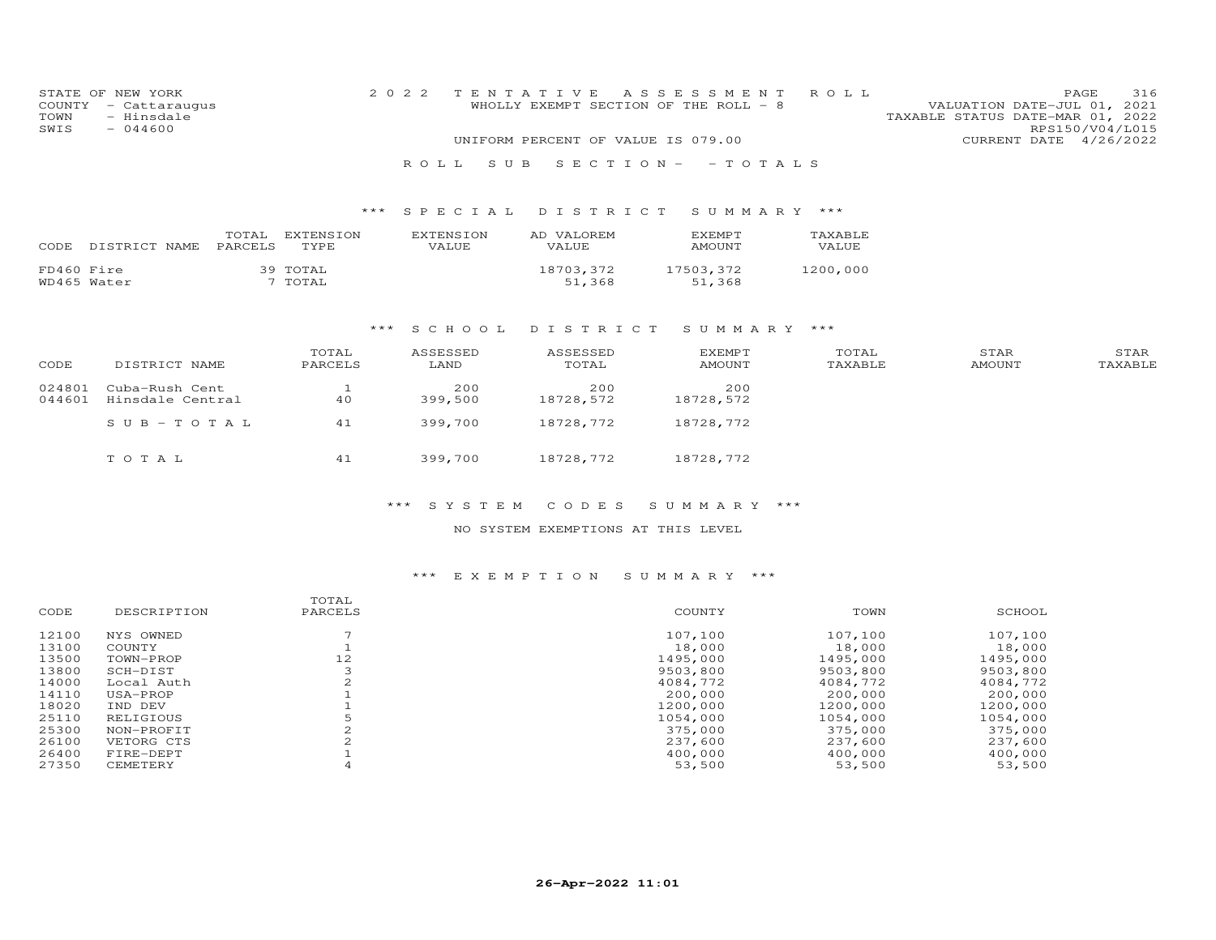STATE OF NEW YORK
COUNTY - Cattaraugus
TOWN - Hinsdale
SWIS - 044600

2 0 2 2 T E N T A T I V E A S S E S S M E N T R O L L
WHOLLY EXEMPT SECTION OF THE ROLL - 8

UNIFORM PERCENT OF VALUE IS 079.00

VALUATION DATE-JUL 01, 2021
TAXABLE STATUS DATE-MAR 01, 2022
RPS150/V04/L015
CURRENT DATE 4/26/2022

R O L L S U B S E C T I O N - - T O T A L S

*** S P E C I A L D I S T R I C T S U M M A R Y ***

| CODE | DISTRICT NAME | TOTAL PARCELS | EXTENSION TYPE | EXTENSION VALUE | AD VALOREM VALUE | EXEMPT AMOUNT | TAXABLE VALUE |
|---|---|---|---|---|---|---|---|
| FD460 | Fire | 39 | TOTAL | | 18703,372 | 17503,372 | 1200,000 |
| WD465 | Water | 7 | TOTAL | | 51,368 | 51,368 | |

*** S C H O O L D I S T R I C T S U M M A R Y ***

| CODE | DISTRICT NAME | TOTAL PARCELS | ASSESSED LAND | ASSESSED TOTAL | EXEMPT AMOUNT | TOTAL TAXABLE | STAR AMOUNT | STAR TAXABLE |
|---|---|---|---|---|---|---|---|---|
| 024801 | Cuba-Rush Cent | 1 | 200 | 200 | 200 | | | |
| 044601 | Hinsdale Central | 40 | 399,500 | 18728,572 | 18728,572 | | | |
| | S U B - T O T A L | 41 | 399,700 | 18728,772 | 18728,772 | | | |
| | T O T A L | 41 | 399,700 | 18728,772 | 18728,772 | | | |

*** S Y S T E M C O D E S S U M M A R Y ***

NO SYSTEM EXEMPTIONS AT THIS LEVEL

*** E X E M P T I O N S U M M A R Y ***

| CODE | DESCRIPTION | TOTAL PARCELS | COUNTY | TOWN | SCHOOL |
|---|---|---|---|---|---|
| 12100 | NYS OWNED | 7 | 107,100 | 107,100 | 107,100 |
| 13100 | COUNTY | 1 | 18,000 | 18,000 | 18,000 |
| 13500 | TOWN-PROP | 12 | 1495,000 | 1495,000 | 1495,000 |
| 13800 | SCH-DIST | 3 | 9503,800 | 9503,800 | 9503,800 |
| 14000 | Local Auth | 2 | 4084,772 | 4084,772 | 4084,772 |
| 14110 | USA-PROP | 1 | 200,000 | 200,000 | 200,000 |
| 18020 | IND DEV | 1 | 1200,000 | 1200,000 | 1200,000 |
| 25110 | RELIGIOUS | 5 | 1054,000 | 1054,000 | 1054,000 |
| 25300 | NON-PROFIT | 2 | 375,000 | 375,000 | 375,000 |
| 26100 | VETORG CTS | 2 | 237,600 | 237,600 | 237,600 |
| 26400 | FIRE-DEPT | 1 | 400,000 | 400,000 | 400,000 |
| 27350 | CEMETERY | 4 | 53,500 | 53,500 | 53,500 |

26-Apr-2022 11:01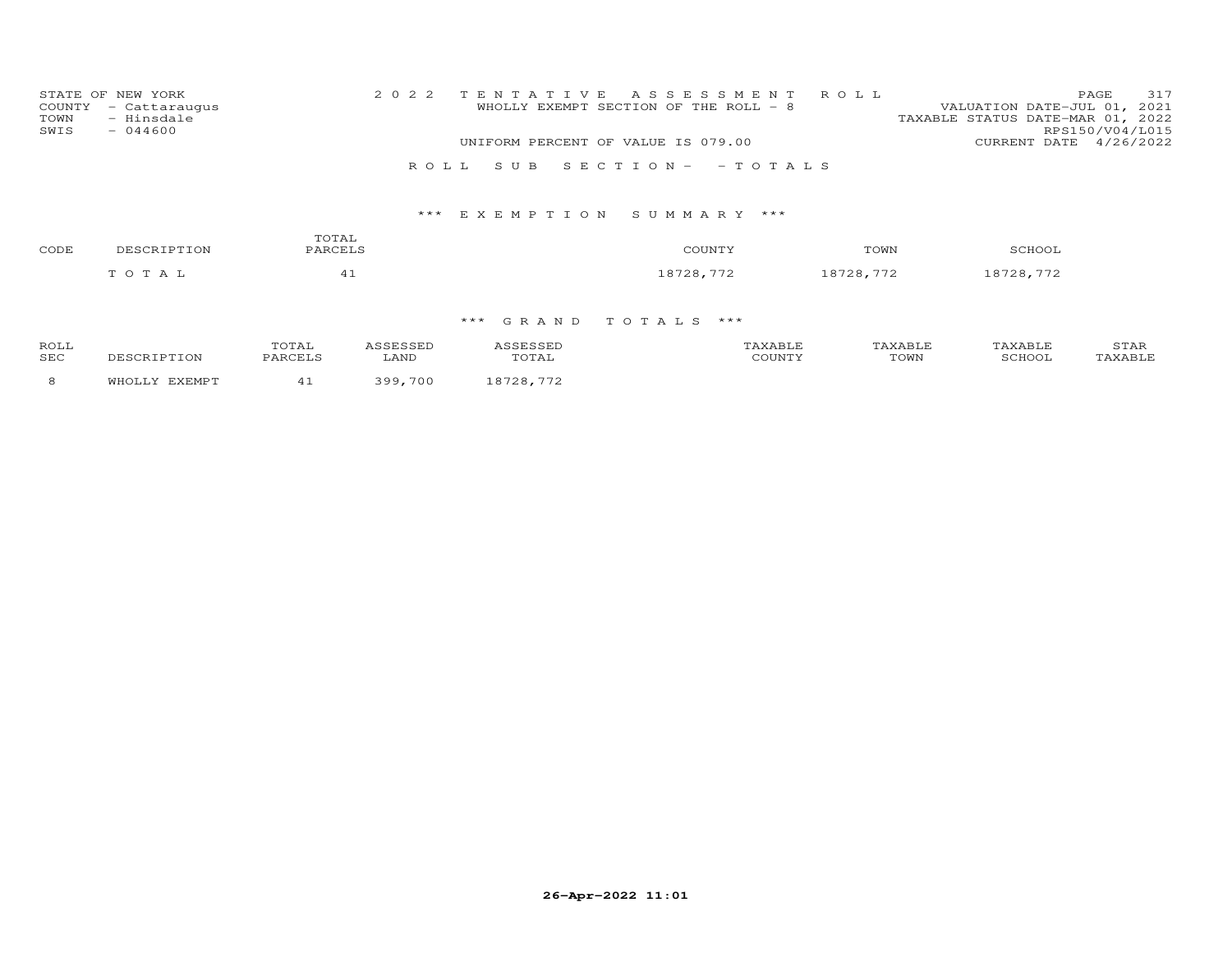STATE OF NEW YORK
COUNTY - Cattaraugus
TOWN - Hinsdale
SWIS - 044600

2022 TENTATIVE ASSESSMENT ROLL
WHOLLY EXEMPT SECTION OF THE ROLL - 8

UNIFORM PERCENT OF VALUE IS 079.00

VALUATION DATE-JUL 01, 2021
TAXABLE STATUS DATE-MAR 01, 2022
RPS150/V04/L015
CURRENT DATE 4/26/2022

ROLL SUB SECTION- - TOTALS

### *** EXEMPTION SUMMARY ***

| CODE | DESCRIPTION | TOTAL PARCELS | COUNTY | TOWN | SCHOOL |
|---|---|---|---|---|---|
| | TOTAL | 41 | 18728,772 | 18728,772 | 18728,772 |

### *** GRAND TOTALS ***

| ROLL SEC | DESCRIPTION | TOTAL PARCELS | ASSESSED LAND | ASSESSED TOTAL | TAXABLE COUNTY | TAXABLE TOWN | TAXABLE SCHOOL | STAR TAXABLE |
|---|---|---|---|---|---|---|---|---|
| 8 | WHOLLY EXEMPT | 41 | 399,700 | 18728,772 | | | | |

26-Apr-2022 11:01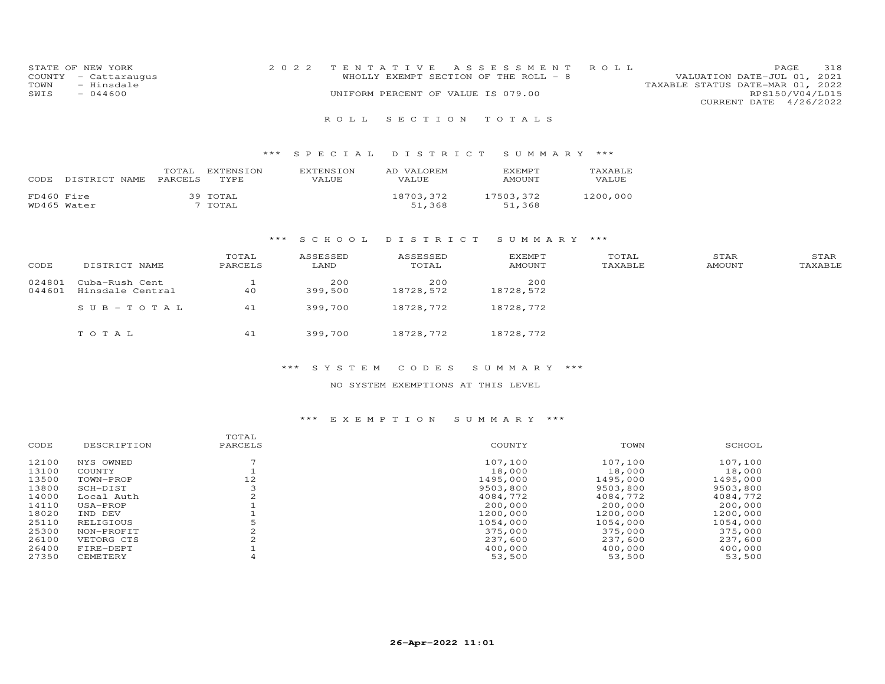STATE OF NEW YORK
COUNTY - Cattaraugus
TOWN - Hinsdale
SWIS - 044600

2022 TENTATIVE ASSESSMENT ROLL
WHOLLY EXEMPT SECTION OF THE ROLL - 8
UNIFORM PERCENT OF VALUE IS 079.00

VALUATION DATE-JUL 01, 2021
TAXABLE STATUS DATE-MAR 01, 2022
RPS150/V04/L015
CURRENT DATE 4/26/2022

## ROLL SECTION TOTALS

### *** SPECIAL DISTRICT SUMMARY ***

| CODE | DISTRICT NAME | TOTAL PARCELS | EXTENSION TYPE | EXTENSION VALUE | AD VALOREM VALUE | EXEMPT AMOUNT | TAXABLE VALUE |
|---|---|---|---|---|---|---|---|
| FD460 | Fire | 39 | TOTAL | | 18703,372 | 17503,372 | 1200,000 |
| WD465 | Water | 7 | TOTAL | | 51,368 | 51,368 | |

### *** SCHOOL DISTRICT SUMMARY ***

| CODE | DISTRICT NAME | TOTAL PARCELS | ASSESSED LAND | ASSESSED TOTAL | EXEMPT AMOUNT | TOTAL TAXABLE | STAR AMOUNT | STAR TAXABLE |
|---|---|---|---|---|---|---|---|---|
| 024801 | Cuba-Rush Cent | 1 | 200 | 200 | 200 | | | |
| 044601 | Hinsdale Central | 40 | 399,500 | 18728,572 | 18728,572 | | | |
| | SUB-TOTAL | 41 | 399,700 | 18728,772 | 18728,772 | | | |
| | TOTAL | 41 | 399,700 | 18728,772 | 18728,772 | | | |

### *** SYSTEM CODES SUMMARY ***

NO SYSTEM EXEMPTIONS AT THIS LEVEL

### *** EXEMPTION SUMMARY ***

| CODE | DESCRIPTION | TOTAL PARCELS | COUNTY | TOWN | SCHOOL |
|---|---|---|---|---|---|
| 12100 | NYS OWNED | 7 | 107,100 | 107,100 | 107,100 |
| 13100 | COUNTY | 1 | 18,000 | 18,000 | 18,000 |
| 13500 | TOWN-PROP | 12 | 1495,000 | 1495,000 | 1495,000 |
| 13800 | SCH-DIST | 3 | 9503,800 | 9503,800 | 9503,800 |
| 14000 | Local Auth | 2 | 4084,772 | 4084,772 | 4084,772 |
| 14110 | USA-PROP | 1 | 200,000 | 200,000 | 200,000 |
| 18020 | IND DEV | 1 | 1200,000 | 1200,000 | 1200,000 |
| 25110 | RELIGIOUS | 5 | 1054,000 | 1054,000 | 1054,000 |
| 25300 | NON-PROFIT | 2 | 375,000 | 375,000 | 375,000 |
| 26100 | VETORG CTS | 2 | 237,600 | 237,600 | 237,600 |
| 26400 | FIRE-DEPT | 1 | 400,000 | 400,000 | 400,000 |
| 27350 | CEMETERY | 4 | 53,500 | 53,500 | 53,500 |

26-Apr-2022 11:01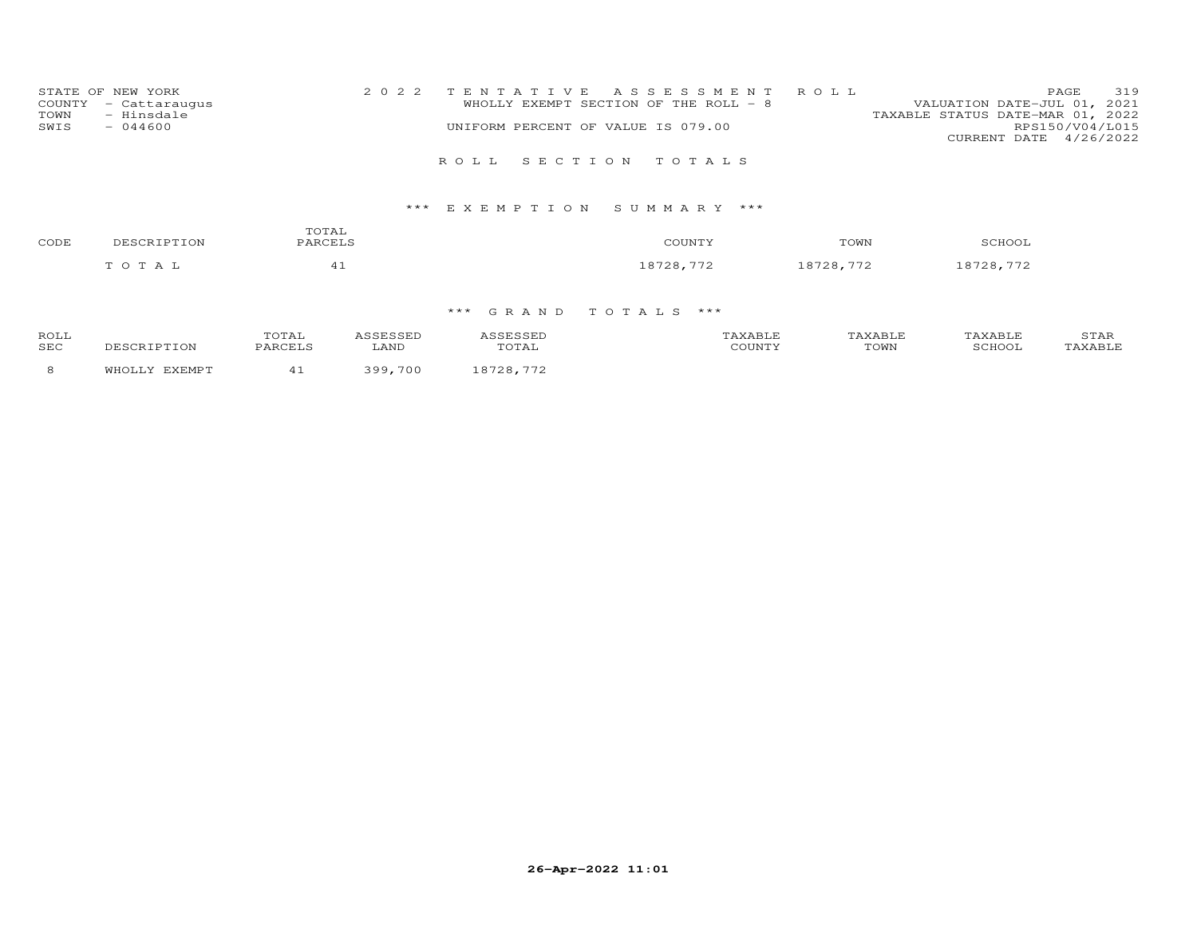STATE OF NEW YORK — COUNTY - Cattaraugus — TOWN - Hinsdale — SWIS - 044600

2022 TENTATIVE ASSESSMENT ROLL
WHOLLY EXEMPT SECTION OF THE ROLL - 8
UNIFORM PERCENT OF VALUE IS 079.00

VALUATION DATE-JUL 01, 2021
TAXABLE STATUS DATE-MAR 01, 2022
RPS150/V04/L015
CURRENT DATE 4/26/2022

## ROLL SECTION TOTALS

### *** EXEMPTION SUMMARY ***

| CODE | DESCRIPTION | TOTAL PARCELS | COUNTY | TOWN | SCHOOL |
|---|---|---|---|---|---|
| | TOTAL | 41 | 18728,772 | 18728,772 | 18728,772 |

### *** GRAND TOTALS ***

| ROLL SEC | DESCRIPTION | TOTAL PARCELS | ASSESSED LAND | ASSESSED TOTAL | TAXABLE COUNTY | TAXABLE TOWN | TAXABLE SCHOOL | STAR TAXABLE |
|---|---|---|---|---|---|---|---|---|
| 8 | WHOLLY EXEMPT | 41 | 399,700 | 18728,772 | | | | |

26-Apr-2022 11:01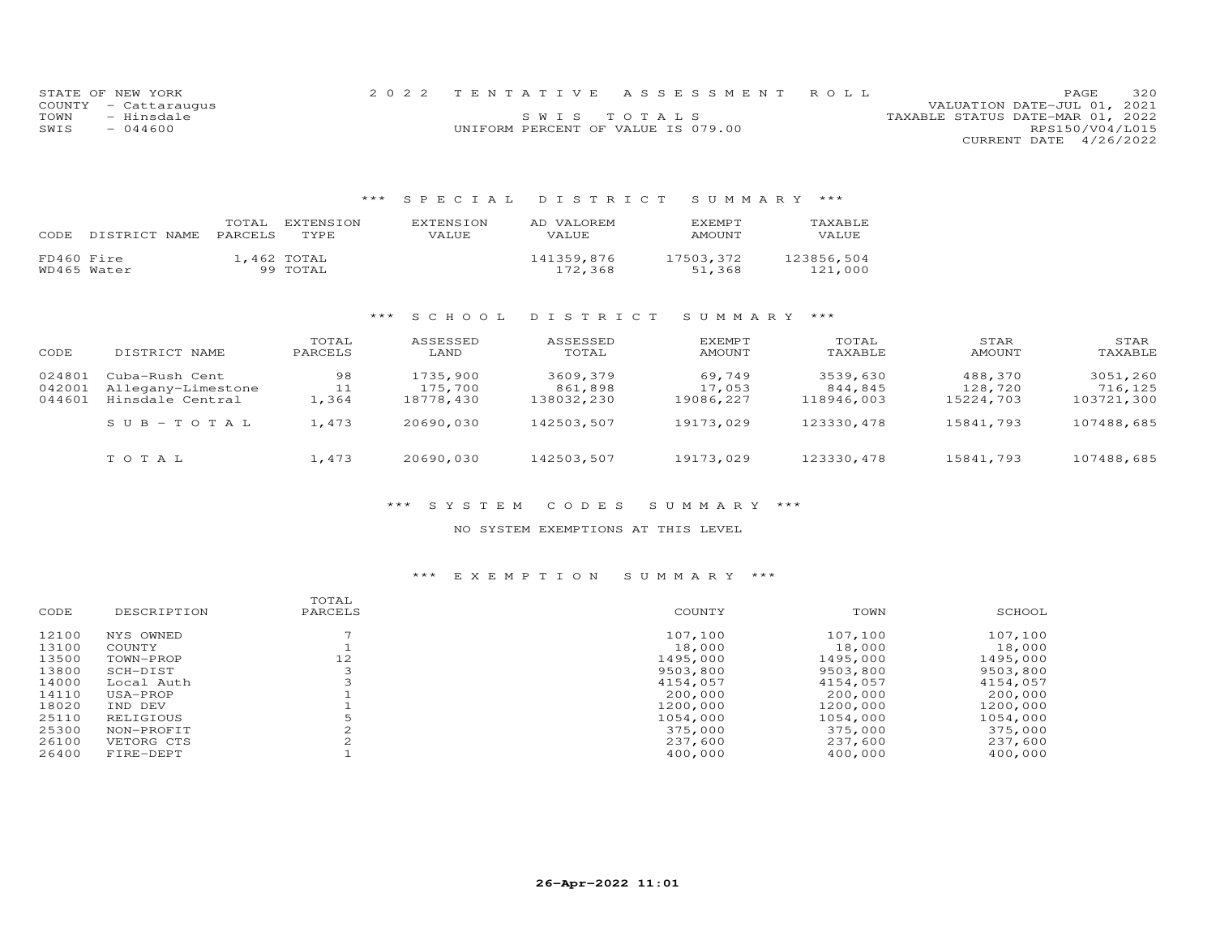STATE OF NEW YORK
COUNTY - Cattaraugus
TOWN - Hinsdale
SWIS - 044600

2022 TENTATIVE ASSESSMENT ROLL
SWIS TOTALS
UNIFORM PERCENT OF VALUE IS 079.00

VALUATION DATE-JUL 01, 2021
TAXABLE STATUS DATE-MAR 01, 2022
RPS150/V04/L015
CURRENT DATE 4/26/2022

## *** SPECIAL DISTRICT SUMMARY ***

| CODE | DISTRICT NAME | TOTAL PARCELS | EXTENSION TYPE | EXTENSION VALUE | AD VALOREM VALUE | EXEMPT AMOUNT | TAXABLE VALUE |
|---|---|---|---|---|---|---|---|
| FD460 | Fire | 1,462 | TOTAL | | 141359,876 | 17503,372 | 123856,504 |
| WD465 | Water | 99 | TOTAL | | 172,368 | 51,368 | 121,000 |

## *** SCHOOL DISTRICT SUMMARY ***

| CODE | DISTRICT NAME | TOTAL PARCELS | ASSESSED LAND | ASSESSED TOTAL | EXEMPT AMOUNT | TOTAL TAXABLE | STAR AMOUNT | STAR TAXABLE |
|---|---|---|---|---|---|---|---|---|
| 024801 | Cuba-Rush Cent | 98 | 1735,900 | 3609,379 | 69,749 | 3539,630 | 488,370 | 3051,260 |
| 042001 | Allegany-Limestone | 11 | 175,700 | 861,898 | 17,053 | 844,845 | 128,720 | 716,125 |
| 044601 | Hinsdale Central | 1,364 | 18778,430 | 138032,230 | 19086,227 | 118946,003 | 15224,703 | 103721,300 |
| | SUB-TOTAL | 1,473 | 20690,030 | 142503,507 | 19173,029 | 123330,478 | 15841,793 | 107488,685 |
| | TOTAL | 1,473 | 20690,030 | 142503,507 | 19173,029 | 123330,478 | 15841,793 | 107488,685 |

## *** SYSTEM CODES SUMMARY ***

NO SYSTEM EXEMPTIONS AT THIS LEVEL

## *** EXEMPTION SUMMARY ***

| CODE | DESCRIPTION | TOTAL PARCELS | COUNTY | TOWN | SCHOOL |
|---|---|---|---|---|---|
| 12100 | NYS OWNED | 7 | 107,100 | 107,100 | 107,100 |
| 13100 | COUNTY | 1 | 18,000 | 18,000 | 18,000 |
| 13500 | TOWN-PROP | 12 | 1495,000 | 1495,000 | 1495,000 |
| 13800 | SCH-DIST | 3 | 9503,800 | 9503,800 | 9503,800 |
| 14000 | Local Auth | 3 | 4154,057 | 4154,057 | 4154,057 |
| 14110 | USA-PROP | 1 | 200,000 | 200,000 | 200,000 |
| 18020 | IND DEV | 1 | 1200,000 | 1200,000 | 1200,000 |
| 25110 | RELIGIOUS | 5 | 1054,000 | 1054,000 | 1054,000 |
| 25300 | NON-PROFIT | 2 | 375,000 | 375,000 | 375,000 |
| 26100 | VETORG CTS | 2 | 237,600 | 237,600 | 237,600 |
| 26400 | FIRE-DEPT | 1 | 400,000 | 400,000 | 400,000 |

26-Apr-2022 11:01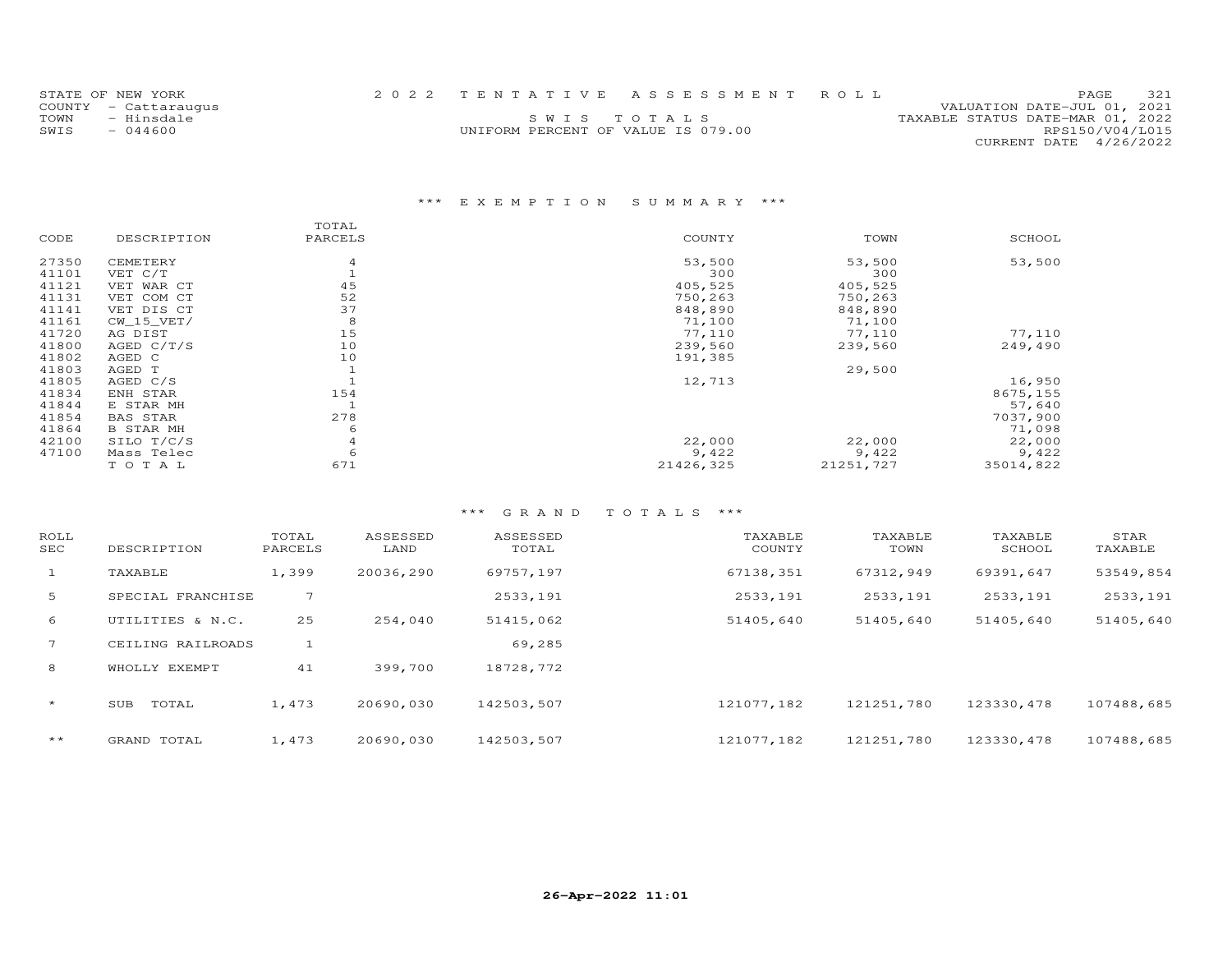STATE OF NEW YORK
COUNTY - Cattaraugus
TOWN - Hinsdale
SWIS - 044600

2022 TENTATIVE ASSESSMENT ROLL

SWIS TOTALS

UNIFORM PERCENT OF VALUE IS 079.00

VALUATION DATE-JUL 01, 2021
TAXABLE STATUS DATE-MAR 01, 2022
RPS150/V04/L015
CURRENT DATE 4/26/2022

## *** EXEMPTION SUMMARY ***

| CODE | DESCRIPTION | TOTAL PARCELS | COUNTY | TOWN | SCHOOL |
|---|---|---|---|---|---|
| 27350 | CEMETERY | 4 | 53,500 | 53,500 | 53,500 |
| 41101 | VET C/T | 1 | 300 | 300 | |
| 41121 | VET WAR CT | 45 | 405,525 | 405,525 | |
| 41131 | VET COM CT | 52 | 750,263 | 750,263 | |
| 41141 | VET DIS CT | 37 | 848,890 | 848,890 | |
| 41161 | CW_15_VET/ | 8 | 71,100 | 71,100 | |
| 41720 | AG DIST | 15 | 77,110 | 77,110 | 77,110 |
| 41800 | AGED C/T/S | 10 | 239,560 | 239,560 | 249,490 |
| 41802 | AGED C | 10 | 191,385 | | |
| 41803 | AGED T | 1 | | 29,500 | |
| 41805 | AGED C/S | 1 | 12,713 | | 16,950 |
| 41834 | ENH STAR | 154 | | | 8675,155 |
| 41844 | E STAR MH | 1 | | | 57,640 |
| 41854 | BAS STAR | 278 | | | 7037,900 |
| 41864 | B STAR MH | 6 | | | 71,098 |
| 42100 | SILO T/C/S | 4 | 22,000 | 22,000 | 22,000 |
| 47100 | Mass Telec | 6 | 9,422 | 9,422 | 9,422 |
| | TOTAL | 671 | 21426,325 | 21251,727 | 35014,822 |

## *** GRAND TOTALS ***

| ROLL SEC | DESCRIPTION | TOTAL PARCELS | ASSESSED LAND | ASSESSED TOTAL | TAXABLE COUNTY | TAXABLE TOWN | TAXABLE SCHOOL | STAR TAXABLE |
|---|---|---|---|---|---|---|---|---|
| 1 | TAXABLE | 1,399 | 20036,290 | 69757,197 | 67138,351 | 67312,949 | 69391,647 | 53549,854 |
| 5 | SPECIAL FRANCHISE | 7 | | 2533,191 | 2533,191 | 2533,191 | 2533,191 | 2533,191 |
| 6 | UTILITIES & N.C. | 25 | 254,040 | 51415,062 | 51405,640 | 51405,640 | 51405,640 | 51405,640 |
| 7 | CEILING RAILROADS | 1 | | 69,285 | | | | |
| 8 | WHOLLY EXEMPT | 41 | 399,700 | 18728,772 | | | | |
| * | SUB TOTAL | 1,473 | 20690,030 | 142503,507 | 121077,182 | 121251,780 | 123330,478 | 107488,685 |
| ** | GRAND TOTAL | 1,473 | 20690,030 | 142503,507 | 121077,182 | 121251,780 | 123330,478 | 107488,685 |

26-Apr-2022 11:01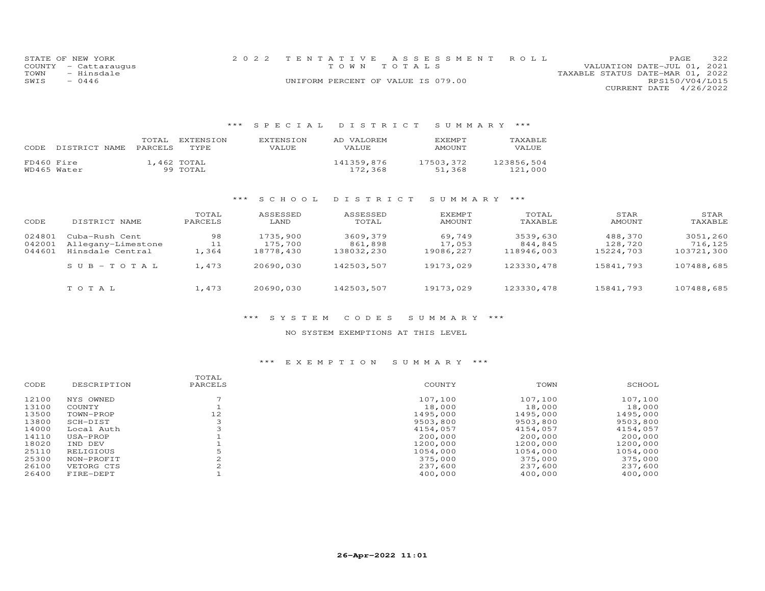STATE OF NEW YORK
COUNTY - Cattaraugus
TOWN - Hinsdale
SWIS - 0446

2022 TENTATIVE ASSESSMENT ROLL
TOWN TOTALS
UNIFORM PERCENT OF VALUE IS 079.00

VALUATION DATE-JUL 01, 2021
TAXABLE STATUS DATE-MAR 01, 2022
RPS150/V04/L015
CURRENT DATE 4/26/2022

### *** SPECIAL DISTRICT SUMMARY ***

| CODE | DISTRICT NAME | TOTAL PARCELS | EXTENSION TYPE | EXTENSION VALUE | AD VALOREM VALUE | EXEMPT AMOUNT | TAXABLE VALUE |
|---|---|---|---|---|---|---|---|
| FD460 | Fire | 1,462 | TOTAL | | 141359,876 | 17503,372 | 123856,504 |
| WD465 | Water | 99 | TOTAL | | 172,368 | 51,368 | 121,000 |

### *** SCHOOL DISTRICT SUMMARY ***

| CODE | DISTRICT NAME | TOTAL PARCELS | ASSESSED LAND | ASSESSED TOTAL | EXEMPT AMOUNT | TOTAL TAXABLE | STAR AMOUNT | STAR TAXABLE |
|---|---|---|---|---|---|---|---|---|
| 024801 | Cuba-Rush Cent | 98 | 1735,900 | 3609,379 | 69,749 | 3539,630 | 488,370 | 3051,260 |
| 042001 | Allegany-Limestone | 11 | 175,700 | 861,898 | 17,053 | 844,845 | 128,720 | 716,125 |
| 044601 | Hinsdale Central | 1,364 | 18778,430 | 138032,230 | 19086,227 | 118946,003 | 15224,703 | 103721,300 |
| | SUB-TOTAL | 1,473 | 20690,030 | 142503,507 | 19173,029 | 123330,478 | 15841,793 | 107488,685 |
| | TOTAL | 1,473 | 20690,030 | 142503,507 | 19173,029 | 123330,478 | 15841,793 | 107488,685 |

### *** SYSTEM CODES SUMMARY ***

NO SYSTEM EXEMPTIONS AT THIS LEVEL

### *** EXEMPTION SUMMARY ***

| CODE | DESCRIPTION | TOTAL PARCELS | COUNTY | TOWN | SCHOOL |
|---|---|---|---|---|---|
| 12100 | NYS OWNED | 7 | 107,100 | 107,100 | 107,100 |
| 13100 | COUNTY | 1 | 18,000 | 18,000 | 18,000 |
| 13500 | TOWN-PROP | 12 | 1495,000 | 1495,000 | 1495,000 |
| 13800 | SCH-DIST | 3 | 9503,800 | 9503,800 | 9503,800 |
| 14000 | Local Auth | 3 | 4154,057 | 4154,057 | 4154,057 |
| 14110 | USA-PROP | 1 | 200,000 | 200,000 | 200,000 |
| 18020 | IND DEV | 1 | 1200,000 | 1200,000 | 1200,000 |
| 25110 | RELIGIOUS | 5 | 1054,000 | 1054,000 | 1054,000 |
| 25300 | NON-PROFIT | 2 | 375,000 | 375,000 | 375,000 |
| 26100 | VETORG CTS | 2 | 237,600 | 237,600 | 237,600 |
| 26400 | FIRE-DEPT | 1 | 400,000 | 400,000 | 400,000 |

26-Apr-2022 11:01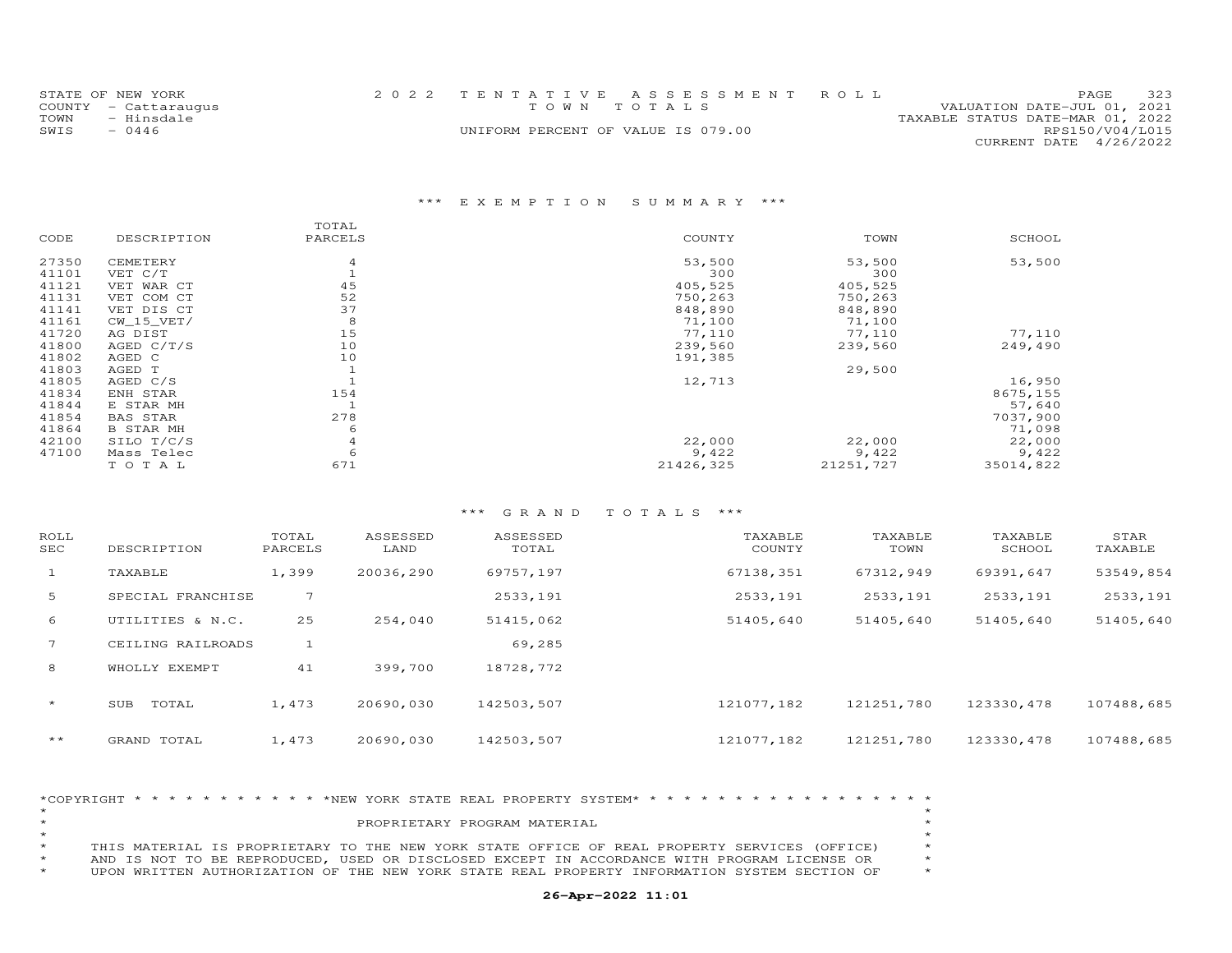STATE OF NEW YORK
COUNTY - Cattaraugus
TOWN - Hinsdale
SWIS - 0446

2022 TENTATIVE ASSESSMENT ROLL
TOWN TOTALS
UNIFORM PERCENT OF VALUE IS 079.00

VALUATION DATE-JUL 01, 2021
TAXABLE STATUS DATE-MAR 01, 2022
RPS150/V04/L015
CURRENT DATE 4/26/2022

## *** EXEMPTION SUMMARY ***

| CODE | DESCRIPTION | TOTAL PARCELS | COUNTY | TOWN | SCHOOL |
|---|---|---|---|---|---|
| 27350 | CEMETERY | 4 | 53,500 | 53,500 | 53,500 |
| 41101 | VET C/T | 1 | 300 | 300 | |
| 41121 | VET WAR CT | 45 | 405,525 | 405,525 | |
| 41131 | VET COM CT | 52 | 750,263 | 750,263 | |
| 41141 | VET DIS CT | 37 | 848,890 | 848,890 | |
| 41161 | CW_15_VET/ | 8 | 71,100 | 71,100 | |
| 41720 | AG DIST | 15 | 77,110 | 77,110 | 77,110 |
| 41800 | AGED C/T/S | 10 | 239,560 | 239,560 | 249,490 |
| 41802 | AGED C | 10 | 191,385 | | |
| 41803 | AGED T | 1 | | 29,500 | |
| 41805 | AGED C/S | 1 | 12,713 | | 16,950 |
| 41834 | ENH STAR | 154 | | | 8675,155 |
| 41844 | E STAR MH | 1 | | | 57,640 |
| 41854 | BAS STAR | 278 | | | 7037,900 |
| 41864 | B STAR MH | 6 | | | 71,098 |
| 42100 | SILO T/C/S | 4 | 22,000 | 22,000 | 22,000 |
| 47100 | Mass Telec | 6 | 9,422 | 9,422 | 9,422 |
| | T O T A L | 671 | 21426,325 | 21251,727 | 35014,822 |

## *** GRAND TOTALS ***

| ROLL SEC | DESCRIPTION | TOTAL PARCELS | ASSESSED LAND | ASSESSED TOTAL | TAXABLE COUNTY | TAXABLE TOWN | TAXABLE SCHOOL | STAR TAXABLE |
|---|---|---|---|---|---|---|---|---|
| 1 | TAXABLE | 1,399 | 20036,290 | 69757,197 | 67138,351 | 67312,949 | 69391,647 | 53549,854 |
| 5 | SPECIAL FRANCHISE | 7 | | 2533,191 | 2533,191 | 2533,191 | 2533,191 | 2533,191 |
| 6 | UTILITIES & N.C. | 25 | 254,040 | 51415,062 | 51405,640 | 51405,640 | 51405,640 | 51405,640 |
| 7 | CEILING RAILROADS | 1 | | 69,285 | | | | |
| 8 | WHOLLY EXEMPT | 41 | 399,700 | 18728,772 | | | | |
| * | SUB TOTAL | 1,473 | 20690,030 | 142503,507 | 121077,182 | 121251,780 | 123330,478 | 107488,685 |
| ** | GRAND TOTAL | 1,473 | 20690,030 | 142503,507 | 121077,182 | 121251,780 | 123330,478 | 107488,685 |

*COPYRIGHT * * * * * * * * * * * *NEW YORK STATE REAL PROPERTY SYSTEM* * * * * * * * * * * * * * * * * *

PROPRIETARY PROGRAM MATERIAL

THIS MATERIAL IS PROPRIETARY TO THE NEW YORK STATE OFFICE OF REAL PROPERTY SERVICES (OFFICE) AND IS NOT TO BE REPRODUCED, USED OR DISCLOSED EXCEPT IN ACCORDANCE WITH PROGRAM LICENSE OR UPON WRITTEN AUTHORIZATION OF THE NEW YORK STATE REAL PROPERTY INFORMATION SYSTEM SECTION OF

**26-Apr-2022 11:01**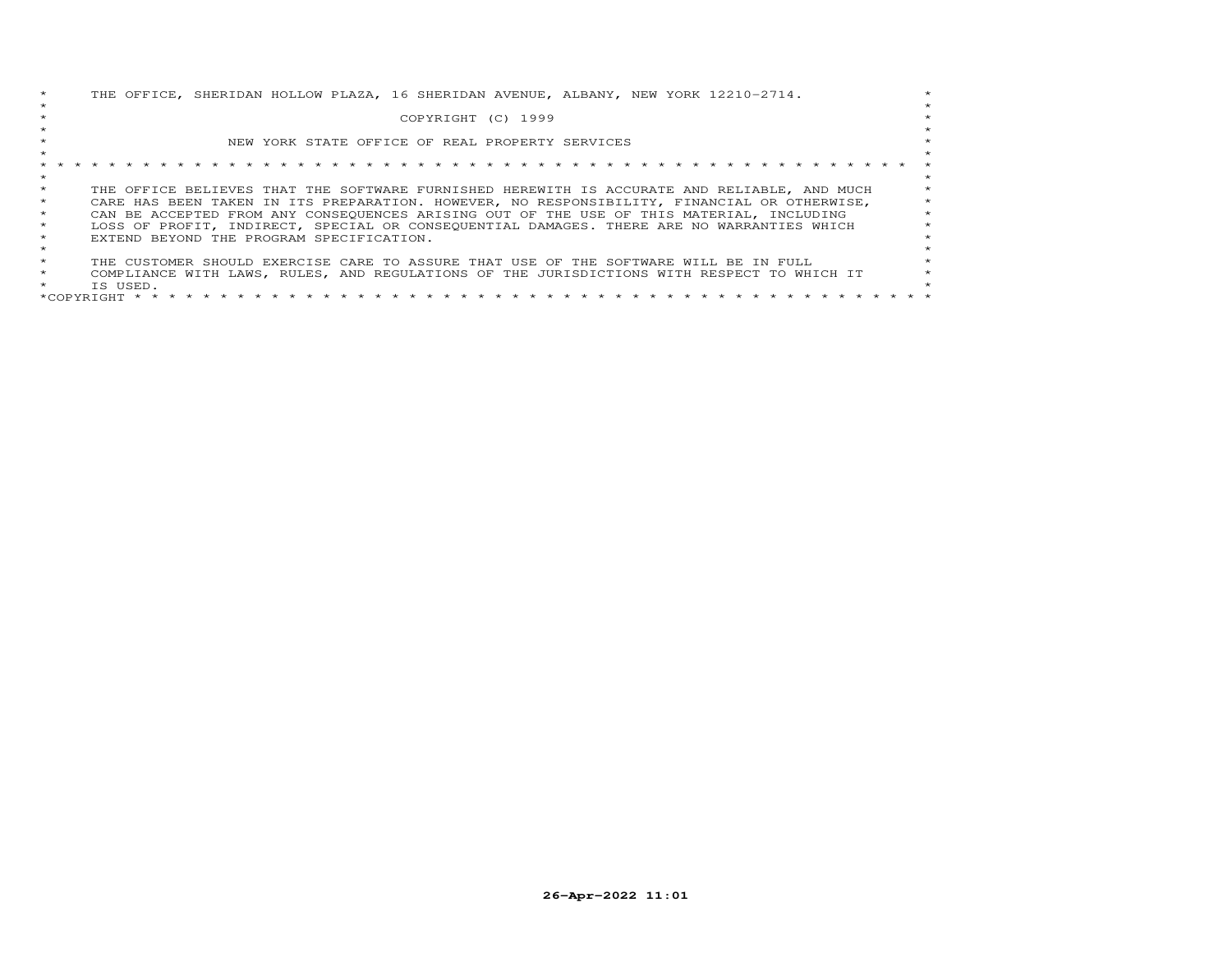THE OFFICE, SHERIDAN HOLLOW PLAZA, 16 SHERIDAN AVENUE, ALBANY, NEW YORK 12210-2714.

COPYRIGHT (C) 1999

NEW YORK STATE OFFICE OF REAL PROPERTY SERVICES

THE OFFICE BELIEVES THAT THE SOFTWARE FURNISHED HEREWITH IS ACCURATE AND RELIABLE, AND MUCH CARE HAS BEEN TAKEN IN ITS PREPARATION. HOWEVER, NO RESPONSIBILITY, FINANCIAL OR OTHERWISE, CAN BE ACCEPTED FROM ANY CONSEQUENCES ARISING OUT OF THE USE OF THIS MATERIAL, INCLUDING LOSS OF PROFIT, INDIRECT, SPECIAL OR CONSEQUENTIAL DAMAGES. THERE ARE NO WARRANTIES WHICH EXTEND BEYOND THE PROGRAM SPECIFICATION.

THE CUSTOMER SHOULD EXERCISE CARE TO ASSURE THAT USE OF THE SOFTWARE WILL BE IN FULL COMPLIANCE WITH LAWS, RULES, AND REGULATIONS OF THE JURISDICTIONS WITH RESPECT TO WHICH IT IS USED.

*COPYRIGHT * * * * * * * * * * * * * * * * * * * * * * * * * * * * * * * * * * * * * * * * * * * * * *

**26-Apr-2022 11:01**